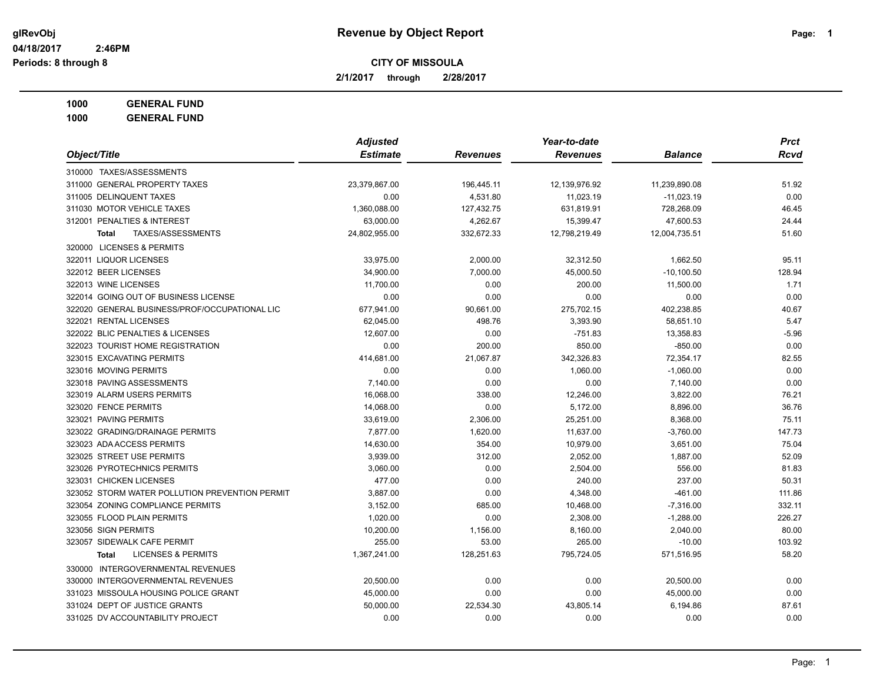glRevObj
04/18/2017 2:46PM
Periods: 8 through 8

# Revenue by Object Report

## CITY OF MISSOULA

**2/1/2017 through 2/28/2017**

**1000 GENERAL FUND**
**1000 GENERAL FUND**

| Object/Title | Adjusted Estimate | Revenues | Year-to-date Revenues | Balance | Prct Rcvd |
|---|---|---|---|---|---|
| 310000 TAXES/ASSESSMENTS | | | | | |
| 311000 GENERAL PROPERTY TAXES | 23,379,867.00 | 196,445.11 | 12,139,976.92 | 11,239,890.08 | 51.92 |
| 311005 DELINQUENT TAXES | 0.00 | 4,531.80 | 11,023.19 | -11,023.19 | 0.00 |
| 311030 MOTOR VEHICLE TAXES | 1,360,088.00 | 127,432.75 | 631,819.91 | 728,268.09 | 46.45 |
| 312001 PENALTIES & INTEREST | 63,000.00 | 4,262.67 | 15,399.47 | 47,600.53 | 24.44 |
| **Total** TAXES/ASSESSMENTS | 24,802,955.00 | 332,672.33 | 12,798,219.49 | 12,004,735.51 | 51.60 |
| 320000 LICENSES & PERMITS | | | | | |
| 322011 LIQUOR LICENSES | 33,975.00 | 2,000.00 | 32,312.50 | 1,662.50 | 95.11 |
| 322012 BEER LICENSES | 34,900.00 | 7,000.00 | 45,000.50 | -10,100.50 | 128.94 |
| 322013 WINE LICENSES | 11,700.00 | 0.00 | 200.00 | 11,500.00 | 1.71 |
| 322014 GOING OUT OF BUSINESS LICENSE | 0.00 | 0.00 | 0.00 | 0.00 | 0.00 |
| 322020 GENERAL BUSINESS/PROF/OCCUPATIONAL LIC | 677,941.00 | 90,661.00 | 275,702.15 | 402,238.85 | 40.67 |
| 322021 RENTAL LICENSES | 62,045.00 | 498.76 | 3,393.90 | 58,651.10 | 5.47 |
| 322022 BLIC PENALTIES & LICENSES | 12,607.00 | 0.00 | -751.83 | 13,358.83 | -5.96 |
| 322023 TOURIST HOME REGISTRATION | 0.00 | 200.00 | 850.00 | -850.00 | 0.00 |
| 323015 EXCAVATING PERMITS | 414,681.00 | 21,067.87 | 342,326.83 | 72,354.17 | 82.55 |
| 323016 MOVING PERMITS | 0.00 | 0.00 | 1,060.00 | -1,060.00 | 0.00 |
| 323018 PAVING ASSESSMENTS | 7,140.00 | 0.00 | 0.00 | 7,140.00 | 0.00 |
| 323019 ALARM USERS PERMITS | 16,068.00 | 338.00 | 12,246.00 | 3,822.00 | 76.21 |
| 323020 FENCE PERMITS | 14,068.00 | 0.00 | 5,172.00 | 8,896.00 | 36.76 |
| 323021 PAVING PERMITS | 33,619.00 | 2,306.00 | 25,251.00 | 8,368.00 | 75.11 |
| 323022 GRADING/DRAINAGE PERMITS | 7,877.00 | 1,620.00 | 11,637.00 | -3,760.00 | 147.73 |
| 323023 ADA ACCESS PERMITS | 14,630.00 | 354.00 | 10,979.00 | 3,651.00 | 75.04 |
| 323025 STREET USE PERMITS | 3,939.00 | 312.00 | 2,052.00 | 1,887.00 | 52.09 |
| 323026 PYROTECHNICS PERMITS | 3,060.00 | 0.00 | 2,504.00 | 556.00 | 81.83 |
| 323031 CHICKEN LICENSES | 477.00 | 0.00 | 240.00 | 237.00 | 50.31 |
| 323052 STORM WATER POLLUTION PREVENTION PERMIT | 3,887.00 | 0.00 | 4,348.00 | -461.00 | 111.86 |
| 323054 ZONING COMPLIANCE PERMITS | 3,152.00 | 685.00 | 10,468.00 | -7,316.00 | 332.11 |
| 323055 FLOOD PLAIN PERMITS | 1,020.00 | 0.00 | 2,308.00 | -1,288.00 | 226.27 |
| 323056 SIGN PERMITS | 10,200.00 | 1,156.00 | 8,160.00 | 2,040.00 | 80.00 |
| 323057 SIDEWALK CAFE PERMIT | 255.00 | 53.00 | 265.00 | -10.00 | 103.92 |
| **Total** LICENSES & PERMITS | 1,367,241.00 | 128,251.63 | 795,724.05 | 571,516.95 | 58.20 |
| 330000 INTERGOVERNMENTAL REVENUES | | | | | |
| 330000 INTERGOVERNMENTAL REVENUES | 20,500.00 | 0.00 | 0.00 | 20,500.00 | 0.00 |
| 331023 MISSOULA HOUSING POLICE GRANT | 45,000.00 | 0.00 | 0.00 | 45,000.00 | 0.00 |
| 331024 DEPT OF JUSTICE GRANTS | 50,000.00 | 22,534.30 | 43,805.14 | 6,194.86 | 87.61 |
| 331025 DV ACCOUNTABILITY PROJECT | 0.00 | 0.00 | 0.00 | 0.00 | 0.00 |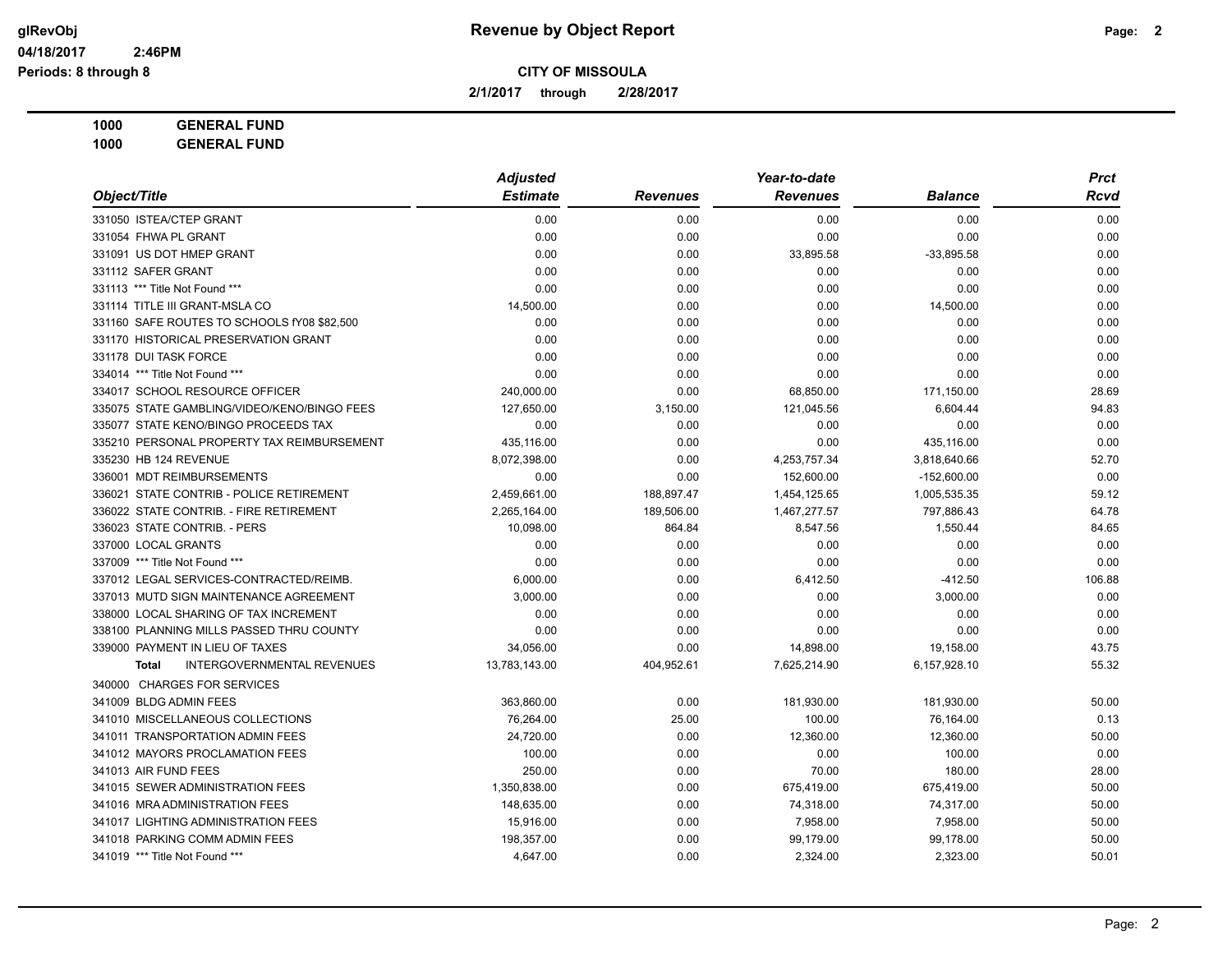# Revenue by Object Report

**CITY OF MISSOULA**

**2/1/2017 through 2/28/2017**

glRevObj
04/18/2017 2:46PM
Periods: 8 through 8

**1000 GENERAL FUND**
**1000 GENERAL FUND**

| Object/Title | Adjusted Estimate | Revenues | Year-to-date Revenues | Balance | Prct Rcvd |
|---|---|---|---|---|---|
| 331050 ISTEA/CTEP GRANT | 0.00 | 0.00 | 0.00 | 0.00 | 0.00 |
| 331054 FHWA PL GRANT | 0.00 | 0.00 | 0.00 | 0.00 | 0.00 |
| 331091 US DOT HMEP GRANT | 0.00 | 0.00 | 33,895.58 | -33,895.58 | 0.00 |
| 331112 SAFER GRANT | 0.00 | 0.00 | 0.00 | 0.00 | 0.00 |
| 331113 *** Title Not Found *** | 0.00 | 0.00 | 0.00 | 0.00 | 0.00 |
| 331114 TITLE III GRANT-MSLA CO | 14,500.00 | 0.00 | 0.00 | 14,500.00 | 0.00 |
| 331160 SAFE ROUTES TO SCHOOLS fY08 $82,500 | 0.00 | 0.00 | 0.00 | 0.00 | 0.00 |
| 331170 HISTORICAL PRESERVATION GRANT | 0.00 | 0.00 | 0.00 | 0.00 | 0.00 |
| 331178 DUI TASK FORCE | 0.00 | 0.00 | 0.00 | 0.00 | 0.00 |
| 334014 *** Title Not Found *** | 0.00 | 0.00 | 0.00 | 0.00 | 0.00 |
| 334017 SCHOOL RESOURCE OFFICER | 240,000.00 | 0.00 | 68,850.00 | 171,150.00 | 28.69 |
| 335075 STATE GAMBLING/VIDEO/KENO/BINGO FEES | 127,650.00 | 3,150.00 | 121,045.56 | 6,604.44 | 94.83 |
| 335077 STATE KENO/BINGO PROCEEDS TAX | 0.00 | 0.00 | 0.00 | 0.00 | 0.00 |
| 335210 PERSONAL PROPERTY TAX REIMBURSEMENT | 435,116.00 | 0.00 | 0.00 | 435,116.00 | 0.00 |
| 335230 HB 124 REVENUE | 8,072,398.00 | 0.00 | 4,253,757.34 | 3,818,640.66 | 52.70 |
| 336001 MDT REIMBURSEMENTS | 0.00 | 0.00 | 152,600.00 | -152,600.00 | 0.00 |
| 336021 STATE CONTRIB - POLICE RETIREMENT | 2,459,661.00 | 188,897.47 | 1,454,125.65 | 1,005,535.35 | 59.12 |
| 336022 STATE CONTRIB. - FIRE RETIREMENT | 2,265,164.00 | 189,506.00 | 1,467,277.57 | 797,886.43 | 64.78 |
| 336023 STATE CONTRIB. - PERS | 10,098.00 | 864.84 | 8,547.56 | 1,550.44 | 84.65 |
| 337000 LOCAL GRANTS | 0.00 | 0.00 | 0.00 | 0.00 | 0.00 |
| 337009 *** Title Not Found *** | 0.00 | 0.00 | 0.00 | 0.00 | 0.00 |
| 337012 LEGAL SERVICES-CONTRACTED/REIMB. | 6,000.00 | 0.00 | 6,412.50 | -412.50 | 106.88 |
| 337013 MUTD SIGN MAINTENANCE AGREEMENT | 3,000.00 | 0.00 | 0.00 | 3,000.00 | 0.00 |
| 338000 LOCAL SHARING OF TAX INCREMENT | 0.00 | 0.00 | 0.00 | 0.00 | 0.00 |
| 338100 PLANNING MILLS PASSED THRU COUNTY | 0.00 | 0.00 | 0.00 | 0.00 | 0.00 |
| 339000 PAYMENT IN LIEU OF TAXES | 34,056.00 | 0.00 | 14,898.00 | 19,158.00 | 43.75 |
| **Total** INTERGOVERNMENTAL REVENUES | 13,783,143.00 | 404,952.61 | 7,625,214.90 | 6,157,928.10 | 55.32 |
| 340000 CHARGES FOR SERVICES | | | | | |
| 341009 BLDG ADMIN FEES | 363,860.00 | 0.00 | 181,930.00 | 181,930.00 | 50.00 |
| 341010 MISCELLANEOUS COLLECTIONS | 76,264.00 | 25.00 | 100.00 | 76,164.00 | 0.13 |
| 341011 TRANSPORTATION ADMIN FEES | 24,720.00 | 0.00 | 12,360.00 | 12,360.00 | 50.00 |
| 341012 MAYORS PROCLAMATION FEES | 100.00 | 0.00 | 0.00 | 100.00 | 0.00 |
| 341013 AIR FUND FEES | 250.00 | 0.00 | 70.00 | 180.00 | 28.00 |
| 341015 SEWER ADMINISTRATION FEES | 1,350,838.00 | 0.00 | 675,419.00 | 675,419.00 | 50.00 |
| 341016 MRA ADMINISTRATION FEES | 148,635.00 | 0.00 | 74,318.00 | 74,317.00 | 50.00 |
| 341017 LIGHTING ADMINISTRATION FEES | 15,916.00 | 0.00 | 7,958.00 | 7,958.00 | 50.00 |
| 341018 PARKING COMM ADMIN FEES | 198,357.00 | 0.00 | 99,179.00 | 99,178.00 | 50.00 |
| 341019 *** Title Not Found *** | 4,647.00 | 0.00 | 2,324.00 | 2,323.00 | 50.01 |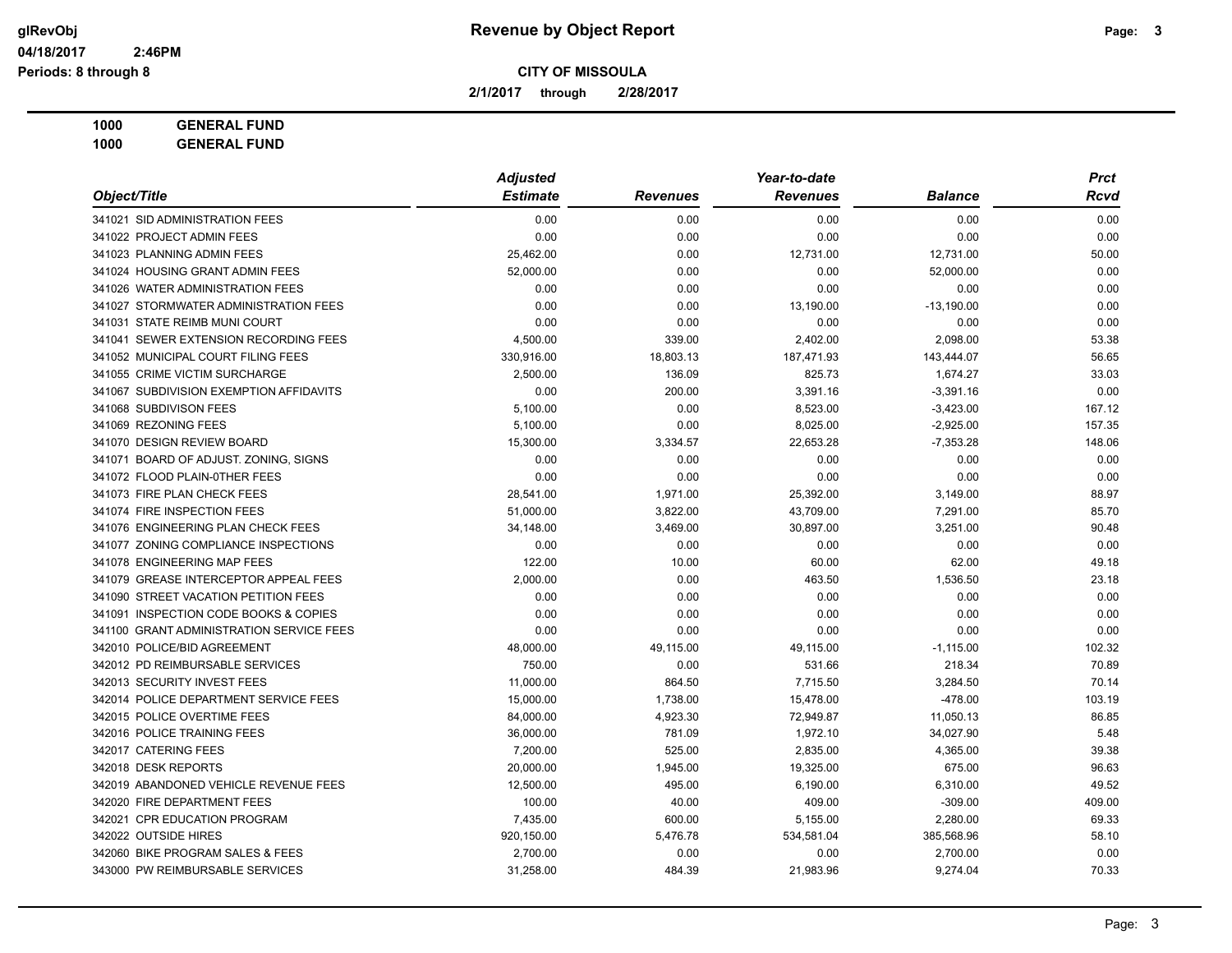# Revenue by Object Report

glRevObj
04/18/2017 2:46PM
Periods: 8 through 8

**CITY OF MISSOULA**

**2/1/2017 through 2/28/2017**

**1000 GENERAL FUND**
**1000 GENERAL FUND**

| Object/Title | Adjusted Estimate | Revenues | Year-to-date Revenues | Balance | Prct Rcvd |
|---|---|---|---|---|---|
| 341021 SID ADMINISTRATION FEES | 0.00 | 0.00 | 0.00 | 0.00 | 0.00 |
| 341022 PROJECT ADMIN FEES | 0.00 | 0.00 | 0.00 | 0.00 | 0.00 |
| 341023 PLANNING ADMIN FEES | 25,462.00 | 0.00 | 12,731.00 | 12,731.00 | 50.00 |
| 341024 HOUSING GRANT ADMIN FEES | 52,000.00 | 0.00 | 0.00 | 52,000.00 | 0.00 |
| 341026 WATER ADMINISTRATION FEES | 0.00 | 0.00 | 0.00 | 0.00 | 0.00 |
| 341027 STORMWATER ADMINISTRATION FEES | 0.00 | 0.00 | 13,190.00 | -13,190.00 | 0.00 |
| 341031 STATE REIMB MUNI COURT | 0.00 | 0.00 | 0.00 | 0.00 | 0.00 |
| 341041 SEWER EXTENSION RECORDING FEES | 4,500.00 | 339.00 | 2,402.00 | 2,098.00 | 53.38 |
| 341052 MUNICIPAL COURT FILING FEES | 330,916.00 | 18,803.13 | 187,471.93 | 143,444.07 | 56.65 |
| 341055 CRIME VICTIM SURCHARGE | 2,500.00 | 136.09 | 825.73 | 1,674.27 | 33.03 |
| 341067 SUBDIVISION EXEMPTION AFFIDAVITS | 0.00 | 200.00 | 3,391.16 | -3,391.16 | 0.00 |
| 341068 SUBDIVISON FEES | 5,100.00 | 0.00 | 8,523.00 | -3,423.00 | 167.12 |
| 341069 REZONING FEES | 5,100.00 | 0.00 | 8,025.00 | -2,925.00 | 157.35 |
| 341070 DESIGN REVIEW BOARD | 15,300.00 | 3,334.57 | 22,653.28 | -7,353.28 | 148.06 |
| 341071 BOARD OF ADJUST. ZONING, SIGNS | 0.00 | 0.00 | 0.00 | 0.00 | 0.00 |
| 341072 FLOOD PLAIN-0THER FEES | 0.00 | 0.00 | 0.00 | 0.00 | 0.00 |
| 341073 FIRE PLAN CHECK FEES | 28,541.00 | 1,971.00 | 25,392.00 | 3,149.00 | 88.97 |
| 341074 FIRE INSPECTION FEES | 51,000.00 | 3,822.00 | 43,709.00 | 7,291.00 | 85.70 |
| 341076 ENGINEERING PLAN CHECK FEES | 34,148.00 | 3,469.00 | 30,897.00 | 3,251.00 | 90.48 |
| 341077 ZONING COMPLIANCE INSPECTIONS | 0.00 | 0.00 | 0.00 | 0.00 | 0.00 |
| 341078 ENGINEERING MAP FEES | 122.00 | 10.00 | 60.00 | 62.00 | 49.18 |
| 341079 GREASE INTERCEPTOR APPEAL FEES | 2,000.00 | 0.00 | 463.50 | 1,536.50 | 23.18 |
| 341090 STREET VACATION PETITION FEES | 0.00 | 0.00 | 0.00 | 0.00 | 0.00 |
| 341091 INSPECTION CODE BOOKS & COPIES | 0.00 | 0.00 | 0.00 | 0.00 | 0.00 |
| 341100 GRANT ADMINISTRATION SERVICE FEES | 0.00 | 0.00 | 0.00 | 0.00 | 0.00 |
| 342010 POLICE/BID AGREEMENT | 48,000.00 | 49,115.00 | 49,115.00 | -1,115.00 | 102.32 |
| 342012 PD REIMBURSABLE SERVICES | 750.00 | 0.00 | 531.66 | 218.34 | 70.89 |
| 342013 SECURITY INVEST FEES | 11,000.00 | 864.50 | 7,715.50 | 3,284.50 | 70.14 |
| 342014 POLICE DEPARTMENT SERVICE FEES | 15,000.00 | 1,738.00 | 15,478.00 | -478.00 | 103.19 |
| 342015 POLICE OVERTIME FEES | 84,000.00 | 4,923.30 | 72,949.87 | 11,050.13 | 86.85 |
| 342016 POLICE TRAINING FEES | 36,000.00 | 781.09 | 1,972.10 | 34,027.90 | 5.48 |
| 342017 CATERING FEES | 7,200.00 | 525.00 | 2,835.00 | 4,365.00 | 39.38 |
| 342018 DESK REPORTS | 20,000.00 | 1,945.00 | 19,325.00 | 675.00 | 96.63 |
| 342019 ABANDONED VEHICLE REVENUE FEES | 12,500.00 | 495.00 | 6,190.00 | 6,310.00 | 49.52 |
| 342020 FIRE DEPARTMENT FEES | 100.00 | 40.00 | 409.00 | -309.00 | 409.00 |
| 342021 CPR EDUCATION PROGRAM | 7,435.00 | 600.00 | 5,155.00 | 2,280.00 | 69.33 |
| 342022 OUTSIDE HIRES | 920,150.00 | 5,476.78 | 534,581.04 | 385,568.96 | 58.10 |
| 342060 BIKE PROGRAM SALES & FEES | 2,700.00 | 0.00 | 0.00 | 2,700.00 | 0.00 |
| 343000 PW REIMBURSABLE SERVICES | 31,258.00 | 484.39 | 21,983.96 | 9,274.04 | 70.33 |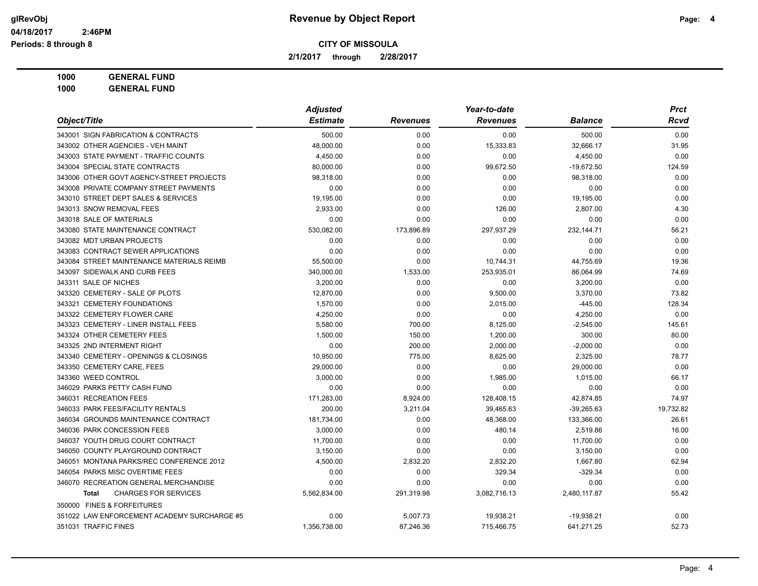# Revenue by Object Report

**CITY OF MISSOULA**

**2/1/2017 through 2/28/2017**

glRevObj
04/18/2017 2:46PM
Periods: 8 through 8

**1000 GENERAL FUND**
**1000 GENERAL FUND**

| Object/Title | Adjusted Estimate | Revenues | Year-to-date Revenues | Balance | Prct Rcvd |
|---|---|---|---|---|---|
| 343001 SIGN FABRICATION & CONTRACTS | 500.00 | 0.00 | 0.00 | 500.00 | 0.00 |
| 343002 OTHER AGENCIES - VEH MAINT | 48,000.00 | 0.00 | 15,333.83 | 32,666.17 | 31.95 |
| 343003 STATE PAYMENT - TRAFFIC COUNTS | 4,450.00 | 0.00 | 0.00 | 4,450.00 | 0.00 |
| 343004 SPECIAL STATE CONTRACTS | 80,000.00 | 0.00 | 99,672.50 | -19,672.50 | 124.59 |
| 343006 OTHER GOVT AGENCY-STREET PROJECTS | 98,318.00 | 0.00 | 0.00 | 98,318.00 | 0.00 |
| 343008 PRIVATE COMPANY STREET PAYMENTS | 0.00 | 0.00 | 0.00 | 0.00 | 0.00 |
| 343010 STREET DEPT SALES & SERVICES | 19,195.00 | 0.00 | 0.00 | 19,195.00 | 0.00 |
| 343013 SNOW REMOVAL FEES | 2,933.00 | 0.00 | 126.00 | 2,807.00 | 4.30 |
| 343018 SALE OF MATERIALS | 0.00 | 0.00 | 0.00 | 0.00 | 0.00 |
| 343080 STATE MAINTENANCE CONTRACT | 530,082.00 | 173,896.89 | 297,937.29 | 232,144.71 | 56.21 |
| 343082 MDT URBAN PROJECTS | 0.00 | 0.00 | 0.00 | 0.00 | 0.00 |
| 343083 CONTRACT SEWER APPLICATIONS | 0.00 | 0.00 | 0.00 | 0.00 | 0.00 |
| 343084 STREET MAINTENANCE MATERIALS REIMB | 55,500.00 | 0.00 | 10,744.31 | 44,755.69 | 19.36 |
| 343097 SIDEWALK AND CURB FEES | 340,000.00 | 1,533.00 | 253,935.01 | 86,064.99 | 74.69 |
| 343311 SALE OF NICHES | 3,200.00 | 0.00 | 0.00 | 3,200.00 | 0.00 |
| 343320 CEMETERY - SALE OF PLOTS | 12,870.00 | 0.00 | 9,500.00 | 3,370.00 | 73.82 |
| 343321 CEMETERY FOUNDATIONS | 1,570.00 | 0.00 | 2,015.00 | -445.00 | 128.34 |
| 343322 CEMETERY FLOWER CARE | 4,250.00 | 0.00 | 0.00 | 4,250.00 | 0.00 |
| 343323 CEMETERY - LINER INSTALL FEES | 5,580.00 | 700.00 | 8,125.00 | -2,545.00 | 145.61 |
| 343324 OTHER CEMETERY FEES | 1,500.00 | 150.00 | 1,200.00 | 300.00 | 80.00 |
| 343325 2ND INTERMENT RIGHT | 0.00 | 200.00 | 2,000.00 | -2,000.00 | 0.00 |
| 343340 CEMETERY - OPENINGS & CLOSINGS | 10,950.00 | 775.00 | 8,625.00 | 2,325.00 | 78.77 |
| 343350 CEMETERY CARE, FEES | 29,000.00 | 0.00 | 0.00 | 29,000.00 | 0.00 |
| 343360 WEED CONTROL | 3,000.00 | 0.00 | 1,985.00 | 1,015.00 | 66.17 |
| 346029 PARKS PETTY CASH FUND | 0.00 | 0.00 | 0.00 | 0.00 | 0.00 |
| 346031 RECREATION FEES | 171,283.00 | 8,924.00 | 128,408.15 | 42,874.85 | 74.97 |
| 346033 PARK FEES/FACILITY RENTALS | 200.00 | 3,211.04 | 39,465.63 | -39,265.63 | 19,732.82 |
| 346034 GROUNDS MAINTENANCE CONTRACT | 181,734.00 | 0.00 | 48,368.00 | 133,366.00 | 26.61 |
| 346036 PARK CONCESSION FEES | 3,000.00 | 0.00 | 480.14 | 2,519.86 | 16.00 |
| 346037 YOUTH DRUG COURT CONTRACT | 11,700.00 | 0.00 | 0.00 | 11,700.00 | 0.00 |
| 346050 COUNTY PLAYGROUND CONTRACT | 3,150.00 | 0.00 | 0.00 | 3,150.00 | 0.00 |
| 346051 MONTANA PARKS/REC CONFERENCE 2012 | 4,500.00 | 2,832.20 | 2,832.20 | 1,667.80 | 62.94 |
| 346054 PARKS MISC OVERTIME FEES | 0.00 | 0.00 | 329.34 | -329.34 | 0.00 |
| 346070 RECREATION GENERAL MERCHANDISE | 0.00 | 0.00 | 0.00 | 0.00 | 0.00 |
| **Total** CHARGES FOR SERVICES | 5,562,834.00 | 291,319.98 | 3,082,716.13 | 2,480,117.87 | 55.42 |
| 350000 FINES & FORFEITURES | | | | | |
| 351022 LAW ENFORCEMENT ACADEMY SURCHARGE #5 | 0.00 | 5,007.73 | 19,938.21 | -19,938.21 | 0.00 |
| 351031 TRAFFIC FINES | 1,356,738.00 | 87,246.36 | 715,466.75 | 641,271.25 | 52.73 |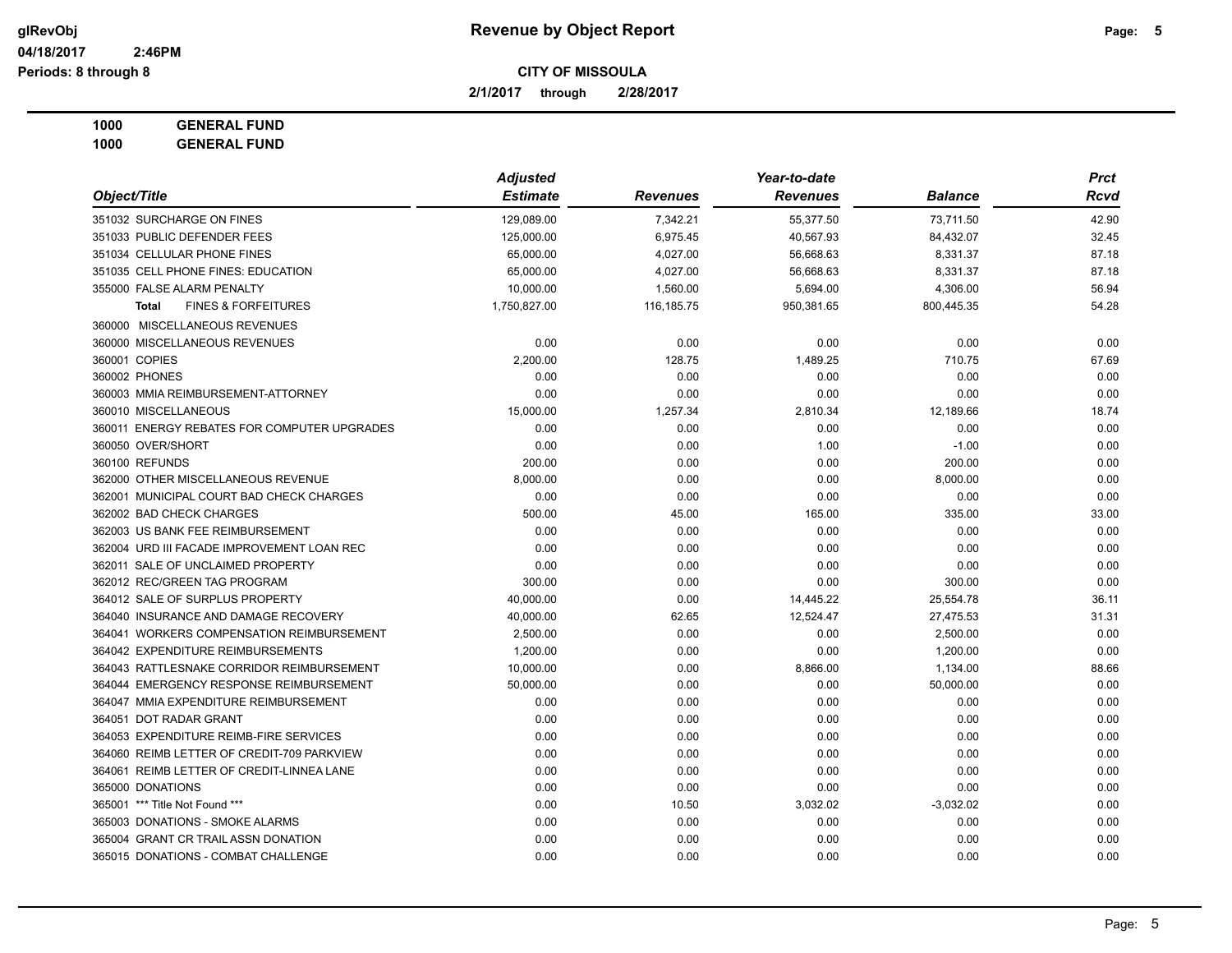**Revenue by Object Report**

**CITY OF MISSOULA**

**2/1/2017 through 2/28/2017**

glRevObj 04/18/2017 2:46PM
Periods: 8 through 8

**1000 GENERAL FUND**
**1000 GENERAL FUND**

| Object/Title | Adjusted Estimate | Revenues | Year-to-date Revenues | Balance | Prct Rcvd |
|---|---|---|---|---|---|
| 351032 SURCHARGE ON FINES | 129,089.00 | 7,342.21 | 55,377.50 | 73,711.50 | 42.90 |
| 351033 PUBLIC DEFENDER FEES | 125,000.00 | 6,975.45 | 40,567.93 | 84,432.07 | 32.45 |
| 351034 CELLULAR PHONE FINES | 65,000.00 | 4,027.00 | 56,668.63 | 8,331.37 | 87.18 |
| 351035 CELL PHONE FINES: EDUCATION | 65,000.00 | 4,027.00 | 56,668.63 | 8,331.37 | 87.18 |
| 355000 FALSE ALARM PENALTY | 10,000.00 | 1,560.00 | 5,694.00 | 4,306.00 | 56.94 |
| **Total** FINES & FORFEITURES | 1,750,827.00 | 116,185.75 | 950,381.65 | 800,445.35 | 54.28 |
| 360000 MISCELLANEOUS REVENUES | | | | | |
| 360000 MISCELLANEOUS REVENUES | 0.00 | 0.00 | 0.00 | 0.00 | 0.00 |
| 360001 COPIES | 2,200.00 | 128.75 | 1,489.25 | 710.75 | 67.69 |
| 360002 PHONES | 0.00 | 0.00 | 0.00 | 0.00 | 0.00 |
| 360003 MMIA REIMBURSEMENT-ATTORNEY | 0.00 | 0.00 | 0.00 | 0.00 | 0.00 |
| 360010 MISCELLANEOUS | 15,000.00 | 1,257.34 | 2,810.34 | 12,189.66 | 18.74 |
| 360011 ENERGY REBATES FOR COMPUTER UPGRADES | 0.00 | 0.00 | 0.00 | 0.00 | 0.00 |
| 360050 OVER/SHORT | 0.00 | 0.00 | 1.00 | -1.00 | 0.00 |
| 360100 REFUNDS | 200.00 | 0.00 | 0.00 | 200.00 | 0.00 |
| 362000 OTHER MISCELLANEOUS REVENUE | 8,000.00 | 0.00 | 0.00 | 8,000.00 | 0.00 |
| 362001 MUNICIPAL COURT BAD CHECK CHARGES | 0.00 | 0.00 | 0.00 | 0.00 | 0.00 |
| 362002 BAD CHECK CHARGES | 500.00 | 45.00 | 165.00 | 335.00 | 33.00 |
| 362003 US BANK FEE REIMBURSEMENT | 0.00 | 0.00 | 0.00 | 0.00 | 0.00 |
| 362004 URD III FACADE IMPROVEMENT LOAN REC | 0.00 | 0.00 | 0.00 | 0.00 | 0.00 |
| 362011 SALE OF UNCLAIMED PROPERTY | 0.00 | 0.00 | 0.00 | 0.00 | 0.00 |
| 362012 REC/GREEN TAG PROGRAM | 300.00 | 0.00 | 0.00 | 300.00 | 0.00 |
| 364012 SALE OF SURPLUS PROPERTY | 40,000.00 | 0.00 | 14,445.22 | 25,554.78 | 36.11 |
| 364040 INSURANCE AND DAMAGE RECOVERY | 40,000.00 | 62.65 | 12,524.47 | 27,475.53 | 31.31 |
| 364041 WORKERS COMPENSATION REIMBURSEMENT | 2,500.00 | 0.00 | 0.00 | 2,500.00 | 0.00 |
| 364042 EXPENDITURE REIMBURSEMENTS | 1,200.00 | 0.00 | 0.00 | 1,200.00 | 0.00 |
| 364043 RATTLESNAKE CORRIDOR REIMBURSEMENT | 10,000.00 | 0.00 | 8,866.00 | 1,134.00 | 88.66 |
| 364044 EMERGENCY RESPONSE REIMBURSEMENT | 50,000.00 | 0.00 | 0.00 | 50,000.00 | 0.00 |
| 364047 MMIA EXPENDITURE REIMBURSEMENT | 0.00 | 0.00 | 0.00 | 0.00 | 0.00 |
| 364051 DOT RADAR GRANT | 0.00 | 0.00 | 0.00 | 0.00 | 0.00 |
| 364053 EXPENDITURE REIMB-FIRE SERVICES | 0.00 | 0.00 | 0.00 | 0.00 | 0.00 |
| 364060 REIMB LETTER OF CREDIT-709 PARKVIEW | 0.00 | 0.00 | 0.00 | 0.00 | 0.00 |
| 364061 REIMB LETTER OF CREDIT-LINNEA LANE | 0.00 | 0.00 | 0.00 | 0.00 | 0.00 |
| 365000 DONATIONS | 0.00 | 0.00 | 0.00 | 0.00 | 0.00 |
| 365001 *** Title Not Found *** | 0.00 | 10.50 | 3,032.02 | -3,032.02 | 0.00 |
| 365003 DONATIONS - SMOKE ALARMS | 0.00 | 0.00 | 0.00 | 0.00 | 0.00 |
| 365004 GRANT CR TRAIL ASSN DONATION | 0.00 | 0.00 | 0.00 | 0.00 | 0.00 |
| 365015 DONATIONS - COMBAT CHALLENGE | 0.00 | 0.00 | 0.00 | 0.00 | 0.00 |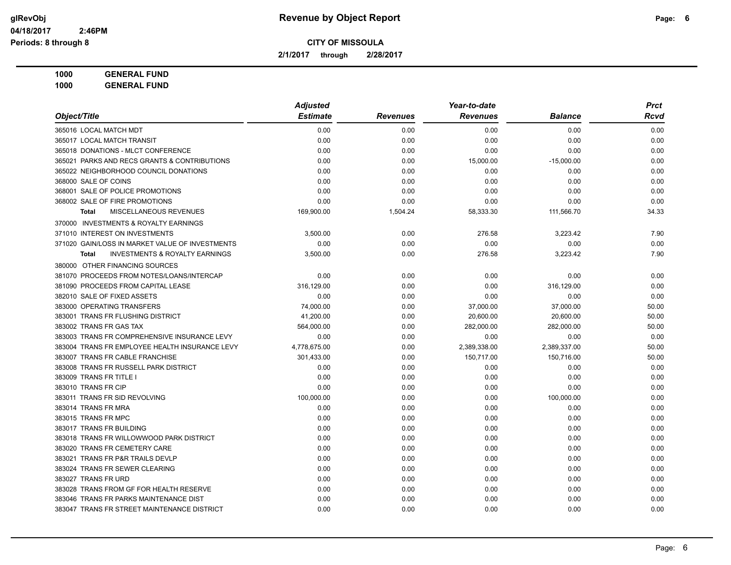# Revenue by Object Report

**CITY OF MISSOULA**

**2/1/2017 through 2/28/2017**

glRevObj
04/18/2017 2:46PM
Periods: 8 through 8

**1000 GENERAL FUND**
**1000 GENERAL FUND**

| Object/Title | Adjusted Estimate | Revenues | Year-to-date Revenues | Balance | Prct Rcvd |
|---|---|---|---|---|---|
| 365016 LOCAL MATCH MDT | 0.00 | 0.00 | 0.00 | 0.00 | 0.00 |
| 365017 LOCAL MATCH TRANSIT | 0.00 | 0.00 | 0.00 | 0.00 | 0.00 |
| 365018 DONATIONS - MLCT CONFERENCE | 0.00 | 0.00 | 0.00 | 0.00 | 0.00 |
| 365021 PARKS AND RECS GRANTS & CONTRIBUTIONS | 0.00 | 0.00 | 15,000.00 | -15,000.00 | 0.00 |
| 365022 NEIGHBORHOOD COUNCIL DONATIONS | 0.00 | 0.00 | 0.00 | 0.00 | 0.00 |
| 368000 SALE OF COINS | 0.00 | 0.00 | 0.00 | 0.00 | 0.00 |
| 368001 SALE OF POLICE PROMOTIONS | 0.00 | 0.00 | 0.00 | 0.00 | 0.00 |
| 368002 SALE OF FIRE PROMOTIONS | 0.00 | 0.00 | 0.00 | 0.00 | 0.00 |
| **Total** MISCELLANEOUS REVENUES | 169,900.00 | 1,504.24 | 58,333.30 | 111,566.70 | 34.33 |
| 370000 INVESTMENTS & ROYALTY EARNINGS | | | | | |
| 371010 INTEREST ON INVESTMENTS | 3,500.00 | 0.00 | 276.58 | 3,223.42 | 7.90 |
| 371020 GAIN/LOSS IN MARKET VALUE OF INVESTMENTS | 0.00 | 0.00 | 0.00 | 0.00 | 0.00 |
| **Total** INVESTMENTS & ROYALTY EARNINGS | 3,500.00 | 0.00 | 276.58 | 3,223.42 | 7.90 |
| 380000 OTHER FINANCING SOURCES | | | | | |
| 381070 PROCEEDS FROM NOTES/LOANS/INTERCAP | 0.00 | 0.00 | 0.00 | 0.00 | 0.00 |
| 381090 PROCEEDS FROM CAPITAL LEASE | 316,129.00 | 0.00 | 0.00 | 316,129.00 | 0.00 |
| 382010 SALE OF FIXED ASSETS | 0.00 | 0.00 | 0.00 | 0.00 | 0.00 |
| 383000 OPERATING TRANSFERS | 74,000.00 | 0.00 | 37,000.00 | 37,000.00 | 50.00 |
| 383001 TRANS FR FLUSHING DISTRICT | 41,200.00 | 0.00 | 20,600.00 | 20,600.00 | 50.00 |
| 383002 TRANS FR GAS TAX | 564,000.00 | 0.00 | 282,000.00 | 282,000.00 | 50.00 |
| 383003 TRANS FR COMPREHENSIVE INSURANCE LEVY | 0.00 | 0.00 | 0.00 | 0.00 | 0.00 |
| 383004 TRANS FR EMPLOYEE HEALTH INSURANCE LEVY | 4,778,675.00 | 0.00 | 2,389,338.00 | 2,389,337.00 | 50.00 |
| 383007 TRANS FR CABLE FRANCHISE | 301,433.00 | 0.00 | 150,717.00 | 150,716.00 | 50.00 |
| 383008 TRANS FR RUSSELL PARK DISTRICT | 0.00 | 0.00 | 0.00 | 0.00 | 0.00 |
| 383009 TRANS FR TITLE I | 0.00 | 0.00 | 0.00 | 0.00 | 0.00 |
| 383010 TRANS FR CIP | 0.00 | 0.00 | 0.00 | 0.00 | 0.00 |
| 383011 TRANS FR SID REVOLVING | 100,000.00 | 0.00 | 0.00 | 100,000.00 | 0.00 |
| 383014 TRANS FR MRA | 0.00 | 0.00 | 0.00 | 0.00 | 0.00 |
| 383015 TRANS FR MPC | 0.00 | 0.00 | 0.00 | 0.00 | 0.00 |
| 383017 TRANS FR BUILDING | 0.00 | 0.00 | 0.00 | 0.00 | 0.00 |
| 383018 TRANS FR WILLOWWOOD PARK DISTRICT | 0.00 | 0.00 | 0.00 | 0.00 | 0.00 |
| 383020 TRANS FR CEMETERY CARE | 0.00 | 0.00 | 0.00 | 0.00 | 0.00 |
| 383021 TRANS FR P&R TRAILS DEVLP | 0.00 | 0.00 | 0.00 | 0.00 | 0.00 |
| 383024 TRANS FR SEWER CLEARING | 0.00 | 0.00 | 0.00 | 0.00 | 0.00 |
| 383027 TRANS FR URD | 0.00 | 0.00 | 0.00 | 0.00 | 0.00 |
| 383028 TRANS FROM GF FOR HEALTH RESERVE | 0.00 | 0.00 | 0.00 | 0.00 | 0.00 |
| 383046 TRANS FR PARKS MAINTENANCE DIST | 0.00 | 0.00 | 0.00 | 0.00 | 0.00 |
| 383047 TRANS FR STREET MAINTENANCE DISTRICT | 0.00 | 0.00 | 0.00 | 0.00 | 0.00 |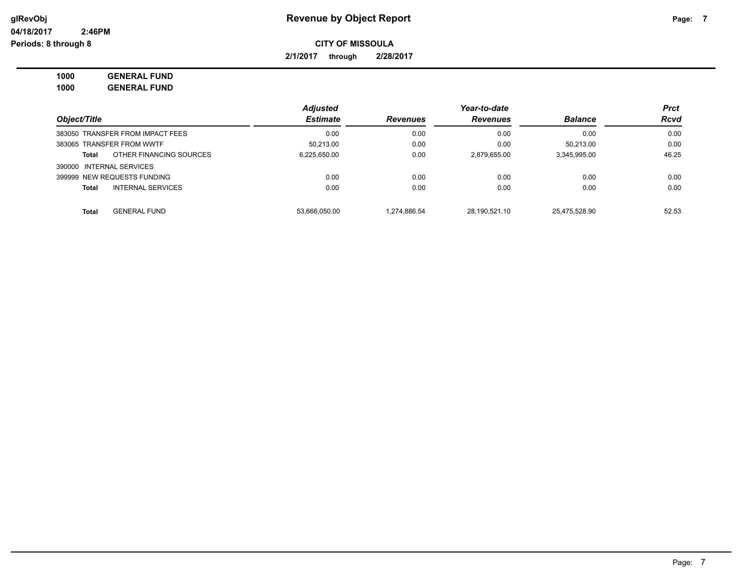**glRevObj**
**04/18/2017 2:46PM**
**Periods: 8 through 8**

# Revenue by Object Report

**CITY OF MISSOULA**

**2/1/2017 through 2/28/2017**

**1000 GENERAL FUND**
**1000 GENERAL FUND**

| Object/Title | | Adjusted Estimate | Revenues | Year-to-date Revenues | Balance | Prct Rcvd |
|---|---|---|---|---|---|---|
| 383050 | TRANSFER FROM IMPACT FEES | 0.00 | 0.00 | 0.00 | 0.00 | 0.00 |
| 383065 | TRANSFER FROM WWTF | 50,213.00 | 0.00 | 0.00 | 50,213.00 | 0.00 |
| **Total** | OTHER FINANCING SOURCES | 6,225,650.00 | 0.00 | 2,879,655.00 | 3,345,995.00 | 46.25 |
| 390000 | INTERNAL SERVICES | | | | | |
| 399999 | NEW REQUESTS FUNDING | 0.00 | 0.00 | 0.00 | 0.00 | 0.00 |
| **Total** | INTERNAL SERVICES | 0.00 | 0.00 | 0.00 | 0.00 | 0.00 |
| **Total** | GENERAL FUND | 53,666,050.00 | 1,274,886.54 | 28,190,521.10 | 25,475,528.90 | 52.53 |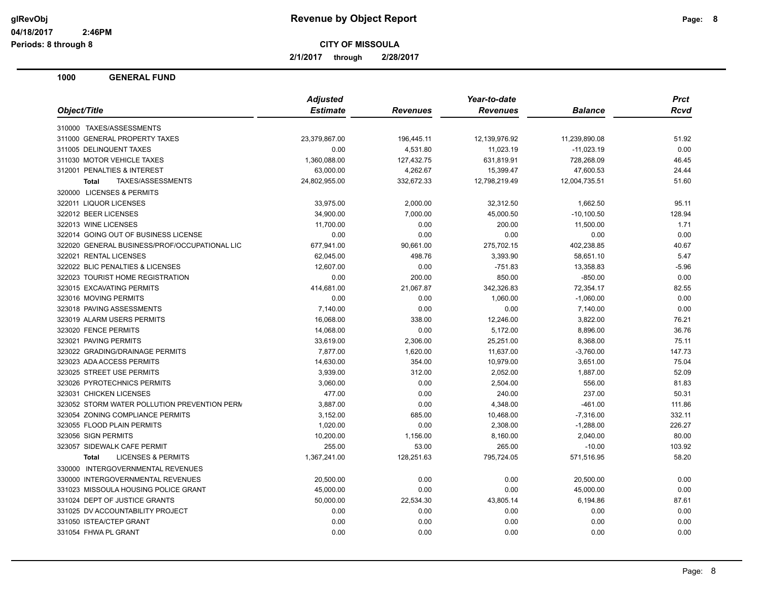# Revenue by Object Report

glRevObj
04/18/2017 2:46PM
Periods: 8 through 8

**CITY OF MISSOULA**

**2/1/2017 through 2/28/2017**

## 1000 GENERAL FUND

| Object/Title | Adjusted Estimate | Revenues | Year-to-date Revenues | Balance | Prct Rcvd |
|---|---|---|---|---|---|
| 310000 TAXES/ASSESSMENTS | | | | | |
| 311000 GENERAL PROPERTY TAXES | 23,379,867.00 | 196,445.11 | 12,139,976.92 | 11,239,890.08 | 51.92 |
| 311005 DELINQUENT TAXES | 0.00 | 4,531.80 | 11,023.19 | -11,023.19 | 0.00 |
| 311030 MOTOR VEHICLE TAXES | 1,360,088.00 | 127,432.75 | 631,819.91 | 728,268.09 | 46.45 |
| 312001 PENALTIES & INTEREST | 63,000.00 | 4,262.67 | 15,399.47 | 47,600.53 | 24.44 |
| **Total** TAXES/ASSESSMENTS | 24,802,955.00 | 332,672.33 | 12,798,219.49 | 12,004,735.51 | 51.60 |
| 320000 LICENSES & PERMITS | | | | | |
| 322011 LIQUOR LICENSES | 33,975.00 | 2,000.00 | 32,312.50 | 1,662.50 | 95.11 |
| 322012 BEER LICENSES | 34,900.00 | 7,000.00 | 45,000.50 | -10,100.50 | 128.94 |
| 322013 WINE LICENSES | 11,700.00 | 0.00 | 200.00 | 11,500.00 | 1.71 |
| 322014 GOING OUT OF BUSINESS LICENSE | 0.00 | 0.00 | 0.00 | 0.00 | 0.00 |
| 322020 GENERAL BUSINESS/PROF/OCCUPATIONAL LIC | 677,941.00 | 90,661.00 | 275,702.15 | 402,238.85 | 40.67 |
| 322021 RENTAL LICENSES | 62,045.00 | 498.76 | 3,393.90 | 58,651.10 | 5.47 |
| 322022 BLIC PENALTIES & LICENSES | 12,607.00 | 0.00 | -751.83 | 13,358.83 | -5.96 |
| 322023 TOURIST HOME REGISTRATION | 0.00 | 200.00 | 850.00 | -850.00 | 0.00 |
| 323015 EXCAVATING PERMITS | 414,681.00 | 21,067.87 | 342,326.83 | 72,354.17 | 82.55 |
| 323016 MOVING PERMITS | 0.00 | 0.00 | 1,060.00 | -1,060.00 | 0.00 |
| 323018 PAVING ASSESSMENTS | 7,140.00 | 0.00 | 0.00 | 7,140.00 | 0.00 |
| 323019 ALARM USERS PERMITS | 16,068.00 | 338.00 | 12,246.00 | 3,822.00 | 76.21 |
| 323020 FENCE PERMITS | 14,068.00 | 0.00 | 5,172.00 | 8,896.00 | 36.76 |
| 323021 PAVING PERMITS | 33,619.00 | 2,306.00 | 25,251.00 | 8,368.00 | 75.11 |
| 323022 GRADING/DRAINAGE PERMITS | 7,877.00 | 1,620.00 | 11,637.00 | -3,760.00 | 147.73 |
| 323023 ADA ACCESS PERMITS | 14,630.00 | 354.00 | 10,979.00 | 3,651.00 | 75.04 |
| 323025 STREET USE PERMITS | 3,939.00 | 312.00 | 2,052.00 | 1,887.00 | 52.09 |
| 323026 PYROTECHNICS PERMITS | 3,060.00 | 0.00 | 2,504.00 | 556.00 | 81.83 |
| 323031 CHICKEN LICENSES | 477.00 | 0.00 | 240.00 | 237.00 | 50.31 |
| 323052 STORM WATER POLLUTION PREVENTION PERM | 3,887.00 | 0.00 | 4,348.00 | -461.00 | 111.86 |
| 323054 ZONING COMPLIANCE PERMITS | 3,152.00 | 685.00 | 10,468.00 | -7,316.00 | 332.11 |
| 323055 FLOOD PLAIN PERMITS | 1,020.00 | 0.00 | 2,308.00 | -1,288.00 | 226.27 |
| 323056 SIGN PERMITS | 10,200.00 | 1,156.00 | 8,160.00 | 2,040.00 | 80.00 |
| 323057 SIDEWALK CAFE PERMIT | 255.00 | 53.00 | 265.00 | -10.00 | 103.92 |
| **Total** LICENSES & PERMITS | 1,367,241.00 | 128,251.63 | 795,724.05 | 571,516.95 | 58.20 |
| 330000 INTERGOVERNMENTAL REVENUES | | | | | |
| 330000 INTERGOVERNMENTAL REVENUES | 20,500.00 | 0.00 | 0.00 | 20,500.00 | 0.00 |
| 331023 MISSOULA HOUSING POLICE GRANT | 45,000.00 | 0.00 | 0.00 | 45,000.00 | 0.00 |
| 331024 DEPT OF JUSTICE GRANTS | 50,000.00 | 22,534.30 | 43,805.14 | 6,194.86 | 87.61 |
| 331025 DV ACCOUNTABILITY PROJECT | 0.00 | 0.00 | 0.00 | 0.00 | 0.00 |
| 331050 ISTEA/CTEP GRANT | 0.00 | 0.00 | 0.00 | 0.00 | 0.00 |
| 331054 FHWA PL GRANT | 0.00 | 0.00 | 0.00 | 0.00 | 0.00 |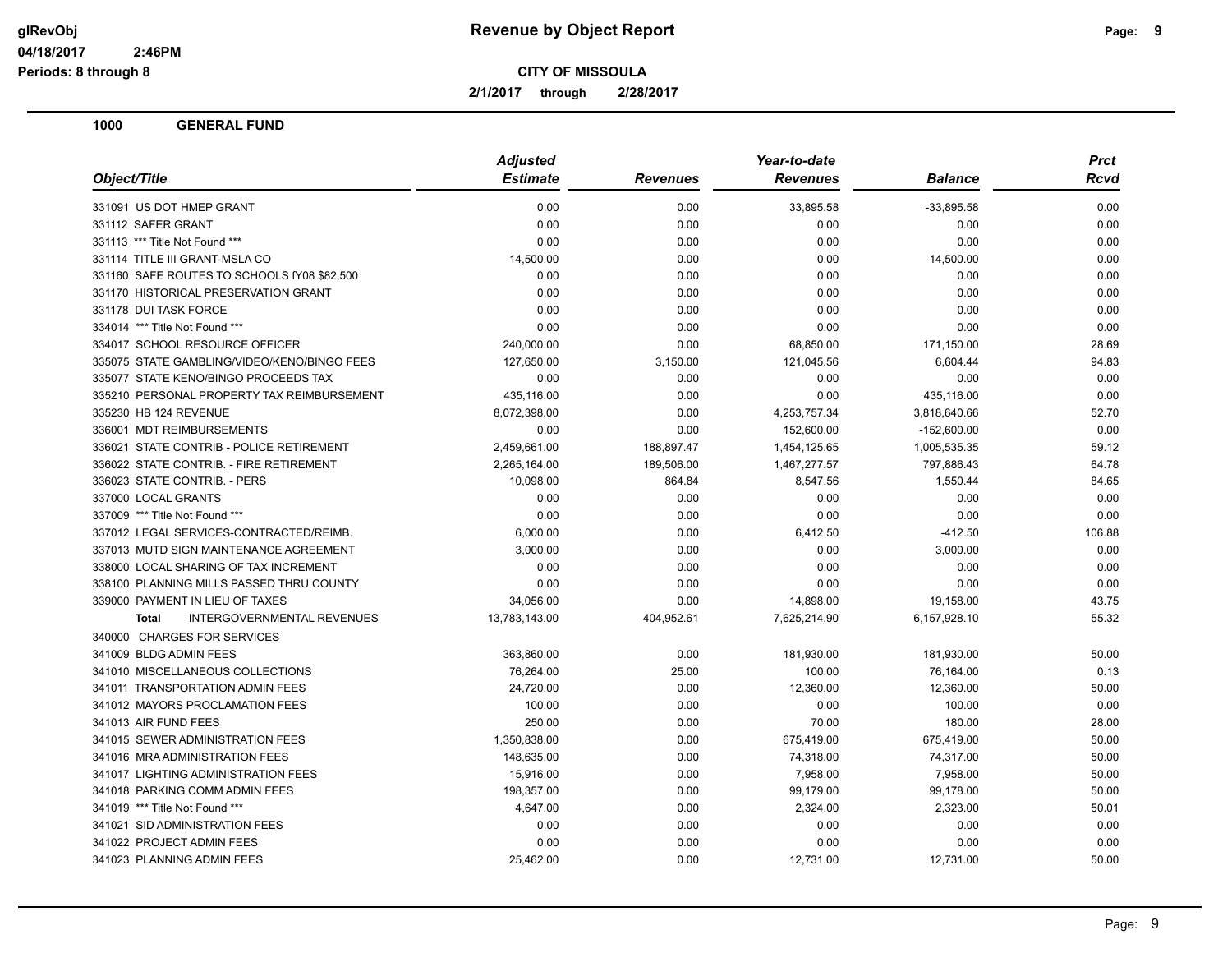# Revenue by Object Report

**CITY OF MISSOULA**

**2/1/2017 through 2/28/2017**

glRevObj
04/18/2017 2:46PM
Periods: 8 through 8

## 1000 GENERAL FUND

| Object/Title | Adjusted Estimate | Revenues | Year-to-date Revenues | Balance | Prct Rcvd |
|---|---|---|---|---|---|
| 331091 US DOT HMEP GRANT | 0.00 | 0.00 | 33,895.58 | -33,895.58 | 0.00 |
| 331112 SAFER GRANT | 0.00 | 0.00 | 0.00 | 0.00 | 0.00 |
| 331113 *** Title Not Found *** | 0.00 | 0.00 | 0.00 | 0.00 | 0.00 |
| 331114 TITLE III GRANT-MSLA CO | 14,500.00 | 0.00 | 0.00 | 14,500.00 | 0.00 |
| 331160 SAFE ROUTES TO SCHOOLS fY08 $82,500 | 0.00 | 0.00 | 0.00 | 0.00 | 0.00 |
| 331170 HISTORICAL PRESERVATION GRANT | 0.00 | 0.00 | 0.00 | 0.00 | 0.00 |
| 331178 DUI TASK FORCE | 0.00 | 0.00 | 0.00 | 0.00 | 0.00 |
| 334014 *** Title Not Found *** | 0.00 | 0.00 | 0.00 | 0.00 | 0.00 |
| 334017 SCHOOL RESOURCE OFFICER | 240,000.00 | 0.00 | 68,850.00 | 171,150.00 | 28.69 |
| 335075 STATE GAMBLING/VIDEO/KENO/BINGO FEES | 127,650.00 | 3,150.00 | 121,045.56 | 6,604.44 | 94.83 |
| 335077 STATE KENO/BINGO PROCEEDS TAX | 0.00 | 0.00 | 0.00 | 0.00 | 0.00 |
| 335210 PERSONAL PROPERTY TAX REIMBURSEMENT | 435,116.00 | 0.00 | 0.00 | 435,116.00 | 0.00 |
| 335230 HB 124 REVENUE | 8,072,398.00 | 0.00 | 4,253,757.34 | 3,818,640.66 | 52.70 |
| 336001 MDT REIMBURSEMENTS | 0.00 | 0.00 | 152,600.00 | -152,600.00 | 0.00 |
| 336021 STATE CONTRIB - POLICE RETIREMENT | 2,459,661.00 | 188,897.47 | 1,454,125.65 | 1,005,535.35 | 59.12 |
| 336022 STATE CONTRIB. - FIRE RETIREMENT | 2,265,164.00 | 189,506.00 | 1,467,277.57 | 797,886.43 | 64.78 |
| 336023 STATE CONTRIB. - PERS | 10,098.00 | 864.84 | 8,547.56 | 1,550.44 | 84.65 |
| 337000 LOCAL GRANTS | 0.00 | 0.00 | 0.00 | 0.00 | 0.00 |
| 337009 *** Title Not Found *** | 0.00 | 0.00 | 0.00 | 0.00 | 0.00 |
| 337012 LEGAL SERVICES-CONTRACTED/REIMB. | 6,000.00 | 0.00 | 6,412.50 | -412.50 | 106.88 |
| 337013 MUTD SIGN MAINTENANCE AGREEMENT | 3,000.00 | 0.00 | 0.00 | 3,000.00 | 0.00 |
| 338000 LOCAL SHARING OF TAX INCREMENT | 0.00 | 0.00 | 0.00 | 0.00 | 0.00 |
| 338100 PLANNING MILLS PASSED THRU COUNTY | 0.00 | 0.00 | 0.00 | 0.00 | 0.00 |
| 339000 PAYMENT IN LIEU OF TAXES | 34,056.00 | 0.00 | 14,898.00 | 19,158.00 | 43.75 |
| **Total** INTERGOVERNMENTAL REVENUES | 13,783,143.00 | 404,952.61 | 7,625,214.90 | 6,157,928.10 | 55.32 |
| 340000 CHARGES FOR SERVICES | | | | | |
| 341009 BLDG ADMIN FEES | 363,860.00 | 0.00 | 181,930.00 | 181,930.00 | 50.00 |
| 341010 MISCELLANEOUS COLLECTIONS | 76,264.00 | 25.00 | 100.00 | 76,164.00 | 0.13 |
| 341011 TRANSPORTATION ADMIN FEES | 24,720.00 | 0.00 | 12,360.00 | 12,360.00 | 50.00 |
| 341012 MAYORS PROCLAMATION FEES | 100.00 | 0.00 | 0.00 | 100.00 | 0.00 |
| 341013 AIR FUND FEES | 250.00 | 0.00 | 70.00 | 180.00 | 28.00 |
| 341015 SEWER ADMINISTRATION FEES | 1,350,838.00 | 0.00 | 675,419.00 | 675,419.00 | 50.00 |
| 341016 MRA ADMINISTRATION FEES | 148,635.00 | 0.00 | 74,318.00 | 74,317.00 | 50.00 |
| 341017 LIGHTING ADMINISTRATION FEES | 15,916.00 | 0.00 | 7,958.00 | 7,958.00 | 50.00 |
| 341018 PARKING COMM ADMIN FEES | 198,357.00 | 0.00 | 99,179.00 | 99,178.00 | 50.00 |
| 341019 *** Title Not Found *** | 4,647.00 | 0.00 | 2,324.00 | 2,323.00 | 50.01 |
| 341021 SID ADMINISTRATION FEES | 0.00 | 0.00 | 0.00 | 0.00 | 0.00 |
| 341022 PROJECT ADMIN FEES | 0.00 | 0.00 | 0.00 | 0.00 | 0.00 |
| 341023 PLANNING ADMIN FEES | 25,462.00 | 0.00 | 12,731.00 | 12,731.00 | 50.00 |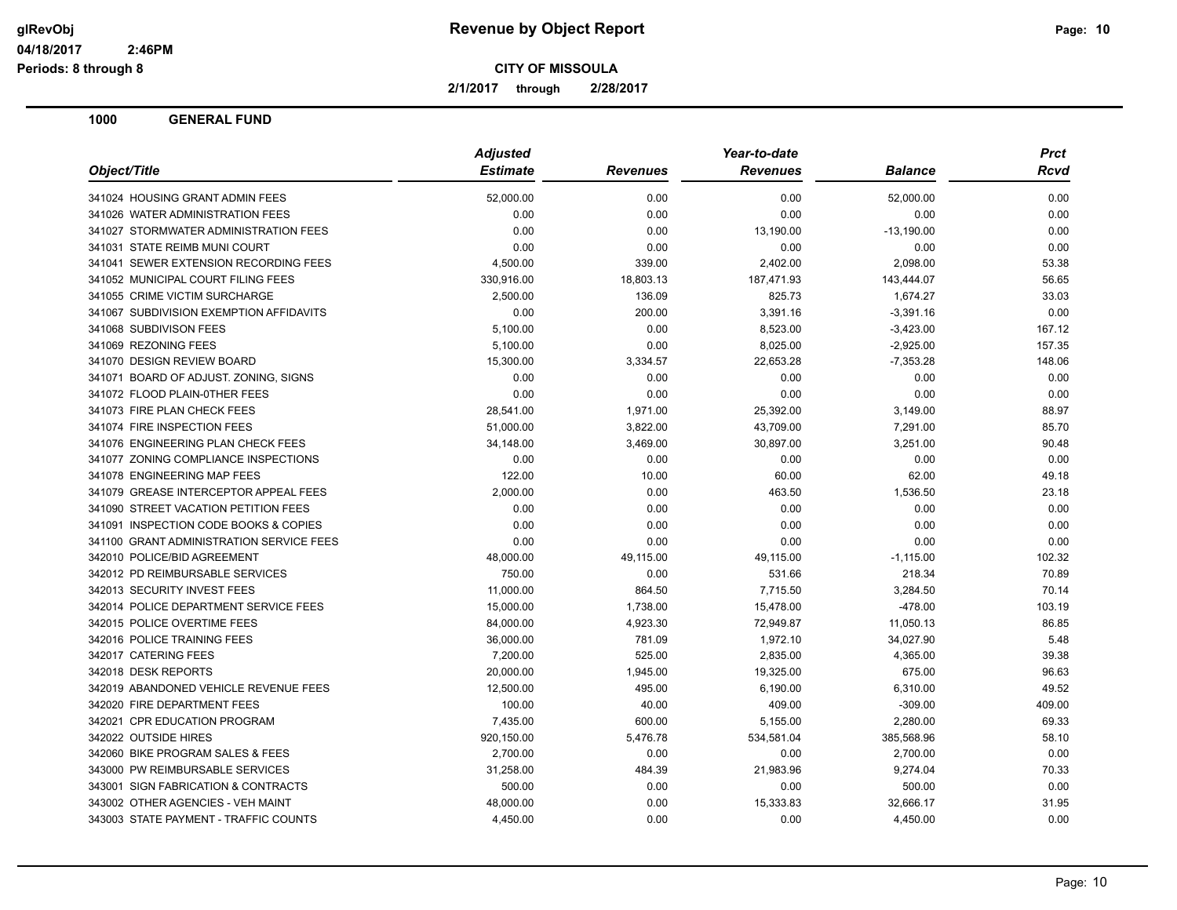# Revenue by Object Report

**CITY OF MISSOULA**

**2/1/2017 through 2/28/2017**

glRevObj
04/18/2017 2:46PM
Periods: 8 through 8

## 1000 GENERAL FUND

| Object/Title | Adjusted Estimate | Revenues | Year-to-date Revenues | Balance | Prct Rcvd |
|---|---|---|---|---|---|
| 341024 HOUSING GRANT ADMIN FEES | 52,000.00 | 0.00 | 0.00 | 52,000.00 | 0.00 |
| 341026 WATER ADMINISTRATION FEES | 0.00 | 0.00 | 0.00 | 0.00 | 0.00 |
| 341027 STORMWATER ADMINISTRATION FEES | 0.00 | 0.00 | 13,190.00 | -13,190.00 | 0.00 |
| 341031 STATE REIMB MUNI COURT | 0.00 | 0.00 | 0.00 | 0.00 | 0.00 |
| 341041 SEWER EXTENSION RECORDING FEES | 4,500.00 | 339.00 | 2,402.00 | 2,098.00 | 53.38 |
| 341052 MUNICIPAL COURT FILING FEES | 330,916.00 | 18,803.13 | 187,471.93 | 143,444.07 | 56.65 |
| 341055 CRIME VICTIM SURCHARGE | 2,500.00 | 136.09 | 825.73 | 1,674.27 | 33.03 |
| 341067 SUBDIVISION EXEMPTION AFFIDAVITS | 0.00 | 200.00 | 3,391.16 | -3,391.16 | 0.00 |
| 341068 SUBDIVISON FEES | 5,100.00 | 0.00 | 8,523.00 | -3,423.00 | 167.12 |
| 341069 REZONING FEES | 5,100.00 | 0.00 | 8,025.00 | -2,925.00 | 157.35 |
| 341070 DESIGN REVIEW BOARD | 15,300.00 | 3,334.57 | 22,653.28 | -7,353.28 | 148.06 |
| 341071 BOARD OF ADJUST. ZONING, SIGNS | 0.00 | 0.00 | 0.00 | 0.00 | 0.00 |
| 341072 FLOOD PLAIN-0THER FEES | 0.00 | 0.00 | 0.00 | 0.00 | 0.00 |
| 341073 FIRE PLAN CHECK FEES | 28,541.00 | 1,971.00 | 25,392.00 | 3,149.00 | 88.97 |
| 341074 FIRE INSPECTION FEES | 51,000.00 | 3,822.00 | 43,709.00 | 7,291.00 | 85.70 |
| 341076 ENGINEERING PLAN CHECK FEES | 34,148.00 | 3,469.00 | 30,897.00 | 3,251.00 | 90.48 |
| 341077 ZONING COMPLIANCE INSPECTIONS | 0.00 | 0.00 | 0.00 | 0.00 | 0.00 |
| 341078 ENGINEERING MAP FEES | 122.00 | 10.00 | 60.00 | 62.00 | 49.18 |
| 341079 GREASE INTERCEPTOR APPEAL FEES | 2,000.00 | 0.00 | 463.50 | 1,536.50 | 23.18 |
| 341090 STREET VACATION PETITION FEES | 0.00 | 0.00 | 0.00 | 0.00 | 0.00 |
| 341091 INSPECTION CODE BOOKS & COPIES | 0.00 | 0.00 | 0.00 | 0.00 | 0.00 |
| 341100 GRANT ADMINISTRATION SERVICE FEES | 0.00 | 0.00 | 0.00 | 0.00 | 0.00 |
| 342010 POLICE/BID AGREEMENT | 48,000.00 | 49,115.00 | 49,115.00 | -1,115.00 | 102.32 |
| 342012 PD REIMBURSABLE SERVICES | 750.00 | 0.00 | 531.66 | 218.34 | 70.89 |
| 342013 SECURITY INVEST FEES | 11,000.00 | 864.50 | 7,715.50 | 3,284.50 | 70.14 |
| 342014 POLICE DEPARTMENT SERVICE FEES | 15,000.00 | 1,738.00 | 15,478.00 | -478.00 | 103.19 |
| 342015 POLICE OVERTIME FEES | 84,000.00 | 4,923.30 | 72,949.87 | 11,050.13 | 86.85 |
| 342016 POLICE TRAINING FEES | 36,000.00 | 781.09 | 1,972.10 | 34,027.90 | 5.48 |
| 342017 CATERING FEES | 7,200.00 | 525.00 | 2,835.00 | 4,365.00 | 39.38 |
| 342018 DESK REPORTS | 20,000.00 | 1,945.00 | 19,325.00 | 675.00 | 96.63 |
| 342019 ABANDONED VEHICLE REVENUE FEES | 12,500.00 | 495.00 | 6,190.00 | 6,310.00 | 49.52 |
| 342020 FIRE DEPARTMENT FEES | 100.00 | 40.00 | 409.00 | -309.00 | 409.00 |
| 342021 CPR EDUCATION PROGRAM | 7,435.00 | 600.00 | 5,155.00 | 2,280.00 | 69.33 |
| 342022 OUTSIDE HIRES | 920,150.00 | 5,476.78 | 534,581.04 | 385,568.96 | 58.10 |
| 342060 BIKE PROGRAM SALES & FEES | 2,700.00 | 0.00 | 0.00 | 2,700.00 | 0.00 |
| 343000 PW REIMBURSABLE SERVICES | 31,258.00 | 484.39 | 21,983.96 | 9,274.04 | 70.33 |
| 343001 SIGN FABRICATION & CONTRACTS | 500.00 | 0.00 | 0.00 | 500.00 | 0.00 |
| 343002 OTHER AGENCIES - VEH MAINT | 48,000.00 | 0.00 | 15,333.83 | 32,666.17 | 31.95 |
| 343003 STATE PAYMENT - TRAFFIC COUNTS | 4,450.00 | 0.00 | 0.00 | 4,450.00 | 0.00 |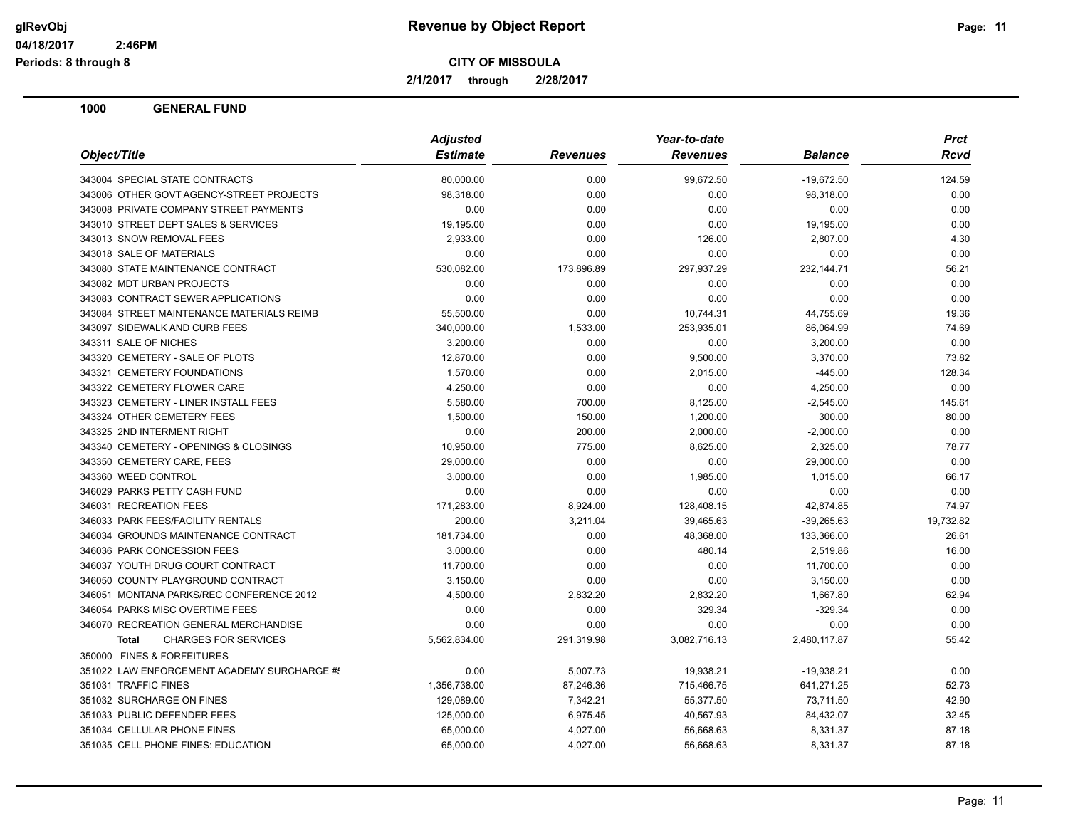**Revenue by Object Report**

**CITY OF MISSOULA**

**2/1/2017 through 2/28/2017**

glRevObj
04/18/2017 2:46PM
Periods: 8 through 8

## 1000 GENERAL FUND

| Object/Title | Adjusted Estimate | Revenues | Year-to-date Revenues | Balance | Prct Rcvd |
|---|---|---|---|---|---|
| 343004 SPECIAL STATE CONTRACTS | 80,000.00 | 0.00 | 99,672.50 | -19,672.50 | 124.59 |
| 343006 OTHER GOVT AGENCY-STREET PROJECTS | 98,318.00 | 0.00 | 0.00 | 98,318.00 | 0.00 |
| 343008 PRIVATE COMPANY STREET PAYMENTS | 0.00 | 0.00 | 0.00 | 0.00 | 0.00 |
| 343010 STREET DEPT SALES & SERVICES | 19,195.00 | 0.00 | 0.00 | 19,195.00 | 0.00 |
| 343013 SNOW REMOVAL FEES | 2,933.00 | 0.00 | 126.00 | 2,807.00 | 4.30 |
| 343018 SALE OF MATERIALS | 0.00 | 0.00 | 0.00 | 0.00 | 0.00 |
| 343080 STATE MAINTENANCE CONTRACT | 530,082.00 | 173,896.89 | 297,937.29 | 232,144.71 | 56.21 |
| 343082 MDT URBAN PROJECTS | 0.00 | 0.00 | 0.00 | 0.00 | 0.00 |
| 343083 CONTRACT SEWER APPLICATIONS | 0.00 | 0.00 | 0.00 | 0.00 | 0.00 |
| 343084 STREET MAINTENANCE MATERIALS REIMB | 55,500.00 | 0.00 | 10,744.31 | 44,755.69 | 19.36 |
| 343097 SIDEWALK AND CURB FEES | 340,000.00 | 1,533.00 | 253,935.01 | 86,064.99 | 74.69 |
| 343311 SALE OF NICHES | 3,200.00 | 0.00 | 0.00 | 3,200.00 | 0.00 |
| 343320 CEMETERY - SALE OF PLOTS | 12,870.00 | 0.00 | 9,500.00 | 3,370.00 | 73.82 |
| 343321 CEMETERY FOUNDATIONS | 1,570.00 | 0.00 | 2,015.00 | -445.00 | 128.34 |
| 343322 CEMETERY FLOWER CARE | 4,250.00 | 0.00 | 0.00 | 4,250.00 | 0.00 |
| 343323 CEMETERY - LINER INSTALL FEES | 5,580.00 | 700.00 | 8,125.00 | -2,545.00 | 145.61 |
| 343324 OTHER CEMETERY FEES | 1,500.00 | 150.00 | 1,200.00 | 300.00 | 80.00 |
| 343325 2ND INTERMENT RIGHT | 0.00 | 200.00 | 2,000.00 | -2,000.00 | 0.00 |
| 343340 CEMETERY - OPENINGS & CLOSINGS | 10,950.00 | 775.00 | 8,625.00 | 2,325.00 | 78.77 |
| 343350 CEMETERY CARE, FEES | 29,000.00 | 0.00 | 0.00 | 29,000.00 | 0.00 |
| 343360 WEED CONTROL | 3,000.00 | 0.00 | 1,985.00 | 1,015.00 | 66.17 |
| 346029 PARKS PETTY CASH FUND | 0.00 | 0.00 | 0.00 | 0.00 | 0.00 |
| 346031 RECREATION FEES | 171,283.00 | 8,924.00 | 128,408.15 | 42,874.85 | 74.97 |
| 346033 PARK FEES/FACILITY RENTALS | 200.00 | 3,211.04 | 39,465.63 | -39,265.63 | 19,732.82 |
| 346034 GROUNDS MAINTENANCE CONTRACT | 181,734.00 | 0.00 | 48,368.00 | 133,366.00 | 26.61 |
| 346036 PARK CONCESSION FEES | 3,000.00 | 0.00 | 480.14 | 2,519.86 | 16.00 |
| 346037 YOUTH DRUG COURT CONTRACT | 11,700.00 | 0.00 | 0.00 | 11,700.00 | 0.00 |
| 346050 COUNTY PLAYGROUND CONTRACT | 3,150.00 | 0.00 | 0.00 | 3,150.00 | 0.00 |
| 346051 MONTANA PARKS/REC CONFERENCE 2012 | 4,500.00 | 2,832.20 | 2,832.20 | 1,667.80 | 62.94 |
| 346054 PARKS MISC OVERTIME FEES | 0.00 | 0.00 | 329.34 | -329.34 | 0.00 |
| 346070 RECREATION GENERAL MERCHANDISE | 0.00 | 0.00 | 0.00 | 0.00 | 0.00 |
| **Total** CHARGES FOR SERVICES | 5,562,834.00 | 291,319.98 | 3,082,716.13 | 2,480,117.87 | 55.42 |
| 350000 FINES & FORFEITURES | | | | | |
| 351022 LAW ENFORCEMENT ACADEMY SURCHARGE #! | 0.00 | 5,007.73 | 19,938.21 | -19,938.21 | 0.00 |
| 351031 TRAFFIC FINES | 1,356,738.00 | 87,246.36 | 715,466.75 | 641,271.25 | 52.73 |
| 351032 SURCHARGE ON FINES | 129,089.00 | 7,342.21 | 55,377.50 | 73,711.50 | 42.90 |
| 351033 PUBLIC DEFENDER FEES | 125,000.00 | 6,975.45 | 40,567.93 | 84,432.07 | 32.45 |
| 351034 CELLULAR PHONE FINES | 65,000.00 | 4,027.00 | 56,668.63 | 8,331.37 | 87.18 |
| 351035 CELL PHONE FINES: EDUCATION | 65,000.00 | 4,027.00 | 56,668.63 | 8,331.37 | 87.18 |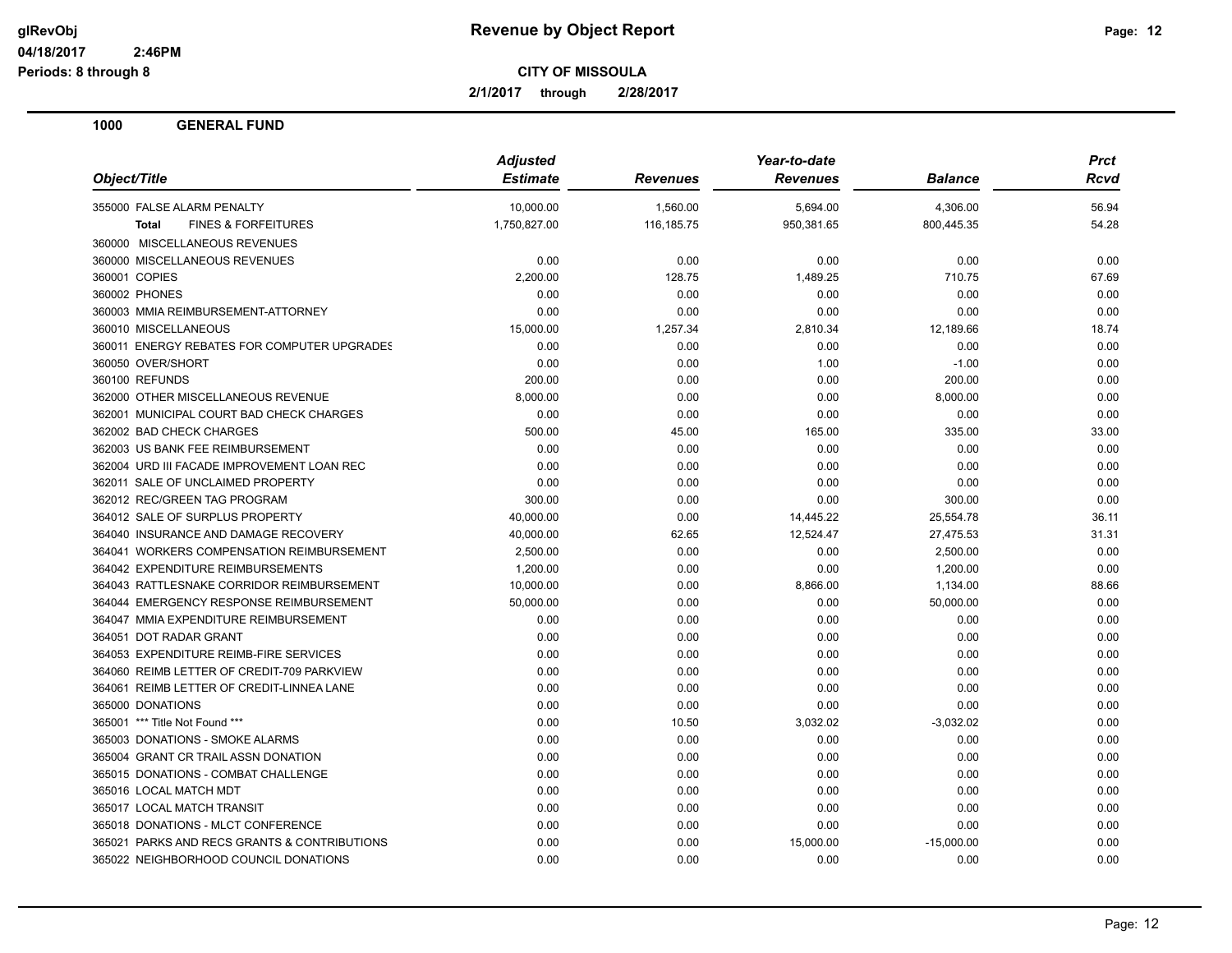# Revenue by Object Report

glRevObj
04/18/2017 2:46PM
Periods: 8 through 8

**CITY OF MISSOULA**

2/1/2017 through 2/28/2017

**1000 GENERAL FUND**

| Object/Title | Adjusted Estimate | Revenues | Year-to-date Revenues | Balance | Prct Rcvd |
|---|---|---|---|---|---|
| 355000 FALSE ALARM PENALTY | 10,000.00 | 1,560.00 | 5,694.00 | 4,306.00 | 56.94 |
| **Total** FINES & FORFEITURES | 1,750,827.00 | 116,185.75 | 950,381.65 | 800,445.35 | 54.28 |
| 360000 MISCELLANEOUS REVENUES | | | | | |
| 360000 MISCELLANEOUS REVENUES | 0.00 | 0.00 | 0.00 | 0.00 | 0.00 |
| 360001 COPIES | 2,200.00 | 128.75 | 1,489.25 | 710.75 | 67.69 |
| 360002 PHONES | 0.00 | 0.00 | 0.00 | 0.00 | 0.00 |
| 360003 MMIA REIMBURSEMENT-ATTORNEY | 0.00 | 0.00 | 0.00 | 0.00 | 0.00 |
| 360010 MISCELLANEOUS | 15,000.00 | 1,257.34 | 2,810.34 | 12,189.66 | 18.74 |
| 360011 ENERGY REBATES FOR COMPUTER UPGRADES | 0.00 | 0.00 | 0.00 | 0.00 | 0.00 |
| 360050 OVER/SHORT | 0.00 | 0.00 | 1.00 | -1.00 | 0.00 |
| 360100 REFUNDS | 200.00 | 0.00 | 0.00 | 200.00 | 0.00 |
| 362000 OTHER MISCELLANEOUS REVENUE | 8,000.00 | 0.00 | 0.00 | 8,000.00 | 0.00 |
| 362001 MUNICIPAL COURT BAD CHECK CHARGES | 0.00 | 0.00 | 0.00 | 0.00 | 0.00 |
| 362002 BAD CHECK CHARGES | 500.00 | 45.00 | 165.00 | 335.00 | 33.00 |
| 362003 US BANK FEE REIMBURSEMENT | 0.00 | 0.00 | 0.00 | 0.00 | 0.00 |
| 362004 URD III FACADE IMPROVEMENT LOAN REC | 0.00 | 0.00 | 0.00 | 0.00 | 0.00 |
| 362011 SALE OF UNCLAIMED PROPERTY | 0.00 | 0.00 | 0.00 | 0.00 | 0.00 |
| 362012 REC/GREEN TAG PROGRAM | 300.00 | 0.00 | 0.00 | 300.00 | 0.00 |
| 364012 SALE OF SURPLUS PROPERTY | 40,000.00 | 0.00 | 14,445.22 | 25,554.78 | 36.11 |
| 364040 INSURANCE AND DAMAGE RECOVERY | 40,000.00 | 62.65 | 12,524.47 | 27,475.53 | 31.31 |
| 364041 WORKERS COMPENSATION REIMBURSEMENT | 2,500.00 | 0.00 | 0.00 | 2,500.00 | 0.00 |
| 364042 EXPENDITURE REIMBURSEMENTS | 1,200.00 | 0.00 | 0.00 | 1,200.00 | 0.00 |
| 364043 RATTLESNAKE CORRIDOR REIMBURSEMENT | 10,000.00 | 0.00 | 8,866.00 | 1,134.00 | 88.66 |
| 364044 EMERGENCY RESPONSE REIMBURSEMENT | 50,000.00 | 0.00 | 0.00 | 50,000.00 | 0.00 |
| 364047 MMIA EXPENDITURE REIMBURSEMENT | 0.00 | 0.00 | 0.00 | 0.00 | 0.00 |
| 364051 DOT RADAR GRANT | 0.00 | 0.00 | 0.00 | 0.00 | 0.00 |
| 364053 EXPENDITURE REIMB-FIRE SERVICES | 0.00 | 0.00 | 0.00 | 0.00 | 0.00 |
| 364060 REIMB LETTER OF CREDIT-709 PARKVIEW | 0.00 | 0.00 | 0.00 | 0.00 | 0.00 |
| 364061 REIMB LETTER OF CREDIT-LINNEA LANE | 0.00 | 0.00 | 0.00 | 0.00 | 0.00 |
| 365000 DONATIONS | 0.00 | 0.00 | 0.00 | 0.00 | 0.00 |
| 365001 *** Title Not Found *** | 0.00 | 10.50 | 3,032.02 | -3,032.02 | 0.00 |
| 365003 DONATIONS - SMOKE ALARMS | 0.00 | 0.00 | 0.00 | 0.00 | 0.00 |
| 365004 GRANT CR TRAIL ASSN DONATION | 0.00 | 0.00 | 0.00 | 0.00 | 0.00 |
| 365015 DONATIONS - COMBAT CHALLENGE | 0.00 | 0.00 | 0.00 | 0.00 | 0.00 |
| 365016 LOCAL MATCH MDT | 0.00 | 0.00 | 0.00 | 0.00 | 0.00 |
| 365017 LOCAL MATCH TRANSIT | 0.00 | 0.00 | 0.00 | 0.00 | 0.00 |
| 365018 DONATIONS - MLCT CONFERENCE | 0.00 | 0.00 | 0.00 | 0.00 | 0.00 |
| 365021 PARKS AND RECS GRANTS & CONTRIBUTIONS | 0.00 | 0.00 | 15,000.00 | -15,000.00 | 0.00 |
| 365022 NEIGHBORHOOD COUNCIL DONATIONS | 0.00 | 0.00 | 0.00 | 0.00 | 0.00 |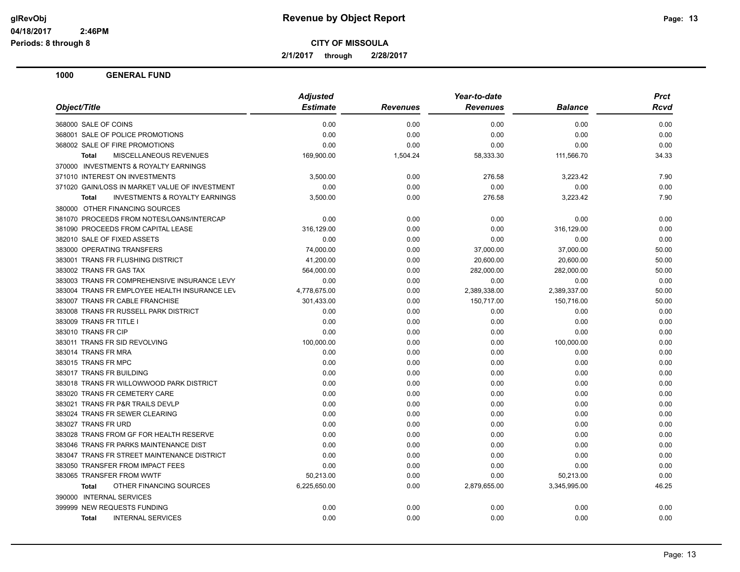**CITY OF MISSOULA**

**2/1/2017 through 2/28/2017**

**1000 GENERAL FUND**

| Object/Title | Adjusted Estimate | Revenues | Year-to-date Revenues | Balance | Prct Rcvd |
|---|---|---|---|---|---|
| 368000 SALE OF COINS | 0.00 | 0.00 | 0.00 | 0.00 | 0.00 |
| 368001 SALE OF POLICE PROMOTIONS | 0.00 | 0.00 | 0.00 | 0.00 | 0.00 |
| 368002 SALE OF FIRE PROMOTIONS | 0.00 | 0.00 | 0.00 | 0.00 | 0.00 |
| **Total** MISCELLANEOUS REVENUES | 169,900.00 | 1,504.24 | 58,333.30 | 111,566.70 | 34.33 |
| 370000 INVESTMENTS & ROYALTY EARNINGS | | | | | |
| 371010 INTEREST ON INVESTMENTS | 3,500.00 | 0.00 | 276.58 | 3,223.42 | 7.90 |
| 371020 GAIN/LOSS IN MARKET VALUE OF INVESTMENT | 0.00 | 0.00 | 0.00 | 0.00 | 0.00 |
| **Total** INVESTMENTS & ROYALTY EARNINGS | 3,500.00 | 0.00 | 276.58 | 3,223.42 | 7.90 |
| 380000 OTHER FINANCING SOURCES | | | | | |
| 381070 PROCEEDS FROM NOTES/LOANS/INTERCAP | 0.00 | 0.00 | 0.00 | 0.00 | 0.00 |
| 381090 PROCEEDS FROM CAPITAL LEASE | 316,129.00 | 0.00 | 0.00 | 316,129.00 | 0.00 |
| 382010 SALE OF FIXED ASSETS | 0.00 | 0.00 | 0.00 | 0.00 | 0.00 |
| 383000 OPERATING TRANSFERS | 74,000.00 | 0.00 | 37,000.00 | 37,000.00 | 50.00 |
| 383001 TRANS FR FLUSHING DISTRICT | 41,200.00 | 0.00 | 20,600.00 | 20,600.00 | 50.00 |
| 383002 TRANS FR GAS TAX | 564,000.00 | 0.00 | 282,000.00 | 282,000.00 | 50.00 |
| 383003 TRANS FR COMPREHENSIVE INSURANCE LEVY | 0.00 | 0.00 | 0.00 | 0.00 | 0.00 |
| 383004 TRANS FR EMPLOYEE HEALTH INSURANCE LEV | 4,778,675.00 | 0.00 | 2,389,338.00 | 2,389,337.00 | 50.00 |
| 383007 TRANS FR CABLE FRANCHISE | 301,433.00 | 0.00 | 150,717.00 | 150,716.00 | 50.00 |
| 383008 TRANS FR RUSSELL PARK DISTRICT | 0.00 | 0.00 | 0.00 | 0.00 | 0.00 |
| 383009 TRANS FR TITLE I | 0.00 | 0.00 | 0.00 | 0.00 | 0.00 |
| 383010 TRANS FR CIP | 0.00 | 0.00 | 0.00 | 0.00 | 0.00 |
| 383011 TRANS FR SID REVOLVING | 100,000.00 | 0.00 | 0.00 | 100,000.00 | 0.00 |
| 383014 TRANS FR MRA | 0.00 | 0.00 | 0.00 | 0.00 | 0.00 |
| 383015 TRANS FR MPC | 0.00 | 0.00 | 0.00 | 0.00 | 0.00 |
| 383017 TRANS FR BUILDING | 0.00 | 0.00 | 0.00 | 0.00 | 0.00 |
| 383018 TRANS FR WILLOWWOOD PARK DISTRICT | 0.00 | 0.00 | 0.00 | 0.00 | 0.00 |
| 383020 TRANS FR CEMETERY CARE | 0.00 | 0.00 | 0.00 | 0.00 | 0.00 |
| 383021 TRANS FR P&R TRAILS DEVLP | 0.00 | 0.00 | 0.00 | 0.00 | 0.00 |
| 383024 TRANS FR SEWER CLEARING | 0.00 | 0.00 | 0.00 | 0.00 | 0.00 |
| 383027 TRANS FR URD | 0.00 | 0.00 | 0.00 | 0.00 | 0.00 |
| 383028 TRANS FROM GF FOR HEALTH RESERVE | 0.00 | 0.00 | 0.00 | 0.00 | 0.00 |
| 383046 TRANS FR PARKS MAINTENANCE DIST | 0.00 | 0.00 | 0.00 | 0.00 | 0.00 |
| 383047 TRANS FR STREET MAINTENANCE DISTRICT | 0.00 | 0.00 | 0.00 | 0.00 | 0.00 |
| 383050 TRANSFER FROM IMPACT FEES | 0.00 | 0.00 | 0.00 | 0.00 | 0.00 |
| 383065 TRANSFER FROM WWTF | 50,213.00 | 0.00 | 0.00 | 50,213.00 | 0.00 |
| **Total** OTHER FINANCING SOURCES | 6,225,650.00 | 0.00 | 2,879,655.00 | 3,345,995.00 | 46.25 |
| 390000 INTERNAL SERVICES | | | | | |
| 399999 NEW REQUESTS FUNDING | 0.00 | 0.00 | 0.00 | 0.00 | 0.00 |
| **Total** INTERNAL SERVICES | 0.00 | 0.00 | 0.00 | 0.00 | 0.00 |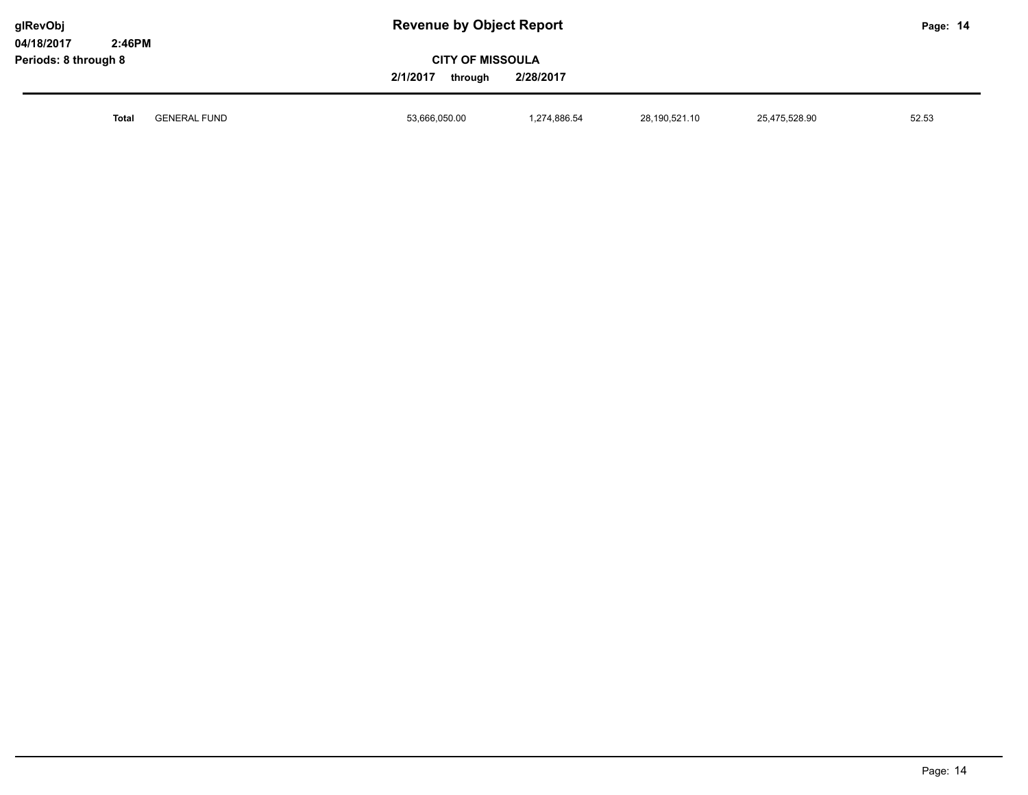| | | | | | |
|---|---|---|---|---|---|
| **Total** | GENERAL FUND | 53,666,050.00 | 1,274,886.54 | 28,190,521.10 | 25,475,528.90 | 52.53 |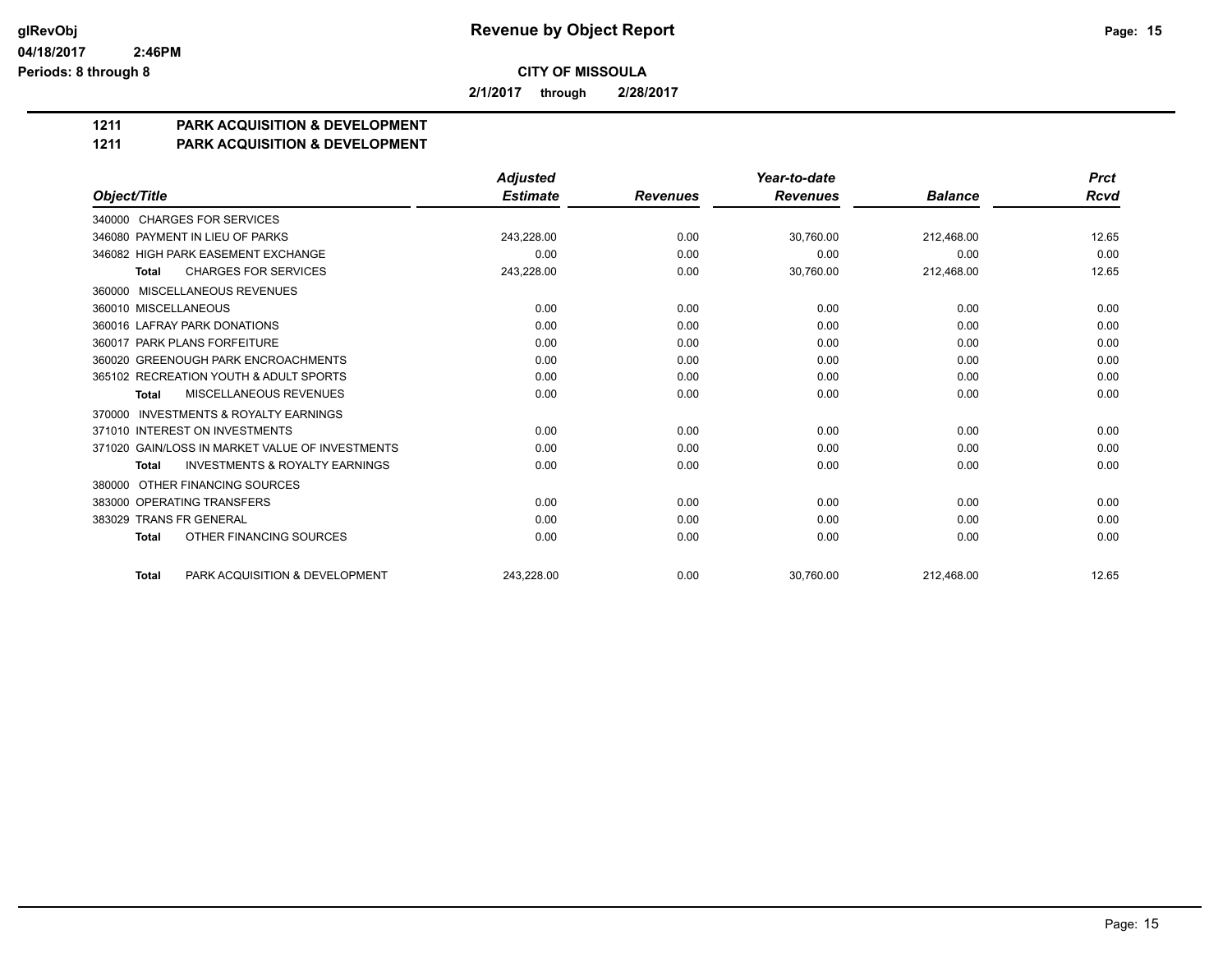# Revenue by Object Report

**CITY OF MISSOULA**

**2/1/2017 through 2/28/2017**

glRevObj
04/18/2017 2:46PM
Periods: 8 through 8

## 1211 PARK ACQUISITION & DEVELOPMENT
## 1211 PARK ACQUISITION & DEVELOPMENT

| Object/Title | Adjusted Estimate | Revenues | Year-to-date Revenues | Balance | Prct Rcvd |
|---|---|---|---|---|---|
| 340000 CHARGES FOR SERVICES | | | | | |
| 346080 PAYMENT IN LIEU OF PARKS | 243,228.00 | 0.00 | 30,760.00 | 212,468.00 | 12.65 |
| 346082 HIGH PARK EASEMENT EXCHANGE | 0.00 | 0.00 | 0.00 | 0.00 | 0.00 |
| **Total** CHARGES FOR SERVICES | 243,228.00 | 0.00 | 30,760.00 | 212,468.00 | 12.65 |
| 360000 MISCELLANEOUS REVENUES | | | | | |
| 360010 MISCELLANEOUS | 0.00 | 0.00 | 0.00 | 0.00 | 0.00 |
| 360016 LAFRAY PARK DONATIONS | 0.00 | 0.00 | 0.00 | 0.00 | 0.00 |
| 360017 PARK PLANS FORFEITURE | 0.00 | 0.00 | 0.00 | 0.00 | 0.00 |
| 360020 GREENOUGH PARK ENCROACHMENTS | 0.00 | 0.00 | 0.00 | 0.00 | 0.00 |
| 365102 RECREATION YOUTH & ADULT SPORTS | 0.00 | 0.00 | 0.00 | 0.00 | 0.00 |
| **Total** MISCELLANEOUS REVENUES | 0.00 | 0.00 | 0.00 | 0.00 | 0.00 |
| 370000 INVESTMENTS & ROYALTY EARNINGS | | | | | |
| 371010 INTEREST ON INVESTMENTS | 0.00 | 0.00 | 0.00 | 0.00 | 0.00 |
| 371020 GAIN/LOSS IN MARKET VALUE OF INVESTMENTS | 0.00 | 0.00 | 0.00 | 0.00 | 0.00 |
| **Total** INVESTMENTS & ROYALTY EARNINGS | 0.00 | 0.00 | 0.00 | 0.00 | 0.00 |
| 380000 OTHER FINANCING SOURCES | | | | | |
| 383000 OPERATING TRANSFERS | 0.00 | 0.00 | 0.00 | 0.00 | 0.00 |
| 383029 TRANS FR GENERAL | 0.00 | 0.00 | 0.00 | 0.00 | 0.00 |
| **Total** OTHER FINANCING SOURCES | 0.00 | 0.00 | 0.00 | 0.00 | 0.00 |
| **Total** PARK ACQUISITION & DEVELOPMENT | 243,228.00 | 0.00 | 30,760.00 | 212,468.00 | 12.65 |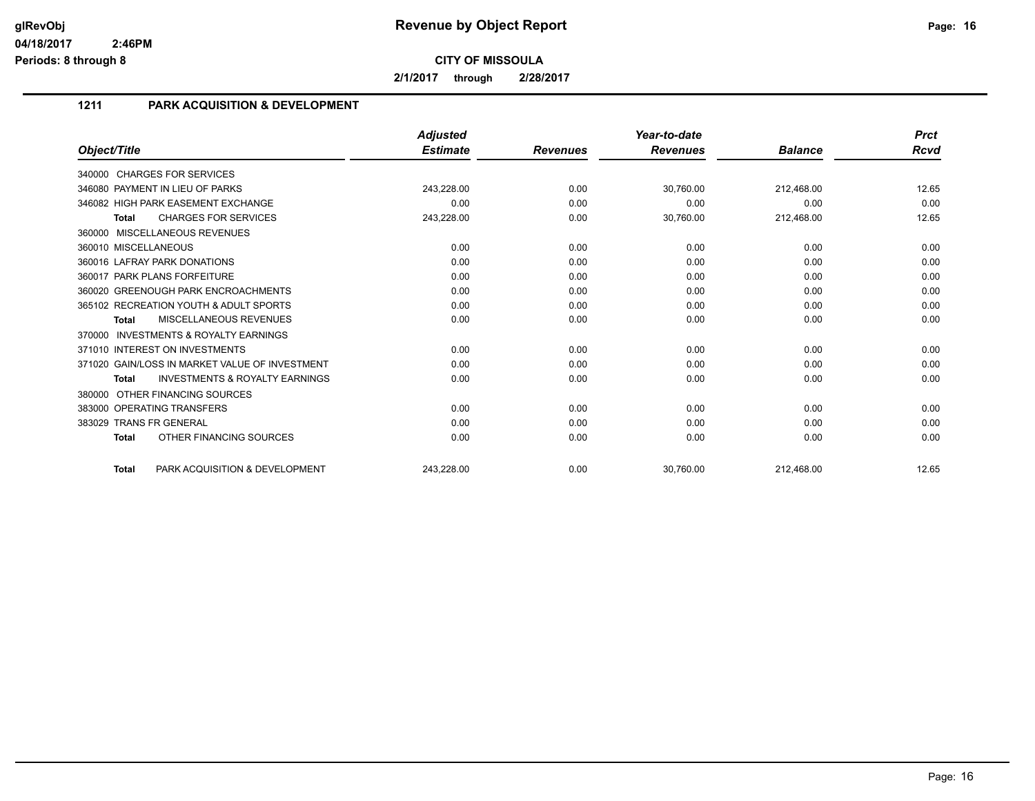# Revenue by Object Report

**CITY OF MISSOULA**

**2/1/2017 through 2/28/2017**

glRevObj
04/18/2017 2:46PM
Periods: 8 through 8

## 1211 PARK ACQUISITION & DEVELOPMENT

| Object/Title | Adjusted Estimate | Revenues | Year-to-date Revenues | Balance | Prct Rcvd |
|---|---|---|---|---|---|
| 340000 CHARGES FOR SERVICES | | | | | |
| 346080 PAYMENT IN LIEU OF PARKS | 243,228.00 | 0.00 | 30,760.00 | 212,468.00 | 12.65 |
| 346082 HIGH PARK EASEMENT EXCHANGE | 0.00 | 0.00 | 0.00 | 0.00 | 0.00 |
| **Total** CHARGES FOR SERVICES | 243,228.00 | 0.00 | 30,760.00 | 212,468.00 | 12.65 |
| 360000 MISCELLANEOUS REVENUES | | | | | |
| 360010 MISCELLANEOUS | 0.00 | 0.00 | 0.00 | 0.00 | 0.00 |
| 360016 LAFRAY PARK DONATIONS | 0.00 | 0.00 | 0.00 | 0.00 | 0.00 |
| 360017 PARK PLANS FORFEITURE | 0.00 | 0.00 | 0.00 | 0.00 | 0.00 |
| 360020 GREENOUGH PARK ENCROACHMENTS | 0.00 | 0.00 | 0.00 | 0.00 | 0.00 |
| 365102 RECREATION YOUTH & ADULT SPORTS | 0.00 | 0.00 | 0.00 | 0.00 | 0.00 |
| **Total** MISCELLANEOUS REVENUES | 0.00 | 0.00 | 0.00 | 0.00 | 0.00 |
| 370000 INVESTMENTS & ROYALTY EARNINGS | | | | | |
| 371010 INTEREST ON INVESTMENTS | 0.00 | 0.00 | 0.00 | 0.00 | 0.00 |
| 371020 GAIN/LOSS IN MARKET VALUE OF INVESTMENT | 0.00 | 0.00 | 0.00 | 0.00 | 0.00 |
| **Total** INVESTMENTS & ROYALTY EARNINGS | 0.00 | 0.00 | 0.00 | 0.00 | 0.00 |
| 380000 OTHER FINANCING SOURCES | | | | | |
| 383000 OPERATING TRANSFERS | 0.00 | 0.00 | 0.00 | 0.00 | 0.00 |
| 383029 TRANS FR GENERAL | 0.00 | 0.00 | 0.00 | 0.00 | 0.00 |
| **Total** OTHER FINANCING SOURCES | 0.00 | 0.00 | 0.00 | 0.00 | 0.00 |
| **Total** PARK ACQUISITION & DEVELOPMENT | 243,228.00 | 0.00 | 30,760.00 | 212,468.00 | 12.65 |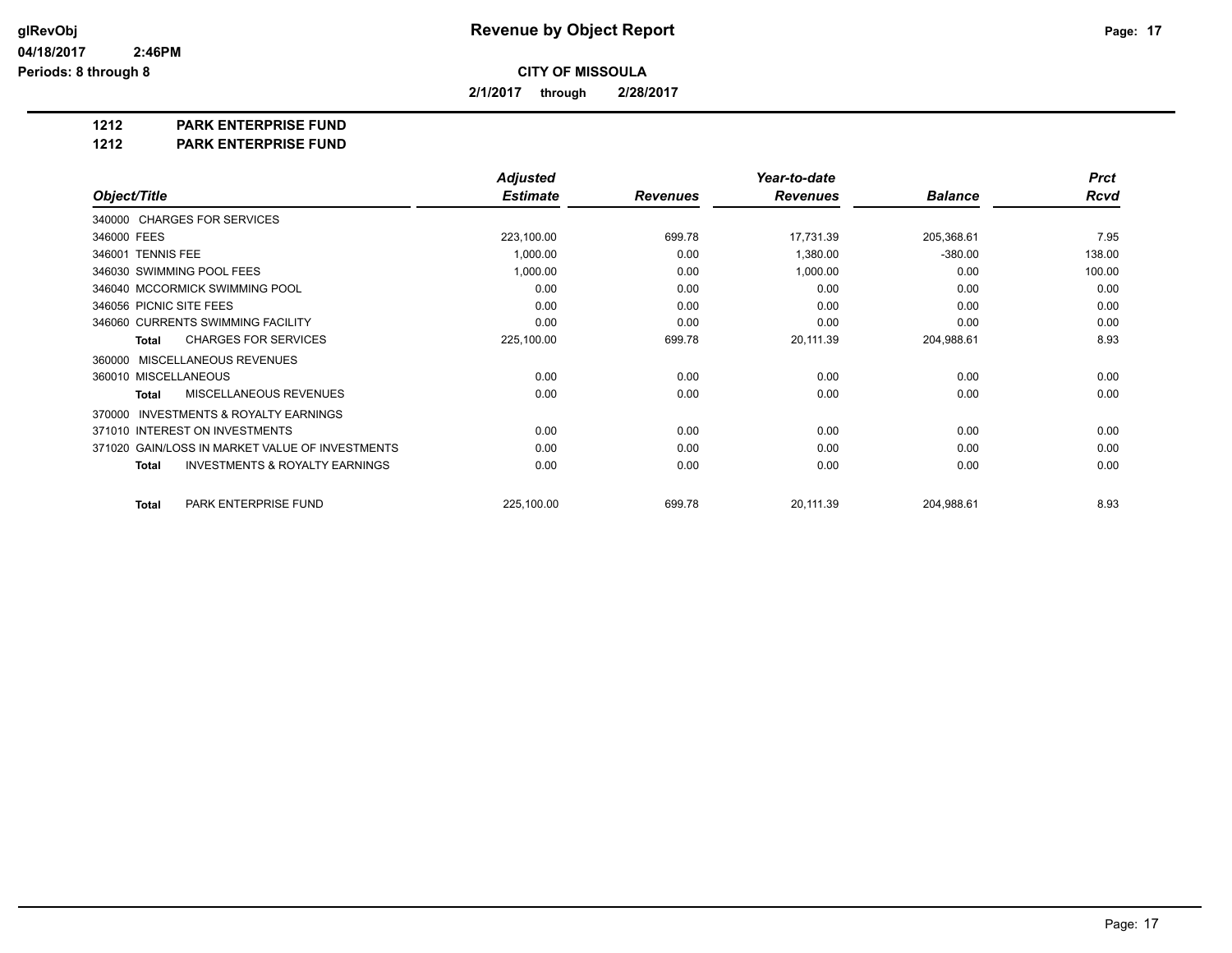**glRevObj** **Revenue by Object Report**
**04/18/2017 2:46PM**
**Periods: 8 through 8**

**CITY OF MISSOULA**

**2/1/2017 through 2/28/2017**

**1212 PARK ENTERPRISE FUND**
**1212 PARK ENTERPRISE FUND**

| Object/Title | Adjusted Estimate | Revenues | Year-to-date Revenues | Balance | Prct Rcvd |
|---|---|---|---|---|---|
| 340000 CHARGES FOR SERVICES | | | | | |
| 346000 FEES | 223,100.00 | 699.78 | 17,731.39 | 205,368.61 | 7.95 |
| 346001 TENNIS FEE | 1,000.00 | 0.00 | 1,380.00 | -380.00 | 138.00 |
| 346030 SWIMMING POOL FEES | 1,000.00 | 0.00 | 1,000.00 | 0.00 | 100.00 |
| 346040 MCCORMICK SWIMMING POOL | 0.00 | 0.00 | 0.00 | 0.00 | 0.00 |
| 346056 PICNIC SITE FEES | 0.00 | 0.00 | 0.00 | 0.00 | 0.00 |
| 346060 CURRENTS SWIMMING FACILITY | 0.00 | 0.00 | 0.00 | 0.00 | 0.00 |
| **Total** CHARGES FOR SERVICES | 225,100.00 | 699.78 | 20,111.39 | 204,988.61 | 8.93 |
| 360000 MISCELLANEOUS REVENUES | | | | | |
| 360010 MISCELLANEOUS | 0.00 | 0.00 | 0.00 | 0.00 | 0.00 |
| **Total** MISCELLANEOUS REVENUES | 0.00 | 0.00 | 0.00 | 0.00 | 0.00 |
| 370000 INVESTMENTS & ROYALTY EARNINGS | | | | | |
| 371010 INTEREST ON INVESTMENTS | 0.00 | 0.00 | 0.00 | 0.00 | 0.00 |
| 371020 GAIN/LOSS IN MARKET VALUE OF INVESTMENTS | 0.00 | 0.00 | 0.00 | 0.00 | 0.00 |
| **Total** INVESTMENTS & ROYALTY EARNINGS | 0.00 | 0.00 | 0.00 | 0.00 | 0.00 |
| **Total** PARK ENTERPRISE FUND | 225,100.00 | 699.78 | 20,111.39 | 204,988.61 | 8.93 |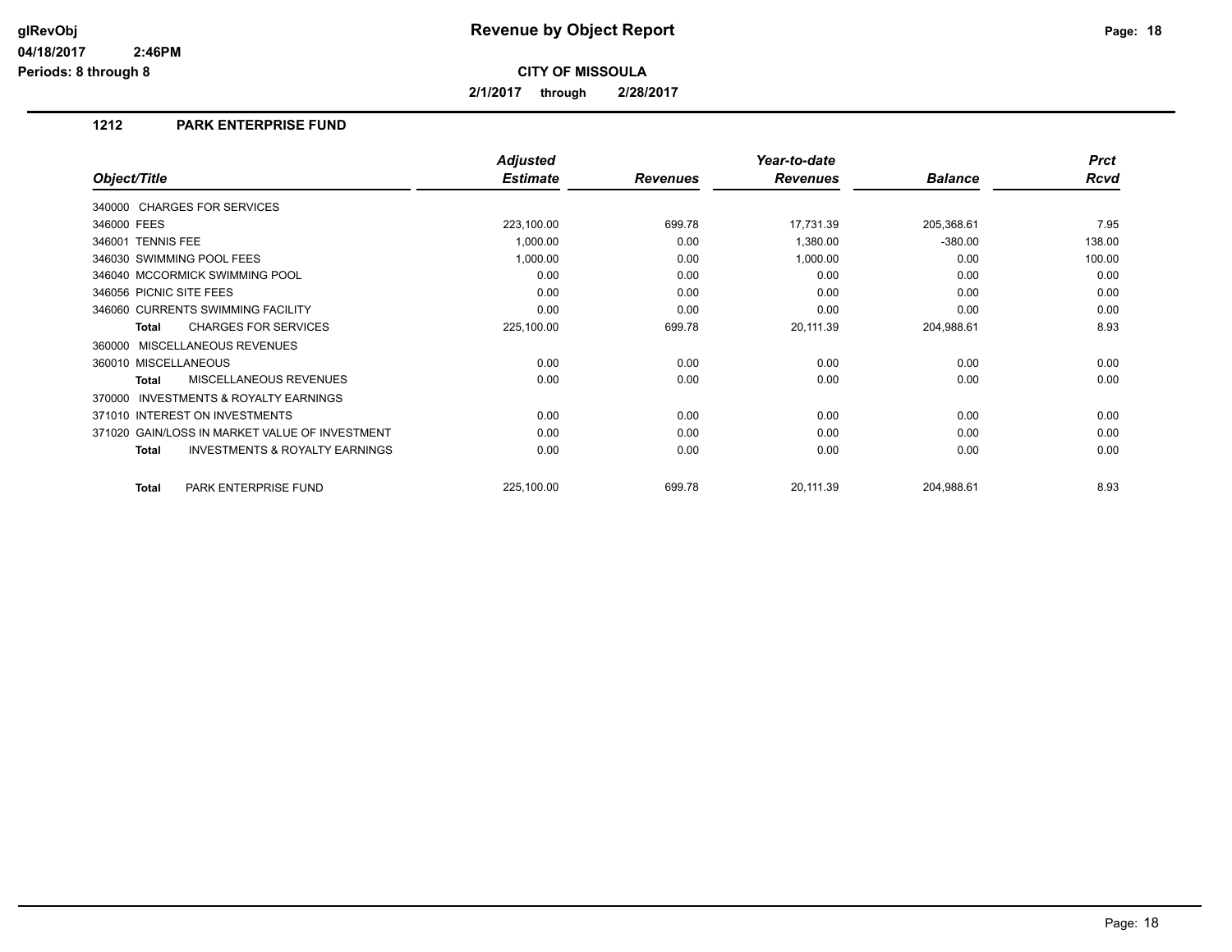# Revenue by Object Report

**CITY OF MISSOULA**

**2/1/2017 through 2/28/2017**

glRevObj
04/18/2017 2:46PM
Periods: 8 through 8

## 1212 PARK ENTERPRISE FUND

| Object/Title | Adjusted Estimate | Revenues | Year-to-date Revenues | Balance | Prct Rcvd |
|---|---|---|---|---|---|
| 340000 CHARGES FOR SERVICES | | | | | |
| 346000 FEES | 223,100.00 | 699.78 | 17,731.39 | 205,368.61 | 7.95 |
| 346001 TENNIS FEE | 1,000.00 | 0.00 | 1,380.00 | -380.00 | 138.00 |
| 346030 SWIMMING POOL FEES | 1,000.00 | 0.00 | 1,000.00 | 0.00 | 100.00 |
| 346040 MCCORMICK SWIMMING POOL | 0.00 | 0.00 | 0.00 | 0.00 | 0.00 |
| 346056 PICNIC SITE FEES | 0.00 | 0.00 | 0.00 | 0.00 | 0.00 |
| 346060 CURRENTS SWIMMING FACILITY | 0.00 | 0.00 | 0.00 | 0.00 | 0.00 |
| **Total** CHARGES FOR SERVICES | 225,100.00 | 699.78 | 20,111.39 | 204,988.61 | 8.93 |
| 360000 MISCELLANEOUS REVENUES | | | | | |
| 360010 MISCELLANEOUS | 0.00 | 0.00 | 0.00 | 0.00 | 0.00 |
| **Total** MISCELLANEOUS REVENUES | 0.00 | 0.00 | 0.00 | 0.00 | 0.00 |
| 370000 INVESTMENTS & ROYALTY EARNINGS | | | | | |
| 371010 INTEREST ON INVESTMENTS | 0.00 | 0.00 | 0.00 | 0.00 | 0.00 |
| 371020 GAIN/LOSS IN MARKET VALUE OF INVESTMENT | 0.00 | 0.00 | 0.00 | 0.00 | 0.00 |
| **Total** INVESTMENTS & ROYALTY EARNINGS | 0.00 | 0.00 | 0.00 | 0.00 | 0.00 |
| **Total** PARK ENTERPRISE FUND | 225,100.00 | 699.78 | 20,111.39 | 204,988.61 | 8.93 |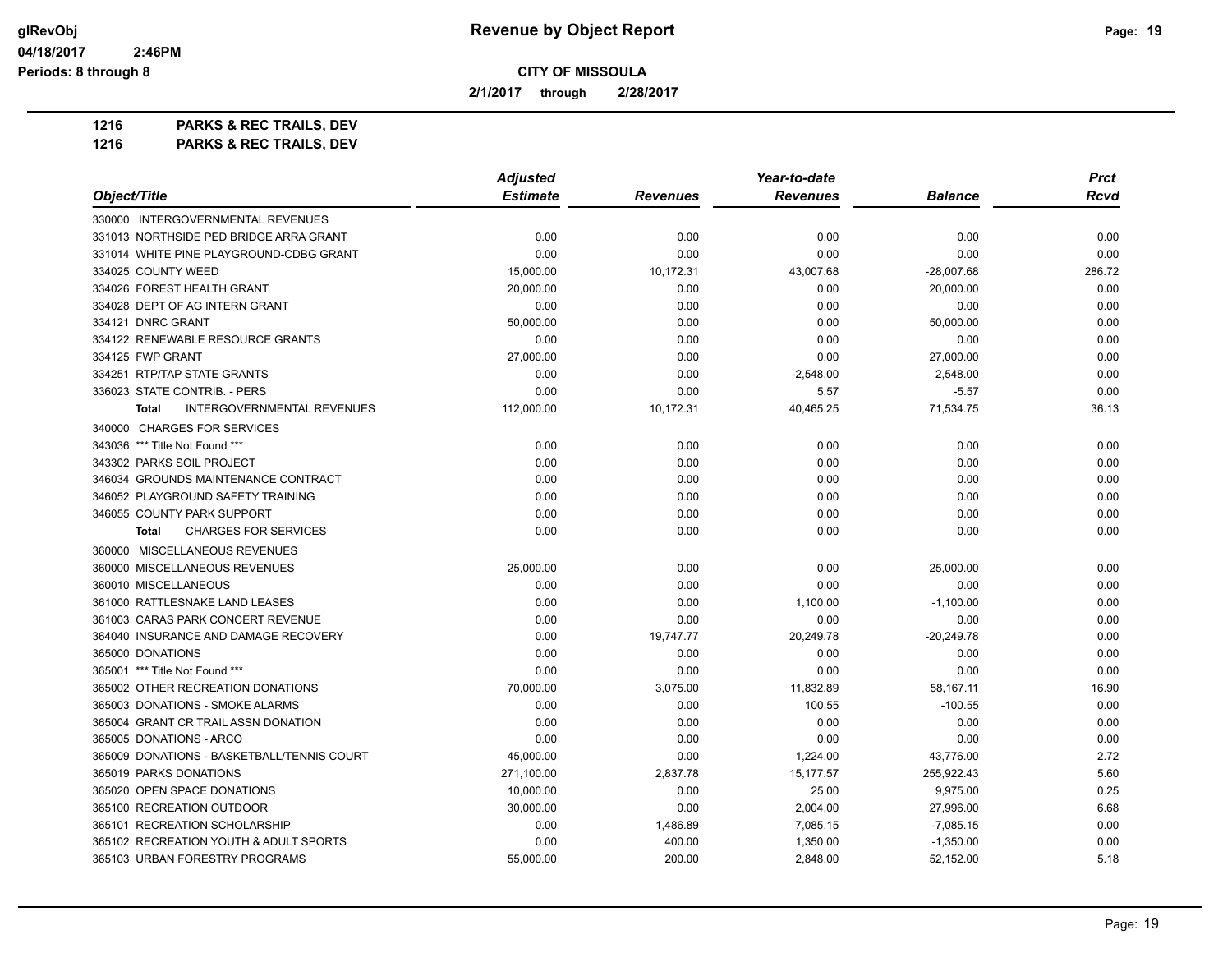**Revenue by Object Report**

**CITY OF MISSOULA**

glRevObj
04/18/2017 2:46PM
Periods: 8 through 8

**2/1/2017 through 2/28/2017**

**1216 PARKS & REC TRAILS, DEV**
**1216 PARKS & REC TRAILS, DEV**

| Object/Title | Adjusted Estimate | Revenues | Year-to-date Revenues | Balance | Prct Rcvd |
|---|---|---|---|---|---|
| 330000 INTERGOVERNMENTAL REVENUES | | | | | |
| 331013 NORTHSIDE PED BRIDGE ARRA GRANT | 0.00 | 0.00 | 0.00 | 0.00 | 0.00 |
| 331014 WHITE PINE PLAYGROUND-CDBG GRANT | 0.00 | 0.00 | 0.00 | 0.00 | 0.00 |
| 334025 COUNTY WEED | 15,000.00 | 10,172.31 | 43,007.68 | -28,007.68 | 286.72 |
| 334026 FOREST HEALTH GRANT | 20,000.00 | 0.00 | 0.00 | 20,000.00 | 0.00 |
| 334028 DEPT OF AG INTERN GRANT | 0.00 | 0.00 | 0.00 | 0.00 | 0.00 |
| 334121 DNRC GRANT | 50,000.00 | 0.00 | 0.00 | 50,000.00 | 0.00 |
| 334122 RENEWABLE RESOURCE GRANTS | 0.00 | 0.00 | 0.00 | 0.00 | 0.00 |
| 334125 FWP GRANT | 27,000.00 | 0.00 | 0.00 | 27,000.00 | 0.00 |
| 334251 RTP/TAP STATE GRANTS | 0.00 | 0.00 | -2,548.00 | 2,548.00 | 0.00 |
| 336023 STATE CONTRIB. - PERS | 0.00 | 0.00 | 5.57 | -5.57 | 0.00 |
| **Total** INTERGOVERNMENTAL REVENUES | 112,000.00 | 10,172.31 | 40,465.25 | 71,534.75 | 36.13 |
| 340000 CHARGES FOR SERVICES | | | | | |
| 343036 *** Title Not Found *** | 0.00 | 0.00 | 0.00 | 0.00 | 0.00 |
| 343302 PARKS SOIL PROJECT | 0.00 | 0.00 | 0.00 | 0.00 | 0.00 |
| 346034 GROUNDS MAINTENANCE CONTRACT | 0.00 | 0.00 | 0.00 | 0.00 | 0.00 |
| 346052 PLAYGROUND SAFETY TRAINING | 0.00 | 0.00 | 0.00 | 0.00 | 0.00 |
| 346055 COUNTY PARK SUPPORT | 0.00 | 0.00 | 0.00 | 0.00 | 0.00 |
| **Total** CHARGES FOR SERVICES | 0.00 | 0.00 | 0.00 | 0.00 | 0.00 |
| 360000 MISCELLANEOUS REVENUES | | | | | |
| 360000 MISCELLANEOUS REVENUES | 25,000.00 | 0.00 | 0.00 | 25,000.00 | 0.00 |
| 360010 MISCELLANEOUS | 0.00 | 0.00 | 0.00 | 0.00 | 0.00 |
| 361000 RATTLESNAKE LAND LEASES | 0.00 | 0.00 | 1,100.00 | -1,100.00 | 0.00 |
| 361003 CARAS PARK CONCERT REVENUE | 0.00 | 0.00 | 0.00 | 0.00 | 0.00 |
| 364040 INSURANCE AND DAMAGE RECOVERY | 0.00 | 19,747.77 | 20,249.78 | -20,249.78 | 0.00 |
| 365000 DONATIONS | 0.00 | 0.00 | 0.00 | 0.00 | 0.00 |
| 365001 *** Title Not Found *** | 0.00 | 0.00 | 0.00 | 0.00 | 0.00 |
| 365002 OTHER RECREATION DONATIONS | 70,000.00 | 3,075.00 | 11,832.89 | 58,167.11 | 16.90 |
| 365003 DONATIONS - SMOKE ALARMS | 0.00 | 0.00 | 100.55 | -100.55 | 0.00 |
| 365004 GRANT CR TRAIL ASSN DONATION | 0.00 | 0.00 | 0.00 | 0.00 | 0.00 |
| 365005 DONATIONS - ARCO | 0.00 | 0.00 | 0.00 | 0.00 | 0.00 |
| 365009 DONATIONS - BASKETBALL/TENNIS COURT | 45,000.00 | 0.00 | 1,224.00 | 43,776.00 | 2.72 |
| 365019 PARKS DONATIONS | 271,100.00 | 2,837.78 | 15,177.57 | 255,922.43 | 5.60 |
| 365020 OPEN SPACE DONATIONS | 10,000.00 | 0.00 | 25.00 | 9,975.00 | 0.25 |
| 365100 RECREATION OUTDOOR | 30,000.00 | 0.00 | 2,004.00 | 27,996.00 | 6.68 |
| 365101 RECREATION SCHOLARSHIP | 0.00 | 1,486.89 | 7,085.15 | -7,085.15 | 0.00 |
| 365102 RECREATION YOUTH & ADULT SPORTS | 0.00 | 400.00 | 1,350.00 | -1,350.00 | 0.00 |
| 365103 URBAN FORESTRY PROGRAMS | 55,000.00 | 200.00 | 2,848.00 | 52,152.00 | 5.18 |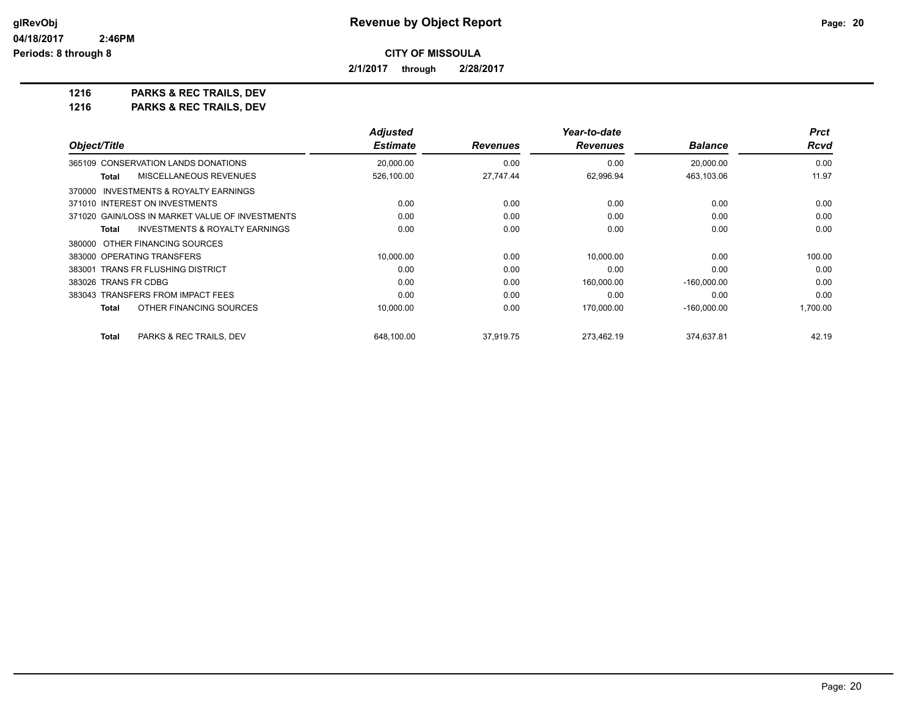**CITY OF MISSOULA**

**2/1/2017 through 2/28/2017**

**1216 PARKS & REC TRAILS, DEV**

**1216 PARKS & REC TRAILS, DEV**

| Object/Title | Adjusted Estimate | Revenues | Year-to-date Revenues | Balance | Prct Rcvd |
|---|---|---|---|---|---|
| 365109 CONSERVATION LANDS DONATIONS | 20,000.00 | 0.00 | 0.00 | 20,000.00 | 0.00 |
| **Total** MISCELLANEOUS REVENUES | 526,100.00 | 27,747.44 | 62,996.94 | 463,103.06 | 11.97 |
| 370000 INVESTMENTS & ROYALTY EARNINGS | | | | | |
| 371010 INTEREST ON INVESTMENTS | 0.00 | 0.00 | 0.00 | 0.00 | 0.00 |
| 371020 GAIN/LOSS IN MARKET VALUE OF INVESTMENTS | 0.00 | 0.00 | 0.00 | 0.00 | 0.00 |
| **Total** INVESTMENTS & ROYALTY EARNINGS | 0.00 | 0.00 | 0.00 | 0.00 | 0.00 |
| 380000 OTHER FINANCING SOURCES | | | | | |
| 383000 OPERATING TRANSFERS | 10,000.00 | 0.00 | 10,000.00 | 0.00 | 100.00 |
| 383001 TRANS FR FLUSHING DISTRICT | 0.00 | 0.00 | 0.00 | 0.00 | 0.00 |
| 383026 TRANS FR CDBG | 0.00 | 0.00 | 160,000.00 | -160,000.00 | 0.00 |
| 383043 TRANSFERS FROM IMPACT FEES | 0.00 | 0.00 | 0.00 | 0.00 | 0.00 |
| **Total** OTHER FINANCING SOURCES | 10,000.00 | 0.00 | 170,000.00 | -160,000.00 | 1,700.00 |
| **Total** PARKS & REC TRAILS, DEV | 648,100.00 | 37,919.75 | 273,462.19 | 374,637.81 | 42.19 |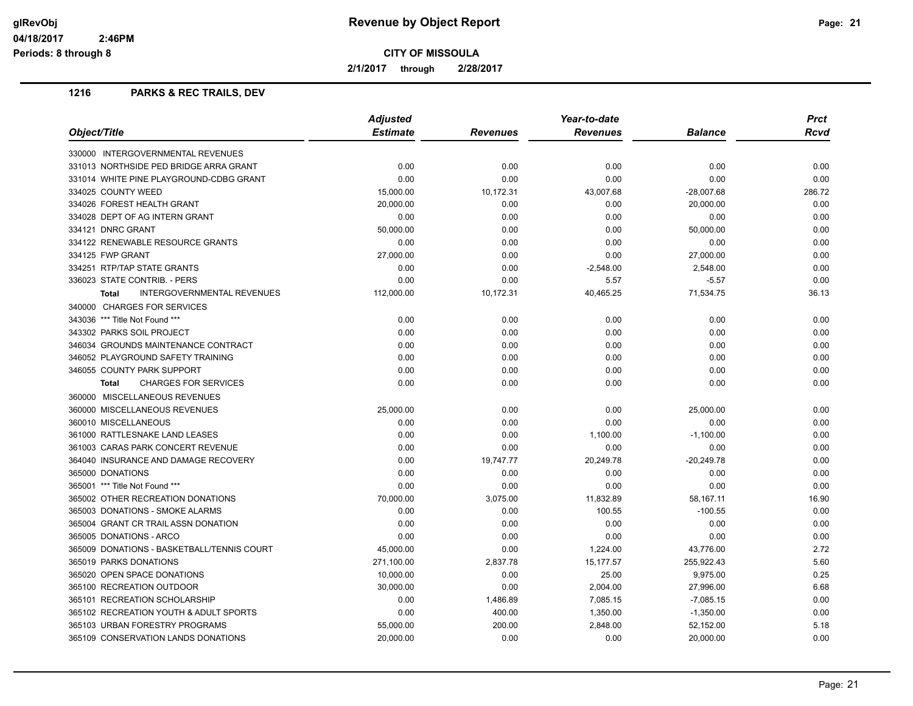## Revenue by Object Report

**CITY OF MISSOULA**

2/1/2017 through 2/28/2017

glRevObj
04/18/2017 2:46PM
Periods: 8 through 8

### 1216 PARKS & REC TRAILS, DEV

| Object/Title | Adjusted Estimate | Revenues | Year-to-date Revenues | Balance | Prct Rcvd |
|---|---|---|---|---|---|
| 330000 INTERGOVERNMENTAL REVENUES | | | | | |
| 331013 NORTHSIDE PED BRIDGE ARRA GRANT | 0.00 | 0.00 | 0.00 | 0.00 | 0.00 |
| 331014 WHITE PINE PLAYGROUND-CDBG GRANT | 0.00 | 0.00 | 0.00 | 0.00 | 0.00 |
| 334025 COUNTY WEED | 15,000.00 | 10,172.31 | 43,007.68 | -28,007.68 | 286.72 |
| 334026 FOREST HEALTH GRANT | 20,000.00 | 0.00 | 0.00 | 20,000.00 | 0.00 |
| 334028 DEPT OF AG INTERN GRANT | 0.00 | 0.00 | 0.00 | 0.00 | 0.00 |
| 334121 DNRC GRANT | 50,000.00 | 0.00 | 0.00 | 50,000.00 | 0.00 |
| 334122 RENEWABLE RESOURCE GRANTS | 0.00 | 0.00 | 0.00 | 0.00 | 0.00 |
| 334125 FWP GRANT | 27,000.00 | 0.00 | 0.00 | 27,000.00 | 0.00 |
| 334251 RTP/TAP STATE GRANTS | 0.00 | 0.00 | -2,548.00 | 2,548.00 | 0.00 |
| 336023 STATE CONTRIB. - PERS | 0.00 | 0.00 | 5.57 | -5.57 | 0.00 |
| **Total** INTERGOVERNMENTAL REVENUES | 112,000.00 | 10,172.31 | 40,465.25 | 71,534.75 | 36.13 |
| 340000 CHARGES FOR SERVICES | | | | | |
| 343036 *** Title Not Found *** | 0.00 | 0.00 | 0.00 | 0.00 | 0.00 |
| 343302 PARKS SOIL PROJECT | 0.00 | 0.00 | 0.00 | 0.00 | 0.00 |
| 346034 GROUNDS MAINTENANCE CONTRACT | 0.00 | 0.00 | 0.00 | 0.00 | 0.00 |
| 346052 PLAYGROUND SAFETY TRAINING | 0.00 | 0.00 | 0.00 | 0.00 | 0.00 |
| 346055 COUNTY PARK SUPPORT | 0.00 | 0.00 | 0.00 | 0.00 | 0.00 |
| **Total** CHARGES FOR SERVICES | 0.00 | 0.00 | 0.00 | 0.00 | 0.00 |
| 360000 MISCELLANEOUS REVENUES | | | | | |
| 360000 MISCELLANEOUS REVENUES | 25,000.00 | 0.00 | 0.00 | 25,000.00 | 0.00 |
| 360010 MISCELLANEOUS | 0.00 | 0.00 | 0.00 | 0.00 | 0.00 |
| 361000 RATTLESNAKE LAND LEASES | 0.00 | 0.00 | 1,100.00 | -1,100.00 | 0.00 |
| 361003 CARAS PARK CONCERT REVENUE | 0.00 | 0.00 | 0.00 | 0.00 | 0.00 |
| 364040 INSURANCE AND DAMAGE RECOVERY | 0.00 | 19,747.77 | 20,249.78 | -20,249.78 | 0.00 |
| 365000 DONATIONS | 0.00 | 0.00 | 0.00 | 0.00 | 0.00 |
| 365001 *** Title Not Found *** | 0.00 | 0.00 | 0.00 | 0.00 | 0.00 |
| 365002 OTHER RECREATION DONATIONS | 70,000.00 | 3,075.00 | 11,832.89 | 58,167.11 | 16.90 |
| 365003 DONATIONS - SMOKE ALARMS | 0.00 | 0.00 | 100.55 | -100.55 | 0.00 |
| 365004 GRANT CR TRAIL ASSN DONATION | 0.00 | 0.00 | 0.00 | 0.00 | 0.00 |
| 365005 DONATIONS - ARCO | 0.00 | 0.00 | 0.00 | 0.00 | 0.00 |
| 365009 DONATIONS - BASKETBALL/TENNIS COURT | 45,000.00 | 0.00 | 1,224.00 | 43,776.00 | 2.72 |
| 365019 PARKS DONATIONS | 271,100.00 | 2,837.78 | 15,177.57 | 255,922.43 | 5.60 |
| 365020 OPEN SPACE DONATIONS | 10,000.00 | 0.00 | 25.00 | 9,975.00 | 0.25 |
| 365100 RECREATION OUTDOOR | 30,000.00 | 0.00 | 2,004.00 | 27,996.00 | 6.68 |
| 365101 RECREATION SCHOLARSHIP | 0.00 | 1,486.89 | 7,085.15 | -7,085.15 | 0.00 |
| 365102 RECREATION YOUTH & ADULT SPORTS | 0.00 | 400.00 | 1,350.00 | -1,350.00 | 0.00 |
| 365103 URBAN FORESTRY PROGRAMS | 55,000.00 | 200.00 | 2,848.00 | 52,152.00 | 5.18 |
| 365109 CONSERVATION LANDS DONATIONS | 20,000.00 | 0.00 | 0.00 | 20,000.00 | 0.00 |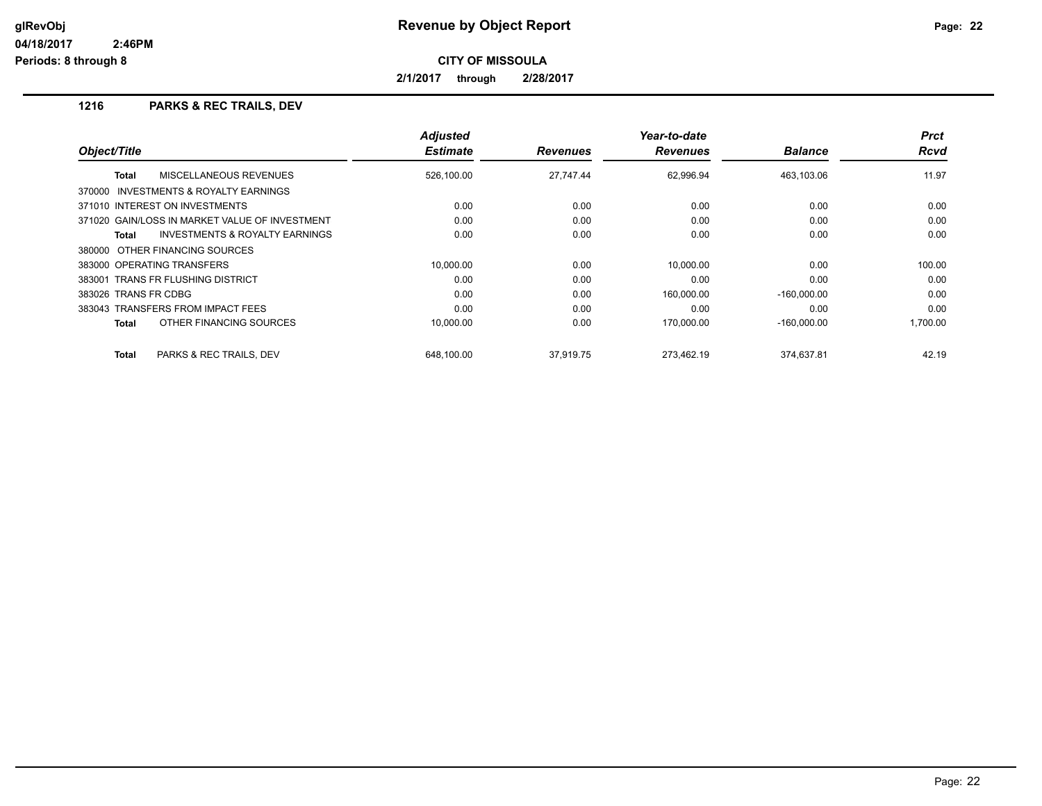# Revenue by Object Report

**CITY OF MISSOULA**

**2/1/2017 through 2/28/2017**

## 1216 PARKS & REC TRAILS, DEV

| Object/Title | Adjusted Estimate | Revenues | Year-to-date Revenues | Balance | Prct Rcvd |
|---|---|---|---|---|---|
| **Total** MISCELLANEOUS REVENUES | 526,100.00 | 27,747.44 | 62,996.94 | 463,103.06 | 11.97 |
| 370000 INVESTMENTS & ROYALTY EARNINGS | | | | | |
| 371010 INTEREST ON INVESTMENTS | 0.00 | 0.00 | 0.00 | 0.00 | 0.00 |
| 371020 GAIN/LOSS IN MARKET VALUE OF INVESTMENT | 0.00 | 0.00 | 0.00 | 0.00 | 0.00 |
| **Total** INVESTMENTS & ROYALTY EARNINGS | 0.00 | 0.00 | 0.00 | 0.00 | 0.00 |
| 380000 OTHER FINANCING SOURCES | | | | | |
| 383000 OPERATING TRANSFERS | 10,000.00 | 0.00 | 10,000.00 | 0.00 | 100.00 |
| 383001 TRANS FR FLUSHING DISTRICT | 0.00 | 0.00 | 0.00 | 0.00 | 0.00 |
| 383026 TRANS FR CDBG | 0.00 | 0.00 | 160,000.00 | -160,000.00 | 0.00 |
| 383043 TRANSFERS FROM IMPACT FEES | 0.00 | 0.00 | 0.00 | 0.00 | 0.00 |
| **Total** OTHER FINANCING SOURCES | 10,000.00 | 0.00 | 170,000.00 | -160,000.00 | 1,700.00 |
| **Total** PARKS & REC TRAILS, DEV | 648,100.00 | 37,919.75 | 273,462.19 | 374,637.81 | 42.19 |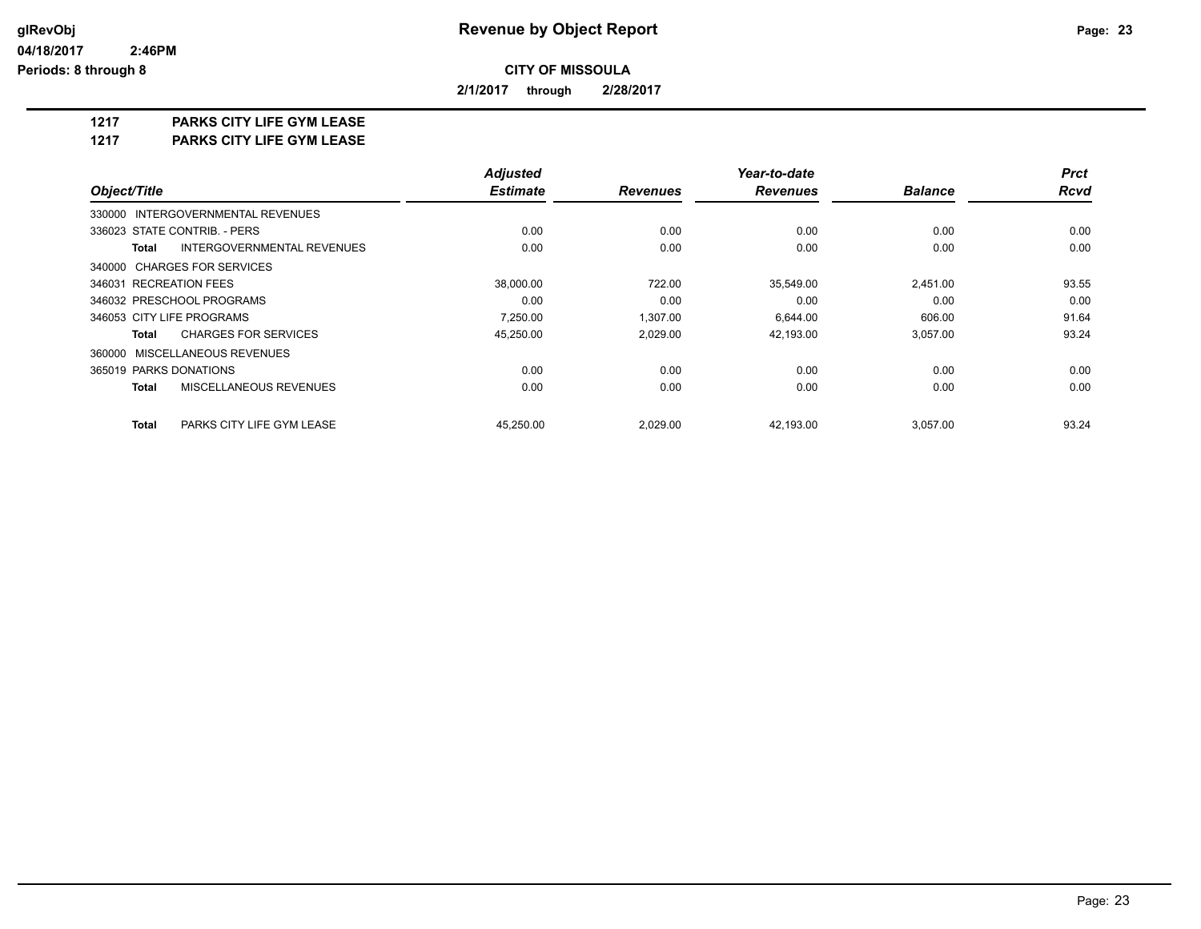# Revenue by Object Report

**CITY OF MISSOULA**

**2/1/2017 through 2/28/2017**

glRevObj
04/18/2017 2:46PM
Periods: 8 through 8

**1217 PARKS CITY LIFE GYM LEASE**
**1217 PARKS CITY LIFE GYM LEASE**

| Object/Title | Adjusted Estimate | Revenues | Year-to-date Revenues | Balance | Prct Rcvd |
|---|---|---|---|---|---|
| 330000 INTERGOVERNMENTAL REVENUES | | | | | |
| 336023 STATE CONTRIB. - PERS | 0.00 | 0.00 | 0.00 | 0.00 | 0.00 |
| **Total** INTERGOVERNMENTAL REVENUES | 0.00 | 0.00 | 0.00 | 0.00 | 0.00 |
| 340000 CHARGES FOR SERVICES | | | | | |
| 346031 RECREATION FEES | 38,000.00 | 722.00 | 35,549.00 | 2,451.00 | 93.55 |
| 346032 PRESCHOOL PROGRAMS | 0.00 | 0.00 | 0.00 | 0.00 | 0.00 |
| 346053 CITY LIFE PROGRAMS | 7,250.00 | 1,307.00 | 6,644.00 | 606.00 | 91.64 |
| **Total** CHARGES FOR SERVICES | 45,250.00 | 2,029.00 | 42,193.00 | 3,057.00 | 93.24 |
| 360000 MISCELLANEOUS REVENUES | | | | | |
| 365019 PARKS DONATIONS | 0.00 | 0.00 | 0.00 | 0.00 | 0.00 |
| **Total** MISCELLANEOUS REVENUES | 0.00 | 0.00 | 0.00 | 0.00 | 0.00 |
| **Total** PARKS CITY LIFE GYM LEASE | 45,250.00 | 2,029.00 | 42,193.00 | 3,057.00 | 93.24 |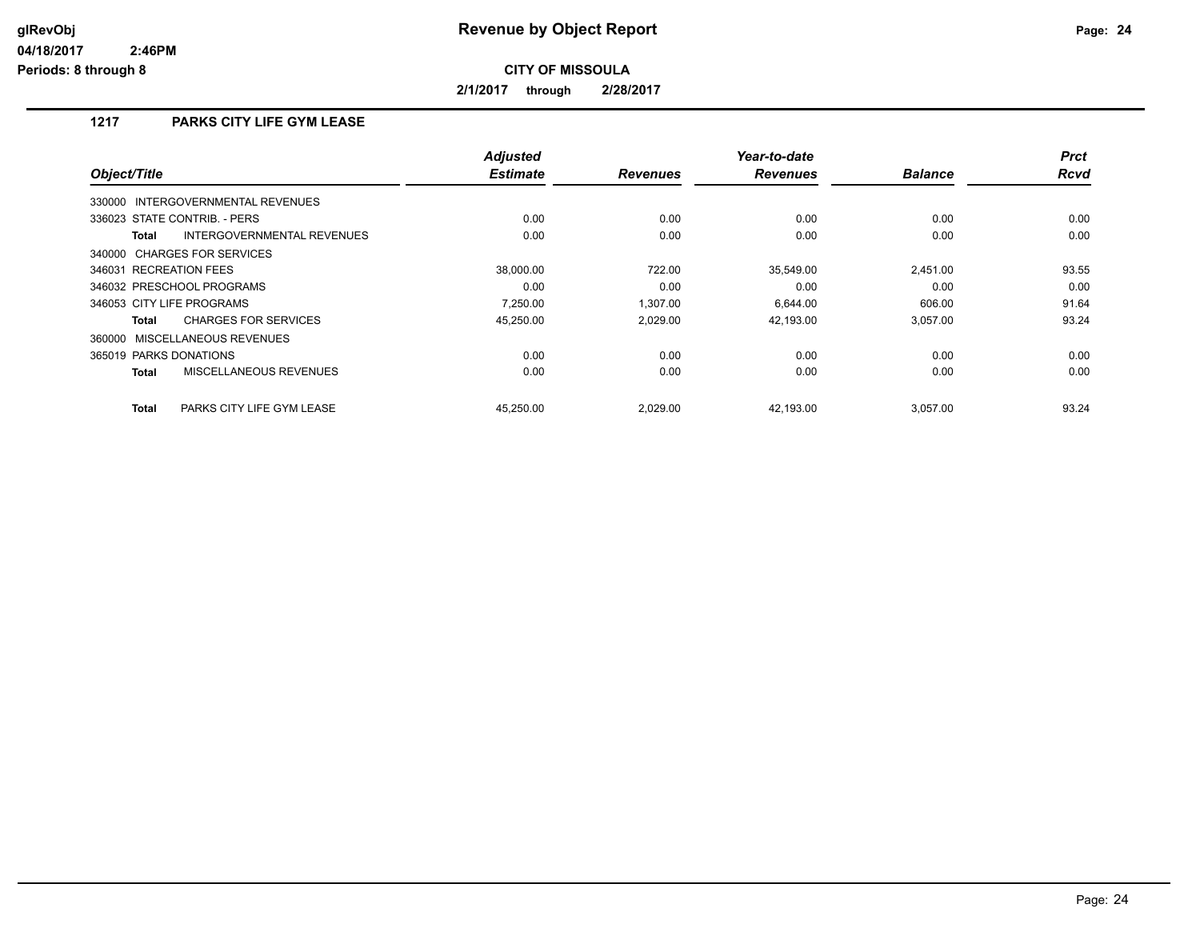**glRevObj**
**04/18/2017 2:46PM**
**Periods: 8 through 8**

# Revenue by Object Report

**CITY OF MISSOULA**

**2/1/2017 through 2/28/2017**

## 1217 PARKS CITY LIFE GYM LEASE

| Object/Title | Adjusted Estimate | Revenues | Year-to-date Revenues | Balance | Prct Rcvd |
|---|---|---|---|---|---|
| 330000 INTERGOVERNMENTAL REVENUES | | | | | |
| 336023 STATE CONTRIB. - PERS | 0.00 | 0.00 | 0.00 | 0.00 | 0.00 |
| **Total** INTERGOVERNMENTAL REVENUES | 0.00 | 0.00 | 0.00 | 0.00 | 0.00 |
| 340000 CHARGES FOR SERVICES | | | | | |
| 346031 RECREATION FEES | 38,000.00 | 722.00 | 35,549.00 | 2,451.00 | 93.55 |
| 346032 PRESCHOOL PROGRAMS | 0.00 | 0.00 | 0.00 | 0.00 | 0.00 |
| 346053 CITY LIFE PROGRAMS | 7,250.00 | 1,307.00 | 6,644.00 | 606.00 | 91.64 |
| **Total** CHARGES FOR SERVICES | 45,250.00 | 2,029.00 | 42,193.00 | 3,057.00 | 93.24 |
| 360000 MISCELLANEOUS REVENUES | | | | | |
| 365019 PARKS DONATIONS | 0.00 | 0.00 | 0.00 | 0.00 | 0.00 |
| **Total** MISCELLANEOUS REVENUES | 0.00 | 0.00 | 0.00 | 0.00 | 0.00 |
| **Total** PARKS CITY LIFE GYM LEASE | 45,250.00 | 2,029.00 | 42,193.00 | 3,057.00 | 93.24 |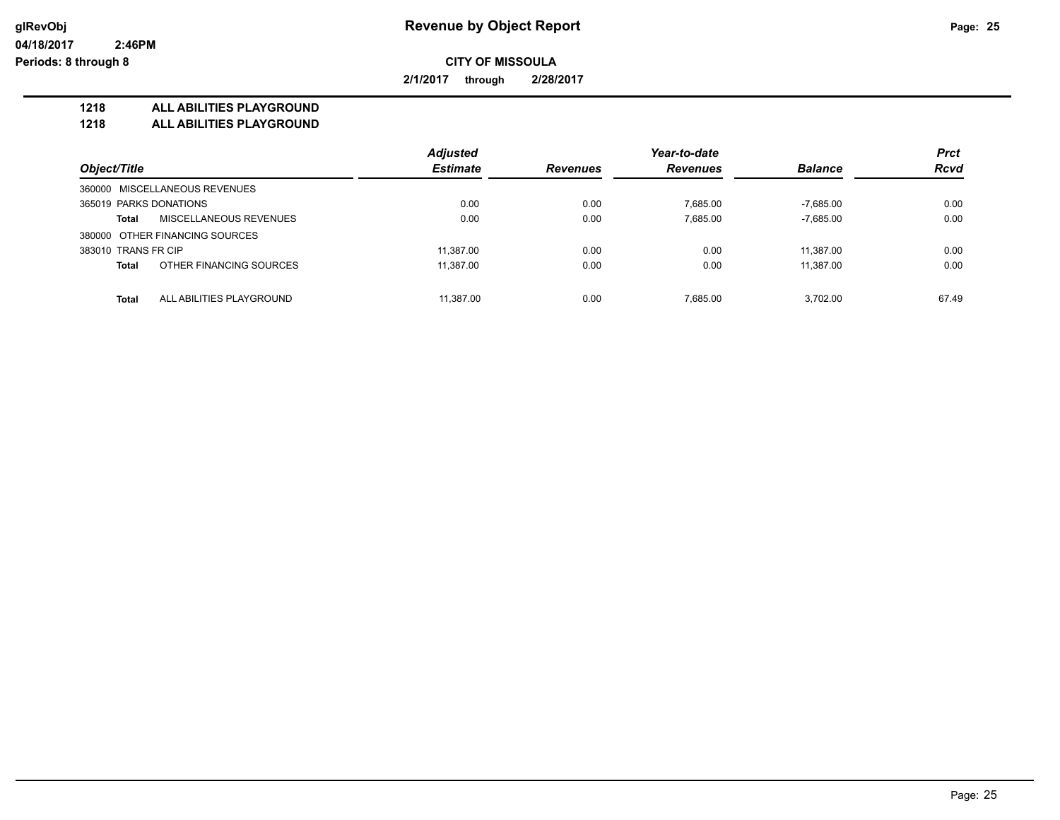glRevObj **Revenue by Object Report**

04/18/2017 2:46PM

Periods: 8 through 8

**CITY OF MISSOULA**

**2/1/2017 through 2/28/2017**

**1218 ALL ABILITIES PLAYGROUND**

**1218 ALL ABILITIES PLAYGROUND**

| Object/Title | | Adjusted Estimate | Revenues | Year-to-date Revenues | Balance | Prct Rcvd |
|---|---|---|---|---|---|---|
| 360000 MISCELLANEOUS REVENUES | | | | | | |
| 365019 PARKS DONATIONS | | 0.00 | 0.00 | 7,685.00 | -7,685.00 | 0.00 |
| **Total** | MISCELLANEOUS REVENUES | 0.00 | 0.00 | 7,685.00 | -7,685.00 | 0.00 |
| 380000 OTHER FINANCING SOURCES | | | | | | |
| 383010 TRANS FR CIP | | 11,387.00 | 0.00 | 0.00 | 11,387.00 | 0.00 |
| **Total** | OTHER FINANCING SOURCES | 11,387.00 | 0.00 | 0.00 | 11,387.00 | 0.00 |
| **Total** | ALL ABILITIES PLAYGROUND | 11,387.00 | 0.00 | 7,685.00 | 3,702.00 | 67.49 |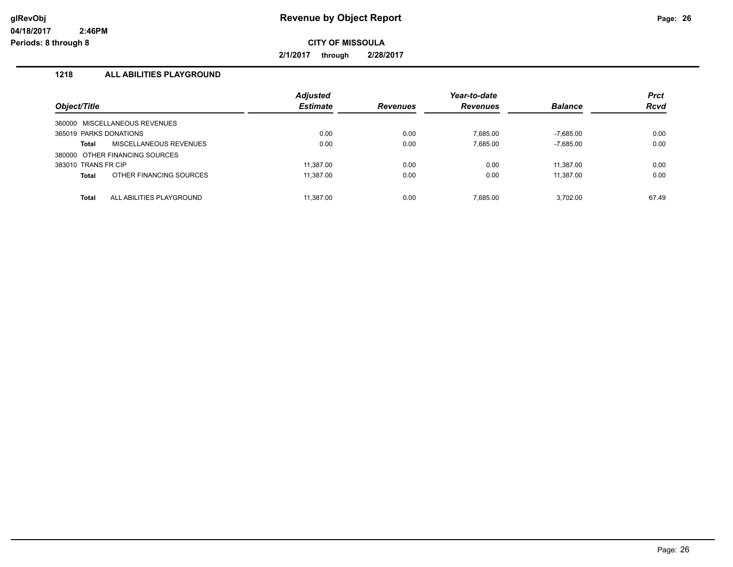**glRevObj** **Revenue by Object Report**

**04/18/2017 2:46PM**

**Periods: 8 through 8**

**CITY OF MISSOULA**

**2/1/2017 through 2/28/2017**

### 1218 ALL ABILITIES PLAYGROUND

| *Object/Title* | *Adjusted Estimate* | *Revenues* | *Year-to-date Revenues* | *Balance* | *Prct Rcvd* |
|---|---|---|---|---|---|
| 360000 MISCELLANEOUS REVENUES | | | | | |
| 365019 PARKS DONATIONS | 0.00 | 0.00 | 7,685.00 | -7,685.00 | 0.00 |
| **Total** MISCELLANEOUS REVENUES | 0.00 | 0.00 | 7,685.00 | -7,685.00 | 0.00 |
| 380000 OTHER FINANCING SOURCES | | | | | |
| 383010 TRANS FR CIP | 11,387.00 | 0.00 | 0.00 | 11,387.00 | 0.00 |
| **Total** OTHER FINANCING SOURCES | 11,387.00 | 0.00 | 0.00 | 11,387.00 | 0.00 |
| **Total** ALL ABILITIES PLAYGROUND | 11,387.00 | 0.00 | 7,685.00 | 3,702.00 | 67.49 |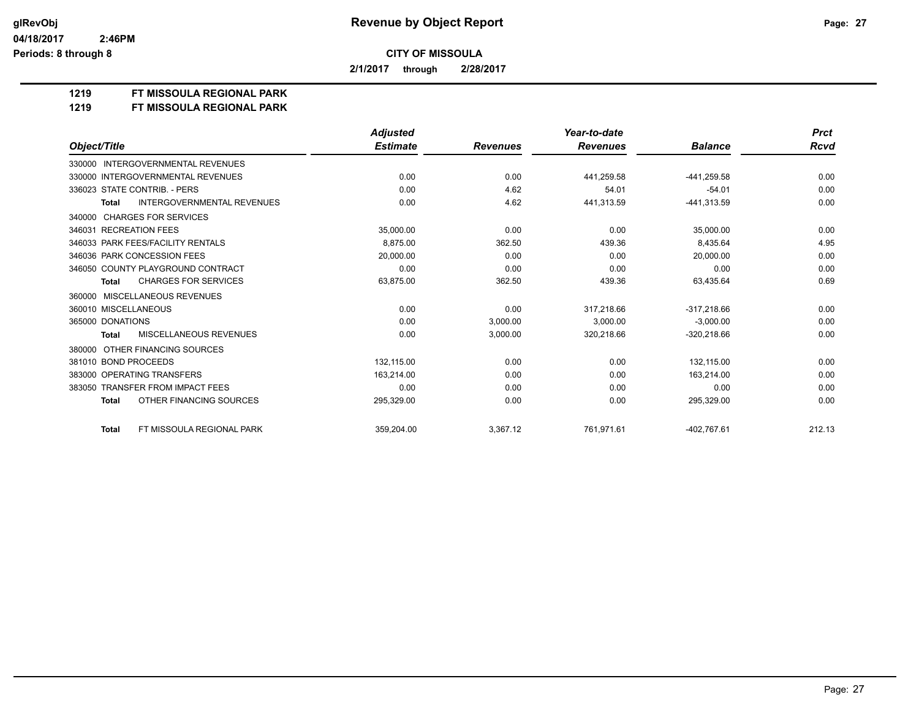**Revenue by Object Report**

**CITY OF MISSOULA**

**2/1/2017 through 2/28/2017**

glRevObj
04/18/2017 2:46PM
Periods: 8 through 8

**1219 FT MISSOULA REGIONAL PARK**
**1219 FT MISSOULA REGIONAL PARK**

| Object/Title | Adjusted Estimate | Revenues | Year-to-date Revenues | Balance | Prct Rcvd |
|---|---|---|---|---|---|
| 330000 INTERGOVERNMENTAL REVENUES | | | | | |
| 330000 INTERGOVERNMENTAL REVENUES | 0.00 | 0.00 | 441,259.58 | -441,259.58 | 0.00 |
| 336023 STATE CONTRIB. - PERS | 0.00 | 4.62 | 54.01 | -54.01 | 0.00 |
| **Total** INTERGOVERNMENTAL REVENUES | 0.00 | 4.62 | 441,313.59 | -441,313.59 | 0.00 |
| 340000 CHARGES FOR SERVICES | | | | | |
| 346031 RECREATION FEES | 35,000.00 | 0.00 | 0.00 | 35,000.00 | 0.00 |
| 346033 PARK FEES/FACILITY RENTALS | 8,875.00 | 362.50 | 439.36 | 8,435.64 | 4.95 |
| 346036 PARK CONCESSION FEES | 20,000.00 | 0.00 | 0.00 | 20,000.00 | 0.00 |
| 346050 COUNTY PLAYGROUND CONTRACT | 0.00 | 0.00 | 0.00 | 0.00 | 0.00 |
| **Total** CHARGES FOR SERVICES | 63,875.00 | 362.50 | 439.36 | 63,435.64 | 0.69 |
| 360000 MISCELLANEOUS REVENUES | | | | | |
| 360010 MISCELLANEOUS | 0.00 | 0.00 | 317,218.66 | -317,218.66 | 0.00 |
| 365000 DONATIONS | 0.00 | 3,000.00 | 3,000.00 | -3,000.00 | 0.00 |
| **Total** MISCELLANEOUS REVENUES | 0.00 | 3,000.00 | 320,218.66 | -320,218.66 | 0.00 |
| 380000 OTHER FINANCING SOURCES | | | | | |
| 381010 BOND PROCEEDS | 132,115.00 | 0.00 | 0.00 | 132,115.00 | 0.00 |
| 383000 OPERATING TRANSFERS | 163,214.00 | 0.00 | 0.00 | 163,214.00 | 0.00 |
| 383050 TRANSFER FROM IMPACT FEES | 0.00 | 0.00 | 0.00 | 0.00 | 0.00 |
| **Total** OTHER FINANCING SOURCES | 295,329.00 | 0.00 | 0.00 | 295,329.00 | 0.00 |
| **Total** FT MISSOULA REGIONAL PARK | 359,204.00 | 3,367.12 | 761,971.61 | -402,767.61 | 212.13 |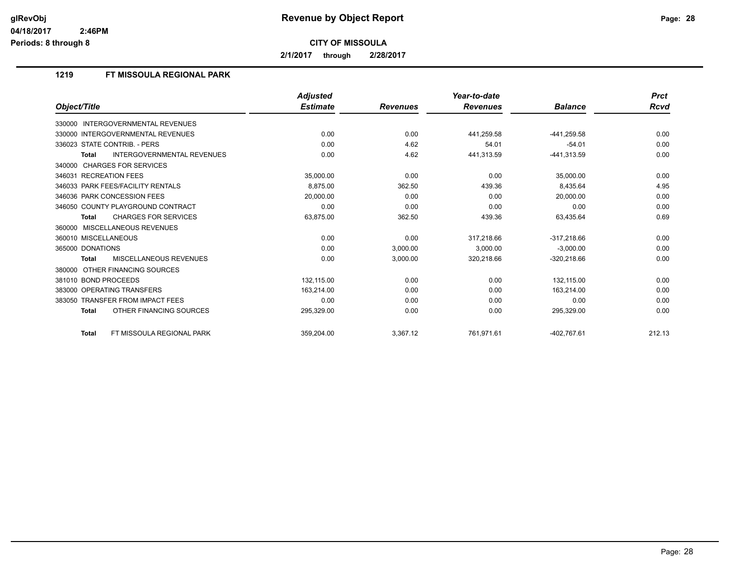**glRevObj** **Revenue by Object Report**
**04/18/2017 2:46PM**
**Periods: 8 through 8**

**CITY OF MISSOULA**

**2/1/2017 through 2/28/2017**

## 1219 FT MISSOULA REGIONAL PARK

| Object/Title | Adjusted Estimate | Revenues | Year-to-date Revenues | Balance | Prct Rcvd |
|---|---|---|---|---|---|
| 330000 INTERGOVERNMENTAL REVENUES | | | | | |
| 330000 INTERGOVERNMENTAL REVENUES | 0.00 | 0.00 | 441,259.58 | -441,259.58 | 0.00 |
| 336023 STATE CONTRIB. - PERS | 0.00 | 4.62 | 54.01 | -54.01 | 0.00 |
| **Total** INTERGOVERNMENTAL REVENUES | 0.00 | 4.62 | 441,313.59 | -441,313.59 | 0.00 |
| 340000 CHARGES FOR SERVICES | | | | | |
| 346031 RECREATION FEES | 35,000.00 | 0.00 | 0.00 | 35,000.00 | 0.00 |
| 346033 PARK FEES/FACILITY RENTALS | 8,875.00 | 362.50 | 439.36 | 8,435.64 | 4.95 |
| 346036 PARK CONCESSION FEES | 20,000.00 | 0.00 | 0.00 | 20,000.00 | 0.00 |
| 346050 COUNTY PLAYGROUND CONTRACT | 0.00 | 0.00 | 0.00 | 0.00 | 0.00 |
| **Total** CHARGES FOR SERVICES | 63,875.00 | 362.50 | 439.36 | 63,435.64 | 0.69 |
| 360000 MISCELLANEOUS REVENUES | | | | | |
| 360010 MISCELLANEOUS | 0.00 | 0.00 | 317,218.66 | -317,218.66 | 0.00 |
| 365000 DONATIONS | 0.00 | 3,000.00 | 3,000.00 | -3,000.00 | 0.00 |
| **Total** MISCELLANEOUS REVENUES | 0.00 | 3,000.00 | 320,218.66 | -320,218.66 | 0.00 |
| 380000 OTHER FINANCING SOURCES | | | | | |
| 381010 BOND PROCEEDS | 132,115.00 | 0.00 | 0.00 | 132,115.00 | 0.00 |
| 383000 OPERATING TRANSFERS | 163,214.00 | 0.00 | 0.00 | 163,214.00 | 0.00 |
| 383050 TRANSFER FROM IMPACT FEES | 0.00 | 0.00 | 0.00 | 0.00 | 0.00 |
| **Total** OTHER FINANCING SOURCES | 295,329.00 | 0.00 | 0.00 | 295,329.00 | 0.00 |
| **Total** FT MISSOULA REGIONAL PARK | 359,204.00 | 3,367.12 | 761,971.61 | -402,767.61 | 212.13 |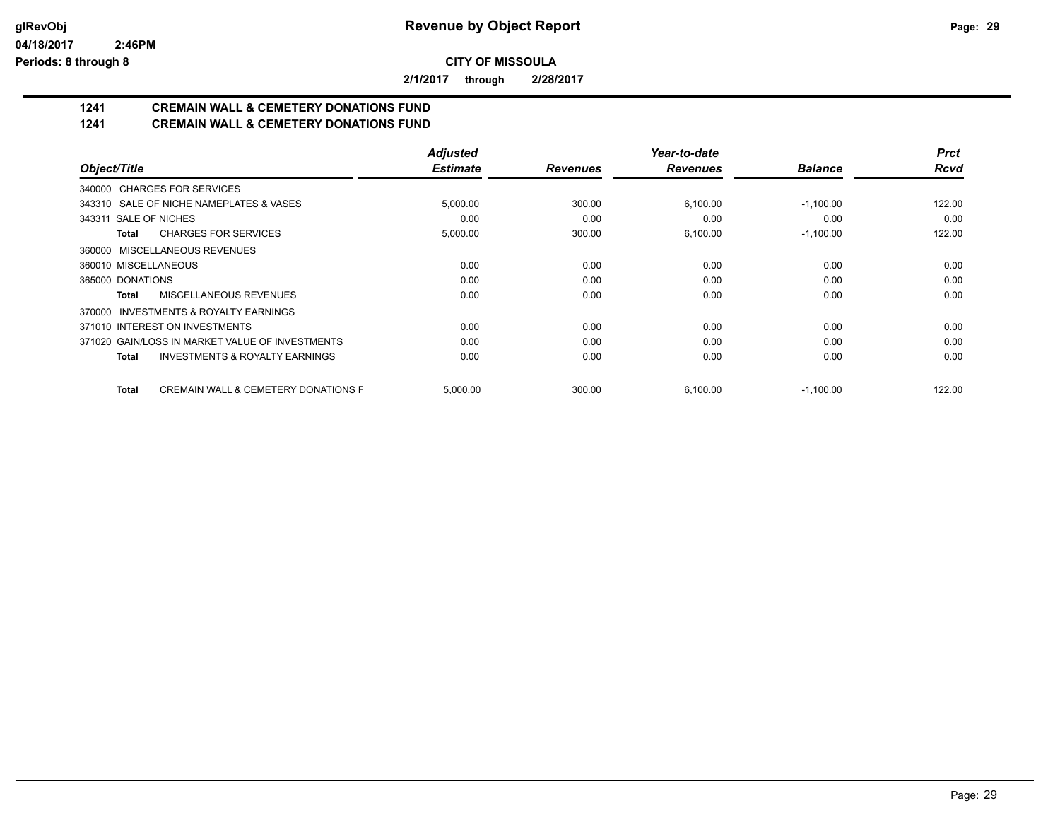# Revenue by Object Report

glRevObj
04/18/2017 2:46PM
Periods: 8 through 8

**CITY OF MISSOULA**

**2/1/2017 through 2/28/2017**

## 1241 CREMAIN WALL & CEMETERY DONATIONS FUND
## 1241 CREMAIN WALL & CEMETERY DONATIONS FUND

| Object/Title | Adjusted Estimate | Revenues | Year-to-date Revenues | Balance | Prct Rcvd |
|---|---|---|---|---|---|
| 340000 CHARGES FOR SERVICES | | | | | |
| 343310 SALE OF NICHE NAMEPLATES & VASES | 5,000.00 | 300.00 | 6,100.00 | -1,100.00 | 122.00 |
| 343311 SALE OF NICHES | 0.00 | 0.00 | 0.00 | 0.00 | 0.00 |
| **Total** CHARGES FOR SERVICES | 5,000.00 | 300.00 | 6,100.00 | -1,100.00 | 122.00 |
| 360000 MISCELLANEOUS REVENUES | | | | | |
| 360010 MISCELLANEOUS | 0.00 | 0.00 | 0.00 | 0.00 | 0.00 |
| 365000 DONATIONS | 0.00 | 0.00 | 0.00 | 0.00 | 0.00 |
| **Total** MISCELLANEOUS REVENUES | 0.00 | 0.00 | 0.00 | 0.00 | 0.00 |
| 370000 INVESTMENTS & ROYALTY EARNINGS | | | | | |
| 371010 INTEREST ON INVESTMENTS | 0.00 | 0.00 | 0.00 | 0.00 | 0.00 |
| 371020 GAIN/LOSS IN MARKET VALUE OF INVESTMENTS | 0.00 | 0.00 | 0.00 | 0.00 | 0.00 |
| **Total** INVESTMENTS & ROYALTY EARNINGS | 0.00 | 0.00 | 0.00 | 0.00 | 0.00 |
| **Total** CREMAIN WALL & CEMETERY DONATIONS F | 5,000.00 | 300.00 | 6,100.00 | -1,100.00 | 122.00 |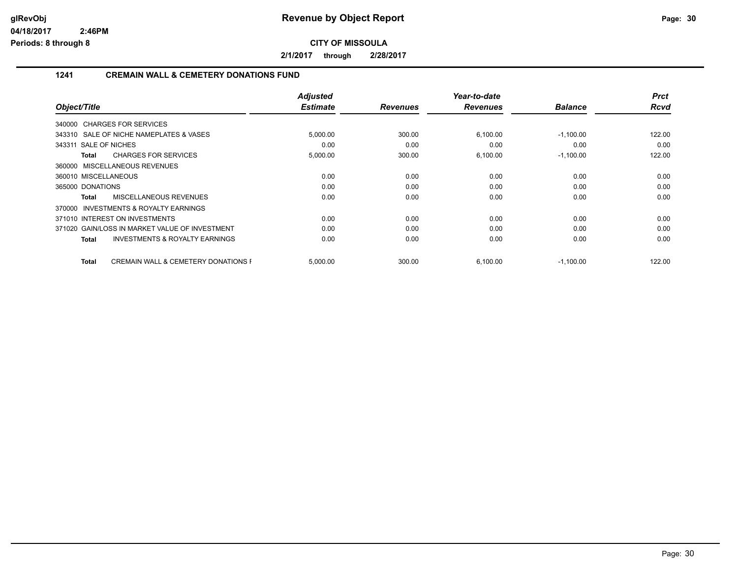# Revenue by Object Report

**CITY OF MISSOULA**

**2/1/2017 through 2/28/2017**

## 1241 CREMAIN WALL & CEMETERY DONATIONS FUND

| Object/Title | Adjusted Estimate | Revenues | Year-to-date Revenues | Balance | Prct Rcvd |
|---|---|---|---|---|---|
| 340000 CHARGES FOR SERVICES | | | | | |
| 343310 SALE OF NICHE NAMEPLATES & VASES | 5,000.00 | 300.00 | 6,100.00 | -1,100.00 | 122.00 |
| 343311 SALE OF NICHES | 0.00 | 0.00 | 0.00 | 0.00 | 0.00 |
| **Total** CHARGES FOR SERVICES | 5,000.00 | 300.00 | 6,100.00 | -1,100.00 | 122.00 |
| 360000 MISCELLANEOUS REVENUES | | | | | |
| 360010 MISCELLANEOUS | 0.00 | 0.00 | 0.00 | 0.00 | 0.00 |
| 365000 DONATIONS | 0.00 | 0.00 | 0.00 | 0.00 | 0.00 |
| **Total** MISCELLANEOUS REVENUES | 0.00 | 0.00 | 0.00 | 0.00 | 0.00 |
| 370000 INVESTMENTS & ROYALTY EARNINGS | | | | | |
| 371010 INTEREST ON INVESTMENTS | 0.00 | 0.00 | 0.00 | 0.00 | 0.00 |
| 371020 GAIN/LOSS IN MARKET VALUE OF INVESTMENT | 0.00 | 0.00 | 0.00 | 0.00 | 0.00 |
| **Total** INVESTMENTS & ROYALTY EARNINGS | 0.00 | 0.00 | 0.00 | 0.00 | 0.00 |
| **Total** CREMAIN WALL & CEMETERY DONATIONS F | 5,000.00 | 300.00 | 6,100.00 | -1,100.00 | 122.00 |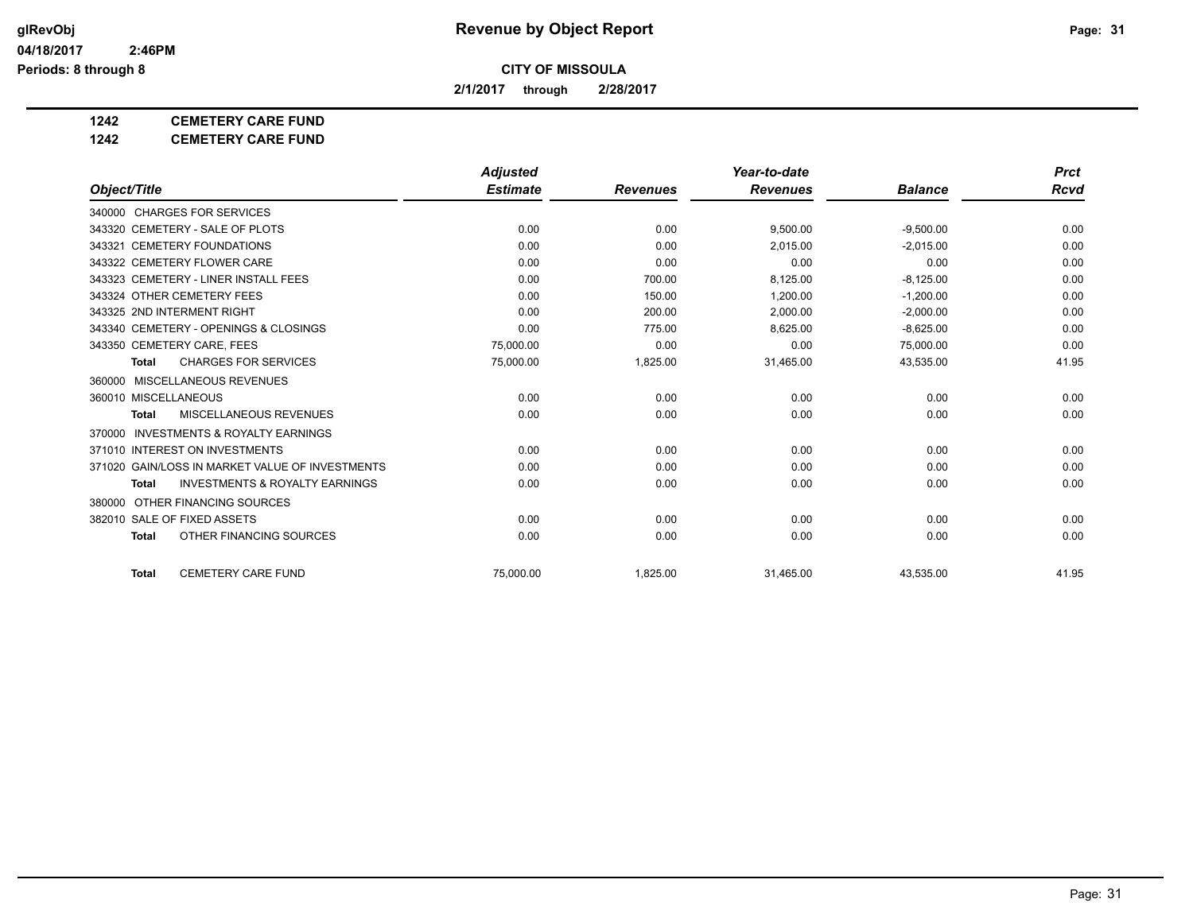**Revenue by Object Report**

**CITY OF MISSOULA**

**2/1/2017 through 2/28/2017**

glRevObj
04/18/2017 2:46PM
Periods: 8 through 8

**1242 CEMETERY CARE FUND**
**1242 CEMETERY CARE FUND**

| Object/Title | Adjusted Estimate | Revenues | Year-to-date Revenues | Balance | Prct Rcvd |
|---|---|---|---|---|---|
| 340000 CHARGES FOR SERVICES | | | | | |
| 343320 CEMETERY - SALE OF PLOTS | 0.00 | 0.00 | 9,500.00 | -9,500.00 | 0.00 |
| 343321 CEMETERY FOUNDATIONS | 0.00 | 0.00 | 2,015.00 | -2,015.00 | 0.00 |
| 343322 CEMETERY FLOWER CARE | 0.00 | 0.00 | 0.00 | 0.00 | 0.00 |
| 343323 CEMETERY - LINER INSTALL FEES | 0.00 | 700.00 | 8,125.00 | -8,125.00 | 0.00 |
| 343324 OTHER CEMETERY FEES | 0.00 | 150.00 | 1,200.00 | -1,200.00 | 0.00 |
| 343325 2ND INTERMENT RIGHT | 0.00 | 200.00 | 2,000.00 | -2,000.00 | 0.00 |
| 343340 CEMETERY - OPENINGS & CLOSINGS | 0.00 | 775.00 | 8,625.00 | -8,625.00 | 0.00 |
| 343350 CEMETERY CARE, FEES | 75,000.00 | 0.00 | 0.00 | 75,000.00 | 0.00 |
| **Total** CHARGES FOR SERVICES | 75,000.00 | 1,825.00 | 31,465.00 | 43,535.00 | 41.95 |
| 360000 MISCELLANEOUS REVENUES | | | | | |
| 360010 MISCELLANEOUS | 0.00 | 0.00 | 0.00 | 0.00 | 0.00 |
| **Total** MISCELLANEOUS REVENUES | 0.00 | 0.00 | 0.00 | 0.00 | 0.00 |
| 370000 INVESTMENTS & ROYALTY EARNINGS | | | | | |
| 371010 INTEREST ON INVESTMENTS | 0.00 | 0.00 | 0.00 | 0.00 | 0.00 |
| 371020 GAIN/LOSS IN MARKET VALUE OF INVESTMENTS | 0.00 | 0.00 | 0.00 | 0.00 | 0.00 |
| **Total** INVESTMENTS & ROYALTY EARNINGS | 0.00 | 0.00 | 0.00 | 0.00 | 0.00 |
| 380000 OTHER FINANCING SOURCES | | | | | |
| 382010 SALE OF FIXED ASSETS | 0.00 | 0.00 | 0.00 | 0.00 | 0.00 |
| **Total** OTHER FINANCING SOURCES | 0.00 | 0.00 | 0.00 | 0.00 | 0.00 |
| **Total** CEMETERY CARE FUND | 75,000.00 | 1,825.00 | 31,465.00 | 43,535.00 | 41.95 |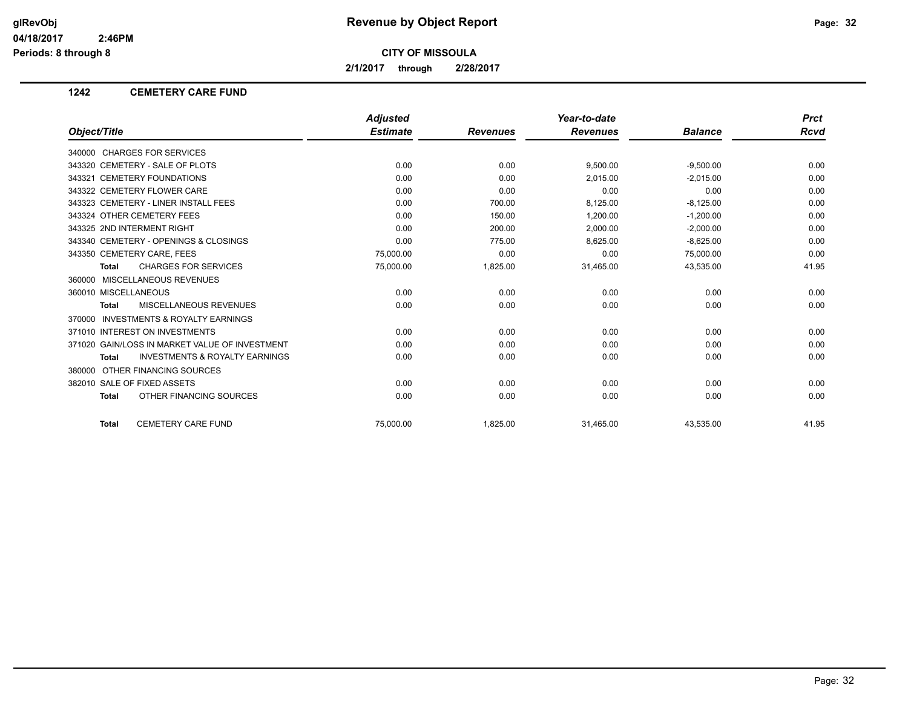# Revenue by Object Report

glRevObj
04/18/2017 2:46PM
Periods: 8 through 8

**CITY OF MISSOULA**

**2/1/2017 through 2/28/2017**

## 1242 CEMETERY CARE FUND

| Object/Title | Adjusted Estimate | Revenues | Year-to-date Revenues | Balance | Prct Rcvd |
|---|---|---|---|---|---|
| 340000 CHARGES FOR SERVICES | | | | | |
| 343320 CEMETERY - SALE OF PLOTS | 0.00 | 0.00 | 9,500.00 | -9,500.00 | 0.00 |
| 343321 CEMETERY FOUNDATIONS | 0.00 | 0.00 | 2,015.00 | -2,015.00 | 0.00 |
| 343322 CEMETERY FLOWER CARE | 0.00 | 0.00 | 0.00 | 0.00 | 0.00 |
| 343323 CEMETERY - LINER INSTALL FEES | 0.00 | 700.00 | 8,125.00 | -8,125.00 | 0.00 |
| 343324 OTHER CEMETERY FEES | 0.00 | 150.00 | 1,200.00 | -1,200.00 | 0.00 |
| 343325 2ND INTERMENT RIGHT | 0.00 | 200.00 | 2,000.00 | -2,000.00 | 0.00 |
| 343340 CEMETERY - OPENINGS & CLOSINGS | 0.00 | 775.00 | 8,625.00 | -8,625.00 | 0.00 |
| 343350 CEMETERY CARE, FEES | 75,000.00 | 0.00 | 0.00 | 75,000.00 | 0.00 |
| **Total** CHARGES FOR SERVICES | 75,000.00 | 1,825.00 | 31,465.00 | 43,535.00 | 41.95 |
| 360000 MISCELLANEOUS REVENUES | | | | | |
| 360010 MISCELLANEOUS | 0.00 | 0.00 | 0.00 | 0.00 | 0.00 |
| **Total** MISCELLANEOUS REVENUES | 0.00 | 0.00 | 0.00 | 0.00 | 0.00 |
| 370000 INVESTMENTS & ROYALTY EARNINGS | | | | | |
| 371010 INTEREST ON INVESTMENTS | 0.00 | 0.00 | 0.00 | 0.00 | 0.00 |
| 371020 GAIN/LOSS IN MARKET VALUE OF INVESTMENT | 0.00 | 0.00 | 0.00 | 0.00 | 0.00 |
| **Total** INVESTMENTS & ROYALTY EARNINGS | 0.00 | 0.00 | 0.00 | 0.00 | 0.00 |
| 380000 OTHER FINANCING SOURCES | | | | | |
| 382010 SALE OF FIXED ASSETS | 0.00 | 0.00 | 0.00 | 0.00 | 0.00 |
| **Total** OTHER FINANCING SOURCES | 0.00 | 0.00 | 0.00 | 0.00 | 0.00 |
| **Total** CEMETERY CARE FUND | 75,000.00 | 1,825.00 | 31,465.00 | 43,535.00 | 41.95 |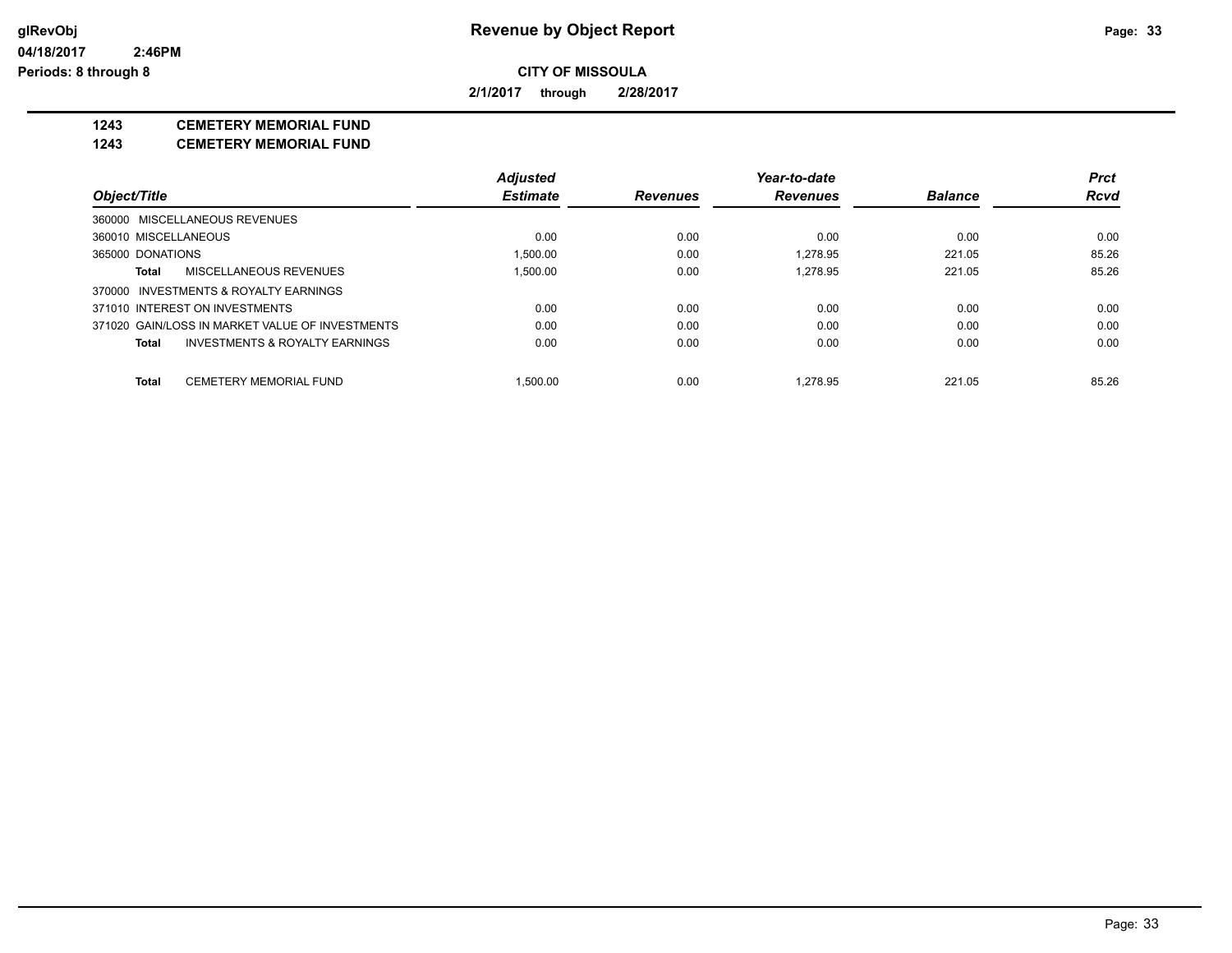# Revenue by Object Report

glRevObj
04/18/2017 2:46PM
Periods: 8 through 8

**CITY OF MISSOULA**

**2/1/2017 through 2/28/2017**

**1243 CEMETERY MEMORIAL FUND**
**1243 CEMETERY MEMORIAL FUND**

| Object/Title | Adjusted Estimate | Revenues | Year-to-date Revenues | Balance | Prct Rcvd |
|---|---|---|---|---|---|
| 360000 MISCELLANEOUS REVENUES | | | | | |
| 360010 MISCELLANEOUS | 0.00 | 0.00 | 0.00 | 0.00 | 0.00 |
| 365000 DONATIONS | 1,500.00 | 0.00 | 1,278.95 | 221.05 | 85.26 |
| **Total** MISCELLANEOUS REVENUES | 1,500.00 | 0.00 | 1,278.95 | 221.05 | 85.26 |
| 370000 INVESTMENTS & ROYALTY EARNINGS | | | | | |
| 371010 INTEREST ON INVESTMENTS | 0.00 | 0.00 | 0.00 | 0.00 | 0.00 |
| 371020 GAIN/LOSS IN MARKET VALUE OF INVESTMENTS | 0.00 | 0.00 | 0.00 | 0.00 | 0.00 |
| **Total** INVESTMENTS & ROYALTY EARNINGS | 0.00 | 0.00 | 0.00 | 0.00 | 0.00 |
| **Total** CEMETERY MEMORIAL FUND | 1,500.00 | 0.00 | 1,278.95 | 221.05 | 85.26 |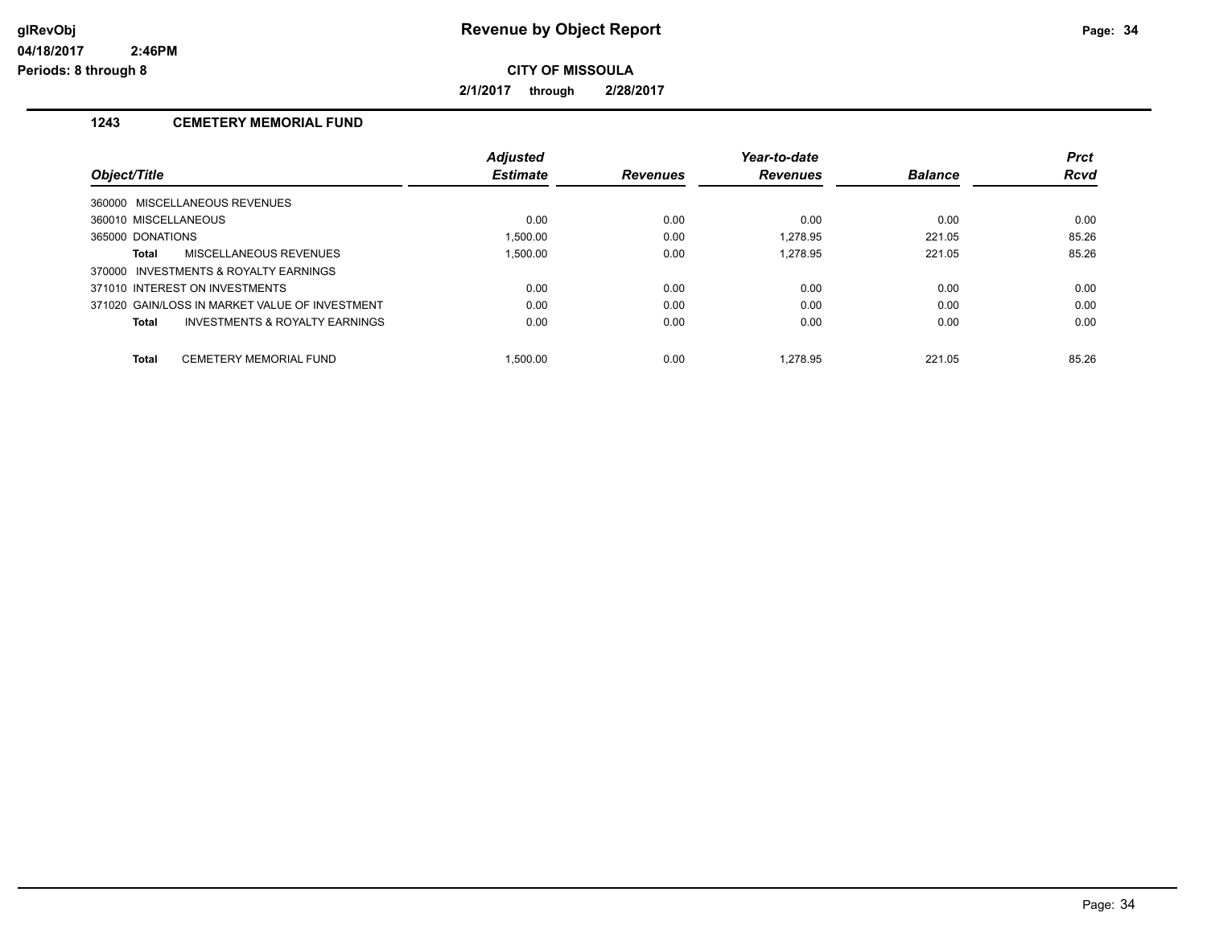# Revenue by Object Report

**CITY OF MISSOULA**

**2/1/2017 through 2/28/2017**

glRevObj
04/18/2017 2:46PM
Periods: 8 through 8

## 1243 CEMETERY MEMORIAL FUND

| Object/Title | Adjusted Estimate | Revenues | Year-to-date Revenues | Balance | Prct Rcvd |
|---|---|---|---|---|---|
| 360000 MISCELLANEOUS REVENUES | | | | | |
| 360010 MISCELLANEOUS | 0.00 | 0.00 | 0.00 | 0.00 | 0.00 |
| 365000 DONATIONS | 1,500.00 | 0.00 | 1,278.95 | 221.05 | 85.26 |
| **Total** MISCELLANEOUS REVENUES | 1,500.00 | 0.00 | 1,278.95 | 221.05 | 85.26 |
| 370000 INVESTMENTS & ROYALTY EARNINGS | | | | | |
| 371010 INTEREST ON INVESTMENTS | 0.00 | 0.00 | 0.00 | 0.00 | 0.00 |
| 371020 GAIN/LOSS IN MARKET VALUE OF INVESTMENT | 0.00 | 0.00 | 0.00 | 0.00 | 0.00 |
| **Total** INVESTMENTS & ROYALTY EARNINGS | 0.00 | 0.00 | 0.00 | 0.00 | 0.00 |
| **Total** CEMETERY MEMORIAL FUND | 1,500.00 | 0.00 | 1,278.95 | 221.05 | 85.26 |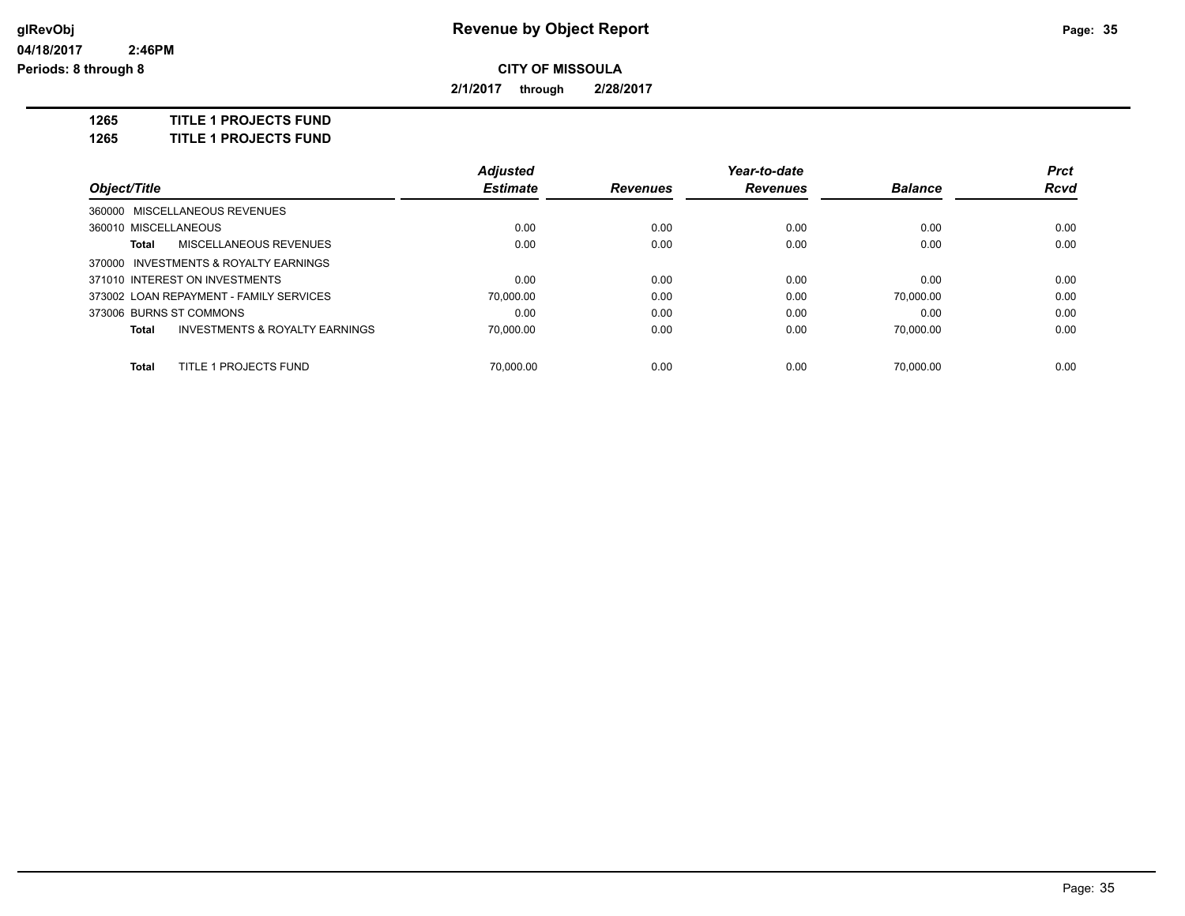# Revenue by Object Report

glRevObj
04/18/2017 2:46PM
Periods: 8 through 8

**CITY OF MISSOULA**

**2/1/2017 through 2/28/2017**

**1265 TITLE 1 PROJECTS FUND**
**1265 TITLE 1 PROJECTS FUND**

| Object/Title | Adjusted Estimate | Revenues | Year-to-date Revenues | Balance | Prct Rcvd |
|---|---|---|---|---|---|
| 360000 MISCELLANEOUS REVENUES | | | | | |
| 360010 MISCELLANEOUS | 0.00 | 0.00 | 0.00 | 0.00 | 0.00 |
| **Total** MISCELLANEOUS REVENUES | 0.00 | 0.00 | 0.00 | 0.00 | 0.00 |
| 370000 INVESTMENTS & ROYALTY EARNINGS | | | | | |
| 371010 INTEREST ON INVESTMENTS | 0.00 | 0.00 | 0.00 | 0.00 | 0.00 |
| 373002 LOAN REPAYMENT - FAMILY SERVICES | 70,000.00 | 0.00 | 0.00 | 70,000.00 | 0.00 |
| 373006 BURNS ST COMMONS | 0.00 | 0.00 | 0.00 | 0.00 | 0.00 |
| **Total** INVESTMENTS & ROYALTY EARNINGS | 70,000.00 | 0.00 | 0.00 | 70,000.00 | 0.00 |
| **Total** TITLE 1 PROJECTS FUND | 70,000.00 | 0.00 | 0.00 | 70,000.00 | 0.00 |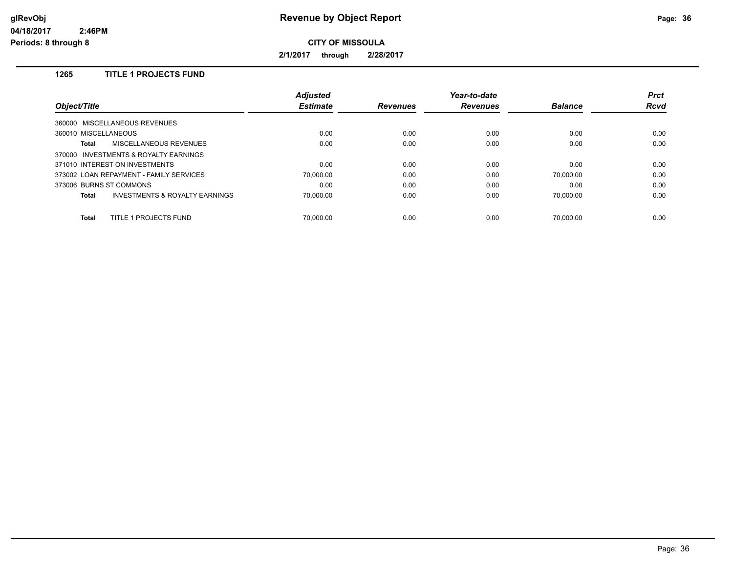# Revenue by Object Report

glRevObj
04/18/2017 2:46PM
Periods: 8 through 8

**CITY OF MISSOULA**

**2/1/2017 through 2/28/2017**

## 1265 TITLE 1 PROJECTS FUND

| Object/Title | Adjusted Estimate | Revenues | Year-to-date Revenues | Balance | Prct Rcvd |
|---|---|---|---|---|---|
| 360000 MISCELLANEOUS REVENUES | | | | | |
| 360010 MISCELLANEOUS | 0.00 | 0.00 | 0.00 | 0.00 | 0.00 |
| **Total** MISCELLANEOUS REVENUES | 0.00 | 0.00 | 0.00 | 0.00 | 0.00 |
| 370000 INVESTMENTS & ROYALTY EARNINGS | | | | | |
| 371010 INTEREST ON INVESTMENTS | 0.00 | 0.00 | 0.00 | 0.00 | 0.00 |
| 373002 LOAN REPAYMENT - FAMILY SERVICES | 70,000.00 | 0.00 | 0.00 | 70,000.00 | 0.00 |
| 373006 BURNS ST COMMONS | 0.00 | 0.00 | 0.00 | 0.00 | 0.00 |
| **Total** INVESTMENTS & ROYALTY EARNINGS | 70,000.00 | 0.00 | 0.00 | 70,000.00 | 0.00 |
| **Total** TITLE 1 PROJECTS FUND | 70,000.00 | 0.00 | 0.00 | 70,000.00 | 0.00 |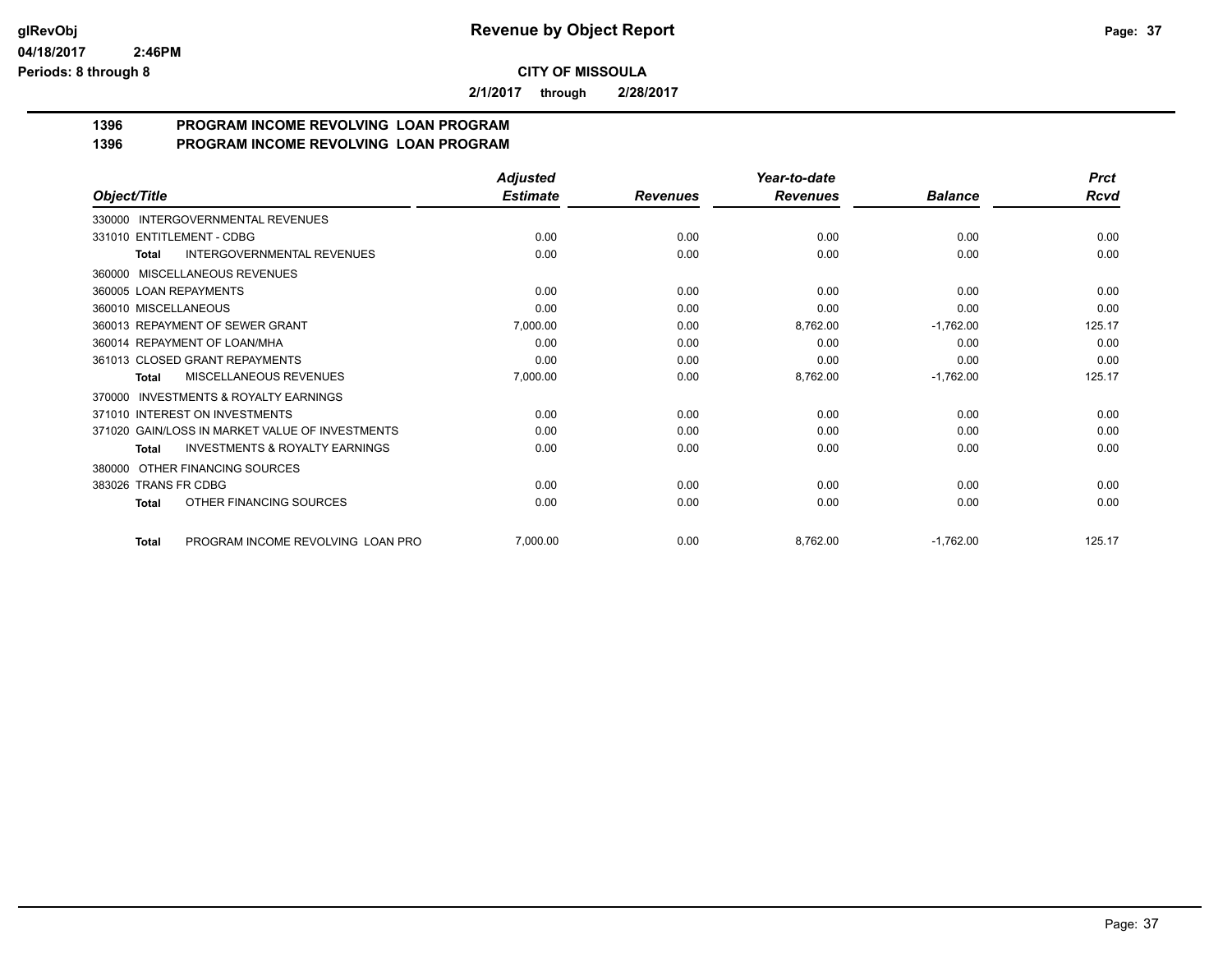# Revenue by Object Report

**CITY OF MISSOULA**

**2/1/2017 through 2/28/2017**

**1396 PROGRAM INCOME REVOLVING LOAN PROGRAM**
**1396 PROGRAM INCOME REVOLVING LOAN PROGRAM**

| Object/Title | Adjusted Estimate | Revenues | Year-to-date Revenues | Balance | Prct Rcvd |
|---|---|---|---|---|---|
| 330000 INTERGOVERNMENTAL REVENUES | | | | | |
| 331010 ENTITLEMENT - CDBG | 0.00 | 0.00 | 0.00 | 0.00 | 0.00 |
| **Total** INTERGOVERNMENTAL REVENUES | 0.00 | 0.00 | 0.00 | 0.00 | 0.00 |
| 360000 MISCELLANEOUS REVENUES | | | | | |
| 360005 LOAN REPAYMENTS | 0.00 | 0.00 | 0.00 | 0.00 | 0.00 |
| 360010 MISCELLANEOUS | 0.00 | 0.00 | 0.00 | 0.00 | 0.00 |
| 360013 REPAYMENT OF SEWER GRANT | 7,000.00 | 0.00 | 8,762.00 | -1,762.00 | 125.17 |
| 360014 REPAYMENT OF LOAN/MHA | 0.00 | 0.00 | 0.00 | 0.00 | 0.00 |
| 361013 CLOSED GRANT REPAYMENTS | 0.00 | 0.00 | 0.00 | 0.00 | 0.00 |
| **Total** MISCELLANEOUS REVENUES | 7,000.00 | 0.00 | 8,762.00 | -1,762.00 | 125.17 |
| 370000 INVESTMENTS & ROYALTY EARNINGS | | | | | |
| 371010 INTEREST ON INVESTMENTS | 0.00 | 0.00 | 0.00 | 0.00 | 0.00 |
| 371020 GAIN/LOSS IN MARKET VALUE OF INVESTMENTS | 0.00 | 0.00 | 0.00 | 0.00 | 0.00 |
| **Total** INVESTMENTS & ROYALTY EARNINGS | 0.00 | 0.00 | 0.00 | 0.00 | 0.00 |
| 380000 OTHER FINANCING SOURCES | | | | | |
| 383026 TRANS FR CDBG | 0.00 | 0.00 | 0.00 | 0.00 | 0.00 |
| **Total** OTHER FINANCING SOURCES | 0.00 | 0.00 | 0.00 | 0.00 | 0.00 |
| **Total** PROGRAM INCOME REVOLVING LOAN PRO | 7,000.00 | 0.00 | 8,762.00 | -1,762.00 | 125.17 |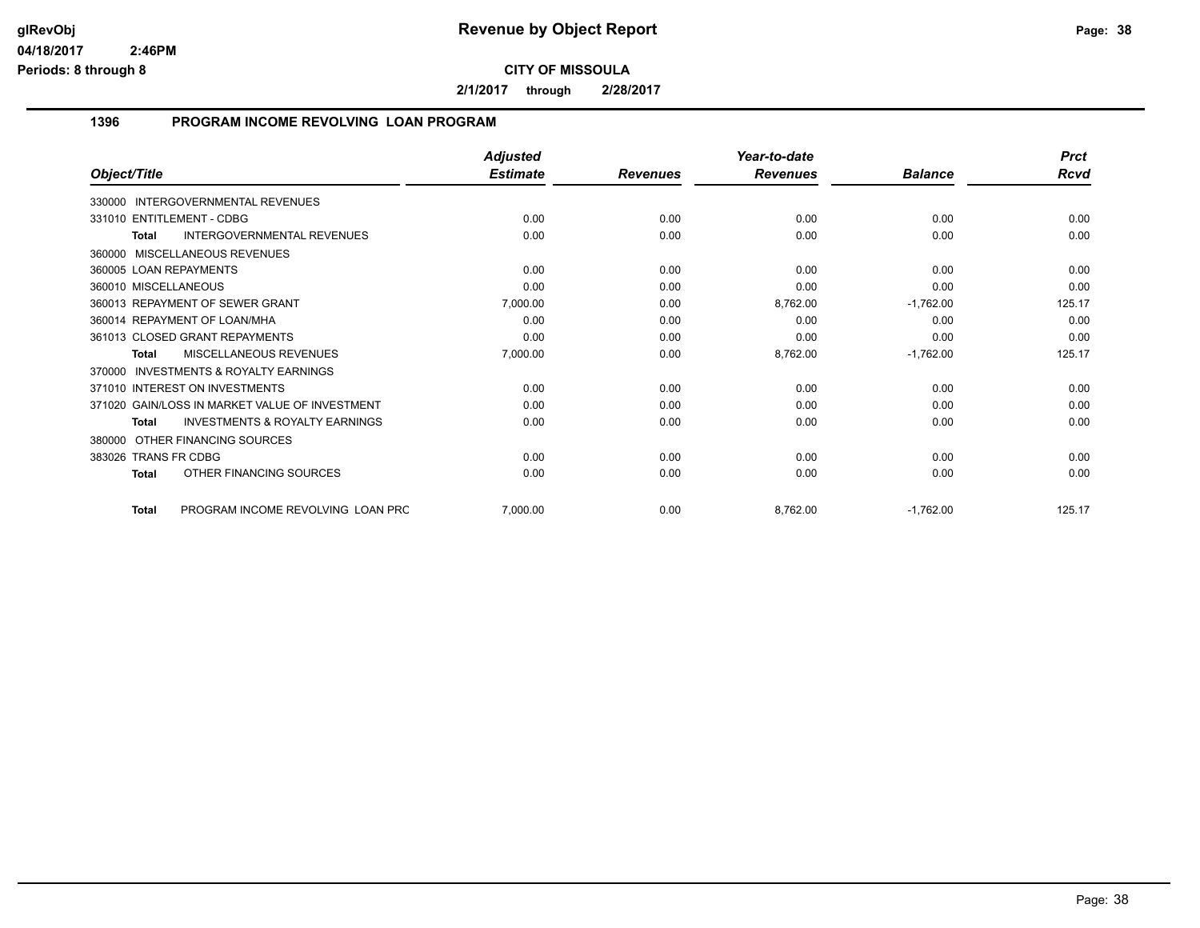# Revenue by Object Report

**CITY OF MISSOULA**

**2/1/2017 through 2/28/2017**

glRevObj
04/18/2017 2:46PM
Periods: 8 through 8

## 1396 PROGRAM INCOME REVOLVING LOAN PROGRAM

| Object/Title | Adjusted Estimate | Revenues | Year-to-date Revenues | Balance | Prct Rcvd |
|---|---|---|---|---|---|
| 330000 INTERGOVERNMENTAL REVENUES | | | | | |
| 331010 ENTITLEMENT - CDBG | 0.00 | 0.00 | 0.00 | 0.00 | 0.00 |
| **Total** INTERGOVERNMENTAL REVENUES | 0.00 | 0.00 | 0.00 | 0.00 | 0.00 |
| 360000 MISCELLANEOUS REVENUES | | | | | |
| 360005 LOAN REPAYMENTS | 0.00 | 0.00 | 0.00 | 0.00 | 0.00 |
| 360010 MISCELLANEOUS | 0.00 | 0.00 | 0.00 | 0.00 | 0.00 |
| 360013 REPAYMENT OF SEWER GRANT | 7,000.00 | 0.00 | 8,762.00 | -1,762.00 | 125.17 |
| 360014 REPAYMENT OF LOAN/MHA | 0.00 | 0.00 | 0.00 | 0.00 | 0.00 |
| 361013 CLOSED GRANT REPAYMENTS | 0.00 | 0.00 | 0.00 | 0.00 | 0.00 |
| **Total** MISCELLANEOUS REVENUES | 7,000.00 | 0.00 | 8,762.00 | -1,762.00 | 125.17 |
| 370000 INVESTMENTS & ROYALTY EARNINGS | | | | | |
| 371010 INTEREST ON INVESTMENTS | 0.00 | 0.00 | 0.00 | 0.00 | 0.00 |
| 371020 GAIN/LOSS IN MARKET VALUE OF INVESTMENT | 0.00 | 0.00 | 0.00 | 0.00 | 0.00 |
| **Total** INVESTMENTS & ROYALTY EARNINGS | 0.00 | 0.00 | 0.00 | 0.00 | 0.00 |
| 380000 OTHER FINANCING SOURCES | | | | | |
| 383026 TRANS FR CDBG | 0.00 | 0.00 | 0.00 | 0.00 | 0.00 |
| **Total** OTHER FINANCING SOURCES | 0.00 | 0.00 | 0.00 | 0.00 | 0.00 |
| **Total** PROGRAM INCOME REVOLVING LOAN PRC | 7,000.00 | 0.00 | 8,762.00 | -1,762.00 | 125.17 |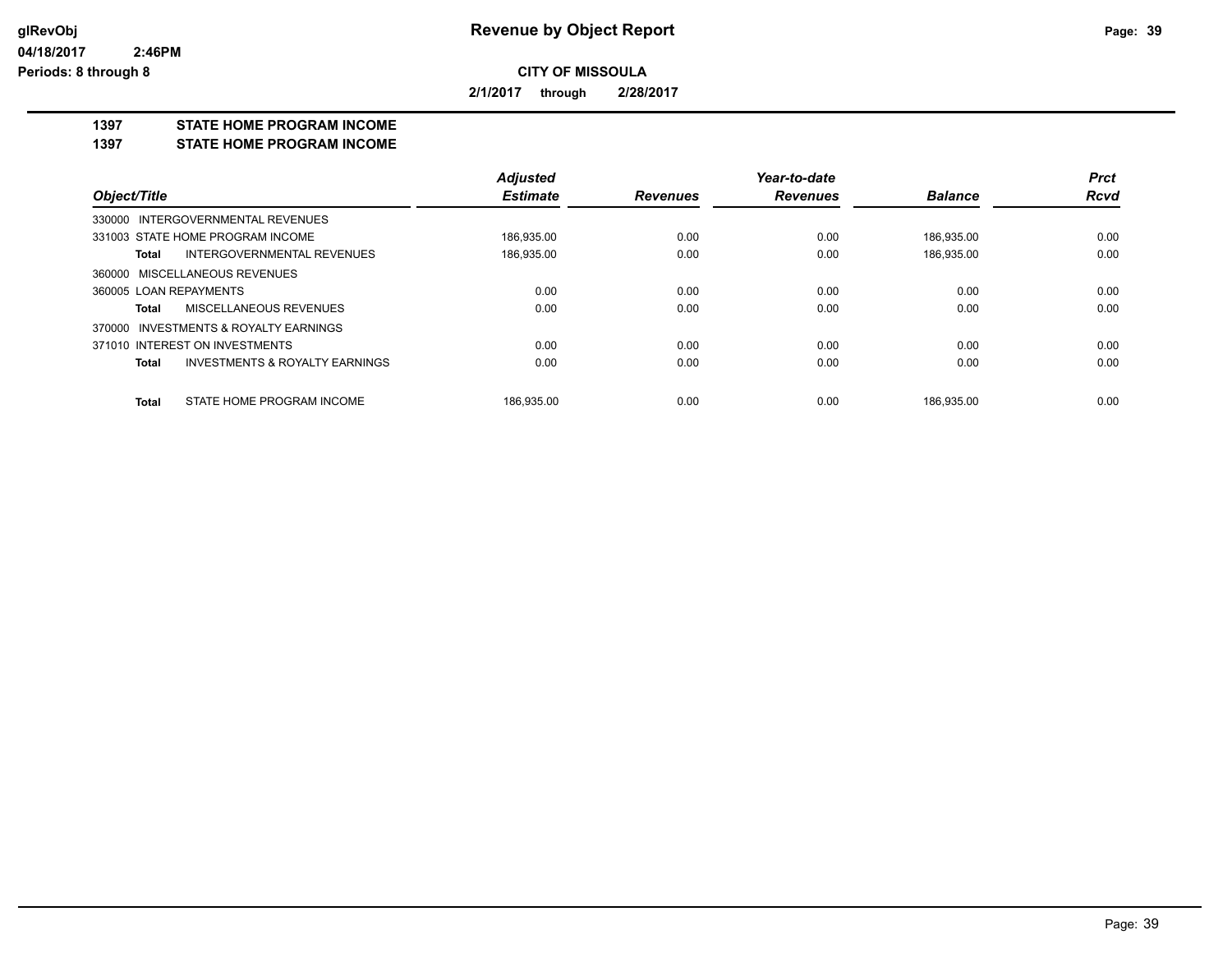**glRevObj**
**04/18/2017 2:46PM**
**Periods: 8 through 8**

# Revenue by Object Report

**CITY OF MISSOULA**

**2/1/2017 through 2/28/2017**

**1397 STATE HOME PROGRAM INCOME**
**1397 STATE HOME PROGRAM INCOME**

| Object/Title | Adjusted Estimate | Revenues | Year-to-date Revenues | Balance | Prct Rcvd |
|---|---|---|---|---|---|
| 330000 INTERGOVERNMENTAL REVENUES | | | | | |
| 331003 STATE HOME PROGRAM INCOME | 186,935.00 | 0.00 | 0.00 | 186,935.00 | 0.00 |
| **Total** INTERGOVERNMENTAL REVENUES | 186,935.00 | 0.00 | 0.00 | 186,935.00 | 0.00 |
| 360000 MISCELLANEOUS REVENUES | | | | | |
| 360005 LOAN REPAYMENTS | 0.00 | 0.00 | 0.00 | 0.00 | 0.00 |
| **Total** MISCELLANEOUS REVENUES | 0.00 | 0.00 | 0.00 | 0.00 | 0.00 |
| 370000 INVESTMENTS & ROYALTY EARNINGS | | | | | |
| 371010 INTEREST ON INVESTMENTS | 0.00 | 0.00 | 0.00 | 0.00 | 0.00 |
| **Total** INVESTMENTS & ROYALTY EARNINGS | 0.00 | 0.00 | 0.00 | 0.00 | 0.00 |
| **Total** STATE HOME PROGRAM INCOME | 186,935.00 | 0.00 | 0.00 | 186,935.00 | 0.00 |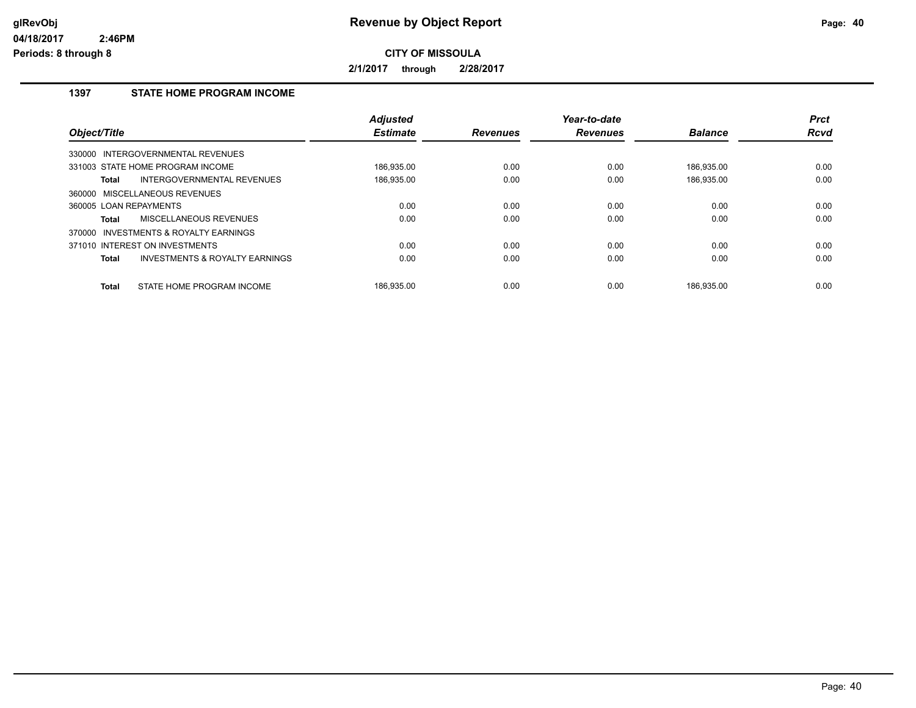# Revenue by Object Report

**CITY OF MISSOULA**

**2/1/2017 through 2/28/2017**

## 1397 STATE HOME PROGRAM INCOME

| Object/Title | Adjusted Estimate | Revenues | Year-to-date Revenues | Balance | Prct Rcvd |
|---|---|---|---|---|---|
| 330000 INTERGOVERNMENTAL REVENUES | | | | | |
| 331003 STATE HOME PROGRAM INCOME | 186,935.00 | 0.00 | 0.00 | 186,935.00 | 0.00 |
| **Total** INTERGOVERNMENTAL REVENUES | 186,935.00 | 0.00 | 0.00 | 186,935.00 | 0.00 |
| 360000 MISCELLANEOUS REVENUES | | | | | |
| 360005 LOAN REPAYMENTS | 0.00 | 0.00 | 0.00 | 0.00 | 0.00 |
| **Total** MISCELLANEOUS REVENUES | 0.00 | 0.00 | 0.00 | 0.00 | 0.00 |
| 370000 INVESTMENTS & ROYALTY EARNINGS | | | | | |
| 371010 INTEREST ON INVESTMENTS | 0.00 | 0.00 | 0.00 | 0.00 | 0.00 |
| **Total** INVESTMENTS & ROYALTY EARNINGS | 0.00 | 0.00 | 0.00 | 0.00 | 0.00 |
| **Total** STATE HOME PROGRAM INCOME | 186,935.00 | 0.00 | 0.00 | 186,935.00 | 0.00 |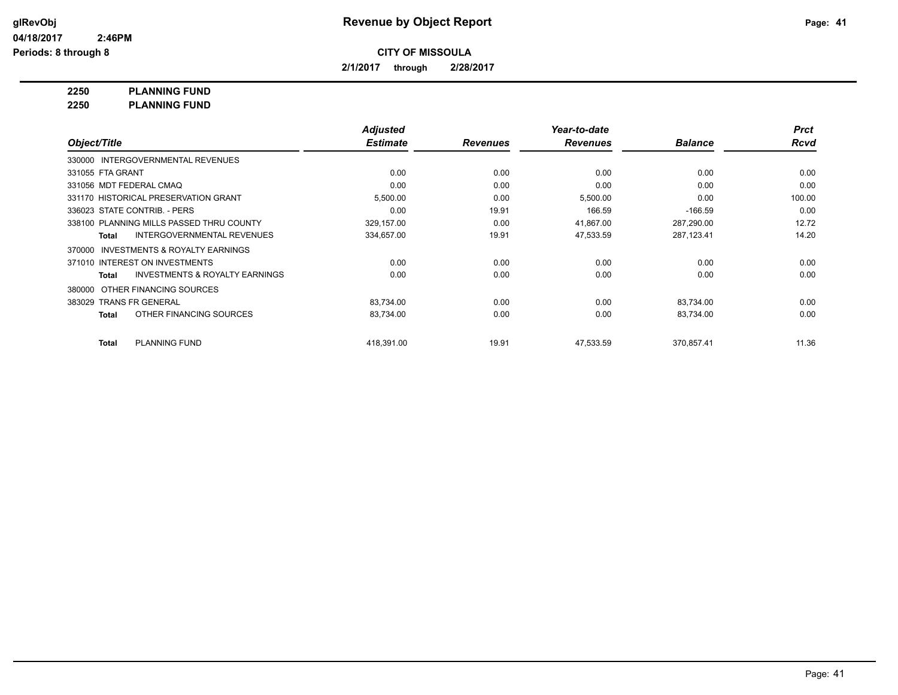**glRevObj** **Revenue by Object Report**

**04/18/2017 2:46PM**

**Periods: 8 through 8**

**CITY OF MISSOULA**

**2/1/2017 through 2/28/2017**

**2250 PLANNING FUND**

**2250 PLANNING FUND**

| Object/Title | Adjusted Estimate | Revenues | Year-to-date Revenues | Balance | Prct Rcvd |
|---|---|---|---|---|---|
| 330000 INTERGOVERNMENTAL REVENUES | | | | | |
| 331055 FTA GRANT | 0.00 | 0.00 | 0.00 | 0.00 | 0.00 |
| 331056 MDT FEDERAL CMAQ | 0.00 | 0.00 | 0.00 | 0.00 | 0.00 |
| 331170 HISTORICAL PRESERVATION GRANT | 5,500.00 | 0.00 | 5,500.00 | 0.00 | 100.00 |
| 336023 STATE CONTRIB. - PERS | 0.00 | 19.91 | 166.59 | -166.59 | 0.00 |
| 338100 PLANNING MILLS PASSED THRU COUNTY | 329,157.00 | 0.00 | 41,867.00 | 287,290.00 | 12.72 |
| **Total** INTERGOVERNMENTAL REVENUES | 334,657.00 | 19.91 | 47,533.59 | 287,123.41 | 14.20 |
| 370000 INVESTMENTS & ROYALTY EARNINGS | | | | | |
| 371010 INTEREST ON INVESTMENTS | 0.00 | 0.00 | 0.00 | 0.00 | 0.00 |
| **Total** INVESTMENTS & ROYALTY EARNINGS | 0.00 | 0.00 | 0.00 | 0.00 | 0.00 |
| 380000 OTHER FINANCING SOURCES | | | | | |
| 383029 TRANS FR GENERAL | 83,734.00 | 0.00 | 0.00 | 83,734.00 | 0.00 |
| **Total** OTHER FINANCING SOURCES | 83,734.00 | 0.00 | 0.00 | 83,734.00 | 0.00 |
| **Total** PLANNING FUND | 418,391.00 | 19.91 | 47,533.59 | 370,857.41 | 11.36 |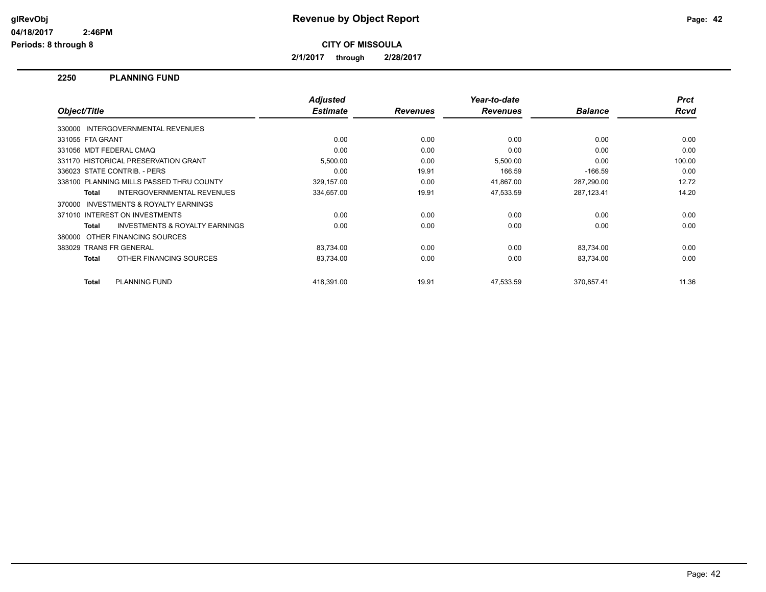# Revenue by Object Report

glRevObj
04/18/2017 2:46PM
Periods: 8 through 8

**CITY OF MISSOULA**

**2/1/2017 through 2/28/2017**

## 2250 PLANNING FUND

| Object/Title | Adjusted Estimate | Revenues | Year-to-date Revenues | Balance | Prct Rcvd |
|---|---|---|---|---|---|
| 330000 INTERGOVERNMENTAL REVENUES | | | | | |
| 331055 FTA GRANT | 0.00 | 0.00 | 0.00 | 0.00 | 0.00 |
| 331056 MDT FEDERAL CMAQ | 0.00 | 0.00 | 0.00 | 0.00 | 0.00 |
| 331170 HISTORICAL PRESERVATION GRANT | 5,500.00 | 0.00 | 5,500.00 | 0.00 | 100.00 |
| 336023 STATE CONTRIB. - PERS | 0.00 | 19.91 | 166.59 | -166.59 | 0.00 |
| 338100 PLANNING MILLS PASSED THRU COUNTY | 329,157.00 | 0.00 | 41,867.00 | 287,290.00 | 12.72 |
| **Total** INTERGOVERNMENTAL REVENUES | 334,657.00 | 19.91 | 47,533.59 | 287,123.41 | 14.20 |
| 370000 INVESTMENTS & ROYALTY EARNINGS | | | | | |
| 371010 INTEREST ON INVESTMENTS | 0.00 | 0.00 | 0.00 | 0.00 | 0.00 |
| **Total** INVESTMENTS & ROYALTY EARNINGS | 0.00 | 0.00 | 0.00 | 0.00 | 0.00 |
| 380000 OTHER FINANCING SOURCES | | | | | |
| 383029 TRANS FR GENERAL | 83,734.00 | 0.00 | 0.00 | 83,734.00 | 0.00 |
| **Total** OTHER FINANCING SOURCES | 83,734.00 | 0.00 | 0.00 | 83,734.00 | 0.00 |
| **Total** PLANNING FUND | 418,391.00 | 19.91 | 47,533.59 | 370,857.41 | 11.36 |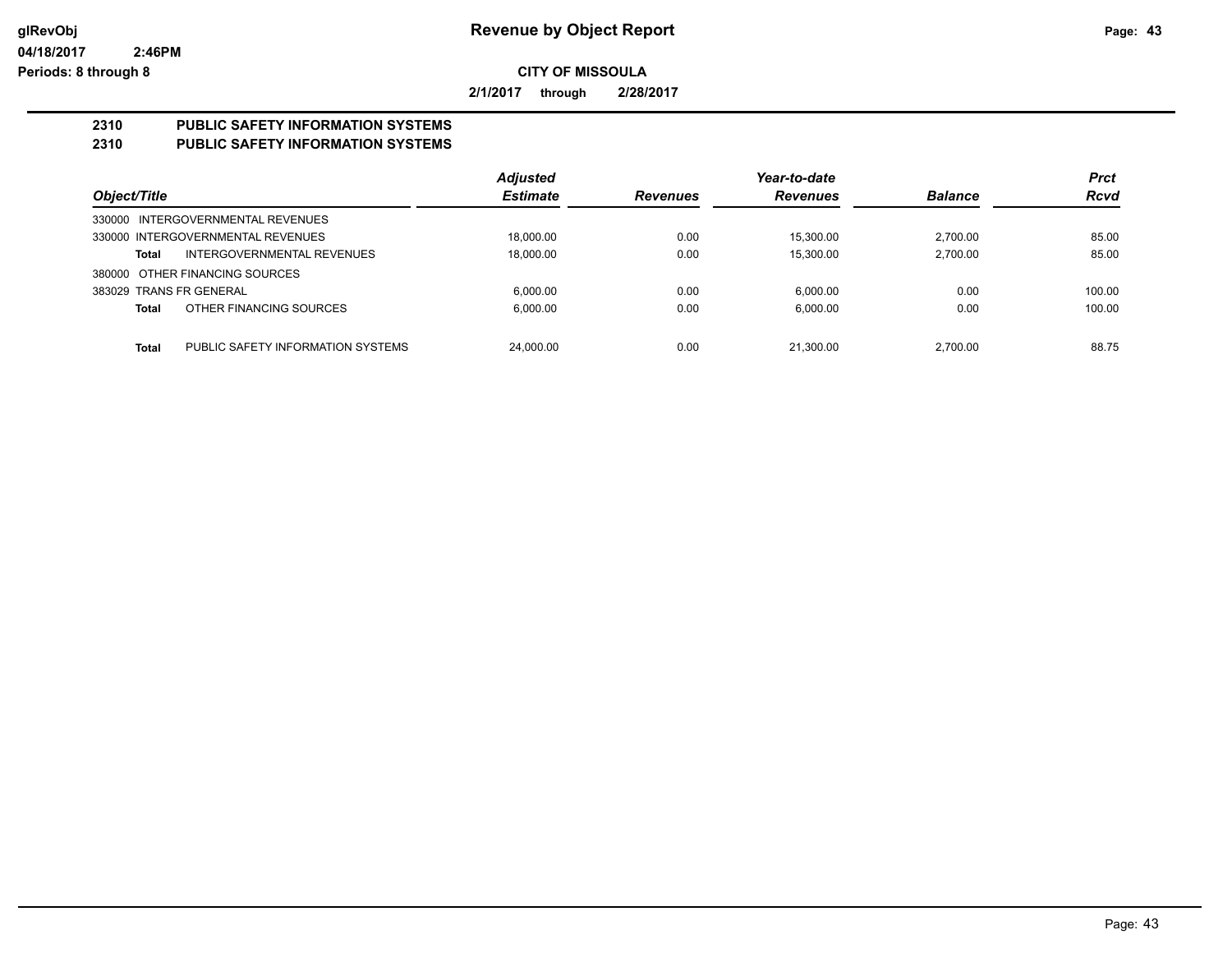# Revenue by Object Report

glRevObj
04/18/2017 2:46PM
Periods: 8 through 8

**CITY OF MISSOULA**

**2/1/2017 through 2/28/2017**

## 2310 PUBLIC SAFETY INFORMATION SYSTEMS
## 2310 PUBLIC SAFETY INFORMATION SYSTEMS

| Object/Title | | Adjusted Estimate | Revenues | Year-to-date Revenues | Balance | Prct Rcvd |
|---|---|---|---|---|---|---|
| 330000 INTERGOVERNMENTAL REVENUES | | | | | | |
| 330000 INTERGOVERNMENTAL REVENUES | | 18,000.00 | 0.00 | 15,300.00 | 2,700.00 | 85.00 |
| **Total** | INTERGOVERNMENTAL REVENUES | 18,000.00 | 0.00 | 15,300.00 | 2,700.00 | 85.00 |
| 380000 OTHER FINANCING SOURCES | | | | | | |
| 383029 TRANS FR GENERAL | | 6,000.00 | 0.00 | 6,000.00 | 0.00 | 100.00 |
| **Total** | OTHER FINANCING SOURCES | 6,000.00 | 0.00 | 6,000.00 | 0.00 | 100.00 |
| **Total** | PUBLIC SAFETY INFORMATION SYSTEMS | 24,000.00 | 0.00 | 21,300.00 | 2,700.00 | 88.75 |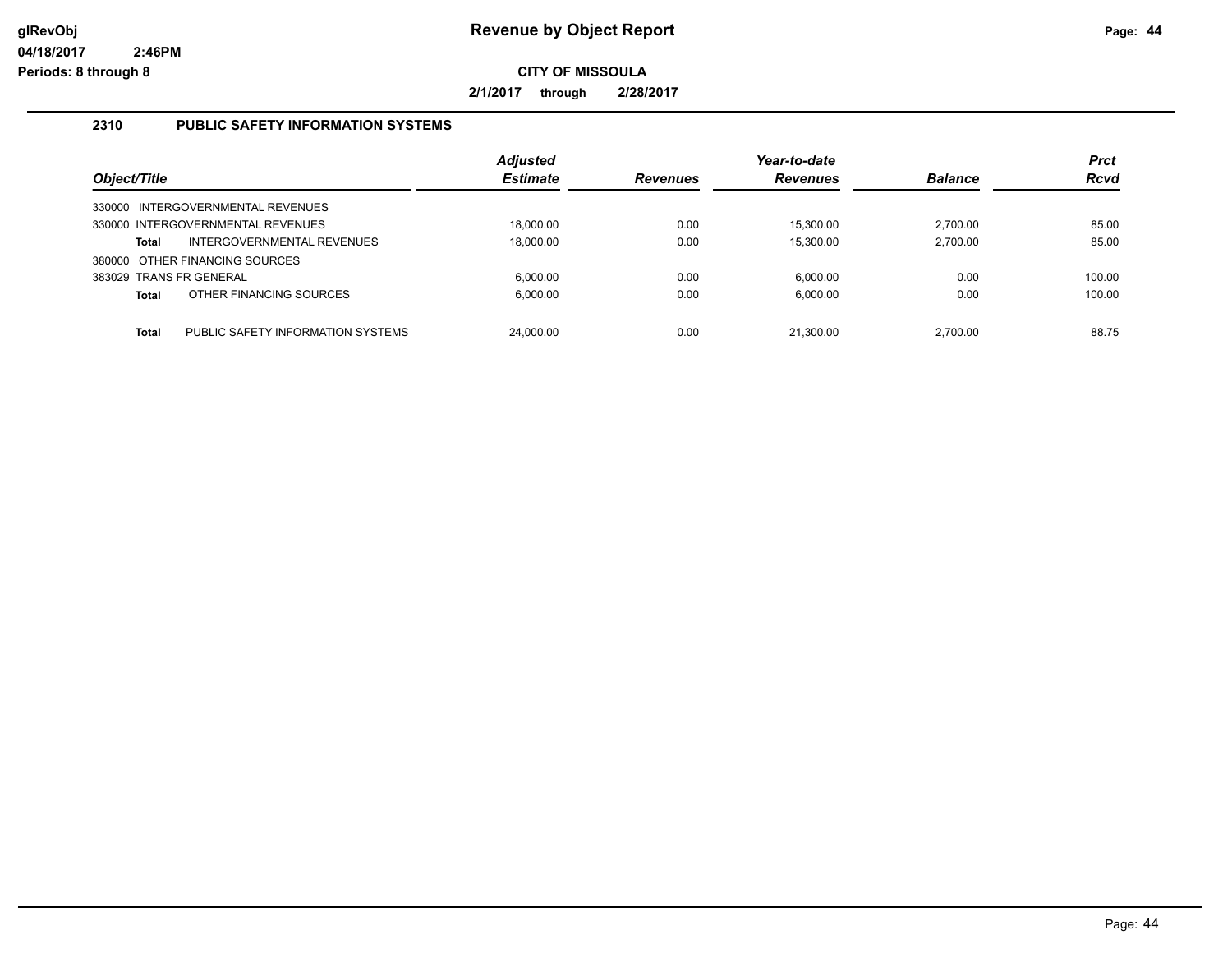# Revenue by Object Report

glRevObj
04/18/2017 2:46PM
Periods: 8 through 8

**CITY OF MISSOULA**

**2/1/2017 through 2/28/2017**

## 2310 PUBLIC SAFETY INFORMATION SYSTEMS

| Object/Title | Adjusted Estimate | Revenues | Year-to-date Revenues | Balance | Prct Rcvd |
|---|---|---|---|---|---|
| 330000 INTERGOVERNMENTAL REVENUES | | | | | |
| 330000 INTERGOVERNMENTAL REVENUES | 18,000.00 | 0.00 | 15,300.00 | 2,700.00 | 85.00 |
| **Total** INTERGOVERNMENTAL REVENUES | 18,000.00 | 0.00 | 15,300.00 | 2,700.00 | 85.00 |
| 380000 OTHER FINANCING SOURCES | | | | | |
| 383029 TRANS FR GENERAL | 6,000.00 | 0.00 | 6,000.00 | 0.00 | 100.00 |
| **Total** OTHER FINANCING SOURCES | 6,000.00 | 0.00 | 6,000.00 | 0.00 | 100.00 |
| **Total** PUBLIC SAFETY INFORMATION SYSTEMS | 24,000.00 | 0.00 | 21,300.00 | 2,700.00 | 88.75 |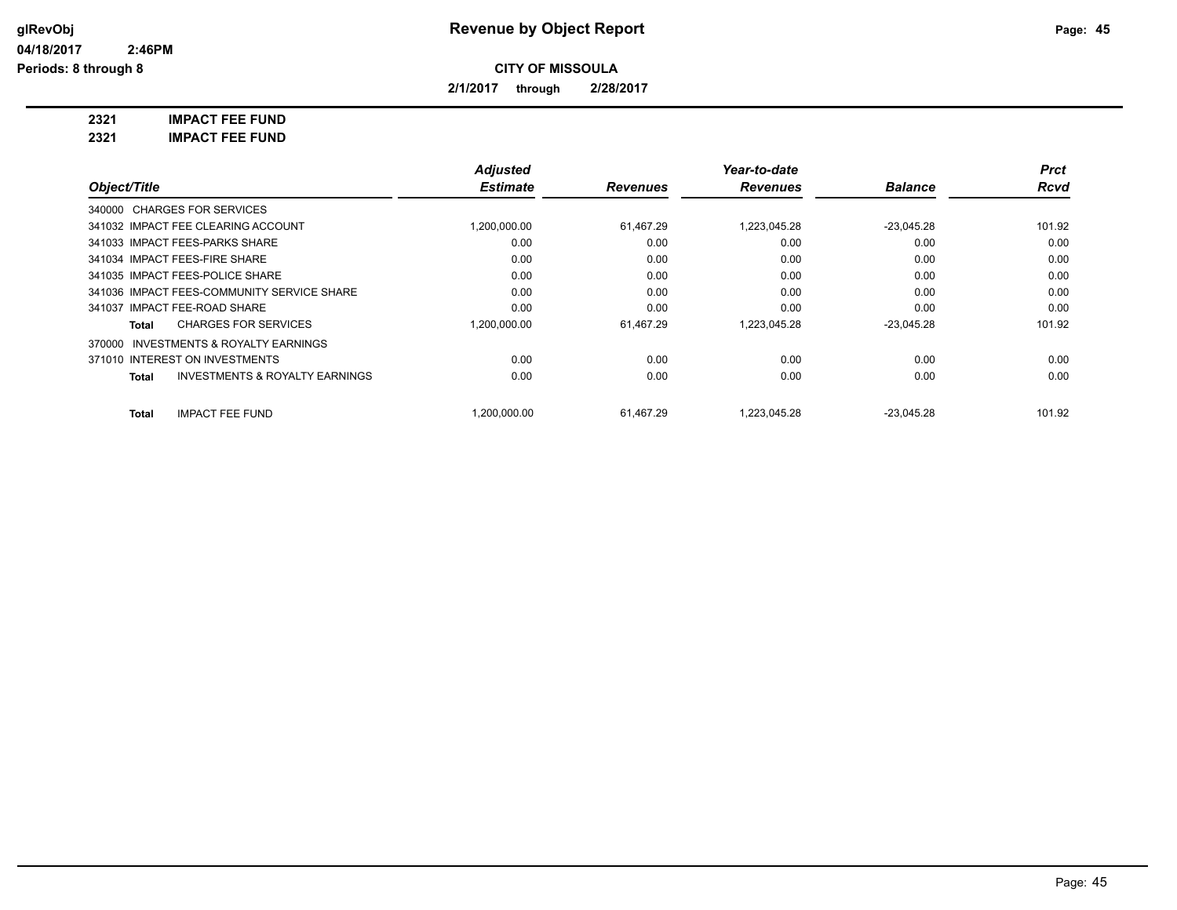# Revenue by Object Report

**CITY OF MISSOULA**

**2/1/2017 through 2/28/2017**

glRevObj
04/18/2017 2:46PM
Periods: 8 through 8

**2321 IMPACT FEE FUND**
**2321 IMPACT FEE FUND**

| Object/Title | Adjusted Estimate | Revenues | Year-to-date Revenues | Balance | Prct Rcvd |
|---|---|---|---|---|---|
| 340000 CHARGES FOR SERVICES | | | | | |
| 341032 IMPACT FEE CLEARING ACCOUNT | 1,200,000.00 | 61,467.29 | 1,223,045.28 | -23,045.28 | 101.92 |
| 341033 IMPACT FEES-PARKS SHARE | 0.00 | 0.00 | 0.00 | 0.00 | 0.00 |
| 341034 IMPACT FEES-FIRE SHARE | 0.00 | 0.00 | 0.00 | 0.00 | 0.00 |
| 341035 IMPACT FEES-POLICE SHARE | 0.00 | 0.00 | 0.00 | 0.00 | 0.00 |
| 341036 IMPACT FEES-COMMUNITY SERVICE SHARE | 0.00 | 0.00 | 0.00 | 0.00 | 0.00 |
| 341037 IMPACT FEE-ROAD SHARE | 0.00 | 0.00 | 0.00 | 0.00 | 0.00 |
| **Total** CHARGES FOR SERVICES | 1,200,000.00 | 61,467.29 | 1,223,045.28 | -23,045.28 | 101.92 |
| 370000 INVESTMENTS & ROYALTY EARNINGS | | | | | |
| 371010 INTEREST ON INVESTMENTS | 0.00 | 0.00 | 0.00 | 0.00 | 0.00 |
| **Total** INVESTMENTS & ROYALTY EARNINGS | 0.00 | 0.00 | 0.00 | 0.00 | 0.00 |
| **Total** IMPACT FEE FUND | 1,200,000.00 | 61,467.29 | 1,223,045.28 | -23,045.28 | 101.92 |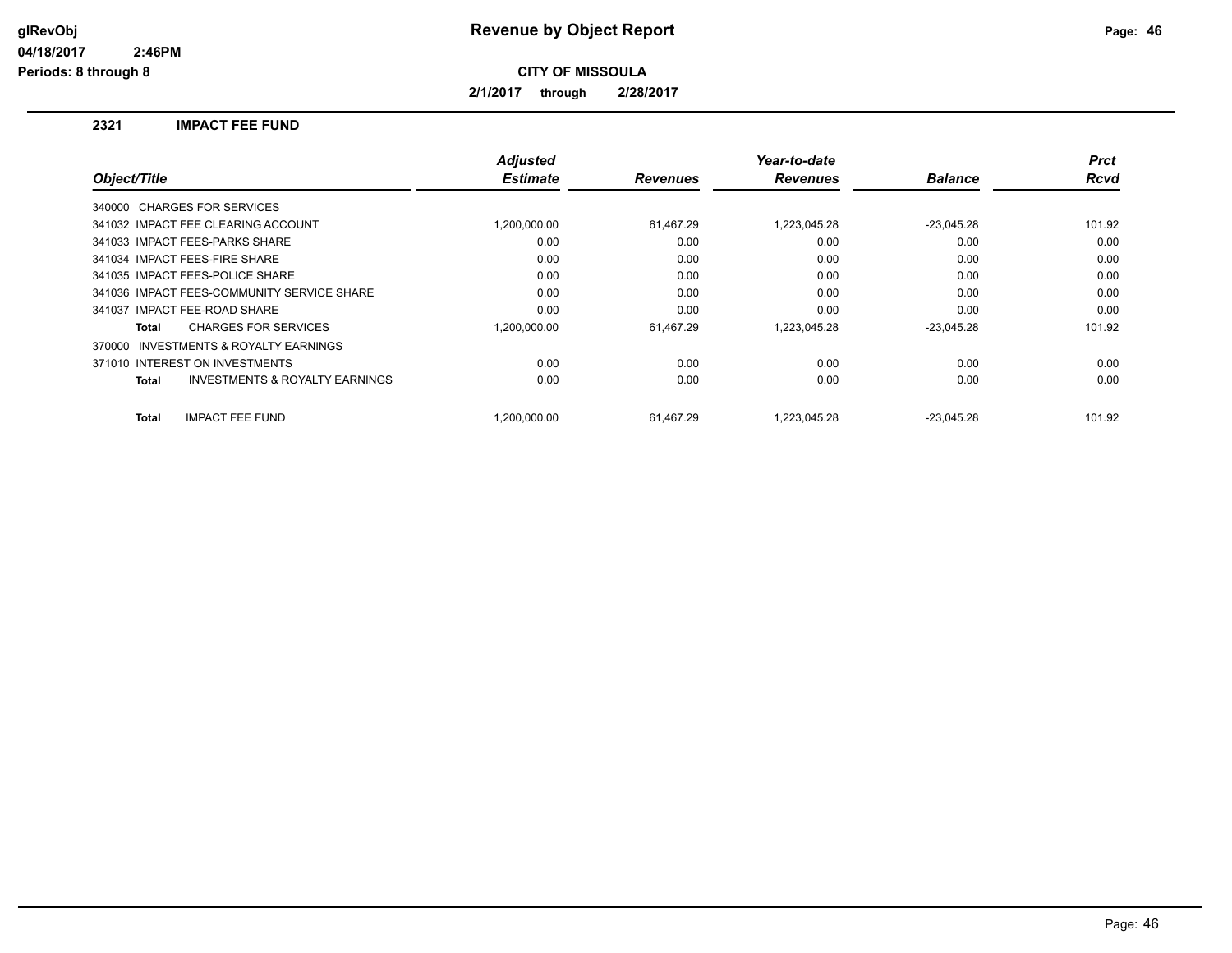## CITY OF MISSOULA

**2/1/2017 through 2/28/2017**

### 2321 IMPACT FEE FUND

| Object/Title | Adjusted Estimate | Revenues | Year-to-date Revenues | Balance | Prct Rcvd |
|---|---|---|---|---|---|
| 340000 CHARGES FOR SERVICES | | | | | |
| 341032 IMPACT FEE CLEARING ACCOUNT | 1,200,000.00 | 61,467.29 | 1,223,045.28 | -23,045.28 | 101.92 |
| 341033 IMPACT FEES-PARKS SHARE | 0.00 | 0.00 | 0.00 | 0.00 | 0.00 |
| 341034 IMPACT FEES-FIRE SHARE | 0.00 | 0.00 | 0.00 | 0.00 | 0.00 |
| 341035 IMPACT FEES-POLICE SHARE | 0.00 | 0.00 | 0.00 | 0.00 | 0.00 |
| 341036 IMPACT FEES-COMMUNITY SERVICE SHARE | 0.00 | 0.00 | 0.00 | 0.00 | 0.00 |
| 341037 IMPACT FEE-ROAD SHARE | 0.00 | 0.00 | 0.00 | 0.00 | 0.00 |
| **Total** CHARGES FOR SERVICES | 1,200,000.00 | 61,467.29 | 1,223,045.28 | -23,045.28 | 101.92 |
| 370000 INVESTMENTS & ROYALTY EARNINGS | | | | | |
| 371010 INTEREST ON INVESTMENTS | 0.00 | 0.00 | 0.00 | 0.00 | 0.00 |
| **Total** INVESTMENTS & ROYALTY EARNINGS | 0.00 | 0.00 | 0.00 | 0.00 | 0.00 |
| **Total** IMPACT FEE FUND | 1,200,000.00 | 61,467.29 | 1,223,045.28 | -23,045.28 | 101.92 |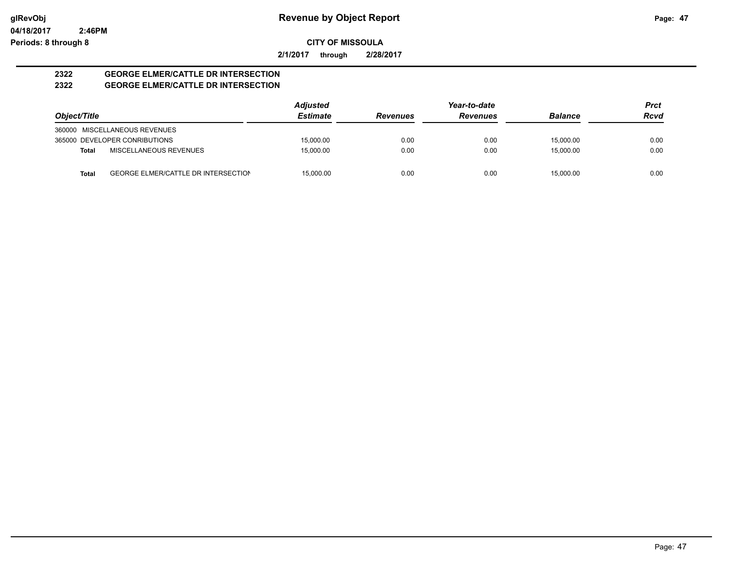**glRevObj** **Revenue by Object Report**

**04/18/2017 2:46PM**

**Periods: 8 through 8**

**CITY OF MISSOULA**

**2/1/2017 through 2/28/2017**

**2322 GEORGE ELMER/CATTLE DR INTERSECTION**

**2322 GEORGE ELMER/CATTLE DR INTERSECTION**

| Object/Title | | Adjusted Estimate | Revenues | Year-to-date Revenues | Balance | Prct Rcvd |
|---|---|---|---|---|---|---|
| 360000 MISCELLANEOUS REVENUES | | | | | | |
| 365000 DEVELOPER CONRIBUTIONS | | 15,000.00 | 0.00 | 0.00 | 15,000.00 | 0.00 |
| **Total** | MISCELLANEOUS REVENUES | 15,000.00 | 0.00 | 0.00 | 15,000.00 | 0.00 |
| **Total** | GEORGE ELMER/CATTLE DR INTERSECTION | 15,000.00 | 0.00 | 0.00 | 15,000.00 | 0.00 |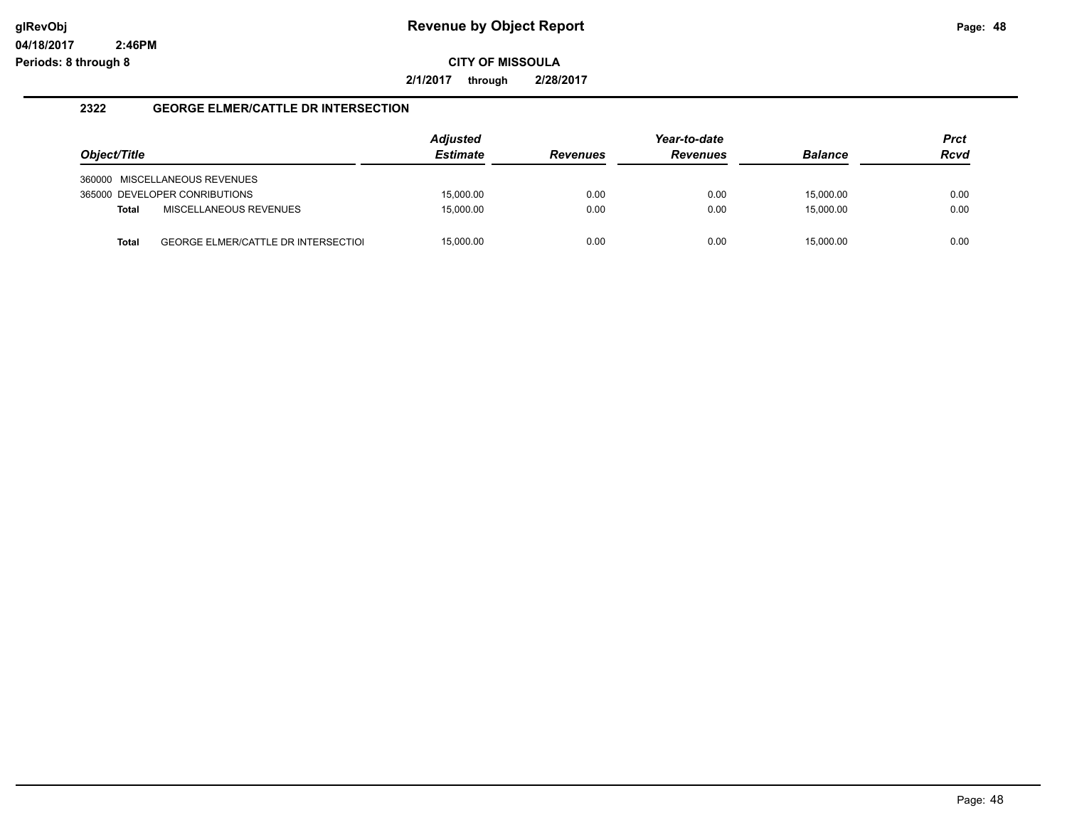# Revenue by Object Report

glRevObj
04/18/2017 2:46PM
Periods: 8 through 8

**CITY OF MISSOULA**

**2/1/2017 through 2/28/2017**

## 2322 GEORGE ELMER/CATTLE DR INTERSECTION

| Object/Title | | Adjusted Estimate | Revenues | Year-to-date Revenues | Balance | Prct Rcvd |
|---|---|---|---|---|---|---|
| 360000 MISCELLANEOUS REVENUES | | | | | | |
| 365000 DEVELOPER CONRIBUTIONS | | 15,000.00 | 0.00 | 0.00 | 15,000.00 | 0.00 |
| **Total** | MISCELLANEOUS REVENUES | 15,000.00 | 0.00 | 0.00 | 15,000.00 | 0.00 |
| **Total** | GEORGE ELMER/CATTLE DR INTERSECTIOI | 15,000.00 | 0.00 | 0.00 | 15,000.00 | 0.00 |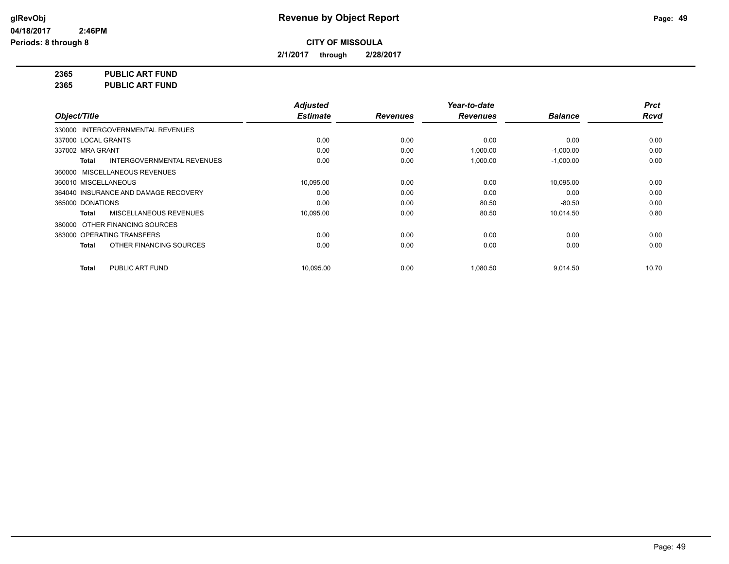# Revenue by Object Report

glRevObj
04/18/2017 2:46PM
Periods: 8 through 8

**CITY OF MISSOULA**

**2/1/2017 through 2/28/2017**

**2365 PUBLIC ART FUND**
**2365 PUBLIC ART FUND**

| Object/Title | Adjusted Estimate | Revenues | Year-to-date Revenues | Balance | Prct Rcvd |
|---|---|---|---|---|---|
| 330000 INTERGOVERNMENTAL REVENUES | | | | | |
| 337000 LOCAL GRANTS | 0.00 | 0.00 | 0.00 | 0.00 | 0.00 |
| 337002 MRA GRANT | 0.00 | 0.00 | 1,000.00 | -1,000.00 | 0.00 |
| **Total** INTERGOVERNMENTAL REVENUES | 0.00 | 0.00 | 1,000.00 | -1,000.00 | 0.00 |
| 360000 MISCELLANEOUS REVENUES | | | | | |
| 360010 MISCELLANEOUS | 10,095.00 | 0.00 | 0.00 | 10,095.00 | 0.00 |
| 364040 INSURANCE AND DAMAGE RECOVERY | 0.00 | 0.00 | 0.00 | 0.00 | 0.00 |
| 365000 DONATIONS | 0.00 | 0.00 | 80.50 | -80.50 | 0.00 |
| **Total** MISCELLANEOUS REVENUES | 10,095.00 | 0.00 | 80.50 | 10,014.50 | 0.80 |
| 380000 OTHER FINANCING SOURCES | | | | | |
| 383000 OPERATING TRANSFERS | 0.00 | 0.00 | 0.00 | 0.00 | 0.00 |
| **Total** OTHER FINANCING SOURCES | 0.00 | 0.00 | 0.00 | 0.00 | 0.00 |
| **Total** PUBLIC ART FUND | 10,095.00 | 0.00 | 1,080.50 | 9,014.50 | 10.70 |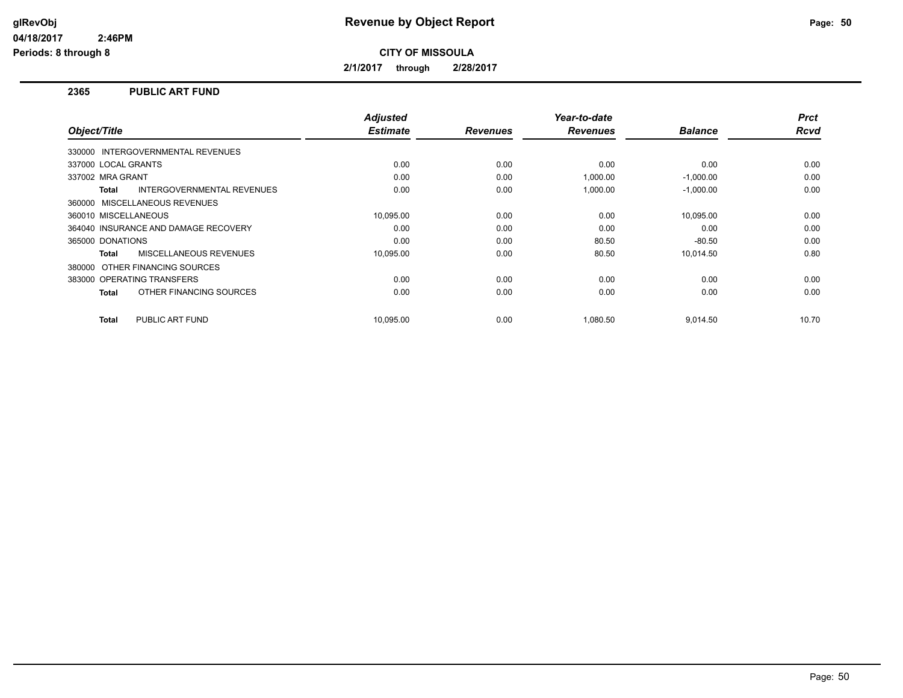# Revenue by Object Report

glRevObj
04/18/2017 2:46PM
Periods: 8 through 8

**CITY OF MISSOULA**

**2/1/2017 through 2/28/2017**

## 2365 PUBLIC ART FUND

| Object/Title | Adjusted Estimate | Revenues | Year-to-date Revenues | Balance | Prct Rcvd |
|---|---|---|---|---|---|
| 330000 INTERGOVERNMENTAL REVENUES | | | | | |
| 337000 LOCAL GRANTS | 0.00 | 0.00 | 0.00 | 0.00 | 0.00 |
| 337002 MRA GRANT | 0.00 | 0.00 | 1,000.00 | -1,000.00 | 0.00 |
| **Total** INTERGOVERNMENTAL REVENUES | 0.00 | 0.00 | 1,000.00 | -1,000.00 | 0.00 |
| 360000 MISCELLANEOUS REVENUES | | | | | |
| 360010 MISCELLANEOUS | 10,095.00 | 0.00 | 0.00 | 10,095.00 | 0.00 |
| 364040 INSURANCE AND DAMAGE RECOVERY | 0.00 | 0.00 | 0.00 | 0.00 | 0.00 |
| 365000 DONATIONS | 0.00 | 0.00 | 80.50 | -80.50 | 0.00 |
| **Total** MISCELLANEOUS REVENUES | 10,095.00 | 0.00 | 80.50 | 10,014.50 | 0.80 |
| 380000 OTHER FINANCING SOURCES | | | | | |
| 383000 OPERATING TRANSFERS | 0.00 | 0.00 | 0.00 | 0.00 | 0.00 |
| **Total** OTHER FINANCING SOURCES | 0.00 | 0.00 | 0.00 | 0.00 | 0.00 |
| **Total** PUBLIC ART FUND | 10,095.00 | 0.00 | 1,080.50 | 9,014.50 | 10.70 |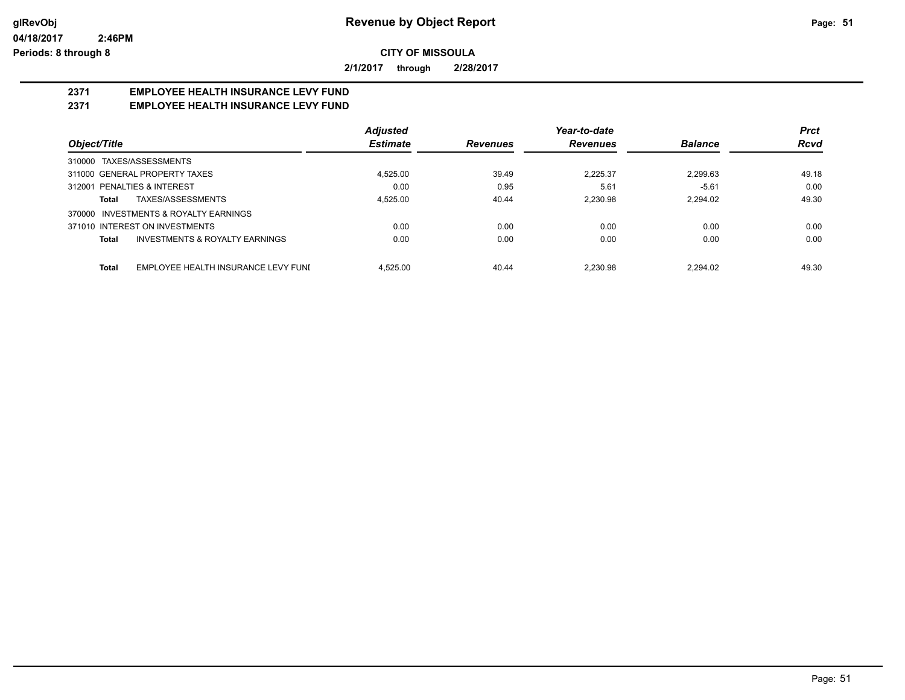**Revenue by Object Report**

**CITY OF MISSOULA**

**2/1/2017 through 2/28/2017**

glRevObj
04/18/2017 2:46PM
Periods: 8 through 8

## 2371 EMPLOYEE HEALTH INSURANCE LEVY FUND
## 2371 EMPLOYEE HEALTH INSURANCE LEVY FUND

| Object/Title | Adjusted Estimate | Revenues | Year-to-date Revenues | Balance | Prct Rcvd |
|---|---|---|---|---|---|
| 310000 TAXES/ASSESSMENTS | | | | | |
| 311000 GENERAL PROPERTY TAXES | 4,525.00 | 39.49 | 2,225.37 | 2,299.63 | 49.18 |
| 312001 PENALTIES & INTEREST | 0.00 | 0.95 | 5.61 | -5.61 | 0.00 |
| **Total** TAXES/ASSESSMENTS | 4,525.00 | 40.44 | 2,230.98 | 2,294.02 | 49.30 |
| 370000 INVESTMENTS & ROYALTY EARNINGS | | | | | |
| 371010 INTEREST ON INVESTMENTS | 0.00 | 0.00 | 0.00 | 0.00 | 0.00 |
| **Total** INVESTMENTS & ROYALTY EARNINGS | 0.00 | 0.00 | 0.00 | 0.00 | 0.00 |
| **Total** EMPLOYEE HEALTH INSURANCE LEVY FUNI | 4,525.00 | 40.44 | 2,230.98 | 2,294.02 | 49.30 |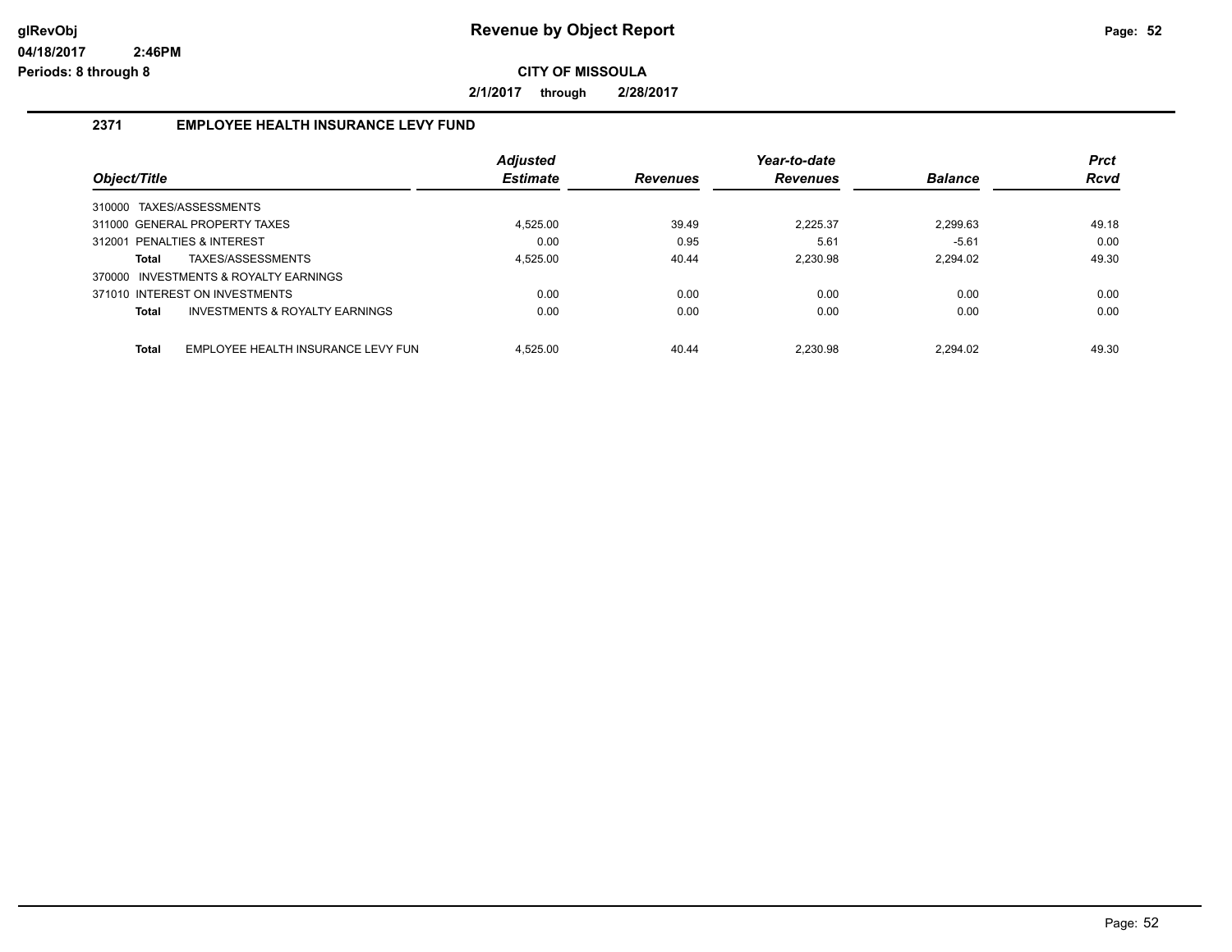# Revenue by Object Report

glRevObj
04/18/2017 2:46PM
Periods: 8 through 8

**CITY OF MISSOULA**

**2/1/2017 through 2/28/2017**

## 2371 EMPLOYEE HEALTH INSURANCE LEVY FUND

| Object/Title | | Adjusted Estimate | Revenues | Year-to-date Revenues | Balance | Prct Rcvd |
|---|---|---|---|---|---|---|
| 310000 TAXES/ASSESSMENTS | | | | | | |
| 311000 GENERAL PROPERTY TAXES | | 4,525.00 | 39.49 | 2,225.37 | 2,299.63 | 49.18 |
| 312001 PENALTIES & INTEREST | | 0.00 | 0.95 | 5.61 | -5.61 | 0.00 |
| **Total** | TAXES/ASSESSMENTS | 4,525.00 | 40.44 | 2,230.98 | 2,294.02 | 49.30 |
| 370000 INVESTMENTS & ROYALTY EARNINGS | | | | | | |
| 371010 INTEREST ON INVESTMENTS | | 0.00 | 0.00 | 0.00 | 0.00 | 0.00 |
| **Total** | INVESTMENTS & ROYALTY EARNINGS | 0.00 | 0.00 | 0.00 | 0.00 | 0.00 |
| **Total** | EMPLOYEE HEALTH INSURANCE LEVY FUN | 4,525.00 | 40.44 | 2,230.98 | 2,294.02 | 49.30 |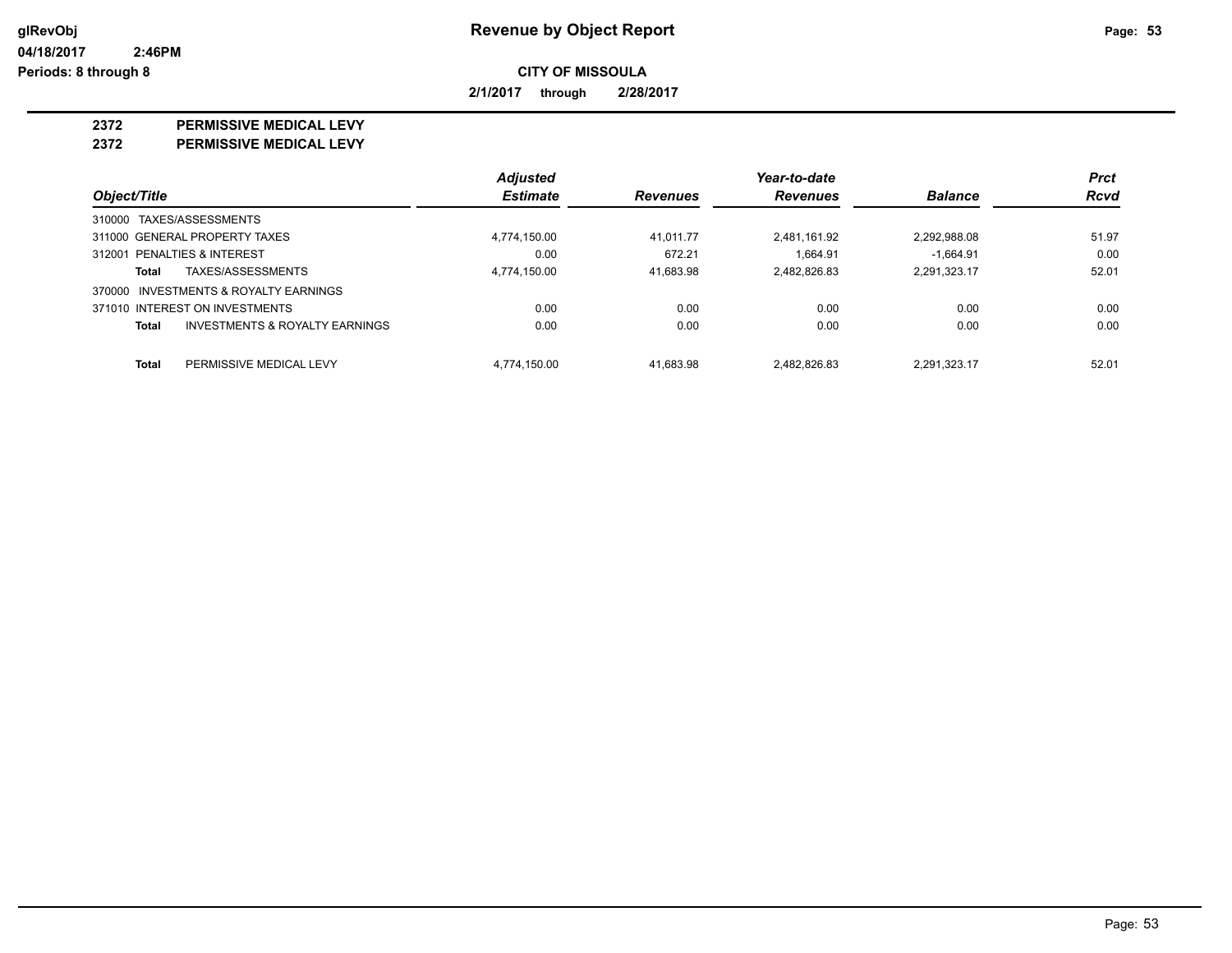# Revenue by Object Report

**glRevObj**
**04/18/2017 2:46PM**
**Periods: 8 through 8**

**CITY OF MISSOULA**

**2/1/2017 through 2/28/2017**

## 2372 PERMISSIVE MEDICAL LEVY
## 2372 PERMISSIVE MEDICAL LEVY

| Object/Title | Adjusted Estimate | Revenues | Year-to-date Revenues | Balance | Prct Rcvd |
|---|---|---|---|---|---|
| 310000 TAXES/ASSESSMENTS | | | | | |
| 311000 GENERAL PROPERTY TAXES | 4,774,150.00 | 41,011.77 | 2,481,161.92 | 2,292,988.08 | 51.97 |
| 312001 PENALTIES & INTEREST | 0.00 | 672.21 | 1,664.91 | -1,664.91 | 0.00 |
| **Total** TAXES/ASSESSMENTS | 4,774,150.00 | 41,683.98 | 2,482,826.83 | 2,291,323.17 | 52.01 |
| 370000 INVESTMENTS & ROYALTY EARNINGS | | | | | |
| 371010 INTEREST ON INVESTMENTS | 0.00 | 0.00 | 0.00 | 0.00 | 0.00 |
| **Total** INVESTMENTS & ROYALTY EARNINGS | 0.00 | 0.00 | 0.00 | 0.00 | 0.00 |
| **Total** PERMISSIVE MEDICAL LEVY | 4,774,150.00 | 41,683.98 | 2,482,826.83 | 2,291,323.17 | 52.01 |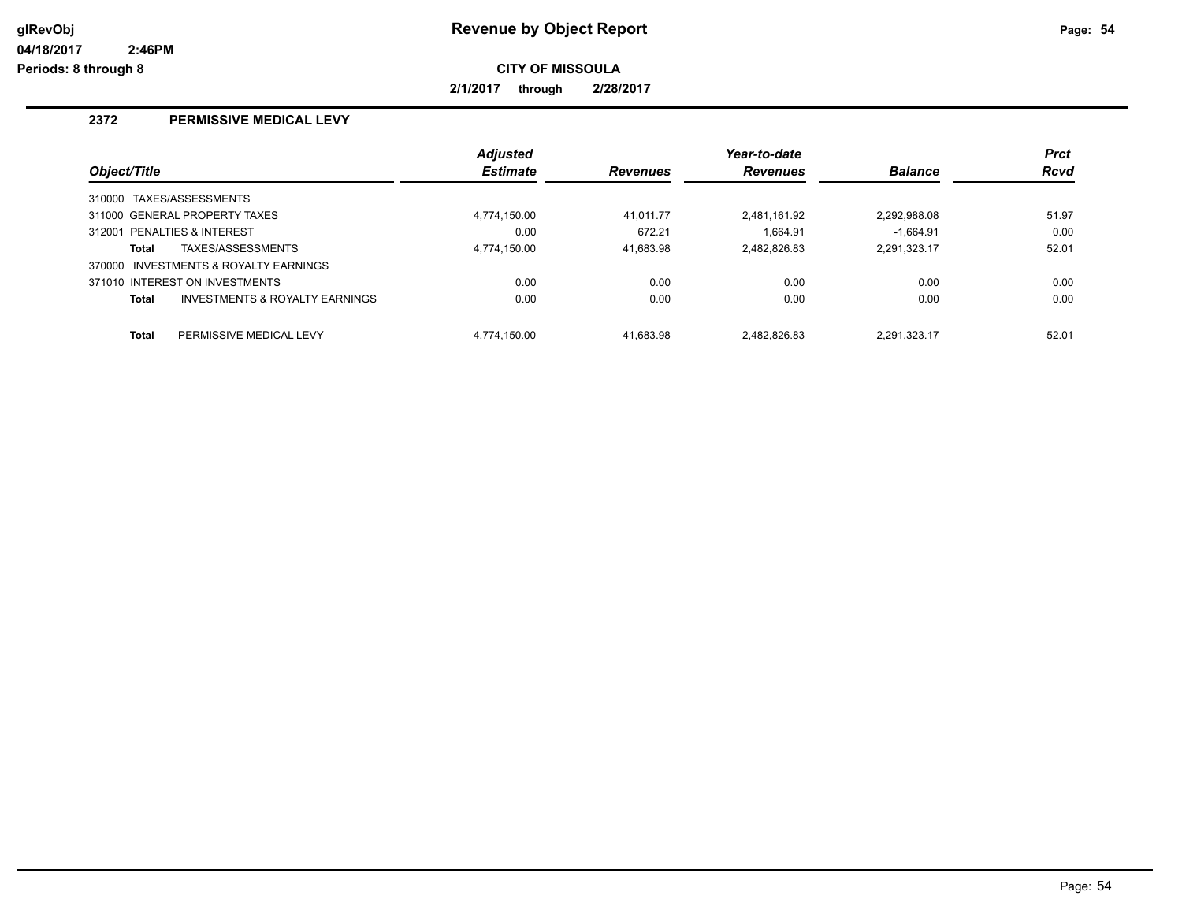# Revenue by Object Report

glRevObj
04/18/2017 2:46PM
Periods: 8 through 8

**CITY OF MISSOULA**

**2/1/2017 through 2/28/2017**

## 2372 PERMISSIVE MEDICAL LEVY

| Object/Title | Adjusted Estimate | Revenues | Year-to-date Revenues | Balance | Prct Rcvd |
|---|---|---|---|---|---|
| 310000 TAXES/ASSESSMENTS | | | | | |
| 311000 GENERAL PROPERTY TAXES | 4,774,150.00 | 41,011.77 | 2,481,161.92 | 2,292,988.08 | 51.97 |
| 312001 PENALTIES & INTEREST | 0.00 | 672.21 | 1,664.91 | -1,664.91 | 0.00 |
| **Total** TAXES/ASSESSMENTS | 4,774,150.00 | 41,683.98 | 2,482,826.83 | 2,291,323.17 | 52.01 |
| 370000 INVESTMENTS & ROYALTY EARNINGS | | | | | |
| 371010 INTEREST ON INVESTMENTS | 0.00 | 0.00 | 0.00 | 0.00 | 0.00 |
| **Total** INVESTMENTS & ROYALTY EARNINGS | 0.00 | 0.00 | 0.00 | 0.00 | 0.00 |
| **Total** PERMISSIVE MEDICAL LEVY | 4,774,150.00 | 41,683.98 | 2,482,826.83 | 2,291,323.17 | 52.01 |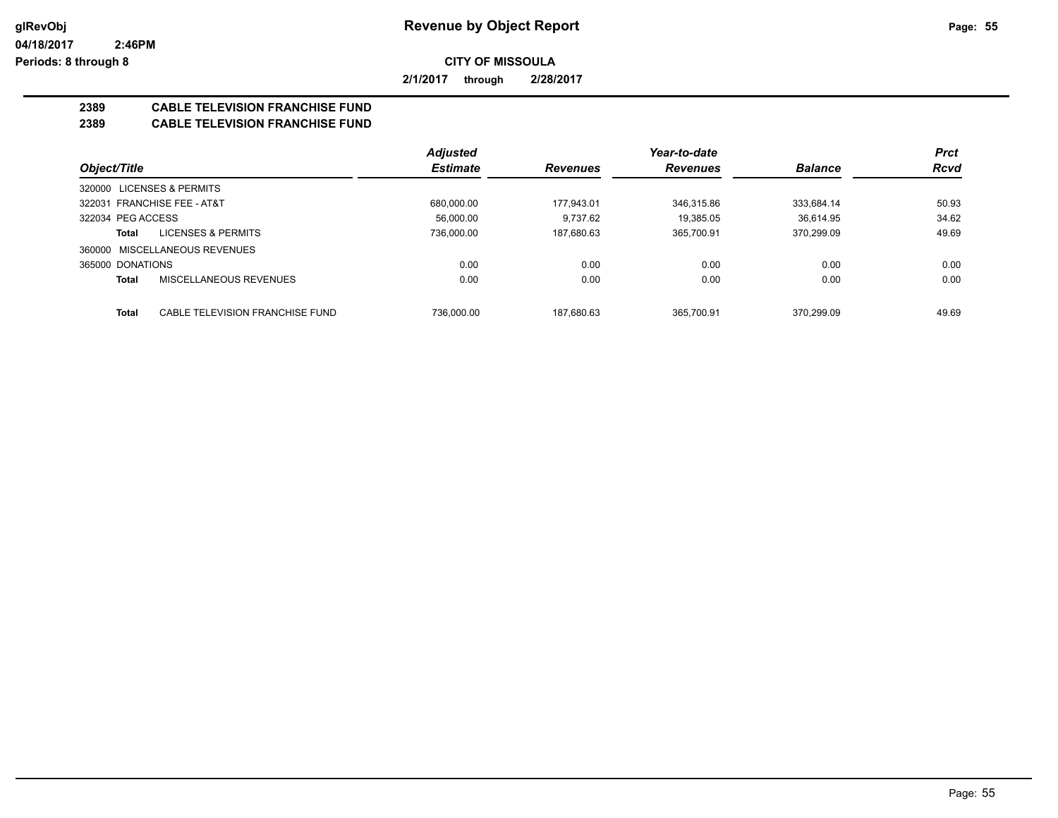# Revenue by Object Report

glRevObj
04/18/2017 2:46PM
Periods: 8 through 8

**CITY OF MISSOULA**

**2/1/2017 through 2/28/2017**

## 2389 CABLE TELEVISION FRANCHISE FUND
## 2389 CABLE TELEVISION FRANCHISE FUND

| Object/Title | Adjusted Estimate | Revenues | Year-to-date Revenues | Balance | Prct Rcvd |
|---|---|---|---|---|---|
| 320000 LICENSES & PERMITS | | | | | |
| 322031 FRANCHISE FEE - AT&T | 680,000.00 | 177,943.01 | 346,315.86 | 333,684.14 | 50.93 |
| 322034 PEG ACCESS | 56,000.00 | 9,737.62 | 19,385.05 | 36,614.95 | 34.62 |
| **Total** LICENSES & PERMITS | 736,000.00 | 187,680.63 | 365,700.91 | 370,299.09 | 49.69 |
| 360000 MISCELLANEOUS REVENUES | | | | | |
| 365000 DONATIONS | 0.00 | 0.00 | 0.00 | 0.00 | 0.00 |
| **Total** MISCELLANEOUS REVENUES | 0.00 | 0.00 | 0.00 | 0.00 | 0.00 |
| **Total** CABLE TELEVISION FRANCHISE FUND | 736,000.00 | 187,680.63 | 365,700.91 | 370,299.09 | 49.69 |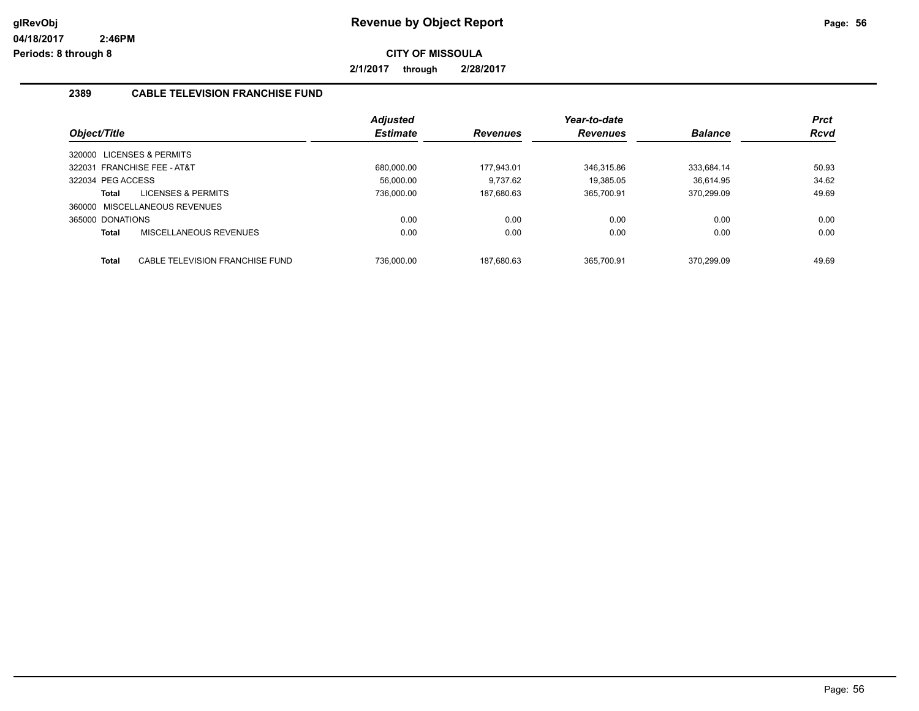# Revenue by Object Report

glRevObj
04/18/2017 2:46PM
Periods: 8 through 8

**CITY OF MISSOULA**

**2/1/2017 through 2/28/2017**

## 2389 CABLE TELEVISION FRANCHISE FUND

| Object/Title | Adjusted Estimate | Revenues | Year-to-date Revenues | Balance | Prct Rcvd |
|---|---|---|---|---|---|
| 320000 LICENSES & PERMITS | | | | | |
| 322031 FRANCHISE FEE - AT&T | 680,000.00 | 177,943.01 | 346,315.86 | 333,684.14 | 50.93 |
| 322034 PEG ACCESS | 56,000.00 | 9,737.62 | 19,385.05 | 36,614.95 | 34.62 |
| **Total** LICENSES & PERMITS | 736,000.00 | 187,680.63 | 365,700.91 | 370,299.09 | 49.69 |
| 360000 MISCELLANEOUS REVENUES | | | | | |
| 365000 DONATIONS | 0.00 | 0.00 | 0.00 | 0.00 | 0.00 |
| **Total** MISCELLANEOUS REVENUES | 0.00 | 0.00 | 0.00 | 0.00 | 0.00 |
| **Total** CABLE TELEVISION FRANCHISE FUND | 736,000.00 | 187,680.63 | 365,700.91 | 370,299.09 | 49.69 |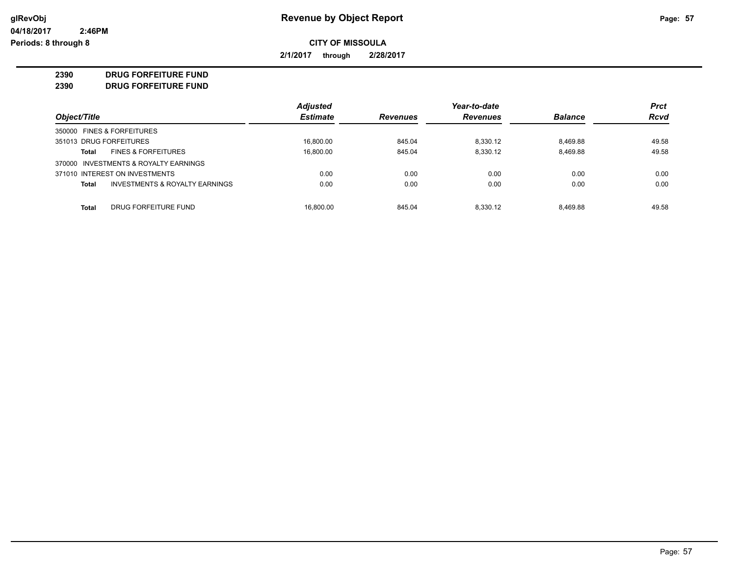# Revenue by Object Report

glRevObj
04/18/2017 2:46PM
Periods: 8 through 8

**CITY OF MISSOULA**

**2/1/2017 through 2/28/2017**

**2390 DRUG FORFEITURE FUND**
**2390 DRUG FORFEITURE FUND**

| Object/Title | | Adjusted Estimate | Revenues | Year-to-date Revenues | Balance | Prct Rcvd |
|---|---|---|---|---|---|---|
| 350000 FINES & FORFEITURES | | | | | | |
| 351013 DRUG FORFEITURES | | 16,800.00 | 845.04 | 8,330.12 | 8,469.88 | 49.58 |
| **Total** | FINES & FORFEITURES | 16,800.00 | 845.04 | 8,330.12 | 8,469.88 | 49.58 |
| 370000 INVESTMENTS & ROYALTY EARNINGS | | | | | | |
| 371010 INTEREST ON INVESTMENTS | | 0.00 | 0.00 | 0.00 | 0.00 | 0.00 |
| **Total** | INVESTMENTS & ROYALTY EARNINGS | 0.00 | 0.00 | 0.00 | 0.00 | 0.00 |
| **Total** | DRUG FORFEITURE FUND | 16,800.00 | 845.04 | 8,330.12 | 8,469.88 | 49.58 |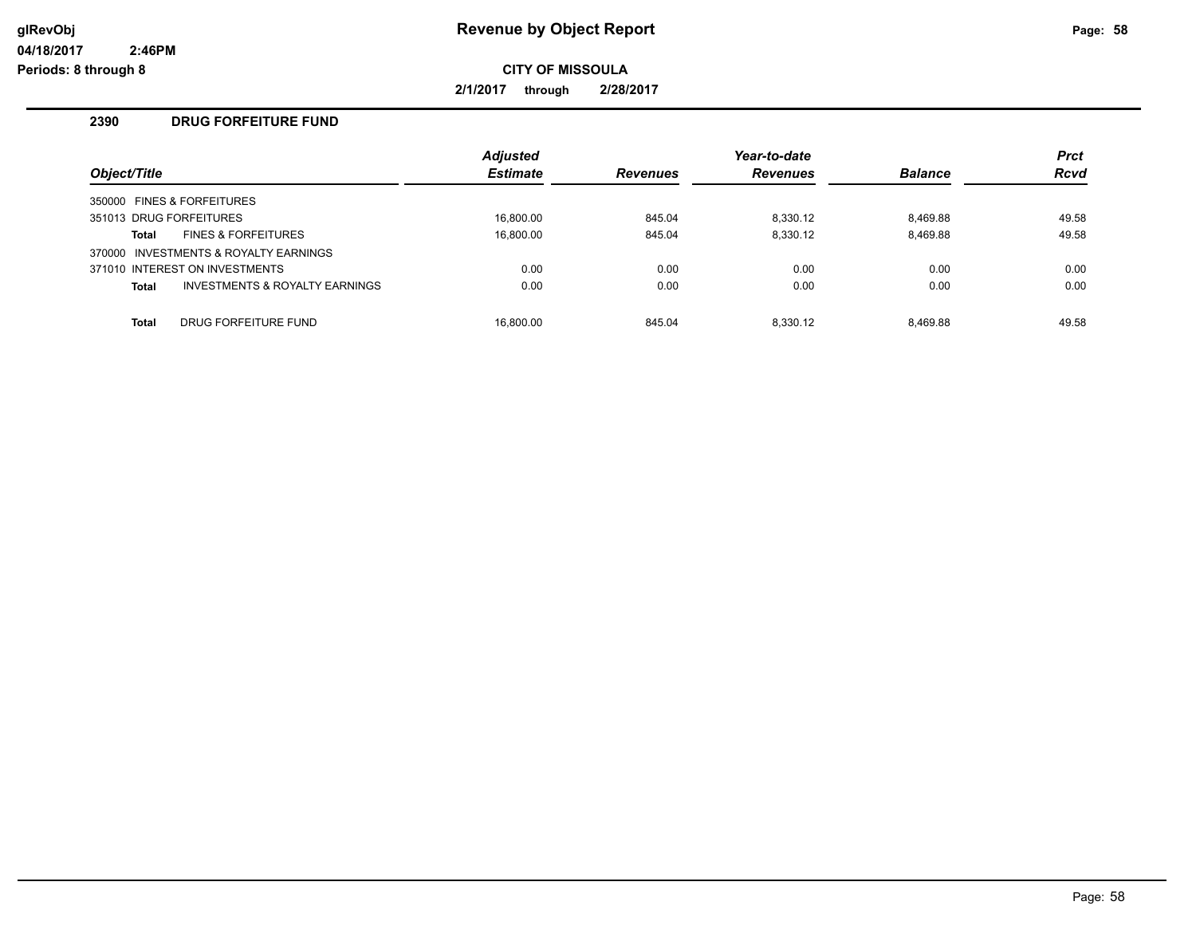**glRevObj** **Revenue by Object Report**

**04/18/2017 2:46PM**

**Periods: 8 through 8**

**CITY OF MISSOULA**

**2/1/2017 through 2/28/2017**

## 2390 DRUG FORFEITURE FUND

| Object/Title | Adjusted Estimate | Revenues | Year-to-date Revenues | Balance | Prct Rcvd |
|---|---|---|---|---|---|
| 350000 FINES & FORFEITURES | | | | | |
| 351013 DRUG FORFEITURES | 16,800.00 | 845.04 | 8,330.12 | 8,469.88 | 49.58 |
| **Total** FINES & FORFEITURES | 16,800.00 | 845.04 | 8,330.12 | 8,469.88 | 49.58 |
| 370000 INVESTMENTS & ROYALTY EARNINGS | | | | | |
| 371010 INTEREST ON INVESTMENTS | 0.00 | 0.00 | 0.00 | 0.00 | 0.00 |
| **Total** INVESTMENTS & ROYALTY EARNINGS | 0.00 | 0.00 | 0.00 | 0.00 | 0.00 |
| **Total** DRUG FORFEITURE FUND | 16,800.00 | 845.04 | 8,330.12 | 8,469.88 | 49.58 |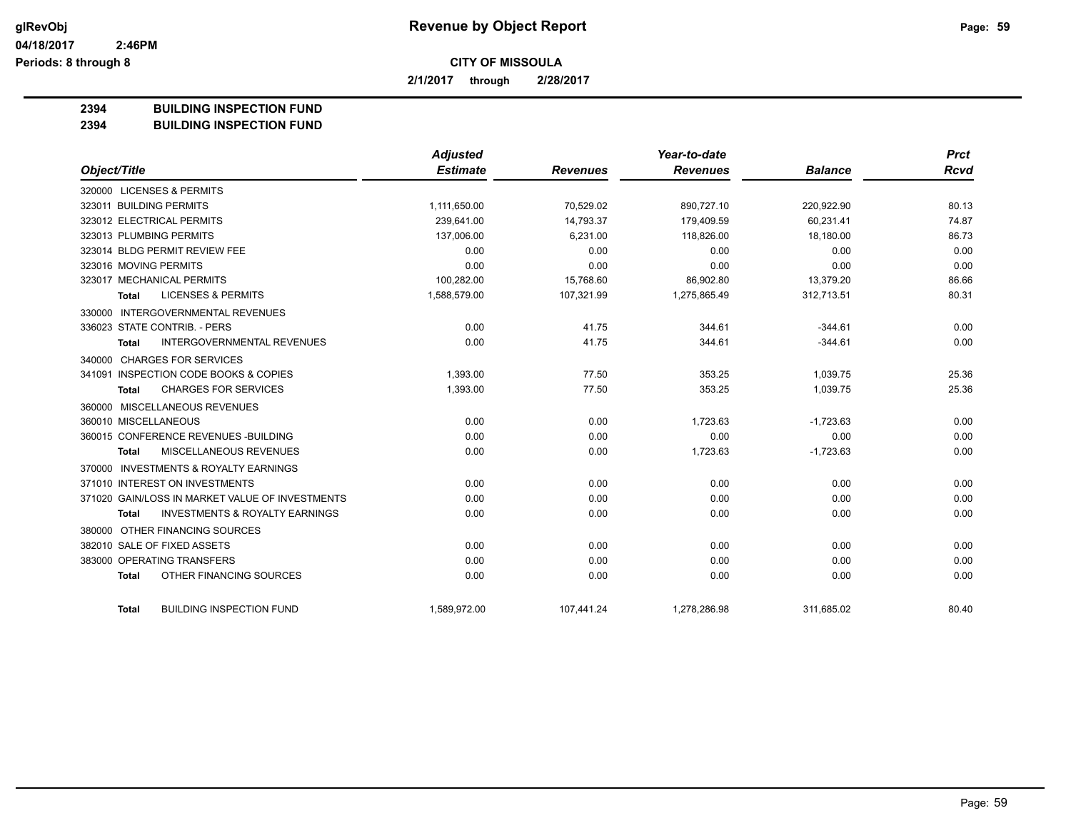**Revenue by Object Report**

**CITY OF MISSOULA**

**2/1/2017 through 2/28/2017**

Periods: 8 through 8

## 2394 BUILDING INSPECTION FUND
## 2394 BUILDING INSPECTION FUND

| Object/Title | Adjusted Estimate | Revenues | Year-to-date Revenues | Balance | Prct Rcvd |
|---|---|---|---|---|---|
| 320000 LICENSES & PERMITS | | | | | |
| 323011 BUILDING PERMITS | 1,111,650.00 | 70,529.02 | 890,727.10 | 220,922.90 | 80.13 |
| 323012 ELECTRICAL PERMITS | 239,641.00 | 14,793.37 | 179,409.59 | 60,231.41 | 74.87 |
| 323013 PLUMBING PERMITS | 137,006.00 | 6,231.00 | 118,826.00 | 18,180.00 | 86.73 |
| 323014 BLDG PERMIT REVIEW FEE | 0.00 | 0.00 | 0.00 | 0.00 | 0.00 |
| 323016 MOVING PERMITS | 0.00 | 0.00 | 0.00 | 0.00 | 0.00 |
| 323017 MECHANICAL PERMITS | 100,282.00 | 15,768.60 | 86,902.80 | 13,379.20 | 86.66 |
| **Total** LICENSES & PERMITS | 1,588,579.00 | 107,321.99 | 1,275,865.49 | 312,713.51 | 80.31 |
| 330000 INTERGOVERNMENTAL REVENUES | | | | | |
| 336023 STATE CONTRIB. - PERS | 0.00 | 41.75 | 344.61 | -344.61 | 0.00 |
| **Total** INTERGOVERNMENTAL REVENUES | 0.00 | 41.75 | 344.61 | -344.61 | 0.00 |
| 340000 CHARGES FOR SERVICES | | | | | |
| 341091 INSPECTION CODE BOOKS & COPIES | 1,393.00 | 77.50 | 353.25 | 1,039.75 | 25.36 |
| **Total** CHARGES FOR SERVICES | 1,393.00 | 77.50 | 353.25 | 1,039.75 | 25.36 |
| 360000 MISCELLANEOUS REVENUES | | | | | |
| 360010 MISCELLANEOUS | 0.00 | 0.00 | 1,723.63 | -1,723.63 | 0.00 |
| 360015 CONFERENCE REVENUES -BUILDING | 0.00 | 0.00 | 0.00 | 0.00 | 0.00 |
| **Total** MISCELLANEOUS REVENUES | 0.00 | 0.00 | 1,723.63 | -1,723.63 | 0.00 |
| 370000 INVESTMENTS & ROYALTY EARNINGS | | | | | |
| 371010 INTEREST ON INVESTMENTS | 0.00 | 0.00 | 0.00 | 0.00 | 0.00 |
| 371020 GAIN/LOSS IN MARKET VALUE OF INVESTMENTS | 0.00 | 0.00 | 0.00 | 0.00 | 0.00 |
| **Total** INVESTMENTS & ROYALTY EARNINGS | 0.00 | 0.00 | 0.00 | 0.00 | 0.00 |
| 380000 OTHER FINANCING SOURCES | | | | | |
| 382010 SALE OF FIXED ASSETS | 0.00 | 0.00 | 0.00 | 0.00 | 0.00 |
| 383000 OPERATING TRANSFERS | 0.00 | 0.00 | 0.00 | 0.00 | 0.00 |
| **Total** OTHER FINANCING SOURCES | 0.00 | 0.00 | 0.00 | 0.00 | 0.00 |
| **Total** BUILDING INSPECTION FUND | 1,589,972.00 | 107,441.24 | 1,278,286.98 | 311,685.02 | 80.40 |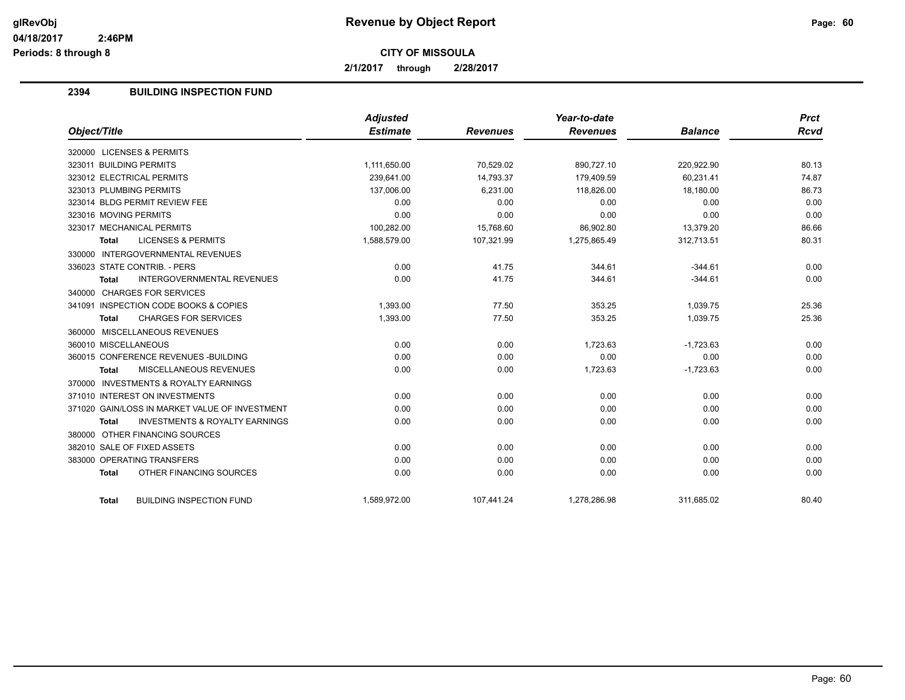glRevObj
04/18/2017 2:46PM
Periods: 8 through 8

# Revenue by Object Report

**CITY OF MISSOULA**

**2/1/2017 through 2/28/2017**

## 2394 BUILDING INSPECTION FUND

| Object/Title | Adjusted Estimate | Revenues | Year-to-date Revenues | Balance | Prct Rcvd |
|---|---|---|---|---|---|
| 320000 LICENSES & PERMITS | | | | | |
| 323011 BUILDING PERMITS | 1,111,650.00 | 70,529.02 | 890,727.10 | 220,922.90 | 80.13 |
| 323012 ELECTRICAL PERMITS | 239,641.00 | 14,793.37 | 179,409.59 | 60,231.41 | 74.87 |
| 323013 PLUMBING PERMITS | 137,006.00 | 6,231.00 | 118,826.00 | 18,180.00 | 86.73 |
| 323014 BLDG PERMIT REVIEW FEE | 0.00 | 0.00 | 0.00 | 0.00 | 0.00 |
| 323016 MOVING PERMITS | 0.00 | 0.00 | 0.00 | 0.00 | 0.00 |
| 323017 MECHANICAL PERMITS | 100,282.00 | 15,768.60 | 86,902.80 | 13,379.20 | 86.66 |
| **Total** LICENSES & PERMITS | 1,588,579.00 | 107,321.99 | 1,275,865.49 | 312,713.51 | 80.31 |
| 330000 INTERGOVERNMENTAL REVENUES | | | | | |
| 336023 STATE CONTRIB. - PERS | 0.00 | 41.75 | 344.61 | -344.61 | 0.00 |
| **Total** INTERGOVERNMENTAL REVENUES | 0.00 | 41.75 | 344.61 | -344.61 | 0.00 |
| 340000 CHARGES FOR SERVICES | | | | | |
| 341091 INSPECTION CODE BOOKS & COPIES | 1,393.00 | 77.50 | 353.25 | 1,039.75 | 25.36 |
| **Total** CHARGES FOR SERVICES | 1,393.00 | 77.50 | 353.25 | 1,039.75 | 25.36 |
| 360000 MISCELLANEOUS REVENUES | | | | | |
| 360010 MISCELLANEOUS | 0.00 | 0.00 | 1,723.63 | -1,723.63 | 0.00 |
| 360015 CONFERENCE REVENUES -BUILDING | 0.00 | 0.00 | 0.00 | 0.00 | 0.00 |
| **Total** MISCELLANEOUS REVENUES | 0.00 | 0.00 | 1,723.63 | -1,723.63 | 0.00 |
| 370000 INVESTMENTS & ROYALTY EARNINGS | | | | | |
| 371010 INTEREST ON INVESTMENTS | 0.00 | 0.00 | 0.00 | 0.00 | 0.00 |
| 371020 GAIN/LOSS IN MARKET VALUE OF INVESTMENT | 0.00 | 0.00 | 0.00 | 0.00 | 0.00 |
| **Total** INVESTMENTS & ROYALTY EARNINGS | 0.00 | 0.00 | 0.00 | 0.00 | 0.00 |
| 380000 OTHER FINANCING SOURCES | | | | | |
| 382010 SALE OF FIXED ASSETS | 0.00 | 0.00 | 0.00 | 0.00 | 0.00 |
| 383000 OPERATING TRANSFERS | 0.00 | 0.00 | 0.00 | 0.00 | 0.00 |
| **Total** OTHER FINANCING SOURCES | 0.00 | 0.00 | 0.00 | 0.00 | 0.00 |
| **Total** BUILDING INSPECTION FUND | 1,589,972.00 | 107,441.24 | 1,278,286.98 | 311,685.02 | 80.40 |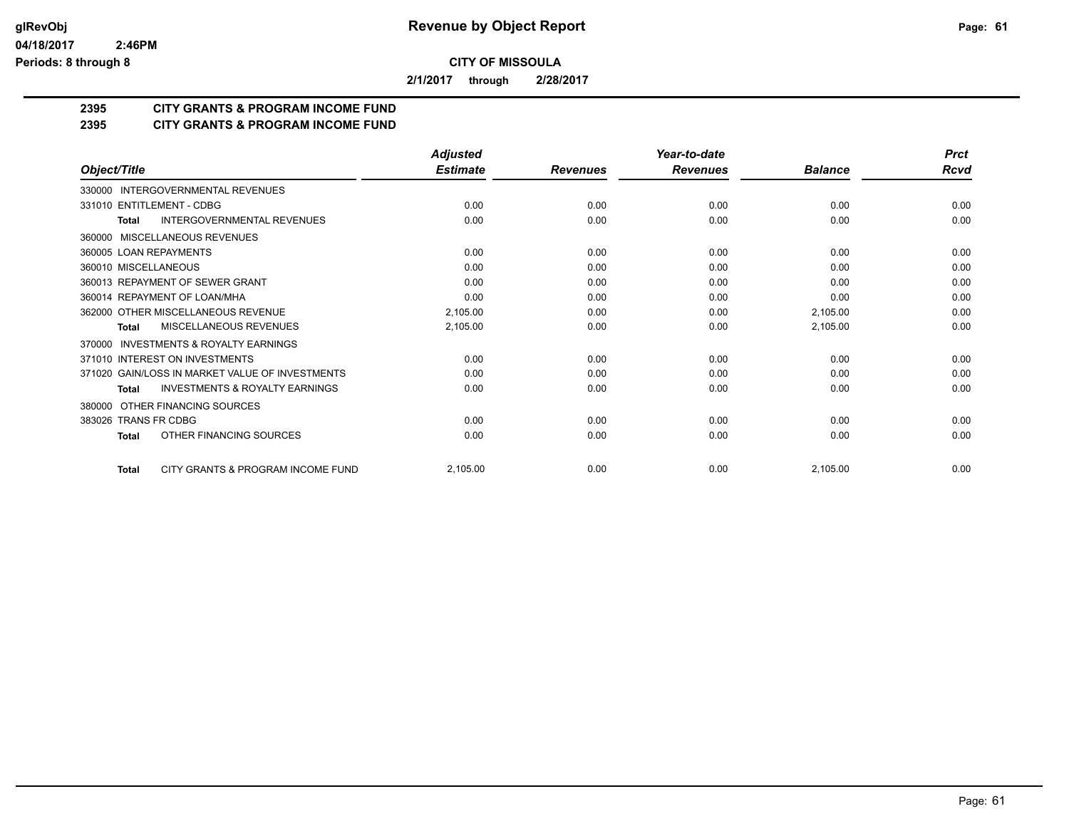# Revenue by Object Report

glRevObj
04/18/2017 2:46PM
Periods: 8 through 8

**CITY OF MISSOULA**

**2/1/2017 through 2/28/2017**

## 2395 CITY GRANTS & PROGRAM INCOME FUND
## 2395 CITY GRANTS & PROGRAM INCOME FUND

| Object/Title | Adjusted Estimate | Revenues | Year-to-date Revenues | Balance | Prct Rcvd |
|---|---|---|---|---|---|
| 330000 INTERGOVERNMENTAL REVENUES | | | | | |
| 331010 ENTITLEMENT - CDBG | 0.00 | 0.00 | 0.00 | 0.00 | 0.00 |
| **Total** INTERGOVERNMENTAL REVENUES | 0.00 | 0.00 | 0.00 | 0.00 | 0.00 |
| 360000 MISCELLANEOUS REVENUES | | | | | |
| 360005 LOAN REPAYMENTS | 0.00 | 0.00 | 0.00 | 0.00 | 0.00 |
| 360010 MISCELLANEOUS | 0.00 | 0.00 | 0.00 | 0.00 | 0.00 |
| 360013 REPAYMENT OF SEWER GRANT | 0.00 | 0.00 | 0.00 | 0.00 | 0.00 |
| 360014 REPAYMENT OF LOAN/MHA | 0.00 | 0.00 | 0.00 | 0.00 | 0.00 |
| 362000 OTHER MISCELLANEOUS REVENUE | 2,105.00 | 0.00 | 0.00 | 2,105.00 | 0.00 |
| **Total** MISCELLANEOUS REVENUES | 2,105.00 | 0.00 | 0.00 | 2,105.00 | 0.00 |
| 370000 INVESTMENTS & ROYALTY EARNINGS | | | | | |
| 371010 INTEREST ON INVESTMENTS | 0.00 | 0.00 | 0.00 | 0.00 | 0.00 |
| 371020 GAIN/LOSS IN MARKET VALUE OF INVESTMENTS | 0.00 | 0.00 | 0.00 | 0.00 | 0.00 |
| **Total** INVESTMENTS & ROYALTY EARNINGS | 0.00 | 0.00 | 0.00 | 0.00 | 0.00 |
| 380000 OTHER FINANCING SOURCES | | | | | |
| 383026 TRANS FR CDBG | 0.00 | 0.00 | 0.00 | 0.00 | 0.00 |
| **Total** OTHER FINANCING SOURCES | 0.00 | 0.00 | 0.00 | 0.00 | 0.00 |
| **Total** CITY GRANTS & PROGRAM INCOME FUND | 2,105.00 | 0.00 | 0.00 | 2,105.00 | 0.00 |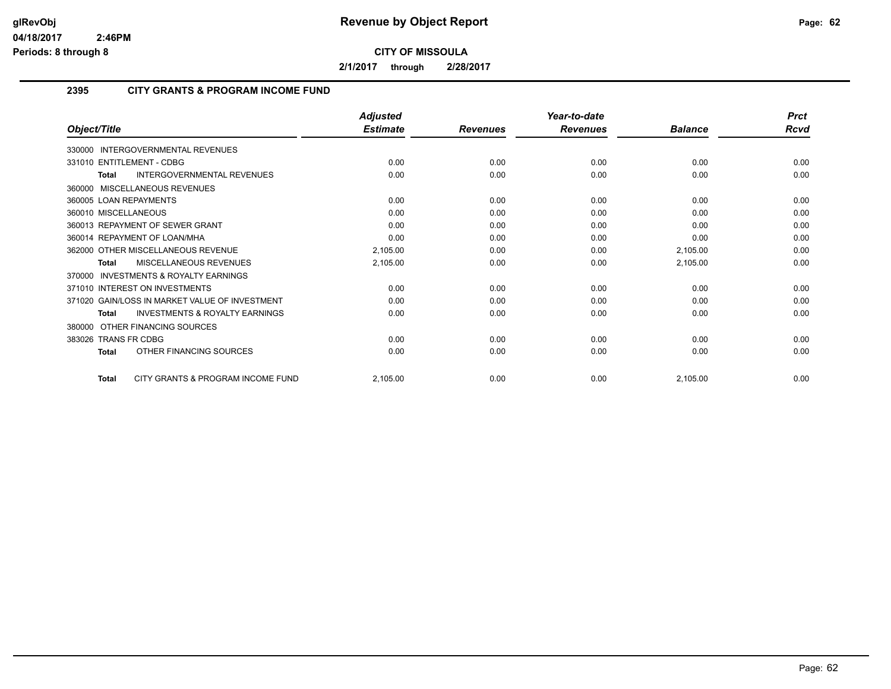# Revenue by Object Report

**CITY OF MISSOULA**

**2/1/2017 through 2/28/2017**

glRevObj
04/18/2017 2:46PM
Periods: 8 through 8

## 2395 CITY GRANTS & PROGRAM INCOME FUND

| Object/Title | Adjusted Estimate | Revenues | Year-to-date Revenues | Balance | Prct Rcvd |
|---|---|---|---|---|---|
| 330000 INTERGOVERNMENTAL REVENUES | | | | | |
| 331010 ENTITLEMENT - CDBG | 0.00 | 0.00 | 0.00 | 0.00 | 0.00 |
| **Total** INTERGOVERNMENTAL REVENUES | 0.00 | 0.00 | 0.00 | 0.00 | 0.00 |
| 360000 MISCELLANEOUS REVENUES | | | | | |
| 360005 LOAN REPAYMENTS | 0.00 | 0.00 | 0.00 | 0.00 | 0.00 |
| 360010 MISCELLANEOUS | 0.00 | 0.00 | 0.00 | 0.00 | 0.00 |
| 360013 REPAYMENT OF SEWER GRANT | 0.00 | 0.00 | 0.00 | 0.00 | 0.00 |
| 360014 REPAYMENT OF LOAN/MHA | 0.00 | 0.00 | 0.00 | 0.00 | 0.00 |
| 362000 OTHER MISCELLANEOUS REVENUE | 2,105.00 | 0.00 | 0.00 | 2,105.00 | 0.00 |
| **Total** MISCELLANEOUS REVENUES | 2,105.00 | 0.00 | 0.00 | 2,105.00 | 0.00 |
| 370000 INVESTMENTS & ROYALTY EARNINGS | | | | | |
| 371010 INTEREST ON INVESTMENTS | 0.00 | 0.00 | 0.00 | 0.00 | 0.00 |
| 371020 GAIN/LOSS IN MARKET VALUE OF INVESTMENT | 0.00 | 0.00 | 0.00 | 0.00 | 0.00 |
| **Total** INVESTMENTS & ROYALTY EARNINGS | 0.00 | 0.00 | 0.00 | 0.00 | 0.00 |
| 380000 OTHER FINANCING SOURCES | | | | | |
| 383026 TRANS FR CDBG | 0.00 | 0.00 | 0.00 | 0.00 | 0.00 |
| **Total** OTHER FINANCING SOURCES | 0.00 | 0.00 | 0.00 | 0.00 | 0.00 |
| **Total** CITY GRANTS & PROGRAM INCOME FUND | 2,105.00 | 0.00 | 0.00 | 2,105.00 | 0.00 |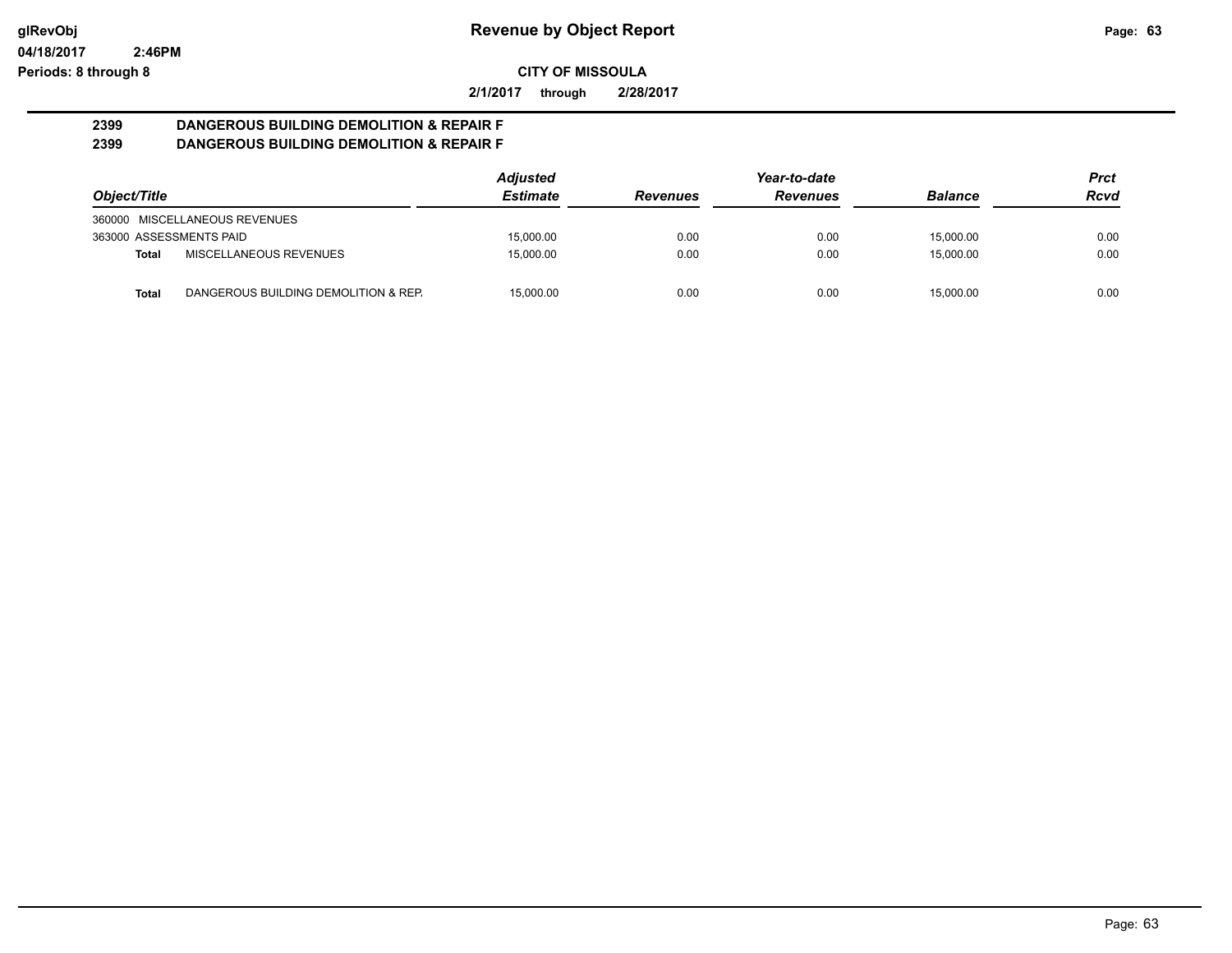# Revenue by Object Report

glRevObj
04/18/2017 2:46PM
Periods: 8 through 8

**CITY OF MISSOULA**

**2/1/2017 through 2/28/2017**

**2399 DANGEROUS BUILDING DEMOLITION & REPAIR F**
**2399 DANGEROUS BUILDING DEMOLITION & REPAIR F**

| Object/Title | | Adjusted Estimate | Revenues | Year-to-date Revenues | Balance | Prct Rcvd |
|---|---|---|---|---|---|---|
| 360000 MISCELLANEOUS REVENUES | | | | | | |
| 363000 ASSESSMENTS PAID | | 15,000.00 | 0.00 | 0.00 | 15,000.00 | 0.00 |
| **Total** | MISCELLANEOUS REVENUES | 15,000.00 | 0.00 | 0.00 | 15,000.00 | 0.00 |
| **Total** | DANGEROUS BUILDING DEMOLITION & REP. | 15,000.00 | 0.00 | 0.00 | 15,000.00 | 0.00 |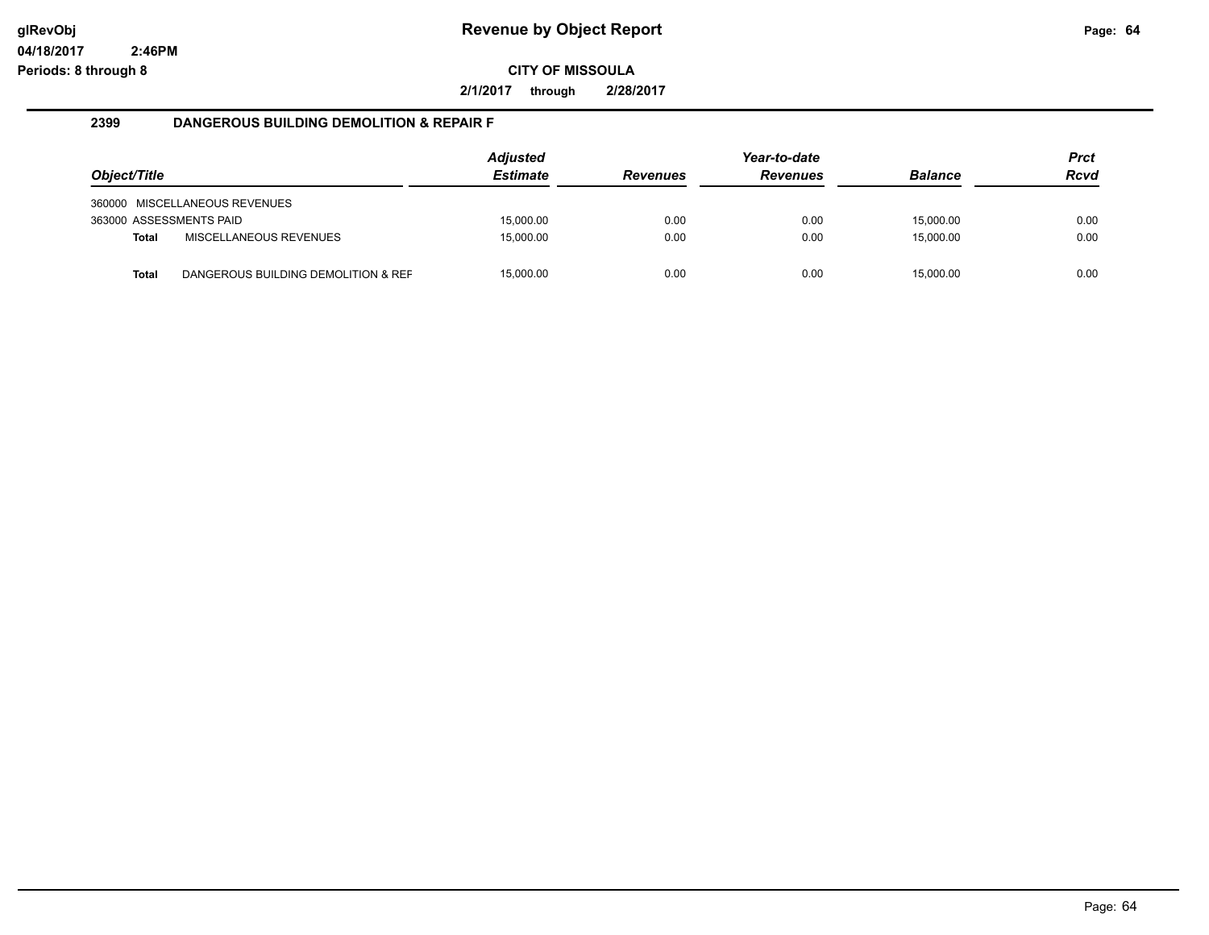# Revenue by Object Report

glRevObj
04/18/2017 2:46PM
Periods: 8 through 8

**CITY OF MISSOULA**

**2/1/2017 through 2/28/2017**

### 2399 DANGEROUS BUILDING DEMOLITION & REPAIR F

| Object/Title | Adjusted Estimate | Revenues | Year-to-date Revenues | Balance | Prct Rcvd |
|---|---|---|---|---|---|
| 360000 MISCELLANEOUS REVENUES | | | | | |
| 363000 ASSESSMENTS PAID | 15,000.00 | 0.00 | 0.00 | 15,000.00 | 0.00 |
| **Total** MISCELLANEOUS REVENUES | 15,000.00 | 0.00 | 0.00 | 15,000.00 | 0.00 |
| **Total** DANGEROUS BUILDING DEMOLITION & REF | 15,000.00 | 0.00 | 0.00 | 15,000.00 | 0.00 |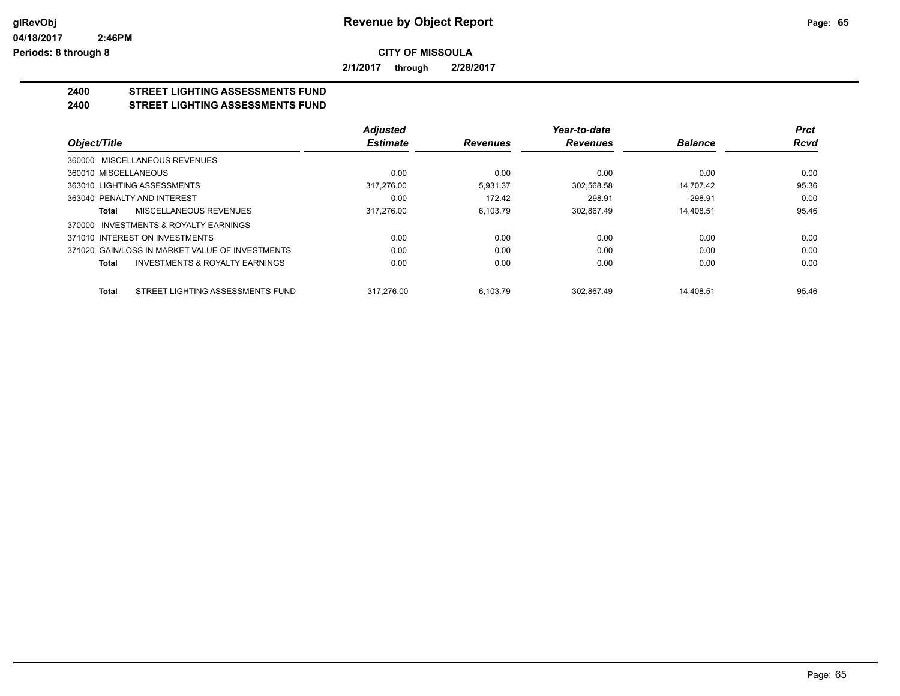# Revenue by Object Report

glRevObj
04/18/2017 2:46PM
Periods: 8 through 8

**CITY OF MISSOULA**

**2/1/2017 through 2/28/2017**

## 2400 STREET LIGHTING ASSESSMENTS FUND
## 2400 STREET LIGHTING ASSESSMENTS FUND

| Object/Title | Adjusted Estimate | Revenues | Year-to-date Revenues | Balance | Prct Rcvd |
|---|---|---|---|---|---|
| 360000 MISCELLANEOUS REVENUES | | | | | |
| 360010 MISCELLANEOUS | 0.00 | 0.00 | 0.00 | 0.00 | 0.00 |
| 363010 LIGHTING ASSESSMENTS | 317,276.00 | 5,931.37 | 302,568.58 | 14,707.42 | 95.36 |
| 363040 PENALTY AND INTEREST | 0.00 | 172.42 | 298.91 | -298.91 | 0.00 |
| **Total** MISCELLANEOUS REVENUES | 317,276.00 | 6,103.79 | 302,867.49 | 14,408.51 | 95.46 |
| 370000 INVESTMENTS & ROYALTY EARNINGS | | | | | |
| 371010 INTEREST ON INVESTMENTS | 0.00 | 0.00 | 0.00 | 0.00 | 0.00 |
| 371020 GAIN/LOSS IN MARKET VALUE OF INVESTMENTS | 0.00 | 0.00 | 0.00 | 0.00 | 0.00 |
| **Total** INVESTMENTS & ROYALTY EARNINGS | 0.00 | 0.00 | 0.00 | 0.00 | 0.00 |
| **Total** STREET LIGHTING ASSESSMENTS FUND | 317,276.00 | 6,103.79 | 302,867.49 | 14,408.51 | 95.46 |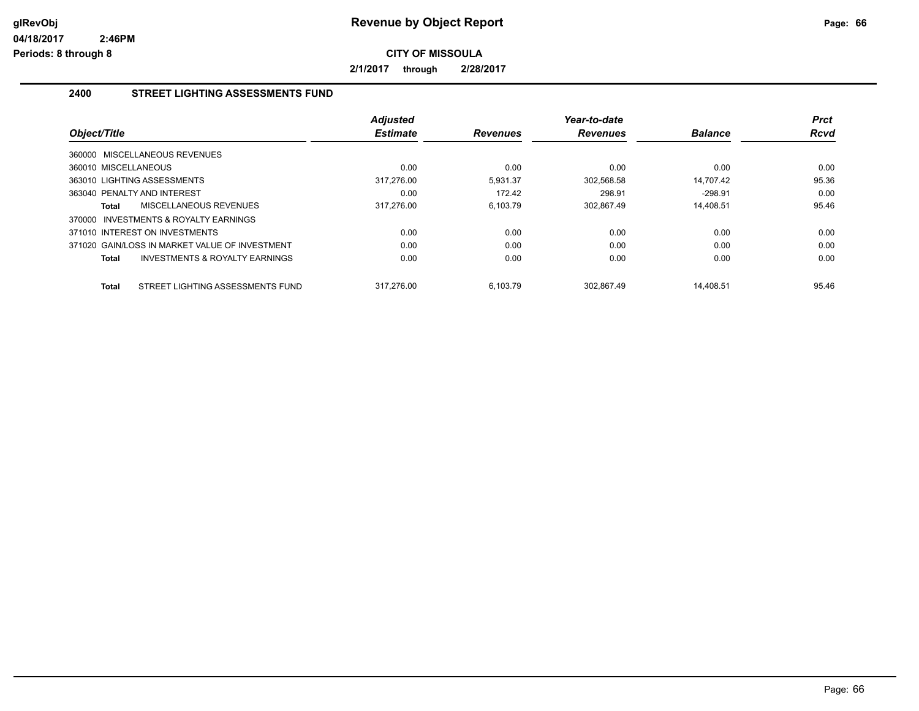# Revenue by Object Report

glRevObj
04/18/2017 2:46PM
Periods: 8 through 8

**CITY OF MISSOULA**

**2/1/2017 through 2/28/2017**

## 2400 STREET LIGHTING ASSESSMENTS FUND

| Object/Title | Adjusted Estimate | Revenues | Year-to-date Revenues | Balance | Prct Rcvd |
|---|---|---|---|---|---|
| 360000 MISCELLANEOUS REVENUES | | | | | |
| 360010 MISCELLANEOUS | 0.00 | 0.00 | 0.00 | 0.00 | 0.00 |
| 363010 LIGHTING ASSESSMENTS | 317,276.00 | 5,931.37 | 302,568.58 | 14,707.42 | 95.36 |
| 363040 PENALTY AND INTEREST | 0.00 | 172.42 | 298.91 | -298.91 | 0.00 |
| **Total** MISCELLANEOUS REVENUES | 317,276.00 | 6,103.79 | 302,867.49 | 14,408.51 | 95.46 |
| 370000 INVESTMENTS & ROYALTY EARNINGS | | | | | |
| 371010 INTEREST ON INVESTMENTS | 0.00 | 0.00 | 0.00 | 0.00 | 0.00 |
| 371020 GAIN/LOSS IN MARKET VALUE OF INVESTMENT | 0.00 | 0.00 | 0.00 | 0.00 | 0.00 |
| **Total** INVESTMENTS & ROYALTY EARNINGS | 0.00 | 0.00 | 0.00 | 0.00 | 0.00 |
| **Total** STREET LIGHTING ASSESSMENTS FUND | 317,276.00 | 6,103.79 | 302,867.49 | 14,408.51 | 95.46 |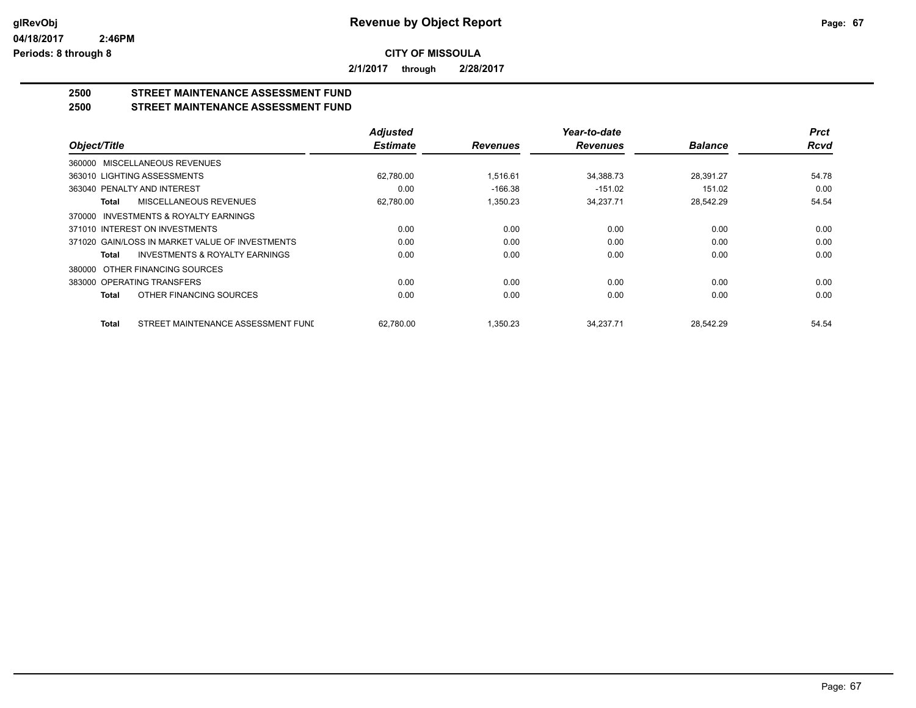# Revenue by Object Report

glRevObj
04/18/2017 2:46PM
Periods: 8 through 8

**CITY OF MISSOULA**

**2/1/2017 through 2/28/2017**

## 2500 STREET MAINTENANCE ASSESSMENT FUND
## 2500 STREET MAINTENANCE ASSESSMENT FUND

| Object/Title | Adjusted Estimate | Revenues | Year-to-date Revenues | Balance | Prct Rcvd |
|---|---|---|---|---|---|
| 360000 MISCELLANEOUS REVENUES | | | | | |
| 363010 LIGHTING ASSESSMENTS | 62,780.00 | 1,516.61 | 34,388.73 | 28,391.27 | 54.78 |
| 363040 PENALTY AND INTEREST | 0.00 | -166.38 | -151.02 | 151.02 | 0.00 |
| **Total** MISCELLANEOUS REVENUES | 62,780.00 | 1,350.23 | 34,237.71 | 28,542.29 | 54.54 |
| 370000 INVESTMENTS & ROYALTY EARNINGS | | | | | |
| 371010 INTEREST ON INVESTMENTS | 0.00 | 0.00 | 0.00 | 0.00 | 0.00 |
| 371020 GAIN/LOSS IN MARKET VALUE OF INVESTMENTS | 0.00 | 0.00 | 0.00 | 0.00 | 0.00 |
| **Total** INVESTMENTS & ROYALTY EARNINGS | 0.00 | 0.00 | 0.00 | 0.00 | 0.00 |
| 380000 OTHER FINANCING SOURCES | | | | | |
| 383000 OPERATING TRANSFERS | 0.00 | 0.00 | 0.00 | 0.00 | 0.00 |
| **Total** OTHER FINANCING SOURCES | 0.00 | 0.00 | 0.00 | 0.00 | 0.00 |
| **Total** STREET MAINTENANCE ASSESSMENT FUND | 62,780.00 | 1,350.23 | 34,237.71 | 28,542.29 | 54.54 |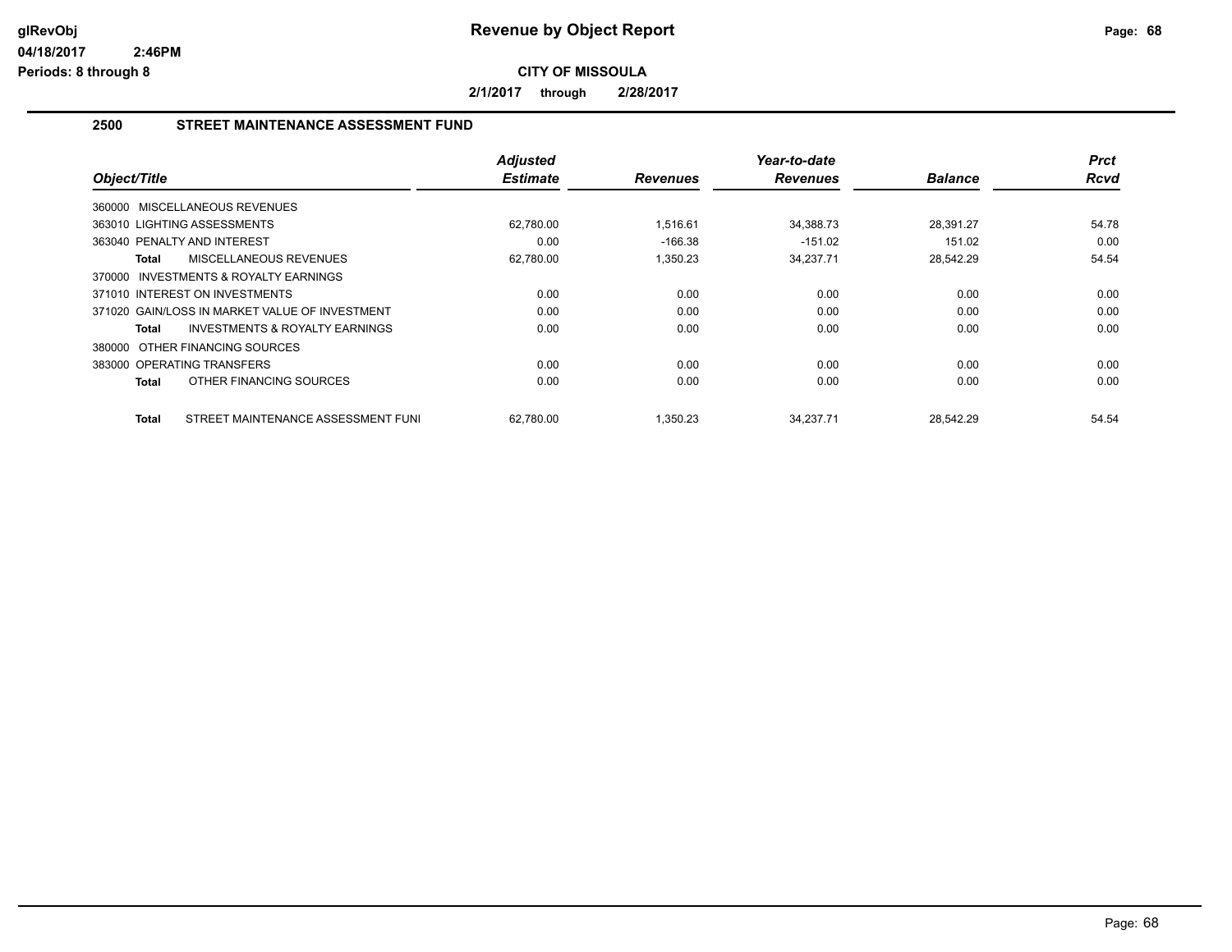# Revenue by Object Report

**CITY OF MISSOULA**

**2/1/2017 through 2/28/2017**

glRevObj
04/18/2017 2:46PM
Periods: 8 through 8

## 2500 STREET MAINTENANCE ASSESSMENT FUND

| Object/Title | Adjusted Estimate | Revenues | Year-to-date Revenues | Balance | Prct Rcvd |
|---|---|---|---|---|---|
| 360000 MISCELLANEOUS REVENUES | | | | | |
| 363010 LIGHTING ASSESSMENTS | 62,780.00 | 1,516.61 | 34,388.73 | 28,391.27 | 54.78 |
| 363040 PENALTY AND INTEREST | 0.00 | -166.38 | -151.02 | 151.02 | 0.00 |
| **Total** MISCELLANEOUS REVENUES | 62,780.00 | 1,350.23 | 34,237.71 | 28,542.29 | 54.54 |
| 370000 INVESTMENTS & ROYALTY EARNINGS | | | | | |
| 371010 INTEREST ON INVESTMENTS | 0.00 | 0.00 | 0.00 | 0.00 | 0.00 |
| 371020 GAIN/LOSS IN MARKET VALUE OF INVESTMENT | 0.00 | 0.00 | 0.00 | 0.00 | 0.00 |
| **Total** INVESTMENTS & ROYALTY EARNINGS | 0.00 | 0.00 | 0.00 | 0.00 | 0.00 |
| 380000 OTHER FINANCING SOURCES | | | | | |
| 383000 OPERATING TRANSFERS | 0.00 | 0.00 | 0.00 | 0.00 | 0.00 |
| **Total** OTHER FINANCING SOURCES | 0.00 | 0.00 | 0.00 | 0.00 | 0.00 |
| **Total** STREET MAINTENANCE ASSESSMENT FUNI | 62,780.00 | 1,350.23 | 34,237.71 | 28,542.29 | 54.54 |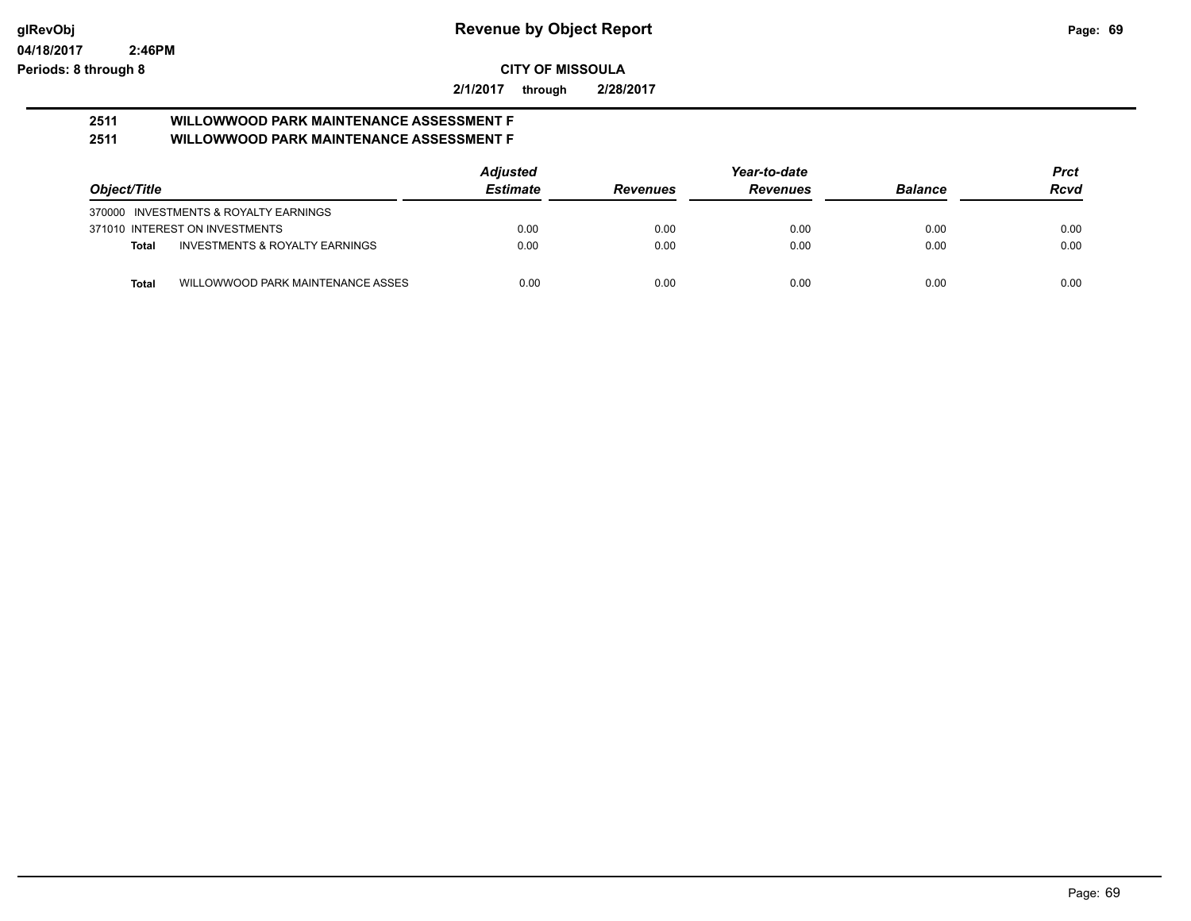# Revenue by Object Report

glRevObj
04/18/2017 2:46PM
Periods: 8 through 8

**CITY OF MISSOULA**

**2/1/2017 through 2/28/2017**

## 2511 WILLOWWOOD PARK MAINTENANCE ASSESSMENT F
## 2511 WILLOWWOOD PARK MAINTENANCE ASSESSMENT F

| Object/Title | | Adjusted Estimate | Revenues | Year-to-date Revenues | Balance | Prct Rcvd |
|---|---|---|---|---|---|---|
| 370000 INVESTMENTS & ROYALTY EARNINGS | | | | | | |
| 371010 INTEREST ON INVESTMENTS | | 0.00 | 0.00 | 0.00 | 0.00 | 0.00 |
| **Total** | INVESTMENTS & ROYALTY EARNINGS | 0.00 | 0.00 | 0.00 | 0.00 | 0.00 |
| **Total** | WILLOWWOOD PARK MAINTENANCE ASSES | 0.00 | 0.00 | 0.00 | 0.00 | 0.00 |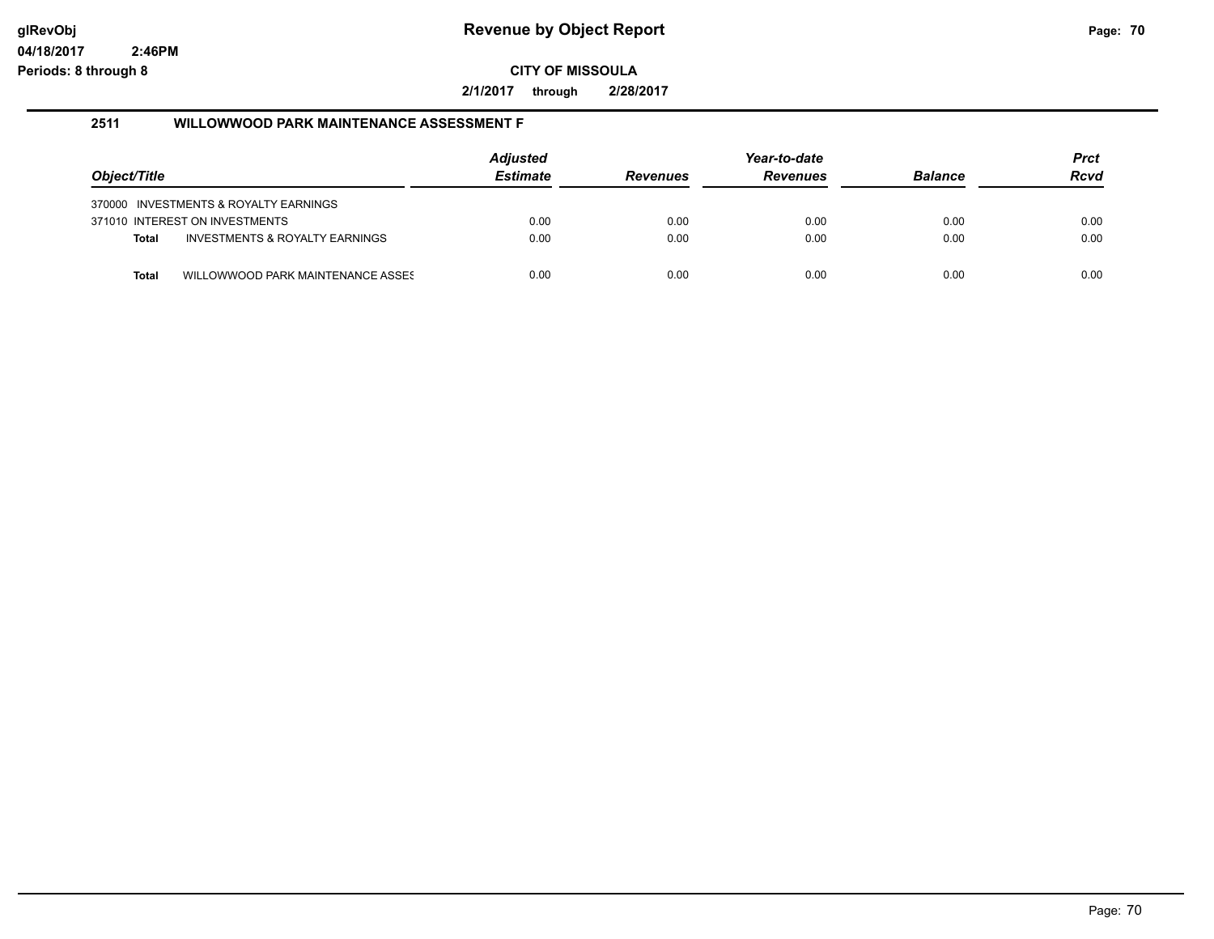# Revenue by Object Report

glRevObj
04/18/2017 2:46PM
Periods: 8 through 8

**CITY OF MISSOULA**

**2/1/2017 through 2/28/2017**

## 2511 WILLOWWOOD PARK MAINTENANCE ASSESSMENT F

| Object/Title | | Adjusted Estimate | Revenues | Year-to-date Revenues | Balance | Prct Rcvd |
|---|---|---|---|---|---|---|
| 370000 | INVESTMENTS & ROYALTY EARNINGS | | | | | |
| 371010 | INTEREST ON INVESTMENTS | 0.00 | 0.00 | 0.00 | 0.00 | 0.00 |
| **Total** | INVESTMENTS & ROYALTY EARNINGS | 0.00 | 0.00 | 0.00 | 0.00 | 0.00 |
| **Total** | WILLOWWOOD PARK MAINTENANCE ASSES | 0.00 | 0.00 | 0.00 | 0.00 | 0.00 |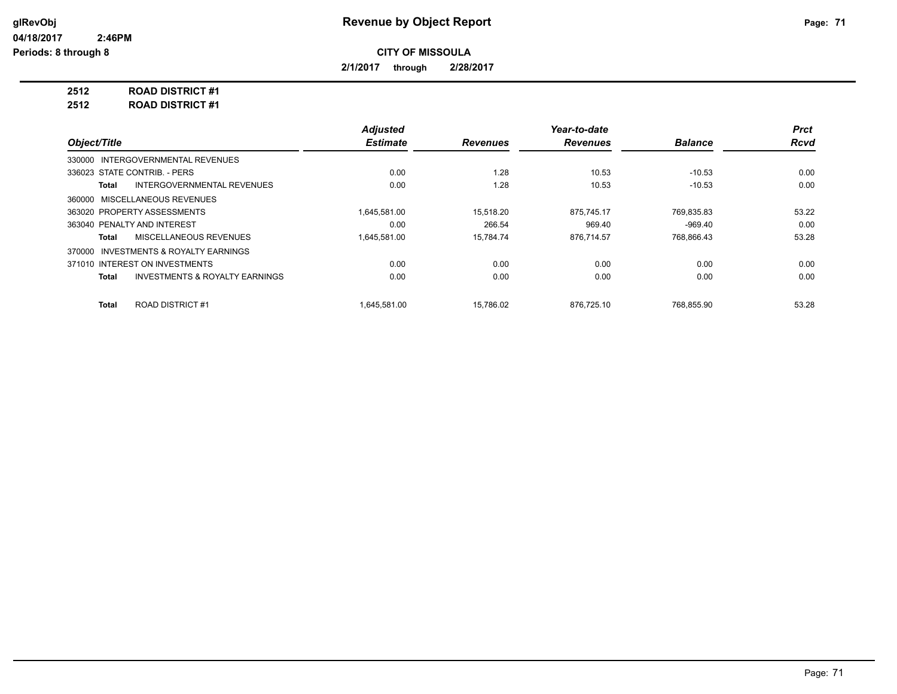**Revenue by Object Report**

**CITY OF MISSOULA**

**2/1/2017 through 2/28/2017**

glRevObj
04/18/2017 2:46PM
Periods: 8 through 8

**2512 ROAD DISTRICT #1**
**2512 ROAD DISTRICT #1**

| Object/Title | Adjusted Estimate | Revenues | Year-to-date Revenues | Balance | Prct Rcvd |
|---|---|---|---|---|---|
| 330000 INTERGOVERNMENTAL REVENUES | | | | | |
| 336023 STATE CONTRIB. - PERS | 0.00 | 1.28 | 10.53 | -10.53 | 0.00 |
| **Total** INTERGOVERNMENTAL REVENUES | 0.00 | 1.28 | 10.53 | -10.53 | 0.00 |
| 360000 MISCELLANEOUS REVENUES | | | | | |
| 363020 PROPERTY ASSESSMENTS | 1,645,581.00 | 15,518.20 | 875,745.17 | 769,835.83 | 53.22 |
| 363040 PENALTY AND INTEREST | 0.00 | 266.54 | 969.40 | -969.40 | 0.00 |
| **Total** MISCELLANEOUS REVENUES | 1,645,581.00 | 15,784.74 | 876,714.57 | 768,866.43 | 53.28 |
| 370000 INVESTMENTS & ROYALTY EARNINGS | | | | | |
| 371010 INTEREST ON INVESTMENTS | 0.00 | 0.00 | 0.00 | 0.00 | 0.00 |
| **Total** INVESTMENTS & ROYALTY EARNINGS | 0.00 | 0.00 | 0.00 | 0.00 | 0.00 |
| **Total** ROAD DISTRICT #1 | 1,645,581.00 | 15,786.02 | 876,725.10 | 768,855.90 | 53.28 |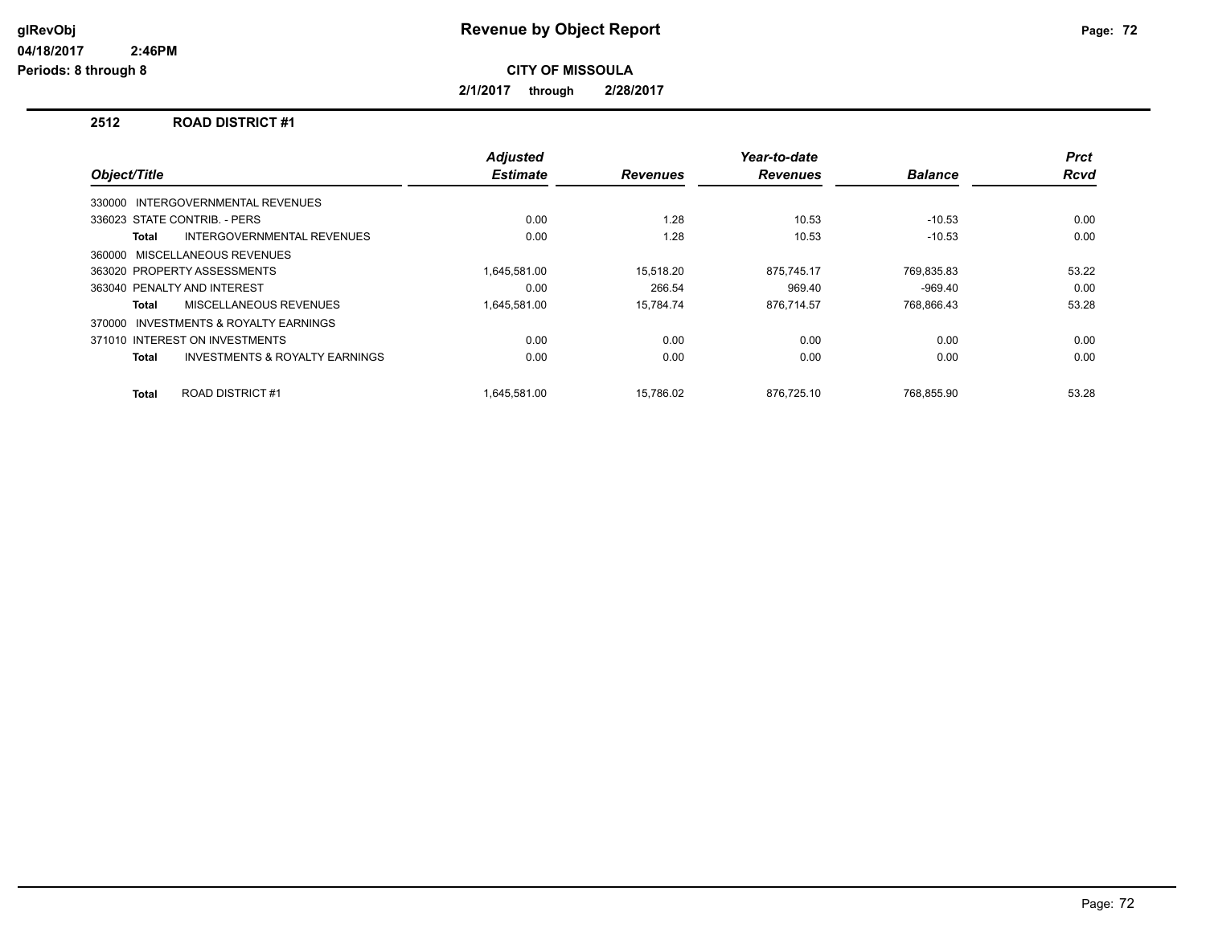# Revenue by Object Report

glRevObj
04/18/2017 2:46PM
Periods: 8 through 8

**CITY OF MISSOULA**

**2/1/2017 through 2/28/2017**

## 2512 ROAD DISTRICT #1

| Object/Title | Adjusted Estimate | Revenues | Year-to-date Revenues | Balance | Prct Rcvd |
|---|---|---|---|---|---|
| 330000 INTERGOVERNMENTAL REVENUES | | | | | |
| 336023 STATE CONTRIB. - PERS | 0.00 | 1.28 | 10.53 | -10.53 | 0.00 |
| **Total** INTERGOVERNMENTAL REVENUES | 0.00 | 1.28 | 10.53 | -10.53 | 0.00 |
| 360000 MISCELLANEOUS REVENUES | | | | | |
| 363020 PROPERTY ASSESSMENTS | 1,645,581.00 | 15,518.20 | 875,745.17 | 769,835.83 | 53.22 |
| 363040 PENALTY AND INTEREST | 0.00 | 266.54 | 969.40 | -969.40 | 0.00 |
| **Total** MISCELLANEOUS REVENUES | 1,645,581.00 | 15,784.74 | 876,714.57 | 768,866.43 | 53.28 |
| 370000 INVESTMENTS & ROYALTY EARNINGS | | | | | |
| 371010 INTEREST ON INVESTMENTS | 0.00 | 0.00 | 0.00 | 0.00 | 0.00 |
| **Total** INVESTMENTS & ROYALTY EARNINGS | 0.00 | 0.00 | 0.00 | 0.00 | 0.00 |
| **Total** ROAD DISTRICT #1 | 1,645,581.00 | 15,786.02 | 876,725.10 | 768,855.90 | 53.28 |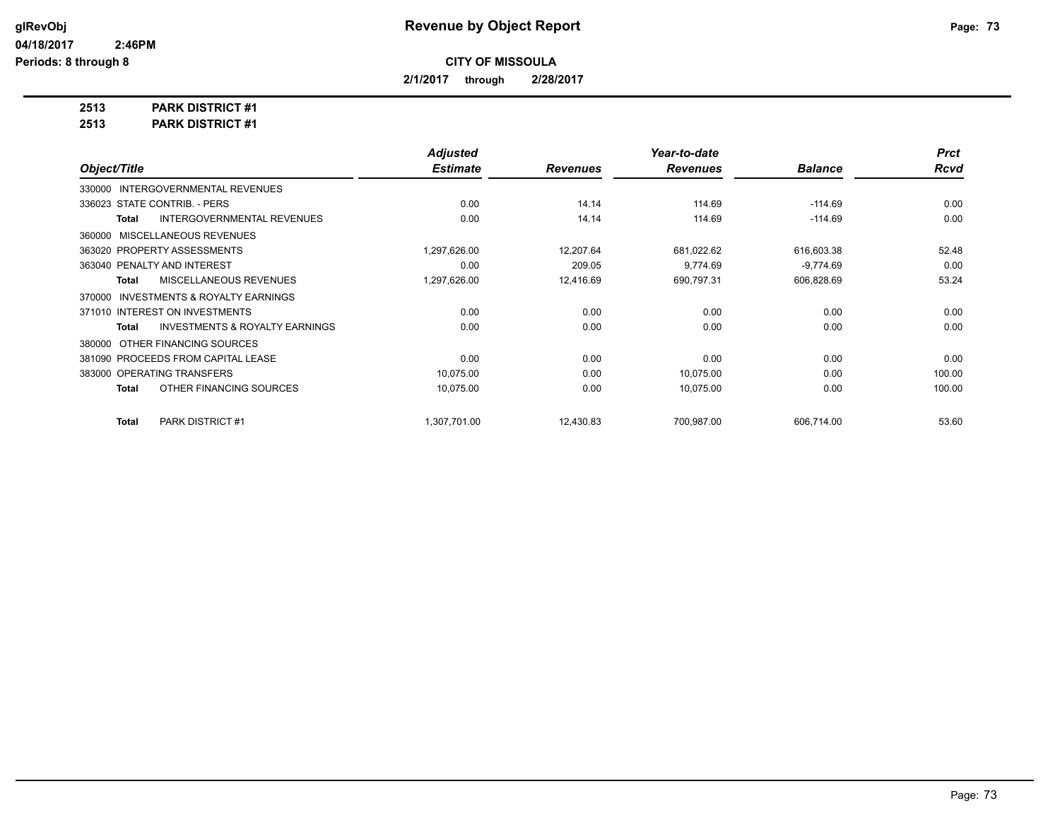# Revenue by Object Report

**CITY OF MISSOULA**

**2/1/2017 through 2/28/2017**

glRevObj
04/18/2017 2:46PM
Periods: 8 through 8

**2513 PARK DISTRICT #1**
**2513 PARK DISTRICT #1**

| Object/Title | Adjusted Estimate | Revenues | Year-to-date Revenues | Balance | Prct Rcvd |
|---|---|---|---|---|---|
| 330000 INTERGOVERNMENTAL REVENUES | | | | | |
| 336023 STATE CONTRIB. - PERS | 0.00 | 14.14 | 114.69 | -114.69 | 0.00 |
| **Total** INTERGOVERNMENTAL REVENUES | 0.00 | 14.14 | 114.69 | -114.69 | 0.00 |
| 360000 MISCELLANEOUS REVENUES | | | | | |
| 363020 PROPERTY ASSESSMENTS | 1,297,626.00 | 12,207.64 | 681,022.62 | 616,603.38 | 52.48 |
| 363040 PENALTY AND INTEREST | 0.00 | 209.05 | 9,774.69 | -9,774.69 | 0.00 |
| **Total** MISCELLANEOUS REVENUES | 1,297,626.00 | 12,416.69 | 690,797.31 | 606,828.69 | 53.24 |
| 370000 INVESTMENTS & ROYALTY EARNINGS | | | | | |
| 371010 INTEREST ON INVESTMENTS | 0.00 | 0.00 | 0.00 | 0.00 | 0.00 |
| **Total** INVESTMENTS & ROYALTY EARNINGS | 0.00 | 0.00 | 0.00 | 0.00 | 0.00 |
| 380000 OTHER FINANCING SOURCES | | | | | |
| 381090 PROCEEDS FROM CAPITAL LEASE | 0.00 | 0.00 | 0.00 | 0.00 | 0.00 |
| 383000 OPERATING TRANSFERS | 10,075.00 | 0.00 | 10,075.00 | 0.00 | 100.00 |
| **Total** OTHER FINANCING SOURCES | 10,075.00 | 0.00 | 10,075.00 | 0.00 | 100.00 |
| **Total** PARK DISTRICT #1 | 1,307,701.00 | 12,430.83 | 700,987.00 | 606,714.00 | 53.60 |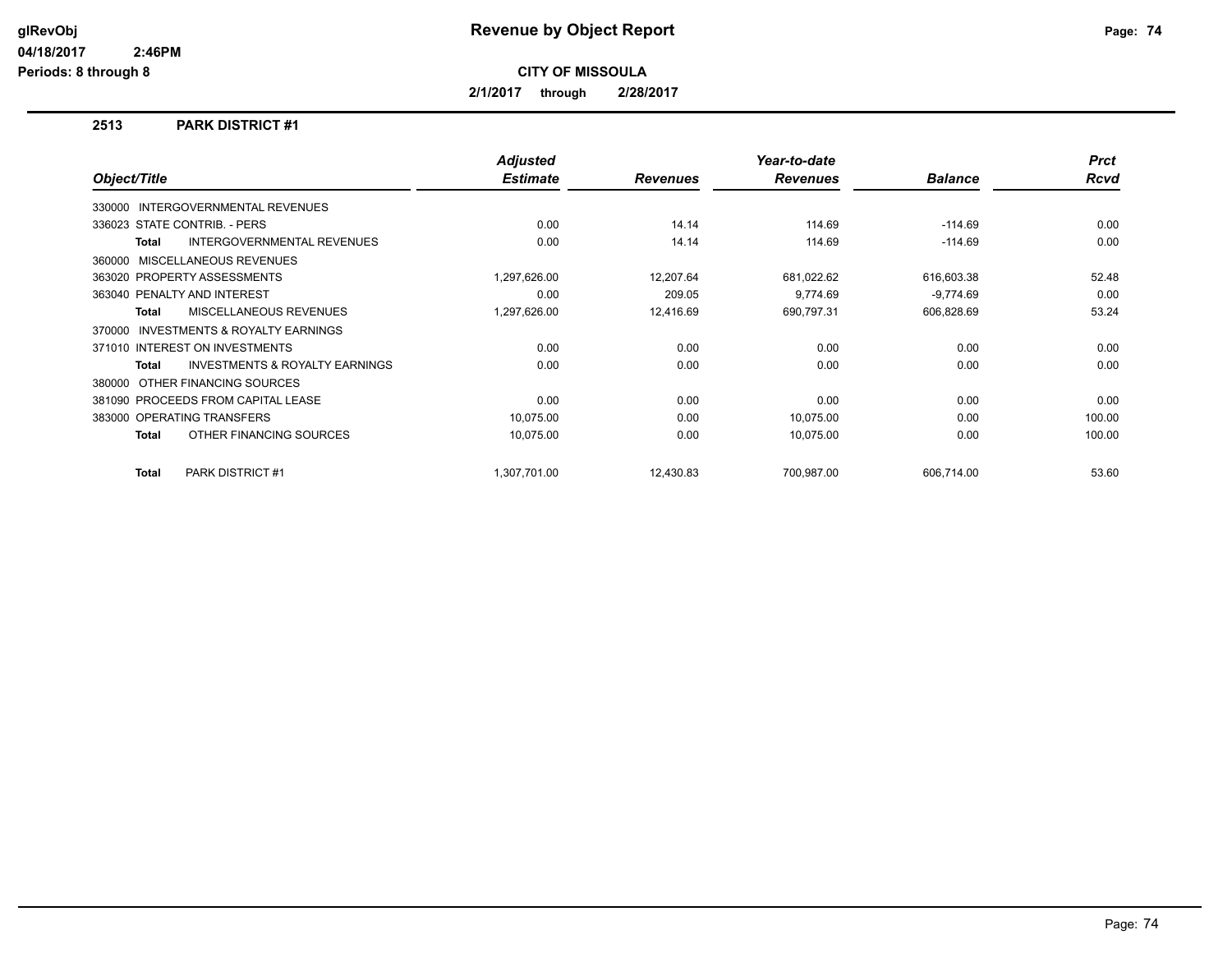# Revenue by Object Report

glRevObj
04/18/2017 2:46PM
Periods: 8 through 8

**CITY OF MISSOULA**

**2/1/2017 through 2/28/2017**

## 2513 PARK DISTRICT #1

| Object/Title | Adjusted Estimate | Revenues | Year-to-date Revenues | Balance | Prct Rcvd |
|---|---|---|---|---|---|
| 330000 INTERGOVERNMENTAL REVENUES | | | | | |
| 336023 STATE CONTRIB. - PERS | 0.00 | 14.14 | 114.69 | -114.69 | 0.00 |
| **Total** INTERGOVERNMENTAL REVENUES | 0.00 | 14.14 | 114.69 | -114.69 | 0.00 |
| 360000 MISCELLANEOUS REVENUES | | | | | |
| 363020 PROPERTY ASSESSMENTS | 1,297,626.00 | 12,207.64 | 681,022.62 | 616,603.38 | 52.48 |
| 363040 PENALTY AND INTEREST | 0.00 | 209.05 | 9,774.69 | -9,774.69 | 0.00 |
| **Total** MISCELLANEOUS REVENUES | 1,297,626.00 | 12,416.69 | 690,797.31 | 606,828.69 | 53.24 |
| 370000 INVESTMENTS & ROYALTY EARNINGS | | | | | |
| 371010 INTEREST ON INVESTMENTS | 0.00 | 0.00 | 0.00 | 0.00 | 0.00 |
| **Total** INVESTMENTS & ROYALTY EARNINGS | 0.00 | 0.00 | 0.00 | 0.00 | 0.00 |
| 380000 OTHER FINANCING SOURCES | | | | | |
| 381090 PROCEEDS FROM CAPITAL LEASE | 0.00 | 0.00 | 0.00 | 0.00 | 0.00 |
| 383000 OPERATING TRANSFERS | 10,075.00 | 0.00 | 10,075.00 | 0.00 | 100.00 |
| **Total** OTHER FINANCING SOURCES | 10,075.00 | 0.00 | 10,075.00 | 0.00 | 100.00 |
| **Total** PARK DISTRICT #1 | 1,307,701.00 | 12,430.83 | 700,987.00 | 606,714.00 | 53.60 |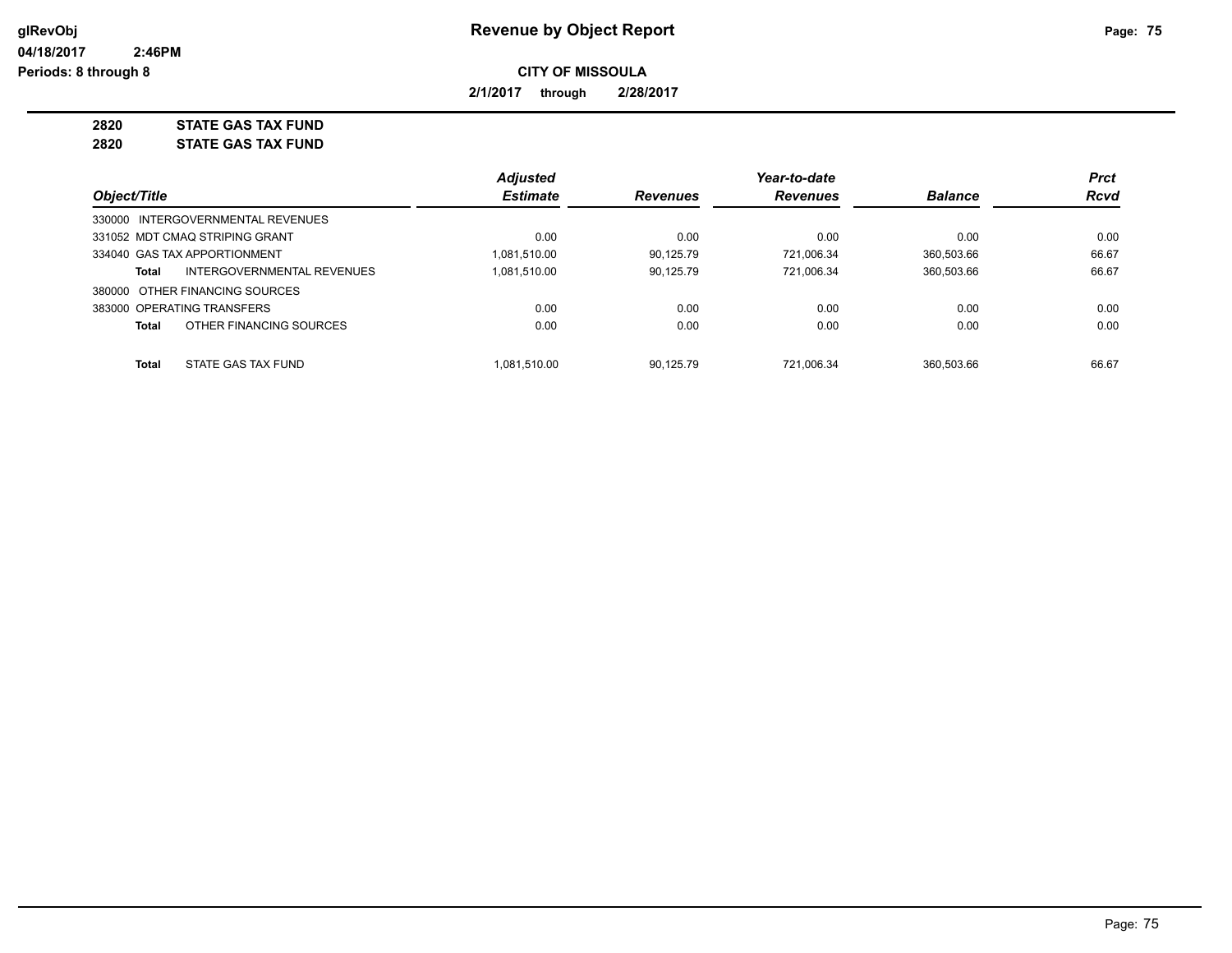**Revenue by Object Report**

**CITY OF MISSOULA**

**2/1/2017 through 2/28/2017**

glRevObj
04/18/2017 2:46PM
Periods: 8 through 8

## 2820 STATE GAS TAX FUND
## 2820 STATE GAS TAX FUND

| Object/Title | | Adjusted Estimate | Revenues | Year-to-date Revenues | Balance | Prct Rcvd |
|---|---|---|---|---|---|---|
| 330000 INTERGOVERNMENTAL REVENUES | | | | | | |
| 331052 MDT CMAQ STRIPING GRANT | | 0.00 | 0.00 | 0.00 | 0.00 | 0.00 |
| 334040 GAS TAX APPORTIONMENT | | 1,081,510.00 | 90,125.79 | 721,006.34 | 360,503.66 | 66.67 |
| **Total** | INTERGOVERNMENTAL REVENUES | 1,081,510.00 | 90,125.79 | 721,006.34 | 360,503.66 | 66.67 |
| 380000 OTHER FINANCING SOURCES | | | | | | |
| 383000 OPERATING TRANSFERS | | 0.00 | 0.00 | 0.00 | 0.00 | 0.00 |
| **Total** | OTHER FINANCING SOURCES | 0.00 | 0.00 | 0.00 | 0.00 | 0.00 |
| **Total** | STATE GAS TAX FUND | 1,081,510.00 | 90,125.79 | 721,006.34 | 360,503.66 | 66.67 |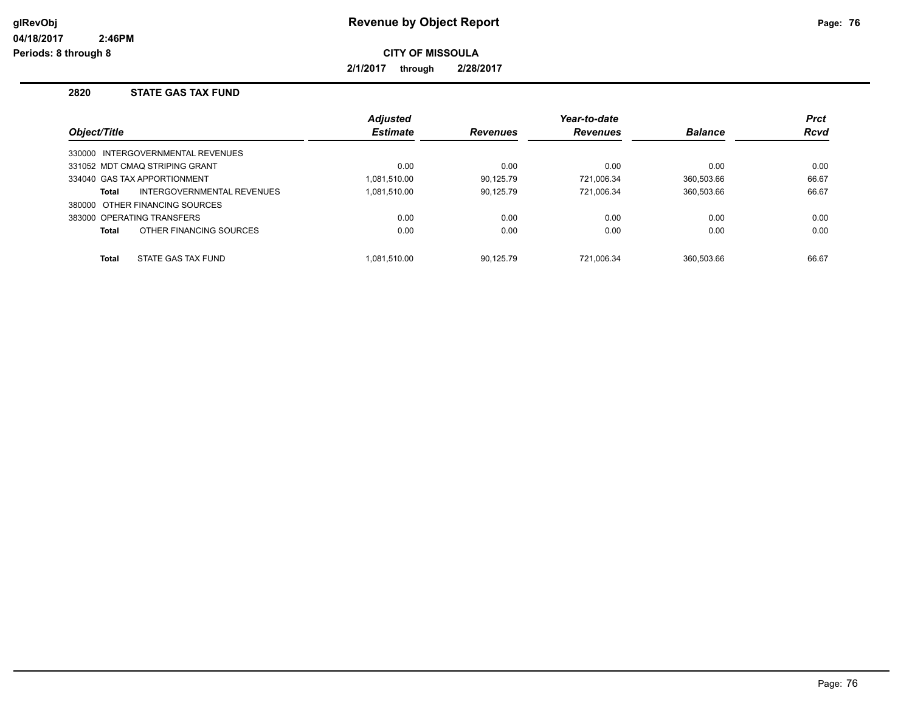# Revenue by Object Report

glRevObj
04/18/2017 2:46PM
Periods: 8 through 8

**CITY OF MISSOULA**

**2/1/2017 through 2/28/2017**

## 2820 STATE GAS TAX FUND

| Object/Title | Adjusted Estimate | Revenues | Year-to-date Revenues | Balance | Prct Rcvd |
|---|---|---|---|---|---|
| 330000 INTERGOVERNMENTAL REVENUES | | | | | |
| 331052 MDT CMAQ STRIPING GRANT | 0.00 | 0.00 | 0.00 | 0.00 | 0.00 |
| 334040 GAS TAX APPORTIONMENT | 1,081,510.00 | 90,125.79 | 721,006.34 | 360,503.66 | 66.67 |
| **Total** INTERGOVERNMENTAL REVENUES | 1,081,510.00 | 90,125.79 | 721,006.34 | 360,503.66 | 66.67 |
| 380000 OTHER FINANCING SOURCES | | | | | |
| 383000 OPERATING TRANSFERS | 0.00 | 0.00 | 0.00 | 0.00 | 0.00 |
| **Total** OTHER FINANCING SOURCES | 0.00 | 0.00 | 0.00 | 0.00 | 0.00 |
| **Total** STATE GAS TAX FUND | 1,081,510.00 | 90,125.79 | 721,006.34 | 360,503.66 | 66.67 |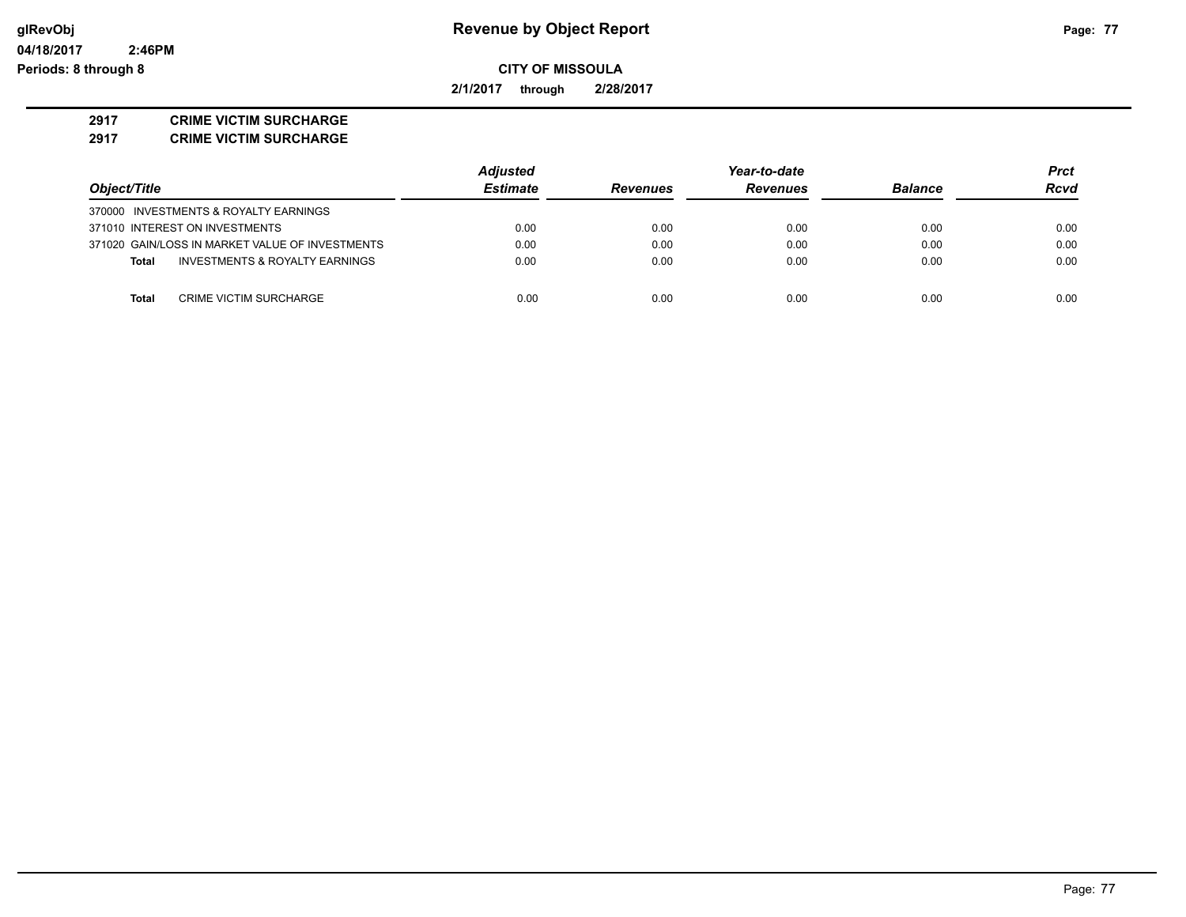**Revenue by Object Report**

**CITY OF MISSOULA**

**2/1/2017 through 2/28/2017**

**2917 CRIME VICTIM SURCHARGE**
**2917 CRIME VICTIM SURCHARGE**

| *Object/Title* | *Adjusted Estimate* | *Revenues* | *Year-to-date Revenues* | *Balance* | *Prct Rcvd* |
|---|---|---|---|---|---|
| 370000 INVESTMENTS & ROYALTY EARNINGS | | | | | |
| 371010 INTEREST ON INVESTMENTS | 0.00 | 0.00 | 0.00 | 0.00 | 0.00 |
| 371020 GAIN/LOSS IN MARKET VALUE OF INVESTMENTS | 0.00 | 0.00 | 0.00 | 0.00 | 0.00 |
| **Total** INVESTMENTS & ROYALTY EARNINGS | 0.00 | 0.00 | 0.00 | 0.00 | 0.00 |
| **Total** CRIME VICTIM SURCHARGE | 0.00 | 0.00 | 0.00 | 0.00 | 0.00 |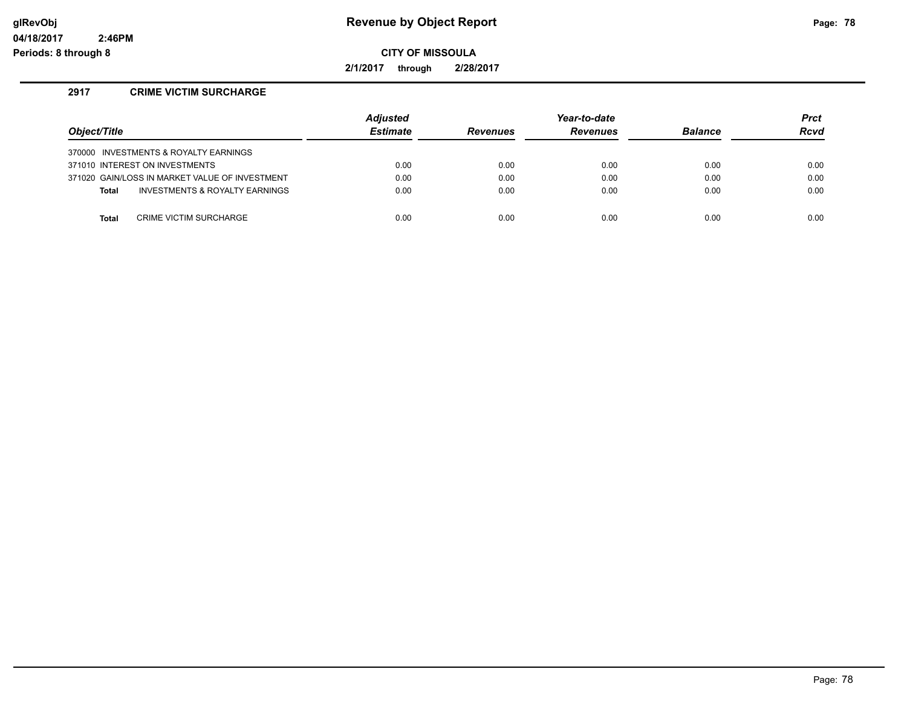**glRevObj**
**04/18/2017 2:46PM**
**Periods: 8 through 8**

# Revenue by Object Report

**CITY OF MISSOULA**

**2/1/2017 through 2/28/2017**

## 2917 CRIME VICTIM SURCHARGE

| Object/Title | Adjusted Estimate | Revenues | Year-to-date Revenues | Balance | Prct Rcvd |
|---|---|---|---|---|---|
| 370000 INVESTMENTS & ROYALTY EARNINGS | | | | | |
| 371010 INTEREST ON INVESTMENTS | 0.00 | 0.00 | 0.00 | 0.00 | 0.00 |
| 371020 GAIN/LOSS IN MARKET VALUE OF INVESTMENT | 0.00 | 0.00 | 0.00 | 0.00 | 0.00 |
| **Total** INVESTMENTS & ROYALTY EARNINGS | 0.00 | 0.00 | 0.00 | 0.00 | 0.00 |
| **Total** CRIME VICTIM SURCHARGE | 0.00 | 0.00 | 0.00 | 0.00 | 0.00 |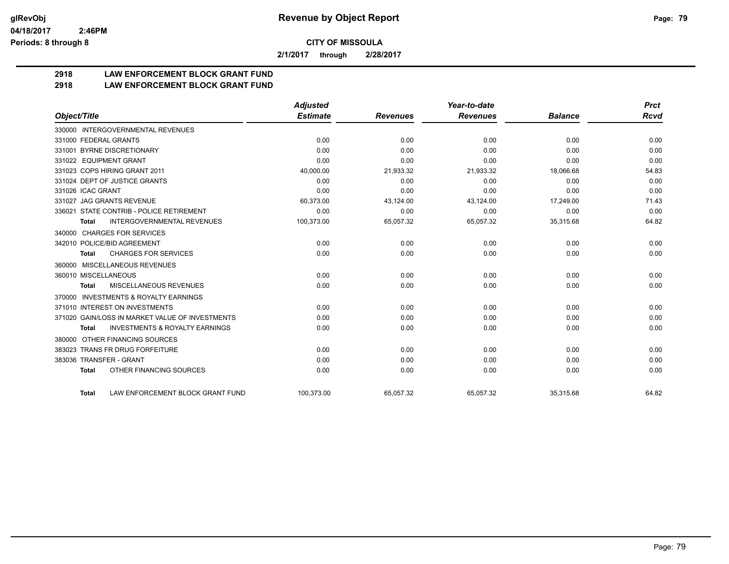# Revenue by Object Report

**CITY OF MISSOULA**

**2/1/2017 through 2/28/2017**

glRevObj
04/18/2017 2:46PM
Periods: 8 through 8

## 2918 LAW ENFORCEMENT BLOCK GRANT FUND
## 2918 LAW ENFORCEMENT BLOCK GRANT FUND

| Object/Title | Adjusted Estimate | Revenues | Year-to-date Revenues | Balance | Prct Rcvd |
|---|---|---|---|---|---|
| 330000 INTERGOVERNMENTAL REVENUES | | | | | |
| 331000 FEDERAL GRANTS | 0.00 | 0.00 | 0.00 | 0.00 | 0.00 |
| 331001 BYRNE DISCRETIONARY | 0.00 | 0.00 | 0.00 | 0.00 | 0.00 |
| 331022 EQUIPMENT GRANT | 0.00 | 0.00 | 0.00 | 0.00 | 0.00 |
| 331023 COPS HIRING GRANT 2011 | 40,000.00 | 21,933.32 | 21,933.32 | 18,066.68 | 54.83 |
| 331024 DEPT OF JUSTICE GRANTS | 0.00 | 0.00 | 0.00 | 0.00 | 0.00 |
| 331026 ICAC GRANT | 0.00 | 0.00 | 0.00 | 0.00 | 0.00 |
| 331027 JAG GRANTS REVENUE | 60,373.00 | 43,124.00 | 43,124.00 | 17,249.00 | 71.43 |
| 336021 STATE CONTRIB - POLICE RETIREMENT | 0.00 | 0.00 | 0.00 | 0.00 | 0.00 |
| **Total** INTERGOVERNMENTAL REVENUES | 100,373.00 | 65,057.32 | 65,057.32 | 35,315.68 | 64.82 |
| 340000 CHARGES FOR SERVICES | | | | | |
| 342010 POLICE/BID AGREEMENT | 0.00 | 0.00 | 0.00 | 0.00 | 0.00 |
| **Total** CHARGES FOR SERVICES | 0.00 | 0.00 | 0.00 | 0.00 | 0.00 |
| 360000 MISCELLANEOUS REVENUES | | | | | |
| 360010 MISCELLANEOUS | 0.00 | 0.00 | 0.00 | 0.00 | 0.00 |
| **Total** MISCELLANEOUS REVENUES | 0.00 | 0.00 | 0.00 | 0.00 | 0.00 |
| 370000 INVESTMENTS & ROYALTY EARNINGS | | | | | |
| 371010 INTEREST ON INVESTMENTS | 0.00 | 0.00 | 0.00 | 0.00 | 0.00 |
| 371020 GAIN/LOSS IN MARKET VALUE OF INVESTMENTS | 0.00 | 0.00 | 0.00 | 0.00 | 0.00 |
| **Total** INVESTMENTS & ROYALTY EARNINGS | 0.00 | 0.00 | 0.00 | 0.00 | 0.00 |
| 380000 OTHER FINANCING SOURCES | | | | | |
| 383023 TRANS FR DRUG FORFEITURE | 0.00 | 0.00 | 0.00 | 0.00 | 0.00 |
| 383036 TRANSFER - GRANT | 0.00 | 0.00 | 0.00 | 0.00 | 0.00 |
| **Total** OTHER FINANCING SOURCES | 0.00 | 0.00 | 0.00 | 0.00 | 0.00 |
| **Total** LAW ENFORCEMENT BLOCK GRANT FUND | 100,373.00 | 65,057.32 | 65,057.32 | 35,315.68 | 64.82 |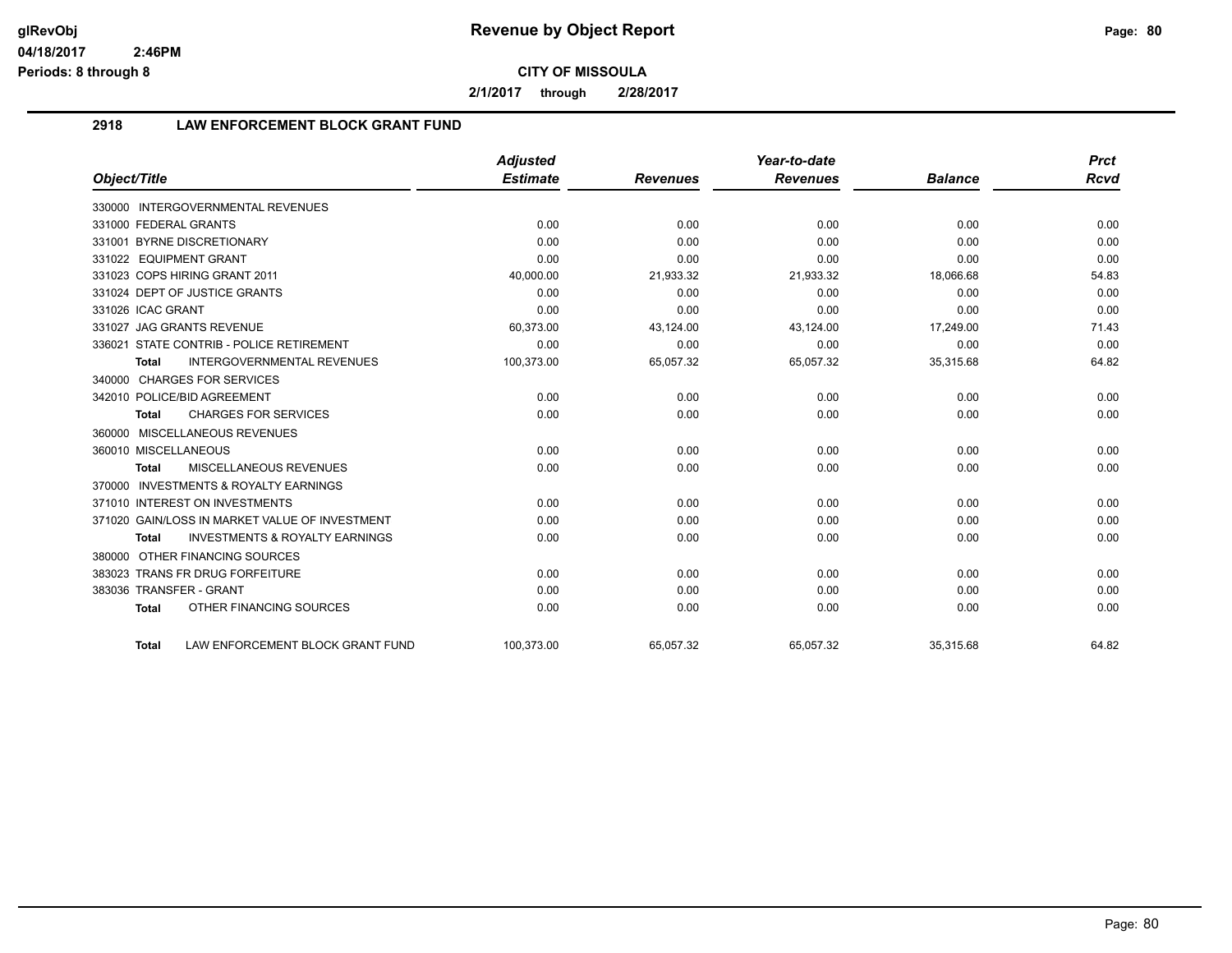# Revenue by Object Report

glRevObj
04/18/2017 2:46PM
Periods: 8 through 8

**CITY OF MISSOULA**

**2/1/2017 through 2/28/2017**

## 2918 LAW ENFORCEMENT BLOCK GRANT FUND

| Object/Title | Adjusted Estimate | Revenues | Year-to-date Revenues | Balance | Prct Rcvd |
|---|---|---|---|---|---|
| 330000 INTERGOVERNMENTAL REVENUES | | | | | |
| 331000 FEDERAL GRANTS | 0.00 | 0.00 | 0.00 | 0.00 | 0.00 |
| 331001 BYRNE DISCRETIONARY | 0.00 | 0.00 | 0.00 | 0.00 | 0.00 |
| 331022 EQUIPMENT GRANT | 0.00 | 0.00 | 0.00 | 0.00 | 0.00 |
| 331023 COPS HIRING GRANT 2011 | 40,000.00 | 21,933.32 | 21,933.32 | 18,066.68 | 54.83 |
| 331024 DEPT OF JUSTICE GRANTS | 0.00 | 0.00 | 0.00 | 0.00 | 0.00 |
| 331026 ICAC GRANT | 0.00 | 0.00 | 0.00 | 0.00 | 0.00 |
| 331027 JAG GRANTS REVENUE | 60,373.00 | 43,124.00 | 43,124.00 | 17,249.00 | 71.43 |
| 336021 STATE CONTRIB - POLICE RETIREMENT | 0.00 | 0.00 | 0.00 | 0.00 | 0.00 |
| **Total** INTERGOVERNMENTAL REVENUES | 100,373.00 | 65,057.32 | 65,057.32 | 35,315.68 | 64.82 |
| 340000 CHARGES FOR SERVICES | | | | | |
| 342010 POLICE/BID AGREEMENT | 0.00 | 0.00 | 0.00 | 0.00 | 0.00 |
| **Total** CHARGES FOR SERVICES | 0.00 | 0.00 | 0.00 | 0.00 | 0.00 |
| 360000 MISCELLANEOUS REVENUES | | | | | |
| 360010 MISCELLANEOUS | 0.00 | 0.00 | 0.00 | 0.00 | 0.00 |
| **Total** MISCELLANEOUS REVENUES | 0.00 | 0.00 | 0.00 | 0.00 | 0.00 |
| 370000 INVESTMENTS & ROYALTY EARNINGS | | | | | |
| 371010 INTEREST ON INVESTMENTS | 0.00 | 0.00 | 0.00 | 0.00 | 0.00 |
| 371020 GAIN/LOSS IN MARKET VALUE OF INVESTMENT | 0.00 | 0.00 | 0.00 | 0.00 | 0.00 |
| **Total** INVESTMENTS & ROYALTY EARNINGS | 0.00 | 0.00 | 0.00 | 0.00 | 0.00 |
| 380000 OTHER FINANCING SOURCES | | | | | |
| 383023 TRANS FR DRUG FORFEITURE | 0.00 | 0.00 | 0.00 | 0.00 | 0.00 |
| 383036 TRANSFER - GRANT | 0.00 | 0.00 | 0.00 | 0.00 | 0.00 |
| **Total** OTHER FINANCING SOURCES | 0.00 | 0.00 | 0.00 | 0.00 | 0.00 |
| **Total** LAW ENFORCEMENT BLOCK GRANT FUND | 100,373.00 | 65,057.32 | 65,057.32 | 35,315.68 | 64.82 |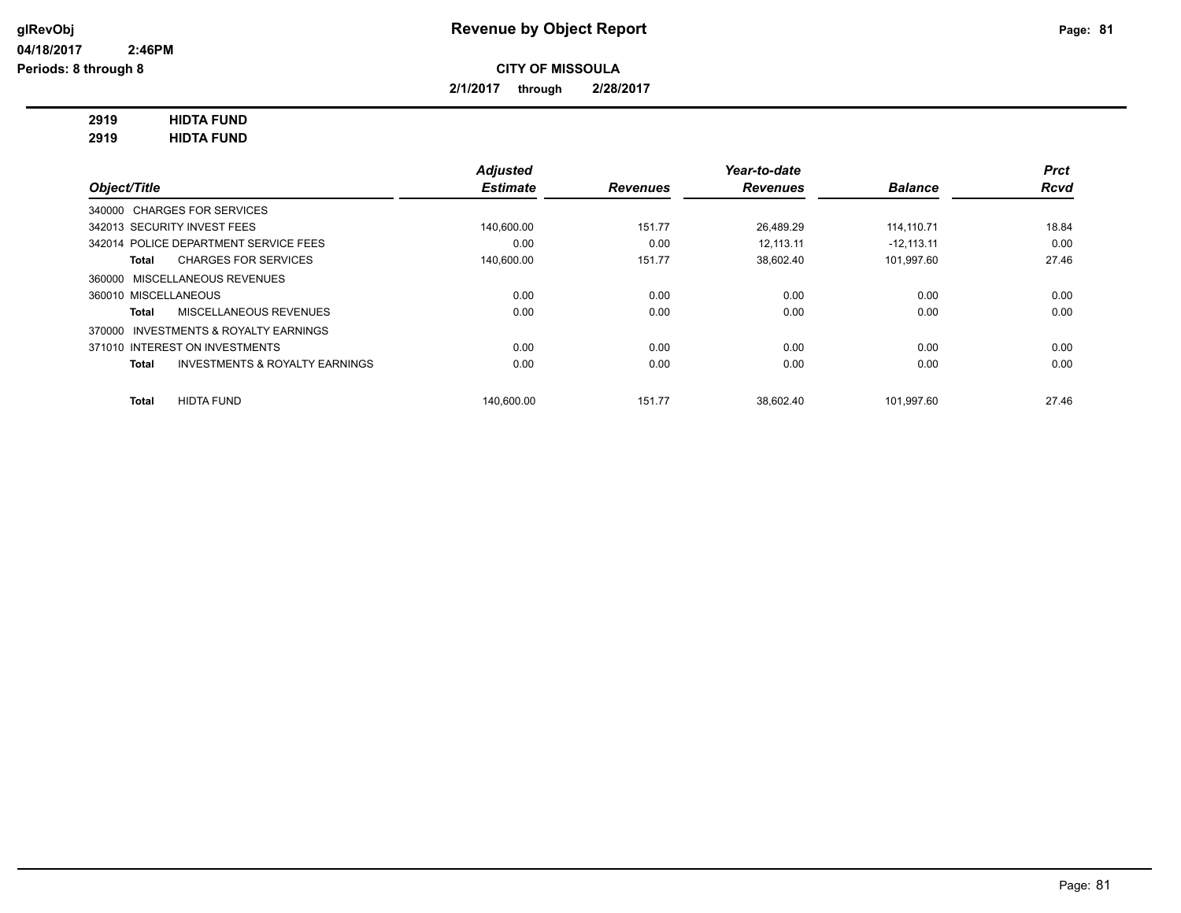# Revenue by Object Report

glRevObj
04/18/2017 2:46PM
Periods: 8 through 8

## CITY OF MISSOULA

2/1/2017 through 2/28/2017

**2919 HIDTA FUND**
**2919 HIDTA FUND**

| Object/Title | Adjusted Estimate | Revenues | Year-to-date Revenues | Balance | Prct Rcvd |
|---|---|---|---|---|---|
| 340000 CHARGES FOR SERVICES | | | | | |
| 342013 SECURITY INVEST FEES | 140,600.00 | 151.77 | 26,489.29 | 114,110.71 | 18.84 |
| 342014 POLICE DEPARTMENT SERVICE FEES | 0.00 | 0.00 | 12,113.11 | -12,113.11 | 0.00 |
| **Total** CHARGES FOR SERVICES | 140,600.00 | 151.77 | 38,602.40 | 101,997.60 | 27.46 |
| 360000 MISCELLANEOUS REVENUES | | | | | |
| 360010 MISCELLANEOUS | 0.00 | 0.00 | 0.00 | 0.00 | 0.00 |
| **Total** MISCELLANEOUS REVENUES | 0.00 | 0.00 | 0.00 | 0.00 | 0.00 |
| 370000 INVESTMENTS & ROYALTY EARNINGS | | | | | |
| 371010 INTEREST ON INVESTMENTS | 0.00 | 0.00 | 0.00 | 0.00 | 0.00 |
| **Total** INVESTMENTS & ROYALTY EARNINGS | 0.00 | 0.00 | 0.00 | 0.00 | 0.00 |
| **Total** HIDTA FUND | 140,600.00 | 151.77 | 38,602.40 | 101,997.60 | 27.46 |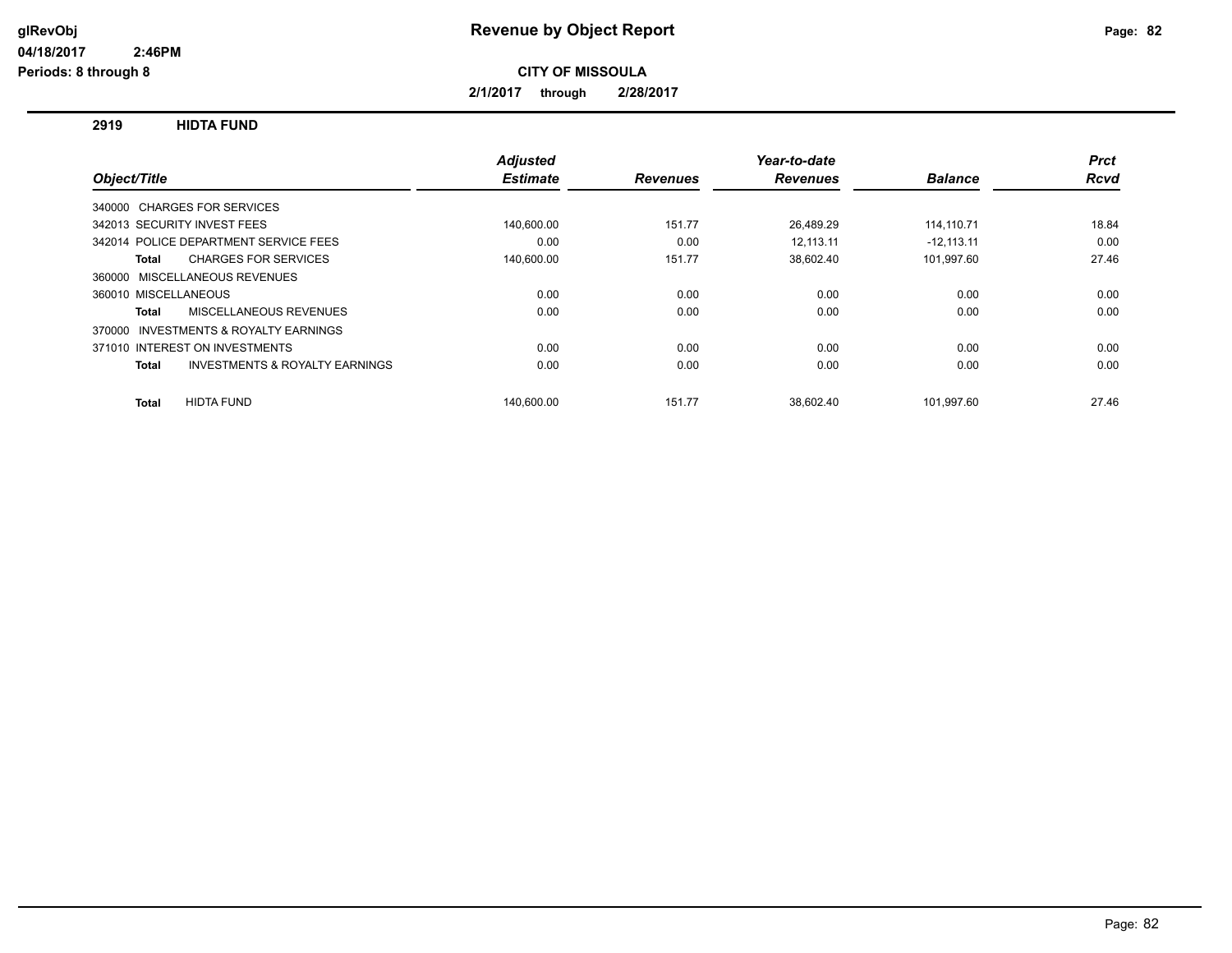# Revenue by Object Report

glRevObj
04/18/2017 2:46PM
Periods: 8 through 8

**CITY OF MISSOULA**

**2/1/2017 through 2/28/2017**

## 2919 HIDTA FUND

| Object/Title | Adjusted Estimate | Revenues | Year-to-date Revenues | Balance | Prct Rcvd |
|---|---|---|---|---|---|
| 340000 CHARGES FOR SERVICES | | | | | |
| 342013 SECURITY INVEST FEES | 140,600.00 | 151.77 | 26,489.29 | 114,110.71 | 18.84 |
| 342014 POLICE DEPARTMENT SERVICE FEES | 0.00 | 0.00 | 12,113.11 | -12,113.11 | 0.00 |
| **Total** CHARGES FOR SERVICES | 140,600.00 | 151.77 | 38,602.40 | 101,997.60 | 27.46 |
| 360000 MISCELLANEOUS REVENUES | | | | | |
| 360010 MISCELLANEOUS | 0.00 | 0.00 | 0.00 | 0.00 | 0.00 |
| **Total** MISCELLANEOUS REVENUES | 0.00 | 0.00 | 0.00 | 0.00 | 0.00 |
| 370000 INVESTMENTS & ROYALTY EARNINGS | | | | | |
| 371010 INTEREST ON INVESTMENTS | 0.00 | 0.00 | 0.00 | 0.00 | 0.00 |
| **Total** INVESTMENTS & ROYALTY EARNINGS | 0.00 | 0.00 | 0.00 | 0.00 | 0.00 |
| **Total** HIDTA FUND | 140,600.00 | 151.77 | 38,602.40 | 101,997.60 | 27.46 |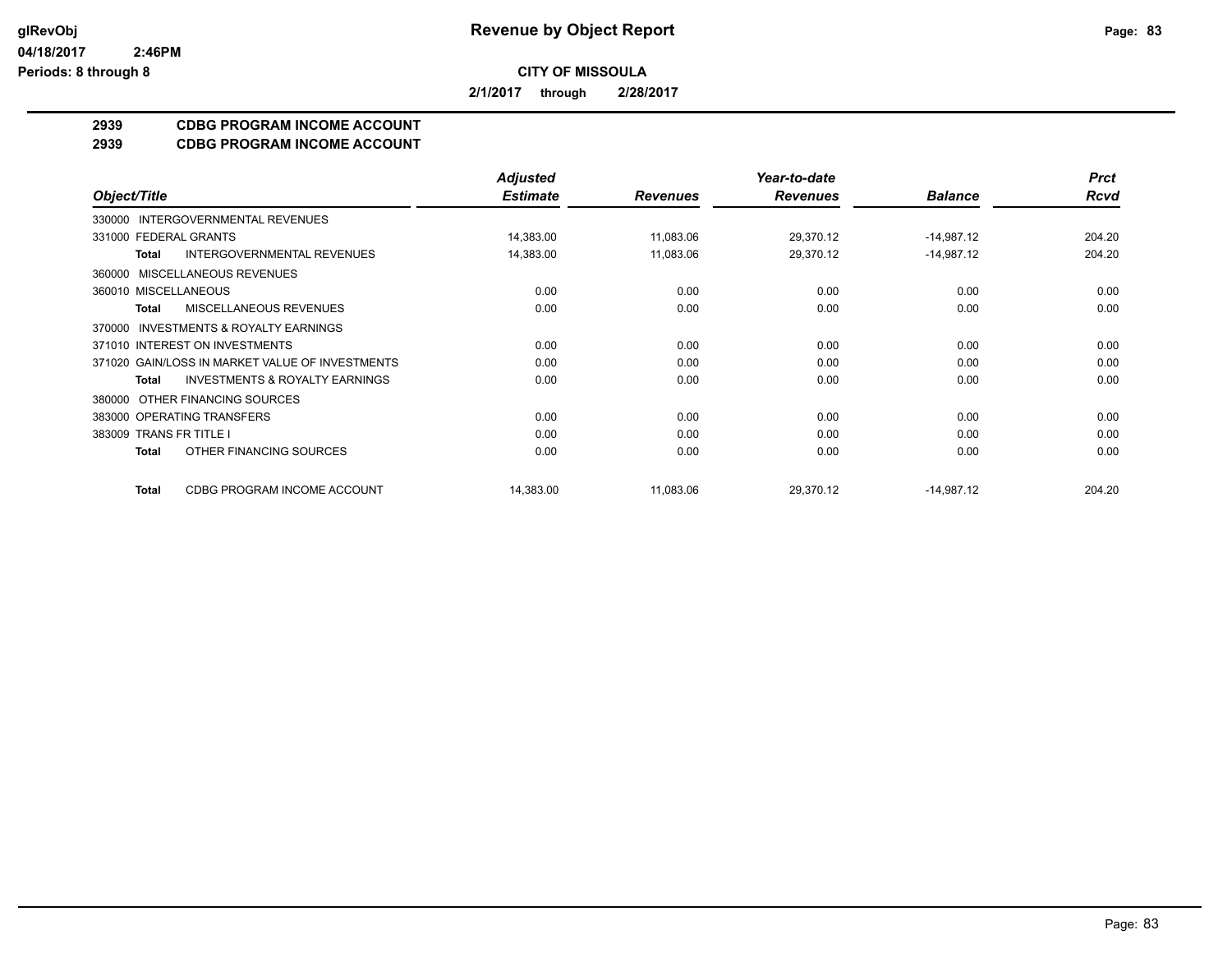# Revenue by Object Report

**CITY OF MISSOULA**

**2/1/2017 through 2/28/2017**

**2939 CDBG PROGRAM INCOME ACCOUNT**
**2939 CDBG PROGRAM INCOME ACCOUNT**

| Object/Title | Adjusted Estimate | Revenues | Year-to-date Revenues | Balance | Prct Rcvd |
|---|---|---|---|---|---|
| 330000 INTERGOVERNMENTAL REVENUES | | | | | |
| 331000 FEDERAL GRANTS | 14,383.00 | 11,083.06 | 29,370.12 | -14,987.12 | 204.20 |
| **Total** INTERGOVERNMENTAL REVENUES | 14,383.00 | 11,083.06 | 29,370.12 | -14,987.12 | 204.20 |
| 360000 MISCELLANEOUS REVENUES | | | | | |
| 360010 MISCELLANEOUS | 0.00 | 0.00 | 0.00 | 0.00 | 0.00 |
| **Total** MISCELLANEOUS REVENUES | 0.00 | 0.00 | 0.00 | 0.00 | 0.00 |
| 370000 INVESTMENTS & ROYALTY EARNINGS | | | | | |
| 371010 INTEREST ON INVESTMENTS | 0.00 | 0.00 | 0.00 | 0.00 | 0.00 |
| 371020 GAIN/LOSS IN MARKET VALUE OF INVESTMENTS | 0.00 | 0.00 | 0.00 | 0.00 | 0.00 |
| **Total** INVESTMENTS & ROYALTY EARNINGS | 0.00 | 0.00 | 0.00 | 0.00 | 0.00 |
| 380000 OTHER FINANCING SOURCES | | | | | |
| 383000 OPERATING TRANSFERS | 0.00 | 0.00 | 0.00 | 0.00 | 0.00 |
| 383009 TRANS FR TITLE I | 0.00 | 0.00 | 0.00 | 0.00 | 0.00 |
| **Total** OTHER FINANCING SOURCES | 0.00 | 0.00 | 0.00 | 0.00 | 0.00 |
| **Total** CDBG PROGRAM INCOME ACCOUNT | 14,383.00 | 11,083.06 | 29,370.12 | -14,987.12 | 204.20 |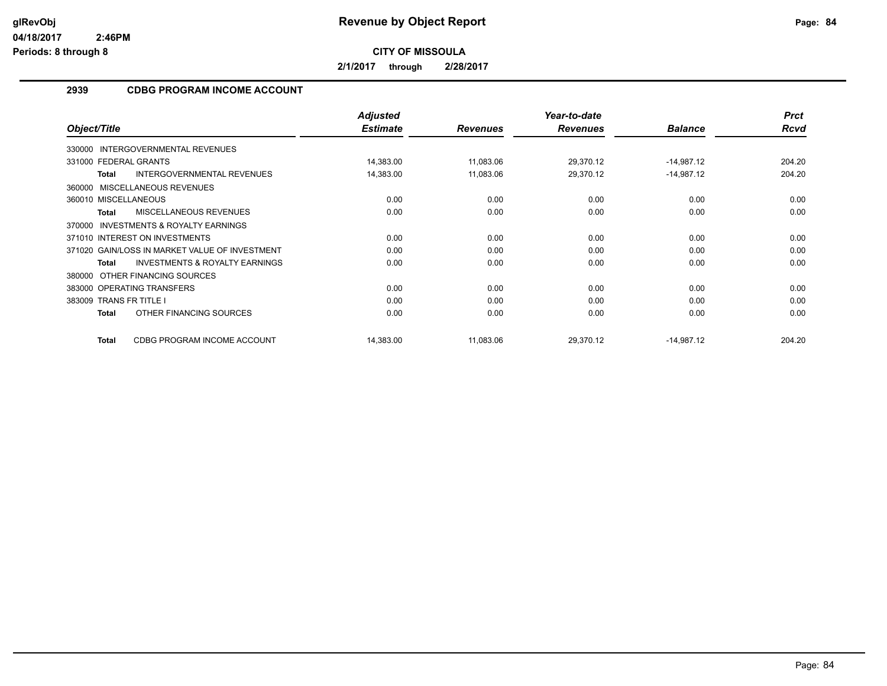# Revenue by Object Report

**CITY OF MISSOULA**

**2/1/2017 through 2/28/2017**

glRevObj
04/18/2017 2:46PM
Periods: 8 through 8

## 2939 CDBG PROGRAM INCOME ACCOUNT

| Object/Title | Adjusted Estimate | Revenues | Year-to-date Revenues | Balance | Prct Rcvd |
|---|---|---|---|---|---|
| 330000 INTERGOVERNMENTAL REVENUES | | | | | |
| 331000 FEDERAL GRANTS | 14,383.00 | 11,083.06 | 29,370.12 | -14,987.12 | 204.20 |
| **Total** INTERGOVERNMENTAL REVENUES | 14,383.00 | 11,083.06 | 29,370.12 | -14,987.12 | 204.20 |
| 360000 MISCELLANEOUS REVENUES | | | | | |
| 360010 MISCELLANEOUS | 0.00 | 0.00 | 0.00 | 0.00 | 0.00 |
| **Total** MISCELLANEOUS REVENUES | 0.00 | 0.00 | 0.00 | 0.00 | 0.00 |
| 370000 INVESTMENTS & ROYALTY EARNINGS | | | | | |
| 371010 INTEREST ON INVESTMENTS | 0.00 | 0.00 | 0.00 | 0.00 | 0.00 |
| 371020 GAIN/LOSS IN MARKET VALUE OF INVESTMENT | 0.00 | 0.00 | 0.00 | 0.00 | 0.00 |
| **Total** INVESTMENTS & ROYALTY EARNINGS | 0.00 | 0.00 | 0.00 | 0.00 | 0.00 |
| 380000 OTHER FINANCING SOURCES | | | | | |
| 383000 OPERATING TRANSFERS | 0.00 | 0.00 | 0.00 | 0.00 | 0.00 |
| 383009 TRANS FR TITLE I | 0.00 | 0.00 | 0.00 | 0.00 | 0.00 |
| **Total** OTHER FINANCING SOURCES | 0.00 | 0.00 | 0.00 | 0.00 | 0.00 |
| **Total** CDBG PROGRAM INCOME ACCOUNT | 14,383.00 | 11,083.06 | 29,370.12 | -14,987.12 | 204.20 |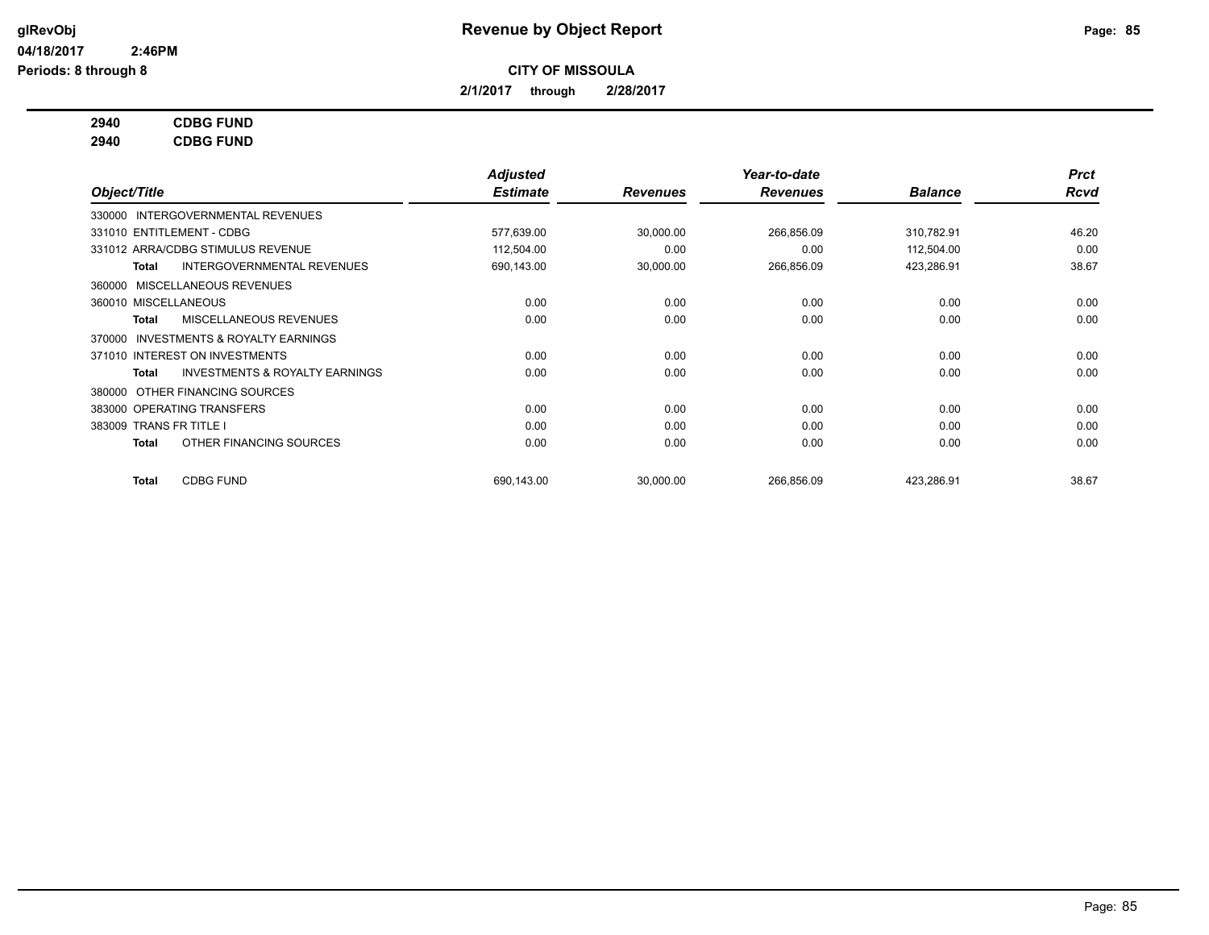# Revenue by Object Report

glRevObj
04/18/2017 2:46PM
Periods: 8 through 8

**CITY OF MISSOULA**

**2/1/2017 through 2/28/2017**

**2940 CDBG FUND**
**2940 CDBG FUND**

| Object/Title | Adjusted Estimate | Revenues | Year-to-date Revenues | Balance | Prct Rcvd |
|---|---|---|---|---|---|
| 330000 INTERGOVERNMENTAL REVENUES | | | | | |
| 331010 ENTITLEMENT - CDBG | 577,639.00 | 30,000.00 | 266,856.09 | 310,782.91 | 46.20 |
| 331012 ARRA/CDBG STIMULUS REVENUE | 112,504.00 | 0.00 | 0.00 | 112,504.00 | 0.00 |
| **Total** INTERGOVERNMENTAL REVENUES | 690,143.00 | 30,000.00 | 266,856.09 | 423,286.91 | 38.67 |
| 360000 MISCELLANEOUS REVENUES | | | | | |
| 360010 MISCELLANEOUS | 0.00 | 0.00 | 0.00 | 0.00 | 0.00 |
| **Total** MISCELLANEOUS REVENUES | 0.00 | 0.00 | 0.00 | 0.00 | 0.00 |
| 370000 INVESTMENTS & ROYALTY EARNINGS | | | | | |
| 371010 INTEREST ON INVESTMENTS | 0.00 | 0.00 | 0.00 | 0.00 | 0.00 |
| **Total** INVESTMENTS & ROYALTY EARNINGS | 0.00 | 0.00 | 0.00 | 0.00 | 0.00 |
| 380000 OTHER FINANCING SOURCES | | | | | |
| 383000 OPERATING TRANSFERS | 0.00 | 0.00 | 0.00 | 0.00 | 0.00 |
| 383009 TRANS FR TITLE I | 0.00 | 0.00 | 0.00 | 0.00 | 0.00 |
| **Total** OTHER FINANCING SOURCES | 0.00 | 0.00 | 0.00 | 0.00 | 0.00 |
| **Total** CDBG FUND | 690,143.00 | 30,000.00 | 266,856.09 | 423,286.91 | 38.67 |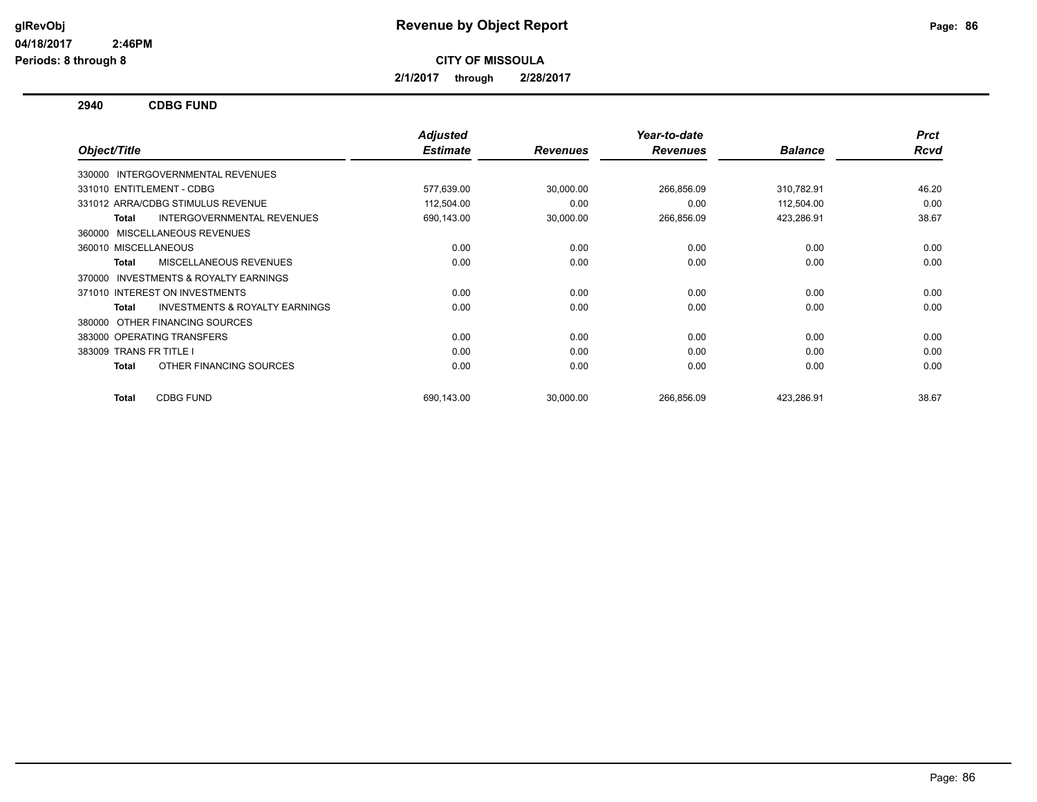**Revenue by Object Report**

**CITY OF MISSOULA**

**2/1/2017 through 2/28/2017**

glRevObj
04/18/2017 2:46PM
Periods: 8 through 8

## 2940 CDBG FUND

| Object/Title | Adjusted Estimate | Revenues | Year-to-date Revenues | Balance | Prct Rcvd |
|---|---|---|---|---|---|
| 330000 INTERGOVERNMENTAL REVENUES | | | | | |
| 331010 ENTITLEMENT - CDBG | 577,639.00 | 30,000.00 | 266,856.09 | 310,782.91 | 46.20 |
| 331012 ARRA/CDBG STIMULUS REVENUE | 112,504.00 | 0.00 | 0.00 | 112,504.00 | 0.00 |
| **Total** INTERGOVERNMENTAL REVENUES | 690,143.00 | 30,000.00 | 266,856.09 | 423,286.91 | 38.67 |
| 360000 MISCELLANEOUS REVENUES | | | | | |
| 360010 MISCELLANEOUS | 0.00 | 0.00 | 0.00 | 0.00 | 0.00 |
| **Total** MISCELLANEOUS REVENUES | 0.00 | 0.00 | 0.00 | 0.00 | 0.00 |
| 370000 INVESTMENTS & ROYALTY EARNINGS | | | | | |
| 371010 INTEREST ON INVESTMENTS | 0.00 | 0.00 | 0.00 | 0.00 | 0.00 |
| **Total** INVESTMENTS & ROYALTY EARNINGS | 0.00 | 0.00 | 0.00 | 0.00 | 0.00 |
| 380000 OTHER FINANCING SOURCES | | | | | |
| 383000 OPERATING TRANSFERS | 0.00 | 0.00 | 0.00 | 0.00 | 0.00 |
| 383009 TRANS FR TITLE I | 0.00 | 0.00 | 0.00 | 0.00 | 0.00 |
| **Total** OTHER FINANCING SOURCES | 0.00 | 0.00 | 0.00 | 0.00 | 0.00 |
| **Total** CDBG FUND | 690,143.00 | 30,000.00 | 266,856.09 | 423,286.91 | 38.67 |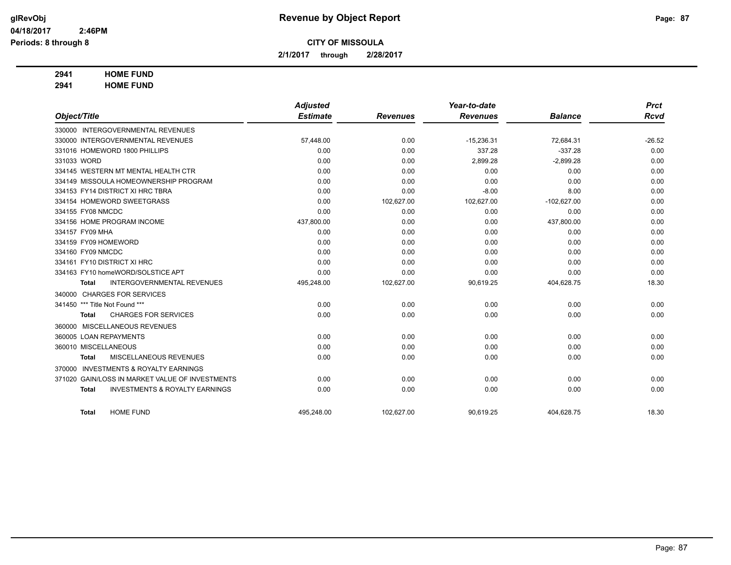**Revenue by Object Report**

**CITY OF MISSOULA**

**2/1/2017 through 2/28/2017**

glRevObj
04/18/2017 2:46PM
Periods: 8 through 8

**2941 HOME FUND**
**2941 HOME FUND**

| Object/Title | Adjusted Estimate | Revenues | Year-to-date Revenues | Balance | Prct Rcvd |
|---|---|---|---|---|---|
| 330000 INTERGOVERNMENTAL REVENUES | | | | | |
| 330000 INTERGOVERNMENTAL REVENUES | 57,448.00 | 0.00 | -15,236.31 | 72,684.31 | -26.52 |
| 331016 HOMEWORD 1800 PHILLIPS | 0.00 | 0.00 | 337.28 | -337.28 | 0.00 |
| 331033 WORD | 0.00 | 0.00 | 2,899.28 | -2,899.28 | 0.00 |
| 334145 WESTERN MT MENTAL HEALTH CTR | 0.00 | 0.00 | 0.00 | 0.00 | 0.00 |
| 334149 MISSOULA HOMEOWNERSHIP PROGRAM | 0.00 | 0.00 | 0.00 | 0.00 | 0.00 |
| 334153 FY14 DISTRICT XI HRC TBRA | 0.00 | 0.00 | -8.00 | 8.00 | 0.00 |
| 334154 HOMEWORD SWEETGRASS | 0.00 | 102,627.00 | 102,627.00 | -102,627.00 | 0.00 |
| 334155 FY08 NMCDC | 0.00 | 0.00 | 0.00 | 0.00 | 0.00 |
| 334156 HOME PROGRAM INCOME | 437,800.00 | 0.00 | 0.00 | 437,800.00 | 0.00 |
| 334157 FY09 MHA | 0.00 | 0.00 | 0.00 | 0.00 | 0.00 |
| 334159 FY09 HOMEWORD | 0.00 | 0.00 | 0.00 | 0.00 | 0.00 |
| 334160 FY09 NMCDC | 0.00 | 0.00 | 0.00 | 0.00 | 0.00 |
| 334161 FY10 DISTRICT XI HRC | 0.00 | 0.00 | 0.00 | 0.00 | 0.00 |
| 334163 FY10 homeWORD/SOLSTICE APT | 0.00 | 0.00 | 0.00 | 0.00 | 0.00 |
| **Total** INTERGOVERNMENTAL REVENUES | 495,248.00 | 102,627.00 | 90,619.25 | 404,628.75 | 18.30 |
| 340000 CHARGES FOR SERVICES | | | | | |
| 341450 *** Title Not Found *** | 0.00 | 0.00 | 0.00 | 0.00 | 0.00 |
| **Total** CHARGES FOR SERVICES | 0.00 | 0.00 | 0.00 | 0.00 | 0.00 |
| 360000 MISCELLANEOUS REVENUES | | | | | |
| 360005 LOAN REPAYMENTS | 0.00 | 0.00 | 0.00 | 0.00 | 0.00 |
| 360010 MISCELLANEOUS | 0.00 | 0.00 | 0.00 | 0.00 | 0.00 |
| **Total** MISCELLANEOUS REVENUES | 0.00 | 0.00 | 0.00 | 0.00 | 0.00 |
| 370000 INVESTMENTS & ROYALTY EARNINGS | | | | | |
| 371020 GAIN/LOSS IN MARKET VALUE OF INVESTMENTS | 0.00 | 0.00 | 0.00 | 0.00 | 0.00 |
| **Total** INVESTMENTS & ROYALTY EARNINGS | 0.00 | 0.00 | 0.00 | 0.00 | 0.00 |
| **Total** HOME FUND | 495,248.00 | 102,627.00 | 90,619.25 | 404,628.75 | 18.30 |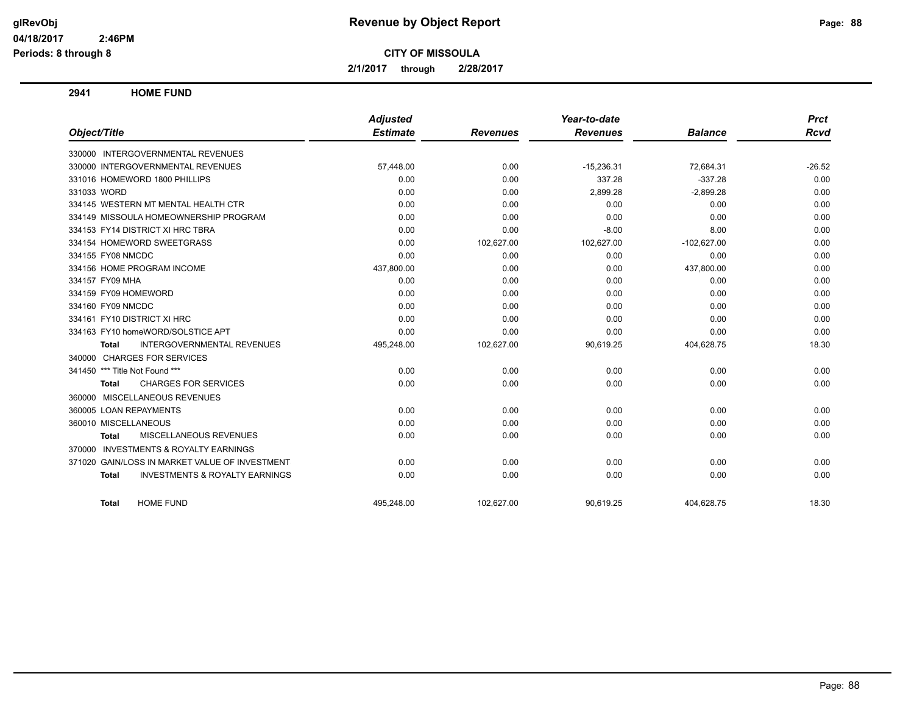# Revenue by Object Report

**CITY OF MISSOULA**

**2/1/2017 through 2/28/2017**

glRevObj
04/18/2017 2:46PM
Periods: 8 through 8

## 2941 HOME FUND

| Object/Title | Adjusted Estimate | Revenues | Year-to-date Revenues | Balance | Prct Rcvd |
|---|---|---|---|---|---|
| 330000 INTERGOVERNMENTAL REVENUES | | | | | |
| 330000 INTERGOVERNMENTAL REVENUES | 57,448.00 | 0.00 | -15,236.31 | 72,684.31 | -26.52 |
| 331016 HOMEWORD 1800 PHILLIPS | 0.00 | 0.00 | 337.28 | -337.28 | 0.00 |
| 331033 WORD | 0.00 | 0.00 | 2,899.28 | -2,899.28 | 0.00 |
| 334145 WESTERN MT MENTAL HEALTH CTR | 0.00 | 0.00 | 0.00 | 0.00 | 0.00 |
| 334149 MISSOULA HOMEOWNERSHIP PROGRAM | 0.00 | 0.00 | 0.00 | 0.00 | 0.00 |
| 334153 FY14 DISTRICT XI HRC TBRA | 0.00 | 0.00 | -8.00 | 8.00 | 0.00 |
| 334154 HOMEWORD SWEETGRASS | 0.00 | 102,627.00 | 102,627.00 | -102,627.00 | 0.00 |
| 334155 FY08 NMCDC | 0.00 | 0.00 | 0.00 | 0.00 | 0.00 |
| 334156 HOME PROGRAM INCOME | 437,800.00 | 0.00 | 0.00 | 437,800.00 | 0.00 |
| 334157 FY09 MHA | 0.00 | 0.00 | 0.00 | 0.00 | 0.00 |
| 334159 FY09 HOMEWORD | 0.00 | 0.00 | 0.00 | 0.00 | 0.00 |
| 334160 FY09 NMCDC | 0.00 | 0.00 | 0.00 | 0.00 | 0.00 |
| 334161 FY10 DISTRICT XI HRC | 0.00 | 0.00 | 0.00 | 0.00 | 0.00 |
| 334163 FY10 homeWORD/SOLSTICE APT | 0.00 | 0.00 | 0.00 | 0.00 | 0.00 |
| **Total** INTERGOVERNMENTAL REVENUES | 495,248.00 | 102,627.00 | 90,619.25 | 404,628.75 | 18.30 |
| 340000 CHARGES FOR SERVICES | | | | | |
| 341450 *** Title Not Found *** | 0.00 | 0.00 | 0.00 | 0.00 | 0.00 |
| **Total** CHARGES FOR SERVICES | 0.00 | 0.00 | 0.00 | 0.00 | 0.00 |
| 360000 MISCELLANEOUS REVENUES | | | | | |
| 360005 LOAN REPAYMENTS | 0.00 | 0.00 | 0.00 | 0.00 | 0.00 |
| 360010 MISCELLANEOUS | 0.00 | 0.00 | 0.00 | 0.00 | 0.00 |
| **Total** MISCELLANEOUS REVENUES | 0.00 | 0.00 | 0.00 | 0.00 | 0.00 |
| 370000 INVESTMENTS & ROYALTY EARNINGS | | | | | |
| 371020 GAIN/LOSS IN MARKET VALUE OF INVESTMENT | 0.00 | 0.00 | 0.00 | 0.00 | 0.00 |
| **Total** INVESTMENTS & ROYALTY EARNINGS | 0.00 | 0.00 | 0.00 | 0.00 | 0.00 |
| **Total** HOME FUND | 495,248.00 | 102,627.00 | 90,619.25 | 404,628.75 | 18.30 |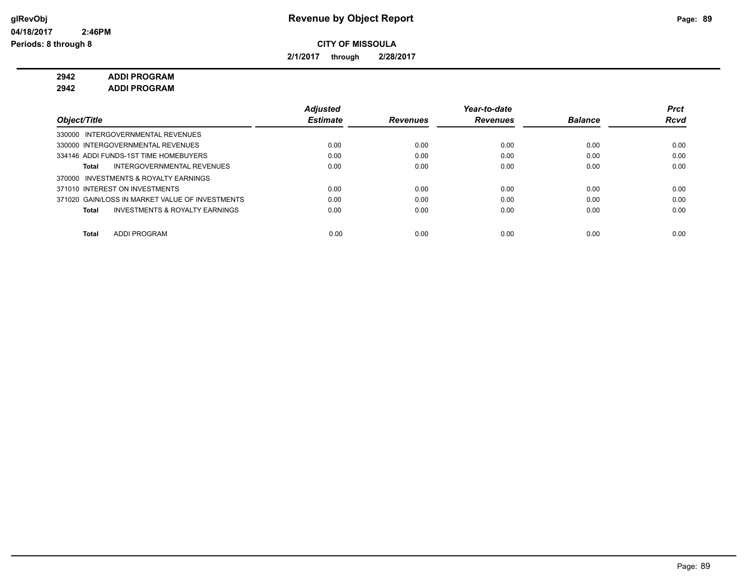**CITY OF MISSOULA**

**2/1/2017 through 2/28/2017**

**2942 ADDI PROGRAM**
**2942 ADDI PROGRAM**

| *Object/Title* | *Adjusted Estimate* | *Revenues* | *Year-to-date Revenues* | *Balance* | *Prct Rcvd* |
|---|---|---|---|---|---|
| 330000 INTERGOVERNMENTAL REVENUES | | | | | |
| 330000 INTERGOVERNMENTAL REVENUES | 0.00 | 0.00 | 0.00 | 0.00 | 0.00 |
| 334146 ADDI FUNDS-1ST TIME HOMEBUYERS | 0.00 | 0.00 | 0.00 | 0.00 | 0.00 |
| **Total** INTERGOVERNMENTAL REVENUES | 0.00 | 0.00 | 0.00 | 0.00 | 0.00 |
| 370000 INVESTMENTS & ROYALTY EARNINGS | | | | | |
| 371010 INTEREST ON INVESTMENTS | 0.00 | 0.00 | 0.00 | 0.00 | 0.00 |
| 371020 GAIN/LOSS IN MARKET VALUE OF INVESTMENTS | 0.00 | 0.00 | 0.00 | 0.00 | 0.00 |
| **Total** INVESTMENTS & ROYALTY EARNINGS | 0.00 | 0.00 | 0.00 | 0.00 | 0.00 |
| **Total** ADDI PROGRAM | 0.00 | 0.00 | 0.00 | 0.00 | 0.00 |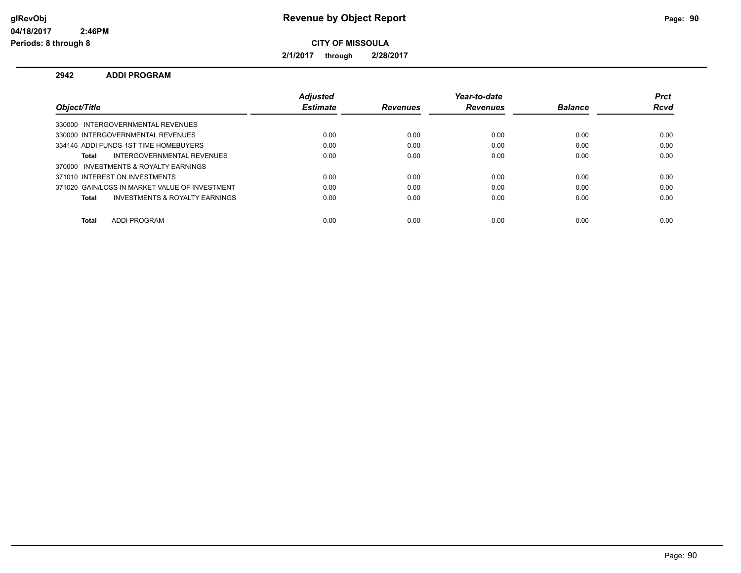# Revenue by Object Report

glRevObj
04/18/2017 2:46PM
Periods: 8 through 8

**CITY OF MISSOULA**

**2/1/2017 through 2/28/2017**

## 2942 ADDI PROGRAM

| Object/Title | Adjusted Estimate | Revenues | Year-to-date Revenues | Balance | Prct Rcvd |
|---|---|---|---|---|---|
| 330000 INTERGOVERNMENTAL REVENUES | | | | | |
| 330000 INTERGOVERNMENTAL REVENUES | 0.00 | 0.00 | 0.00 | 0.00 | 0.00 |
| 334146 ADDI FUNDS-1ST TIME HOMEBUYERS | 0.00 | 0.00 | 0.00 | 0.00 | 0.00 |
| **Total** INTERGOVERNMENTAL REVENUES | 0.00 | 0.00 | 0.00 | 0.00 | 0.00 |
| 370000 INVESTMENTS & ROYALTY EARNINGS | | | | | |
| 371010 INTEREST ON INVESTMENTS | 0.00 | 0.00 | 0.00 | 0.00 | 0.00 |
| 371020 GAIN/LOSS IN MARKET VALUE OF INVESTMENT | 0.00 | 0.00 | 0.00 | 0.00 | 0.00 |
| **Total** INVESTMENTS & ROYALTY EARNINGS | 0.00 | 0.00 | 0.00 | 0.00 | 0.00 |
| **Total** ADDI PROGRAM | 0.00 | 0.00 | 0.00 | 0.00 | 0.00 |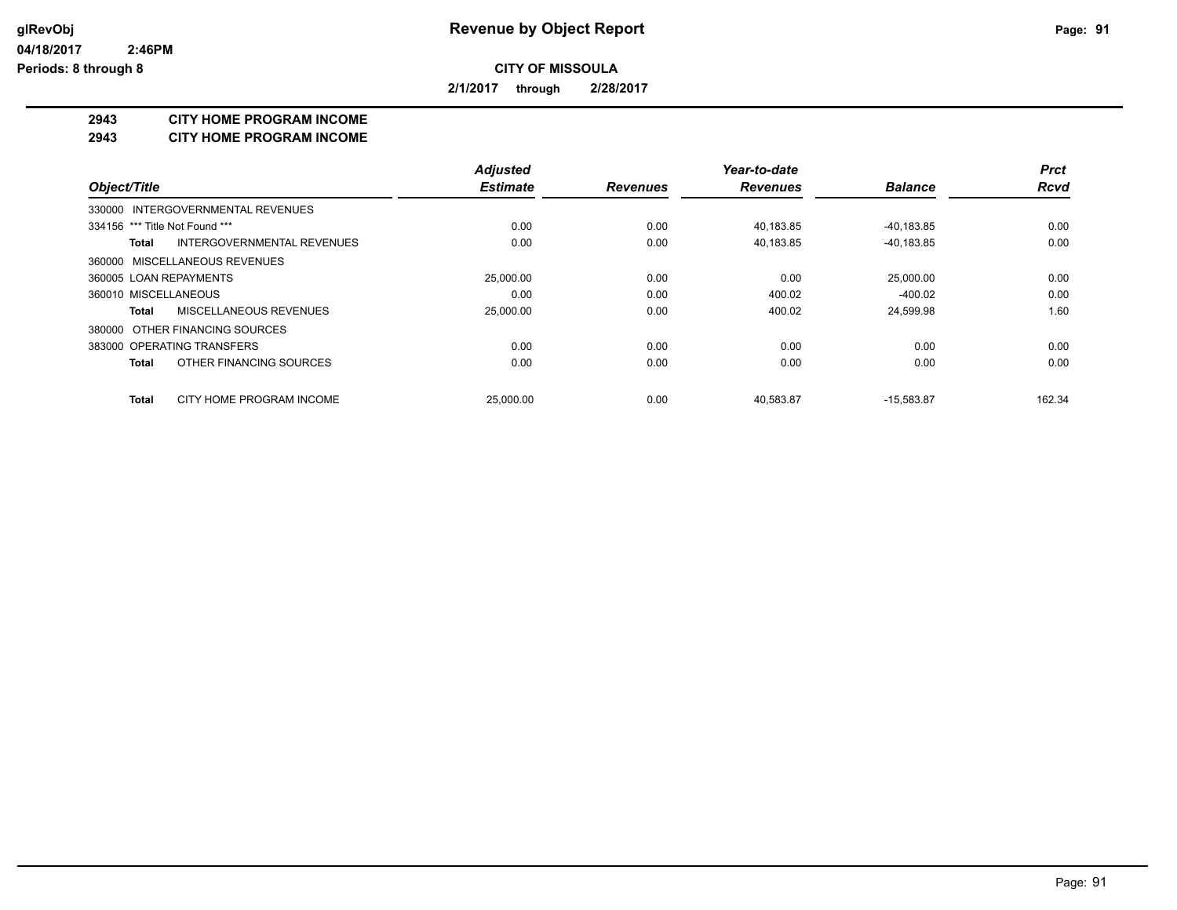# Revenue by Object Report

glRevObj
04/18/2017 2:46PM
Periods: 8 through 8

**CITY OF MISSOULA**

**2/1/2017 through 2/28/2017**

## 2943 CITY HOME PROGRAM INCOME
## 2943 CITY HOME PROGRAM INCOME

| Object/Title | Adjusted Estimate | Revenues | Year-to-date Revenues | Balance | Prct Rcvd |
|---|---|---|---|---|---|
| 330000 INTERGOVERNMENTAL REVENUES | | | | | |
| 334156 *** Title Not Found *** | 0.00 | 0.00 | 40,183.85 | -40,183.85 | 0.00 |
| **Total** INTERGOVERNMENTAL REVENUES | 0.00 | 0.00 | 40,183.85 | -40,183.85 | 0.00 |
| 360000 MISCELLANEOUS REVENUES | | | | | |
| 360005 LOAN REPAYMENTS | 25,000.00 | 0.00 | 0.00 | 25,000.00 | 0.00 |
| 360010 MISCELLANEOUS | 0.00 | 0.00 | 400.02 | -400.02 | 0.00 |
| **Total** MISCELLANEOUS REVENUES | 25,000.00 | 0.00 | 400.02 | 24,599.98 | 1.60 |
| 380000 OTHER FINANCING SOURCES | | | | | |
| 383000 OPERATING TRANSFERS | 0.00 | 0.00 | 0.00 | 0.00 | 0.00 |
| **Total** OTHER FINANCING SOURCES | 0.00 | 0.00 | 0.00 | 0.00 | 0.00 |
| **Total** CITY HOME PROGRAM INCOME | 25,000.00 | 0.00 | 40,583.87 | -15,583.87 | 162.34 |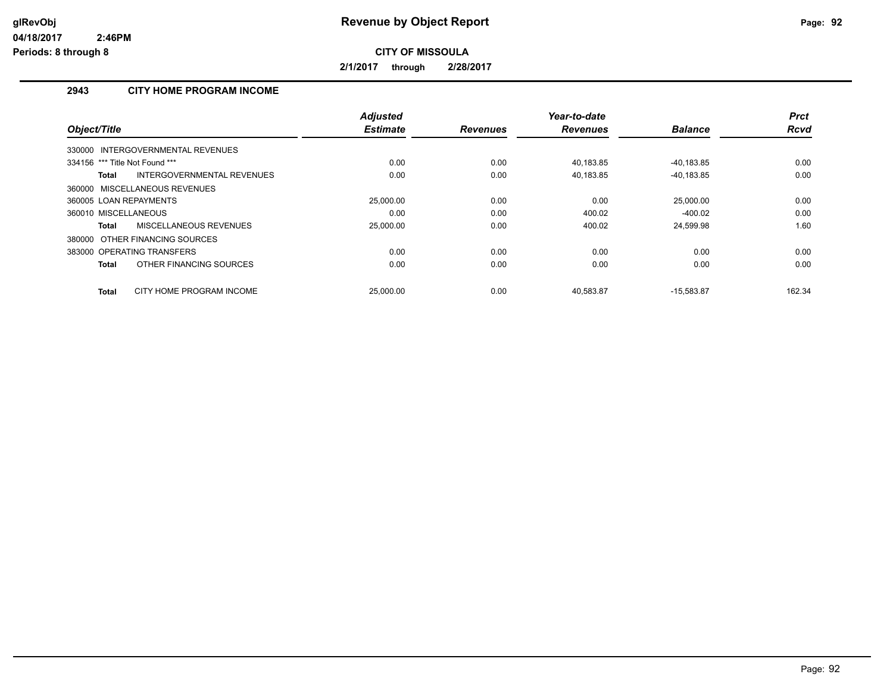# Revenue by Object Report

glRevObj
04/18/2017 2:46PM
Periods: 8 through 8

**CITY OF MISSOULA**

**2/1/2017 through 2/28/2017**

## 2943 CITY HOME PROGRAM INCOME

| Object/Title | Adjusted Estimate | Revenues | Year-to-date Revenues | Balance | Prct Rcvd |
|---|---|---|---|---|---|
| 330000 INTERGOVERNMENTAL REVENUES | | | | | |
| 334156 *** Title Not Found *** | 0.00 | 0.00 | 40,183.85 | -40,183.85 | 0.00 |
| **Total** INTERGOVERNMENTAL REVENUES | 0.00 | 0.00 | 40,183.85 | -40,183.85 | 0.00 |
| 360000 MISCELLANEOUS REVENUES | | | | | |
| 360005 LOAN REPAYMENTS | 25,000.00 | 0.00 | 0.00 | 25,000.00 | 0.00 |
| 360010 MISCELLANEOUS | 0.00 | 0.00 | 400.02 | -400.02 | 0.00 |
| **Total** MISCELLANEOUS REVENUES | 25,000.00 | 0.00 | 400.02 | 24,599.98 | 1.60 |
| 380000 OTHER FINANCING SOURCES | | | | | |
| 383000 OPERATING TRANSFERS | 0.00 | 0.00 | 0.00 | 0.00 | 0.00 |
| **Total** OTHER FINANCING SOURCES | 0.00 | 0.00 | 0.00 | 0.00 | 0.00 |
| **Total** CITY HOME PROGRAM INCOME | 25,000.00 | 0.00 | 40,583.87 | -15,583.87 | 162.34 |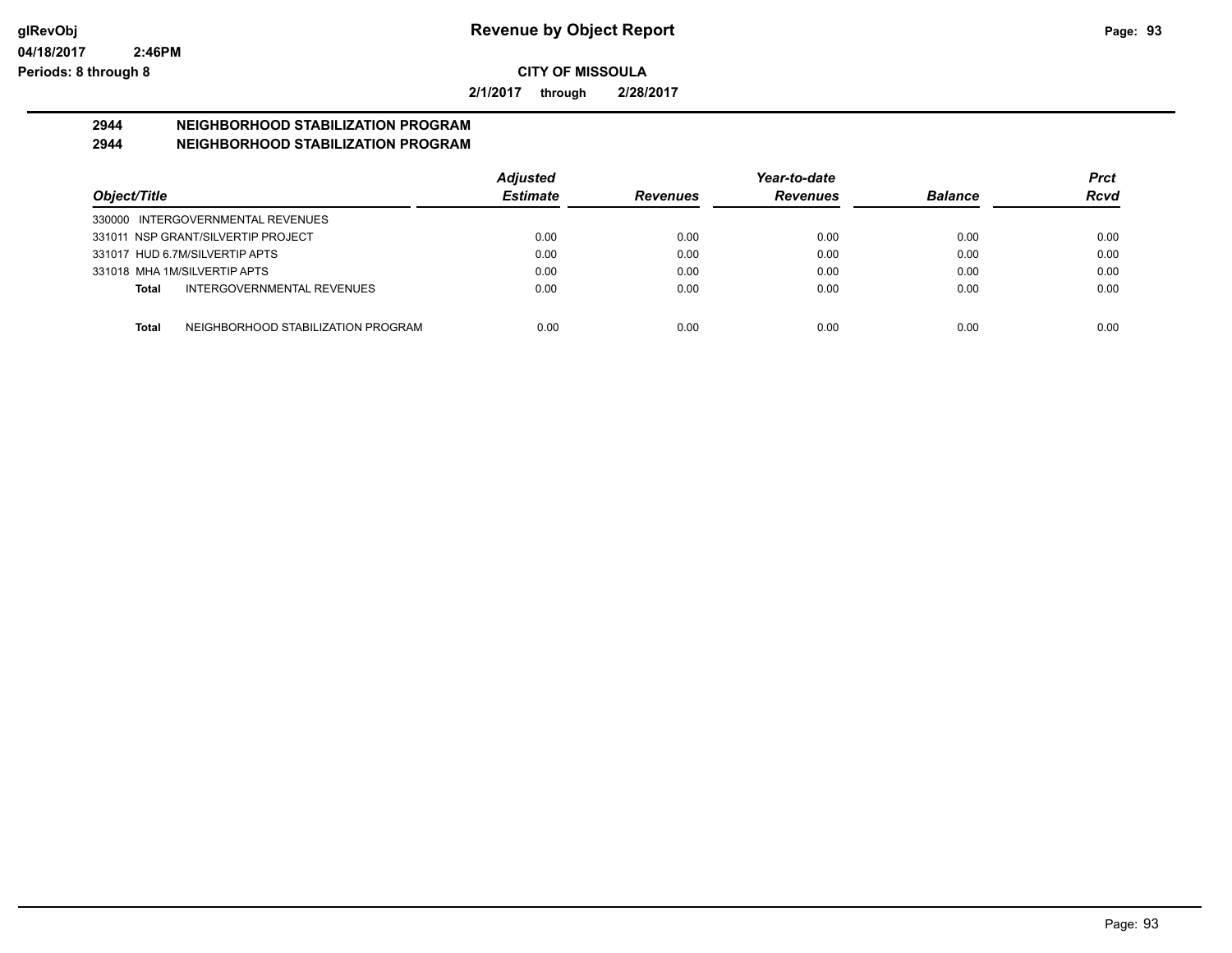# Revenue by Object Report

**CITY OF MISSOULA**

**2/1/2017 through 2/28/2017**

glRevObj
04/18/2017 2:46PM
Periods: 8 through 8

## 2944 NEIGHBORHOOD STABILIZATION PROGRAM
## 2944 NEIGHBORHOOD STABILIZATION PROGRAM

| Object/Title | Adjusted Estimate | Revenues | Year-to-date Revenues | Balance | Prct Rcvd |
|---|---|---|---|---|---|
| 330000 INTERGOVERNMENTAL REVENUES | | | | | |
| 331011 NSP GRANT/SILVERTIP PROJECT | 0.00 | 0.00 | 0.00 | 0.00 | 0.00 |
| 331017 HUD 6.7M/SILVERTIP APTS | 0.00 | 0.00 | 0.00 | 0.00 | 0.00 |
| 331018 MHA 1M/SILVERTIP APTS | 0.00 | 0.00 | 0.00 | 0.00 | 0.00 |
| **Total** INTERGOVERNMENTAL REVENUES | 0.00 | 0.00 | 0.00 | 0.00 | 0.00 |
| **Total** NEIGHBORHOOD STABILIZATION PROGRAM | 0.00 | 0.00 | 0.00 | 0.00 | 0.00 |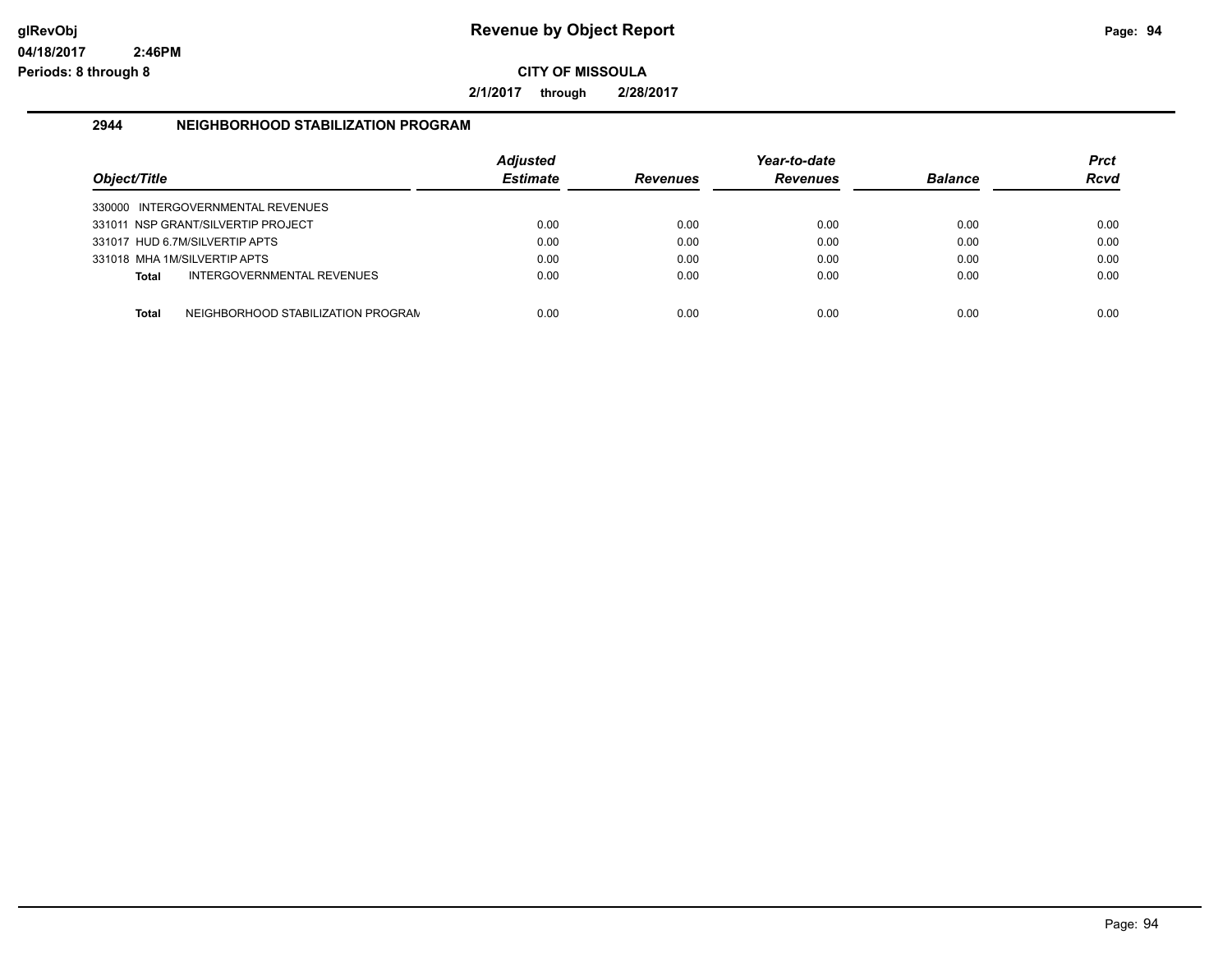# Revenue by Object Report

glRevObj
04/18/2017 2:46PM
Periods: 8 through 8

**CITY OF MISSOULA**

**2/1/2017 through 2/28/2017**

## 2944 NEIGHBORHOOD STABILIZATION PROGRAM

| Object/Title | Adjusted Estimate | Revenues | Year-to-date Revenues | Balance | Prct Rcvd |
|---|---|---|---|---|---|
| 330000 INTERGOVERNMENTAL REVENUES | | | | | |
| 331011 NSP GRANT/SILVERTIP PROJECT | 0.00 | 0.00 | 0.00 | 0.00 | 0.00 |
| 331017 HUD 6.7M/SILVERTIP APTS | 0.00 | 0.00 | 0.00 | 0.00 | 0.00 |
| 331018 MHA 1M/SILVERTIP APTS | 0.00 | 0.00 | 0.00 | 0.00 | 0.00 |
| **Total** INTERGOVERNMENTAL REVENUES | 0.00 | 0.00 | 0.00 | 0.00 | 0.00 |
| **Total** NEIGHBORHOOD STABILIZATION PROGRAM | 0.00 | 0.00 | 0.00 | 0.00 | 0.00 |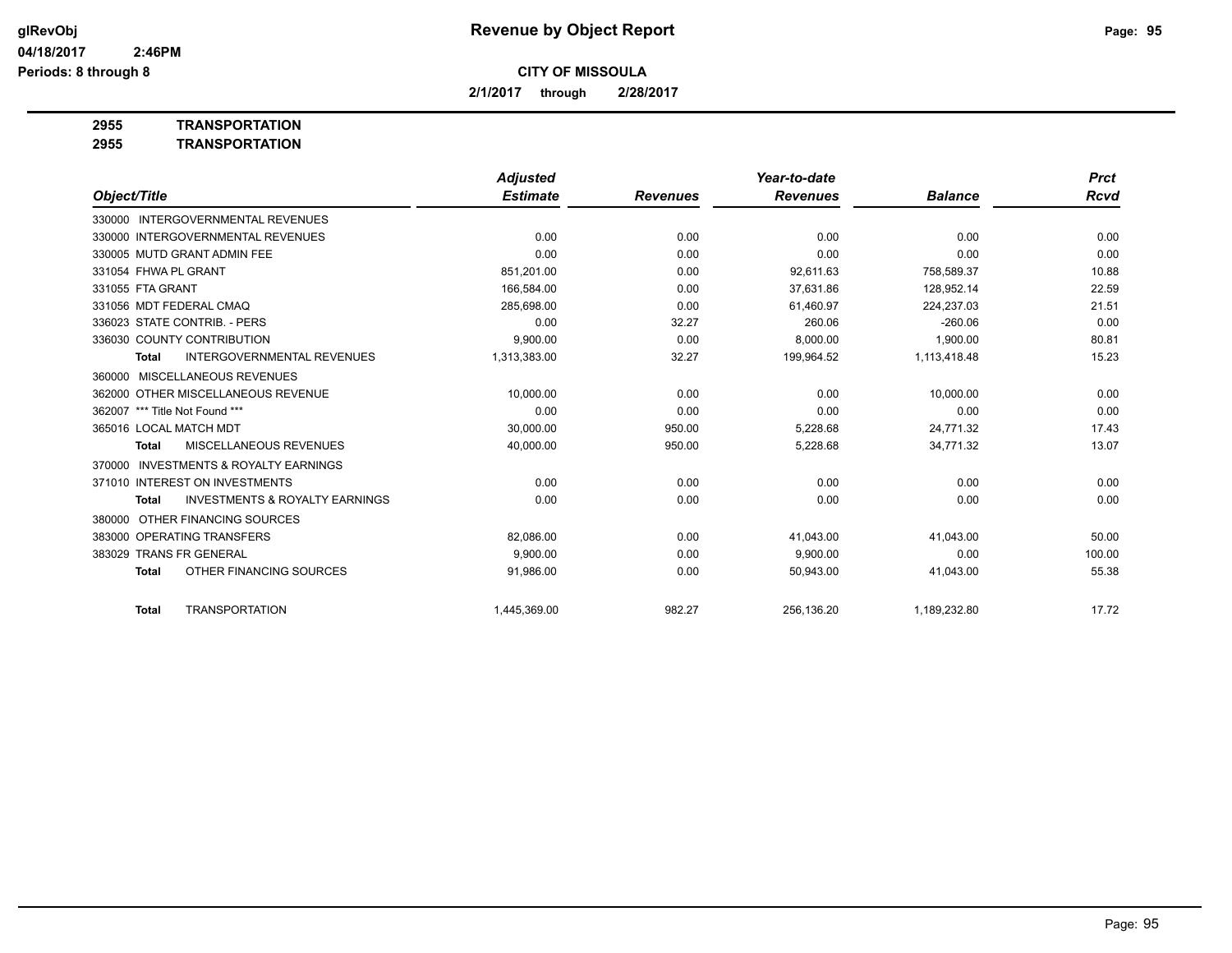# Revenue by Object Report

**CITY OF MISSOULA**

**2/1/2017 through 2/28/2017**

glRevObj
04/18/2017 2:46PM
Periods: 8 through 8

**2955 TRANSPORTATION**
**2955 TRANSPORTATION**

| Object/Title | Adjusted Estimate | Revenues | Year-to-date Revenues | Balance | Prct Rcvd |
|---|---|---|---|---|---|
| 330000 INTERGOVERNMENTAL REVENUES | | | | | |
| 330000 INTERGOVERNMENTAL REVENUES | 0.00 | 0.00 | 0.00 | 0.00 | 0.00 |
| 330005 MUTD GRANT ADMIN FEE | 0.00 | 0.00 | 0.00 | 0.00 | 0.00 |
| 331054 FHWA PL GRANT | 851,201.00 | 0.00 | 92,611.63 | 758,589.37 | 10.88 |
| 331055 FTA GRANT | 166,584.00 | 0.00 | 37,631.86 | 128,952.14 | 22.59 |
| 331056 MDT FEDERAL CMAQ | 285,698.00 | 0.00 | 61,460.97 | 224,237.03 | 21.51 |
| 336023 STATE CONTRIB. - PERS | 0.00 | 32.27 | 260.06 | -260.06 | 0.00 |
| 336030 COUNTY CONTRIBUTION | 9,900.00 | 0.00 | 8,000.00 | 1,900.00 | 80.81 |
| **Total** INTERGOVERNMENTAL REVENUES | 1,313,383.00 | 32.27 | 199,964.52 | 1,113,418.48 | 15.23 |
| 360000 MISCELLANEOUS REVENUES | | | | | |
| 362000 OTHER MISCELLANEOUS REVENUE | 10,000.00 | 0.00 | 0.00 | 10,000.00 | 0.00 |
| 362007 *** Title Not Found *** | 0.00 | 0.00 | 0.00 | 0.00 | 0.00 |
| 365016 LOCAL MATCH MDT | 30,000.00 | 950.00 | 5,228.68 | 24,771.32 | 17.43 |
| **Total** MISCELLANEOUS REVENUES | 40,000.00 | 950.00 | 5,228.68 | 34,771.32 | 13.07 |
| 370000 INVESTMENTS & ROYALTY EARNINGS | | | | | |
| 371010 INTEREST ON INVESTMENTS | 0.00 | 0.00 | 0.00 | 0.00 | 0.00 |
| **Total** INVESTMENTS & ROYALTY EARNINGS | 0.00 | 0.00 | 0.00 | 0.00 | 0.00 |
| 380000 OTHER FINANCING SOURCES | | | | | |
| 383000 OPERATING TRANSFERS | 82,086.00 | 0.00 | 41,043.00 | 41,043.00 | 50.00 |
| 383029 TRANS FR GENERAL | 9,900.00 | 0.00 | 9,900.00 | 0.00 | 100.00 |
| **Total** OTHER FINANCING SOURCES | 91,986.00 | 0.00 | 50,943.00 | 41,043.00 | 55.38 |
| **Total** TRANSPORTATION | 1,445,369.00 | 982.27 | 256,136.20 | 1,189,232.80 | 17.72 |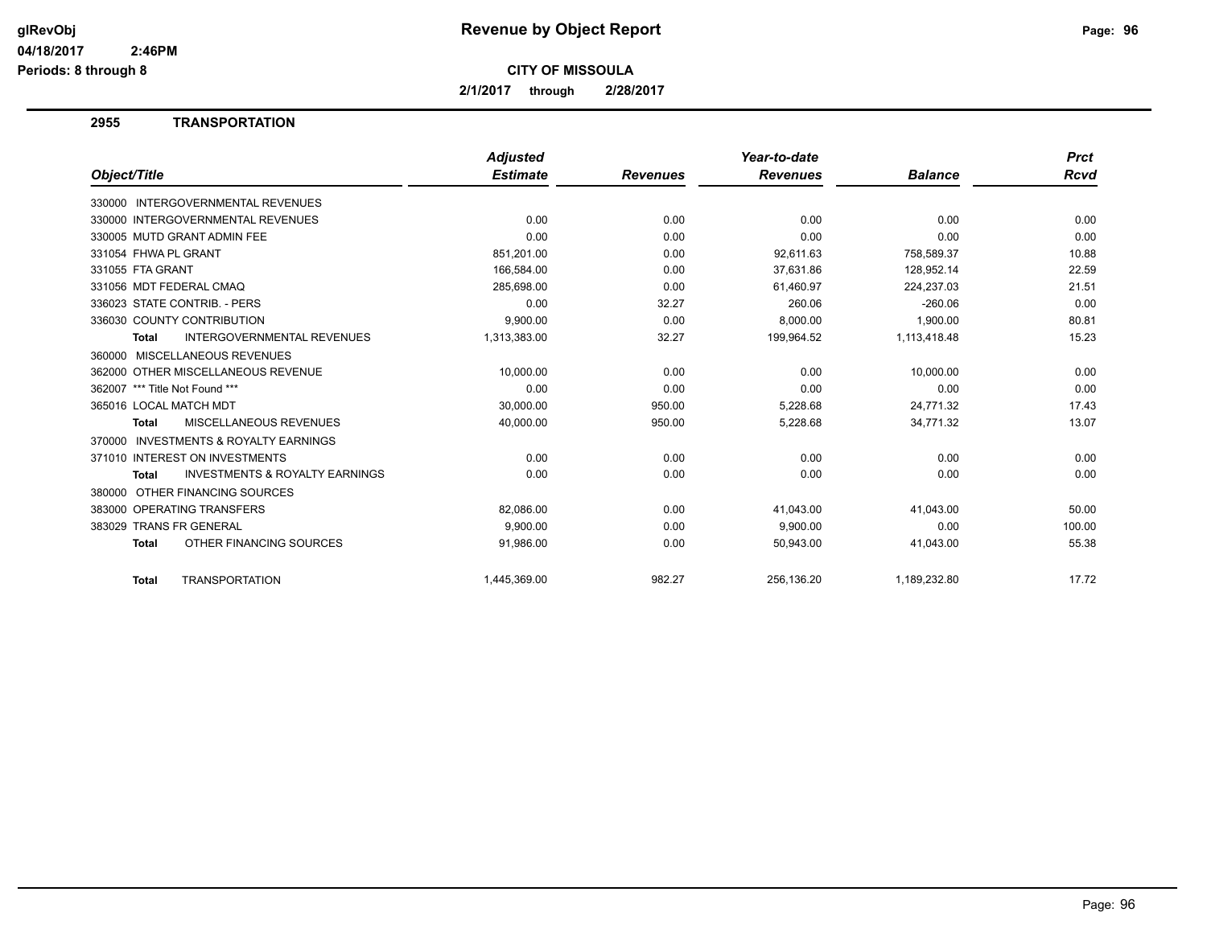# Revenue by Object Report

**CITY OF MISSOULA**

**2/1/2017 through 2/28/2017**

glRevObj
04/18/2017 2:46PM
Periods: 8 through 8

## 2955 TRANSPORTATION

| Object/Title | Adjusted Estimate | Revenues | Year-to-date Revenues | Balance | Prct Rcvd |
|---|---|---|---|---|---|
| 330000 INTERGOVERNMENTAL REVENUES | | | | | |
| 330000 INTERGOVERNMENTAL REVENUES | 0.00 | 0.00 | 0.00 | 0.00 | 0.00 |
| 330005 MUTD GRANT ADMIN FEE | 0.00 | 0.00 | 0.00 | 0.00 | 0.00 |
| 331054 FHWA PL GRANT | 851,201.00 | 0.00 | 92,611.63 | 758,589.37 | 10.88 |
| 331055 FTA GRANT | 166,584.00 | 0.00 | 37,631.86 | 128,952.14 | 22.59 |
| 331056 MDT FEDERAL CMAQ | 285,698.00 | 0.00 | 61,460.97 | 224,237.03 | 21.51 |
| 336023 STATE CONTRIB. - PERS | 0.00 | 32.27 | 260.06 | -260.06 | 0.00 |
| 336030 COUNTY CONTRIBUTION | 9,900.00 | 0.00 | 8,000.00 | 1,900.00 | 80.81 |
| **Total** INTERGOVERNMENTAL REVENUES | 1,313,383.00 | 32.27 | 199,964.52 | 1,113,418.48 | 15.23 |
| 360000 MISCELLANEOUS REVENUES | | | | | |
| 362000 OTHER MISCELLANEOUS REVENUE | 10,000.00 | 0.00 | 0.00 | 10,000.00 | 0.00 |
| 362007 *** Title Not Found *** | 0.00 | 0.00 | 0.00 | 0.00 | 0.00 |
| 365016 LOCAL MATCH MDT | 30,000.00 | 950.00 | 5,228.68 | 24,771.32 | 17.43 |
| **Total** MISCELLANEOUS REVENUES | 40,000.00 | 950.00 | 5,228.68 | 34,771.32 | 13.07 |
| 370000 INVESTMENTS & ROYALTY EARNINGS | | | | | |
| 371010 INTEREST ON INVESTMENTS | 0.00 | 0.00 | 0.00 | 0.00 | 0.00 |
| **Total** INVESTMENTS & ROYALTY EARNINGS | 0.00 | 0.00 | 0.00 | 0.00 | 0.00 |
| 380000 OTHER FINANCING SOURCES | | | | | |
| 383000 OPERATING TRANSFERS | 82,086.00 | 0.00 | 41,043.00 | 41,043.00 | 50.00 |
| 383029 TRANS FR GENERAL | 9,900.00 | 0.00 | 9,900.00 | 0.00 | 100.00 |
| **Total** OTHER FINANCING SOURCES | 91,986.00 | 0.00 | 50,943.00 | 41,043.00 | 55.38 |
| **Total** TRANSPORTATION | 1,445,369.00 | 982.27 | 256,136.20 | 1,189,232.80 | 17.72 |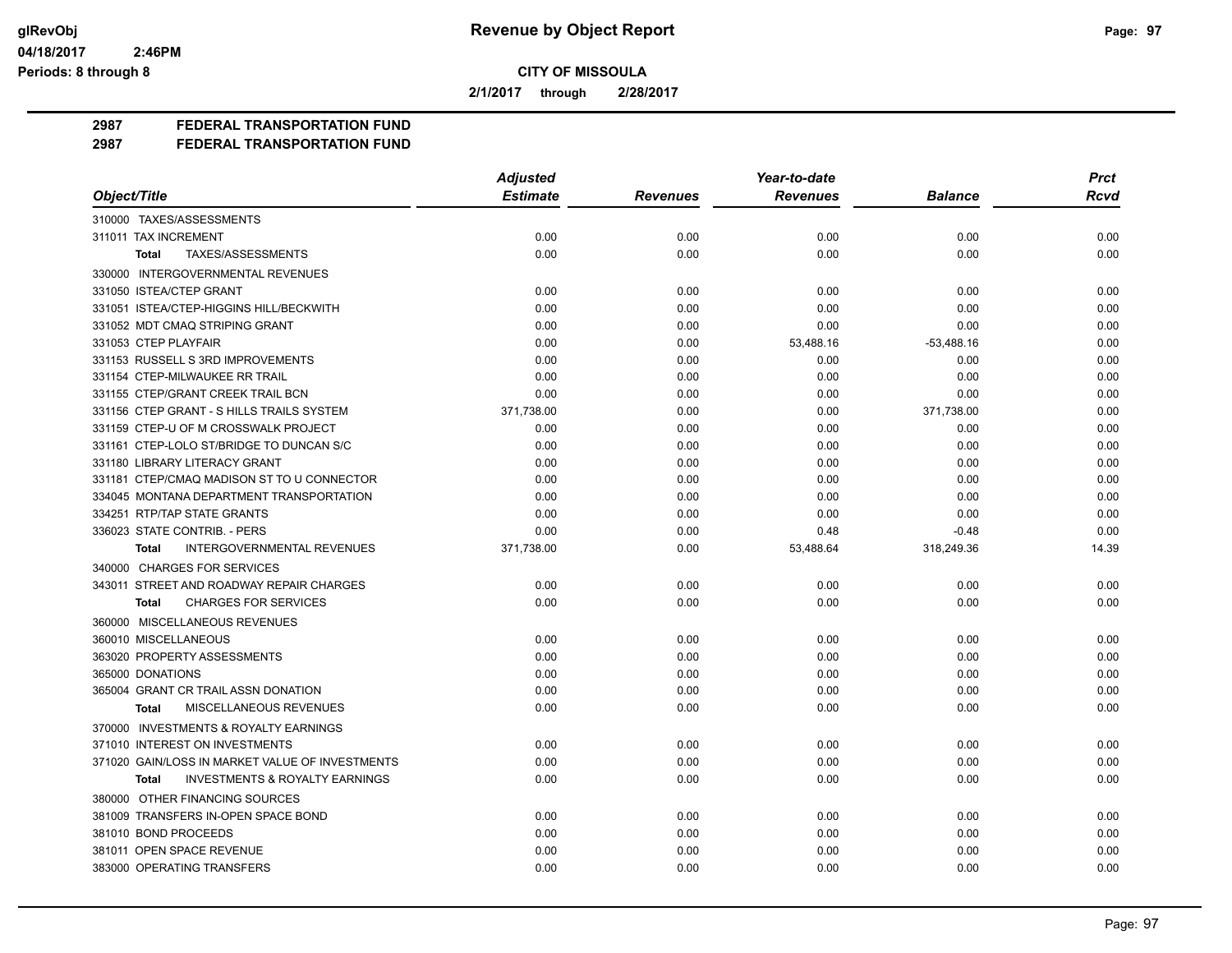**CITY OF MISSOULA**

**2/1/2017 through 2/28/2017**

## 2987 FEDERAL TRANSPORTATION FUND
## 2987 FEDERAL TRANSPORTATION FUND

| Object/Title | Adjusted Estimate | Revenues | Year-to-date Revenues | Balance | Prct Rcvd |
|---|---|---|---|---|---|
| 310000 TAXES/ASSESSMENTS | | | | | |
| 311011 TAX INCREMENT | 0.00 | 0.00 | 0.00 | 0.00 | 0.00 |
| **Total** TAXES/ASSESSMENTS | 0.00 | 0.00 | 0.00 | 0.00 | 0.00 |
| 330000 INTERGOVERNMENTAL REVENUES | | | | | |
| 331050 ISTEA/CTEP GRANT | 0.00 | 0.00 | 0.00 | 0.00 | 0.00 |
| 331051 ISTEA/CTEP-HIGGINS HILL/BECKWITH | 0.00 | 0.00 | 0.00 | 0.00 | 0.00 |
| 331052 MDT CMAQ STRIPING GRANT | 0.00 | 0.00 | 0.00 | 0.00 | 0.00 |
| 331053 CTEP PLAYFAIR | 0.00 | 0.00 | 53,488.16 | -53,488.16 | 0.00 |
| 331153 RUSSELL S 3RD IMPROVEMENTS | 0.00 | 0.00 | 0.00 | 0.00 | 0.00 |
| 331154 CTEP-MILWAUKEE RR TRAIL | 0.00 | 0.00 | 0.00 | 0.00 | 0.00 |
| 331155 CTEP/GRANT CREEK TRAIL BCN | 0.00 | 0.00 | 0.00 | 0.00 | 0.00 |
| 331156 CTEP GRANT - S HILLS TRAILS SYSTEM | 371,738.00 | 0.00 | 0.00 | 371,738.00 | 0.00 |
| 331159 CTEP-U OF M CROSSWALK PROJECT | 0.00 | 0.00 | 0.00 | 0.00 | 0.00 |
| 331161 CTEP-LOLO ST/BRIDGE TO DUNCAN S/C | 0.00 | 0.00 | 0.00 | 0.00 | 0.00 |
| 331180 LIBRARY LITERACY GRANT | 0.00 | 0.00 | 0.00 | 0.00 | 0.00 |
| 331181 CTEP/CMAQ MADISON ST TO U CONNECTOR | 0.00 | 0.00 | 0.00 | 0.00 | 0.00 |
| 334045 MONTANA DEPARTMENT TRANSPORTATION | 0.00 | 0.00 | 0.00 | 0.00 | 0.00 |
| 334251 RTP/TAP STATE GRANTS | 0.00 | 0.00 | 0.00 | 0.00 | 0.00 |
| 336023 STATE CONTRIB. - PERS | 0.00 | 0.00 | 0.48 | -0.48 | 0.00 |
| **Total** INTERGOVERNMENTAL REVENUES | 371,738.00 | 0.00 | 53,488.64 | 318,249.36 | 14.39 |
| 340000 CHARGES FOR SERVICES | | | | | |
| 343011 STREET AND ROADWAY REPAIR CHARGES | 0.00 | 0.00 | 0.00 | 0.00 | 0.00 |
| **Total** CHARGES FOR SERVICES | 0.00 | 0.00 | 0.00 | 0.00 | 0.00 |
| 360000 MISCELLANEOUS REVENUES | | | | | |
| 360010 MISCELLANEOUS | 0.00 | 0.00 | 0.00 | 0.00 | 0.00 |
| 363020 PROPERTY ASSESSMENTS | 0.00 | 0.00 | 0.00 | 0.00 | 0.00 |
| 365000 DONATIONS | 0.00 | 0.00 | 0.00 | 0.00 | 0.00 |
| 365004 GRANT CR TRAIL ASSN DONATION | 0.00 | 0.00 | 0.00 | 0.00 | 0.00 |
| **Total** MISCELLANEOUS REVENUES | 0.00 | 0.00 | 0.00 | 0.00 | 0.00 |
| 370000 INVESTMENTS & ROYALTY EARNINGS | | | | | |
| 371010 INTEREST ON INVESTMENTS | 0.00 | 0.00 | 0.00 | 0.00 | 0.00 |
| 371020 GAIN/LOSS IN MARKET VALUE OF INVESTMENTS | 0.00 | 0.00 | 0.00 | 0.00 | 0.00 |
| **Total** INVESTMENTS & ROYALTY EARNINGS | 0.00 | 0.00 | 0.00 | 0.00 | 0.00 |
| 380000 OTHER FINANCING SOURCES | | | | | |
| 381009 TRANSFERS IN-OPEN SPACE BOND | 0.00 | 0.00 | 0.00 | 0.00 | 0.00 |
| 381010 BOND PROCEEDS | 0.00 | 0.00 | 0.00 | 0.00 | 0.00 |
| 381011 OPEN SPACE REVENUE | 0.00 | 0.00 | 0.00 | 0.00 | 0.00 |
| 383000 OPERATING TRANSFERS | 0.00 | 0.00 | 0.00 | 0.00 | 0.00 |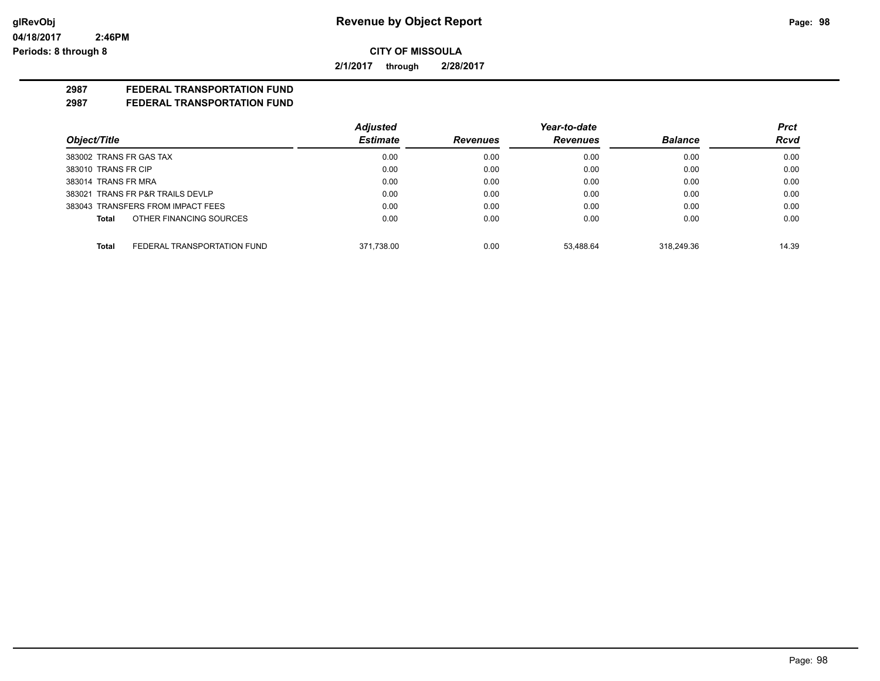**Revenue by Object Report**

**CITY OF MISSOULA**

**2/1/2017 through 2/28/2017**

glRevObj
04/18/2017 2:46PM
Periods: 8 through 8

## 2987 FEDERAL TRANSPORTATION FUND
## 2987 FEDERAL TRANSPORTATION FUND

| Object/Title | Adjusted Estimate | Revenues | Year-to-date Revenues | Balance | Prct Rcvd |
|---|---|---|---|---|---|
| 383002 TRANS FR GAS TAX | 0.00 | 0.00 | 0.00 | 0.00 | 0.00 |
| 383010 TRANS FR CIP | 0.00 | 0.00 | 0.00 | 0.00 | 0.00 |
| 383014 TRANS FR MRA | 0.00 | 0.00 | 0.00 | 0.00 | 0.00 |
| 383021 TRANS FR P&R TRAILS DEVLP | 0.00 | 0.00 | 0.00 | 0.00 | 0.00 |
| 383043 TRANSFERS FROM IMPACT FEES | 0.00 | 0.00 | 0.00 | 0.00 | 0.00 |
| **Total** OTHER FINANCING SOURCES | 0.00 | 0.00 | 0.00 | 0.00 | 0.00 |
| **Total** FEDERAL TRANSPORTATION FUND | 371,738.00 | 0.00 | 53,488.64 | 318,249.36 | 14.39 |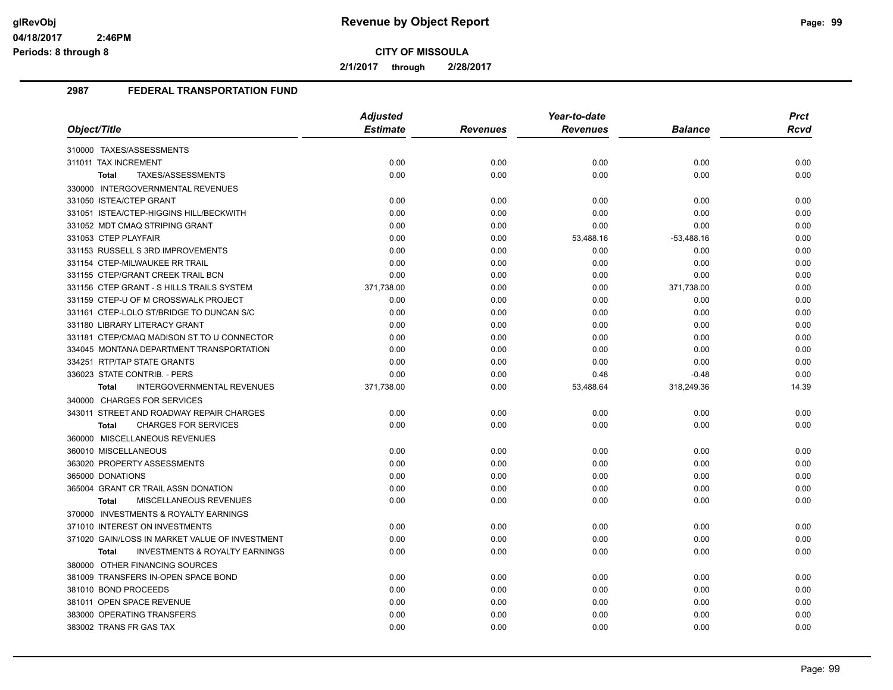# Revenue by Object Report

**CITY OF MISSOULA**

**2/1/2017 through 2/28/2017**

glRevObj
04/18/2017 2:46PM
Periods: 8 through 8

## 2987 FEDERAL TRANSPORTATION FUND

| Object/Title | Adjusted Estimate | Revenues | Year-to-date Revenues | Balance | Prct Rcvd |
|---|---|---|---|---|---|
| 310000 TAXES/ASSESSMENTS | | | | | |
| 311011 TAX INCREMENT | 0.00 | 0.00 | 0.00 | 0.00 | 0.00 |
| **Total** TAXES/ASSESSMENTS | 0.00 | 0.00 | 0.00 | 0.00 | 0.00 |
| 330000 INTERGOVERNMENTAL REVENUES | | | | | |
| 331050 ISTEA/CTEP GRANT | 0.00 | 0.00 | 0.00 | 0.00 | 0.00 |
| 331051 ISTEA/CTEP-HIGGINS HILL/BECKWITH | 0.00 | 0.00 | 0.00 | 0.00 | 0.00 |
| 331052 MDT CMAQ STRIPING GRANT | 0.00 | 0.00 | 0.00 | 0.00 | 0.00 |
| 331053 CTEP PLAYFAIR | 0.00 | 0.00 | 53,488.16 | -53,488.16 | 0.00 |
| 331153 RUSSELL S 3RD IMPROVEMENTS | 0.00 | 0.00 | 0.00 | 0.00 | 0.00 |
| 331154 CTEP-MILWAUKEE RR TRAIL | 0.00 | 0.00 | 0.00 | 0.00 | 0.00 |
| 331155 CTEP/GRANT CREEK TRAIL BCN | 0.00 | 0.00 | 0.00 | 0.00 | 0.00 |
| 331156 CTEP GRANT - S HILLS TRAILS SYSTEM | 371,738.00 | 0.00 | 0.00 | 371,738.00 | 0.00 |
| 331159 CTEP-U OF M CROSSWALK PROJECT | 0.00 | 0.00 | 0.00 | 0.00 | 0.00 |
| 331161 CTEP-LOLO ST/BRIDGE TO DUNCAN S/C | 0.00 | 0.00 | 0.00 | 0.00 | 0.00 |
| 331180 LIBRARY LITERACY GRANT | 0.00 | 0.00 | 0.00 | 0.00 | 0.00 |
| 331181 CTEP/CMAQ MADISON ST TO U CONNECTOR | 0.00 | 0.00 | 0.00 | 0.00 | 0.00 |
| 334045 MONTANA DEPARTMENT TRANSPORTATION | 0.00 | 0.00 | 0.00 | 0.00 | 0.00 |
| 334251 RTP/TAP STATE GRANTS | 0.00 | 0.00 | 0.00 | 0.00 | 0.00 |
| 336023 STATE CONTRIB. - PERS | 0.00 | 0.00 | 0.48 | -0.48 | 0.00 |
| **Total** INTERGOVERNMENTAL REVENUES | 371,738.00 | 0.00 | 53,488.64 | 318,249.36 | 14.39 |
| 340000 CHARGES FOR SERVICES | | | | | |
| 343011 STREET AND ROADWAY REPAIR CHARGES | 0.00 | 0.00 | 0.00 | 0.00 | 0.00 |
| **Total** CHARGES FOR SERVICES | 0.00 | 0.00 | 0.00 | 0.00 | 0.00 |
| 360000 MISCELLANEOUS REVENUES | | | | | |
| 360010 MISCELLANEOUS | 0.00 | 0.00 | 0.00 | 0.00 | 0.00 |
| 363020 PROPERTY ASSESSMENTS | 0.00 | 0.00 | 0.00 | 0.00 | 0.00 |
| 365000 DONATIONS | 0.00 | 0.00 | 0.00 | 0.00 | 0.00 |
| 365004 GRANT CR TRAIL ASSN DONATION | 0.00 | 0.00 | 0.00 | 0.00 | 0.00 |
| **Total** MISCELLANEOUS REVENUES | 0.00 | 0.00 | 0.00 | 0.00 | 0.00 |
| 370000 INVESTMENTS & ROYALTY EARNINGS | | | | | |
| 371010 INTEREST ON INVESTMENTS | 0.00 | 0.00 | 0.00 | 0.00 | 0.00 |
| 371020 GAIN/LOSS IN MARKET VALUE OF INVESTMENT | 0.00 | 0.00 | 0.00 | 0.00 | 0.00 |
| **Total** INVESTMENTS & ROYALTY EARNINGS | 0.00 | 0.00 | 0.00 | 0.00 | 0.00 |
| 380000 OTHER FINANCING SOURCES | | | | | |
| 381009 TRANSFERS IN-OPEN SPACE BOND | 0.00 | 0.00 | 0.00 | 0.00 | 0.00 |
| 381010 BOND PROCEEDS | 0.00 | 0.00 | 0.00 | 0.00 | 0.00 |
| 381011 OPEN SPACE REVENUE | 0.00 | 0.00 | 0.00 | 0.00 | 0.00 |
| 383000 OPERATING TRANSFERS | 0.00 | 0.00 | 0.00 | 0.00 | 0.00 |
| 383002 TRANS FR GAS TAX | 0.00 | 0.00 | 0.00 | 0.00 | 0.00 |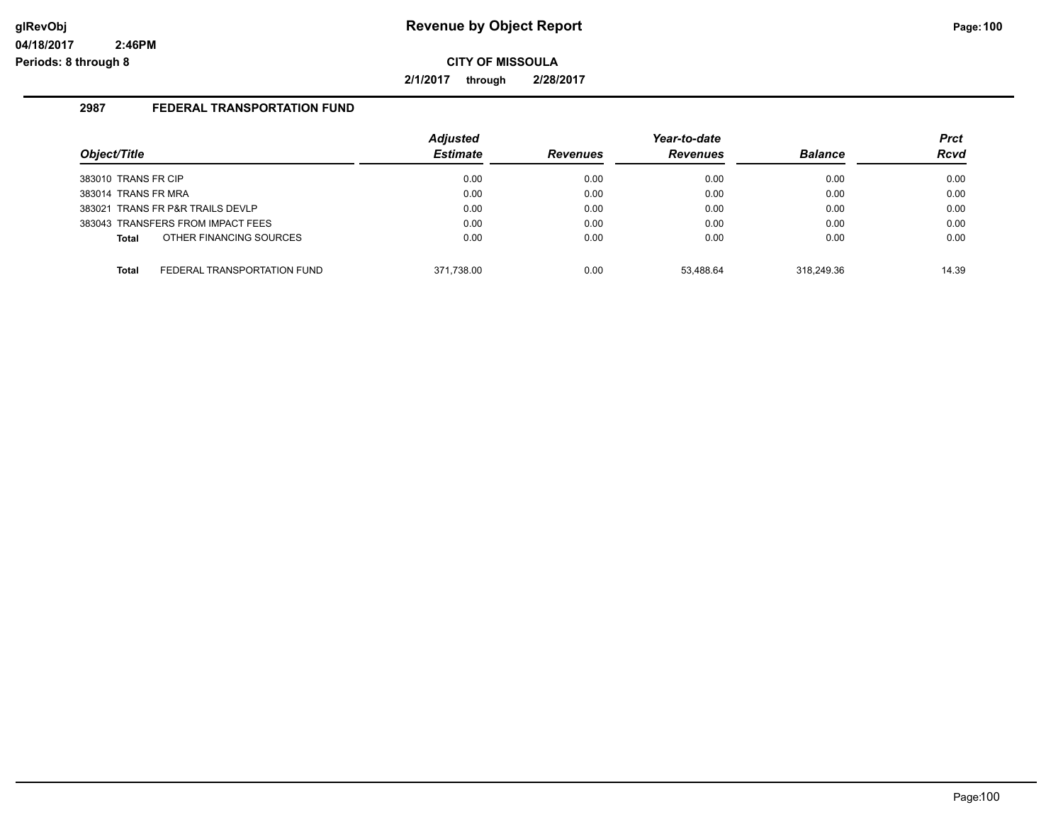**Revenue by Object Report**

**CITY OF MISSOULA**

**2/1/2017 through 2/28/2017**

glRevObj
04/18/2017 2:46PM
Periods: 8 through 8

## 2987 FEDERAL TRANSPORTATION FUND

| Object/Title | Adjusted Estimate | Revenues | Year-to-date Revenues | Balance | Prct Rcvd |
|---|---|---|---|---|---|
| 383010 TRANS FR CIP | 0.00 | 0.00 | 0.00 | 0.00 | 0.00 |
| 383014 TRANS FR MRA | 0.00 | 0.00 | 0.00 | 0.00 | 0.00 |
| 383021 TRANS FR P&R TRAILS DEVLP | 0.00 | 0.00 | 0.00 | 0.00 | 0.00 |
| 383043 TRANSFERS FROM IMPACT FEES | 0.00 | 0.00 | 0.00 | 0.00 | 0.00 |
| **Total** OTHER FINANCING SOURCES | 0.00 | 0.00 | 0.00 | 0.00 | 0.00 |
| **Total** FEDERAL TRANSPORTATION FUND | 371,738.00 | 0.00 | 53,488.64 | 318,249.36 | 14.39 |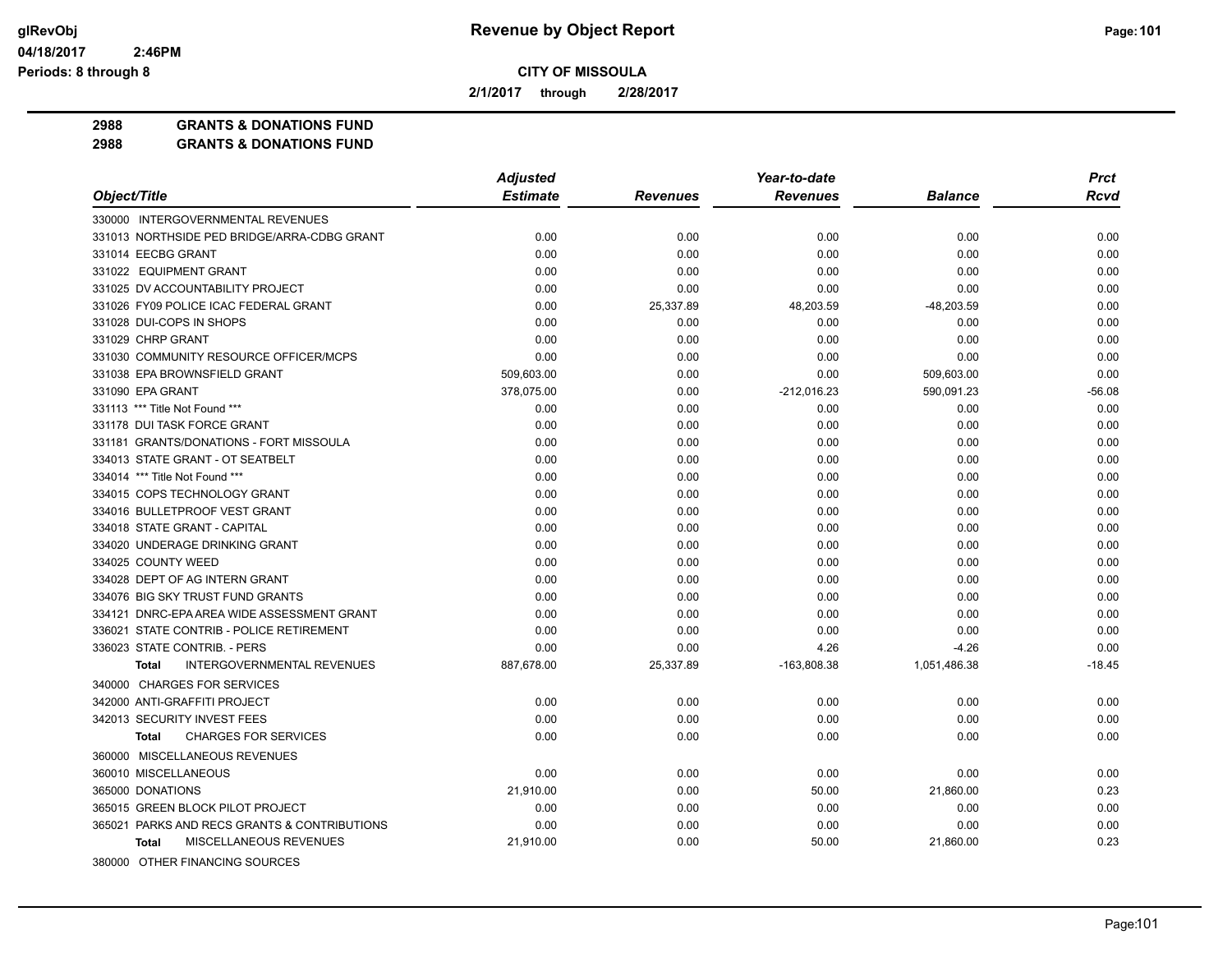**Revenue by Object Report**

**CITY OF MISSOULA**

**2/1/2017 through 2/28/2017**

glRevObj
04/18/2017 2:46PM
Periods: 8 through 8

**2988 GRANTS & DONATIONS FUND**
**2988 GRANTS & DONATIONS FUND**

| Object/Title | Adjusted Estimate | Revenues | Year-to-date Revenues | Balance | Prct Rcvd |
|---|---|---|---|---|---|
| 330000 INTERGOVERNMENTAL REVENUES | | | | | |
| 331013 NORTHSIDE PED BRIDGE/ARRA-CDBG GRANT | 0.00 | 0.00 | 0.00 | 0.00 | 0.00 |
| 331014 EECBG GRANT | 0.00 | 0.00 | 0.00 | 0.00 | 0.00 |
| 331022 EQUIPMENT GRANT | 0.00 | 0.00 | 0.00 | 0.00 | 0.00 |
| 331025 DV ACCOUNTABILITY PROJECT | 0.00 | 0.00 | 0.00 | 0.00 | 0.00 |
| 331026 FY09 POLICE ICAC FEDERAL GRANT | 0.00 | 25,337.89 | 48,203.59 | -48,203.59 | 0.00 |
| 331028 DUI-COPS IN SHOPS | 0.00 | 0.00 | 0.00 | 0.00 | 0.00 |
| 331029 CHRP GRANT | 0.00 | 0.00 | 0.00 | 0.00 | 0.00 |
| 331030 COMMUNITY RESOURCE OFFICER/MCPS | 0.00 | 0.00 | 0.00 | 0.00 | 0.00 |
| 331038 EPA BROWNSFIELD GRANT | 509,603.00 | 0.00 | 0.00 | 509,603.00 | 0.00 |
| 331090 EPA GRANT | 378,075.00 | 0.00 | -212,016.23 | 590,091.23 | -56.08 |
| 331113 *** Title Not Found *** | 0.00 | 0.00 | 0.00 | 0.00 | 0.00 |
| 331178 DUI TASK FORCE GRANT | 0.00 | 0.00 | 0.00 | 0.00 | 0.00 |
| 331181 GRANTS/DONATIONS - FORT MISSOULA | 0.00 | 0.00 | 0.00 | 0.00 | 0.00 |
| 334013 STATE GRANT - OT SEATBELT | 0.00 | 0.00 | 0.00 | 0.00 | 0.00 |
| 334014 *** Title Not Found *** | 0.00 | 0.00 | 0.00 | 0.00 | 0.00 |
| 334015 COPS TECHNOLOGY GRANT | 0.00 | 0.00 | 0.00 | 0.00 | 0.00 |
| 334016 BULLETPROOF VEST GRANT | 0.00 | 0.00 | 0.00 | 0.00 | 0.00 |
| 334018 STATE GRANT - CAPITAL | 0.00 | 0.00 | 0.00 | 0.00 | 0.00 |
| 334020 UNDERAGE DRINKING GRANT | 0.00 | 0.00 | 0.00 | 0.00 | 0.00 |
| 334025 COUNTY WEED | 0.00 | 0.00 | 0.00 | 0.00 | 0.00 |
| 334028 DEPT OF AG INTERN GRANT | 0.00 | 0.00 | 0.00 | 0.00 | 0.00 |
| 334076 BIG SKY TRUST FUND GRANTS | 0.00 | 0.00 | 0.00 | 0.00 | 0.00 |
| 334121 DNRC-EPA AREA WIDE ASSESSMENT GRANT | 0.00 | 0.00 | 0.00 | 0.00 | 0.00 |
| 336021 STATE CONTRIB - POLICE RETIREMENT | 0.00 | 0.00 | 0.00 | 0.00 | 0.00 |
| 336023 STATE CONTRIB. - PERS | 0.00 | 0.00 | 4.26 | -4.26 | 0.00 |
| **Total** INTERGOVERNMENTAL REVENUES | 887,678.00 | 25,337.89 | -163,808.38 | 1,051,486.38 | -18.45 |
| 340000 CHARGES FOR SERVICES | | | | | |
| 342000 ANTI-GRAFFITI PROJECT | 0.00 | 0.00 | 0.00 | 0.00 | 0.00 |
| 342013 SECURITY INVEST FEES | 0.00 | 0.00 | 0.00 | 0.00 | 0.00 |
| **Total** CHARGES FOR SERVICES | 0.00 | 0.00 | 0.00 | 0.00 | 0.00 |
| 360000 MISCELLANEOUS REVENUES | | | | | |
| 360010 MISCELLANEOUS | 0.00 | 0.00 | 0.00 | 0.00 | 0.00 |
| 365000 DONATIONS | 21,910.00 | 0.00 | 50.00 | 21,860.00 | 0.23 |
| 365015 GREEN BLOCK PILOT PROJECT | 0.00 | 0.00 | 0.00 | 0.00 | 0.00 |
| 365021 PARKS AND RECS GRANTS & CONTRIBUTIONS | 0.00 | 0.00 | 0.00 | 0.00 | 0.00 |
| **Total** MISCELLANEOUS REVENUES | 21,910.00 | 0.00 | 50.00 | 21,860.00 | 0.23 |
| 380000 OTHER FINANCING SOURCES | | | | | |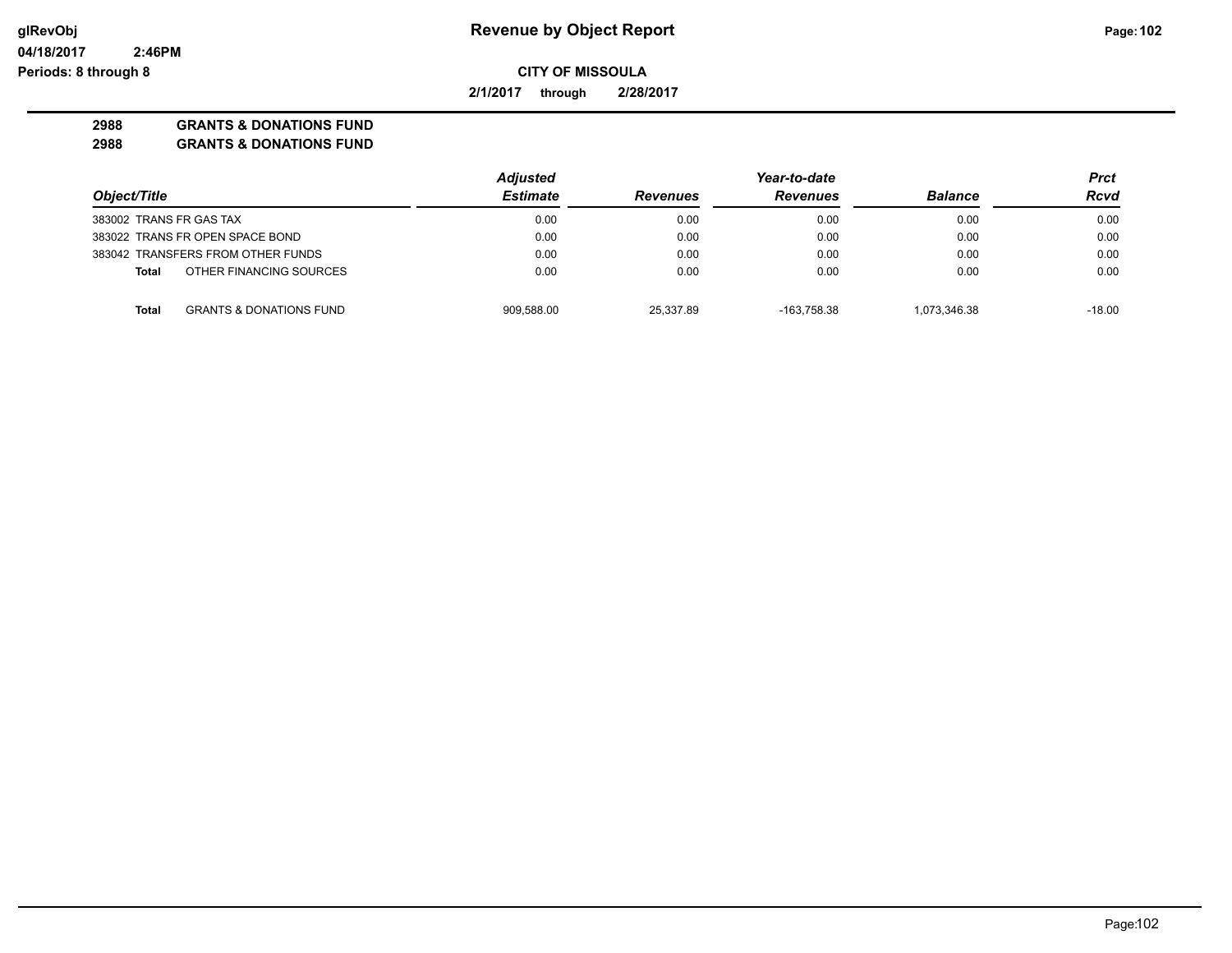**Revenue by Object Report**

**CITY OF MISSOULA**

**2/1/2017 through 2/28/2017**

glRevObj
04/18/2017 2:46PM
Periods: 8 through 8

**2988 GRANTS & DONATIONS FUND**
**2988 GRANTS & DONATIONS FUND**

| Object/Title | Adjusted Estimate | Revenues | Year-to-date Revenues | Balance | Prct Rcvd |
|---|---|---|---|---|---|
| 383002 TRANS FR GAS TAX | 0.00 | 0.00 | 0.00 | 0.00 | 0.00 |
| 383022 TRANS FR OPEN SPACE BOND | 0.00 | 0.00 | 0.00 | 0.00 | 0.00 |
| 383042 TRANSFERS FROM OTHER FUNDS | 0.00 | 0.00 | 0.00 | 0.00 | 0.00 |
| **Total** OTHER FINANCING SOURCES | 0.00 | 0.00 | 0.00 | 0.00 | 0.00 |
| **Total** GRANTS & DONATIONS FUND | 909,588.00 | 25,337.89 | -163,758.38 | 1,073,346.38 | -18.00 |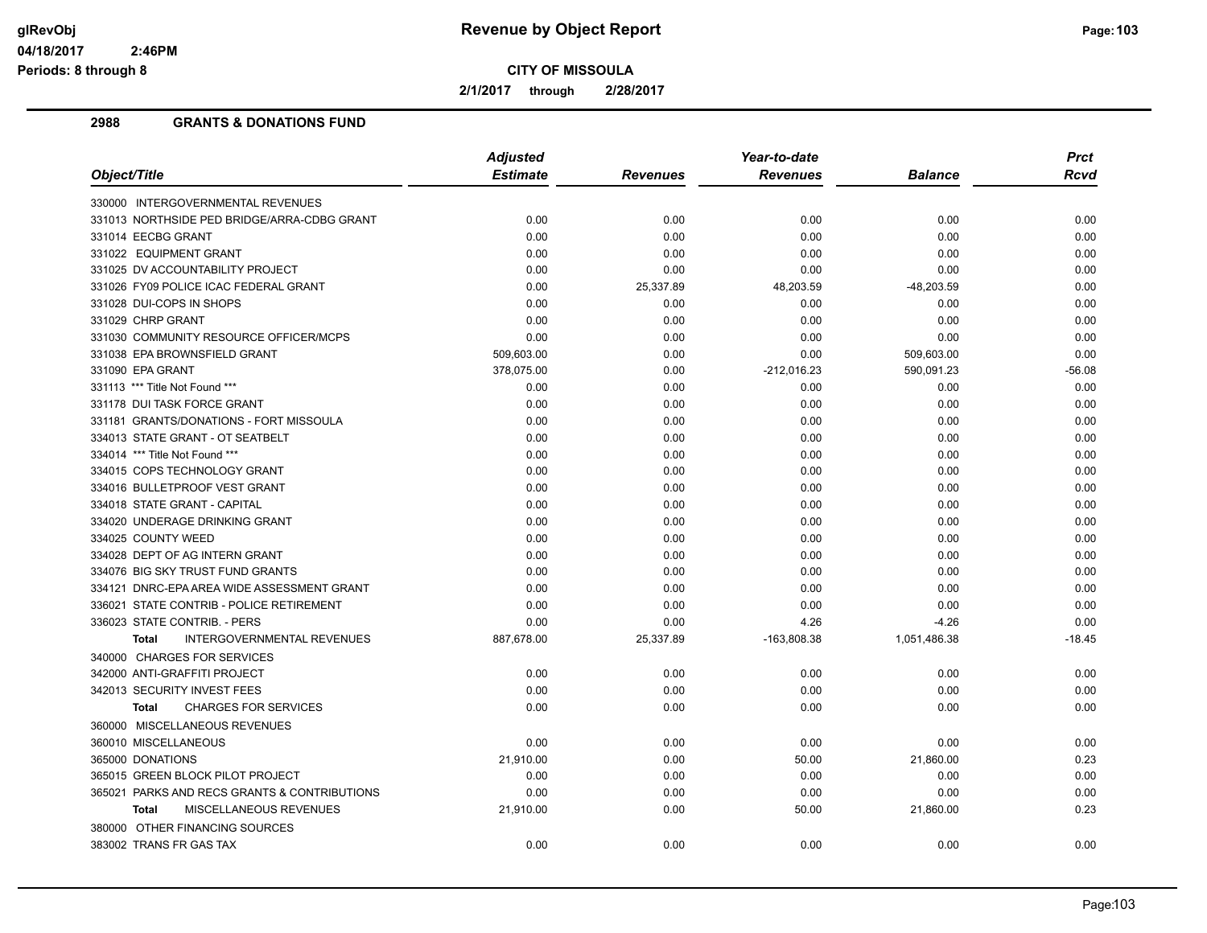# Revenue by Object Report

glRevObj
04/18/2017 2:46PM
Periods: 8 through 8

**CITY OF MISSOULA**

2/1/2017 through 2/28/2017

## 2988 GRANTS & DONATIONS FUND

| Object/Title | Adjusted Estimate | Revenues | Year-to-date Revenues | Balance | Prct Rcvd |
|---|---|---|---|---|---|
| 330000 INTERGOVERNMENTAL REVENUES | | | | | |
| 331013 NORTHSIDE PED BRIDGE/ARRA-CDBG GRANT | 0.00 | 0.00 | 0.00 | 0.00 | 0.00 |
| 331014 EECBG GRANT | 0.00 | 0.00 | 0.00 | 0.00 | 0.00 |
| 331022 EQUIPMENT GRANT | 0.00 | 0.00 | 0.00 | 0.00 | 0.00 |
| 331025 DV ACCOUNTABILITY PROJECT | 0.00 | 0.00 | 0.00 | 0.00 | 0.00 |
| 331026 FY09 POLICE ICAC FEDERAL GRANT | 0.00 | 25,337.89 | 48,203.59 | -48,203.59 | 0.00 |
| 331028 DUI-COPS IN SHOPS | 0.00 | 0.00 | 0.00 | 0.00 | 0.00 |
| 331029 CHRP GRANT | 0.00 | 0.00 | 0.00 | 0.00 | 0.00 |
| 331030 COMMUNITY RESOURCE OFFICER/MCPS | 0.00 | 0.00 | 0.00 | 0.00 | 0.00 |
| 331038 EPA BROWNSFIELD GRANT | 509,603.00 | 0.00 | 0.00 | 509,603.00 | 0.00 |
| 331090 EPA GRANT | 378,075.00 | 0.00 | -212,016.23 | 590,091.23 | -56.08 |
| 331113 *** Title Not Found *** | 0.00 | 0.00 | 0.00 | 0.00 | 0.00 |
| 331178 DUI TASK FORCE GRANT | 0.00 | 0.00 | 0.00 | 0.00 | 0.00 |
| 331181 GRANTS/DONATIONS - FORT MISSOULA | 0.00 | 0.00 | 0.00 | 0.00 | 0.00 |
| 334013 STATE GRANT - OT SEATBELT | 0.00 | 0.00 | 0.00 | 0.00 | 0.00 |
| 334014 *** Title Not Found *** | 0.00 | 0.00 | 0.00 | 0.00 | 0.00 |
| 334015 COPS TECHNOLOGY GRANT | 0.00 | 0.00 | 0.00 | 0.00 | 0.00 |
| 334016 BULLETPROOF VEST GRANT | 0.00 | 0.00 | 0.00 | 0.00 | 0.00 |
| 334018 STATE GRANT - CAPITAL | 0.00 | 0.00 | 0.00 | 0.00 | 0.00 |
| 334020 UNDERAGE DRINKING GRANT | 0.00 | 0.00 | 0.00 | 0.00 | 0.00 |
| 334025 COUNTY WEED | 0.00 | 0.00 | 0.00 | 0.00 | 0.00 |
| 334028 DEPT OF AG INTERN GRANT | 0.00 | 0.00 | 0.00 | 0.00 | 0.00 |
| 334076 BIG SKY TRUST FUND GRANTS | 0.00 | 0.00 | 0.00 | 0.00 | 0.00 |
| 334121 DNRC-EPA AREA WIDE ASSESSMENT GRANT | 0.00 | 0.00 | 0.00 | 0.00 | 0.00 |
| 336021 STATE CONTRIB - POLICE RETIREMENT | 0.00 | 0.00 | 0.00 | 0.00 | 0.00 |
| 336023 STATE CONTRIB. - PERS | 0.00 | 0.00 | 4.26 | -4.26 | 0.00 |
| **Total** INTERGOVERNMENTAL REVENUES | 887,678.00 | 25,337.89 | -163,808.38 | 1,051,486.38 | -18.45 |
| 340000 CHARGES FOR SERVICES | | | | | |
| 342000 ANTI-GRAFFITI PROJECT | 0.00 | 0.00 | 0.00 | 0.00 | 0.00 |
| 342013 SECURITY INVEST FEES | 0.00 | 0.00 | 0.00 | 0.00 | 0.00 |
| **Total** CHARGES FOR SERVICES | 0.00 | 0.00 | 0.00 | 0.00 | 0.00 |
| 360000 MISCELLANEOUS REVENUES | | | | | |
| 360010 MISCELLANEOUS | 0.00 | 0.00 | 0.00 | 0.00 | 0.00 |
| 365000 DONATIONS | 21,910.00 | 0.00 | 50.00 | 21,860.00 | 0.23 |
| 365015 GREEN BLOCK PILOT PROJECT | 0.00 | 0.00 | 0.00 | 0.00 | 0.00 |
| 365021 PARKS AND RECS GRANTS & CONTRIBUTIONS | 0.00 | 0.00 | 0.00 | 0.00 | 0.00 |
| **Total** MISCELLANEOUS REVENUES | 21,910.00 | 0.00 | 50.00 | 21,860.00 | 0.23 |
| 380000 OTHER FINANCING SOURCES | | | | | |
| 383002 TRANS FR GAS TAX | 0.00 | 0.00 | 0.00 | 0.00 | 0.00 |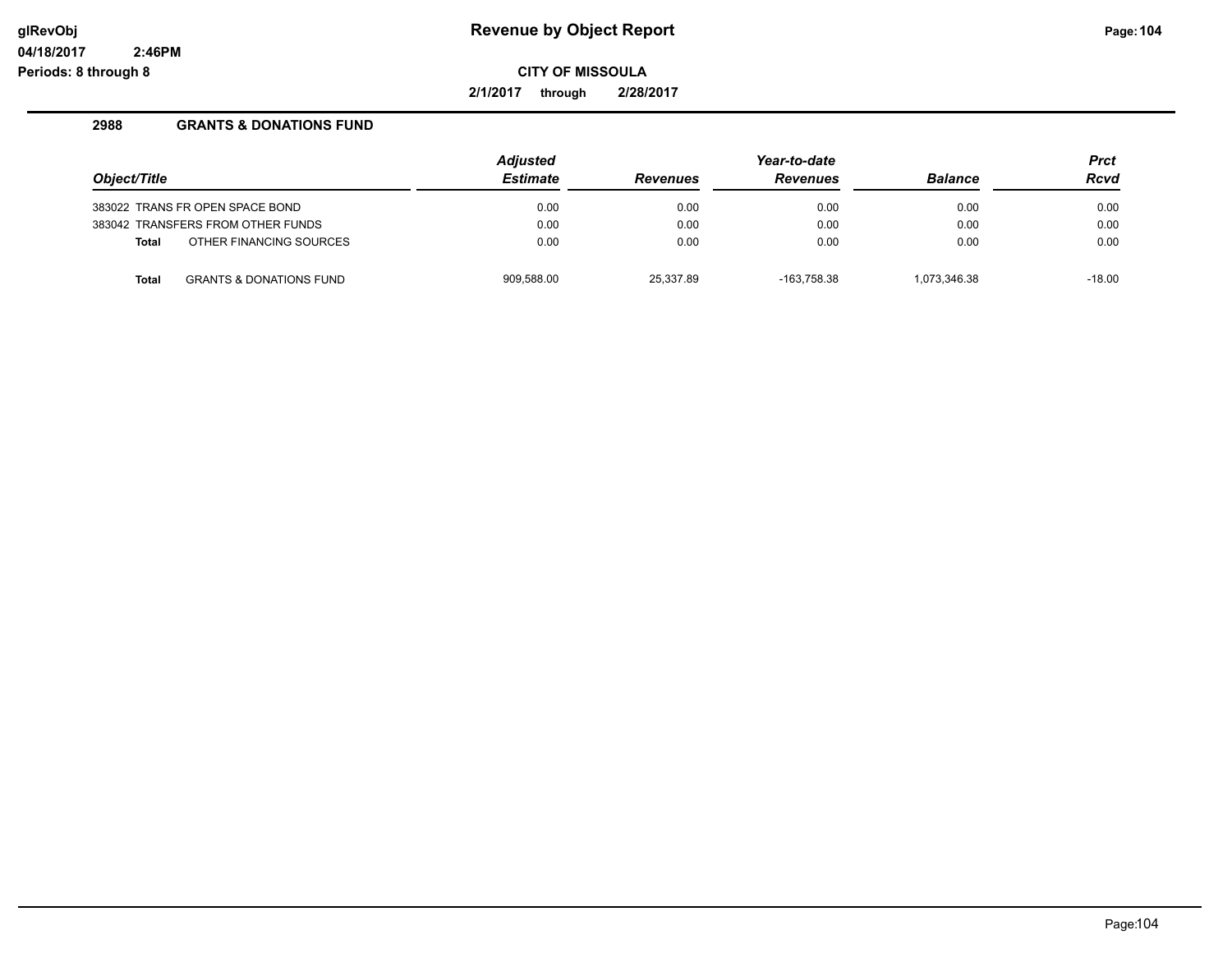**Revenue by Object Report**

**CITY OF MISSOULA**

**2/1/2017 through 2/28/2017**

## 2988 GRANTS & DONATIONS FUND

| Object/Title | Adjusted Estimate | Revenues | Year-to-date Revenues | Balance | Prct Rcvd |
|---|---|---|---|---|---|
| 383022 TRANS FR OPEN SPACE BOND | 0.00 | 0.00 | 0.00 | 0.00 | 0.00 |
| 383042 TRANSFERS FROM OTHER FUNDS | 0.00 | 0.00 | 0.00 | 0.00 | 0.00 |
| **Total** OTHER FINANCING SOURCES | 0.00 | 0.00 | 0.00 | 0.00 | 0.00 |
| **Total** GRANTS & DONATIONS FUND | 909,588.00 | 25,337.89 | -163,758.38 | 1,073,346.38 | -18.00 |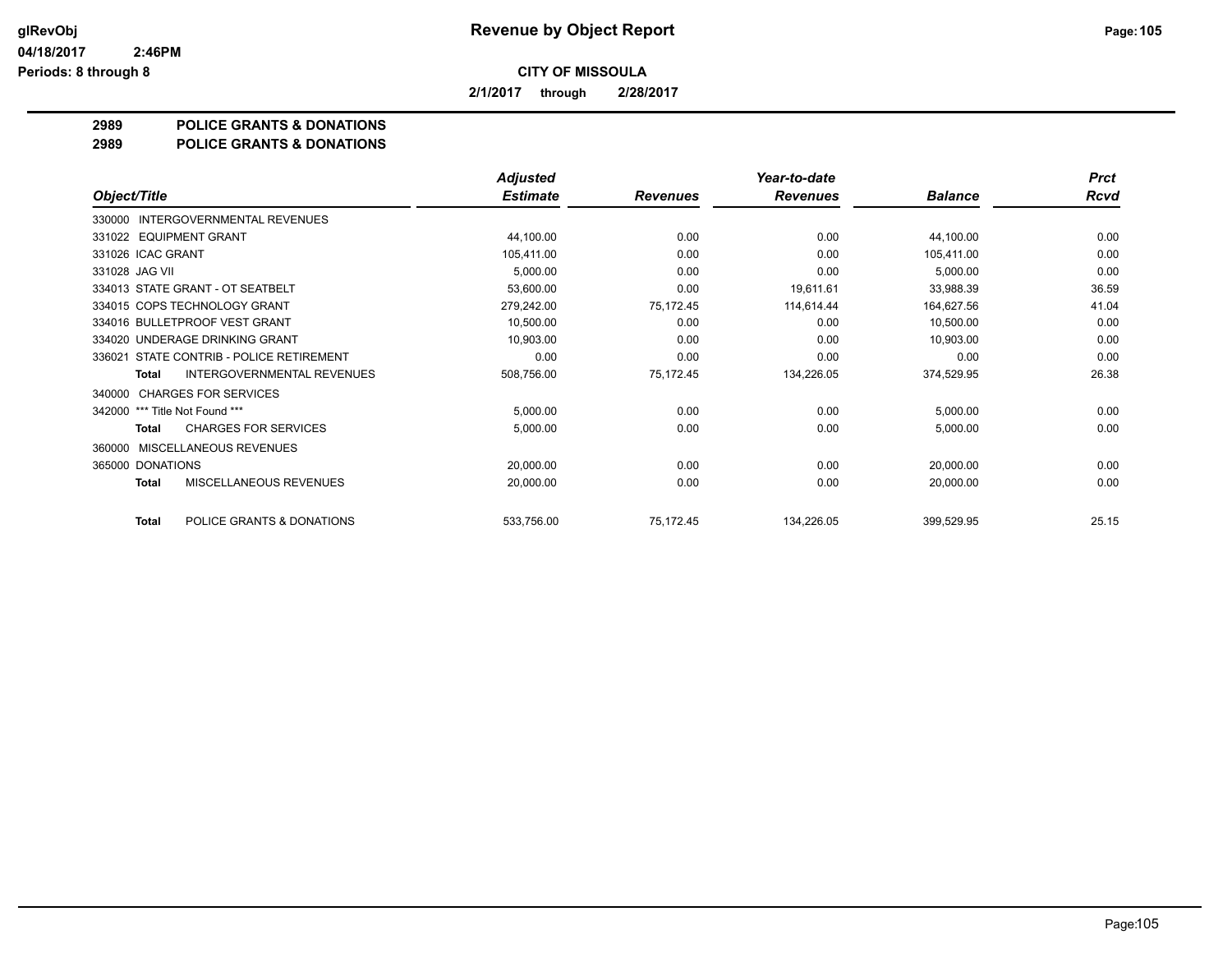**Revenue by Object Report**

**CITY OF MISSOULA**

**2/1/2017 through 2/28/2017**

glRevObj
04/18/2017 2:46PM
Periods: 8 through 8

## 2989 POLICE GRANTS & DONATIONS
## 2989 POLICE GRANTS & DONATIONS

| Object/Title | Adjusted Estimate | Revenues | Year-to-date Revenues | Balance | Prct Rcvd |
|---|---|---|---|---|---|
| 330000 INTERGOVERNMENTAL REVENUES | | | | | |
| 331022 EQUIPMENT GRANT | 44,100.00 | 0.00 | 0.00 | 44,100.00 | 0.00 |
| 331026 ICAC GRANT | 105,411.00 | 0.00 | 0.00 | 105,411.00 | 0.00 |
| 331028 JAG VII | 5,000.00 | 0.00 | 0.00 | 5,000.00 | 0.00 |
| 334013 STATE GRANT - OT SEATBELT | 53,600.00 | 0.00 | 19,611.61 | 33,988.39 | 36.59 |
| 334015 COPS TECHNOLOGY GRANT | 279,242.00 | 75,172.45 | 114,614.44 | 164,627.56 | 41.04 |
| 334016 BULLETPROOF VEST GRANT | 10,500.00 | 0.00 | 0.00 | 10,500.00 | 0.00 |
| 334020 UNDERAGE DRINKING GRANT | 10,903.00 | 0.00 | 0.00 | 10,903.00 | 0.00 |
| 336021 STATE CONTRIB - POLICE RETIREMENT | 0.00 | 0.00 | 0.00 | 0.00 | 0.00 |
| **Total** INTERGOVERNMENTAL REVENUES | 508,756.00 | 75,172.45 | 134,226.05 | 374,529.95 | 26.38 |
| 340000 CHARGES FOR SERVICES | | | | | |
| 342000 *** Title Not Found *** | 5,000.00 | 0.00 | 0.00 | 5,000.00 | 0.00 |
| **Total** CHARGES FOR SERVICES | 5,000.00 | 0.00 | 0.00 | 5,000.00 | 0.00 |
| 360000 MISCELLANEOUS REVENUES | | | | | |
| 365000 DONATIONS | 20,000.00 | 0.00 | 0.00 | 20,000.00 | 0.00 |
| **Total** MISCELLANEOUS REVENUES | 20,000.00 | 0.00 | 0.00 | 20,000.00 | 0.00 |
| **Total** POLICE GRANTS & DONATIONS | 533,756.00 | 75,172.45 | 134,226.05 | 399,529.95 | 25.15 |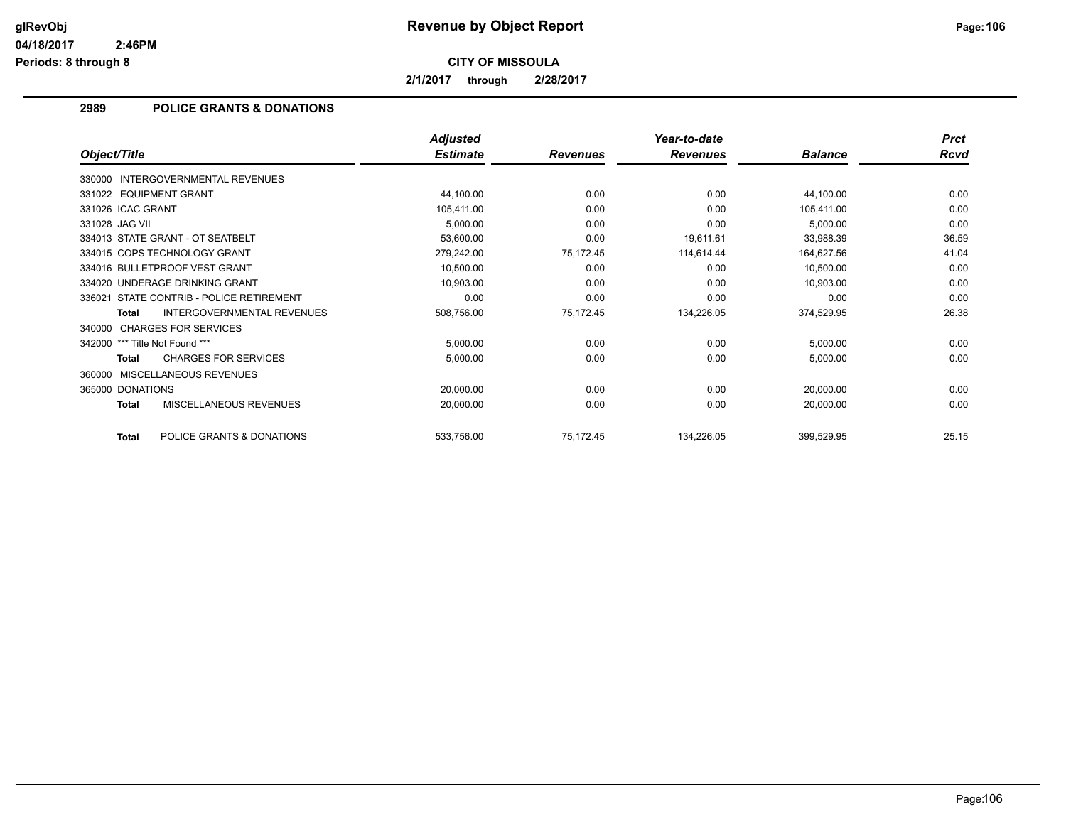# Revenue by Object Report

glRevObj
04/18/2017 2:46PM
Periods: 8 through 8

**CITY OF MISSOULA**

**2/1/2017 through 2/28/2017**

## 2989 POLICE GRANTS & DONATIONS

| Object/Title | Adjusted Estimate | Revenues | Year-to-date Revenues | Balance | Prct Rcvd |
|---|---|---|---|---|---|
| 330000 INTERGOVERNMENTAL REVENUES | | | | | |
| 331022 EQUIPMENT GRANT | 44,100.00 | 0.00 | 0.00 | 44,100.00 | 0.00 |
| 331026 ICAC GRANT | 105,411.00 | 0.00 | 0.00 | 105,411.00 | 0.00 |
| 331028 JAG VII | 5,000.00 | 0.00 | 0.00 | 5,000.00 | 0.00 |
| 334013 STATE GRANT - OT SEATBELT | 53,600.00 | 0.00 | 19,611.61 | 33,988.39 | 36.59 |
| 334015 COPS TECHNOLOGY GRANT | 279,242.00 | 75,172.45 | 114,614.44 | 164,627.56 | 41.04 |
| 334016 BULLETPROOF VEST GRANT | 10,500.00 | 0.00 | 0.00 | 10,500.00 | 0.00 |
| 334020 UNDERAGE DRINKING GRANT | 10,903.00 | 0.00 | 0.00 | 10,903.00 | 0.00 |
| 336021 STATE CONTRIB - POLICE RETIREMENT | 0.00 | 0.00 | 0.00 | 0.00 | 0.00 |
| **Total** INTERGOVERNMENTAL REVENUES | 508,756.00 | 75,172.45 | 134,226.05 | 374,529.95 | 26.38 |
| 340000 CHARGES FOR SERVICES | | | | | |
| 342000 *** Title Not Found *** | 5,000.00 | 0.00 | 0.00 | 5,000.00 | 0.00 |
| **Total** CHARGES FOR SERVICES | 5,000.00 | 0.00 | 0.00 | 5,000.00 | 0.00 |
| 360000 MISCELLANEOUS REVENUES | | | | | |
| 365000 DONATIONS | 20,000.00 | 0.00 | 0.00 | 20,000.00 | 0.00 |
| **Total** MISCELLANEOUS REVENUES | 20,000.00 | 0.00 | 0.00 | 20,000.00 | 0.00 |
| **Total** POLICE GRANTS & DONATIONS | 533,756.00 | 75,172.45 | 134,226.05 | 399,529.95 | 25.15 |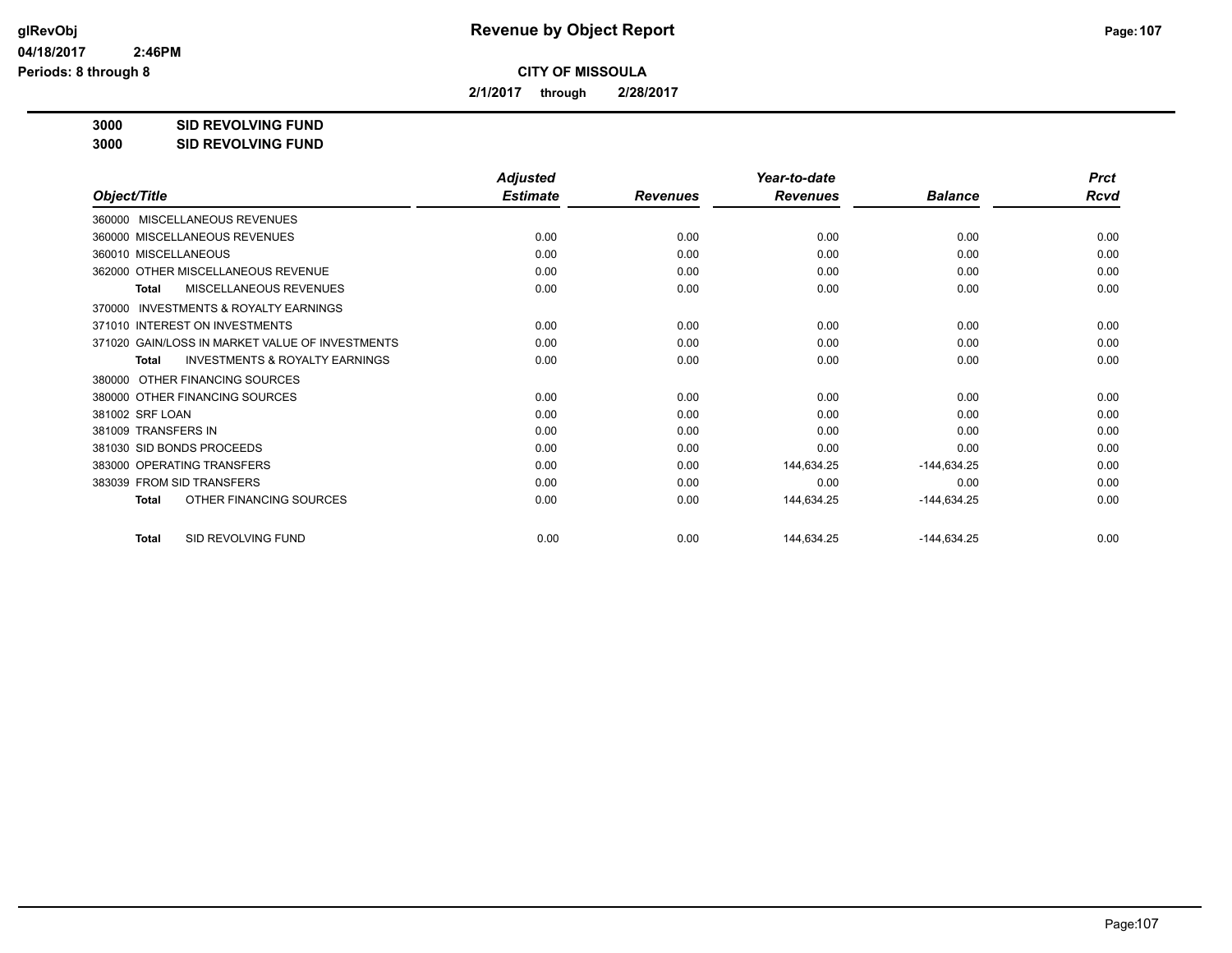# Revenue by Object Report

**CITY OF MISSOULA**

**2/1/2017 through 2/28/2017**

glRevObj
04/18/2017 2:46PM
Periods: 8 through 8

**3000 SID REVOLVING FUND**
**3000 SID REVOLVING FUND**

| Object/Title | Adjusted Estimate | Revenues | Year-to-date Revenues | Balance | Prct Rcvd |
|---|---|---|---|---|---|
| 360000 MISCELLANEOUS REVENUES | | | | | |
| 360000 MISCELLANEOUS REVENUES | 0.00 | 0.00 | 0.00 | 0.00 | 0.00 |
| 360010 MISCELLANEOUS | 0.00 | 0.00 | 0.00 | 0.00 | 0.00 |
| 362000 OTHER MISCELLANEOUS REVENUE | 0.00 | 0.00 | 0.00 | 0.00 | 0.00 |
| **Total** MISCELLANEOUS REVENUES | 0.00 | 0.00 | 0.00 | 0.00 | 0.00 |
| 370000 INVESTMENTS & ROYALTY EARNINGS | | | | | |
| 371010 INTEREST ON INVESTMENTS | 0.00 | 0.00 | 0.00 | 0.00 | 0.00 |
| 371020 GAIN/LOSS IN MARKET VALUE OF INVESTMENTS | 0.00 | 0.00 | 0.00 | 0.00 | 0.00 |
| **Total** INVESTMENTS & ROYALTY EARNINGS | 0.00 | 0.00 | 0.00 | 0.00 | 0.00 |
| 380000 OTHER FINANCING SOURCES | | | | | |
| 380000 OTHER FINANCING SOURCES | 0.00 | 0.00 | 0.00 | 0.00 | 0.00 |
| 381002 SRF LOAN | 0.00 | 0.00 | 0.00 | 0.00 | 0.00 |
| 381009 TRANSFERS IN | 0.00 | 0.00 | 0.00 | 0.00 | 0.00 |
| 381030 SID BONDS PROCEEDS | 0.00 | 0.00 | 0.00 | 0.00 | 0.00 |
| 383000 OPERATING TRANSFERS | 0.00 | 0.00 | 144,634.25 | -144,634.25 | 0.00 |
| 383039 FROM SID TRANSFERS | 0.00 | 0.00 | 0.00 | 0.00 | 0.00 |
| **Total** OTHER FINANCING SOURCES | 0.00 | 0.00 | 144,634.25 | -144,634.25 | 0.00 |
| **Total** SID REVOLVING FUND | 0.00 | 0.00 | 144,634.25 | -144,634.25 | 0.00 |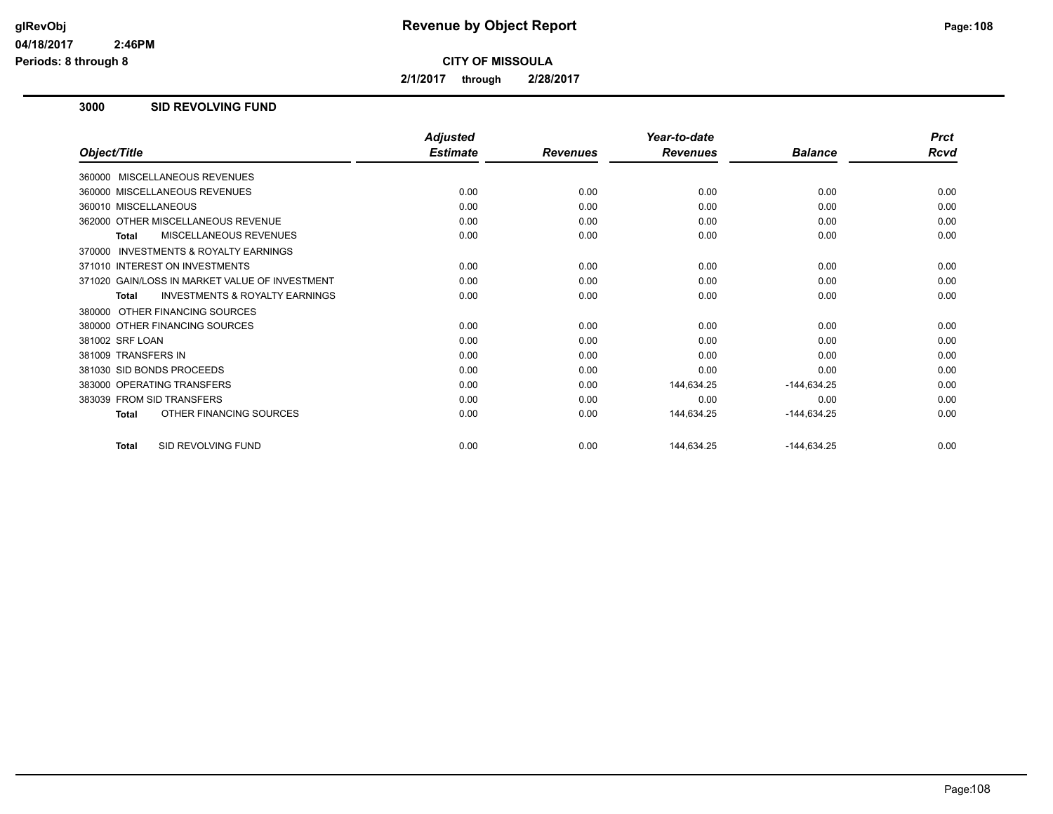# Revenue by Object Report

**CITY OF MISSOULA**

**2/1/2017 through 2/28/2017**

## 3000 SID REVOLVING FUND

| Object/Title | Adjusted Estimate | Revenues | Year-to-date Revenues | Balance | Prct Rcvd |
|---|---|---|---|---|---|
| 360000 MISCELLANEOUS REVENUES | | | | | |
| 360000 MISCELLANEOUS REVENUES | 0.00 | 0.00 | 0.00 | 0.00 | 0.00 |
| 360010 MISCELLANEOUS | 0.00 | 0.00 | 0.00 | 0.00 | 0.00 |
| 362000 OTHER MISCELLANEOUS REVENUE | 0.00 | 0.00 | 0.00 | 0.00 | 0.00 |
| **Total** MISCELLANEOUS REVENUES | 0.00 | 0.00 | 0.00 | 0.00 | 0.00 |
| 370000 INVESTMENTS & ROYALTY EARNINGS | | | | | |
| 371010 INTEREST ON INVESTMENTS | 0.00 | 0.00 | 0.00 | 0.00 | 0.00 |
| 371020 GAIN/LOSS IN MARKET VALUE OF INVESTMENT | 0.00 | 0.00 | 0.00 | 0.00 | 0.00 |
| **Total** INVESTMENTS & ROYALTY EARNINGS | 0.00 | 0.00 | 0.00 | 0.00 | 0.00 |
| 380000 OTHER FINANCING SOURCES | | | | | |
| 380000 OTHER FINANCING SOURCES | 0.00 | 0.00 | 0.00 | 0.00 | 0.00 |
| 381002 SRF LOAN | 0.00 | 0.00 | 0.00 | 0.00 | 0.00 |
| 381009 TRANSFERS IN | 0.00 | 0.00 | 0.00 | 0.00 | 0.00 |
| 381030 SID BONDS PROCEEDS | 0.00 | 0.00 | 0.00 | 0.00 | 0.00 |
| 383000 OPERATING TRANSFERS | 0.00 | 0.00 | 144,634.25 | -144,634.25 | 0.00 |
| 383039 FROM SID TRANSFERS | 0.00 | 0.00 | 0.00 | 0.00 | 0.00 |
| **Total** OTHER FINANCING SOURCES | 0.00 | 0.00 | 144,634.25 | -144,634.25 | 0.00 |
| **Total** SID REVOLVING FUND | 0.00 | 0.00 | 144,634.25 | -144,634.25 | 0.00 |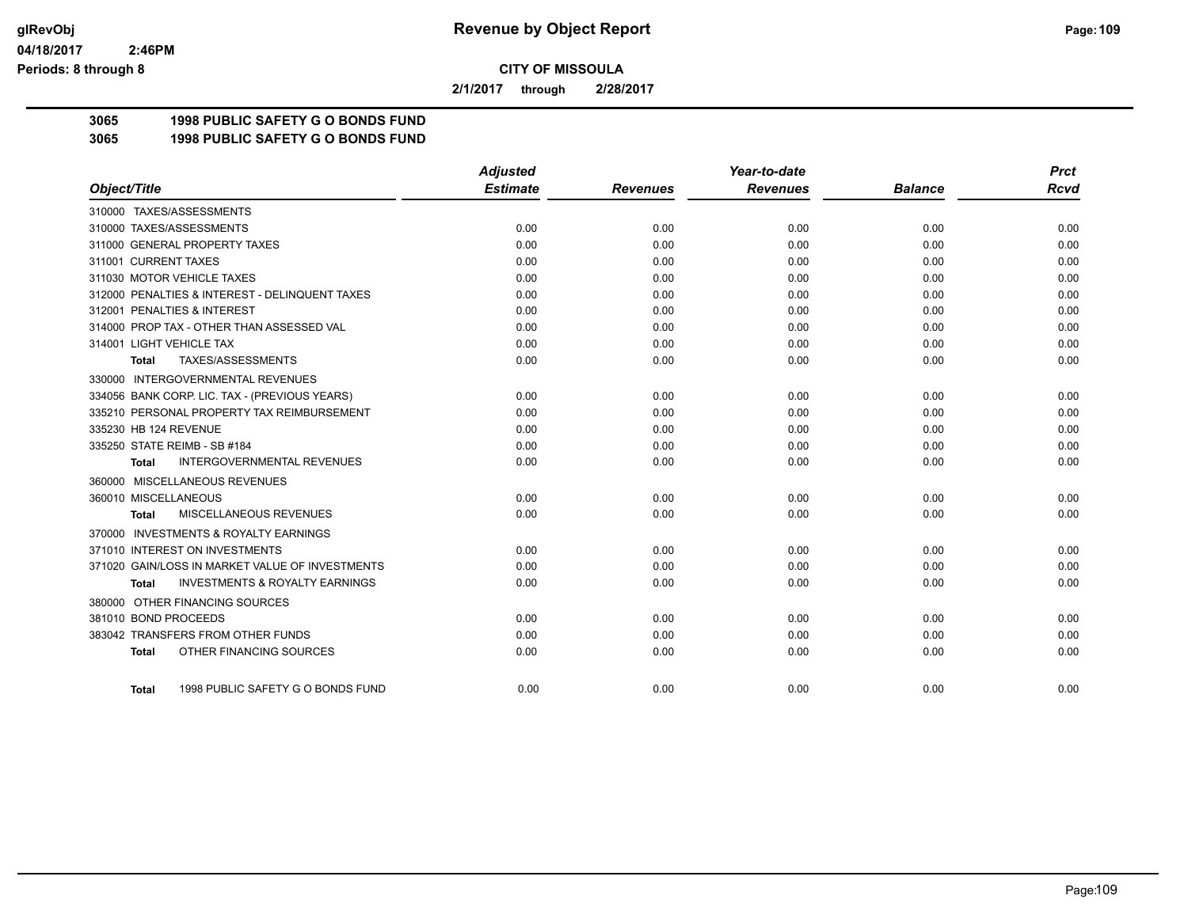**glRevObj**
**04/18/2017 2:46PM**
**Periods: 8 through 8**

# Revenue by Object Report

**CITY OF MISSOULA**

**2/1/2017 through 2/28/2017**

## 3065 1998 PUBLIC SAFETY G O BONDS FUND
## 3065 1998 PUBLIC SAFETY G O BONDS FUND

| Object/Title | Adjusted Estimate | Revenues | Year-to-date Revenues | Balance | Prct Rcvd |
|---|---|---|---|---|---|
| 310000 TAXES/ASSESSMENTS | | | | | |
| 310000 TAXES/ASSESSMENTS | 0.00 | 0.00 | 0.00 | 0.00 | 0.00 |
| 311000 GENERAL PROPERTY TAXES | 0.00 | 0.00 | 0.00 | 0.00 | 0.00 |
| 311001 CURRENT TAXES | 0.00 | 0.00 | 0.00 | 0.00 | 0.00 |
| 311030 MOTOR VEHICLE TAXES | 0.00 | 0.00 | 0.00 | 0.00 | 0.00 |
| 312000 PENALTIES & INTEREST - DELINQUENT TAXES | 0.00 | 0.00 | 0.00 | 0.00 | 0.00 |
| 312001 PENALTIES & INTEREST | 0.00 | 0.00 | 0.00 | 0.00 | 0.00 |
| 314000 PROP TAX - OTHER THAN ASSESSED VAL | 0.00 | 0.00 | 0.00 | 0.00 | 0.00 |
| 314001 LIGHT VEHICLE TAX | 0.00 | 0.00 | 0.00 | 0.00 | 0.00 |
| **Total** TAXES/ASSESSMENTS | 0.00 | 0.00 | 0.00 | 0.00 | 0.00 |
| 330000 INTERGOVERNMENTAL REVENUES | | | | | |
| 334056 BANK CORP. LIC. TAX - (PREVIOUS YEARS) | 0.00 | 0.00 | 0.00 | 0.00 | 0.00 |
| 335210 PERSONAL PROPERTY TAX REIMBURSEMENT | 0.00 | 0.00 | 0.00 | 0.00 | 0.00 |
| 335230 HB 124 REVENUE | 0.00 | 0.00 | 0.00 | 0.00 | 0.00 |
| 335250 STATE REIMB - SB #184 | 0.00 | 0.00 | 0.00 | 0.00 | 0.00 |
| **Total** INTERGOVERNMENTAL REVENUES | 0.00 | 0.00 | 0.00 | 0.00 | 0.00 |
| 360000 MISCELLANEOUS REVENUES | | | | | |
| 360010 MISCELLANEOUS | 0.00 | 0.00 | 0.00 | 0.00 | 0.00 |
| **Total** MISCELLANEOUS REVENUES | 0.00 | 0.00 | 0.00 | 0.00 | 0.00 |
| 370000 INVESTMENTS & ROYALTY EARNINGS | | | | | |
| 371010 INTEREST ON INVESTMENTS | 0.00 | 0.00 | 0.00 | 0.00 | 0.00 |
| 371020 GAIN/LOSS IN MARKET VALUE OF INVESTMENTS | 0.00 | 0.00 | 0.00 | 0.00 | 0.00 |
| **Total** INVESTMENTS & ROYALTY EARNINGS | 0.00 | 0.00 | 0.00 | 0.00 | 0.00 |
| 380000 OTHER FINANCING SOURCES | | | | | |
| 381010 BOND PROCEEDS | 0.00 | 0.00 | 0.00 | 0.00 | 0.00 |
| 383042 TRANSFERS FROM OTHER FUNDS | 0.00 | 0.00 | 0.00 | 0.00 | 0.00 |
| **Total** OTHER FINANCING SOURCES | 0.00 | 0.00 | 0.00 | 0.00 | 0.00 |
| **Total** 1998 PUBLIC SAFETY G O BONDS FUND | 0.00 | 0.00 | 0.00 | 0.00 | 0.00 |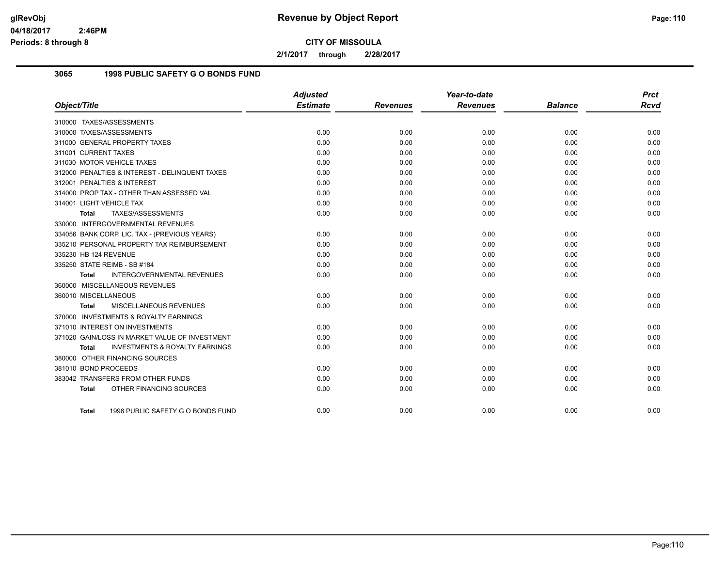# Revenue by Object Report

**CITY OF MISSOULA**

**2/1/2017 through 2/28/2017**

glRevObj
04/18/2017 2:46PM
Periods: 8 through 8

## 3065 1998 PUBLIC SAFETY G O BONDS FUND

| Object/Title | Adjusted Estimate | Revenues | Year-to-date Revenues | Balance | Prct Rcvd |
|---|---|---|---|---|---|
| 310000 TAXES/ASSESSMENTS | | | | | |
| 310000 TAXES/ASSESSMENTS | 0.00 | 0.00 | 0.00 | 0.00 | 0.00 |
| 311000 GENERAL PROPERTY TAXES | 0.00 | 0.00 | 0.00 | 0.00 | 0.00 |
| 311001 CURRENT TAXES | 0.00 | 0.00 | 0.00 | 0.00 | 0.00 |
| 311030 MOTOR VEHICLE TAXES | 0.00 | 0.00 | 0.00 | 0.00 | 0.00 |
| 312000 PENALTIES & INTEREST - DELINQUENT TAXES | 0.00 | 0.00 | 0.00 | 0.00 | 0.00 |
| 312001 PENALTIES & INTEREST | 0.00 | 0.00 | 0.00 | 0.00 | 0.00 |
| 314000 PROP TAX - OTHER THAN ASSESSED VAL | 0.00 | 0.00 | 0.00 | 0.00 | 0.00 |
| 314001 LIGHT VEHICLE TAX | 0.00 | 0.00 | 0.00 | 0.00 | 0.00 |
| **Total** TAXES/ASSESSMENTS | 0.00 | 0.00 | 0.00 | 0.00 | 0.00 |
| 330000 INTERGOVERNMENTAL REVENUES | | | | | |
| 334056 BANK CORP. LIC. TAX - (PREVIOUS YEARS) | 0.00 | 0.00 | 0.00 | 0.00 | 0.00 |
| 335210 PERSONAL PROPERTY TAX REIMBURSEMENT | 0.00 | 0.00 | 0.00 | 0.00 | 0.00 |
| 335230 HB 124 REVENUE | 0.00 | 0.00 | 0.00 | 0.00 | 0.00 |
| 335250 STATE REIMB - SB #184 | 0.00 | 0.00 | 0.00 | 0.00 | 0.00 |
| **Total** INTERGOVERNMENTAL REVENUES | 0.00 | 0.00 | 0.00 | 0.00 | 0.00 |
| 360000 MISCELLANEOUS REVENUES | | | | | |
| 360010 MISCELLANEOUS | 0.00 | 0.00 | 0.00 | 0.00 | 0.00 |
| **Total** MISCELLANEOUS REVENUES | 0.00 | 0.00 | 0.00 | 0.00 | 0.00 |
| 370000 INVESTMENTS & ROYALTY EARNINGS | | | | | |
| 371010 INTEREST ON INVESTMENTS | 0.00 | 0.00 | 0.00 | 0.00 | 0.00 |
| 371020 GAIN/LOSS IN MARKET VALUE OF INVESTMENT | 0.00 | 0.00 | 0.00 | 0.00 | 0.00 |
| **Total** INVESTMENTS & ROYALTY EARNINGS | 0.00 | 0.00 | 0.00 | 0.00 | 0.00 |
| 380000 OTHER FINANCING SOURCES | | | | | |
| 381010 BOND PROCEEDS | 0.00 | 0.00 | 0.00 | 0.00 | 0.00 |
| 383042 TRANSFERS FROM OTHER FUNDS | 0.00 | 0.00 | 0.00 | 0.00 | 0.00 |
| **Total** OTHER FINANCING SOURCES | 0.00 | 0.00 | 0.00 | 0.00 | 0.00 |
| **Total** 1998 PUBLIC SAFETY G O BONDS FUND | 0.00 | 0.00 | 0.00 | 0.00 | 0.00 |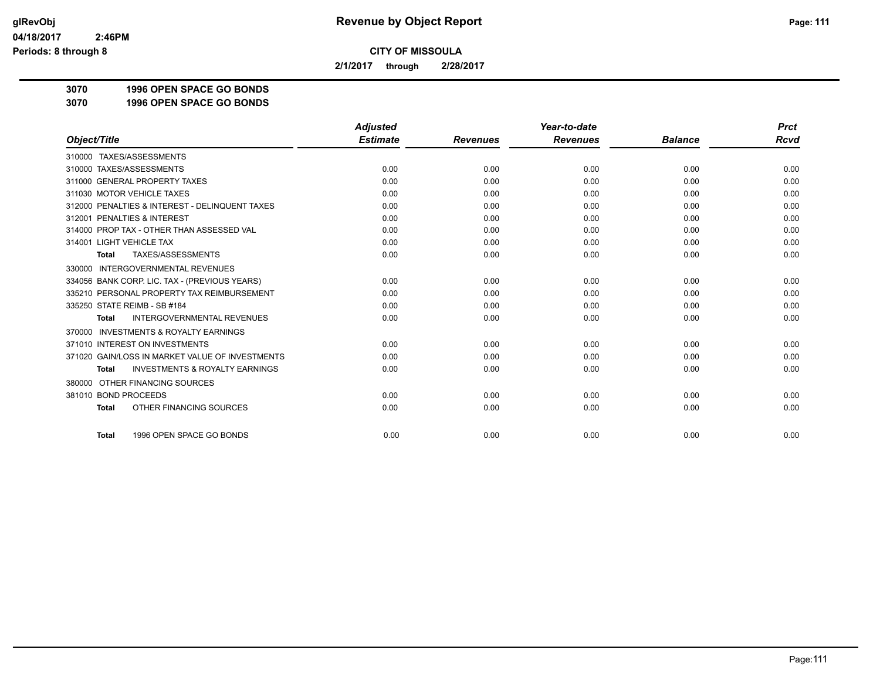glRevObj
04/18/2017 2:46PM
Periods: 8 through 8

# Revenue by Object Report

**CITY OF MISSOULA**

**2/1/2017 through 2/28/2017**

**3070 1996 OPEN SPACE GO BONDS**
**3070 1996 OPEN SPACE GO BONDS**

| Object/Title | Adjusted Estimate | Revenues | Year-to-date Revenues | Balance | Prct Rcvd |
|---|---|---|---|---|---|
| 310000 TAXES/ASSESSMENTS | | | | | |
| 310000 TAXES/ASSESSMENTS | 0.00 | 0.00 | 0.00 | 0.00 | 0.00 |
| 311000 GENERAL PROPERTY TAXES | 0.00 | 0.00 | 0.00 | 0.00 | 0.00 |
| 311030 MOTOR VEHICLE TAXES | 0.00 | 0.00 | 0.00 | 0.00 | 0.00 |
| 312000 PENALTIES & INTEREST - DELINQUENT TAXES | 0.00 | 0.00 | 0.00 | 0.00 | 0.00 |
| 312001 PENALTIES & INTEREST | 0.00 | 0.00 | 0.00 | 0.00 | 0.00 |
| 314000 PROP TAX - OTHER THAN ASSESSED VAL | 0.00 | 0.00 | 0.00 | 0.00 | 0.00 |
| 314001 LIGHT VEHICLE TAX | 0.00 | 0.00 | 0.00 | 0.00 | 0.00 |
| **Total** TAXES/ASSESSMENTS | 0.00 | 0.00 | 0.00 | 0.00 | 0.00 |
| 330000 INTERGOVERNMENTAL REVENUES | | | | | |
| 334056 BANK CORP. LIC. TAX - (PREVIOUS YEARS) | 0.00 | 0.00 | 0.00 | 0.00 | 0.00 |
| 335210 PERSONAL PROPERTY TAX REIMBURSEMENT | 0.00 | 0.00 | 0.00 | 0.00 | 0.00 |
| 335250 STATE REIMB - SB #184 | 0.00 | 0.00 | 0.00 | 0.00 | 0.00 |
| **Total** INTERGOVERNMENTAL REVENUES | 0.00 | 0.00 | 0.00 | 0.00 | 0.00 |
| 370000 INVESTMENTS & ROYALTY EARNINGS | | | | | |
| 371010 INTEREST ON INVESTMENTS | 0.00 | 0.00 | 0.00 | 0.00 | 0.00 |
| 371020 GAIN/LOSS IN MARKET VALUE OF INVESTMENTS | 0.00 | 0.00 | 0.00 | 0.00 | 0.00 |
| **Total** INVESTMENTS & ROYALTY EARNINGS | 0.00 | 0.00 | 0.00 | 0.00 | 0.00 |
| 380000 OTHER FINANCING SOURCES | | | | | |
| 381010 BOND PROCEEDS | 0.00 | 0.00 | 0.00 | 0.00 | 0.00 |
| **Total** OTHER FINANCING SOURCES | 0.00 | 0.00 | 0.00 | 0.00 | 0.00 |
| **Total** 1996 OPEN SPACE GO BONDS | 0.00 | 0.00 | 0.00 | 0.00 | 0.00 |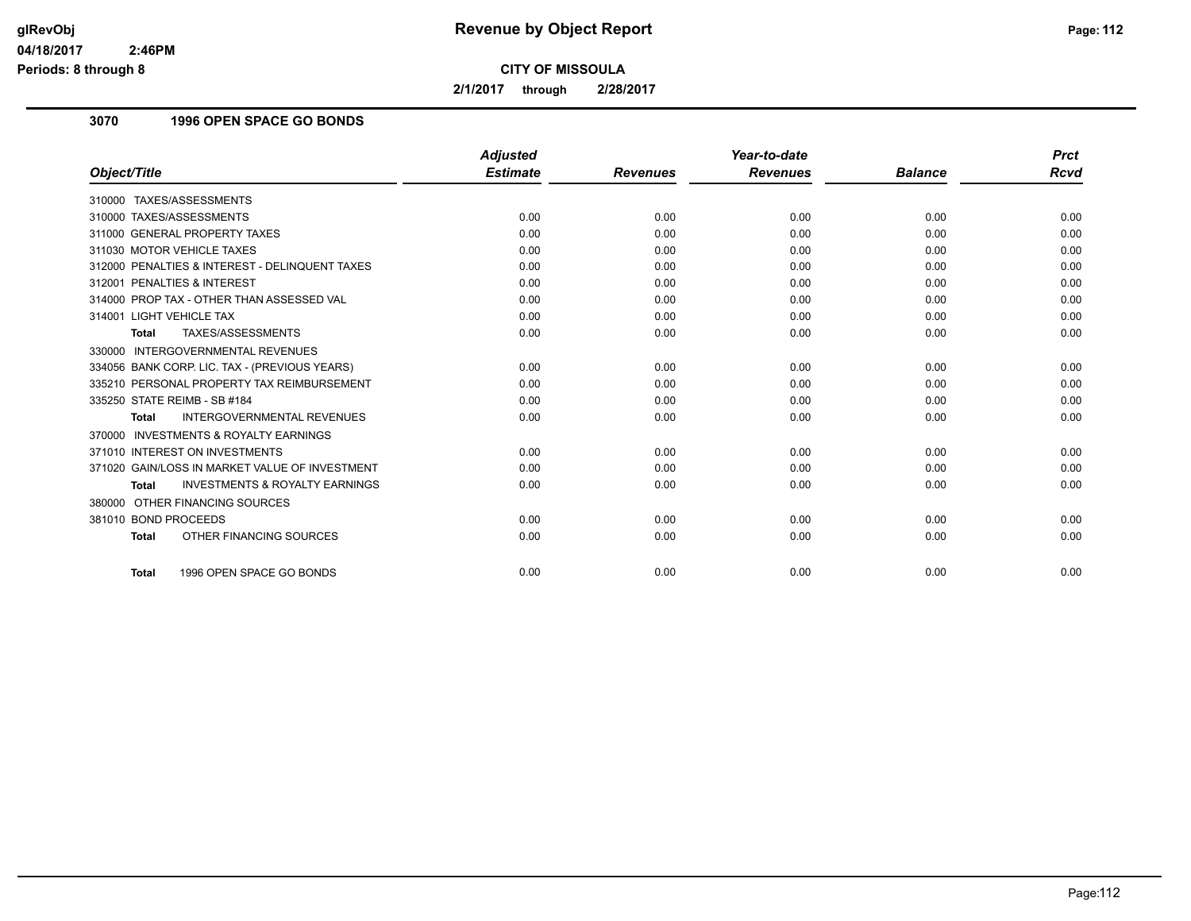# Revenue by Object Report

**CITY OF MISSOULA**

**2/1/2017 through 2/28/2017**

glRevObj
04/18/2017 2:46PM
Periods: 8 through 8

## 3070 1996 OPEN SPACE GO BONDS

| Object/Title | Adjusted Estimate | Revenues | Year-to-date Revenues | Balance | Prct Rcvd |
|---|---|---|---|---|---|
| 310000 TAXES/ASSESSMENTS | | | | | |
| 310000 TAXES/ASSESSMENTS | 0.00 | 0.00 | 0.00 | 0.00 | 0.00 |
| 311000 GENERAL PROPERTY TAXES | 0.00 | 0.00 | 0.00 | 0.00 | 0.00 |
| 311030 MOTOR VEHICLE TAXES | 0.00 | 0.00 | 0.00 | 0.00 | 0.00 |
| 312000 PENALTIES & INTEREST - DELINQUENT TAXES | 0.00 | 0.00 | 0.00 | 0.00 | 0.00 |
| 312001 PENALTIES & INTEREST | 0.00 | 0.00 | 0.00 | 0.00 | 0.00 |
| 314000 PROP TAX - OTHER THAN ASSESSED VAL | 0.00 | 0.00 | 0.00 | 0.00 | 0.00 |
| 314001 LIGHT VEHICLE TAX | 0.00 | 0.00 | 0.00 | 0.00 | 0.00 |
| **Total** TAXES/ASSESSMENTS | 0.00 | 0.00 | 0.00 | 0.00 | 0.00 |
| 330000 INTERGOVERNMENTAL REVENUES | | | | | |
| 334056 BANK CORP. LIC. TAX - (PREVIOUS YEARS) | 0.00 | 0.00 | 0.00 | 0.00 | 0.00 |
| 335210 PERSONAL PROPERTY TAX REIMBURSEMENT | 0.00 | 0.00 | 0.00 | 0.00 | 0.00 |
| 335250 STATE REIMB - SB #184 | 0.00 | 0.00 | 0.00 | 0.00 | 0.00 |
| **Total** INTERGOVERNMENTAL REVENUES | 0.00 | 0.00 | 0.00 | 0.00 | 0.00 |
| 370000 INVESTMENTS & ROYALTY EARNINGS | | | | | |
| 371010 INTEREST ON INVESTMENTS | 0.00 | 0.00 | 0.00 | 0.00 | 0.00 |
| 371020 GAIN/LOSS IN MARKET VALUE OF INVESTMENT | 0.00 | 0.00 | 0.00 | 0.00 | 0.00 |
| **Total** INVESTMENTS & ROYALTY EARNINGS | 0.00 | 0.00 | 0.00 | 0.00 | 0.00 |
| 380000 OTHER FINANCING SOURCES | | | | | |
| 381010 BOND PROCEEDS | 0.00 | 0.00 | 0.00 | 0.00 | 0.00 |
| **Total** OTHER FINANCING SOURCES | 0.00 | 0.00 | 0.00 | 0.00 | 0.00 |
| **Total** 1996 OPEN SPACE GO BONDS | 0.00 | 0.00 | 0.00 | 0.00 | 0.00 |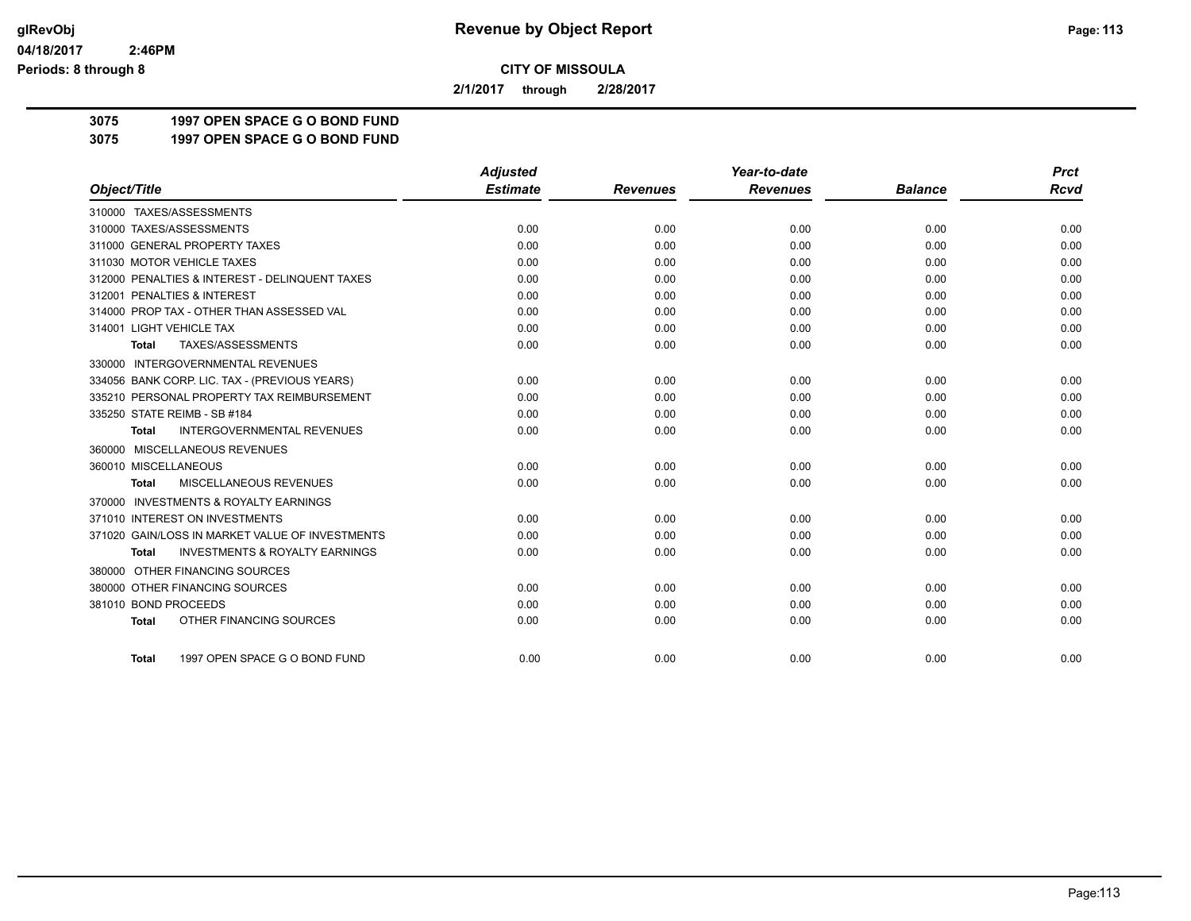# Revenue by Object Report

**CITY OF MISSOULA**

**2/1/2017 through 2/28/2017**

glRevObj
04/18/2017 2:46PM
Periods: 8 through 8

**3075 1997 OPEN SPACE G O BOND FUND**
**3075 1997 OPEN SPACE G O BOND FUND**

| Object/Title | Adjusted Estimate | Revenues | Year-to-date Revenues | Balance | Prct Rcvd |
|---|---|---|---|---|---|
| 310000 TAXES/ASSESSMENTS | | | | | |
| 310000 TAXES/ASSESSMENTS | 0.00 | 0.00 | 0.00 | 0.00 | 0.00 |
| 311000 GENERAL PROPERTY TAXES | 0.00 | 0.00 | 0.00 | 0.00 | 0.00 |
| 311030 MOTOR VEHICLE TAXES | 0.00 | 0.00 | 0.00 | 0.00 | 0.00 |
| 312000 PENALTIES & INTEREST - DELINQUENT TAXES | 0.00 | 0.00 | 0.00 | 0.00 | 0.00 |
| 312001 PENALTIES & INTEREST | 0.00 | 0.00 | 0.00 | 0.00 | 0.00 |
| 314000 PROP TAX - OTHER THAN ASSESSED VAL | 0.00 | 0.00 | 0.00 | 0.00 | 0.00 |
| 314001 LIGHT VEHICLE TAX | 0.00 | 0.00 | 0.00 | 0.00 | 0.00 |
| **Total** TAXES/ASSESSMENTS | 0.00 | 0.00 | 0.00 | 0.00 | 0.00 |
| 330000 INTERGOVERNMENTAL REVENUES | | | | | |
| 334056 BANK CORP. LIC. TAX - (PREVIOUS YEARS) | 0.00 | 0.00 | 0.00 | 0.00 | 0.00 |
| 335210 PERSONAL PROPERTY TAX REIMBURSEMENT | 0.00 | 0.00 | 0.00 | 0.00 | 0.00 |
| 335250 STATE REIMB - SB #184 | 0.00 | 0.00 | 0.00 | 0.00 | 0.00 |
| **Total** INTERGOVERNMENTAL REVENUES | 0.00 | 0.00 | 0.00 | 0.00 | 0.00 |
| 360000 MISCELLANEOUS REVENUES | | | | | |
| 360010 MISCELLANEOUS | 0.00 | 0.00 | 0.00 | 0.00 | 0.00 |
| **Total** MISCELLANEOUS REVENUES | 0.00 | 0.00 | 0.00 | 0.00 | 0.00 |
| 370000 INVESTMENTS & ROYALTY EARNINGS | | | | | |
| 371010 INTEREST ON INVESTMENTS | 0.00 | 0.00 | 0.00 | 0.00 | 0.00 |
| 371020 GAIN/LOSS IN MARKET VALUE OF INVESTMENTS | 0.00 | 0.00 | 0.00 | 0.00 | 0.00 |
| **Total** INVESTMENTS & ROYALTY EARNINGS | 0.00 | 0.00 | 0.00 | 0.00 | 0.00 |
| 380000 OTHER FINANCING SOURCES | | | | | |
| 380000 OTHER FINANCING SOURCES | 0.00 | 0.00 | 0.00 | 0.00 | 0.00 |
| 381010 BOND PROCEEDS | 0.00 | 0.00 | 0.00 | 0.00 | 0.00 |
| **Total** OTHER FINANCING SOURCES | 0.00 | 0.00 | 0.00 | 0.00 | 0.00 |
| **Total** 1997 OPEN SPACE G O BOND FUND | 0.00 | 0.00 | 0.00 | 0.00 | 0.00 |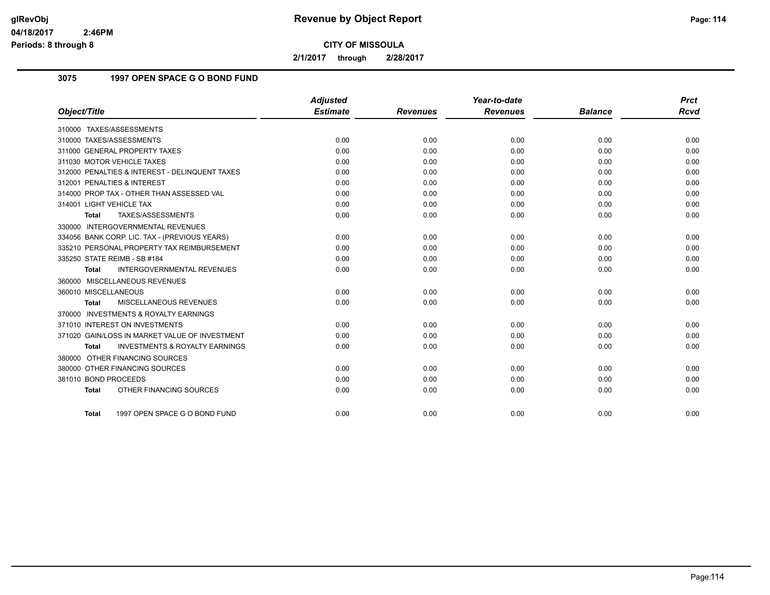# Revenue by Object Report

glRevObj
04/18/2017 2:46PM
Periods: 8 through 8

**CITY OF MISSOULA**

**2/1/2017 through 2/28/2017**

## 3075 1997 OPEN SPACE G O BOND FUND

| Object/Title | Adjusted Estimate | Revenues | Year-to-date Revenues | Balance | Prct Rcvd |
|---|---|---|---|---|---|
| 310000 TAXES/ASSESSMENTS | | | | | |
| 310000 TAXES/ASSESSMENTS | 0.00 | 0.00 | 0.00 | 0.00 | 0.00 |
| 311000 GENERAL PROPERTY TAXES | 0.00 | 0.00 | 0.00 | 0.00 | 0.00 |
| 311030 MOTOR VEHICLE TAXES | 0.00 | 0.00 | 0.00 | 0.00 | 0.00 |
| 312000 PENALTIES & INTEREST - DELINQUENT TAXES | 0.00 | 0.00 | 0.00 | 0.00 | 0.00 |
| 312001 PENALTIES & INTEREST | 0.00 | 0.00 | 0.00 | 0.00 | 0.00 |
| 314000 PROP TAX - OTHER THAN ASSESSED VAL | 0.00 | 0.00 | 0.00 | 0.00 | 0.00 |
| 314001 LIGHT VEHICLE TAX | 0.00 | 0.00 | 0.00 | 0.00 | 0.00 |
| **Total** TAXES/ASSESSMENTS | 0.00 | 0.00 | 0.00 | 0.00 | 0.00 |
| 330000 INTERGOVERNMENTAL REVENUES | | | | | |
| 334056 BANK CORP. LIC. TAX - (PREVIOUS YEARS) | 0.00 | 0.00 | 0.00 | 0.00 | 0.00 |
| 335210 PERSONAL PROPERTY TAX REIMBURSEMENT | 0.00 | 0.00 | 0.00 | 0.00 | 0.00 |
| 335250 STATE REIMB - SB #184 | 0.00 | 0.00 | 0.00 | 0.00 | 0.00 |
| **Total** INTERGOVERNMENTAL REVENUES | 0.00 | 0.00 | 0.00 | 0.00 | 0.00 |
| 360000 MISCELLANEOUS REVENUES | | | | | |
| 360010 MISCELLANEOUS | 0.00 | 0.00 | 0.00 | 0.00 | 0.00 |
| **Total** MISCELLANEOUS REVENUES | 0.00 | 0.00 | 0.00 | 0.00 | 0.00 |
| 370000 INVESTMENTS & ROYALTY EARNINGS | | | | | |
| 371010 INTEREST ON INVESTMENTS | 0.00 | 0.00 | 0.00 | 0.00 | 0.00 |
| 371020 GAIN/LOSS IN MARKET VALUE OF INVESTMENT | 0.00 | 0.00 | 0.00 | 0.00 | 0.00 |
| **Total** INVESTMENTS & ROYALTY EARNINGS | 0.00 | 0.00 | 0.00 | 0.00 | 0.00 |
| 380000 OTHER FINANCING SOURCES | | | | | |
| 380000 OTHER FINANCING SOURCES | 0.00 | 0.00 | 0.00 | 0.00 | 0.00 |
| 381010 BOND PROCEEDS | 0.00 | 0.00 | 0.00 | 0.00 | 0.00 |
| **Total** OTHER FINANCING SOURCES | 0.00 | 0.00 | 0.00 | 0.00 | 0.00 |
| **Total** 1997 OPEN SPACE G O BOND FUND | 0.00 | 0.00 | 0.00 | 0.00 | 0.00 |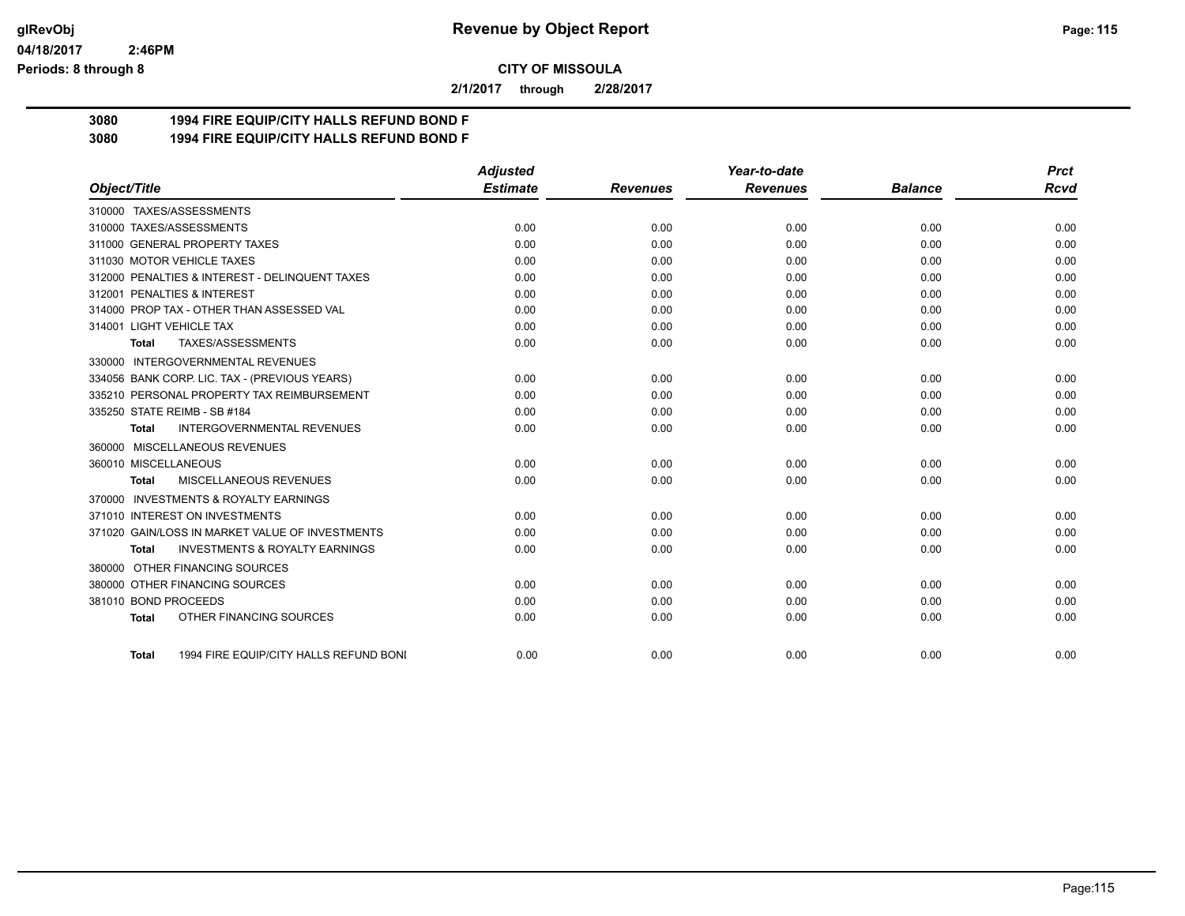**Revenue by Object Report**

**CITY OF MISSOULA**

**2/1/2017 through 2/28/2017**

**3080 1994 FIRE EQUIP/CITY HALLS REFUND BOND F**
**3080 1994 FIRE EQUIP/CITY HALLS REFUND BOND F**

| Object/Title | Adjusted Estimate | Revenues | Year-to-date Revenues | Balance | Prct Rcvd |
|---|---|---|---|---|---|
| 310000 TAXES/ASSESSMENTS | | | | | |
| 310000 TAXES/ASSESSMENTS | 0.00 | 0.00 | 0.00 | 0.00 | 0.00 |
| 311000 GENERAL PROPERTY TAXES | 0.00 | 0.00 | 0.00 | 0.00 | 0.00 |
| 311030 MOTOR VEHICLE TAXES | 0.00 | 0.00 | 0.00 | 0.00 | 0.00 |
| 312000 PENALTIES & INTEREST - DELINQUENT TAXES | 0.00 | 0.00 | 0.00 | 0.00 | 0.00 |
| 312001 PENALTIES & INTEREST | 0.00 | 0.00 | 0.00 | 0.00 | 0.00 |
| 314000 PROP TAX - OTHER THAN ASSESSED VAL | 0.00 | 0.00 | 0.00 | 0.00 | 0.00 |
| 314001 LIGHT VEHICLE TAX | 0.00 | 0.00 | 0.00 | 0.00 | 0.00 |
| **Total** TAXES/ASSESSMENTS | 0.00 | 0.00 | 0.00 | 0.00 | 0.00 |
| 330000 INTERGOVERNMENTAL REVENUES | | | | | |
| 334056 BANK CORP. LIC. TAX - (PREVIOUS YEARS) | 0.00 | 0.00 | 0.00 | 0.00 | 0.00 |
| 335210 PERSONAL PROPERTY TAX REIMBURSEMENT | 0.00 | 0.00 | 0.00 | 0.00 | 0.00 |
| 335250 STATE REIMB - SB #184 | 0.00 | 0.00 | 0.00 | 0.00 | 0.00 |
| **Total** INTERGOVERNMENTAL REVENUES | 0.00 | 0.00 | 0.00 | 0.00 | 0.00 |
| 360000 MISCELLANEOUS REVENUES | | | | | |
| 360010 MISCELLANEOUS | 0.00 | 0.00 | 0.00 | 0.00 | 0.00 |
| **Total** MISCELLANEOUS REVENUES | 0.00 | 0.00 | 0.00 | 0.00 | 0.00 |
| 370000 INVESTMENTS & ROYALTY EARNINGS | | | | | |
| 371010 INTEREST ON INVESTMENTS | 0.00 | 0.00 | 0.00 | 0.00 | 0.00 |
| 371020 GAIN/LOSS IN MARKET VALUE OF INVESTMENTS | 0.00 | 0.00 | 0.00 | 0.00 | 0.00 |
| **Total** INVESTMENTS & ROYALTY EARNINGS | 0.00 | 0.00 | 0.00 | 0.00 | 0.00 |
| 380000 OTHER FINANCING SOURCES | | | | | |
| 380000 OTHER FINANCING SOURCES | 0.00 | 0.00 | 0.00 | 0.00 | 0.00 |
| 381010 BOND PROCEEDS | 0.00 | 0.00 | 0.00 | 0.00 | 0.00 |
| **Total** OTHER FINANCING SOURCES | 0.00 | 0.00 | 0.00 | 0.00 | 0.00 |
| **Total** 1994 FIRE EQUIP/CITY HALLS REFUND BONI | 0.00 | 0.00 | 0.00 | 0.00 | 0.00 |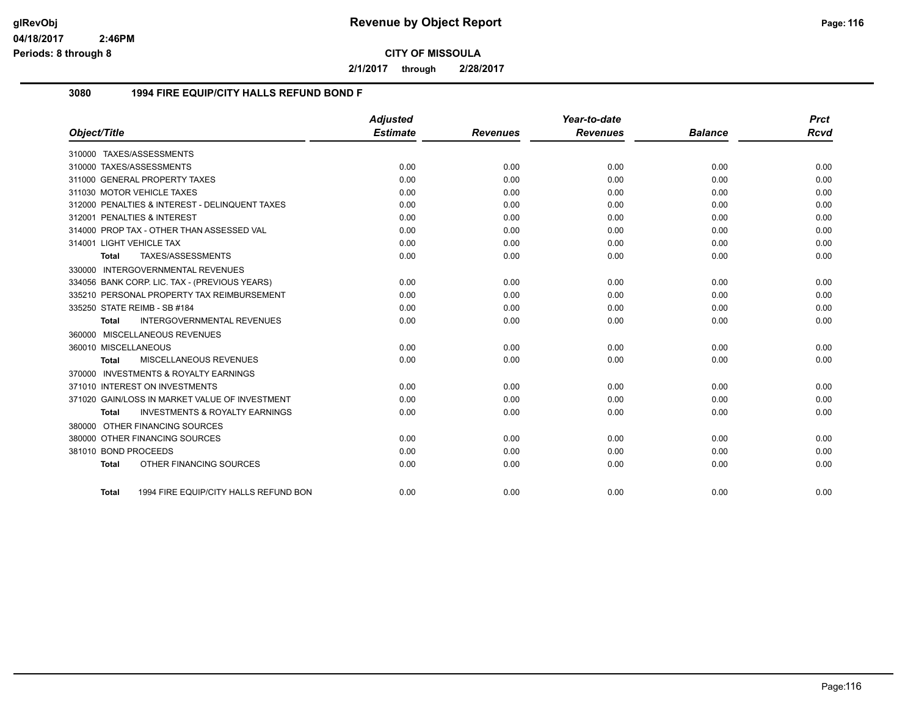**CITY OF MISSOULA**

**2/1/2017 through 2/28/2017**

## 3080 1994 FIRE EQUIP/CITY HALLS REFUND BOND F

| Object/Title | Adjusted Estimate | Revenues | Year-to-date Revenues | Balance | Prct Rcvd |
|---|---|---|---|---|---|
| 310000 TAXES/ASSESSMENTS | | | | | |
| 310000 TAXES/ASSESSMENTS | 0.00 | 0.00 | 0.00 | 0.00 | 0.00 |
| 311000 GENERAL PROPERTY TAXES | 0.00 | 0.00 | 0.00 | 0.00 | 0.00 |
| 311030 MOTOR VEHICLE TAXES | 0.00 | 0.00 | 0.00 | 0.00 | 0.00 |
| 312000 PENALTIES & INTEREST - DELINQUENT TAXES | 0.00 | 0.00 | 0.00 | 0.00 | 0.00 |
| 312001 PENALTIES & INTEREST | 0.00 | 0.00 | 0.00 | 0.00 | 0.00 |
| 314000 PROP TAX - OTHER THAN ASSESSED VAL | 0.00 | 0.00 | 0.00 | 0.00 | 0.00 |
| 314001 LIGHT VEHICLE TAX | 0.00 | 0.00 | 0.00 | 0.00 | 0.00 |
| **Total** TAXES/ASSESSMENTS | 0.00 | 0.00 | 0.00 | 0.00 | 0.00 |
| 330000 INTERGOVERNMENTAL REVENUES | | | | | |
| 334056 BANK CORP. LIC. TAX - (PREVIOUS YEARS) | 0.00 | 0.00 | 0.00 | 0.00 | 0.00 |
| 335210 PERSONAL PROPERTY TAX REIMBURSEMENT | 0.00 | 0.00 | 0.00 | 0.00 | 0.00 |
| 335250 STATE REIMB - SB #184 | 0.00 | 0.00 | 0.00 | 0.00 | 0.00 |
| **Total** INTERGOVERNMENTAL REVENUES | 0.00 | 0.00 | 0.00 | 0.00 | 0.00 |
| 360000 MISCELLANEOUS REVENUES | | | | | |
| 360010 MISCELLANEOUS | 0.00 | 0.00 | 0.00 | 0.00 | 0.00 |
| **Total** MISCELLANEOUS REVENUES | 0.00 | 0.00 | 0.00 | 0.00 | 0.00 |
| 370000 INVESTMENTS & ROYALTY EARNINGS | | | | | |
| 371010 INTEREST ON INVESTMENTS | 0.00 | 0.00 | 0.00 | 0.00 | 0.00 |
| 371020 GAIN/LOSS IN MARKET VALUE OF INVESTMENT | 0.00 | 0.00 | 0.00 | 0.00 | 0.00 |
| **Total** INVESTMENTS & ROYALTY EARNINGS | 0.00 | 0.00 | 0.00 | 0.00 | 0.00 |
| 380000 OTHER FINANCING SOURCES | | | | | |
| 380000 OTHER FINANCING SOURCES | 0.00 | 0.00 | 0.00 | 0.00 | 0.00 |
| 381010 BOND PROCEEDS | 0.00 | 0.00 | 0.00 | 0.00 | 0.00 |
| **Total** OTHER FINANCING SOURCES | 0.00 | 0.00 | 0.00 | 0.00 | 0.00 |
| **Total** 1994 FIRE EQUIP/CITY HALLS REFUND BON | 0.00 | 0.00 | 0.00 | 0.00 | 0.00 |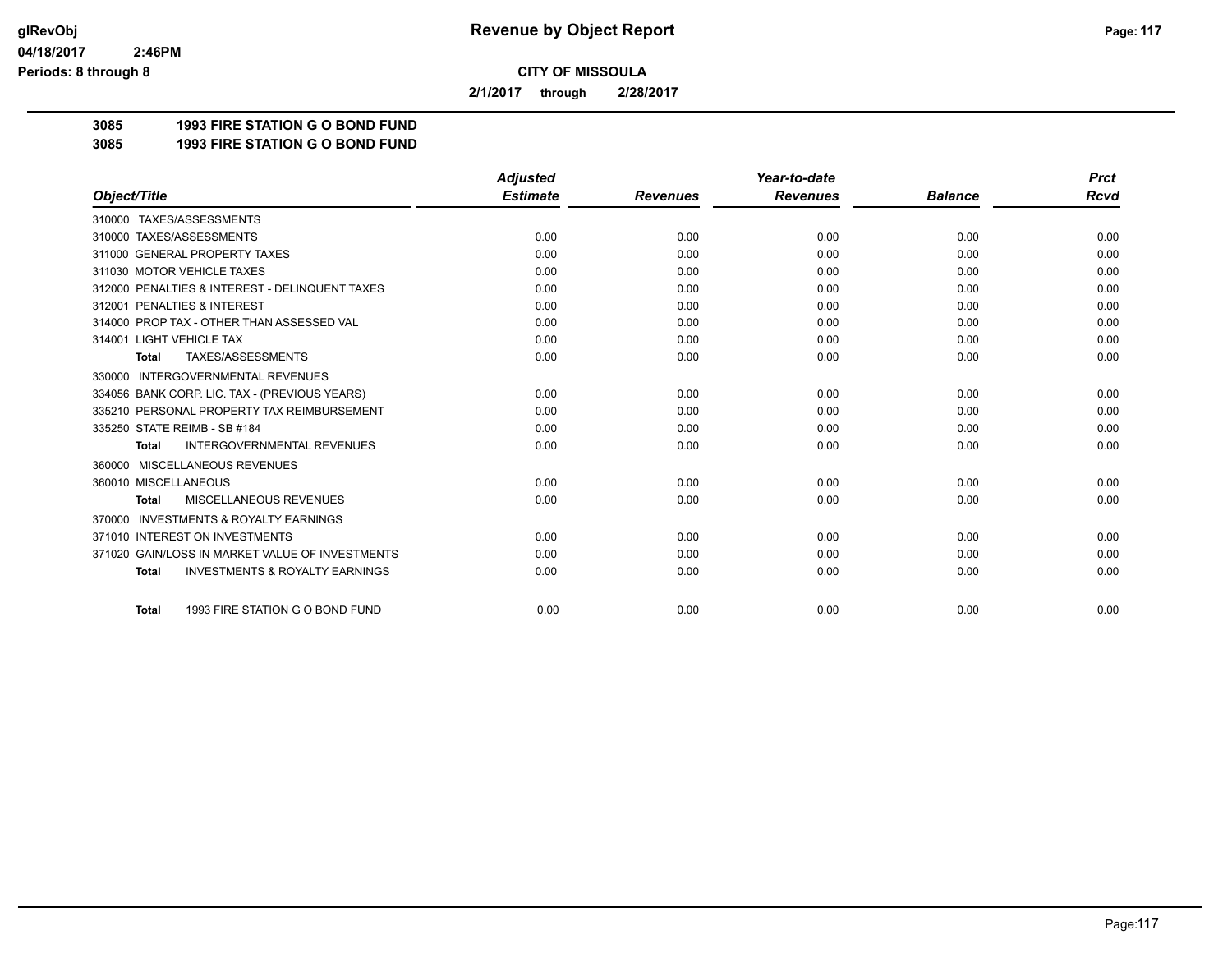# Revenue by Object Report

**CITY OF MISSOULA**

**2/1/2017 through 2/28/2017**

glRevObj
04/18/2017 2:46PM
Periods: 8 through 8

**3085 1993 FIRE STATION G O BOND FUND**
**3085 1993 FIRE STATION G O BOND FUND**

| Object/Title | Adjusted Estimate | Revenues | Year-to-date Revenues | Balance | Prct Rcvd |
|---|---|---|---|---|---|
| 310000 TAXES/ASSESSMENTS | | | | | |
| 310000 TAXES/ASSESSMENTS | 0.00 | 0.00 | 0.00 | 0.00 | 0.00 |
| 311000 GENERAL PROPERTY TAXES | 0.00 | 0.00 | 0.00 | 0.00 | 0.00 |
| 311030 MOTOR VEHICLE TAXES | 0.00 | 0.00 | 0.00 | 0.00 | 0.00 |
| 312000 PENALTIES & INTEREST - DELINQUENT TAXES | 0.00 | 0.00 | 0.00 | 0.00 | 0.00 |
| 312001 PENALTIES & INTEREST | 0.00 | 0.00 | 0.00 | 0.00 | 0.00 |
| 314000 PROP TAX - OTHER THAN ASSESSED VAL | 0.00 | 0.00 | 0.00 | 0.00 | 0.00 |
| 314001 LIGHT VEHICLE TAX | 0.00 | 0.00 | 0.00 | 0.00 | 0.00 |
| **Total** TAXES/ASSESSMENTS | 0.00 | 0.00 | 0.00 | 0.00 | 0.00 |
| 330000 INTERGOVERNMENTAL REVENUES | | | | | |
| 334056 BANK CORP. LIC. TAX - (PREVIOUS YEARS) | 0.00 | 0.00 | 0.00 | 0.00 | 0.00 |
| 335210 PERSONAL PROPERTY TAX REIMBURSEMENT | 0.00 | 0.00 | 0.00 | 0.00 | 0.00 |
| 335250 STATE REIMB - SB #184 | 0.00 | 0.00 | 0.00 | 0.00 | 0.00 |
| **Total** INTERGOVERNMENTAL REVENUES | 0.00 | 0.00 | 0.00 | 0.00 | 0.00 |
| 360000 MISCELLANEOUS REVENUES | | | | | |
| 360010 MISCELLANEOUS | 0.00 | 0.00 | 0.00 | 0.00 | 0.00 |
| **Total** MISCELLANEOUS REVENUES | 0.00 | 0.00 | 0.00 | 0.00 | 0.00 |
| 370000 INVESTMENTS & ROYALTY EARNINGS | | | | | |
| 371010 INTEREST ON INVESTMENTS | 0.00 | 0.00 | 0.00 | 0.00 | 0.00 |
| 371020 GAIN/LOSS IN MARKET VALUE OF INVESTMENTS | 0.00 | 0.00 | 0.00 | 0.00 | 0.00 |
| **Total** INVESTMENTS & ROYALTY EARNINGS | 0.00 | 0.00 | 0.00 | 0.00 | 0.00 |
| **Total** 1993 FIRE STATION G O BOND FUND | 0.00 | 0.00 | 0.00 | 0.00 | 0.00 |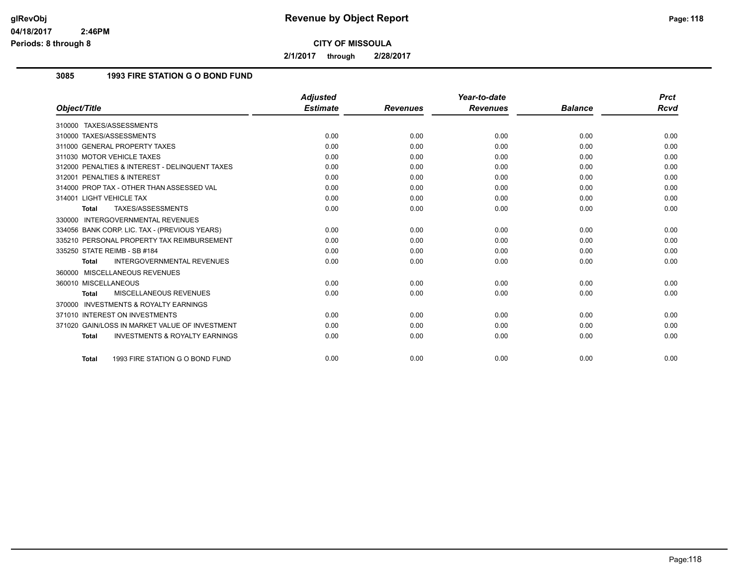# Revenue by Object Report

glRevObj
04/18/2017 2:46PM
Periods: 8 through 8

**CITY OF MISSOULA**

**2/1/2017 through 2/28/2017**

## 3085 1993 FIRE STATION G O BOND FUND

| Object/Title | Adjusted Estimate | Revenues | Year-to-date Revenues | Balance | Prct Rcvd |
|---|---|---|---|---|---|
| 310000 TAXES/ASSESSMENTS | | | | | |
| 310000 TAXES/ASSESSMENTS | 0.00 | 0.00 | 0.00 | 0.00 | 0.00 |
| 311000 GENERAL PROPERTY TAXES | 0.00 | 0.00 | 0.00 | 0.00 | 0.00 |
| 311030 MOTOR VEHICLE TAXES | 0.00 | 0.00 | 0.00 | 0.00 | 0.00 |
| 312000 PENALTIES & INTEREST - DELINQUENT TAXES | 0.00 | 0.00 | 0.00 | 0.00 | 0.00 |
| 312001 PENALTIES & INTEREST | 0.00 | 0.00 | 0.00 | 0.00 | 0.00 |
| 314000 PROP TAX - OTHER THAN ASSESSED VAL | 0.00 | 0.00 | 0.00 | 0.00 | 0.00 |
| 314001 LIGHT VEHICLE TAX | 0.00 | 0.00 | 0.00 | 0.00 | 0.00 |
| **Total** TAXES/ASSESSMENTS | 0.00 | 0.00 | 0.00 | 0.00 | 0.00 |
| 330000 INTERGOVERNMENTAL REVENUES | | | | | |
| 334056 BANK CORP. LIC. TAX - (PREVIOUS YEARS) | 0.00 | 0.00 | 0.00 | 0.00 | 0.00 |
| 335210 PERSONAL PROPERTY TAX REIMBURSEMENT | 0.00 | 0.00 | 0.00 | 0.00 | 0.00 |
| 335250 STATE REIMB - SB #184 | 0.00 | 0.00 | 0.00 | 0.00 | 0.00 |
| **Total** INTERGOVERNMENTAL REVENUES | 0.00 | 0.00 | 0.00 | 0.00 | 0.00 |
| 360000 MISCELLANEOUS REVENUES | | | | | |
| 360010 MISCELLANEOUS | 0.00 | 0.00 | 0.00 | 0.00 | 0.00 |
| **Total** MISCELLANEOUS REVENUES | 0.00 | 0.00 | 0.00 | 0.00 | 0.00 |
| 370000 INVESTMENTS & ROYALTY EARNINGS | | | | | |
| 371010 INTEREST ON INVESTMENTS | 0.00 | 0.00 | 0.00 | 0.00 | 0.00 |
| 371020 GAIN/LOSS IN MARKET VALUE OF INVESTMENT | 0.00 | 0.00 | 0.00 | 0.00 | 0.00 |
| **Total** INVESTMENTS & ROYALTY EARNINGS | 0.00 | 0.00 | 0.00 | 0.00 | 0.00 |
| **Total** 1993 FIRE STATION G O BOND FUND | 0.00 | 0.00 | 0.00 | 0.00 | 0.00 |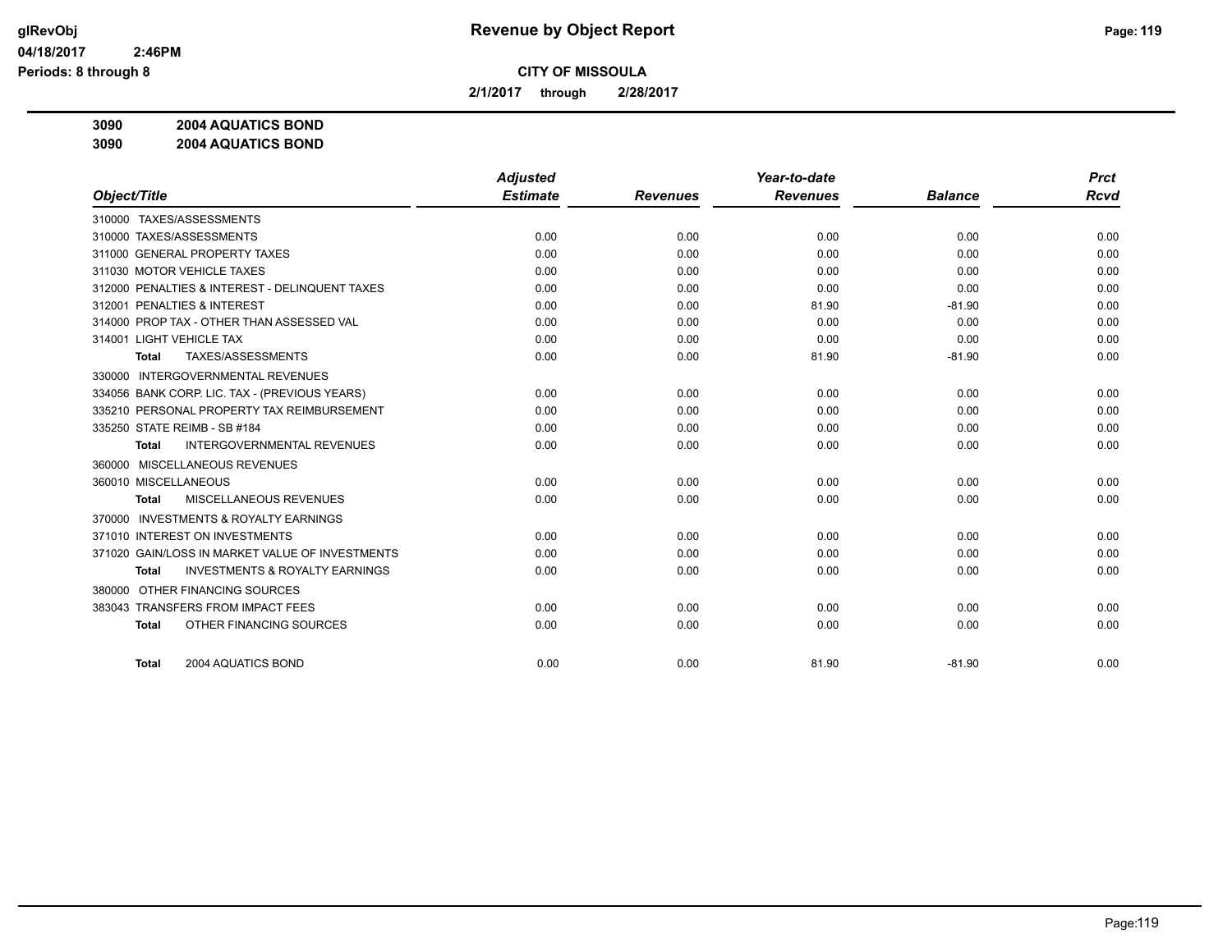**CITY OF MISSOULA**

**2/1/2017 through 2/28/2017**

**3090 2004 AQUATICS BOND**

**3090 2004 AQUATICS BOND**

| Object/Title | Adjusted Estimate | Revenues | Year-to-date Revenues | Balance | Prct Rcvd |
|---|---|---|---|---|---|
| 310000 TAXES/ASSESSMENTS | | | | | |
| 310000 TAXES/ASSESSMENTS | 0.00 | 0.00 | 0.00 | 0.00 | 0.00 |
| 311000 GENERAL PROPERTY TAXES | 0.00 | 0.00 | 0.00 | 0.00 | 0.00 |
| 311030 MOTOR VEHICLE TAXES | 0.00 | 0.00 | 0.00 | 0.00 | 0.00 |
| 312000 PENALTIES & INTEREST - DELINQUENT TAXES | 0.00 | 0.00 | 0.00 | 0.00 | 0.00 |
| 312001 PENALTIES & INTEREST | 0.00 | 0.00 | 81.90 | -81.90 | 0.00 |
| 314000 PROP TAX - OTHER THAN ASSESSED VAL | 0.00 | 0.00 | 0.00 | 0.00 | 0.00 |
| 314001 LIGHT VEHICLE TAX | 0.00 | 0.00 | 0.00 | 0.00 | 0.00 |
| **Total** TAXES/ASSESSMENTS | 0.00 | 0.00 | 81.90 | -81.90 | 0.00 |
| 330000 INTERGOVERNMENTAL REVENUES | | | | | |
| 334056 BANK CORP. LIC. TAX - (PREVIOUS YEARS) | 0.00 | 0.00 | 0.00 | 0.00 | 0.00 |
| 335210 PERSONAL PROPERTY TAX REIMBURSEMENT | 0.00 | 0.00 | 0.00 | 0.00 | 0.00 |
| 335250 STATE REIMB - SB #184 | 0.00 | 0.00 | 0.00 | 0.00 | 0.00 |
| **Total** INTERGOVERNMENTAL REVENUES | 0.00 | 0.00 | 0.00 | 0.00 | 0.00 |
| 360000 MISCELLANEOUS REVENUES | | | | | |
| 360010 MISCELLANEOUS | 0.00 | 0.00 | 0.00 | 0.00 | 0.00 |
| **Total** MISCELLANEOUS REVENUES | 0.00 | 0.00 | 0.00 | 0.00 | 0.00 |
| 370000 INVESTMENTS & ROYALTY EARNINGS | | | | | |
| 371010 INTEREST ON INVESTMENTS | 0.00 | 0.00 | 0.00 | 0.00 | 0.00 |
| 371020 GAIN/LOSS IN MARKET VALUE OF INVESTMENTS | 0.00 | 0.00 | 0.00 | 0.00 | 0.00 |
| **Total** INVESTMENTS & ROYALTY EARNINGS | 0.00 | 0.00 | 0.00 | 0.00 | 0.00 |
| 380000 OTHER FINANCING SOURCES | | | | | |
| 383043 TRANSFERS FROM IMPACT FEES | 0.00 | 0.00 | 0.00 | 0.00 | 0.00 |
| **Total** OTHER FINANCING SOURCES | 0.00 | 0.00 | 0.00 | 0.00 | 0.00 |
| **Total** 2004 AQUATICS BOND | 0.00 | 0.00 | 81.90 | -81.90 | 0.00 |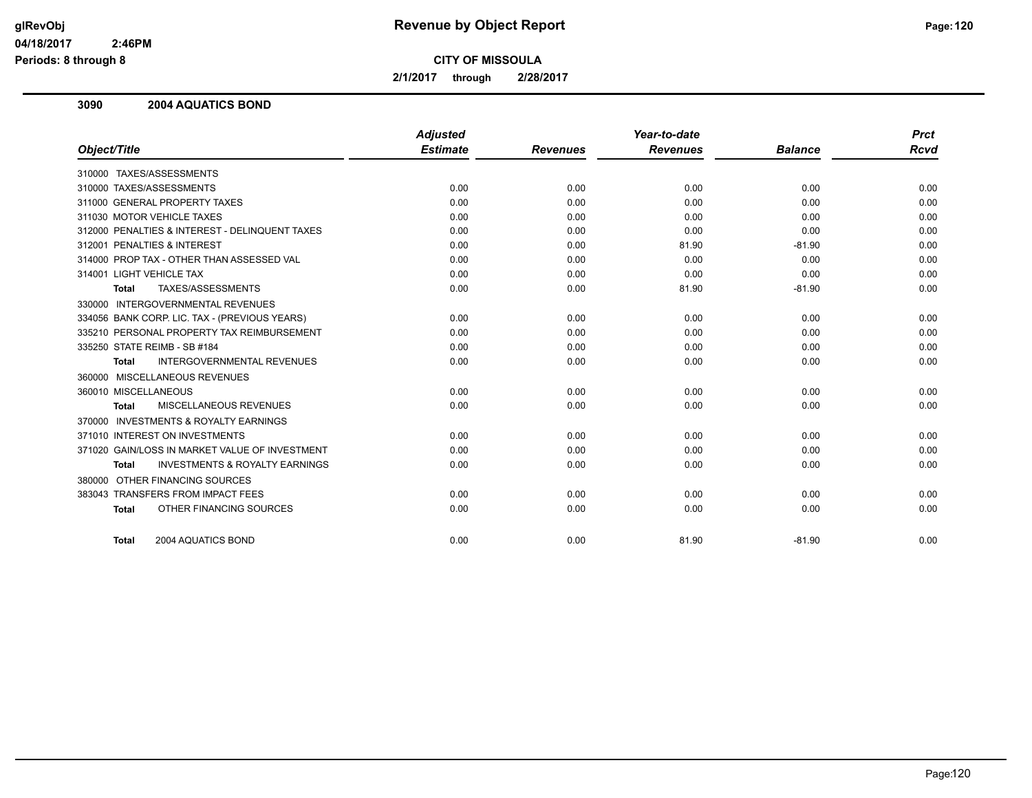# Revenue by Object Report

**CITY OF MISSOULA**

**2/1/2017 through 2/28/2017**

glRevObj
04/18/2017 2:46PM
Periods: 8 through 8

### 3090 2004 AQUATICS BOND

| Object/Title | Adjusted Estimate | Revenues | Year-to-date Revenues | Balance | Prct Rcvd |
|---|---|---|---|---|---|
| 310000 TAXES/ASSESSMENTS | | | | | |
| 310000 TAXES/ASSESSMENTS | 0.00 | 0.00 | 0.00 | 0.00 | 0.00 |
| 311000 GENERAL PROPERTY TAXES | 0.00 | 0.00 | 0.00 | 0.00 | 0.00 |
| 311030 MOTOR VEHICLE TAXES | 0.00 | 0.00 | 0.00 | 0.00 | 0.00 |
| 312000 PENALTIES & INTEREST - DELINQUENT TAXES | 0.00 | 0.00 | 0.00 | 0.00 | 0.00 |
| 312001 PENALTIES & INTEREST | 0.00 | 0.00 | 81.90 | -81.90 | 0.00 |
| 314000 PROP TAX - OTHER THAN ASSESSED VAL | 0.00 | 0.00 | 0.00 | 0.00 | 0.00 |
| 314001 LIGHT VEHICLE TAX | 0.00 | 0.00 | 0.00 | 0.00 | 0.00 |
| **Total** TAXES/ASSESSMENTS | 0.00 | 0.00 | 81.90 | -81.90 | 0.00 |
| 330000 INTERGOVERNMENTAL REVENUES | | | | | |
| 334056 BANK CORP. LIC. TAX - (PREVIOUS YEARS) | 0.00 | 0.00 | 0.00 | 0.00 | 0.00 |
| 335210 PERSONAL PROPERTY TAX REIMBURSEMENT | 0.00 | 0.00 | 0.00 | 0.00 | 0.00 |
| 335250 STATE REIMB - SB #184 | 0.00 | 0.00 | 0.00 | 0.00 | 0.00 |
| **Total** INTERGOVERNMENTAL REVENUES | 0.00 | 0.00 | 0.00 | 0.00 | 0.00 |
| 360000 MISCELLANEOUS REVENUES | | | | | |
| 360010 MISCELLANEOUS | 0.00 | 0.00 | 0.00 | 0.00 | 0.00 |
| **Total** MISCELLANEOUS REVENUES | 0.00 | 0.00 | 0.00 | 0.00 | 0.00 |
| 370000 INVESTMENTS & ROYALTY EARNINGS | | | | | |
| 371010 INTEREST ON INVESTMENTS | 0.00 | 0.00 | 0.00 | 0.00 | 0.00 |
| 371020 GAIN/LOSS IN MARKET VALUE OF INVESTMENT | 0.00 | 0.00 | 0.00 | 0.00 | 0.00 |
| **Total** INVESTMENTS & ROYALTY EARNINGS | 0.00 | 0.00 | 0.00 | 0.00 | 0.00 |
| 380000 OTHER FINANCING SOURCES | | | | | |
| 383043 TRANSFERS FROM IMPACT FEES | 0.00 | 0.00 | 0.00 | 0.00 | 0.00 |
| **Total** OTHER FINANCING SOURCES | 0.00 | 0.00 | 0.00 | 0.00 | 0.00 |
| **Total** 2004 AQUATICS BOND | 0.00 | 0.00 | 81.90 | -81.90 | 0.00 |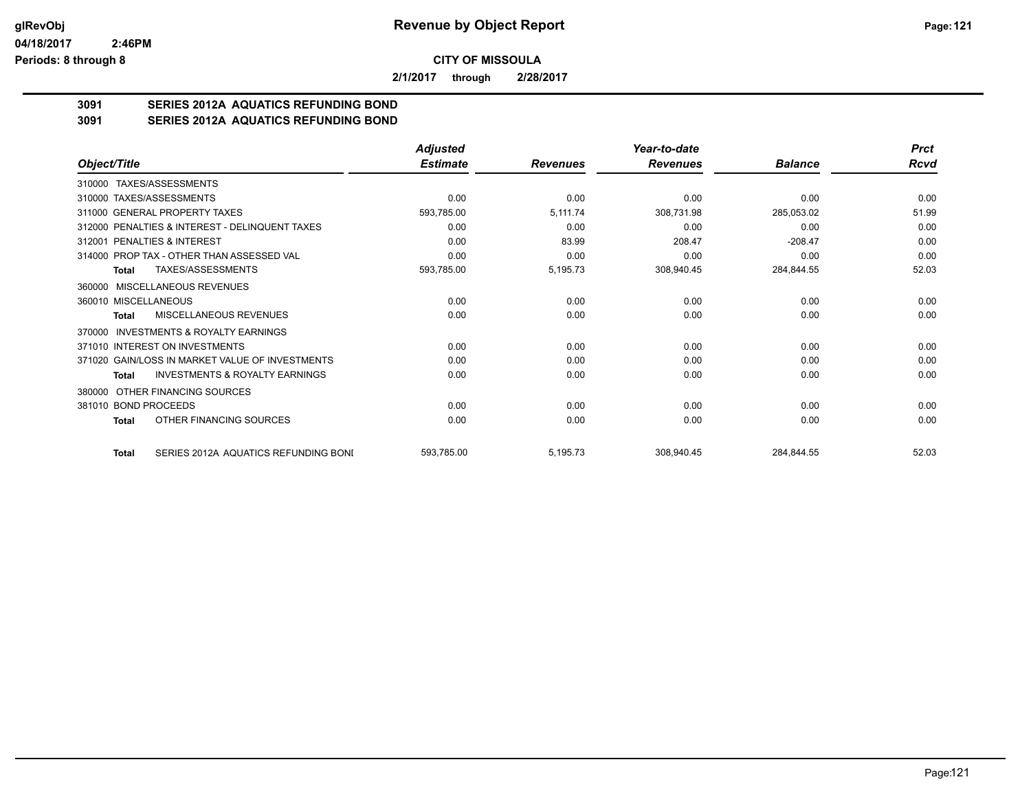# CITY OF MISSOULA

**2/1/2017 through 2/28/2017**

## 3091 SERIES 2012A AQUATICS REFUNDING BOND
## 3091 SERIES 2012A AQUATICS REFUNDING BOND

| Object/Title | Adjusted Estimate | Revenues | Year-to-date Revenues | Balance | Prct Rcvd |
|---|---|---|---|---|---|
| 310000 TAXES/ASSESSMENTS | | | | | |
| 310000 TAXES/ASSESSMENTS | 0.00 | 0.00 | 0.00 | 0.00 | 0.00 |
| 311000 GENERAL PROPERTY TAXES | 593,785.00 | 5,111.74 | 308,731.98 | 285,053.02 | 51.99 |
| 312000 PENALTIES & INTEREST - DELINQUENT TAXES | 0.00 | 0.00 | 0.00 | 0.00 | 0.00 |
| 312001 PENALTIES & INTEREST | 0.00 | 83.99 | 208.47 | -208.47 | 0.00 |
| 314000 PROP TAX - OTHER THAN ASSESSED VAL | 0.00 | 0.00 | 0.00 | 0.00 | 0.00 |
| **Total** TAXES/ASSESSMENTS | 593,785.00 | 5,195.73 | 308,940.45 | 284,844.55 | 52.03 |
| 360000 MISCELLANEOUS REVENUES | | | | | |
| 360010 MISCELLANEOUS | 0.00 | 0.00 | 0.00 | 0.00 | 0.00 |
| **Total** MISCELLANEOUS REVENUES | 0.00 | 0.00 | 0.00 | 0.00 | 0.00 |
| 370000 INVESTMENTS & ROYALTY EARNINGS | | | | | |
| 371010 INTEREST ON INVESTMENTS | 0.00 | 0.00 | 0.00 | 0.00 | 0.00 |
| 371020 GAIN/LOSS IN MARKET VALUE OF INVESTMENTS | 0.00 | 0.00 | 0.00 | 0.00 | 0.00 |
| **Total** INVESTMENTS & ROYALTY EARNINGS | 0.00 | 0.00 | 0.00 | 0.00 | 0.00 |
| 380000 OTHER FINANCING SOURCES | | | | | |
| 381010 BOND PROCEEDS | 0.00 | 0.00 | 0.00 | 0.00 | 0.00 |
| **Total** OTHER FINANCING SOURCES | 0.00 | 0.00 | 0.00 | 0.00 | 0.00 |
| **Total** SERIES 2012A AQUATICS REFUNDING BONI | 593,785.00 | 5,195.73 | 308,940.45 | 284,844.55 | 52.03 |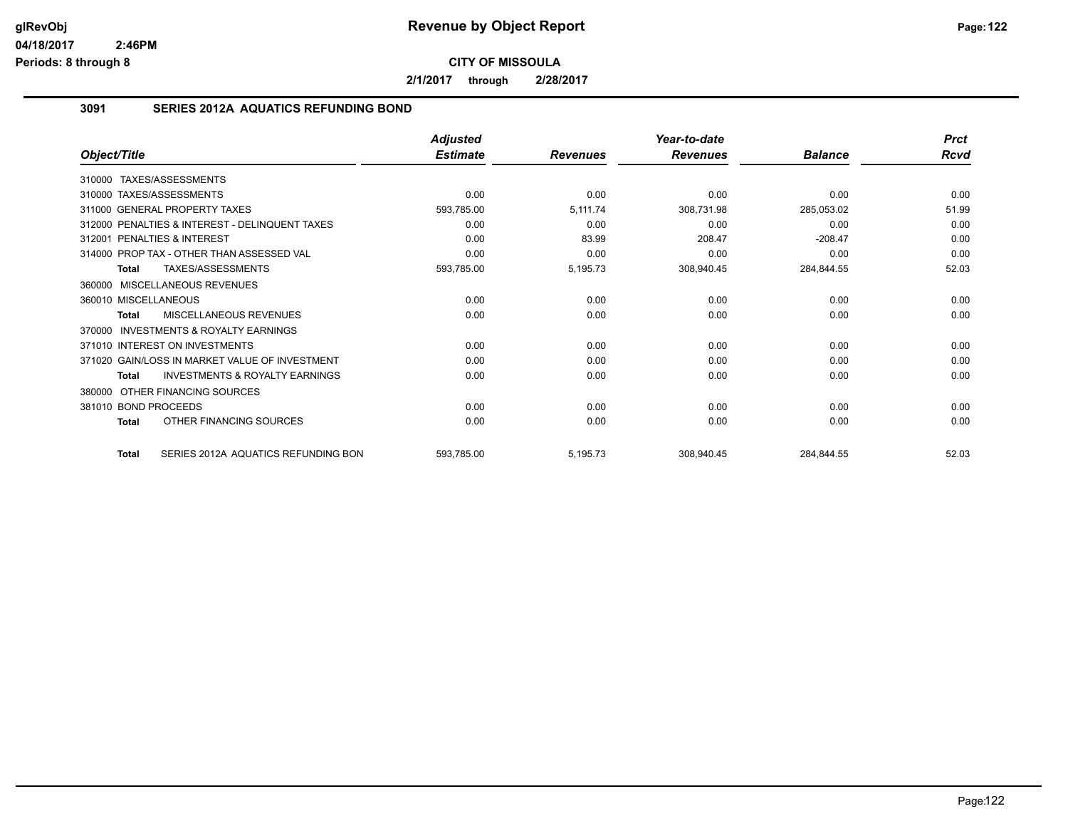# Revenue by Object Report

**CITY OF MISSOULA**

**2/1/2017 through 2/28/2017**

## 3091 SERIES 2012A AQUATICS REFUNDING BOND

| Object/Title | Adjusted Estimate | Revenues | Year-to-date Revenues | Balance | Prct Rcvd |
|---|---|---|---|---|---|
| 310000 TAXES/ASSESSMENTS | | | | | |
| 310000 TAXES/ASSESSMENTS | 0.00 | 0.00 | 0.00 | 0.00 | 0.00 |
| 311000 GENERAL PROPERTY TAXES | 593,785.00 | 5,111.74 | 308,731.98 | 285,053.02 | 51.99 |
| 312000 PENALTIES & INTEREST - DELINQUENT TAXES | 0.00 | 0.00 | 0.00 | 0.00 | 0.00 |
| 312001 PENALTIES & INTEREST | 0.00 | 83.99 | 208.47 | -208.47 | 0.00 |
| 314000 PROP TAX - OTHER THAN ASSESSED VAL | 0.00 | 0.00 | 0.00 | 0.00 | 0.00 |
| **Total** TAXES/ASSESSMENTS | 593,785.00 | 5,195.73 | 308,940.45 | 284,844.55 | 52.03 |
| 360000 MISCELLANEOUS REVENUES | | | | | |
| 360010 MISCELLANEOUS | 0.00 | 0.00 | 0.00 | 0.00 | 0.00 |
| **Total** MISCELLANEOUS REVENUES | 0.00 | 0.00 | 0.00 | 0.00 | 0.00 |
| 370000 INVESTMENTS & ROYALTY EARNINGS | | | | | |
| 371010 INTEREST ON INVESTMENTS | 0.00 | 0.00 | 0.00 | 0.00 | 0.00 |
| 371020 GAIN/LOSS IN MARKET VALUE OF INVESTMENT | 0.00 | 0.00 | 0.00 | 0.00 | 0.00 |
| **Total** INVESTMENTS & ROYALTY EARNINGS | 0.00 | 0.00 | 0.00 | 0.00 | 0.00 |
| 380000 OTHER FINANCING SOURCES | | | | | |
| 381010 BOND PROCEEDS | 0.00 | 0.00 | 0.00 | 0.00 | 0.00 |
| **Total** OTHER FINANCING SOURCES | 0.00 | 0.00 | 0.00 | 0.00 | 0.00 |
| **Total** SERIES 2012A AQUATICS REFUNDING BON | 593,785.00 | 5,195.73 | 308,940.45 | 284,844.55 | 52.03 |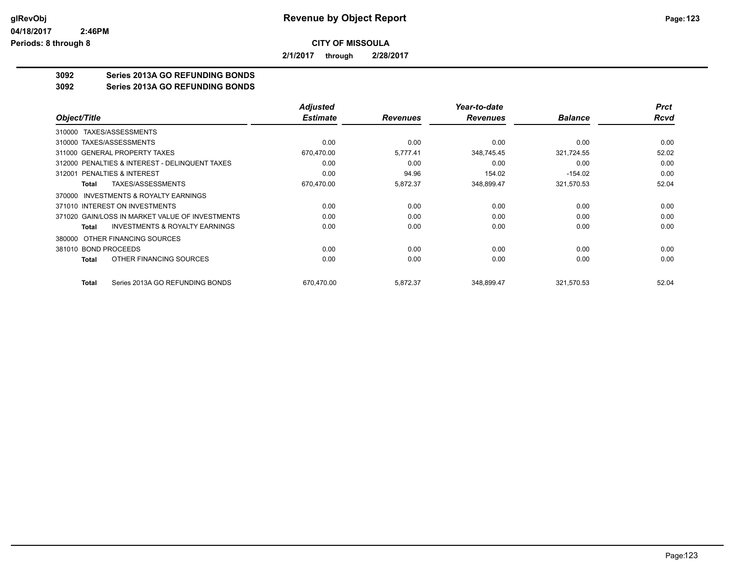# Revenue by Object Report

glRevObj
04/18/2017 2:46PM
Periods: 8 through 8

**CITY OF MISSOULA**

**2/1/2017 through 2/28/2017**

**3092 Series 2013A GO REFUNDING BONDS**
**3092 Series 2013A GO REFUNDING BONDS**

| Object/Title | Adjusted Estimate | Revenues | Year-to-date Revenues | Balance | Prct Rcvd |
|---|---|---|---|---|---|
| 310000 TAXES/ASSESSMENTS | | | | | |
| 310000 TAXES/ASSESSMENTS | 0.00 | 0.00 | 0.00 | 0.00 | 0.00 |
| 311000 GENERAL PROPERTY TAXES | 670,470.00 | 5,777.41 | 348,745.45 | 321,724.55 | 52.02 |
| 312000 PENALTIES & INTEREST - DELINQUENT TAXES | 0.00 | 0.00 | 0.00 | 0.00 | 0.00 |
| 312001 PENALTIES & INTEREST | 0.00 | 94.96 | 154.02 | -154.02 | 0.00 |
| **Total** TAXES/ASSESSMENTS | 670,470.00 | 5,872.37 | 348,899.47 | 321,570.53 | 52.04 |
| 370000 INVESTMENTS & ROYALTY EARNINGS | | | | | |
| 371010 INTEREST ON INVESTMENTS | 0.00 | 0.00 | 0.00 | 0.00 | 0.00 |
| 371020 GAIN/LOSS IN MARKET VALUE OF INVESTMENTS | 0.00 | 0.00 | 0.00 | 0.00 | 0.00 |
| **Total** INVESTMENTS & ROYALTY EARNINGS | 0.00 | 0.00 | 0.00 | 0.00 | 0.00 |
| 380000 OTHER FINANCING SOURCES | | | | | |
| 381010 BOND PROCEEDS | 0.00 | 0.00 | 0.00 | 0.00 | 0.00 |
| **Total** OTHER FINANCING SOURCES | 0.00 | 0.00 | 0.00 | 0.00 | 0.00 |
| **Total** Series 2013A GO REFUNDING BONDS | 670,470.00 | 5,872.37 | 348,899.47 | 321,570.53 | 52.04 |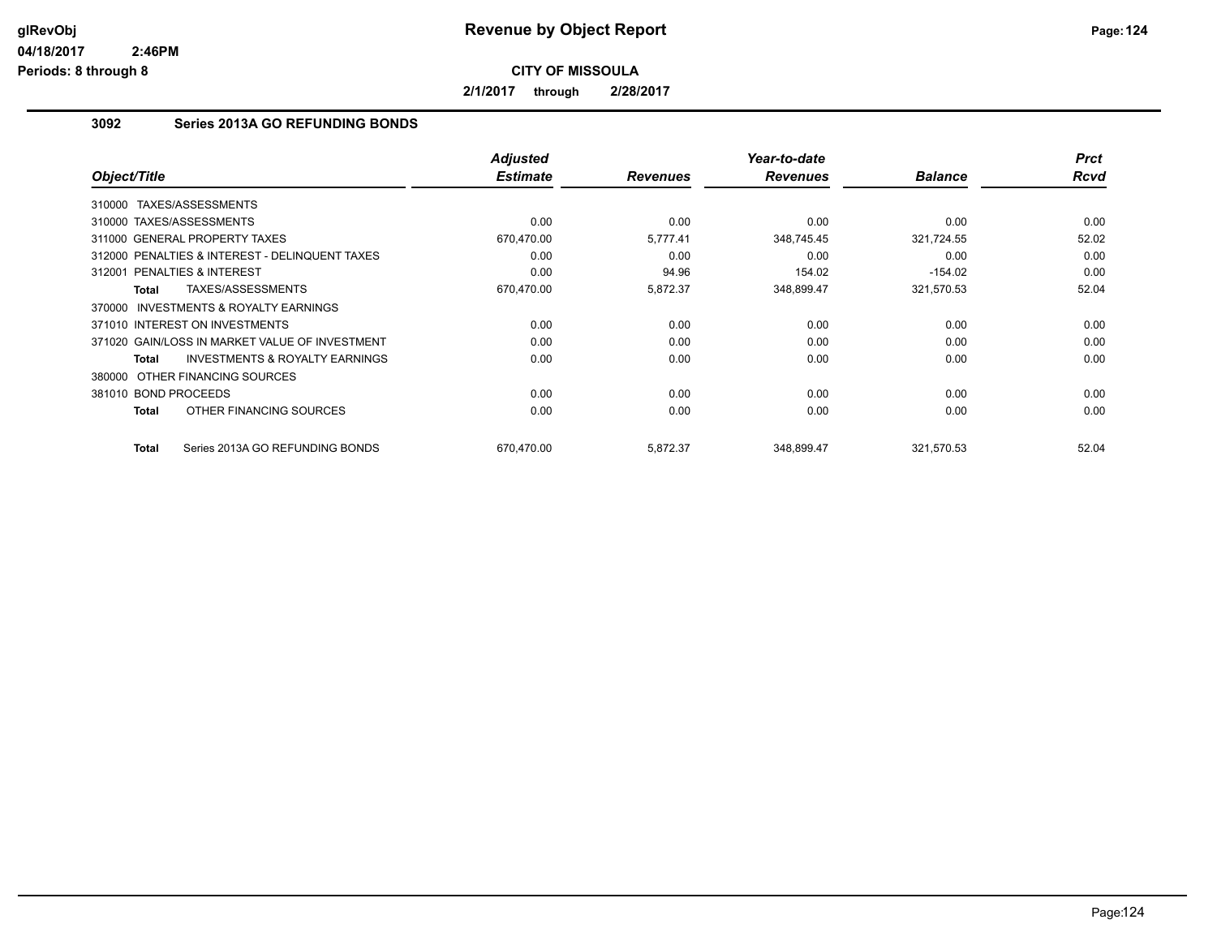# Revenue by Object Report

**CITY OF MISSOULA**

**2/1/2017 through 2/28/2017**

glRevObj
04/18/2017 2:46PM
Periods: 8 through 8

## 3092 Series 2013A GO REFUNDING BONDS

| Object/Title | Adjusted Estimate | Revenues | Year-to-date Revenues | Balance | Prct Rcvd |
|---|---|---|---|---|---|
| 310000 TAXES/ASSESSMENTS | | | | | |
| 310000 TAXES/ASSESSMENTS | 0.00 | 0.00 | 0.00 | 0.00 | 0.00 |
| 311000 GENERAL PROPERTY TAXES | 670,470.00 | 5,777.41 | 348,745.45 | 321,724.55 | 52.02 |
| 312000 PENALTIES & INTEREST - DELINQUENT TAXES | 0.00 | 0.00 | 0.00 | 0.00 | 0.00 |
| 312001 PENALTIES & INTEREST | 0.00 | 94.96 | 154.02 | -154.02 | 0.00 |
| **Total** TAXES/ASSESSMENTS | 670,470.00 | 5,872.37 | 348,899.47 | 321,570.53 | 52.04 |
| 370000 INVESTMENTS & ROYALTY EARNINGS | | | | | |
| 371010 INTEREST ON INVESTMENTS | 0.00 | 0.00 | 0.00 | 0.00 | 0.00 |
| 371020 GAIN/LOSS IN MARKET VALUE OF INVESTMENT | 0.00 | 0.00 | 0.00 | 0.00 | 0.00 |
| **Total** INVESTMENTS & ROYALTY EARNINGS | 0.00 | 0.00 | 0.00 | 0.00 | 0.00 |
| 380000 OTHER FINANCING SOURCES | | | | | |
| 381010 BOND PROCEEDS | 0.00 | 0.00 | 0.00 | 0.00 | 0.00 |
| **Total** OTHER FINANCING SOURCES | 0.00 | 0.00 | 0.00 | 0.00 | 0.00 |
| **Total** Series 2013A GO REFUNDING BONDS | 670,470.00 | 5,872.37 | 348,899.47 | 321,570.53 | 52.04 |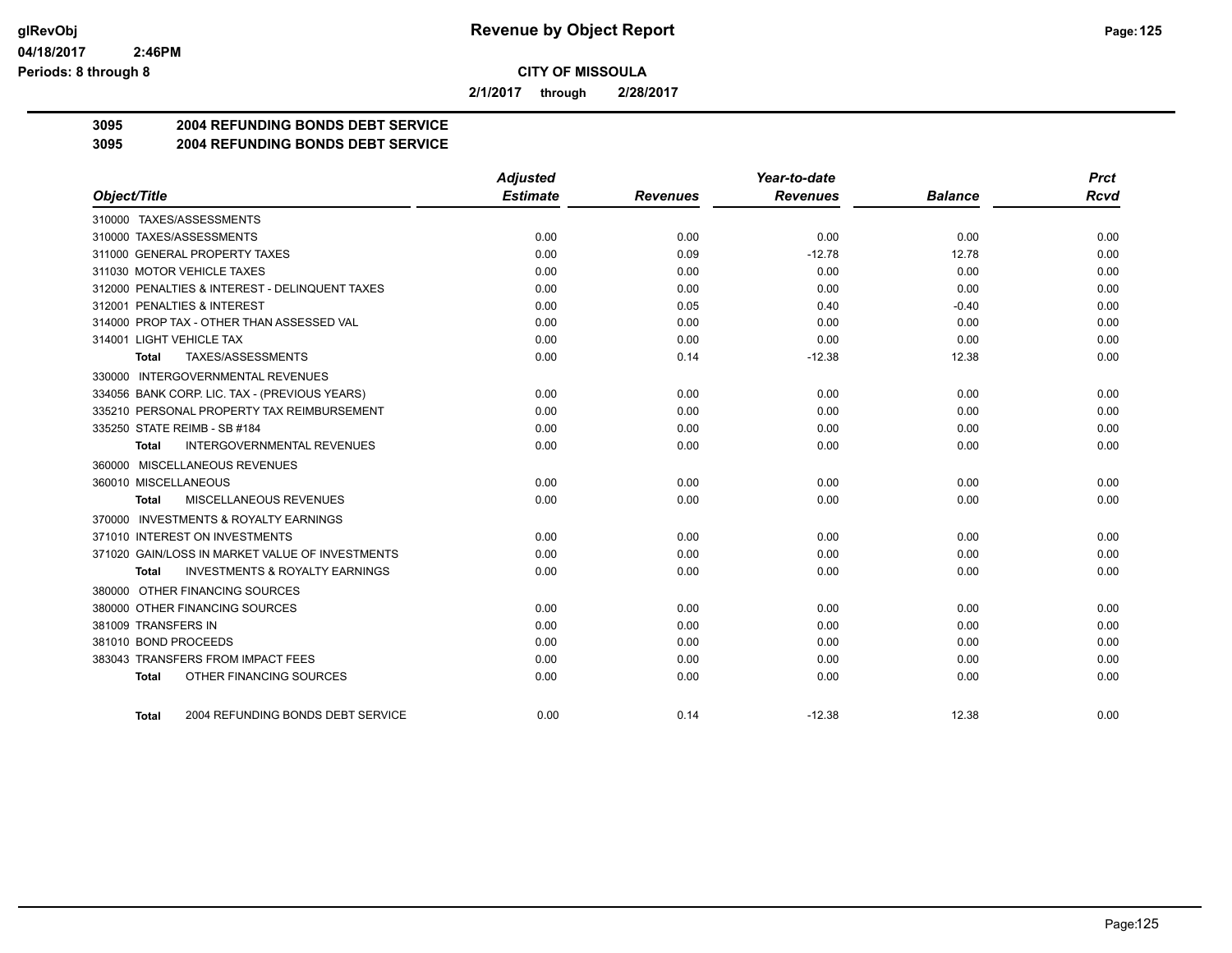**Revenue by Object Report**

**CITY OF MISSOULA**

**2/1/2017 through 2/28/2017**

## 3095 2004 REFUNDING BONDS DEBT SERVICE
## 3095 2004 REFUNDING BONDS DEBT SERVICE

| Object/Title | Adjusted Estimate | Revenues | Year-to-date Revenues | Balance | Prct Rcvd |
|---|---|---|---|---|---|
| 310000 TAXES/ASSESSMENTS | | | | | |
| 310000 TAXES/ASSESSMENTS | 0.00 | 0.00 | 0.00 | 0.00 | 0.00 |
| 311000 GENERAL PROPERTY TAXES | 0.00 | 0.09 | -12.78 | 12.78 | 0.00 |
| 311030 MOTOR VEHICLE TAXES | 0.00 | 0.00 | 0.00 | 0.00 | 0.00 |
| 312000 PENALTIES & INTEREST - DELINQUENT TAXES | 0.00 | 0.00 | 0.00 | 0.00 | 0.00 |
| 312001 PENALTIES & INTEREST | 0.00 | 0.05 | 0.40 | -0.40 | 0.00 |
| 314000 PROP TAX - OTHER THAN ASSESSED VAL | 0.00 | 0.00 | 0.00 | 0.00 | 0.00 |
| 314001 LIGHT VEHICLE TAX | 0.00 | 0.00 | 0.00 | 0.00 | 0.00 |
| **Total** TAXES/ASSESSMENTS | 0.00 | 0.14 | -12.38 | 12.38 | 0.00 |
| 330000 INTERGOVERNMENTAL REVENUES | | | | | |
| 334056 BANK CORP. LIC. TAX - (PREVIOUS YEARS) | 0.00 | 0.00 | 0.00 | 0.00 | 0.00 |
| 335210 PERSONAL PROPERTY TAX REIMBURSEMENT | 0.00 | 0.00 | 0.00 | 0.00 | 0.00 |
| 335250 STATE REIMB - SB #184 | 0.00 | 0.00 | 0.00 | 0.00 | 0.00 |
| **Total** INTERGOVERNMENTAL REVENUES | 0.00 | 0.00 | 0.00 | 0.00 | 0.00 |
| 360000 MISCELLANEOUS REVENUES | | | | | |
| 360010 MISCELLANEOUS | 0.00 | 0.00 | 0.00 | 0.00 | 0.00 |
| **Total** MISCELLANEOUS REVENUES | 0.00 | 0.00 | 0.00 | 0.00 | 0.00 |
| 370000 INVESTMENTS & ROYALTY EARNINGS | | | | | |
| 371010 INTEREST ON INVESTMENTS | 0.00 | 0.00 | 0.00 | 0.00 | 0.00 |
| 371020 GAIN/LOSS IN MARKET VALUE OF INVESTMENTS | 0.00 | 0.00 | 0.00 | 0.00 | 0.00 |
| **Total** INVESTMENTS & ROYALTY EARNINGS | 0.00 | 0.00 | 0.00 | 0.00 | 0.00 |
| 380000 OTHER FINANCING SOURCES | | | | | |
| 380000 OTHER FINANCING SOURCES | 0.00 | 0.00 | 0.00 | 0.00 | 0.00 |
| 381009 TRANSFERS IN | 0.00 | 0.00 | 0.00 | 0.00 | 0.00 |
| 381010 BOND PROCEEDS | 0.00 | 0.00 | 0.00 | 0.00 | 0.00 |
| 383043 TRANSFERS FROM IMPACT FEES | 0.00 | 0.00 | 0.00 | 0.00 | 0.00 |
| **Total** OTHER FINANCING SOURCES | 0.00 | 0.00 | 0.00 | 0.00 | 0.00 |
| **Total** 2004 REFUNDING BONDS DEBT SERVICE | 0.00 | 0.14 | -12.38 | 12.38 | 0.00 |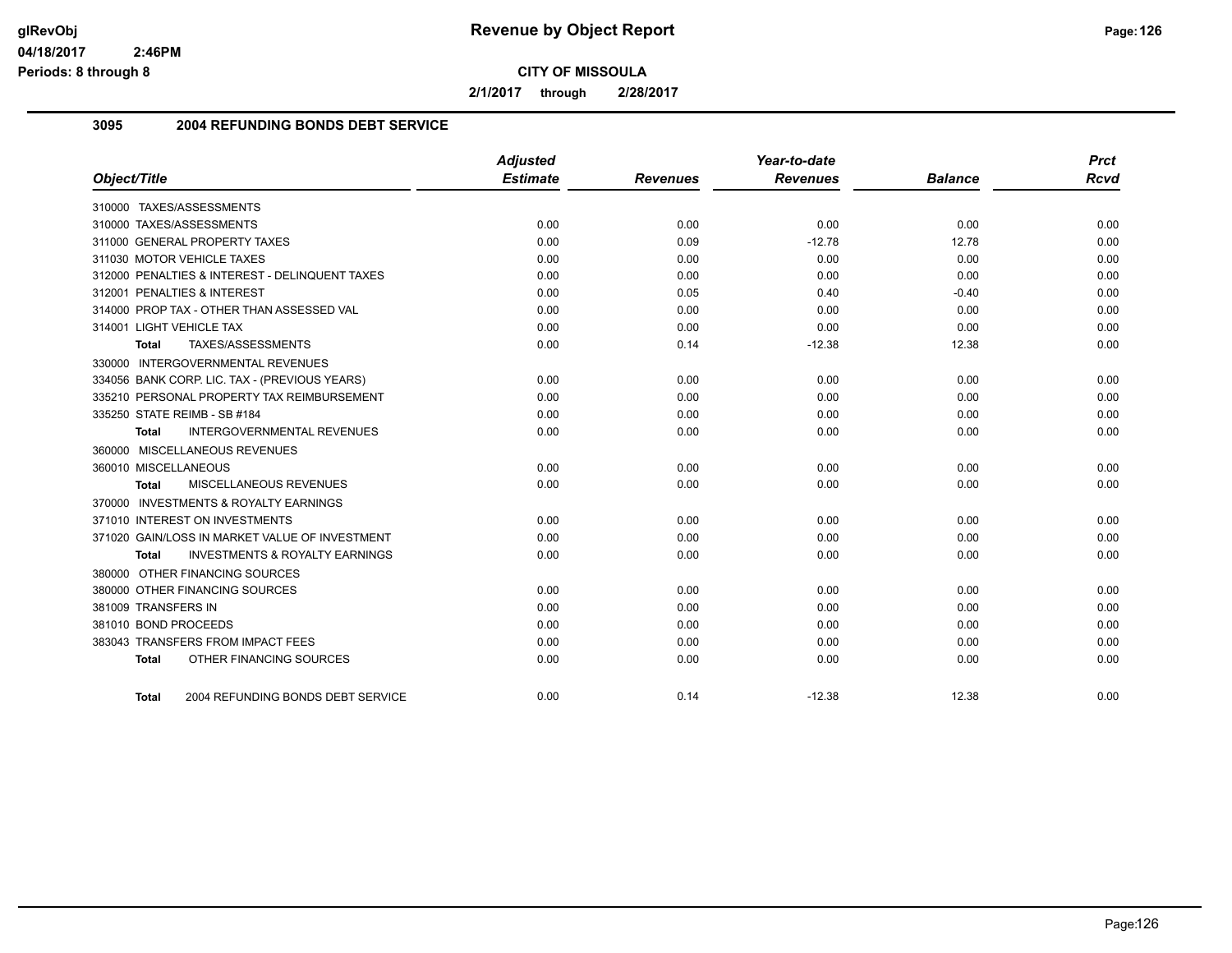**CITY OF MISSOULA**

**2/1/2017 through 2/28/2017**

## 3095 2004 REFUNDING BONDS DEBT SERVICE

| Object/Title | Adjusted Estimate | Revenues | Year-to-date Revenues | Balance | Prct Rcvd |
|---|---|---|---|---|---|
| 310000 TAXES/ASSESSMENTS | | | | | |
| 310000 TAXES/ASSESSMENTS | 0.00 | 0.00 | 0.00 | 0.00 | 0.00 |
| 311000 GENERAL PROPERTY TAXES | 0.00 | 0.09 | -12.78 | 12.78 | 0.00 |
| 311030 MOTOR VEHICLE TAXES | 0.00 | 0.00 | 0.00 | 0.00 | 0.00 |
| 312000 PENALTIES & INTEREST - DELINQUENT TAXES | 0.00 | 0.00 | 0.00 | 0.00 | 0.00 |
| 312001 PENALTIES & INTEREST | 0.00 | 0.05 | 0.40 | -0.40 | 0.00 |
| 314000 PROP TAX - OTHER THAN ASSESSED VAL | 0.00 | 0.00 | 0.00 | 0.00 | 0.00 |
| 314001 LIGHT VEHICLE TAX | 0.00 | 0.00 | 0.00 | 0.00 | 0.00 |
| **Total** TAXES/ASSESSMENTS | 0.00 | 0.14 | -12.38 | 12.38 | 0.00 |
| 330000 INTERGOVERNMENTAL REVENUES | | | | | |
| 334056 BANK CORP. LIC. TAX - (PREVIOUS YEARS) | 0.00 | 0.00 | 0.00 | 0.00 | 0.00 |
| 335210 PERSONAL PROPERTY TAX REIMBURSEMENT | 0.00 | 0.00 | 0.00 | 0.00 | 0.00 |
| 335250 STATE REIMB - SB #184 | 0.00 | 0.00 | 0.00 | 0.00 | 0.00 |
| **Total** INTERGOVERNMENTAL REVENUES | 0.00 | 0.00 | 0.00 | 0.00 | 0.00 |
| 360000 MISCELLANEOUS REVENUES | | | | | |
| 360010 MISCELLANEOUS | 0.00 | 0.00 | 0.00 | 0.00 | 0.00 |
| **Total** MISCELLANEOUS REVENUES | 0.00 | 0.00 | 0.00 | 0.00 | 0.00 |
| 370000 INVESTMENTS & ROYALTY EARNINGS | | | | | |
| 371010 INTEREST ON INVESTMENTS | 0.00 | 0.00 | 0.00 | 0.00 | 0.00 |
| 371020 GAIN/LOSS IN MARKET VALUE OF INVESTMENT | 0.00 | 0.00 | 0.00 | 0.00 | 0.00 |
| **Total** INVESTMENTS & ROYALTY EARNINGS | 0.00 | 0.00 | 0.00 | 0.00 | 0.00 |
| 380000 OTHER FINANCING SOURCES | | | | | |
| 380000 OTHER FINANCING SOURCES | 0.00 | 0.00 | 0.00 | 0.00 | 0.00 |
| 381009 TRANSFERS IN | 0.00 | 0.00 | 0.00 | 0.00 | 0.00 |
| 381010 BOND PROCEEDS | 0.00 | 0.00 | 0.00 | 0.00 | 0.00 |
| 383043 TRANSFERS FROM IMPACT FEES | 0.00 | 0.00 | 0.00 | 0.00 | 0.00 |
| **Total** OTHER FINANCING SOURCES | 0.00 | 0.00 | 0.00 | 0.00 | 0.00 |
| **Total** 2004 REFUNDING BONDS DEBT SERVICE | 0.00 | 0.14 | -12.38 | 12.38 | 0.00 |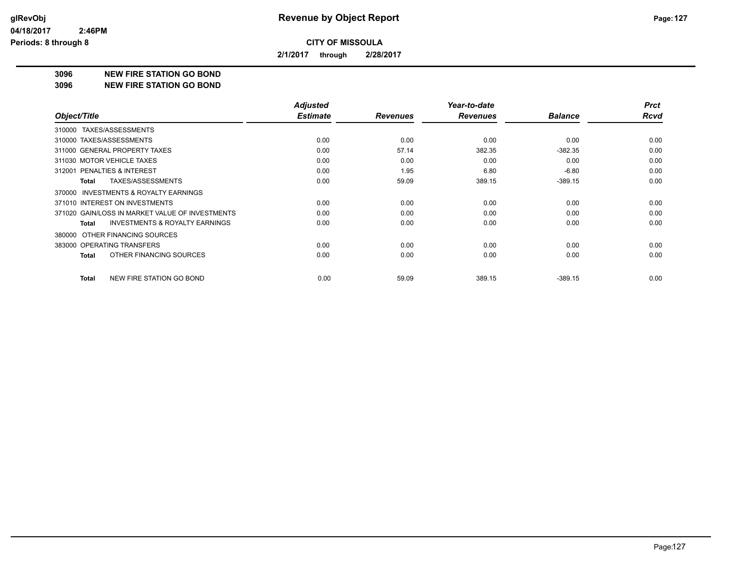**glRevObj**
**04/18/2017 2:46PM**
**Periods: 8 through 8**

# Revenue by Object Report

**CITY OF MISSOULA**

**2/1/2017 through 2/28/2017**

**3096 NEW FIRE STATION GO BOND**
**3096 NEW FIRE STATION GO BOND**

| Object/Title | Adjusted Estimate | Revenues | Year-to-date Revenues | Balance | Prct Rcvd |
|---|---|---|---|---|---|
| 310000 TAXES/ASSESSMENTS | | | | | |
| 310000 TAXES/ASSESSMENTS | 0.00 | 0.00 | 0.00 | 0.00 | 0.00 |
| 311000 GENERAL PROPERTY TAXES | 0.00 | 57.14 | 382.35 | -382.35 | 0.00 |
| 311030 MOTOR VEHICLE TAXES | 0.00 | 0.00 | 0.00 | 0.00 | 0.00 |
| 312001 PENALTIES & INTEREST | 0.00 | 1.95 | 6.80 | -6.80 | 0.00 |
| **Total** TAXES/ASSESSMENTS | 0.00 | 59.09 | 389.15 | -389.15 | 0.00 |
| 370000 INVESTMENTS & ROYALTY EARNINGS | | | | | |
| 371010 INTEREST ON INVESTMENTS | 0.00 | 0.00 | 0.00 | 0.00 | 0.00 |
| 371020 GAIN/LOSS IN MARKET VALUE OF INVESTMENTS | 0.00 | 0.00 | 0.00 | 0.00 | 0.00 |
| **Total** INVESTMENTS & ROYALTY EARNINGS | 0.00 | 0.00 | 0.00 | 0.00 | 0.00 |
| 380000 OTHER FINANCING SOURCES | | | | | |
| 383000 OPERATING TRANSFERS | 0.00 | 0.00 | 0.00 | 0.00 | 0.00 |
| **Total** OTHER FINANCING SOURCES | 0.00 | 0.00 | 0.00 | 0.00 | 0.00 |
| **Total** NEW FIRE STATION GO BOND | 0.00 | 59.09 | 389.15 | -389.15 | 0.00 |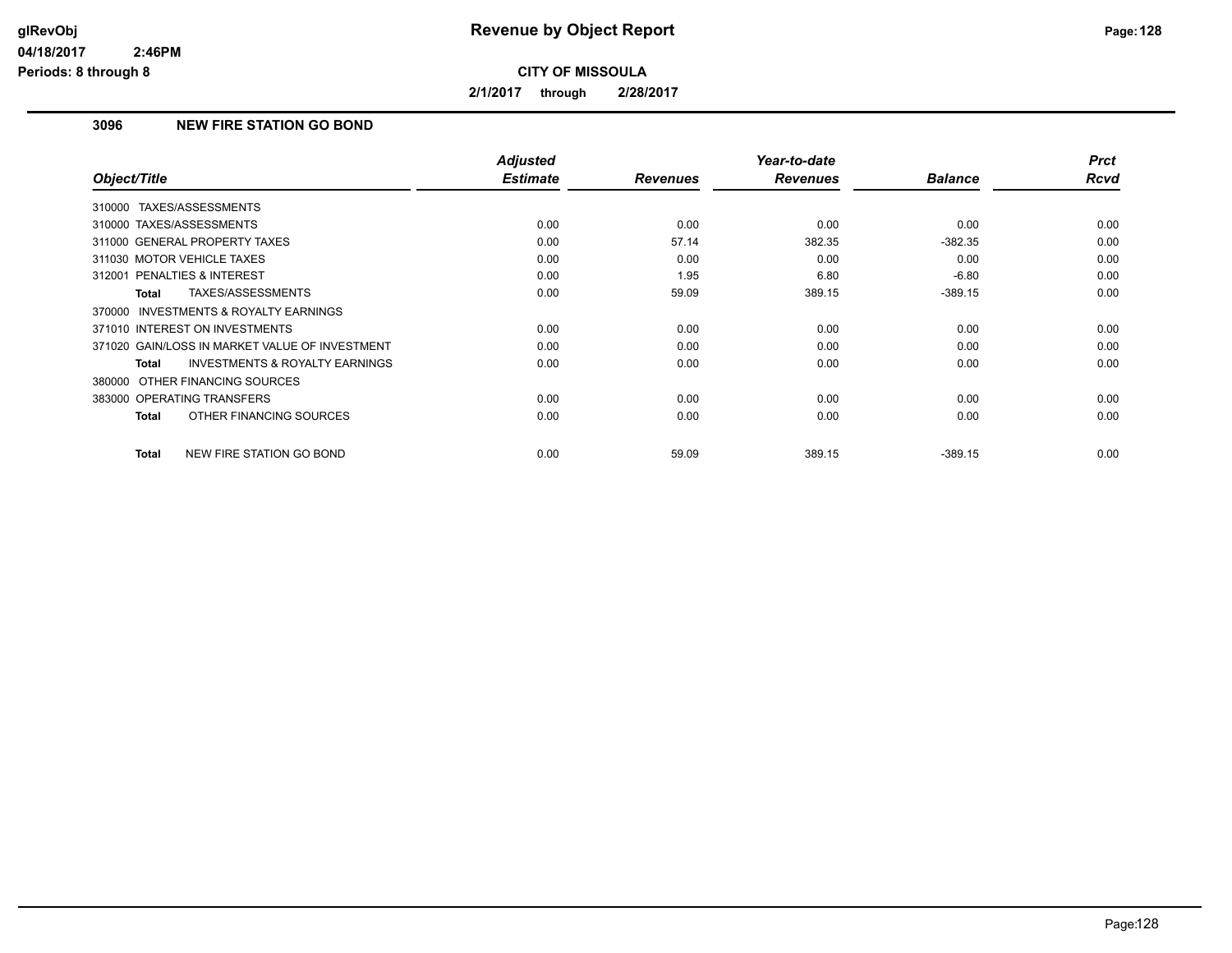**glRevObj**
**04/18/2017 2:46PM**
**Periods: 8 through 8**

# Revenue by Object Report

**CITY OF MISSOULA**

**2/1/2017 through 2/28/2017**

## 3096 NEW FIRE STATION GO BOND

| Object/Title | Adjusted Estimate | Revenues | Year-to-date Revenues | Balance | Prct Rcvd |
|---|---|---|---|---|---|
| 310000 TAXES/ASSESSMENTS | | | | | |
| 310000 TAXES/ASSESSMENTS | 0.00 | 0.00 | 0.00 | 0.00 | 0.00 |
| 311000 GENERAL PROPERTY TAXES | 0.00 | 57.14 | 382.35 | -382.35 | 0.00 |
| 311030 MOTOR VEHICLE TAXES | 0.00 | 0.00 | 0.00 | 0.00 | 0.00 |
| 312001 PENALTIES & INTEREST | 0.00 | 1.95 | 6.80 | -6.80 | 0.00 |
| **Total** TAXES/ASSESSMENTS | 0.00 | 59.09 | 389.15 | -389.15 | 0.00 |
| 370000 INVESTMENTS & ROYALTY EARNINGS | | | | | |
| 371010 INTEREST ON INVESTMENTS | 0.00 | 0.00 | 0.00 | 0.00 | 0.00 |
| 371020 GAIN/LOSS IN MARKET VALUE OF INVESTMENT | 0.00 | 0.00 | 0.00 | 0.00 | 0.00 |
| **Total** INVESTMENTS & ROYALTY EARNINGS | 0.00 | 0.00 | 0.00 | 0.00 | 0.00 |
| 380000 OTHER FINANCING SOURCES | | | | | |
| 383000 OPERATING TRANSFERS | 0.00 | 0.00 | 0.00 | 0.00 | 0.00 |
| **Total** OTHER FINANCING SOURCES | 0.00 | 0.00 | 0.00 | 0.00 | 0.00 |
| **Total** NEW FIRE STATION GO BOND | 0.00 | 59.09 | 389.15 | -389.15 | 0.00 |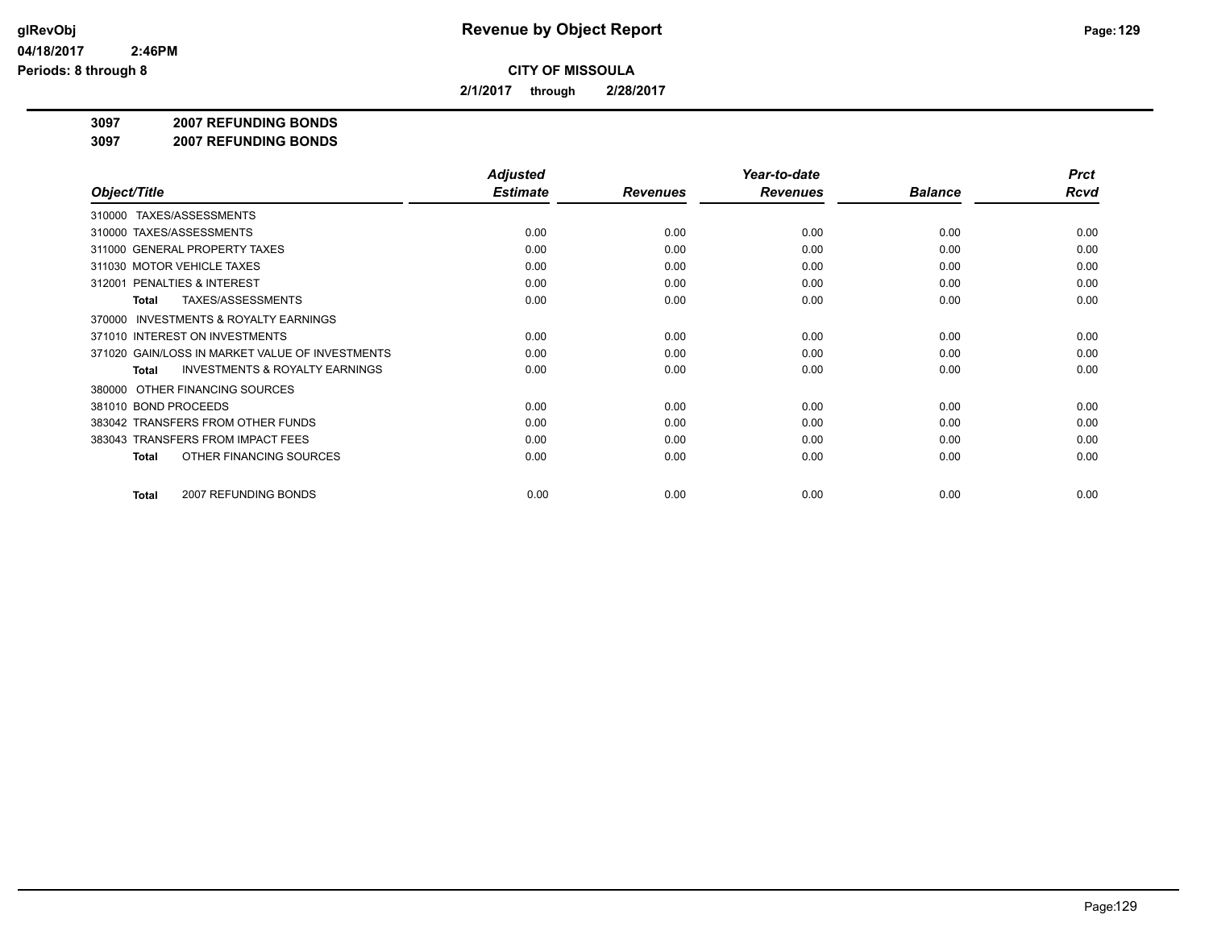# Revenue by Object Report

**CITY OF MISSOULA**

**2/1/2017 through 2/28/2017**

**3097 2007 REFUNDING BONDS**

**3097 2007 REFUNDING BONDS**

| Object/Title | Adjusted Estimate | Revenues | Year-to-date Revenues | Balance | Prct Rcvd |
|---|---|---|---|---|---|
| 310000 TAXES/ASSESSMENTS | | | | | |
| 310000 TAXES/ASSESSMENTS | 0.00 | 0.00 | 0.00 | 0.00 | 0.00 |
| 311000 GENERAL PROPERTY TAXES | 0.00 | 0.00 | 0.00 | 0.00 | 0.00 |
| 311030 MOTOR VEHICLE TAXES | 0.00 | 0.00 | 0.00 | 0.00 | 0.00 |
| 312001 PENALTIES & INTEREST | 0.00 | 0.00 | 0.00 | 0.00 | 0.00 |
| **Total** TAXES/ASSESSMENTS | 0.00 | 0.00 | 0.00 | 0.00 | 0.00 |
| 370000 INVESTMENTS & ROYALTY EARNINGS | | | | | |
| 371010 INTEREST ON INVESTMENTS | 0.00 | 0.00 | 0.00 | 0.00 | 0.00 |
| 371020 GAIN/LOSS IN MARKET VALUE OF INVESTMENTS | 0.00 | 0.00 | 0.00 | 0.00 | 0.00 |
| **Total** INVESTMENTS & ROYALTY EARNINGS | 0.00 | 0.00 | 0.00 | 0.00 | 0.00 |
| 380000 OTHER FINANCING SOURCES | | | | | |
| 381010 BOND PROCEEDS | 0.00 | 0.00 | 0.00 | 0.00 | 0.00 |
| 383042 TRANSFERS FROM OTHER FUNDS | 0.00 | 0.00 | 0.00 | 0.00 | 0.00 |
| 383043 TRANSFERS FROM IMPACT FEES | 0.00 | 0.00 | 0.00 | 0.00 | 0.00 |
| **Total** OTHER FINANCING SOURCES | 0.00 | 0.00 | 0.00 | 0.00 | 0.00 |
| **Total** 2007 REFUNDING BONDS | 0.00 | 0.00 | 0.00 | 0.00 | 0.00 |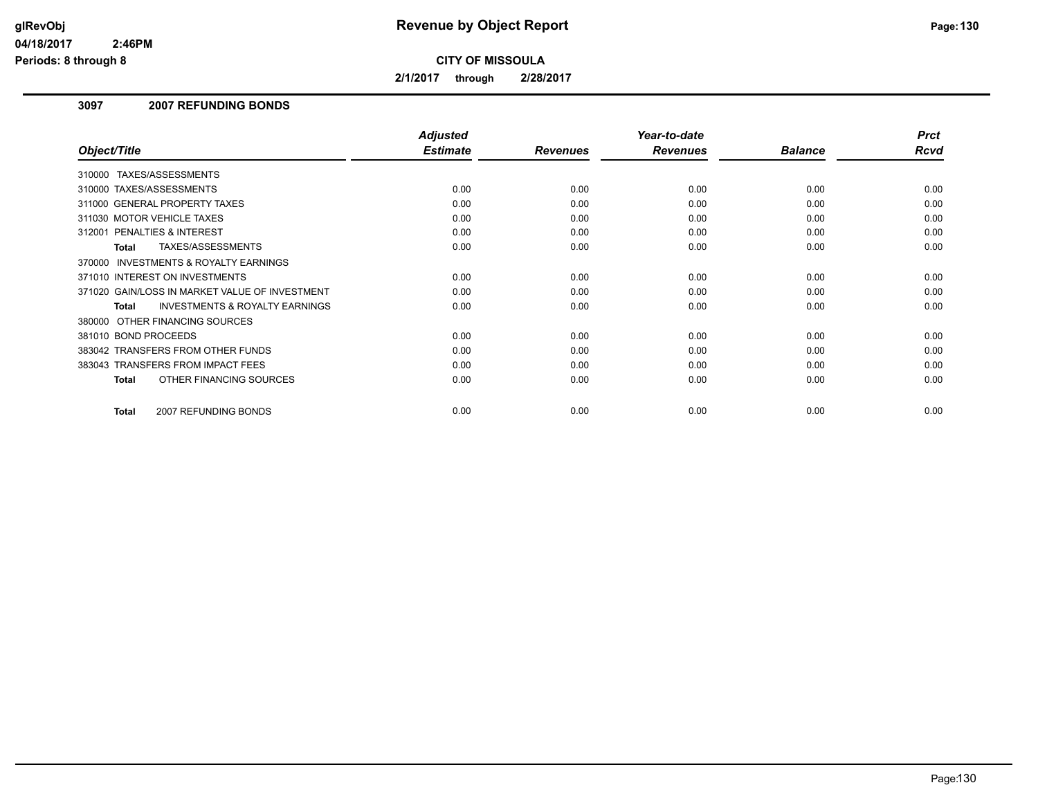**Revenue by Object Report**

**CITY OF MISSOULA**

**2/1/2017 through 2/28/2017**

### 3097 2007 REFUNDING BONDS

| Object/Title | Adjusted Estimate | Revenues | Year-to-date Revenues | Balance | Prct Rcvd |
|---|---|---|---|---|---|
| 310000 TAXES/ASSESSMENTS | | | | | |
| 310000 TAXES/ASSESSMENTS | 0.00 | 0.00 | 0.00 | 0.00 | 0.00 |
| 311000 GENERAL PROPERTY TAXES | 0.00 | 0.00 | 0.00 | 0.00 | 0.00 |
| 311030 MOTOR VEHICLE TAXES | 0.00 | 0.00 | 0.00 | 0.00 | 0.00 |
| 312001 PENALTIES & INTEREST | 0.00 | 0.00 | 0.00 | 0.00 | 0.00 |
| **Total** TAXES/ASSESSMENTS | 0.00 | 0.00 | 0.00 | 0.00 | 0.00 |
| 370000 INVESTMENTS & ROYALTY EARNINGS | | | | | |
| 371010 INTEREST ON INVESTMENTS | 0.00 | 0.00 | 0.00 | 0.00 | 0.00 |
| 371020 GAIN/LOSS IN MARKET VALUE OF INVESTMENT | 0.00 | 0.00 | 0.00 | 0.00 | 0.00 |
| **Total** INVESTMENTS & ROYALTY EARNINGS | 0.00 | 0.00 | 0.00 | 0.00 | 0.00 |
| 380000 OTHER FINANCING SOURCES | | | | | |
| 381010 BOND PROCEEDS | 0.00 | 0.00 | 0.00 | 0.00 | 0.00 |
| 383042 TRANSFERS FROM OTHER FUNDS | 0.00 | 0.00 | 0.00 | 0.00 | 0.00 |
| 383043 TRANSFERS FROM IMPACT FEES | 0.00 | 0.00 | 0.00 | 0.00 | 0.00 |
| **Total** OTHER FINANCING SOURCES | 0.00 | 0.00 | 0.00 | 0.00 | 0.00 |
| **Total** 2007 REFUNDING BONDS | 0.00 | 0.00 | 0.00 | 0.00 | 0.00 |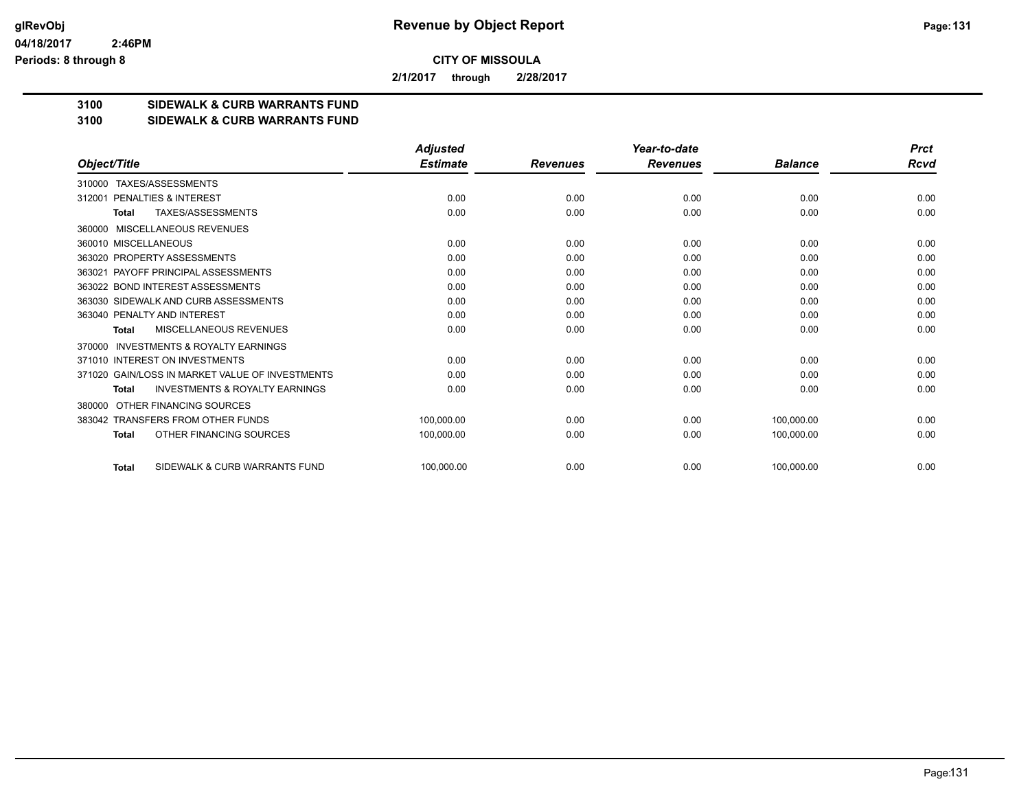**CITY OF MISSOULA**

**2/1/2017 through 2/28/2017**

**3100 SIDEWALK & CURB WARRANTS FUND**
**3100 SIDEWALK & CURB WARRANTS FUND**

| Object/Title | Adjusted Estimate | Revenues | Year-to-date Revenues | Balance | Prct Rcvd |
|---|---|---|---|---|---|
| 310000 TAXES/ASSESSMENTS | | | | | |
| 312001 PENALTIES & INTEREST | 0.00 | 0.00 | 0.00 | 0.00 | 0.00 |
| **Total** TAXES/ASSESSMENTS | 0.00 | 0.00 | 0.00 | 0.00 | 0.00 |
| 360000 MISCELLANEOUS REVENUES | | | | | |
| 360010 MISCELLANEOUS | 0.00 | 0.00 | 0.00 | 0.00 | 0.00 |
| 363020 PROPERTY ASSESSMENTS | 0.00 | 0.00 | 0.00 | 0.00 | 0.00 |
| 363021 PAYOFF PRINCIPAL ASSESSMENTS | 0.00 | 0.00 | 0.00 | 0.00 | 0.00 |
| 363022 BOND INTEREST ASSESSMENTS | 0.00 | 0.00 | 0.00 | 0.00 | 0.00 |
| 363030 SIDEWALK AND CURB ASSESSMENTS | 0.00 | 0.00 | 0.00 | 0.00 | 0.00 |
| 363040 PENALTY AND INTEREST | 0.00 | 0.00 | 0.00 | 0.00 | 0.00 |
| **Total** MISCELLANEOUS REVENUES | 0.00 | 0.00 | 0.00 | 0.00 | 0.00 |
| 370000 INVESTMENTS & ROYALTY EARNINGS | | | | | |
| 371010 INTEREST ON INVESTMENTS | 0.00 | 0.00 | 0.00 | 0.00 | 0.00 |
| 371020 GAIN/LOSS IN MARKET VALUE OF INVESTMENTS | 0.00 | 0.00 | 0.00 | 0.00 | 0.00 |
| **Total** INVESTMENTS & ROYALTY EARNINGS | 0.00 | 0.00 | 0.00 | 0.00 | 0.00 |
| 380000 OTHER FINANCING SOURCES | | | | | |
| 383042 TRANSFERS FROM OTHER FUNDS | 100,000.00 | 0.00 | 0.00 | 100,000.00 | 0.00 |
| **Total** OTHER FINANCING SOURCES | 100,000.00 | 0.00 | 0.00 | 100,000.00 | 0.00 |
| **Total** SIDEWALK & CURB WARRANTS FUND | 100,000.00 | 0.00 | 0.00 | 100,000.00 | 0.00 |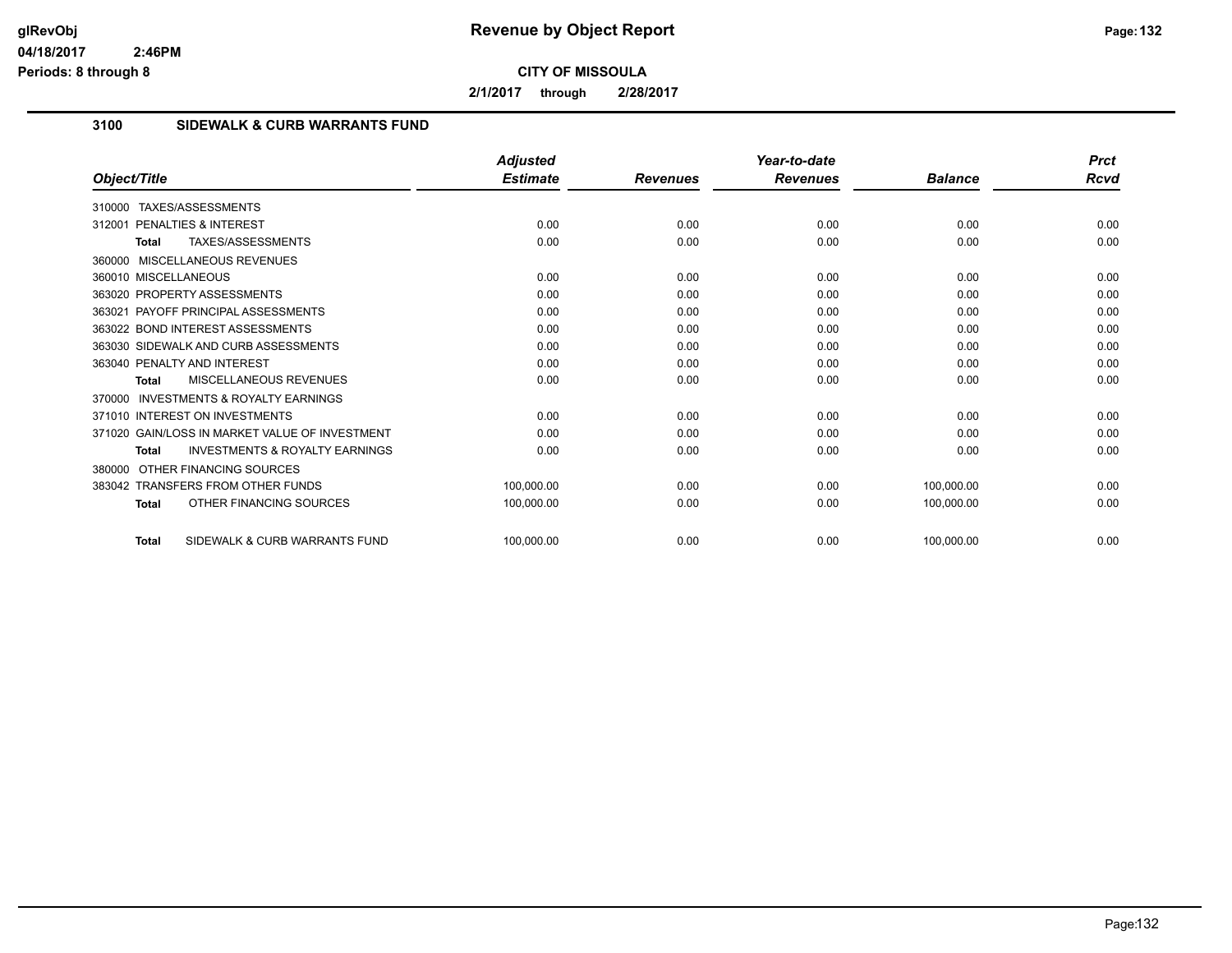# Revenue by Object Report

glRevObj
04/18/2017 2:46PM
Periods: 8 through 8

**CITY OF MISSOULA**

**2/1/2017 through 2/28/2017**

## 3100 SIDEWALK & CURB WARRANTS FUND

| Object/Title | Adjusted Estimate | Revenues | Year-to-date Revenues | Balance | Prct Rcvd |
|---|---|---|---|---|---|
| 310000 TAXES/ASSESSMENTS | | | | | |
| 312001 PENALTIES & INTEREST | 0.00 | 0.00 | 0.00 | 0.00 | 0.00 |
| **Total** TAXES/ASSESSMENTS | 0.00 | 0.00 | 0.00 | 0.00 | 0.00 |
| 360000 MISCELLANEOUS REVENUES | | | | | |
| 360010 MISCELLANEOUS | 0.00 | 0.00 | 0.00 | 0.00 | 0.00 |
| 363020 PROPERTY ASSESSMENTS | 0.00 | 0.00 | 0.00 | 0.00 | 0.00 |
| 363021 PAYOFF PRINCIPAL ASSESSMENTS | 0.00 | 0.00 | 0.00 | 0.00 | 0.00 |
| 363022 BOND INTEREST ASSESSMENTS | 0.00 | 0.00 | 0.00 | 0.00 | 0.00 |
| 363030 SIDEWALK AND CURB ASSESSMENTS | 0.00 | 0.00 | 0.00 | 0.00 | 0.00 |
| 363040 PENALTY AND INTEREST | 0.00 | 0.00 | 0.00 | 0.00 | 0.00 |
| **Total** MISCELLANEOUS REVENUES | 0.00 | 0.00 | 0.00 | 0.00 | 0.00 |
| 370000 INVESTMENTS & ROYALTY EARNINGS | | | | | |
| 371010 INTEREST ON INVESTMENTS | 0.00 | 0.00 | 0.00 | 0.00 | 0.00 |
| 371020 GAIN/LOSS IN MARKET VALUE OF INVESTMENT | 0.00 | 0.00 | 0.00 | 0.00 | 0.00 |
| **Total** INVESTMENTS & ROYALTY EARNINGS | 0.00 | 0.00 | 0.00 | 0.00 | 0.00 |
| 380000 OTHER FINANCING SOURCES | | | | | |
| 383042 TRANSFERS FROM OTHER FUNDS | 100,000.00 | 0.00 | 0.00 | 100,000.00 | 0.00 |
| **Total** OTHER FINANCING SOURCES | 100,000.00 | 0.00 | 0.00 | 100,000.00 | 0.00 |
| **Total** SIDEWALK & CURB WARRANTS FUND | 100,000.00 | 0.00 | 0.00 | 100,000.00 | 0.00 |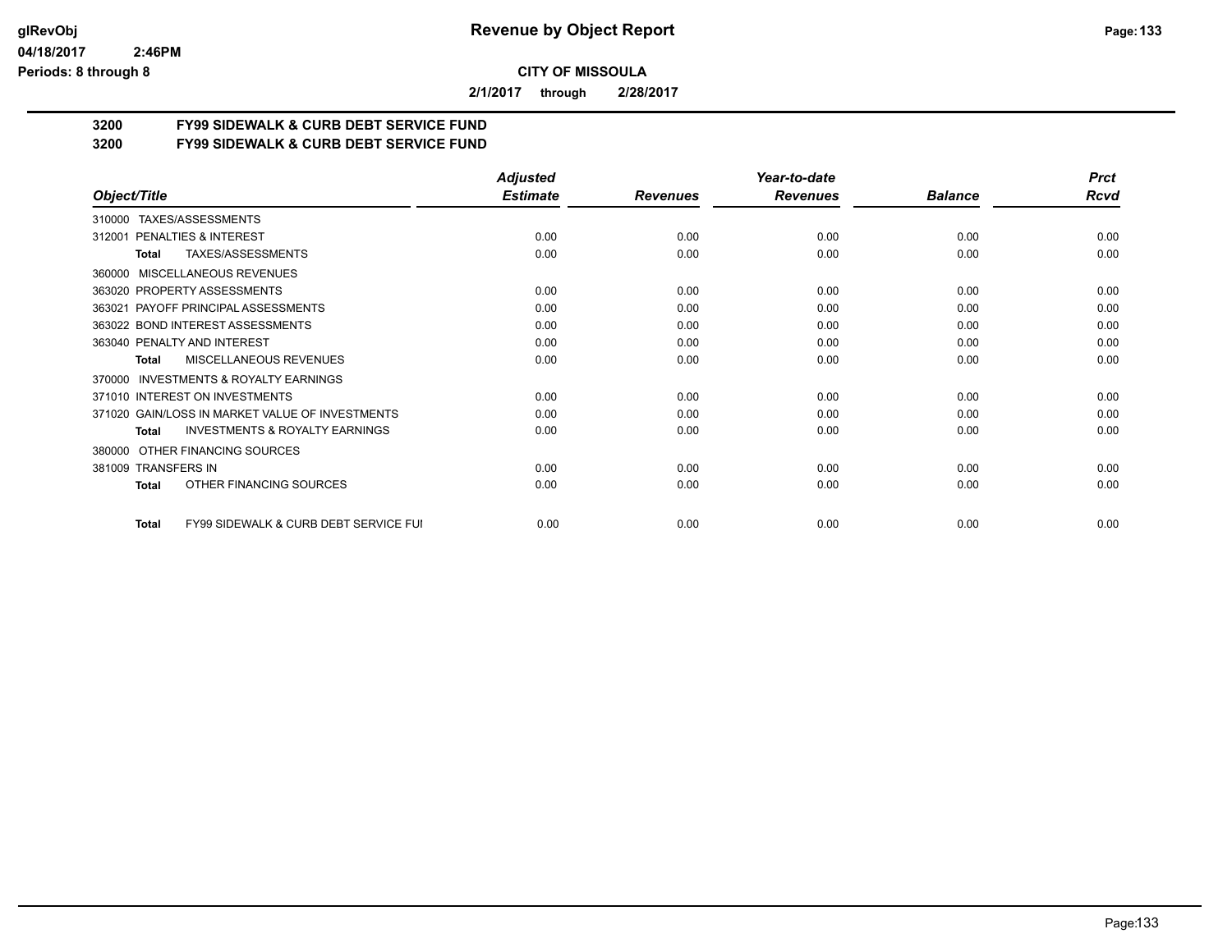**CITY OF MISSOULA**

**2/1/2017 through 2/28/2017**

## 3200 FY99 SIDEWALK & CURB DEBT SERVICE FUND
## 3200 FY99 SIDEWALK & CURB DEBT SERVICE FUND

| Object/Title | Adjusted Estimate | Revenues | Year-to-date Revenues | Balance | Prct Rcvd |
|---|---|---|---|---|---|
| 310000 TAXES/ASSESSMENTS | | | | | |
| 312001 PENALTIES & INTEREST | 0.00 | 0.00 | 0.00 | 0.00 | 0.00 |
| **Total** TAXES/ASSESSMENTS | 0.00 | 0.00 | 0.00 | 0.00 | 0.00 |
| 360000 MISCELLANEOUS REVENUES | | | | | |
| 363020 PROPERTY ASSESSMENTS | 0.00 | 0.00 | 0.00 | 0.00 | 0.00 |
| 363021 PAYOFF PRINCIPAL ASSESSMENTS | 0.00 | 0.00 | 0.00 | 0.00 | 0.00 |
| 363022 BOND INTEREST ASSESSMENTS | 0.00 | 0.00 | 0.00 | 0.00 | 0.00 |
| 363040 PENALTY AND INTEREST | 0.00 | 0.00 | 0.00 | 0.00 | 0.00 |
| **Total** MISCELLANEOUS REVENUES | 0.00 | 0.00 | 0.00 | 0.00 | 0.00 |
| 370000 INVESTMENTS & ROYALTY EARNINGS | | | | | |
| 371010 INTEREST ON INVESTMENTS | 0.00 | 0.00 | 0.00 | 0.00 | 0.00 |
| 371020 GAIN/LOSS IN MARKET VALUE OF INVESTMENTS | 0.00 | 0.00 | 0.00 | 0.00 | 0.00 |
| **Total** INVESTMENTS & ROYALTY EARNINGS | 0.00 | 0.00 | 0.00 | 0.00 | 0.00 |
| 380000 OTHER FINANCING SOURCES | | | | | |
| 381009 TRANSFERS IN | 0.00 | 0.00 | 0.00 | 0.00 | 0.00 |
| **Total** OTHER FINANCING SOURCES | 0.00 | 0.00 | 0.00 | 0.00 | 0.00 |
| **Total** FY99 SIDEWALK & CURB DEBT SERVICE FUI | 0.00 | 0.00 | 0.00 | 0.00 | 0.00 |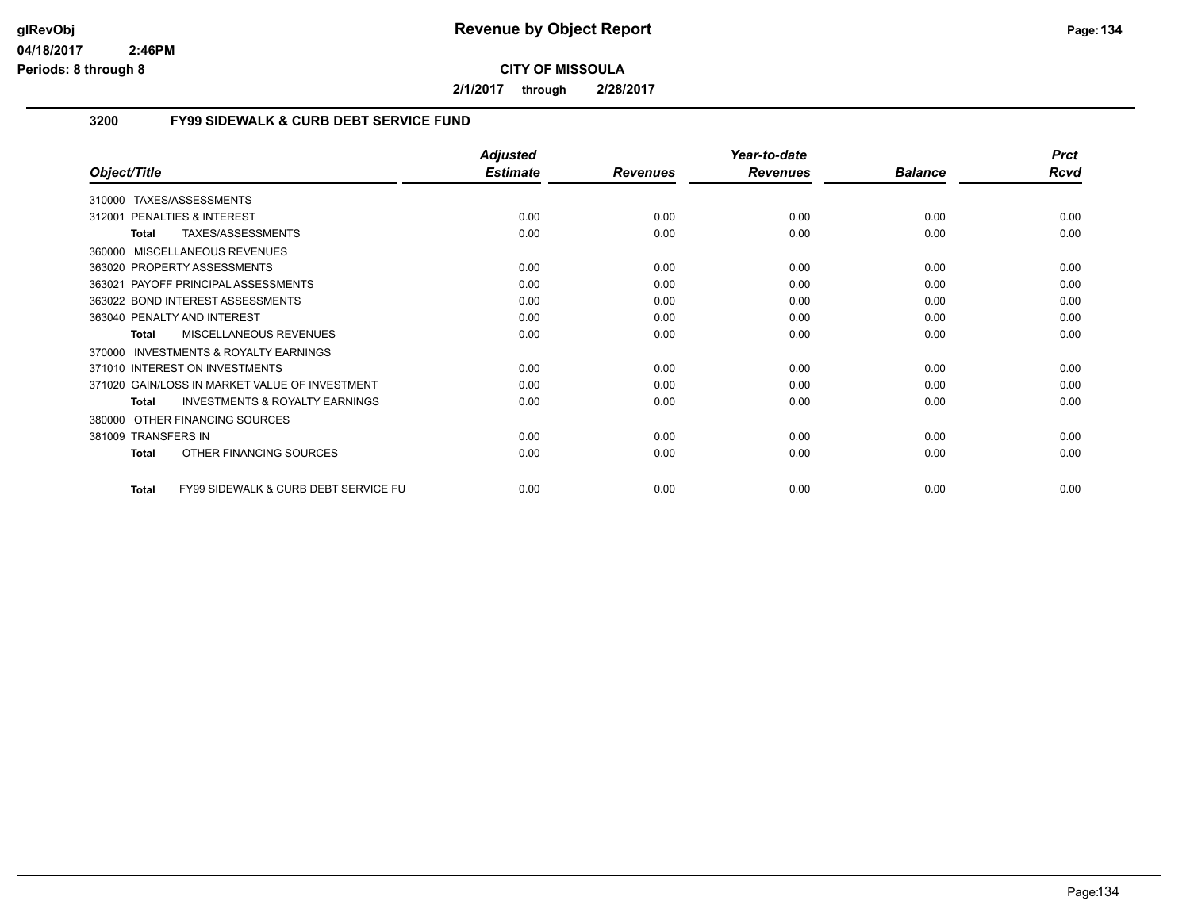# Revenue by Object Report

**CITY OF MISSOULA**

**2/1/2017 through 2/28/2017**

glRevObj
04/18/2017 2:46PM
Periods: 8 through 8

## 3200 FY99 SIDEWALK & CURB DEBT SERVICE FUND

| Object/Title | Adjusted Estimate | Revenues | Year-to-date Revenues | Balance | Prct Rcvd |
|---|---|---|---|---|---|
| 310000 TAXES/ASSESSMENTS | | | | | |
| 312001 PENALTIES & INTEREST | 0.00 | 0.00 | 0.00 | 0.00 | 0.00 |
| **Total** TAXES/ASSESSMENTS | 0.00 | 0.00 | 0.00 | 0.00 | 0.00 |
| 360000 MISCELLANEOUS REVENUES | | | | | |
| 363020 PROPERTY ASSESSMENTS | 0.00 | 0.00 | 0.00 | 0.00 | 0.00 |
| 363021 PAYOFF PRINCIPAL ASSESSMENTS | 0.00 | 0.00 | 0.00 | 0.00 | 0.00 |
| 363022 BOND INTEREST ASSESSMENTS | 0.00 | 0.00 | 0.00 | 0.00 | 0.00 |
| 363040 PENALTY AND INTEREST | 0.00 | 0.00 | 0.00 | 0.00 | 0.00 |
| **Total** MISCELLANEOUS REVENUES | 0.00 | 0.00 | 0.00 | 0.00 | 0.00 |
| 370000 INVESTMENTS & ROYALTY EARNINGS | | | | | |
| 371010 INTEREST ON INVESTMENTS | 0.00 | 0.00 | 0.00 | 0.00 | 0.00 |
| 371020 GAIN/LOSS IN MARKET VALUE OF INVESTMENT | 0.00 | 0.00 | 0.00 | 0.00 | 0.00 |
| **Total** INVESTMENTS & ROYALTY EARNINGS | 0.00 | 0.00 | 0.00 | 0.00 | 0.00 |
| 380000 OTHER FINANCING SOURCES | | | | | |
| 381009 TRANSFERS IN | 0.00 | 0.00 | 0.00 | 0.00 | 0.00 |
| **Total** OTHER FINANCING SOURCES | 0.00 | 0.00 | 0.00 | 0.00 | 0.00 |
| **Total** FY99 SIDEWALK & CURB DEBT SERVICE FU | 0.00 | 0.00 | 0.00 | 0.00 | 0.00 |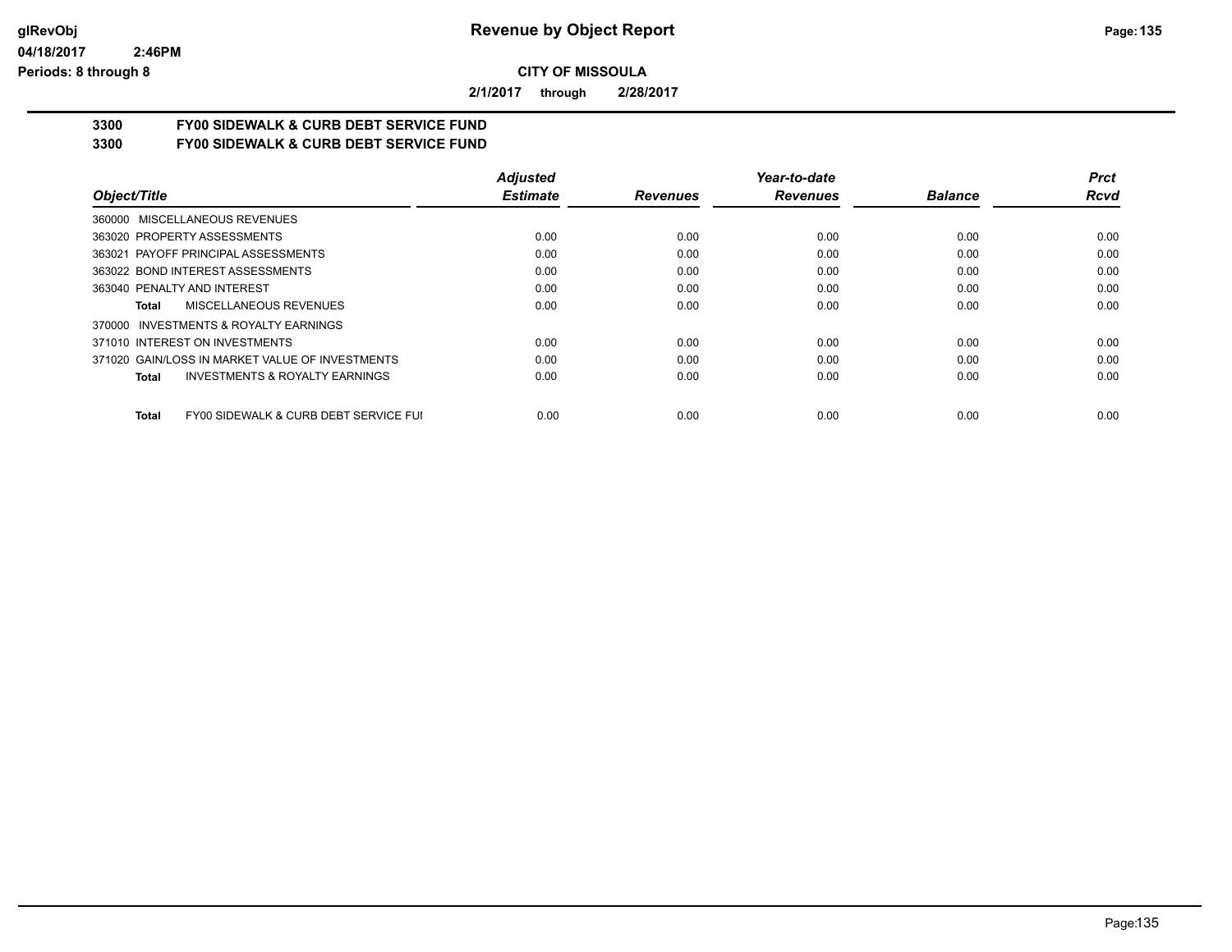**Revenue by Object Report**

**CITY OF MISSOULA**

**2/1/2017 through 2/28/2017**

**3300 FY00 SIDEWALK & CURB DEBT SERVICE FUND**

**3300 FY00 SIDEWALK & CURB DEBT SERVICE FUND**

| Object/Title | Adjusted Estimate | Revenues | Year-to-date Revenues | Balance | Prct Rcvd |
|---|---|---|---|---|---|
| 360000 MISCELLANEOUS REVENUES | | | | | |
| 363020 PROPERTY ASSESSMENTS | 0.00 | 0.00 | 0.00 | 0.00 | 0.00 |
| 363021 PAYOFF PRINCIPAL ASSESSMENTS | 0.00 | 0.00 | 0.00 | 0.00 | 0.00 |
| 363022 BOND INTEREST ASSESSMENTS | 0.00 | 0.00 | 0.00 | 0.00 | 0.00 |
| 363040 PENALTY AND INTEREST | 0.00 | 0.00 | 0.00 | 0.00 | 0.00 |
| **Total** MISCELLANEOUS REVENUES | 0.00 | 0.00 | 0.00 | 0.00 | 0.00 |
| 370000 INVESTMENTS & ROYALTY EARNINGS | | | | | |
| 371010 INTEREST ON INVESTMENTS | 0.00 | 0.00 | 0.00 | 0.00 | 0.00 |
| 371020 GAIN/LOSS IN MARKET VALUE OF INVESTMENTS | 0.00 | 0.00 | 0.00 | 0.00 | 0.00 |
| **Total** INVESTMENTS & ROYALTY EARNINGS | 0.00 | 0.00 | 0.00 | 0.00 | 0.00 |
| **Total** FY00 SIDEWALK & CURB DEBT SERVICE FUI | 0.00 | 0.00 | 0.00 | 0.00 | 0.00 |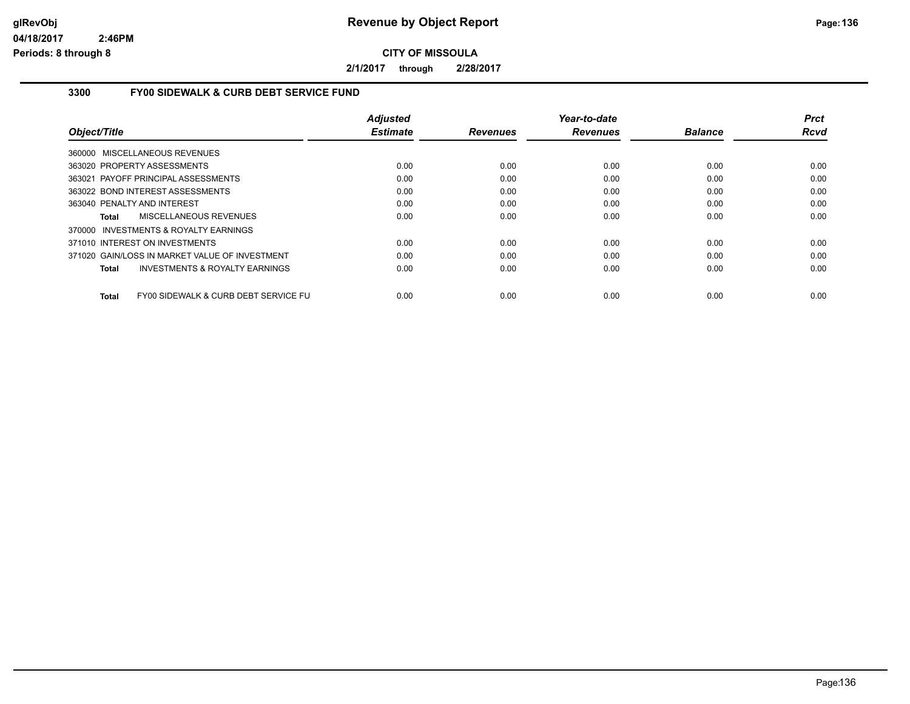**Revenue by Object Report**

**CITY OF MISSOULA**

**2/1/2017 through 2/28/2017**

glRevObj
04/18/2017 2:46PM
Periods: 8 through 8

### 3300 FY00 SIDEWALK & CURB DEBT SERVICE FUND

| Object/Title | Adjusted Estimate | Revenues | Year-to-date Revenues | Balance | Prct Rcvd |
|---|---|---|---|---|---|
| 360000 MISCELLANEOUS REVENUES | | | | | |
| 363020 PROPERTY ASSESSMENTS | 0.00 | 0.00 | 0.00 | 0.00 | 0.00 |
| 363021 PAYOFF PRINCIPAL ASSESSMENTS | 0.00 | 0.00 | 0.00 | 0.00 | 0.00 |
| 363022 BOND INTEREST ASSESSMENTS | 0.00 | 0.00 | 0.00 | 0.00 | 0.00 |
| 363040 PENALTY AND INTEREST | 0.00 | 0.00 | 0.00 | 0.00 | 0.00 |
| **Total** MISCELLANEOUS REVENUES | 0.00 | 0.00 | 0.00 | 0.00 | 0.00 |
| 370000 INVESTMENTS & ROYALTY EARNINGS | | | | | |
| 371010 INTEREST ON INVESTMENTS | 0.00 | 0.00 | 0.00 | 0.00 | 0.00 |
| 371020 GAIN/LOSS IN MARKET VALUE OF INVESTMENT | 0.00 | 0.00 | 0.00 | 0.00 | 0.00 |
| **Total** INVESTMENTS & ROYALTY EARNINGS | 0.00 | 0.00 | 0.00 | 0.00 | 0.00 |
| **Total** FY00 SIDEWALK & CURB DEBT SERVICE FU | 0.00 | 0.00 | 0.00 | 0.00 | 0.00 |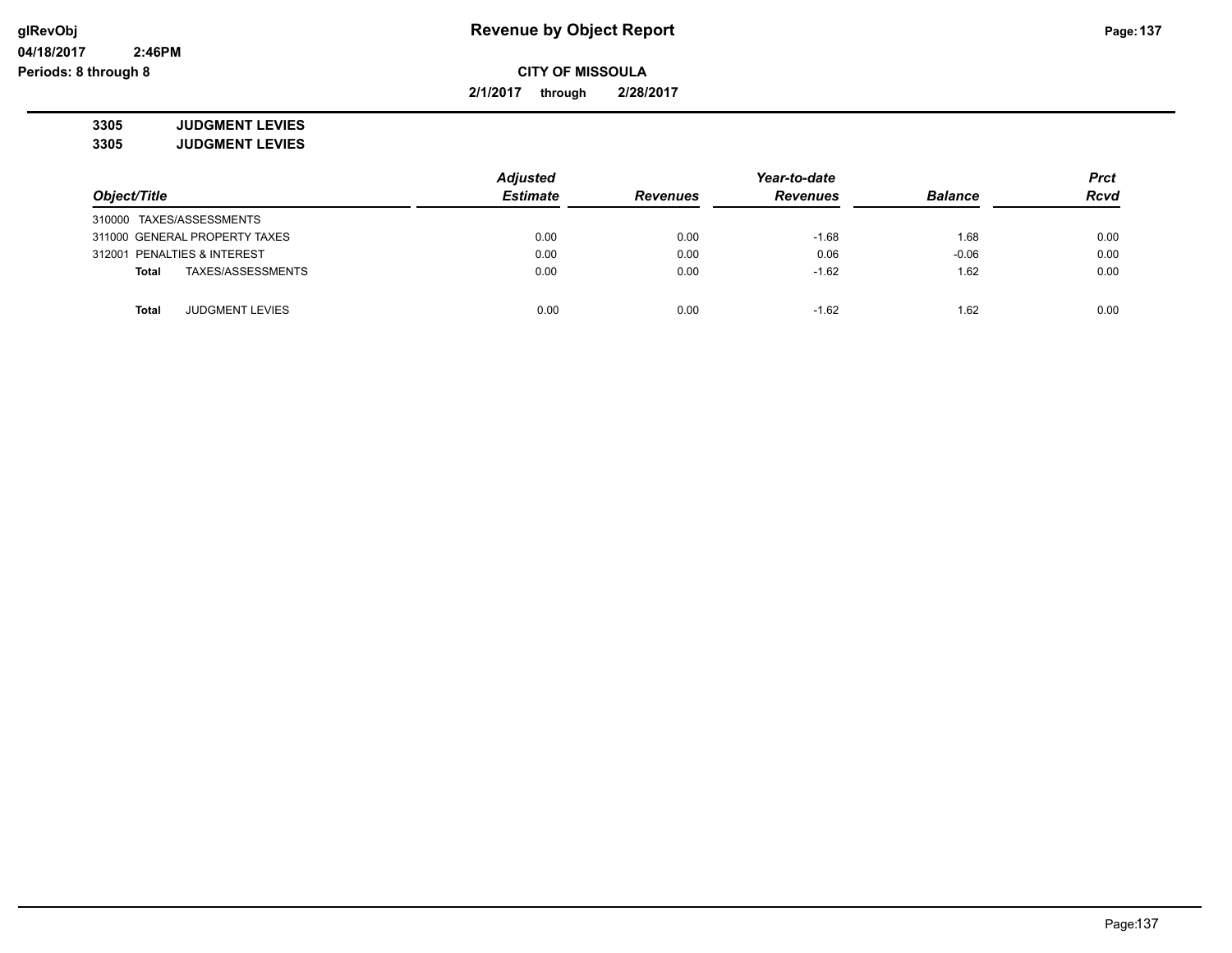# Revenue by Object Report

glRevObj
04/18/2017 2:46PM
Periods: 8 through 8

**CITY OF MISSOULA**

**2/1/2017 through 2/28/2017**

**3305 JUDGMENT LEVIES**
**3305 JUDGMENT LEVIES**

| Object/Title | Adjusted Estimate | Revenues | Year-to-date Revenues | Balance | Prct Rcvd |
|---|---|---|---|---|---|
| 310000 TAXES/ASSESSMENTS | | | | | |
| 311000 GENERAL PROPERTY TAXES | 0.00 | 0.00 | -1.68 | 1.68 | 0.00 |
| 312001 PENALTIES & INTEREST | 0.00 | 0.00 | 0.06 | -0.06 | 0.00 |
| **Total** TAXES/ASSESSMENTS | 0.00 | 0.00 | -1.62 | 1.62 | 0.00 |
| | | | | | |
| **Total** JUDGMENT LEVIES | 0.00 | 0.00 | -1.62 | 1.62 | 0.00 |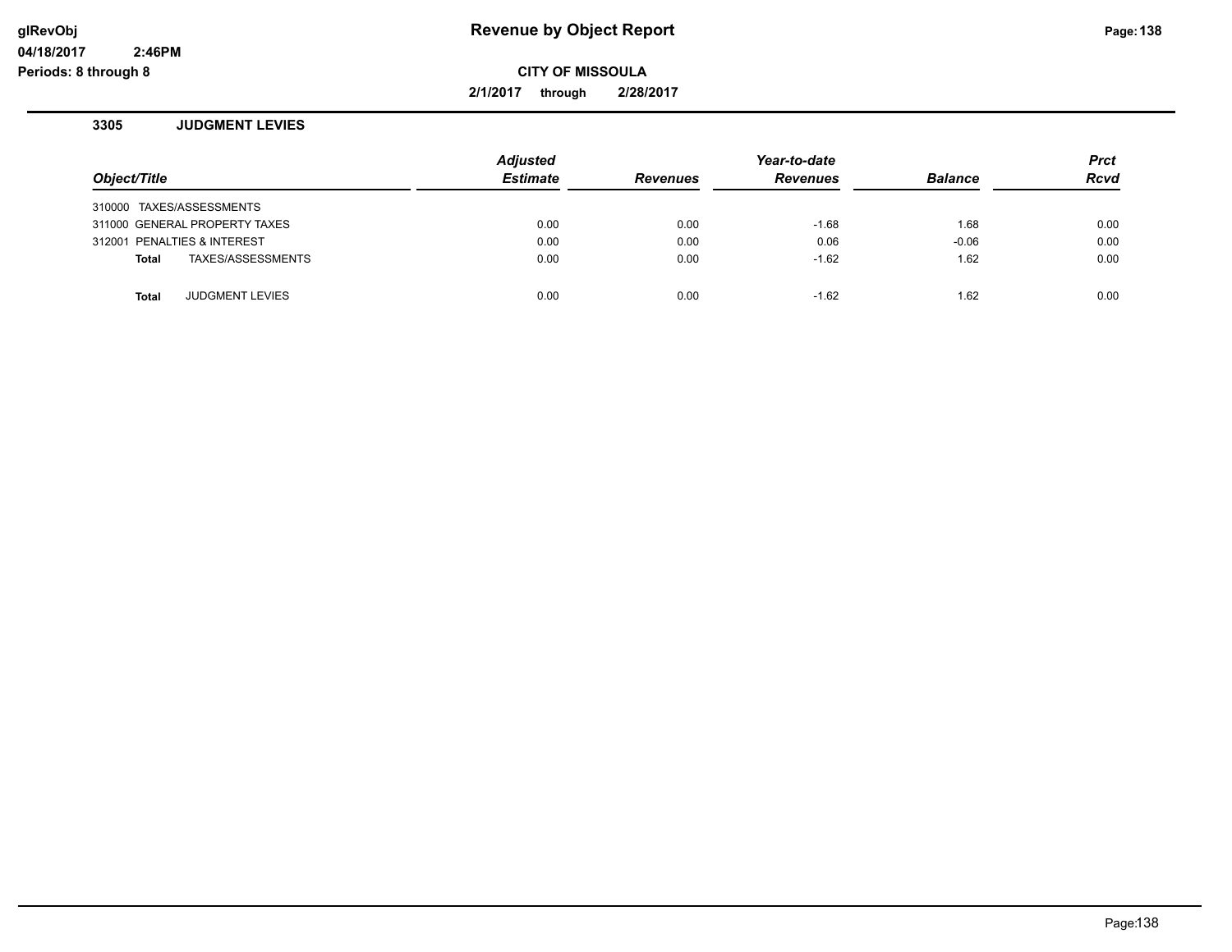# Revenue by Object Report

**CITY OF MISSOULA**

**2/1/2017 through 2/28/2017**

glRevObj
04/18/2017 2:46PM
Periods: 8 through 8

### 3305 JUDGMENT LEVIES

| Object/Title | Adjusted Estimate | Revenues | Year-to-date Revenues | Balance | Prct Rcvd |
|---|---|---|---|---|---|
| 310000 TAXES/ASSESSMENTS | | | | | |
| 311000 GENERAL PROPERTY TAXES | 0.00 | 0.00 | -1.68 | 1.68 | 0.00 |
| 312001 PENALTIES & INTEREST | 0.00 | 0.00 | 0.06 | -0.06 | 0.00 |
| **Total** TAXES/ASSESSMENTS | 0.00 | 0.00 | -1.62 | 1.62 | 0.00 |
| **Total** JUDGMENT LEVIES | 0.00 | 0.00 | -1.62 | 1.62 | 0.00 |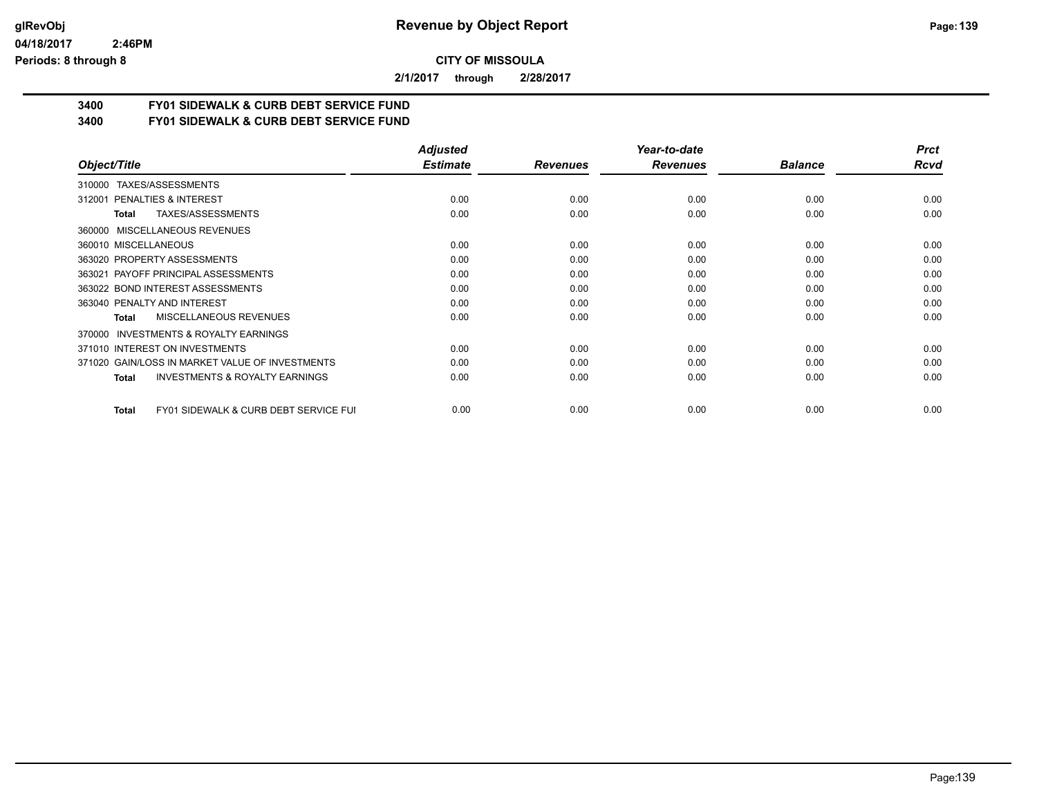# Revenue by Object Report

**CITY OF MISSOULA**

**2/1/2017 through 2/28/2017**

glRevObj
04/18/2017 2:46PM
Periods: 8 through 8

## 3400 FY01 SIDEWALK & CURB DEBT SERVICE FUND
## 3400 FY01 SIDEWALK & CURB DEBT SERVICE FUND

| Object/Title | Adjusted Estimate | Revenues | Year-to-date Revenues | Balance | Prct Rcvd |
|---|---|---|---|---|---|
| 310000 TAXES/ASSESSMENTS | | | | | |
| 312001 PENALTIES & INTEREST | 0.00 | 0.00 | 0.00 | 0.00 | 0.00 |
| **Total** TAXES/ASSESSMENTS | 0.00 | 0.00 | 0.00 | 0.00 | 0.00 |
| 360000 MISCELLANEOUS REVENUES | | | | | |
| 360010 MISCELLANEOUS | 0.00 | 0.00 | 0.00 | 0.00 | 0.00 |
| 363020 PROPERTY ASSESSMENTS | 0.00 | 0.00 | 0.00 | 0.00 | 0.00 |
| 363021 PAYOFF PRINCIPAL ASSESSMENTS | 0.00 | 0.00 | 0.00 | 0.00 | 0.00 |
| 363022 BOND INTEREST ASSESSMENTS | 0.00 | 0.00 | 0.00 | 0.00 | 0.00 |
| 363040 PENALTY AND INTEREST | 0.00 | 0.00 | 0.00 | 0.00 | 0.00 |
| **Total** MISCELLANEOUS REVENUES | 0.00 | 0.00 | 0.00 | 0.00 | 0.00 |
| 370000 INVESTMENTS & ROYALTY EARNINGS | | | | | |
| 371010 INTEREST ON INVESTMENTS | 0.00 | 0.00 | 0.00 | 0.00 | 0.00 |
| 371020 GAIN/LOSS IN MARKET VALUE OF INVESTMENTS | 0.00 | 0.00 | 0.00 | 0.00 | 0.00 |
| **Total** INVESTMENTS & ROYALTY EARNINGS | 0.00 | 0.00 | 0.00 | 0.00 | 0.00 |
| **Total** FY01 SIDEWALK & CURB DEBT SERVICE FUI | 0.00 | 0.00 | 0.00 | 0.00 | 0.00 |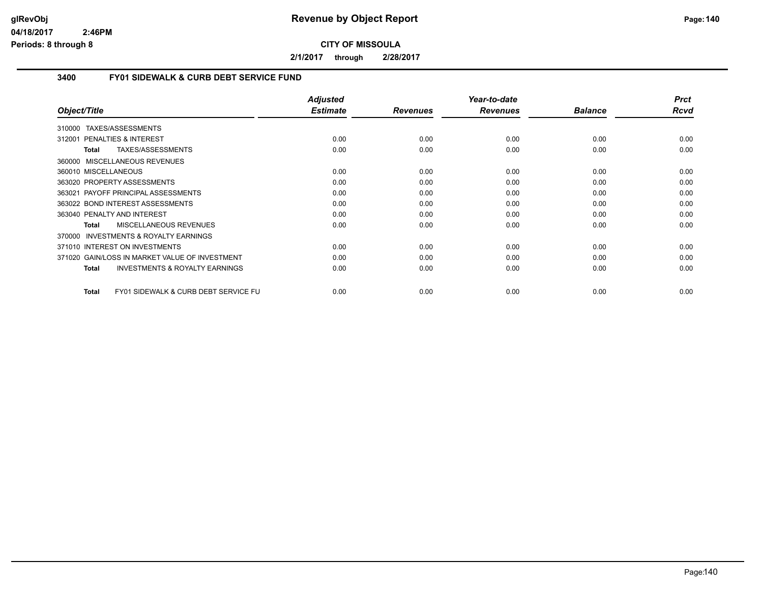# Revenue by Object Report

**CITY OF MISSOULA**

**2/1/2017 through 2/28/2017**

### 3400 FY01 SIDEWALK & CURB DEBT SERVICE FUND

| Object/Title | Adjusted Estimate | Revenues | Year-to-date Revenues | Balance | Prct Rcvd |
|---|---|---|---|---|---|
| 310000 TAXES/ASSESSMENTS | | | | | |
| 312001 PENALTIES & INTEREST | 0.00 | 0.00 | 0.00 | 0.00 | 0.00 |
| **Total** TAXES/ASSESSMENTS | 0.00 | 0.00 | 0.00 | 0.00 | 0.00 |
| 360000 MISCELLANEOUS REVENUES | | | | | |
| 360010 MISCELLANEOUS | 0.00 | 0.00 | 0.00 | 0.00 | 0.00 |
| 363020 PROPERTY ASSESSMENTS | 0.00 | 0.00 | 0.00 | 0.00 | 0.00 |
| 363021 PAYOFF PRINCIPAL ASSESSMENTS | 0.00 | 0.00 | 0.00 | 0.00 | 0.00 |
| 363022 BOND INTEREST ASSESSMENTS | 0.00 | 0.00 | 0.00 | 0.00 | 0.00 |
| 363040 PENALTY AND INTEREST | 0.00 | 0.00 | 0.00 | 0.00 | 0.00 |
| **Total** MISCELLANEOUS REVENUES | 0.00 | 0.00 | 0.00 | 0.00 | 0.00 |
| 370000 INVESTMENTS & ROYALTY EARNINGS | | | | | |
| 371010 INTEREST ON INVESTMENTS | 0.00 | 0.00 | 0.00 | 0.00 | 0.00 |
| 371020 GAIN/LOSS IN MARKET VALUE OF INVESTMENT | 0.00 | 0.00 | 0.00 | 0.00 | 0.00 |
| **Total** INVESTMENTS & ROYALTY EARNINGS | 0.00 | 0.00 | 0.00 | 0.00 | 0.00 |
| **Total** FY01 SIDEWALK & CURB DEBT SERVICE FU | 0.00 | 0.00 | 0.00 | 0.00 | 0.00 |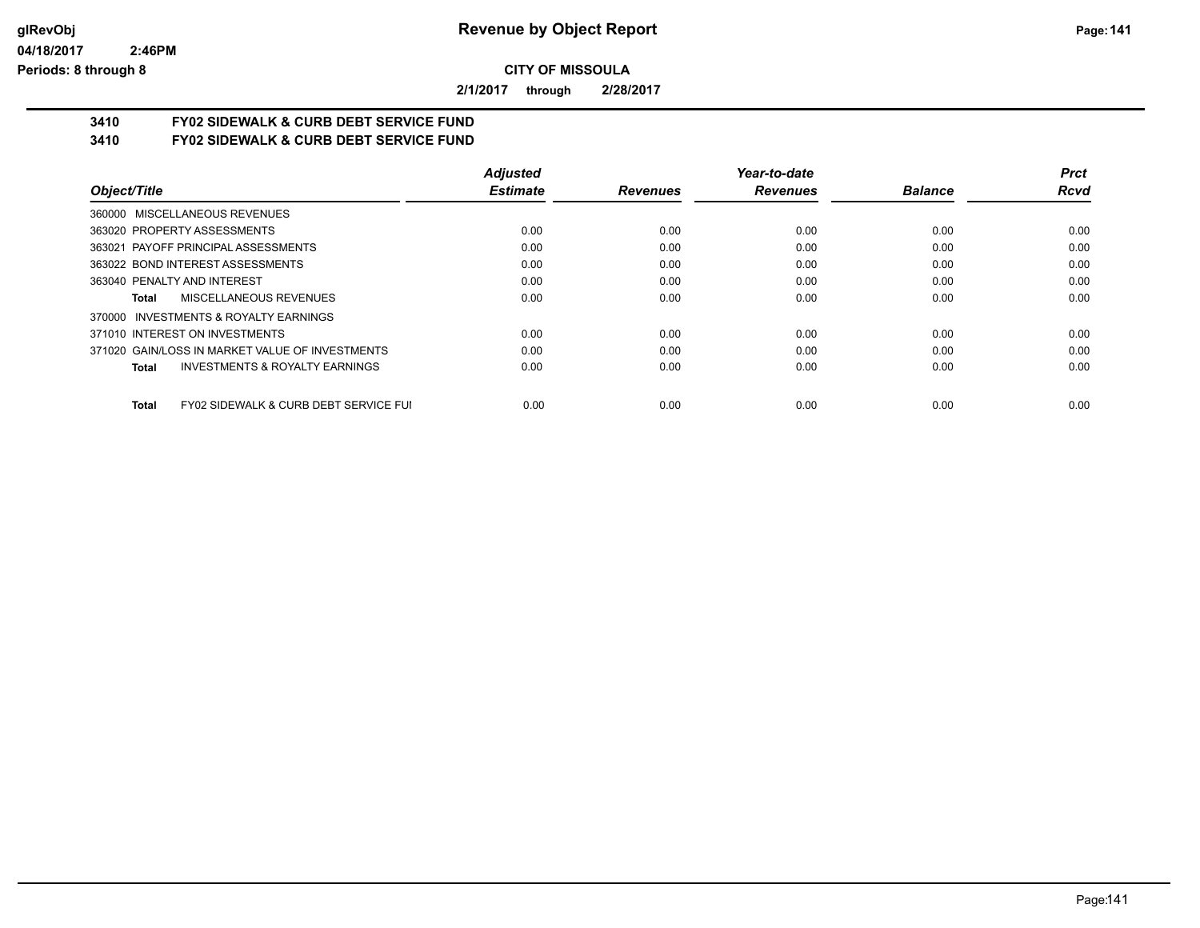# Revenue by Object Report

**CITY OF MISSOULA**

**2/1/2017 through 2/28/2017**

## 3410 FY02 SIDEWALK & CURB DEBT SERVICE FUND
## 3410 FY02 SIDEWALK & CURB DEBT SERVICE FUND

| Object/Title | Adjusted Estimate | Revenues | Year-to-date Revenues | Balance | Prct Rcvd |
|---|---|---|---|---|---|
| 360000 MISCELLANEOUS REVENUES | | | | | |
| 363020 PROPERTY ASSESSMENTS | 0.00 | 0.00 | 0.00 | 0.00 | 0.00 |
| 363021 PAYOFF PRINCIPAL ASSESSMENTS | 0.00 | 0.00 | 0.00 | 0.00 | 0.00 |
| 363022 BOND INTEREST ASSESSMENTS | 0.00 | 0.00 | 0.00 | 0.00 | 0.00 |
| 363040 PENALTY AND INTEREST | 0.00 | 0.00 | 0.00 | 0.00 | 0.00 |
| **Total** MISCELLANEOUS REVENUES | 0.00 | 0.00 | 0.00 | 0.00 | 0.00 |
| 370000 INVESTMENTS & ROYALTY EARNINGS | | | | | |
| 371010 INTEREST ON INVESTMENTS | 0.00 | 0.00 | 0.00 | 0.00 | 0.00 |
| 371020 GAIN/LOSS IN MARKET VALUE OF INVESTMENTS | 0.00 | 0.00 | 0.00 | 0.00 | 0.00 |
| **Total** INVESTMENTS & ROYALTY EARNINGS | 0.00 | 0.00 | 0.00 | 0.00 | 0.00 |
| **Total** FY02 SIDEWALK & CURB DEBT SERVICE FUI | 0.00 | 0.00 | 0.00 | 0.00 | 0.00 |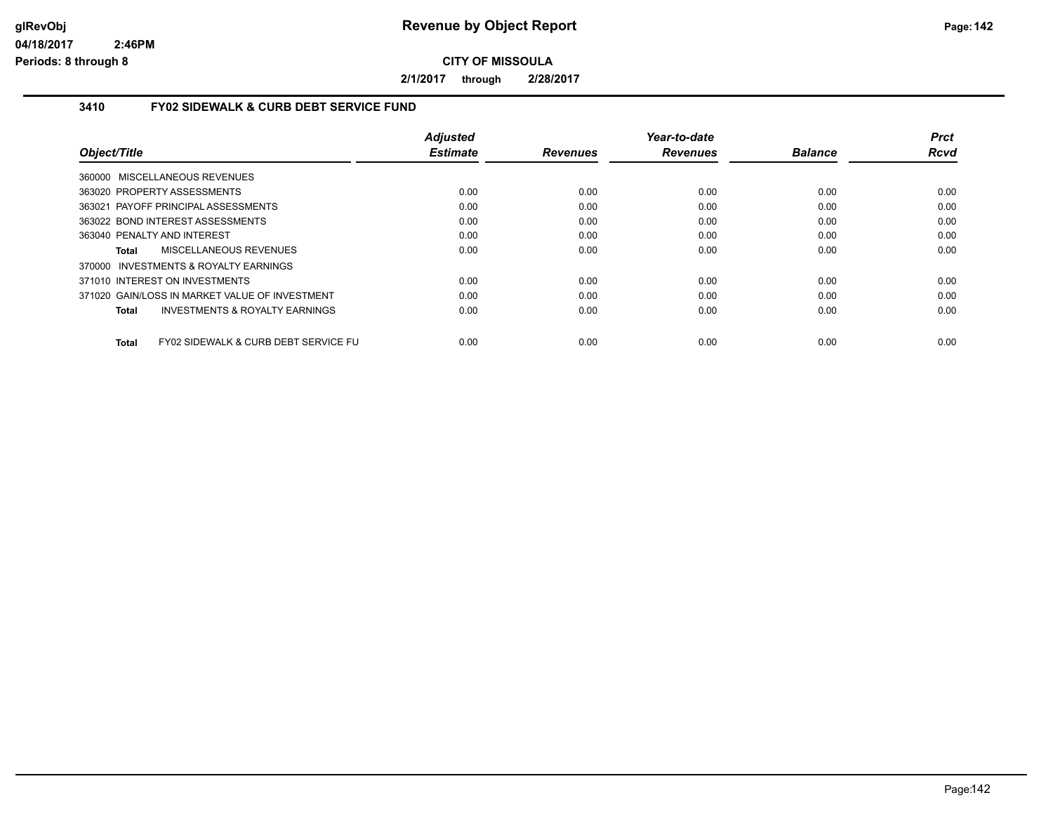**Revenue by Object Report**

**CITY OF MISSOULA**

**2/1/2017 through 2/28/2017**

### 3410 FY02 SIDEWALK & CURB DEBT SERVICE FUND

| Object/Title | Adjusted Estimate | Revenues | Year-to-date Revenues | Balance | Prct Rcvd |
|---|---|---|---|---|---|
| 360000 MISCELLANEOUS REVENUES | | | | | |
| 363020 PROPERTY ASSESSMENTS | 0.00 | 0.00 | 0.00 | 0.00 | 0.00 |
| 363021 PAYOFF PRINCIPAL ASSESSMENTS | 0.00 | 0.00 | 0.00 | 0.00 | 0.00 |
| 363022 BOND INTEREST ASSESSMENTS | 0.00 | 0.00 | 0.00 | 0.00 | 0.00 |
| 363040 PENALTY AND INTEREST | 0.00 | 0.00 | 0.00 | 0.00 | 0.00 |
| **Total** MISCELLANEOUS REVENUES | 0.00 | 0.00 | 0.00 | 0.00 | 0.00 |
| 370000 INVESTMENTS & ROYALTY EARNINGS | | | | | |
| 371010 INTEREST ON INVESTMENTS | 0.00 | 0.00 | 0.00 | 0.00 | 0.00 |
| 371020 GAIN/LOSS IN MARKET VALUE OF INVESTMENT | 0.00 | 0.00 | 0.00 | 0.00 | 0.00 |
| **Total** INVESTMENTS & ROYALTY EARNINGS | 0.00 | 0.00 | 0.00 | 0.00 | 0.00 |
| **Total** FY02 SIDEWALK & CURB DEBT SERVICE FU | 0.00 | 0.00 | 0.00 | 0.00 | 0.00 |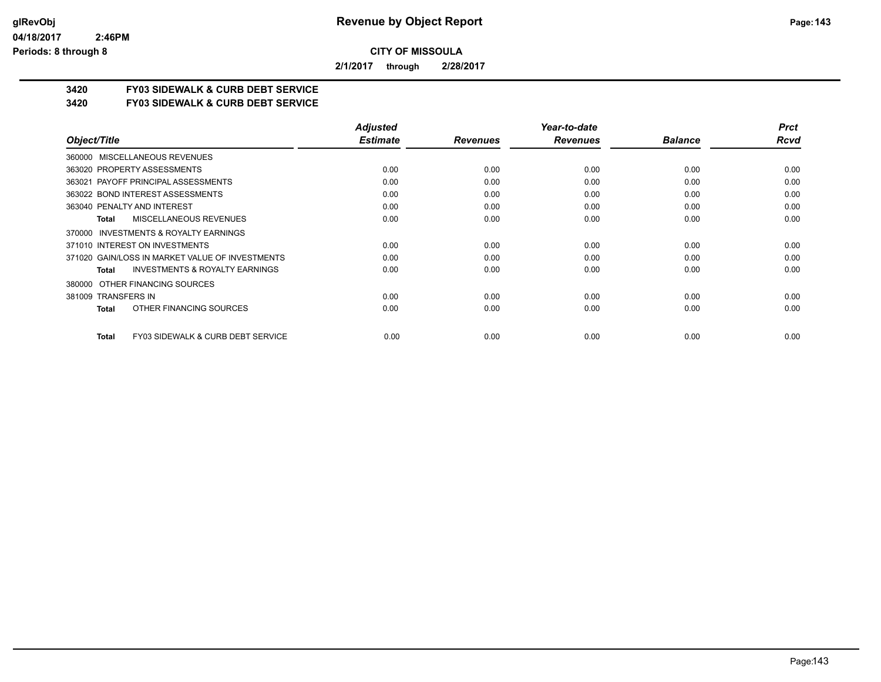# Revenue by Object Report

**CITY OF MISSOULA**

**2/1/2017 through 2/28/2017**

glRevObj
04/18/2017 2:46PM
Periods: 8 through 8

### 3420 FY03 SIDEWALK & CURB DEBT SERVICE
### 3420 FY03 SIDEWALK & CURB DEBT SERVICE

| Object/Title | Adjusted Estimate | Revenues | Year-to-date Revenues | Balance | Prct Rcvd |
|---|---|---|---|---|---|
| 360000 MISCELLANEOUS REVENUES | | | | | |
| 363020 PROPERTY ASSESSMENTS | 0.00 | 0.00 | 0.00 | 0.00 | 0.00 |
| 363021 PAYOFF PRINCIPAL ASSESSMENTS | 0.00 | 0.00 | 0.00 | 0.00 | 0.00 |
| 363022 BOND INTEREST ASSESSMENTS | 0.00 | 0.00 | 0.00 | 0.00 | 0.00 |
| 363040 PENALTY AND INTEREST | 0.00 | 0.00 | 0.00 | 0.00 | 0.00 |
| **Total** MISCELLANEOUS REVENUES | 0.00 | 0.00 | 0.00 | 0.00 | 0.00 |
| 370000 INVESTMENTS & ROYALTY EARNINGS | | | | | |
| 371010 INTEREST ON INVESTMENTS | 0.00 | 0.00 | 0.00 | 0.00 | 0.00 |
| 371020 GAIN/LOSS IN MARKET VALUE OF INVESTMENTS | 0.00 | 0.00 | 0.00 | 0.00 | 0.00 |
| **Total** INVESTMENTS & ROYALTY EARNINGS | 0.00 | 0.00 | 0.00 | 0.00 | 0.00 |
| 380000 OTHER FINANCING SOURCES | | | | | |
| 381009 TRANSFERS IN | 0.00 | 0.00 | 0.00 | 0.00 | 0.00 |
| **Total** OTHER FINANCING SOURCES | 0.00 | 0.00 | 0.00 | 0.00 | 0.00 |
| **Total** FY03 SIDEWALK & CURB DEBT SERVICE | 0.00 | 0.00 | 0.00 | 0.00 | 0.00 |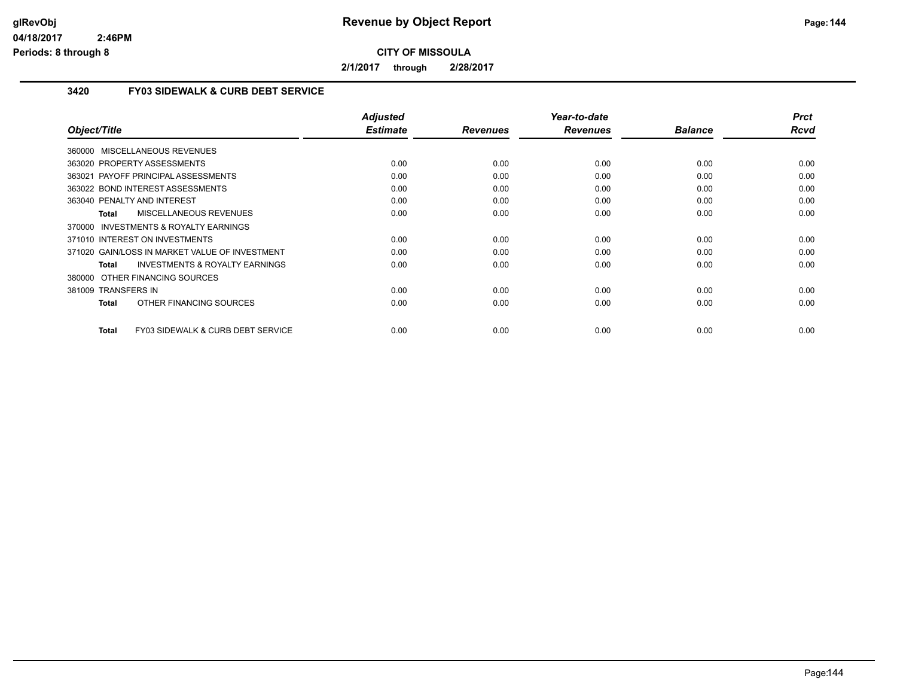**CITY OF MISSOULA**

**2/1/2017 through 2/28/2017**

### 3420 FY03 SIDEWALK & CURB DEBT SERVICE

| Object/Title | Adjusted Estimate | Revenues | Year-to-date Revenues | Balance | Prct Rcvd |
|---|---|---|---|---|---|
| 360000 MISCELLANEOUS REVENUES | | | | | |
| 363020 PROPERTY ASSESSMENTS | 0.00 | 0.00 | 0.00 | 0.00 | 0.00 |
| 363021 PAYOFF PRINCIPAL ASSESSMENTS | 0.00 | 0.00 | 0.00 | 0.00 | 0.00 |
| 363022 BOND INTEREST ASSESSMENTS | 0.00 | 0.00 | 0.00 | 0.00 | 0.00 |
| 363040 PENALTY AND INTEREST | 0.00 | 0.00 | 0.00 | 0.00 | 0.00 |
| **Total** MISCELLANEOUS REVENUES | 0.00 | 0.00 | 0.00 | 0.00 | 0.00 |
| 370000 INVESTMENTS & ROYALTY EARNINGS | | | | | |
| 371010 INTEREST ON INVESTMENTS | 0.00 | 0.00 | 0.00 | 0.00 | 0.00 |
| 371020 GAIN/LOSS IN MARKET VALUE OF INVESTMENT | 0.00 | 0.00 | 0.00 | 0.00 | 0.00 |
| **Total** INVESTMENTS & ROYALTY EARNINGS | 0.00 | 0.00 | 0.00 | 0.00 | 0.00 |
| 380000 OTHER FINANCING SOURCES | | | | | |
| 381009 TRANSFERS IN | 0.00 | 0.00 | 0.00 | 0.00 | 0.00 |
| **Total** OTHER FINANCING SOURCES | 0.00 | 0.00 | 0.00 | 0.00 | 0.00 |
| **Total** FY03 SIDEWALK & CURB DEBT SERVICE | 0.00 | 0.00 | 0.00 | 0.00 | 0.00 |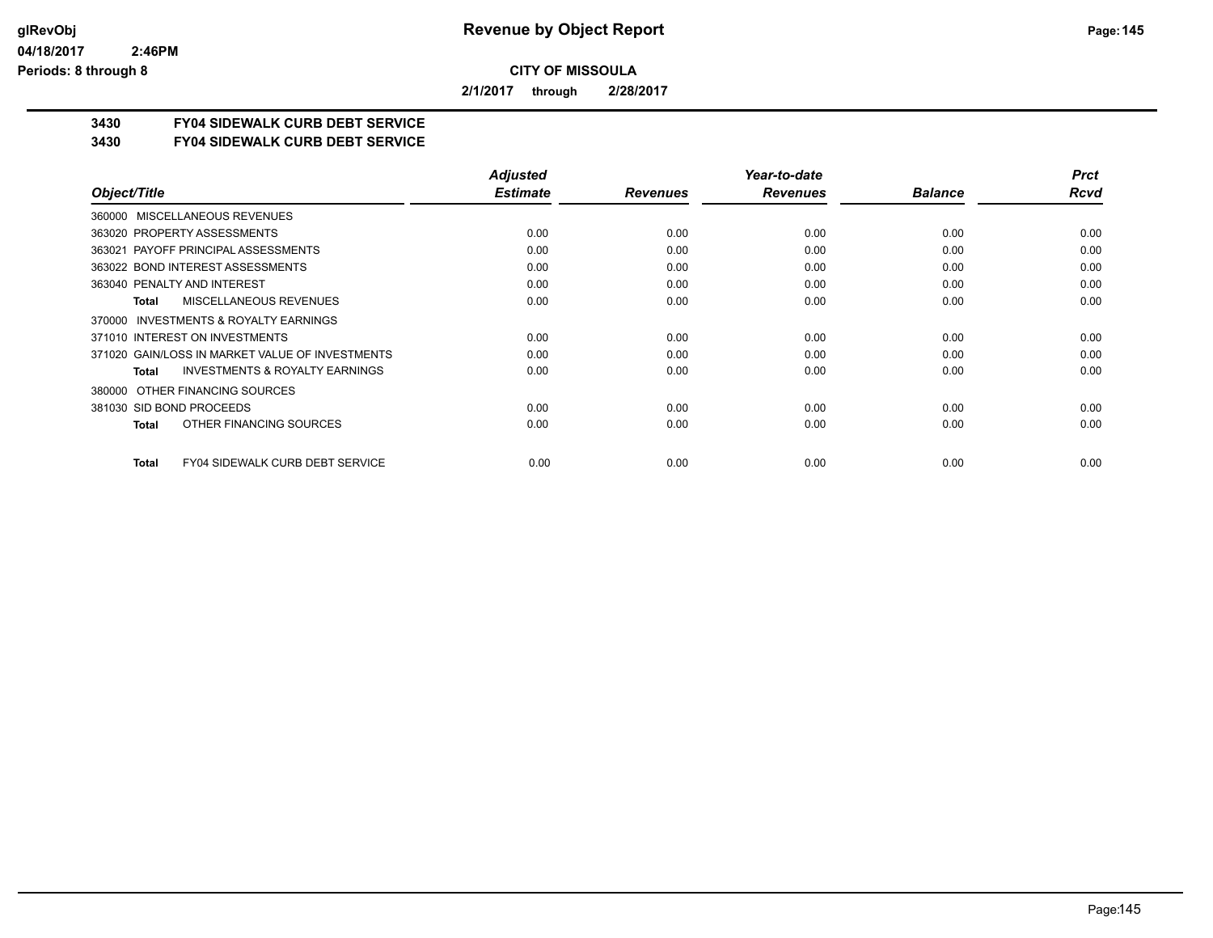**Revenue by Object Report**

**CITY OF MISSOULA**

**2/1/2017 through 2/28/2017**

glRevObj
04/18/2017 2:46PM
Periods: 8 through 8

## 3430 FY04 SIDEWALK CURB DEBT SERVICE
## 3430 FY04 SIDEWALK CURB DEBT SERVICE

| Object/Title | Adjusted Estimate | Revenues | Year-to-date Revenues | Balance | Prct Rcvd |
|---|---|---|---|---|---|
| 360000 MISCELLANEOUS REVENUES | | | | | |
| 363020 PROPERTY ASSESSMENTS | 0.00 | 0.00 | 0.00 | 0.00 | 0.00 |
| 363021 PAYOFF PRINCIPAL ASSESSMENTS | 0.00 | 0.00 | 0.00 | 0.00 | 0.00 |
| 363022 BOND INTEREST ASSESSMENTS | 0.00 | 0.00 | 0.00 | 0.00 | 0.00 |
| 363040 PENALTY AND INTEREST | 0.00 | 0.00 | 0.00 | 0.00 | 0.00 |
| **Total** MISCELLANEOUS REVENUES | 0.00 | 0.00 | 0.00 | 0.00 | 0.00 |
| 370000 INVESTMENTS & ROYALTY EARNINGS | | | | | |
| 371010 INTEREST ON INVESTMENTS | 0.00 | 0.00 | 0.00 | 0.00 | 0.00 |
| 371020 GAIN/LOSS IN MARKET VALUE OF INVESTMENTS | 0.00 | 0.00 | 0.00 | 0.00 | 0.00 |
| **Total** INVESTMENTS & ROYALTY EARNINGS | 0.00 | 0.00 | 0.00 | 0.00 | 0.00 |
| 380000 OTHER FINANCING SOURCES | | | | | |
| 381030 SID BOND PROCEEDS | 0.00 | 0.00 | 0.00 | 0.00 | 0.00 |
| **Total** OTHER FINANCING SOURCES | 0.00 | 0.00 | 0.00 | 0.00 | 0.00 |
| **Total** FY04 SIDEWALK CURB DEBT SERVICE | 0.00 | 0.00 | 0.00 | 0.00 | 0.00 |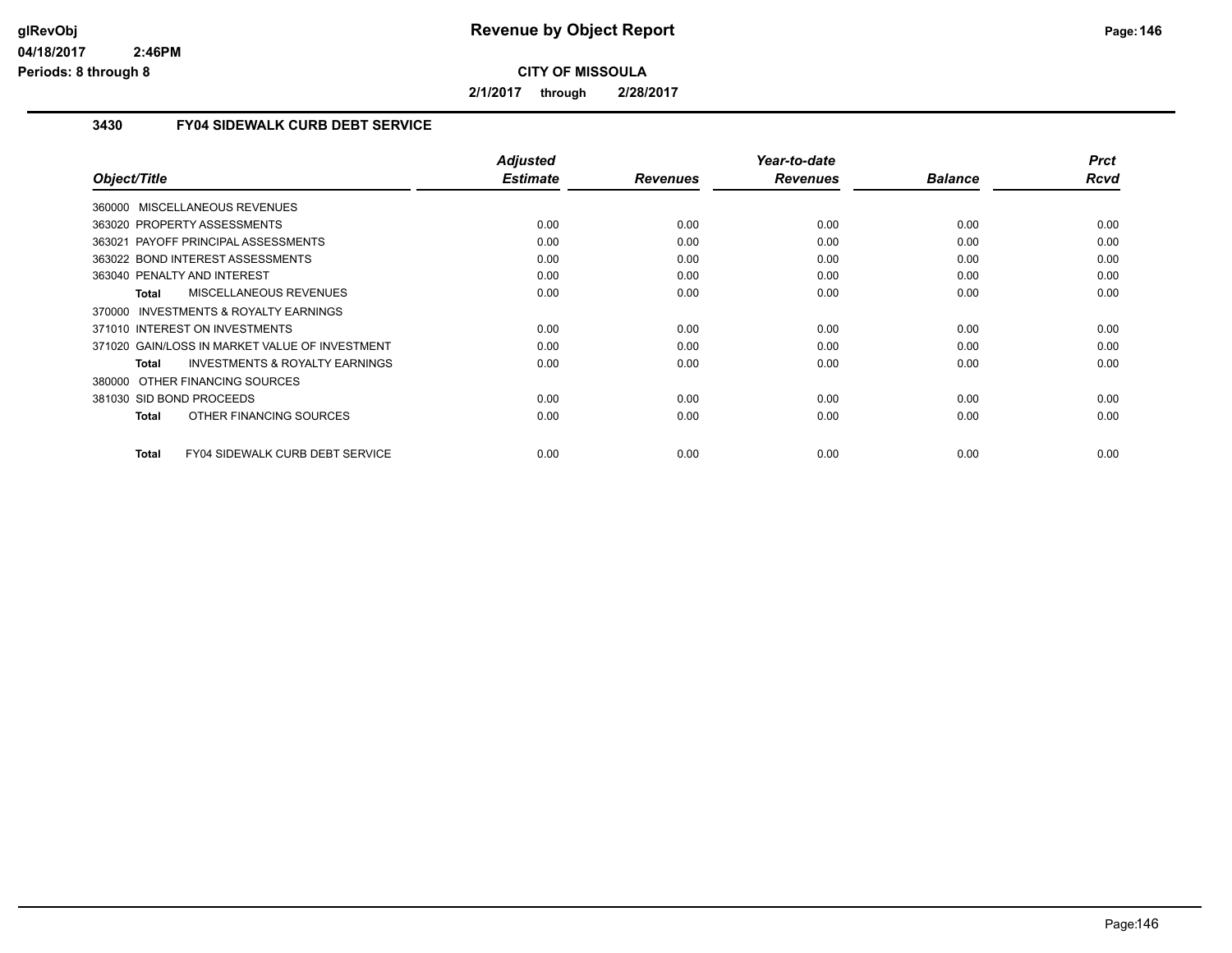**CITY OF MISSOULA**

**2/1/2017 through 2/28/2017**

### 3430 FY04 SIDEWALK CURB DEBT SERVICE

| Object/Title | Adjusted Estimate | Revenues | Year-to-date Revenues | Balance | Prct Rcvd |
|---|---|---|---|---|---|
| 360000 MISCELLANEOUS REVENUES | | | | | |
| 363020 PROPERTY ASSESSMENTS | 0.00 | 0.00 | 0.00 | 0.00 | 0.00 |
| 363021 PAYOFF PRINCIPAL ASSESSMENTS | 0.00 | 0.00 | 0.00 | 0.00 | 0.00 |
| 363022 BOND INTEREST ASSESSMENTS | 0.00 | 0.00 | 0.00 | 0.00 | 0.00 |
| 363040 PENALTY AND INTEREST | 0.00 | 0.00 | 0.00 | 0.00 | 0.00 |
| **Total** MISCELLANEOUS REVENUES | 0.00 | 0.00 | 0.00 | 0.00 | 0.00 |
| 370000 INVESTMENTS & ROYALTY EARNINGS | | | | | |
| 371010 INTEREST ON INVESTMENTS | 0.00 | 0.00 | 0.00 | 0.00 | 0.00 |
| 371020 GAIN/LOSS IN MARKET VALUE OF INVESTMENT | 0.00 | 0.00 | 0.00 | 0.00 | 0.00 |
| **Total** INVESTMENTS & ROYALTY EARNINGS | 0.00 | 0.00 | 0.00 | 0.00 | 0.00 |
| 380000 OTHER FINANCING SOURCES | | | | | |
| 381030 SID BOND PROCEEDS | 0.00 | 0.00 | 0.00 | 0.00 | 0.00 |
| **Total** OTHER FINANCING SOURCES | 0.00 | 0.00 | 0.00 | 0.00 | 0.00 |
| **Total** FY04 SIDEWALK CURB DEBT SERVICE | 0.00 | 0.00 | 0.00 | 0.00 | 0.00 |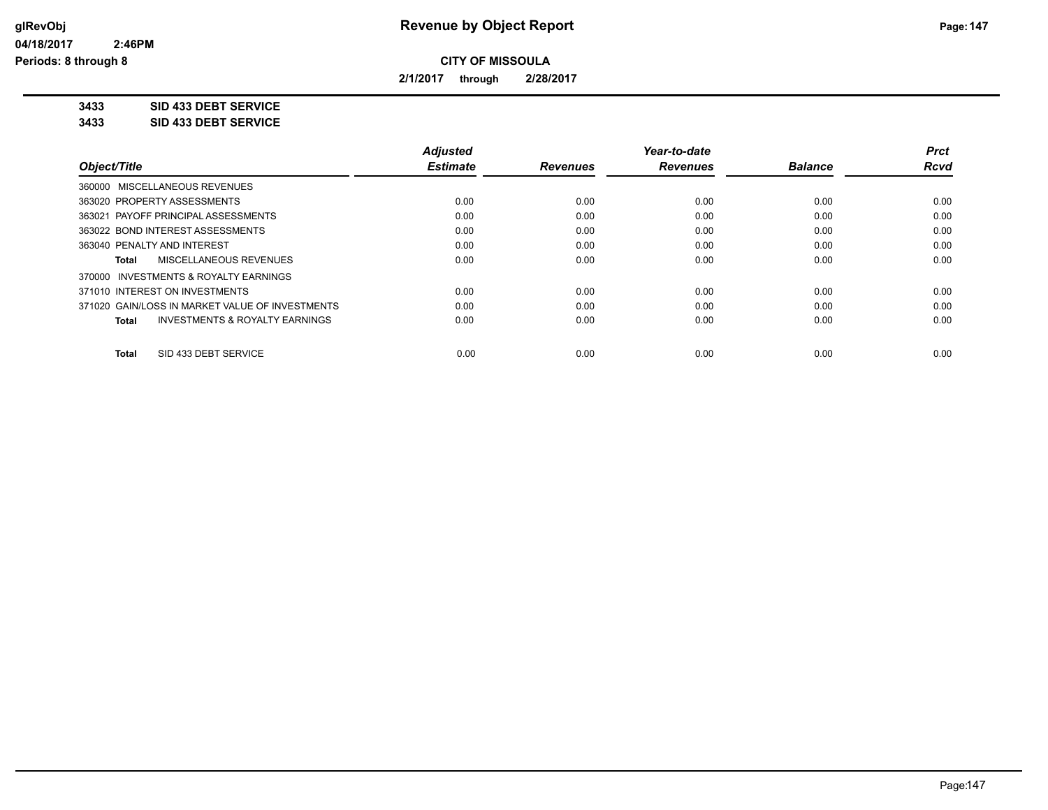**Revenue by Object Report**

**CITY OF MISSOULA**

**2/1/2017 through 2/28/2017**

**3433 SID 433 DEBT SERVICE**

**3433 SID 433 DEBT SERVICE**

| Object/Title | Adjusted Estimate | Revenues | Year-to-date Revenues | Balance | Prct Rcvd |
|---|---|---|---|---|---|
| 360000 MISCELLANEOUS REVENUES | | | | | |
| 363020 PROPERTY ASSESSMENTS | 0.00 | 0.00 | 0.00 | 0.00 | 0.00 |
| 363021 PAYOFF PRINCIPAL ASSESSMENTS | 0.00 | 0.00 | 0.00 | 0.00 | 0.00 |
| 363022 BOND INTEREST ASSESSMENTS | 0.00 | 0.00 | 0.00 | 0.00 | 0.00 |
| 363040 PENALTY AND INTEREST | 0.00 | 0.00 | 0.00 | 0.00 | 0.00 |
| **Total** MISCELLANEOUS REVENUES | 0.00 | 0.00 | 0.00 | 0.00 | 0.00 |
| 370000 INVESTMENTS & ROYALTY EARNINGS | | | | | |
| 371010 INTEREST ON INVESTMENTS | 0.00 | 0.00 | 0.00 | 0.00 | 0.00 |
| 371020 GAIN/LOSS IN MARKET VALUE OF INVESTMENTS | 0.00 | 0.00 | 0.00 | 0.00 | 0.00 |
| **Total** INVESTMENTS & ROYALTY EARNINGS | 0.00 | 0.00 | 0.00 | 0.00 | 0.00 |
| **Total** SID 433 DEBT SERVICE | 0.00 | 0.00 | 0.00 | 0.00 | 0.00 |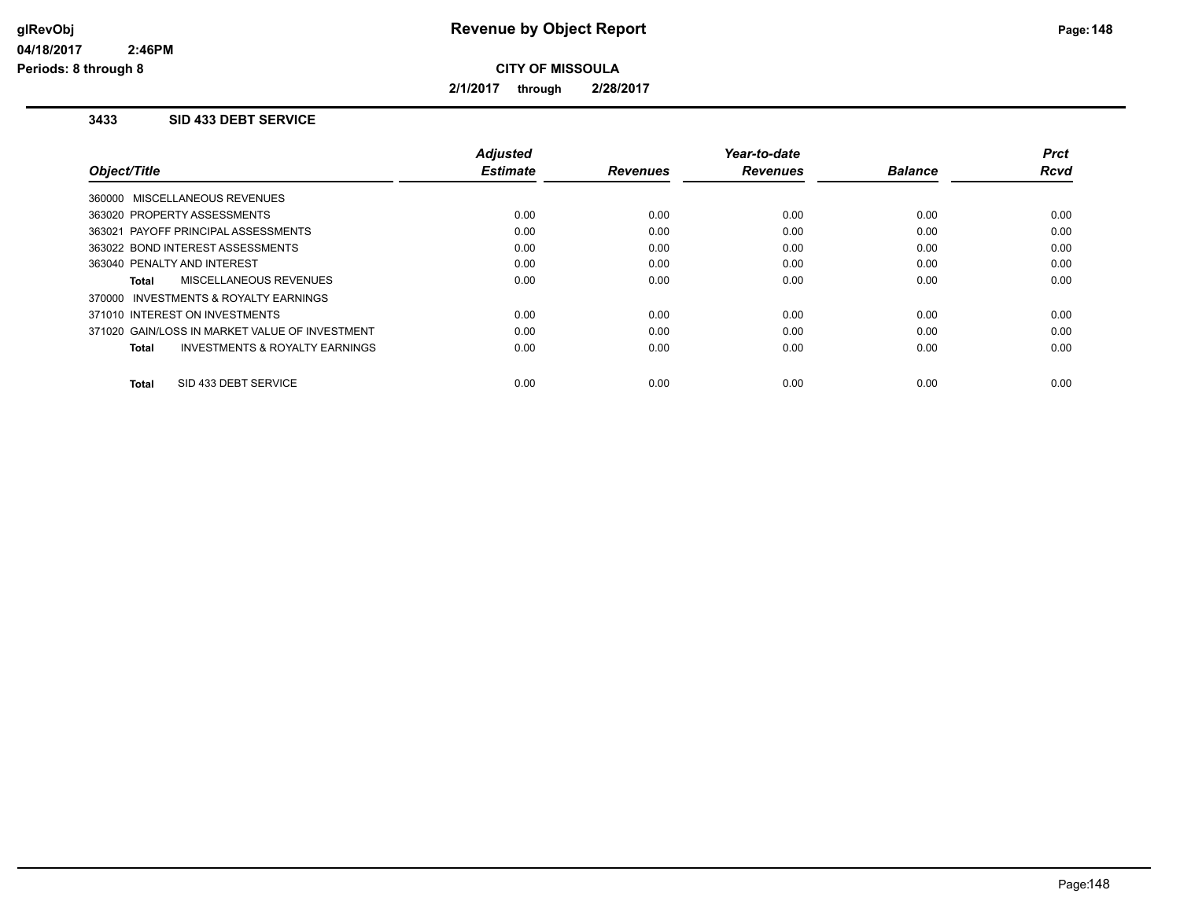# Revenue by Object Report

**CITY OF MISSOULA**

**2/1/2017 through 2/28/2017**

### 3433 SID 433 DEBT SERVICE

| Object/Title | Adjusted Estimate | Revenues | Year-to-date Revenues | Balance | Prct Rcvd |
|---|---|---|---|---|---|
| 360000 MISCELLANEOUS REVENUES | | | | | |
| 363020 PROPERTY ASSESSMENTS | 0.00 | 0.00 | 0.00 | 0.00 | 0.00 |
| 363021 PAYOFF PRINCIPAL ASSESSMENTS | 0.00 | 0.00 | 0.00 | 0.00 | 0.00 |
| 363022 BOND INTEREST ASSESSMENTS | 0.00 | 0.00 | 0.00 | 0.00 | 0.00 |
| 363040 PENALTY AND INTEREST | 0.00 | 0.00 | 0.00 | 0.00 | 0.00 |
| **Total** MISCELLANEOUS REVENUES | 0.00 | 0.00 | 0.00 | 0.00 | 0.00 |
| 370000 INVESTMENTS & ROYALTY EARNINGS | | | | | |
| 371010 INTEREST ON INVESTMENTS | 0.00 | 0.00 | 0.00 | 0.00 | 0.00 |
| 371020 GAIN/LOSS IN MARKET VALUE OF INVESTMENT | 0.00 | 0.00 | 0.00 | 0.00 | 0.00 |
| **Total** INVESTMENTS & ROYALTY EARNINGS | 0.00 | 0.00 | 0.00 | 0.00 | 0.00 |
| **Total** SID 433 DEBT SERVICE | 0.00 | 0.00 | 0.00 | 0.00 | 0.00 |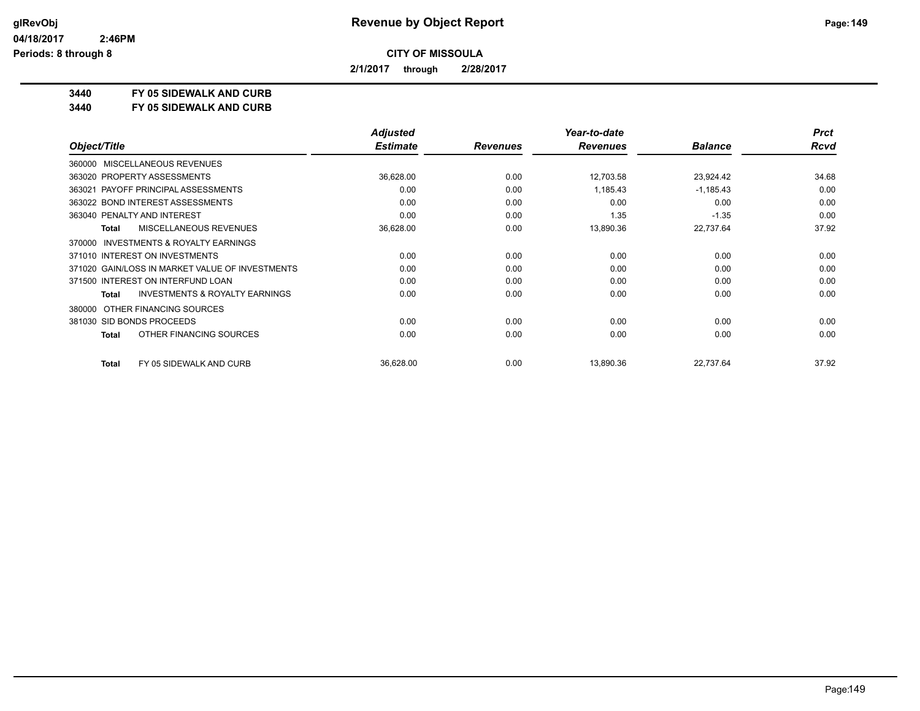# Revenue by Object Report

glRevObj
04/18/2017 2:46PM
Periods: 8 through 8

**CITY OF MISSOULA**

**2/1/2017 through 2/28/2017**

**3440 FY 05 SIDEWALK AND CURB**
**3440 FY 05 SIDEWALK AND CURB**

| Object/Title | Adjusted Estimate | Revenues | Year-to-date Revenues | Balance | Prct Rcvd |
|---|---|---|---|---|---|
| 360000 MISCELLANEOUS REVENUES | | | | | |
| 363020 PROPERTY ASSESSMENTS | 36,628.00 | 0.00 | 12,703.58 | 23,924.42 | 34.68 |
| 363021 PAYOFF PRINCIPAL ASSESSMENTS | 0.00 | 0.00 | 1,185.43 | -1,185.43 | 0.00 |
| 363022 BOND INTEREST ASSESSMENTS | 0.00 | 0.00 | 0.00 | 0.00 | 0.00 |
| 363040 PENALTY AND INTEREST | 0.00 | 0.00 | 1.35 | -1.35 | 0.00 |
| **Total** MISCELLANEOUS REVENUES | 36,628.00 | 0.00 | 13,890.36 | 22,737.64 | 37.92 |
| 370000 INVESTMENTS & ROYALTY EARNINGS | | | | | |
| 371010 INTEREST ON INVESTMENTS | 0.00 | 0.00 | 0.00 | 0.00 | 0.00 |
| 371020 GAIN/LOSS IN MARKET VALUE OF INVESTMENTS | 0.00 | 0.00 | 0.00 | 0.00 | 0.00 |
| 371500 INTEREST ON INTERFUND LOAN | 0.00 | 0.00 | 0.00 | 0.00 | 0.00 |
| **Total** INVESTMENTS & ROYALTY EARNINGS | 0.00 | 0.00 | 0.00 | 0.00 | 0.00 |
| 380000 OTHER FINANCING SOURCES | | | | | |
| 381030 SID BONDS PROCEEDS | 0.00 | 0.00 | 0.00 | 0.00 | 0.00 |
| **Total** OTHER FINANCING SOURCES | 0.00 | 0.00 | 0.00 | 0.00 | 0.00 |
| **Total** FY 05 SIDEWALK AND CURB | 36,628.00 | 0.00 | 13,890.36 | 22,737.64 | 37.92 |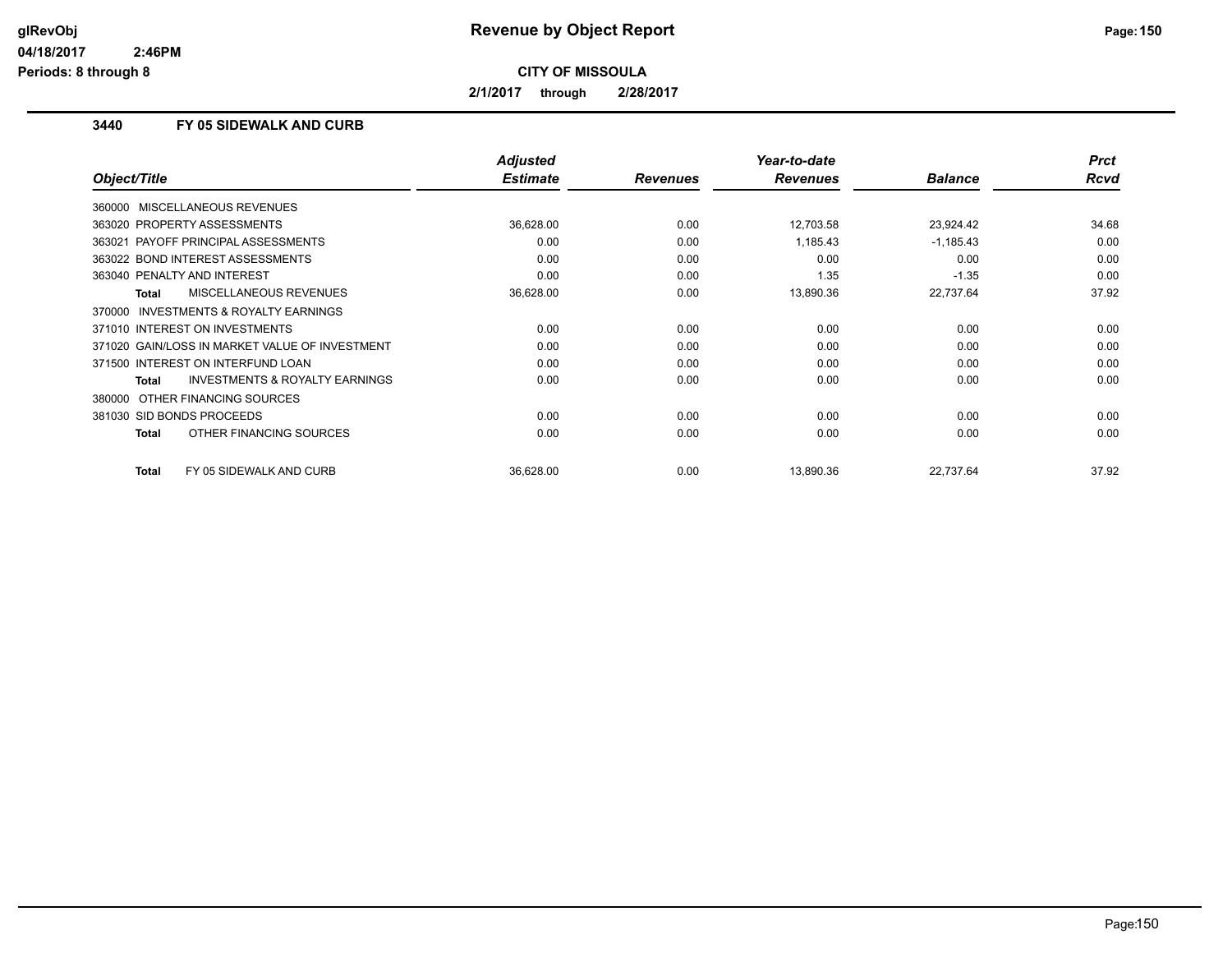# Revenue by Object Report

**CITY OF MISSOULA**

**2/1/2017 through 2/28/2017**

### 3440 FY 05 SIDEWALK AND CURB

| Object/Title | Adjusted Estimate | Revenues | Year-to-date Revenues | Balance | Prct Rcvd |
|---|---|---|---|---|---|
| 360000 MISCELLANEOUS REVENUES | | | | | |
| 363020 PROPERTY ASSESSMENTS | 36,628.00 | 0.00 | 12,703.58 | 23,924.42 | 34.68 |
| 363021 PAYOFF PRINCIPAL ASSESSMENTS | 0.00 | 0.00 | 1,185.43 | -1,185.43 | 0.00 |
| 363022 BOND INTEREST ASSESSMENTS | 0.00 | 0.00 | 0.00 | 0.00 | 0.00 |
| 363040 PENALTY AND INTEREST | 0.00 | 0.00 | 1.35 | -1.35 | 0.00 |
| **Total** MISCELLANEOUS REVENUES | 36,628.00 | 0.00 | 13,890.36 | 22,737.64 | 37.92 |
| 370000 INVESTMENTS & ROYALTY EARNINGS | | | | | |
| 371010 INTEREST ON INVESTMENTS | 0.00 | 0.00 | 0.00 | 0.00 | 0.00 |
| 371020 GAIN/LOSS IN MARKET VALUE OF INVESTMENT | 0.00 | 0.00 | 0.00 | 0.00 | 0.00 |
| 371500 INTEREST ON INTERFUND LOAN | 0.00 | 0.00 | 0.00 | 0.00 | 0.00 |
| **Total** INVESTMENTS & ROYALTY EARNINGS | 0.00 | 0.00 | 0.00 | 0.00 | 0.00 |
| 380000 OTHER FINANCING SOURCES | | | | | |
| 381030 SID BONDS PROCEEDS | 0.00 | 0.00 | 0.00 | 0.00 | 0.00 |
| **Total** OTHER FINANCING SOURCES | 0.00 | 0.00 | 0.00 | 0.00 | 0.00 |
| **Total** FY 05 SIDEWALK AND CURB | 36,628.00 | 0.00 | 13,890.36 | 22,737.64 | 37.92 |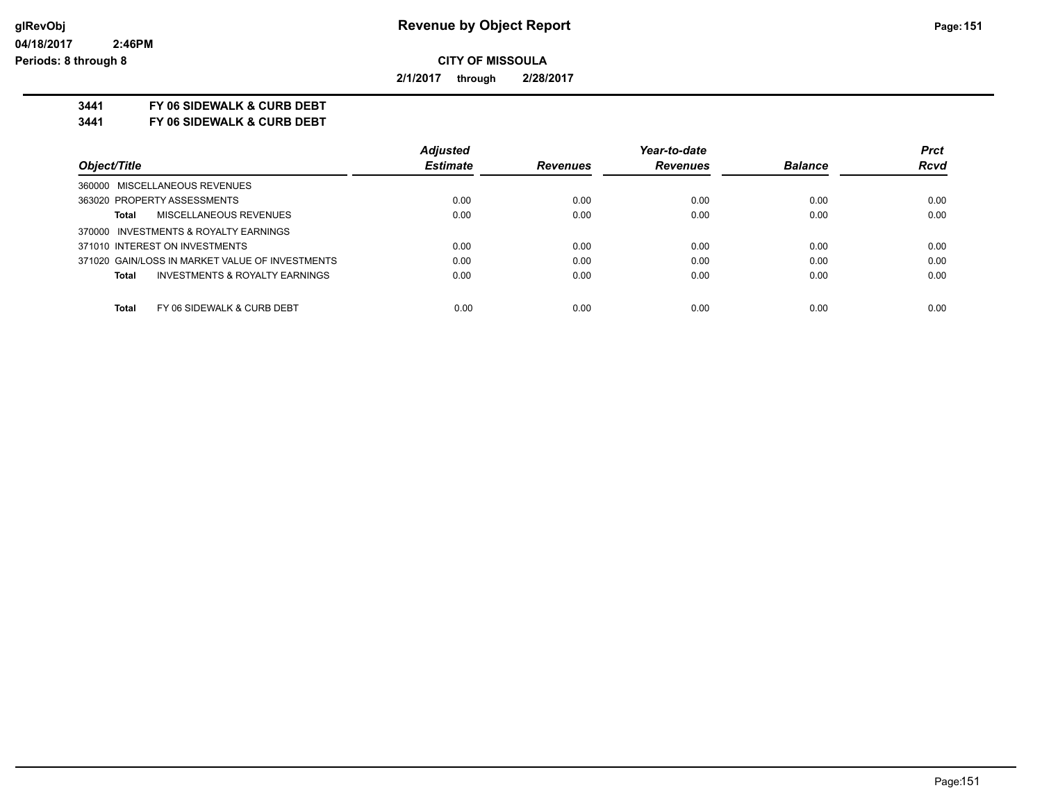**CITY OF MISSOULA**

**2/1/2017 through 2/28/2017**

**3441 FY 06 SIDEWALK & CURB DEBT**
**3441 FY 06 SIDEWALK & CURB DEBT**

| Object/Title | Adjusted Estimate | Revenues | Year-to-date Revenues | Balance | Prct Rcvd |
|---|---|---|---|---|---|
| 360000 MISCELLANEOUS REVENUES | | | | | |
| 363020 PROPERTY ASSESSMENTS | 0.00 | 0.00 | 0.00 | 0.00 | 0.00 |
| **Total** MISCELLANEOUS REVENUES | 0.00 | 0.00 | 0.00 | 0.00 | 0.00 |
| 370000 INVESTMENTS & ROYALTY EARNINGS | | | | | |
| 371010 INTEREST ON INVESTMENTS | 0.00 | 0.00 | 0.00 | 0.00 | 0.00 |
| 371020 GAIN/LOSS IN MARKET VALUE OF INVESTMENTS | 0.00 | 0.00 | 0.00 | 0.00 | 0.00 |
| **Total** INVESTMENTS & ROYALTY EARNINGS | 0.00 | 0.00 | 0.00 | 0.00 | 0.00 |
| **Total** FY 06 SIDEWALK & CURB DEBT | 0.00 | 0.00 | 0.00 | 0.00 | 0.00 |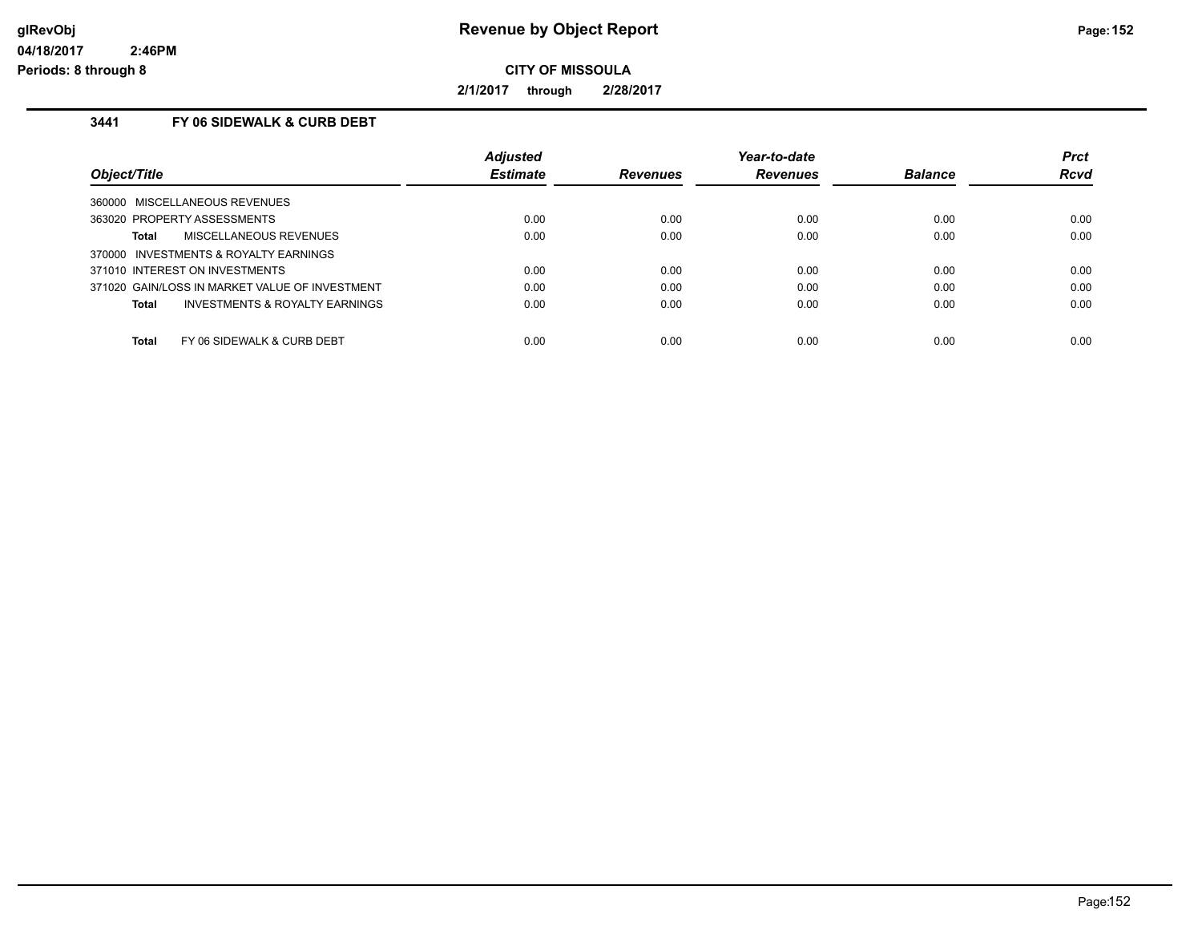# Revenue by Object Report

**CITY OF MISSOULA**

**2/1/2017 through 2/28/2017**

### 3441 FY 06 SIDEWALK & CURB DEBT

| Object/Title | Adjusted Estimate | Revenues | Year-to-date Revenues | Balance | Prct Rcvd |
|---|---|---|---|---|---|
| 360000 MISCELLANEOUS REVENUES | | | | | |
| 363020 PROPERTY ASSESSMENTS | 0.00 | 0.00 | 0.00 | 0.00 | 0.00 |
| **Total** MISCELLANEOUS REVENUES | 0.00 | 0.00 | 0.00 | 0.00 | 0.00 |
| 370000 INVESTMENTS & ROYALTY EARNINGS | | | | | |
| 371010 INTEREST ON INVESTMENTS | 0.00 | 0.00 | 0.00 | 0.00 | 0.00 |
| 371020 GAIN/LOSS IN MARKET VALUE OF INVESTMENT | 0.00 | 0.00 | 0.00 | 0.00 | 0.00 |
| **Total** INVESTMENTS & ROYALTY EARNINGS | 0.00 | 0.00 | 0.00 | 0.00 | 0.00 |
| **Total** FY 06 SIDEWALK & CURB DEBT | 0.00 | 0.00 | 0.00 | 0.00 | 0.00 |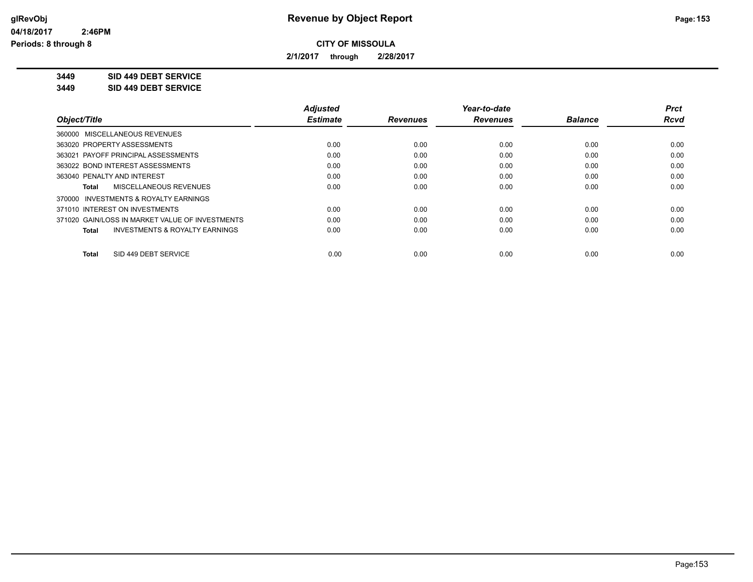**CITY OF MISSOULA**

**2/1/2017 through 2/28/2017**

**3449 SID 449 DEBT SERVICE**

**3449 SID 449 DEBT SERVICE**

| Object/Title | Adjusted Estimate | Revenues | Year-to-date Revenues | Balance | Prct Rcvd |
|---|---|---|---|---|---|
| 360000 MISCELLANEOUS REVENUES | | | | | |
| 363020 PROPERTY ASSESSMENTS | 0.00 | 0.00 | 0.00 | 0.00 | 0.00 |
| 363021 PAYOFF PRINCIPAL ASSESSMENTS | 0.00 | 0.00 | 0.00 | 0.00 | 0.00 |
| 363022 BOND INTEREST ASSESSMENTS | 0.00 | 0.00 | 0.00 | 0.00 | 0.00 |
| 363040 PENALTY AND INTEREST | 0.00 | 0.00 | 0.00 | 0.00 | 0.00 |
| **Total** MISCELLANEOUS REVENUES | 0.00 | 0.00 | 0.00 | 0.00 | 0.00 |
| 370000 INVESTMENTS & ROYALTY EARNINGS | | | | | |
| 371010 INTEREST ON INVESTMENTS | 0.00 | 0.00 | 0.00 | 0.00 | 0.00 |
| 371020 GAIN/LOSS IN MARKET VALUE OF INVESTMENTS | 0.00 | 0.00 | 0.00 | 0.00 | 0.00 |
| **Total** INVESTMENTS & ROYALTY EARNINGS | 0.00 | 0.00 | 0.00 | 0.00 | 0.00 |
| **Total** SID 449 DEBT SERVICE | 0.00 | 0.00 | 0.00 | 0.00 | 0.00 |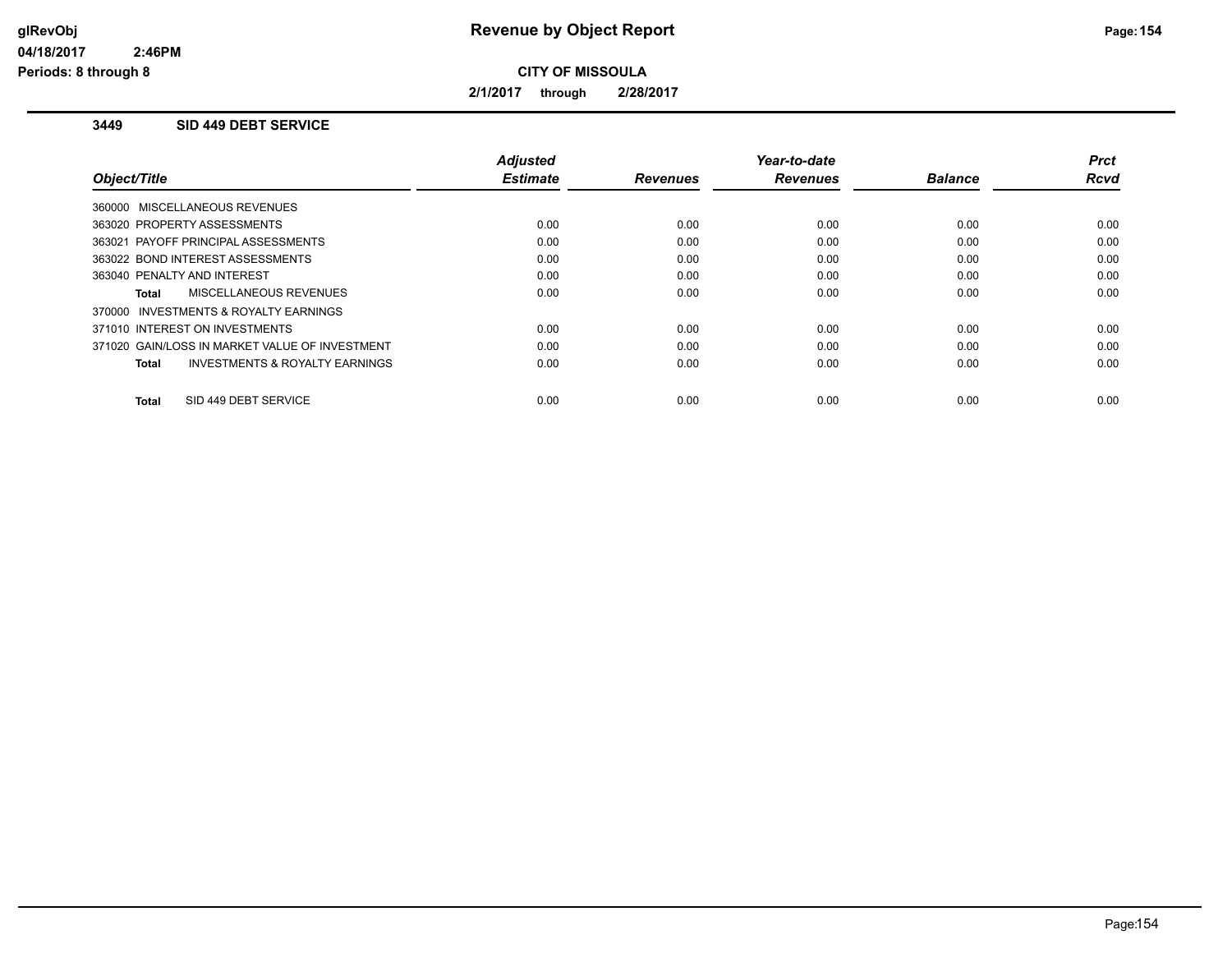**Revenue by Object Report**

**CITY OF MISSOULA**

**2/1/2017 through 2/28/2017**

### 3449 SID 449 DEBT SERVICE

| Object/Title | Adjusted Estimate | Revenues | Year-to-date Revenues | Balance | Prct Rcvd |
|---|---|---|---|---|---|
| 360000 MISCELLANEOUS REVENUES | | | | | |
| 363020 PROPERTY ASSESSMENTS | 0.00 | 0.00 | 0.00 | 0.00 | 0.00 |
| 363021 PAYOFF PRINCIPAL ASSESSMENTS | 0.00 | 0.00 | 0.00 | 0.00 | 0.00 |
| 363022 BOND INTEREST ASSESSMENTS | 0.00 | 0.00 | 0.00 | 0.00 | 0.00 |
| 363040 PENALTY AND INTEREST | 0.00 | 0.00 | 0.00 | 0.00 | 0.00 |
| **Total** MISCELLANEOUS REVENUES | 0.00 | 0.00 | 0.00 | 0.00 | 0.00 |
| 370000 INVESTMENTS & ROYALTY EARNINGS | | | | | |
| 371010 INTEREST ON INVESTMENTS | 0.00 | 0.00 | 0.00 | 0.00 | 0.00 |
| 371020 GAIN/LOSS IN MARKET VALUE OF INVESTMENT | 0.00 | 0.00 | 0.00 | 0.00 | 0.00 |
| **Total** INVESTMENTS & ROYALTY EARNINGS | 0.00 | 0.00 | 0.00 | 0.00 | 0.00 |
| **Total** SID 449 DEBT SERVICE | 0.00 | 0.00 | 0.00 | 0.00 | 0.00 |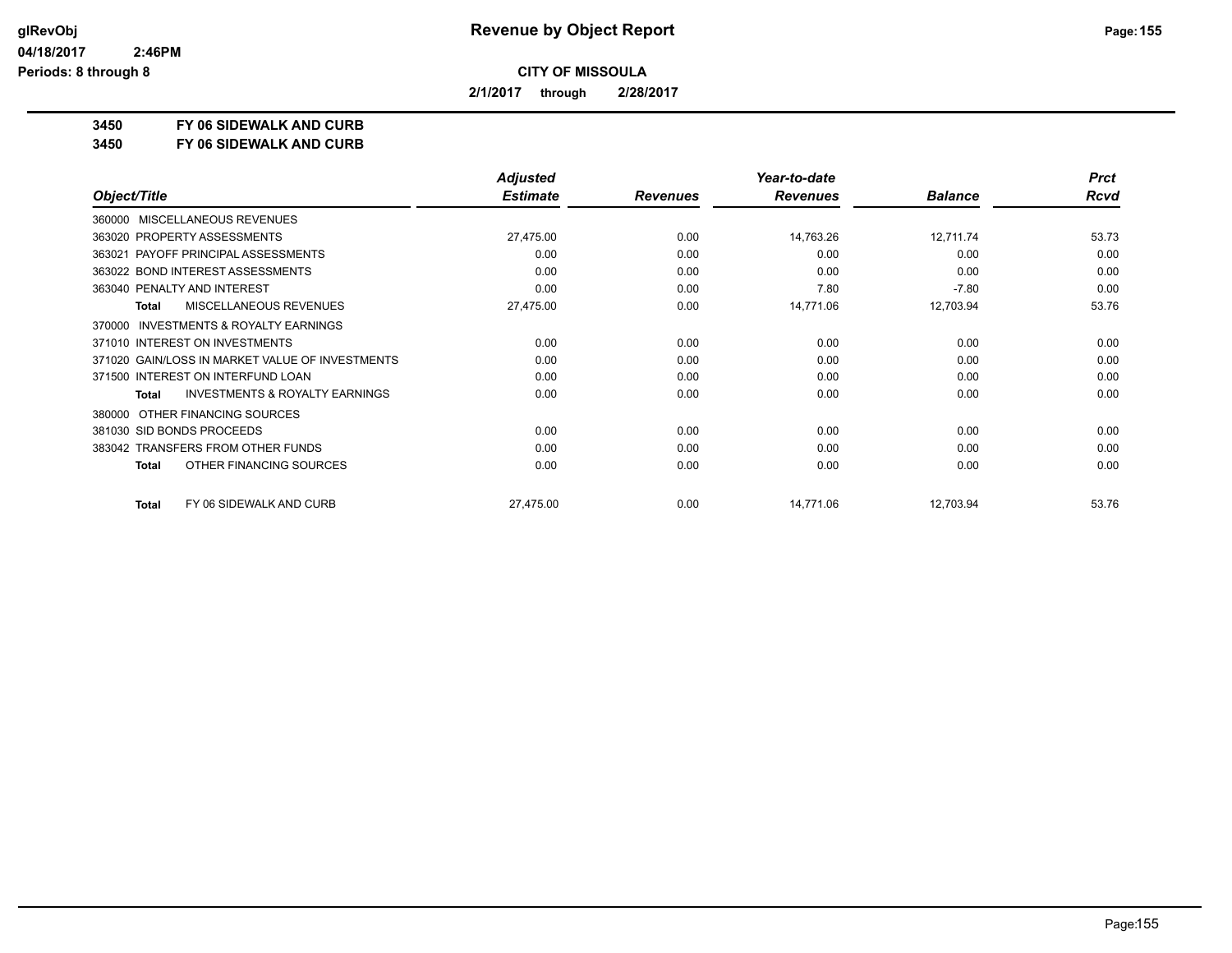# Revenue by Object Report

**CITY OF MISSOULA**

**2/1/2017 through 2/28/2017**

**3450 FY 06 SIDEWALK AND CURB**

**3450 FY 06 SIDEWALK AND CURB**

| Object/Title | Adjusted Estimate | Revenues | Year-to-date Revenues | Balance | Prct Rcvd |
|---|---|---|---|---|---|
| 360000 MISCELLANEOUS REVENUES | | | | | |
| 363020 PROPERTY ASSESSMENTS | 27,475.00 | 0.00 | 14,763.26 | 12,711.74 | 53.73 |
| 363021 PAYOFF PRINCIPAL ASSESSMENTS | 0.00 | 0.00 | 0.00 | 0.00 | 0.00 |
| 363022 BOND INTEREST ASSESSMENTS | 0.00 | 0.00 | 0.00 | 0.00 | 0.00 |
| 363040 PENALTY AND INTEREST | 0.00 | 0.00 | 7.80 | -7.80 | 0.00 |
| **Total** MISCELLANEOUS REVENUES | 27,475.00 | 0.00 | 14,771.06 | 12,703.94 | 53.76 |
| 370000 INVESTMENTS & ROYALTY EARNINGS | | | | | |
| 371010 INTEREST ON INVESTMENTS | 0.00 | 0.00 | 0.00 | 0.00 | 0.00 |
| 371020 GAIN/LOSS IN MARKET VALUE OF INVESTMENTS | 0.00 | 0.00 | 0.00 | 0.00 | 0.00 |
| 371500 INTEREST ON INTERFUND LOAN | 0.00 | 0.00 | 0.00 | 0.00 | 0.00 |
| **Total** INVESTMENTS & ROYALTY EARNINGS | 0.00 | 0.00 | 0.00 | 0.00 | 0.00 |
| 380000 OTHER FINANCING SOURCES | | | | | |
| 381030 SID BONDS PROCEEDS | 0.00 | 0.00 | 0.00 | 0.00 | 0.00 |
| 383042 TRANSFERS FROM OTHER FUNDS | 0.00 | 0.00 | 0.00 | 0.00 | 0.00 |
| **Total** OTHER FINANCING SOURCES | 0.00 | 0.00 | 0.00 | 0.00 | 0.00 |
| **Total** FY 06 SIDEWALK AND CURB | 27,475.00 | 0.00 | 14,771.06 | 12,703.94 | 53.76 |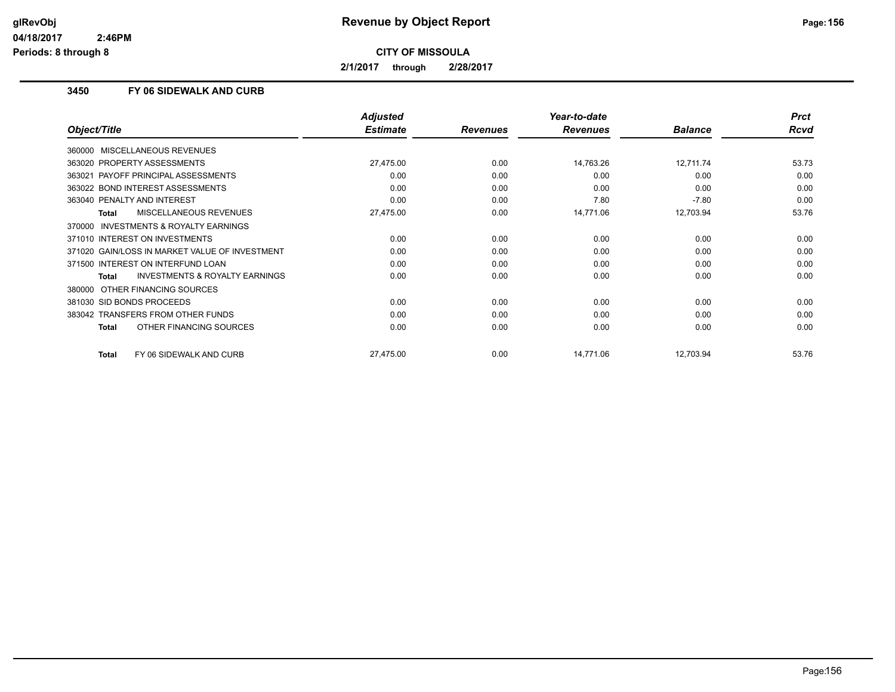# Revenue by Object Report

**CITY OF MISSOULA**

**2/1/2017 through 2/28/2017**

glRevObj
04/18/2017 2:46PM
Periods: 8 through 8

### 3450 FY 06 SIDEWALK AND CURB

| Object/Title | Adjusted Estimate | Revenues | Year-to-date Revenues | Balance | Prct Rcvd |
|---|---|---|---|---|---|
| 360000 MISCELLANEOUS REVENUES | | | | | |
| 363020 PROPERTY ASSESSMENTS | 27,475.00 | 0.00 | 14,763.26 | 12,711.74 | 53.73 |
| 363021 PAYOFF PRINCIPAL ASSESSMENTS | 0.00 | 0.00 | 0.00 | 0.00 | 0.00 |
| 363022 BOND INTEREST ASSESSMENTS | 0.00 | 0.00 | 0.00 | 0.00 | 0.00 |
| 363040 PENALTY AND INTEREST | 0.00 | 0.00 | 7.80 | -7.80 | 0.00 |
| **Total** MISCELLANEOUS REVENUES | 27,475.00 | 0.00 | 14,771.06 | 12,703.94 | 53.76 |
| 370000 INVESTMENTS & ROYALTY EARNINGS | | | | | |
| 371010 INTEREST ON INVESTMENTS | 0.00 | 0.00 | 0.00 | 0.00 | 0.00 |
| 371020 GAIN/LOSS IN MARKET VALUE OF INVESTMENT | 0.00 | 0.00 | 0.00 | 0.00 | 0.00 |
| 371500 INTEREST ON INTERFUND LOAN | 0.00 | 0.00 | 0.00 | 0.00 | 0.00 |
| **Total** INVESTMENTS & ROYALTY EARNINGS | 0.00 | 0.00 | 0.00 | 0.00 | 0.00 |
| 380000 OTHER FINANCING SOURCES | | | | | |
| 381030 SID BONDS PROCEEDS | 0.00 | 0.00 | 0.00 | 0.00 | 0.00 |
| 383042 TRANSFERS FROM OTHER FUNDS | 0.00 | 0.00 | 0.00 | 0.00 | 0.00 |
| **Total** OTHER FINANCING SOURCES | 0.00 | 0.00 | 0.00 | 0.00 | 0.00 |
| **Total** FY 06 SIDEWALK AND CURB | 27,475.00 | 0.00 | 14,771.06 | 12,703.94 | 53.76 |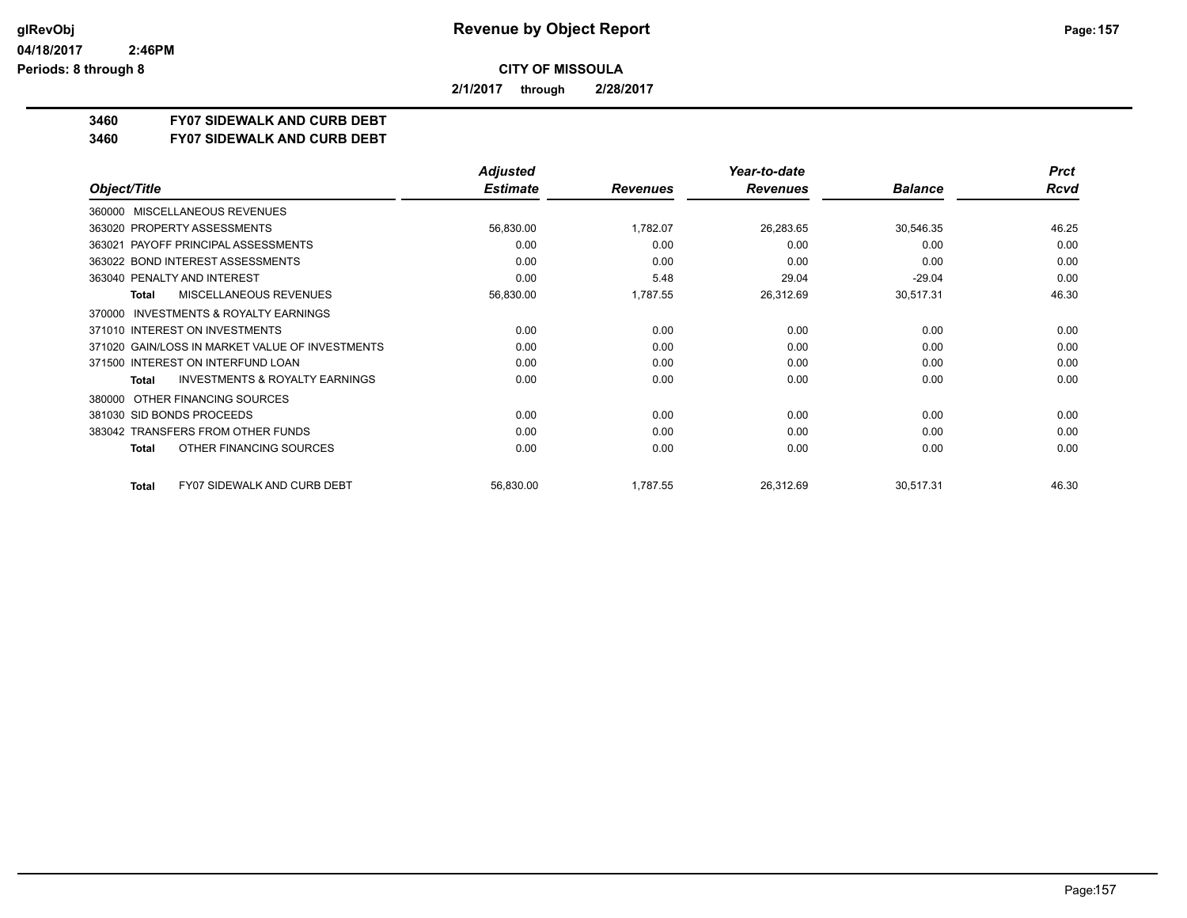**Revenue by Object Report**

**CITY OF MISSOULA**

**2/1/2017 through 2/28/2017**

glRevObj
04/18/2017 2:46PM
Periods: 8 through 8

## 3460 FY07 SIDEWALK AND CURB DEBT
## 3460 FY07 SIDEWALK AND CURB DEBT

| Object/Title | Adjusted Estimate | Revenues | Year-to-date Revenues | Balance | Prct Rcvd |
|---|---|---|---|---|---|
| 360000 MISCELLANEOUS REVENUES | | | | | |
| 363020 PROPERTY ASSESSMENTS | 56,830.00 | 1,782.07 | 26,283.65 | 30,546.35 | 46.25 |
| 363021 PAYOFF PRINCIPAL ASSESSMENTS | 0.00 | 0.00 | 0.00 | 0.00 | 0.00 |
| 363022 BOND INTEREST ASSESSMENTS | 0.00 | 0.00 | 0.00 | 0.00 | 0.00 |
| 363040 PENALTY AND INTEREST | 0.00 | 5.48 | 29.04 | -29.04 | 0.00 |
| **Total** MISCELLANEOUS REVENUES | 56,830.00 | 1,787.55 | 26,312.69 | 30,517.31 | 46.30 |
| 370000 INVESTMENTS & ROYALTY EARNINGS | | | | | |
| 371010 INTEREST ON INVESTMENTS | 0.00 | 0.00 | 0.00 | 0.00 | 0.00 |
| 371020 GAIN/LOSS IN MARKET VALUE OF INVESTMENTS | 0.00 | 0.00 | 0.00 | 0.00 | 0.00 |
| 371500 INTEREST ON INTERFUND LOAN | 0.00 | 0.00 | 0.00 | 0.00 | 0.00 |
| **Total** INVESTMENTS & ROYALTY EARNINGS | 0.00 | 0.00 | 0.00 | 0.00 | 0.00 |
| 380000 OTHER FINANCING SOURCES | | | | | |
| 381030 SID BONDS PROCEEDS | 0.00 | 0.00 | 0.00 | 0.00 | 0.00 |
| 383042 TRANSFERS FROM OTHER FUNDS | 0.00 | 0.00 | 0.00 | 0.00 | 0.00 |
| **Total** OTHER FINANCING SOURCES | 0.00 | 0.00 | 0.00 | 0.00 | 0.00 |
| **Total** FY07 SIDEWALK AND CURB DEBT | 56,830.00 | 1,787.55 | 26,312.69 | 30,517.31 | 46.30 |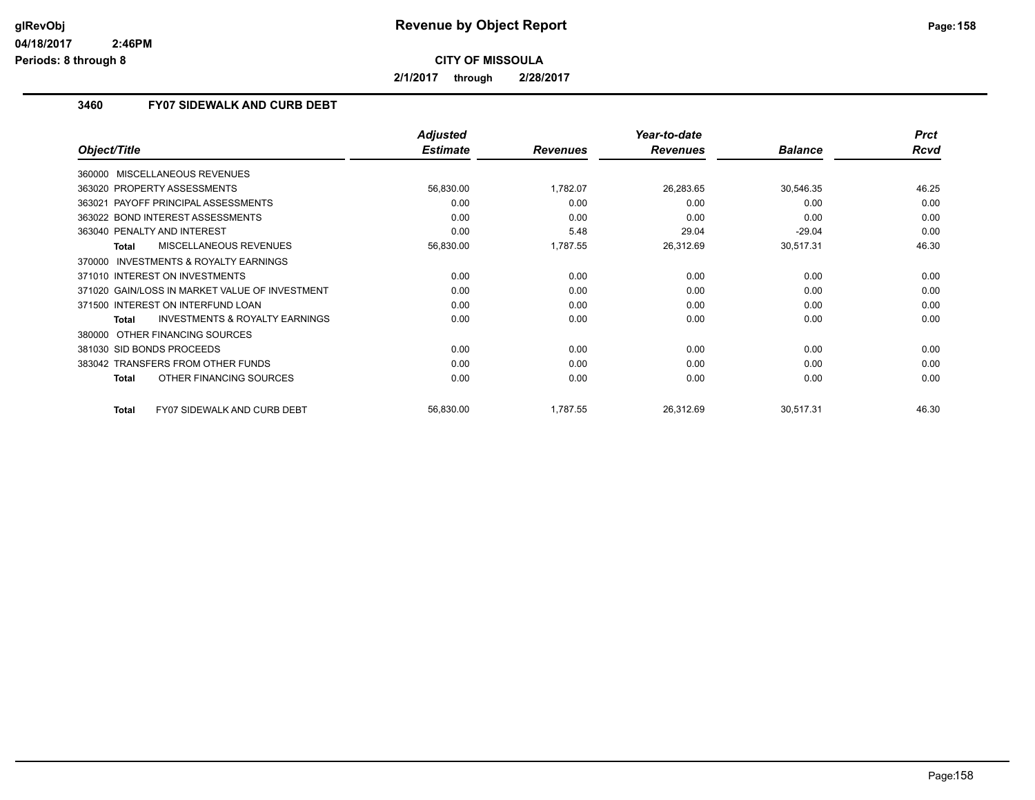**CITY OF MISSOULA**

**2/1/2017 through 2/28/2017**

## 3460 FY07 SIDEWALK AND CURB DEBT

| Object/Title | Adjusted Estimate | Revenues | Year-to-date Revenues | Balance | Prct Rcvd |
|---|---|---|---|---|---|
| 360000 MISCELLANEOUS REVENUES | | | | | |
| 363020 PROPERTY ASSESSMENTS | 56,830.00 | 1,782.07 | 26,283.65 | 30,546.35 | 46.25 |
| 363021 PAYOFF PRINCIPAL ASSESSMENTS | 0.00 | 0.00 | 0.00 | 0.00 | 0.00 |
| 363022 BOND INTEREST ASSESSMENTS | 0.00 | 0.00 | 0.00 | 0.00 | 0.00 |
| 363040 PENALTY AND INTEREST | 0.00 | 5.48 | 29.04 | -29.04 | 0.00 |
| **Total** MISCELLANEOUS REVENUES | 56,830.00 | 1,787.55 | 26,312.69 | 30,517.31 | 46.30 |
| 370000 INVESTMENTS & ROYALTY EARNINGS | | | | | |
| 371010 INTEREST ON INVESTMENTS | 0.00 | 0.00 | 0.00 | 0.00 | 0.00 |
| 371020 GAIN/LOSS IN MARKET VALUE OF INVESTMENT | 0.00 | 0.00 | 0.00 | 0.00 | 0.00 |
| 371500 INTEREST ON INTERFUND LOAN | 0.00 | 0.00 | 0.00 | 0.00 | 0.00 |
| **Total** INVESTMENTS & ROYALTY EARNINGS | 0.00 | 0.00 | 0.00 | 0.00 | 0.00 |
| 380000 OTHER FINANCING SOURCES | | | | | |
| 381030 SID BONDS PROCEEDS | 0.00 | 0.00 | 0.00 | 0.00 | 0.00 |
| 383042 TRANSFERS FROM OTHER FUNDS | 0.00 | 0.00 | 0.00 | 0.00 | 0.00 |
| **Total** OTHER FINANCING SOURCES | 0.00 | 0.00 | 0.00 | 0.00 | 0.00 |
| **Total** FY07 SIDEWALK AND CURB DEBT | 56,830.00 | 1,787.55 | 26,312.69 | 30,517.31 | 46.30 |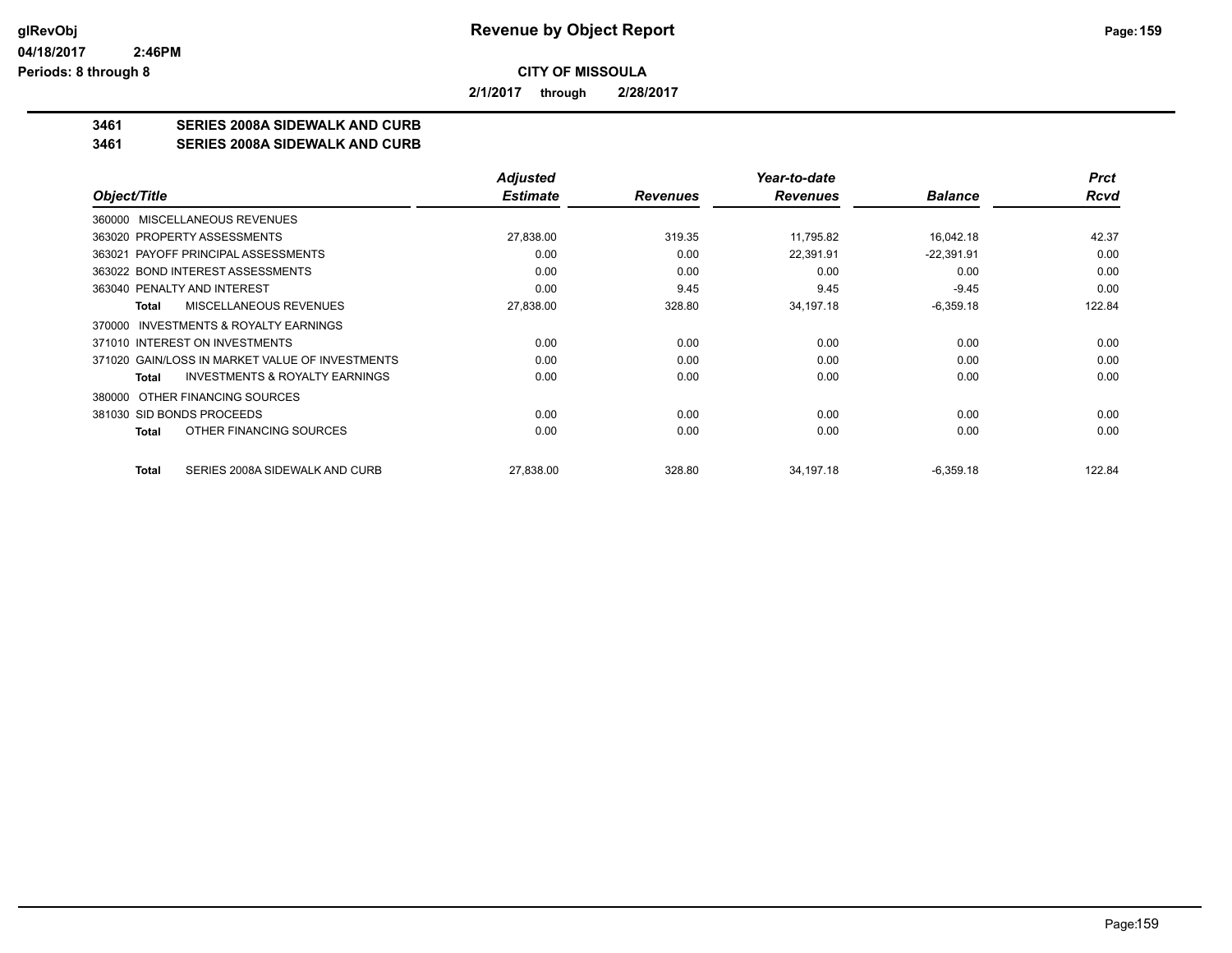# Revenue by Object Report

glRevObj
04/18/2017 2:46PM
Periods: 8 through 8

**CITY OF MISSOULA**

**2/1/2017 through 2/28/2017**

**3461 SERIES 2008A SIDEWALK AND CURB**
**3461 SERIES 2008A SIDEWALK AND CURB**

| Object/Title | Adjusted Estimate | Revenues | Year-to-date Revenues | Balance | Prct Rcvd |
|---|---|---|---|---|---|
| 360000 MISCELLANEOUS REVENUES | | | | | |
| 363020 PROPERTY ASSESSMENTS | 27,838.00 | 319.35 | 11,795.82 | 16,042.18 | 42.37 |
| 363021 PAYOFF PRINCIPAL ASSESSMENTS | 0.00 | 0.00 | 22,391.91 | -22,391.91 | 0.00 |
| 363022 BOND INTEREST ASSESSMENTS | 0.00 | 0.00 | 0.00 | 0.00 | 0.00 |
| 363040 PENALTY AND INTEREST | 0.00 | 9.45 | 9.45 | -9.45 | 0.00 |
| **Total** MISCELLANEOUS REVENUES | 27,838.00 | 328.80 | 34,197.18 | -6,359.18 | 122.84 |
| 370000 INVESTMENTS & ROYALTY EARNINGS | | | | | |
| 371010 INTEREST ON INVESTMENTS | 0.00 | 0.00 | 0.00 | 0.00 | 0.00 |
| 371020 GAIN/LOSS IN MARKET VALUE OF INVESTMENTS | 0.00 | 0.00 | 0.00 | 0.00 | 0.00 |
| **Total** INVESTMENTS & ROYALTY EARNINGS | 0.00 | 0.00 | 0.00 | 0.00 | 0.00 |
| 380000 OTHER FINANCING SOURCES | | | | | |
| 381030 SID BONDS PROCEEDS | 0.00 | 0.00 | 0.00 | 0.00 | 0.00 |
| **Total** OTHER FINANCING SOURCES | 0.00 | 0.00 | 0.00 | 0.00 | 0.00 |
| **Total** SERIES 2008A SIDEWALK AND CURB | 27,838.00 | 328.80 | 34,197.18 | -6,359.18 | 122.84 |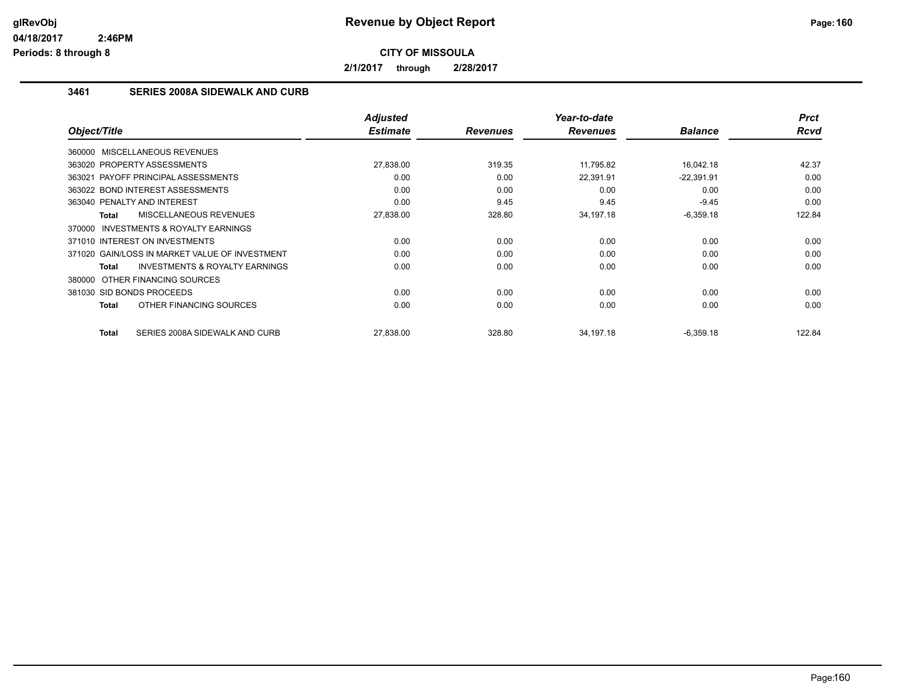**Revenue by Object Report**

**CITY OF MISSOULA**

**2/1/2017 through 2/28/2017**

### 3461 SERIES 2008A SIDEWALK AND CURB

| Object/Title | Adjusted Estimate | Revenues | Year-to-date Revenues | Balance | Prct Rcvd |
|---|---|---|---|---|---|
| 360000 MISCELLANEOUS REVENUES | | | | | |
| 363020 PROPERTY ASSESSMENTS | 27,838.00 | 319.35 | 11,795.82 | 16,042.18 | 42.37 |
| 363021 PAYOFF PRINCIPAL ASSESSMENTS | 0.00 | 0.00 | 22,391.91 | -22,391.91 | 0.00 |
| 363022 BOND INTEREST ASSESSMENTS | 0.00 | 0.00 | 0.00 | 0.00 | 0.00 |
| 363040 PENALTY AND INTEREST | 0.00 | 9.45 | 9.45 | -9.45 | 0.00 |
| **Total** MISCELLANEOUS REVENUES | 27,838.00 | 328.80 | 34,197.18 | -6,359.18 | 122.84 |
| 370000 INVESTMENTS & ROYALTY EARNINGS | | | | | |
| 371010 INTEREST ON INVESTMENTS | 0.00 | 0.00 | 0.00 | 0.00 | 0.00 |
| 371020 GAIN/LOSS IN MARKET VALUE OF INVESTMENT | 0.00 | 0.00 | 0.00 | 0.00 | 0.00 |
| **Total** INVESTMENTS & ROYALTY EARNINGS | 0.00 | 0.00 | 0.00 | 0.00 | 0.00 |
| 380000 OTHER FINANCING SOURCES | | | | | |
| 381030 SID BONDS PROCEEDS | 0.00 | 0.00 | 0.00 | 0.00 | 0.00 |
| **Total** OTHER FINANCING SOURCES | 0.00 | 0.00 | 0.00 | 0.00 | 0.00 |
| **Total** SERIES 2008A SIDEWALK AND CURB | 27,838.00 | 328.80 | 34,197.18 | -6,359.18 | 122.84 |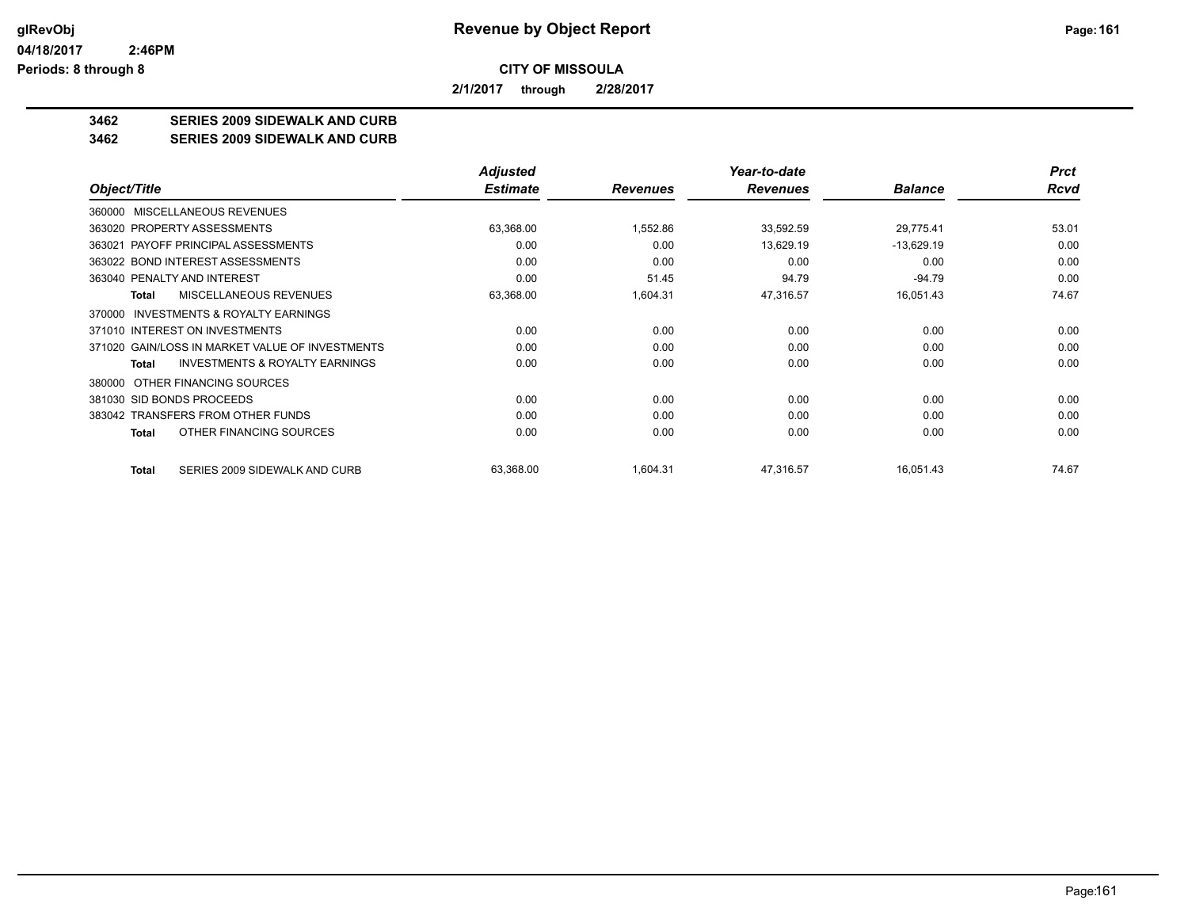# Revenue by Object Report

**CITY OF MISSOULA**

**2/1/2017 through 2/28/2017**

glRevObj
04/18/2017 2:46PM
Periods: 8 through 8

**3462 SERIES 2009 SIDEWALK AND CURB**
**3462 SERIES 2009 SIDEWALK AND CURB**

| Object/Title | Adjusted Estimate | Revenues | Year-to-date Revenues | Balance | Prct Rcvd |
|---|---|---|---|---|---|
| 360000 MISCELLANEOUS REVENUES | | | | | |
| 363020 PROPERTY ASSESSMENTS | 63,368.00 | 1,552.86 | 33,592.59 | 29,775.41 | 53.01 |
| 363021 PAYOFF PRINCIPAL ASSESSMENTS | 0.00 | 0.00 | 13,629.19 | -13,629.19 | 0.00 |
| 363022 BOND INTEREST ASSESSMENTS | 0.00 | 0.00 | 0.00 | 0.00 | 0.00 |
| 363040 PENALTY AND INTEREST | 0.00 | 51.45 | 94.79 | -94.79 | 0.00 |
| **Total** MISCELLANEOUS REVENUES | 63,368.00 | 1,604.31 | 47,316.57 | 16,051.43 | 74.67 |
| 370000 INVESTMENTS & ROYALTY EARNINGS | | | | | |
| 371010 INTEREST ON INVESTMENTS | 0.00 | 0.00 | 0.00 | 0.00 | 0.00 |
| 371020 GAIN/LOSS IN MARKET VALUE OF INVESTMENTS | 0.00 | 0.00 | 0.00 | 0.00 | 0.00 |
| **Total** INVESTMENTS & ROYALTY EARNINGS | 0.00 | 0.00 | 0.00 | 0.00 | 0.00 |
| 380000 OTHER FINANCING SOURCES | | | | | |
| 381030 SID BONDS PROCEEDS | 0.00 | 0.00 | 0.00 | 0.00 | 0.00 |
| 383042 TRANSFERS FROM OTHER FUNDS | 0.00 | 0.00 | 0.00 | 0.00 | 0.00 |
| **Total** OTHER FINANCING SOURCES | 0.00 | 0.00 | 0.00 | 0.00 | 0.00 |
| **Total** SERIES 2009 SIDEWALK AND CURB | 63,368.00 | 1,604.31 | 47,316.57 | 16,051.43 | 74.67 |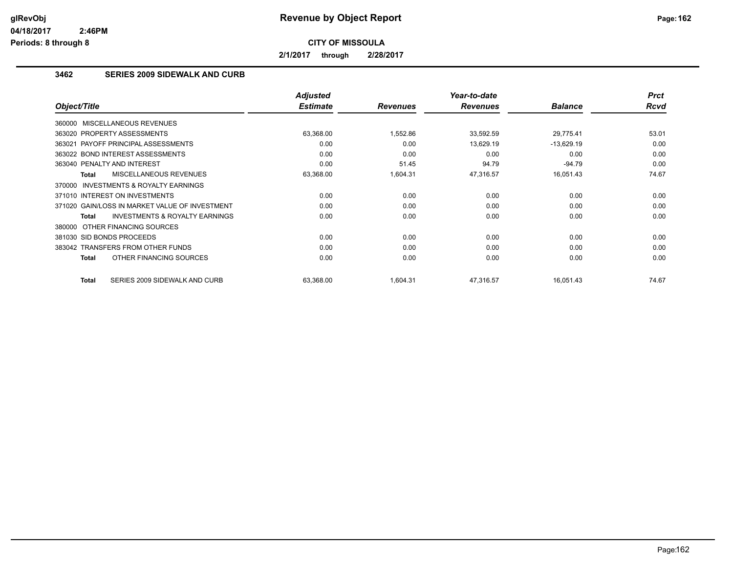# Revenue by Object Report

**CITY OF MISSOULA**

**2/1/2017 through 2/28/2017**

glRevObj
04/18/2017 2:46PM
Periods: 8 through 8

## 3462 SERIES 2009 SIDEWALK AND CURB

| Object/Title | Adjusted Estimate | Revenues | Year-to-date Revenues | Balance | Prct Rcvd |
|---|---|---|---|---|---|
| 360000 MISCELLANEOUS REVENUES | | | | | |
| 363020 PROPERTY ASSESSMENTS | 63,368.00 | 1,552.86 | 33,592.59 | 29,775.41 | 53.01 |
| 363021 PAYOFF PRINCIPAL ASSESSMENTS | 0.00 | 0.00 | 13,629.19 | -13,629.19 | 0.00 |
| 363022 BOND INTEREST ASSESSMENTS | 0.00 | 0.00 | 0.00 | 0.00 | 0.00 |
| 363040 PENALTY AND INTEREST | 0.00 | 51.45 | 94.79 | -94.79 | 0.00 |
| **Total** MISCELLANEOUS REVENUES | 63,368.00 | 1,604.31 | 47,316.57 | 16,051.43 | 74.67 |
| 370000 INVESTMENTS & ROYALTY EARNINGS | | | | | |
| 371010 INTEREST ON INVESTMENTS | 0.00 | 0.00 | 0.00 | 0.00 | 0.00 |
| 371020 GAIN/LOSS IN MARKET VALUE OF INVESTMENT | 0.00 | 0.00 | 0.00 | 0.00 | 0.00 |
| **Total** INVESTMENTS & ROYALTY EARNINGS | 0.00 | 0.00 | 0.00 | 0.00 | 0.00 |
| 380000 OTHER FINANCING SOURCES | | | | | |
| 381030 SID BONDS PROCEEDS | 0.00 | 0.00 | 0.00 | 0.00 | 0.00 |
| 383042 TRANSFERS FROM OTHER FUNDS | 0.00 | 0.00 | 0.00 | 0.00 | 0.00 |
| **Total** OTHER FINANCING SOURCES | 0.00 | 0.00 | 0.00 | 0.00 | 0.00 |
| **Total** SERIES 2009 SIDEWALK AND CURB | 63,368.00 | 1,604.31 | 47,316.57 | 16,051.43 | 74.67 |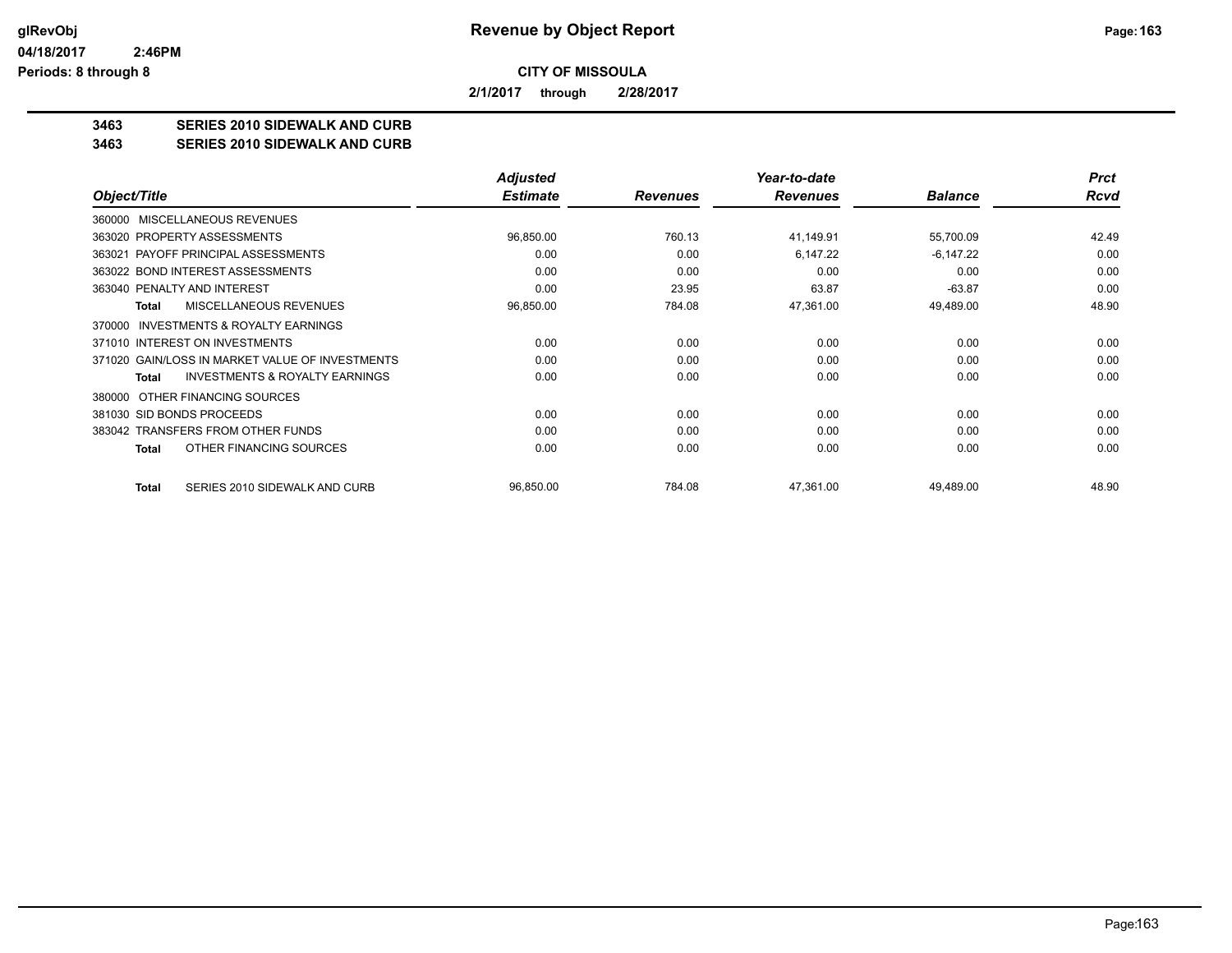**Revenue by Object Report**

**CITY OF MISSOULA**

**2/1/2017 through 2/28/2017**

**Periods: 8 through 8**

## 3463 SERIES 2010 SIDEWALK AND CURB
## 3463 SERIES 2010 SIDEWALK AND CURB

| Object/Title | Adjusted Estimate | Revenues | Year-to-date Revenues | Balance | Prct Rcvd |
|---|---|---|---|---|---|
| 360000 MISCELLANEOUS REVENUES | | | | | |
| 363020 PROPERTY ASSESSMENTS | 96,850.00 | 760.13 | 41,149.91 | 55,700.09 | 42.49 |
| 363021 PAYOFF PRINCIPAL ASSESSMENTS | 0.00 | 0.00 | 6,147.22 | -6,147.22 | 0.00 |
| 363022 BOND INTEREST ASSESSMENTS | 0.00 | 0.00 | 0.00 | 0.00 | 0.00 |
| 363040 PENALTY AND INTEREST | 0.00 | 23.95 | 63.87 | -63.87 | 0.00 |
| **Total** MISCELLANEOUS REVENUES | 96,850.00 | 784.08 | 47,361.00 | 49,489.00 | 48.90 |
| 370000 INVESTMENTS & ROYALTY EARNINGS | | | | | |
| 371010 INTEREST ON INVESTMENTS | 0.00 | 0.00 | 0.00 | 0.00 | 0.00 |
| 371020 GAIN/LOSS IN MARKET VALUE OF INVESTMENTS | 0.00 | 0.00 | 0.00 | 0.00 | 0.00 |
| **Total** INVESTMENTS & ROYALTY EARNINGS | 0.00 | 0.00 | 0.00 | 0.00 | 0.00 |
| 380000 OTHER FINANCING SOURCES | | | | | |
| 381030 SID BONDS PROCEEDS | 0.00 | 0.00 | 0.00 | 0.00 | 0.00 |
| 383042 TRANSFERS FROM OTHER FUNDS | 0.00 | 0.00 | 0.00 | 0.00 | 0.00 |
| **Total** OTHER FINANCING SOURCES | 0.00 | 0.00 | 0.00 | 0.00 | 0.00 |
| **Total** SERIES 2010 SIDEWALK AND CURB | 96,850.00 | 784.08 | 47,361.00 | 49,489.00 | 48.90 |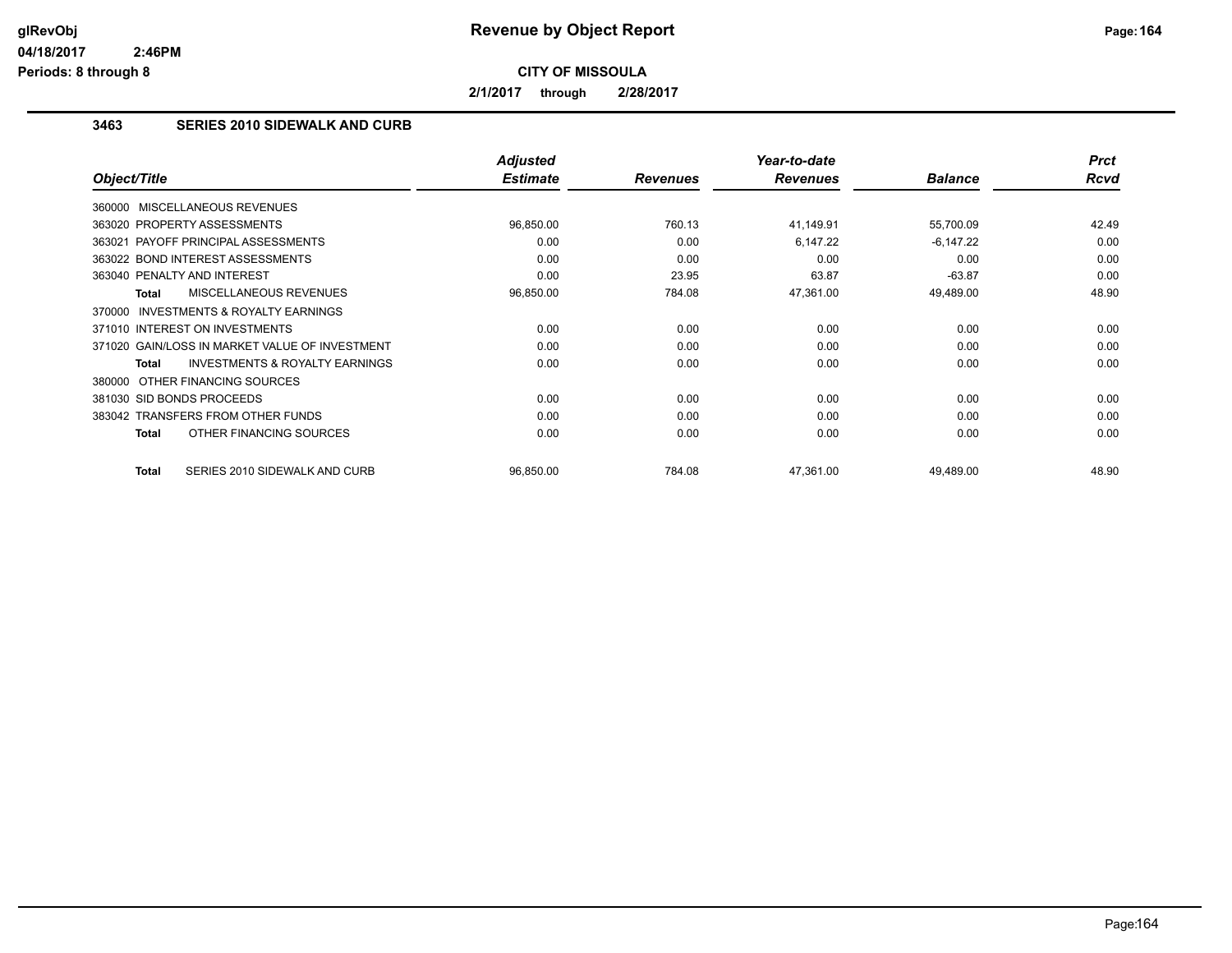# Revenue by Object Report

**CITY OF MISSOULA**

**2/1/2017 through 2/28/2017**

### 3463 SERIES 2010 SIDEWALK AND CURB

| Object/Title | Adjusted Estimate | Revenues | Year-to-date Revenues | Balance | Prct Rcvd |
|---|---|---|---|---|---|
| 360000 MISCELLANEOUS REVENUES | | | | | |
| 363020 PROPERTY ASSESSMENTS | 96,850.00 | 760.13 | 41,149.91 | 55,700.09 | 42.49 |
| 363021 PAYOFF PRINCIPAL ASSESSMENTS | 0.00 | 0.00 | 6,147.22 | -6,147.22 | 0.00 |
| 363022 BOND INTEREST ASSESSMENTS | 0.00 | 0.00 | 0.00 | 0.00 | 0.00 |
| 363040 PENALTY AND INTEREST | 0.00 | 23.95 | 63.87 | -63.87 | 0.00 |
| **Total** MISCELLANEOUS REVENUES | 96,850.00 | 784.08 | 47,361.00 | 49,489.00 | 48.90 |
| 370000 INVESTMENTS & ROYALTY EARNINGS | | | | | |
| 371010 INTEREST ON INVESTMENTS | 0.00 | 0.00 | 0.00 | 0.00 | 0.00 |
| 371020 GAIN/LOSS IN MARKET VALUE OF INVESTMENT | 0.00 | 0.00 | 0.00 | 0.00 | 0.00 |
| **Total** INVESTMENTS & ROYALTY EARNINGS | 0.00 | 0.00 | 0.00 | 0.00 | 0.00 |
| 380000 OTHER FINANCING SOURCES | | | | | |
| 381030 SID BONDS PROCEEDS | 0.00 | 0.00 | 0.00 | 0.00 | 0.00 |
| 383042 TRANSFERS FROM OTHER FUNDS | 0.00 | 0.00 | 0.00 | 0.00 | 0.00 |
| **Total** OTHER FINANCING SOURCES | 0.00 | 0.00 | 0.00 | 0.00 | 0.00 |
| **Total** SERIES 2010 SIDEWALK AND CURB | 96,850.00 | 784.08 | 47,361.00 | 49,489.00 | 48.90 |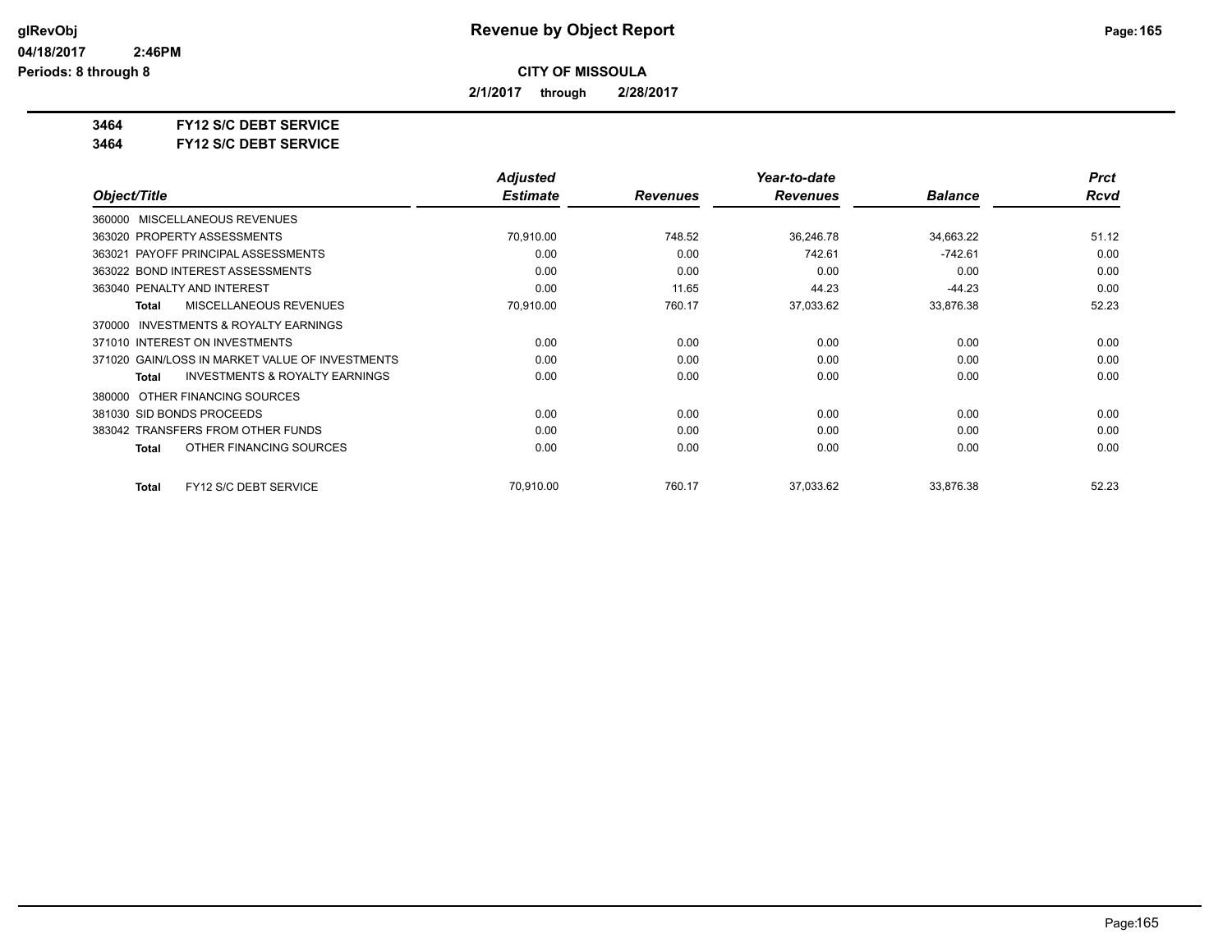**Revenue by Object Report**

**CITY OF MISSOULA**

**2/1/2017 through 2/28/2017**

glRevObj
04/18/2017 2:46PM
Periods: 8 through 8

**3464 FY12 S/C DEBT SERVICE**
**3464 FY12 S/C DEBT SERVICE**

| Object/Title | Adjusted Estimate | Revenues | Year-to-date Revenues | Balance | Prct Rcvd |
|---|---|---|---|---|---|
| 360000 MISCELLANEOUS REVENUES | | | | | |
| 363020 PROPERTY ASSESSMENTS | 70,910.00 | 748.52 | 36,246.78 | 34,663.22 | 51.12 |
| 363021 PAYOFF PRINCIPAL ASSESSMENTS | 0.00 | 0.00 | 742.61 | -742.61 | 0.00 |
| 363022 BOND INTEREST ASSESSMENTS | 0.00 | 0.00 | 0.00 | 0.00 | 0.00 |
| 363040 PENALTY AND INTEREST | 0.00 | 11.65 | 44.23 | -44.23 | 0.00 |
| **Total** MISCELLANEOUS REVENUES | 70,910.00 | 760.17 | 37,033.62 | 33,876.38 | 52.23 |
| 370000 INVESTMENTS & ROYALTY EARNINGS | | | | | |
| 371010 INTEREST ON INVESTMENTS | 0.00 | 0.00 | 0.00 | 0.00 | 0.00 |
| 371020 GAIN/LOSS IN MARKET VALUE OF INVESTMENTS | 0.00 | 0.00 | 0.00 | 0.00 | 0.00 |
| **Total** INVESTMENTS & ROYALTY EARNINGS | 0.00 | 0.00 | 0.00 | 0.00 | 0.00 |
| 380000 OTHER FINANCING SOURCES | | | | | |
| 381030 SID BONDS PROCEEDS | 0.00 | 0.00 | 0.00 | 0.00 | 0.00 |
| 383042 TRANSFERS FROM OTHER FUNDS | 0.00 | 0.00 | 0.00 | 0.00 | 0.00 |
| **Total** OTHER FINANCING SOURCES | 0.00 | 0.00 | 0.00 | 0.00 | 0.00 |
| **Total** FY12 S/C DEBT SERVICE | 70,910.00 | 760.17 | 37,033.62 | 33,876.38 | 52.23 |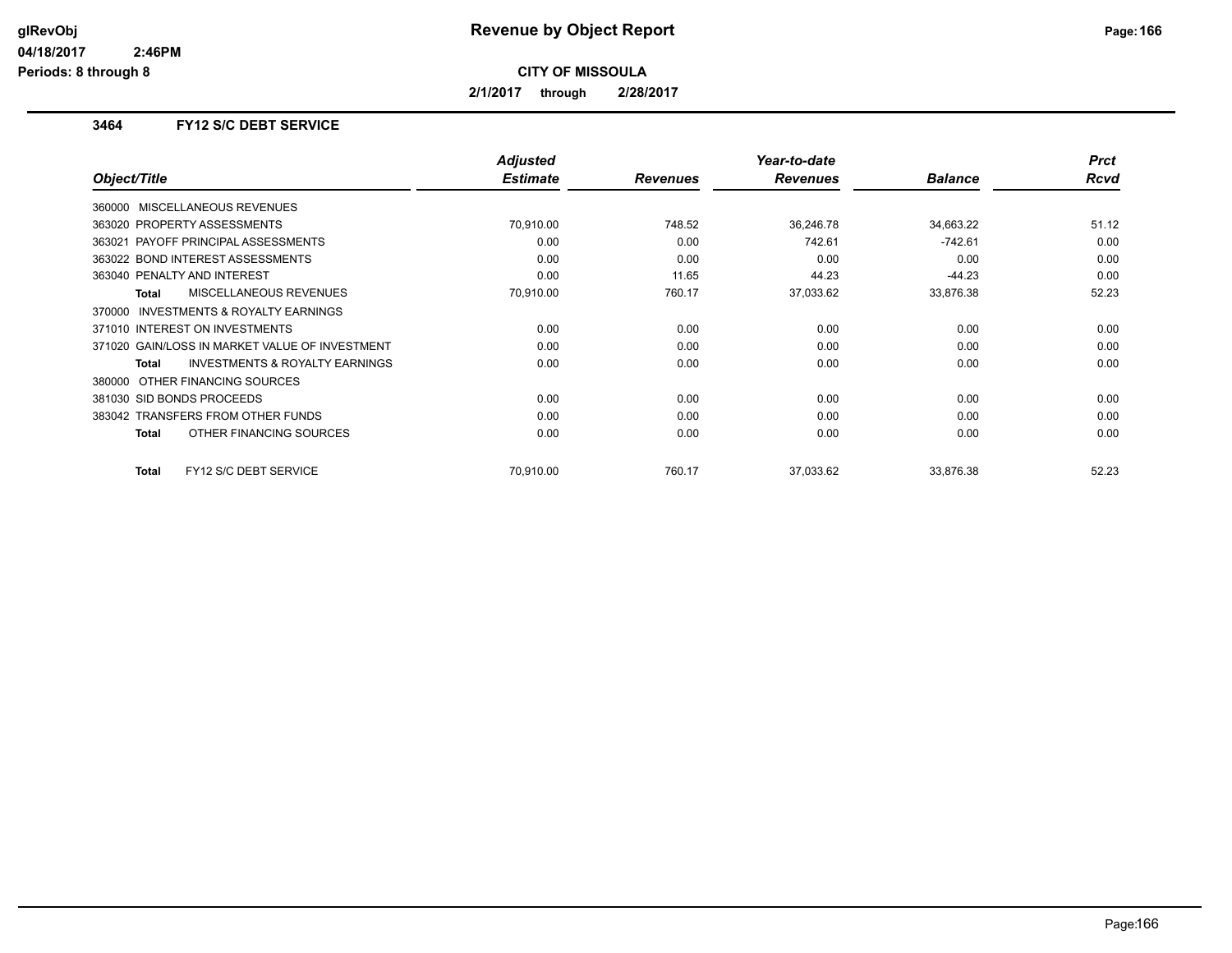# Revenue by Object Report

**CITY OF MISSOULA**

**2/1/2017 through 2/28/2017**

glRevObj
04/18/2017 2:46PM
Periods: 8 through 8

### 3464 FY12 S/C DEBT SERVICE

| Object/Title | Adjusted Estimate | Revenues | Year-to-date Revenues | Balance | Prct Rcvd |
|---|---|---|---|---|---|
| 360000 MISCELLANEOUS REVENUES | | | | | |
| 363020 PROPERTY ASSESSMENTS | 70,910.00 | 748.52 | 36,246.78 | 34,663.22 | 51.12 |
| 363021 PAYOFF PRINCIPAL ASSESSMENTS | 0.00 | 0.00 | 742.61 | -742.61 | 0.00 |
| 363022 BOND INTEREST ASSESSMENTS | 0.00 | 0.00 | 0.00 | 0.00 | 0.00 |
| 363040 PENALTY AND INTEREST | 0.00 | 11.65 | 44.23 | -44.23 | 0.00 |
| **Total** MISCELLANEOUS REVENUES | 70,910.00 | 760.17 | 37,033.62 | 33,876.38 | 52.23 |
| 370000 INVESTMENTS & ROYALTY EARNINGS | | | | | |
| 371010 INTEREST ON INVESTMENTS | 0.00 | 0.00 | 0.00 | 0.00 | 0.00 |
| 371020 GAIN/LOSS IN MARKET VALUE OF INVESTMENT | 0.00 | 0.00 | 0.00 | 0.00 | 0.00 |
| **Total** INVESTMENTS & ROYALTY EARNINGS | 0.00 | 0.00 | 0.00 | 0.00 | 0.00 |
| 380000 OTHER FINANCING SOURCES | | | | | |
| 381030 SID BONDS PROCEEDS | 0.00 | 0.00 | 0.00 | 0.00 | 0.00 |
| 383042 TRANSFERS FROM OTHER FUNDS | 0.00 | 0.00 | 0.00 | 0.00 | 0.00 |
| **Total** OTHER FINANCING SOURCES | 0.00 | 0.00 | 0.00 | 0.00 | 0.00 |
| **Total** FY12 S/C DEBT SERVICE | 70,910.00 | 760.17 | 37,033.62 | 33,876.38 | 52.23 |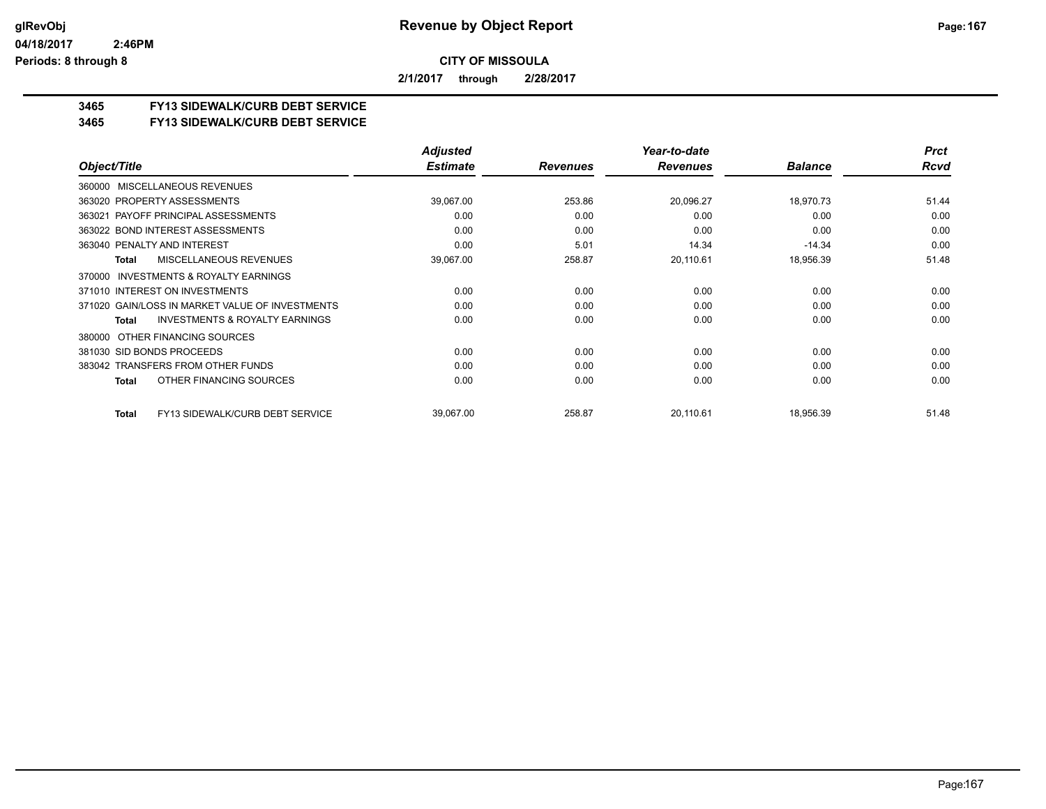**Revenue by Object Report**

**CITY OF MISSOULA**

**2/1/2017 through 2/28/2017**

glRevObj
04/18/2017 2:46PM
Periods: 8 through 8

## 3465 FY13 SIDEWALK/CURB DEBT SERVICE
## 3465 FY13 SIDEWALK/CURB DEBT SERVICE

| Object/Title | Adjusted Estimate | Revenues | Year-to-date Revenues | Balance | Prct Rcvd |
|---|---|---|---|---|---|
| 360000 MISCELLANEOUS REVENUES | | | | | |
| 363020 PROPERTY ASSESSMENTS | 39,067.00 | 253.86 | 20,096.27 | 18,970.73 | 51.44 |
| 363021 PAYOFF PRINCIPAL ASSESSMENTS | 0.00 | 0.00 | 0.00 | 0.00 | 0.00 |
| 363022 BOND INTEREST ASSESSMENTS | 0.00 | 0.00 | 0.00 | 0.00 | 0.00 |
| 363040 PENALTY AND INTEREST | 0.00 | 5.01 | 14.34 | -14.34 | 0.00 |
| **Total** MISCELLANEOUS REVENUES | 39,067.00 | 258.87 | 20,110.61 | 18,956.39 | 51.48 |
| 370000 INVESTMENTS & ROYALTY EARNINGS | | | | | |
| 371010 INTEREST ON INVESTMENTS | 0.00 | 0.00 | 0.00 | 0.00 | 0.00 |
| 371020 GAIN/LOSS IN MARKET VALUE OF INVESTMENTS | 0.00 | 0.00 | 0.00 | 0.00 | 0.00 |
| **Total** INVESTMENTS & ROYALTY EARNINGS | 0.00 | 0.00 | 0.00 | 0.00 | 0.00 |
| 380000 OTHER FINANCING SOURCES | | | | | |
| 381030 SID BONDS PROCEEDS | 0.00 | 0.00 | 0.00 | 0.00 | 0.00 |
| 383042 TRANSFERS FROM OTHER FUNDS | 0.00 | 0.00 | 0.00 | 0.00 | 0.00 |
| **Total** OTHER FINANCING SOURCES | 0.00 | 0.00 | 0.00 | 0.00 | 0.00 |
| **Total** FY13 SIDEWALK/CURB DEBT SERVICE | 39,067.00 | 258.87 | 20,110.61 | 18,956.39 | 51.48 |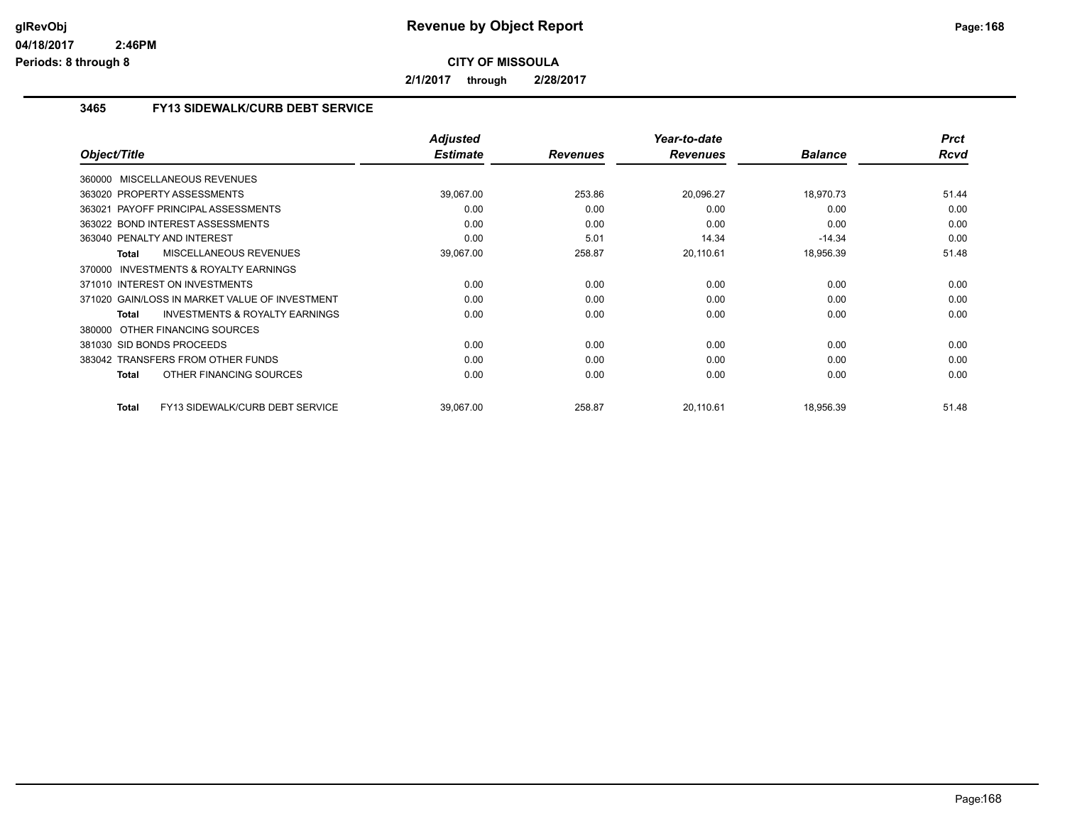# Revenue by Object Report

**CITY OF MISSOULA**

**2/1/2017 through 2/28/2017**

glRevObj
04/18/2017 2:46PM
Periods: 8 through 8

## 3465 FY13 SIDEWALK/CURB DEBT SERVICE

| Object/Title | Adjusted Estimate | Revenues | Year-to-date Revenues | Balance | Prct Rcvd |
|---|---|---|---|---|---|
| 360000 MISCELLANEOUS REVENUES | | | | | |
| 363020 PROPERTY ASSESSMENTS | 39,067.00 | 253.86 | 20,096.27 | 18,970.73 | 51.44 |
| 363021 PAYOFF PRINCIPAL ASSESSMENTS | 0.00 | 0.00 | 0.00 | 0.00 | 0.00 |
| 363022 BOND INTEREST ASSESSMENTS | 0.00 | 0.00 | 0.00 | 0.00 | 0.00 |
| 363040 PENALTY AND INTEREST | 0.00 | 5.01 | 14.34 | -14.34 | 0.00 |
| **Total** MISCELLANEOUS REVENUES | 39,067.00 | 258.87 | 20,110.61 | 18,956.39 | 51.48 |
| 370000 INVESTMENTS & ROYALTY EARNINGS | | | | | |
| 371010 INTEREST ON INVESTMENTS | 0.00 | 0.00 | 0.00 | 0.00 | 0.00 |
| 371020 GAIN/LOSS IN MARKET VALUE OF INVESTMENT | 0.00 | 0.00 | 0.00 | 0.00 | 0.00 |
| **Total** INVESTMENTS & ROYALTY EARNINGS | 0.00 | 0.00 | 0.00 | 0.00 | 0.00 |
| 380000 OTHER FINANCING SOURCES | | | | | |
| 381030 SID BONDS PROCEEDS | 0.00 | 0.00 | 0.00 | 0.00 | 0.00 |
| 383042 TRANSFERS FROM OTHER FUNDS | 0.00 | 0.00 | 0.00 | 0.00 | 0.00 |
| **Total** OTHER FINANCING SOURCES | 0.00 | 0.00 | 0.00 | 0.00 | 0.00 |
| **Total** FY13 SIDEWALK/CURB DEBT SERVICE | 39,067.00 | 258.87 | 20,110.61 | 18,956.39 | 51.48 |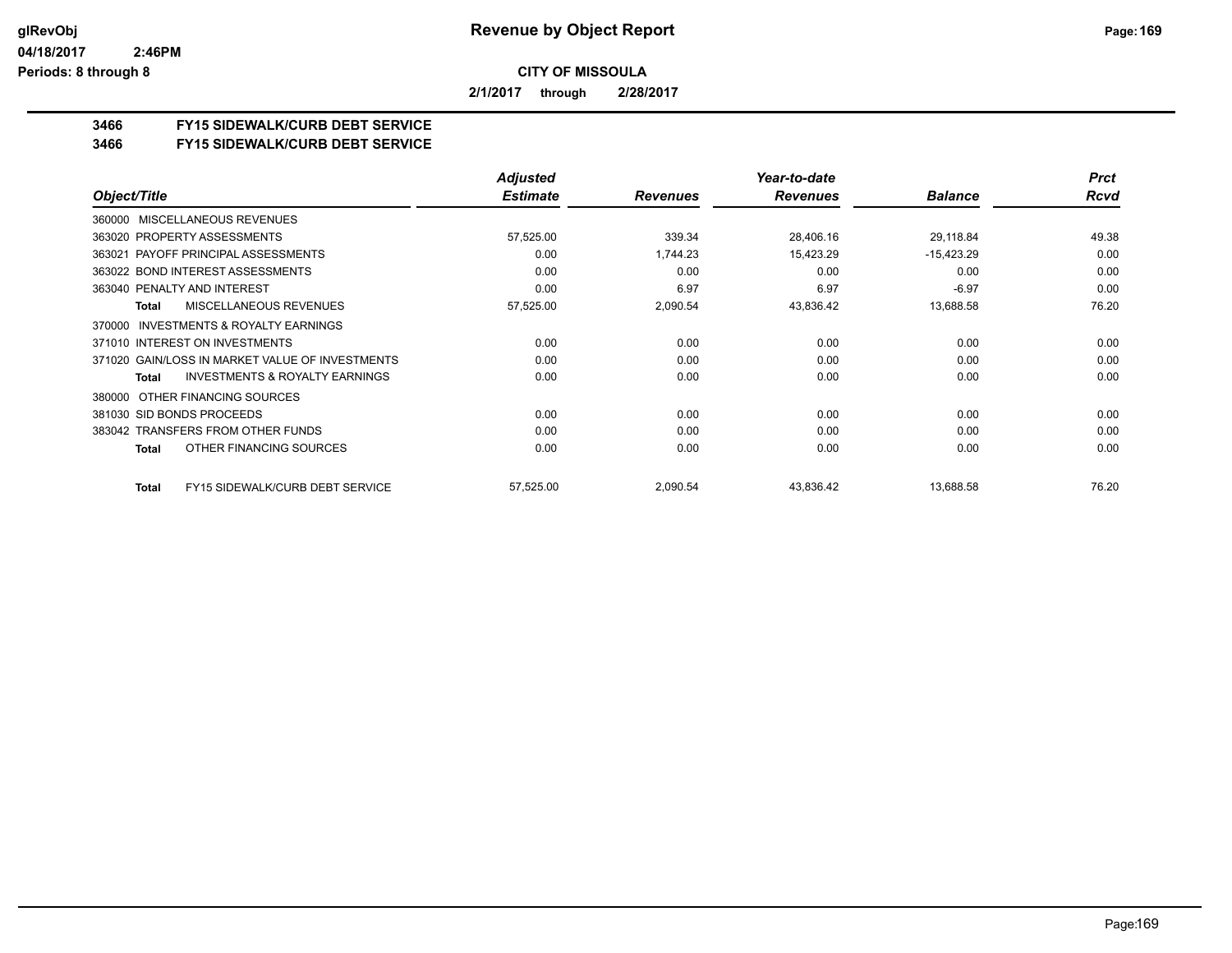# Revenue by Object Report

**CITY OF MISSOULA**

**2/1/2017 through 2/28/2017**

glRevObj
04/18/2017 2:46PM
Periods: 8 through 8

## 3466 FY15 SIDEWALK/CURB DEBT SERVICE
## 3466 FY15 SIDEWALK/CURB DEBT SERVICE

| Object/Title | Adjusted Estimate | Revenues | Year-to-date Revenues | Balance | Prct Rcvd |
|---|---|---|---|---|---|
| 360000 MISCELLANEOUS REVENUES | | | | | |
| 363020 PROPERTY ASSESSMENTS | 57,525.00 | 339.34 | 28,406.16 | 29,118.84 | 49.38 |
| 363021 PAYOFF PRINCIPAL ASSESSMENTS | 0.00 | 1,744.23 | 15,423.29 | -15,423.29 | 0.00 |
| 363022 BOND INTEREST ASSESSMENTS | 0.00 | 0.00 | 0.00 | 0.00 | 0.00 |
| 363040 PENALTY AND INTEREST | 0.00 | 6.97 | 6.97 | -6.97 | 0.00 |
| **Total** MISCELLANEOUS REVENUES | 57,525.00 | 2,090.54 | 43,836.42 | 13,688.58 | 76.20 |
| 370000 INVESTMENTS & ROYALTY EARNINGS | | | | | |
| 371010 INTEREST ON INVESTMENTS | 0.00 | 0.00 | 0.00 | 0.00 | 0.00 |
| 371020 GAIN/LOSS IN MARKET VALUE OF INVESTMENTS | 0.00 | 0.00 | 0.00 | 0.00 | 0.00 |
| **Total** INVESTMENTS & ROYALTY EARNINGS | 0.00 | 0.00 | 0.00 | 0.00 | 0.00 |
| 380000 OTHER FINANCING SOURCES | | | | | |
| 381030 SID BONDS PROCEEDS | 0.00 | 0.00 | 0.00 | 0.00 | 0.00 |
| 383042 TRANSFERS FROM OTHER FUNDS | 0.00 | 0.00 | 0.00 | 0.00 | 0.00 |
| **Total** OTHER FINANCING SOURCES | 0.00 | 0.00 | 0.00 | 0.00 | 0.00 |
| **Total** FY15 SIDEWALK/CURB DEBT SERVICE | 57,525.00 | 2,090.54 | 43,836.42 | 13,688.58 | 76.20 |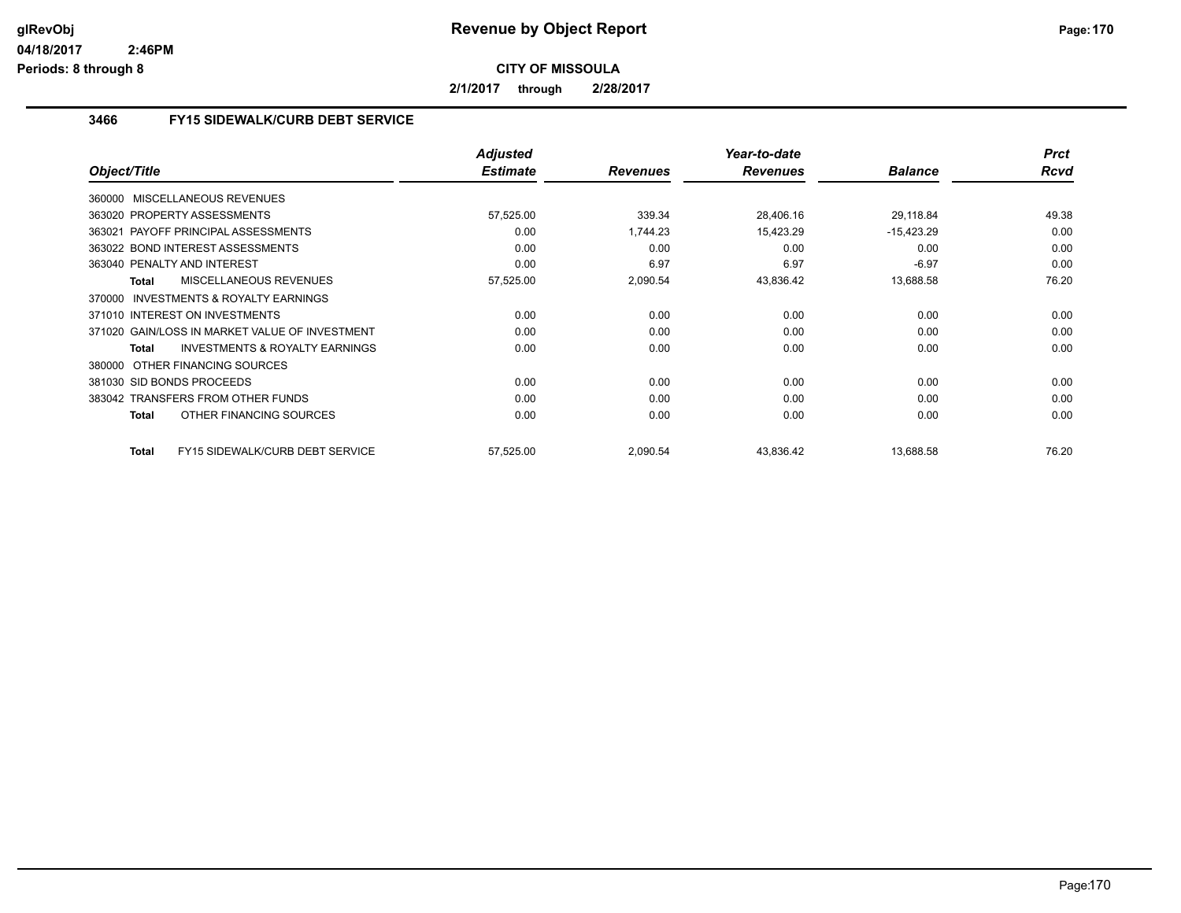# Revenue by Object Report

**CITY OF MISSOULA**

**2/1/2017 through 2/28/2017**

glRevObj
04/18/2017 2:46PM
Periods: 8 through 8

## 3466 FY15 SIDEWALK/CURB DEBT SERVICE

| Object/Title | Adjusted Estimate | Revenues | Year-to-date Revenues | Balance | Prct Rcvd |
|---|---|---|---|---|---|
| 360000 MISCELLANEOUS REVENUES | | | | | |
| 363020 PROPERTY ASSESSMENTS | 57,525.00 | 339.34 | 28,406.16 | 29,118.84 | 49.38 |
| 363021 PAYOFF PRINCIPAL ASSESSMENTS | 0.00 | 1,744.23 | 15,423.29 | -15,423.29 | 0.00 |
| 363022 BOND INTEREST ASSESSMENTS | 0.00 | 0.00 | 0.00 | 0.00 | 0.00 |
| 363040 PENALTY AND INTEREST | 0.00 | 6.97 | 6.97 | -6.97 | 0.00 |
| **Total** MISCELLANEOUS REVENUES | 57,525.00 | 2,090.54 | 43,836.42 | 13,688.58 | 76.20 |
| 370000 INVESTMENTS & ROYALTY EARNINGS | | | | | |
| 371010 INTEREST ON INVESTMENTS | 0.00 | 0.00 | 0.00 | 0.00 | 0.00 |
| 371020 GAIN/LOSS IN MARKET VALUE OF INVESTMENT | 0.00 | 0.00 | 0.00 | 0.00 | 0.00 |
| **Total** INVESTMENTS & ROYALTY EARNINGS | 0.00 | 0.00 | 0.00 | 0.00 | 0.00 |
| 380000 OTHER FINANCING SOURCES | | | | | |
| 381030 SID BONDS PROCEEDS | 0.00 | 0.00 | 0.00 | 0.00 | 0.00 |
| 383042 TRANSFERS FROM OTHER FUNDS | 0.00 | 0.00 | 0.00 | 0.00 | 0.00 |
| **Total** OTHER FINANCING SOURCES | 0.00 | 0.00 | 0.00 | 0.00 | 0.00 |
| **Total** FY15 SIDEWALK/CURB DEBT SERVICE | 57,525.00 | 2,090.54 | 43,836.42 | 13,688.58 | 76.20 |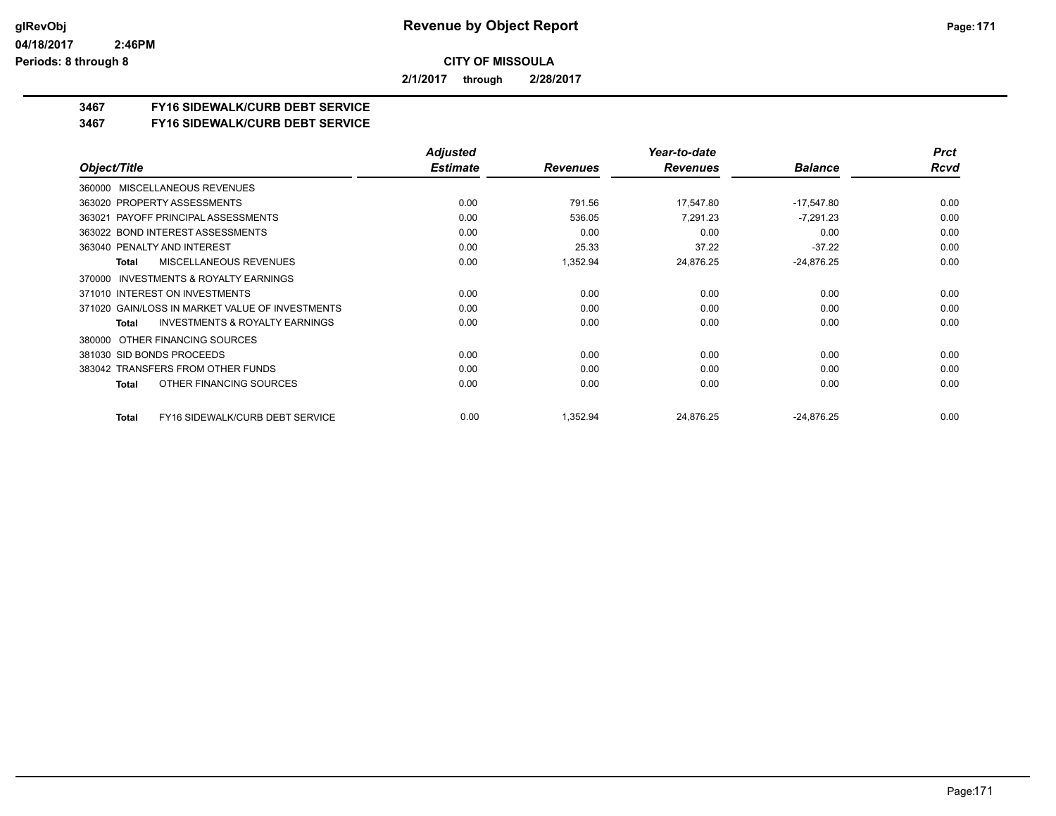**glRevObj** 
**04/18/2017 2:46PM**
**Periods: 8 through 8**

# Revenue by Object Report

**CITY OF MISSOULA**

**2/1/2017 through 2/28/2017**

## 3467 FY16 SIDEWALK/CURB DEBT SERVICE
## 3467 FY16 SIDEWALK/CURB DEBT SERVICE

| Object/Title | Adjusted Estimate | Revenues | Year-to-date Revenues | Balance | Prct Rcvd |
|---|---|---|---|---|---|
| 360000 MISCELLANEOUS REVENUES | | | | | |
| 363020 PROPERTY ASSESSMENTS | 0.00 | 791.56 | 17,547.80 | -17,547.80 | 0.00 |
| 363021 PAYOFF PRINCIPAL ASSESSMENTS | 0.00 | 536.05 | 7,291.23 | -7,291.23 | 0.00 |
| 363022 BOND INTEREST ASSESSMENTS | 0.00 | 0.00 | 0.00 | 0.00 | 0.00 |
| 363040 PENALTY AND INTEREST | 0.00 | 25.33 | 37.22 | -37.22 | 0.00 |
| **Total** MISCELLANEOUS REVENUES | 0.00 | 1,352.94 | 24,876.25 | -24,876.25 | 0.00 |
| 370000 INVESTMENTS & ROYALTY EARNINGS | | | | | |
| 371010 INTEREST ON INVESTMENTS | 0.00 | 0.00 | 0.00 | 0.00 | 0.00 |
| 371020 GAIN/LOSS IN MARKET VALUE OF INVESTMENTS | 0.00 | 0.00 | 0.00 | 0.00 | 0.00 |
| **Total** INVESTMENTS & ROYALTY EARNINGS | 0.00 | 0.00 | 0.00 | 0.00 | 0.00 |
| 380000 OTHER FINANCING SOURCES | | | | | |
| 381030 SID BONDS PROCEEDS | 0.00 | 0.00 | 0.00 | 0.00 | 0.00 |
| 383042 TRANSFERS FROM OTHER FUNDS | 0.00 | 0.00 | 0.00 | 0.00 | 0.00 |
| **Total** OTHER FINANCING SOURCES | 0.00 | 0.00 | 0.00 | 0.00 | 0.00 |
| **Total** FY16 SIDEWALK/CURB DEBT SERVICE | 0.00 | 1,352.94 | 24,876.25 | -24,876.25 | 0.00 |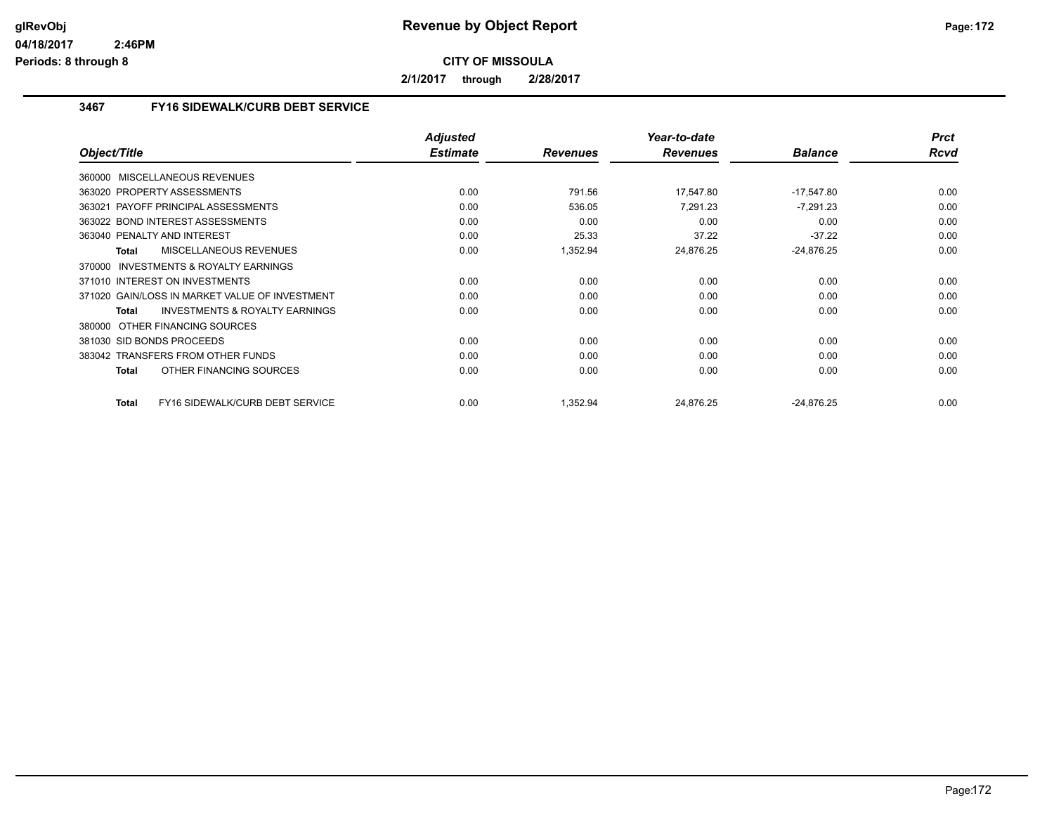# Revenue by Object Report

**CITY OF MISSOULA**

**2/1/2017 through 2/28/2017**

### 3467 FY16 SIDEWALK/CURB DEBT SERVICE

| Object/Title | Adjusted Estimate | Revenues | Year-to-date Revenues | Balance | Prct Rcvd |
|---|---|---|---|---|---|
| 360000 MISCELLANEOUS REVENUES | | | | | |
| 363020 PROPERTY ASSESSMENTS | 0.00 | 791.56 | 17,547.80 | -17,547.80 | 0.00 |
| 363021 PAYOFF PRINCIPAL ASSESSMENTS | 0.00 | 536.05 | 7,291.23 | -7,291.23 | 0.00 |
| 363022 BOND INTEREST ASSESSMENTS | 0.00 | 0.00 | 0.00 | 0.00 | 0.00 |
| 363040 PENALTY AND INTEREST | 0.00 | 25.33 | 37.22 | -37.22 | 0.00 |
| **Total** MISCELLANEOUS REVENUES | 0.00 | 1,352.94 | 24,876.25 | -24,876.25 | 0.00 |
| 370000 INVESTMENTS & ROYALTY EARNINGS | | | | | |
| 371010 INTEREST ON INVESTMENTS | 0.00 | 0.00 | 0.00 | 0.00 | 0.00 |
| 371020 GAIN/LOSS IN MARKET VALUE OF INVESTMENT | 0.00 | 0.00 | 0.00 | 0.00 | 0.00 |
| **Total** INVESTMENTS & ROYALTY EARNINGS | 0.00 | 0.00 | 0.00 | 0.00 | 0.00 |
| 380000 OTHER FINANCING SOURCES | | | | | |
| 381030 SID BONDS PROCEEDS | 0.00 | 0.00 | 0.00 | 0.00 | 0.00 |
| 383042 TRANSFERS FROM OTHER FUNDS | 0.00 | 0.00 | 0.00 | 0.00 | 0.00 |
| **Total** OTHER FINANCING SOURCES | 0.00 | 0.00 | 0.00 | 0.00 | 0.00 |
| **Total** FY16 SIDEWALK/CURB DEBT SERVICE | 0.00 | 1,352.94 | 24,876.25 | -24,876.25 | 0.00 |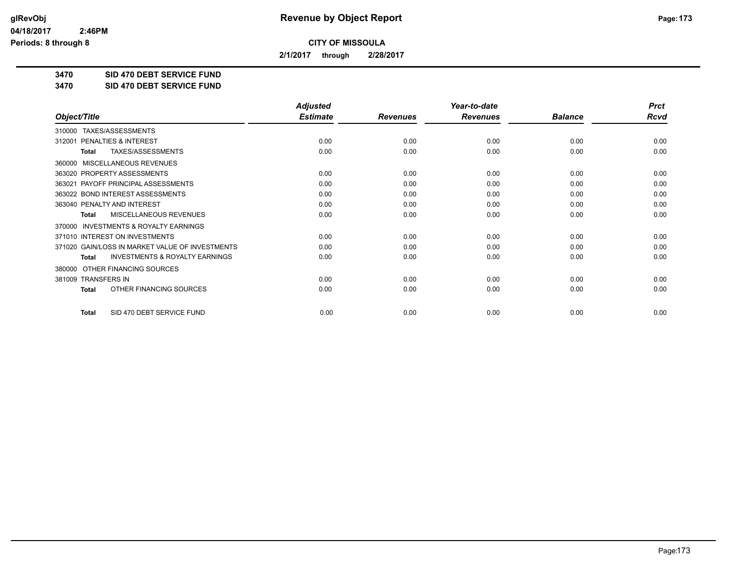# Revenue by Object Report

**CITY OF MISSOULA**

**2/1/2017 through 2/28/2017**

glRevObj
04/18/2017 2:46PM
Periods: 8 through 8

**3470 SID 470 DEBT SERVICE FUND**
**3470 SID 470 DEBT SERVICE FUND**

| Object/Title | Adjusted Estimate | Revenues | Year-to-date Revenues | Balance | Prct Rcvd |
|---|---|---|---|---|---|
| 310000 TAXES/ASSESSMENTS | | | | | |
| 312001 PENALTIES & INTEREST | 0.00 | 0.00 | 0.00 | 0.00 | 0.00 |
| **Total** TAXES/ASSESSMENTS | 0.00 | 0.00 | 0.00 | 0.00 | 0.00 |
| 360000 MISCELLANEOUS REVENUES | | | | | |
| 363020 PROPERTY ASSESSMENTS | 0.00 | 0.00 | 0.00 | 0.00 | 0.00 |
| 363021 PAYOFF PRINCIPAL ASSESSMENTS | 0.00 | 0.00 | 0.00 | 0.00 | 0.00 |
| 363022 BOND INTEREST ASSESSMENTS | 0.00 | 0.00 | 0.00 | 0.00 | 0.00 |
| 363040 PENALTY AND INTEREST | 0.00 | 0.00 | 0.00 | 0.00 | 0.00 |
| **Total** MISCELLANEOUS REVENUES | 0.00 | 0.00 | 0.00 | 0.00 | 0.00 |
| 370000 INVESTMENTS & ROYALTY EARNINGS | | | | | |
| 371010 INTEREST ON INVESTMENTS | 0.00 | 0.00 | 0.00 | 0.00 | 0.00 |
| 371020 GAIN/LOSS IN MARKET VALUE OF INVESTMENTS | 0.00 | 0.00 | 0.00 | 0.00 | 0.00 |
| **Total** INVESTMENTS & ROYALTY EARNINGS | 0.00 | 0.00 | 0.00 | 0.00 | 0.00 |
| 380000 OTHER FINANCING SOURCES | | | | | |
| 381009 TRANSFERS IN | 0.00 | 0.00 | 0.00 | 0.00 | 0.00 |
| **Total** OTHER FINANCING SOURCES | 0.00 | 0.00 | 0.00 | 0.00 | 0.00 |
| **Total** SID 470 DEBT SERVICE FUND | 0.00 | 0.00 | 0.00 | 0.00 | 0.00 |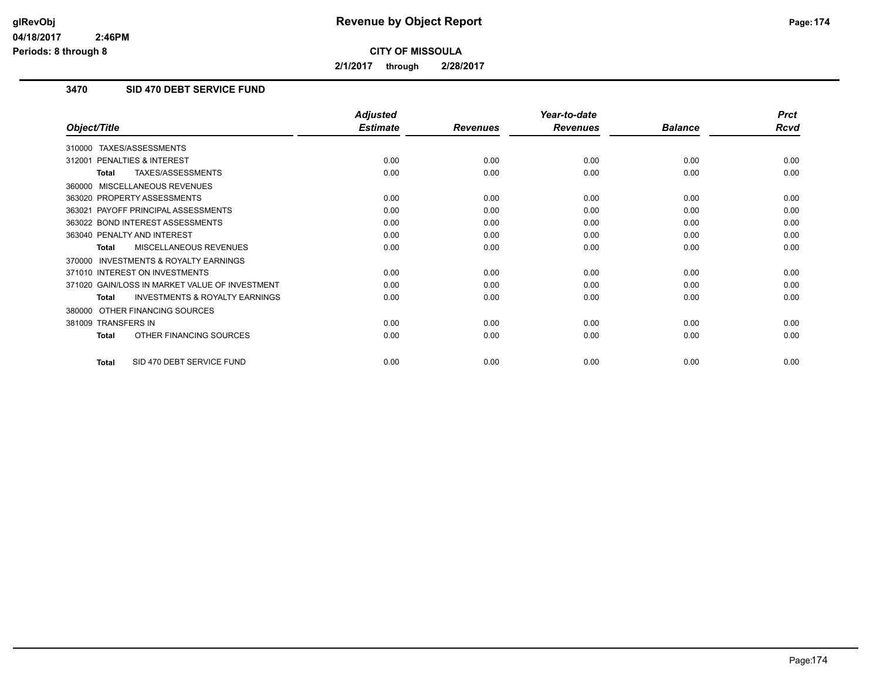# Revenue by Object Report

**CITY OF MISSOULA**

**2/1/2017 through 2/28/2017**

glRevObj
04/18/2017 2:46PM
Periods: 8 through 8

## 3470 SID 470 DEBT SERVICE FUND

| Object/Title | Adjusted Estimate | Revenues | Year-to-date Revenues | Balance | Prct Rcvd |
|---|---|---|---|---|---|
| 310000 TAXES/ASSESSMENTS | | | | | |
| 312001 PENALTIES & INTEREST | 0.00 | 0.00 | 0.00 | 0.00 | 0.00 |
| **Total** TAXES/ASSESSMENTS | 0.00 | 0.00 | 0.00 | 0.00 | 0.00 |
| 360000 MISCELLANEOUS REVENUES | | | | | |
| 363020 PROPERTY ASSESSMENTS | 0.00 | 0.00 | 0.00 | 0.00 | 0.00 |
| 363021 PAYOFF PRINCIPAL ASSESSMENTS | 0.00 | 0.00 | 0.00 | 0.00 | 0.00 |
| 363022 BOND INTEREST ASSESSMENTS | 0.00 | 0.00 | 0.00 | 0.00 | 0.00 |
| 363040 PENALTY AND INTEREST | 0.00 | 0.00 | 0.00 | 0.00 | 0.00 |
| **Total** MISCELLANEOUS REVENUES | 0.00 | 0.00 | 0.00 | 0.00 | 0.00 |
| 370000 INVESTMENTS & ROYALTY EARNINGS | | | | | |
| 371010 INTEREST ON INVESTMENTS | 0.00 | 0.00 | 0.00 | 0.00 | 0.00 |
| 371020 GAIN/LOSS IN MARKET VALUE OF INVESTMENT | 0.00 | 0.00 | 0.00 | 0.00 | 0.00 |
| **Total** INVESTMENTS & ROYALTY EARNINGS | 0.00 | 0.00 | 0.00 | 0.00 | 0.00 |
| 380000 OTHER FINANCING SOURCES | | | | | |
| 381009 TRANSFERS IN | 0.00 | 0.00 | 0.00 | 0.00 | 0.00 |
| **Total** OTHER FINANCING SOURCES | 0.00 | 0.00 | 0.00 | 0.00 | 0.00 |
| **Total** SID 470 DEBT SERVICE FUND | 0.00 | 0.00 | 0.00 | 0.00 | 0.00 |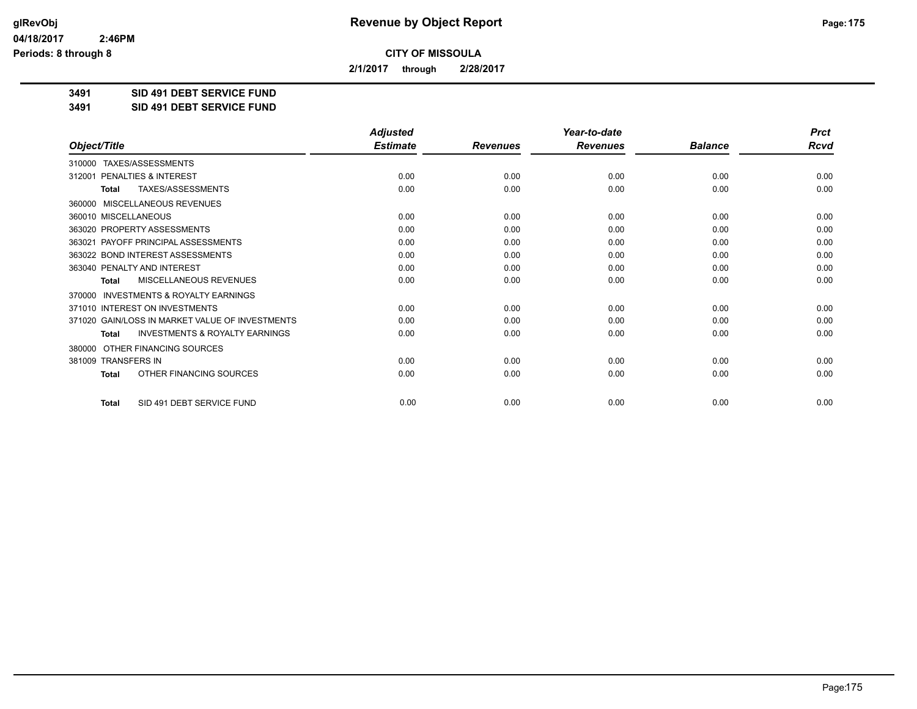# Revenue by Object Report

**CITY OF MISSOULA**

**2/1/2017 through 2/28/2017**

glRevObj
04/18/2017 2:46PM
Periods: 8 through 8

## 3491 SID 491 DEBT SERVICE FUND
## 3491 SID 491 DEBT SERVICE FUND

| Object/Title | Adjusted Estimate | Revenues | Year-to-date Revenues | Balance | Prct Rcvd |
|---|---|---|---|---|---|
| 310000 TAXES/ASSESSMENTS | | | | | |
| 312001 PENALTIES & INTEREST | 0.00 | 0.00 | 0.00 | 0.00 | 0.00 |
| **Total** TAXES/ASSESSMENTS | 0.00 | 0.00 | 0.00 | 0.00 | 0.00 |
| 360000 MISCELLANEOUS REVENUES | | | | | |
| 360010 MISCELLANEOUS | 0.00 | 0.00 | 0.00 | 0.00 | 0.00 |
| 363020 PROPERTY ASSESSMENTS | 0.00 | 0.00 | 0.00 | 0.00 | 0.00 |
| 363021 PAYOFF PRINCIPAL ASSESSMENTS | 0.00 | 0.00 | 0.00 | 0.00 | 0.00 |
| 363022 BOND INTEREST ASSESSMENTS | 0.00 | 0.00 | 0.00 | 0.00 | 0.00 |
| 363040 PENALTY AND INTEREST | 0.00 | 0.00 | 0.00 | 0.00 | 0.00 |
| **Total** MISCELLANEOUS REVENUES | 0.00 | 0.00 | 0.00 | 0.00 | 0.00 |
| 370000 INVESTMENTS & ROYALTY EARNINGS | | | | | |
| 371010 INTEREST ON INVESTMENTS | 0.00 | 0.00 | 0.00 | 0.00 | 0.00 |
| 371020 GAIN/LOSS IN MARKET VALUE OF INVESTMENTS | 0.00 | 0.00 | 0.00 | 0.00 | 0.00 |
| **Total** INVESTMENTS & ROYALTY EARNINGS | 0.00 | 0.00 | 0.00 | 0.00 | 0.00 |
| 380000 OTHER FINANCING SOURCES | | | | | |
| 381009 TRANSFERS IN | 0.00 | 0.00 | 0.00 | 0.00 | 0.00 |
| **Total** OTHER FINANCING SOURCES | 0.00 | 0.00 | 0.00 | 0.00 | 0.00 |
| **Total** SID 491 DEBT SERVICE FUND | 0.00 | 0.00 | 0.00 | 0.00 | 0.00 |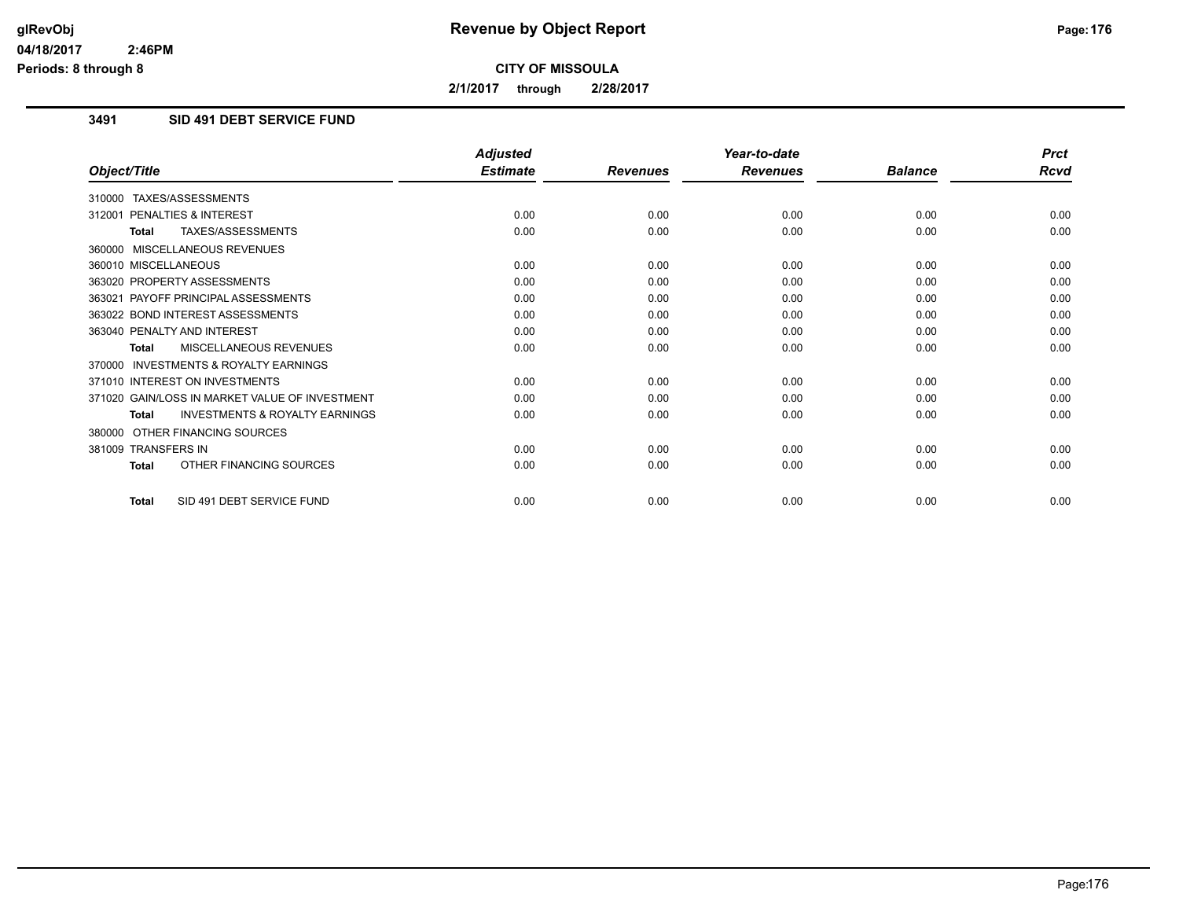# Revenue by Object Report

**CITY OF MISSOULA**

**2/1/2017 through 2/28/2017**

### 3491 SID 491 DEBT SERVICE FUND

| Object/Title | Adjusted Estimate | Revenues | Year-to-date Revenues | Balance | Prct Rcvd |
|---|---|---|---|---|---|
| 310000 TAXES/ASSESSMENTS | | | | | |
| 312001 PENALTIES & INTEREST | 0.00 | 0.00 | 0.00 | 0.00 | 0.00 |
| **Total** TAXES/ASSESSMENTS | 0.00 | 0.00 | 0.00 | 0.00 | 0.00 |
| 360000 MISCELLANEOUS REVENUES | | | | | |
| 360010 MISCELLANEOUS | 0.00 | 0.00 | 0.00 | 0.00 | 0.00 |
| 363020 PROPERTY ASSESSMENTS | 0.00 | 0.00 | 0.00 | 0.00 | 0.00 |
| 363021 PAYOFF PRINCIPAL ASSESSMENTS | 0.00 | 0.00 | 0.00 | 0.00 | 0.00 |
| 363022 BOND INTEREST ASSESSMENTS | 0.00 | 0.00 | 0.00 | 0.00 | 0.00 |
| 363040 PENALTY AND INTEREST | 0.00 | 0.00 | 0.00 | 0.00 | 0.00 |
| **Total** MISCELLANEOUS REVENUES | 0.00 | 0.00 | 0.00 | 0.00 | 0.00 |
| 370000 INVESTMENTS & ROYALTY EARNINGS | | | | | |
| 371010 INTEREST ON INVESTMENTS | 0.00 | 0.00 | 0.00 | 0.00 | 0.00 |
| 371020 GAIN/LOSS IN MARKET VALUE OF INVESTMENT | 0.00 | 0.00 | 0.00 | 0.00 | 0.00 |
| **Total** INVESTMENTS & ROYALTY EARNINGS | 0.00 | 0.00 | 0.00 | 0.00 | 0.00 |
| 380000 OTHER FINANCING SOURCES | | | | | |
| 381009 TRANSFERS IN | 0.00 | 0.00 | 0.00 | 0.00 | 0.00 |
| **Total** OTHER FINANCING SOURCES | 0.00 | 0.00 | 0.00 | 0.00 | 0.00 |
| **Total** SID 491 DEBT SERVICE FUND | 0.00 | 0.00 | 0.00 | 0.00 | 0.00 |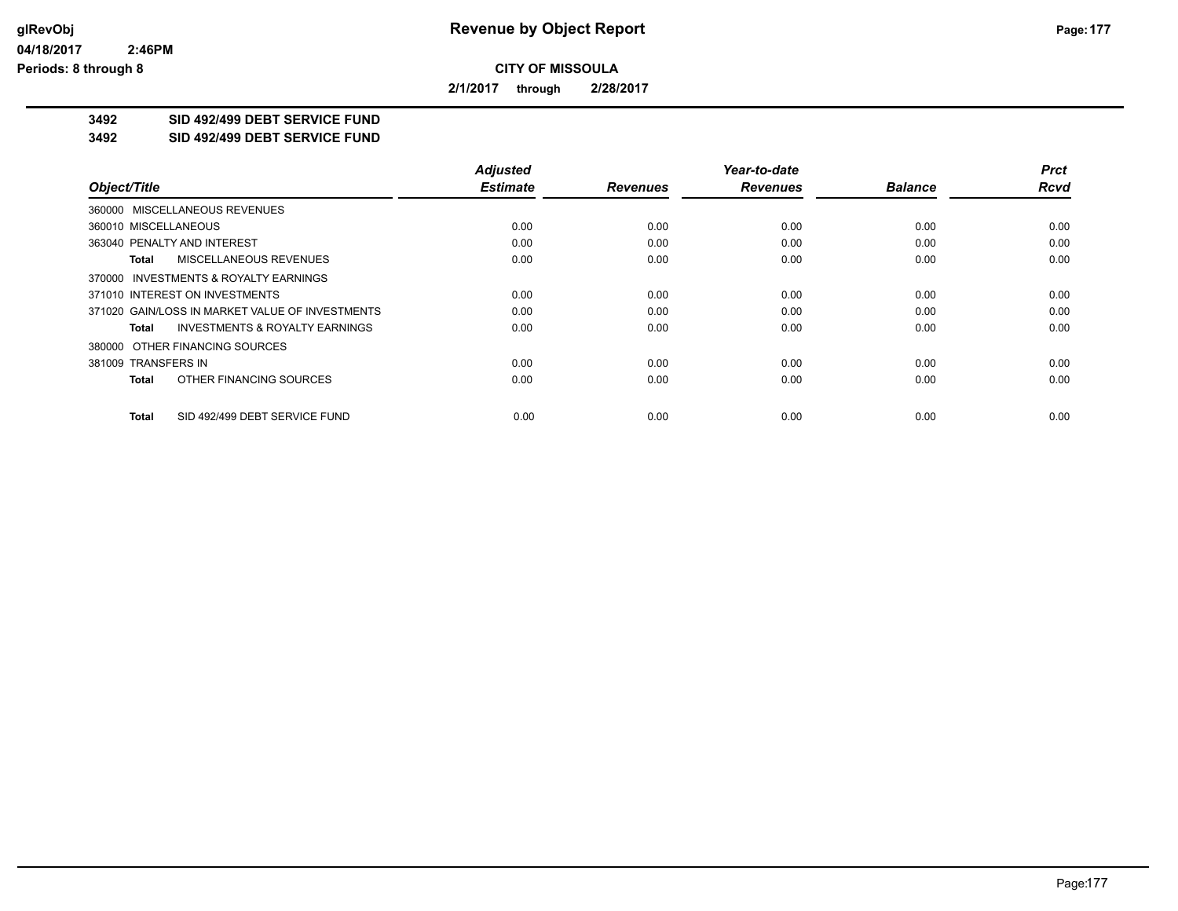# Revenue by Object Report

glRevObj
04/18/2017 2:46PM
Periods: 8 through 8

**CITY OF MISSOULA**

2/1/2017 through 2/28/2017

**3492 SID 492/499 DEBT SERVICE FUND**
**3492 SID 492/499 DEBT SERVICE FUND**

| Object/Title | Adjusted Estimate | Revenues | Year-to-date Revenues | Balance | Prct Rcvd |
|---|---|---|---|---|---|
| 360000 MISCELLANEOUS REVENUES | | | | | |
| 360010 MISCELLANEOUS | 0.00 | 0.00 | 0.00 | 0.00 | 0.00 |
| 363040 PENALTY AND INTEREST | 0.00 | 0.00 | 0.00 | 0.00 | 0.00 |
| **Total** MISCELLANEOUS REVENUES | 0.00 | 0.00 | 0.00 | 0.00 | 0.00 |
| 370000 INVESTMENTS & ROYALTY EARNINGS | | | | | |
| 371010 INTEREST ON INVESTMENTS | 0.00 | 0.00 | 0.00 | 0.00 | 0.00 |
| 371020 GAIN/LOSS IN MARKET VALUE OF INVESTMENTS | 0.00 | 0.00 | 0.00 | 0.00 | 0.00 |
| **Total** INVESTMENTS & ROYALTY EARNINGS | 0.00 | 0.00 | 0.00 | 0.00 | 0.00 |
| 380000 OTHER FINANCING SOURCES | | | | | |
| 381009 TRANSFERS IN | 0.00 | 0.00 | 0.00 | 0.00 | 0.00 |
| **Total** OTHER FINANCING SOURCES | 0.00 | 0.00 | 0.00 | 0.00 | 0.00 |
| **Total** SID 492/499 DEBT SERVICE FUND | 0.00 | 0.00 | 0.00 | 0.00 | 0.00 |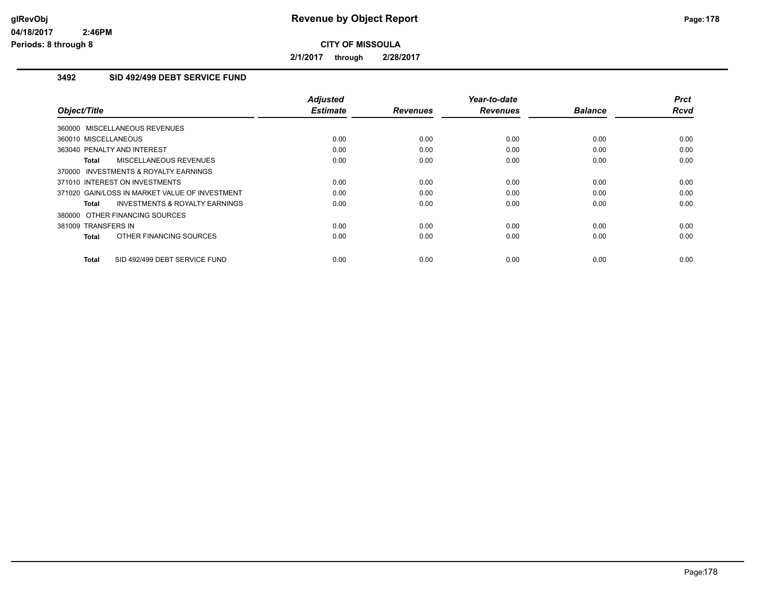# Revenue by Object Report

**CITY OF MISSOULA**

**2/1/2017 through 2/28/2017**

### 3492 SID 492/499 DEBT SERVICE FUND

| Object/Title | Adjusted Estimate | Revenues | Year-to-date Revenues | Balance | Prct Rcvd |
|---|---|---|---|---|---|
| 360000 MISCELLANEOUS REVENUES | | | | | |
| 360010 MISCELLANEOUS | 0.00 | 0.00 | 0.00 | 0.00 | 0.00 |
| 363040 PENALTY AND INTEREST | 0.00 | 0.00 | 0.00 | 0.00 | 0.00 |
| **Total** MISCELLANEOUS REVENUES | 0.00 | 0.00 | 0.00 | 0.00 | 0.00 |
| 370000 INVESTMENTS & ROYALTY EARNINGS | | | | | |
| 371010 INTEREST ON INVESTMENTS | 0.00 | 0.00 | 0.00 | 0.00 | 0.00 |
| 371020 GAIN/LOSS IN MARKET VALUE OF INVESTMENT | 0.00 | 0.00 | 0.00 | 0.00 | 0.00 |
| **Total** INVESTMENTS & ROYALTY EARNINGS | 0.00 | 0.00 | 0.00 | 0.00 | 0.00 |
| 380000 OTHER FINANCING SOURCES | | | | | |
| 381009 TRANSFERS IN | 0.00 | 0.00 | 0.00 | 0.00 | 0.00 |
| **Total** OTHER FINANCING SOURCES | 0.00 | 0.00 | 0.00 | 0.00 | 0.00 |
| **Total** SID 492/499 DEBT SERVICE FUND | 0.00 | 0.00 | 0.00 | 0.00 | 0.00 |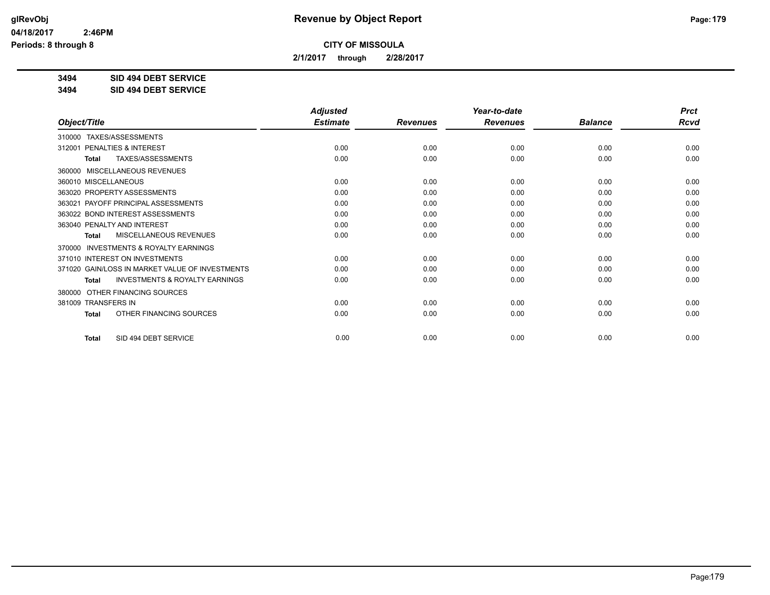**CITY OF MISSOULA**

**2/1/2017 through 2/28/2017**

**3494 SID 494 DEBT SERVICE**

**3494 SID 494 DEBT SERVICE**

| Object/Title | Adjusted Estimate | Revenues | Year-to-date Revenues | Balance | Prct Rcvd |
|---|---|---|---|---|---|
| 310000 TAXES/ASSESSMENTS | | | | | |
| 312001 PENALTIES & INTEREST | 0.00 | 0.00 | 0.00 | 0.00 | 0.00 |
| **Total** TAXES/ASSESSMENTS | 0.00 | 0.00 | 0.00 | 0.00 | 0.00 |
| 360000 MISCELLANEOUS REVENUES | | | | | |
| 360010 MISCELLANEOUS | 0.00 | 0.00 | 0.00 | 0.00 | 0.00 |
| 363020 PROPERTY ASSESSMENTS | 0.00 | 0.00 | 0.00 | 0.00 | 0.00 |
| 363021 PAYOFF PRINCIPAL ASSESSMENTS | 0.00 | 0.00 | 0.00 | 0.00 | 0.00 |
| 363022 BOND INTEREST ASSESSMENTS | 0.00 | 0.00 | 0.00 | 0.00 | 0.00 |
| 363040 PENALTY AND INTEREST | 0.00 | 0.00 | 0.00 | 0.00 | 0.00 |
| **Total** MISCELLANEOUS REVENUES | 0.00 | 0.00 | 0.00 | 0.00 | 0.00 |
| 370000 INVESTMENTS & ROYALTY EARNINGS | | | | | |
| 371010 INTEREST ON INVESTMENTS | 0.00 | 0.00 | 0.00 | 0.00 | 0.00 |
| 371020 GAIN/LOSS IN MARKET VALUE OF INVESTMENTS | 0.00 | 0.00 | 0.00 | 0.00 | 0.00 |
| **Total** INVESTMENTS & ROYALTY EARNINGS | 0.00 | 0.00 | 0.00 | 0.00 | 0.00 |
| 380000 OTHER FINANCING SOURCES | | | | | |
| 381009 TRANSFERS IN | 0.00 | 0.00 | 0.00 | 0.00 | 0.00 |
| **Total** OTHER FINANCING SOURCES | 0.00 | 0.00 | 0.00 | 0.00 | 0.00 |
| **Total** SID 494 DEBT SERVICE | 0.00 | 0.00 | 0.00 | 0.00 | 0.00 |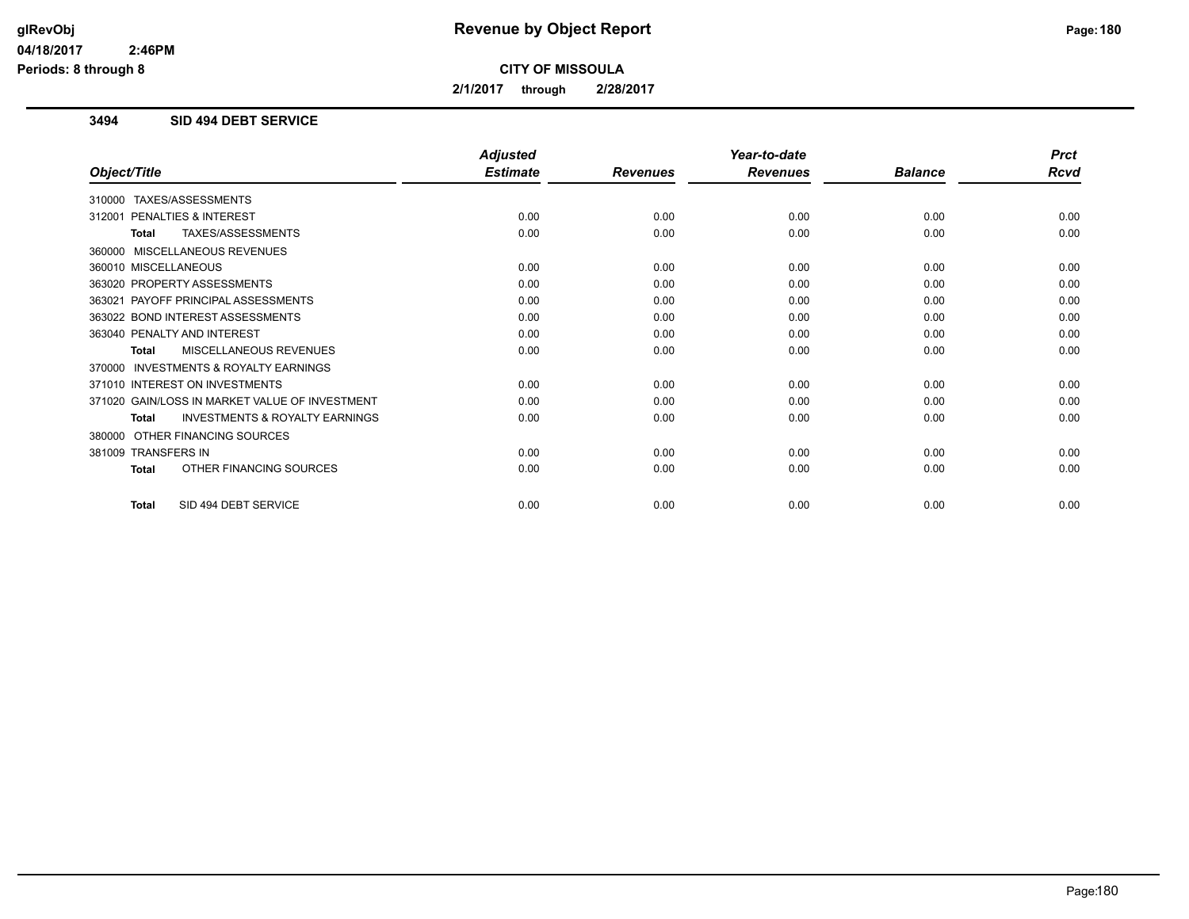# Revenue by Object Report

**CITY OF MISSOULA**

**2/1/2017 through 2/28/2017**

glRevObj
04/18/2017 2:46PM
Periods: 8 through 8

## 3494 SID 494 DEBT SERVICE

| Object/Title | Adjusted Estimate | Revenues | Year-to-date Revenues | Balance | Prct Rcvd |
|---|---|---|---|---|---|
| 310000 TAXES/ASSESSMENTS | | | | | |
| 312001 PENALTIES & INTEREST | 0.00 | 0.00 | 0.00 | 0.00 | 0.00 |
| **Total** TAXES/ASSESSMENTS | 0.00 | 0.00 | 0.00 | 0.00 | 0.00 |
| 360000 MISCELLANEOUS REVENUES | | | | | |
| 360010 MISCELLANEOUS | 0.00 | 0.00 | 0.00 | 0.00 | 0.00 |
| 363020 PROPERTY ASSESSMENTS | 0.00 | 0.00 | 0.00 | 0.00 | 0.00 |
| 363021 PAYOFF PRINCIPAL ASSESSMENTS | 0.00 | 0.00 | 0.00 | 0.00 | 0.00 |
| 363022 BOND INTEREST ASSESSMENTS | 0.00 | 0.00 | 0.00 | 0.00 | 0.00 |
| 363040 PENALTY AND INTEREST | 0.00 | 0.00 | 0.00 | 0.00 | 0.00 |
| **Total** MISCELLANEOUS REVENUES | 0.00 | 0.00 | 0.00 | 0.00 | 0.00 |
| 370000 INVESTMENTS & ROYALTY EARNINGS | | | | | |
| 371010 INTEREST ON INVESTMENTS | 0.00 | 0.00 | 0.00 | 0.00 | 0.00 |
| 371020 GAIN/LOSS IN MARKET VALUE OF INVESTMENT | 0.00 | 0.00 | 0.00 | 0.00 | 0.00 |
| **Total** INVESTMENTS & ROYALTY EARNINGS | 0.00 | 0.00 | 0.00 | 0.00 | 0.00 |
| 380000 OTHER FINANCING SOURCES | | | | | |
| 381009 TRANSFERS IN | 0.00 | 0.00 | 0.00 | 0.00 | 0.00 |
| **Total** OTHER FINANCING SOURCES | 0.00 | 0.00 | 0.00 | 0.00 | 0.00 |
| **Total** SID 494 DEBT SERVICE | 0.00 | 0.00 | 0.00 | 0.00 | 0.00 |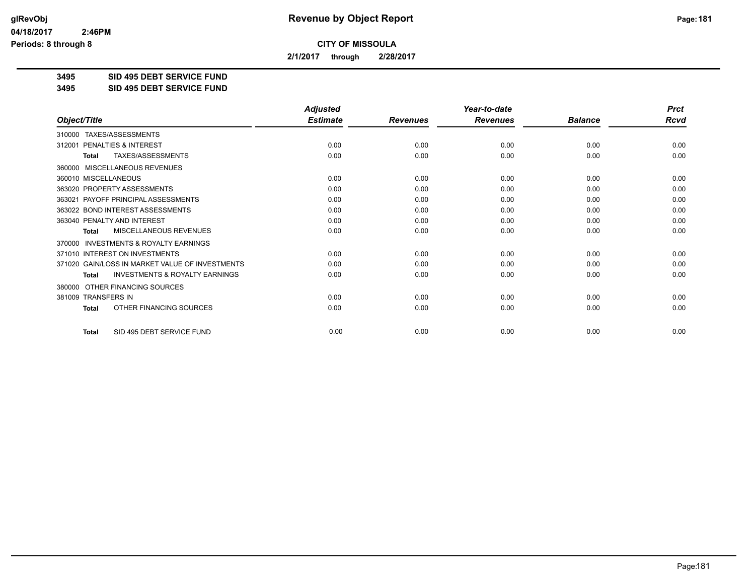# Revenue by Object Report

**CITY OF MISSOULA**

**2/1/2017 through 2/28/2017**

**3495 SID 495 DEBT SERVICE FUND**
**3495 SID 495 DEBT SERVICE FUND**

| Object/Title | Adjusted Estimate | Revenues | Year-to-date Revenues | Balance | Prct Rcvd |
|---|---|---|---|---|---|
| 310000 TAXES/ASSESSMENTS | | | | | |
| 312001 PENALTIES & INTEREST | 0.00 | 0.00 | 0.00 | 0.00 | 0.00 |
| **Total** TAXES/ASSESSMENTS | 0.00 | 0.00 | 0.00 | 0.00 | 0.00 |
| 360000 MISCELLANEOUS REVENUES | | | | | |
| 360010 MISCELLANEOUS | 0.00 | 0.00 | 0.00 | 0.00 | 0.00 |
| 363020 PROPERTY ASSESSMENTS | 0.00 | 0.00 | 0.00 | 0.00 | 0.00 |
| 363021 PAYOFF PRINCIPAL ASSESSMENTS | 0.00 | 0.00 | 0.00 | 0.00 | 0.00 |
| 363022 BOND INTEREST ASSESSMENTS | 0.00 | 0.00 | 0.00 | 0.00 | 0.00 |
| 363040 PENALTY AND INTEREST | 0.00 | 0.00 | 0.00 | 0.00 | 0.00 |
| **Total** MISCELLANEOUS REVENUES | 0.00 | 0.00 | 0.00 | 0.00 | 0.00 |
| 370000 INVESTMENTS & ROYALTY EARNINGS | | | | | |
| 371010 INTEREST ON INVESTMENTS | 0.00 | 0.00 | 0.00 | 0.00 | 0.00 |
| 371020 GAIN/LOSS IN MARKET VALUE OF INVESTMENTS | 0.00 | 0.00 | 0.00 | 0.00 | 0.00 |
| **Total** INVESTMENTS & ROYALTY EARNINGS | 0.00 | 0.00 | 0.00 | 0.00 | 0.00 |
| 380000 OTHER FINANCING SOURCES | | | | | |
| 381009 TRANSFERS IN | 0.00 | 0.00 | 0.00 | 0.00 | 0.00 |
| **Total** OTHER FINANCING SOURCES | 0.00 | 0.00 | 0.00 | 0.00 | 0.00 |
| **Total** SID 495 DEBT SERVICE FUND | 0.00 | 0.00 | 0.00 | 0.00 | 0.00 |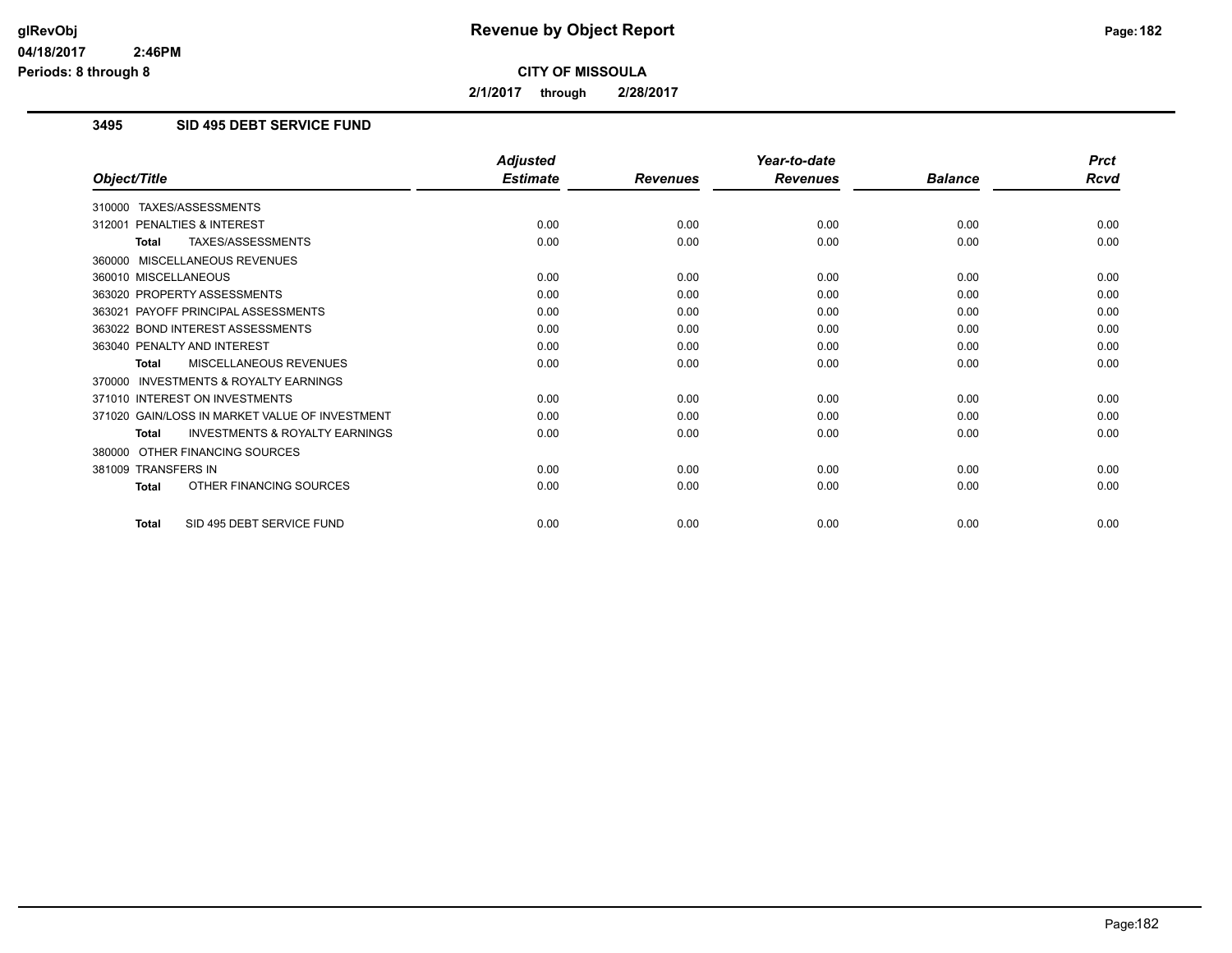# Revenue by Object Report

**CITY OF MISSOULA**

**2/1/2017 through 2/28/2017**

glRevObj
04/18/2017 2:46PM
Periods: 8 through 8

## 3495 SID 495 DEBT SERVICE FUND

| Object/Title | Adjusted Estimate | Revenues | Year-to-date Revenues | Balance | Prct Rcvd |
|---|---|---|---|---|---|
| 310000 TAXES/ASSESSMENTS | | | | | |
| 312001 PENALTIES & INTEREST | 0.00 | 0.00 | 0.00 | 0.00 | 0.00 |
| **Total** TAXES/ASSESSMENTS | 0.00 | 0.00 | 0.00 | 0.00 | 0.00 |
| 360000 MISCELLANEOUS REVENUES | | | | | |
| 360010 MISCELLANEOUS | 0.00 | 0.00 | 0.00 | 0.00 | 0.00 |
| 363020 PROPERTY ASSESSMENTS | 0.00 | 0.00 | 0.00 | 0.00 | 0.00 |
| 363021 PAYOFF PRINCIPAL ASSESSMENTS | 0.00 | 0.00 | 0.00 | 0.00 | 0.00 |
| 363022 BOND INTEREST ASSESSMENTS | 0.00 | 0.00 | 0.00 | 0.00 | 0.00 |
| 363040 PENALTY AND INTEREST | 0.00 | 0.00 | 0.00 | 0.00 | 0.00 |
| **Total** MISCELLANEOUS REVENUES | 0.00 | 0.00 | 0.00 | 0.00 | 0.00 |
| 370000 INVESTMENTS & ROYALTY EARNINGS | | | | | |
| 371010 INTEREST ON INVESTMENTS | 0.00 | 0.00 | 0.00 | 0.00 | 0.00 |
| 371020 GAIN/LOSS IN MARKET VALUE OF INVESTMENT | 0.00 | 0.00 | 0.00 | 0.00 | 0.00 |
| **Total** INVESTMENTS & ROYALTY EARNINGS | 0.00 | 0.00 | 0.00 | 0.00 | 0.00 |
| 380000 OTHER FINANCING SOURCES | | | | | |
| 381009 TRANSFERS IN | 0.00 | 0.00 | 0.00 | 0.00 | 0.00 |
| **Total** OTHER FINANCING SOURCES | 0.00 | 0.00 | 0.00 | 0.00 | 0.00 |
| **Total** SID 495 DEBT SERVICE FUND | 0.00 | 0.00 | 0.00 | 0.00 | 0.00 |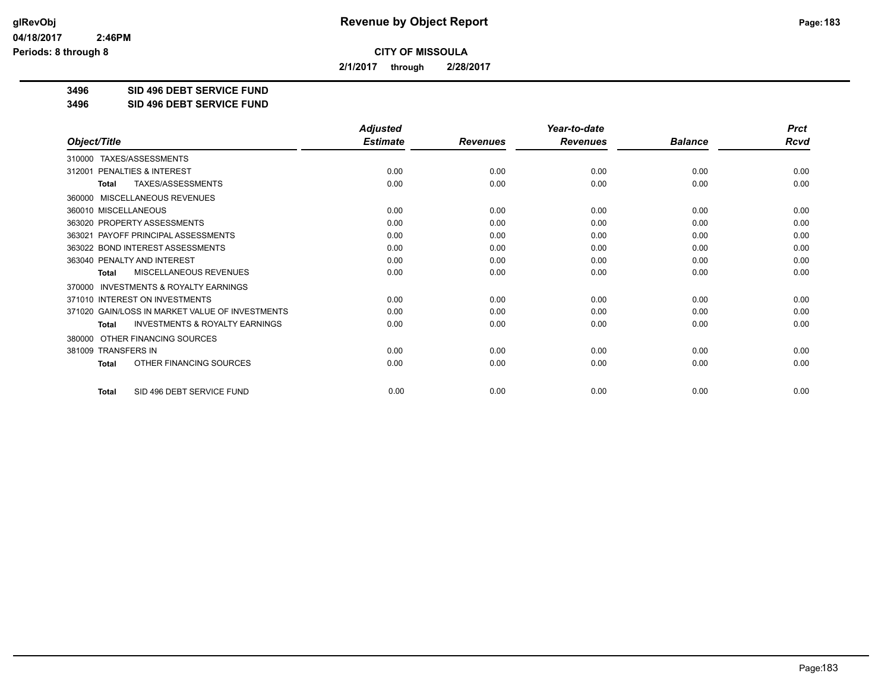**Revenue by Object Report**

**CITY OF MISSOULA**

**2/1/2017 through 2/28/2017**

**3496 SID 496 DEBT SERVICE FUND**

**3496 SID 496 DEBT SERVICE FUND**

| Object/Title | Adjusted Estimate | Revenues | Year-to-date Revenues | Balance | Prct Rcvd |
|---|---|---|---|---|---|
| 310000 TAXES/ASSESSMENTS | | | | | |
| 312001 PENALTIES & INTEREST | 0.00 | 0.00 | 0.00 | 0.00 | 0.00 |
| **Total** TAXES/ASSESSMENTS | 0.00 | 0.00 | 0.00 | 0.00 | 0.00 |
| 360000 MISCELLANEOUS REVENUES | | | | | |
| 360010 MISCELLANEOUS | 0.00 | 0.00 | 0.00 | 0.00 | 0.00 |
| 363020 PROPERTY ASSESSMENTS | 0.00 | 0.00 | 0.00 | 0.00 | 0.00 |
| 363021 PAYOFF PRINCIPAL ASSESSMENTS | 0.00 | 0.00 | 0.00 | 0.00 | 0.00 |
| 363022 BOND INTEREST ASSESSMENTS | 0.00 | 0.00 | 0.00 | 0.00 | 0.00 |
| 363040 PENALTY AND INTEREST | 0.00 | 0.00 | 0.00 | 0.00 | 0.00 |
| **Total** MISCELLANEOUS REVENUES | 0.00 | 0.00 | 0.00 | 0.00 | 0.00 |
| 370000 INVESTMENTS & ROYALTY EARNINGS | | | | | |
| 371010 INTEREST ON INVESTMENTS | 0.00 | 0.00 | 0.00 | 0.00 | 0.00 |
| 371020 GAIN/LOSS IN MARKET VALUE OF INVESTMENTS | 0.00 | 0.00 | 0.00 | 0.00 | 0.00 |
| **Total** INVESTMENTS & ROYALTY EARNINGS | 0.00 | 0.00 | 0.00 | 0.00 | 0.00 |
| 380000 OTHER FINANCING SOURCES | | | | | |
| 381009 TRANSFERS IN | 0.00 | 0.00 | 0.00 | 0.00 | 0.00 |
| **Total** OTHER FINANCING SOURCES | 0.00 | 0.00 | 0.00 | 0.00 | 0.00 |
| **Total** SID 496 DEBT SERVICE FUND | 0.00 | 0.00 | 0.00 | 0.00 | 0.00 |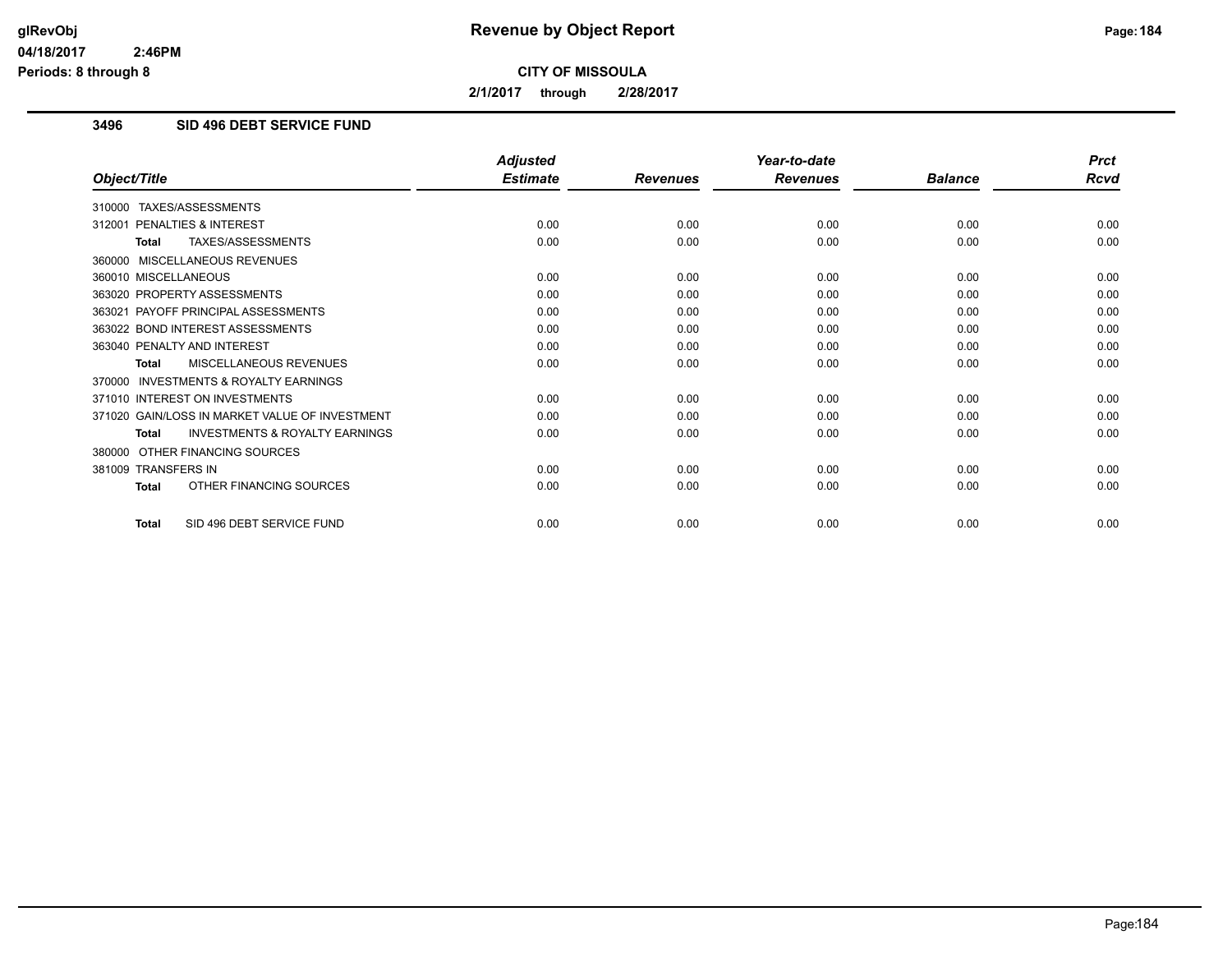**CITY OF MISSOULA**

**2/1/2017 through 2/28/2017**

### 3496 SID 496 DEBT SERVICE FUND

| Object/Title | Adjusted Estimate | Revenues | Year-to-date Revenues | Balance | Prct Rcvd |
|---|---|---|---|---|---|
| 310000 TAXES/ASSESSMENTS | | | | | |
| 312001 PENALTIES & INTEREST | 0.00 | 0.00 | 0.00 | 0.00 | 0.00 |
| **Total** TAXES/ASSESSMENTS | 0.00 | 0.00 | 0.00 | 0.00 | 0.00 |
| 360000 MISCELLANEOUS REVENUES | | | | | |
| 360010 MISCELLANEOUS | 0.00 | 0.00 | 0.00 | 0.00 | 0.00 |
| 363020 PROPERTY ASSESSMENTS | 0.00 | 0.00 | 0.00 | 0.00 | 0.00 |
| 363021 PAYOFF PRINCIPAL ASSESSMENTS | 0.00 | 0.00 | 0.00 | 0.00 | 0.00 |
| 363022 BOND INTEREST ASSESSMENTS | 0.00 | 0.00 | 0.00 | 0.00 | 0.00 |
| 363040 PENALTY AND INTEREST | 0.00 | 0.00 | 0.00 | 0.00 | 0.00 |
| **Total** MISCELLANEOUS REVENUES | 0.00 | 0.00 | 0.00 | 0.00 | 0.00 |
| 370000 INVESTMENTS & ROYALTY EARNINGS | | | | | |
| 371010 INTEREST ON INVESTMENTS | 0.00 | 0.00 | 0.00 | 0.00 | 0.00 |
| 371020 GAIN/LOSS IN MARKET VALUE OF INVESTMENT | 0.00 | 0.00 | 0.00 | 0.00 | 0.00 |
| **Total** INVESTMENTS & ROYALTY EARNINGS | 0.00 | 0.00 | 0.00 | 0.00 | 0.00 |
| 380000 OTHER FINANCING SOURCES | | | | | |
| 381009 TRANSFERS IN | 0.00 | 0.00 | 0.00 | 0.00 | 0.00 |
| **Total** OTHER FINANCING SOURCES | 0.00 | 0.00 | 0.00 | 0.00 | 0.00 |
| **Total** SID 496 DEBT SERVICE FUND | 0.00 | 0.00 | 0.00 | 0.00 | 0.00 |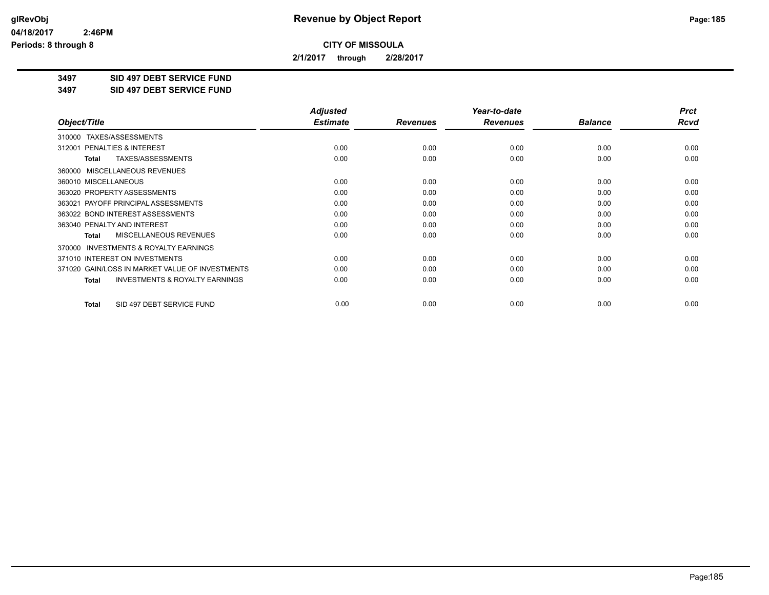**Revenue by Object Report**

**CITY OF MISSOULA**

**2/1/2017 through 2/28/2017**

glRevObj
04/18/2017 2:46PM
Periods: 8 through 8

**3497 SID 497 DEBT SERVICE FUND**
**3497 SID 497 DEBT SERVICE FUND**

| Object/Title | Adjusted Estimate | Revenues | Year-to-date Revenues | Balance | Prct Rcvd |
|---|---|---|---|---|---|
| 310000 TAXES/ASSESSMENTS | | | | | |
| 312001 PENALTIES & INTEREST | 0.00 | 0.00 | 0.00 | 0.00 | 0.00 |
| **Total** TAXES/ASSESSMENTS | 0.00 | 0.00 | 0.00 | 0.00 | 0.00 |
| 360000 MISCELLANEOUS REVENUES | | | | | |
| 360010 MISCELLANEOUS | 0.00 | 0.00 | 0.00 | 0.00 | 0.00 |
| 363020 PROPERTY ASSESSMENTS | 0.00 | 0.00 | 0.00 | 0.00 | 0.00 |
| 363021 PAYOFF PRINCIPAL ASSESSMENTS | 0.00 | 0.00 | 0.00 | 0.00 | 0.00 |
| 363022 BOND INTEREST ASSESSMENTS | 0.00 | 0.00 | 0.00 | 0.00 | 0.00 |
| 363040 PENALTY AND INTEREST | 0.00 | 0.00 | 0.00 | 0.00 | 0.00 |
| **Total** MISCELLANEOUS REVENUES | 0.00 | 0.00 | 0.00 | 0.00 | 0.00 |
| 370000 INVESTMENTS & ROYALTY EARNINGS | | | | | |
| 371010 INTEREST ON INVESTMENTS | 0.00 | 0.00 | 0.00 | 0.00 | 0.00 |
| 371020 GAIN/LOSS IN MARKET VALUE OF INVESTMENTS | 0.00 | 0.00 | 0.00 | 0.00 | 0.00 |
| **Total** INVESTMENTS & ROYALTY EARNINGS | 0.00 | 0.00 | 0.00 | 0.00 | 0.00 |
| **Total** SID 497 DEBT SERVICE FUND | 0.00 | 0.00 | 0.00 | 0.00 | 0.00 |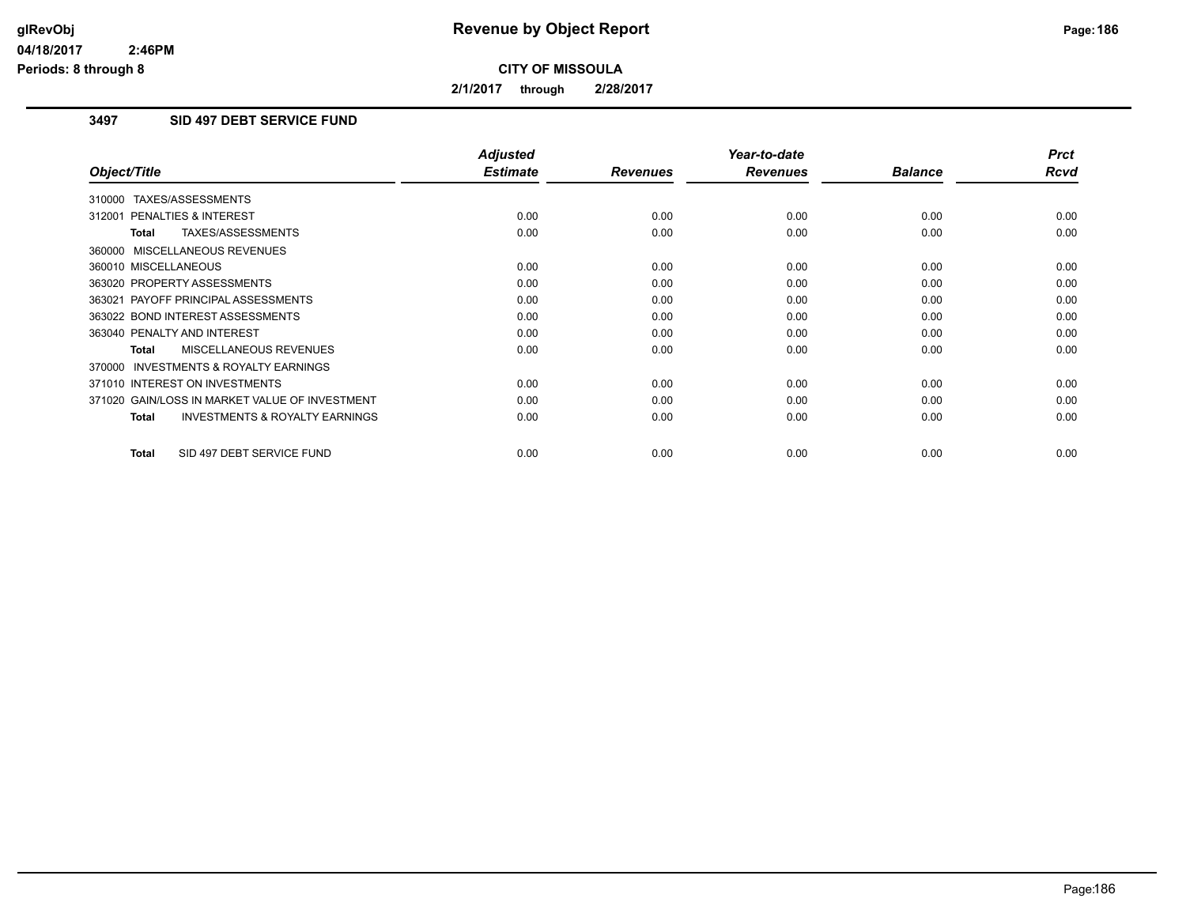# Revenue by Object Report

**CITY OF MISSOULA**

**2/1/2017 through 2/28/2017**

glRevObj
04/18/2017 2:46PM
Periods: 8 through 8

## 3497 SID 497 DEBT SERVICE FUND

| Object/Title | Adjusted Estimate | Revenues | Year-to-date Revenues | Balance | Prct Rcvd |
|---|---|---|---|---|---|
| 310000 TAXES/ASSESSMENTS | | | | | |
| 312001 PENALTIES & INTEREST | 0.00 | 0.00 | 0.00 | 0.00 | 0.00 |
| **Total** TAXES/ASSESSMENTS | 0.00 | 0.00 | 0.00 | 0.00 | 0.00 |
| 360000 MISCELLANEOUS REVENUES | | | | | |
| 360010 MISCELLANEOUS | 0.00 | 0.00 | 0.00 | 0.00 | 0.00 |
| 363020 PROPERTY ASSESSMENTS | 0.00 | 0.00 | 0.00 | 0.00 | 0.00 |
| 363021 PAYOFF PRINCIPAL ASSESSMENTS | 0.00 | 0.00 | 0.00 | 0.00 | 0.00 |
| 363022 BOND INTEREST ASSESSMENTS | 0.00 | 0.00 | 0.00 | 0.00 | 0.00 |
| 363040 PENALTY AND INTEREST | 0.00 | 0.00 | 0.00 | 0.00 | 0.00 |
| **Total** MISCELLANEOUS REVENUES | 0.00 | 0.00 | 0.00 | 0.00 | 0.00 |
| 370000 INVESTMENTS & ROYALTY EARNINGS | | | | | |
| 371010 INTEREST ON INVESTMENTS | 0.00 | 0.00 | 0.00 | 0.00 | 0.00 |
| 371020 GAIN/LOSS IN MARKET VALUE OF INVESTMENT | 0.00 | 0.00 | 0.00 | 0.00 | 0.00 |
| **Total** INVESTMENTS & ROYALTY EARNINGS | 0.00 | 0.00 | 0.00 | 0.00 | 0.00 |
| **Total** SID 497 DEBT SERVICE FUND | 0.00 | 0.00 | 0.00 | 0.00 | 0.00 |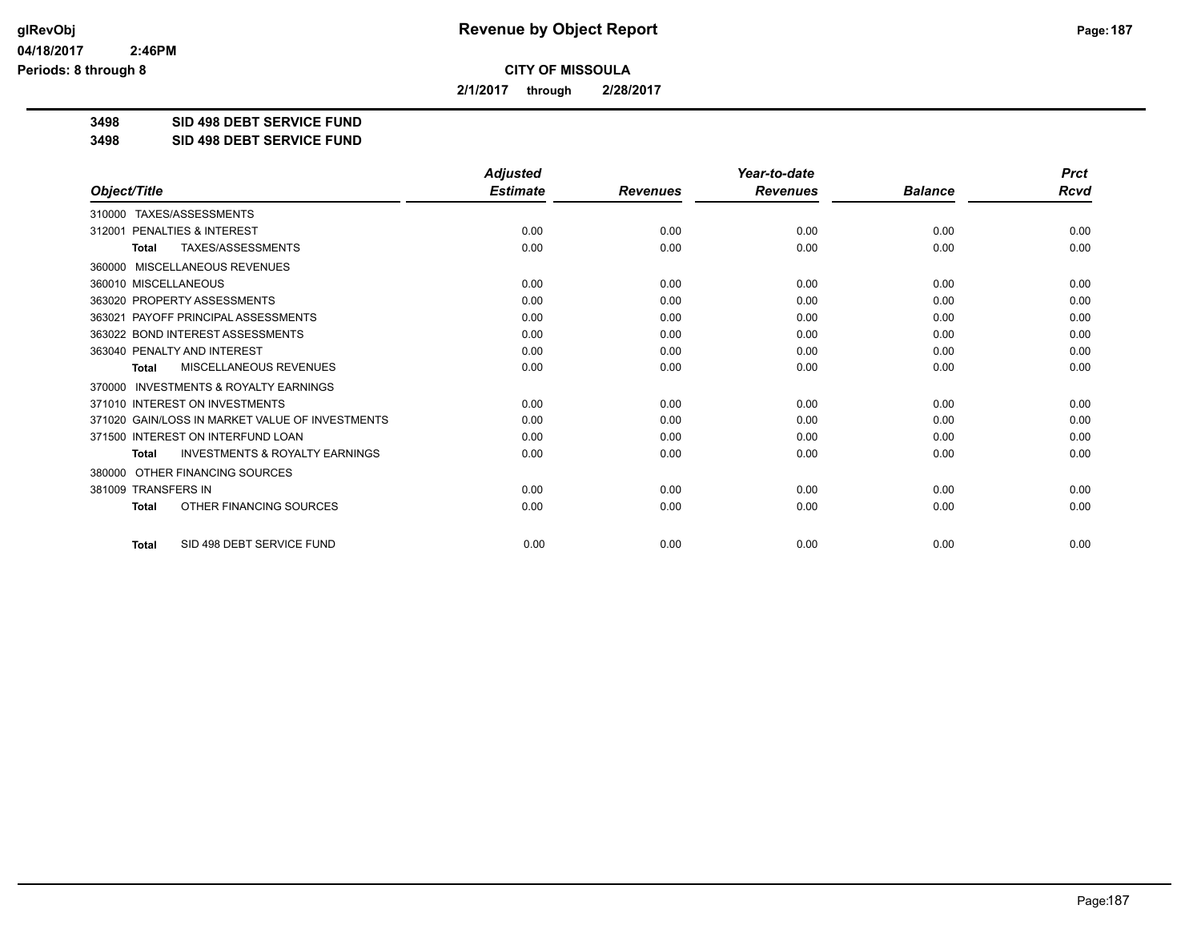**Revenue by Object Report**

**CITY OF MISSOULA**

**2/1/2017 through 2/28/2017**

**3498 SID 498 DEBT SERVICE FUND**

**3498 SID 498 DEBT SERVICE FUND**

| Object/Title | Adjusted Estimate | Revenues | Year-to-date Revenues | Balance | Prct Rcvd |
|---|---|---|---|---|---|
| 310000 TAXES/ASSESSMENTS | | | | | |
| 312001 PENALTIES & INTEREST | 0.00 | 0.00 | 0.00 | 0.00 | 0.00 |
| **Total** TAXES/ASSESSMENTS | 0.00 | 0.00 | 0.00 | 0.00 | 0.00 |
| 360000 MISCELLANEOUS REVENUES | | | | | |
| 360010 MISCELLANEOUS | 0.00 | 0.00 | 0.00 | 0.00 | 0.00 |
| 363020 PROPERTY ASSESSMENTS | 0.00 | 0.00 | 0.00 | 0.00 | 0.00 |
| 363021 PAYOFF PRINCIPAL ASSESSMENTS | 0.00 | 0.00 | 0.00 | 0.00 | 0.00 |
| 363022 BOND INTEREST ASSESSMENTS | 0.00 | 0.00 | 0.00 | 0.00 | 0.00 |
| 363040 PENALTY AND INTEREST | 0.00 | 0.00 | 0.00 | 0.00 | 0.00 |
| **Total** MISCELLANEOUS REVENUES | 0.00 | 0.00 | 0.00 | 0.00 | 0.00 |
| 370000 INVESTMENTS & ROYALTY EARNINGS | | | | | |
| 371010 INTEREST ON INVESTMENTS | 0.00 | 0.00 | 0.00 | 0.00 | 0.00 |
| 371020 GAIN/LOSS IN MARKET VALUE OF INVESTMENTS | 0.00 | 0.00 | 0.00 | 0.00 | 0.00 |
| 371500 INTEREST ON INTERFUND LOAN | 0.00 | 0.00 | 0.00 | 0.00 | 0.00 |
| **Total** INVESTMENTS & ROYALTY EARNINGS | 0.00 | 0.00 | 0.00 | 0.00 | 0.00 |
| 380000 OTHER FINANCING SOURCES | | | | | |
| 381009 TRANSFERS IN | 0.00 | 0.00 | 0.00 | 0.00 | 0.00 |
| **Total** OTHER FINANCING SOURCES | 0.00 | 0.00 | 0.00 | 0.00 | 0.00 |
| **Total** SID 498 DEBT SERVICE FUND | 0.00 | 0.00 | 0.00 | 0.00 | 0.00 |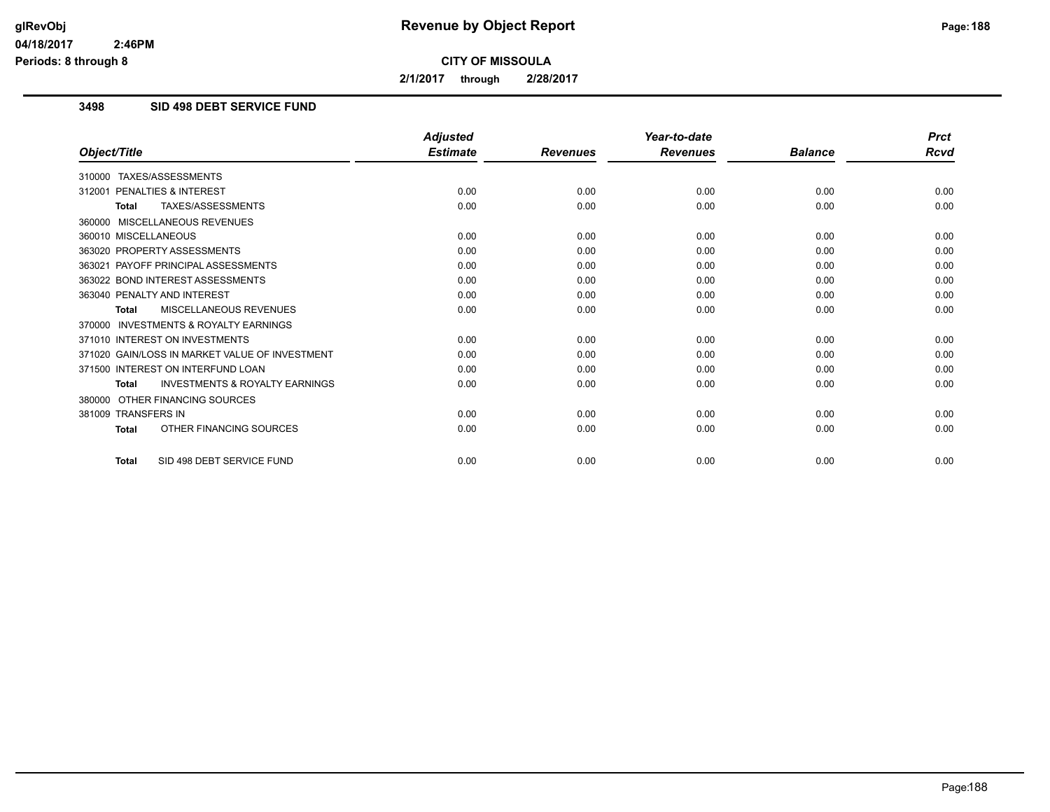# Revenue by Object Report

**CITY OF MISSOULA**

**2/1/2017 through 2/28/2017**

glRevObj
04/18/2017 2:46PM
Periods: 8 through 8

## 3498 SID 498 DEBT SERVICE FUND

| Object/Title | Adjusted Estimate | Revenues | Year-to-date Revenues | Balance | Prct Rcvd |
|---|---|---|---|---|---|
| 310000 TAXES/ASSESSMENTS | | | | | |
| 312001 PENALTIES & INTEREST | 0.00 | 0.00 | 0.00 | 0.00 | 0.00 |
| **Total** TAXES/ASSESSMENTS | 0.00 | 0.00 | 0.00 | 0.00 | 0.00 |
| 360000 MISCELLANEOUS REVENUES | | | | | |
| 360010 MISCELLANEOUS | 0.00 | 0.00 | 0.00 | 0.00 | 0.00 |
| 363020 PROPERTY ASSESSMENTS | 0.00 | 0.00 | 0.00 | 0.00 | 0.00 |
| 363021 PAYOFF PRINCIPAL ASSESSMENTS | 0.00 | 0.00 | 0.00 | 0.00 | 0.00 |
| 363022 BOND INTEREST ASSESSMENTS | 0.00 | 0.00 | 0.00 | 0.00 | 0.00 |
| 363040 PENALTY AND INTEREST | 0.00 | 0.00 | 0.00 | 0.00 | 0.00 |
| **Total** MISCELLANEOUS REVENUES | 0.00 | 0.00 | 0.00 | 0.00 | 0.00 |
| 370000 INVESTMENTS & ROYALTY EARNINGS | | | | | |
| 371010 INTEREST ON INVESTMENTS | 0.00 | 0.00 | 0.00 | 0.00 | 0.00 |
| 371020 GAIN/LOSS IN MARKET VALUE OF INVESTMENT | 0.00 | 0.00 | 0.00 | 0.00 | 0.00 |
| 371500 INTEREST ON INTERFUND LOAN | 0.00 | 0.00 | 0.00 | 0.00 | 0.00 |
| **Total** INVESTMENTS & ROYALTY EARNINGS | 0.00 | 0.00 | 0.00 | 0.00 | 0.00 |
| 380000 OTHER FINANCING SOURCES | | | | | |
| 381009 TRANSFERS IN | 0.00 | 0.00 | 0.00 | 0.00 | 0.00 |
| **Total** OTHER FINANCING SOURCES | 0.00 | 0.00 | 0.00 | 0.00 | 0.00 |
| **Total** SID 498 DEBT SERVICE FUND | 0.00 | 0.00 | 0.00 | 0.00 | 0.00 |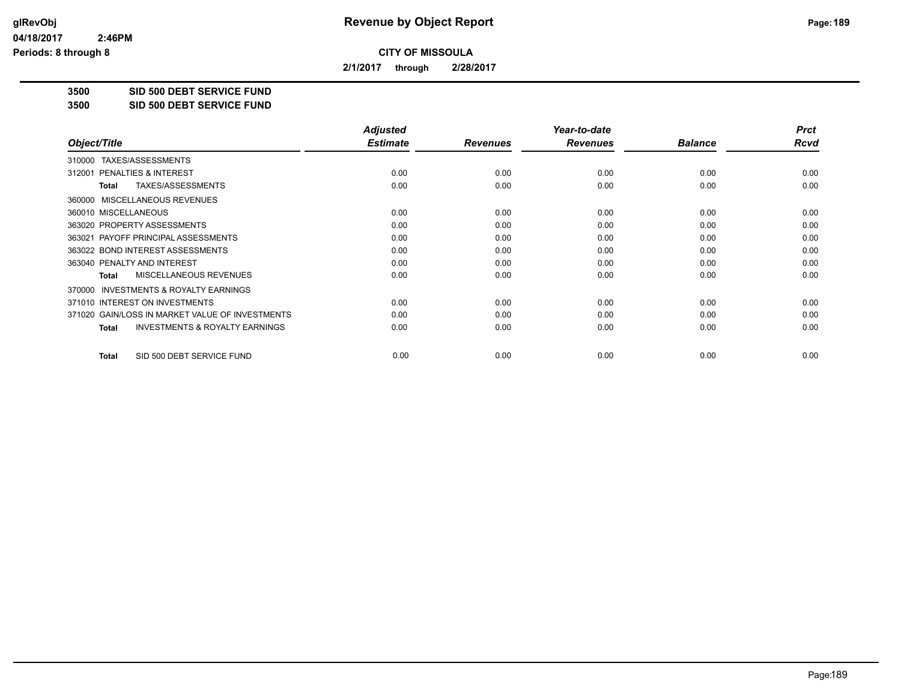# Revenue by Object Report

**CITY OF MISSOULA**

**2/1/2017 through 2/28/2017**

glRevObj
04/18/2017 2:46PM
Periods: 8 through 8

**3500 SID 500 DEBT SERVICE FUND**
**3500 SID 500 DEBT SERVICE FUND**

| Object/Title | Adjusted Estimate | Revenues | Year-to-date Revenues | Balance | Prct Rcvd |
|---|---|---|---|---|---|
| 310000 TAXES/ASSESSMENTS | | | | | |
| 312001 PENALTIES & INTEREST | 0.00 | 0.00 | 0.00 | 0.00 | 0.00 |
| **Total** TAXES/ASSESSMENTS | 0.00 | 0.00 | 0.00 | 0.00 | 0.00 |
| 360000 MISCELLANEOUS REVENUES | | | | | |
| 360010 MISCELLANEOUS | 0.00 | 0.00 | 0.00 | 0.00 | 0.00 |
| 363020 PROPERTY ASSESSMENTS | 0.00 | 0.00 | 0.00 | 0.00 | 0.00 |
| 363021 PAYOFF PRINCIPAL ASSESSMENTS | 0.00 | 0.00 | 0.00 | 0.00 | 0.00 |
| 363022 BOND INTEREST ASSESSMENTS | 0.00 | 0.00 | 0.00 | 0.00 | 0.00 |
| 363040 PENALTY AND INTEREST | 0.00 | 0.00 | 0.00 | 0.00 | 0.00 |
| **Total** MISCELLANEOUS REVENUES | 0.00 | 0.00 | 0.00 | 0.00 | 0.00 |
| 370000 INVESTMENTS & ROYALTY EARNINGS | | | | | |
| 371010 INTEREST ON INVESTMENTS | 0.00 | 0.00 | 0.00 | 0.00 | 0.00 |
| 371020 GAIN/LOSS IN MARKET VALUE OF INVESTMENTS | 0.00 | 0.00 | 0.00 | 0.00 | 0.00 |
| **Total** INVESTMENTS & ROYALTY EARNINGS | 0.00 | 0.00 | 0.00 | 0.00 | 0.00 |
| **Total** SID 500 DEBT SERVICE FUND | 0.00 | 0.00 | 0.00 | 0.00 | 0.00 |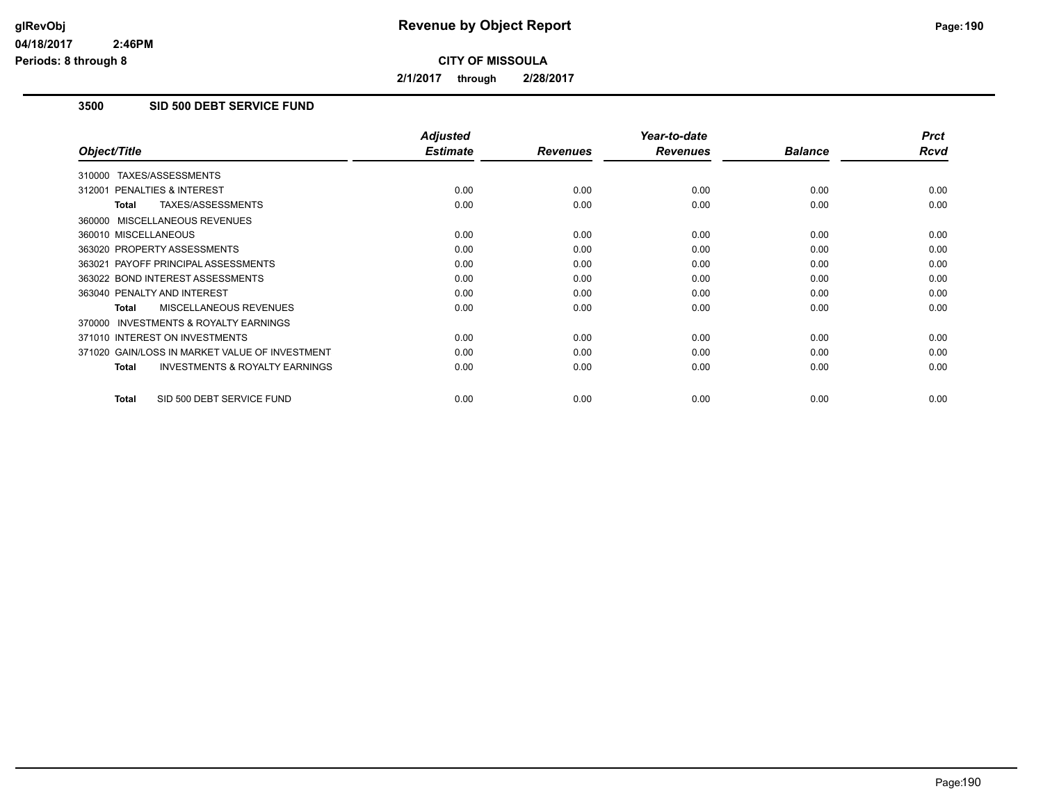# Revenue by Object Report

**CITY OF MISSOULA**

**2/1/2017 through 2/28/2017**

glRevObj
04/18/2017 2:46PM
Periods: 8 through 8

### 3500 SID 500 DEBT SERVICE FUND

| Object/Title | Adjusted Estimate | Revenues | Year-to-date Revenues | Balance | Prct Rcvd |
|---|---|---|---|---|---|
| 310000 TAXES/ASSESSMENTS | | | | | |
| 312001 PENALTIES & INTEREST | 0.00 | 0.00 | 0.00 | 0.00 | 0.00 |
| **Total** TAXES/ASSESSMENTS | 0.00 | 0.00 | 0.00 | 0.00 | 0.00 |
| 360000 MISCELLANEOUS REVENUES | | | | | |
| 360010 MISCELLANEOUS | 0.00 | 0.00 | 0.00 | 0.00 | 0.00 |
| 363020 PROPERTY ASSESSMENTS | 0.00 | 0.00 | 0.00 | 0.00 | 0.00 |
| 363021 PAYOFF PRINCIPAL ASSESSMENTS | 0.00 | 0.00 | 0.00 | 0.00 | 0.00 |
| 363022 BOND INTEREST ASSESSMENTS | 0.00 | 0.00 | 0.00 | 0.00 | 0.00 |
| 363040 PENALTY AND INTEREST | 0.00 | 0.00 | 0.00 | 0.00 | 0.00 |
| **Total** MISCELLANEOUS REVENUES | 0.00 | 0.00 | 0.00 | 0.00 | 0.00 |
| 370000 INVESTMENTS & ROYALTY EARNINGS | | | | | |
| 371010 INTEREST ON INVESTMENTS | 0.00 | 0.00 | 0.00 | 0.00 | 0.00 |
| 371020 GAIN/LOSS IN MARKET VALUE OF INVESTMENT | 0.00 | 0.00 | 0.00 | 0.00 | 0.00 |
| **Total** INVESTMENTS & ROYALTY EARNINGS | 0.00 | 0.00 | 0.00 | 0.00 | 0.00 |
| **Total** SID 500 DEBT SERVICE FUND | 0.00 | 0.00 | 0.00 | 0.00 | 0.00 |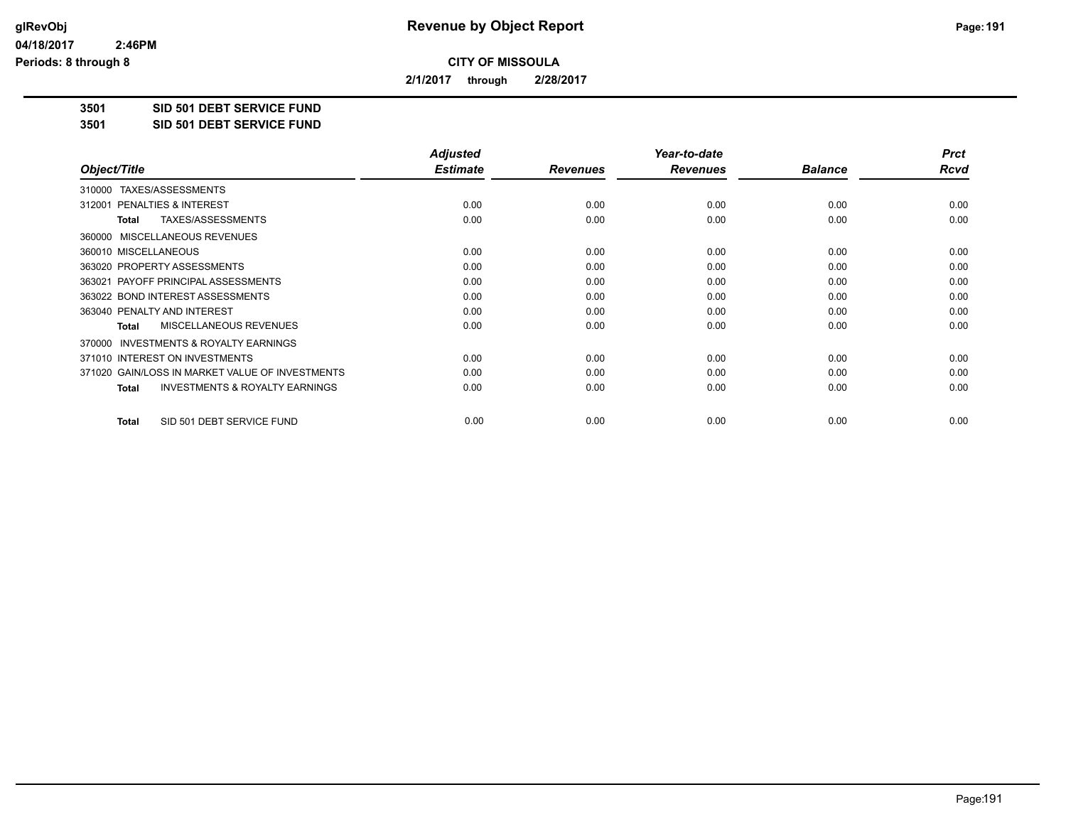**Revenue by Object Report**

**CITY OF MISSOULA**

**2/1/2017 through 2/28/2017**

glRevObj
04/18/2017 2:46PM
Periods: 8 through 8

**3501 SID 501 DEBT SERVICE FUND**
**3501 SID 501 DEBT SERVICE FUND**

| Object/Title | Adjusted Estimate | Revenues | Year-to-date Revenues | Balance | Prct Rcvd |
|---|---|---|---|---|---|
| 310000 TAXES/ASSESSMENTS | | | | | |
| 312001 PENALTIES & INTEREST | 0.00 | 0.00 | 0.00 | 0.00 | 0.00 |
| **Total** TAXES/ASSESSMENTS | 0.00 | 0.00 | 0.00 | 0.00 | 0.00 |
| 360000 MISCELLANEOUS REVENUES | | | | | |
| 360010 MISCELLANEOUS | 0.00 | 0.00 | 0.00 | 0.00 | 0.00 |
| 363020 PROPERTY ASSESSMENTS | 0.00 | 0.00 | 0.00 | 0.00 | 0.00 |
| 363021 PAYOFF PRINCIPAL ASSESSMENTS | 0.00 | 0.00 | 0.00 | 0.00 | 0.00 |
| 363022 BOND INTEREST ASSESSMENTS | 0.00 | 0.00 | 0.00 | 0.00 | 0.00 |
| 363040 PENALTY AND INTEREST | 0.00 | 0.00 | 0.00 | 0.00 | 0.00 |
| **Total** MISCELLANEOUS REVENUES | 0.00 | 0.00 | 0.00 | 0.00 | 0.00 |
| 370000 INVESTMENTS & ROYALTY EARNINGS | | | | | |
| 371010 INTEREST ON INVESTMENTS | 0.00 | 0.00 | 0.00 | 0.00 | 0.00 |
| 371020 GAIN/LOSS IN MARKET VALUE OF INVESTMENTS | 0.00 | 0.00 | 0.00 | 0.00 | 0.00 |
| **Total** INVESTMENTS & ROYALTY EARNINGS | 0.00 | 0.00 | 0.00 | 0.00 | 0.00 |
| **Total** SID 501 DEBT SERVICE FUND | 0.00 | 0.00 | 0.00 | 0.00 | 0.00 |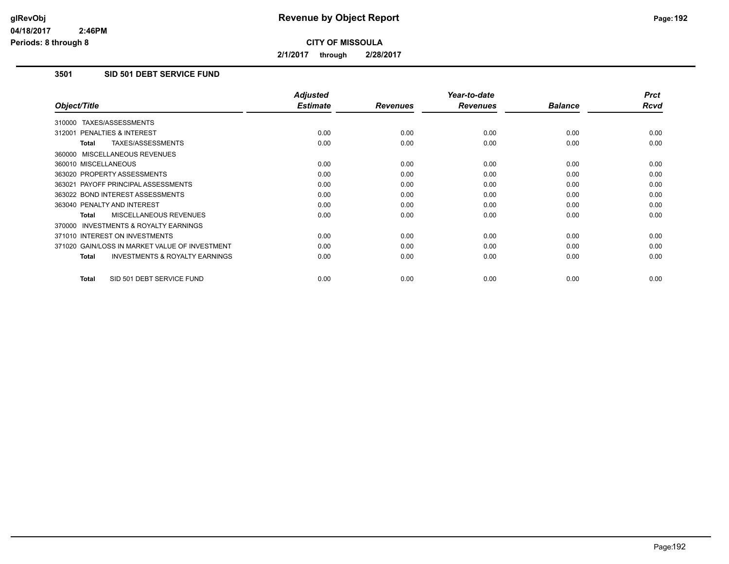**CITY OF MISSOULA**

**2/1/2017 through 2/28/2017**

## 3501 SID 501 DEBT SERVICE FUND

| Object/Title | Adjusted Estimate | Revenues | Year-to-date Revenues | Balance | Prct Rcvd |
|---|---|---|---|---|---|
| 310000 TAXES/ASSESSMENTS | | | | | |
| 312001 PENALTIES & INTEREST | 0.00 | 0.00 | 0.00 | 0.00 | 0.00 |
| **Total** TAXES/ASSESSMENTS | 0.00 | 0.00 | 0.00 | 0.00 | 0.00 |
| 360000 MISCELLANEOUS REVENUES | | | | | |
| 360010 MISCELLANEOUS | 0.00 | 0.00 | 0.00 | 0.00 | 0.00 |
| 363020 PROPERTY ASSESSMENTS | 0.00 | 0.00 | 0.00 | 0.00 | 0.00 |
| 363021 PAYOFF PRINCIPAL ASSESSMENTS | 0.00 | 0.00 | 0.00 | 0.00 | 0.00 |
| 363022 BOND INTEREST ASSESSMENTS | 0.00 | 0.00 | 0.00 | 0.00 | 0.00 |
| 363040 PENALTY AND INTEREST | 0.00 | 0.00 | 0.00 | 0.00 | 0.00 |
| **Total** MISCELLANEOUS REVENUES | 0.00 | 0.00 | 0.00 | 0.00 | 0.00 |
| 370000 INVESTMENTS & ROYALTY EARNINGS | | | | | |
| 371010 INTEREST ON INVESTMENTS | 0.00 | 0.00 | 0.00 | 0.00 | 0.00 |
| 371020 GAIN/LOSS IN MARKET VALUE OF INVESTMENT | 0.00 | 0.00 | 0.00 | 0.00 | 0.00 |
| **Total** INVESTMENTS & ROYALTY EARNINGS | 0.00 | 0.00 | 0.00 | 0.00 | 0.00 |
| **Total** SID 501 DEBT SERVICE FUND | 0.00 | 0.00 | 0.00 | 0.00 | 0.00 |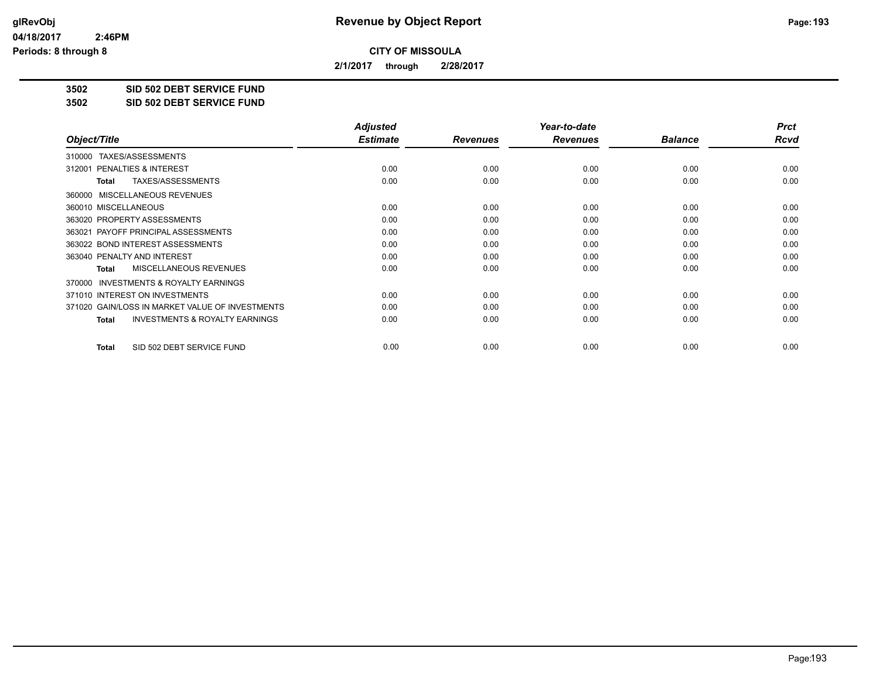# Revenue by Object Report

**CITY OF MISSOULA**

**2/1/2017 through 2/28/2017**

glRevObj
04/18/2017 2:46PM
Periods: 8 through 8

## 3502 SID 502 DEBT SERVICE FUND
## 3502 SID 502 DEBT SERVICE FUND

| Object/Title | Adjusted Estimate | Revenues | Year-to-date Revenues | Balance | Prct Rcvd |
|---|---|---|---|---|---|
| 310000 TAXES/ASSESSMENTS | | | | | |
| 312001 PENALTIES & INTEREST | 0.00 | 0.00 | 0.00 | 0.00 | 0.00 |
| **Total** TAXES/ASSESSMENTS | 0.00 | 0.00 | 0.00 | 0.00 | 0.00 |
| 360000 MISCELLANEOUS REVENUES | | | | | |
| 360010 MISCELLANEOUS | 0.00 | 0.00 | 0.00 | 0.00 | 0.00 |
| 363020 PROPERTY ASSESSMENTS | 0.00 | 0.00 | 0.00 | 0.00 | 0.00 |
| 363021 PAYOFF PRINCIPAL ASSESSMENTS | 0.00 | 0.00 | 0.00 | 0.00 | 0.00 |
| 363022 BOND INTEREST ASSESSMENTS | 0.00 | 0.00 | 0.00 | 0.00 | 0.00 |
| 363040 PENALTY AND INTEREST | 0.00 | 0.00 | 0.00 | 0.00 | 0.00 |
| **Total** MISCELLANEOUS REVENUES | 0.00 | 0.00 | 0.00 | 0.00 | 0.00 |
| 370000 INVESTMENTS & ROYALTY EARNINGS | | | | | |
| 371010 INTEREST ON INVESTMENTS | 0.00 | 0.00 | 0.00 | 0.00 | 0.00 |
| 371020 GAIN/LOSS IN MARKET VALUE OF INVESTMENTS | 0.00 | 0.00 | 0.00 | 0.00 | 0.00 |
| **Total** INVESTMENTS & ROYALTY EARNINGS | 0.00 | 0.00 | 0.00 | 0.00 | 0.00 |
| **Total** SID 502 DEBT SERVICE FUND | 0.00 | 0.00 | 0.00 | 0.00 | 0.00 |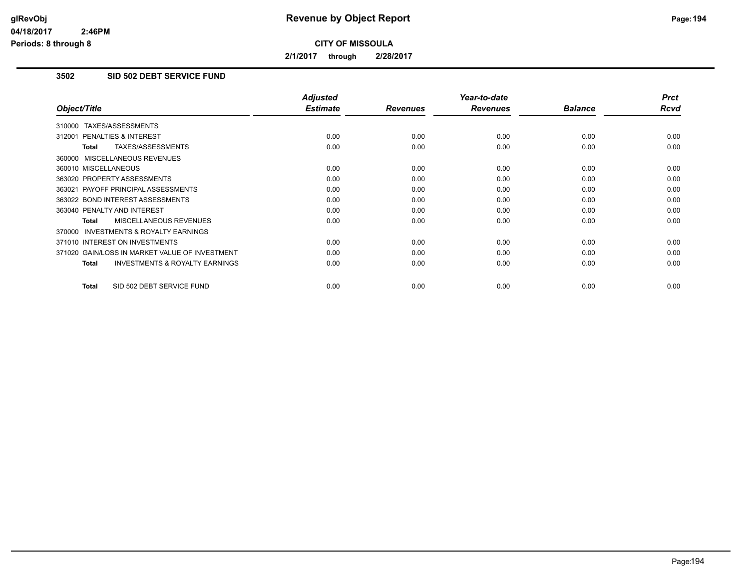# Revenue by Object Report

**CITY OF MISSOULA**

**2/1/2017 through 2/28/2017**

glRevObj
04/18/2017 2:46PM
Periods: 8 through 8

## 3502 SID 502 DEBT SERVICE FUND

| Object/Title | Adjusted Estimate | Revenues | Year-to-date Revenues | Balance | Prct Rcvd |
|---|---|---|---|---|---|
| 310000 TAXES/ASSESSMENTS | | | | | |
| 312001 PENALTIES & INTEREST | 0.00 | 0.00 | 0.00 | 0.00 | 0.00 |
| **Total** TAXES/ASSESSMENTS | 0.00 | 0.00 | 0.00 | 0.00 | 0.00 |
| 360000 MISCELLANEOUS REVENUES | | | | | |
| 360010 MISCELLANEOUS | 0.00 | 0.00 | 0.00 | 0.00 | 0.00 |
| 363020 PROPERTY ASSESSMENTS | 0.00 | 0.00 | 0.00 | 0.00 | 0.00 |
| 363021 PAYOFF PRINCIPAL ASSESSMENTS | 0.00 | 0.00 | 0.00 | 0.00 | 0.00 |
| 363022 BOND INTEREST ASSESSMENTS | 0.00 | 0.00 | 0.00 | 0.00 | 0.00 |
| 363040 PENALTY AND INTEREST | 0.00 | 0.00 | 0.00 | 0.00 | 0.00 |
| **Total** MISCELLANEOUS REVENUES | 0.00 | 0.00 | 0.00 | 0.00 | 0.00 |
| 370000 INVESTMENTS & ROYALTY EARNINGS | | | | | |
| 371010 INTEREST ON INVESTMENTS | 0.00 | 0.00 | 0.00 | 0.00 | 0.00 |
| 371020 GAIN/LOSS IN MARKET VALUE OF INVESTMENT | 0.00 | 0.00 | 0.00 | 0.00 | 0.00 |
| **Total** INVESTMENTS & ROYALTY EARNINGS | 0.00 | 0.00 | 0.00 | 0.00 | 0.00 |
| **Total** SID 502 DEBT SERVICE FUND | 0.00 | 0.00 | 0.00 | 0.00 | 0.00 |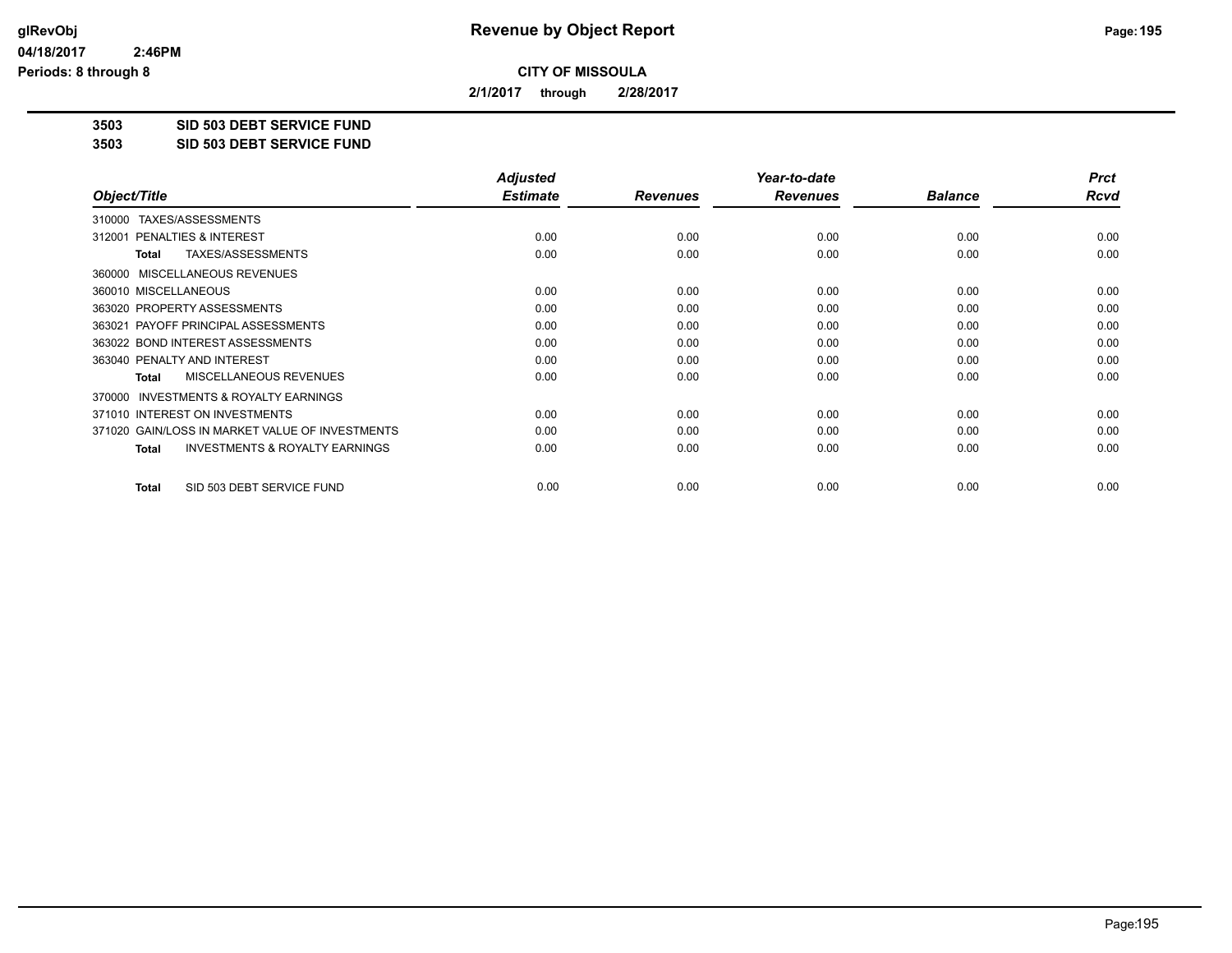# Revenue by Object Report

**CITY OF MISSOULA**

**2/1/2017 through 2/28/2017**

glRevObj
04/18/2017 2:46PM
Periods: 8 through 8

**3503 SID 503 DEBT SERVICE FUND**
**3503 SID 503 DEBT SERVICE FUND**

| Object/Title | Adjusted Estimate | Revenues | Year-to-date Revenues | Balance | Prct Rcvd |
|---|---|---|---|---|---|
| 310000 TAXES/ASSESSMENTS | | | | | |
| 312001 PENALTIES & INTEREST | 0.00 | 0.00 | 0.00 | 0.00 | 0.00 |
| **Total** TAXES/ASSESSMENTS | 0.00 | 0.00 | 0.00 | 0.00 | 0.00 |
| 360000 MISCELLANEOUS REVENUES | | | | | |
| 360010 MISCELLANEOUS | 0.00 | 0.00 | 0.00 | 0.00 | 0.00 |
| 363020 PROPERTY ASSESSMENTS | 0.00 | 0.00 | 0.00 | 0.00 | 0.00 |
| 363021 PAYOFF PRINCIPAL ASSESSMENTS | 0.00 | 0.00 | 0.00 | 0.00 | 0.00 |
| 363022 BOND INTEREST ASSESSMENTS | 0.00 | 0.00 | 0.00 | 0.00 | 0.00 |
| 363040 PENALTY AND INTEREST | 0.00 | 0.00 | 0.00 | 0.00 | 0.00 |
| **Total** MISCELLANEOUS REVENUES | 0.00 | 0.00 | 0.00 | 0.00 | 0.00 |
| 370000 INVESTMENTS & ROYALTY EARNINGS | | | | | |
| 371010 INTEREST ON INVESTMENTS | 0.00 | 0.00 | 0.00 | 0.00 | 0.00 |
| 371020 GAIN/LOSS IN MARKET VALUE OF INVESTMENTS | 0.00 | 0.00 | 0.00 | 0.00 | 0.00 |
| **Total** INVESTMENTS & ROYALTY EARNINGS | 0.00 | 0.00 | 0.00 | 0.00 | 0.00 |
| **Total** SID 503 DEBT SERVICE FUND | 0.00 | 0.00 | 0.00 | 0.00 | 0.00 |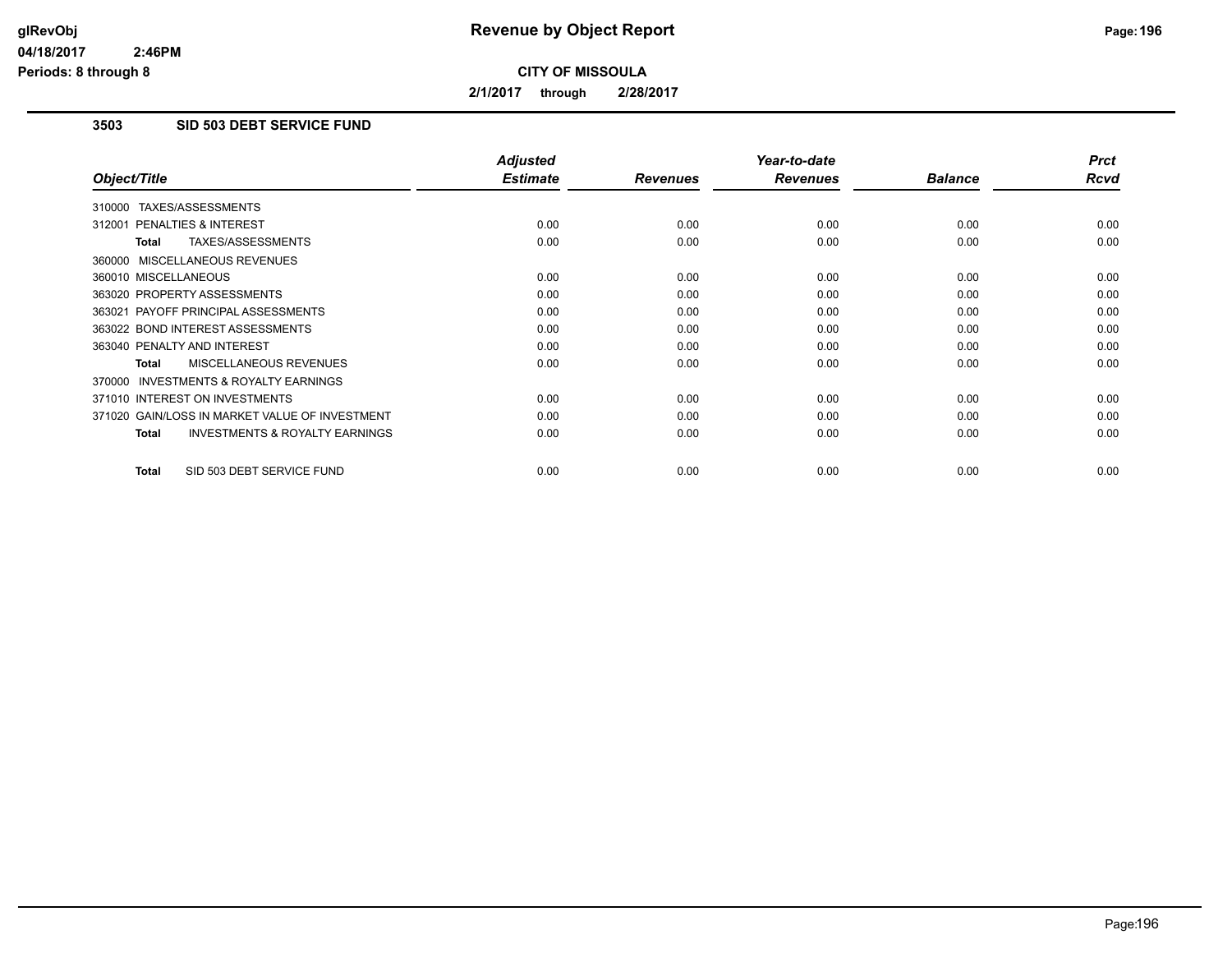**Revenue by Object Report**

**CITY OF MISSOULA**

**2/1/2017 through 2/28/2017**

### 3503 SID 503 DEBT SERVICE FUND

| Object/Title | Adjusted Estimate | Revenues | Year-to-date Revenues | Balance | Prct Rcvd |
|---|---|---|---|---|---|
| 310000 TAXES/ASSESSMENTS | | | | | |
| 312001 PENALTIES & INTEREST | 0.00 | 0.00 | 0.00 | 0.00 | 0.00 |
| **Total** TAXES/ASSESSMENTS | 0.00 | 0.00 | 0.00 | 0.00 | 0.00 |
| 360000 MISCELLANEOUS REVENUES | | | | | |
| 360010 MISCELLANEOUS | 0.00 | 0.00 | 0.00 | 0.00 | 0.00 |
| 363020 PROPERTY ASSESSMENTS | 0.00 | 0.00 | 0.00 | 0.00 | 0.00 |
| 363021 PAYOFF PRINCIPAL ASSESSMENTS | 0.00 | 0.00 | 0.00 | 0.00 | 0.00 |
| 363022 BOND INTEREST ASSESSMENTS | 0.00 | 0.00 | 0.00 | 0.00 | 0.00 |
| 363040 PENALTY AND INTEREST | 0.00 | 0.00 | 0.00 | 0.00 | 0.00 |
| **Total** MISCELLANEOUS REVENUES | 0.00 | 0.00 | 0.00 | 0.00 | 0.00 |
| 370000 INVESTMENTS & ROYALTY EARNINGS | | | | | |
| 371010 INTEREST ON INVESTMENTS | 0.00 | 0.00 | 0.00 | 0.00 | 0.00 |
| 371020 GAIN/LOSS IN MARKET VALUE OF INVESTMENT | 0.00 | 0.00 | 0.00 | 0.00 | 0.00 |
| **Total** INVESTMENTS & ROYALTY EARNINGS | 0.00 | 0.00 | 0.00 | 0.00 | 0.00 |
| **Total** SID 503 DEBT SERVICE FUND | 0.00 | 0.00 | 0.00 | 0.00 | 0.00 |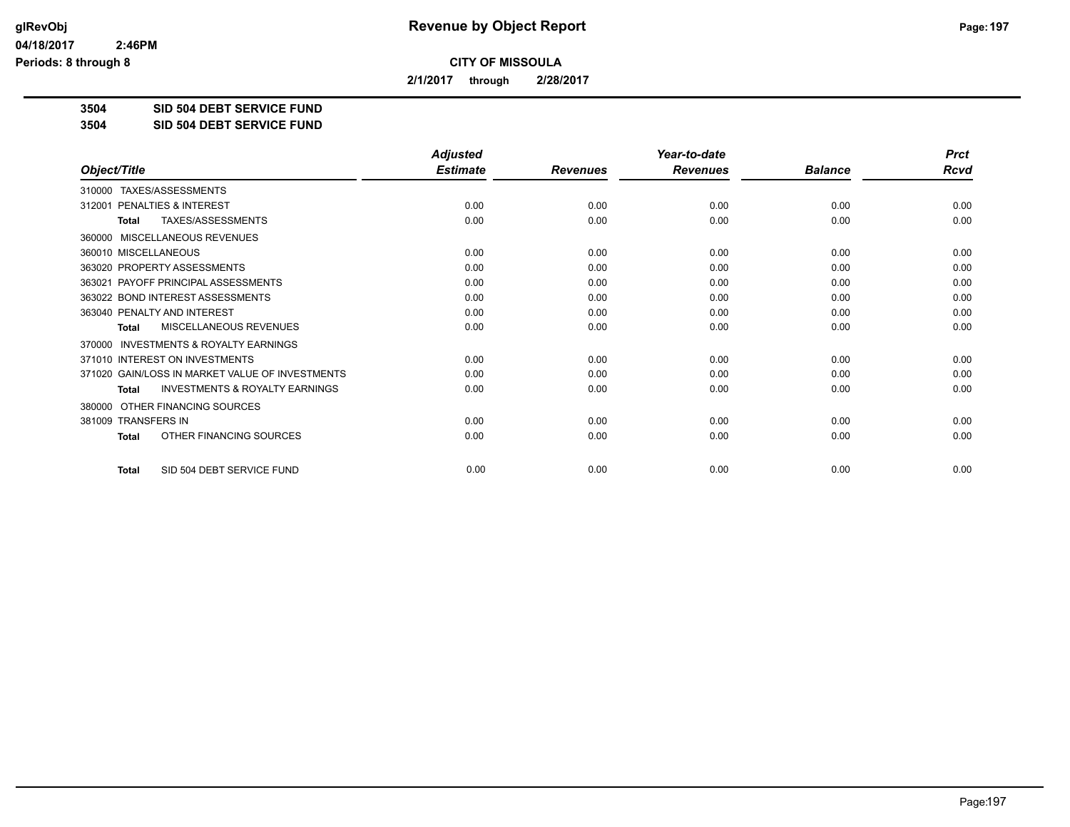**CITY OF MISSOULA**

**2/1/2017 through 2/28/2017**

**3504 SID 504 DEBT SERVICE FUND**

**3504 SID 504 DEBT SERVICE FUND**

| *Object/Title* | *Adjusted Estimate* | *Revenues* | *Year-to-date Revenues* | *Balance* | *Prct Rcvd* |
|---|---|---|---|---|---|
| 310000 TAXES/ASSESSMENTS | | | | | |
| 312001 PENALTIES & INTEREST | 0.00 | 0.00 | 0.00 | 0.00 | 0.00 |
| **Total** TAXES/ASSESSMENTS | 0.00 | 0.00 | 0.00 | 0.00 | 0.00 |
| 360000 MISCELLANEOUS REVENUES | | | | | |
| 360010 MISCELLANEOUS | 0.00 | 0.00 | 0.00 | 0.00 | 0.00 |
| 363020 PROPERTY ASSESSMENTS | 0.00 | 0.00 | 0.00 | 0.00 | 0.00 |
| 363021 PAYOFF PRINCIPAL ASSESSMENTS | 0.00 | 0.00 | 0.00 | 0.00 | 0.00 |
| 363022 BOND INTEREST ASSESSMENTS | 0.00 | 0.00 | 0.00 | 0.00 | 0.00 |
| 363040 PENALTY AND INTEREST | 0.00 | 0.00 | 0.00 | 0.00 | 0.00 |
| **Total** MISCELLANEOUS REVENUES | 0.00 | 0.00 | 0.00 | 0.00 | 0.00 |
| 370000 INVESTMENTS & ROYALTY EARNINGS | | | | | |
| 371010 INTEREST ON INVESTMENTS | 0.00 | 0.00 | 0.00 | 0.00 | 0.00 |
| 371020 GAIN/LOSS IN MARKET VALUE OF INVESTMENTS | 0.00 | 0.00 | 0.00 | 0.00 | 0.00 |
| **Total** INVESTMENTS & ROYALTY EARNINGS | 0.00 | 0.00 | 0.00 | 0.00 | 0.00 |
| 380000 OTHER FINANCING SOURCES | | | | | |
| 381009 TRANSFERS IN | 0.00 | 0.00 | 0.00 | 0.00 | 0.00 |
| **Total** OTHER FINANCING SOURCES | 0.00 | 0.00 | 0.00 | 0.00 | 0.00 |
| **Total** SID 504 DEBT SERVICE FUND | 0.00 | 0.00 | 0.00 | 0.00 | 0.00 |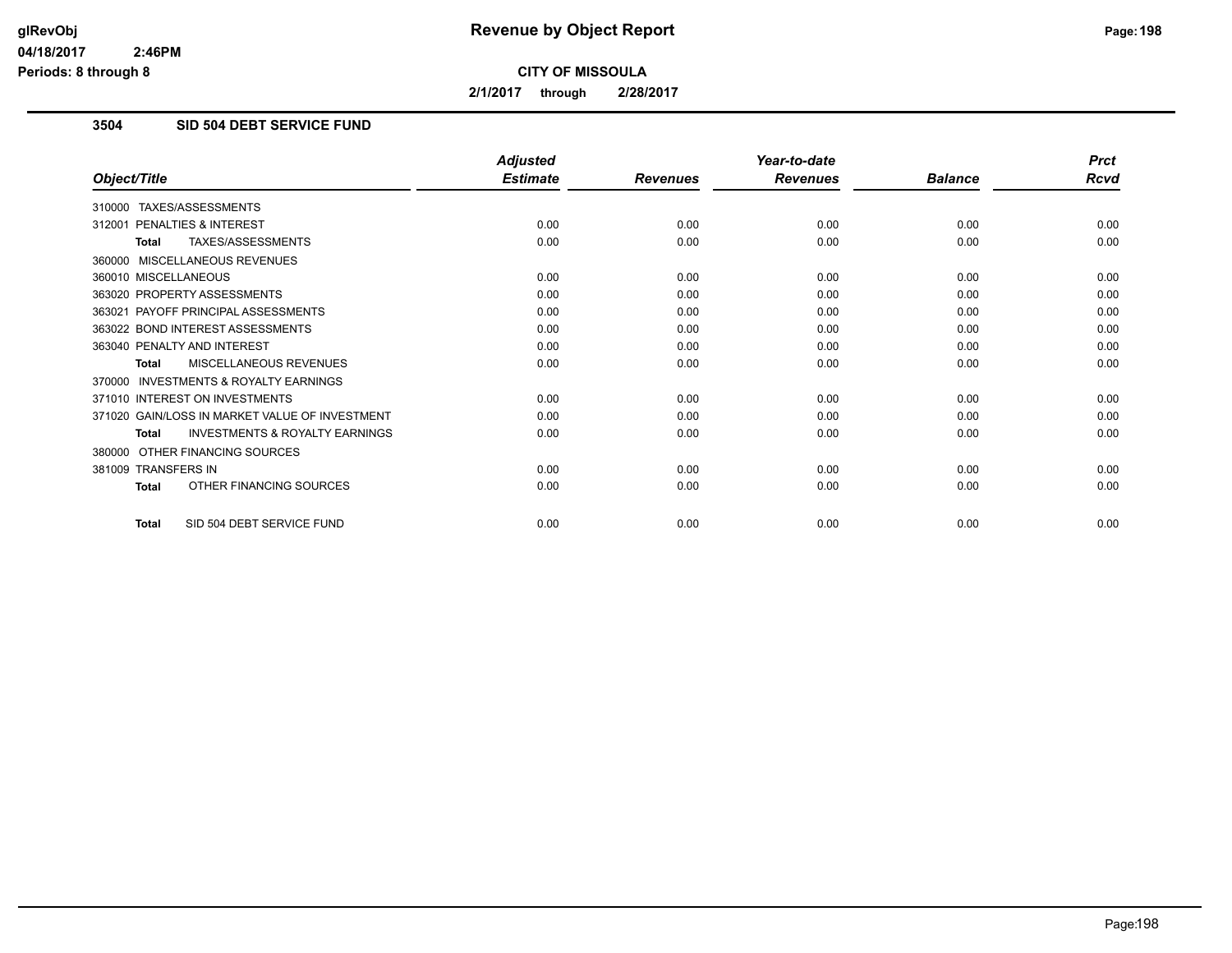**glRevObj**
**04/18/2017 2:46PM**
**Periods: 8 through 8**

# Revenue by Object Report

**CITY OF MISSOULA**

**2/1/2017 through 2/28/2017**

## 3504 SID 504 DEBT SERVICE FUND

| Object/Title | Adjusted Estimate | Revenues | Year-to-date Revenues | Balance | Prct Rcvd |
|---|---|---|---|---|---|
| 310000 TAXES/ASSESSMENTS | | | | | |
| 312001 PENALTIES & INTEREST | 0.00 | 0.00 | 0.00 | 0.00 | 0.00 |
| **Total** TAXES/ASSESSMENTS | 0.00 | 0.00 | 0.00 | 0.00 | 0.00 |
| 360000 MISCELLANEOUS REVENUES | | | | | |
| 360010 MISCELLANEOUS | 0.00 | 0.00 | 0.00 | 0.00 | 0.00 |
| 363020 PROPERTY ASSESSMENTS | 0.00 | 0.00 | 0.00 | 0.00 | 0.00 |
| 363021 PAYOFF PRINCIPAL ASSESSMENTS | 0.00 | 0.00 | 0.00 | 0.00 | 0.00 |
| 363022 BOND INTEREST ASSESSMENTS | 0.00 | 0.00 | 0.00 | 0.00 | 0.00 |
| 363040 PENALTY AND INTEREST | 0.00 | 0.00 | 0.00 | 0.00 | 0.00 |
| **Total** MISCELLANEOUS REVENUES | 0.00 | 0.00 | 0.00 | 0.00 | 0.00 |
| 370000 INVESTMENTS & ROYALTY EARNINGS | | | | | |
| 371010 INTEREST ON INVESTMENTS | 0.00 | 0.00 | 0.00 | 0.00 | 0.00 |
| 371020 GAIN/LOSS IN MARKET VALUE OF INVESTMENT | 0.00 | 0.00 | 0.00 | 0.00 | 0.00 |
| **Total** INVESTMENTS & ROYALTY EARNINGS | 0.00 | 0.00 | 0.00 | 0.00 | 0.00 |
| 380000 OTHER FINANCING SOURCES | | | | | |
| 381009 TRANSFERS IN | 0.00 | 0.00 | 0.00 | 0.00 | 0.00 |
| **Total** OTHER FINANCING SOURCES | 0.00 | 0.00 | 0.00 | 0.00 | 0.00 |
| **Total** SID 504 DEBT SERVICE FUND | 0.00 | 0.00 | 0.00 | 0.00 | 0.00 |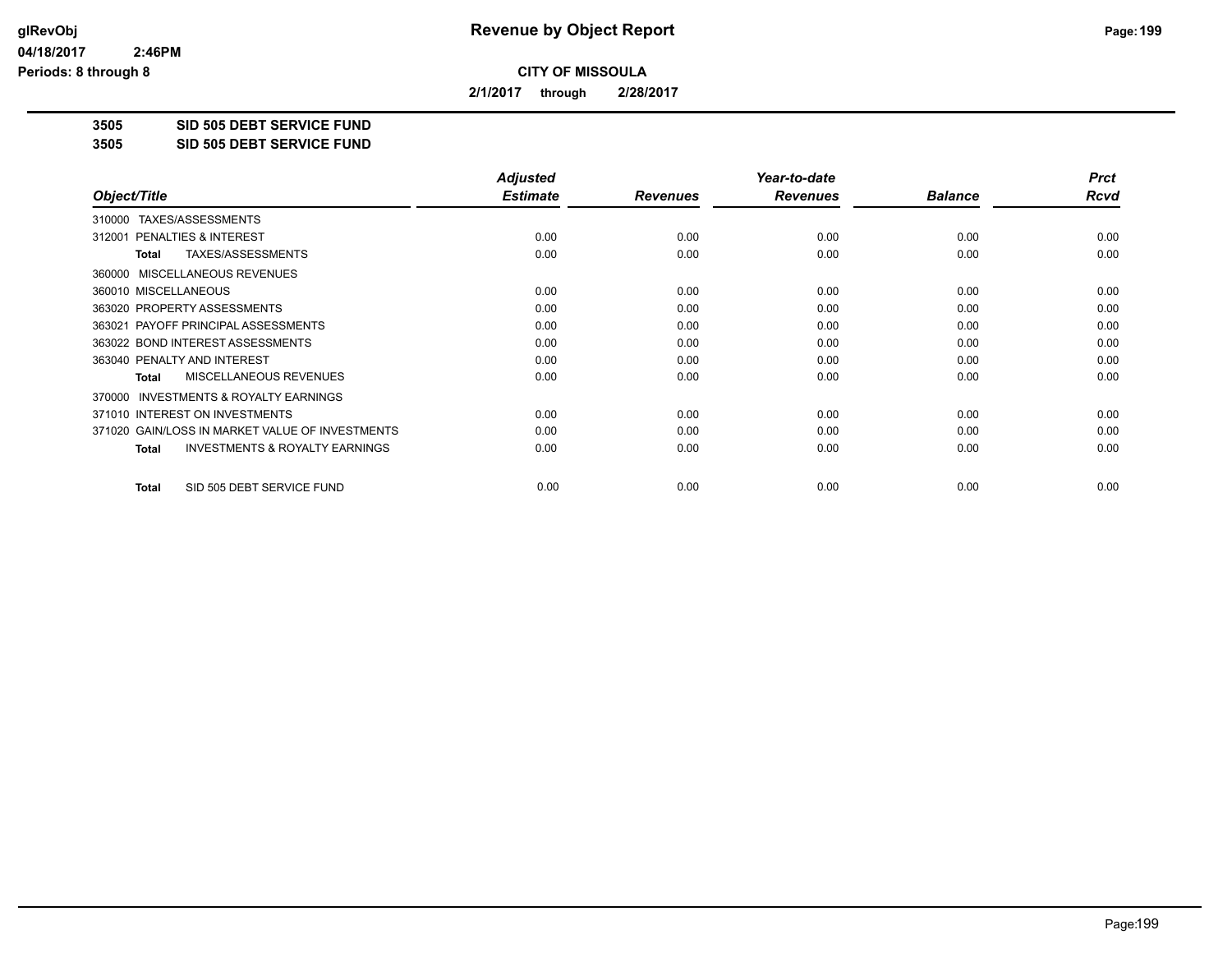# Revenue by Object Report

**CITY OF MISSOULA**

**2/1/2017 through 2/28/2017**

glRevObj
04/18/2017 2:46PM
Periods: 8 through 8

**3505 SID 505 DEBT SERVICE FUND**
**3505 SID 505 DEBT SERVICE FUND**

| Object/Title | Adjusted Estimate | Revenues | Year-to-date Revenues | Balance | Prct Rcvd |
|---|---|---|---|---|---|
| 310000 TAXES/ASSESSMENTS | | | | | |
| 312001 PENALTIES & INTEREST | 0.00 | 0.00 | 0.00 | 0.00 | 0.00 |
| **Total** TAXES/ASSESSMENTS | 0.00 | 0.00 | 0.00 | 0.00 | 0.00 |
| 360000 MISCELLANEOUS REVENUES | | | | | |
| 360010 MISCELLANEOUS | 0.00 | 0.00 | 0.00 | 0.00 | 0.00 |
| 363020 PROPERTY ASSESSMENTS | 0.00 | 0.00 | 0.00 | 0.00 | 0.00 |
| 363021 PAYOFF PRINCIPAL ASSESSMENTS | 0.00 | 0.00 | 0.00 | 0.00 | 0.00 |
| 363022 BOND INTEREST ASSESSMENTS | 0.00 | 0.00 | 0.00 | 0.00 | 0.00 |
| 363040 PENALTY AND INTEREST | 0.00 | 0.00 | 0.00 | 0.00 | 0.00 |
| **Total** MISCELLANEOUS REVENUES | 0.00 | 0.00 | 0.00 | 0.00 | 0.00 |
| 370000 INVESTMENTS & ROYALTY EARNINGS | | | | | |
| 371010 INTEREST ON INVESTMENTS | 0.00 | 0.00 | 0.00 | 0.00 | 0.00 |
| 371020 GAIN/LOSS IN MARKET VALUE OF INVESTMENTS | 0.00 | 0.00 | 0.00 | 0.00 | 0.00 |
| **Total** INVESTMENTS & ROYALTY EARNINGS | 0.00 | 0.00 | 0.00 | 0.00 | 0.00 |
| **Total** SID 505 DEBT SERVICE FUND | 0.00 | 0.00 | 0.00 | 0.00 | 0.00 |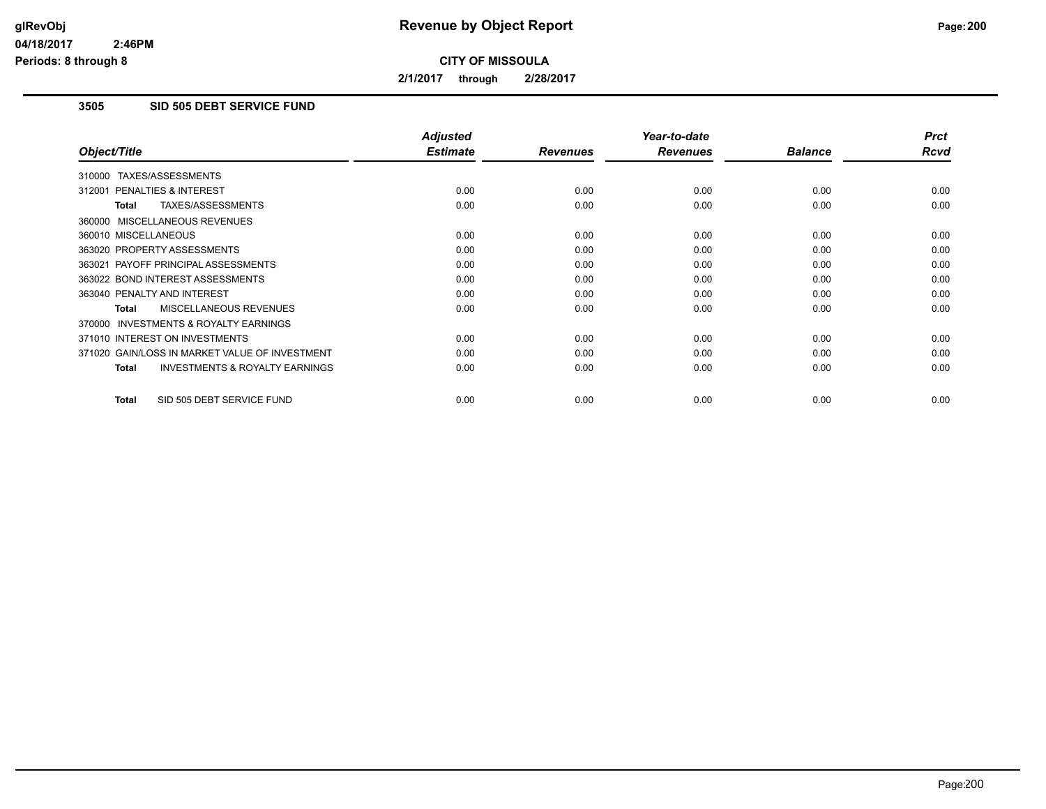# Revenue by Object Report

**CITY OF MISSOULA**

**2/1/2017 through 2/28/2017**

**glRevObj**
**04/18/2017 2:46PM**
**Periods: 8 through 8**

### 3505 SID 505 DEBT SERVICE FUND

| Object/Title | Adjusted Estimate | Revenues | Year-to-date Revenues | Balance | Prct Rcvd |
|---|---|---|---|---|---|
| 310000 TAXES/ASSESSMENTS | | | | | |
| 312001 PENALTIES & INTEREST | 0.00 | 0.00 | 0.00 | 0.00 | 0.00 |
| **Total** TAXES/ASSESSMENTS | 0.00 | 0.00 | 0.00 | 0.00 | 0.00 |
| 360000 MISCELLANEOUS REVENUES | | | | | |
| 360010 MISCELLANEOUS | 0.00 | 0.00 | 0.00 | 0.00 | 0.00 |
| 363020 PROPERTY ASSESSMENTS | 0.00 | 0.00 | 0.00 | 0.00 | 0.00 |
| 363021 PAYOFF PRINCIPAL ASSESSMENTS | 0.00 | 0.00 | 0.00 | 0.00 | 0.00 |
| 363022 BOND INTEREST ASSESSMENTS | 0.00 | 0.00 | 0.00 | 0.00 | 0.00 |
| 363040 PENALTY AND INTEREST | 0.00 | 0.00 | 0.00 | 0.00 | 0.00 |
| **Total** MISCELLANEOUS REVENUES | 0.00 | 0.00 | 0.00 | 0.00 | 0.00 |
| 370000 INVESTMENTS & ROYALTY EARNINGS | | | | | |
| 371010 INTEREST ON INVESTMENTS | 0.00 | 0.00 | 0.00 | 0.00 | 0.00 |
| 371020 GAIN/LOSS IN MARKET VALUE OF INVESTMENT | 0.00 | 0.00 | 0.00 | 0.00 | 0.00 |
| **Total** INVESTMENTS & ROYALTY EARNINGS | 0.00 | 0.00 | 0.00 | 0.00 | 0.00 |
| **Total** SID 505 DEBT SERVICE FUND | 0.00 | 0.00 | 0.00 | 0.00 | 0.00 |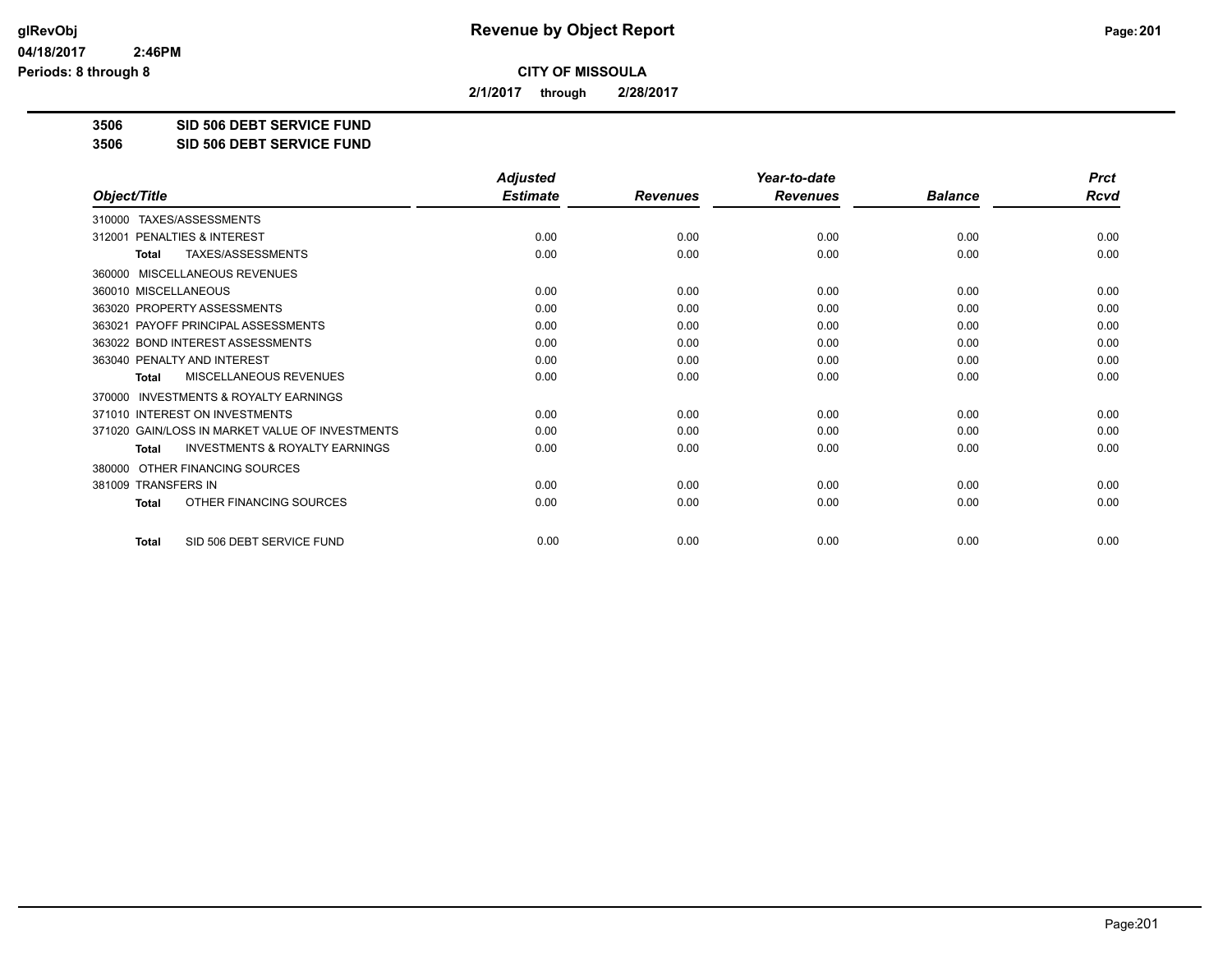**Revenue by Object Report**

**CITY OF MISSOULA**

**2/1/2017 through 2/28/2017**

glRevObj
04/18/2017 2:46PM
Periods: 8 through 8

**3506 SID 506 DEBT SERVICE FUND**
**3506 SID 506 DEBT SERVICE FUND**

| Object/Title | Adjusted Estimate | Revenues | Year-to-date Revenues | Balance | Prct Rcvd |
|---|---|---|---|---|---|
| 310000 TAXES/ASSESSMENTS | | | | | |
| 312001 PENALTIES & INTEREST | 0.00 | 0.00 | 0.00 | 0.00 | 0.00 |
| **Total** TAXES/ASSESSMENTS | 0.00 | 0.00 | 0.00 | 0.00 | 0.00 |
| 360000 MISCELLANEOUS REVENUES | | | | | |
| 360010 MISCELLANEOUS | 0.00 | 0.00 | 0.00 | 0.00 | 0.00 |
| 363020 PROPERTY ASSESSMENTS | 0.00 | 0.00 | 0.00 | 0.00 | 0.00 |
| 363021 PAYOFF PRINCIPAL ASSESSMENTS | 0.00 | 0.00 | 0.00 | 0.00 | 0.00 |
| 363022 BOND INTEREST ASSESSMENTS | 0.00 | 0.00 | 0.00 | 0.00 | 0.00 |
| 363040 PENALTY AND INTEREST | 0.00 | 0.00 | 0.00 | 0.00 | 0.00 |
| **Total** MISCELLANEOUS REVENUES | 0.00 | 0.00 | 0.00 | 0.00 | 0.00 |
| 370000 INVESTMENTS & ROYALTY EARNINGS | | | | | |
| 371010 INTEREST ON INVESTMENTS | 0.00 | 0.00 | 0.00 | 0.00 | 0.00 |
| 371020 GAIN/LOSS IN MARKET VALUE OF INVESTMENTS | 0.00 | 0.00 | 0.00 | 0.00 | 0.00 |
| **Total** INVESTMENTS & ROYALTY EARNINGS | 0.00 | 0.00 | 0.00 | 0.00 | 0.00 |
| 380000 OTHER FINANCING SOURCES | | | | | |
| 381009 TRANSFERS IN | 0.00 | 0.00 | 0.00 | 0.00 | 0.00 |
| **Total** OTHER FINANCING SOURCES | 0.00 | 0.00 | 0.00 | 0.00 | 0.00 |
| **Total** SID 506 DEBT SERVICE FUND | 0.00 | 0.00 | 0.00 | 0.00 | 0.00 |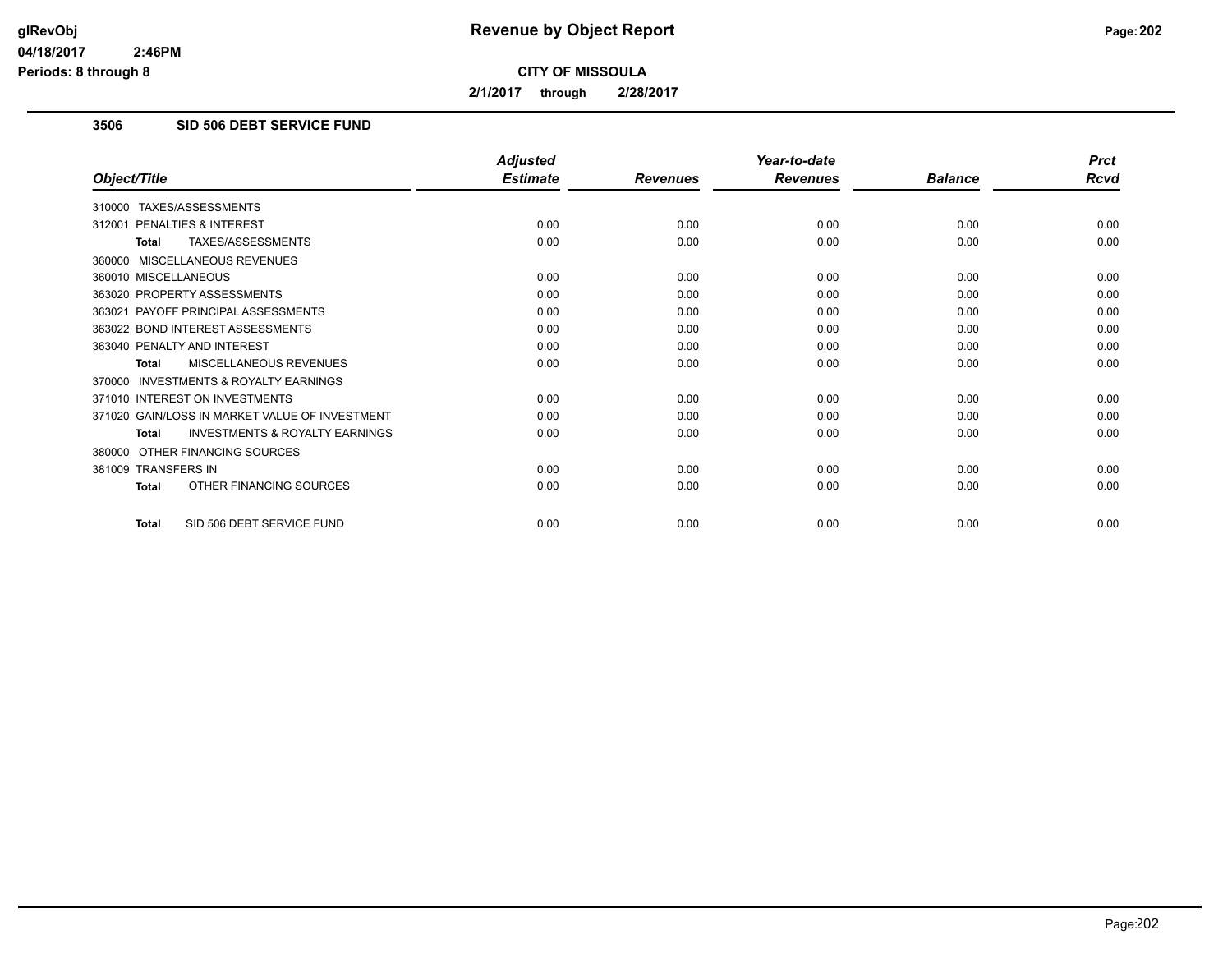# Revenue by Object Report

glRevObj
04/18/2017 2:46PM
Periods: 8 through 8

**CITY OF MISSOULA**

**2/1/2017 through 2/28/2017**

### 3506 SID 506 DEBT SERVICE FUND

| Object/Title | Adjusted Estimate | Revenues | Year-to-date Revenues | Balance | Prct Rcvd |
|---|---|---|---|---|---|
| 310000 TAXES/ASSESSMENTS | | | | | |
| 312001 PENALTIES & INTEREST | 0.00 | 0.00 | 0.00 | 0.00 | 0.00 |
| **Total** TAXES/ASSESSMENTS | 0.00 | 0.00 | 0.00 | 0.00 | 0.00 |
| 360000 MISCELLANEOUS REVENUES | | | | | |
| 360010 MISCELLANEOUS | 0.00 | 0.00 | 0.00 | 0.00 | 0.00 |
| 363020 PROPERTY ASSESSMENTS | 0.00 | 0.00 | 0.00 | 0.00 | 0.00 |
| 363021 PAYOFF PRINCIPAL ASSESSMENTS | 0.00 | 0.00 | 0.00 | 0.00 | 0.00 |
| 363022 BOND INTEREST ASSESSMENTS | 0.00 | 0.00 | 0.00 | 0.00 | 0.00 |
| 363040 PENALTY AND INTEREST | 0.00 | 0.00 | 0.00 | 0.00 | 0.00 |
| **Total** MISCELLANEOUS REVENUES | 0.00 | 0.00 | 0.00 | 0.00 | 0.00 |
| 370000 INVESTMENTS & ROYALTY EARNINGS | | | | | |
| 371010 INTEREST ON INVESTMENTS | 0.00 | 0.00 | 0.00 | 0.00 | 0.00 |
| 371020 GAIN/LOSS IN MARKET VALUE OF INVESTMENT | 0.00 | 0.00 | 0.00 | 0.00 | 0.00 |
| **Total** INVESTMENTS & ROYALTY EARNINGS | 0.00 | 0.00 | 0.00 | 0.00 | 0.00 |
| 380000 OTHER FINANCING SOURCES | | | | | |
| 381009 TRANSFERS IN | 0.00 | 0.00 | 0.00 | 0.00 | 0.00 |
| **Total** OTHER FINANCING SOURCES | 0.00 | 0.00 | 0.00 | 0.00 | 0.00 |
| **Total** SID 506 DEBT SERVICE FUND | 0.00 | 0.00 | 0.00 | 0.00 | 0.00 |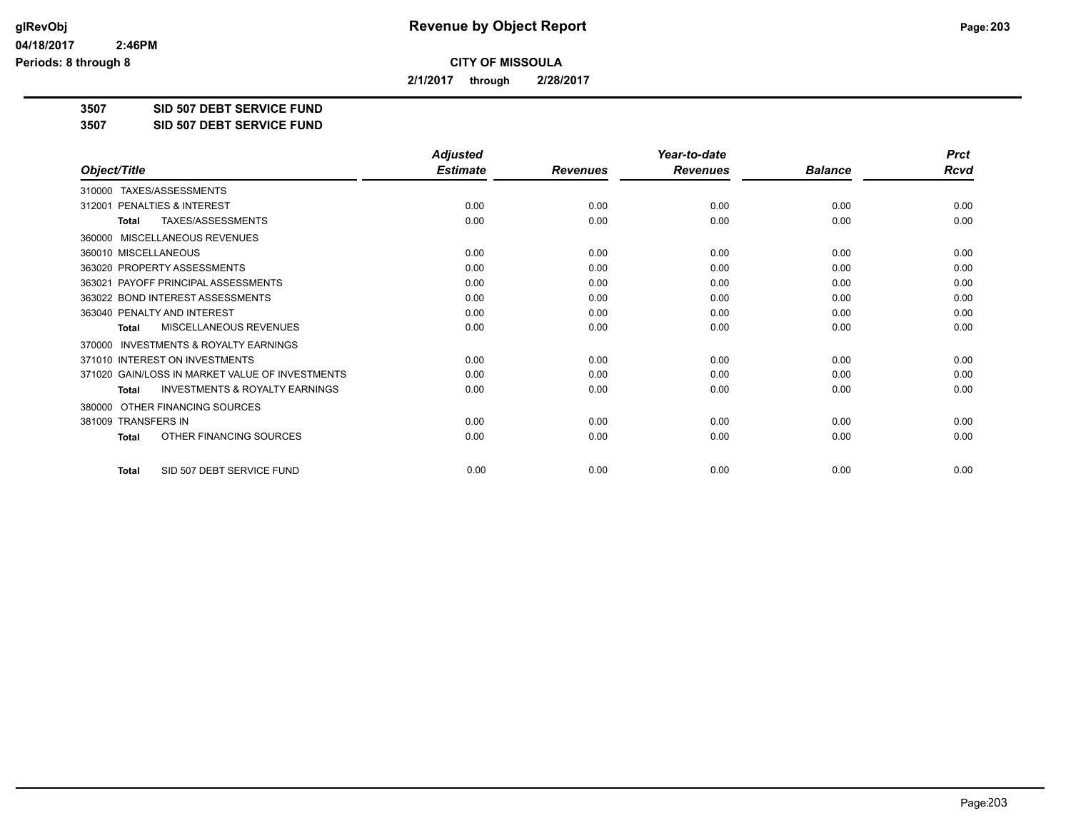# Revenue by Object Report

**CITY OF MISSOULA**

**2/1/2017 through 2/28/2017**

glRevObj
04/18/2017 2:46PM
Periods: 8 through 8

**3507 SID 507 DEBT SERVICE FUND**
**3507 SID 507 DEBT SERVICE FUND**

| Object/Title | Adjusted Estimate | Revenues | Year-to-date Revenues | Balance | Prct Rcvd |
|---|---|---|---|---|---|
| 310000 TAXES/ASSESSMENTS | | | | | |
| 312001 PENALTIES & INTEREST | 0.00 | 0.00 | 0.00 | 0.00 | 0.00 |
| **Total** TAXES/ASSESSMENTS | 0.00 | 0.00 | 0.00 | 0.00 | 0.00 |
| 360000 MISCELLANEOUS REVENUES | | | | | |
| 360010 MISCELLANEOUS | 0.00 | 0.00 | 0.00 | 0.00 | 0.00 |
| 363020 PROPERTY ASSESSMENTS | 0.00 | 0.00 | 0.00 | 0.00 | 0.00 |
| 363021 PAYOFF PRINCIPAL ASSESSMENTS | 0.00 | 0.00 | 0.00 | 0.00 | 0.00 |
| 363022 BOND INTEREST ASSESSMENTS | 0.00 | 0.00 | 0.00 | 0.00 | 0.00 |
| 363040 PENALTY AND INTEREST | 0.00 | 0.00 | 0.00 | 0.00 | 0.00 |
| **Total** MISCELLANEOUS REVENUES | 0.00 | 0.00 | 0.00 | 0.00 | 0.00 |
| 370000 INVESTMENTS & ROYALTY EARNINGS | | | | | |
| 371010 INTEREST ON INVESTMENTS | 0.00 | 0.00 | 0.00 | 0.00 | 0.00 |
| 371020 GAIN/LOSS IN MARKET VALUE OF INVESTMENTS | 0.00 | 0.00 | 0.00 | 0.00 | 0.00 |
| **Total** INVESTMENTS & ROYALTY EARNINGS | 0.00 | 0.00 | 0.00 | 0.00 | 0.00 |
| 380000 OTHER FINANCING SOURCES | | | | | |
| 381009 TRANSFERS IN | 0.00 | 0.00 | 0.00 | 0.00 | 0.00 |
| **Total** OTHER FINANCING SOURCES | 0.00 | 0.00 | 0.00 | 0.00 | 0.00 |
| **Total** SID 507 DEBT SERVICE FUND | 0.00 | 0.00 | 0.00 | 0.00 | 0.00 |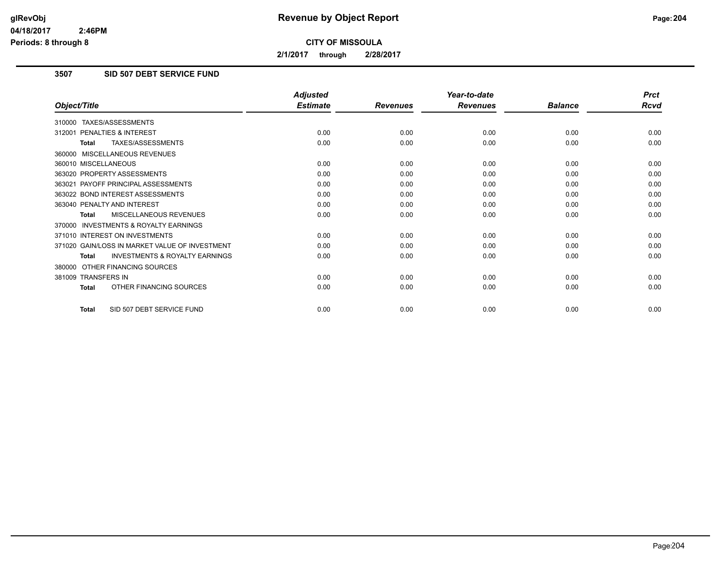# Revenue by Object Report

**CITY OF MISSOULA**

**2/1/2017 through 2/28/2017**

## 3507 SID 507 DEBT SERVICE FUND

| Object/Title | Adjusted Estimate | Revenues | Year-to-date Revenues | Balance | Prct Rcvd |
|---|---|---|---|---|---|
| 310000 TAXES/ASSESSMENTS | | | | | |
| 312001 PENALTIES & INTEREST | 0.00 | 0.00 | 0.00 | 0.00 | 0.00 |
| **Total** TAXES/ASSESSMENTS | 0.00 | 0.00 | 0.00 | 0.00 | 0.00 |
| 360000 MISCELLANEOUS REVENUES | | | | | |
| 360010 MISCELLANEOUS | 0.00 | 0.00 | 0.00 | 0.00 | 0.00 |
| 363020 PROPERTY ASSESSMENTS | 0.00 | 0.00 | 0.00 | 0.00 | 0.00 |
| 363021 PAYOFF PRINCIPAL ASSESSMENTS | 0.00 | 0.00 | 0.00 | 0.00 | 0.00 |
| 363022 BOND INTEREST ASSESSMENTS | 0.00 | 0.00 | 0.00 | 0.00 | 0.00 |
| 363040 PENALTY AND INTEREST | 0.00 | 0.00 | 0.00 | 0.00 | 0.00 |
| **Total** MISCELLANEOUS REVENUES | 0.00 | 0.00 | 0.00 | 0.00 | 0.00 |
| 370000 INVESTMENTS & ROYALTY EARNINGS | | | | | |
| 371010 INTEREST ON INVESTMENTS | 0.00 | 0.00 | 0.00 | 0.00 | 0.00 |
| 371020 GAIN/LOSS IN MARKET VALUE OF INVESTMENT | 0.00 | 0.00 | 0.00 | 0.00 | 0.00 |
| **Total** INVESTMENTS & ROYALTY EARNINGS | 0.00 | 0.00 | 0.00 | 0.00 | 0.00 |
| 380000 OTHER FINANCING SOURCES | | | | | |
| 381009 TRANSFERS IN | 0.00 | 0.00 | 0.00 | 0.00 | 0.00 |
| **Total** OTHER FINANCING SOURCES | 0.00 | 0.00 | 0.00 | 0.00 | 0.00 |
| **Total** SID 507 DEBT SERVICE FUND | 0.00 | 0.00 | 0.00 | 0.00 | 0.00 |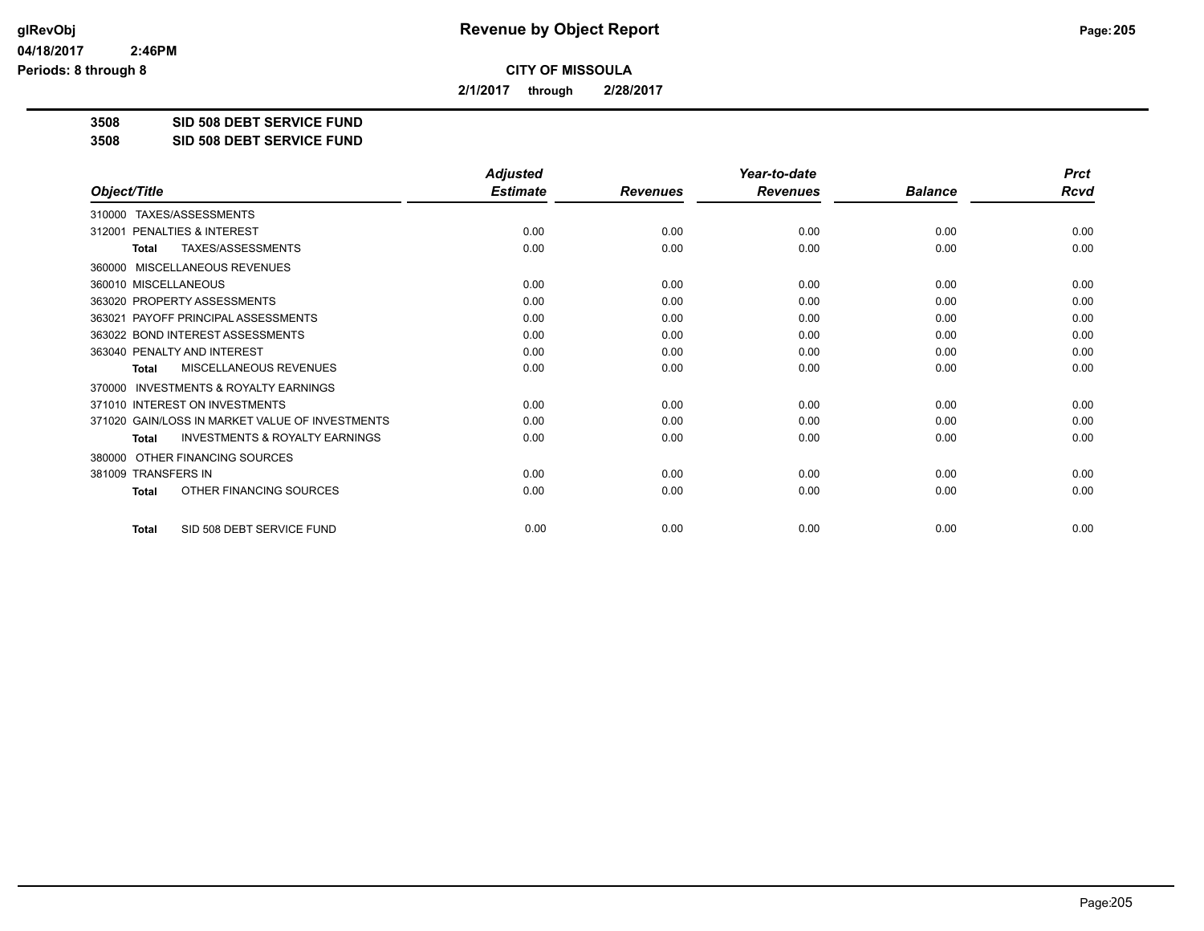# Revenue by Object Report

glRevObj
04/18/2017 2:46PM
Periods: 8 through 8

**CITY OF MISSOULA**

**2/1/2017 through 2/28/2017**

**3508 SID 508 DEBT SERVICE FUND**
**3508 SID 508 DEBT SERVICE FUND**

| Object/Title | Adjusted Estimate | Revenues | Year-to-date Revenues | Balance | Prct Rcvd |
|---|---|---|---|---|---|
| 310000 TAXES/ASSESSMENTS | | | | | |
| 312001 PENALTIES & INTEREST | 0.00 | 0.00 | 0.00 | 0.00 | 0.00 |
| **Total** TAXES/ASSESSMENTS | 0.00 | 0.00 | 0.00 | 0.00 | 0.00 |
| 360000 MISCELLANEOUS REVENUES | | | | | |
| 360010 MISCELLANEOUS | 0.00 | 0.00 | 0.00 | 0.00 | 0.00 |
| 363020 PROPERTY ASSESSMENTS | 0.00 | 0.00 | 0.00 | 0.00 | 0.00 |
| 363021 PAYOFF PRINCIPAL ASSESSMENTS | 0.00 | 0.00 | 0.00 | 0.00 | 0.00 |
| 363022 BOND INTEREST ASSESSMENTS | 0.00 | 0.00 | 0.00 | 0.00 | 0.00 |
| 363040 PENALTY AND INTEREST | 0.00 | 0.00 | 0.00 | 0.00 | 0.00 |
| **Total** MISCELLANEOUS REVENUES | 0.00 | 0.00 | 0.00 | 0.00 | 0.00 |
| 370000 INVESTMENTS & ROYALTY EARNINGS | | | | | |
| 371010 INTEREST ON INVESTMENTS | 0.00 | 0.00 | 0.00 | 0.00 | 0.00 |
| 371020 GAIN/LOSS IN MARKET VALUE OF INVESTMENTS | 0.00 | 0.00 | 0.00 | 0.00 | 0.00 |
| **Total** INVESTMENTS & ROYALTY EARNINGS | 0.00 | 0.00 | 0.00 | 0.00 | 0.00 |
| 380000 OTHER FINANCING SOURCES | | | | | |
| 381009 TRANSFERS IN | 0.00 | 0.00 | 0.00 | 0.00 | 0.00 |
| **Total** OTHER FINANCING SOURCES | 0.00 | 0.00 | 0.00 | 0.00 | 0.00 |
| **Total** SID 508 DEBT SERVICE FUND | 0.00 | 0.00 | 0.00 | 0.00 | 0.00 |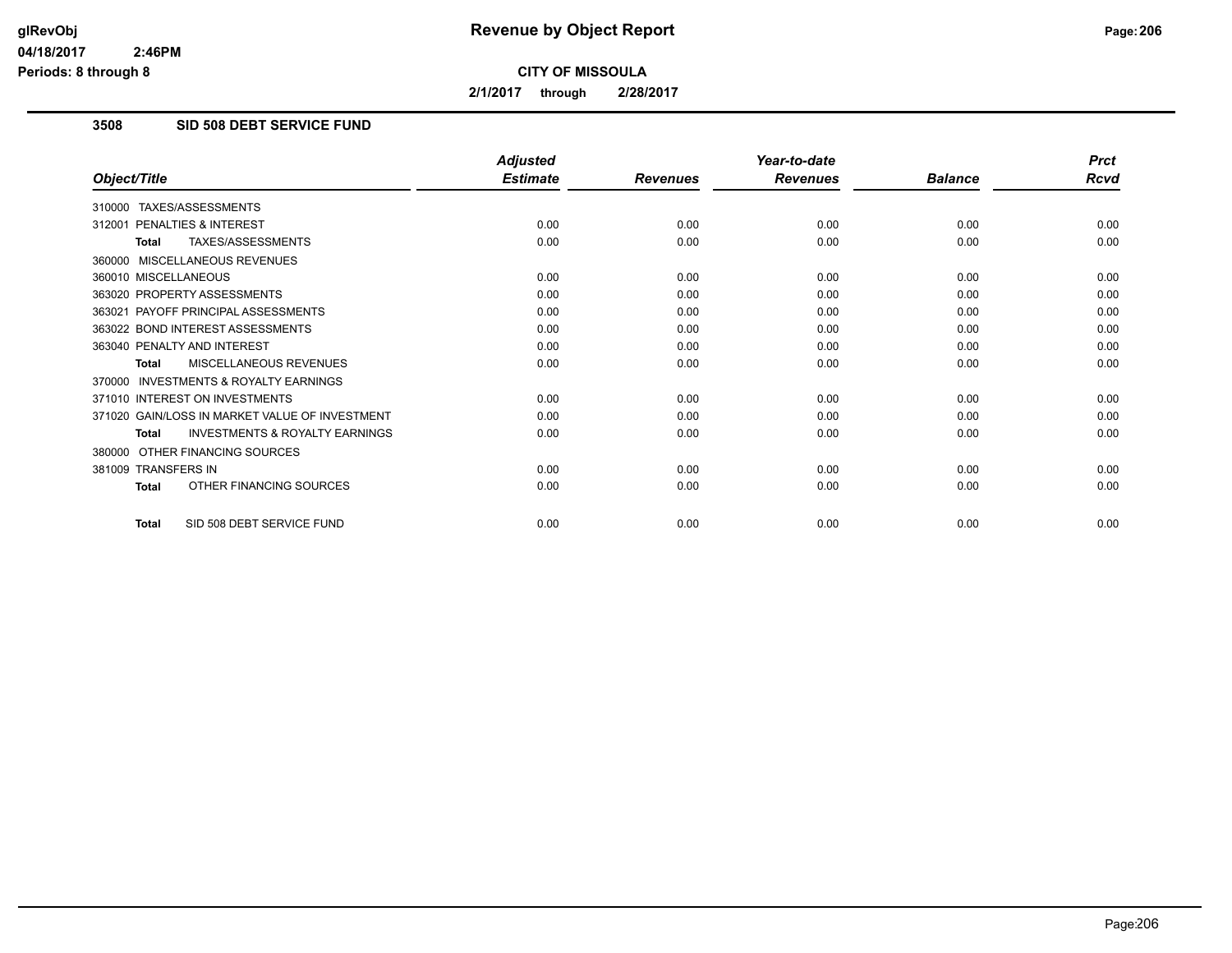**Revenue by Object Report**

**CITY OF MISSOULA**

**2/1/2017 through 2/28/2017**

glRevObj
04/18/2017 2:46PM
Periods: 8 through 8

## 3508 SID 508 DEBT SERVICE FUND

| Object/Title | Adjusted Estimate | Revenues | Year-to-date Revenues | Balance | Prct Rcvd |
|---|---|---|---|---|---|
| 310000 TAXES/ASSESSMENTS | | | | | |
| 312001 PENALTIES & INTEREST | 0.00 | 0.00 | 0.00 | 0.00 | 0.00 |
| **Total** TAXES/ASSESSMENTS | 0.00 | 0.00 | 0.00 | 0.00 | 0.00 |
| 360000 MISCELLANEOUS REVENUES | | | | | |
| 360010 MISCELLANEOUS | 0.00 | 0.00 | 0.00 | 0.00 | 0.00 |
| 363020 PROPERTY ASSESSMENTS | 0.00 | 0.00 | 0.00 | 0.00 | 0.00 |
| 363021 PAYOFF PRINCIPAL ASSESSMENTS | 0.00 | 0.00 | 0.00 | 0.00 | 0.00 |
| 363022 BOND INTEREST ASSESSMENTS | 0.00 | 0.00 | 0.00 | 0.00 | 0.00 |
| 363040 PENALTY AND INTEREST | 0.00 | 0.00 | 0.00 | 0.00 | 0.00 |
| **Total** MISCELLANEOUS REVENUES | 0.00 | 0.00 | 0.00 | 0.00 | 0.00 |
| 370000 INVESTMENTS & ROYALTY EARNINGS | | | | | |
| 371010 INTEREST ON INVESTMENTS | 0.00 | 0.00 | 0.00 | 0.00 | 0.00 |
| 371020 GAIN/LOSS IN MARKET VALUE OF INVESTMENT | 0.00 | 0.00 | 0.00 | 0.00 | 0.00 |
| **Total** INVESTMENTS & ROYALTY EARNINGS | 0.00 | 0.00 | 0.00 | 0.00 | 0.00 |
| 380000 OTHER FINANCING SOURCES | | | | | |
| 381009 TRANSFERS IN | 0.00 | 0.00 | 0.00 | 0.00 | 0.00 |
| **Total** OTHER FINANCING SOURCES | 0.00 | 0.00 | 0.00 | 0.00 | 0.00 |
| **Total** SID 508 DEBT SERVICE FUND | 0.00 | 0.00 | 0.00 | 0.00 | 0.00 |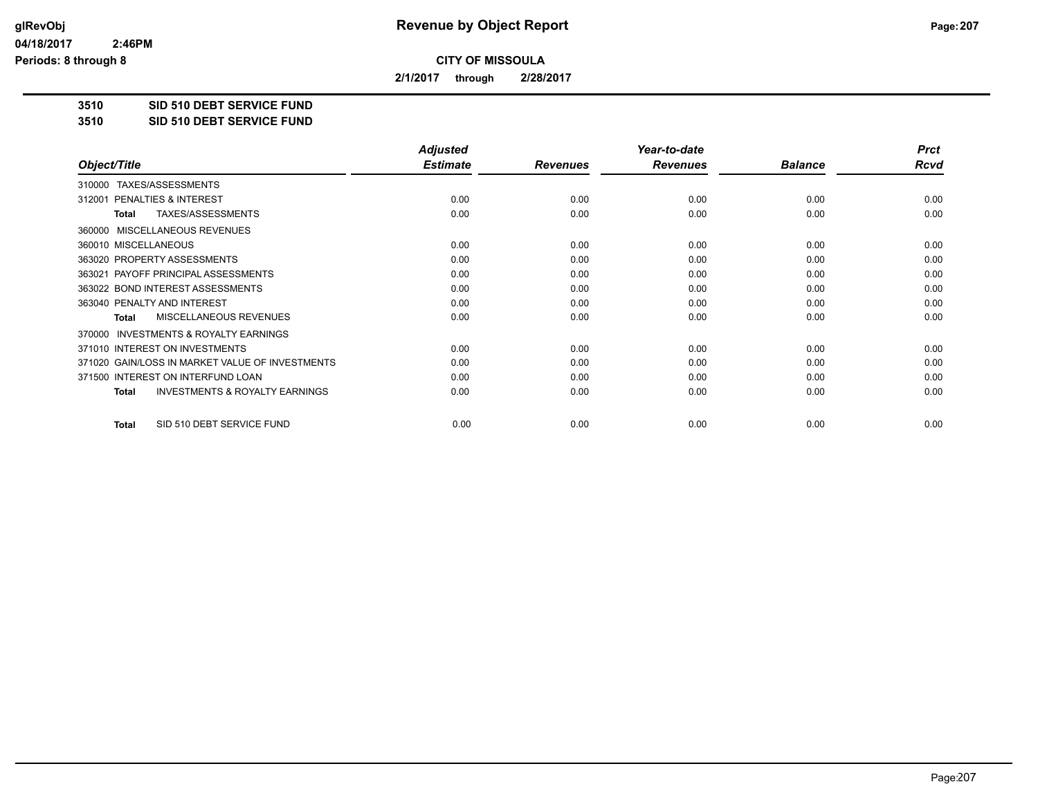# Revenue by Object Report

glRevObj
04/18/2017 2:46PM
Periods: 8 through 8

**CITY OF MISSOULA**

**2/1/2017 through 2/28/2017**

**3510 SID 510 DEBT SERVICE FUND**
**3510 SID 510 DEBT SERVICE FUND**

| Object/Title | Adjusted Estimate | Revenues | Year-to-date Revenues | Balance | Prct Rcvd |
|---|---|---|---|---|---|
| 310000 TAXES/ASSESSMENTS | | | | | |
| 312001 PENALTIES & INTEREST | 0.00 | 0.00 | 0.00 | 0.00 | 0.00 |
| **Total** TAXES/ASSESSMENTS | 0.00 | 0.00 | 0.00 | 0.00 | 0.00 |
| 360000 MISCELLANEOUS REVENUES | | | | | |
| 360010 MISCELLANEOUS | 0.00 | 0.00 | 0.00 | 0.00 | 0.00 |
| 363020 PROPERTY ASSESSMENTS | 0.00 | 0.00 | 0.00 | 0.00 | 0.00 |
| 363021 PAYOFF PRINCIPAL ASSESSMENTS | 0.00 | 0.00 | 0.00 | 0.00 | 0.00 |
| 363022 BOND INTEREST ASSESSMENTS | 0.00 | 0.00 | 0.00 | 0.00 | 0.00 |
| 363040 PENALTY AND INTEREST | 0.00 | 0.00 | 0.00 | 0.00 | 0.00 |
| **Total** MISCELLANEOUS REVENUES | 0.00 | 0.00 | 0.00 | 0.00 | 0.00 |
| 370000 INVESTMENTS & ROYALTY EARNINGS | | | | | |
| 371010 INTEREST ON INVESTMENTS | 0.00 | 0.00 | 0.00 | 0.00 | 0.00 |
| 371020 GAIN/LOSS IN MARKET VALUE OF INVESTMENTS | 0.00 | 0.00 | 0.00 | 0.00 | 0.00 |
| 371500 INTEREST ON INTERFUND LOAN | 0.00 | 0.00 | 0.00 | 0.00 | 0.00 |
| **Total** INVESTMENTS & ROYALTY EARNINGS | 0.00 | 0.00 | 0.00 | 0.00 | 0.00 |
| **Total** SID 510 DEBT SERVICE FUND | 0.00 | 0.00 | 0.00 | 0.00 | 0.00 |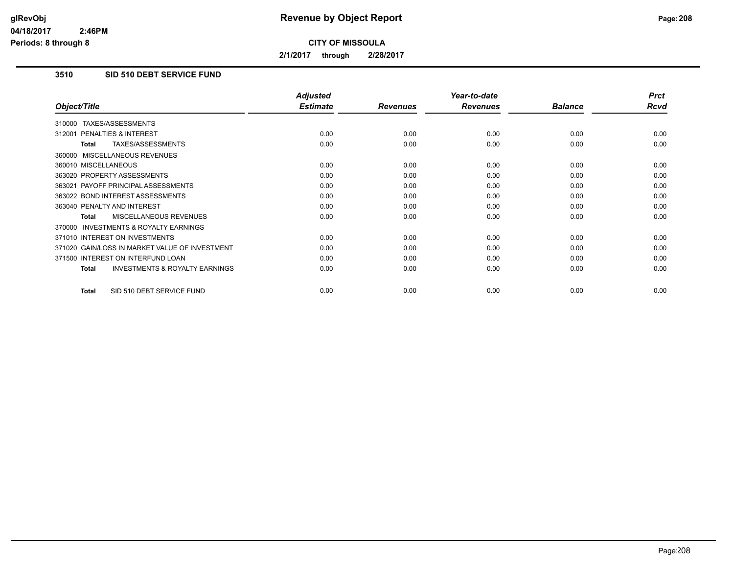# Revenue by Object Report

**CITY OF MISSOULA**

**2/1/2017 through 2/28/2017**

## 3510 SID 510 DEBT SERVICE FUND

| Object/Title | Adjusted Estimate | Revenues | Year-to-date Revenues | Balance | Prct Rcvd |
|---|---|---|---|---|---|
| 310000 TAXES/ASSESSMENTS | | | | | |
| 312001 PENALTIES & INTEREST | 0.00 | 0.00 | 0.00 | 0.00 | 0.00 |
| **Total** TAXES/ASSESSMENTS | 0.00 | 0.00 | 0.00 | 0.00 | 0.00 |
| 360000 MISCELLANEOUS REVENUES | | | | | |
| 360010 MISCELLANEOUS | 0.00 | 0.00 | 0.00 | 0.00 | 0.00 |
| 363020 PROPERTY ASSESSMENTS | 0.00 | 0.00 | 0.00 | 0.00 | 0.00 |
| 363021 PAYOFF PRINCIPAL ASSESSMENTS | 0.00 | 0.00 | 0.00 | 0.00 | 0.00 |
| 363022 BOND INTEREST ASSESSMENTS | 0.00 | 0.00 | 0.00 | 0.00 | 0.00 |
| 363040 PENALTY AND INTEREST | 0.00 | 0.00 | 0.00 | 0.00 | 0.00 |
| **Total** MISCELLANEOUS REVENUES | 0.00 | 0.00 | 0.00 | 0.00 | 0.00 |
| 370000 INVESTMENTS & ROYALTY EARNINGS | | | | | |
| 371010 INTEREST ON INVESTMENTS | 0.00 | 0.00 | 0.00 | 0.00 | 0.00 |
| 371020 GAIN/LOSS IN MARKET VALUE OF INVESTMENT | 0.00 | 0.00 | 0.00 | 0.00 | 0.00 |
| 371500 INTEREST ON INTERFUND LOAN | 0.00 | 0.00 | 0.00 | 0.00 | 0.00 |
| **Total** INVESTMENTS & ROYALTY EARNINGS | 0.00 | 0.00 | 0.00 | 0.00 | 0.00 |
| **Total** SID 510 DEBT SERVICE FUND | 0.00 | 0.00 | 0.00 | 0.00 | 0.00 |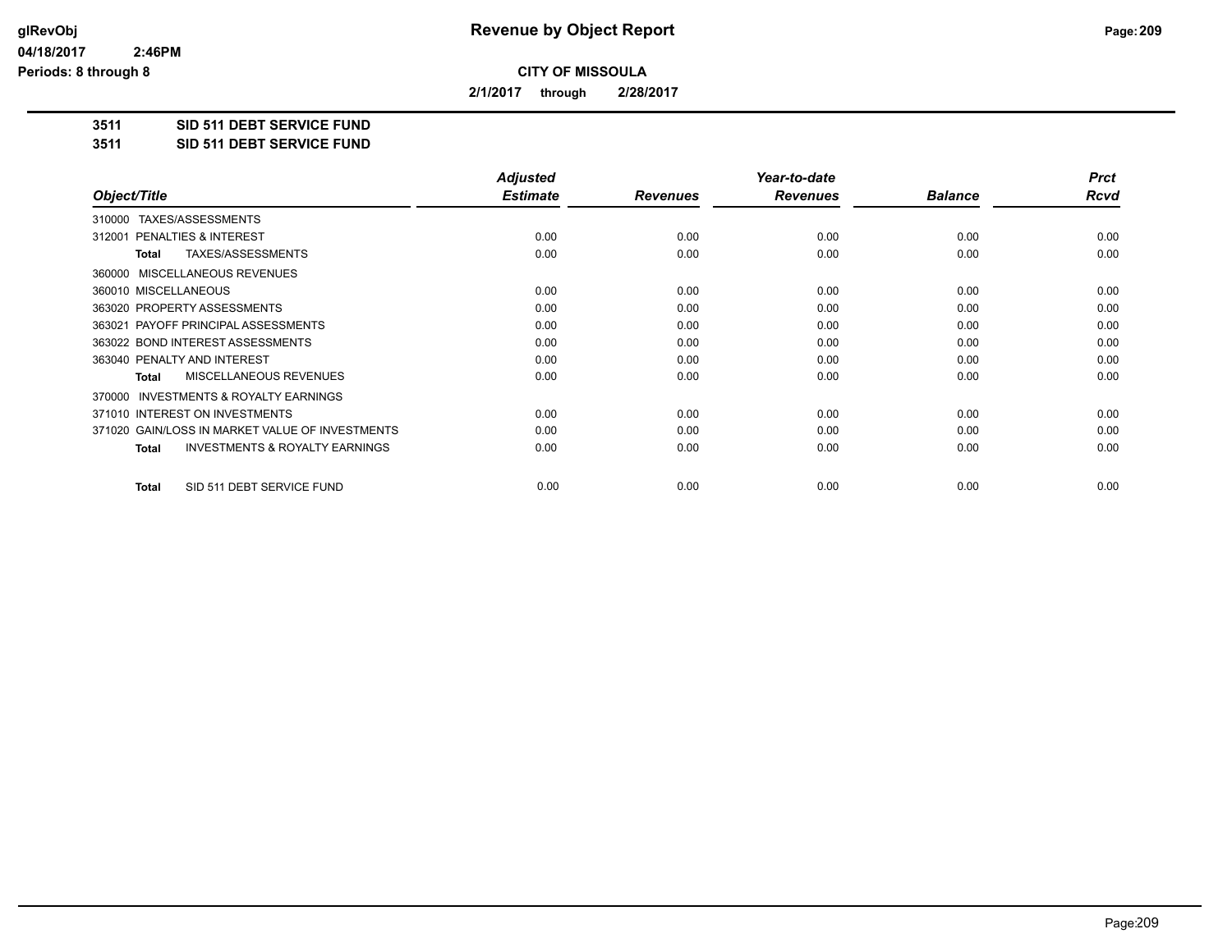# Revenue by Object Report

glRevObj
04/18/2017 2:46PM
Periods: 8 through 8

**CITY OF MISSOULA**

**2/1/2017 through 2/28/2017**

**3511 SID 511 DEBT SERVICE FUND**
**3511 SID 511 DEBT SERVICE FUND**

| Object/Title | Adjusted Estimate | Revenues | Year-to-date Revenues | Balance | Prct Rcvd |
|---|---|---|---|---|---|
| 310000 TAXES/ASSESSMENTS | | | | | |
| 312001 PENALTIES & INTEREST | 0.00 | 0.00 | 0.00 | 0.00 | 0.00 |
| **Total** TAXES/ASSESSMENTS | 0.00 | 0.00 | 0.00 | 0.00 | 0.00 |
| 360000 MISCELLANEOUS REVENUES | | | | | |
| 360010 MISCELLANEOUS | 0.00 | 0.00 | 0.00 | 0.00 | 0.00 |
| 363020 PROPERTY ASSESSMENTS | 0.00 | 0.00 | 0.00 | 0.00 | 0.00 |
| 363021 PAYOFF PRINCIPAL ASSESSMENTS | 0.00 | 0.00 | 0.00 | 0.00 | 0.00 |
| 363022 BOND INTEREST ASSESSMENTS | 0.00 | 0.00 | 0.00 | 0.00 | 0.00 |
| 363040 PENALTY AND INTEREST | 0.00 | 0.00 | 0.00 | 0.00 | 0.00 |
| **Total** MISCELLANEOUS REVENUES | 0.00 | 0.00 | 0.00 | 0.00 | 0.00 |
| 370000 INVESTMENTS & ROYALTY EARNINGS | | | | | |
| 371010 INTEREST ON INVESTMENTS | 0.00 | 0.00 | 0.00 | 0.00 | 0.00 |
| 371020 GAIN/LOSS IN MARKET VALUE OF INVESTMENTS | 0.00 | 0.00 | 0.00 | 0.00 | 0.00 |
| **Total** INVESTMENTS & ROYALTY EARNINGS | 0.00 | 0.00 | 0.00 | 0.00 | 0.00 |
| **Total** SID 511 DEBT SERVICE FUND | 0.00 | 0.00 | 0.00 | 0.00 | 0.00 |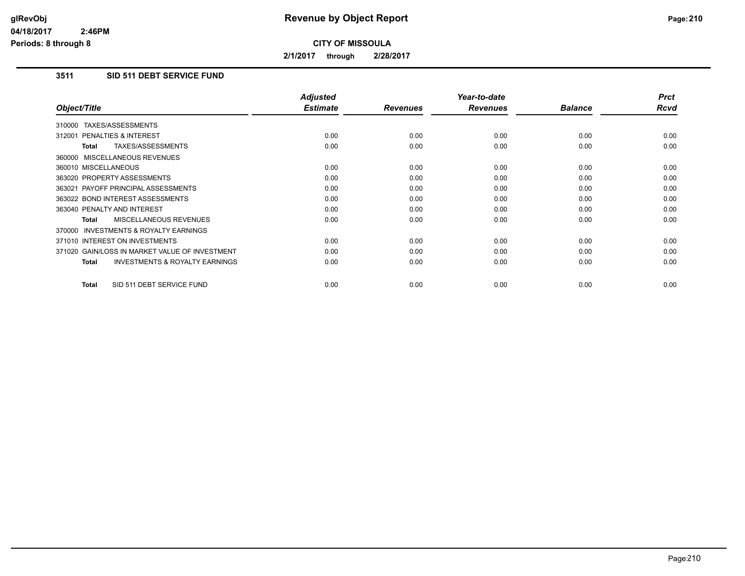# Revenue by Object Report

**CITY OF MISSOULA**

**2/1/2017 through 2/28/2017**

### 3511 SID 511 DEBT SERVICE FUND

| Object/Title | Adjusted Estimate | Revenues | Year-to-date Revenues | Balance | Prct Rcvd |
|---|---|---|---|---|---|
| 310000 TAXES/ASSESSMENTS | | | | | |
| 312001 PENALTIES & INTEREST | 0.00 | 0.00 | 0.00 | 0.00 | 0.00 |
| **Total** TAXES/ASSESSMENTS | 0.00 | 0.00 | 0.00 | 0.00 | 0.00 |
| 360000 MISCELLANEOUS REVENUES | | | | | |
| 360010 MISCELLANEOUS | 0.00 | 0.00 | 0.00 | 0.00 | 0.00 |
| 363020 PROPERTY ASSESSMENTS | 0.00 | 0.00 | 0.00 | 0.00 | 0.00 |
| 363021 PAYOFF PRINCIPAL ASSESSMENTS | 0.00 | 0.00 | 0.00 | 0.00 | 0.00 |
| 363022 BOND INTEREST ASSESSMENTS | 0.00 | 0.00 | 0.00 | 0.00 | 0.00 |
| 363040 PENALTY AND INTEREST | 0.00 | 0.00 | 0.00 | 0.00 | 0.00 |
| **Total** MISCELLANEOUS REVENUES | 0.00 | 0.00 | 0.00 | 0.00 | 0.00 |
| 370000 INVESTMENTS & ROYALTY EARNINGS | | | | | |
| 371010 INTEREST ON INVESTMENTS | 0.00 | 0.00 | 0.00 | 0.00 | 0.00 |
| 371020 GAIN/LOSS IN MARKET VALUE OF INVESTMENT | 0.00 | 0.00 | 0.00 | 0.00 | 0.00 |
| **Total** INVESTMENTS & ROYALTY EARNINGS | 0.00 | 0.00 | 0.00 | 0.00 | 0.00 |
| **Total** SID 511 DEBT SERVICE FUND | 0.00 | 0.00 | 0.00 | 0.00 | 0.00 |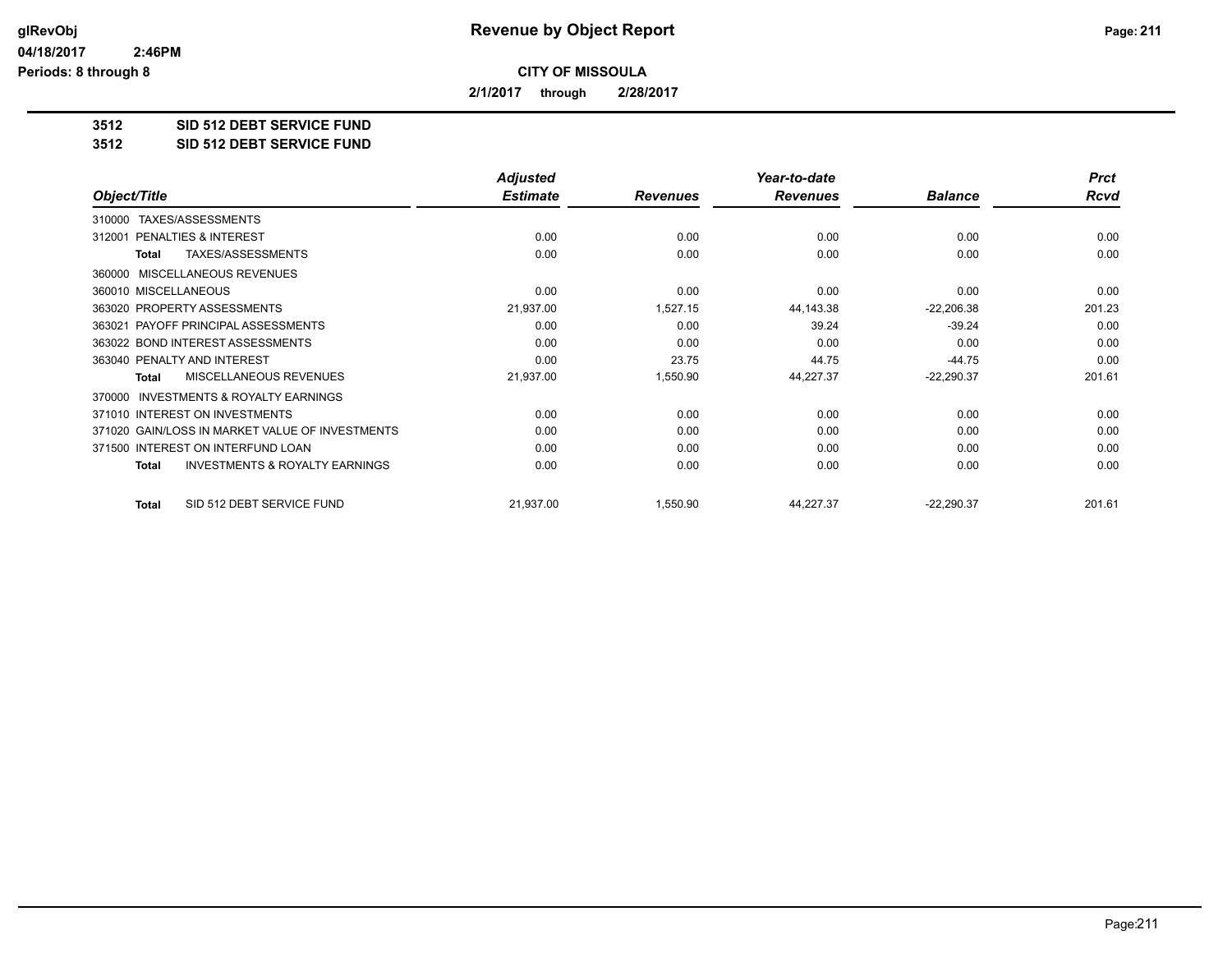# Revenue by Object Report

**CITY OF MISSOULA**

**2/1/2017 through 2/28/2017**

glRevObj
04/18/2017 2:46PM
Periods: 8 through 8

## 3512 SID 512 DEBT SERVICE FUND
## 3512 SID 512 DEBT SERVICE FUND

| Object/Title | Adjusted Estimate | Revenues | Year-to-date Revenues | Balance | Prct Rcvd |
|---|---|---|---|---|---|
| 310000 TAXES/ASSESSMENTS | | | | | |
| 312001 PENALTIES & INTEREST | 0.00 | 0.00 | 0.00 | 0.00 | 0.00 |
| **Total** TAXES/ASSESSMENTS | 0.00 | 0.00 | 0.00 | 0.00 | 0.00 |
| 360000 MISCELLANEOUS REVENUES | | | | | |
| 360010 MISCELLANEOUS | 0.00 | 0.00 | 0.00 | 0.00 | 0.00 |
| 363020 PROPERTY ASSESSMENTS | 21,937.00 | 1,527.15 | 44,143.38 | -22,206.38 | 201.23 |
| 363021 PAYOFF PRINCIPAL ASSESSMENTS | 0.00 | 0.00 | 39.24 | -39.24 | 0.00 |
| 363022 BOND INTEREST ASSESSMENTS | 0.00 | 0.00 | 0.00 | 0.00 | 0.00 |
| 363040 PENALTY AND INTEREST | 0.00 | 23.75 | 44.75 | -44.75 | 0.00 |
| **Total** MISCELLANEOUS REVENUES | 21,937.00 | 1,550.90 | 44,227.37 | -22,290.37 | 201.61 |
| 370000 INVESTMENTS & ROYALTY EARNINGS | | | | | |
| 371010 INTEREST ON INVESTMENTS | 0.00 | 0.00 | 0.00 | 0.00 | 0.00 |
| 371020 GAIN/LOSS IN MARKET VALUE OF INVESTMENTS | 0.00 | 0.00 | 0.00 | 0.00 | 0.00 |
| 371500 INTEREST ON INTERFUND LOAN | 0.00 | 0.00 | 0.00 | 0.00 | 0.00 |
| **Total** INVESTMENTS & ROYALTY EARNINGS | 0.00 | 0.00 | 0.00 | 0.00 | 0.00 |
| **Total** SID 512 DEBT SERVICE FUND | 21,937.00 | 1,550.90 | 44,227.37 | -22,290.37 | 201.61 |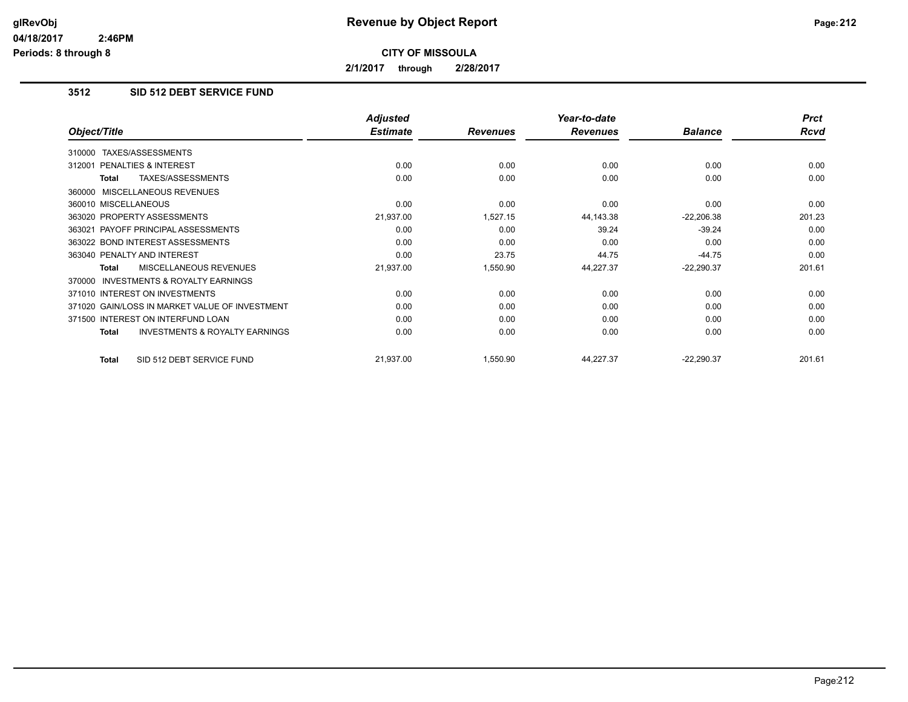# Revenue by Object Report

**CITY OF MISSOULA**

**2/1/2017 through 2/28/2017**

### 3512 SID 512 DEBT SERVICE FUND

| Object/Title | Adjusted Estimate | Revenues | Year-to-date Revenues | Balance | Prct Rcvd |
|---|---|---|---|---|---|
| 310000 TAXES/ASSESSMENTS | | | | | |
| 312001 PENALTIES & INTEREST | 0.00 | 0.00 | 0.00 | 0.00 | 0.00 |
| **Total** TAXES/ASSESSMENTS | 0.00 | 0.00 | 0.00 | 0.00 | 0.00 |
| 360000 MISCELLANEOUS REVENUES | | | | | |
| 360010 MISCELLANEOUS | 0.00 | 0.00 | 0.00 | 0.00 | 0.00 |
| 363020 PROPERTY ASSESSMENTS | 21,937.00 | 1,527.15 | 44,143.38 | -22,206.38 | 201.23 |
| 363021 PAYOFF PRINCIPAL ASSESSMENTS | 0.00 | 0.00 | 39.24 | -39.24 | 0.00 |
| 363022 BOND INTEREST ASSESSMENTS | 0.00 | 0.00 | 0.00 | 0.00 | 0.00 |
| 363040 PENALTY AND INTEREST | 0.00 | 23.75 | 44.75 | -44.75 | 0.00 |
| **Total** MISCELLANEOUS REVENUES | 21,937.00 | 1,550.90 | 44,227.37 | -22,290.37 | 201.61 |
| 370000 INVESTMENTS & ROYALTY EARNINGS | | | | | |
| 371010 INTEREST ON INVESTMENTS | 0.00 | 0.00 | 0.00 | 0.00 | 0.00 |
| 371020 GAIN/LOSS IN MARKET VALUE OF INVESTMENT | 0.00 | 0.00 | 0.00 | 0.00 | 0.00 |
| 371500 INTEREST ON INTERFUND LOAN | 0.00 | 0.00 | 0.00 | 0.00 | 0.00 |
| **Total** INVESTMENTS & ROYALTY EARNINGS | 0.00 | 0.00 | 0.00 | 0.00 | 0.00 |
| **Total** SID 512 DEBT SERVICE FUND | 21,937.00 | 1,550.90 | 44,227.37 | -22,290.37 | 201.61 |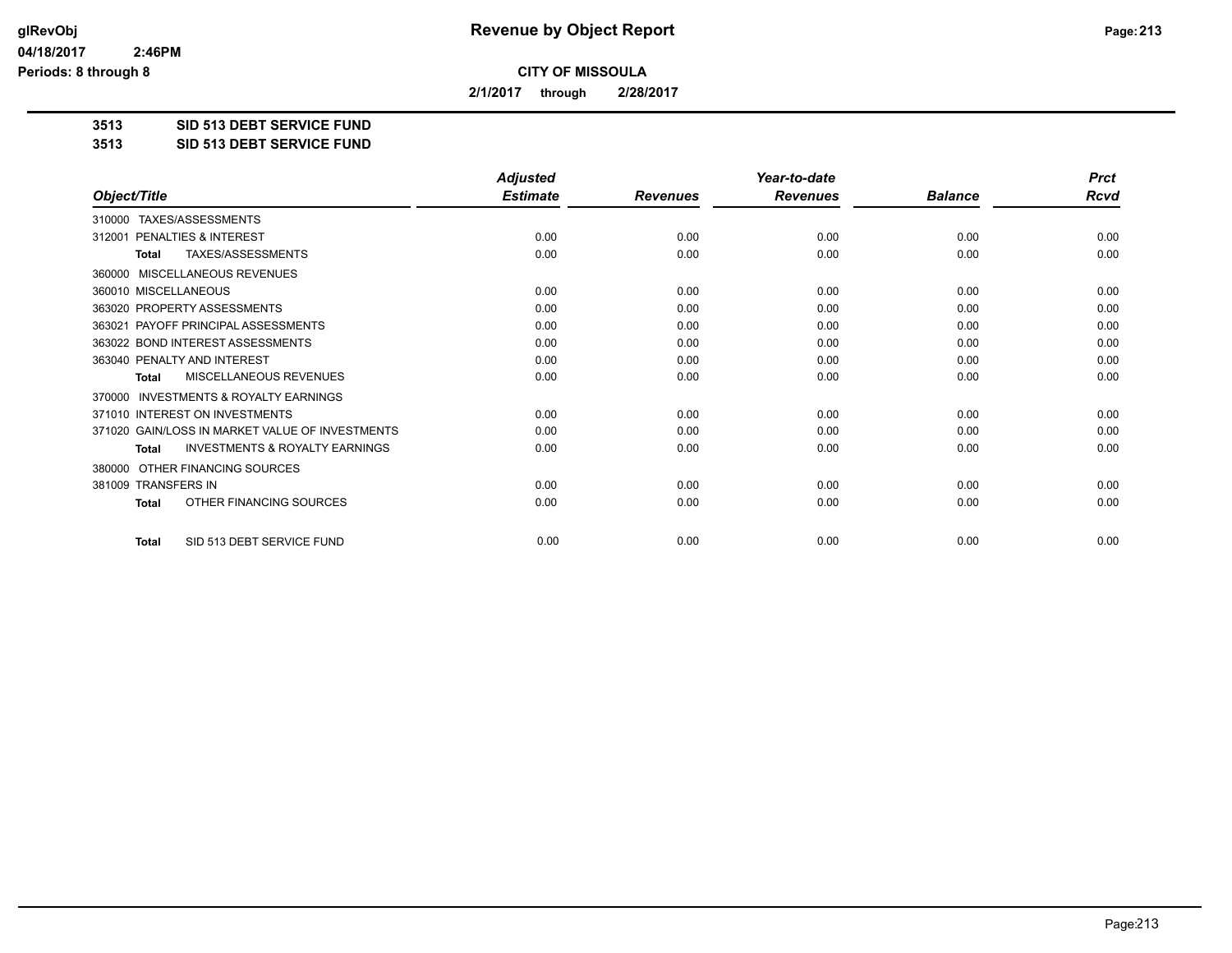**CITY OF MISSOULA**

**2/1/2017 through 2/28/2017**

**3513 SID 513 DEBT SERVICE FUND**

**3513 SID 513 DEBT SERVICE FUND**

| Object/Title | Adjusted Estimate | Revenues | Year-to-date Revenues | Balance | Prct Rcvd |
|---|---|---|---|---|---|
| 310000 TAXES/ASSESSMENTS | | | | | |
| 312001 PENALTIES & INTEREST | 0.00 | 0.00 | 0.00 | 0.00 | 0.00 |
| **Total** TAXES/ASSESSMENTS | 0.00 | 0.00 | 0.00 | 0.00 | 0.00 |
| 360000 MISCELLANEOUS REVENUES | | | | | |
| 360010 MISCELLANEOUS | 0.00 | 0.00 | 0.00 | 0.00 | 0.00 |
| 363020 PROPERTY ASSESSMENTS | 0.00 | 0.00 | 0.00 | 0.00 | 0.00 |
| 363021 PAYOFF PRINCIPAL ASSESSMENTS | 0.00 | 0.00 | 0.00 | 0.00 | 0.00 |
| 363022 BOND INTEREST ASSESSMENTS | 0.00 | 0.00 | 0.00 | 0.00 | 0.00 |
| 363040 PENALTY AND INTEREST | 0.00 | 0.00 | 0.00 | 0.00 | 0.00 |
| **Total** MISCELLANEOUS REVENUES | 0.00 | 0.00 | 0.00 | 0.00 | 0.00 |
| 370000 INVESTMENTS & ROYALTY EARNINGS | | | | | |
| 371010 INTEREST ON INVESTMENTS | 0.00 | 0.00 | 0.00 | 0.00 | 0.00 |
| 371020 GAIN/LOSS IN MARKET VALUE OF INVESTMENTS | 0.00 | 0.00 | 0.00 | 0.00 | 0.00 |
| **Total** INVESTMENTS & ROYALTY EARNINGS | 0.00 | 0.00 | 0.00 | 0.00 | 0.00 |
| 380000 OTHER FINANCING SOURCES | | | | | |
| 381009 TRANSFERS IN | 0.00 | 0.00 | 0.00 | 0.00 | 0.00 |
| **Total** OTHER FINANCING SOURCES | 0.00 | 0.00 | 0.00 | 0.00 | 0.00 |
| **Total** SID 513 DEBT SERVICE FUND | 0.00 | 0.00 | 0.00 | 0.00 | 0.00 |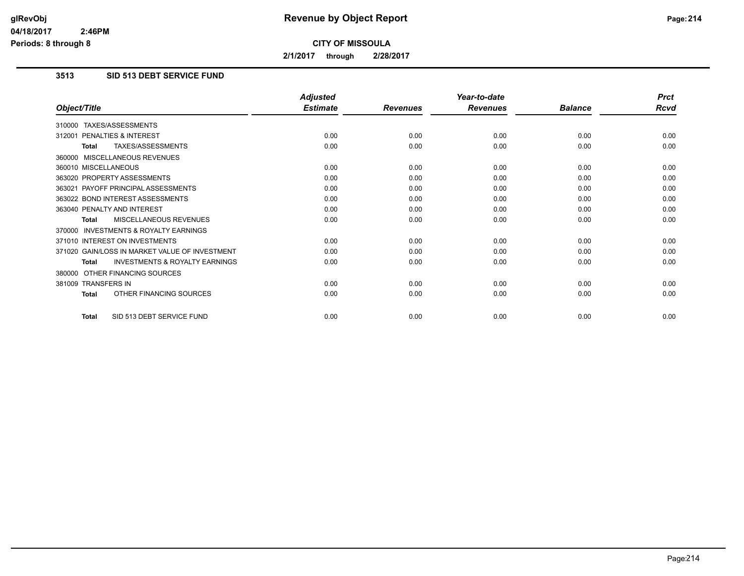# Revenue by Object Report

**CITY OF MISSOULA**

**2/1/2017 through 2/28/2017**

### 3513 SID 513 DEBT SERVICE FUND

| Object/Title | Adjusted Estimate | Revenues | Year-to-date Revenues | Balance | Prct Rcvd |
|---|---|---|---|---|---|
| 310000 TAXES/ASSESSMENTS | | | | | |
| 312001 PENALTIES & INTEREST | 0.00 | 0.00 | 0.00 | 0.00 | 0.00 |
| **Total** TAXES/ASSESSMENTS | 0.00 | 0.00 | 0.00 | 0.00 | 0.00 |
| 360000 MISCELLANEOUS REVENUES | | | | | |
| 360010 MISCELLANEOUS | 0.00 | 0.00 | 0.00 | 0.00 | 0.00 |
| 363020 PROPERTY ASSESSMENTS | 0.00 | 0.00 | 0.00 | 0.00 | 0.00 |
| 363021 PAYOFF PRINCIPAL ASSESSMENTS | 0.00 | 0.00 | 0.00 | 0.00 | 0.00 |
| 363022 BOND INTEREST ASSESSMENTS | 0.00 | 0.00 | 0.00 | 0.00 | 0.00 |
| 363040 PENALTY AND INTEREST | 0.00 | 0.00 | 0.00 | 0.00 | 0.00 |
| **Total** MISCELLANEOUS REVENUES | 0.00 | 0.00 | 0.00 | 0.00 | 0.00 |
| 370000 INVESTMENTS & ROYALTY EARNINGS | | | | | |
| 371010 INTEREST ON INVESTMENTS | 0.00 | 0.00 | 0.00 | 0.00 | 0.00 |
| 371020 GAIN/LOSS IN MARKET VALUE OF INVESTMENT | 0.00 | 0.00 | 0.00 | 0.00 | 0.00 |
| **Total** INVESTMENTS & ROYALTY EARNINGS | 0.00 | 0.00 | 0.00 | 0.00 | 0.00 |
| 380000 OTHER FINANCING SOURCES | | | | | |
| 381009 TRANSFERS IN | 0.00 | 0.00 | 0.00 | 0.00 | 0.00 |
| **Total** OTHER FINANCING SOURCES | 0.00 | 0.00 | 0.00 | 0.00 | 0.00 |
| **Total** SID 513 DEBT SERVICE FUND | 0.00 | 0.00 | 0.00 | 0.00 | 0.00 |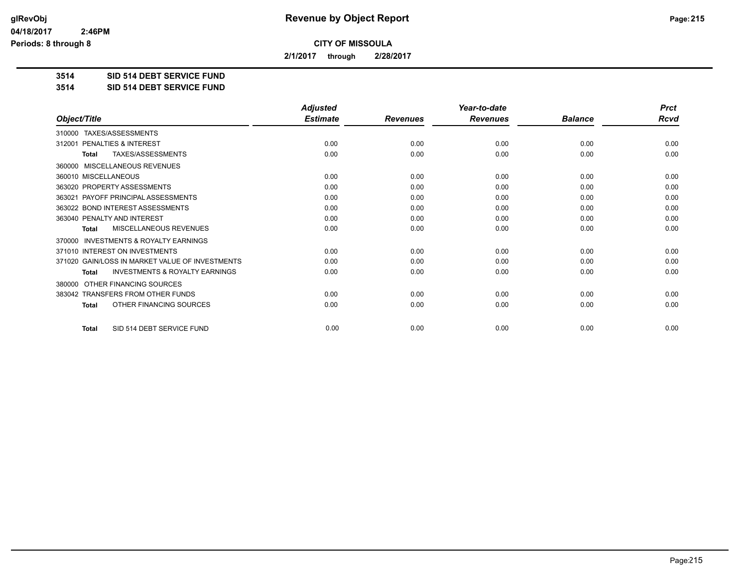# Revenue by Object Report

glRevObj
04/18/2017 2:46PM
Periods: 8 through 8

**CITY OF MISSOULA**

**2/1/2017 through 2/28/2017**

**3514 SID 514 DEBT SERVICE FUND**
**3514 SID 514 DEBT SERVICE FUND**

| Object/Title | Adjusted Estimate | Revenues | Year-to-date Revenues | Balance | Prct Rcvd |
|---|---|---|---|---|---|
| 310000 TAXES/ASSESSMENTS | | | | | |
| 312001 PENALTIES & INTEREST | 0.00 | 0.00 | 0.00 | 0.00 | 0.00 |
| **Total** TAXES/ASSESSMENTS | 0.00 | 0.00 | 0.00 | 0.00 | 0.00 |
| 360000 MISCELLANEOUS REVENUES | | | | | |
| 360010 MISCELLANEOUS | 0.00 | 0.00 | 0.00 | 0.00 | 0.00 |
| 363020 PROPERTY ASSESSMENTS | 0.00 | 0.00 | 0.00 | 0.00 | 0.00 |
| 363021 PAYOFF PRINCIPAL ASSESSMENTS | 0.00 | 0.00 | 0.00 | 0.00 | 0.00 |
| 363022 BOND INTEREST ASSESSMENTS | 0.00 | 0.00 | 0.00 | 0.00 | 0.00 |
| 363040 PENALTY AND INTEREST | 0.00 | 0.00 | 0.00 | 0.00 | 0.00 |
| **Total** MISCELLANEOUS REVENUES | 0.00 | 0.00 | 0.00 | 0.00 | 0.00 |
| 370000 INVESTMENTS & ROYALTY EARNINGS | | | | | |
| 371010 INTEREST ON INVESTMENTS | 0.00 | 0.00 | 0.00 | 0.00 | 0.00 |
| 371020 GAIN/LOSS IN MARKET VALUE OF INVESTMENTS | 0.00 | 0.00 | 0.00 | 0.00 | 0.00 |
| **Total** INVESTMENTS & ROYALTY EARNINGS | 0.00 | 0.00 | 0.00 | 0.00 | 0.00 |
| 380000 OTHER FINANCING SOURCES | | | | | |
| 383042 TRANSFERS FROM OTHER FUNDS | 0.00 | 0.00 | 0.00 | 0.00 | 0.00 |
| **Total** OTHER FINANCING SOURCES | 0.00 | 0.00 | 0.00 | 0.00 | 0.00 |
| **Total** SID 514 DEBT SERVICE FUND | 0.00 | 0.00 | 0.00 | 0.00 | 0.00 |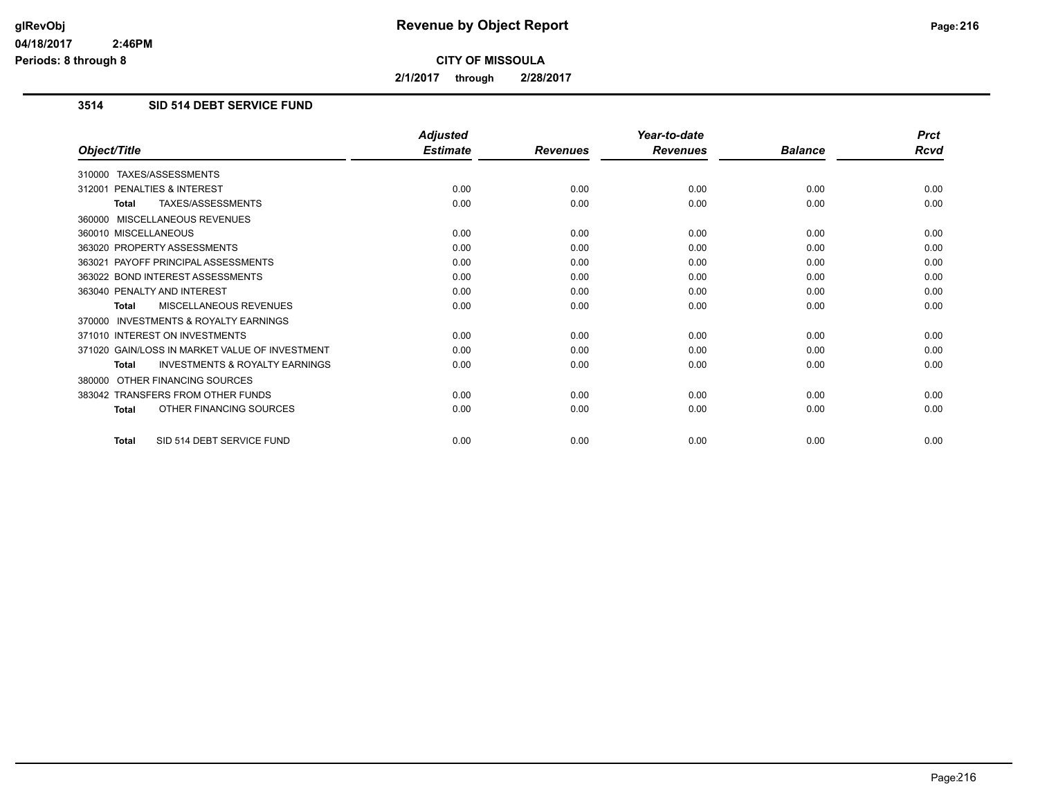**Revenue by Object Report**

**CITY OF MISSOULA**

**2/1/2017 through 2/28/2017**

## 3514 SID 514 DEBT SERVICE FUND

| Object/Title | Adjusted Estimate | Revenues | Year-to-date Revenues | Balance | Prct Rcvd |
|---|---|---|---|---|---|
| 310000 TAXES/ASSESSMENTS | | | | | |
| 312001 PENALTIES & INTEREST | 0.00 | 0.00 | 0.00 | 0.00 | 0.00 |
| **Total** TAXES/ASSESSMENTS | 0.00 | 0.00 | 0.00 | 0.00 | 0.00 |
| 360000 MISCELLANEOUS REVENUES | | | | | |
| 360010 MISCELLANEOUS | 0.00 | 0.00 | 0.00 | 0.00 | 0.00 |
| 363020 PROPERTY ASSESSMENTS | 0.00 | 0.00 | 0.00 | 0.00 | 0.00 |
| 363021 PAYOFF PRINCIPAL ASSESSMENTS | 0.00 | 0.00 | 0.00 | 0.00 | 0.00 |
| 363022 BOND INTEREST ASSESSMENTS | 0.00 | 0.00 | 0.00 | 0.00 | 0.00 |
| 363040 PENALTY AND INTEREST | 0.00 | 0.00 | 0.00 | 0.00 | 0.00 |
| **Total** MISCELLANEOUS REVENUES | 0.00 | 0.00 | 0.00 | 0.00 | 0.00 |
| 370000 INVESTMENTS & ROYALTY EARNINGS | | | | | |
| 371010 INTEREST ON INVESTMENTS | 0.00 | 0.00 | 0.00 | 0.00 | 0.00 |
| 371020 GAIN/LOSS IN MARKET VALUE OF INVESTMENT | 0.00 | 0.00 | 0.00 | 0.00 | 0.00 |
| **Total** INVESTMENTS & ROYALTY EARNINGS | 0.00 | 0.00 | 0.00 | 0.00 | 0.00 |
| 380000 OTHER FINANCING SOURCES | | | | | |
| 383042 TRANSFERS FROM OTHER FUNDS | 0.00 | 0.00 | 0.00 | 0.00 | 0.00 |
| **Total** OTHER FINANCING SOURCES | 0.00 | 0.00 | 0.00 | 0.00 | 0.00 |
| **Total** SID 514 DEBT SERVICE FUND | 0.00 | 0.00 | 0.00 | 0.00 | 0.00 |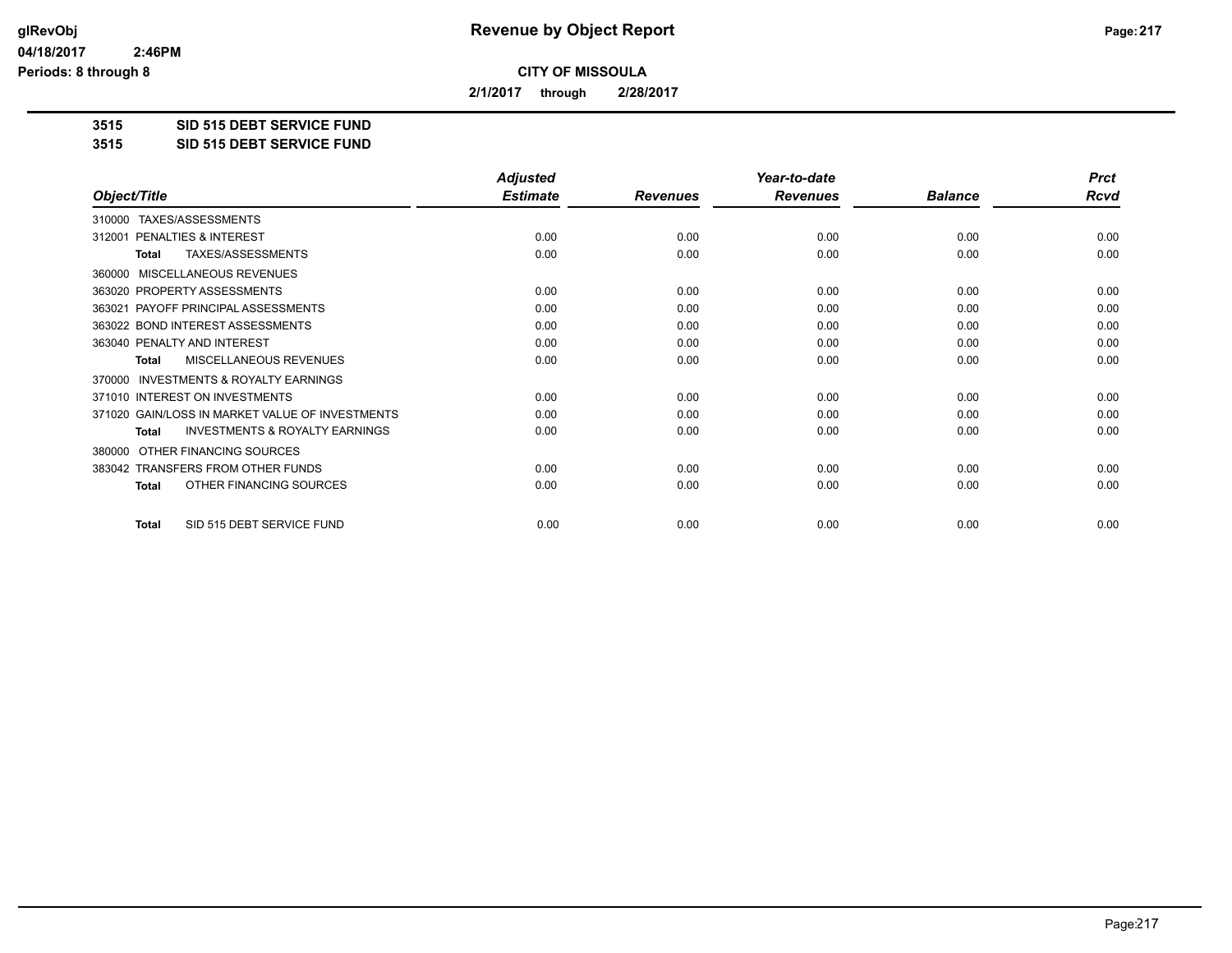# CITY OF MISSOULA

**2/1/2017 through 2/28/2017**

## 3515 SID 515 DEBT SERVICE FUND
## 3515 SID 515 DEBT SERVICE FUND

| Object/Title | Adjusted Estimate | Revenues | Year-to-date Revenues | Balance | Prct Rcvd |
|---|---|---|---|---|---|
| 310000 TAXES/ASSESSMENTS | | | | | |
| 312001 PENALTIES & INTEREST | 0.00 | 0.00 | 0.00 | 0.00 | 0.00 |
| **Total** TAXES/ASSESSMENTS | 0.00 | 0.00 | 0.00 | 0.00 | 0.00 |
| 360000 MISCELLANEOUS REVENUES | | | | | |
| 363020 PROPERTY ASSESSMENTS | 0.00 | 0.00 | 0.00 | 0.00 | 0.00 |
| 363021 PAYOFF PRINCIPAL ASSESSMENTS | 0.00 | 0.00 | 0.00 | 0.00 | 0.00 |
| 363022 BOND INTEREST ASSESSMENTS | 0.00 | 0.00 | 0.00 | 0.00 | 0.00 |
| 363040 PENALTY AND INTEREST | 0.00 | 0.00 | 0.00 | 0.00 | 0.00 |
| **Total** MISCELLANEOUS REVENUES | 0.00 | 0.00 | 0.00 | 0.00 | 0.00 |
| 370000 INVESTMENTS & ROYALTY EARNINGS | | | | | |
| 371010 INTEREST ON INVESTMENTS | 0.00 | 0.00 | 0.00 | 0.00 | 0.00 |
| 371020 GAIN/LOSS IN MARKET VALUE OF INVESTMENTS | 0.00 | 0.00 | 0.00 | 0.00 | 0.00 |
| **Total** INVESTMENTS & ROYALTY EARNINGS | 0.00 | 0.00 | 0.00 | 0.00 | 0.00 |
| 380000 OTHER FINANCING SOURCES | | | | | |
| 383042 TRANSFERS FROM OTHER FUNDS | 0.00 | 0.00 | 0.00 | 0.00 | 0.00 |
| **Total** OTHER FINANCING SOURCES | 0.00 | 0.00 | 0.00 | 0.00 | 0.00 |
| **Total** SID 515 DEBT SERVICE FUND | 0.00 | 0.00 | 0.00 | 0.00 | 0.00 |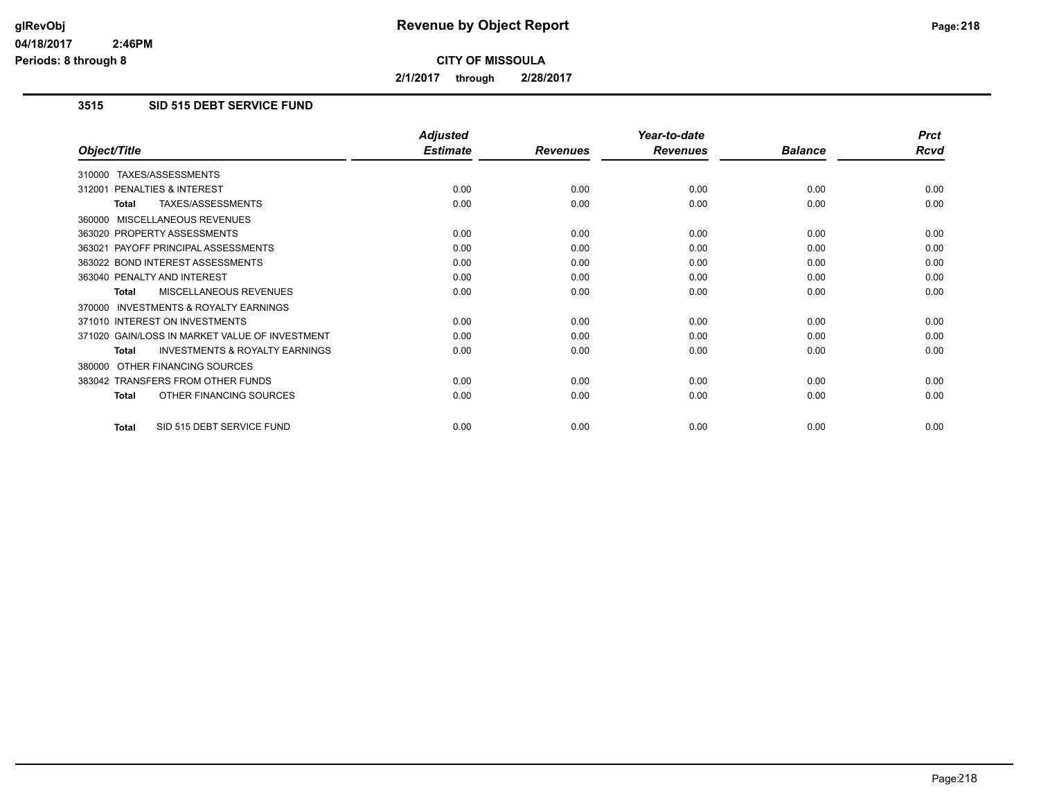# Revenue by Object Report

## CITY OF MISSOULA

**2/1/2017 through 2/28/2017**

### 3515 SID 515 DEBT SERVICE FUND

| Object/Title | Adjusted Estimate | Revenues | Year-to-date Revenues | Balance | Prct Rcvd |
|---|---|---|---|---|---|
| 310000 TAXES/ASSESSMENTS | | | | | |
| 312001 PENALTIES & INTEREST | 0.00 | 0.00 | 0.00 | 0.00 | 0.00 |
| **Total** TAXES/ASSESSMENTS | 0.00 | 0.00 | 0.00 | 0.00 | 0.00 |
| 360000 MISCELLANEOUS REVENUES | | | | | |
| 363020 PROPERTY ASSESSMENTS | 0.00 | 0.00 | 0.00 | 0.00 | 0.00 |
| 363021 PAYOFF PRINCIPAL ASSESSMENTS | 0.00 | 0.00 | 0.00 | 0.00 | 0.00 |
| 363022 BOND INTEREST ASSESSMENTS | 0.00 | 0.00 | 0.00 | 0.00 | 0.00 |
| 363040 PENALTY AND INTEREST | 0.00 | 0.00 | 0.00 | 0.00 | 0.00 |
| **Total** MISCELLANEOUS REVENUES | 0.00 | 0.00 | 0.00 | 0.00 | 0.00 |
| 370000 INVESTMENTS & ROYALTY EARNINGS | | | | | |
| 371010 INTEREST ON INVESTMENTS | 0.00 | 0.00 | 0.00 | 0.00 | 0.00 |
| 371020 GAIN/LOSS IN MARKET VALUE OF INVESTMENT | 0.00 | 0.00 | 0.00 | 0.00 | 0.00 |
| **Total** INVESTMENTS & ROYALTY EARNINGS | 0.00 | 0.00 | 0.00 | 0.00 | 0.00 |
| 380000 OTHER FINANCING SOURCES | | | | | |
| 383042 TRANSFERS FROM OTHER FUNDS | 0.00 | 0.00 | 0.00 | 0.00 | 0.00 |
| **Total** OTHER FINANCING SOURCES | 0.00 | 0.00 | 0.00 | 0.00 | 0.00 |
| **Total** SID 515 DEBT SERVICE FUND | 0.00 | 0.00 | 0.00 | 0.00 | 0.00 |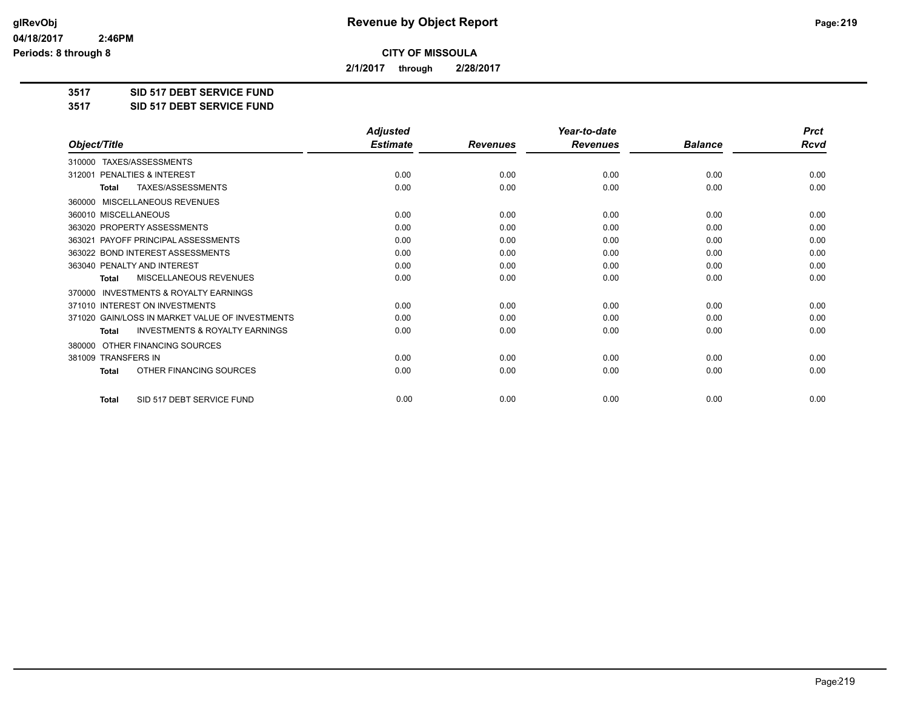# Revenue by Object Report

glRevObj
04/18/2017 2:46PM
Periods: 8 through 8

**CITY OF MISSOULA**

**2/1/2017 through 2/28/2017**

**3517 SID 517 DEBT SERVICE FUND**
**3517 SID 517 DEBT SERVICE FUND**

| Object/Title | Adjusted Estimate | Revenues | Year-to-date Revenues | Balance | Prct Rcvd |
|---|---|---|---|---|---|
| 310000 TAXES/ASSESSMENTS | | | | | |
| 312001 PENALTIES & INTEREST | 0.00 | 0.00 | 0.00 | 0.00 | 0.00 |
| **Total** TAXES/ASSESSMENTS | 0.00 | 0.00 | 0.00 | 0.00 | 0.00 |
| 360000 MISCELLANEOUS REVENUES | | | | | |
| 360010 MISCELLANEOUS | 0.00 | 0.00 | 0.00 | 0.00 | 0.00 |
| 363020 PROPERTY ASSESSMENTS | 0.00 | 0.00 | 0.00 | 0.00 | 0.00 |
| 363021 PAYOFF PRINCIPAL ASSESSMENTS | 0.00 | 0.00 | 0.00 | 0.00 | 0.00 |
| 363022 BOND INTEREST ASSESSMENTS | 0.00 | 0.00 | 0.00 | 0.00 | 0.00 |
| 363040 PENALTY AND INTEREST | 0.00 | 0.00 | 0.00 | 0.00 | 0.00 |
| **Total** MISCELLANEOUS REVENUES | 0.00 | 0.00 | 0.00 | 0.00 | 0.00 |
| 370000 INVESTMENTS & ROYALTY EARNINGS | | | | | |
| 371010 INTEREST ON INVESTMENTS | 0.00 | 0.00 | 0.00 | 0.00 | 0.00 |
| 371020 GAIN/LOSS IN MARKET VALUE OF INVESTMENTS | 0.00 | 0.00 | 0.00 | 0.00 | 0.00 |
| **Total** INVESTMENTS & ROYALTY EARNINGS | 0.00 | 0.00 | 0.00 | 0.00 | 0.00 |
| 380000 OTHER FINANCING SOURCES | | | | | |
| 381009 TRANSFERS IN | 0.00 | 0.00 | 0.00 | 0.00 | 0.00 |
| **Total** OTHER FINANCING SOURCES | 0.00 | 0.00 | 0.00 | 0.00 | 0.00 |
| **Total** SID 517 DEBT SERVICE FUND | 0.00 | 0.00 | 0.00 | 0.00 | 0.00 |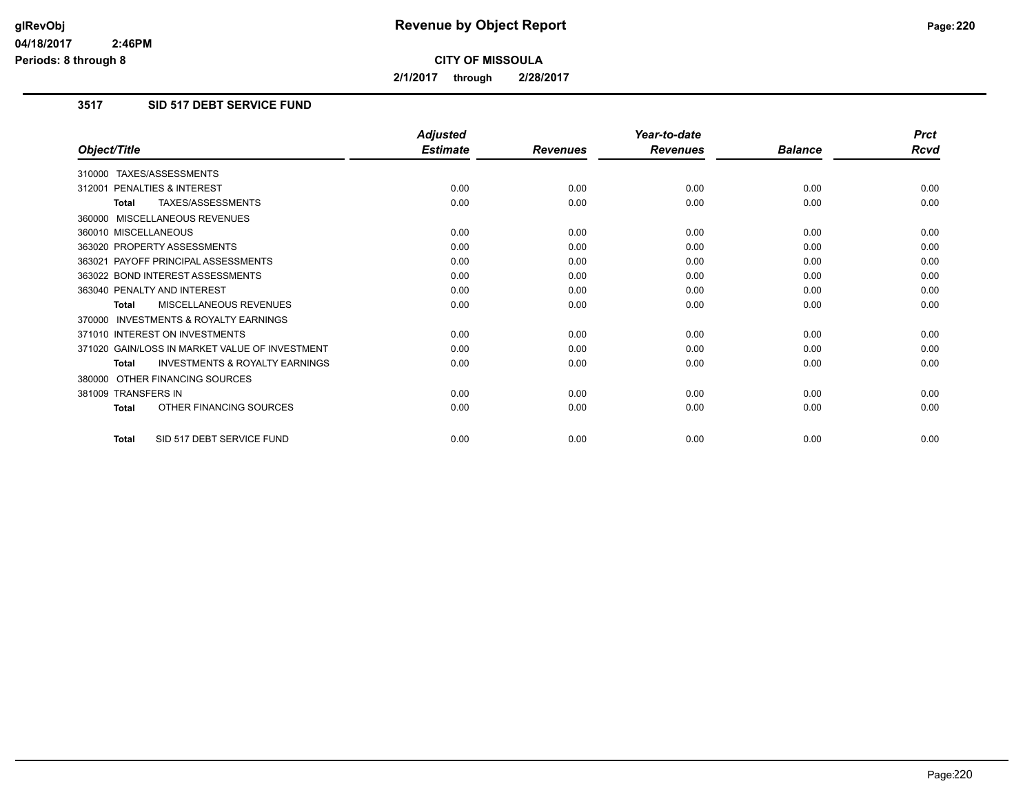# Revenue by Object Report

**CITY OF MISSOULA**

**2/1/2017 through 2/28/2017**

glRevObj
04/18/2017 2:46PM
Periods: 8 through 8

## 3517 SID 517 DEBT SERVICE FUND

| Object/Title | Adjusted Estimate | Revenues | Year-to-date Revenues | Balance | Prct Rcvd |
|---|---|---|---|---|---|
| 310000 TAXES/ASSESSMENTS | | | | | |
| 312001 PENALTIES & INTEREST | 0.00 | 0.00 | 0.00 | 0.00 | 0.00 |
| **Total** TAXES/ASSESSMENTS | 0.00 | 0.00 | 0.00 | 0.00 | 0.00 |
| 360000 MISCELLANEOUS REVENUES | | | | | |
| 360010 MISCELLANEOUS | 0.00 | 0.00 | 0.00 | 0.00 | 0.00 |
| 363020 PROPERTY ASSESSMENTS | 0.00 | 0.00 | 0.00 | 0.00 | 0.00 |
| 363021 PAYOFF PRINCIPAL ASSESSMENTS | 0.00 | 0.00 | 0.00 | 0.00 | 0.00 |
| 363022 BOND INTEREST ASSESSMENTS | 0.00 | 0.00 | 0.00 | 0.00 | 0.00 |
| 363040 PENALTY AND INTEREST | 0.00 | 0.00 | 0.00 | 0.00 | 0.00 |
| **Total** MISCELLANEOUS REVENUES | 0.00 | 0.00 | 0.00 | 0.00 | 0.00 |
| 370000 INVESTMENTS & ROYALTY EARNINGS | | | | | |
| 371010 INTEREST ON INVESTMENTS | 0.00 | 0.00 | 0.00 | 0.00 | 0.00 |
| 371020 GAIN/LOSS IN MARKET VALUE OF INVESTMENT | 0.00 | 0.00 | 0.00 | 0.00 | 0.00 |
| **Total** INVESTMENTS & ROYALTY EARNINGS | 0.00 | 0.00 | 0.00 | 0.00 | 0.00 |
| 380000 OTHER FINANCING SOURCES | | | | | |
| 381009 TRANSFERS IN | 0.00 | 0.00 | 0.00 | 0.00 | 0.00 |
| **Total** OTHER FINANCING SOURCES | 0.00 | 0.00 | 0.00 | 0.00 | 0.00 |
| **Total** SID 517 DEBT SERVICE FUND | 0.00 | 0.00 | 0.00 | 0.00 | 0.00 |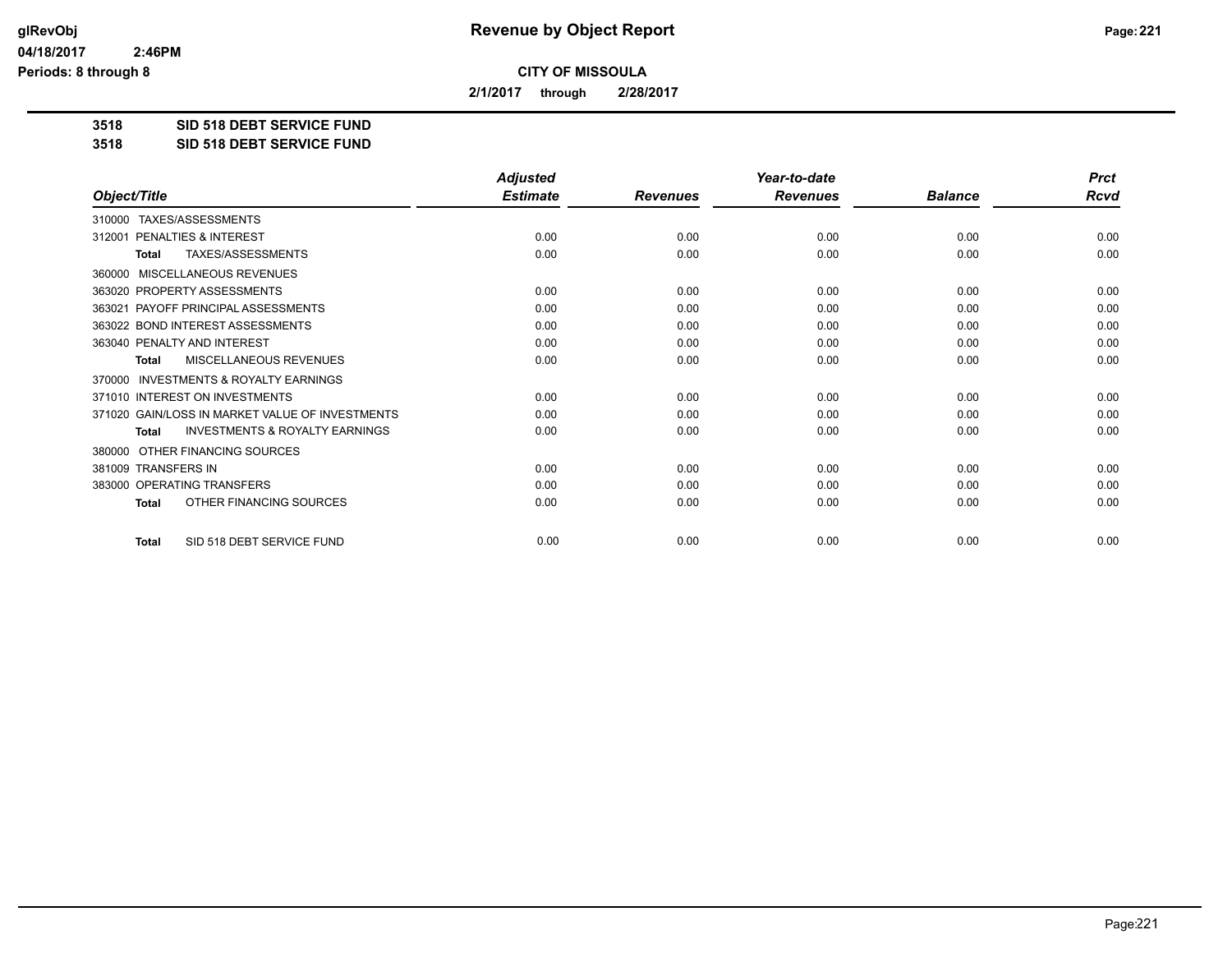**Revenue by Object Report**

**CITY OF MISSOULA**

**2/1/2017 through 2/28/2017**

**3518 SID 518 DEBT SERVICE FUND**
**3518 SID 518 DEBT SERVICE FUND**

| Object/Title | Adjusted Estimate | Revenues | Year-to-date Revenues | Balance | Prct Rcvd |
|---|---|---|---|---|---|
| 310000 TAXES/ASSESSMENTS | | | | | |
| 312001 PENALTIES & INTEREST | 0.00 | 0.00 | 0.00 | 0.00 | 0.00 |
| **Total** TAXES/ASSESSMENTS | 0.00 | 0.00 | 0.00 | 0.00 | 0.00 |
| 360000 MISCELLANEOUS REVENUES | | | | | |
| 363020 PROPERTY ASSESSMENTS | 0.00 | 0.00 | 0.00 | 0.00 | 0.00 |
| 363021 PAYOFF PRINCIPAL ASSESSMENTS | 0.00 | 0.00 | 0.00 | 0.00 | 0.00 |
| 363022 BOND INTEREST ASSESSMENTS | 0.00 | 0.00 | 0.00 | 0.00 | 0.00 |
| 363040 PENALTY AND INTEREST | 0.00 | 0.00 | 0.00 | 0.00 | 0.00 |
| **Total** MISCELLANEOUS REVENUES | 0.00 | 0.00 | 0.00 | 0.00 | 0.00 |
| 370000 INVESTMENTS & ROYALTY EARNINGS | | | | | |
| 371010 INTEREST ON INVESTMENTS | 0.00 | 0.00 | 0.00 | 0.00 | 0.00 |
| 371020 GAIN/LOSS IN MARKET VALUE OF INVESTMENTS | 0.00 | 0.00 | 0.00 | 0.00 | 0.00 |
| **Total** INVESTMENTS & ROYALTY EARNINGS | 0.00 | 0.00 | 0.00 | 0.00 | 0.00 |
| 380000 OTHER FINANCING SOURCES | | | | | |
| 381009 TRANSFERS IN | 0.00 | 0.00 | 0.00 | 0.00 | 0.00 |
| 383000 OPERATING TRANSFERS | 0.00 | 0.00 | 0.00 | 0.00 | 0.00 |
| **Total** OTHER FINANCING SOURCES | 0.00 | 0.00 | 0.00 | 0.00 | 0.00 |
| **Total** SID 518 DEBT SERVICE FUND | 0.00 | 0.00 | 0.00 | 0.00 | 0.00 |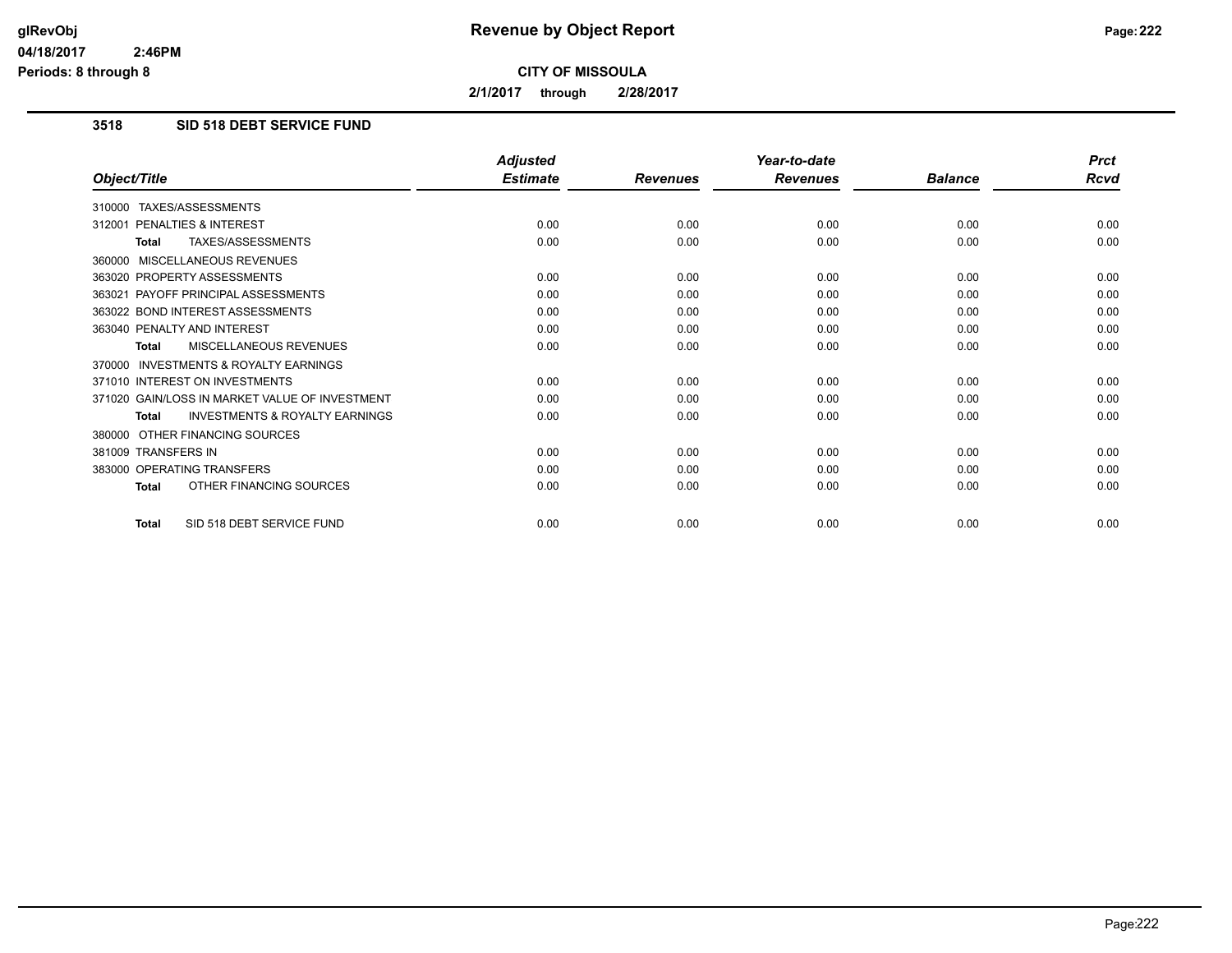**CITY OF MISSOULA**

**2/1/2017 through 2/28/2017**

### 3518 SID 518 DEBT SERVICE FUND

| Object/Title | Adjusted Estimate | Revenues | Year-to-date Revenues | Balance | Prct Rcvd |
|---|---|---|---|---|---|
| 310000 TAXES/ASSESSMENTS | | | | | |
| 312001 PENALTIES & INTEREST | 0.00 | 0.00 | 0.00 | 0.00 | 0.00 |
| **Total** TAXES/ASSESSMENTS | 0.00 | 0.00 | 0.00 | 0.00 | 0.00 |
| 360000 MISCELLANEOUS REVENUES | | | | | |
| 363020 PROPERTY ASSESSMENTS | 0.00 | 0.00 | 0.00 | 0.00 | 0.00 |
| 363021 PAYOFF PRINCIPAL ASSESSMENTS | 0.00 | 0.00 | 0.00 | 0.00 | 0.00 |
| 363022 BOND INTEREST ASSESSMENTS | 0.00 | 0.00 | 0.00 | 0.00 | 0.00 |
| 363040 PENALTY AND INTEREST | 0.00 | 0.00 | 0.00 | 0.00 | 0.00 |
| **Total** MISCELLANEOUS REVENUES | 0.00 | 0.00 | 0.00 | 0.00 | 0.00 |
| 370000 INVESTMENTS & ROYALTY EARNINGS | | | | | |
| 371010 INTEREST ON INVESTMENTS | 0.00 | 0.00 | 0.00 | 0.00 | 0.00 |
| 371020 GAIN/LOSS IN MARKET VALUE OF INVESTMENT | 0.00 | 0.00 | 0.00 | 0.00 | 0.00 |
| **Total** INVESTMENTS & ROYALTY EARNINGS | 0.00 | 0.00 | 0.00 | 0.00 | 0.00 |
| 380000 OTHER FINANCING SOURCES | | | | | |
| 381009 TRANSFERS IN | 0.00 | 0.00 | 0.00 | 0.00 | 0.00 |
| 383000 OPERATING TRANSFERS | 0.00 | 0.00 | 0.00 | 0.00 | 0.00 |
| **Total** OTHER FINANCING SOURCES | 0.00 | 0.00 | 0.00 | 0.00 | 0.00 |
| **Total** SID 518 DEBT SERVICE FUND | 0.00 | 0.00 | 0.00 | 0.00 | 0.00 |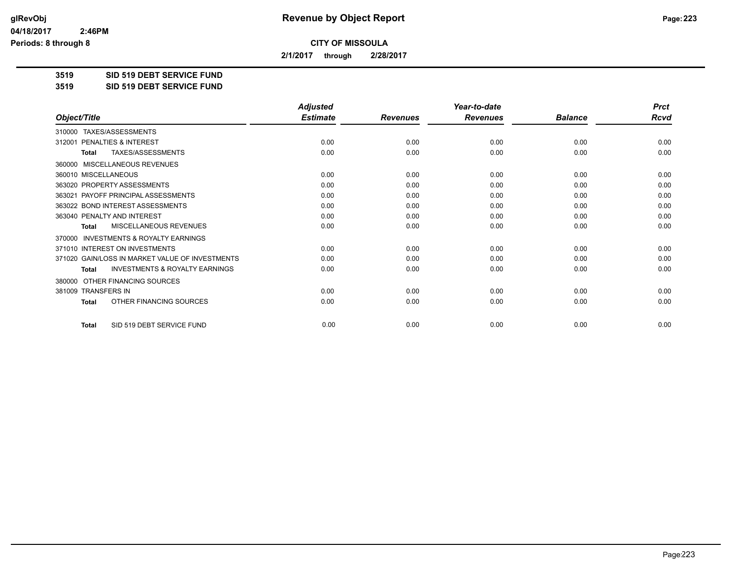# Revenue by Object Report

glRevObj
04/18/2017 2:46PM
Periods: 8 through 8

**CITY OF MISSOULA**

**2/1/2017 through 2/28/2017**

**3519 SID 519 DEBT SERVICE FUND**
**3519 SID 519 DEBT SERVICE FUND**

| Object/Title | Adjusted Estimate | Revenues | Year-to-date Revenues | Balance | Prct Rcvd |
|---|---|---|---|---|---|
| 310000 TAXES/ASSESSMENTS | | | | | |
| 312001 PENALTIES & INTEREST | 0.00 | 0.00 | 0.00 | 0.00 | 0.00 |
| **Total** TAXES/ASSESSMENTS | 0.00 | 0.00 | 0.00 | 0.00 | 0.00 |
| 360000 MISCELLANEOUS REVENUES | | | | | |
| 360010 MISCELLANEOUS | 0.00 | 0.00 | 0.00 | 0.00 | 0.00 |
| 363020 PROPERTY ASSESSMENTS | 0.00 | 0.00 | 0.00 | 0.00 | 0.00 |
| 363021 PAYOFF PRINCIPAL ASSESSMENTS | 0.00 | 0.00 | 0.00 | 0.00 | 0.00 |
| 363022 BOND INTEREST ASSESSMENTS | 0.00 | 0.00 | 0.00 | 0.00 | 0.00 |
| 363040 PENALTY AND INTEREST | 0.00 | 0.00 | 0.00 | 0.00 | 0.00 |
| **Total** MISCELLANEOUS REVENUES | 0.00 | 0.00 | 0.00 | 0.00 | 0.00 |
| 370000 INVESTMENTS & ROYALTY EARNINGS | | | | | |
| 371010 INTEREST ON INVESTMENTS | 0.00 | 0.00 | 0.00 | 0.00 | 0.00 |
| 371020 GAIN/LOSS IN MARKET VALUE OF INVESTMENTS | 0.00 | 0.00 | 0.00 | 0.00 | 0.00 |
| **Total** INVESTMENTS & ROYALTY EARNINGS | 0.00 | 0.00 | 0.00 | 0.00 | 0.00 |
| 380000 OTHER FINANCING SOURCES | | | | | |
| 381009 TRANSFERS IN | 0.00 | 0.00 | 0.00 | 0.00 | 0.00 |
| **Total** OTHER FINANCING SOURCES | 0.00 | 0.00 | 0.00 | 0.00 | 0.00 |
| **Total** SID 519 DEBT SERVICE FUND | 0.00 | 0.00 | 0.00 | 0.00 | 0.00 |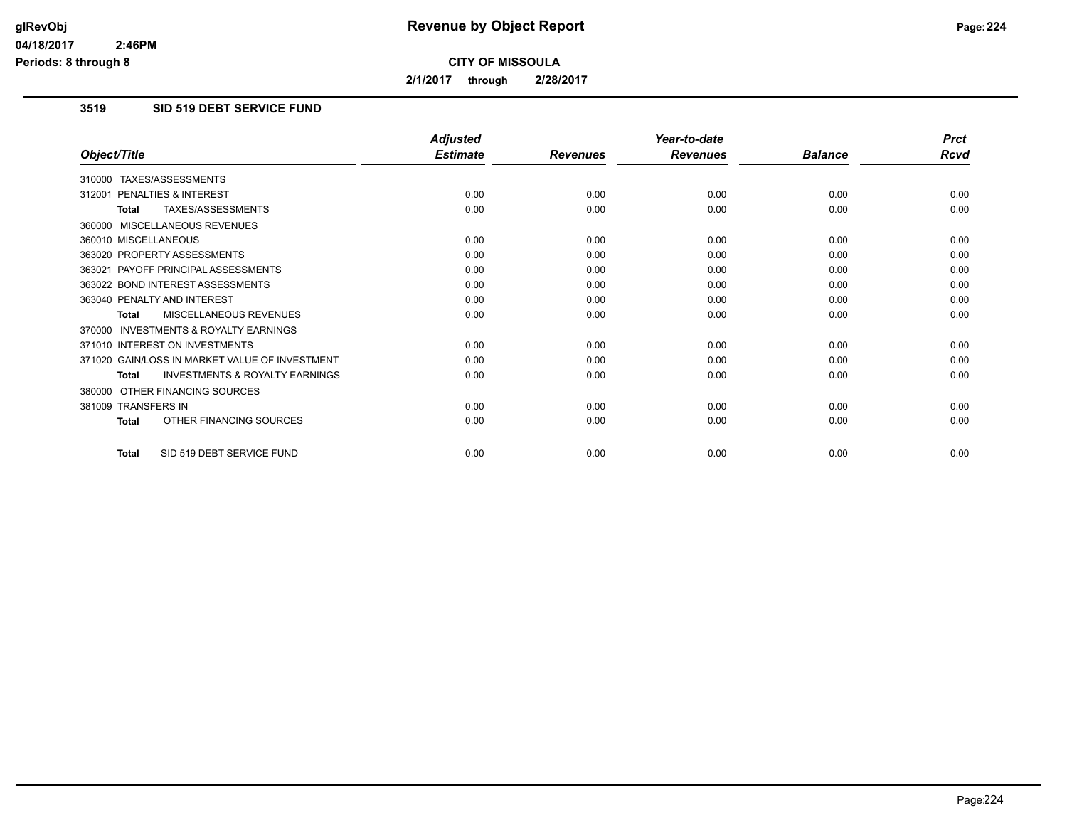# Revenue by Object Report

**CITY OF MISSOULA**

**2/1/2017 through 2/28/2017**

glRevObj
04/18/2017 2:46PM
Periods: 8 through 8

### 3519 SID 519 DEBT SERVICE FUND

| Object/Title | Adjusted Estimate | Revenues | Year-to-date Revenues | Balance | Prct Rcvd |
|---|---|---|---|---|---|
| 310000 TAXES/ASSESSMENTS | | | | | |
| 312001 PENALTIES & INTEREST | 0.00 | 0.00 | 0.00 | 0.00 | 0.00 |
| **Total** TAXES/ASSESSMENTS | 0.00 | 0.00 | 0.00 | 0.00 | 0.00 |
| 360000 MISCELLANEOUS REVENUES | | | | | |
| 360010 MISCELLANEOUS | 0.00 | 0.00 | 0.00 | 0.00 | 0.00 |
| 363020 PROPERTY ASSESSMENTS | 0.00 | 0.00 | 0.00 | 0.00 | 0.00 |
| 363021 PAYOFF PRINCIPAL ASSESSMENTS | 0.00 | 0.00 | 0.00 | 0.00 | 0.00 |
| 363022 BOND INTEREST ASSESSMENTS | 0.00 | 0.00 | 0.00 | 0.00 | 0.00 |
| 363040 PENALTY AND INTEREST | 0.00 | 0.00 | 0.00 | 0.00 | 0.00 |
| **Total** MISCELLANEOUS REVENUES | 0.00 | 0.00 | 0.00 | 0.00 | 0.00 |
| 370000 INVESTMENTS & ROYALTY EARNINGS | | | | | |
| 371010 INTEREST ON INVESTMENTS | 0.00 | 0.00 | 0.00 | 0.00 | 0.00 |
| 371020 GAIN/LOSS IN MARKET VALUE OF INVESTMENT | 0.00 | 0.00 | 0.00 | 0.00 | 0.00 |
| **Total** INVESTMENTS & ROYALTY EARNINGS | 0.00 | 0.00 | 0.00 | 0.00 | 0.00 |
| 380000 OTHER FINANCING SOURCES | | | | | |
| 381009 TRANSFERS IN | 0.00 | 0.00 | 0.00 | 0.00 | 0.00 |
| **Total** OTHER FINANCING SOURCES | 0.00 | 0.00 | 0.00 | 0.00 | 0.00 |
| **Total** SID 519 DEBT SERVICE FUND | 0.00 | 0.00 | 0.00 | 0.00 | 0.00 |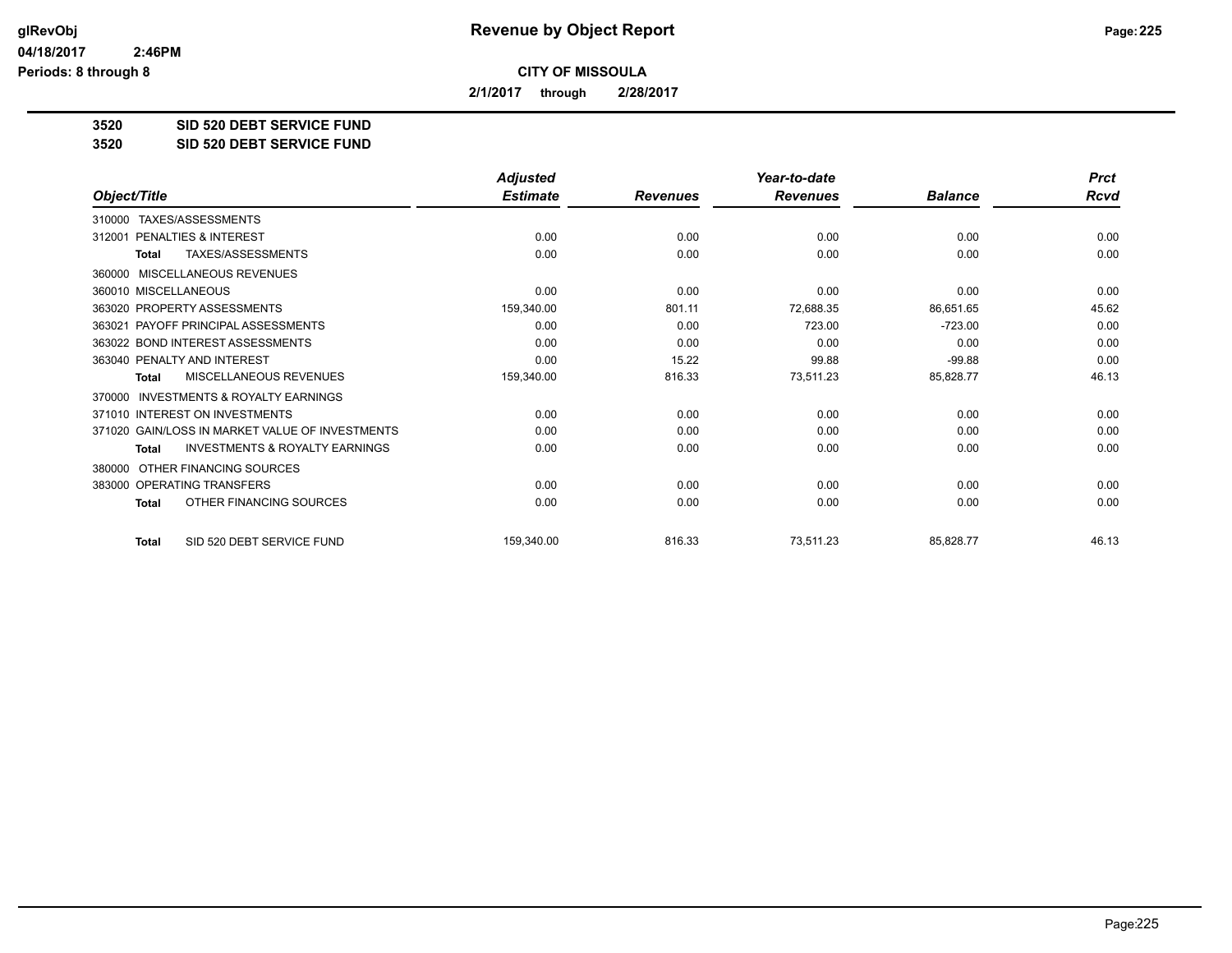**Revenue by Object Report**

**CITY OF MISSOULA**

**2/1/2017 through 2/28/2017**

glRevObj
04/18/2017 2:46PM
Periods: 8 through 8

## 3520 SID 520 DEBT SERVICE FUND
## 3520 SID 520 DEBT SERVICE FUND

| Object/Title | Adjusted Estimate | Revenues | Year-to-date Revenues | Balance | Prct Rcvd |
|---|---|---|---|---|---|
| 310000 TAXES/ASSESSMENTS | | | | | |
| 312001 PENALTIES & INTEREST | 0.00 | 0.00 | 0.00 | 0.00 | 0.00 |
| **Total** TAXES/ASSESSMENTS | 0.00 | 0.00 | 0.00 | 0.00 | 0.00 |
| 360000 MISCELLANEOUS REVENUES | | | | | |
| 360010 MISCELLANEOUS | 0.00 | 0.00 | 0.00 | 0.00 | 0.00 |
| 363020 PROPERTY ASSESSMENTS | 159,340.00 | 801.11 | 72,688.35 | 86,651.65 | 45.62 |
| 363021 PAYOFF PRINCIPAL ASSESSMENTS | 0.00 | 0.00 | 723.00 | -723.00 | 0.00 |
| 363022 BOND INTEREST ASSESSMENTS | 0.00 | 0.00 | 0.00 | 0.00 | 0.00 |
| 363040 PENALTY AND INTEREST | 0.00 | 15.22 | 99.88 | -99.88 | 0.00 |
| **Total** MISCELLANEOUS REVENUES | 159,340.00 | 816.33 | 73,511.23 | 85,828.77 | 46.13 |
| 370000 INVESTMENTS & ROYALTY EARNINGS | | | | | |
| 371010 INTEREST ON INVESTMENTS | 0.00 | 0.00 | 0.00 | 0.00 | 0.00 |
| 371020 GAIN/LOSS IN MARKET VALUE OF INVESTMENTS | 0.00 | 0.00 | 0.00 | 0.00 | 0.00 |
| **Total** INVESTMENTS & ROYALTY EARNINGS | 0.00 | 0.00 | 0.00 | 0.00 | 0.00 |
| 380000 OTHER FINANCING SOURCES | | | | | |
| 383000 OPERATING TRANSFERS | 0.00 | 0.00 | 0.00 | 0.00 | 0.00 |
| **Total** OTHER FINANCING SOURCES | 0.00 | 0.00 | 0.00 | 0.00 | 0.00 |
| **Total** SID 520 DEBT SERVICE FUND | 159,340.00 | 816.33 | 73,511.23 | 85,828.77 | 46.13 |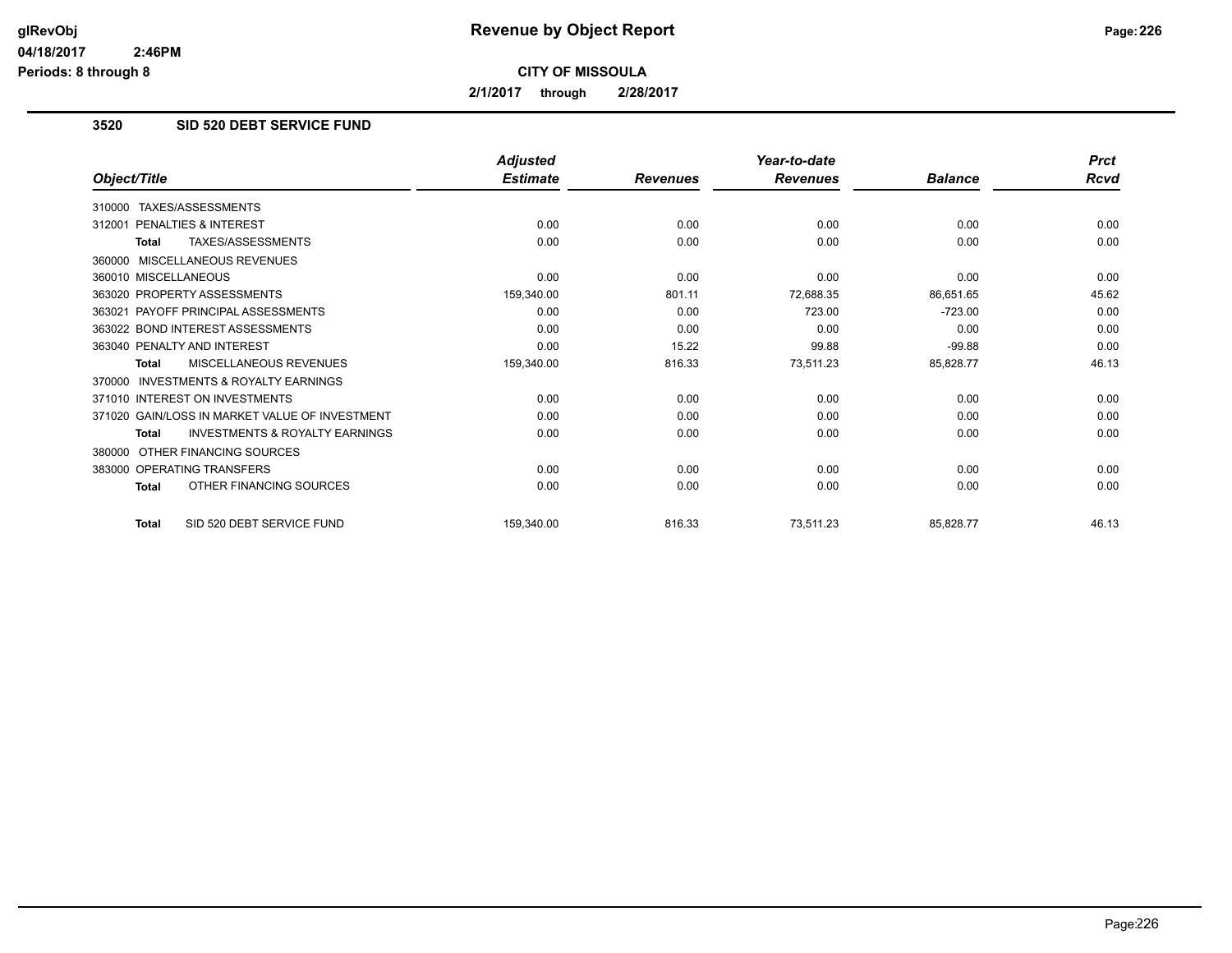# Revenue by Object Report

**CITY OF MISSOULA**

**2/1/2017 through 2/28/2017**

### 3520 SID 520 DEBT SERVICE FUND

| Object/Title | Adjusted Estimate | Revenues | Year-to-date Revenues | Balance | Prct Rcvd |
|---|---|---|---|---|---|
| 310000 TAXES/ASSESSMENTS | | | | | |
| 312001 PENALTIES & INTEREST | 0.00 | 0.00 | 0.00 | 0.00 | 0.00 |
| **Total** TAXES/ASSESSMENTS | 0.00 | 0.00 | 0.00 | 0.00 | 0.00 |
| 360000 MISCELLANEOUS REVENUES | | | | | |
| 360010 MISCELLANEOUS | 0.00 | 0.00 | 0.00 | 0.00 | 0.00 |
| 363020 PROPERTY ASSESSMENTS | 159,340.00 | 801.11 | 72,688.35 | 86,651.65 | 45.62 |
| 363021 PAYOFF PRINCIPAL ASSESSMENTS | 0.00 | 0.00 | 723.00 | -723.00 | 0.00 |
| 363022 BOND INTEREST ASSESSMENTS | 0.00 | 0.00 | 0.00 | 0.00 | 0.00 |
| 363040 PENALTY AND INTEREST | 0.00 | 15.22 | 99.88 | -99.88 | 0.00 |
| **Total** MISCELLANEOUS REVENUES | 159,340.00 | 816.33 | 73,511.23 | 85,828.77 | 46.13 |
| 370000 INVESTMENTS & ROYALTY EARNINGS | | | | | |
| 371010 INTEREST ON INVESTMENTS | 0.00 | 0.00 | 0.00 | 0.00 | 0.00 |
| 371020 GAIN/LOSS IN MARKET VALUE OF INVESTMENT | 0.00 | 0.00 | 0.00 | 0.00 | 0.00 |
| **Total** INVESTMENTS & ROYALTY EARNINGS | 0.00 | 0.00 | 0.00 | 0.00 | 0.00 |
| 380000 OTHER FINANCING SOURCES | | | | | |
| 383000 OPERATING TRANSFERS | 0.00 | 0.00 | 0.00 | 0.00 | 0.00 |
| **Total** OTHER FINANCING SOURCES | 0.00 | 0.00 | 0.00 | 0.00 | 0.00 |
| **Total** SID 520 DEBT SERVICE FUND | 159,340.00 | 816.33 | 73,511.23 | 85,828.77 | 46.13 |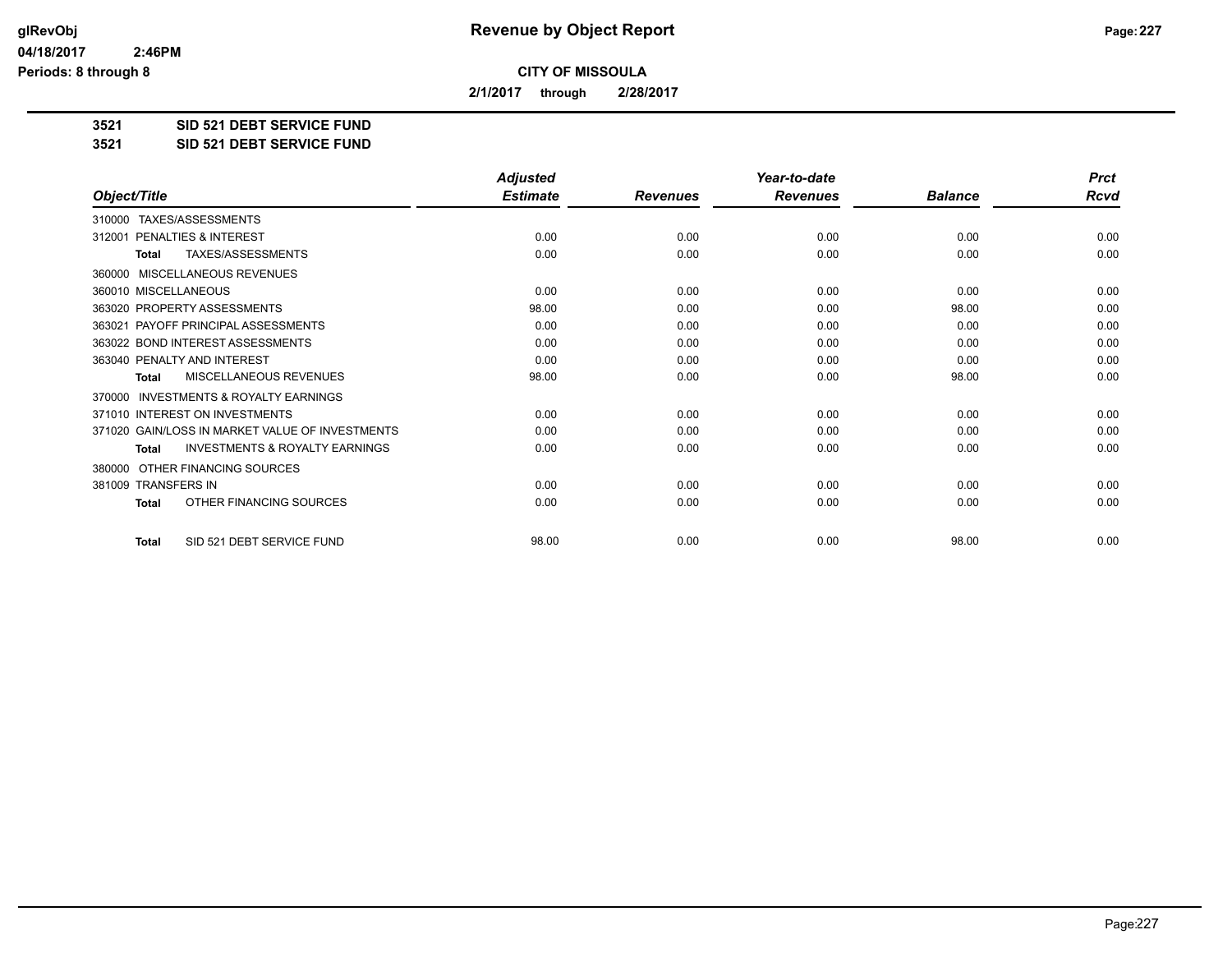# Revenue by Object Report

**CITY OF MISSOULA**

**2/1/2017 through 2/28/2017**

**3521 SID 521 DEBT SERVICE FUND**

**3521 SID 521 DEBT SERVICE FUND**

| Object/Title | Adjusted Estimate | Revenues | Year-to-date Revenues | Balance | Prct Rcvd |
|---|---|---|---|---|---|
| 310000 TAXES/ASSESSMENTS | | | | | |
| 312001 PENALTIES & INTEREST | 0.00 | 0.00 | 0.00 | 0.00 | 0.00 |
| **Total** TAXES/ASSESSMENTS | 0.00 | 0.00 | 0.00 | 0.00 | 0.00 |
| 360000 MISCELLANEOUS REVENUES | | | | | |
| 360010 MISCELLANEOUS | 0.00 | 0.00 | 0.00 | 0.00 | 0.00 |
| 363020 PROPERTY ASSESSMENTS | 98.00 | 0.00 | 0.00 | 98.00 | 0.00 |
| 363021 PAYOFF PRINCIPAL ASSESSMENTS | 0.00 | 0.00 | 0.00 | 0.00 | 0.00 |
| 363022 BOND INTEREST ASSESSMENTS | 0.00 | 0.00 | 0.00 | 0.00 | 0.00 |
| 363040 PENALTY AND INTEREST | 0.00 | 0.00 | 0.00 | 0.00 | 0.00 |
| **Total** MISCELLANEOUS REVENUES | 98.00 | 0.00 | 0.00 | 98.00 | 0.00 |
| 370000 INVESTMENTS & ROYALTY EARNINGS | | | | | |
| 371010 INTEREST ON INVESTMENTS | 0.00 | 0.00 | 0.00 | 0.00 | 0.00 |
| 371020 GAIN/LOSS IN MARKET VALUE OF INVESTMENTS | 0.00 | 0.00 | 0.00 | 0.00 | 0.00 |
| **Total** INVESTMENTS & ROYALTY EARNINGS | 0.00 | 0.00 | 0.00 | 0.00 | 0.00 |
| 380000 OTHER FINANCING SOURCES | | | | | |
| 381009 TRANSFERS IN | 0.00 | 0.00 | 0.00 | 0.00 | 0.00 |
| **Total** OTHER FINANCING SOURCES | 0.00 | 0.00 | 0.00 | 0.00 | 0.00 |
| **Total** SID 521 DEBT SERVICE FUND | 98.00 | 0.00 | 0.00 | 98.00 | 0.00 |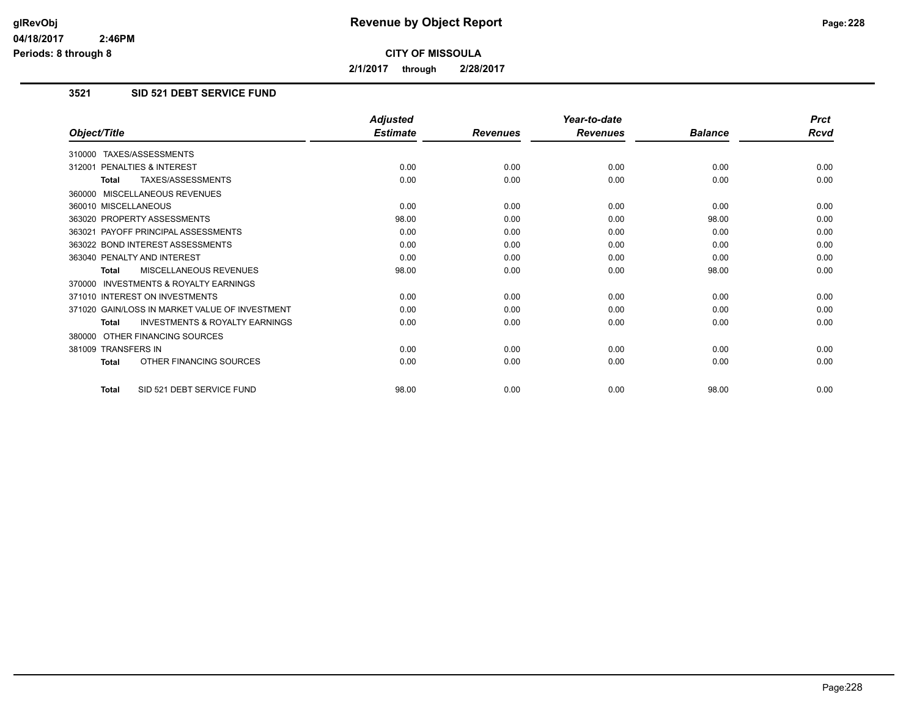# Revenue by Object Report

**CITY OF MISSOULA**

**2/1/2017 through 2/28/2017**

### 3521 SID 521 DEBT SERVICE FUND

| Object/Title | Adjusted Estimate | Revenues | Year-to-date Revenues | Balance | Prct Rcvd |
|---|---|---|---|---|---|
| 310000 TAXES/ASSESSMENTS | | | | | |
| 312001 PENALTIES & INTEREST | 0.00 | 0.00 | 0.00 | 0.00 | 0.00 |
| **Total** TAXES/ASSESSMENTS | 0.00 | 0.00 | 0.00 | 0.00 | 0.00 |
| 360000 MISCELLANEOUS REVENUES | | | | | |
| 360010 MISCELLANEOUS | 0.00 | 0.00 | 0.00 | 0.00 | 0.00 |
| 363020 PROPERTY ASSESSMENTS | 98.00 | 0.00 | 0.00 | 98.00 | 0.00 |
| 363021 PAYOFF PRINCIPAL ASSESSMENTS | 0.00 | 0.00 | 0.00 | 0.00 | 0.00 |
| 363022 BOND INTEREST ASSESSMENTS | 0.00 | 0.00 | 0.00 | 0.00 | 0.00 |
| 363040 PENALTY AND INTEREST | 0.00 | 0.00 | 0.00 | 0.00 | 0.00 |
| **Total** MISCELLANEOUS REVENUES | 98.00 | 0.00 | 0.00 | 98.00 | 0.00 |
| 370000 INVESTMENTS & ROYALTY EARNINGS | | | | | |
| 371010 INTEREST ON INVESTMENTS | 0.00 | 0.00 | 0.00 | 0.00 | 0.00 |
| 371020 GAIN/LOSS IN MARKET VALUE OF INVESTMENT | 0.00 | 0.00 | 0.00 | 0.00 | 0.00 |
| **Total** INVESTMENTS & ROYALTY EARNINGS | 0.00 | 0.00 | 0.00 | 0.00 | 0.00 |
| 380000 OTHER FINANCING SOURCES | | | | | |
| 381009 TRANSFERS IN | 0.00 | 0.00 | 0.00 | 0.00 | 0.00 |
| **Total** OTHER FINANCING SOURCES | 0.00 | 0.00 | 0.00 | 0.00 | 0.00 |
| **Total** SID 521 DEBT SERVICE FUND | 98.00 | 0.00 | 0.00 | 98.00 | 0.00 |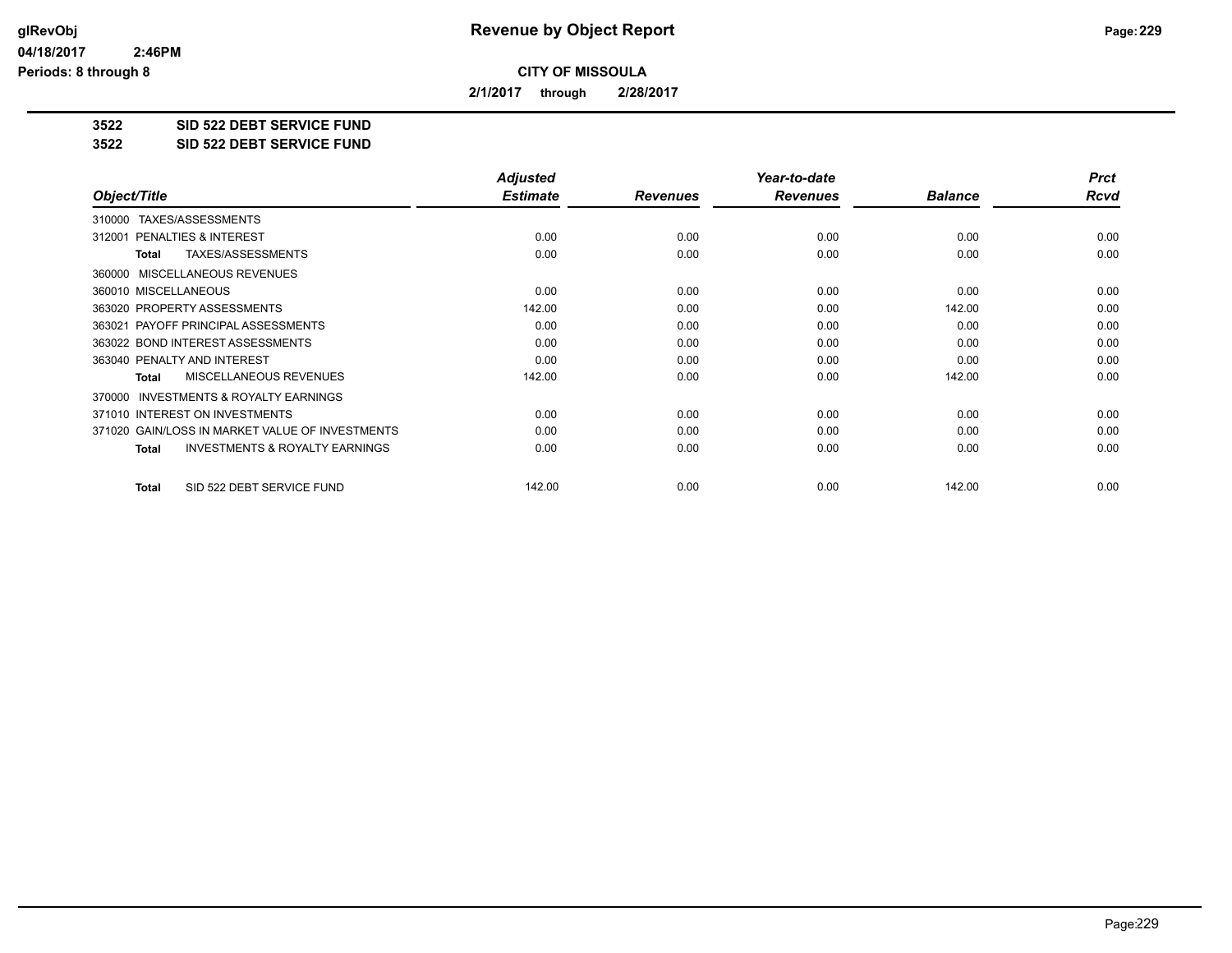# Revenue by Object Report

**CITY OF MISSOULA**

**2/1/2017 through 2/28/2017**

glRevObj
04/18/2017 2:46PM
Periods: 8 through 8

**3522 SID 522 DEBT SERVICE FUND**
**3522 SID 522 DEBT SERVICE FUND**

| Object/Title | Adjusted Estimate | Revenues | Year-to-date Revenues | Balance | Prct Rcvd |
|---|---|---|---|---|---|
| 310000 TAXES/ASSESSMENTS | | | | | |
| 312001 PENALTIES & INTEREST | 0.00 | 0.00 | 0.00 | 0.00 | 0.00 |
| **Total** TAXES/ASSESSMENTS | 0.00 | 0.00 | 0.00 | 0.00 | 0.00 |
| 360000 MISCELLANEOUS REVENUES | | | | | |
| 360010 MISCELLANEOUS | 0.00 | 0.00 | 0.00 | 0.00 | 0.00 |
| 363020 PROPERTY ASSESSMENTS | 142.00 | 0.00 | 0.00 | 142.00 | 0.00 |
| 363021 PAYOFF PRINCIPAL ASSESSMENTS | 0.00 | 0.00 | 0.00 | 0.00 | 0.00 |
| 363022 BOND INTEREST ASSESSMENTS | 0.00 | 0.00 | 0.00 | 0.00 | 0.00 |
| 363040 PENALTY AND INTEREST | 0.00 | 0.00 | 0.00 | 0.00 | 0.00 |
| **Total** MISCELLANEOUS REVENUES | 142.00 | 0.00 | 0.00 | 142.00 | 0.00 |
| 370000 INVESTMENTS & ROYALTY EARNINGS | | | | | |
| 371010 INTEREST ON INVESTMENTS | 0.00 | 0.00 | 0.00 | 0.00 | 0.00 |
| 371020 GAIN/LOSS IN MARKET VALUE OF INVESTMENTS | 0.00 | 0.00 | 0.00 | 0.00 | 0.00 |
| **Total** INVESTMENTS & ROYALTY EARNINGS | 0.00 | 0.00 | 0.00 | 0.00 | 0.00 |
| **Total** SID 522 DEBT SERVICE FUND | 142.00 | 0.00 | 0.00 | 142.00 | 0.00 |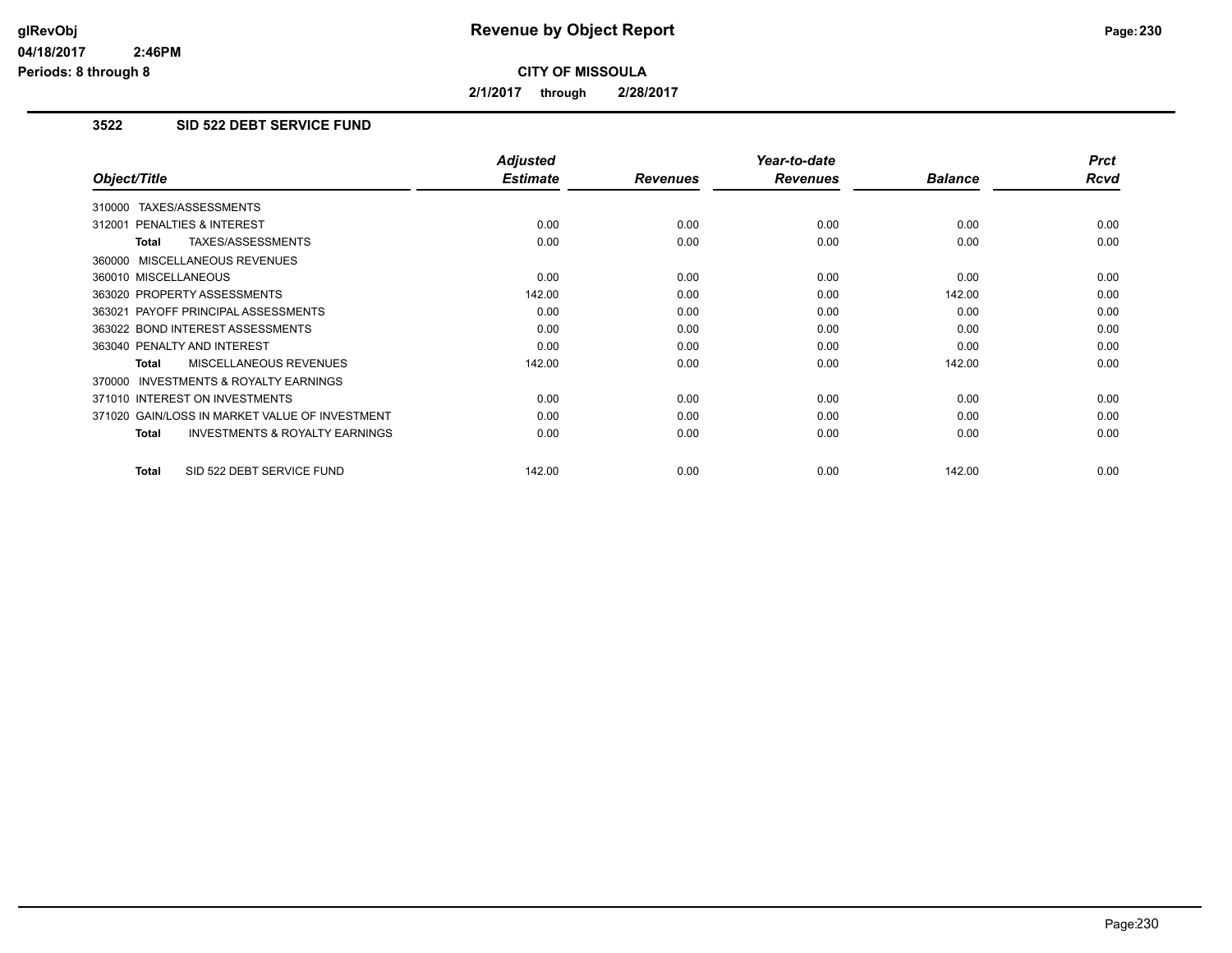**CITY OF MISSOULA**

**2/1/2017 through 2/28/2017**

### 3522 SID 522 DEBT SERVICE FUND

| Object/Title | Adjusted Estimate | Revenues | Year-to-date Revenues | Balance | Prct Rcvd |
|---|---|---|---|---|---|
| 310000 TAXES/ASSESSMENTS | | | | | |
| 312001 PENALTIES & INTEREST | 0.00 | 0.00 | 0.00 | 0.00 | 0.00 |
| **Total** TAXES/ASSESSMENTS | 0.00 | 0.00 | 0.00 | 0.00 | 0.00 |
| 360000 MISCELLANEOUS REVENUES | | | | | |
| 360010 MISCELLANEOUS | 0.00 | 0.00 | 0.00 | 0.00 | 0.00 |
| 363020 PROPERTY ASSESSMENTS | 142.00 | 0.00 | 0.00 | 142.00 | 0.00 |
| 363021 PAYOFF PRINCIPAL ASSESSMENTS | 0.00 | 0.00 | 0.00 | 0.00 | 0.00 |
| 363022 BOND INTEREST ASSESSMENTS | 0.00 | 0.00 | 0.00 | 0.00 | 0.00 |
| 363040 PENALTY AND INTEREST | 0.00 | 0.00 | 0.00 | 0.00 | 0.00 |
| **Total** MISCELLANEOUS REVENUES | 142.00 | 0.00 | 0.00 | 142.00 | 0.00 |
| 370000 INVESTMENTS & ROYALTY EARNINGS | | | | | |
| 371010 INTEREST ON INVESTMENTS | 0.00 | 0.00 | 0.00 | 0.00 | 0.00 |
| 371020 GAIN/LOSS IN MARKET VALUE OF INVESTMENT | 0.00 | 0.00 | 0.00 | 0.00 | 0.00 |
| **Total** INVESTMENTS & ROYALTY EARNINGS | 0.00 | 0.00 | 0.00 | 0.00 | 0.00 |
| **Total** SID 522 DEBT SERVICE FUND | 142.00 | 0.00 | 0.00 | 142.00 | 0.00 |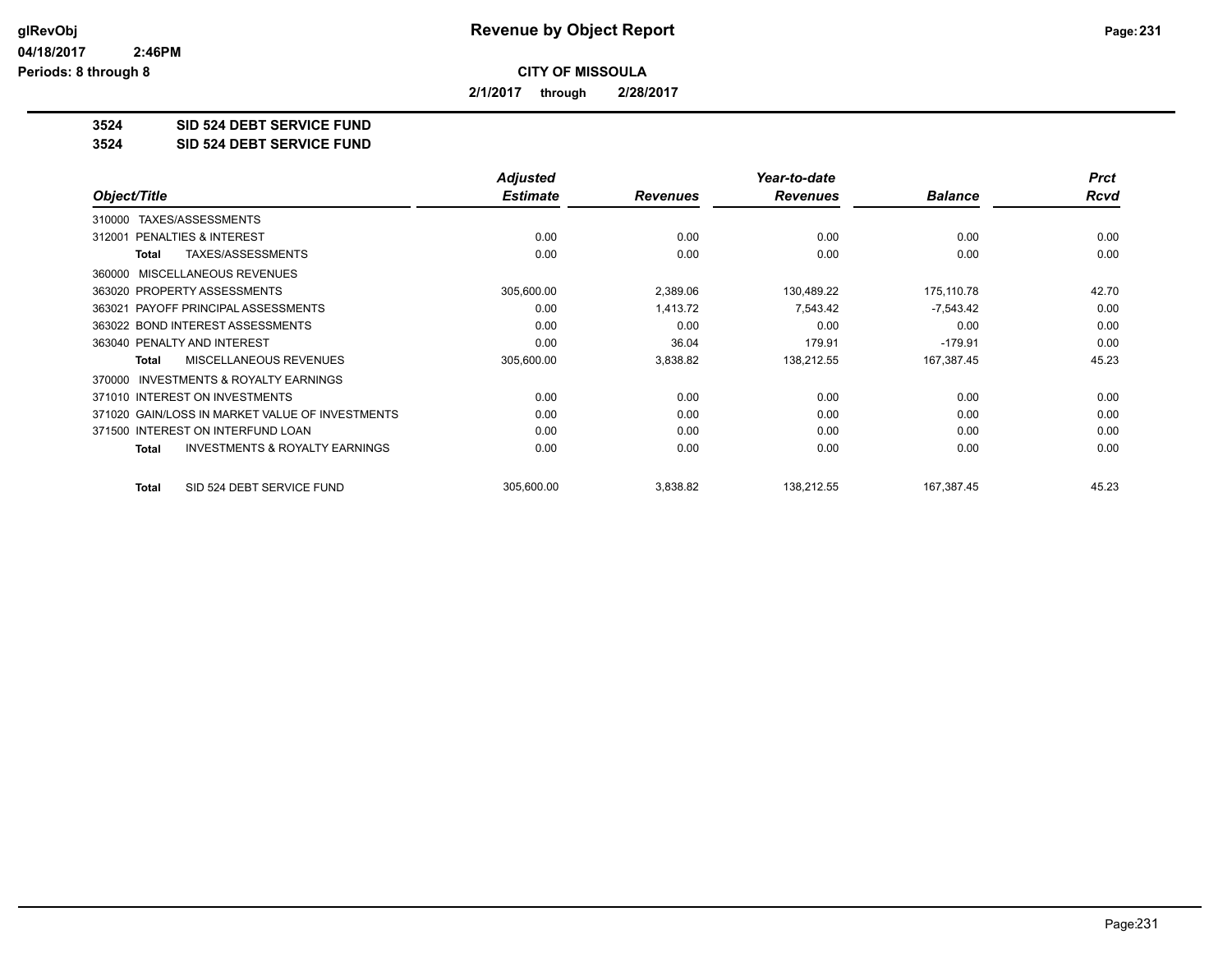# Revenue by Object Report

glRevObj
04/18/2017 2:46PM
Periods: 8 through 8

**CITY OF MISSOULA**

**2/1/2017 through 2/28/2017**

**3524 SID 524 DEBT SERVICE FUND**
**3524 SID 524 DEBT SERVICE FUND**

| Object/Title | Adjusted Estimate | Revenues | Year-to-date Revenues | Balance | Prct Rcvd |
|---|---|---|---|---|---|
| 310000 TAXES/ASSESSMENTS | | | | | |
| 312001 PENALTIES & INTEREST | 0.00 | 0.00 | 0.00 | 0.00 | 0.00 |
| **Total** TAXES/ASSESSMENTS | 0.00 | 0.00 | 0.00 | 0.00 | 0.00 |
| 360000 MISCELLANEOUS REVENUES | | | | | |
| 363020 PROPERTY ASSESSMENTS | 305,600.00 | 2,389.06 | 130,489.22 | 175,110.78 | 42.70 |
| 363021 PAYOFF PRINCIPAL ASSESSMENTS | 0.00 | 1,413.72 | 7,543.42 | -7,543.42 | 0.00 |
| 363022 BOND INTEREST ASSESSMENTS | 0.00 | 0.00 | 0.00 | 0.00 | 0.00 |
| 363040 PENALTY AND INTEREST | 0.00 | 36.04 | 179.91 | -179.91 | 0.00 |
| **Total** MISCELLANEOUS REVENUES | 305,600.00 | 3,838.82 | 138,212.55 | 167,387.45 | 45.23 |
| 370000 INVESTMENTS & ROYALTY EARNINGS | | | | | |
| 371010 INTEREST ON INVESTMENTS | 0.00 | 0.00 | 0.00 | 0.00 | 0.00 |
| 371020 GAIN/LOSS IN MARKET VALUE OF INVESTMENTS | 0.00 | 0.00 | 0.00 | 0.00 | 0.00 |
| 371500 INTEREST ON INTERFUND LOAN | 0.00 | 0.00 | 0.00 | 0.00 | 0.00 |
| **Total** INVESTMENTS & ROYALTY EARNINGS | 0.00 | 0.00 | 0.00 | 0.00 | 0.00 |
| **Total** SID 524 DEBT SERVICE FUND | 305,600.00 | 3,838.82 | 138,212.55 | 167,387.45 | 45.23 |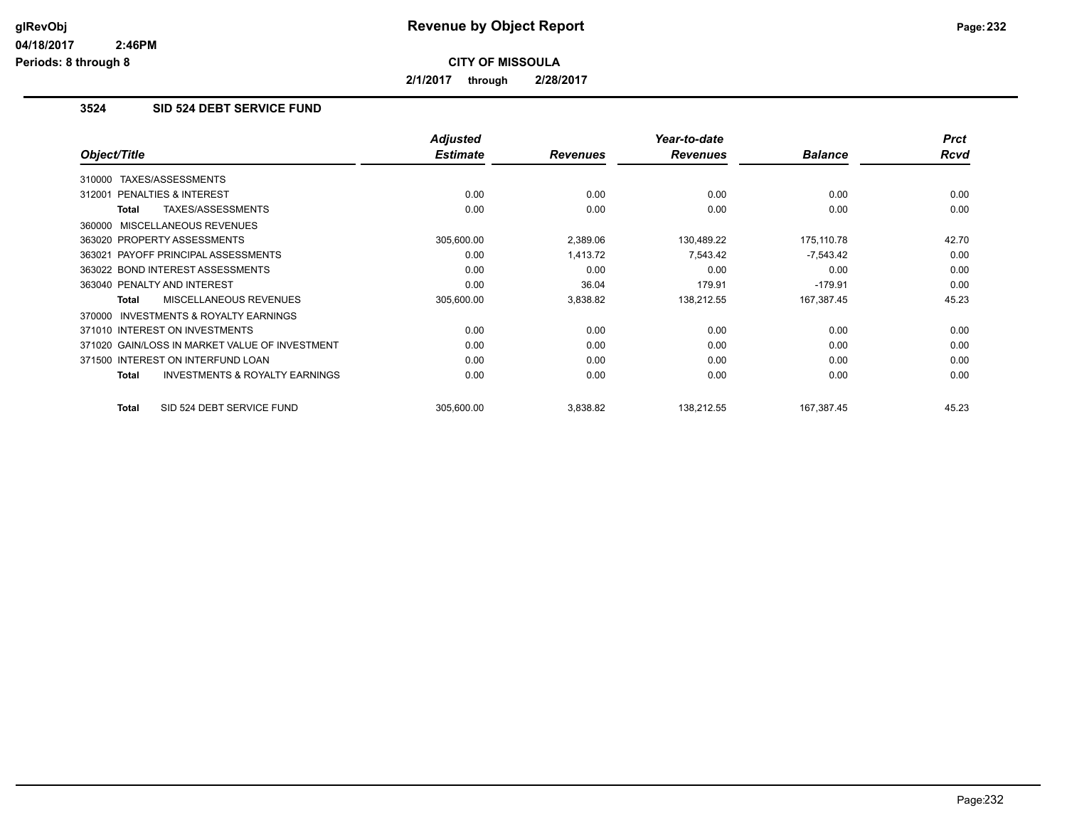# Revenue by Object Report

**CITY OF MISSOULA**

**2/1/2017 through 2/28/2017**

glRevObj
04/18/2017 2:46PM
Periods: 8 through 8

## 3524 SID 524 DEBT SERVICE FUND

| Object/Title | Adjusted Estimate | Revenues | Year-to-date Revenues | Balance | Prct Rcvd |
|---|---|---|---|---|---|
| 310000 TAXES/ASSESSMENTS | | | | | |
| 312001 PENALTIES & INTEREST | 0.00 | 0.00 | 0.00 | 0.00 | 0.00 |
| **Total** TAXES/ASSESSMENTS | 0.00 | 0.00 | 0.00 | 0.00 | 0.00 |
| 360000 MISCELLANEOUS REVENUES | | | | | |
| 363020 PROPERTY ASSESSMENTS | 305,600.00 | 2,389.06 | 130,489.22 | 175,110.78 | 42.70 |
| 363021 PAYOFF PRINCIPAL ASSESSMENTS | 0.00 | 1,413.72 | 7,543.42 | -7,543.42 | 0.00 |
| 363022 BOND INTEREST ASSESSMENTS | 0.00 | 0.00 | 0.00 | 0.00 | 0.00 |
| 363040 PENALTY AND INTEREST | 0.00 | 36.04 | 179.91 | -179.91 | 0.00 |
| **Total** MISCELLANEOUS REVENUES | 305,600.00 | 3,838.82 | 138,212.55 | 167,387.45 | 45.23 |
| 370000 INVESTMENTS & ROYALTY EARNINGS | | | | | |
| 371010 INTEREST ON INVESTMENTS | 0.00 | 0.00 | 0.00 | 0.00 | 0.00 |
| 371020 GAIN/LOSS IN MARKET VALUE OF INVESTMENT | 0.00 | 0.00 | 0.00 | 0.00 | 0.00 |
| 371500 INTEREST ON INTERFUND LOAN | 0.00 | 0.00 | 0.00 | 0.00 | 0.00 |
| **Total** INVESTMENTS & ROYALTY EARNINGS | 0.00 | 0.00 | 0.00 | 0.00 | 0.00 |
| **Total** SID 524 DEBT SERVICE FUND | 305,600.00 | 3,838.82 | 138,212.55 | 167,387.45 | 45.23 |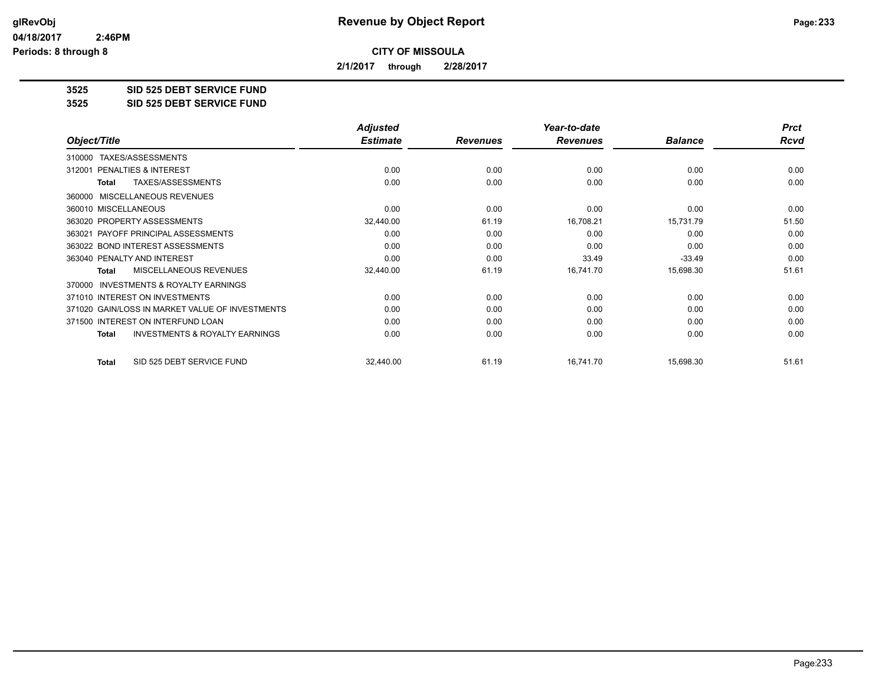# Revenue by Object Report

**CITY OF MISSOULA**

**2/1/2017 through 2/28/2017**

glRevObj
04/18/2017 2:46PM
Periods: 8 through 8

## 3525 SID 525 DEBT SERVICE FUND
## 3525 SID 525 DEBT SERVICE FUND

| Object/Title | Adjusted Estimate | Revenues | Year-to-date Revenues | Balance | Prct Rcvd |
|---|---|---|---|---|---|
| 310000 TAXES/ASSESSMENTS | | | | | |
| 312001 PENALTIES & INTEREST | 0.00 | 0.00 | 0.00 | 0.00 | 0.00 |
| **Total** TAXES/ASSESSMENTS | 0.00 | 0.00 | 0.00 | 0.00 | 0.00 |
| 360000 MISCELLANEOUS REVENUES | | | | | |
| 360010 MISCELLANEOUS | 0.00 | 0.00 | 0.00 | 0.00 | 0.00 |
| 363020 PROPERTY ASSESSMENTS | 32,440.00 | 61.19 | 16,708.21 | 15,731.79 | 51.50 |
| 363021 PAYOFF PRINCIPAL ASSESSMENTS | 0.00 | 0.00 | 0.00 | 0.00 | 0.00 |
| 363022 BOND INTEREST ASSESSMENTS | 0.00 | 0.00 | 0.00 | 0.00 | 0.00 |
| 363040 PENALTY AND INTEREST | 0.00 | 0.00 | 33.49 | -33.49 | 0.00 |
| **Total** MISCELLANEOUS REVENUES | 32,440.00 | 61.19 | 16,741.70 | 15,698.30 | 51.61 |
| 370000 INVESTMENTS & ROYALTY EARNINGS | | | | | |
| 371010 INTEREST ON INVESTMENTS | 0.00 | 0.00 | 0.00 | 0.00 | 0.00 |
| 371020 GAIN/LOSS IN MARKET VALUE OF INVESTMENTS | 0.00 | 0.00 | 0.00 | 0.00 | 0.00 |
| 371500 INTEREST ON INTERFUND LOAN | 0.00 | 0.00 | 0.00 | 0.00 | 0.00 |
| **Total** INVESTMENTS & ROYALTY EARNINGS | 0.00 | 0.00 | 0.00 | 0.00 | 0.00 |
| **Total** SID 525 DEBT SERVICE FUND | 32,440.00 | 61.19 | 16,741.70 | 15,698.30 | 51.61 |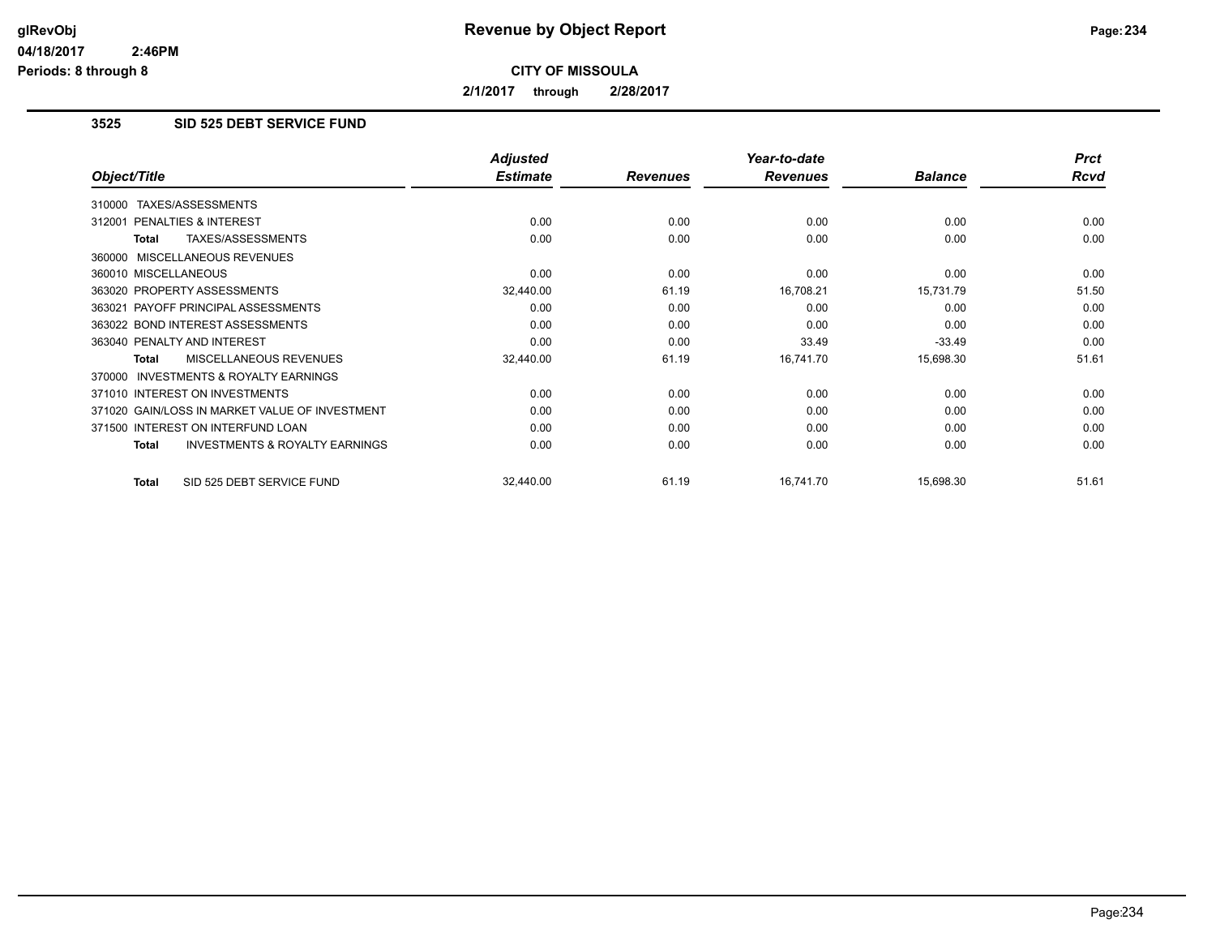# Revenue by Object Report

**CITY OF MISSOULA**

**2/1/2017 through 2/28/2017**

glRevObj
04/18/2017 2:46PM
Periods: 8 through 8

### 3525 SID 525 DEBT SERVICE FUND

| Object/Title | Adjusted Estimate | Revenues | Year-to-date Revenues | Balance | Prct Rcvd |
|---|---|---|---|---|---|
| 310000 TAXES/ASSESSMENTS | | | | | |
| 312001 PENALTIES & INTEREST | 0.00 | 0.00 | 0.00 | 0.00 | 0.00 |
| **Total** TAXES/ASSESSMENTS | 0.00 | 0.00 | 0.00 | 0.00 | 0.00 |
| 360000 MISCELLANEOUS REVENUES | | | | | |
| 360010 MISCELLANEOUS | 0.00 | 0.00 | 0.00 | 0.00 | 0.00 |
| 363020 PROPERTY ASSESSMENTS | 32,440.00 | 61.19 | 16,708.21 | 15,731.79 | 51.50 |
| 363021 PAYOFF PRINCIPAL ASSESSMENTS | 0.00 | 0.00 | 0.00 | 0.00 | 0.00 |
| 363022 BOND INTEREST ASSESSMENTS | 0.00 | 0.00 | 0.00 | 0.00 | 0.00 |
| 363040 PENALTY AND INTEREST | 0.00 | 0.00 | 33.49 | -33.49 | 0.00 |
| **Total** MISCELLANEOUS REVENUES | 32,440.00 | 61.19 | 16,741.70 | 15,698.30 | 51.61 |
| 370000 INVESTMENTS & ROYALTY EARNINGS | | | | | |
| 371010 INTEREST ON INVESTMENTS | 0.00 | 0.00 | 0.00 | 0.00 | 0.00 |
| 371020 GAIN/LOSS IN MARKET VALUE OF INVESTMENT | 0.00 | 0.00 | 0.00 | 0.00 | 0.00 |
| 371500 INTEREST ON INTERFUND LOAN | 0.00 | 0.00 | 0.00 | 0.00 | 0.00 |
| **Total** INVESTMENTS & ROYALTY EARNINGS | 0.00 | 0.00 | 0.00 | 0.00 | 0.00 |
| **Total** SID 525 DEBT SERVICE FUND | 32,440.00 | 61.19 | 16,741.70 | 15,698.30 | 51.61 |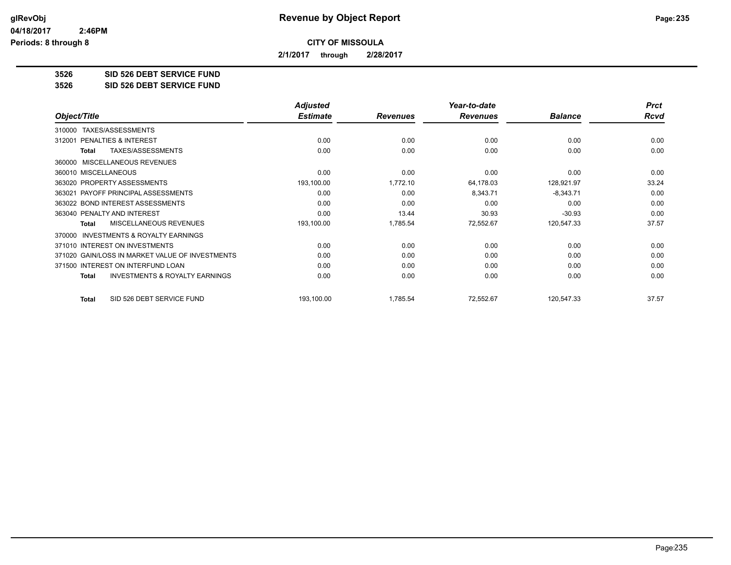# Revenue by Object Report

**CITY OF MISSOULA**

**2/1/2017 through 2/28/2017**

glRevObj
04/18/2017 2:46PM
Periods: 8 through 8

**3526 SID 526 DEBT SERVICE FUND**
**3526 SID 526 DEBT SERVICE FUND**

| Object/Title | Adjusted Estimate | Revenues | Year-to-date Revenues | Balance | Prct Rcvd |
|---|---|---|---|---|---|
| 310000 TAXES/ASSESSMENTS | | | | | |
| 312001 PENALTIES & INTEREST | 0.00 | 0.00 | 0.00 | 0.00 | 0.00 |
| **Total** TAXES/ASSESSMENTS | 0.00 | 0.00 | 0.00 | 0.00 | 0.00 |
| 360000 MISCELLANEOUS REVENUES | | | | | |
| 360010 MISCELLANEOUS | 0.00 | 0.00 | 0.00 | 0.00 | 0.00 |
| 363020 PROPERTY ASSESSMENTS | 193,100.00 | 1,772.10 | 64,178.03 | 128,921.97 | 33.24 |
| 363021 PAYOFF PRINCIPAL ASSESSMENTS | 0.00 | 0.00 | 8,343.71 | -8,343.71 | 0.00 |
| 363022 BOND INTEREST ASSESSMENTS | 0.00 | 0.00 | 0.00 | 0.00 | 0.00 |
| 363040 PENALTY AND INTEREST | 0.00 | 13.44 | 30.93 | -30.93 | 0.00 |
| **Total** MISCELLANEOUS REVENUES | 193,100.00 | 1,785.54 | 72,552.67 | 120,547.33 | 37.57 |
| 370000 INVESTMENTS & ROYALTY EARNINGS | | | | | |
| 371010 INTEREST ON INVESTMENTS | 0.00 | 0.00 | 0.00 | 0.00 | 0.00 |
| 371020 GAIN/LOSS IN MARKET VALUE OF INVESTMENTS | 0.00 | 0.00 | 0.00 | 0.00 | 0.00 |
| 371500 INTEREST ON INTERFUND LOAN | 0.00 | 0.00 | 0.00 | 0.00 | 0.00 |
| **Total** INVESTMENTS & ROYALTY EARNINGS | 0.00 | 0.00 | 0.00 | 0.00 | 0.00 |
| **Total** SID 526 DEBT SERVICE FUND | 193,100.00 | 1,785.54 | 72,552.67 | 120,547.33 | 37.57 |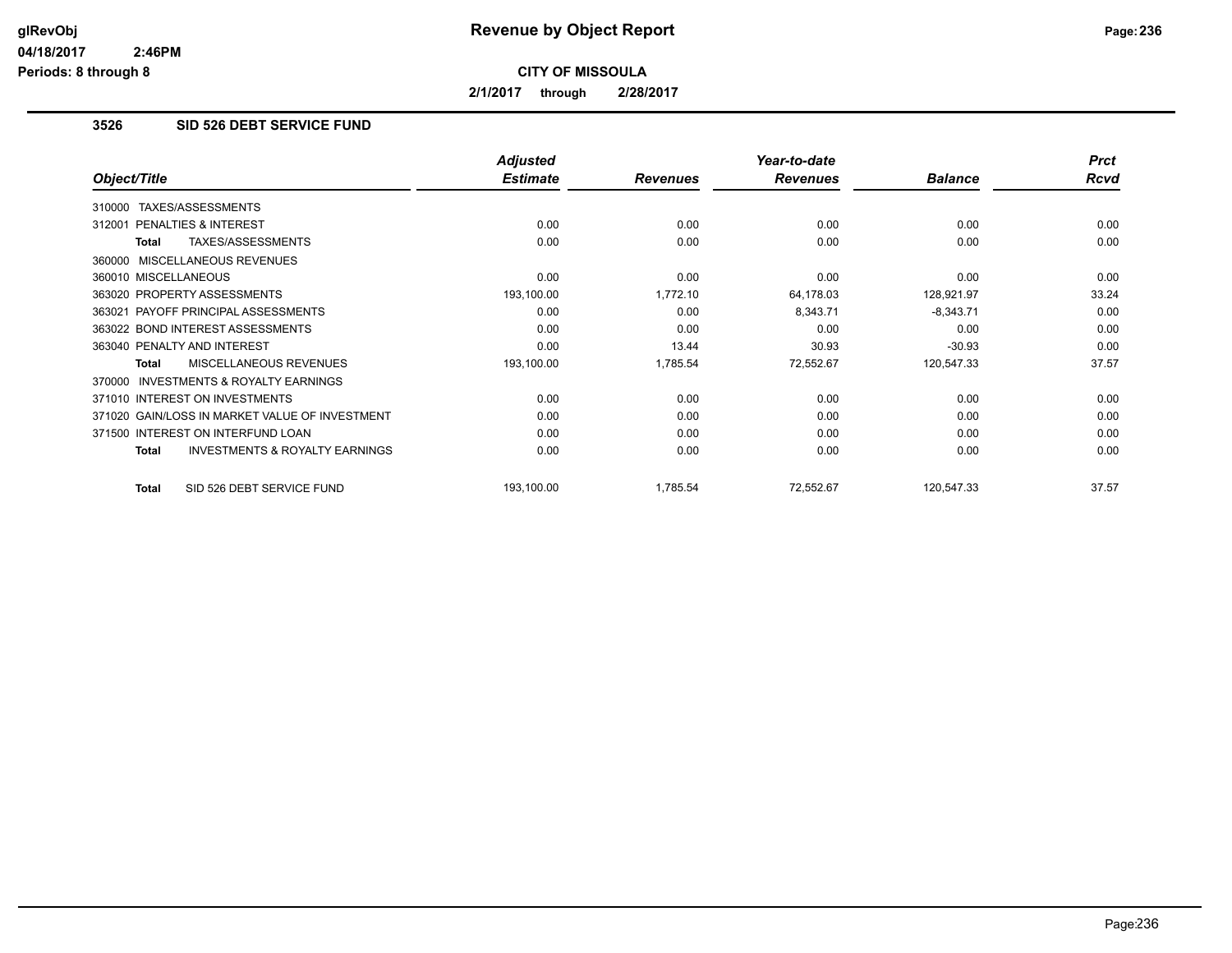# Revenue by Object Report

**CITY OF MISSOULA**

**2/1/2017 through 2/28/2017**

glRevObj
04/18/2017 2:46PM
Periods: 8 through 8

## 3526 SID 526 DEBT SERVICE FUND

| Object/Title | Adjusted Estimate | Revenues | Year-to-date Revenues | Balance | Prct Rcvd |
|---|---|---|---|---|---|
| 310000 TAXES/ASSESSMENTS | | | | | |
| 312001 PENALTIES & INTEREST | 0.00 | 0.00 | 0.00 | 0.00 | 0.00 |
| **Total** TAXES/ASSESSMENTS | 0.00 | 0.00 | 0.00 | 0.00 | 0.00 |
| 360000 MISCELLANEOUS REVENUES | | | | | |
| 360010 MISCELLANEOUS | 0.00 | 0.00 | 0.00 | 0.00 | 0.00 |
| 363020 PROPERTY ASSESSMENTS | 193,100.00 | 1,772.10 | 64,178.03 | 128,921.97 | 33.24 |
| 363021 PAYOFF PRINCIPAL ASSESSMENTS | 0.00 | 0.00 | 8,343.71 | -8,343.71 | 0.00 |
| 363022 BOND INTEREST ASSESSMENTS | 0.00 | 0.00 | 0.00 | 0.00 | 0.00 |
| 363040 PENALTY AND INTEREST | 0.00 | 13.44 | 30.93 | -30.93 | 0.00 |
| **Total** MISCELLANEOUS REVENUES | 193,100.00 | 1,785.54 | 72,552.67 | 120,547.33 | 37.57 |
| 370000 INVESTMENTS & ROYALTY EARNINGS | | | | | |
| 371010 INTEREST ON INVESTMENTS | 0.00 | 0.00 | 0.00 | 0.00 | 0.00 |
| 371020 GAIN/LOSS IN MARKET VALUE OF INVESTMENT | 0.00 | 0.00 | 0.00 | 0.00 | 0.00 |
| 371500 INTEREST ON INTERFUND LOAN | 0.00 | 0.00 | 0.00 | 0.00 | 0.00 |
| **Total** INVESTMENTS & ROYALTY EARNINGS | 0.00 | 0.00 | 0.00 | 0.00 | 0.00 |
| **Total** SID 526 DEBT SERVICE FUND | 193,100.00 | 1,785.54 | 72,552.67 | 120,547.33 | 37.57 |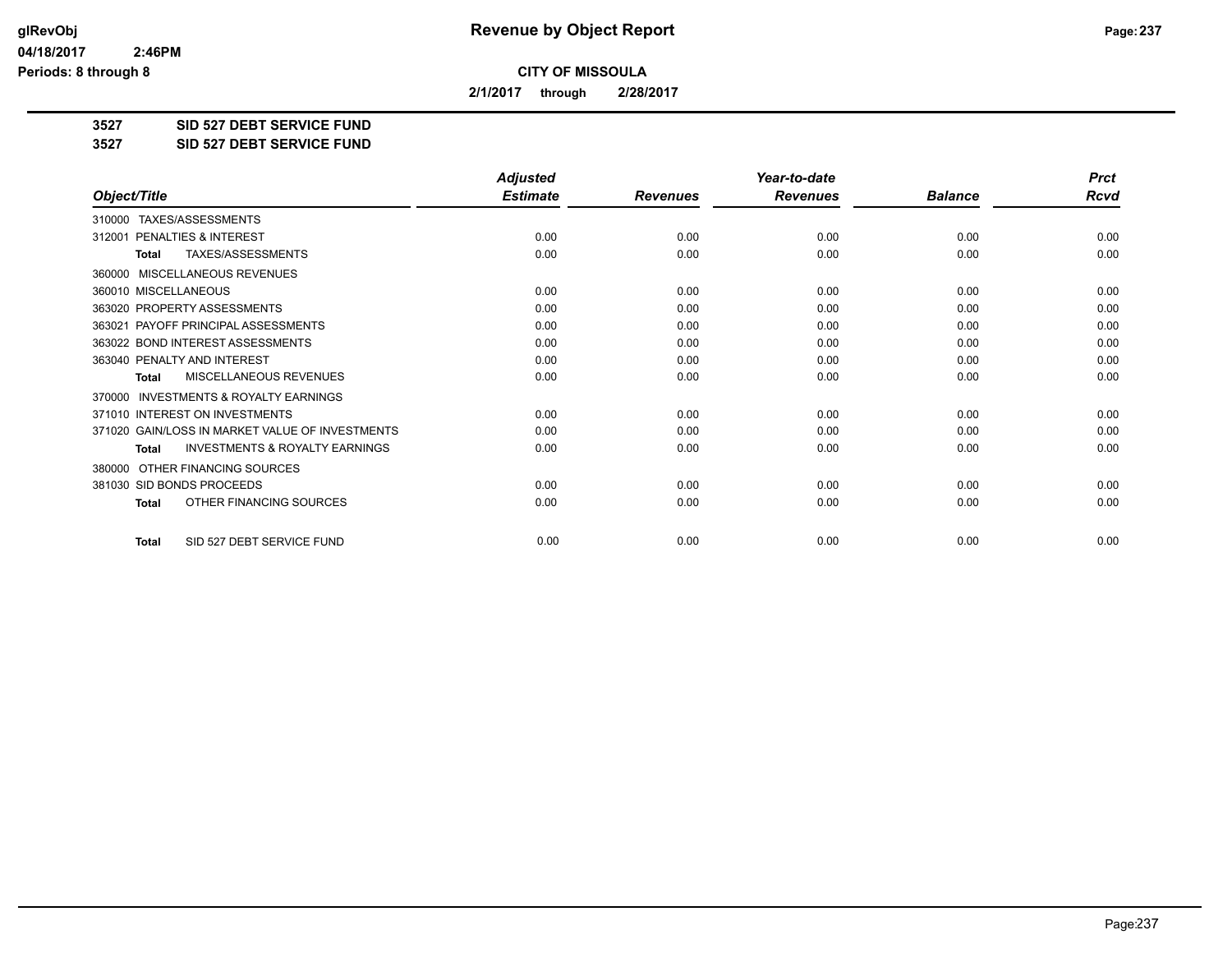# Revenue by Object Report

**CITY OF MISSOULA**

**2/1/2017 through 2/28/2017**

**3527 SID 527 DEBT SERVICE FUND**

**3527 SID 527 DEBT SERVICE FUND**

| Object/Title | Adjusted Estimate | Revenues | Year-to-date Revenues | Balance | Prct Rcvd |
|---|---|---|---|---|---|
| 310000 TAXES/ASSESSMENTS | | | | | |
| 312001 PENALTIES & INTEREST | 0.00 | 0.00 | 0.00 | 0.00 | 0.00 |
| **Total** TAXES/ASSESSMENTS | 0.00 | 0.00 | 0.00 | 0.00 | 0.00 |
| 360000 MISCELLANEOUS REVENUES | | | | | |
| 360010 MISCELLANEOUS | 0.00 | 0.00 | 0.00 | 0.00 | 0.00 |
| 363020 PROPERTY ASSESSMENTS | 0.00 | 0.00 | 0.00 | 0.00 | 0.00 |
| 363021 PAYOFF PRINCIPAL ASSESSMENTS | 0.00 | 0.00 | 0.00 | 0.00 | 0.00 |
| 363022 BOND INTEREST ASSESSMENTS | 0.00 | 0.00 | 0.00 | 0.00 | 0.00 |
| 363040 PENALTY AND INTEREST | 0.00 | 0.00 | 0.00 | 0.00 | 0.00 |
| **Total** MISCELLANEOUS REVENUES | 0.00 | 0.00 | 0.00 | 0.00 | 0.00 |
| 370000 INVESTMENTS & ROYALTY EARNINGS | | | | | |
| 371010 INTEREST ON INVESTMENTS | 0.00 | 0.00 | 0.00 | 0.00 | 0.00 |
| 371020 GAIN/LOSS IN MARKET VALUE OF INVESTMENTS | 0.00 | 0.00 | 0.00 | 0.00 | 0.00 |
| **Total** INVESTMENTS & ROYALTY EARNINGS | 0.00 | 0.00 | 0.00 | 0.00 | 0.00 |
| 380000 OTHER FINANCING SOURCES | | | | | |
| 381030 SID BONDS PROCEEDS | 0.00 | 0.00 | 0.00 | 0.00 | 0.00 |
| **Total** OTHER FINANCING SOURCES | 0.00 | 0.00 | 0.00 | 0.00 | 0.00 |
| **Total** SID 527 DEBT SERVICE FUND | 0.00 | 0.00 | 0.00 | 0.00 | 0.00 |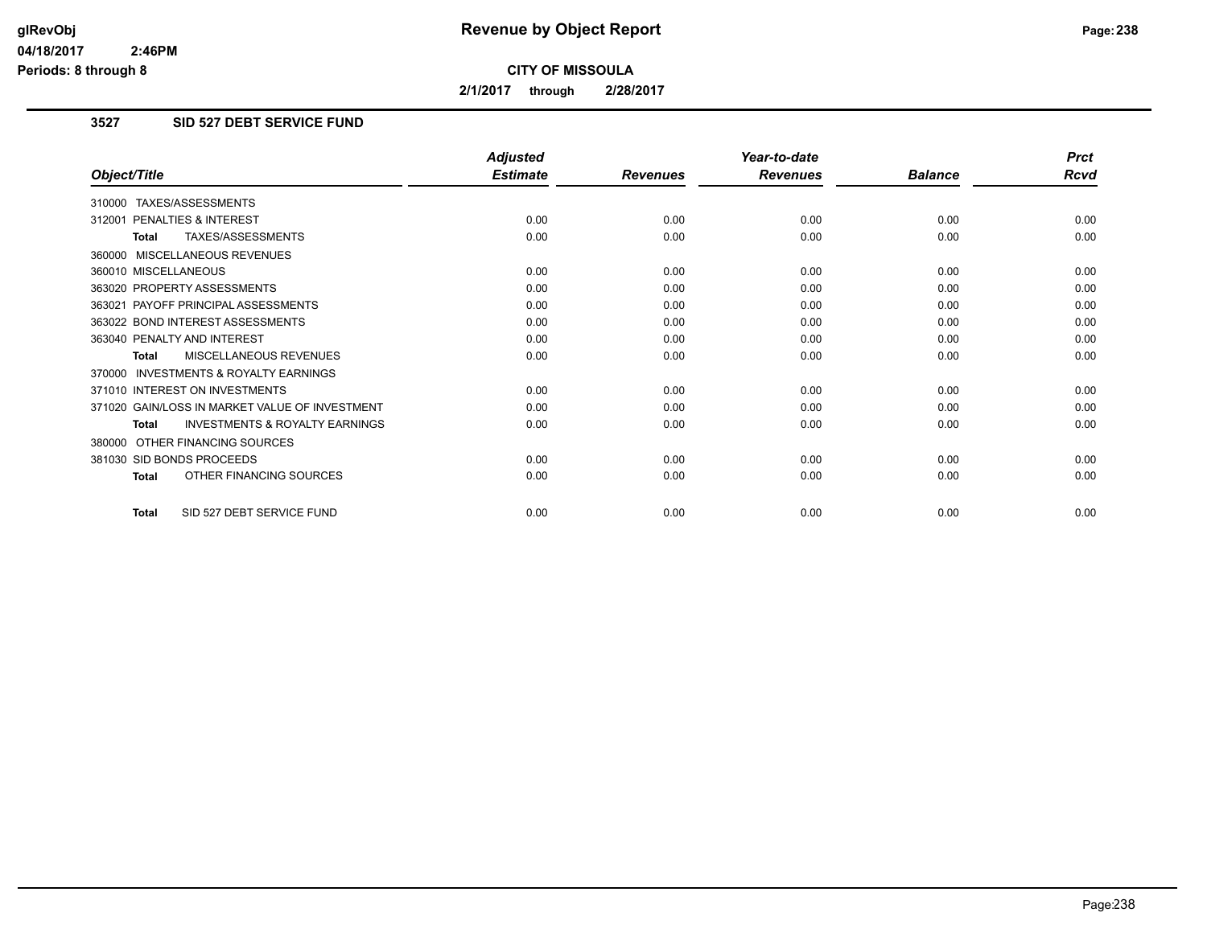**CITY OF MISSOULA**

**2/1/2017 through 2/28/2017**

### 3527 SID 527 DEBT SERVICE FUND

| Object/Title | Adjusted Estimate | Revenues | Year-to-date Revenues | Balance | Prct Rcvd |
|---|---|---|---|---|---|
| 310000 TAXES/ASSESSMENTS | | | | | |
| 312001 PENALTIES & INTEREST | 0.00 | 0.00 | 0.00 | 0.00 | 0.00 |
| **Total** TAXES/ASSESSMENTS | 0.00 | 0.00 | 0.00 | 0.00 | 0.00 |
| 360000 MISCELLANEOUS REVENUES | | | | | |
| 360010 MISCELLANEOUS | 0.00 | 0.00 | 0.00 | 0.00 | 0.00 |
| 363020 PROPERTY ASSESSMENTS | 0.00 | 0.00 | 0.00 | 0.00 | 0.00 |
| 363021 PAYOFF PRINCIPAL ASSESSMENTS | 0.00 | 0.00 | 0.00 | 0.00 | 0.00 |
| 363022 BOND INTEREST ASSESSMENTS | 0.00 | 0.00 | 0.00 | 0.00 | 0.00 |
| 363040 PENALTY AND INTEREST | 0.00 | 0.00 | 0.00 | 0.00 | 0.00 |
| **Total** MISCELLANEOUS REVENUES | 0.00 | 0.00 | 0.00 | 0.00 | 0.00 |
| 370000 INVESTMENTS & ROYALTY EARNINGS | | | | | |
| 371010 INTEREST ON INVESTMENTS | 0.00 | 0.00 | 0.00 | 0.00 | 0.00 |
| 371020 GAIN/LOSS IN MARKET VALUE OF INVESTMENT | 0.00 | 0.00 | 0.00 | 0.00 | 0.00 |
| **Total** INVESTMENTS & ROYALTY EARNINGS | 0.00 | 0.00 | 0.00 | 0.00 | 0.00 |
| 380000 OTHER FINANCING SOURCES | | | | | |
| 381030 SID BONDS PROCEEDS | 0.00 | 0.00 | 0.00 | 0.00 | 0.00 |
| **Total** OTHER FINANCING SOURCES | 0.00 | 0.00 | 0.00 | 0.00 | 0.00 |
| **Total** SID 527 DEBT SERVICE FUND | 0.00 | 0.00 | 0.00 | 0.00 | 0.00 |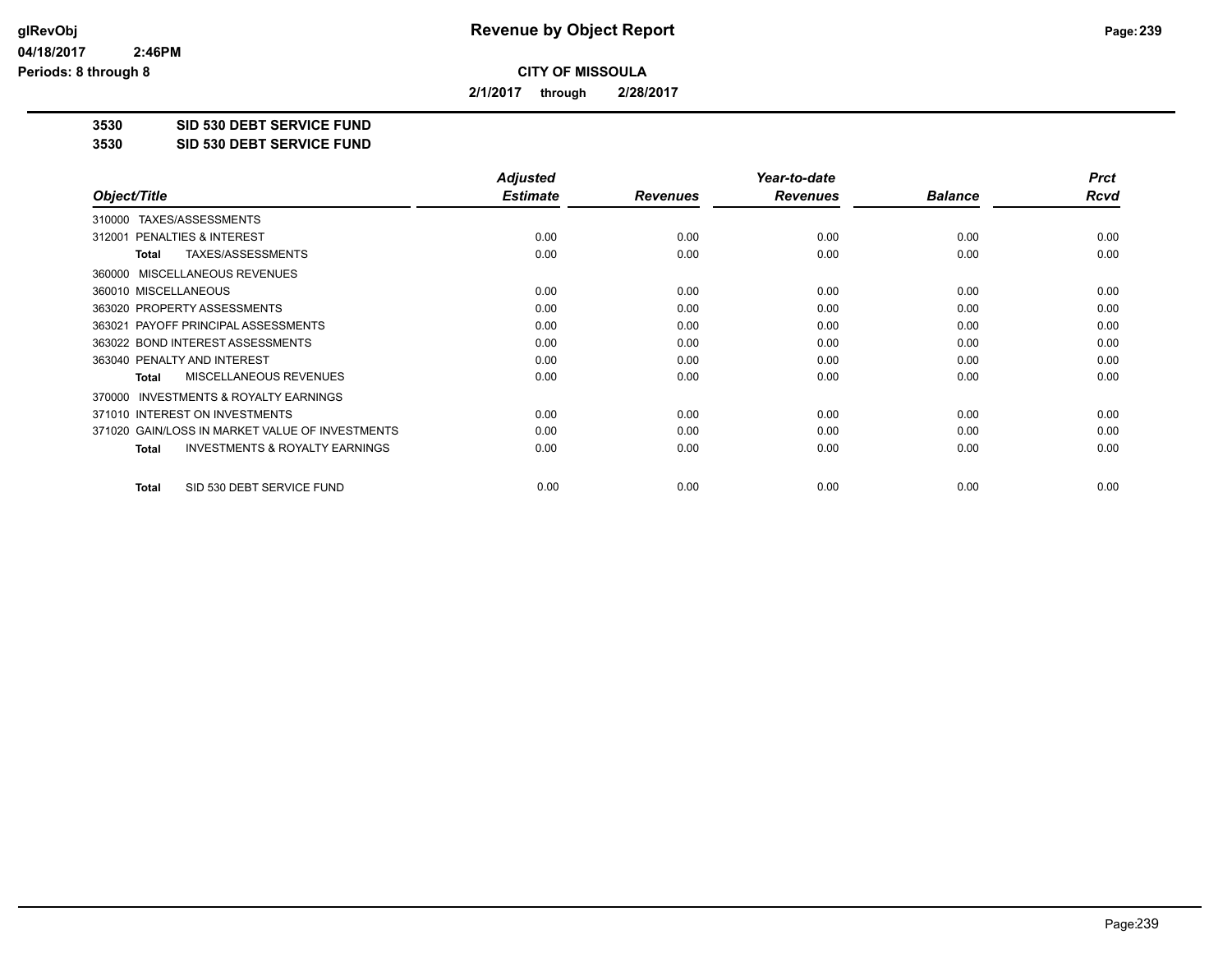# Revenue by Object Report

**CITY OF MISSOULA**

**2/1/2017 through 2/28/2017**

glRevObj
04/18/2017 2:46PM
Periods: 8 through 8

**3530 SID 530 DEBT SERVICE FUND**
**3530 SID 530 DEBT SERVICE FUND**

| Object/Title | Adjusted Estimate | Revenues | Year-to-date Revenues | Balance | Prct Rcvd |
|---|---|---|---|---|---|
| 310000 TAXES/ASSESSMENTS | | | | | |
| 312001 PENALTIES & INTEREST | 0.00 | 0.00 | 0.00 | 0.00 | 0.00 |
| **Total** TAXES/ASSESSMENTS | 0.00 | 0.00 | 0.00 | 0.00 | 0.00 |
| 360000 MISCELLANEOUS REVENUES | | | | | |
| 360010 MISCELLANEOUS | 0.00 | 0.00 | 0.00 | 0.00 | 0.00 |
| 363020 PROPERTY ASSESSMENTS | 0.00 | 0.00 | 0.00 | 0.00 | 0.00 |
| 363021 PAYOFF PRINCIPAL ASSESSMENTS | 0.00 | 0.00 | 0.00 | 0.00 | 0.00 |
| 363022 BOND INTEREST ASSESSMENTS | 0.00 | 0.00 | 0.00 | 0.00 | 0.00 |
| 363040 PENALTY AND INTEREST | 0.00 | 0.00 | 0.00 | 0.00 | 0.00 |
| **Total** MISCELLANEOUS REVENUES | 0.00 | 0.00 | 0.00 | 0.00 | 0.00 |
| 370000 INVESTMENTS & ROYALTY EARNINGS | | | | | |
| 371010 INTEREST ON INVESTMENTS | 0.00 | 0.00 | 0.00 | 0.00 | 0.00 |
| 371020 GAIN/LOSS IN MARKET VALUE OF INVESTMENTS | 0.00 | 0.00 | 0.00 | 0.00 | 0.00 |
| **Total** INVESTMENTS & ROYALTY EARNINGS | 0.00 | 0.00 | 0.00 | 0.00 | 0.00 |
| **Total** SID 530 DEBT SERVICE FUND | 0.00 | 0.00 | 0.00 | 0.00 | 0.00 |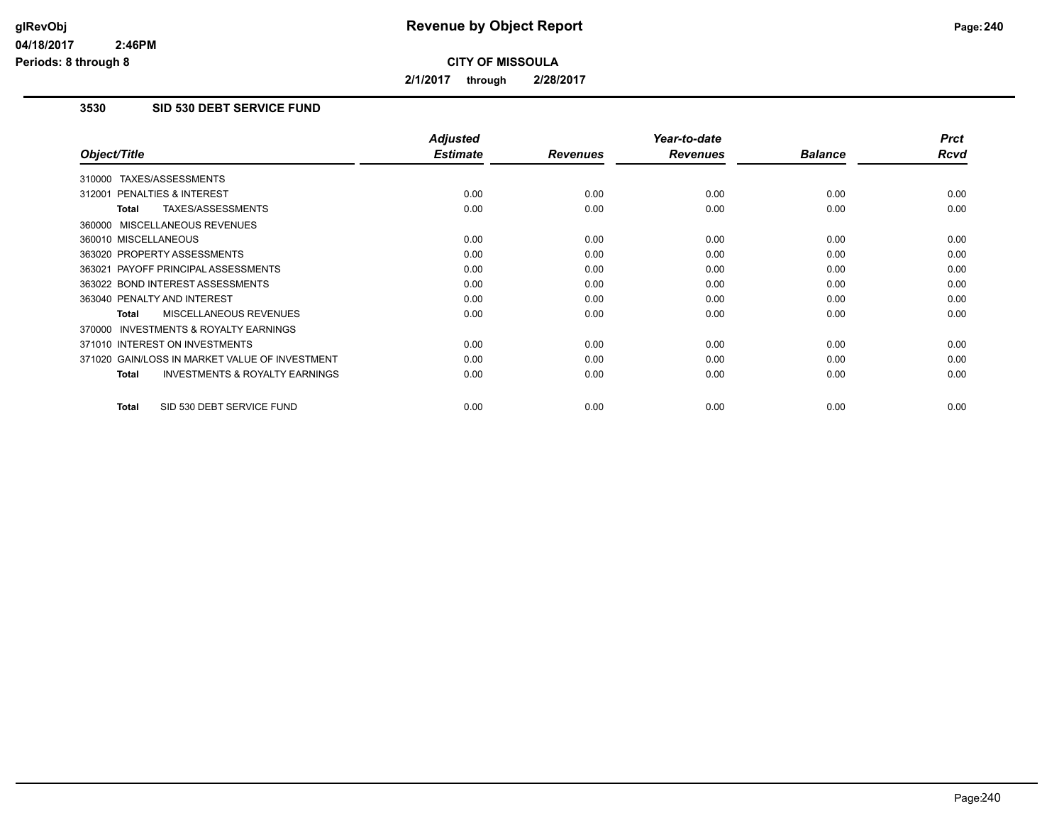# Revenue by Object Report

**CITY OF MISSOULA**

**2/1/2017 through 2/28/2017**

glRevObj
04/18/2017 2:46PM
Periods: 8 through 8

### 3530 SID 530 DEBT SERVICE FUND

| Object/Title | Adjusted Estimate | Revenues | Year-to-date Revenues | Balance | Prct Rcvd |
|---|---|---|---|---|---|
| 310000 TAXES/ASSESSMENTS | | | | | |
| 312001 PENALTIES & INTEREST | 0.00 | 0.00 | 0.00 | 0.00 | 0.00 |
| **Total** TAXES/ASSESSMENTS | 0.00 | 0.00 | 0.00 | 0.00 | 0.00 |
| 360000 MISCELLANEOUS REVENUES | | | | | |
| 360010 MISCELLANEOUS | 0.00 | 0.00 | 0.00 | 0.00 | 0.00 |
| 363020 PROPERTY ASSESSMENTS | 0.00 | 0.00 | 0.00 | 0.00 | 0.00 |
| 363021 PAYOFF PRINCIPAL ASSESSMENTS | 0.00 | 0.00 | 0.00 | 0.00 | 0.00 |
| 363022 BOND INTEREST ASSESSMENTS | 0.00 | 0.00 | 0.00 | 0.00 | 0.00 |
| 363040 PENALTY AND INTEREST | 0.00 | 0.00 | 0.00 | 0.00 | 0.00 |
| **Total** MISCELLANEOUS REVENUES | 0.00 | 0.00 | 0.00 | 0.00 | 0.00 |
| 370000 INVESTMENTS & ROYALTY EARNINGS | | | | | |
| 371010 INTEREST ON INVESTMENTS | 0.00 | 0.00 | 0.00 | 0.00 | 0.00 |
| 371020 GAIN/LOSS IN MARKET VALUE OF INVESTMENT | 0.00 | 0.00 | 0.00 | 0.00 | 0.00 |
| **Total** INVESTMENTS & ROYALTY EARNINGS | 0.00 | 0.00 | 0.00 | 0.00 | 0.00 |
| **Total** SID 530 DEBT SERVICE FUND | 0.00 | 0.00 | 0.00 | 0.00 | 0.00 |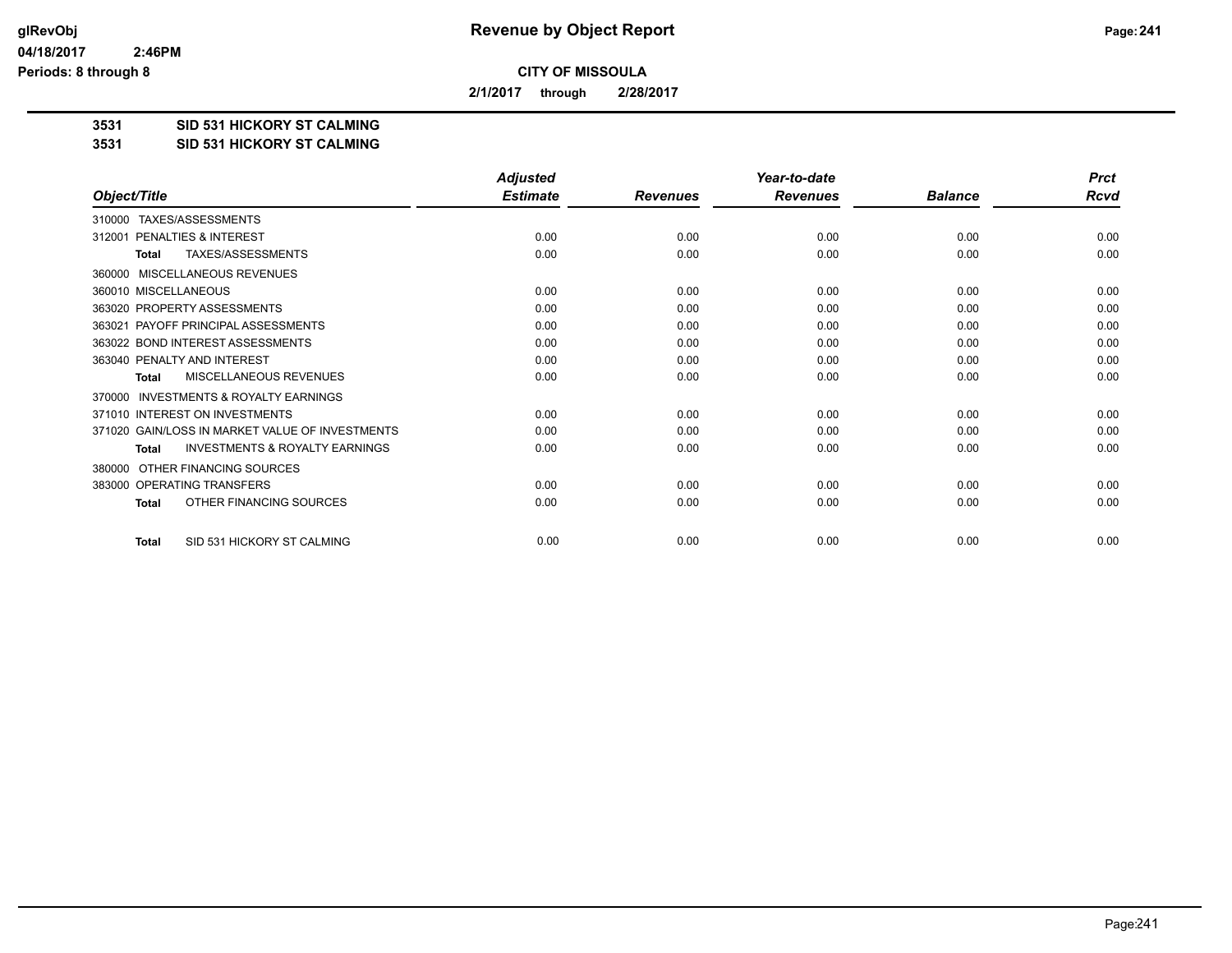# Revenue by Object Report

**CITY OF MISSOULA**

**2/1/2017 through 2/28/2017**

glRevObj
04/18/2017 2:46PM
Periods: 8 through 8

**3531 SID 531 HICKORY ST CALMING**
**3531 SID 531 HICKORY ST CALMING**

| Object/Title | Adjusted Estimate | Revenues | Year-to-date Revenues | Balance | Prct Rcvd |
|---|---|---|---|---|---|
| 310000 TAXES/ASSESSMENTS | | | | | |
| 312001 PENALTIES & INTEREST | 0.00 | 0.00 | 0.00 | 0.00 | 0.00 |
| **Total** TAXES/ASSESSMENTS | 0.00 | 0.00 | 0.00 | 0.00 | 0.00 |
| 360000 MISCELLANEOUS REVENUES | | | | | |
| 360010 MISCELLANEOUS | 0.00 | 0.00 | 0.00 | 0.00 | 0.00 |
| 363020 PROPERTY ASSESSMENTS | 0.00 | 0.00 | 0.00 | 0.00 | 0.00 |
| 363021 PAYOFF PRINCIPAL ASSESSMENTS | 0.00 | 0.00 | 0.00 | 0.00 | 0.00 |
| 363022 BOND INTEREST ASSESSMENTS | 0.00 | 0.00 | 0.00 | 0.00 | 0.00 |
| 363040 PENALTY AND INTEREST | 0.00 | 0.00 | 0.00 | 0.00 | 0.00 |
| **Total** MISCELLANEOUS REVENUES | 0.00 | 0.00 | 0.00 | 0.00 | 0.00 |
| 370000 INVESTMENTS & ROYALTY EARNINGS | | | | | |
| 371010 INTEREST ON INVESTMENTS | 0.00 | 0.00 | 0.00 | 0.00 | 0.00 |
| 371020 GAIN/LOSS IN MARKET VALUE OF INVESTMENTS | 0.00 | 0.00 | 0.00 | 0.00 | 0.00 |
| **Total** INVESTMENTS & ROYALTY EARNINGS | 0.00 | 0.00 | 0.00 | 0.00 | 0.00 |
| 380000 OTHER FINANCING SOURCES | | | | | |
| 383000 OPERATING TRANSFERS | 0.00 | 0.00 | 0.00 | 0.00 | 0.00 |
| **Total** OTHER FINANCING SOURCES | 0.00 | 0.00 | 0.00 | 0.00 | 0.00 |
| **Total** SID 531 HICKORY ST CALMING | 0.00 | 0.00 | 0.00 | 0.00 | 0.00 |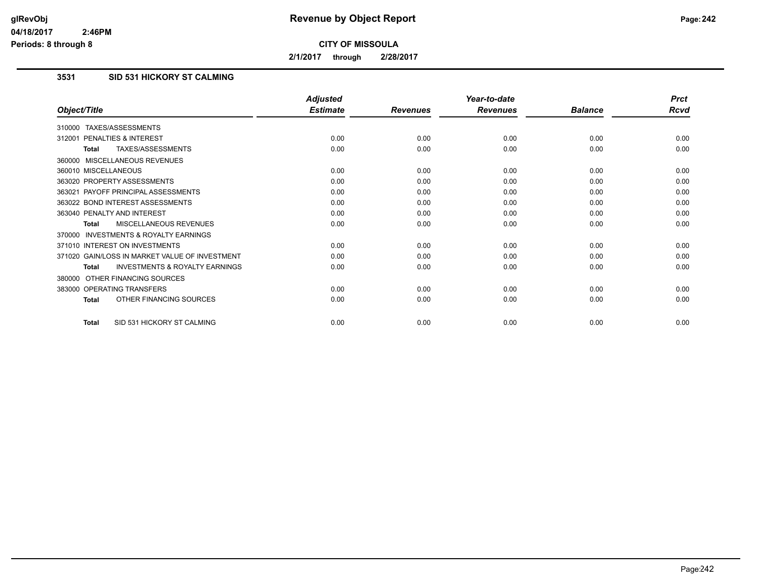**CITY OF MISSOULA**

**2/1/2017 through 2/28/2017**

### 3531 SID 531 HICKORY ST CALMING

| Object/Title | Adjusted Estimate | Revenues | Year-to-date Revenues | Balance | Prct Rcvd |
|---|---|---|---|---|---|
| 310000 TAXES/ASSESSMENTS | | | | | |
| 312001 PENALTIES & INTEREST | 0.00 | 0.00 | 0.00 | 0.00 | 0.00 |
| **Total** TAXES/ASSESSMENTS | 0.00 | 0.00 | 0.00 | 0.00 | 0.00 |
| 360000 MISCELLANEOUS REVENUES | | | | | |
| 360010 MISCELLANEOUS | 0.00 | 0.00 | 0.00 | 0.00 | 0.00 |
| 363020 PROPERTY ASSESSMENTS | 0.00 | 0.00 | 0.00 | 0.00 | 0.00 |
| 363021 PAYOFF PRINCIPAL ASSESSMENTS | 0.00 | 0.00 | 0.00 | 0.00 | 0.00 |
| 363022 BOND INTEREST ASSESSMENTS | 0.00 | 0.00 | 0.00 | 0.00 | 0.00 |
| 363040 PENALTY AND INTEREST | 0.00 | 0.00 | 0.00 | 0.00 | 0.00 |
| **Total** MISCELLANEOUS REVENUES | 0.00 | 0.00 | 0.00 | 0.00 | 0.00 |
| 370000 INVESTMENTS & ROYALTY EARNINGS | | | | | |
| 371010 INTEREST ON INVESTMENTS | 0.00 | 0.00 | 0.00 | 0.00 | 0.00 |
| 371020 GAIN/LOSS IN MARKET VALUE OF INVESTMENT | 0.00 | 0.00 | 0.00 | 0.00 | 0.00 |
| **Total** INVESTMENTS & ROYALTY EARNINGS | 0.00 | 0.00 | 0.00 | 0.00 | 0.00 |
| 380000 OTHER FINANCING SOURCES | | | | | |
| 383000 OPERATING TRANSFERS | 0.00 | 0.00 | 0.00 | 0.00 | 0.00 |
| **Total** OTHER FINANCING SOURCES | 0.00 | 0.00 | 0.00 | 0.00 | 0.00 |
| **Total** SID 531 HICKORY ST CALMING | 0.00 | 0.00 | 0.00 | 0.00 | 0.00 |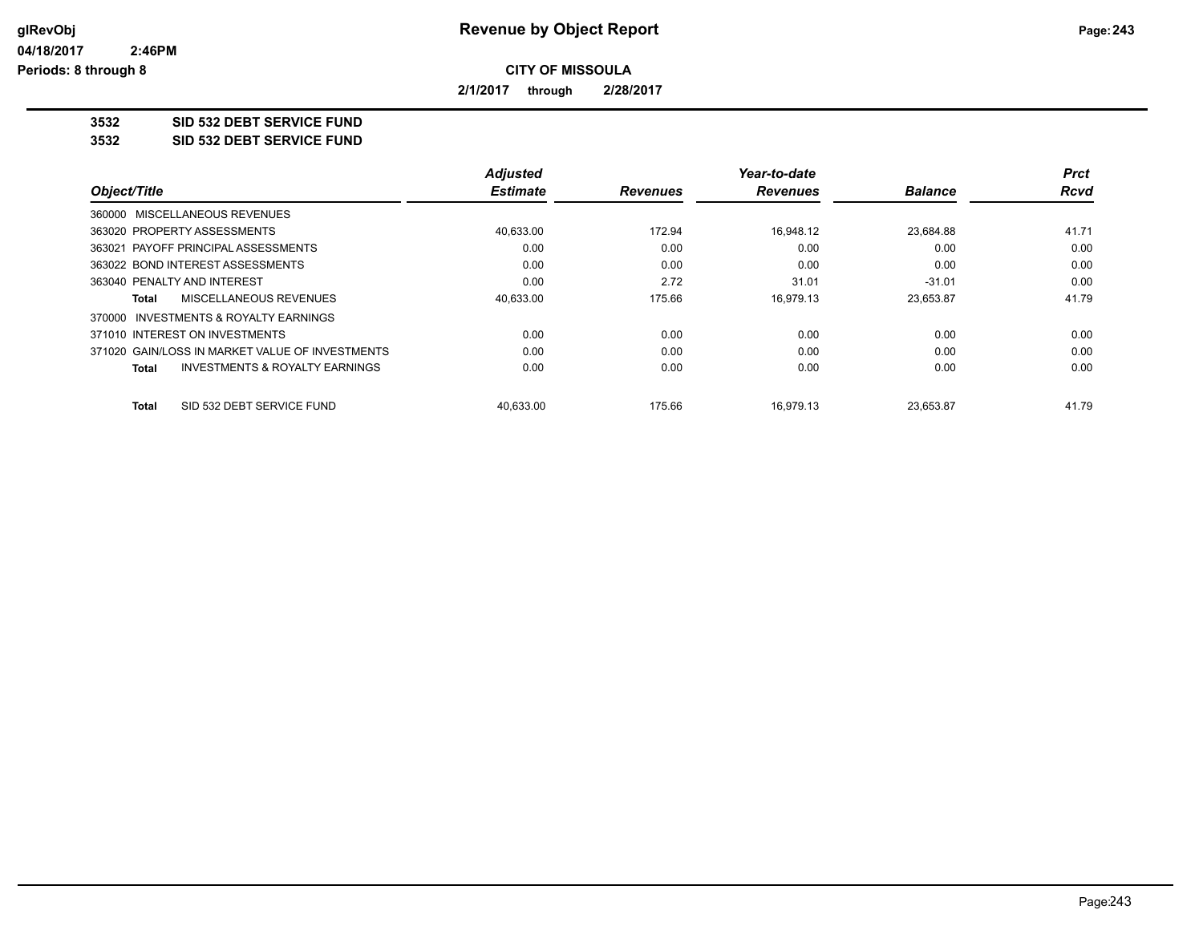# Revenue by Object Report

glRevObj
04/18/2017 2:46PM
Periods: 8 through 8

**CITY OF MISSOULA**

**2/1/2017 through 2/28/2017**

**3532 SID 532 DEBT SERVICE FUND**
**3532 SID 532 DEBT SERVICE FUND**

| Object/Title | Adjusted Estimate | Revenues | Year-to-date Revenues | Balance | Prct Rcvd |
|---|---|---|---|---|---|
| 360000 MISCELLANEOUS REVENUES | | | | | |
| 363020 PROPERTY ASSESSMENTS | 40,633.00 | 172.94 | 16,948.12 | 23,684.88 | 41.71 |
| 363021 PAYOFF PRINCIPAL ASSESSMENTS | 0.00 | 0.00 | 0.00 | 0.00 | 0.00 |
| 363022 BOND INTEREST ASSESSMENTS | 0.00 | 0.00 | 0.00 | 0.00 | 0.00 |
| 363040 PENALTY AND INTEREST | 0.00 | 2.72 | 31.01 | -31.01 | 0.00 |
| **Total** MISCELLANEOUS REVENUES | 40,633.00 | 175.66 | 16,979.13 | 23,653.87 | 41.79 |
| 370000 INVESTMENTS & ROYALTY EARNINGS | | | | | |
| 371010 INTEREST ON INVESTMENTS | 0.00 | 0.00 | 0.00 | 0.00 | 0.00 |
| 371020 GAIN/LOSS IN MARKET VALUE OF INVESTMENTS | 0.00 | 0.00 | 0.00 | 0.00 | 0.00 |
| **Total** INVESTMENTS & ROYALTY EARNINGS | 0.00 | 0.00 | 0.00 | 0.00 | 0.00 |
| **Total** SID 532 DEBT SERVICE FUND | 40,633.00 | 175.66 | 16,979.13 | 23,653.87 | 41.79 |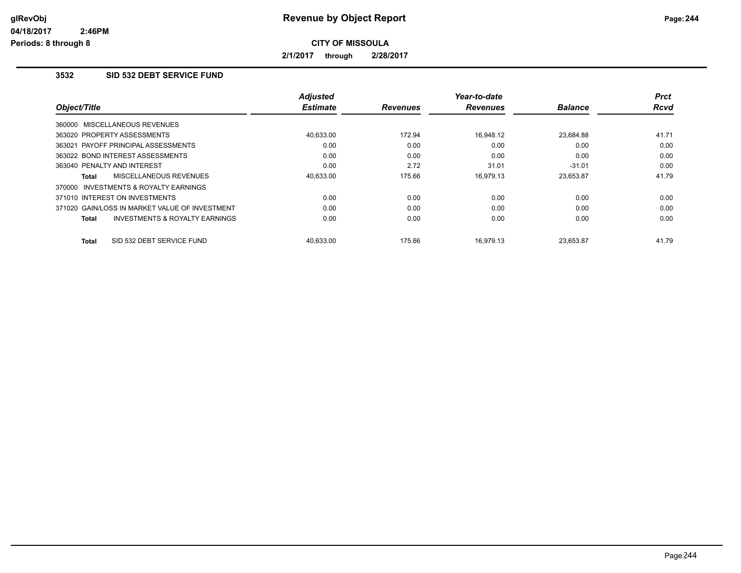# Revenue by Object Report

**CITY OF MISSOULA**

**2/1/2017 through 2/28/2017**

## 3532 SID 532 DEBT SERVICE FUND

| Object/Title | Adjusted Estimate | Revenues | Year-to-date Revenues | Balance | Prct Rcvd |
|---|---|---|---|---|---|
| 360000 MISCELLANEOUS REVENUES | | | | | |
| 363020 PROPERTY ASSESSMENTS | 40,633.00 | 172.94 | 16,948.12 | 23,684.88 | 41.71 |
| 363021 PAYOFF PRINCIPAL ASSESSMENTS | 0.00 | 0.00 | 0.00 | 0.00 | 0.00 |
| 363022 BOND INTEREST ASSESSMENTS | 0.00 | 0.00 | 0.00 | 0.00 | 0.00 |
| 363040 PENALTY AND INTEREST | 0.00 | 2.72 | 31.01 | -31.01 | 0.00 |
| **Total** MISCELLANEOUS REVENUES | 40,633.00 | 175.66 | 16,979.13 | 23,653.87 | 41.79 |
| 370000 INVESTMENTS & ROYALTY EARNINGS | | | | | |
| 371010 INTEREST ON INVESTMENTS | 0.00 | 0.00 | 0.00 | 0.00 | 0.00 |
| 371020 GAIN/LOSS IN MARKET VALUE OF INVESTMENT | 0.00 | 0.00 | 0.00 | 0.00 | 0.00 |
| **Total** INVESTMENTS & ROYALTY EARNINGS | 0.00 | 0.00 | 0.00 | 0.00 | 0.00 |
| **Total** SID 532 DEBT SERVICE FUND | 40,633.00 | 175.66 | 16,979.13 | 23,653.87 | 41.79 |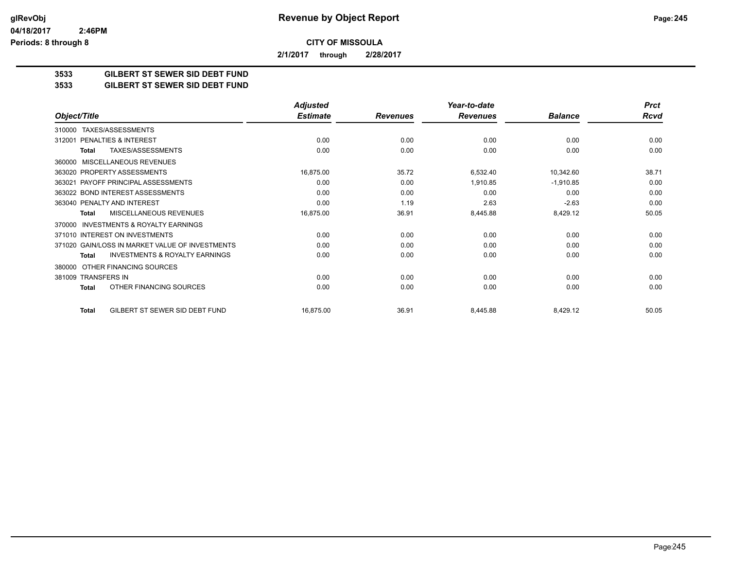**Revenue by Object Report**

**CITY OF MISSOULA**

**2/1/2017 through 2/28/2017**

glRevObj
04/18/2017 2:46PM
Periods: 8 through 8

## 3533 GILBERT ST SEWER SID DEBT FUND
## 3533 GILBERT ST SEWER SID DEBT FUND

| Object/Title | Adjusted Estimate | Revenues | Year-to-date Revenues | Balance | Prct Rcvd |
|---|---|---|---|---|---|
| 310000 TAXES/ASSESSMENTS | | | | | |
| 312001 PENALTIES & INTEREST | 0.00 | 0.00 | 0.00 | 0.00 | 0.00 |
| **Total** TAXES/ASSESSMENTS | 0.00 | 0.00 | 0.00 | 0.00 | 0.00 |
| 360000 MISCELLANEOUS REVENUES | | | | | |
| 363020 PROPERTY ASSESSMENTS | 16,875.00 | 35.72 | 6,532.40 | 10,342.60 | 38.71 |
| 363021 PAYOFF PRINCIPAL ASSESSMENTS | 0.00 | 0.00 | 1,910.85 | -1,910.85 | 0.00 |
| 363022 BOND INTEREST ASSESSMENTS | 0.00 | 0.00 | 0.00 | 0.00 | 0.00 |
| 363040 PENALTY AND INTEREST | 0.00 | 1.19 | 2.63 | -2.63 | 0.00 |
| **Total** MISCELLANEOUS REVENUES | 16,875.00 | 36.91 | 8,445.88 | 8,429.12 | 50.05 |
| 370000 INVESTMENTS & ROYALTY EARNINGS | | | | | |
| 371010 INTEREST ON INVESTMENTS | 0.00 | 0.00 | 0.00 | 0.00 | 0.00 |
| 371020 GAIN/LOSS IN MARKET VALUE OF INVESTMENTS | 0.00 | 0.00 | 0.00 | 0.00 | 0.00 |
| **Total** INVESTMENTS & ROYALTY EARNINGS | 0.00 | 0.00 | 0.00 | 0.00 | 0.00 |
| 380000 OTHER FINANCING SOURCES | | | | | |
| 381009 TRANSFERS IN | 0.00 | 0.00 | 0.00 | 0.00 | 0.00 |
| **Total** OTHER FINANCING SOURCES | 0.00 | 0.00 | 0.00 | 0.00 | 0.00 |
| **Total** GILBERT ST SEWER SID DEBT FUND | 16,875.00 | 36.91 | 8,445.88 | 8,429.12 | 50.05 |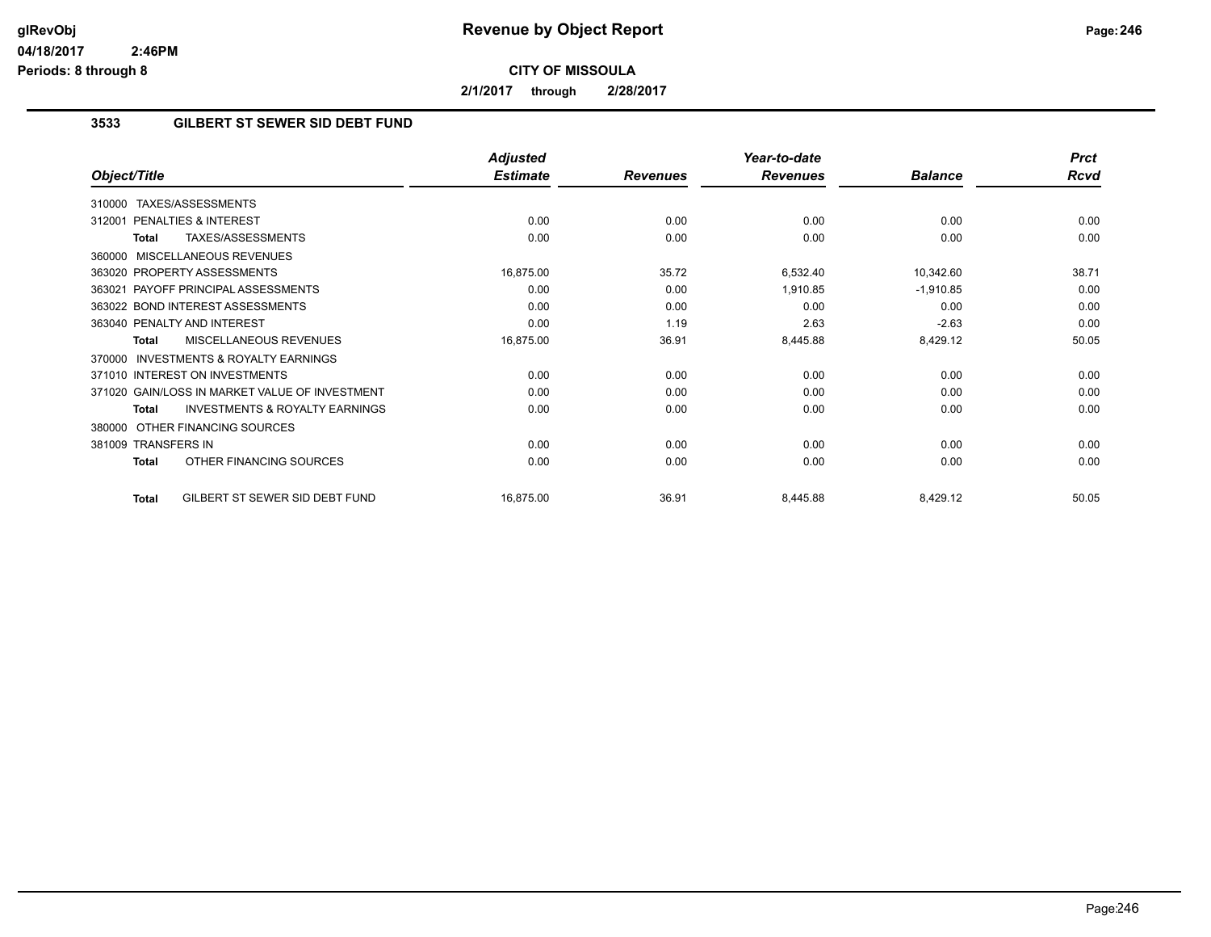# Revenue by Object Report

glRevObj
04/18/2017 2:46PM
Periods: 8 through 8

**CITY OF MISSOULA**

**2/1/2017 through 2/28/2017**

## 3533 GILBERT ST SEWER SID DEBT FUND

| Object/Title | Adjusted Estimate | Revenues | Year-to-date Revenues | Balance | Prct Rcvd |
|---|---|---|---|---|---|
| 310000 TAXES/ASSESSMENTS | | | | | |
| 312001 PENALTIES & INTEREST | 0.00 | 0.00 | 0.00 | 0.00 | 0.00 |
| **Total** TAXES/ASSESSMENTS | 0.00 | 0.00 | 0.00 | 0.00 | 0.00 |
| 360000 MISCELLANEOUS REVENUES | | | | | |
| 363020 PROPERTY ASSESSMENTS | 16,875.00 | 35.72 | 6,532.40 | 10,342.60 | 38.71 |
| 363021 PAYOFF PRINCIPAL ASSESSMENTS | 0.00 | 0.00 | 1,910.85 | -1,910.85 | 0.00 |
| 363022 BOND INTEREST ASSESSMENTS | 0.00 | 0.00 | 0.00 | 0.00 | 0.00 |
| 363040 PENALTY AND INTEREST | 0.00 | 1.19 | 2.63 | -2.63 | 0.00 |
| **Total** MISCELLANEOUS REVENUES | 16,875.00 | 36.91 | 8,445.88 | 8,429.12 | 50.05 |
| 370000 INVESTMENTS & ROYALTY EARNINGS | | | | | |
| 371010 INTEREST ON INVESTMENTS | 0.00 | 0.00 | 0.00 | 0.00 | 0.00 |
| 371020 GAIN/LOSS IN MARKET VALUE OF INVESTMENT | 0.00 | 0.00 | 0.00 | 0.00 | 0.00 |
| **Total** INVESTMENTS & ROYALTY EARNINGS | 0.00 | 0.00 | 0.00 | 0.00 | 0.00 |
| 380000 OTHER FINANCING SOURCES | | | | | |
| 381009 TRANSFERS IN | 0.00 | 0.00 | 0.00 | 0.00 | 0.00 |
| **Total** OTHER FINANCING SOURCES | 0.00 | 0.00 | 0.00 | 0.00 | 0.00 |
| **Total** GILBERT ST SEWER SID DEBT FUND | 16,875.00 | 36.91 | 8,445.88 | 8,429.12 | 50.05 |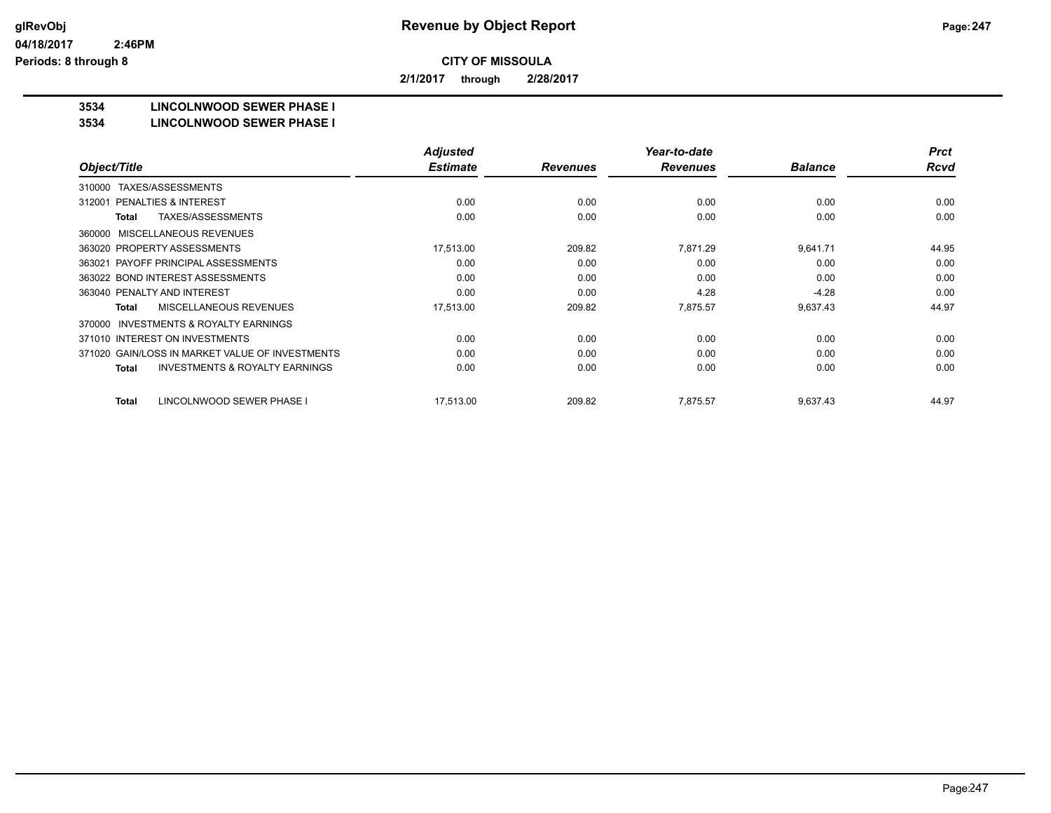# Revenue by Object Report

**CITY OF MISSOULA**

**2/1/2017 through 2/28/2017**

glRevObj
04/18/2017 2:46PM
Periods: 8 through 8

## 3534 LINCOLNWOOD SEWER PHASE I
## 3534 LINCOLNWOOD SEWER PHASE I

| Object/Title | Adjusted Estimate | Revenues | Year-to-date Revenues | Balance | Prct Rcvd |
|---|---|---|---|---|---|
| 310000 TAXES/ASSESSMENTS | | | | | |
| 312001 PENALTIES & INTEREST | 0.00 | 0.00 | 0.00 | 0.00 | 0.00 |
| **Total** TAXES/ASSESSMENTS | 0.00 | 0.00 | 0.00 | 0.00 | 0.00 |
| 360000 MISCELLANEOUS REVENUES | | | | | |
| 363020 PROPERTY ASSESSMENTS | 17,513.00 | 209.82 | 7,871.29 | 9,641.71 | 44.95 |
| 363021 PAYOFF PRINCIPAL ASSESSMENTS | 0.00 | 0.00 | 0.00 | 0.00 | 0.00 |
| 363022 BOND INTEREST ASSESSMENTS | 0.00 | 0.00 | 0.00 | 0.00 | 0.00 |
| 363040 PENALTY AND INTEREST | 0.00 | 0.00 | 4.28 | -4.28 | 0.00 |
| **Total** MISCELLANEOUS REVENUES | 17,513.00 | 209.82 | 7,875.57 | 9,637.43 | 44.97 |
| 370000 INVESTMENTS & ROYALTY EARNINGS | | | | | |
| 371010 INTEREST ON INVESTMENTS | 0.00 | 0.00 | 0.00 | 0.00 | 0.00 |
| 371020 GAIN/LOSS IN MARKET VALUE OF INVESTMENTS | 0.00 | 0.00 | 0.00 | 0.00 | 0.00 |
| **Total** INVESTMENTS & ROYALTY EARNINGS | 0.00 | 0.00 | 0.00 | 0.00 | 0.00 |
| **Total** LINCOLNWOOD SEWER PHASE I | 17,513.00 | 209.82 | 7,875.57 | 9,637.43 | 44.97 |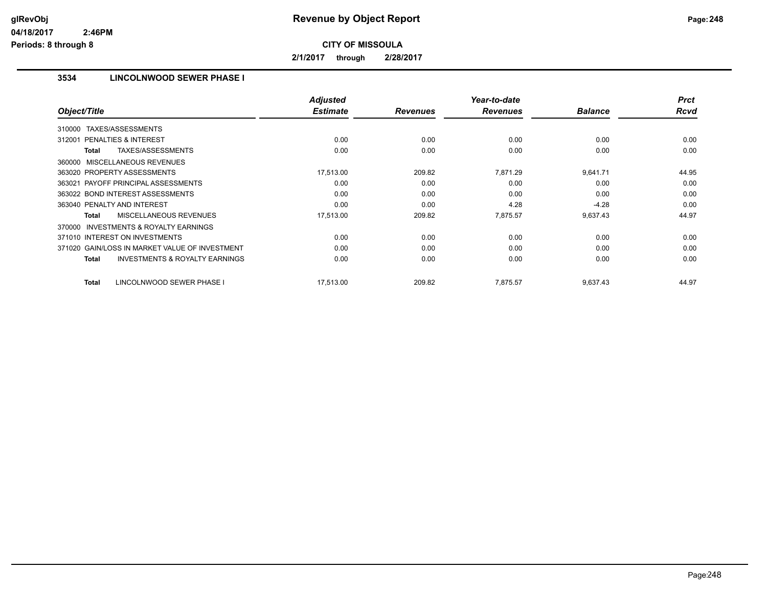# Revenue by Object Report

**CITY OF MISSOULA**

**2/1/2017 through 2/28/2017**

### 3534 LINCOLNWOOD SEWER PHASE I

| Object/Title | Adjusted Estimate | Revenues | Year-to-date Revenues | Balance | Prct Rcvd |
|---|---|---|---|---|---|
| 310000 TAXES/ASSESSMENTS | | | | | |
| 312001 PENALTIES & INTEREST | 0.00 | 0.00 | 0.00 | 0.00 | 0.00 |
| **Total** TAXES/ASSESSMENTS | 0.00 | 0.00 | 0.00 | 0.00 | 0.00 |
| 360000 MISCELLANEOUS REVENUES | | | | | |
| 363020 PROPERTY ASSESSMENTS | 17,513.00 | 209.82 | 7,871.29 | 9,641.71 | 44.95 |
| 363021 PAYOFF PRINCIPAL ASSESSMENTS | 0.00 | 0.00 | 0.00 | 0.00 | 0.00 |
| 363022 BOND INTEREST ASSESSMENTS | 0.00 | 0.00 | 0.00 | 0.00 | 0.00 |
| 363040 PENALTY AND INTEREST | 0.00 | 0.00 | 4.28 | -4.28 | 0.00 |
| **Total** MISCELLANEOUS REVENUES | 17,513.00 | 209.82 | 7,875.57 | 9,637.43 | 44.97 |
| 370000 INVESTMENTS & ROYALTY EARNINGS | | | | | |
| 371010 INTEREST ON INVESTMENTS | 0.00 | 0.00 | 0.00 | 0.00 | 0.00 |
| 371020 GAIN/LOSS IN MARKET VALUE OF INVESTMENT | 0.00 | 0.00 | 0.00 | 0.00 | 0.00 |
| **Total** INVESTMENTS & ROYALTY EARNINGS | 0.00 | 0.00 | 0.00 | 0.00 | 0.00 |
| **Total** LINCOLNWOOD SEWER PHASE I | 17,513.00 | 209.82 | 7,875.57 | 9,637.43 | 44.97 |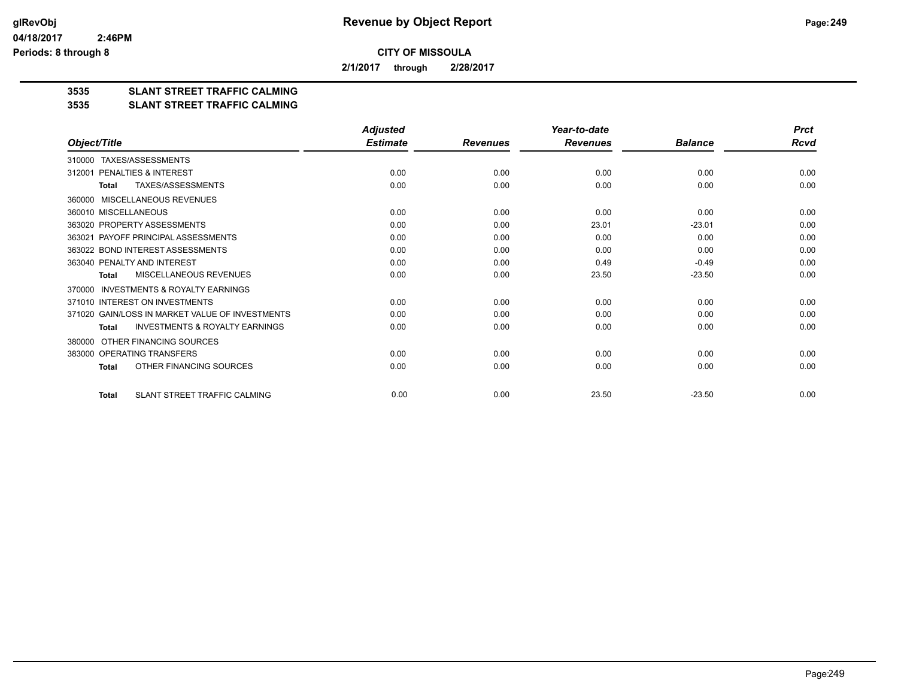**Revenue by Object Report**

**CITY OF MISSOULA**

**2/1/2017 through 2/28/2017**

glRevObj
04/18/2017 2:46PM
Periods: 8 through 8

## 3535 SLANT STREET TRAFFIC CALMING
## 3535 SLANT STREET TRAFFIC CALMING

| Object/Title | Adjusted Estimate | Revenues | Year-to-date Revenues | Balance | Prct Rcvd |
|---|---|---|---|---|---|
| 310000 TAXES/ASSESSMENTS | | | | | |
| 312001 PENALTIES & INTEREST | 0.00 | 0.00 | 0.00 | 0.00 | 0.00 |
| **Total** TAXES/ASSESSMENTS | 0.00 | 0.00 | 0.00 | 0.00 | 0.00 |
| 360000 MISCELLANEOUS REVENUES | | | | | |
| 360010 MISCELLANEOUS | 0.00 | 0.00 | 0.00 | 0.00 | 0.00 |
| 363020 PROPERTY ASSESSMENTS | 0.00 | 0.00 | 23.01 | -23.01 | 0.00 |
| 363021 PAYOFF PRINCIPAL ASSESSMENTS | 0.00 | 0.00 | 0.00 | 0.00 | 0.00 |
| 363022 BOND INTEREST ASSESSMENTS | 0.00 | 0.00 | 0.00 | 0.00 | 0.00 |
| 363040 PENALTY AND INTEREST | 0.00 | 0.00 | 0.49 | -0.49 | 0.00 |
| **Total** MISCELLANEOUS REVENUES | 0.00 | 0.00 | 23.50 | -23.50 | 0.00 |
| 370000 INVESTMENTS & ROYALTY EARNINGS | | | | | |
| 371010 INTEREST ON INVESTMENTS | 0.00 | 0.00 | 0.00 | 0.00 | 0.00 |
| 371020 GAIN/LOSS IN MARKET VALUE OF INVESTMENTS | 0.00 | 0.00 | 0.00 | 0.00 | 0.00 |
| **Total** INVESTMENTS & ROYALTY EARNINGS | 0.00 | 0.00 | 0.00 | 0.00 | 0.00 |
| 380000 OTHER FINANCING SOURCES | | | | | |
| 383000 OPERATING TRANSFERS | 0.00 | 0.00 | 0.00 | 0.00 | 0.00 |
| **Total** OTHER FINANCING SOURCES | 0.00 | 0.00 | 0.00 | 0.00 | 0.00 |
| **Total** SLANT STREET TRAFFIC CALMING | 0.00 | 0.00 | 23.50 | -23.50 | 0.00 |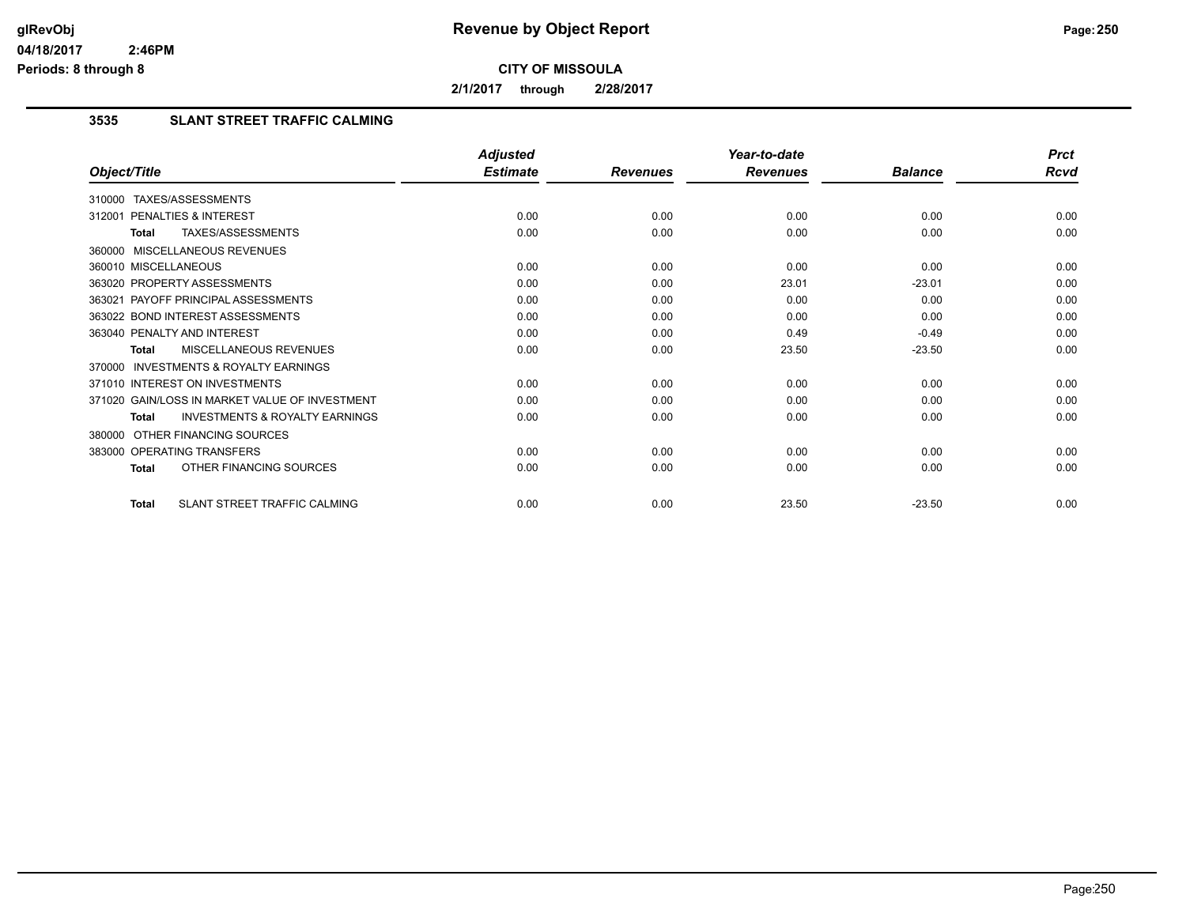# Revenue by Object Report

**CITY OF MISSOULA**

**2/1/2017 through 2/28/2017**

glRevObj
04/18/2017 2:46PM
Periods: 8 through 8

## 3535 SLANT STREET TRAFFIC CALMING

| Object/Title | Adjusted Estimate | Revenues | Year-to-date Revenues | Balance | Prct Rcvd |
|---|---|---|---|---|---|
| 310000 TAXES/ASSESSMENTS | | | | | |
| 312001 PENALTIES & INTEREST | 0.00 | 0.00 | 0.00 | 0.00 | 0.00 |
| **Total** TAXES/ASSESSMENTS | 0.00 | 0.00 | 0.00 | 0.00 | 0.00 |
| 360000 MISCELLANEOUS REVENUES | | | | | |
| 360010 MISCELLANEOUS | 0.00 | 0.00 | 0.00 | 0.00 | 0.00 |
| 363020 PROPERTY ASSESSMENTS | 0.00 | 0.00 | 23.01 | -23.01 | 0.00 |
| 363021 PAYOFF PRINCIPAL ASSESSMENTS | 0.00 | 0.00 | 0.00 | 0.00 | 0.00 |
| 363022 BOND INTEREST ASSESSMENTS | 0.00 | 0.00 | 0.00 | 0.00 | 0.00 |
| 363040 PENALTY AND INTEREST | 0.00 | 0.00 | 0.49 | -0.49 | 0.00 |
| **Total** MISCELLANEOUS REVENUES | 0.00 | 0.00 | 23.50 | -23.50 | 0.00 |
| 370000 INVESTMENTS & ROYALTY EARNINGS | | | | | |
| 371010 INTEREST ON INVESTMENTS | 0.00 | 0.00 | 0.00 | 0.00 | 0.00 |
| 371020 GAIN/LOSS IN MARKET VALUE OF INVESTMENT | 0.00 | 0.00 | 0.00 | 0.00 | 0.00 |
| **Total** INVESTMENTS & ROYALTY EARNINGS | 0.00 | 0.00 | 0.00 | 0.00 | 0.00 |
| 380000 OTHER FINANCING SOURCES | | | | | |
| 383000 OPERATING TRANSFERS | 0.00 | 0.00 | 0.00 | 0.00 | 0.00 |
| **Total** OTHER FINANCING SOURCES | 0.00 | 0.00 | 0.00 | 0.00 | 0.00 |
| **Total** SLANT STREET TRAFFIC CALMING | 0.00 | 0.00 | 23.50 | -23.50 | 0.00 |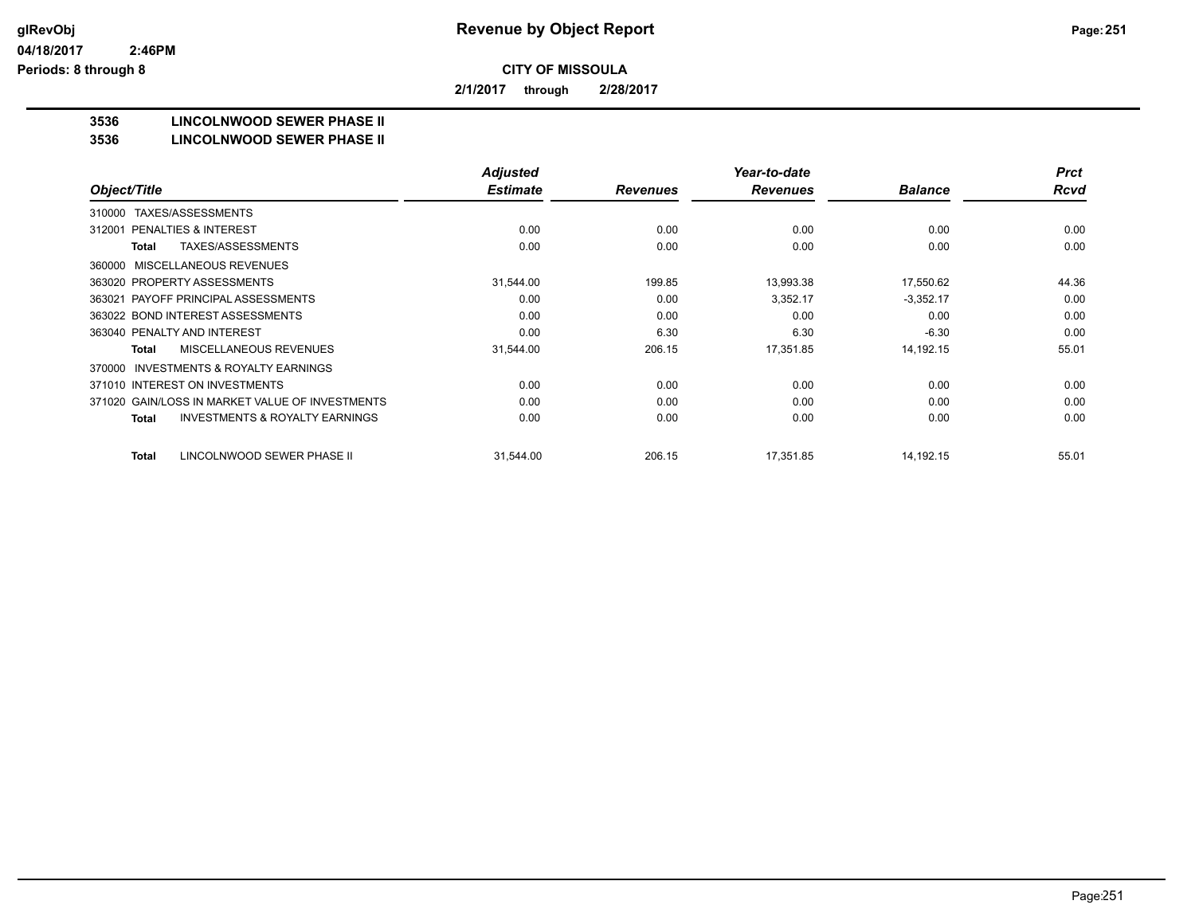glRevObj
04/18/2017 2:46PM
Periods: 8 through 8

# Revenue by Object Report

**CITY OF MISSOULA**

**2/1/2017 through 2/28/2017**

**3536 LINCOLNWOOD SEWER PHASE II**
**3536 LINCOLNWOOD SEWER PHASE II**

| Object/Title | Adjusted Estimate | Revenues | Year-to-date Revenues | Balance | Prct Rcvd |
|---|---|---|---|---|---|
| 310000 TAXES/ASSESSMENTS | | | | | |
| 312001 PENALTIES & INTEREST | 0.00 | 0.00 | 0.00 | 0.00 | 0.00 |
| **Total** TAXES/ASSESSMENTS | 0.00 | 0.00 | 0.00 | 0.00 | 0.00 |
| 360000 MISCELLANEOUS REVENUES | | | | | |
| 363020 PROPERTY ASSESSMENTS | 31,544.00 | 199.85 | 13,993.38 | 17,550.62 | 44.36 |
| 363021 PAYOFF PRINCIPAL ASSESSMENTS | 0.00 | 0.00 | 3,352.17 | -3,352.17 | 0.00 |
| 363022 BOND INTEREST ASSESSMENTS | 0.00 | 0.00 | 0.00 | 0.00 | 0.00 |
| 363040 PENALTY AND INTEREST | 0.00 | 6.30 | 6.30 | -6.30 | 0.00 |
| **Total** MISCELLANEOUS REVENUES | 31,544.00 | 206.15 | 17,351.85 | 14,192.15 | 55.01 |
| 370000 INVESTMENTS & ROYALTY EARNINGS | | | | | |
| 371010 INTEREST ON INVESTMENTS | 0.00 | 0.00 | 0.00 | 0.00 | 0.00 |
| 371020 GAIN/LOSS IN MARKET VALUE OF INVESTMENTS | 0.00 | 0.00 | 0.00 | 0.00 | 0.00 |
| **Total** INVESTMENTS & ROYALTY EARNINGS | 0.00 | 0.00 | 0.00 | 0.00 | 0.00 |
| **Total** LINCOLNWOOD SEWER PHASE II | 31,544.00 | 206.15 | 17,351.85 | 14,192.15 | 55.01 |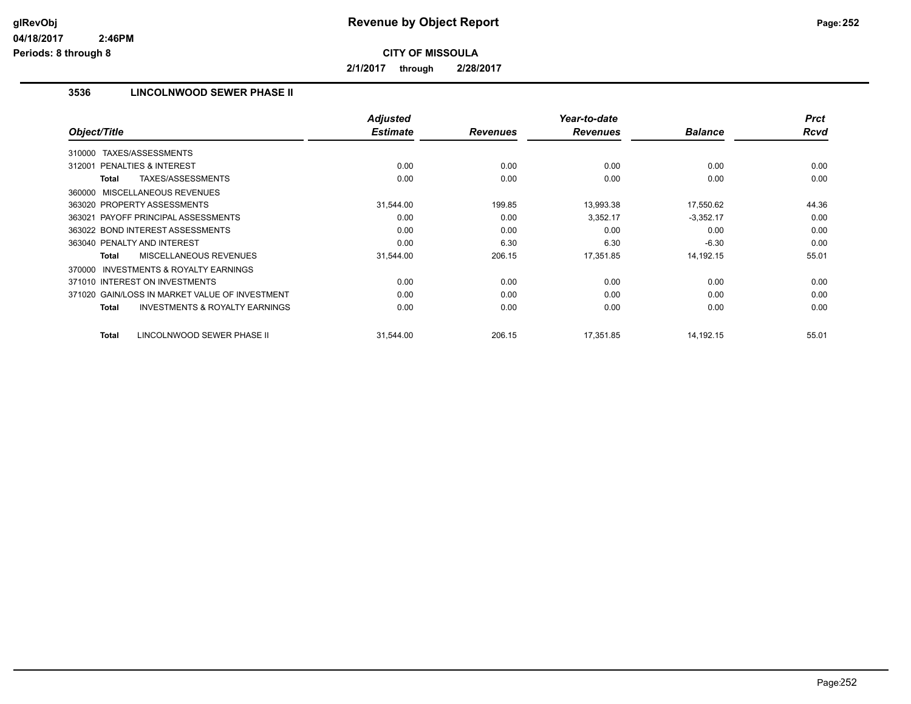# Revenue by Object Report

**CITY OF MISSOULA**

**2/1/2017 through 2/28/2017**

glRevObj
04/18/2017 2:46PM
Periods: 8 through 8

### 3536 LINCOLNWOOD SEWER PHASE II

| Object/Title | Adjusted Estimate | Revenues | Year-to-date Revenues | Balance | Prct Rcvd |
|---|---|---|---|---|---|
| 310000 TAXES/ASSESSMENTS | | | | | |
| 312001 PENALTIES & INTEREST | 0.00 | 0.00 | 0.00 | 0.00 | 0.00 |
| **Total** TAXES/ASSESSMENTS | 0.00 | 0.00 | 0.00 | 0.00 | 0.00 |
| 360000 MISCELLANEOUS REVENUES | | | | | |
| 363020 PROPERTY ASSESSMENTS | 31,544.00 | 199.85 | 13,993.38 | 17,550.62 | 44.36 |
| 363021 PAYOFF PRINCIPAL ASSESSMENTS | 0.00 | 0.00 | 3,352.17 | -3,352.17 | 0.00 |
| 363022 BOND INTEREST ASSESSMENTS | 0.00 | 0.00 | 0.00 | 0.00 | 0.00 |
| 363040 PENALTY AND INTEREST | 0.00 | 6.30 | 6.30 | -6.30 | 0.00 |
| **Total** MISCELLANEOUS REVENUES | 31,544.00 | 206.15 | 17,351.85 | 14,192.15 | 55.01 |
| 370000 INVESTMENTS & ROYALTY EARNINGS | | | | | |
| 371010 INTEREST ON INVESTMENTS | 0.00 | 0.00 | 0.00 | 0.00 | 0.00 |
| 371020 GAIN/LOSS IN MARKET VALUE OF INVESTMENT | 0.00 | 0.00 | 0.00 | 0.00 | 0.00 |
| **Total** INVESTMENTS & ROYALTY EARNINGS | 0.00 | 0.00 | 0.00 | 0.00 | 0.00 |
| **Total** LINCOLNWOOD SEWER PHASE II | 31,544.00 | 206.15 | 17,351.85 | 14,192.15 | 55.01 |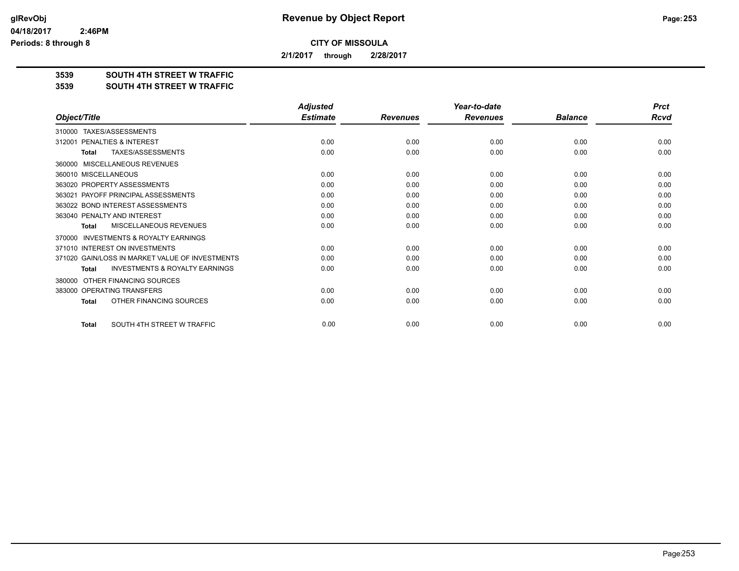**Revenue by Object Report**

**CITY OF MISSOULA**

**2/1/2017 through 2/28/2017**

glRevObj
04/18/2017 2:46PM
Periods: 8 through 8

**3539 SOUTH 4TH STREET W TRAFFIC**
**3539 SOUTH 4TH STREET W TRAFFIC**

| Object/Title | Adjusted Estimate | Revenues | Year-to-date Revenues | Balance | Prct Rcvd |
|---|---|---|---|---|---|
| 310000 TAXES/ASSESSMENTS | | | | | |
| 312001 PENALTIES & INTEREST | 0.00 | 0.00 | 0.00 | 0.00 | 0.00 |
| **Total** TAXES/ASSESSMENTS | 0.00 | 0.00 | 0.00 | 0.00 | 0.00 |
| 360000 MISCELLANEOUS REVENUES | | | | | |
| 360010 MISCELLANEOUS | 0.00 | 0.00 | 0.00 | 0.00 | 0.00 |
| 363020 PROPERTY ASSESSMENTS | 0.00 | 0.00 | 0.00 | 0.00 | 0.00 |
| 363021 PAYOFF PRINCIPAL ASSESSMENTS | 0.00 | 0.00 | 0.00 | 0.00 | 0.00 |
| 363022 BOND INTEREST ASSESSMENTS | 0.00 | 0.00 | 0.00 | 0.00 | 0.00 |
| 363040 PENALTY AND INTEREST | 0.00 | 0.00 | 0.00 | 0.00 | 0.00 |
| **Total** MISCELLANEOUS REVENUES | 0.00 | 0.00 | 0.00 | 0.00 | 0.00 |
| 370000 INVESTMENTS & ROYALTY EARNINGS | | | | | |
| 371010 INTEREST ON INVESTMENTS | 0.00 | 0.00 | 0.00 | 0.00 | 0.00 |
| 371020 GAIN/LOSS IN MARKET VALUE OF INVESTMENTS | 0.00 | 0.00 | 0.00 | 0.00 | 0.00 |
| **Total** INVESTMENTS & ROYALTY EARNINGS | 0.00 | 0.00 | 0.00 | 0.00 | 0.00 |
| 380000 OTHER FINANCING SOURCES | | | | | |
| 383000 OPERATING TRANSFERS | 0.00 | 0.00 | 0.00 | 0.00 | 0.00 |
| **Total** OTHER FINANCING SOURCES | 0.00 | 0.00 | 0.00 | 0.00 | 0.00 |
| **Total** SOUTH 4TH STREET W TRAFFIC | 0.00 | 0.00 | 0.00 | 0.00 | 0.00 |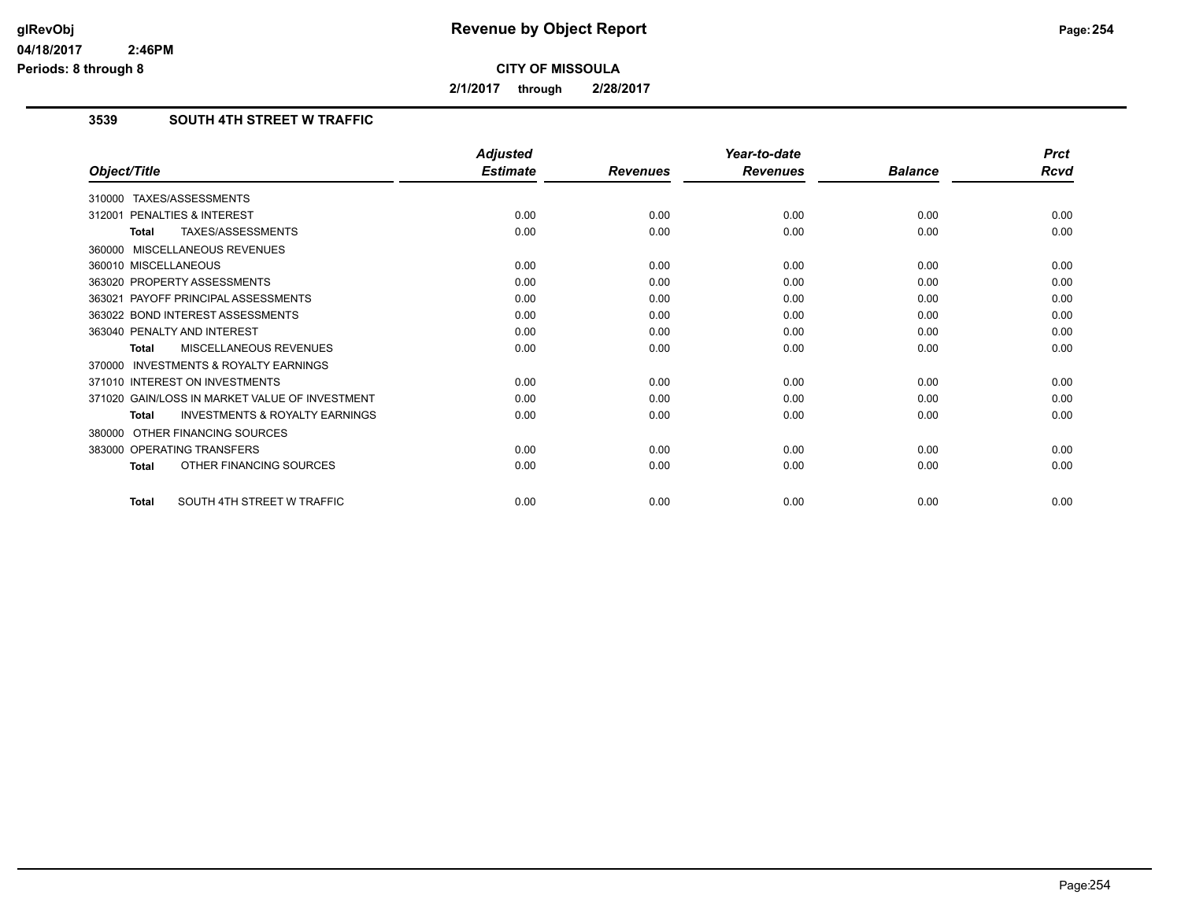**Revenue by Object Report**

**CITY OF MISSOULA**

**2/1/2017 through 2/28/2017**

glRevObj
04/18/2017 2:46PM
Periods: 8 through 8

### 3539 SOUTH 4TH STREET W TRAFFIC

| Object/Title | Adjusted Estimate | Revenues | Year-to-date Revenues | Balance | Prct Rcvd |
|---|---|---|---|---|---|
| 310000 TAXES/ASSESSMENTS | | | | | |
| 312001 PENALTIES & INTEREST | 0.00 | 0.00 | 0.00 | 0.00 | 0.00 |
| **Total** TAXES/ASSESSMENTS | 0.00 | 0.00 | 0.00 | 0.00 | 0.00 |
| 360000 MISCELLANEOUS REVENUES | | | | | |
| 360010 MISCELLANEOUS | 0.00 | 0.00 | 0.00 | 0.00 | 0.00 |
| 363020 PROPERTY ASSESSMENTS | 0.00 | 0.00 | 0.00 | 0.00 | 0.00 |
| 363021 PAYOFF PRINCIPAL ASSESSMENTS | 0.00 | 0.00 | 0.00 | 0.00 | 0.00 |
| 363022 BOND INTEREST ASSESSMENTS | 0.00 | 0.00 | 0.00 | 0.00 | 0.00 |
| 363040 PENALTY AND INTEREST | 0.00 | 0.00 | 0.00 | 0.00 | 0.00 |
| **Total** MISCELLANEOUS REVENUES | 0.00 | 0.00 | 0.00 | 0.00 | 0.00 |
| 370000 INVESTMENTS & ROYALTY EARNINGS | | | | | |
| 371010 INTEREST ON INVESTMENTS | 0.00 | 0.00 | 0.00 | 0.00 | 0.00 |
| 371020 GAIN/LOSS IN MARKET VALUE OF INVESTMENT | 0.00 | 0.00 | 0.00 | 0.00 | 0.00 |
| **Total** INVESTMENTS & ROYALTY EARNINGS | 0.00 | 0.00 | 0.00 | 0.00 | 0.00 |
| 380000 OTHER FINANCING SOURCES | | | | | |
| 383000 OPERATING TRANSFERS | 0.00 | 0.00 | 0.00 | 0.00 | 0.00 |
| **Total** OTHER FINANCING SOURCES | 0.00 | 0.00 | 0.00 | 0.00 | 0.00 |
| **Total** SOUTH 4TH STREET W TRAFFIC | 0.00 | 0.00 | 0.00 | 0.00 | 0.00 |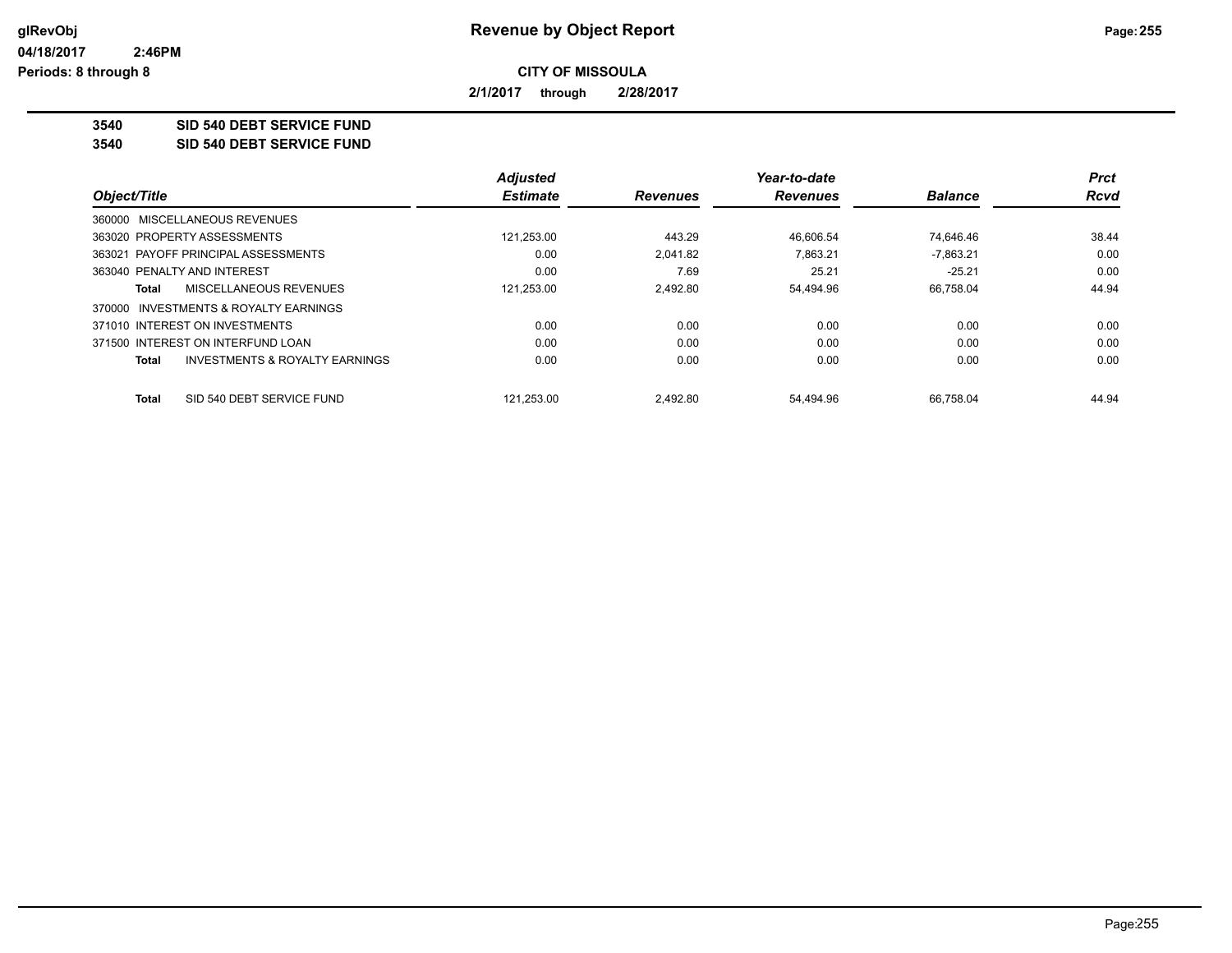# Revenue by Object Report

glRevObj
04/18/2017 2:46PM
Periods: 8 through 8

**CITY OF MISSOULA**

**2/1/2017 through 2/28/2017**

**3540 SID 540 DEBT SERVICE FUND**
**3540 SID 540 DEBT SERVICE FUND**

| Object/Title | Adjusted Estimate | Revenues | Year-to-date Revenues | Balance | Prct Rcvd |
|---|---|---|---|---|---|
| 360000 MISCELLANEOUS REVENUES | | | | | |
| 363020 PROPERTY ASSESSMENTS | 121,253.00 | 443.29 | 46,606.54 | 74,646.46 | 38.44 |
| 363021 PAYOFF PRINCIPAL ASSESSMENTS | 0.00 | 2,041.82 | 7,863.21 | -7,863.21 | 0.00 |
| 363040 PENALTY AND INTEREST | 0.00 | 7.69 | 25.21 | -25.21 | 0.00 |
| **Total** MISCELLANEOUS REVENUES | 121,253.00 | 2,492.80 | 54,494.96 | 66,758.04 | 44.94 |
| 370000 INVESTMENTS & ROYALTY EARNINGS | | | | | |
| 371010 INTEREST ON INVESTMENTS | 0.00 | 0.00 | 0.00 | 0.00 | 0.00 |
| 371500 INTEREST ON INTERFUND LOAN | 0.00 | 0.00 | 0.00 | 0.00 | 0.00 |
| **Total** INVESTMENTS & ROYALTY EARNINGS | 0.00 | 0.00 | 0.00 | 0.00 | 0.00 |
| **Total** SID 540 DEBT SERVICE FUND | 121,253.00 | 2,492.80 | 54,494.96 | 66,758.04 | 44.94 |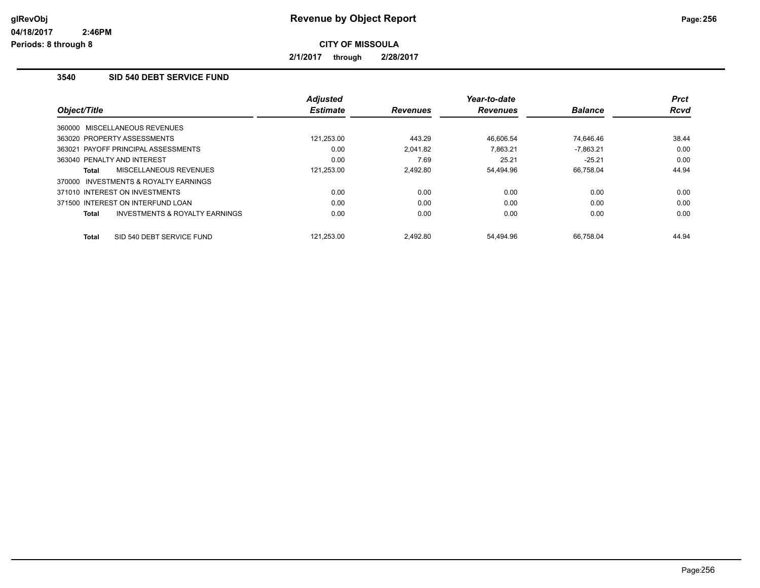**Revenue by Object Report**

**CITY OF MISSOULA**

**2/1/2017 through 2/28/2017**

### 3540 SID 540 DEBT SERVICE FUND

| Object/Title | Adjusted Estimate | Revenues | Year-to-date Revenues | Balance | Prct Rcvd |
|---|---|---|---|---|---|
| 360000 MISCELLANEOUS REVENUES | | | | | |
| 363020 PROPERTY ASSESSMENTS | 121,253.00 | 443.29 | 46,606.54 | 74,646.46 | 38.44 |
| 363021 PAYOFF PRINCIPAL ASSESSMENTS | 0.00 | 2,041.82 | 7,863.21 | -7,863.21 | 0.00 |
| 363040 PENALTY AND INTEREST | 0.00 | 7.69 | 25.21 | -25.21 | 0.00 |
| **Total** MISCELLANEOUS REVENUES | 121,253.00 | 2,492.80 | 54,494.96 | 66,758.04 | 44.94 |
| 370000 INVESTMENTS & ROYALTY EARNINGS | | | | | |
| 371010 INTEREST ON INVESTMENTS | 0.00 | 0.00 | 0.00 | 0.00 | 0.00 |
| 371500 INTEREST ON INTERFUND LOAN | 0.00 | 0.00 | 0.00 | 0.00 | 0.00 |
| **Total** INVESTMENTS & ROYALTY EARNINGS | 0.00 | 0.00 | 0.00 | 0.00 | 0.00 |
| **Total** SID 540 DEBT SERVICE FUND | 121,253.00 | 2,492.80 | 54,494.96 | 66,758.04 | 44.94 |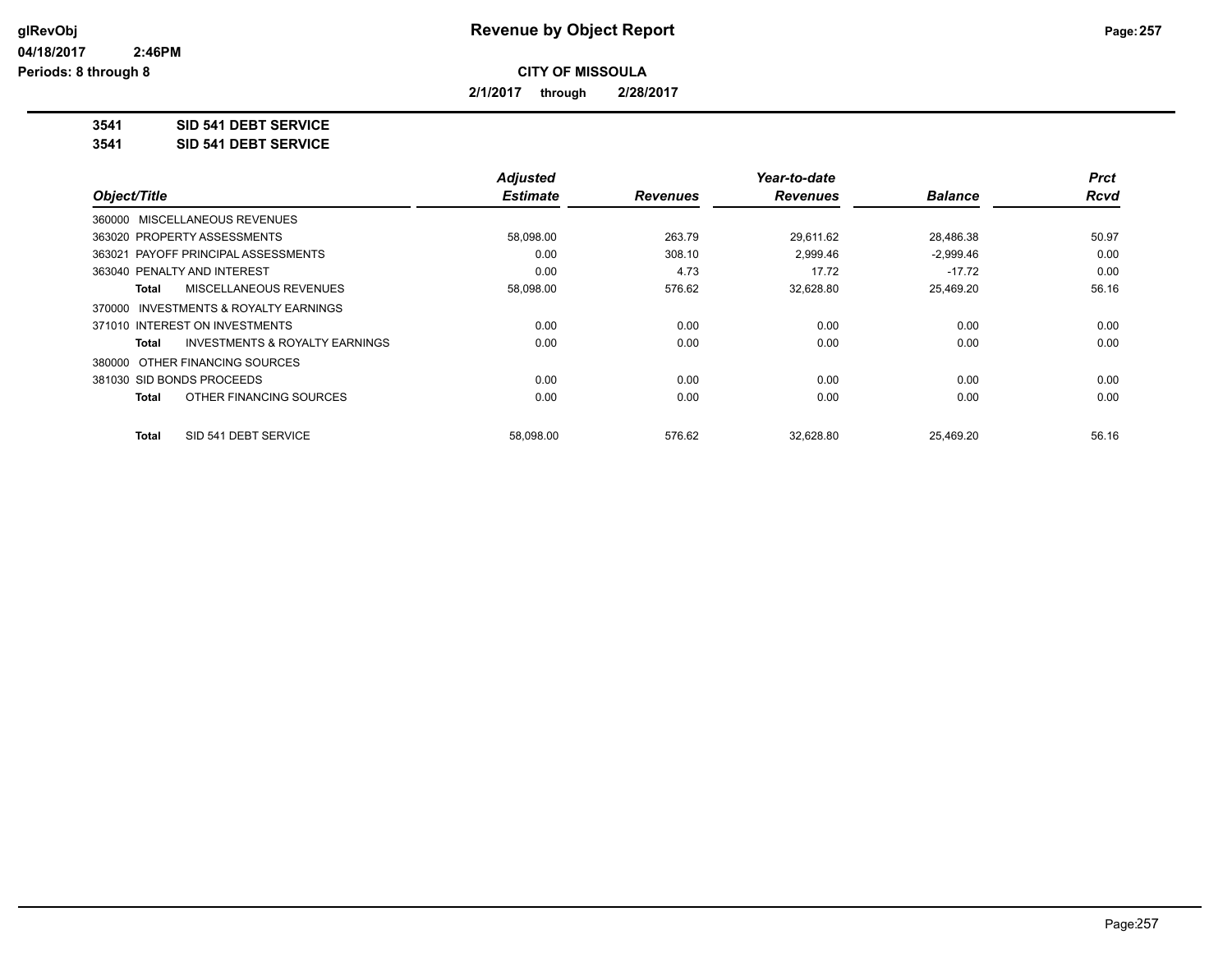# Revenue by Object Report

## CITY OF MISSOULA

**2/1/2017 through 2/28/2017**

**3541 SID 541 DEBT SERVICE**

**3541 SID 541 DEBT SERVICE**

| Object/Title | Adjusted Estimate | Revenues | Year-to-date Revenues | Balance | Prct Rcvd |
|---|---|---|---|---|---|
| 360000 MISCELLANEOUS REVENUES | | | | | |
| 363020 PROPERTY ASSESSMENTS | 58,098.00 | 263.79 | 29,611.62 | 28,486.38 | 50.97 |
| 363021 PAYOFF PRINCIPAL ASSESSMENTS | 0.00 | 308.10 | 2,999.46 | -2,999.46 | 0.00 |
| 363040 PENALTY AND INTEREST | 0.00 | 4.73 | 17.72 | -17.72 | 0.00 |
| **Total** MISCELLANEOUS REVENUES | 58,098.00 | 576.62 | 32,628.80 | 25,469.20 | 56.16 |
| 370000 INVESTMENTS & ROYALTY EARNINGS | | | | | |
| 371010 INTEREST ON INVESTMENTS | 0.00 | 0.00 | 0.00 | 0.00 | 0.00 |
| **Total** INVESTMENTS & ROYALTY EARNINGS | 0.00 | 0.00 | 0.00 | 0.00 | 0.00 |
| 380000 OTHER FINANCING SOURCES | | | | | |
| 381030 SID BONDS PROCEEDS | 0.00 | 0.00 | 0.00 | 0.00 | 0.00 |
| **Total** OTHER FINANCING SOURCES | 0.00 | 0.00 | 0.00 | 0.00 | 0.00 |
| **Total** SID 541 DEBT SERVICE | 58,098.00 | 576.62 | 32,628.80 | 25,469.20 | 56.16 |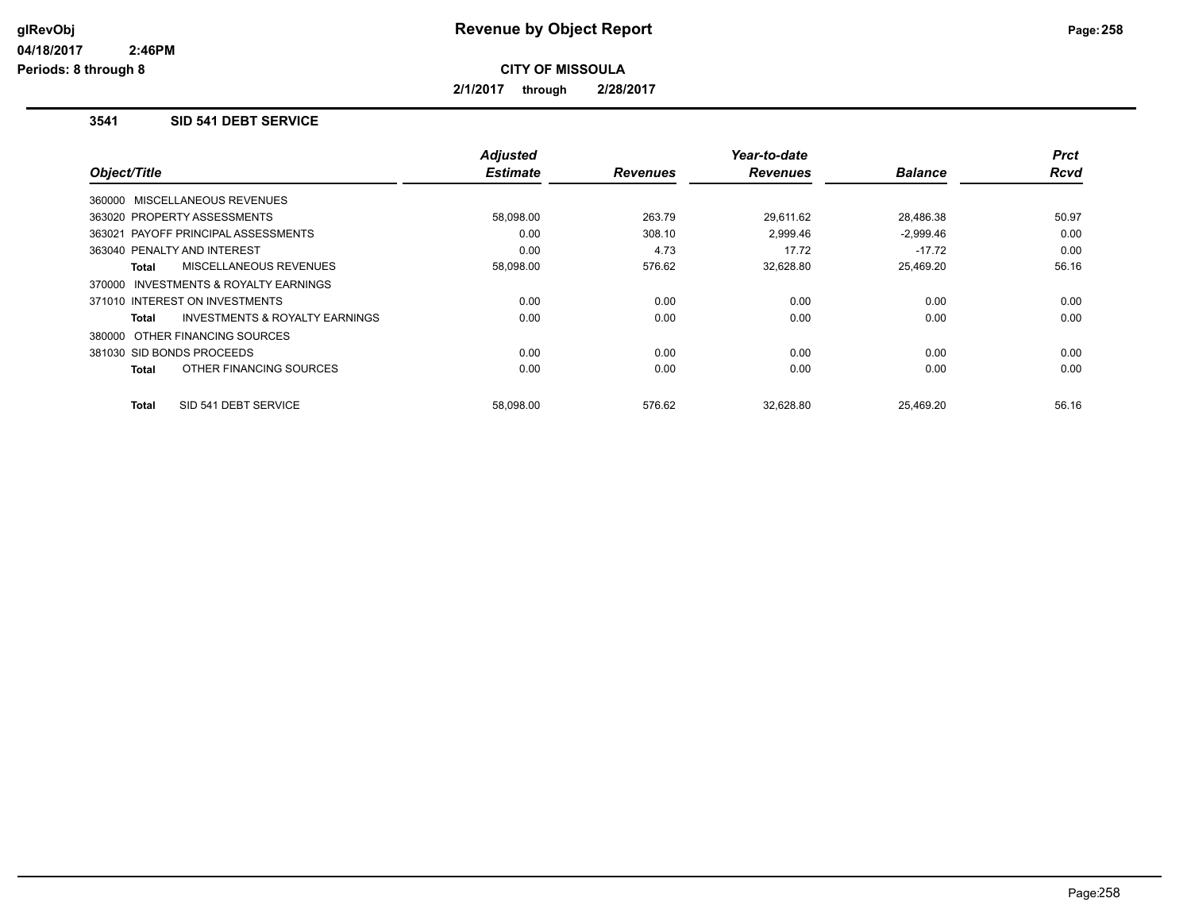# Revenue by Object Report

**CITY OF MISSOULA**

**2/1/2017 through 2/28/2017**

glRevObj
04/18/2017 2:46PM
Periods: 8 through 8

### 3541 SID 541 DEBT SERVICE

| Object/Title | Adjusted Estimate | Revenues | Year-to-date Revenues | Balance | Prct Rcvd |
|---|---|---|---|---|---|
| 360000 MISCELLANEOUS REVENUES | | | | | |
| 363020 PROPERTY ASSESSMENTS | 58,098.00 | 263.79 | 29,611.62 | 28,486.38 | 50.97 |
| 363021 PAYOFF PRINCIPAL ASSESSMENTS | 0.00 | 308.10 | 2,999.46 | -2,999.46 | 0.00 |
| 363040 PENALTY AND INTEREST | 0.00 | 4.73 | 17.72 | -17.72 | 0.00 |
| **Total** MISCELLANEOUS REVENUES | 58,098.00 | 576.62 | 32,628.80 | 25,469.20 | 56.16 |
| 370000 INVESTMENTS & ROYALTY EARNINGS | | | | | |
| 371010 INTEREST ON INVESTMENTS | 0.00 | 0.00 | 0.00 | 0.00 | 0.00 |
| **Total** INVESTMENTS & ROYALTY EARNINGS | 0.00 | 0.00 | 0.00 | 0.00 | 0.00 |
| 380000 OTHER FINANCING SOURCES | | | | | |
| 381030 SID BONDS PROCEEDS | 0.00 | 0.00 | 0.00 | 0.00 | 0.00 |
| **Total** OTHER FINANCING SOURCES | 0.00 | 0.00 | 0.00 | 0.00 | 0.00 |
| **Total** SID 541 DEBT SERVICE | 58,098.00 | 576.62 | 32,628.80 | 25,469.20 | 56.16 |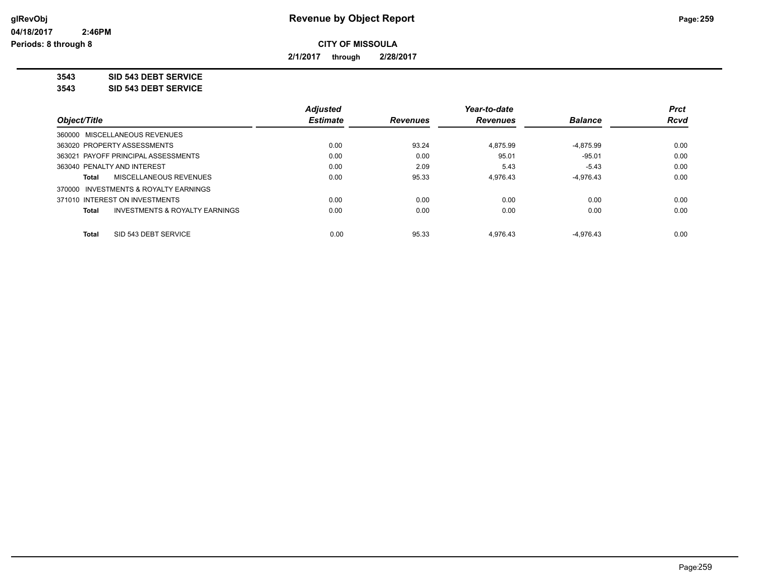# Revenue by Object Report

**CITY OF MISSOULA**

**2/1/2017 through 2/28/2017**

glRevObj
04/18/2017 2:46PM
Periods: 8 through 8

**3543 SID 543 DEBT SERVICE**
**3543 SID 543 DEBT SERVICE**

| Object/Title | Adjusted Estimate | Revenues | Year-to-date Revenues | Balance | Prct Rcvd |
|---|---|---|---|---|---|
| 360000 MISCELLANEOUS REVENUES | | | | | |
| 363020 PROPERTY ASSESSMENTS | 0.00 | 93.24 | 4,875.99 | -4,875.99 | 0.00 |
| 363021 PAYOFF PRINCIPAL ASSESSMENTS | 0.00 | 0.00 | 95.01 | -95.01 | 0.00 |
| 363040 PENALTY AND INTEREST | 0.00 | 2.09 | 5.43 | -5.43 | 0.00 |
| **Total** MISCELLANEOUS REVENUES | 0.00 | 95.33 | 4,976.43 | -4,976.43 | 0.00 |
| 370000 INVESTMENTS & ROYALTY EARNINGS | | | | | |
| 371010 INTEREST ON INVESTMENTS | 0.00 | 0.00 | 0.00 | 0.00 | 0.00 |
| **Total** INVESTMENTS & ROYALTY EARNINGS | 0.00 | 0.00 | 0.00 | 0.00 | 0.00 |
| **Total** SID 543 DEBT SERVICE | 0.00 | 95.33 | 4,976.43 | -4,976.43 | 0.00 |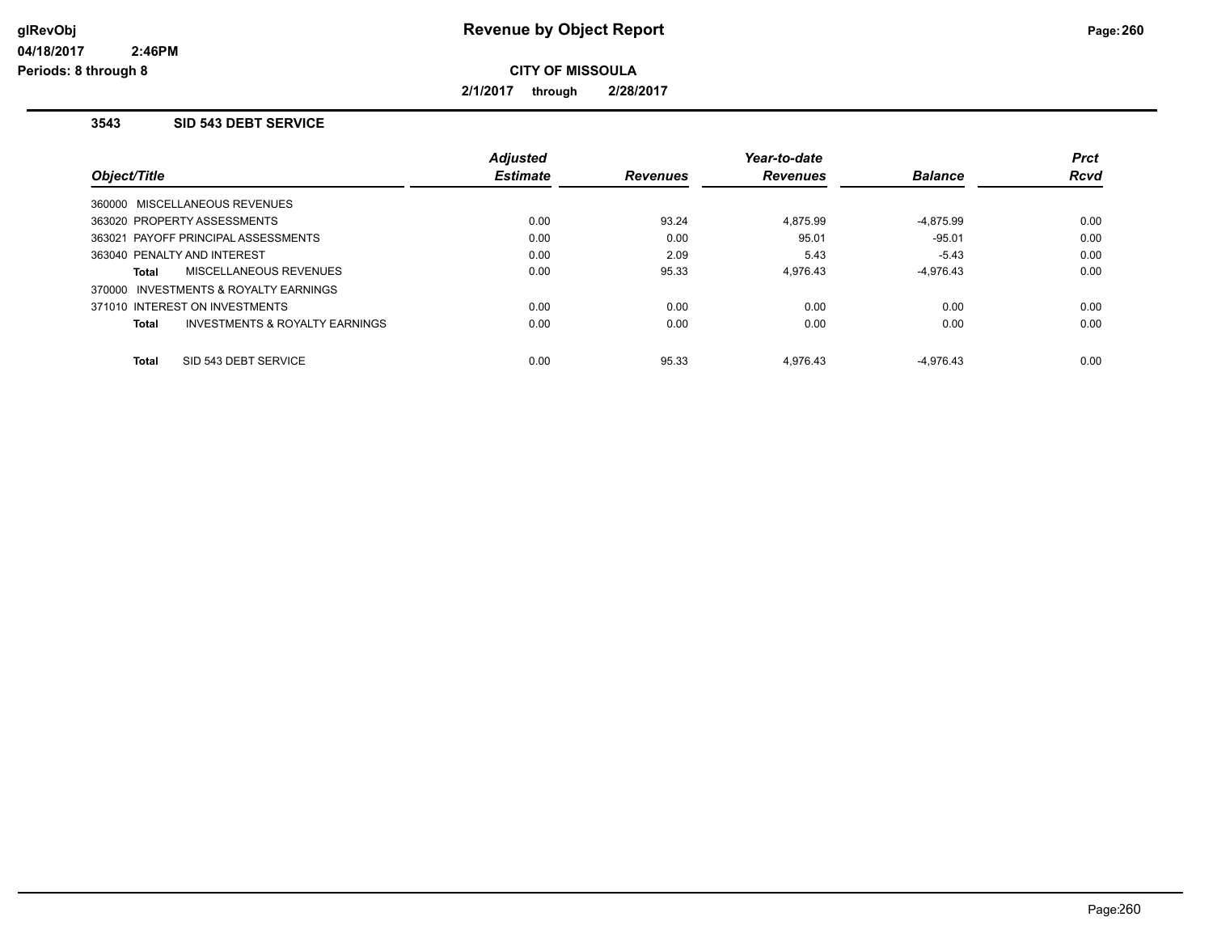# Revenue by Object Report

**CITY OF MISSOULA**

**2/1/2017 through 2/28/2017**

### 3543 SID 543 DEBT SERVICE

| Object/Title | Adjusted Estimate | Revenues | Year-to-date Revenues | Balance | Prct Rcvd |
|---|---|---|---|---|---|
| 360000 MISCELLANEOUS REVENUES | | | | | |
| 363020 PROPERTY ASSESSMENTS | 0.00 | 93.24 | 4,875.99 | -4,875.99 | 0.00 |
| 363021 PAYOFF PRINCIPAL ASSESSMENTS | 0.00 | 0.00 | 95.01 | -95.01 | 0.00 |
| 363040 PENALTY AND INTEREST | 0.00 | 2.09 | 5.43 | -5.43 | 0.00 |
| **Total** MISCELLANEOUS REVENUES | 0.00 | 95.33 | 4,976.43 | -4,976.43 | 0.00 |
| 370000 INVESTMENTS & ROYALTY EARNINGS | | | | | |
| 371010 INTEREST ON INVESTMENTS | 0.00 | 0.00 | 0.00 | 0.00 | 0.00 |
| **Total** INVESTMENTS & ROYALTY EARNINGS | 0.00 | 0.00 | 0.00 | 0.00 | 0.00 |
| **Total** SID 543 DEBT SERVICE | 0.00 | 95.33 | 4,976.43 | -4,976.43 | 0.00 |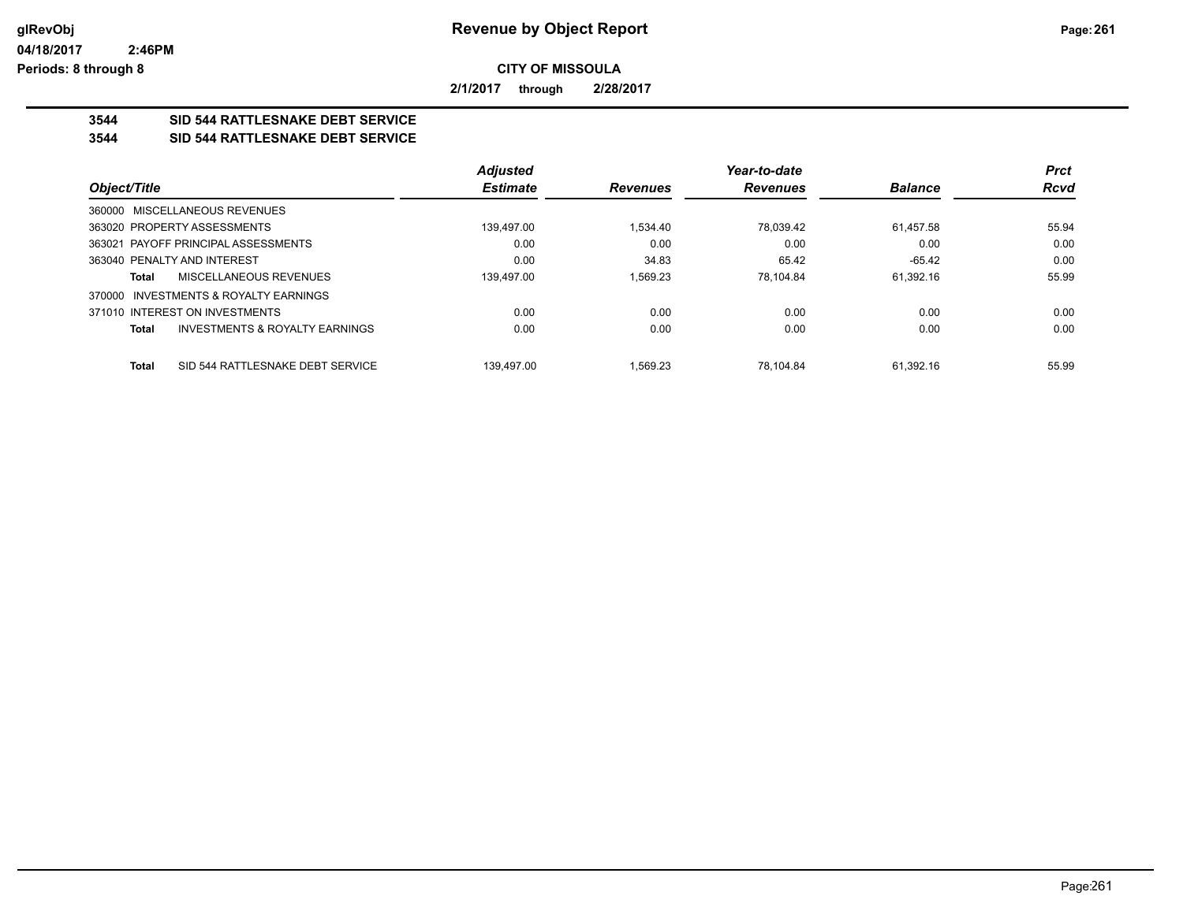**CITY OF MISSOULA**

**2/1/2017 through 2/28/2017**

## 3544 SID 544 RATTLESNAKE DEBT SERVICE

## 3544 SID 544 RATTLESNAKE DEBT SERVICE

| Object/Title | | Adjusted Estimate | Revenues | Year-to-date Revenues | Balance | Prct Rcvd |
|---|---|---|---|---|---|---|
| 360000 MISCELLANEOUS REVENUES | | | | | | |
| 363020 PROPERTY ASSESSMENTS | | 139,497.00 | 1,534.40 | 78,039.42 | 61,457.58 | 55.94 |
| 363021 PAYOFF PRINCIPAL ASSESSMENTS | | 0.00 | 0.00 | 0.00 | 0.00 | 0.00 |
| 363040 PENALTY AND INTEREST | | 0.00 | 34.83 | 65.42 | -65.42 | 0.00 |
| Total | MISCELLANEOUS REVENUES | 139,497.00 | 1,569.23 | 78,104.84 | 61,392.16 | 55.99 |
| 370000 INVESTMENTS & ROYALTY EARNINGS | | | | | | |
| 371010 INTEREST ON INVESTMENTS | | 0.00 | 0.00 | 0.00 | 0.00 | 0.00 |
| Total | INVESTMENTS & ROYALTY EARNINGS | 0.00 | 0.00 | 0.00 | 0.00 | 0.00 |
| Total | SID 544 RATTLESNAKE DEBT SERVICE | 139,497.00 | 1,569.23 | 78,104.84 | 61,392.16 | 55.99 |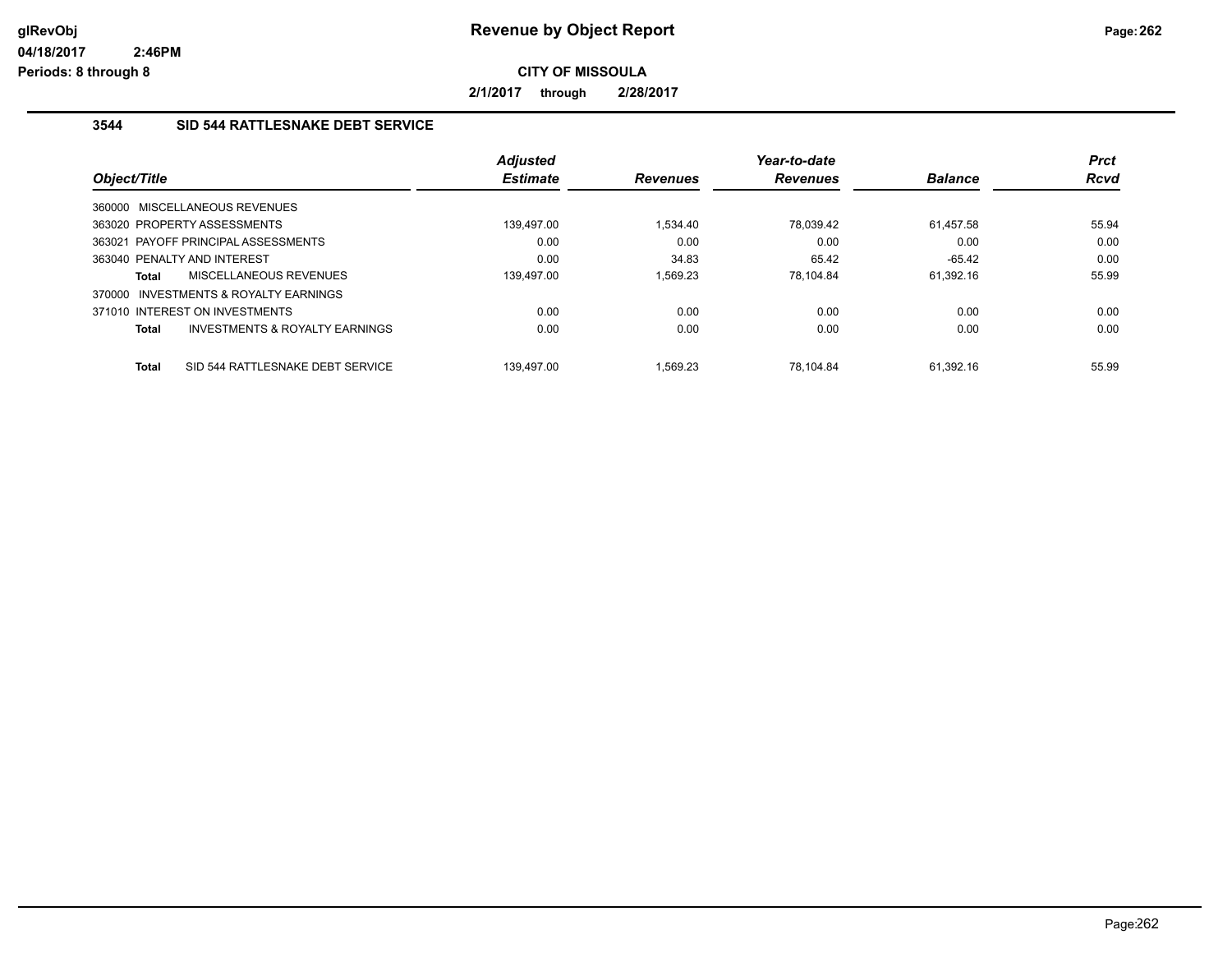# Revenue by Object Report

glRevObj
04/18/2017 2:46PM
Periods: 8 through 8

**CITY OF MISSOULA**

**2/1/2017 through 2/28/2017**

## 3544 SID 544 RATTLESNAKE DEBT SERVICE

| Object/Title | Adjusted Estimate | Revenues | Year-to-date Revenues | Balance | Prct Rcvd |
|---|---|---|---|---|---|
| 360000 MISCELLANEOUS REVENUES | | | | | |
| 363020 PROPERTY ASSESSMENTS | 139,497.00 | 1,534.40 | 78,039.42 | 61,457.58 | 55.94 |
| 363021 PAYOFF PRINCIPAL ASSESSMENTS | 0.00 | 0.00 | 0.00 | 0.00 | 0.00 |
| 363040 PENALTY AND INTEREST | 0.00 | 34.83 | 65.42 | -65.42 | 0.00 |
| **Total** MISCELLANEOUS REVENUES | 139,497.00 | 1,569.23 | 78,104.84 | 61,392.16 | 55.99 |
| 370000 INVESTMENTS & ROYALTY EARNINGS | | | | | |
| 371010 INTEREST ON INVESTMENTS | 0.00 | 0.00 | 0.00 | 0.00 | 0.00 |
| **Total** INVESTMENTS & ROYALTY EARNINGS | 0.00 | 0.00 | 0.00 | 0.00 | 0.00 |
| **Total** SID 544 RATTLESNAKE DEBT SERVICE | 139,497.00 | 1,569.23 | 78,104.84 | 61,392.16 | 55.99 |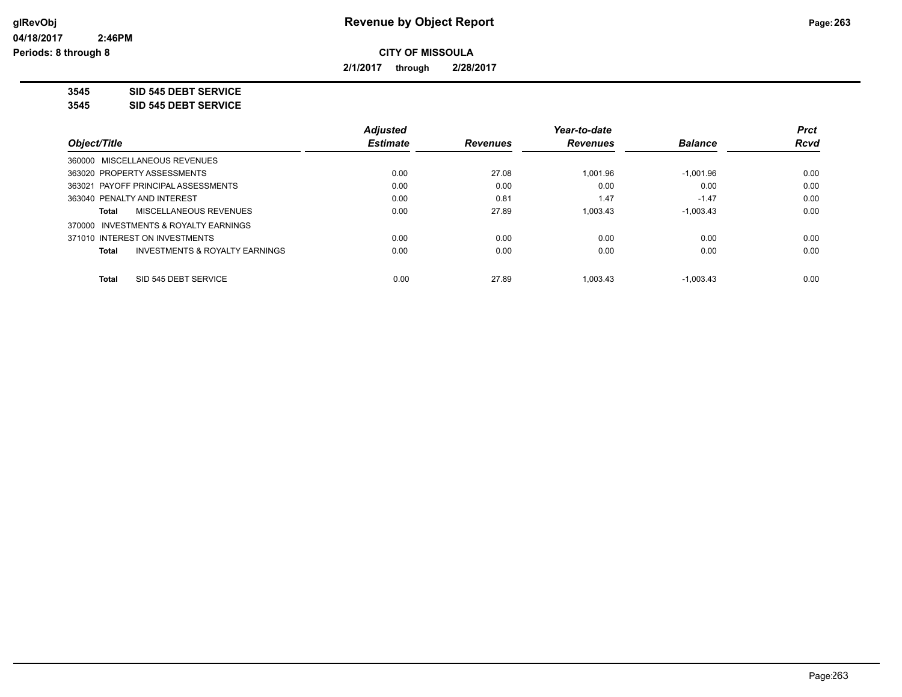# Revenue by Object Report

**CITY OF MISSOULA**

**2/1/2017 through 2/28/2017**

glRevObj
04/18/2017 2:46PM
Periods: 8 through 8

**3545 SID 545 DEBT SERVICE**
**3545 SID 545 DEBT SERVICE**

| Object/Title | Adjusted Estimate | Revenues | Year-to-date Revenues | Balance | Prct Rcvd |
|---|---|---|---|---|---|
| 360000 MISCELLANEOUS REVENUES | | | | | |
| 363020 PROPERTY ASSESSMENTS | 0.00 | 27.08 | 1,001.96 | -1,001.96 | 0.00 |
| 363021 PAYOFF PRINCIPAL ASSESSMENTS | 0.00 | 0.00 | 0.00 | 0.00 | 0.00 |
| 363040 PENALTY AND INTEREST | 0.00 | 0.81 | 1.47 | -1.47 | 0.00 |
| **Total** MISCELLANEOUS REVENUES | 0.00 | 27.89 | 1,003.43 | -1,003.43 | 0.00 |
| 370000 INVESTMENTS & ROYALTY EARNINGS | | | | | |
| 371010 INTEREST ON INVESTMENTS | 0.00 | 0.00 | 0.00 | 0.00 | 0.00 |
| **Total** INVESTMENTS & ROYALTY EARNINGS | 0.00 | 0.00 | 0.00 | 0.00 | 0.00 |
| **Total** SID 545 DEBT SERVICE | 0.00 | 27.89 | 1,003.43 | -1,003.43 | 0.00 |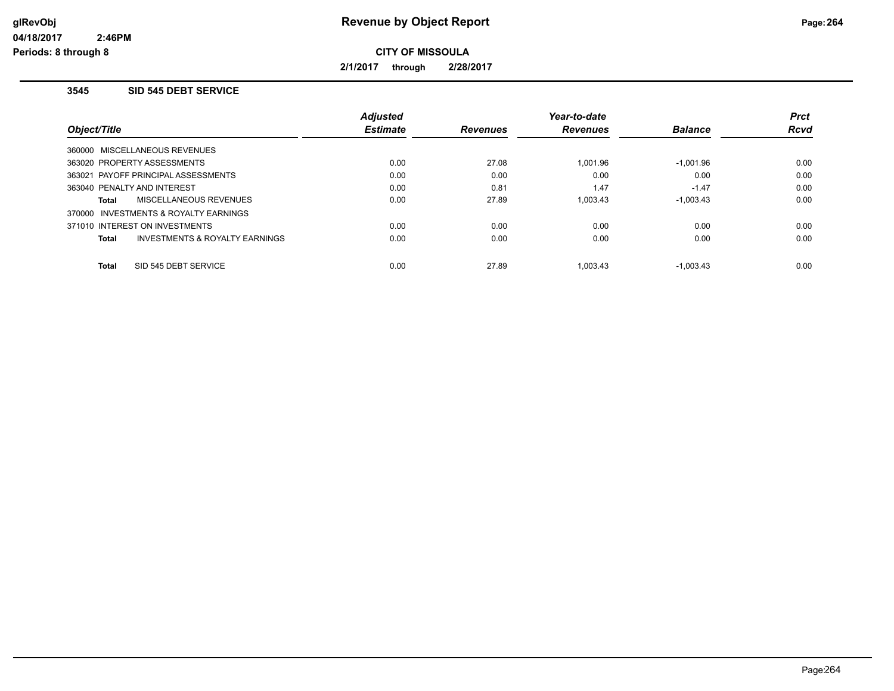# Revenue by Object Report

glRevObj
04/18/2017 2:46PM
Periods: 8 through 8

**CITY OF MISSOULA**

**2/1/2017 through 2/28/2017**

### 3545 SID 545 DEBT SERVICE

| Object/Title | Adjusted Estimate | Revenues | Year-to-date Revenues | Balance | Prct Rcvd |
|---|---|---|---|---|---|
| 360000 MISCELLANEOUS REVENUES | | | | | |
| 363020 PROPERTY ASSESSMENTS | 0.00 | 27.08 | 1,001.96 | -1,001.96 | 0.00 |
| 363021 PAYOFF PRINCIPAL ASSESSMENTS | 0.00 | 0.00 | 0.00 | 0.00 | 0.00 |
| 363040 PENALTY AND INTEREST | 0.00 | 0.81 | 1.47 | -1.47 | 0.00 |
| **Total** MISCELLANEOUS REVENUES | 0.00 | 27.89 | 1,003.43 | -1,003.43 | 0.00 |
| 370000 INVESTMENTS & ROYALTY EARNINGS | | | | | |
| 371010 INTEREST ON INVESTMENTS | 0.00 | 0.00 | 0.00 | 0.00 | 0.00 |
| **Total** INVESTMENTS & ROYALTY EARNINGS | 0.00 | 0.00 | 0.00 | 0.00 | 0.00 |
| **Total** SID 545 DEBT SERVICE | 0.00 | 27.89 | 1,003.43 | -1,003.43 | 0.00 |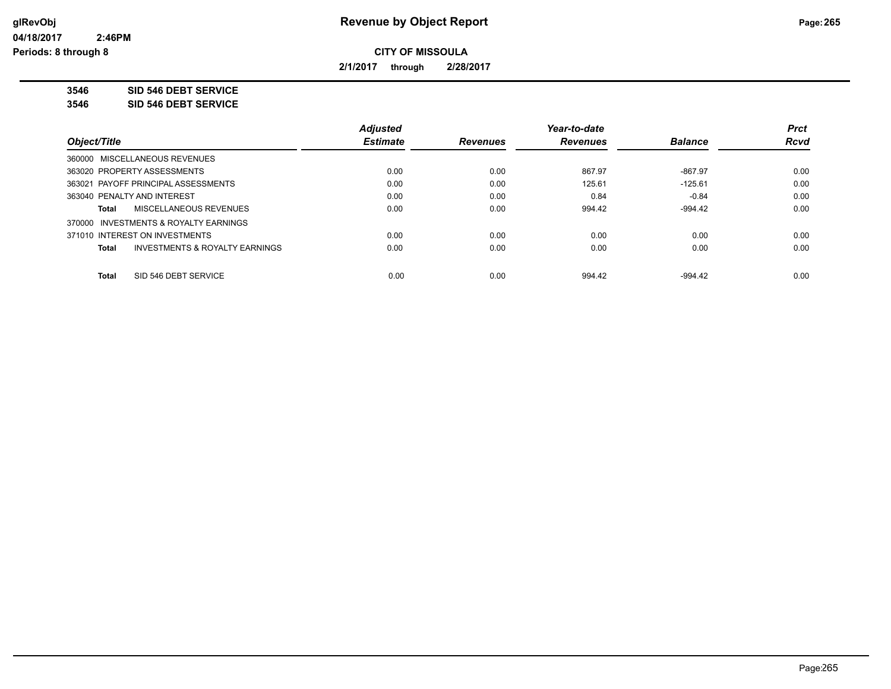# Revenue by Object Report

**glRevObj**
**04/18/2017 2:46PM**
**Periods: 8 through 8**

**CITY OF MISSOULA**

**2/1/2017 through 2/28/2017**

**3546 SID 546 DEBT SERVICE**
**3546 SID 546 DEBT SERVICE**

| Object/Title | Adjusted Estimate | Revenues | Year-to-date Revenues | Balance | Prct Rcvd |
|---|---|---|---|---|---|
| 360000 MISCELLANEOUS REVENUES | | | | | |
| 363020 PROPERTY ASSESSMENTS | 0.00 | 0.00 | 867.97 | -867.97 | 0.00 |
| 363021 PAYOFF PRINCIPAL ASSESSMENTS | 0.00 | 0.00 | 125.61 | -125.61 | 0.00 |
| 363040 PENALTY AND INTEREST | 0.00 | 0.00 | 0.84 | -0.84 | 0.00 |
| **Total** MISCELLANEOUS REVENUES | 0.00 | 0.00 | 994.42 | -994.42 | 0.00 |
| 370000 INVESTMENTS & ROYALTY EARNINGS | | | | | |
| 371010 INTEREST ON INVESTMENTS | 0.00 | 0.00 | 0.00 | 0.00 | 0.00 |
| **Total** INVESTMENTS & ROYALTY EARNINGS | 0.00 | 0.00 | 0.00 | 0.00 | 0.00 |
| **Total** SID 546 DEBT SERVICE | 0.00 | 0.00 | 994.42 | -994.42 | 0.00 |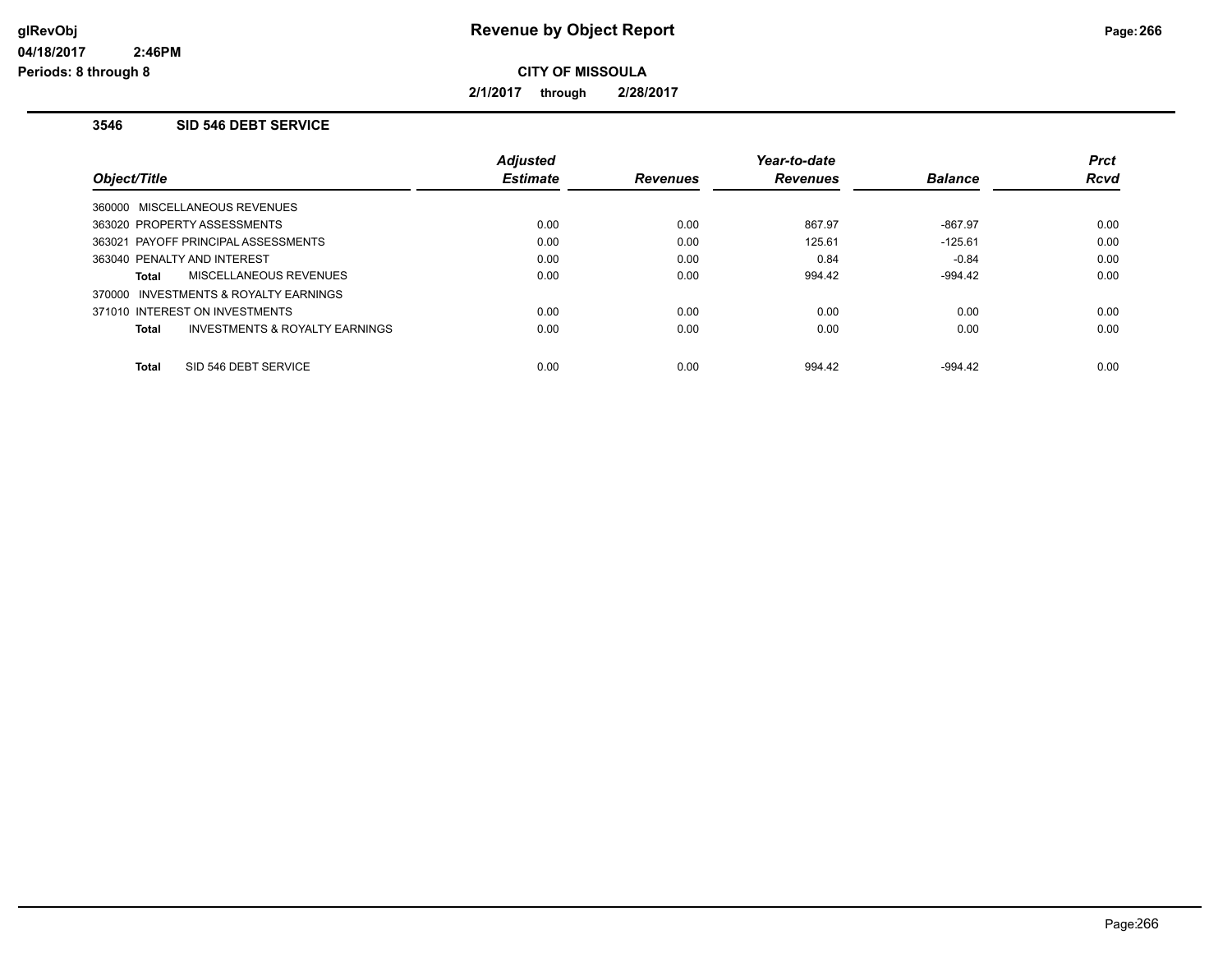**Revenue by Object Report**

**CITY OF MISSOULA**

**2/1/2017 through 2/28/2017**

glRevObj
04/18/2017 2:46PM
Periods: 8 through 8

### 3546 SID 546 DEBT SERVICE

| Object/Title | Adjusted Estimate | Revenues | Year-to-date Revenues | Balance | Prct Rcvd |
|---|---|---|---|---|---|
| 360000 MISCELLANEOUS REVENUES | | | | | |
| 363020 PROPERTY ASSESSMENTS | 0.00 | 0.00 | 867.97 | -867.97 | 0.00 |
| 363021 PAYOFF PRINCIPAL ASSESSMENTS | 0.00 | 0.00 | 125.61 | -125.61 | 0.00 |
| 363040 PENALTY AND INTEREST | 0.00 | 0.00 | 0.84 | -0.84 | 0.00 |
| **Total** MISCELLANEOUS REVENUES | 0.00 | 0.00 | 994.42 | -994.42 | 0.00 |
| 370000 INVESTMENTS & ROYALTY EARNINGS | | | | | |
| 371010 INTEREST ON INVESTMENTS | 0.00 | 0.00 | 0.00 | 0.00 | 0.00 |
| **Total** INVESTMENTS & ROYALTY EARNINGS | 0.00 | 0.00 | 0.00 | 0.00 | 0.00 |
| **Total** SID 546 DEBT SERVICE | 0.00 | 0.00 | 994.42 | -994.42 | 0.00 |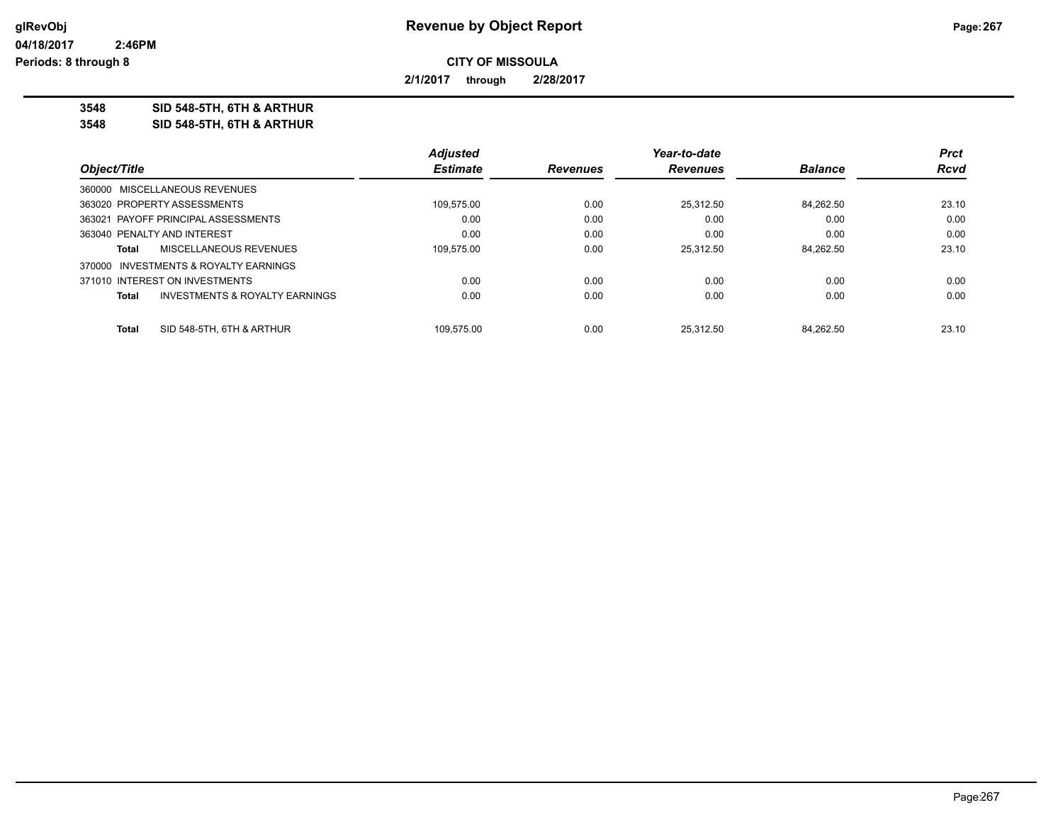# Revenue by Object Report

glRevObj
04/18/2017 2:46PM
Periods: 8 through 8

**CITY OF MISSOULA**

**2/1/2017 through 2/28/2017**

**3548 SID 548-5TH, 6TH & ARTHUR**
**3548 SID 548-5TH, 6TH & ARTHUR**

| Object/Title | Adjusted Estimate | Revenues | Year-to-date Revenues | Balance | Prct Rcvd |
|---|---|---|---|---|---|
| 360000 MISCELLANEOUS REVENUES | | | | | |
| 363020 PROPERTY ASSESSMENTS | 109,575.00 | 0.00 | 25,312.50 | 84,262.50 | 23.10 |
| 363021 PAYOFF PRINCIPAL ASSESSMENTS | 0.00 | 0.00 | 0.00 | 0.00 | 0.00 |
| 363040 PENALTY AND INTEREST | 0.00 | 0.00 | 0.00 | 0.00 | 0.00 |
| **Total** MISCELLANEOUS REVENUES | 109,575.00 | 0.00 | 25,312.50 | 84,262.50 | 23.10 |
| 370000 INVESTMENTS & ROYALTY EARNINGS | | | | | |
| 371010 INTEREST ON INVESTMENTS | 0.00 | 0.00 | 0.00 | 0.00 | 0.00 |
| **Total** INVESTMENTS & ROYALTY EARNINGS | 0.00 | 0.00 | 0.00 | 0.00 | 0.00 |
| **Total** SID 548-5TH, 6TH & ARTHUR | 109,575.00 | 0.00 | 25,312.50 | 84,262.50 | 23.10 |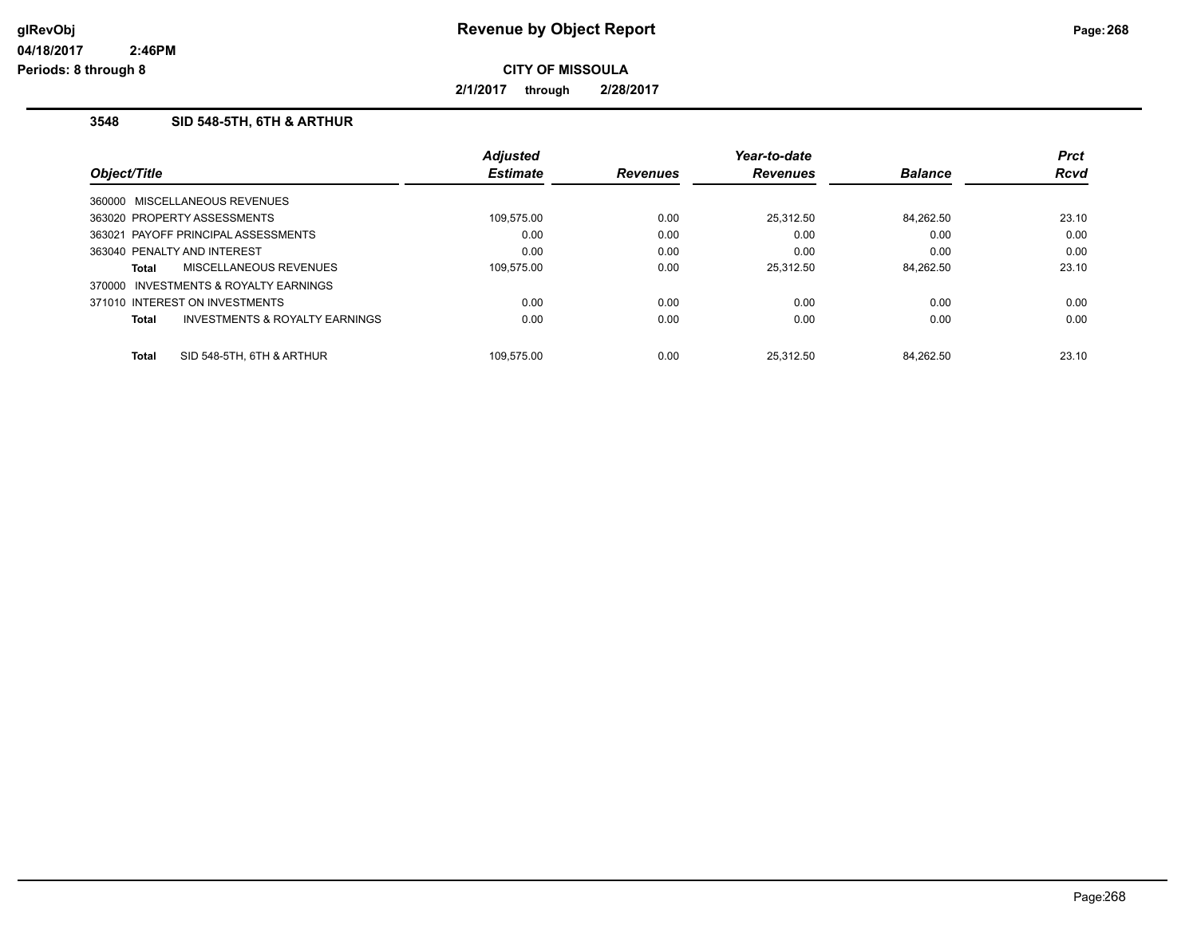# Revenue by Object Report

**CITY OF MISSOULA**

**2/1/2017 through 2/28/2017**

glRevObj
04/18/2017 2:46PM
Periods: 8 through 8

### 3548 SID 548-5TH, 6TH & ARTHUR

| Object/Title | Adjusted Estimate | Revenues | Year-to-date Revenues | Balance | Prct Rcvd |
|---|---|---|---|---|---|
| 360000 MISCELLANEOUS REVENUES | | | | | |
| 363020 PROPERTY ASSESSMENTS | 109,575.00 | 0.00 | 25,312.50 | 84,262.50 | 23.10 |
| 363021 PAYOFF PRINCIPAL ASSESSMENTS | 0.00 | 0.00 | 0.00 | 0.00 | 0.00 |
| 363040 PENALTY AND INTEREST | 0.00 | 0.00 | 0.00 | 0.00 | 0.00 |
| **Total** MISCELLANEOUS REVENUES | 109,575.00 | 0.00 | 25,312.50 | 84,262.50 | 23.10 |
| 370000 INVESTMENTS & ROYALTY EARNINGS | | | | | |
| 371010 INTEREST ON INVESTMENTS | 0.00 | 0.00 | 0.00 | 0.00 | 0.00 |
| **Total** INVESTMENTS & ROYALTY EARNINGS | 0.00 | 0.00 | 0.00 | 0.00 | 0.00 |
| **Total** SID 548-5TH, 6TH & ARTHUR | 109,575.00 | 0.00 | 25,312.50 | 84,262.50 | 23.10 |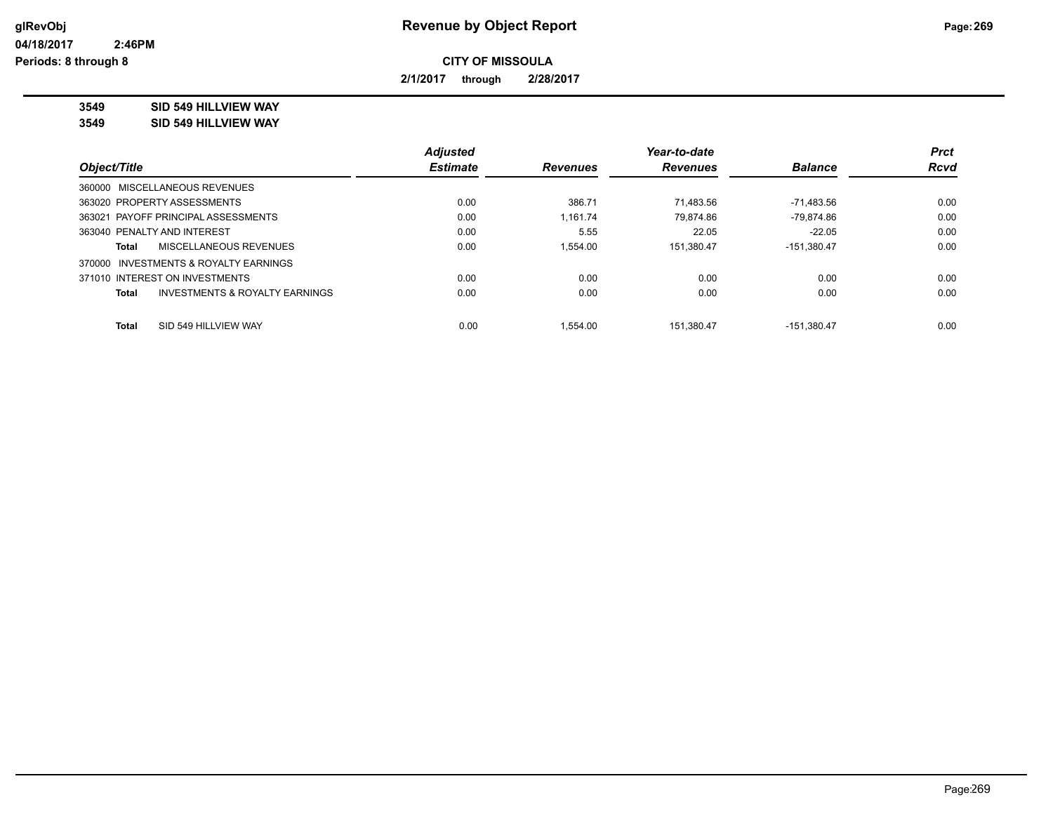**Revenue by Object Report**

**CITY OF MISSOULA**

**2/1/2017 through 2/28/2017**

glRevObj
04/18/2017 2:46PM
Periods: 8 through 8

**3549 SID 549 HILLVIEW WAY**
**3549 SID 549 HILLVIEW WAY**

| Object/Title | | Adjusted Estimate | Revenues | Year-to-date Revenues | Balance | Prct Rcvd |
|---|---|---|---|---|---|---|
| 360000 MISCELLANEOUS REVENUES | | | | | | |
| 363020 PROPERTY ASSESSMENTS | | 0.00 | 386.71 | 71,483.56 | -71,483.56 | 0.00 |
| 363021 PAYOFF PRINCIPAL ASSESSMENTS | | 0.00 | 1,161.74 | 79,874.86 | -79,874.86 | 0.00 |
| 363040 PENALTY AND INTEREST | | 0.00 | 5.55 | 22.05 | -22.05 | 0.00 |
| Total | MISCELLANEOUS REVENUES | 0.00 | 1,554.00 | 151,380.47 | -151,380.47 | 0.00 |
| 370000 INVESTMENTS & ROYALTY EARNINGS | | | | | | |
| 371010 INTEREST ON INVESTMENTS | | 0.00 | 0.00 | 0.00 | 0.00 | 0.00 |
| Total | INVESTMENTS & ROYALTY EARNINGS | 0.00 | 0.00 | 0.00 | 0.00 | 0.00 |
| Total | SID 549 HILLVIEW WAY | 0.00 | 1,554.00 | 151,380.47 | -151,380.47 | 0.00 |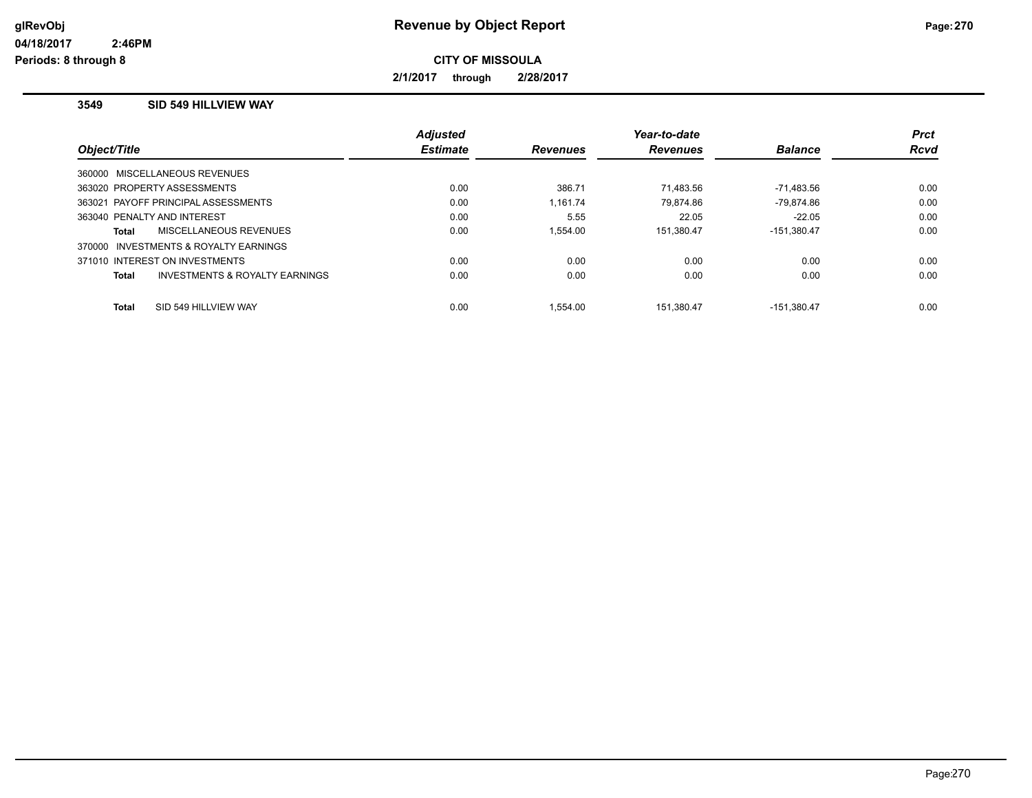# Revenue by Object Report

glRevObj
04/18/2017 2:46PM
Periods: 8 through 8

**CITY OF MISSOULA**

**2/1/2017 through 2/28/2017**

### 3549 SID 549 HILLVIEW WAY

| Object/Title | Adjusted Estimate | Revenues | Year-to-date Revenues | Balance | Prct Rcvd |
|---|---|---|---|---|---|
| 360000 MISCELLANEOUS REVENUES | | | | | |
| 363020 PROPERTY ASSESSMENTS | 0.00 | 386.71 | 71,483.56 | -71,483.56 | 0.00 |
| 363021 PAYOFF PRINCIPAL ASSESSMENTS | 0.00 | 1,161.74 | 79,874.86 | -79,874.86 | 0.00 |
| 363040 PENALTY AND INTEREST | 0.00 | 5.55 | 22.05 | -22.05 | 0.00 |
| **Total** MISCELLANEOUS REVENUES | 0.00 | 1,554.00 | 151,380.47 | -151,380.47 | 0.00 |
| 370000 INVESTMENTS & ROYALTY EARNINGS | | | | | |
| 371010 INTEREST ON INVESTMENTS | 0.00 | 0.00 | 0.00 | 0.00 | 0.00 |
| **Total** INVESTMENTS & ROYALTY EARNINGS | 0.00 | 0.00 | 0.00 | 0.00 | 0.00 |
| **Total** SID 549 HILLVIEW WAY | 0.00 | 1,554.00 | 151,380.47 | -151,380.47 | 0.00 |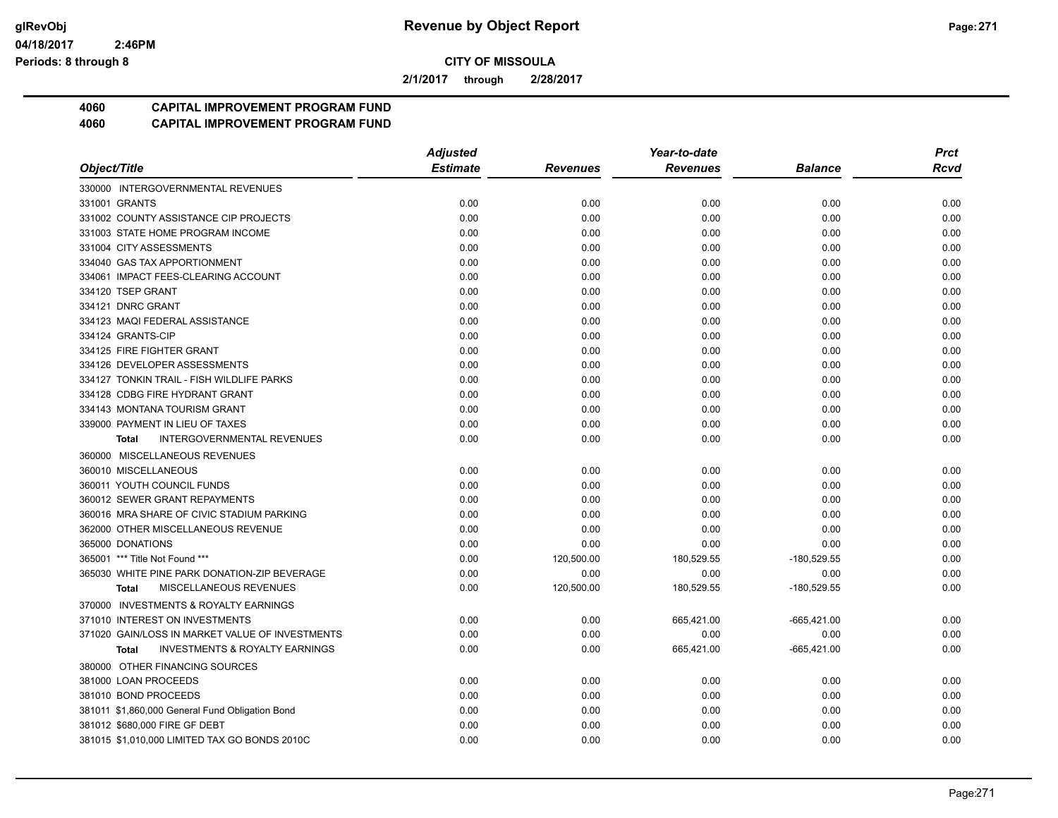**CITY OF MISSOULA**

**2/1/2017 through 2/28/2017**

**4060 CAPITAL IMPROVEMENT PROGRAM FUND**
**4060 CAPITAL IMPROVEMENT PROGRAM FUND**

| Object/Title | Adjusted Estimate | Revenues | Year-to-date Revenues | Balance | Prct Rcvd |
|---|---|---|---|---|---|
| 330000 INTERGOVERNMENTAL REVENUES | | | | | |
| 331001 GRANTS | 0.00 | 0.00 | 0.00 | 0.00 | 0.00 |
| 331002 COUNTY ASSISTANCE CIP PROJECTS | 0.00 | 0.00 | 0.00 | 0.00 | 0.00 |
| 331003 STATE HOME PROGRAM INCOME | 0.00 | 0.00 | 0.00 | 0.00 | 0.00 |
| 331004 CITY ASSESSMENTS | 0.00 | 0.00 | 0.00 | 0.00 | 0.00 |
| 334040 GAS TAX APPORTIONMENT | 0.00 | 0.00 | 0.00 | 0.00 | 0.00 |
| 334061 IMPACT FEES-CLEARING ACCOUNT | 0.00 | 0.00 | 0.00 | 0.00 | 0.00 |
| 334120 TSEP GRANT | 0.00 | 0.00 | 0.00 | 0.00 | 0.00 |
| 334121 DNRC GRANT | 0.00 | 0.00 | 0.00 | 0.00 | 0.00 |
| 334123 MAQI FEDERAL ASSISTANCE | 0.00 | 0.00 | 0.00 | 0.00 | 0.00 |
| 334124 GRANTS-CIP | 0.00 | 0.00 | 0.00 | 0.00 | 0.00 |
| 334125 FIRE FIGHTER GRANT | 0.00 | 0.00 | 0.00 | 0.00 | 0.00 |
| 334126 DEVELOPER ASSESSMENTS | 0.00 | 0.00 | 0.00 | 0.00 | 0.00 |
| 334127 TONKIN TRAIL - FISH WILDLIFE PARKS | 0.00 | 0.00 | 0.00 | 0.00 | 0.00 |
| 334128 CDBG FIRE HYDRANT GRANT | 0.00 | 0.00 | 0.00 | 0.00 | 0.00 |
| 334143 MONTANA TOURISM GRANT | 0.00 | 0.00 | 0.00 | 0.00 | 0.00 |
| 339000 PAYMENT IN LIEU OF TAXES | 0.00 | 0.00 | 0.00 | 0.00 | 0.00 |
| **Total** INTERGOVERNMENTAL REVENUES | 0.00 | 0.00 | 0.00 | 0.00 | 0.00 |
| 360000 MISCELLANEOUS REVENUES | | | | | |
| 360010 MISCELLANEOUS | 0.00 | 0.00 | 0.00 | 0.00 | 0.00 |
| 360011 YOUTH COUNCIL FUNDS | 0.00 | 0.00 | 0.00 | 0.00 | 0.00 |
| 360012 SEWER GRANT REPAYMENTS | 0.00 | 0.00 | 0.00 | 0.00 | 0.00 |
| 360016 MRA SHARE OF CIVIC STADIUM PARKING | 0.00 | 0.00 | 0.00 | 0.00 | 0.00 |
| 362000 OTHER MISCELLANEOUS REVENUE | 0.00 | 0.00 | 0.00 | 0.00 | 0.00 |
| 365000 DONATIONS | 0.00 | 0.00 | 0.00 | 0.00 | 0.00 |
| 365001 *** Title Not Found *** | 0.00 | 120,500.00 | 180,529.55 | -180,529.55 | 0.00 |
| 365030 WHITE PINE PARK DONATION-ZIP BEVERAGE | 0.00 | 0.00 | 0.00 | 0.00 | 0.00 |
| **Total** MISCELLANEOUS REVENUES | 0.00 | 120,500.00 | 180,529.55 | -180,529.55 | 0.00 |
| 370000 INVESTMENTS & ROYALTY EARNINGS | | | | | |
| 371010 INTEREST ON INVESTMENTS | 0.00 | 0.00 | 665,421.00 | -665,421.00 | 0.00 |
| 371020 GAIN/LOSS IN MARKET VALUE OF INVESTMENTS | 0.00 | 0.00 | 0.00 | 0.00 | 0.00 |
| **Total** INVESTMENTS & ROYALTY EARNINGS | 0.00 | 0.00 | 665,421.00 | -665,421.00 | 0.00 |
| 380000 OTHER FINANCING SOURCES | | | | | |
| 381000 LOAN PROCEEDS | 0.00 | 0.00 | 0.00 | 0.00 | 0.00 |
| 381010 BOND PROCEEDS | 0.00 | 0.00 | 0.00 | 0.00 | 0.00 |
| 381011 $1,860,000 General Fund Obligation Bond | 0.00 | 0.00 | 0.00 | 0.00 | 0.00 |
| 381012 $680,000 FIRE GF DEBT | 0.00 | 0.00 | 0.00 | 0.00 | 0.00 |
| 381015 $1,010,000 LIMITED TAX GO BONDS 2010C | 0.00 | 0.00 | 0.00 | 0.00 | 0.00 |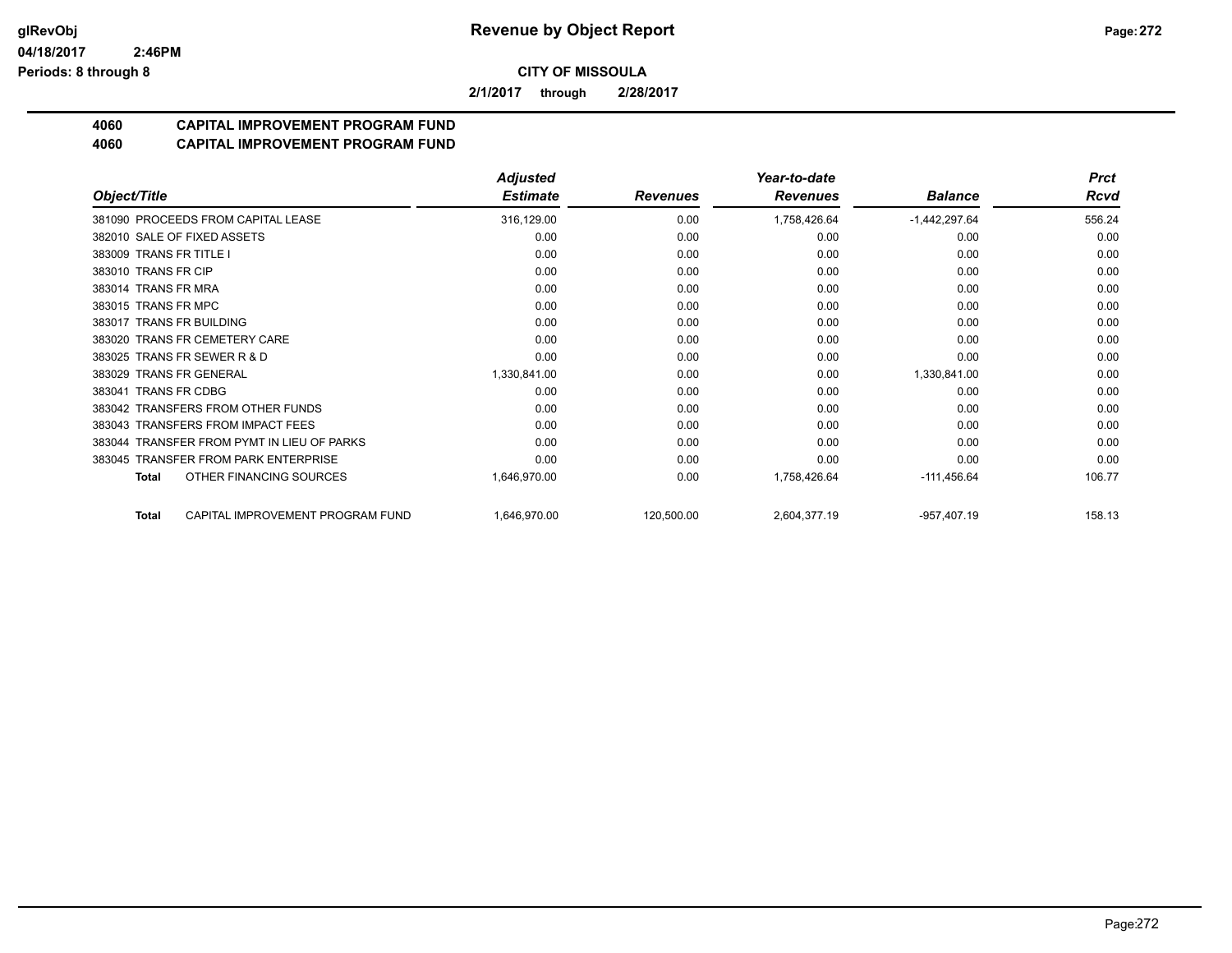**CITY OF MISSOULA**

**2/1/2017 through 2/28/2017**

**4060 CAPITAL IMPROVEMENT PROGRAM FUND**

**4060 CAPITAL IMPROVEMENT PROGRAM FUND**

| Object/Title | Adjusted Estimate | Revenues | Year-to-date Revenues | Balance | Prct Rcvd |
|---|---|---|---|---|---|
| 381090 PROCEEDS FROM CAPITAL LEASE | 316,129.00 | 0.00 | 1,758,426.64 | -1,442,297.64 | 556.24 |
| 382010 SALE OF FIXED ASSETS | 0.00 | 0.00 | 0.00 | 0.00 | 0.00 |
| 383009 TRANS FR TITLE I | 0.00 | 0.00 | 0.00 | 0.00 | 0.00 |
| 383010 TRANS FR CIP | 0.00 | 0.00 | 0.00 | 0.00 | 0.00 |
| 383014 TRANS FR MRA | 0.00 | 0.00 | 0.00 | 0.00 | 0.00 |
| 383015 TRANS FR MPC | 0.00 | 0.00 | 0.00 | 0.00 | 0.00 |
| 383017 TRANS FR BUILDING | 0.00 | 0.00 | 0.00 | 0.00 | 0.00 |
| 383020 TRANS FR CEMETERY CARE | 0.00 | 0.00 | 0.00 | 0.00 | 0.00 |
| 383025 TRANS FR SEWER R & D | 0.00 | 0.00 | 0.00 | 0.00 | 0.00 |
| 383029 TRANS FR GENERAL | 1,330,841.00 | 0.00 | 0.00 | 1,330,841.00 | 0.00 |
| 383041 TRANS FR CDBG | 0.00 | 0.00 | 0.00 | 0.00 | 0.00 |
| 383042 TRANSFERS FROM OTHER FUNDS | 0.00 | 0.00 | 0.00 | 0.00 | 0.00 |
| 383043 TRANSFERS FROM IMPACT FEES | 0.00 | 0.00 | 0.00 | 0.00 | 0.00 |
| 383044 TRANSFER FROM PYMT IN LIEU OF PARKS | 0.00 | 0.00 | 0.00 | 0.00 | 0.00 |
| 383045 TRANSFER FROM PARK ENTERPRISE | 0.00 | 0.00 | 0.00 | 0.00 | 0.00 |
| **Total** OTHER FINANCING SOURCES | 1,646,970.00 | 0.00 | 1,758,426.64 | -111,456.64 | 106.77 |
| **Total** CAPITAL IMPROVEMENT PROGRAM FUND | 1,646,970.00 | 120,500.00 | 2,604,377.19 | -957,407.19 | 158.13 |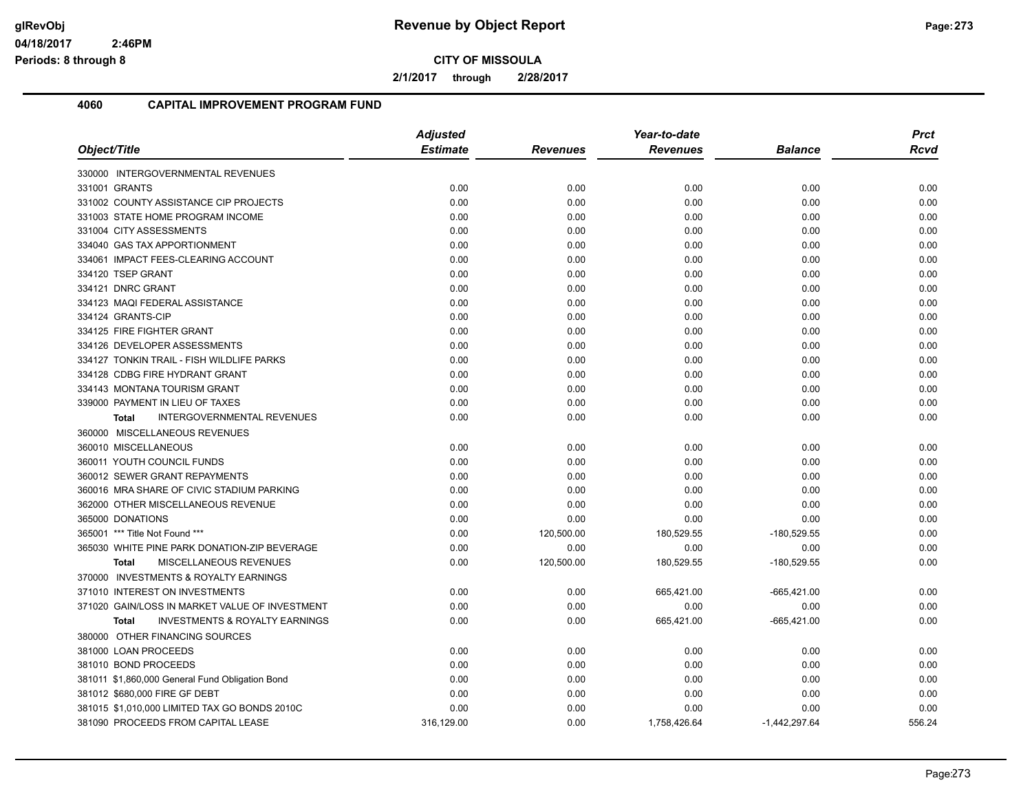**Revenue by Object Report**

**CITY OF MISSOULA**

**2/1/2017 through 2/28/2017**

## 4060 CAPITAL IMPROVEMENT PROGRAM FUND

| Object/Title | Adjusted Estimate | Revenues | Year-to-date Revenues | Balance | Prct Rcvd |
|---|---|---|---|---|---|
| 330000 INTERGOVERNMENTAL REVENUES | | | | | |
| 331001 GRANTS | 0.00 | 0.00 | 0.00 | 0.00 | 0.00 |
| 331002 COUNTY ASSISTANCE CIP PROJECTS | 0.00 | 0.00 | 0.00 | 0.00 | 0.00 |
| 331003 STATE HOME PROGRAM INCOME | 0.00 | 0.00 | 0.00 | 0.00 | 0.00 |
| 331004 CITY ASSESSMENTS | 0.00 | 0.00 | 0.00 | 0.00 | 0.00 |
| 334040 GAS TAX APPORTIONMENT | 0.00 | 0.00 | 0.00 | 0.00 | 0.00 |
| 334061 IMPACT FEES-CLEARING ACCOUNT | 0.00 | 0.00 | 0.00 | 0.00 | 0.00 |
| 334120 TSEP GRANT | 0.00 | 0.00 | 0.00 | 0.00 | 0.00 |
| 334121 DNRC GRANT | 0.00 | 0.00 | 0.00 | 0.00 | 0.00 |
| 334123 MAQI FEDERAL ASSISTANCE | 0.00 | 0.00 | 0.00 | 0.00 | 0.00 |
| 334124 GRANTS-CIP | 0.00 | 0.00 | 0.00 | 0.00 | 0.00 |
| 334125 FIRE FIGHTER GRANT | 0.00 | 0.00 | 0.00 | 0.00 | 0.00 |
| 334126 DEVELOPER ASSESSMENTS | 0.00 | 0.00 | 0.00 | 0.00 | 0.00 |
| 334127 TONKIN TRAIL - FISH WILDLIFE PARKS | 0.00 | 0.00 | 0.00 | 0.00 | 0.00 |
| 334128 CDBG FIRE HYDRANT GRANT | 0.00 | 0.00 | 0.00 | 0.00 | 0.00 |
| 334143 MONTANA TOURISM GRANT | 0.00 | 0.00 | 0.00 | 0.00 | 0.00 |
| 339000 PAYMENT IN LIEU OF TAXES | 0.00 | 0.00 | 0.00 | 0.00 | 0.00 |
| **Total** INTERGOVERNMENTAL REVENUES | 0.00 | 0.00 | 0.00 | 0.00 | 0.00 |
| 360000 MISCELLANEOUS REVENUES | | | | | |
| 360010 MISCELLANEOUS | 0.00 | 0.00 | 0.00 | 0.00 | 0.00 |
| 360011 YOUTH COUNCIL FUNDS | 0.00 | 0.00 | 0.00 | 0.00 | 0.00 |
| 360012 SEWER GRANT REPAYMENTS | 0.00 | 0.00 | 0.00 | 0.00 | 0.00 |
| 360016 MRA SHARE OF CIVIC STADIUM PARKING | 0.00 | 0.00 | 0.00 | 0.00 | 0.00 |
| 362000 OTHER MISCELLANEOUS REVENUE | 0.00 | 0.00 | 0.00 | 0.00 | 0.00 |
| 365000 DONATIONS | 0.00 | 0.00 | 0.00 | 0.00 | 0.00 |
| 365001 *** Title Not Found *** | 0.00 | 120,500.00 | 180,529.55 | -180,529.55 | 0.00 |
| 365030 WHITE PINE PARK DONATION-ZIP BEVERAGE | 0.00 | 0.00 | 0.00 | 0.00 | 0.00 |
| **Total** MISCELLANEOUS REVENUES | 0.00 | 120,500.00 | 180,529.55 | -180,529.55 | 0.00 |
| 370000 INVESTMENTS & ROYALTY EARNINGS | | | | | |
| 371010 INTEREST ON INVESTMENTS | 0.00 | 0.00 | 665,421.00 | -665,421.00 | 0.00 |
| 371020 GAIN/LOSS IN MARKET VALUE OF INVESTMENT | 0.00 | 0.00 | 0.00 | 0.00 | 0.00 |
| **Total** INVESTMENTS & ROYALTY EARNINGS | 0.00 | 0.00 | 665,421.00 | -665,421.00 | 0.00 |
| 380000 OTHER FINANCING SOURCES | | | | | |
| 381000 LOAN PROCEEDS | 0.00 | 0.00 | 0.00 | 0.00 | 0.00 |
| 381010 BOND PROCEEDS | 0.00 | 0.00 | 0.00 | 0.00 | 0.00 |
| 381011 $1,860,000 General Fund Obligation Bond | 0.00 | 0.00 | 0.00 | 0.00 | 0.00 |
| 381012 $680,000 FIRE GF DEBT | 0.00 | 0.00 | 0.00 | 0.00 | 0.00 |
| 381015 $1,010,000 LIMITED TAX GO BONDS 2010C | 0.00 | 0.00 | 0.00 | 0.00 | 0.00 |
| 381090 PROCEEDS FROM CAPITAL LEASE | 316,129.00 | 0.00 | 1,758,426.64 | -1,442,297.64 | 556.24 |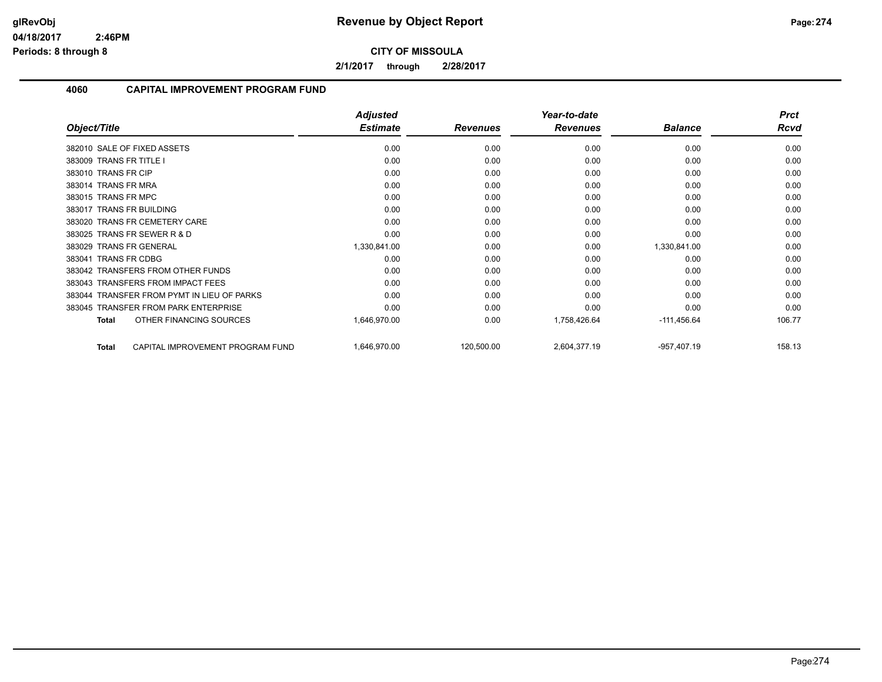**CITY OF MISSOULA**

**2/1/2017 through 2/28/2017**

## 4060 CAPITAL IMPROVEMENT PROGRAM FUND

| Object/Title | Adjusted Estimate | Revenues | Year-to-date Revenues | Balance | Prct Rcvd |
|---|---|---|---|---|---|
| 382010 SALE OF FIXED ASSETS | 0.00 | 0.00 | 0.00 | 0.00 | 0.00 |
| 383009 TRANS FR TITLE I | 0.00 | 0.00 | 0.00 | 0.00 | 0.00 |
| 383010 TRANS FR CIP | 0.00 | 0.00 | 0.00 | 0.00 | 0.00 |
| 383014 TRANS FR MRA | 0.00 | 0.00 | 0.00 | 0.00 | 0.00 |
| 383015 TRANS FR MPC | 0.00 | 0.00 | 0.00 | 0.00 | 0.00 |
| 383017 TRANS FR BUILDING | 0.00 | 0.00 | 0.00 | 0.00 | 0.00 |
| 383020 TRANS FR CEMETERY CARE | 0.00 | 0.00 | 0.00 | 0.00 | 0.00 |
| 383025 TRANS FR SEWER R & D | 0.00 | 0.00 | 0.00 | 0.00 | 0.00 |
| 383029 TRANS FR GENERAL | 1,330,841.00 | 0.00 | 0.00 | 1,330,841.00 | 0.00 |
| 383041 TRANS FR CDBG | 0.00 | 0.00 | 0.00 | 0.00 | 0.00 |
| 383042 TRANSFERS FROM OTHER FUNDS | 0.00 | 0.00 | 0.00 | 0.00 | 0.00 |
| 383043 TRANSFERS FROM IMPACT FEES | 0.00 | 0.00 | 0.00 | 0.00 | 0.00 |
| 383044 TRANSFER FROM PYMT IN LIEU OF PARKS | 0.00 | 0.00 | 0.00 | 0.00 | 0.00 |
| 383045 TRANSFER FROM PARK ENTERPRISE | 0.00 | 0.00 | 0.00 | 0.00 | 0.00 |
| **Total** OTHER FINANCING SOURCES | 1,646,970.00 | 0.00 | 1,758,426.64 | -111,456.64 | 106.77 |
| **Total** CAPITAL IMPROVEMENT PROGRAM FUND | 1,646,970.00 | 120,500.00 | 2,604,377.19 | -957,407.19 | 158.13 |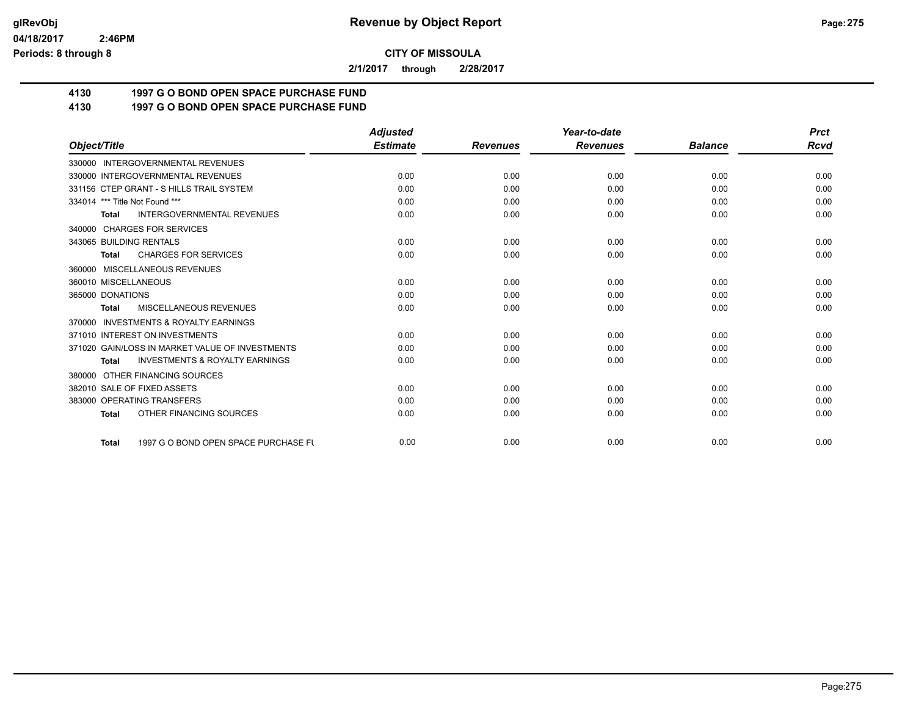**CITY OF MISSOULA**

**2/1/2017 through 2/28/2017**

## 4130 1997 G O BOND OPEN SPACE PURCHASE FUND
## 4130 1997 G O BOND OPEN SPACE PURCHASE FUND

| Object/Title | Adjusted Estimate | Revenues | Year-to-date Revenues | Balance | Prct Rcvd |
|---|---|---|---|---|---|
| 330000 INTERGOVERNMENTAL REVENUES | | | | | |
| 330000 INTERGOVERNMENTAL REVENUES | 0.00 | 0.00 | 0.00 | 0.00 | 0.00 |
| 331156 CTEP GRANT - S HILLS TRAIL SYSTEM | 0.00 | 0.00 | 0.00 | 0.00 | 0.00 |
| 334014 *** Title Not Found *** | 0.00 | 0.00 | 0.00 | 0.00 | 0.00 |
| **Total** INTERGOVERNMENTAL REVENUES | 0.00 | 0.00 | 0.00 | 0.00 | 0.00 |
| 340000 CHARGES FOR SERVICES | | | | | |
| 343065 BUILDING RENTALS | 0.00 | 0.00 | 0.00 | 0.00 | 0.00 |
| **Total** CHARGES FOR SERVICES | 0.00 | 0.00 | 0.00 | 0.00 | 0.00 |
| 360000 MISCELLANEOUS REVENUES | | | | | |
| 360010 MISCELLANEOUS | 0.00 | 0.00 | 0.00 | 0.00 | 0.00 |
| 365000 DONATIONS | 0.00 | 0.00 | 0.00 | 0.00 | 0.00 |
| **Total** MISCELLANEOUS REVENUES | 0.00 | 0.00 | 0.00 | 0.00 | 0.00 |
| 370000 INVESTMENTS & ROYALTY EARNINGS | | | | | |
| 371010 INTEREST ON INVESTMENTS | 0.00 | 0.00 | 0.00 | 0.00 | 0.00 |
| 371020 GAIN/LOSS IN MARKET VALUE OF INVESTMENTS | 0.00 | 0.00 | 0.00 | 0.00 | 0.00 |
| **Total** INVESTMENTS & ROYALTY EARNINGS | 0.00 | 0.00 | 0.00 | 0.00 | 0.00 |
| 380000 OTHER FINANCING SOURCES | | | | | |
| 382010 SALE OF FIXED ASSETS | 0.00 | 0.00 | 0.00 | 0.00 | 0.00 |
| 383000 OPERATING TRANSFERS | 0.00 | 0.00 | 0.00 | 0.00 | 0.00 |
| **Total** OTHER FINANCING SOURCES | 0.00 | 0.00 | 0.00 | 0.00 | 0.00 |
| **Total** 1997 G O BOND OPEN SPACE PURCHASE FU | 0.00 | 0.00 | 0.00 | 0.00 | 0.00 |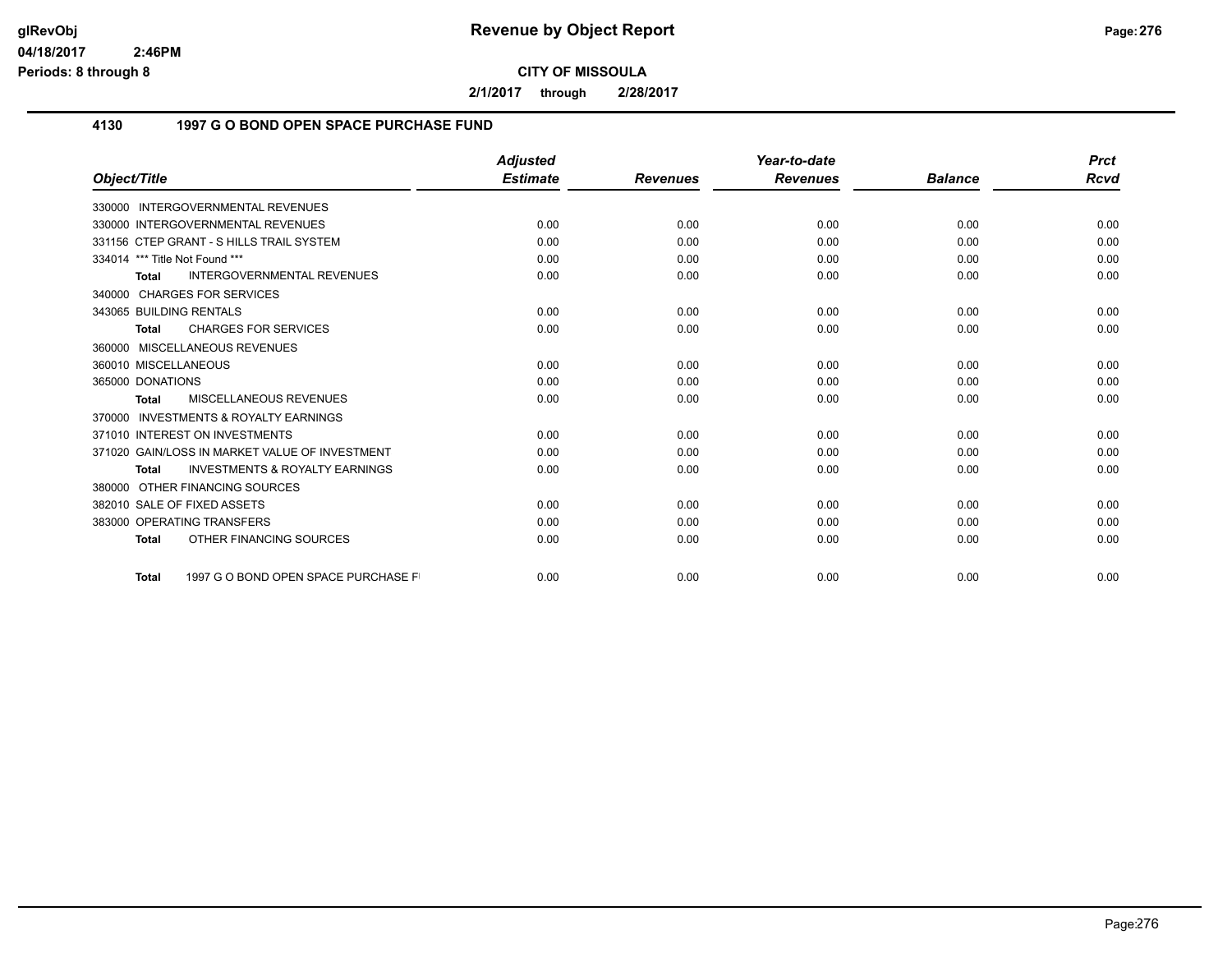## CITY OF MISSOULA

**Revenue by Object Report**

**2/1/2017 through 2/28/2017**

### 4130 1997 G O BOND OPEN SPACE PURCHASE FUND

| Object/Title | Adjusted Estimate | Revenues | Year-to-date Revenues | Balance | Prct Rcvd |
|---|---|---|---|---|---|
| 330000 INTERGOVERNMENTAL REVENUES | | | | | |
| 330000 INTERGOVERNMENTAL REVENUES | 0.00 | 0.00 | 0.00 | 0.00 | 0.00 |
| 331156 CTEP GRANT - S HILLS TRAIL SYSTEM | 0.00 | 0.00 | 0.00 | 0.00 | 0.00 |
| 334014 *** Title Not Found *** | 0.00 | 0.00 | 0.00 | 0.00 | 0.00 |
| **Total** INTERGOVERNMENTAL REVENUES | 0.00 | 0.00 | 0.00 | 0.00 | 0.00 |
| 340000 CHARGES FOR SERVICES | | | | | |
| 343065 BUILDING RENTALS | 0.00 | 0.00 | 0.00 | 0.00 | 0.00 |
| **Total** CHARGES FOR SERVICES | 0.00 | 0.00 | 0.00 | 0.00 | 0.00 |
| 360000 MISCELLANEOUS REVENUES | | | | | |
| 360010 MISCELLANEOUS | 0.00 | 0.00 | 0.00 | 0.00 | 0.00 |
| 365000 DONATIONS | 0.00 | 0.00 | 0.00 | 0.00 | 0.00 |
| **Total** MISCELLANEOUS REVENUES | 0.00 | 0.00 | 0.00 | 0.00 | 0.00 |
| 370000 INVESTMENTS & ROYALTY EARNINGS | | | | | |
| 371010 INTEREST ON INVESTMENTS | 0.00 | 0.00 | 0.00 | 0.00 | 0.00 |
| 371020 GAIN/LOSS IN MARKET VALUE OF INVESTMENT | 0.00 | 0.00 | 0.00 | 0.00 | 0.00 |
| **Total** INVESTMENTS & ROYALTY EARNINGS | 0.00 | 0.00 | 0.00 | 0.00 | 0.00 |
| 380000 OTHER FINANCING SOURCES | | | | | |
| 382010 SALE OF FIXED ASSETS | 0.00 | 0.00 | 0.00 | 0.00 | 0.00 |
| 383000 OPERATING TRANSFERS | 0.00 | 0.00 | 0.00 | 0.00 | 0.00 |
| **Total** OTHER FINANCING SOURCES | 0.00 | 0.00 | 0.00 | 0.00 | 0.00 |
| **Total** 1997 G O BOND OPEN SPACE PURCHASE F | 0.00 | 0.00 | 0.00 | 0.00 | 0.00 |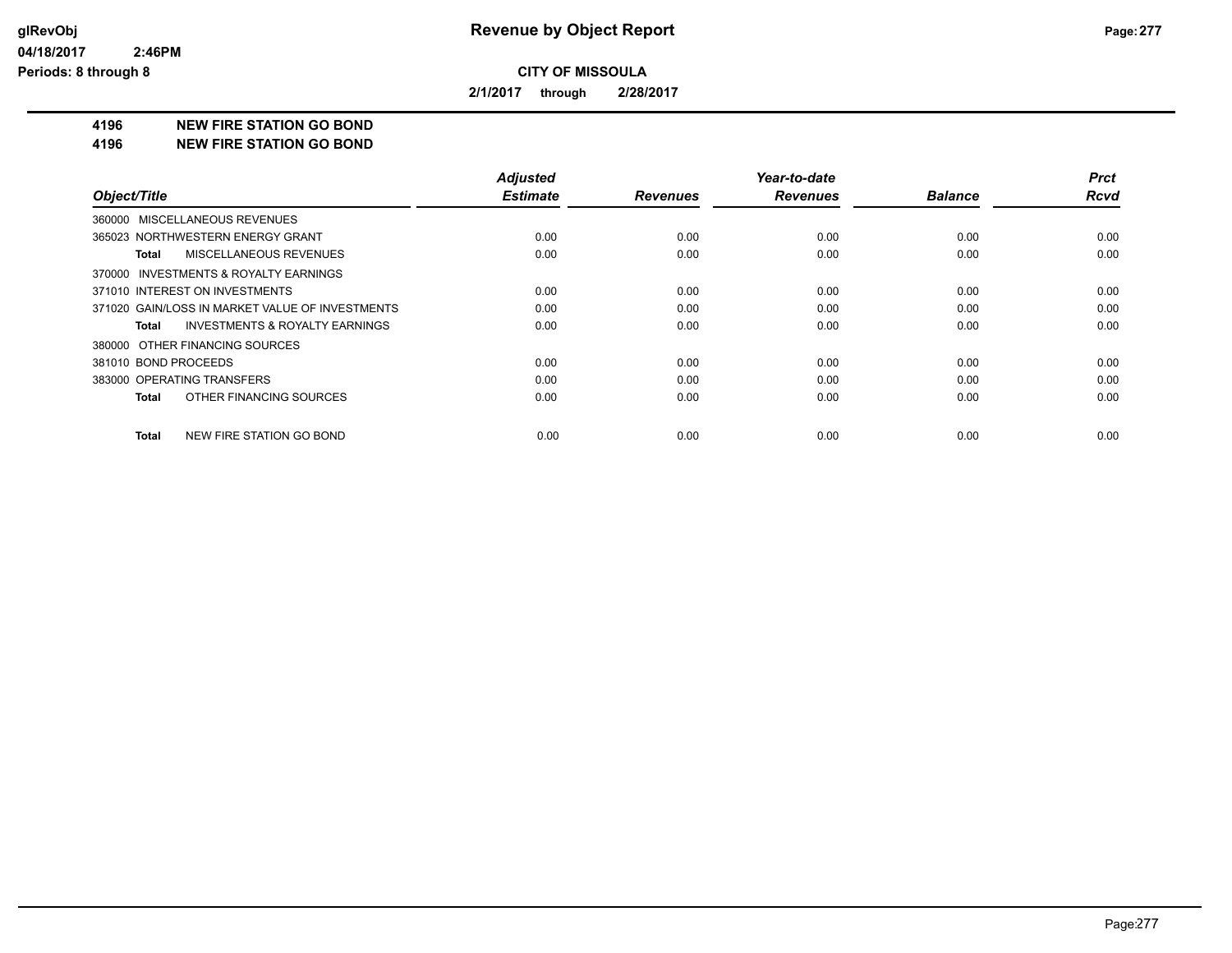**Revenue by Object Report**

**CITY OF MISSOULA**

**2/1/2017 through 2/28/2017**

# 4196 NEW FIRE STATION GO BOND
# 4196 NEW FIRE STATION GO BOND

| Object/Title | Adjusted Estimate | Revenues | Year-to-date Revenues | Balance | Prct Rcvd |
|---|---|---|---|---|---|
| 360000 MISCELLANEOUS REVENUES | | | | | |
| 365023 NORTHWESTERN ENERGY GRANT | 0.00 | 0.00 | 0.00 | 0.00 | 0.00 |
| **Total** MISCELLANEOUS REVENUES | 0.00 | 0.00 | 0.00 | 0.00 | 0.00 |
| 370000 INVESTMENTS & ROYALTY EARNINGS | | | | | |
| 371010 INTEREST ON INVESTMENTS | 0.00 | 0.00 | 0.00 | 0.00 | 0.00 |
| 371020 GAIN/LOSS IN MARKET VALUE OF INVESTMENTS | 0.00 | 0.00 | 0.00 | 0.00 | 0.00 |
| **Total** INVESTMENTS & ROYALTY EARNINGS | 0.00 | 0.00 | 0.00 | 0.00 | 0.00 |
| 380000 OTHER FINANCING SOURCES | | | | | |
| 381010 BOND PROCEEDS | 0.00 | 0.00 | 0.00 | 0.00 | 0.00 |
| 383000 OPERATING TRANSFERS | 0.00 | 0.00 | 0.00 | 0.00 | 0.00 |
| **Total** OTHER FINANCING SOURCES | 0.00 | 0.00 | 0.00 | 0.00 | 0.00 |
| **Total** NEW FIRE STATION GO BOND | 0.00 | 0.00 | 0.00 | 0.00 | 0.00 |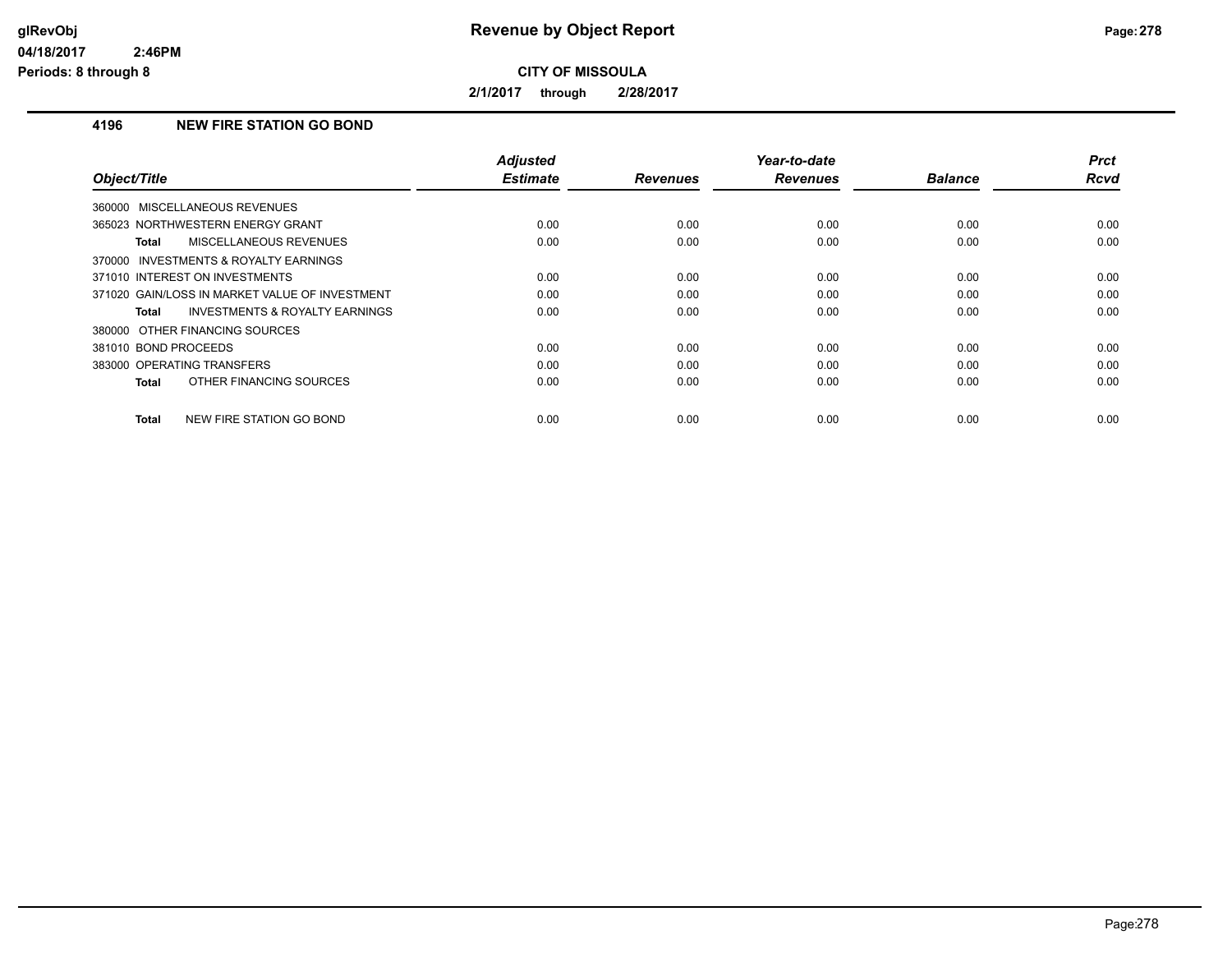# Revenue by Object Report

**CITY OF MISSOULA**

**2/1/2017 through 2/28/2017**

### 4196 NEW FIRE STATION GO BOND

| Object/Title | Adjusted Estimate | Revenues | Year-to-date Revenues | Balance | Prct Rcvd |
|---|---|---|---|---|---|
| 360000 MISCELLANEOUS REVENUES | | | | | |
| 365023 NORTHWESTERN ENERGY GRANT | 0.00 | 0.00 | 0.00 | 0.00 | 0.00 |
| **Total** MISCELLANEOUS REVENUES | 0.00 | 0.00 | 0.00 | 0.00 | 0.00 |
| 370000 INVESTMENTS & ROYALTY EARNINGS | | | | | |
| 371010 INTEREST ON INVESTMENTS | 0.00 | 0.00 | 0.00 | 0.00 | 0.00 |
| 371020 GAIN/LOSS IN MARKET VALUE OF INVESTMENT | 0.00 | 0.00 | 0.00 | 0.00 | 0.00 |
| **Total** INVESTMENTS & ROYALTY EARNINGS | 0.00 | 0.00 | 0.00 | 0.00 | 0.00 |
| 380000 OTHER FINANCING SOURCES | | | | | |
| 381010 BOND PROCEEDS | 0.00 | 0.00 | 0.00 | 0.00 | 0.00 |
| 383000 OPERATING TRANSFERS | 0.00 | 0.00 | 0.00 | 0.00 | 0.00 |
| **Total** OTHER FINANCING SOURCES | 0.00 | 0.00 | 0.00 | 0.00 | 0.00 |
| **Total** NEW FIRE STATION GO BOND | 0.00 | 0.00 | 0.00 | 0.00 | 0.00 |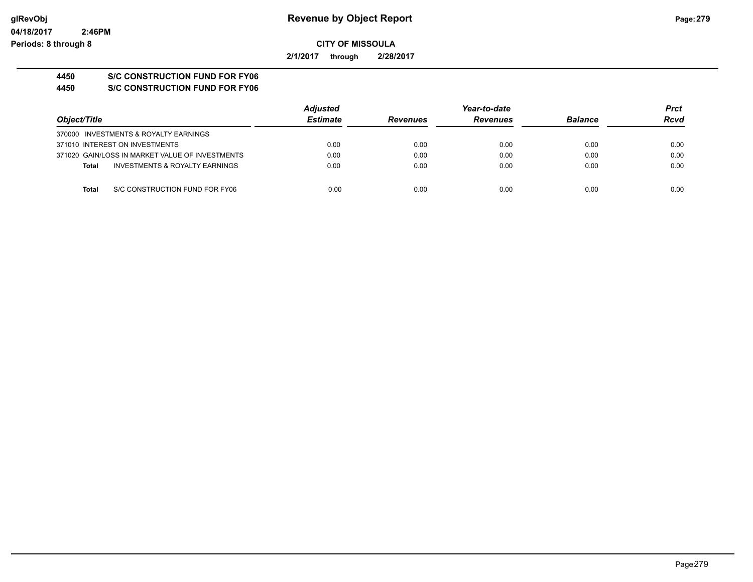**Revenue by Object Report**

**CITY OF MISSOULA**

**2/1/2017 through 2/28/2017**

**4450 S/C CONSTRUCTION FUND FOR FY06**

**4450 S/C CONSTRUCTION FUND FOR FY06**

| Object/Title | Adjusted Estimate | Revenues | Year-to-date Revenues | Balance | Prct Rcvd |
|---|---|---|---|---|---|
| 370000 INVESTMENTS & ROYALTY EARNINGS | | | | | |
| 371010 INTEREST ON INVESTMENTS | 0.00 | 0.00 | 0.00 | 0.00 | 0.00 |
| 371020 GAIN/LOSS IN MARKET VALUE OF INVESTMENTS | 0.00 | 0.00 | 0.00 | 0.00 | 0.00 |
| **Total** INVESTMENTS & ROYALTY EARNINGS | 0.00 | 0.00 | 0.00 | 0.00 | 0.00 |
| **Total** S/C CONSTRUCTION FUND FOR FY06 | 0.00 | 0.00 | 0.00 | 0.00 | 0.00 |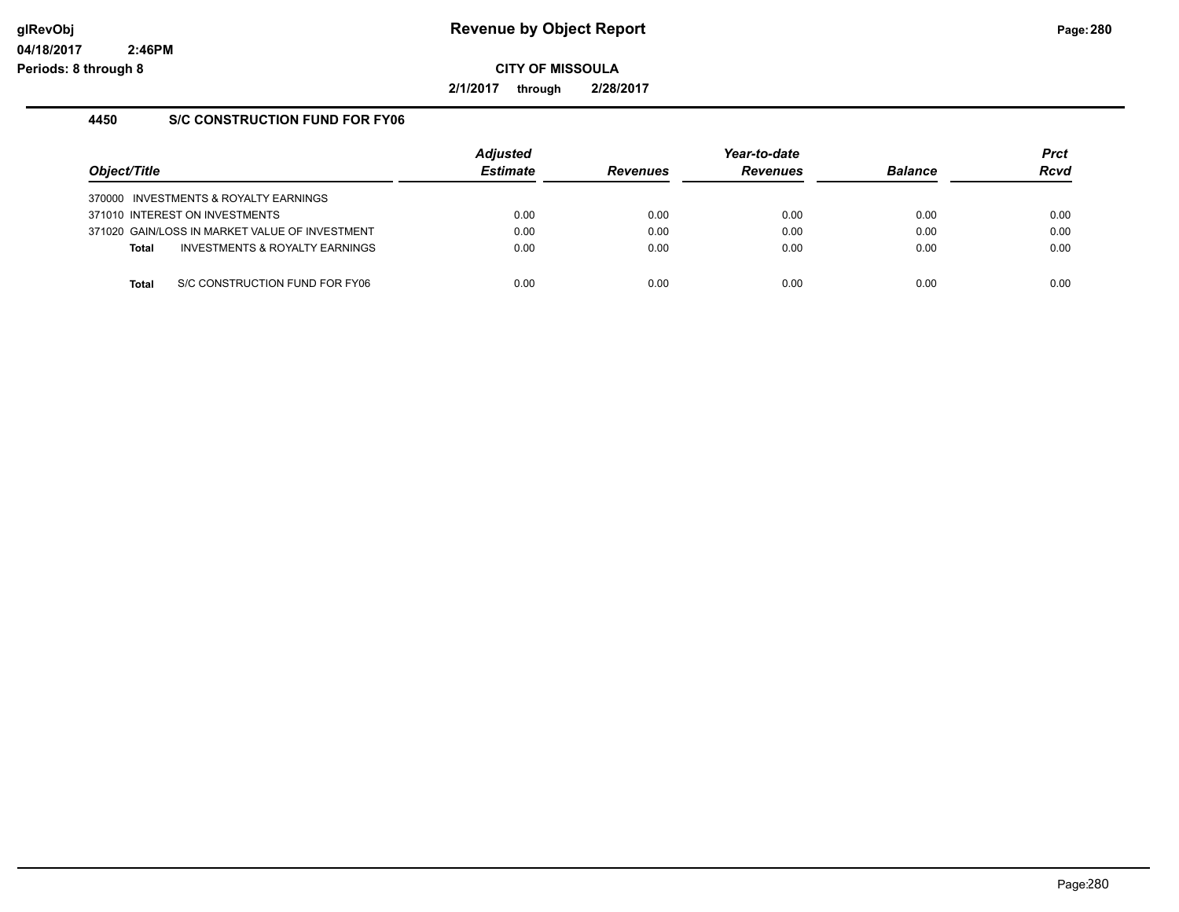# Revenue by Object Report

**CITY OF MISSOULA**

**2/1/2017 through 2/28/2017**

glRevObj
04/18/2017 2:46PM
Periods: 8 through 8

## 4450 S/C CONSTRUCTION FUND FOR FY06

| Object/Title | Adjusted Estimate | Revenues | Year-to-date Revenues | Balance | Prct Rcvd |
|---|---|---|---|---|---|
| 370000 INVESTMENTS & ROYALTY EARNINGS | | | | | |
| 371010 INTEREST ON INVESTMENTS | 0.00 | 0.00 | 0.00 | 0.00 | 0.00 |
| 371020 GAIN/LOSS IN MARKET VALUE OF INVESTMENT | 0.00 | 0.00 | 0.00 | 0.00 | 0.00 |
| **Total** INVESTMENTS & ROYALTY EARNINGS | 0.00 | 0.00 | 0.00 | 0.00 | 0.00 |
| **Total** S/C CONSTRUCTION FUND FOR FY06 | 0.00 | 0.00 | 0.00 | 0.00 | 0.00 |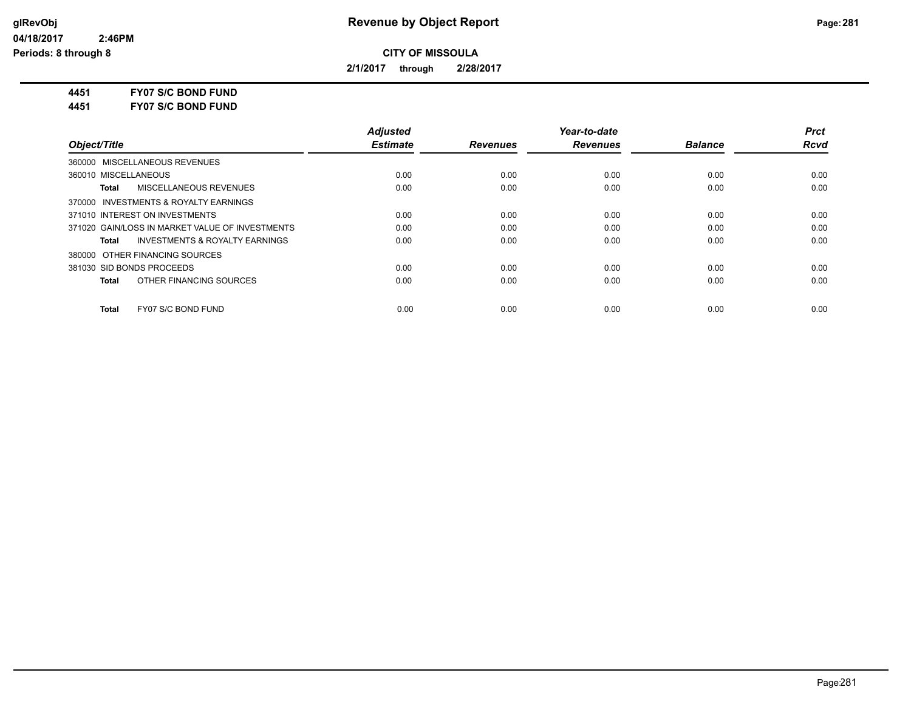# Revenue by Object Report

**CITY OF MISSOULA**

**2/1/2017 through 2/28/2017**

glRevObj
04/18/2017 2:46PM
Periods: 8 through 8

**4451 FY07 S/C BOND FUND**
**4451 FY07 S/C BOND FUND**

| Object/Title | Adjusted Estimate | Revenues | Year-to-date Revenues | Balance | Prct Rcvd |
|---|---|---|---|---|---|
| 360000 MISCELLANEOUS REVENUES | | | | | |
| 360010 MISCELLANEOUS | 0.00 | 0.00 | 0.00 | 0.00 | 0.00 |
| **Total** MISCELLANEOUS REVENUES | 0.00 | 0.00 | 0.00 | 0.00 | 0.00 |
| 370000 INVESTMENTS & ROYALTY EARNINGS | | | | | |
| 371010 INTEREST ON INVESTMENTS | 0.00 | 0.00 | 0.00 | 0.00 | 0.00 |
| 371020 GAIN/LOSS IN MARKET VALUE OF INVESTMENTS | 0.00 | 0.00 | 0.00 | 0.00 | 0.00 |
| **Total** INVESTMENTS & ROYALTY EARNINGS | 0.00 | 0.00 | 0.00 | 0.00 | 0.00 |
| 380000 OTHER FINANCING SOURCES | | | | | |
| 381030 SID BONDS PROCEEDS | 0.00 | 0.00 | 0.00 | 0.00 | 0.00 |
| **Total** OTHER FINANCING SOURCES | 0.00 | 0.00 | 0.00 | 0.00 | 0.00 |
| **Total** FY07 S/C BOND FUND | 0.00 | 0.00 | 0.00 | 0.00 | 0.00 |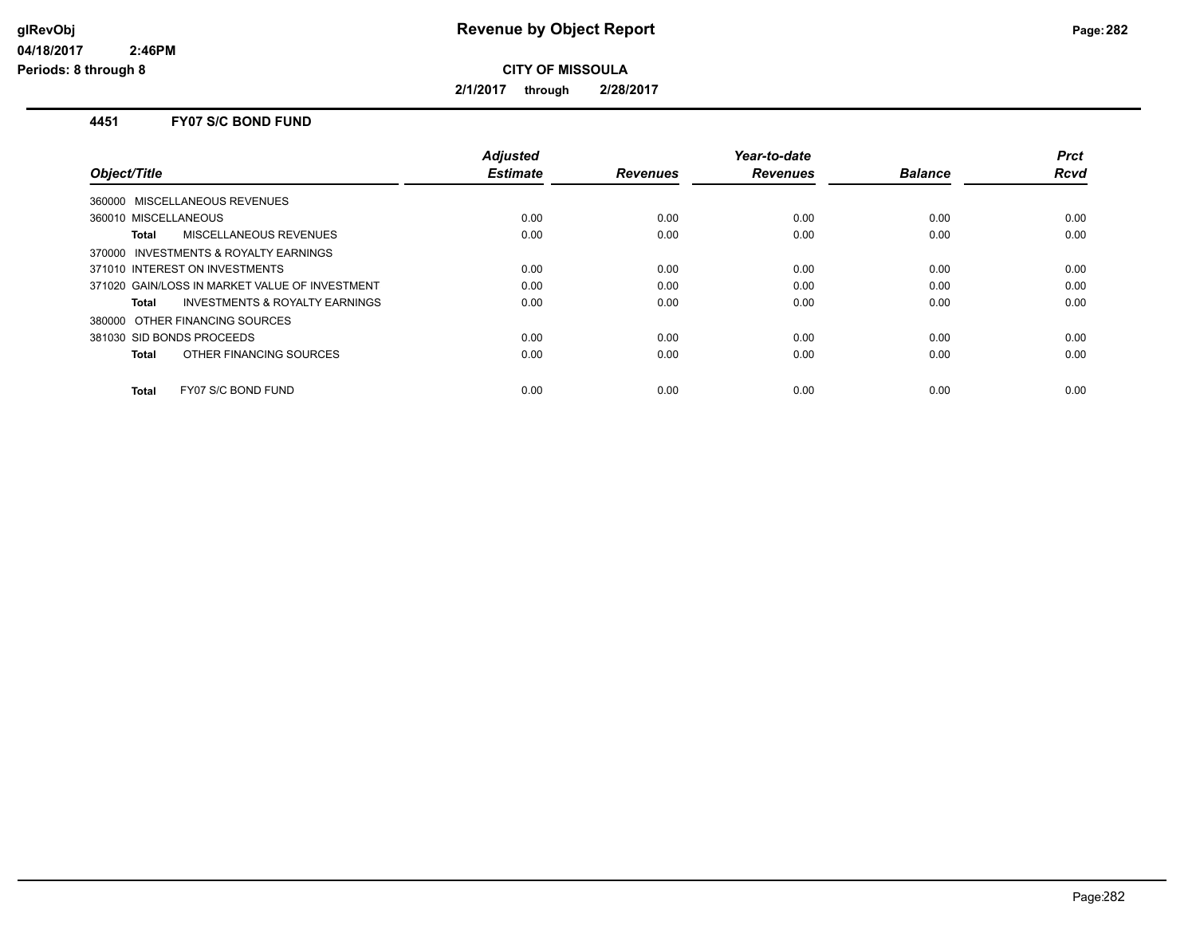# Revenue by Object Report

glRevObj
04/18/2017 2:46PM
Periods: 8 through 8

**CITY OF MISSOULA**

**2/1/2017 through 2/28/2017**

### 4451 FY07 S/C BOND FUND

| Object/Title | Adjusted Estimate | Revenues | Year-to-date Revenues | Balance | Prct Rcvd |
|---|---|---|---|---|---|
| 360000 MISCELLANEOUS REVENUES | | | | | |
| 360010 MISCELLANEOUS | 0.00 | 0.00 | 0.00 | 0.00 | 0.00 |
| **Total** MISCELLANEOUS REVENUES | 0.00 | 0.00 | 0.00 | 0.00 | 0.00 |
| 370000 INVESTMENTS & ROYALTY EARNINGS | | | | | |
| 371010 INTEREST ON INVESTMENTS | 0.00 | 0.00 | 0.00 | 0.00 | 0.00 |
| 371020 GAIN/LOSS IN MARKET VALUE OF INVESTMENT | 0.00 | 0.00 | 0.00 | 0.00 | 0.00 |
| **Total** INVESTMENTS & ROYALTY EARNINGS | 0.00 | 0.00 | 0.00 | 0.00 | 0.00 |
| 380000 OTHER FINANCING SOURCES | | | | | |
| 381030 SID BONDS PROCEEDS | 0.00 | 0.00 | 0.00 | 0.00 | 0.00 |
| **Total** OTHER FINANCING SOURCES | 0.00 | 0.00 | 0.00 | 0.00 | 0.00 |
| **Total** FY07 S/C BOND FUND | 0.00 | 0.00 | 0.00 | 0.00 | 0.00 |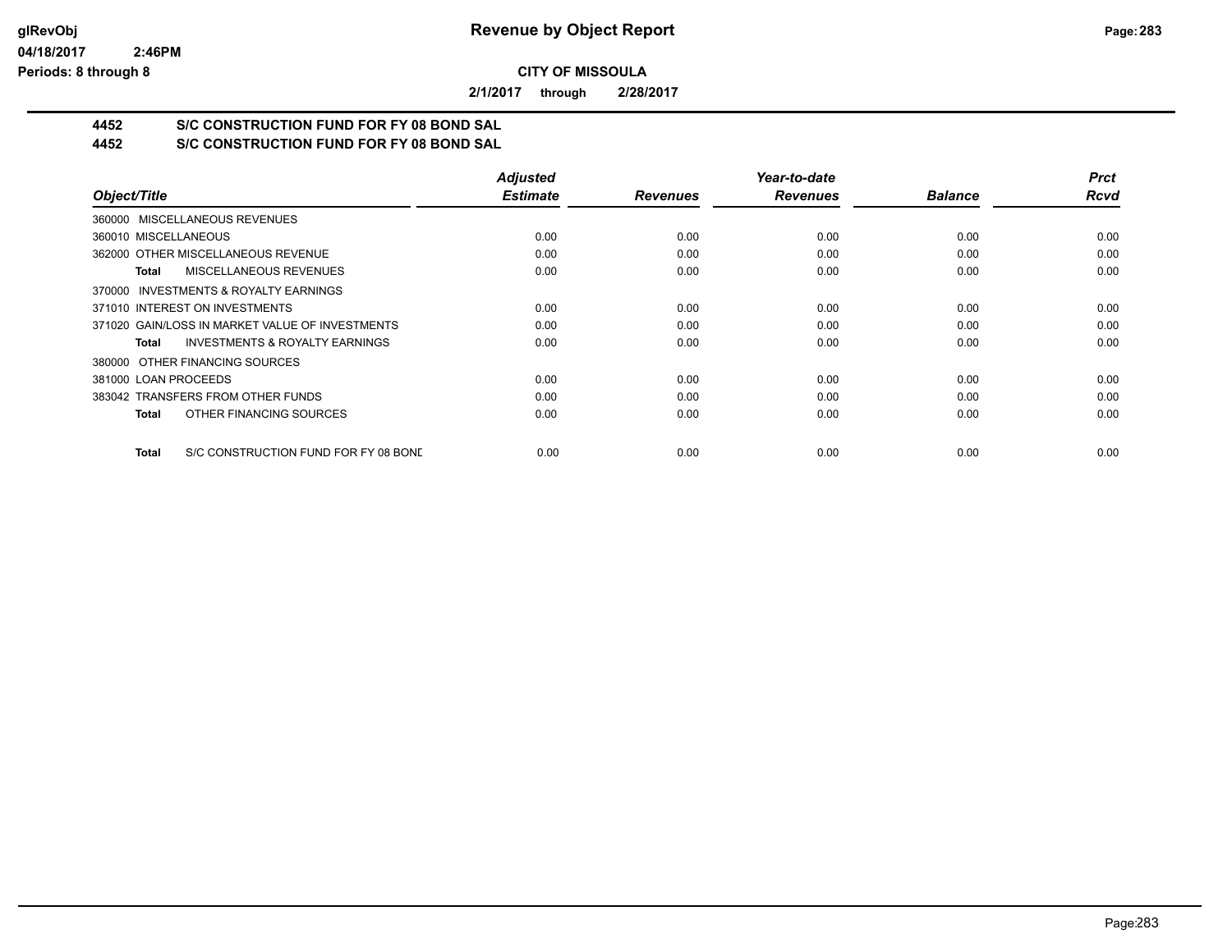**CITY OF MISSOULA**

**2/1/2017 through 2/28/2017**

## 4452 S/C CONSTRUCTION FUND FOR FY 08 BOND SAL
## 4452 S/C CONSTRUCTION FUND FOR FY 08 BOND SAL

| Object/Title | Adjusted Estimate | Revenues | Year-to-date Revenues | Balance | Prct Rcvd |
|---|---|---|---|---|---|
| 360000 MISCELLANEOUS REVENUES | | | | | |
| 360010 MISCELLANEOUS | 0.00 | 0.00 | 0.00 | 0.00 | 0.00 |
| 362000 OTHER MISCELLANEOUS REVENUE | 0.00 | 0.00 | 0.00 | 0.00 | 0.00 |
| **Total** MISCELLANEOUS REVENUES | 0.00 | 0.00 | 0.00 | 0.00 | 0.00 |
| 370000 INVESTMENTS & ROYALTY EARNINGS | | | | | |
| 371010 INTEREST ON INVESTMENTS | 0.00 | 0.00 | 0.00 | 0.00 | 0.00 |
| 371020 GAIN/LOSS IN MARKET VALUE OF INVESTMENTS | 0.00 | 0.00 | 0.00 | 0.00 | 0.00 |
| **Total** INVESTMENTS & ROYALTY EARNINGS | 0.00 | 0.00 | 0.00 | 0.00 | 0.00 |
| 380000 OTHER FINANCING SOURCES | | | | | |
| 381000 LOAN PROCEEDS | 0.00 | 0.00 | 0.00 | 0.00 | 0.00 |
| 383042 TRANSFERS FROM OTHER FUNDS | 0.00 | 0.00 | 0.00 | 0.00 | 0.00 |
| **Total** OTHER FINANCING SOURCES | 0.00 | 0.00 | 0.00 | 0.00 | 0.00 |
| **Total** S/C CONSTRUCTION FUND FOR FY 08 BOND | 0.00 | 0.00 | 0.00 | 0.00 | 0.00 |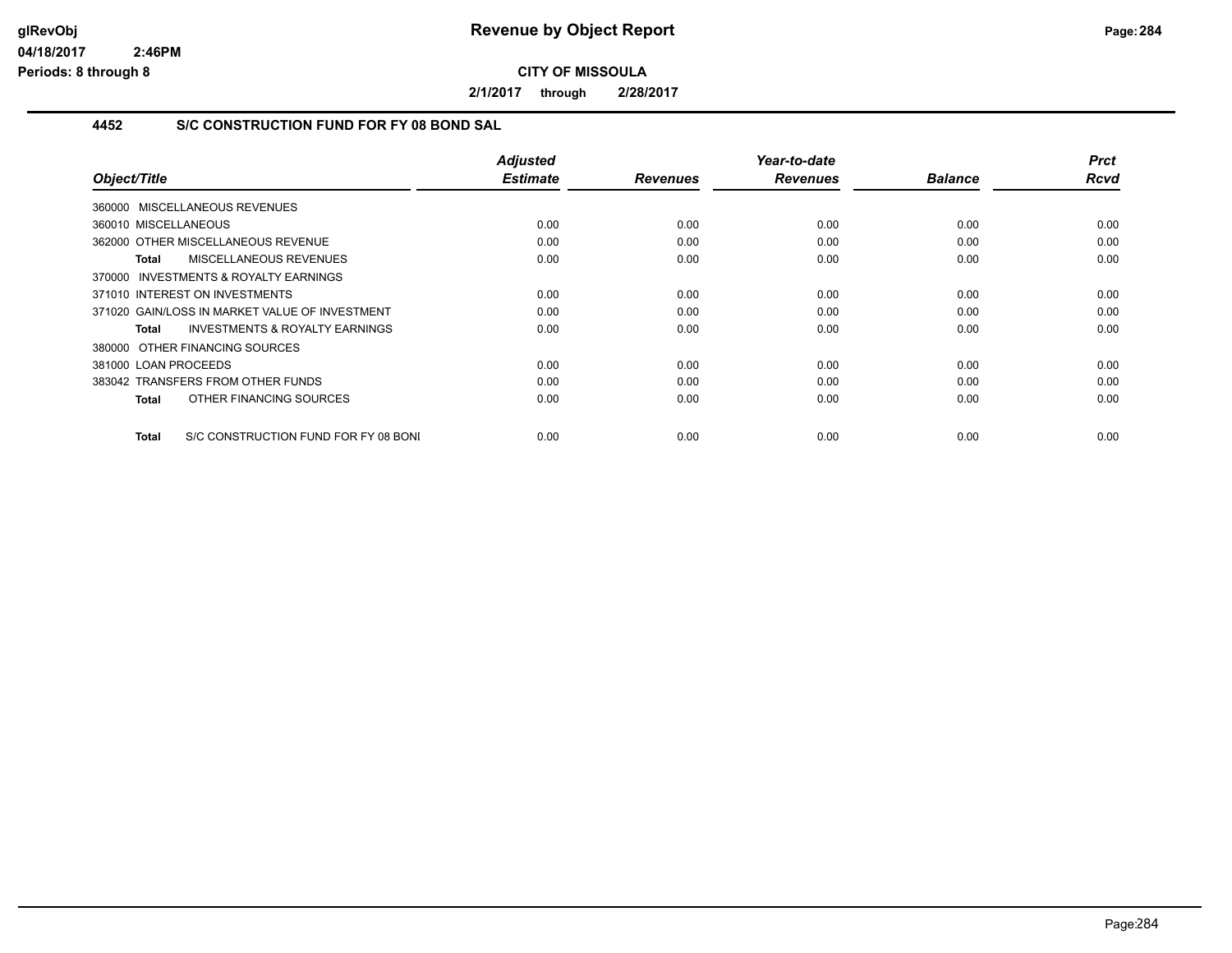# Revenue by Object Report

**CITY OF MISSOULA**

**2/1/2017 through 2/28/2017**

### 4452 S/C CONSTRUCTION FUND FOR FY 08 BOND SAL

| Object/Title | Adjusted Estimate | Revenues | Year-to-date Revenues | Balance | Prct Rcvd |
|---|---|---|---|---|---|
| 360000 MISCELLANEOUS REVENUES | | | | | |
| 360010 MISCELLANEOUS | 0.00 | 0.00 | 0.00 | 0.00 | 0.00 |
| 362000 OTHER MISCELLANEOUS REVENUE | 0.00 | 0.00 | 0.00 | 0.00 | 0.00 |
| **Total** MISCELLANEOUS REVENUES | 0.00 | 0.00 | 0.00 | 0.00 | 0.00 |
| 370000 INVESTMENTS & ROYALTY EARNINGS | | | | | |
| 371010 INTEREST ON INVESTMENTS | 0.00 | 0.00 | 0.00 | 0.00 | 0.00 |
| 371020 GAIN/LOSS IN MARKET VALUE OF INVESTMENT | 0.00 | 0.00 | 0.00 | 0.00 | 0.00 |
| **Total** INVESTMENTS & ROYALTY EARNINGS | 0.00 | 0.00 | 0.00 | 0.00 | 0.00 |
| 380000 OTHER FINANCING SOURCES | | | | | |
| 381000 LOAN PROCEEDS | 0.00 | 0.00 | 0.00 | 0.00 | 0.00 |
| 383042 TRANSFERS FROM OTHER FUNDS | 0.00 | 0.00 | 0.00 | 0.00 | 0.00 |
| **Total** OTHER FINANCING SOURCES | 0.00 | 0.00 | 0.00 | 0.00 | 0.00 |
| **Total** S/C CONSTRUCTION FUND FOR FY 08 BONI | 0.00 | 0.00 | 0.00 | 0.00 | 0.00 |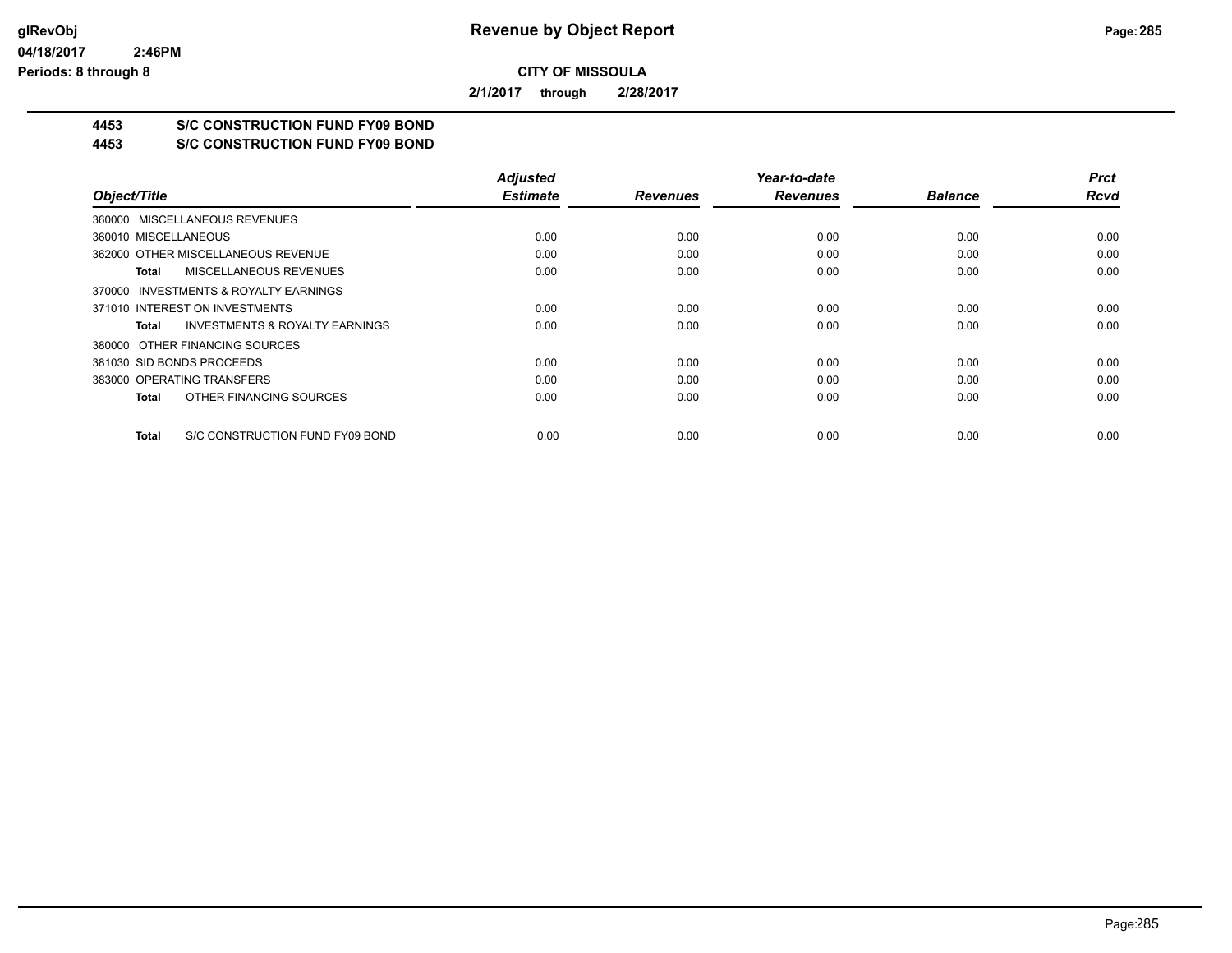# Revenue by Object Report

**CITY OF MISSOULA**

**2/1/2017 through 2/28/2017**

## 4453 S/C CONSTRUCTION FUND FY09 BOND
## 4453 S/C CONSTRUCTION FUND FY09 BOND

| Object/Title | Adjusted Estimate | Revenues | Year-to-date Revenues | Balance | Prct Rcvd |
|---|---|---|---|---|---|
| 360000 MISCELLANEOUS REVENUES | | | | | |
| 360010 MISCELLANEOUS | 0.00 | 0.00 | 0.00 | 0.00 | 0.00 |
| 362000 OTHER MISCELLANEOUS REVENUE | 0.00 | 0.00 | 0.00 | 0.00 | 0.00 |
| **Total** MISCELLANEOUS REVENUES | 0.00 | 0.00 | 0.00 | 0.00 | 0.00 |
| 370000 INVESTMENTS & ROYALTY EARNINGS | | | | | |
| 371010 INTEREST ON INVESTMENTS | 0.00 | 0.00 | 0.00 | 0.00 | 0.00 |
| **Total** INVESTMENTS & ROYALTY EARNINGS | 0.00 | 0.00 | 0.00 | 0.00 | 0.00 |
| 380000 OTHER FINANCING SOURCES | | | | | |
| 381030 SID BONDS PROCEEDS | 0.00 | 0.00 | 0.00 | 0.00 | 0.00 |
| 383000 OPERATING TRANSFERS | 0.00 | 0.00 | 0.00 | 0.00 | 0.00 |
| **Total** OTHER FINANCING SOURCES | 0.00 | 0.00 | 0.00 | 0.00 | 0.00 |
| **Total** S/C CONSTRUCTION FUND FY09 BOND | 0.00 | 0.00 | 0.00 | 0.00 | 0.00 |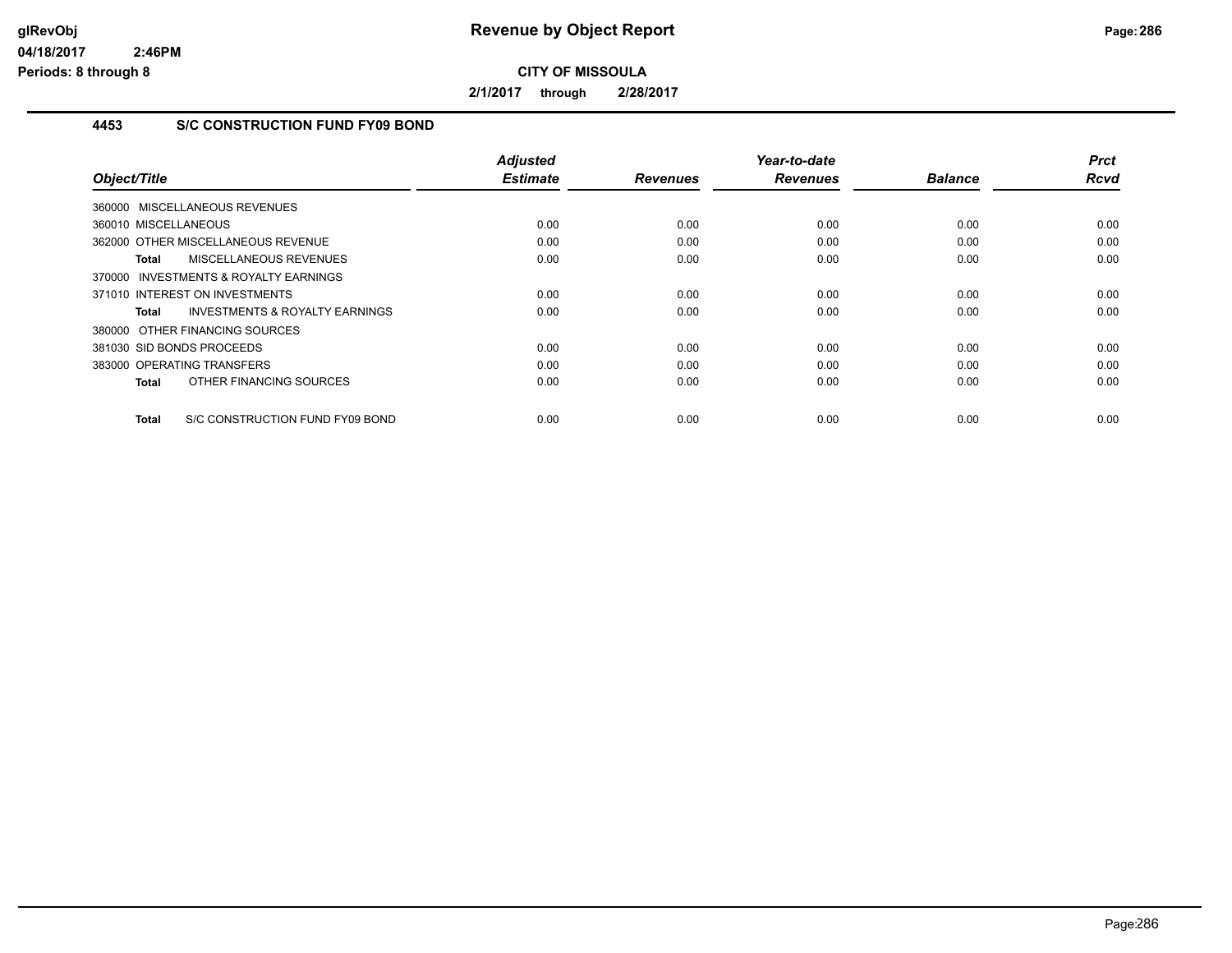**Revenue by Object Report**

**CITY OF MISSOULA**

**2/1/2017 through 2/28/2017**

glRevObj
04/18/2017 2:46PM
Periods: 8 through 8

## 4453 S/C CONSTRUCTION FUND FY09 BOND

| Object/Title | Adjusted Estimate | Revenues | Year-to-date Revenues | Balance | Prct Rcvd |
|---|---|---|---|---|---|
| 360000 MISCELLANEOUS REVENUES | | | | | |
| 360010 MISCELLANEOUS | 0.00 | 0.00 | 0.00 | 0.00 | 0.00 |
| 362000 OTHER MISCELLANEOUS REVENUE | 0.00 | 0.00 | 0.00 | 0.00 | 0.00 |
| **Total** MISCELLANEOUS REVENUES | 0.00 | 0.00 | 0.00 | 0.00 | 0.00 |
| 370000 INVESTMENTS & ROYALTY EARNINGS | | | | | |
| 371010 INTEREST ON INVESTMENTS | 0.00 | 0.00 | 0.00 | 0.00 | 0.00 |
| **Total** INVESTMENTS & ROYALTY EARNINGS | 0.00 | 0.00 | 0.00 | 0.00 | 0.00 |
| 380000 OTHER FINANCING SOURCES | | | | | |
| 381030 SID BONDS PROCEEDS | 0.00 | 0.00 | 0.00 | 0.00 | 0.00 |
| 383000 OPERATING TRANSFERS | 0.00 | 0.00 | 0.00 | 0.00 | 0.00 |
| **Total** OTHER FINANCING SOURCES | 0.00 | 0.00 | 0.00 | 0.00 | 0.00 |
| **Total** S/C CONSTRUCTION FUND FY09 BOND | 0.00 | 0.00 | 0.00 | 0.00 | 0.00 |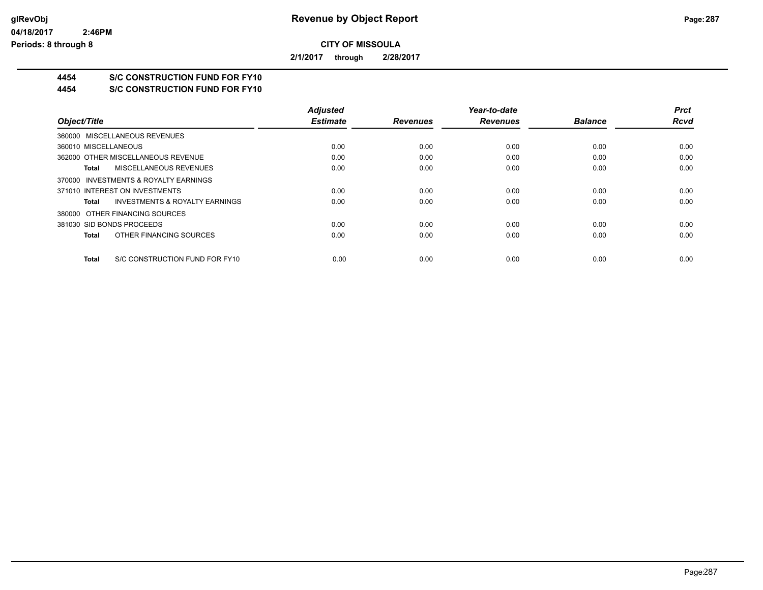# Revenue by Object Report

**CITY OF MISSOULA**

**2/1/2017 through 2/28/2017**

## 4454 S/C CONSTRUCTION FUND FOR FY10
## 4454 S/C CONSTRUCTION FUND FOR FY10

| Object/Title | Adjusted Estimate | Revenues | Year-to-date Revenues | Balance | Prct Rcvd |
|---|---|---|---|---|---|
| 360000 MISCELLANEOUS REVENUES | | | | | |
| 360010 MISCELLANEOUS | 0.00 | 0.00 | 0.00 | 0.00 | 0.00 |
| 362000 OTHER MISCELLANEOUS REVENUE | 0.00 | 0.00 | 0.00 | 0.00 | 0.00 |
| **Total** MISCELLANEOUS REVENUES | 0.00 | 0.00 | 0.00 | 0.00 | 0.00 |
| 370000 INVESTMENTS & ROYALTY EARNINGS | | | | | |
| 371010 INTEREST ON INVESTMENTS | 0.00 | 0.00 | 0.00 | 0.00 | 0.00 |
| **Total** INVESTMENTS & ROYALTY EARNINGS | 0.00 | 0.00 | 0.00 | 0.00 | 0.00 |
| 380000 OTHER FINANCING SOURCES | | | | | |
| 381030 SID BONDS PROCEEDS | 0.00 | 0.00 | 0.00 | 0.00 | 0.00 |
| **Total** OTHER FINANCING SOURCES | 0.00 | 0.00 | 0.00 | 0.00 | 0.00 |
| **Total** S/C CONSTRUCTION FUND FOR FY10 | 0.00 | 0.00 | 0.00 | 0.00 | 0.00 |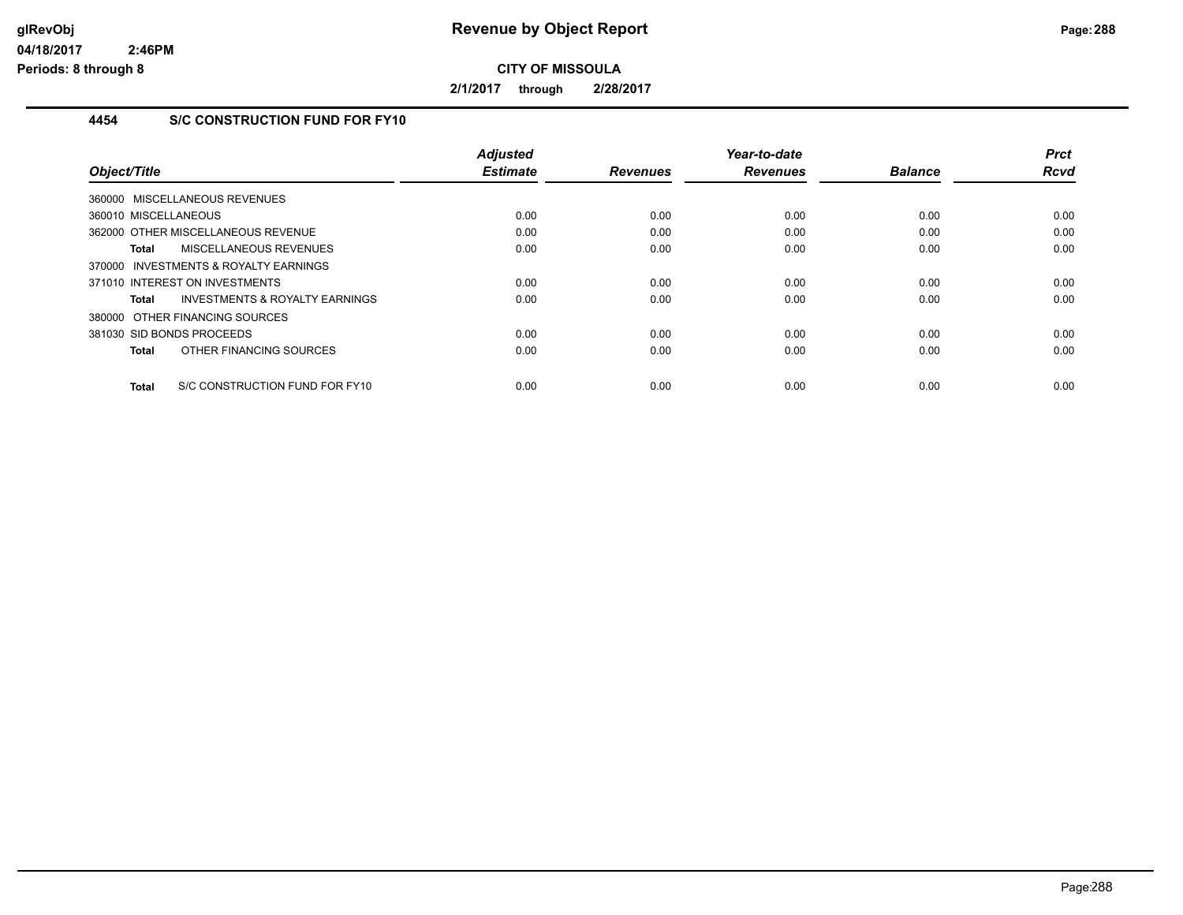# Revenue by Object Report

glRevObj
04/18/2017 2:46PM
Periods: 8 through 8

**CITY OF MISSOULA**

**2/1/2017 through 2/28/2017**

### 4454 S/C CONSTRUCTION FUND FOR FY10

| Object/Title | Adjusted Estimate | Revenues | Year-to-date Revenues | Balance | Prct Rcvd |
|---|---|---|---|---|---|
| 360000 MISCELLANEOUS REVENUES | | | | | |
| 360010 MISCELLANEOUS | 0.00 | 0.00 | 0.00 | 0.00 | 0.00 |
| 362000 OTHER MISCELLANEOUS REVENUE | 0.00 | 0.00 | 0.00 | 0.00 | 0.00 |
| **Total** MISCELLANEOUS REVENUES | 0.00 | 0.00 | 0.00 | 0.00 | 0.00 |
| 370000 INVESTMENTS & ROYALTY EARNINGS | | | | | |
| 371010 INTEREST ON INVESTMENTS | 0.00 | 0.00 | 0.00 | 0.00 | 0.00 |
| **Total** INVESTMENTS & ROYALTY EARNINGS | 0.00 | 0.00 | 0.00 | 0.00 | 0.00 |
| 380000 OTHER FINANCING SOURCES | | | | | |
| 381030 SID BONDS PROCEEDS | 0.00 | 0.00 | 0.00 | 0.00 | 0.00 |
| **Total** OTHER FINANCING SOURCES | 0.00 | 0.00 | 0.00 | 0.00 | 0.00 |
| **Total** S/C CONSTRUCTION FUND FOR FY10 | 0.00 | 0.00 | 0.00 | 0.00 | 0.00 |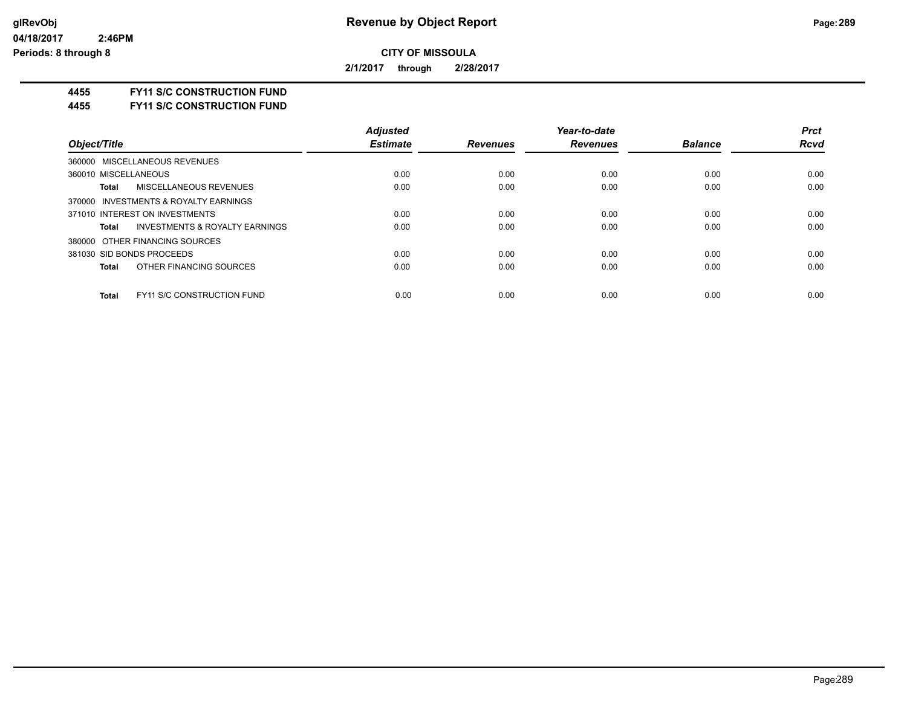**glRevObj**
**04/18/2017 2:46PM**
**Periods: 8 through 8**

# Revenue by Object Report

**CITY OF MISSOULA**

**2/1/2017 through 2/28/2017**

**4455 FY11 S/C CONSTRUCTION FUND**
**4455 FY11 S/C CONSTRUCTION FUND**

| Object/Title | Adjusted Estimate | Revenues | Year-to-date Revenues | Balance | Prct Rcvd |
|---|---|---|---|---|---|
| 360000 MISCELLANEOUS REVENUES | | | | | |
| 360010 MISCELLANEOUS | 0.00 | 0.00 | 0.00 | 0.00 | 0.00 |
| **Total** MISCELLANEOUS REVENUES | 0.00 | 0.00 | 0.00 | 0.00 | 0.00 |
| 370000 INVESTMENTS & ROYALTY EARNINGS | | | | | |
| 371010 INTEREST ON INVESTMENTS | 0.00 | 0.00 | 0.00 | 0.00 | 0.00 |
| **Total** INVESTMENTS & ROYALTY EARNINGS | 0.00 | 0.00 | 0.00 | 0.00 | 0.00 |
| 380000 OTHER FINANCING SOURCES | | | | | |
| 381030 SID BONDS PROCEEDS | 0.00 | 0.00 | 0.00 | 0.00 | 0.00 |
| **Total** OTHER FINANCING SOURCES | 0.00 | 0.00 | 0.00 | 0.00 | 0.00 |
| **Total** FY11 S/C CONSTRUCTION FUND | 0.00 | 0.00 | 0.00 | 0.00 | 0.00 |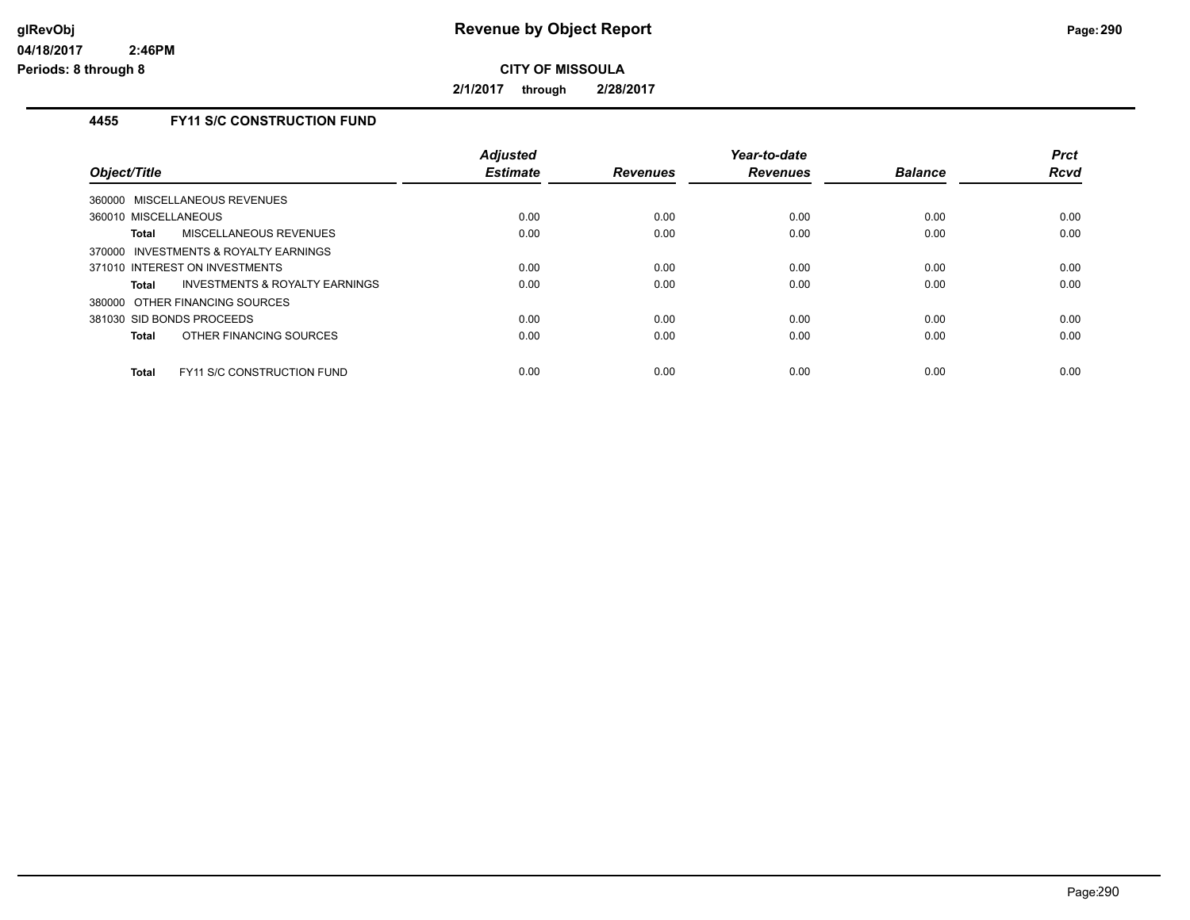# Revenue by Object Report

glRevObj
04/18/2017 2:46PM
Periods: 8 through 8

**CITY OF MISSOULA**

**2/1/2017 through 2/28/2017**

## 4455 FY11 S/C CONSTRUCTION FUND

| Object/Title | Adjusted Estimate | Revenues | Year-to-date Revenues | Balance | Prct Rcvd |
|---|---|---|---|---|---|
| 360000 MISCELLANEOUS REVENUES | | | | | |
| 360010 MISCELLANEOUS | 0.00 | 0.00 | 0.00 | 0.00 | 0.00 |
| **Total** MISCELLANEOUS REVENUES | 0.00 | 0.00 | 0.00 | 0.00 | 0.00 |
| 370000 INVESTMENTS & ROYALTY EARNINGS | | | | | |
| 371010 INTEREST ON INVESTMENTS | 0.00 | 0.00 | 0.00 | 0.00 | 0.00 |
| **Total** INVESTMENTS & ROYALTY EARNINGS | 0.00 | 0.00 | 0.00 | 0.00 | 0.00 |
| 380000 OTHER FINANCING SOURCES | | | | | |
| 381030 SID BONDS PROCEEDS | 0.00 | 0.00 | 0.00 | 0.00 | 0.00 |
| **Total** OTHER FINANCING SOURCES | 0.00 | 0.00 | 0.00 | 0.00 | 0.00 |
| **Total** FY11 S/C CONSTRUCTION FUND | 0.00 | 0.00 | 0.00 | 0.00 | 0.00 |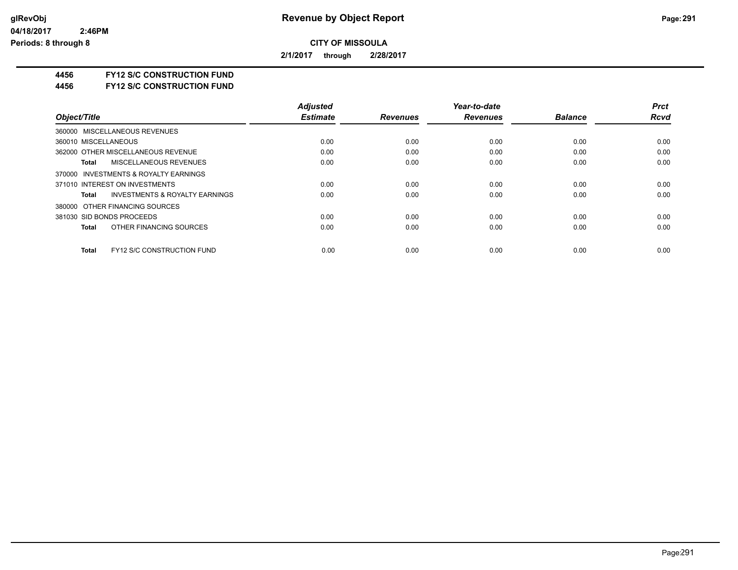**Revenue by Object Report**

**CITY OF MISSOULA**

**2/1/2017 through 2/28/2017**

glRevObj
04/18/2017 2:46PM
Periods: 8 through 8

## 4456 FY12 S/C CONSTRUCTION FUND
## 4456 FY12 S/C CONSTRUCTION FUND

| Object/Title | Adjusted Estimate | Revenues | Year-to-date Revenues | Balance | Prct Rcvd |
|---|---|---|---|---|---|
| 360000 MISCELLANEOUS REVENUES | | | | | |
| 360010 MISCELLANEOUS | 0.00 | 0.00 | 0.00 | 0.00 | 0.00 |
| 362000 OTHER MISCELLANEOUS REVENUE | 0.00 | 0.00 | 0.00 | 0.00 | 0.00 |
| **Total** MISCELLANEOUS REVENUES | 0.00 | 0.00 | 0.00 | 0.00 | 0.00 |
| 370000 INVESTMENTS & ROYALTY EARNINGS | | | | | |
| 371010 INTEREST ON INVESTMENTS | 0.00 | 0.00 | 0.00 | 0.00 | 0.00 |
| **Total** INVESTMENTS & ROYALTY EARNINGS | 0.00 | 0.00 | 0.00 | 0.00 | 0.00 |
| 380000 OTHER FINANCING SOURCES | | | | | |
| 381030 SID BONDS PROCEEDS | 0.00 | 0.00 | 0.00 | 0.00 | 0.00 |
| **Total** OTHER FINANCING SOURCES | 0.00 | 0.00 | 0.00 | 0.00 | 0.00 |
| **Total** FY12 S/C CONSTRUCTION FUND | 0.00 | 0.00 | 0.00 | 0.00 | 0.00 |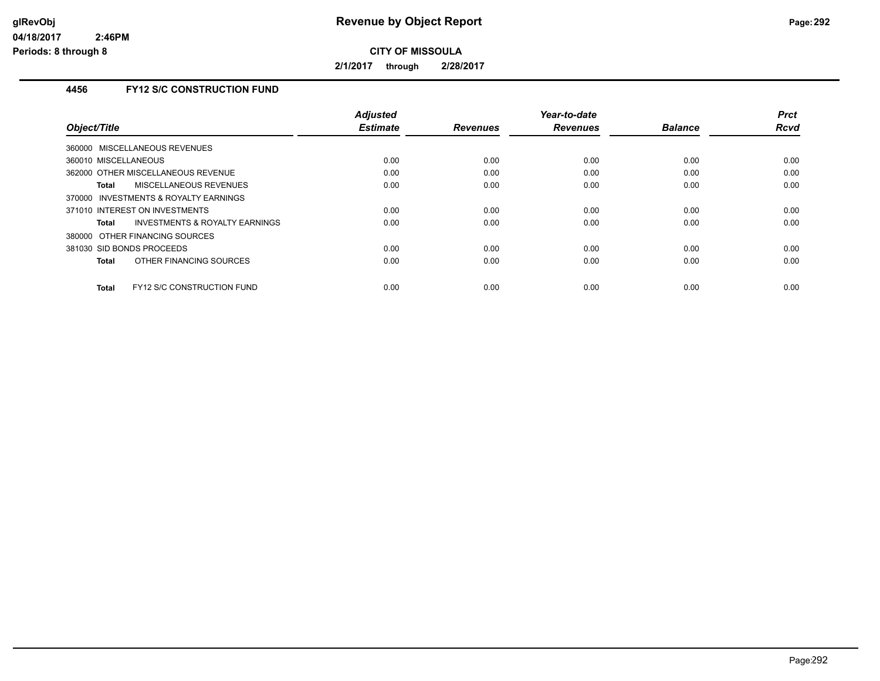# Revenue by Object Report

**CITY OF MISSOULA**

**2/1/2017 through 2/28/2017**

glRevObj
04/18/2017 2:46PM
Periods: 8 through 8

### 4456 FY12 S/C CONSTRUCTION FUND

| Object/Title | Adjusted Estimate | Revenues | Year-to-date Revenues | Balance | Prct Rcvd |
|---|---|---|---|---|---|
| 360000 MISCELLANEOUS REVENUES | | | | | |
| 360010 MISCELLANEOUS | 0.00 | 0.00 | 0.00 | 0.00 | 0.00 |
| 362000 OTHER MISCELLANEOUS REVENUE | 0.00 | 0.00 | 0.00 | 0.00 | 0.00 |
| **Total** MISCELLANEOUS REVENUES | 0.00 | 0.00 | 0.00 | 0.00 | 0.00 |
| 370000 INVESTMENTS & ROYALTY EARNINGS | | | | | |
| 371010 INTEREST ON INVESTMENTS | 0.00 | 0.00 | 0.00 | 0.00 | 0.00 |
| **Total** INVESTMENTS & ROYALTY EARNINGS | 0.00 | 0.00 | 0.00 | 0.00 | 0.00 |
| 380000 OTHER FINANCING SOURCES | | | | | |
| 381030 SID BONDS PROCEEDS | 0.00 | 0.00 | 0.00 | 0.00 | 0.00 |
| **Total** OTHER FINANCING SOURCES | 0.00 | 0.00 | 0.00 | 0.00 | 0.00 |
| **Total** FY12 S/C CONSTRUCTION FUND | 0.00 | 0.00 | 0.00 | 0.00 | 0.00 |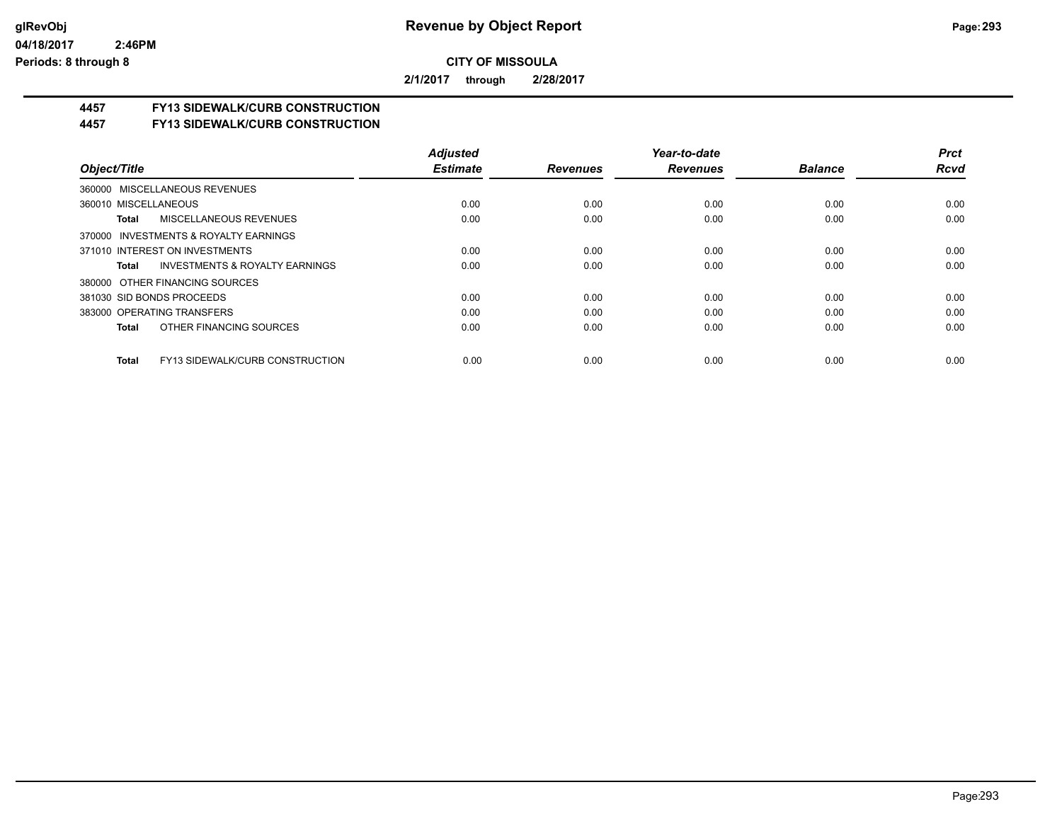# CITY OF MISSOULA

**2/1/2017 through 2/28/2017**

## 4457 FY13 SIDEWALK/CURB CONSTRUCTION
## 4457 FY13 SIDEWALK/CURB CONSTRUCTION

| Object/Title | Adjusted Estimate | Revenues | Year-to-date Revenues | Balance | Prct Rcvd |
|---|---|---|---|---|---|
| 360000 MISCELLANEOUS REVENUES | | | | | |
| 360010 MISCELLANEOUS | 0.00 | 0.00 | 0.00 | 0.00 | 0.00 |
| **Total** MISCELLANEOUS REVENUES | 0.00 | 0.00 | 0.00 | 0.00 | 0.00 |
| 370000 INVESTMENTS & ROYALTY EARNINGS | | | | | |
| 371010 INTEREST ON INVESTMENTS | 0.00 | 0.00 | 0.00 | 0.00 | 0.00 |
| **Total** INVESTMENTS & ROYALTY EARNINGS | 0.00 | 0.00 | 0.00 | 0.00 | 0.00 |
| 380000 OTHER FINANCING SOURCES | | | | | |
| 381030 SID BONDS PROCEEDS | 0.00 | 0.00 | 0.00 | 0.00 | 0.00 |
| 383000 OPERATING TRANSFERS | 0.00 | 0.00 | 0.00 | 0.00 | 0.00 |
| **Total** OTHER FINANCING SOURCES | 0.00 | 0.00 | 0.00 | 0.00 | 0.00 |
| **Total** FY13 SIDEWALK/CURB CONSTRUCTION | 0.00 | 0.00 | 0.00 | 0.00 | 0.00 |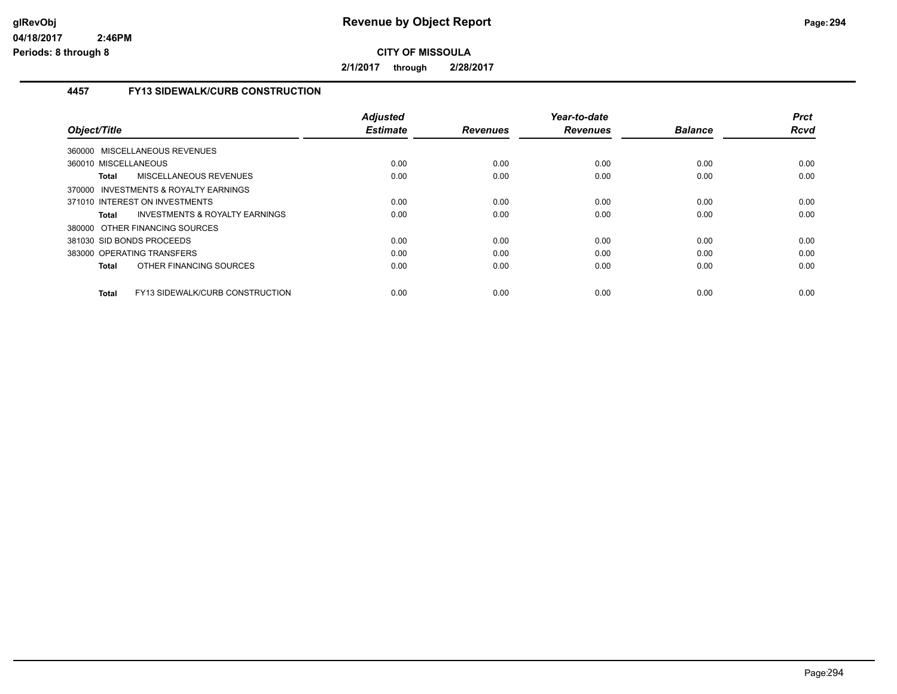# Revenue by Object Report

**CITY OF MISSOULA**

**2/1/2017 through 2/28/2017**

glRevObj
04/18/2017 2:46PM
Periods: 8 through 8

### 4457 FY13 SIDEWALK/CURB CONSTRUCTION

| Object/Title | Adjusted Estimate | Revenues | Year-to-date Revenues | Balance | Prct Rcvd |
|---|---|---|---|---|---|
| 360000 MISCELLANEOUS REVENUES | | | | | |
| 360010 MISCELLANEOUS | 0.00 | 0.00 | 0.00 | 0.00 | 0.00 |
| **Total** MISCELLANEOUS REVENUES | 0.00 | 0.00 | 0.00 | 0.00 | 0.00 |
| 370000 INVESTMENTS & ROYALTY EARNINGS | | | | | |
| 371010 INTEREST ON INVESTMENTS | 0.00 | 0.00 | 0.00 | 0.00 | 0.00 |
| **Total** INVESTMENTS & ROYALTY EARNINGS | 0.00 | 0.00 | 0.00 | 0.00 | 0.00 |
| 380000 OTHER FINANCING SOURCES | | | | | |
| 381030 SID BONDS PROCEEDS | 0.00 | 0.00 | 0.00 | 0.00 | 0.00 |
| 383000 OPERATING TRANSFERS | 0.00 | 0.00 | 0.00 | 0.00 | 0.00 |
| **Total** OTHER FINANCING SOURCES | 0.00 | 0.00 | 0.00 | 0.00 | 0.00 |
| **Total** FY13 SIDEWALK/CURB CONSTRUCTION | 0.00 | 0.00 | 0.00 | 0.00 | 0.00 |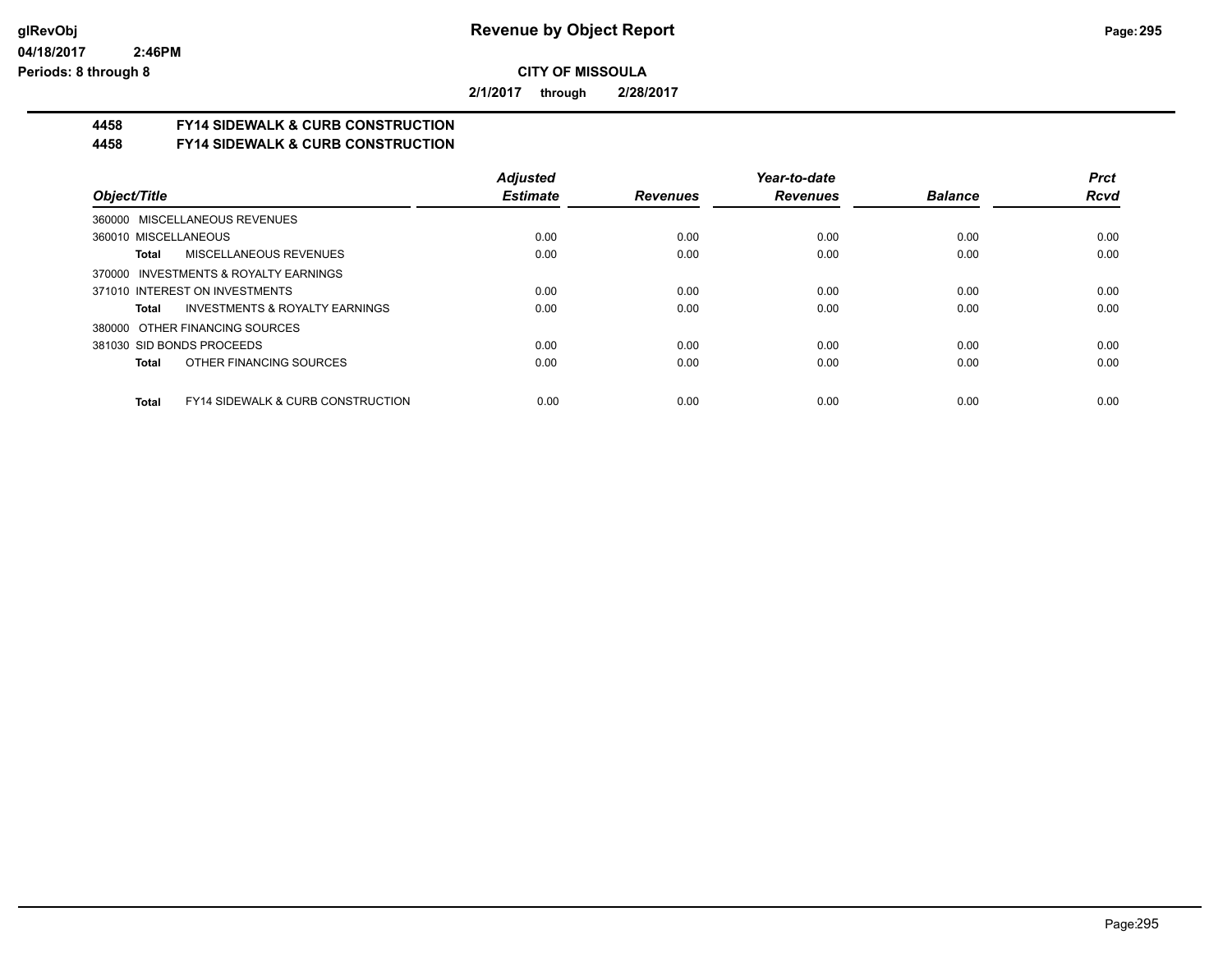# Revenue by Object Report

glRevObj
04/18/2017 2:46PM
Periods: 8 through 8

**CITY OF MISSOULA**

**2/1/2017 through 2/28/2017**

**4458 FY14 SIDEWALK & CURB CONSTRUCTION**
**4458 FY14 SIDEWALK & CURB CONSTRUCTION**

| Object/Title | Adjusted Estimate | Revenues | Year-to-date Revenues | Balance | Prct Rcvd |
|---|---|---|---|---|---|
| 360000 MISCELLANEOUS REVENUES | | | | | |
| 360010 MISCELLANEOUS | 0.00 | 0.00 | 0.00 | 0.00 | 0.00 |
| **Total** MISCELLANEOUS REVENUES | 0.00 | 0.00 | 0.00 | 0.00 | 0.00 |
| 370000 INVESTMENTS & ROYALTY EARNINGS | | | | | |
| 371010 INTEREST ON INVESTMENTS | 0.00 | 0.00 | 0.00 | 0.00 | 0.00 |
| **Total** INVESTMENTS & ROYALTY EARNINGS | 0.00 | 0.00 | 0.00 | 0.00 | 0.00 |
| 380000 OTHER FINANCING SOURCES | | | | | |
| 381030 SID BONDS PROCEEDS | 0.00 | 0.00 | 0.00 | 0.00 | 0.00 |
| **Total** OTHER FINANCING SOURCES | 0.00 | 0.00 | 0.00 | 0.00 | 0.00 |
| **Total** FY14 SIDEWALK & CURB CONSTRUCTION | 0.00 | 0.00 | 0.00 | 0.00 | 0.00 |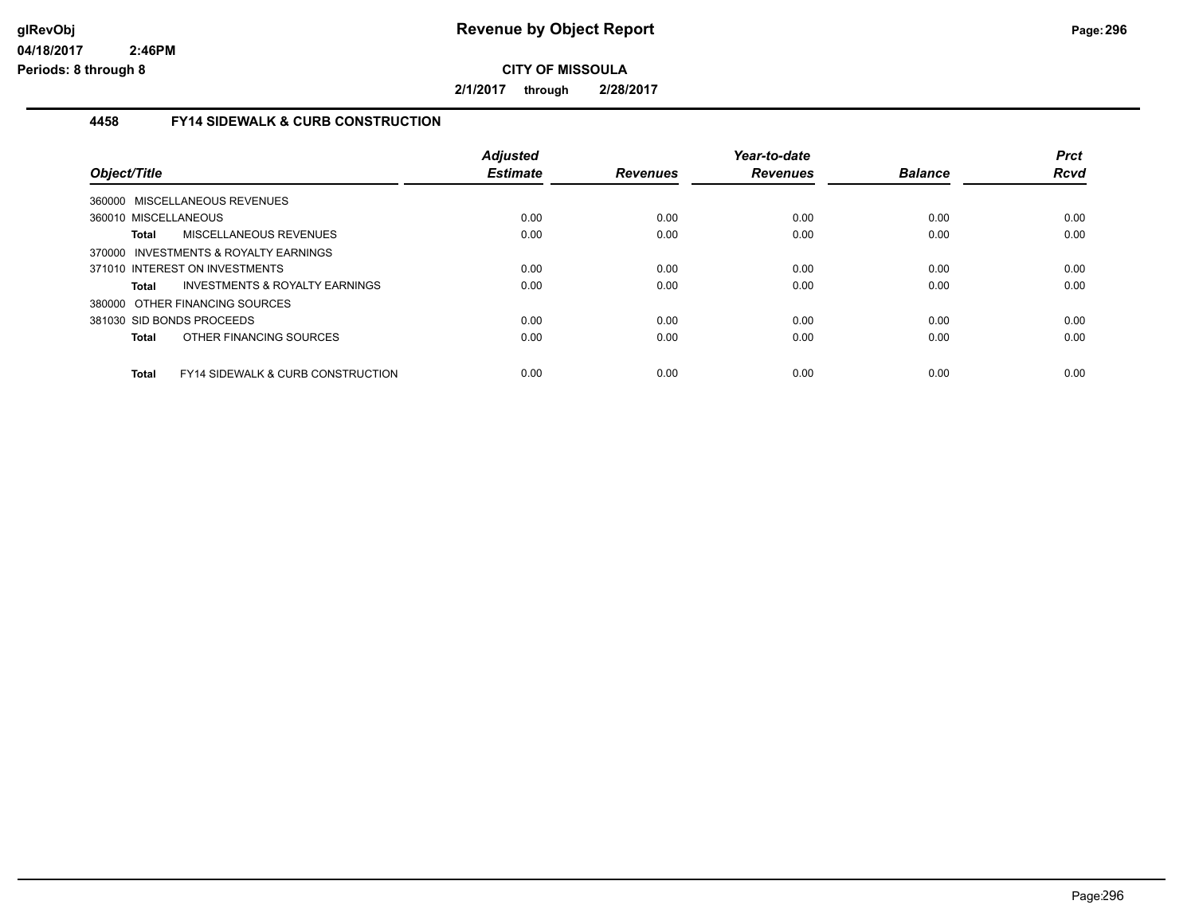# Revenue by Object Report

**CITY OF MISSOULA**

**2/1/2017 through 2/28/2017**

glRevObj
04/18/2017 2:46PM
Periods: 8 through 8

### 4458 FY14 SIDEWALK & CURB CONSTRUCTION

| Object/Title | Adjusted Estimate | Revenues | Year-to-date Revenues | Balance | Prct Rcvd |
|---|---|---|---|---|---|
| 360000 MISCELLANEOUS REVENUES | | | | | |
| 360010 MISCELLANEOUS | 0.00 | 0.00 | 0.00 | 0.00 | 0.00 |
| **Total** MISCELLANEOUS REVENUES | 0.00 | 0.00 | 0.00 | 0.00 | 0.00 |
| 370000 INVESTMENTS & ROYALTY EARNINGS | | | | | |
| 371010 INTEREST ON INVESTMENTS | 0.00 | 0.00 | 0.00 | 0.00 | 0.00 |
| **Total** INVESTMENTS & ROYALTY EARNINGS | 0.00 | 0.00 | 0.00 | 0.00 | 0.00 |
| 380000 OTHER FINANCING SOURCES | | | | | |
| 381030 SID BONDS PROCEEDS | 0.00 | 0.00 | 0.00 | 0.00 | 0.00 |
| **Total** OTHER FINANCING SOURCES | 0.00 | 0.00 | 0.00 | 0.00 | 0.00 |
| **Total** FY14 SIDEWALK & CURB CONSTRUCTION | 0.00 | 0.00 | 0.00 | 0.00 | 0.00 |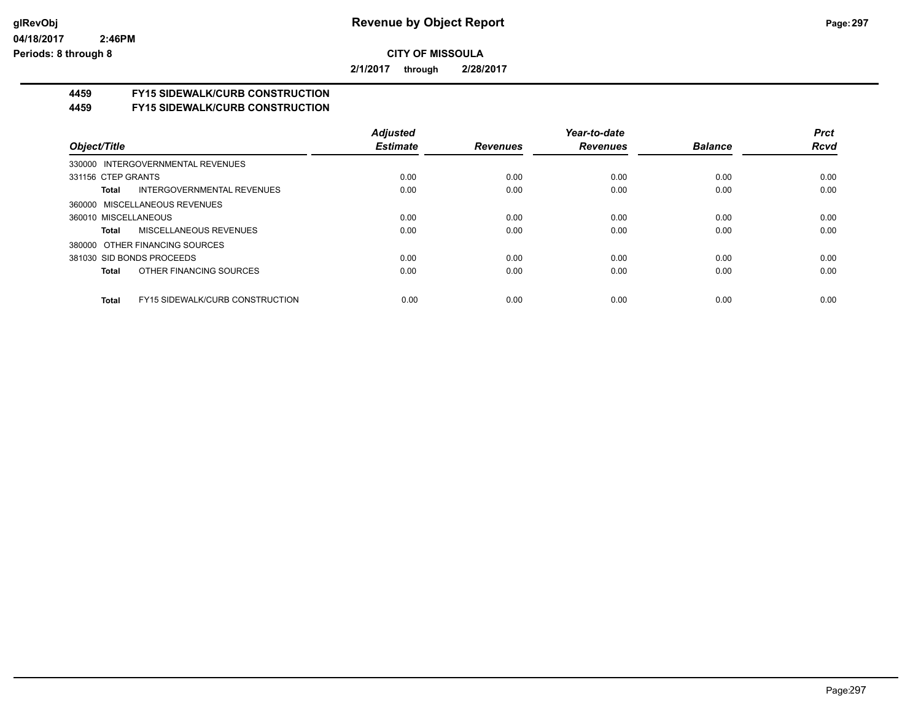# Revenue by Object Report

**CITY OF MISSOULA**

**2/1/2017 through 2/28/2017**

**glRevObj**
**04/18/2017 2:46PM**
**Periods: 8 through 8**

## 4459 FY15 SIDEWALK/CURB CONSTRUCTION
## 4459 FY15 SIDEWALK/CURB CONSTRUCTION

| Object/Title | | Adjusted Estimate | Revenues | Year-to-date Revenues | Balance | Prct Rcvd |
|---|---|---|---|---|---|---|
| 330000 INTERGOVERNMENTAL REVENUES | | | | | | |
| 331156 CTEP GRANTS | | 0.00 | 0.00 | 0.00 | 0.00 | 0.00 |
| **Total** | INTERGOVERNMENTAL REVENUES | 0.00 | 0.00 | 0.00 | 0.00 | 0.00 |
| 360000 MISCELLANEOUS REVENUES | | | | | | |
| 360010 MISCELLANEOUS | | 0.00 | 0.00 | 0.00 | 0.00 | 0.00 |
| **Total** | MISCELLANEOUS REVENUES | 0.00 | 0.00 | 0.00 | 0.00 | 0.00 |
| 380000 OTHER FINANCING SOURCES | | | | | | |
| 381030 SID BONDS PROCEEDS | | 0.00 | 0.00 | 0.00 | 0.00 | 0.00 |
| **Total** | OTHER FINANCING SOURCES | 0.00 | 0.00 | 0.00 | 0.00 | 0.00 |
| **Total** | FY15 SIDEWALK/CURB CONSTRUCTION | 0.00 | 0.00 | 0.00 | 0.00 | 0.00 |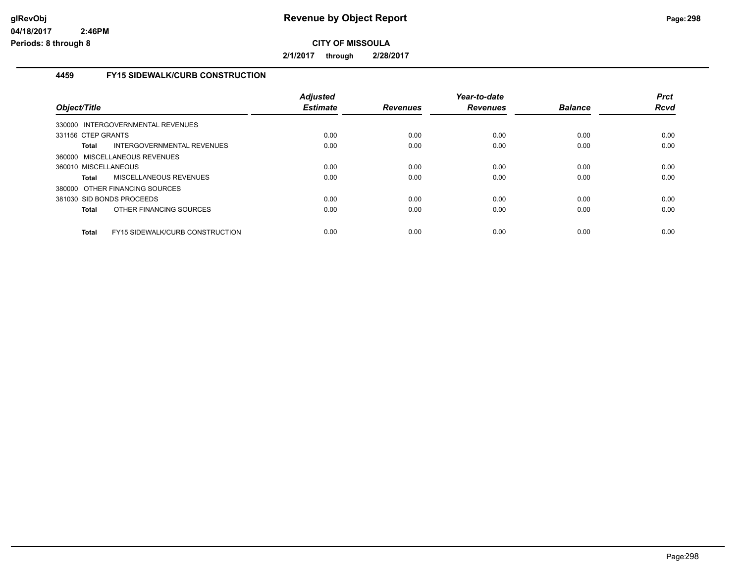# Revenue by Object Report

**CITY OF MISSOULA**

**2/1/2017 through 2/28/2017**

glRevObj
04/18/2017 2:46PM
Periods: 8 through 8

### 4459 FY15 SIDEWALK/CURB CONSTRUCTION

| Object/Title | Adjusted Estimate | Revenues | Year-to-date Revenues | Balance | Prct Rcvd |
|---|---|---|---|---|---|
| 330000 INTERGOVERNMENTAL REVENUES | | | | | |
| 331156 CTEP GRANTS | 0.00 | 0.00 | 0.00 | 0.00 | 0.00 |
| **Total** INTERGOVERNMENTAL REVENUES | 0.00 | 0.00 | 0.00 | 0.00 | 0.00 |
| 360000 MISCELLANEOUS REVENUES | | | | | |
| 360010 MISCELLANEOUS | 0.00 | 0.00 | 0.00 | 0.00 | 0.00 |
| **Total** MISCELLANEOUS REVENUES | 0.00 | 0.00 | 0.00 | 0.00 | 0.00 |
| 380000 OTHER FINANCING SOURCES | | | | | |
| 381030 SID BONDS PROCEEDS | 0.00 | 0.00 | 0.00 | 0.00 | 0.00 |
| **Total** OTHER FINANCING SOURCES | 0.00 | 0.00 | 0.00 | 0.00 | 0.00 |
| **Total** FY15 SIDEWALK/CURB CONSTRUCTION | 0.00 | 0.00 | 0.00 | 0.00 | 0.00 |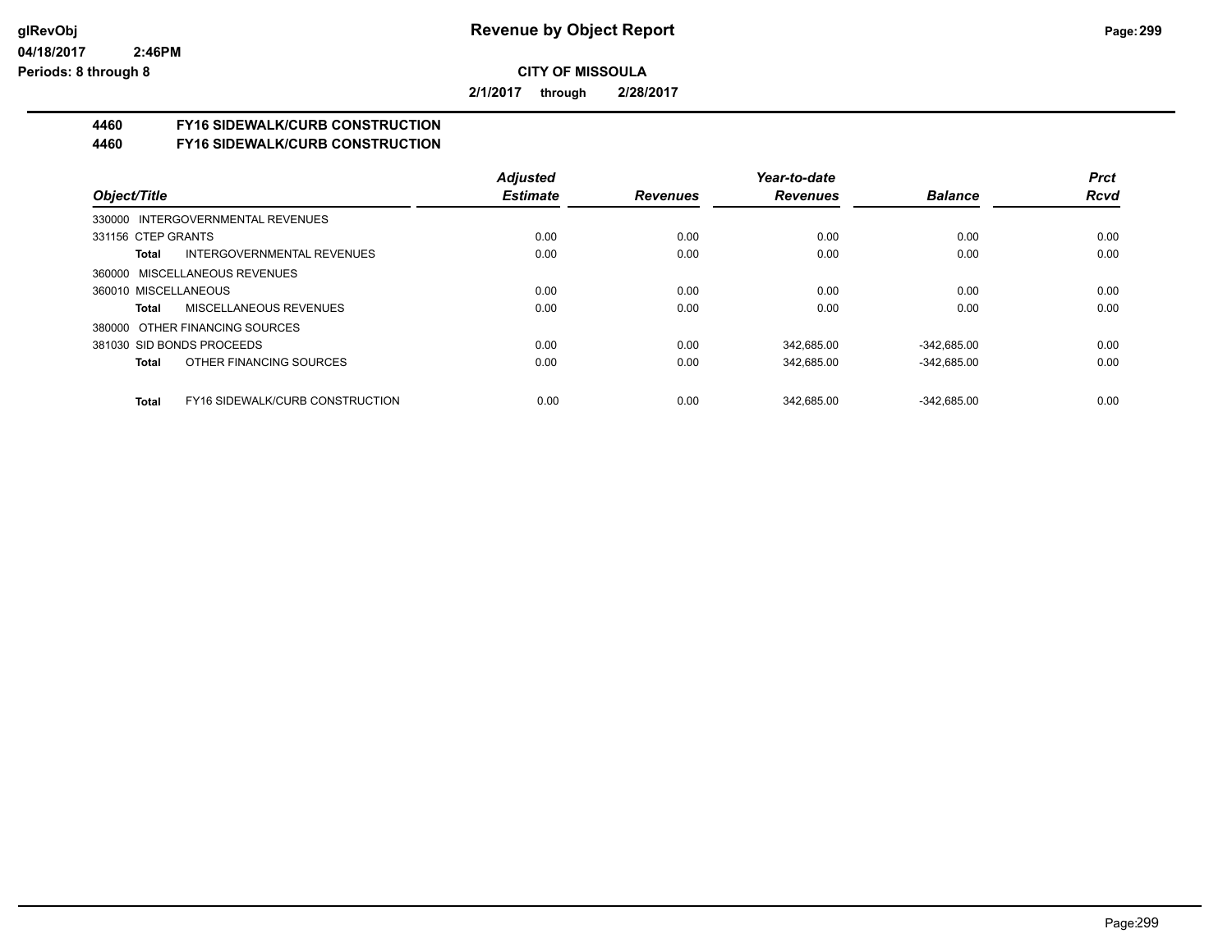# Revenue by Object Report

**CITY OF MISSOULA**

**2/1/2017 through 2/28/2017**

glRevObj
04/18/2017 2:46PM
Periods: 8 through 8

## 4460 FY16 SIDEWALK/CURB CONSTRUCTION
## 4460 FY16 SIDEWALK/CURB CONSTRUCTION

| Object/Title | Adjusted Estimate | Revenues | Year-to-date Revenues | Balance | Prct Rcvd |
|---|---|---|---|---|---|
| 330000 INTERGOVERNMENTAL REVENUES | | | | | |
| 331156 CTEP GRANTS | 0.00 | 0.00 | 0.00 | 0.00 | 0.00 |
| **Total** INTERGOVERNMENTAL REVENUES | 0.00 | 0.00 | 0.00 | 0.00 | 0.00 |
| 360000 MISCELLANEOUS REVENUES | | | | | |
| 360010 MISCELLANEOUS | 0.00 | 0.00 | 0.00 | 0.00 | 0.00 |
| **Total** MISCELLANEOUS REVENUES | 0.00 | 0.00 | 0.00 | 0.00 | 0.00 |
| 380000 OTHER FINANCING SOURCES | | | | | |
| 381030 SID BONDS PROCEEDS | 0.00 | 0.00 | 342,685.00 | -342,685.00 | 0.00 |
| **Total** OTHER FINANCING SOURCES | 0.00 | 0.00 | 342,685.00 | -342,685.00 | 0.00 |
| **Total** FY16 SIDEWALK/CURB CONSTRUCTION | 0.00 | 0.00 | 342,685.00 | -342,685.00 | 0.00 |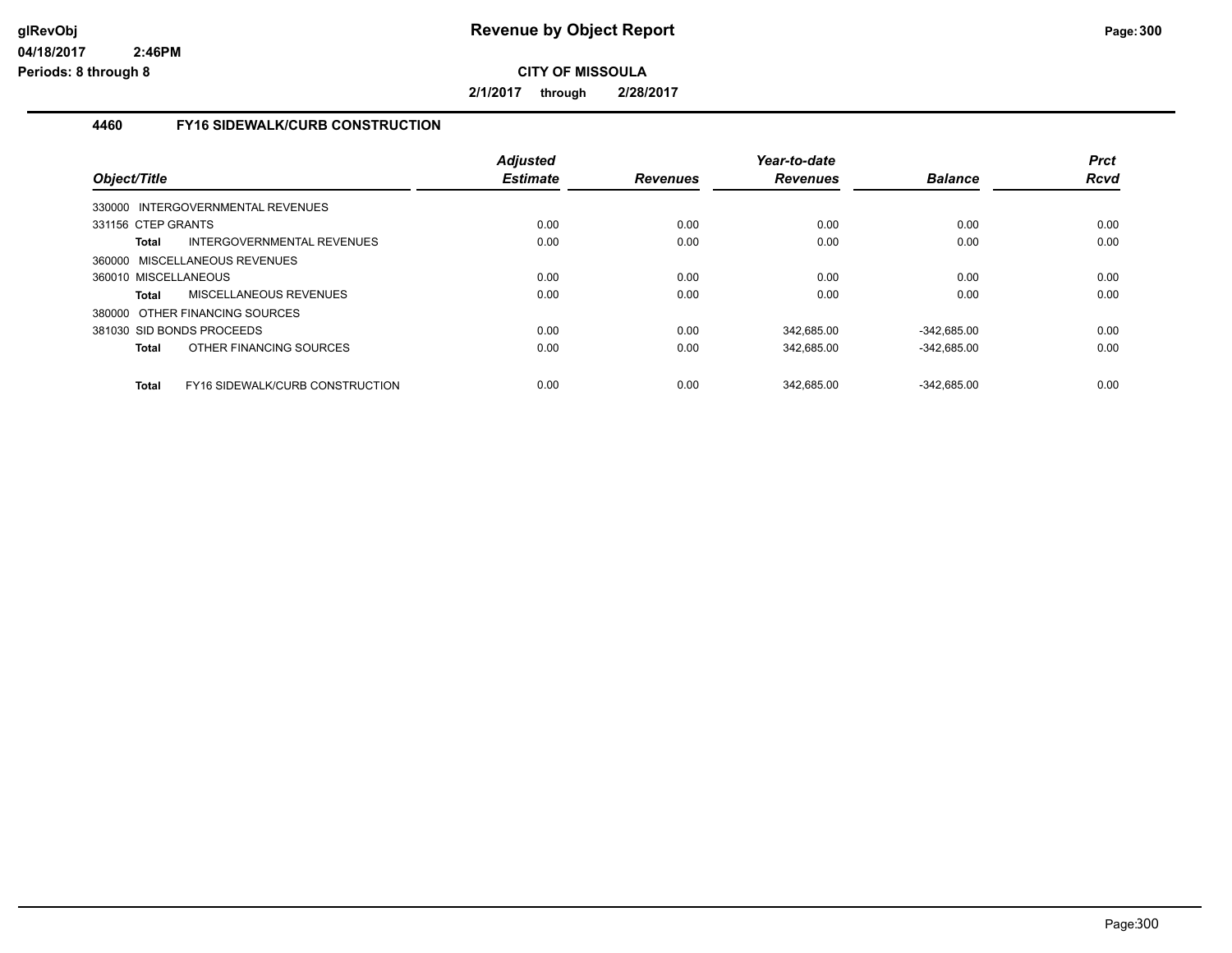**Revenue by Object Report**

**CITY OF MISSOULA**

**2/1/2017 through 2/28/2017**

### 4460 FY16 SIDEWALK/CURB CONSTRUCTION

| Object/Title | | Adjusted Estimate | Revenues | Year-to-date Revenues | Balance | Prct Rcvd |
|---|---|---|---|---|---|---|
| 330000 INTERGOVERNMENTAL REVENUES | | | | | | |
| 331156 CTEP GRANTS | | 0.00 | 0.00 | 0.00 | 0.00 | 0.00 |
| Total | INTERGOVERNMENTAL REVENUES | 0.00 | 0.00 | 0.00 | 0.00 | 0.00 |
| 360000 MISCELLANEOUS REVENUES | | | | | | |
| 360010 MISCELLANEOUS | | 0.00 | 0.00 | 0.00 | 0.00 | 0.00 |
| Total | MISCELLANEOUS REVENUES | 0.00 | 0.00 | 0.00 | 0.00 | 0.00 |
| 380000 OTHER FINANCING SOURCES | | | | | | |
| 381030 SID BONDS PROCEEDS | | 0.00 | 0.00 | 342,685.00 | -342,685.00 | 0.00 |
| Total | OTHER FINANCING SOURCES | 0.00 | 0.00 | 342,685.00 | -342,685.00 | 0.00 |
| Total | FY16 SIDEWALK/CURB CONSTRUCTION | 0.00 | 0.00 | 342,685.00 | -342,685.00 | 0.00 |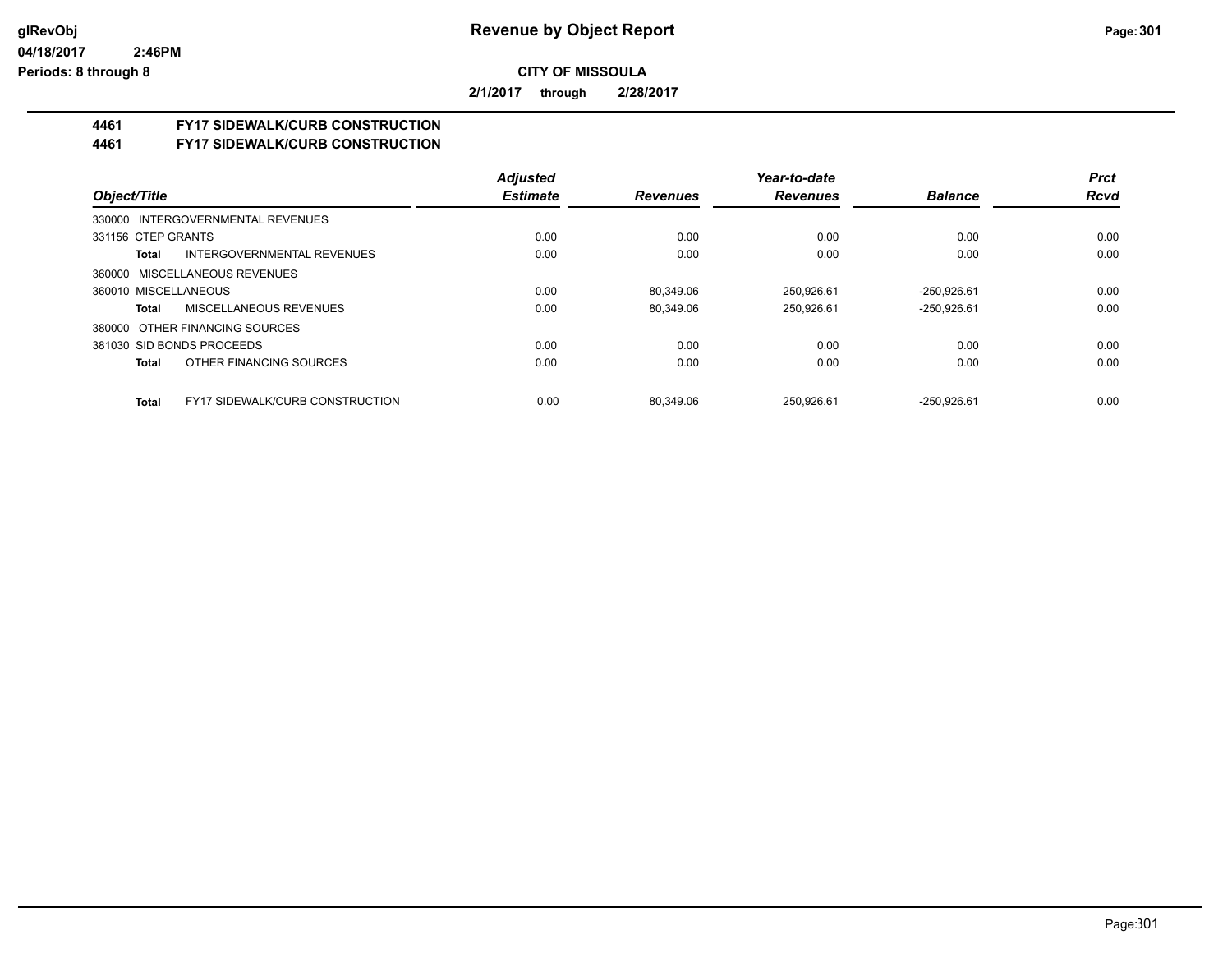# Revenue by Object Report

glRevObj
04/18/2017 2:46PM
Periods: 8 through 8

**CITY OF MISSOULA**

**2/1/2017 through 2/28/2017**

## 4461 FY17 SIDEWALK/CURB CONSTRUCTION
## 4461 FY17 SIDEWALK/CURB CONSTRUCTION

| Object/Title | Adjusted Estimate | Revenues | Year-to-date Revenues | Balance | Prct Rcvd |
|---|---|---|---|---|---|
| 330000 INTERGOVERNMENTAL REVENUES | | | | | |
| 331156 CTEP GRANTS | 0.00 | 0.00 | 0.00 | 0.00 | 0.00 |
| **Total** INTERGOVERNMENTAL REVENUES | 0.00 | 0.00 | 0.00 | 0.00 | 0.00 |
| 360000 MISCELLANEOUS REVENUES | | | | | |
| 360010 MISCELLANEOUS | 0.00 | 80,349.06 | 250,926.61 | -250,926.61 | 0.00 |
| **Total** MISCELLANEOUS REVENUES | 0.00 | 80,349.06 | 250,926.61 | -250,926.61 | 0.00 |
| 380000 OTHER FINANCING SOURCES | | | | | |
| 381030 SID BONDS PROCEEDS | 0.00 | 0.00 | 0.00 | 0.00 | 0.00 |
| **Total** OTHER FINANCING SOURCES | 0.00 | 0.00 | 0.00 | 0.00 | 0.00 |
| **Total** FY17 SIDEWALK/CURB CONSTRUCTION | 0.00 | 80,349.06 | 250,926.61 | -250,926.61 | 0.00 |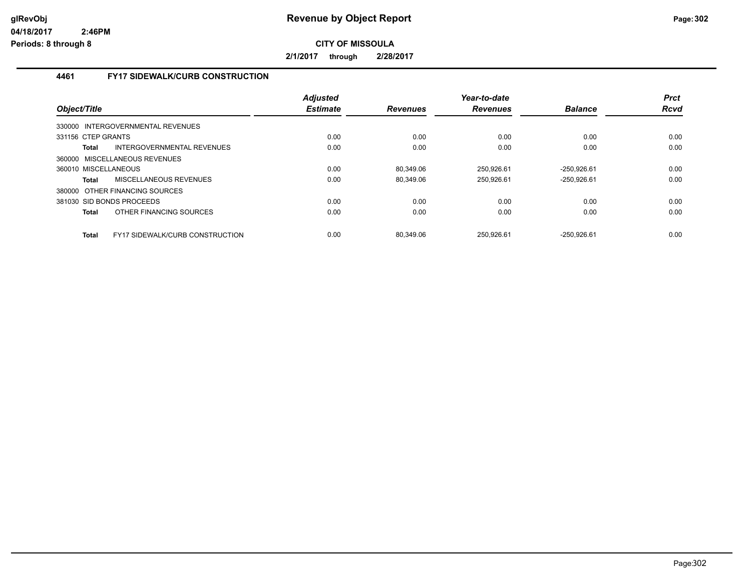# Revenue by Object Report

glRevObj
04/18/2017 2:46PM
Periods: 8 through 8

**CITY OF MISSOULA**

**2/1/2017 through 2/28/2017**

### 4461 FY17 SIDEWALK/CURB CONSTRUCTION

| Object/Title | Adjusted Estimate | Revenues | Year-to-date Revenues | Balance | Prct Rcvd |
|---|---|---|---|---|---|
| 330000 INTERGOVERNMENTAL REVENUES | | | | | |
| 331156 CTEP GRANTS | 0.00 | 0.00 | 0.00 | 0.00 | 0.00 |
| **Total** INTERGOVERNMENTAL REVENUES | 0.00 | 0.00 | 0.00 | 0.00 | 0.00 |
| 360000 MISCELLANEOUS REVENUES | | | | | |
| 360010 MISCELLANEOUS | 0.00 | 80,349.06 | 250,926.61 | -250,926.61 | 0.00 |
| **Total** MISCELLANEOUS REVENUES | 0.00 | 80,349.06 | 250,926.61 | -250,926.61 | 0.00 |
| 380000 OTHER FINANCING SOURCES | | | | | |
| 381030 SID BONDS PROCEEDS | 0.00 | 0.00 | 0.00 | 0.00 | 0.00 |
| **Total** OTHER FINANCING SOURCES | 0.00 | 0.00 | 0.00 | 0.00 | 0.00 |
| **Total** FY17 SIDEWALK/CURB CONSTRUCTION | 0.00 | 80,349.06 | 250,926.61 | -250,926.61 | 0.00 |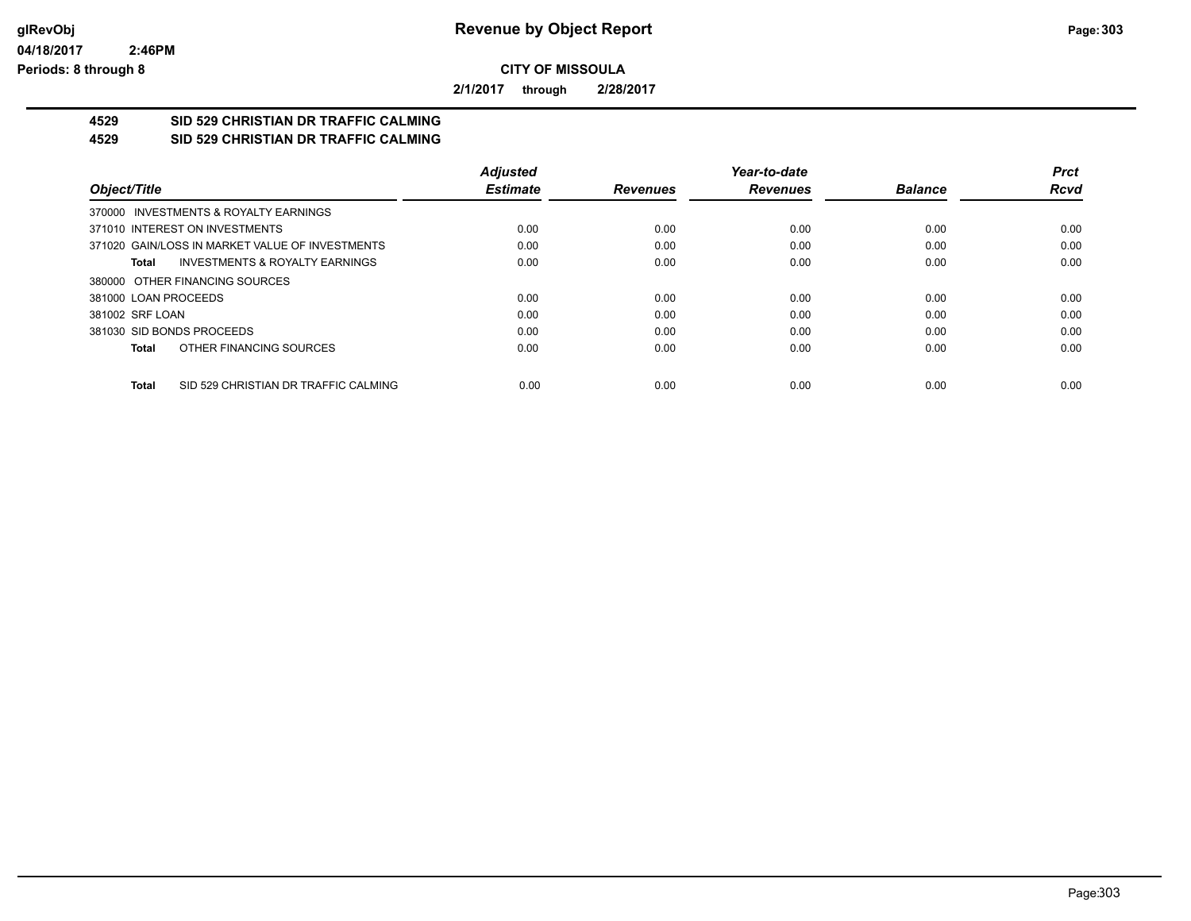# Revenue by Object Report

**CITY OF MISSOULA**

**2/1/2017 through 2/28/2017**

glRevObj
04/18/2017 2:46PM
Periods: 8 through 8

## 4529 SID 529 CHRISTIAN DR TRAFFIC CALMING
## 4529 SID 529 CHRISTIAN DR TRAFFIC CALMING

| Object/Title | Adjusted Estimate | Revenues | Year-to-date Revenues | Balance | Prct Rcvd |
|---|---|---|---|---|---|
| 370000 INVESTMENTS & ROYALTY EARNINGS | | | | | |
| 371010 INTEREST ON INVESTMENTS | 0.00 | 0.00 | 0.00 | 0.00 | 0.00 |
| 371020 GAIN/LOSS IN MARKET VALUE OF INVESTMENTS | 0.00 | 0.00 | 0.00 | 0.00 | 0.00 |
| **Total** INVESTMENTS & ROYALTY EARNINGS | 0.00 | 0.00 | 0.00 | 0.00 | 0.00 |
| 380000 OTHER FINANCING SOURCES | | | | | |
| 381000 LOAN PROCEEDS | 0.00 | 0.00 | 0.00 | 0.00 | 0.00 |
| 381002 SRF LOAN | 0.00 | 0.00 | 0.00 | 0.00 | 0.00 |
| 381030 SID BONDS PROCEEDS | 0.00 | 0.00 | 0.00 | 0.00 | 0.00 |
| **Total** OTHER FINANCING SOURCES | 0.00 | 0.00 | 0.00 | 0.00 | 0.00 |
| **Total** SID 529 CHRISTIAN DR TRAFFIC CALMING | 0.00 | 0.00 | 0.00 | 0.00 | 0.00 |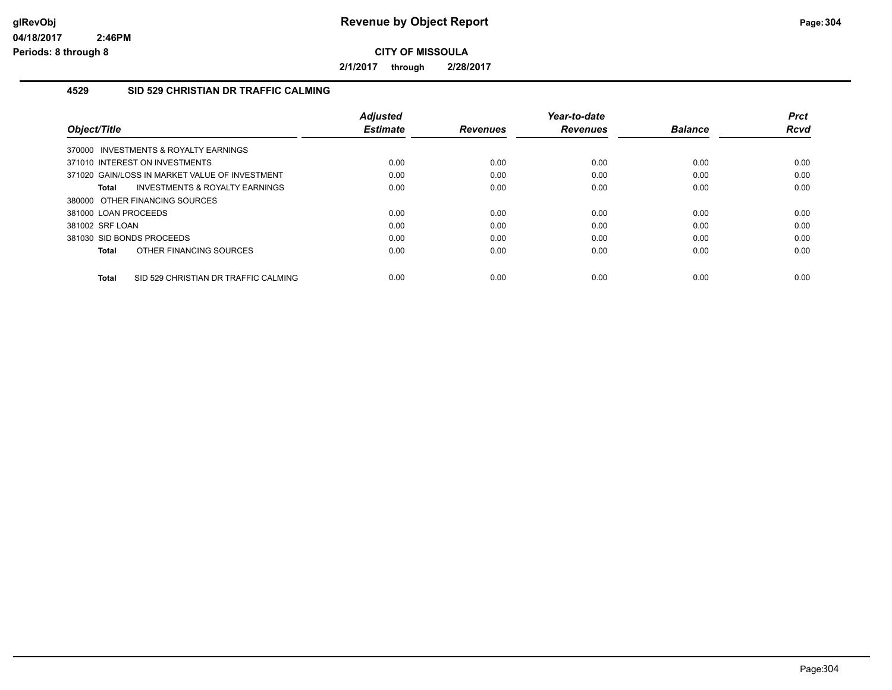# Revenue by Object Report

**CITY OF MISSOULA**

**2/1/2017 through 2/28/2017**

glRevObj
04/18/2017 2:46PM
Periods: 8 through 8

### 4529 SID 529 CHRISTIAN DR TRAFFIC CALMING

| Object/Title | Adjusted Estimate | Revenues | Year-to-date Revenues | Balance | Prct Rcvd |
|---|---|---|---|---|---|
| 370000 INVESTMENTS & ROYALTY EARNINGS | | | | | |
| 371010 INTEREST ON INVESTMENTS | 0.00 | 0.00 | 0.00 | 0.00 | 0.00 |
| 371020 GAIN/LOSS IN MARKET VALUE OF INVESTMENT | 0.00 | 0.00 | 0.00 | 0.00 | 0.00 |
| **Total** INVESTMENTS & ROYALTY EARNINGS | 0.00 | 0.00 | 0.00 | 0.00 | 0.00 |
| 380000 OTHER FINANCING SOURCES | | | | | |
| 381000 LOAN PROCEEDS | 0.00 | 0.00 | 0.00 | 0.00 | 0.00 |
| 381002 SRF LOAN | 0.00 | 0.00 | 0.00 | 0.00 | 0.00 |
| 381030 SID BONDS PROCEEDS | 0.00 | 0.00 | 0.00 | 0.00 | 0.00 |
| **Total** OTHER FINANCING SOURCES | 0.00 | 0.00 | 0.00 | 0.00 | 0.00 |
| **Total** SID 529 CHRISTIAN DR TRAFFIC CALMING | 0.00 | 0.00 | 0.00 | 0.00 | 0.00 |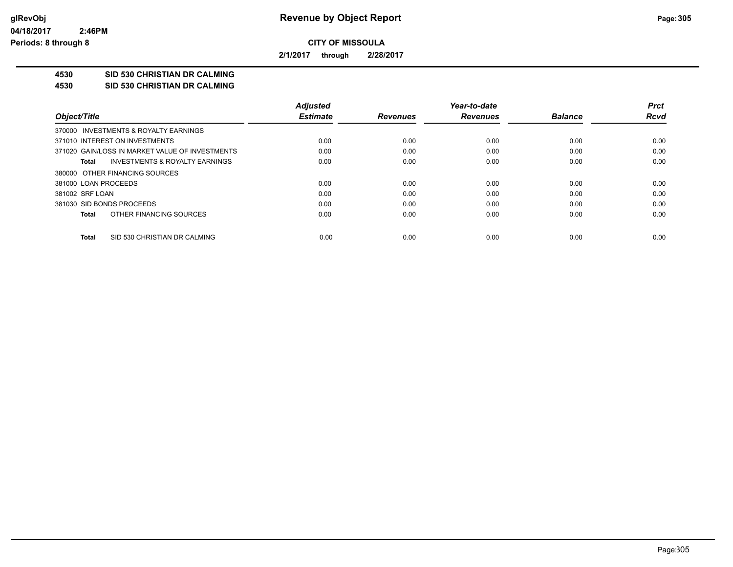# Revenue by Object Report

**CITY OF MISSOULA**

**2/1/2017 through 2/28/2017**

**4530 SID 530 CHRISTIAN DR CALMING**
**4530 SID 530 CHRISTIAN DR CALMING**

| Object/Title | Adjusted Estimate | Revenues | Year-to-date Revenues | Balance | Prct Rcvd |
|---|---|---|---|---|---|
| 370000 INVESTMENTS & ROYALTY EARNINGS | | | | | |
| 371010 INTEREST ON INVESTMENTS | 0.00 | 0.00 | 0.00 | 0.00 | 0.00 |
| 371020 GAIN/LOSS IN MARKET VALUE OF INVESTMENTS | 0.00 | 0.00 | 0.00 | 0.00 | 0.00 |
| **Total** INVESTMENTS & ROYALTY EARNINGS | 0.00 | 0.00 | 0.00 | 0.00 | 0.00 |
| 380000 OTHER FINANCING SOURCES | | | | | |
| 381000 LOAN PROCEEDS | 0.00 | 0.00 | 0.00 | 0.00 | 0.00 |
| 381002 SRF LOAN | 0.00 | 0.00 | 0.00 | 0.00 | 0.00 |
| 381030 SID BONDS PROCEEDS | 0.00 | 0.00 | 0.00 | 0.00 | 0.00 |
| **Total** OTHER FINANCING SOURCES | 0.00 | 0.00 | 0.00 | 0.00 | 0.00 |
| **Total** SID 530 CHRISTIAN DR CALMING | 0.00 | 0.00 | 0.00 | 0.00 | 0.00 |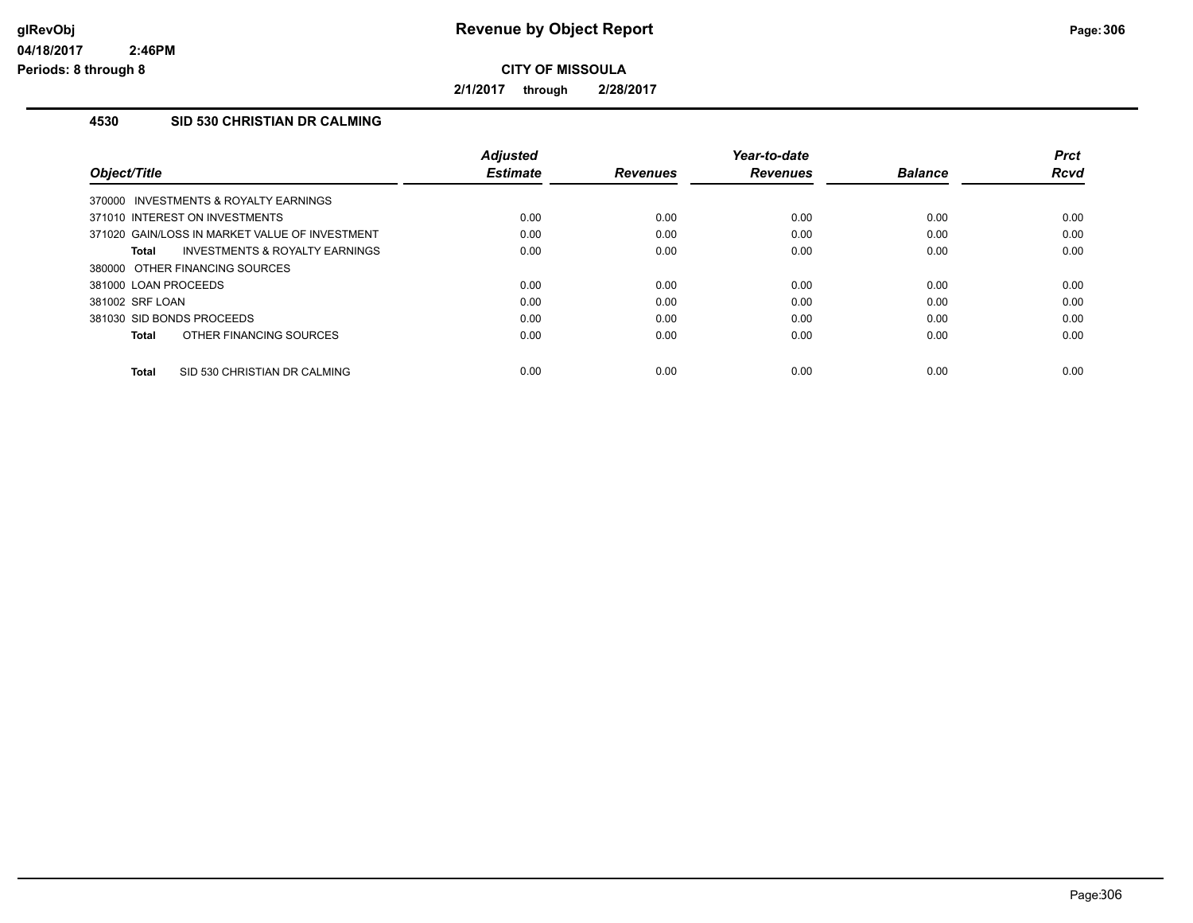# Revenue by Object Report

**CITY OF MISSOULA**

**2/1/2017 through 2/28/2017**

glRevObj
04/18/2017 2:46PM
Periods: 8 through 8

## 4530 SID 530 CHRISTIAN DR CALMING

| Object/Title | Adjusted Estimate | Revenues | Year-to-date Revenues | Balance | Prct Rcvd |
|---|---|---|---|---|---|
| 370000 INVESTMENTS & ROYALTY EARNINGS | | | | | |
| 371010 INTEREST ON INVESTMENTS | 0.00 | 0.00 | 0.00 | 0.00 | 0.00 |
| 371020 GAIN/LOSS IN MARKET VALUE OF INVESTMENT | 0.00 | 0.00 | 0.00 | 0.00 | 0.00 |
| **Total** INVESTMENTS & ROYALTY EARNINGS | 0.00 | 0.00 | 0.00 | 0.00 | 0.00 |
| 380000 OTHER FINANCING SOURCES | | | | | |
| 381000 LOAN PROCEEDS | 0.00 | 0.00 | 0.00 | 0.00 | 0.00 |
| 381002 SRF LOAN | 0.00 | 0.00 | 0.00 | 0.00 | 0.00 |
| 381030 SID BONDS PROCEEDS | 0.00 | 0.00 | 0.00 | 0.00 | 0.00 |
| **Total** OTHER FINANCING SOURCES | 0.00 | 0.00 | 0.00 | 0.00 | 0.00 |
| **Total** SID 530 CHRISTIAN DR CALMING | 0.00 | 0.00 | 0.00 | 0.00 | 0.00 |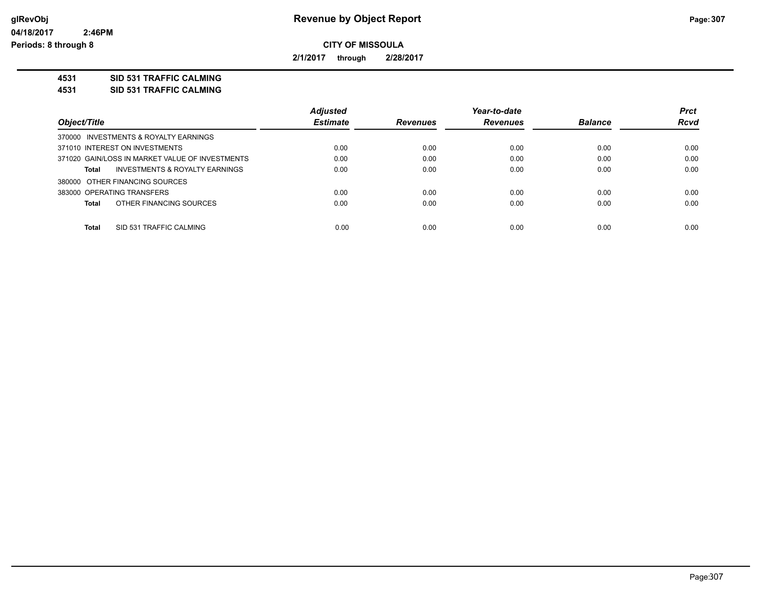# Revenue by Object Report

glRevObj
04/18/2017 2:46PM
Periods: 8 through 8

**CITY OF MISSOULA**

**2/1/2017 through 2/28/2017**

**4531 SID 531 TRAFFIC CALMING**
**4531 SID 531 TRAFFIC CALMING**

| Object/Title | Adjusted Estimate | Revenues | Year-to-date Revenues | Balance | Prct Rcvd |
|---|---|---|---|---|---|
| 370000 INVESTMENTS & ROYALTY EARNINGS | | | | | |
| 371010 INTEREST ON INVESTMENTS | 0.00 | 0.00 | 0.00 | 0.00 | 0.00 |
| 371020 GAIN/LOSS IN MARKET VALUE OF INVESTMENTS | 0.00 | 0.00 | 0.00 | 0.00 | 0.00 |
| **Total** INVESTMENTS & ROYALTY EARNINGS | 0.00 | 0.00 | 0.00 | 0.00 | 0.00 |
| 380000 OTHER FINANCING SOURCES | | | | | |
| 383000 OPERATING TRANSFERS | 0.00 | 0.00 | 0.00 | 0.00 | 0.00 |
| **Total** OTHER FINANCING SOURCES | 0.00 | 0.00 | 0.00 | 0.00 | 0.00 |
| **Total** SID 531 TRAFFIC CALMING | 0.00 | 0.00 | 0.00 | 0.00 | 0.00 |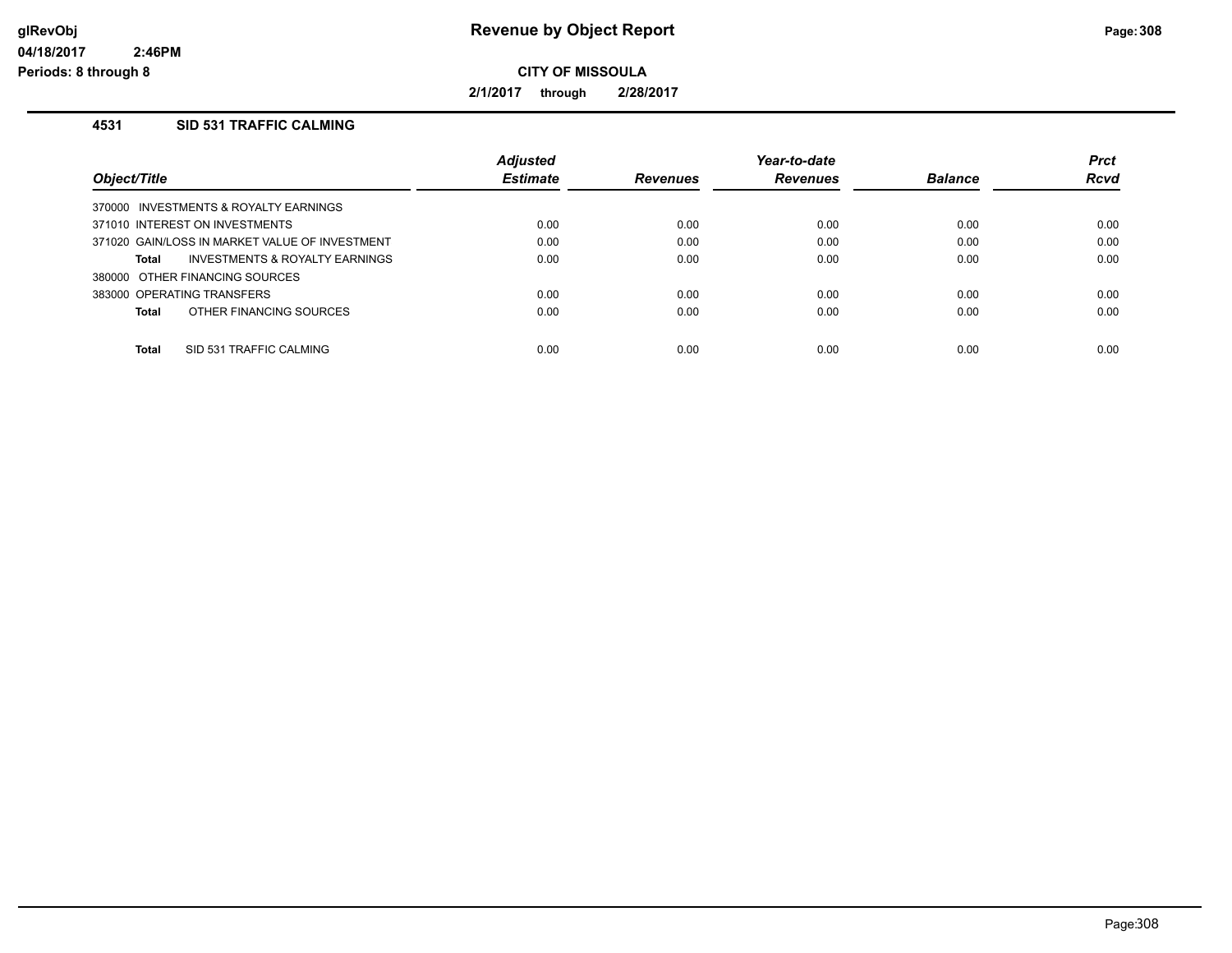# Revenue by Object Report

**CITY OF MISSOULA**

**2/1/2017 through 2/28/2017**

glRevObj
04/18/2017 2:46PM
Periods: 8 through 8

## 4531 SID 531 TRAFFIC CALMING

| Object/Title | Adjusted Estimate | Revenues | Year-to-date Revenues | Balance | Prct Rcvd |
|---|---|---|---|---|---|
| 370000 INVESTMENTS & ROYALTY EARNINGS | | | | | |
| 371010 INTEREST ON INVESTMENTS | 0.00 | 0.00 | 0.00 | 0.00 | 0.00 |
| 371020 GAIN/LOSS IN MARKET VALUE OF INVESTMENT | 0.00 | 0.00 | 0.00 | 0.00 | 0.00 |
| **Total** INVESTMENTS & ROYALTY EARNINGS | 0.00 | 0.00 | 0.00 | 0.00 | 0.00 |
| 380000 OTHER FINANCING SOURCES | | | | | |
| 383000 OPERATING TRANSFERS | 0.00 | 0.00 | 0.00 | 0.00 | 0.00 |
| **Total** OTHER FINANCING SOURCES | 0.00 | 0.00 | 0.00 | 0.00 | 0.00 |
| **Total** SID 531 TRAFFIC CALMING | 0.00 | 0.00 | 0.00 | 0.00 | 0.00 |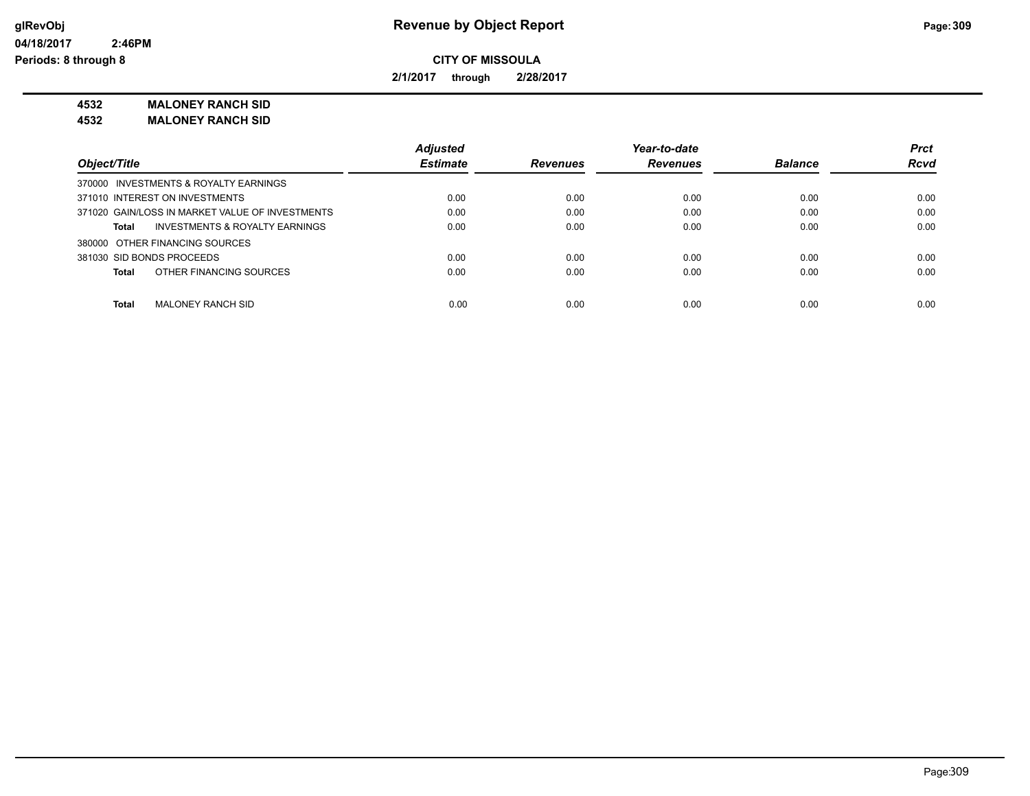# Revenue by Object Report

glRevObj
04/18/2017 2:46PM
Periods: 8 through 8

**CITY OF MISSOULA**

**2/1/2017 through 2/28/2017**

**4532 MALONEY RANCH SID**
**4532 MALONEY RANCH SID**

| Object/Title | Adjusted Estimate | Revenues | Year-to-date Revenues | Balance | Prct Rcvd |
|---|---|---|---|---|---|
| 370000 INVESTMENTS & ROYALTY EARNINGS | | | | | |
| 371010 INTEREST ON INVESTMENTS | 0.00 | 0.00 | 0.00 | 0.00 | 0.00 |
| 371020 GAIN/LOSS IN MARKET VALUE OF INVESTMENTS | 0.00 | 0.00 | 0.00 | 0.00 | 0.00 |
| **Total** INVESTMENTS & ROYALTY EARNINGS | 0.00 | 0.00 | 0.00 | 0.00 | 0.00 |
| 380000 OTHER FINANCING SOURCES | | | | | |
| 381030 SID BONDS PROCEEDS | 0.00 | 0.00 | 0.00 | 0.00 | 0.00 |
| **Total** OTHER FINANCING SOURCES | 0.00 | 0.00 | 0.00 | 0.00 | 0.00 |
| **Total** MALONEY RANCH SID | 0.00 | 0.00 | 0.00 | 0.00 | 0.00 |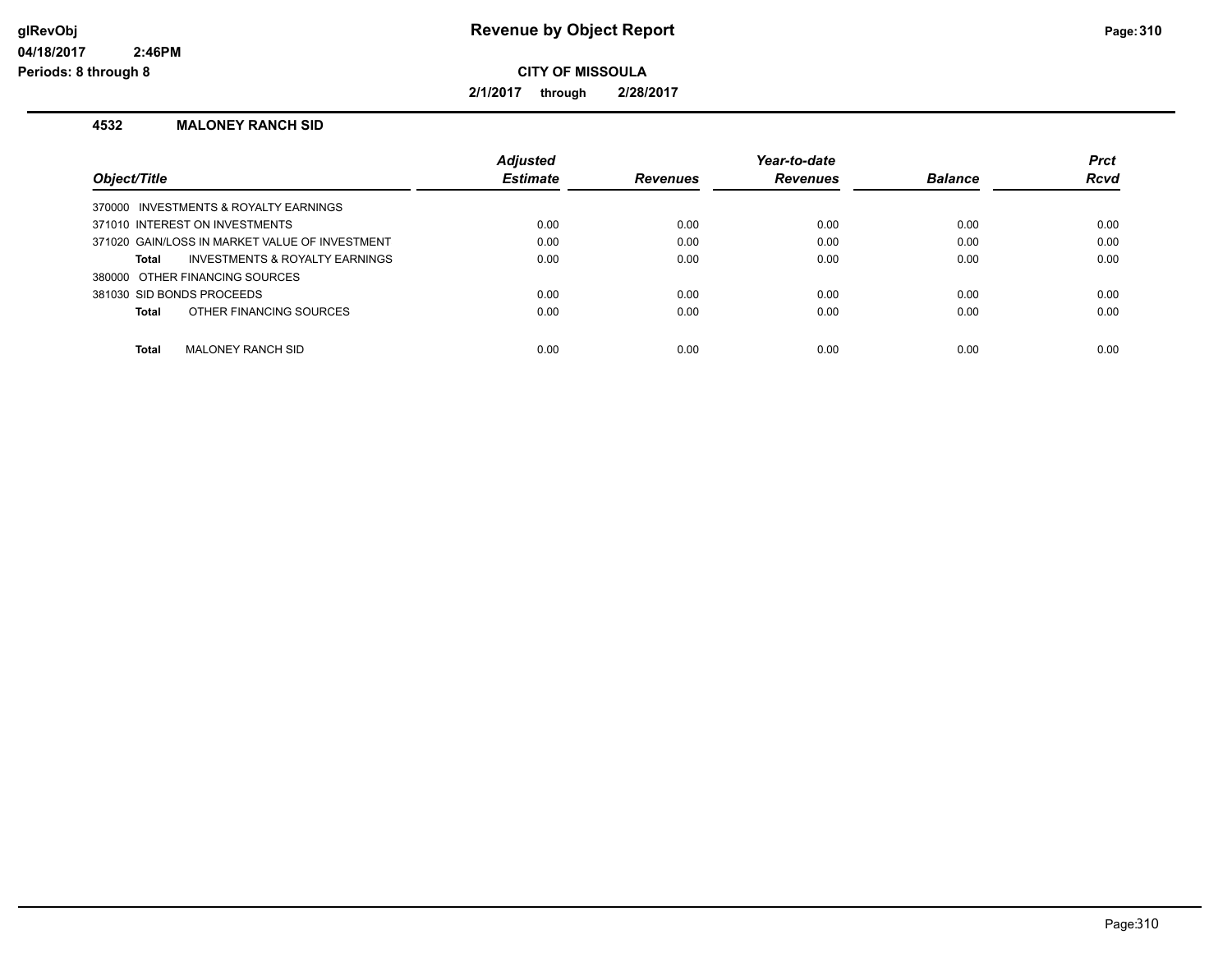# Revenue by Object Report

glRevObj
04/18/2017 2:46PM
Periods: 8 through 8

**CITY OF MISSOULA**

**2/1/2017 through 2/28/2017**

## 4532 MALONEY RANCH SID

| Object/Title | Adjusted Estimate | Revenues | Year-to-date Revenues | Balance | Prct Rcvd |
|---|---|---|---|---|---|
| 370000 INVESTMENTS & ROYALTY EARNINGS | | | | | |
| 371010 INTEREST ON INVESTMENTS | 0.00 | 0.00 | 0.00 | 0.00 | 0.00 |
| 371020 GAIN/LOSS IN MARKET VALUE OF INVESTMENT | 0.00 | 0.00 | 0.00 | 0.00 | 0.00 |
| **Total** INVESTMENTS & ROYALTY EARNINGS | 0.00 | 0.00 | 0.00 | 0.00 | 0.00 |
| 380000 OTHER FINANCING SOURCES | | | | | |
| 381030 SID BONDS PROCEEDS | 0.00 | 0.00 | 0.00 | 0.00 | 0.00 |
| **Total** OTHER FINANCING SOURCES | 0.00 | 0.00 | 0.00 | 0.00 | 0.00 |
| **Total** MALONEY RANCH SID | 0.00 | 0.00 | 0.00 | 0.00 | 0.00 |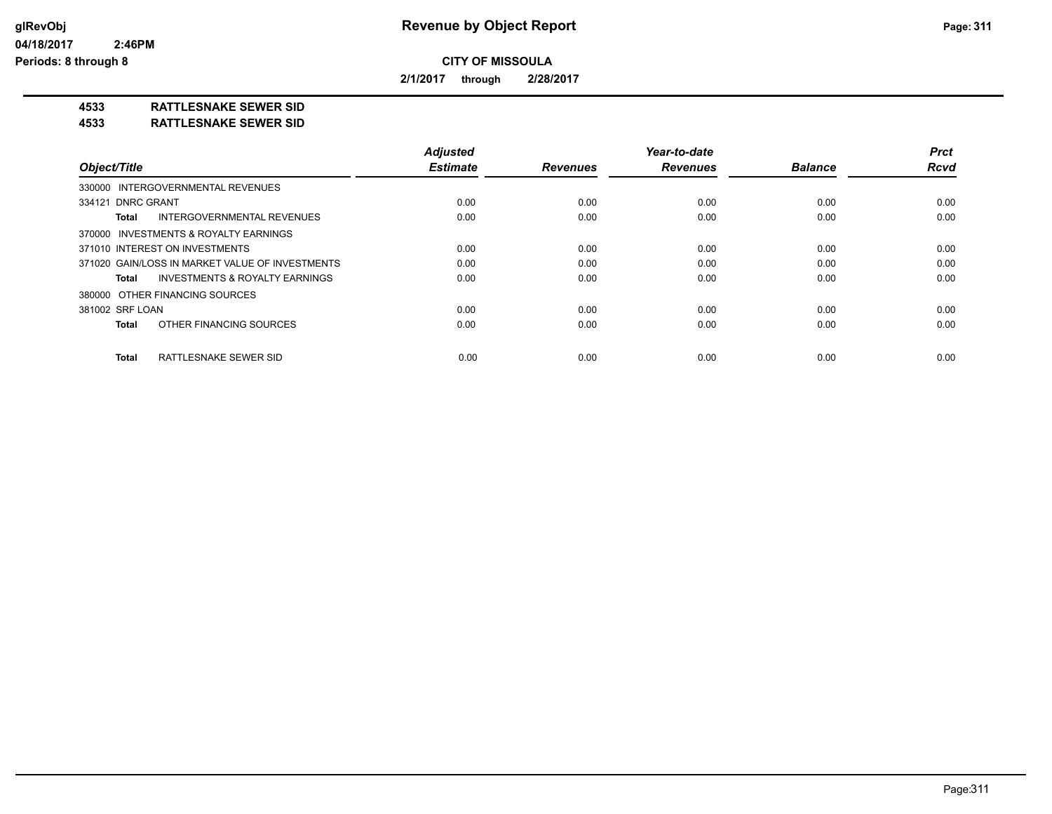**Revenue by Object Report**

**CITY OF MISSOULA**

**2/1/2017 through 2/28/2017**

glRevObj
04/18/2017 2:46PM
Periods: 8 through 8

**4533 RATTLESNAKE SEWER SID**
**4533 RATTLESNAKE SEWER SID**

| Object/Title | Adjusted Estimate | Revenues | Year-to-date Revenues | Balance | Prct Rcvd |
|---|---|---|---|---|---|
| 330000 INTERGOVERNMENTAL REVENUES | | | | | |
| 334121 DNRC GRANT | 0.00 | 0.00 | 0.00 | 0.00 | 0.00 |
| **Total** INTERGOVERNMENTAL REVENUES | 0.00 | 0.00 | 0.00 | 0.00 | 0.00 |
| 370000 INVESTMENTS & ROYALTY EARNINGS | | | | | |
| 371010 INTEREST ON INVESTMENTS | 0.00 | 0.00 | 0.00 | 0.00 | 0.00 |
| 371020 GAIN/LOSS IN MARKET VALUE OF INVESTMENTS | 0.00 | 0.00 | 0.00 | 0.00 | 0.00 |
| **Total** INVESTMENTS & ROYALTY EARNINGS | 0.00 | 0.00 | 0.00 | 0.00 | 0.00 |
| 380000 OTHER FINANCING SOURCES | | | | | |
| 381002 SRF LOAN | 0.00 | 0.00 | 0.00 | 0.00 | 0.00 |
| **Total** OTHER FINANCING SOURCES | 0.00 | 0.00 | 0.00 | 0.00 | 0.00 |
| **Total** RATTLESNAKE SEWER SID | 0.00 | 0.00 | 0.00 | 0.00 | 0.00 |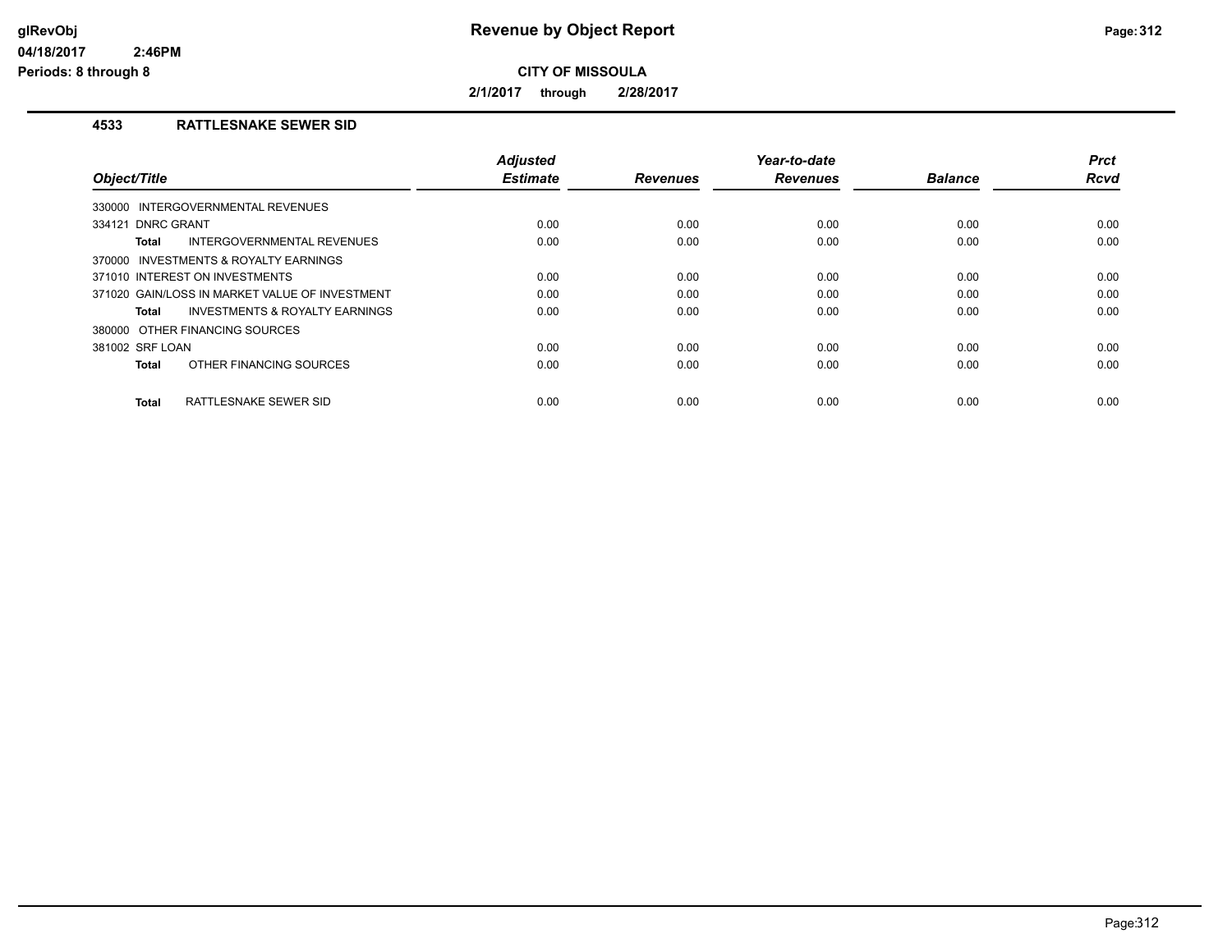# Revenue by Object Report

**CITY OF MISSOULA**

**2/1/2017 through 2/28/2017**

glRevObj
04/18/2017 2:46PM
Periods: 8 through 8

### 4533 RATTLESNAKE SEWER SID

| Object/Title | Adjusted Estimate | Revenues | Year-to-date Revenues | Balance | Prct Rcvd |
|---|---|---|---|---|---|
| 330000 INTERGOVERNMENTAL REVENUES | | | | | |
| 334121 DNRC GRANT | 0.00 | 0.00 | 0.00 | 0.00 | 0.00 |
| **Total** INTERGOVERNMENTAL REVENUES | 0.00 | 0.00 | 0.00 | 0.00 | 0.00 |
| 370000 INVESTMENTS & ROYALTY EARNINGS | | | | | |
| 371010 INTEREST ON INVESTMENTS | 0.00 | 0.00 | 0.00 | 0.00 | 0.00 |
| 371020 GAIN/LOSS IN MARKET VALUE OF INVESTMENT | 0.00 | 0.00 | 0.00 | 0.00 | 0.00 |
| **Total** INVESTMENTS & ROYALTY EARNINGS | 0.00 | 0.00 | 0.00 | 0.00 | 0.00 |
| 380000 OTHER FINANCING SOURCES | | | | | |
| 381002 SRF LOAN | 0.00 | 0.00 | 0.00 | 0.00 | 0.00 |
| **Total** OTHER FINANCING SOURCES | 0.00 | 0.00 | 0.00 | 0.00 | 0.00 |
| **Total** RATTLESNAKE SEWER SID | 0.00 | 0.00 | 0.00 | 0.00 | 0.00 |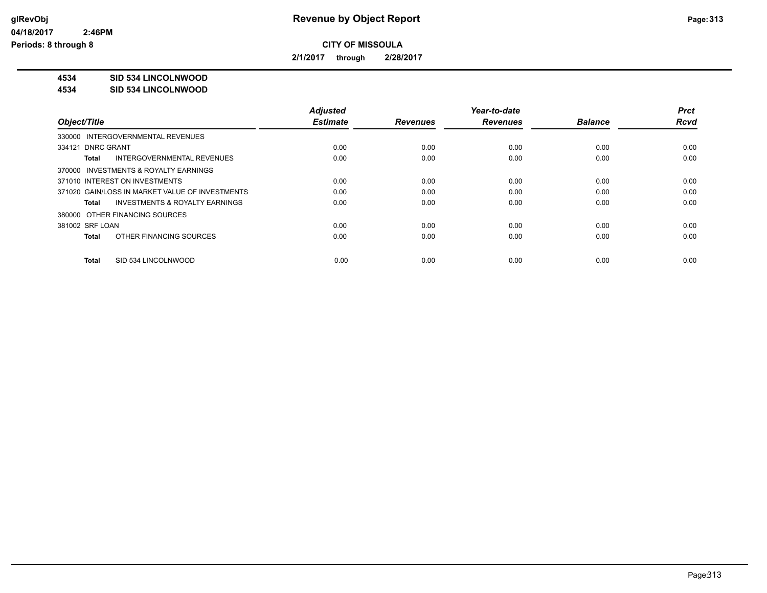# Revenue by Object Report

glRevObj
04/18/2017 2:46PM
Periods: 8 through 8

**CITY OF MISSOULA**

**2/1/2017 through 2/28/2017**

**4534 SID 534 LINCOLNWOOD**
**4534 SID 534 LINCOLNWOOD**

| Object/Title | Adjusted Estimate | Revenues | Year-to-date Revenues | Balance | Prct Rcvd |
|---|---|---|---|---|---|
| 330000 INTERGOVERNMENTAL REVENUES | | | | | |
| 334121 DNRC GRANT | 0.00 | 0.00 | 0.00 | 0.00 | 0.00 |
| **Total** INTERGOVERNMENTAL REVENUES | 0.00 | 0.00 | 0.00 | 0.00 | 0.00 |
| 370000 INVESTMENTS & ROYALTY EARNINGS | | | | | |
| 371010 INTEREST ON INVESTMENTS | 0.00 | 0.00 | 0.00 | 0.00 | 0.00 |
| 371020 GAIN/LOSS IN MARKET VALUE OF INVESTMENTS | 0.00 | 0.00 | 0.00 | 0.00 | 0.00 |
| **Total** INVESTMENTS & ROYALTY EARNINGS | 0.00 | 0.00 | 0.00 | 0.00 | 0.00 |
| 380000 OTHER FINANCING SOURCES | | | | | |
| 381002 SRF LOAN | 0.00 | 0.00 | 0.00 | 0.00 | 0.00 |
| **Total** OTHER FINANCING SOURCES | 0.00 | 0.00 | 0.00 | 0.00 | 0.00 |
| **Total** SID 534 LINCOLNWOOD | 0.00 | 0.00 | 0.00 | 0.00 | 0.00 |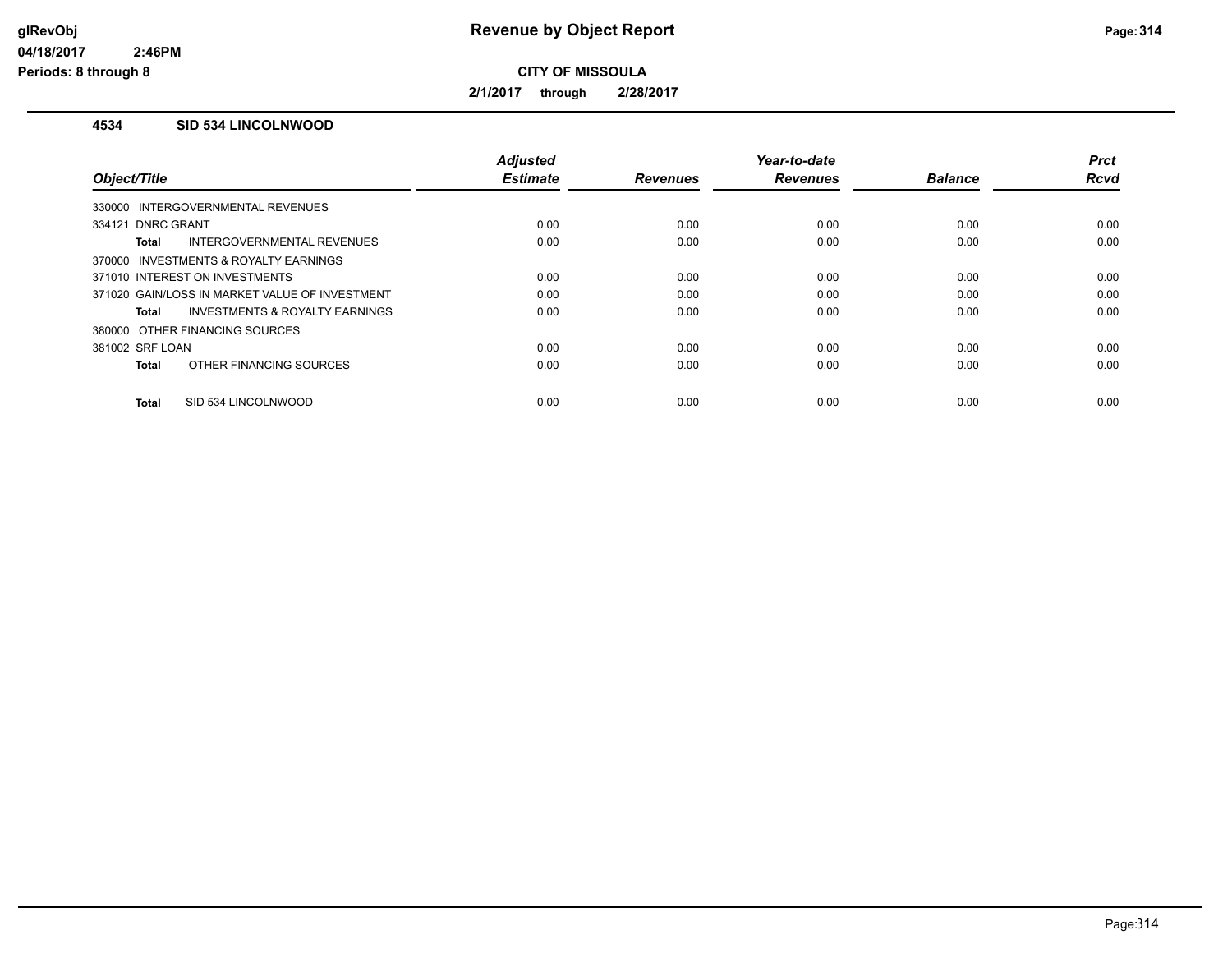**Revenue by Object Report**

**CITY OF MISSOULA**

**2/1/2017 through 2/28/2017**

glRevObj
04/18/2017 2:46PM
Periods: 8 through 8

## 4534 SID 534 LINCOLNWOOD

| Object/Title | Adjusted Estimate | Revenues | Year-to-date Revenues | Balance | Prct Rcvd |
|---|---|---|---|---|---|
| 330000 INTERGOVERNMENTAL REVENUES | | | | | |
| 334121 DNRC GRANT | 0.00 | 0.00 | 0.00 | 0.00 | 0.00 |
| **Total** INTERGOVERNMENTAL REVENUES | 0.00 | 0.00 | 0.00 | 0.00 | 0.00 |
| 370000 INVESTMENTS & ROYALTY EARNINGS | | | | | |
| 371010 INTEREST ON INVESTMENTS | 0.00 | 0.00 | 0.00 | 0.00 | 0.00 |
| 371020 GAIN/LOSS IN MARKET VALUE OF INVESTMENT | 0.00 | 0.00 | 0.00 | 0.00 | 0.00 |
| **Total** INVESTMENTS & ROYALTY EARNINGS | 0.00 | 0.00 | 0.00 | 0.00 | 0.00 |
| 380000 OTHER FINANCING SOURCES | | | | | |
| 381002 SRF LOAN | 0.00 | 0.00 | 0.00 | 0.00 | 0.00 |
| **Total** OTHER FINANCING SOURCES | 0.00 | 0.00 | 0.00 | 0.00 | 0.00 |
| **Total** SID 534 LINCOLNWOOD | 0.00 | 0.00 | 0.00 | 0.00 | 0.00 |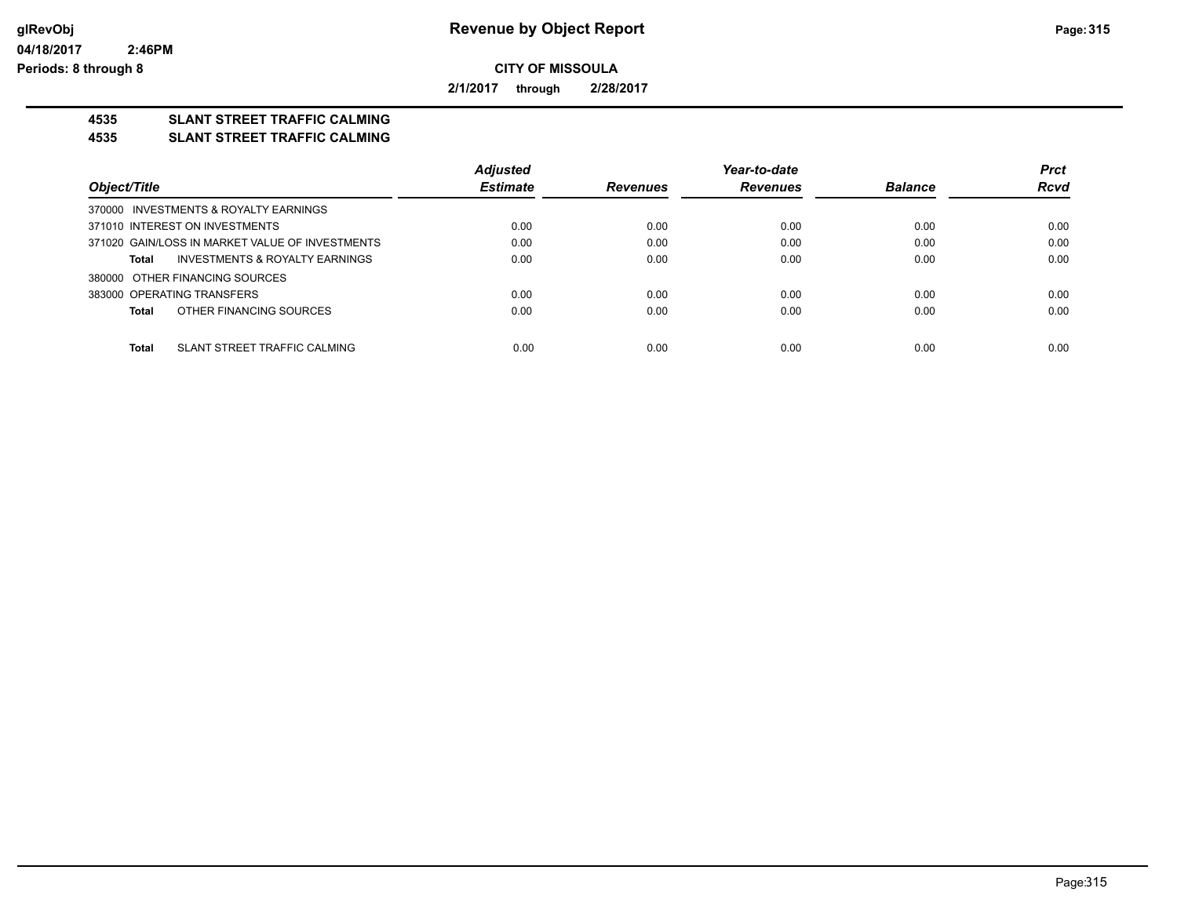glRevObj **Revenue by Object Report**
04/18/2017 2:46PM
Periods: 8 through 8

**CITY OF MISSOULA**

**2/1/2017 through 2/28/2017**

**4535 SLANT STREET TRAFFIC CALMING**
**4535 SLANT STREET TRAFFIC CALMING**

| Object/Title | Adjusted Estimate | Revenues | Year-to-date Revenues | Balance | Prct Rcvd |
|---|---|---|---|---|---|
| 370000 INVESTMENTS & ROYALTY EARNINGS | | | | | |
| 371010 INTEREST ON INVESTMENTS | 0.00 | 0.00 | 0.00 | 0.00 | 0.00 |
| 371020 GAIN/LOSS IN MARKET VALUE OF INVESTMENTS | 0.00 | 0.00 | 0.00 | 0.00 | 0.00 |
| **Total** INVESTMENTS & ROYALTY EARNINGS | 0.00 | 0.00 | 0.00 | 0.00 | 0.00 |
| 380000 OTHER FINANCING SOURCES | | | | | |
| 383000 OPERATING TRANSFERS | 0.00 | 0.00 | 0.00 | 0.00 | 0.00 |
| **Total** OTHER FINANCING SOURCES | 0.00 | 0.00 | 0.00 | 0.00 | 0.00 |
| **Total** SLANT STREET TRAFFIC CALMING | 0.00 | 0.00 | 0.00 | 0.00 | 0.00 |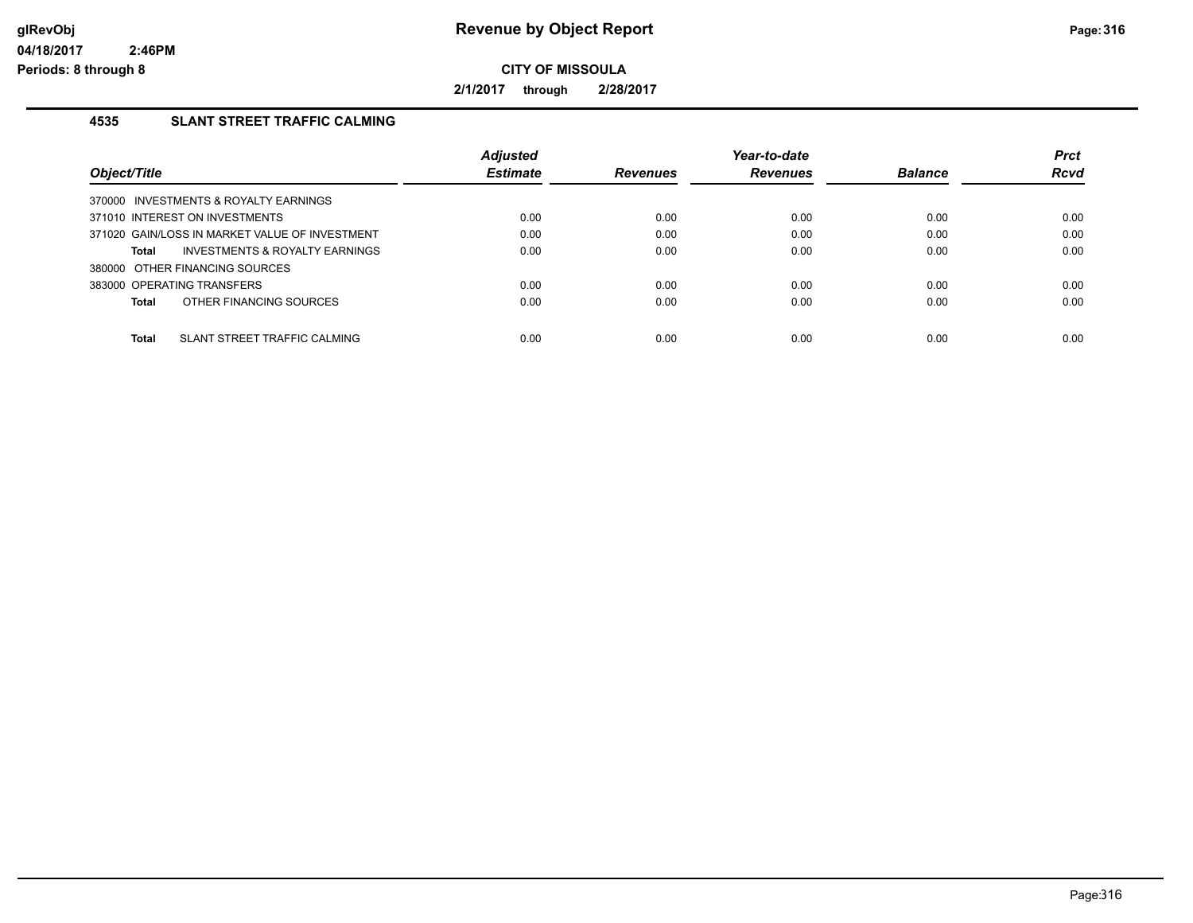# Revenue by Object Report

glRevObj
04/18/2017 2:46PM
Periods: 8 through 8

**CITY OF MISSOULA**

**2/1/2017 through 2/28/2017**

## 4535 SLANT STREET TRAFFIC CALMING

| Object/Title | Adjusted Estimate | Revenues | Year-to-date Revenues | Balance | Prct Rcvd |
|---|---|---|---|---|---|
| 370000 INVESTMENTS & ROYALTY EARNINGS | | | | | |
| 371010 INTEREST ON INVESTMENTS | 0.00 | 0.00 | 0.00 | 0.00 | 0.00 |
| 371020 GAIN/LOSS IN MARKET VALUE OF INVESTMENT | 0.00 | 0.00 | 0.00 | 0.00 | 0.00 |
| **Total** INVESTMENTS & ROYALTY EARNINGS | 0.00 | 0.00 | 0.00 | 0.00 | 0.00 |
| 380000 OTHER FINANCING SOURCES | | | | | |
| 383000 OPERATING TRANSFERS | 0.00 | 0.00 | 0.00 | 0.00 | 0.00 |
| **Total** OTHER FINANCING SOURCES | 0.00 | 0.00 | 0.00 | 0.00 | 0.00 |
| **Total** SLANT STREET TRAFFIC CALMING | 0.00 | 0.00 | 0.00 | 0.00 | 0.00 |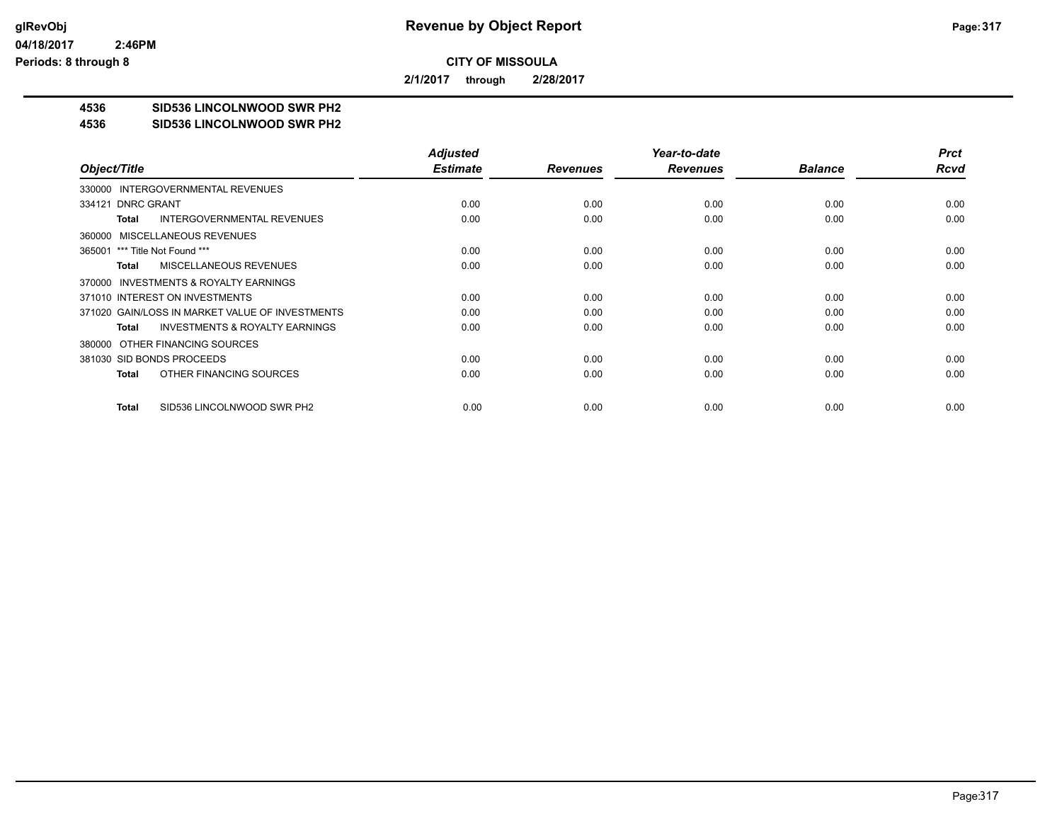# Revenue by Object Report

**CITY OF MISSOULA**

**2/1/2017 through 2/28/2017**

**4536 SID536 LINCOLNWOOD SWR PH2**
**4536 SID536 LINCOLNWOOD SWR PH2**

| Object/Title | Adjusted Estimate | Revenues | Year-to-date Revenues | Balance | Prct Rcvd |
|---|---|---|---|---|---|
| 330000 INTERGOVERNMENTAL REVENUES | | | | | |
| 334121 DNRC GRANT | 0.00 | 0.00 | 0.00 | 0.00 | 0.00 |
| **Total** INTERGOVERNMENTAL REVENUES | 0.00 | 0.00 | 0.00 | 0.00 | 0.00 |
| 360000 MISCELLANEOUS REVENUES | | | | | |
| 365001 *** Title Not Found *** | 0.00 | 0.00 | 0.00 | 0.00 | 0.00 |
| **Total** MISCELLANEOUS REVENUES | 0.00 | 0.00 | 0.00 | 0.00 | 0.00 |
| 370000 INVESTMENTS & ROYALTY EARNINGS | | | | | |
| 371010 INTEREST ON INVESTMENTS | 0.00 | 0.00 | 0.00 | 0.00 | 0.00 |
| 371020 GAIN/LOSS IN MARKET VALUE OF INVESTMENTS | 0.00 | 0.00 | 0.00 | 0.00 | 0.00 |
| **Total** INVESTMENTS & ROYALTY EARNINGS | 0.00 | 0.00 | 0.00 | 0.00 | 0.00 |
| 380000 OTHER FINANCING SOURCES | | | | | |
| 381030 SID BONDS PROCEEDS | 0.00 | 0.00 | 0.00 | 0.00 | 0.00 |
| **Total** OTHER FINANCING SOURCES | 0.00 | 0.00 | 0.00 | 0.00 | 0.00 |
| **Total** SID536 LINCOLNWOOD SWR PH2 | 0.00 | 0.00 | 0.00 | 0.00 | 0.00 |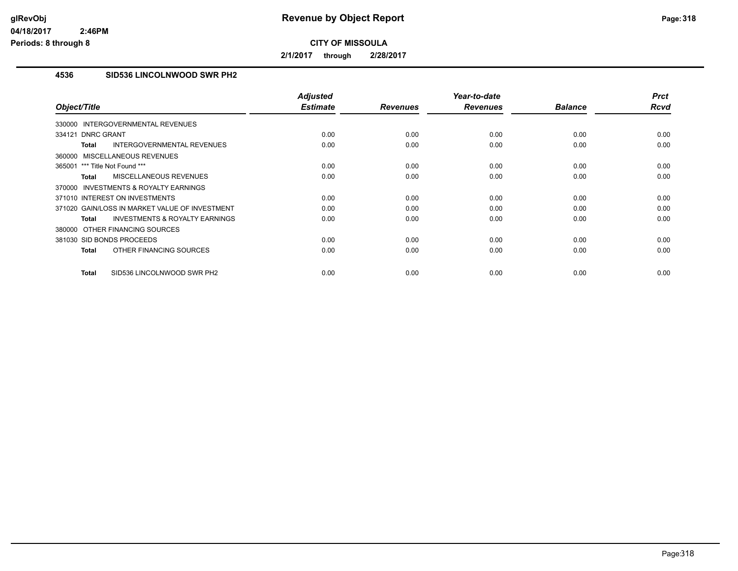# Revenue by Object Report

**CITY OF MISSOULA**

**2/1/2017 through 2/28/2017**

glRevObj
04/18/2017 2:46PM
Periods: 8 through 8

## 4536 SID536 LINCOLNWOOD SWR PH2

| Object/Title | Adjusted Estimate | Revenues | Year-to-date Revenues | Balance | Prct Rcvd |
|---|---|---|---|---|---|
| 330000 INTERGOVERNMENTAL REVENUES | | | | | |
| 334121 DNRC GRANT | 0.00 | 0.00 | 0.00 | 0.00 | 0.00 |
| **Total** INTERGOVERNMENTAL REVENUES | 0.00 | 0.00 | 0.00 | 0.00 | 0.00 |
| 360000 MISCELLANEOUS REVENUES | | | | | |
| 365001 *** Title Not Found *** | 0.00 | 0.00 | 0.00 | 0.00 | 0.00 |
| **Total** MISCELLANEOUS REVENUES | 0.00 | 0.00 | 0.00 | 0.00 | 0.00 |
| 370000 INVESTMENTS & ROYALTY EARNINGS | | | | | |
| 371010 INTEREST ON INVESTMENTS | 0.00 | 0.00 | 0.00 | 0.00 | 0.00 |
| 371020 GAIN/LOSS IN MARKET VALUE OF INVESTMENT | 0.00 | 0.00 | 0.00 | 0.00 | 0.00 |
| **Total** INVESTMENTS & ROYALTY EARNINGS | 0.00 | 0.00 | 0.00 | 0.00 | 0.00 |
| 380000 OTHER FINANCING SOURCES | | | | | |
| 381030 SID BONDS PROCEEDS | 0.00 | 0.00 | 0.00 | 0.00 | 0.00 |
| **Total** OTHER FINANCING SOURCES | 0.00 | 0.00 | 0.00 | 0.00 | 0.00 |
| **Total** SID536 LINCOLNWOOD SWR PH2 | 0.00 | 0.00 | 0.00 | 0.00 | 0.00 |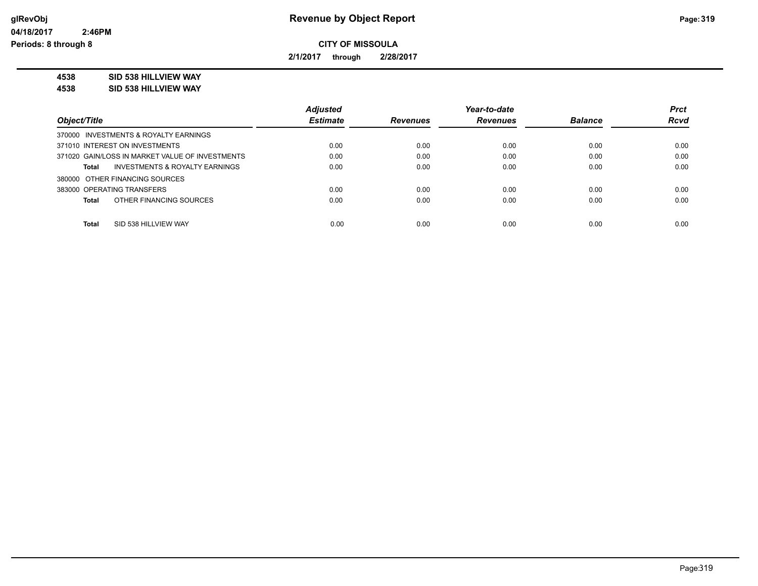**CITY OF MISSOULA**

**2/1/2017 through 2/28/2017**

**4538 SID 538 HILLVIEW WAY**

**4538 SID 538 HILLVIEW WAY**

| Object/Title | Adjusted Estimate | Revenues | Year-to-date Revenues | Balance | Prct Rcvd |
|---|---|---|---|---|---|
| 370000 INVESTMENTS & ROYALTY EARNINGS | | | | | |
| 371010 INTEREST ON INVESTMENTS | 0.00 | 0.00 | 0.00 | 0.00 | 0.00 |
| 371020 GAIN/LOSS IN MARKET VALUE OF INVESTMENTS | 0.00 | 0.00 | 0.00 | 0.00 | 0.00 |
| **Total** INVESTMENTS & ROYALTY EARNINGS | 0.00 | 0.00 | 0.00 | 0.00 | 0.00 |
| 380000 OTHER FINANCING SOURCES | | | | | |
| 383000 OPERATING TRANSFERS | 0.00 | 0.00 | 0.00 | 0.00 | 0.00 |
| **Total** OTHER FINANCING SOURCES | 0.00 | 0.00 | 0.00 | 0.00 | 0.00 |
| **Total** SID 538 HILLVIEW WAY | 0.00 | 0.00 | 0.00 | 0.00 | 0.00 |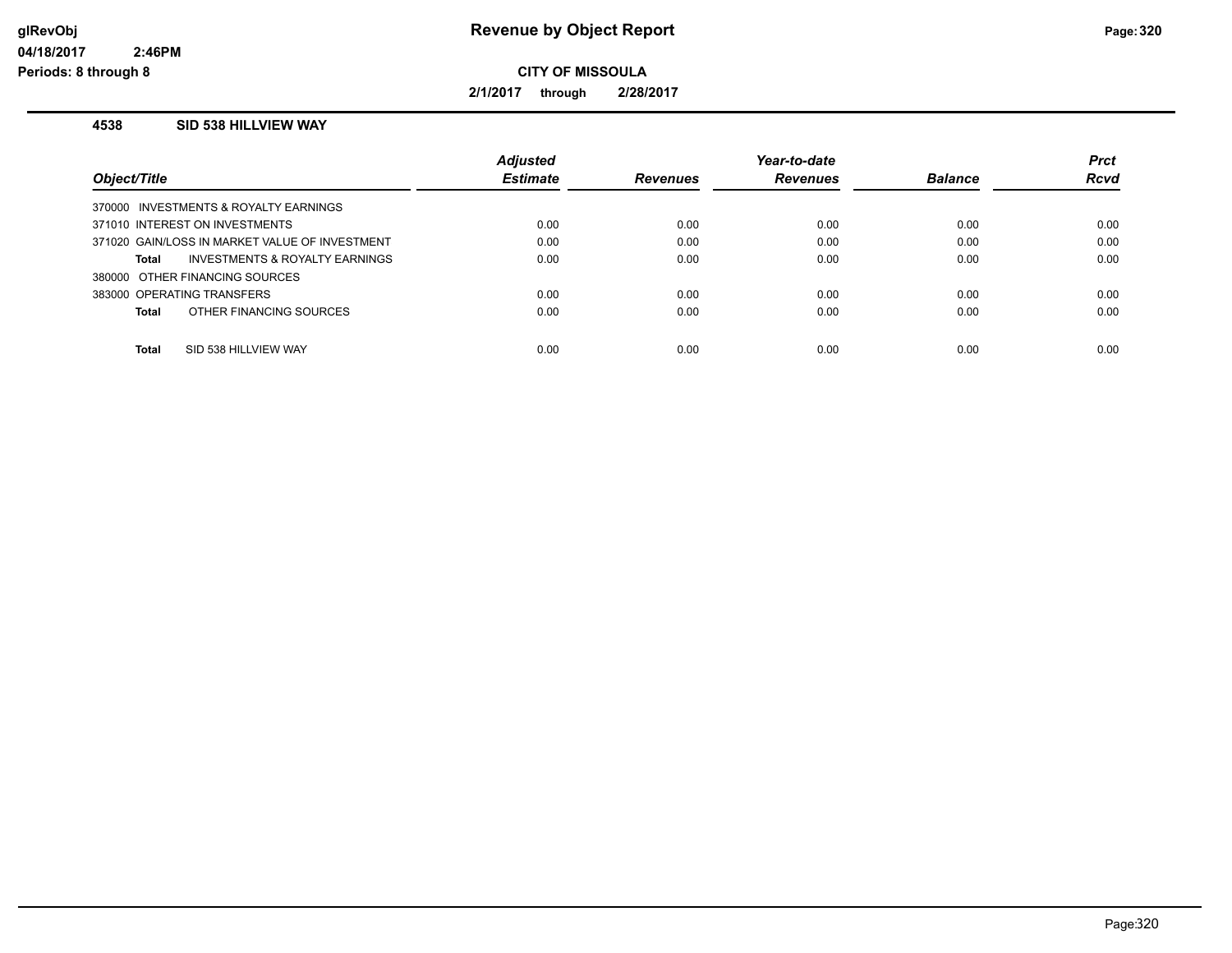**CITY OF MISSOULA**

**2/1/2017 through 2/28/2017**

## 4538 SID 538 HILLVIEW WAY

| Object/Title | Adjusted Estimate | Revenues | Year-to-date Revenues | Balance | Prct Rcvd |
|---|---|---|---|---|---|
| 370000 INVESTMENTS & ROYALTY EARNINGS | | | | | |
| 371010 INTEREST ON INVESTMENTS | 0.00 | 0.00 | 0.00 | 0.00 | 0.00 |
| 371020 GAIN/LOSS IN MARKET VALUE OF INVESTMENT | 0.00 | 0.00 | 0.00 | 0.00 | 0.00 |
| **Total** INVESTMENTS & ROYALTY EARNINGS | 0.00 | 0.00 | 0.00 | 0.00 | 0.00 |
| 380000 OTHER FINANCING SOURCES | | | | | |
| 383000 OPERATING TRANSFERS | 0.00 | 0.00 | 0.00 | 0.00 | 0.00 |
| **Total** OTHER FINANCING SOURCES | 0.00 | 0.00 | 0.00 | 0.00 | 0.00 |
| **Total** SID 538 HILLVIEW WAY | 0.00 | 0.00 | 0.00 | 0.00 | 0.00 |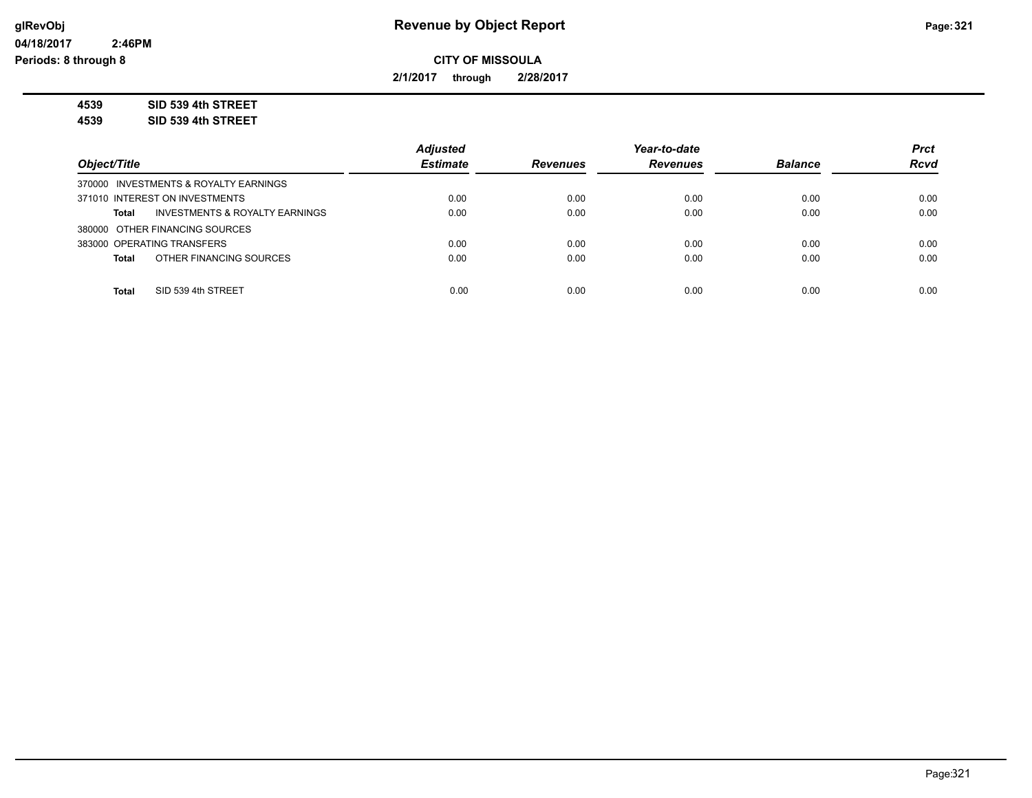**Revenue by Object Report**

**CITY OF MISSOULA**

**2/1/2017 through 2/28/2017**

glRevObj
04/18/2017 2:46PM
Periods: 8 through 8

**4539 SID 539 4th STREET**
**4539 SID 539 4th STREET**

| Object/Title | | Adjusted Estimate | Revenues | Year-to-date Revenues | Balance | Prct Rcvd |
|---|---|---|---|---|---|---|
| 370000 INVESTMENTS & ROYALTY EARNINGS | | | | | | |
| 371010 INTEREST ON INVESTMENTS | | 0.00 | 0.00 | 0.00 | 0.00 | 0.00 |
| **Total** | INVESTMENTS & ROYALTY EARNINGS | 0.00 | 0.00 | 0.00 | 0.00 | 0.00 |
| 380000 OTHER FINANCING SOURCES | | | | | | |
| 383000 OPERATING TRANSFERS | | 0.00 | 0.00 | 0.00 | 0.00 | 0.00 |
| **Total** | OTHER FINANCING SOURCES | 0.00 | 0.00 | 0.00 | 0.00 | 0.00 |
| **Total** | SID 539 4th STREET | 0.00 | 0.00 | 0.00 | 0.00 | 0.00 |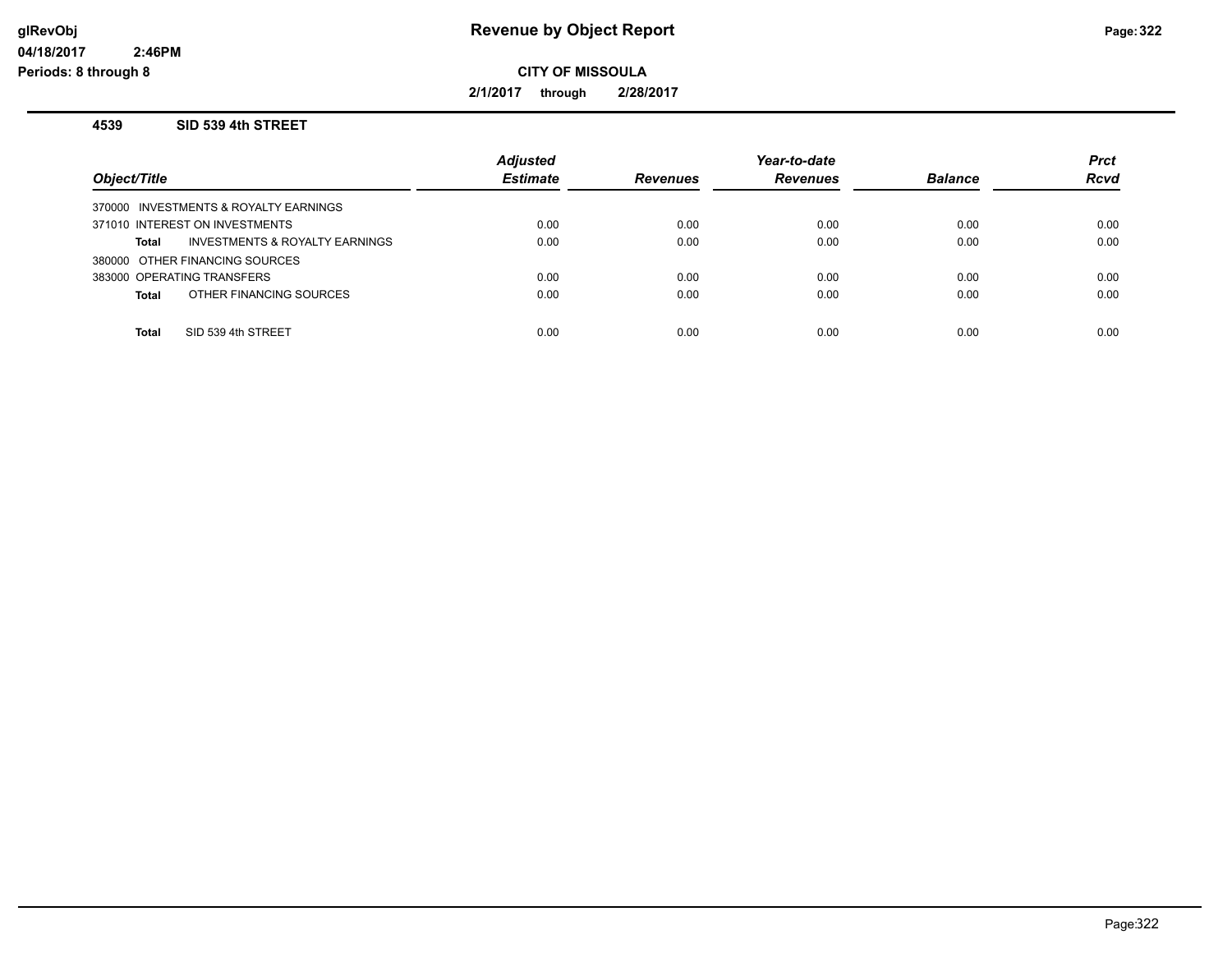# Revenue by Object Report

**CITY OF MISSOULA**

**2/1/2017 through 2/28/2017**

**glRevObj**
**04/18/2017 2:46PM**
**Periods: 8 through 8**

### 4539 SID 539 4th STREET

| Object/Title | Adjusted Estimate | Revenues | Year-to-date Revenues | Balance | Prct Rcvd |
|---|---|---|---|---|---|
| 370000 INVESTMENTS & ROYALTY EARNINGS | | | | | |
| 371010 INTEREST ON INVESTMENTS | 0.00 | 0.00 | 0.00 | 0.00 | 0.00 |
| **Total** INVESTMENTS & ROYALTY EARNINGS | 0.00 | 0.00 | 0.00 | 0.00 | 0.00 |
| 380000 OTHER FINANCING SOURCES | | | | | |
| 383000 OPERATING TRANSFERS | 0.00 | 0.00 | 0.00 | 0.00 | 0.00 |
| **Total** OTHER FINANCING SOURCES | 0.00 | 0.00 | 0.00 | 0.00 | 0.00 |
| **Total** SID 539 4th STREET | 0.00 | 0.00 | 0.00 | 0.00 | 0.00 |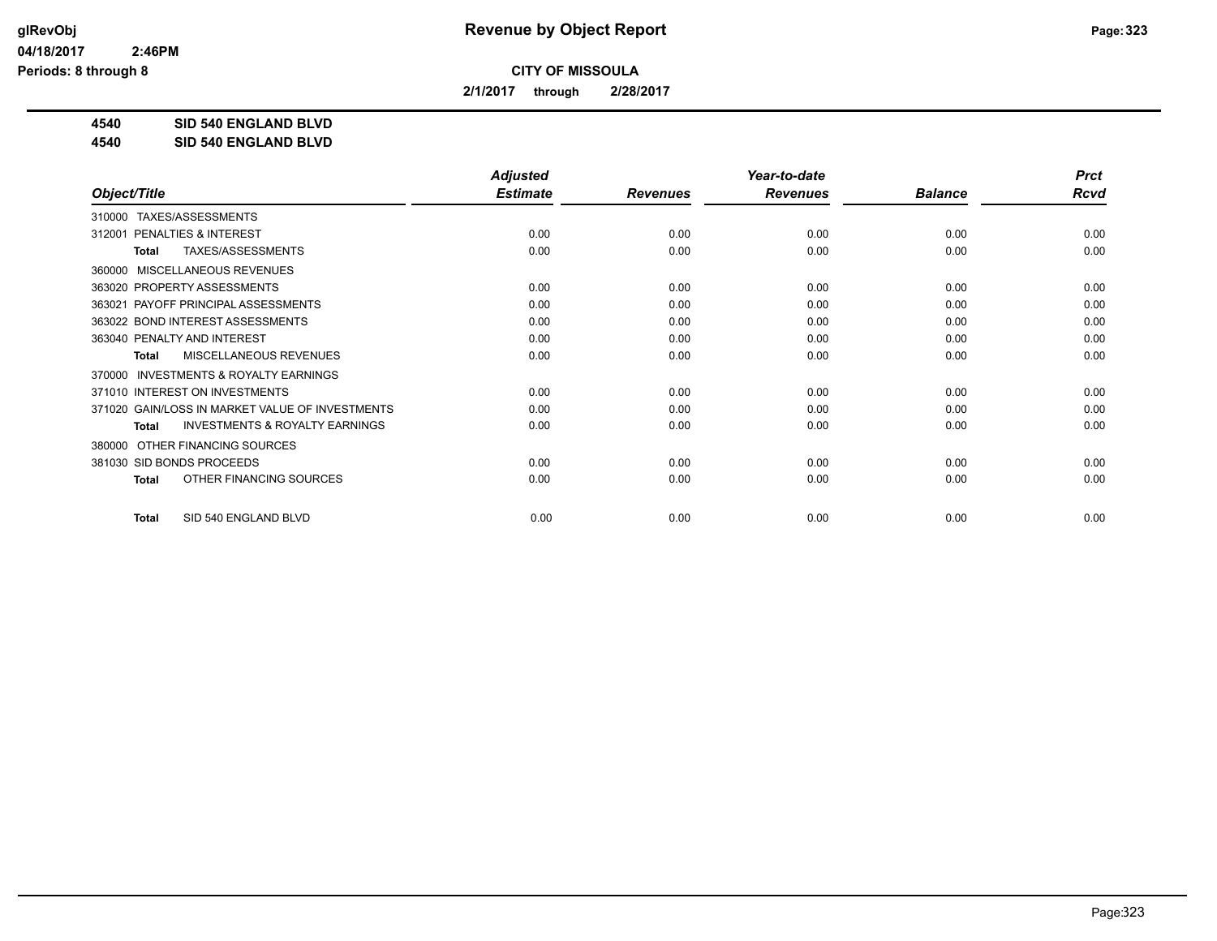**CITY OF MISSOULA**

**2/1/2017 through 2/28/2017**

# 4540 SID 540 ENGLAND BLVD
## 4540 SID 540 ENGLAND BLVD

| Object/Title | Adjusted Estimate | Revenues | Year-to-date Revenues | Balance | Prct Rcvd |
|---|---|---|---|---|---|
| 310000 TAXES/ASSESSMENTS | | | | | |
| 312001 PENALTIES & INTEREST | 0.00 | 0.00 | 0.00 | 0.00 | 0.00 |
| **Total** TAXES/ASSESSMENTS | 0.00 | 0.00 | 0.00 | 0.00 | 0.00 |
| 360000 MISCELLANEOUS REVENUES | | | | | |
| 363020 PROPERTY ASSESSMENTS | 0.00 | 0.00 | 0.00 | 0.00 | 0.00 |
| 363021 PAYOFF PRINCIPAL ASSESSMENTS | 0.00 | 0.00 | 0.00 | 0.00 | 0.00 |
| 363022 BOND INTEREST ASSESSMENTS | 0.00 | 0.00 | 0.00 | 0.00 | 0.00 |
| 363040 PENALTY AND INTEREST | 0.00 | 0.00 | 0.00 | 0.00 | 0.00 |
| **Total** MISCELLANEOUS REVENUES | 0.00 | 0.00 | 0.00 | 0.00 | 0.00 |
| 370000 INVESTMENTS & ROYALTY EARNINGS | | | | | |
| 371010 INTEREST ON INVESTMENTS | 0.00 | 0.00 | 0.00 | 0.00 | 0.00 |
| 371020 GAIN/LOSS IN MARKET VALUE OF INVESTMENTS | 0.00 | 0.00 | 0.00 | 0.00 | 0.00 |
| **Total** INVESTMENTS & ROYALTY EARNINGS | 0.00 | 0.00 | 0.00 | 0.00 | 0.00 |
| 380000 OTHER FINANCING SOURCES | | | | | |
| 381030 SID BONDS PROCEEDS | 0.00 | 0.00 | 0.00 | 0.00 | 0.00 |
| **Total** OTHER FINANCING SOURCES | 0.00 | 0.00 | 0.00 | 0.00 | 0.00 |
| **Total** SID 540 ENGLAND BLVD | 0.00 | 0.00 | 0.00 | 0.00 | 0.00 |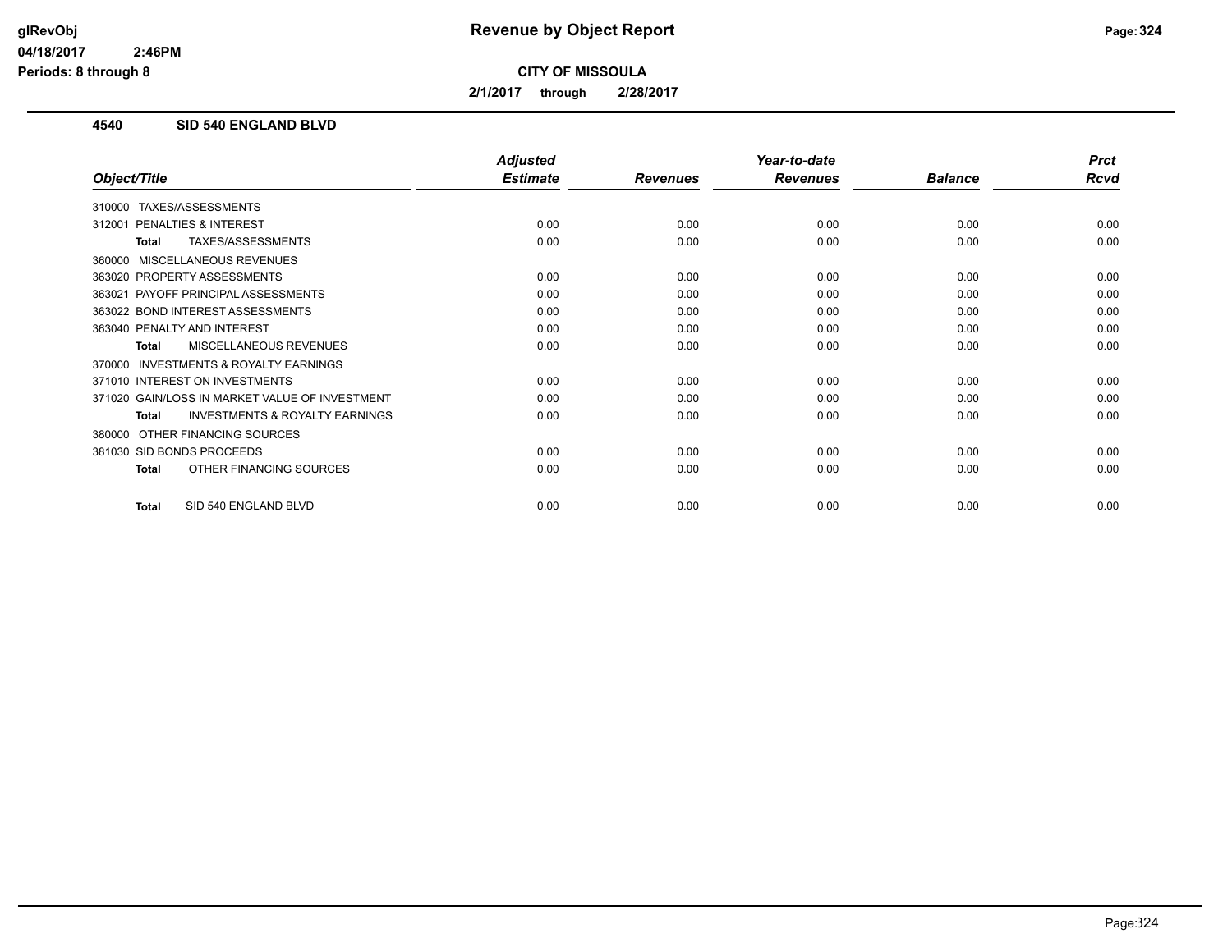# Revenue by Object Report

**CITY OF MISSOULA**

**2/1/2017 through 2/28/2017**

glRevObj
04/18/2017 2:46PM
Periods: 8 through 8

## 4540 SID 540 ENGLAND BLVD

| Object/Title | Adjusted Estimate | Revenues | Year-to-date Revenues | Balance | Prct Rcvd |
|---|---|---|---|---|---|
| 310000 TAXES/ASSESSMENTS | | | | | |
| 312001 PENALTIES & INTEREST | 0.00 | 0.00 | 0.00 | 0.00 | 0.00 |
| **Total** TAXES/ASSESSMENTS | 0.00 | 0.00 | 0.00 | 0.00 | 0.00 |
| 360000 MISCELLANEOUS REVENUES | | | | | |
| 363020 PROPERTY ASSESSMENTS | 0.00 | 0.00 | 0.00 | 0.00 | 0.00 |
| 363021 PAYOFF PRINCIPAL ASSESSMENTS | 0.00 | 0.00 | 0.00 | 0.00 | 0.00 |
| 363022 BOND INTEREST ASSESSMENTS | 0.00 | 0.00 | 0.00 | 0.00 | 0.00 |
| 363040 PENALTY AND INTEREST | 0.00 | 0.00 | 0.00 | 0.00 | 0.00 |
| **Total** MISCELLANEOUS REVENUES | 0.00 | 0.00 | 0.00 | 0.00 | 0.00 |
| 370000 INVESTMENTS & ROYALTY EARNINGS | | | | | |
| 371010 INTEREST ON INVESTMENTS | 0.00 | 0.00 | 0.00 | 0.00 | 0.00 |
| 371020 GAIN/LOSS IN MARKET VALUE OF INVESTMENT | 0.00 | 0.00 | 0.00 | 0.00 | 0.00 |
| **Total** INVESTMENTS & ROYALTY EARNINGS | 0.00 | 0.00 | 0.00 | 0.00 | 0.00 |
| 380000 OTHER FINANCING SOURCES | | | | | |
| 381030 SID BONDS PROCEEDS | 0.00 | 0.00 | 0.00 | 0.00 | 0.00 |
| **Total** OTHER FINANCING SOURCES | 0.00 | 0.00 | 0.00 | 0.00 | 0.00 |
| **Total** SID 540 ENGLAND BLVD | 0.00 | 0.00 | 0.00 | 0.00 | 0.00 |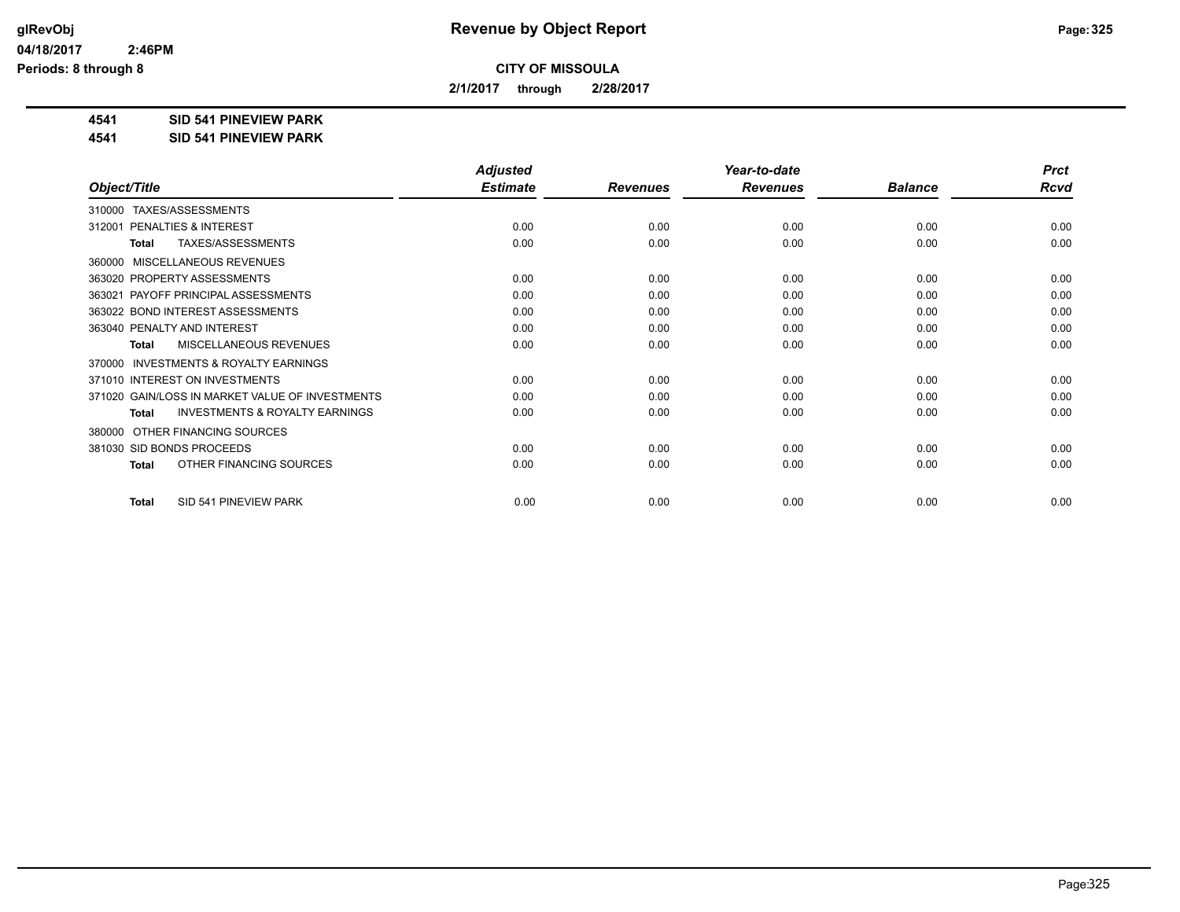**Revenue by Object Report**

**CITY OF MISSOULA**

**2/1/2017 through 2/28/2017**

**4541 SID 541 PINEVIEW PARK**

**4541 SID 541 PINEVIEW PARK**

| Object/Title | Adjusted Estimate | Revenues | Year-to-date Revenues | Balance | Prct Rcvd |
|---|---|---|---|---|---|
| 310000 TAXES/ASSESSMENTS | | | | | |
| 312001 PENALTIES & INTEREST | 0.00 | 0.00 | 0.00 | 0.00 | 0.00 |
| **Total** TAXES/ASSESSMENTS | 0.00 | 0.00 | 0.00 | 0.00 | 0.00 |
| 360000 MISCELLANEOUS REVENUES | | | | | |
| 363020 PROPERTY ASSESSMENTS | 0.00 | 0.00 | 0.00 | 0.00 | 0.00 |
| 363021 PAYOFF PRINCIPAL ASSESSMENTS | 0.00 | 0.00 | 0.00 | 0.00 | 0.00 |
| 363022 BOND INTEREST ASSESSMENTS | 0.00 | 0.00 | 0.00 | 0.00 | 0.00 |
| 363040 PENALTY AND INTEREST | 0.00 | 0.00 | 0.00 | 0.00 | 0.00 |
| **Total** MISCELLANEOUS REVENUES | 0.00 | 0.00 | 0.00 | 0.00 | 0.00 |
| 370000 INVESTMENTS & ROYALTY EARNINGS | | | | | |
| 371010 INTEREST ON INVESTMENTS | 0.00 | 0.00 | 0.00 | 0.00 | 0.00 |
| 371020 GAIN/LOSS IN MARKET VALUE OF INVESTMENTS | 0.00 | 0.00 | 0.00 | 0.00 | 0.00 |
| **Total** INVESTMENTS & ROYALTY EARNINGS | 0.00 | 0.00 | 0.00 | 0.00 | 0.00 |
| 380000 OTHER FINANCING SOURCES | | | | | |
| 381030 SID BONDS PROCEEDS | 0.00 | 0.00 | 0.00 | 0.00 | 0.00 |
| **Total** OTHER FINANCING SOURCES | 0.00 | 0.00 | 0.00 | 0.00 | 0.00 |
| **Total** SID 541 PINEVIEW PARK | 0.00 | 0.00 | 0.00 | 0.00 | 0.00 |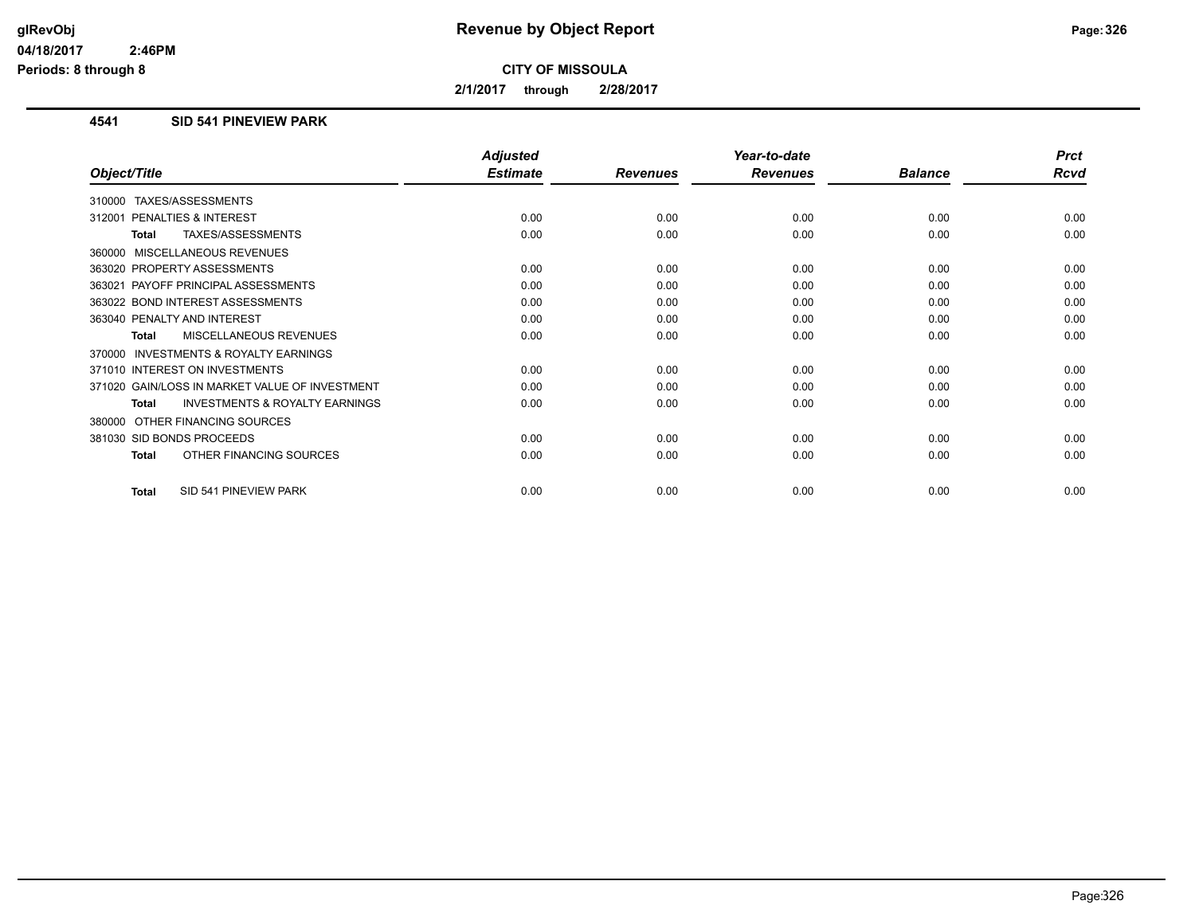**glRevObj**
**04/18/2017 2:46PM**
**Periods: 8 through 8**

# Revenue by Object Report

**CITY OF MISSOULA**

**2/1/2017 through 2/28/2017**

### 4541 SID 541 PINEVIEW PARK

| Object/Title | Adjusted Estimate | Revenues | Year-to-date Revenues | Balance | Prct Rcvd |
|---|---|---|---|---|---|
| 310000 TAXES/ASSESSMENTS | | | | | |
| 312001 PENALTIES & INTEREST | 0.00 | 0.00 | 0.00 | 0.00 | 0.00 |
| **Total** TAXES/ASSESSMENTS | 0.00 | 0.00 | 0.00 | 0.00 | 0.00 |
| 360000 MISCELLANEOUS REVENUES | | | | | |
| 363020 PROPERTY ASSESSMENTS | 0.00 | 0.00 | 0.00 | 0.00 | 0.00 |
| 363021 PAYOFF PRINCIPAL ASSESSMENTS | 0.00 | 0.00 | 0.00 | 0.00 | 0.00 |
| 363022 BOND INTEREST ASSESSMENTS | 0.00 | 0.00 | 0.00 | 0.00 | 0.00 |
| 363040 PENALTY AND INTEREST | 0.00 | 0.00 | 0.00 | 0.00 | 0.00 |
| **Total** MISCELLANEOUS REVENUES | 0.00 | 0.00 | 0.00 | 0.00 | 0.00 |
| 370000 INVESTMENTS & ROYALTY EARNINGS | | | | | |
| 371010 INTEREST ON INVESTMENTS | 0.00 | 0.00 | 0.00 | 0.00 | 0.00 |
| 371020 GAIN/LOSS IN MARKET VALUE OF INVESTMENT | 0.00 | 0.00 | 0.00 | 0.00 | 0.00 |
| **Total** INVESTMENTS & ROYALTY EARNINGS | 0.00 | 0.00 | 0.00 | 0.00 | 0.00 |
| 380000 OTHER FINANCING SOURCES | | | | | |
| 381030 SID BONDS PROCEEDS | 0.00 | 0.00 | 0.00 | 0.00 | 0.00 |
| **Total** OTHER FINANCING SOURCES | 0.00 | 0.00 | 0.00 | 0.00 | 0.00 |
| **Total** SID 541 PINEVIEW PARK | 0.00 | 0.00 | 0.00 | 0.00 | 0.00 |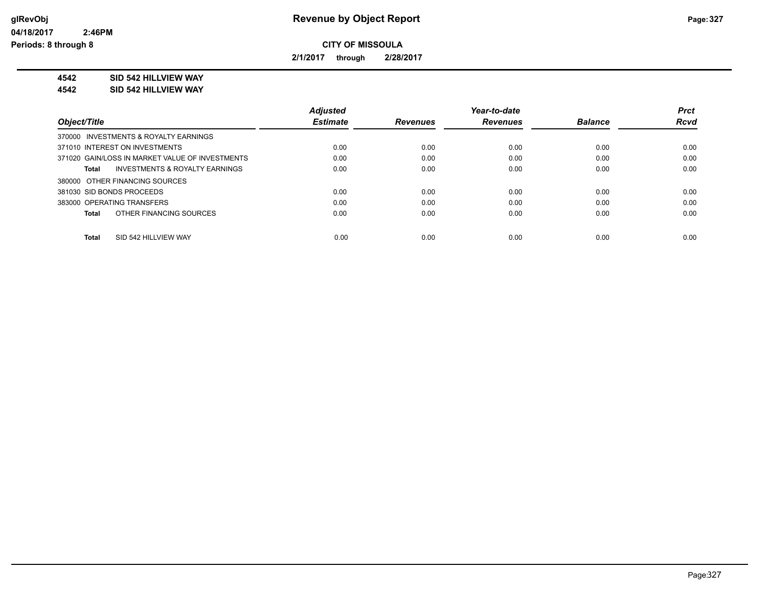**glRevObj** **Revenue by Object Report**
**04/18/2017 2:46PM**
**Periods: 8 through 8**

**CITY OF MISSOULA**

**2/1/2017 through 2/28/2017**

**4542 SID 542 HILLVIEW WAY**
**4542 SID 542 HILLVIEW WAY**

| Object/Title | Adjusted Estimate | Revenues | Year-to-date Revenues | Balance | Prct Rcvd |
|---|---|---|---|---|---|
| 370000 INVESTMENTS & ROYALTY EARNINGS | | | | | |
| 371010 INTEREST ON INVESTMENTS | 0.00 | 0.00 | 0.00 | 0.00 | 0.00 |
| 371020 GAIN/LOSS IN MARKET VALUE OF INVESTMENTS | 0.00 | 0.00 | 0.00 | 0.00 | 0.00 |
| **Total** INVESTMENTS & ROYALTY EARNINGS | 0.00 | 0.00 | 0.00 | 0.00 | 0.00 |
| 380000 OTHER FINANCING SOURCES | | | | | |
| 381030 SID BONDS PROCEEDS | 0.00 | 0.00 | 0.00 | 0.00 | 0.00 |
| 383000 OPERATING TRANSFERS | 0.00 | 0.00 | 0.00 | 0.00 | 0.00 |
| **Total** OTHER FINANCING SOURCES | 0.00 | 0.00 | 0.00 | 0.00 | 0.00 |
| **Total** SID 542 HILLVIEW WAY | 0.00 | 0.00 | 0.00 | 0.00 | 0.00 |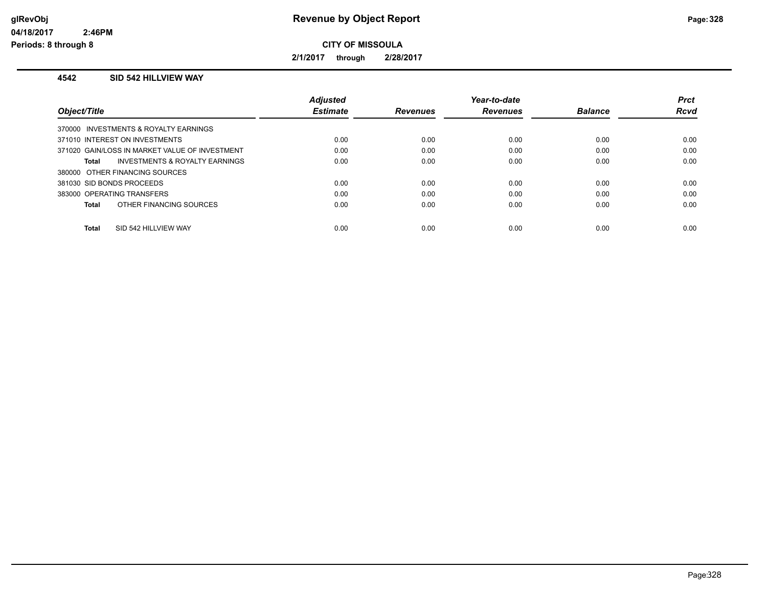# Revenue by Object Report

glRevObj
04/18/2017 2:46PM
Periods: 8 through 8

**CITY OF MISSOULA**

**2/1/2017 through 2/28/2017**

### 4542 SID 542 HILLVIEW WAY

| Object/Title | Adjusted Estimate | Revenues | Year-to-date Revenues | Balance | Prct Rcvd |
|---|---|---|---|---|---|
| 370000 INVESTMENTS & ROYALTY EARNINGS | | | | | |
| 371010 INTEREST ON INVESTMENTS | 0.00 | 0.00 | 0.00 | 0.00 | 0.00 |
| 371020 GAIN/LOSS IN MARKET VALUE OF INVESTMENT | 0.00 | 0.00 | 0.00 | 0.00 | 0.00 |
| **Total** INVESTMENTS & ROYALTY EARNINGS | 0.00 | 0.00 | 0.00 | 0.00 | 0.00 |
| 380000 OTHER FINANCING SOURCES | | | | | |
| 381030 SID BONDS PROCEEDS | 0.00 | 0.00 | 0.00 | 0.00 | 0.00 |
| 383000 OPERATING TRANSFERS | 0.00 | 0.00 | 0.00 | 0.00 | 0.00 |
| **Total** OTHER FINANCING SOURCES | 0.00 | 0.00 | 0.00 | 0.00 | 0.00 |
| **Total** SID 542 HILLVIEW WAY | 0.00 | 0.00 | 0.00 | 0.00 | 0.00 |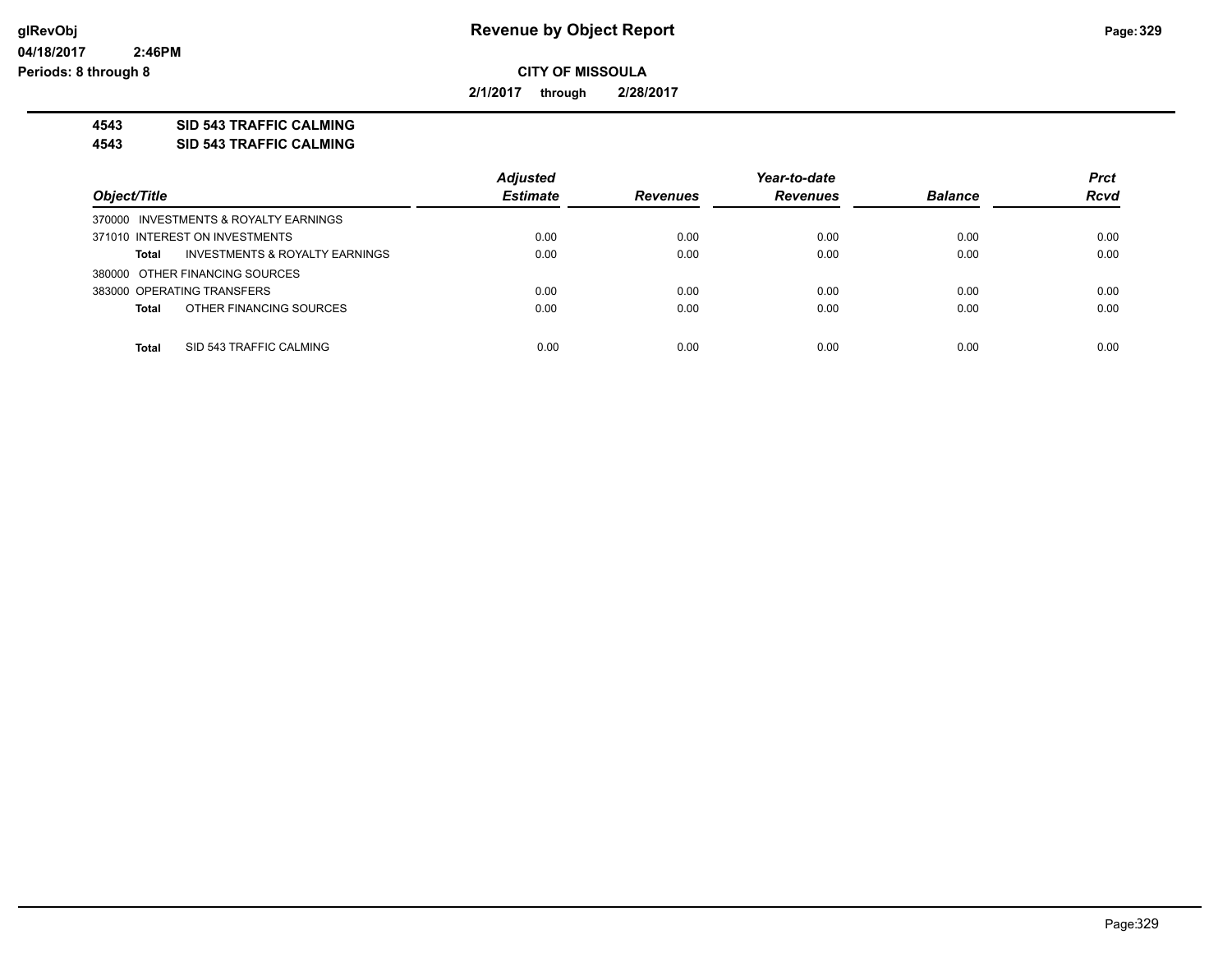# Revenue by Object Report

glRevObj
04/18/2017 2:46PM
Periods: 8 through 8

## CITY OF MISSOULA

**2/1/2017 through 2/28/2017**

**4543 SID 543 TRAFFIC CALMING**
**4543 SID 543 TRAFFIC CALMING**

| Object/Title | Adjusted Estimate | Revenues | Year-to-date Revenues | Balance | Prct Rcvd |
|---|---|---|---|---|---|
| 370000 INVESTMENTS & ROYALTY EARNINGS | | | | | |
| 371010 INTEREST ON INVESTMENTS | 0.00 | 0.00 | 0.00 | 0.00 | 0.00 |
| **Total** INVESTMENTS & ROYALTY EARNINGS | 0.00 | 0.00 | 0.00 | 0.00 | 0.00 |
| 380000 OTHER FINANCING SOURCES | | | | | |
| 383000 OPERATING TRANSFERS | 0.00 | 0.00 | 0.00 | 0.00 | 0.00 |
| **Total** OTHER FINANCING SOURCES | 0.00 | 0.00 | 0.00 | 0.00 | 0.00 |
| **Total** SID 543 TRAFFIC CALMING | 0.00 | 0.00 | 0.00 | 0.00 | 0.00 |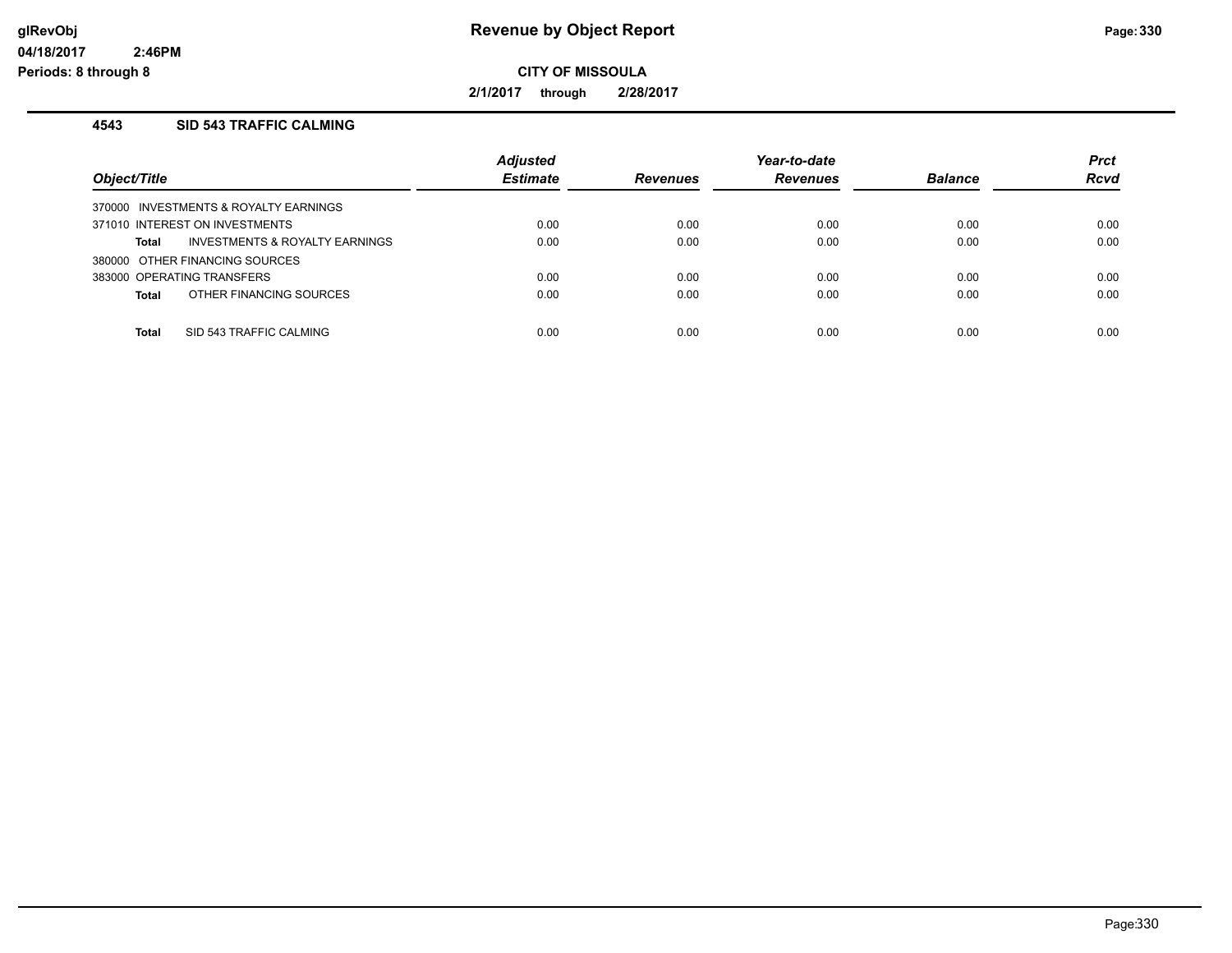# Revenue by Object Report

**CITY OF MISSOULA**

**2/1/2017 through 2/28/2017**

glRevObj
04/18/2017 2:46PM
Periods: 8 through 8

## 4543 SID 543 TRAFFIC CALMING

| Object/Title | Adjusted Estimate | Revenues | Year-to-date Revenues | Balance | Prct Rcvd |
|---|---|---|---|---|---|
| 370000 INVESTMENTS & ROYALTY EARNINGS | | | | | |
| 371010 INTEREST ON INVESTMENTS | 0.00 | 0.00 | 0.00 | 0.00 | 0.00 |
| **Total** INVESTMENTS & ROYALTY EARNINGS | 0.00 | 0.00 | 0.00 | 0.00 | 0.00 |
| 380000 OTHER FINANCING SOURCES | | | | | |
| 383000 OPERATING TRANSFERS | 0.00 | 0.00 | 0.00 | 0.00 | 0.00 |
| **Total** OTHER FINANCING SOURCES | 0.00 | 0.00 | 0.00 | 0.00 | 0.00 |
| **Total** SID 543 TRAFFIC CALMING | 0.00 | 0.00 | 0.00 | 0.00 | 0.00 |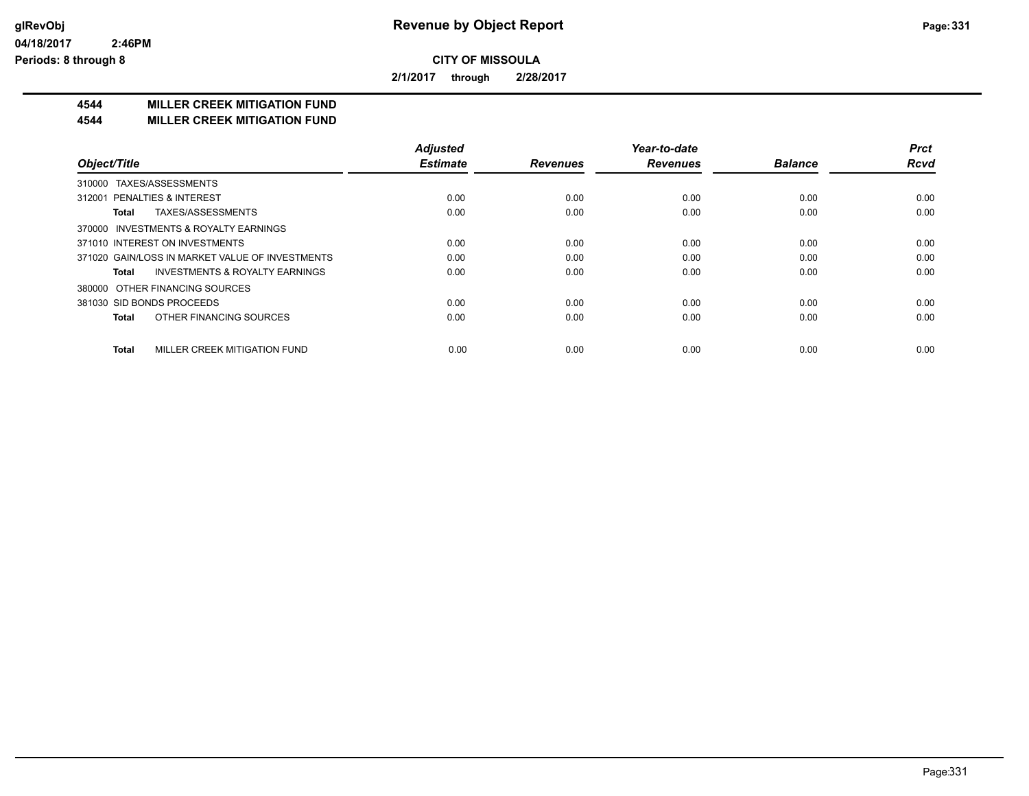# Revenue by Object Report

**CITY OF MISSOULA**

**2/1/2017 through 2/28/2017**

glRevObj
04/18/2017 2:46PM
Periods: 8 through 8

## 4544 MILLER CREEK MITIGATION FUND
## 4544 MILLER CREEK MITIGATION FUND

| Object/Title | Adjusted Estimate | Revenues | Year-to-date Revenues | Balance | Prct Rcvd |
|---|---|---|---|---|---|
| 310000 TAXES/ASSESSMENTS | | | | | |
| 312001 PENALTIES & INTEREST | 0.00 | 0.00 | 0.00 | 0.00 | 0.00 |
| **Total** TAXES/ASSESSMENTS | 0.00 | 0.00 | 0.00 | 0.00 | 0.00 |
| 370000 INVESTMENTS & ROYALTY EARNINGS | | | | | |
| 371010 INTEREST ON INVESTMENTS | 0.00 | 0.00 | 0.00 | 0.00 | 0.00 |
| 371020 GAIN/LOSS IN MARKET VALUE OF INVESTMENTS | 0.00 | 0.00 | 0.00 | 0.00 | 0.00 |
| **Total** INVESTMENTS & ROYALTY EARNINGS | 0.00 | 0.00 | 0.00 | 0.00 | 0.00 |
| 380000 OTHER FINANCING SOURCES | | | | | |
| 381030 SID BONDS PROCEEDS | 0.00 | 0.00 | 0.00 | 0.00 | 0.00 |
| **Total** OTHER FINANCING SOURCES | 0.00 | 0.00 | 0.00 | 0.00 | 0.00 |
| **Total** MILLER CREEK MITIGATION FUND | 0.00 | 0.00 | 0.00 | 0.00 | 0.00 |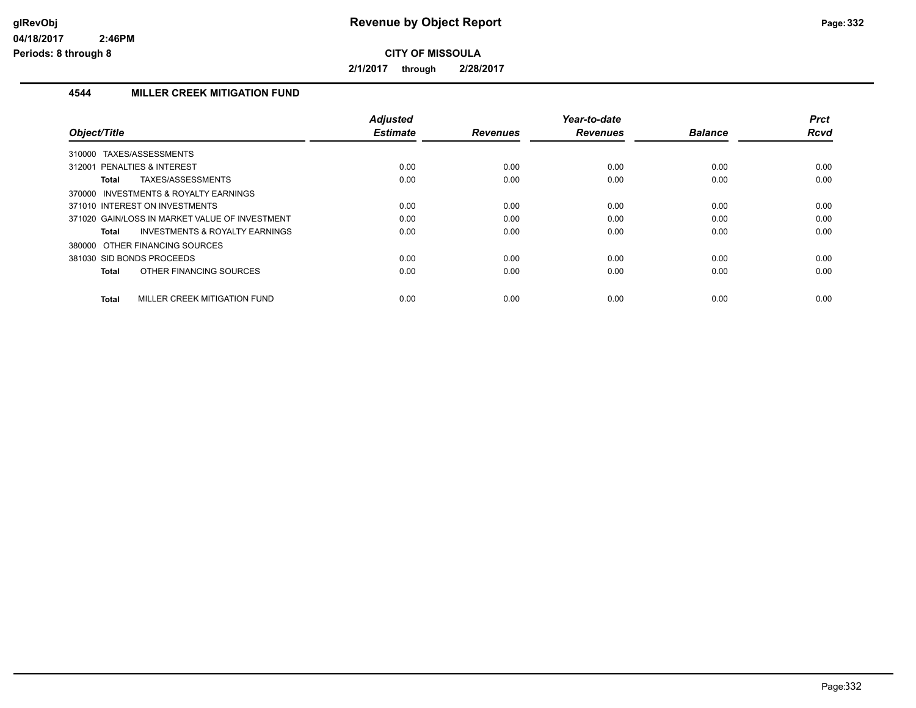**Revenue by Object Report**

**CITY OF MISSOULA**

**2/1/2017 through 2/28/2017**

glRevObj
04/18/2017 2:46PM
Periods: 8 through 8

### 4544 MILLER CREEK MITIGATION FUND

| Object/Title | Adjusted Estimate | Revenues | Year-to-date Revenues | Balance | Prct Rcvd |
|---|---|---|---|---|---|
| 310000 TAXES/ASSESSMENTS | | | | | |
| 312001 PENALTIES & INTEREST | 0.00 | 0.00 | 0.00 | 0.00 | 0.00 |
| **Total** TAXES/ASSESSMENTS | 0.00 | 0.00 | 0.00 | 0.00 | 0.00 |
| 370000 INVESTMENTS & ROYALTY EARNINGS | | | | | |
| 371010 INTEREST ON INVESTMENTS | 0.00 | 0.00 | 0.00 | 0.00 | 0.00 |
| 371020 GAIN/LOSS IN MARKET VALUE OF INVESTMENT | 0.00 | 0.00 | 0.00 | 0.00 | 0.00 |
| **Total** INVESTMENTS & ROYALTY EARNINGS | 0.00 | 0.00 | 0.00 | 0.00 | 0.00 |
| 380000 OTHER FINANCING SOURCES | | | | | |
| 381030 SID BONDS PROCEEDS | 0.00 | 0.00 | 0.00 | 0.00 | 0.00 |
| **Total** OTHER FINANCING SOURCES | 0.00 | 0.00 | 0.00 | 0.00 | 0.00 |
| **Total** MILLER CREEK MITIGATION FUND | 0.00 | 0.00 | 0.00 | 0.00 | 0.00 |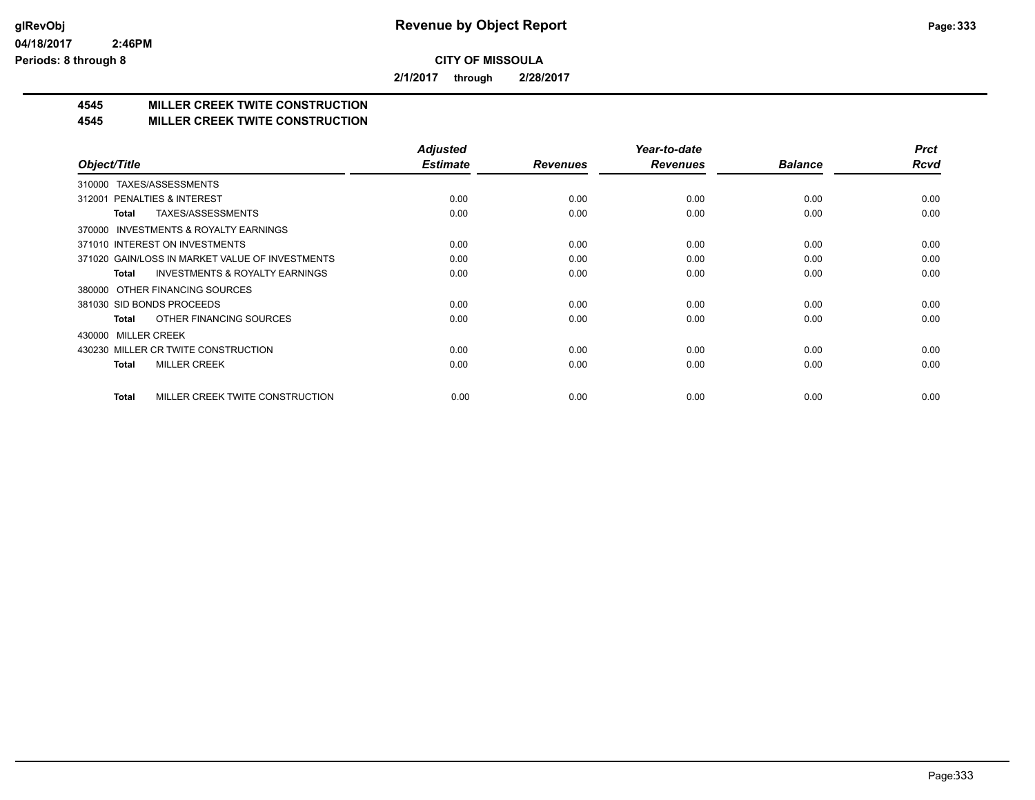**CITY OF MISSOULA**

**2/1/2017 through 2/28/2017**

## 4545 MILLER CREEK TWITE CONSTRUCTION
## 4545 MILLER CREEK TWITE CONSTRUCTION

| Object/Title | Adjusted Estimate | Revenues | Year-to-date Revenues | Balance | Prct Rcvd |
|---|---|---|---|---|---|
| 310000 TAXES/ASSESSMENTS | | | | | |
| 312001 PENALTIES & INTEREST | 0.00 | 0.00 | 0.00 | 0.00 | 0.00 |
| **Total** TAXES/ASSESSMENTS | 0.00 | 0.00 | 0.00 | 0.00 | 0.00 |
| 370000 INVESTMENTS & ROYALTY EARNINGS | | | | | |
| 371010 INTEREST ON INVESTMENTS | 0.00 | 0.00 | 0.00 | 0.00 | 0.00 |
| 371020 GAIN/LOSS IN MARKET VALUE OF INVESTMENTS | 0.00 | 0.00 | 0.00 | 0.00 | 0.00 |
| **Total** INVESTMENTS & ROYALTY EARNINGS | 0.00 | 0.00 | 0.00 | 0.00 | 0.00 |
| 380000 OTHER FINANCING SOURCES | | | | | |
| 381030 SID BONDS PROCEEDS | 0.00 | 0.00 | 0.00 | 0.00 | 0.00 |
| **Total** OTHER FINANCING SOURCES | 0.00 | 0.00 | 0.00 | 0.00 | 0.00 |
| 430000 MILLER CREEK | | | | | |
| 430230 MILLER CR TWITE CONSTRUCTION | 0.00 | 0.00 | 0.00 | 0.00 | 0.00 |
| **Total** MILLER CREEK | 0.00 | 0.00 | 0.00 | 0.00 | 0.00 |
| **Total** MILLER CREEK TWITE CONSTRUCTION | 0.00 | 0.00 | 0.00 | 0.00 | 0.00 |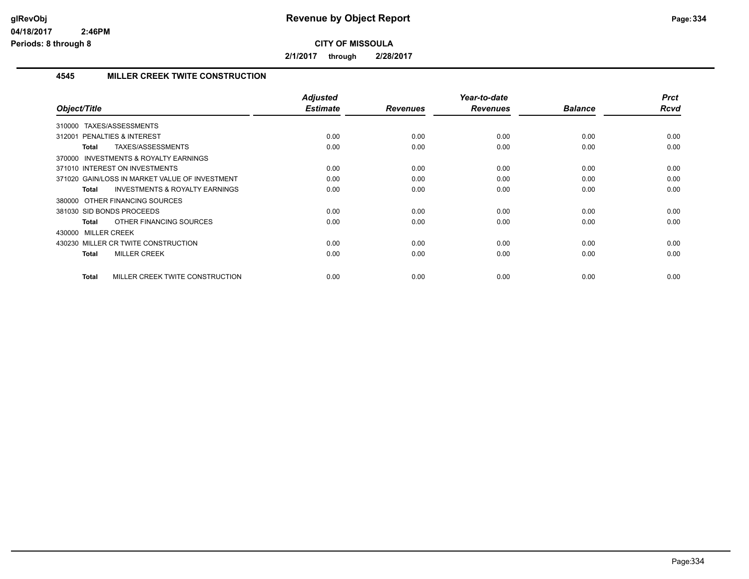# Revenue by Object Report

**CITY OF MISSOULA**

**2/1/2017 through 2/28/2017**

glRevObj
04/18/2017 2:46PM
Periods: 8 through 8

### 4545 MILLER CREEK TWITE CONSTRUCTION

| Object/Title | Adjusted Estimate | Revenues | Year-to-date Revenues | Balance | Prct Rcvd |
|---|---|---|---|---|---|
| 310000 TAXES/ASSESSMENTS | | | | | |
| 312001 PENALTIES & INTEREST | 0.00 | 0.00 | 0.00 | 0.00 | 0.00 |
| **Total** TAXES/ASSESSMENTS | 0.00 | 0.00 | 0.00 | 0.00 | 0.00 |
| 370000 INVESTMENTS & ROYALTY EARNINGS | | | | | |
| 371010 INTEREST ON INVESTMENTS | 0.00 | 0.00 | 0.00 | 0.00 | 0.00 |
| 371020 GAIN/LOSS IN MARKET VALUE OF INVESTMENT | 0.00 | 0.00 | 0.00 | 0.00 | 0.00 |
| **Total** INVESTMENTS & ROYALTY EARNINGS | 0.00 | 0.00 | 0.00 | 0.00 | 0.00 |
| 380000 OTHER FINANCING SOURCES | | | | | |
| 381030 SID BONDS PROCEEDS | 0.00 | 0.00 | 0.00 | 0.00 | 0.00 |
| **Total** OTHER FINANCING SOURCES | 0.00 | 0.00 | 0.00 | 0.00 | 0.00 |
| 430000 MILLER CREEK | | | | | |
| 430230 MILLER CR TWITE CONSTRUCTION | 0.00 | 0.00 | 0.00 | 0.00 | 0.00 |
| **Total** MILLER CREEK | 0.00 | 0.00 | 0.00 | 0.00 | 0.00 |
| **Total** MILLER CREEK TWITE CONSTRUCTION | 0.00 | 0.00 | 0.00 | 0.00 | 0.00 |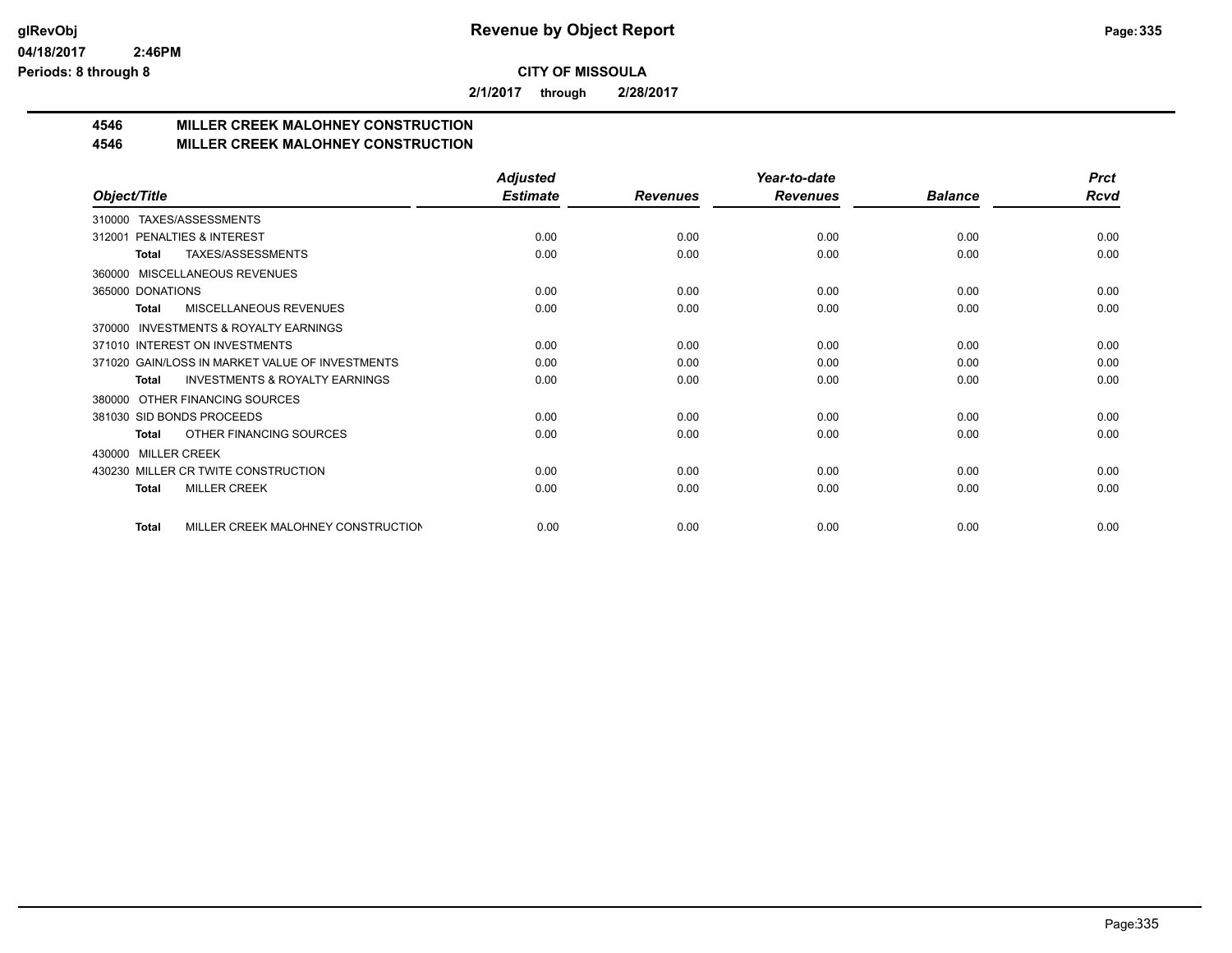# Revenue by Object Report

**CITY OF MISSOULA**

**2/1/2017 through 2/28/2017**

glRevObj
04/18/2017 2:46PM
Periods: 8 through 8

## 4546 MILLER CREEK MALOHNEY CONSTRUCTION
## 4546 MILLER CREEK MALOHNEY CONSTRUCTION

| Object/Title | Adjusted Estimate | Revenues | Year-to-date Revenues | Balance | Prct Rcvd |
|---|---|---|---|---|---|
| 310000 TAXES/ASSESSMENTS | | | | | |
| 312001 PENALTIES & INTEREST | 0.00 | 0.00 | 0.00 | 0.00 | 0.00 |
| **Total** TAXES/ASSESSMENTS | 0.00 | 0.00 | 0.00 | 0.00 | 0.00 |
| 360000 MISCELLANEOUS REVENUES | | | | | |
| 365000 DONATIONS | 0.00 | 0.00 | 0.00 | 0.00 | 0.00 |
| **Total** MISCELLANEOUS REVENUES | 0.00 | 0.00 | 0.00 | 0.00 | 0.00 |
| 370000 INVESTMENTS & ROYALTY EARNINGS | | | | | |
| 371010 INTEREST ON INVESTMENTS | 0.00 | 0.00 | 0.00 | 0.00 | 0.00 |
| 371020 GAIN/LOSS IN MARKET VALUE OF INVESTMENTS | 0.00 | 0.00 | 0.00 | 0.00 | 0.00 |
| **Total** INVESTMENTS & ROYALTY EARNINGS | 0.00 | 0.00 | 0.00 | 0.00 | 0.00 |
| 380000 OTHER FINANCING SOURCES | | | | | |
| 381030 SID BONDS PROCEEDS | 0.00 | 0.00 | 0.00 | 0.00 | 0.00 |
| **Total** OTHER FINANCING SOURCES | 0.00 | 0.00 | 0.00 | 0.00 | 0.00 |
| 430000 MILLER CREEK | | | | | |
| 430230 MILLER CR TWITE CONSTRUCTION | 0.00 | 0.00 | 0.00 | 0.00 | 0.00 |
| **Total** MILLER CREEK | 0.00 | 0.00 | 0.00 | 0.00 | 0.00 |
| **Total** MILLER CREEK MALOHNEY CONSTRUCTION | 0.00 | 0.00 | 0.00 | 0.00 | 0.00 |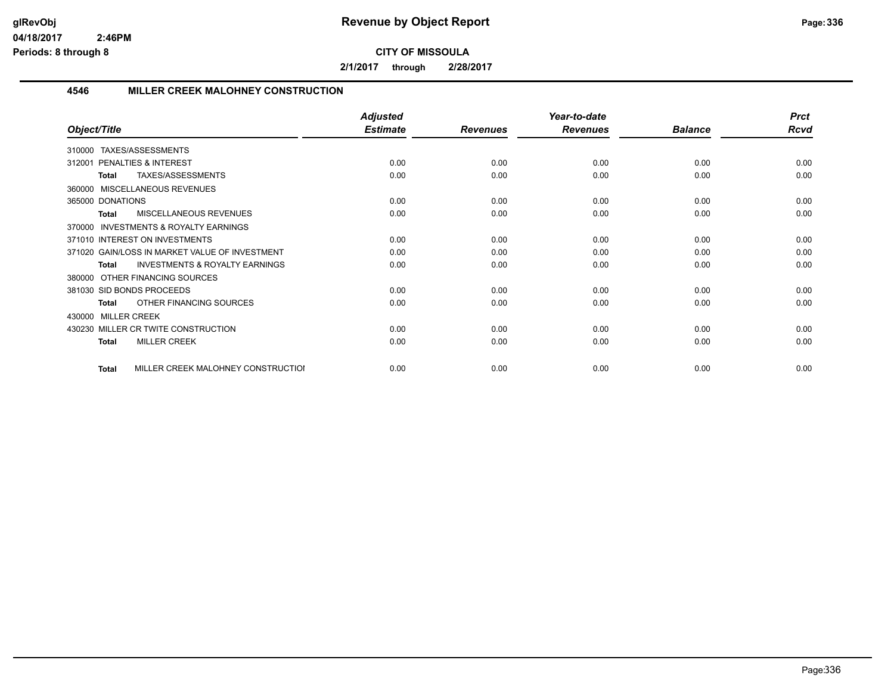**CITY OF MISSOULA**

**2/1/2017 through 2/28/2017**

## 4546 MILLER CREEK MALOHNEY CONSTRUCTION

| Object/Title | Adjusted Estimate | Revenues | Year-to-date Revenues | Balance | Prct Rcvd |
|---|---|---|---|---|---|
| 310000 TAXES/ASSESSMENTS | | | | | |
| 312001 PENALTIES & INTEREST | 0.00 | 0.00 | 0.00 | 0.00 | 0.00 |
| **Total** TAXES/ASSESSMENTS | 0.00 | 0.00 | 0.00 | 0.00 | 0.00 |
| 360000 MISCELLANEOUS REVENUES | | | | | |
| 365000 DONATIONS | 0.00 | 0.00 | 0.00 | 0.00 | 0.00 |
| **Total** MISCELLANEOUS REVENUES | 0.00 | 0.00 | 0.00 | 0.00 | 0.00 |
| 370000 INVESTMENTS & ROYALTY EARNINGS | | | | | |
| 371010 INTEREST ON INVESTMENTS | 0.00 | 0.00 | 0.00 | 0.00 | 0.00 |
| 371020 GAIN/LOSS IN MARKET VALUE OF INVESTMENT | 0.00 | 0.00 | 0.00 | 0.00 | 0.00 |
| **Total** INVESTMENTS & ROYALTY EARNINGS | 0.00 | 0.00 | 0.00 | 0.00 | 0.00 |
| 380000 OTHER FINANCING SOURCES | | | | | |
| 381030 SID BONDS PROCEEDS | 0.00 | 0.00 | 0.00 | 0.00 | 0.00 |
| **Total** OTHER FINANCING SOURCES | 0.00 | 0.00 | 0.00 | 0.00 | 0.00 |
| 430000 MILLER CREEK | | | | | |
| 430230 MILLER CR TWITE CONSTRUCTION | 0.00 | 0.00 | 0.00 | 0.00 | 0.00 |
| **Total** MILLER CREEK | 0.00 | 0.00 | 0.00 | 0.00 | 0.00 |
| **Total** MILLER CREEK MALOHNEY CONSTRUCTIOI | 0.00 | 0.00 | 0.00 | 0.00 | 0.00 |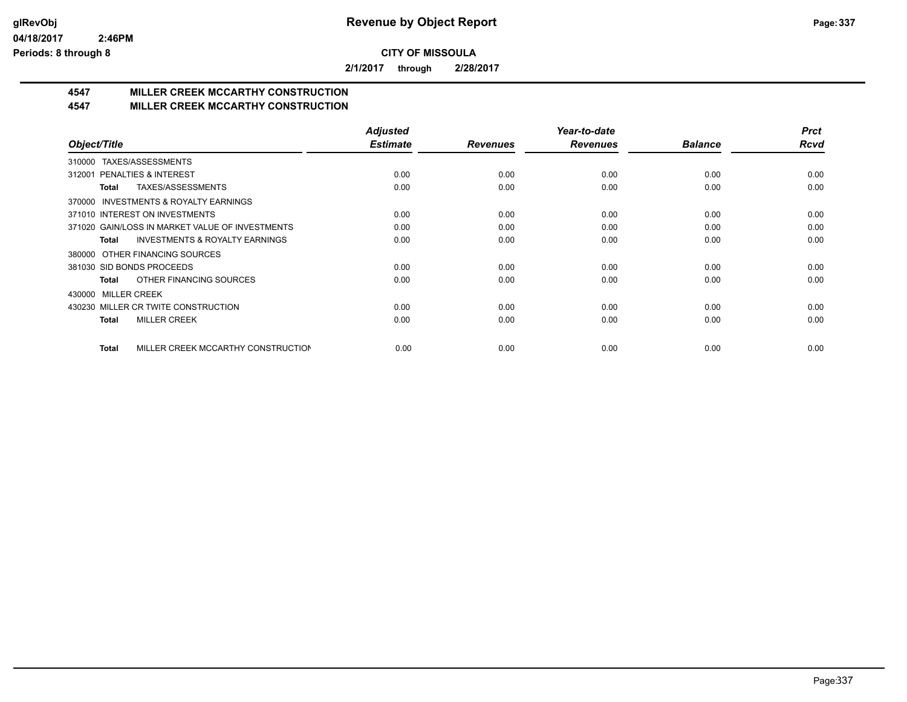# Revenue by Object Report

**CITY OF MISSOULA**

**2/1/2017 through 2/28/2017**

**4547 MILLER CREEK MCCARTHY CONSTRUCTION**
**4547 MILLER CREEK MCCARTHY CONSTRUCTION**

| Object/Title | Adjusted Estimate | Revenues | Year-to-date Revenues | Balance | Prct Rcvd |
|---|---|---|---|---|---|
| 310000 TAXES/ASSESSMENTS | | | | | |
| 312001 PENALTIES & INTEREST | 0.00 | 0.00 | 0.00 | 0.00 | 0.00 |
| **Total** TAXES/ASSESSMENTS | 0.00 | 0.00 | 0.00 | 0.00 | 0.00 |
| 370000 INVESTMENTS & ROYALTY EARNINGS | | | | | |
| 371010 INTEREST ON INVESTMENTS | 0.00 | 0.00 | 0.00 | 0.00 | 0.00 |
| 371020 GAIN/LOSS IN MARKET VALUE OF INVESTMENTS | 0.00 | 0.00 | 0.00 | 0.00 | 0.00 |
| **Total** INVESTMENTS & ROYALTY EARNINGS | 0.00 | 0.00 | 0.00 | 0.00 | 0.00 |
| 380000 OTHER FINANCING SOURCES | | | | | |
| 381030 SID BONDS PROCEEDS | 0.00 | 0.00 | 0.00 | 0.00 | 0.00 |
| **Total** OTHER FINANCING SOURCES | 0.00 | 0.00 | 0.00 | 0.00 | 0.00 |
| 430000 MILLER CREEK | | | | | |
| 430230 MILLER CR TWITE CONSTRUCTION | 0.00 | 0.00 | 0.00 | 0.00 | 0.00 |
| **Total** MILLER CREEK | 0.00 | 0.00 | 0.00 | 0.00 | 0.00 |
| **Total** MILLER CREEK MCCARTHY CONSTRUCTION | 0.00 | 0.00 | 0.00 | 0.00 | 0.00 |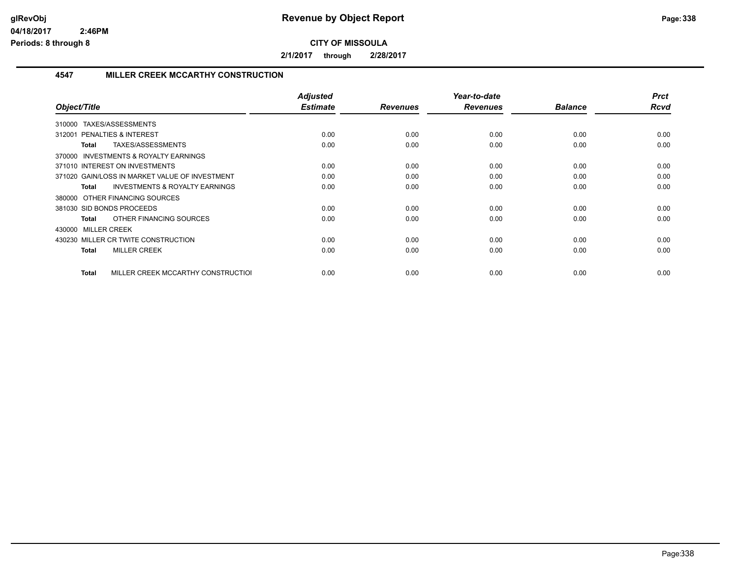# Revenue by Object Report

glRevObj
04/18/2017 2:46PM
Periods: 8 through 8

**CITY OF MISSOULA**

**2/1/2017 through 2/28/2017**

## 4547 MILLER CREEK MCCARTHY CONSTRUCTION

| Object/Title | Adjusted Estimate | Revenues | Year-to-date Revenues | Balance | Prct Rcvd |
|---|---|---|---|---|---|
| 310000 TAXES/ASSESSMENTS | | | | | |
| 312001 PENALTIES & INTEREST | 0.00 | 0.00 | 0.00 | 0.00 | 0.00 |
| **Total** TAXES/ASSESSMENTS | 0.00 | 0.00 | 0.00 | 0.00 | 0.00 |
| 370000 INVESTMENTS & ROYALTY EARNINGS | | | | | |
| 371010 INTEREST ON INVESTMENTS | 0.00 | 0.00 | 0.00 | 0.00 | 0.00 |
| 371020 GAIN/LOSS IN MARKET VALUE OF INVESTMENT | 0.00 | 0.00 | 0.00 | 0.00 | 0.00 |
| **Total** INVESTMENTS & ROYALTY EARNINGS | 0.00 | 0.00 | 0.00 | 0.00 | 0.00 |
| 380000 OTHER FINANCING SOURCES | | | | | |
| 381030 SID BONDS PROCEEDS | 0.00 | 0.00 | 0.00 | 0.00 | 0.00 |
| **Total** OTHER FINANCING SOURCES | 0.00 | 0.00 | 0.00 | 0.00 | 0.00 |
| 430000 MILLER CREEK | | | | | |
| 430230 MILLER CR TWITE CONSTRUCTION | 0.00 | 0.00 | 0.00 | 0.00 | 0.00 |
| **Total** MILLER CREEK | 0.00 | 0.00 | 0.00 | 0.00 | 0.00 |
| **Total** MILLER CREEK MCCARTHY CONSTRUCTIOI | 0.00 | 0.00 | 0.00 | 0.00 | 0.00 |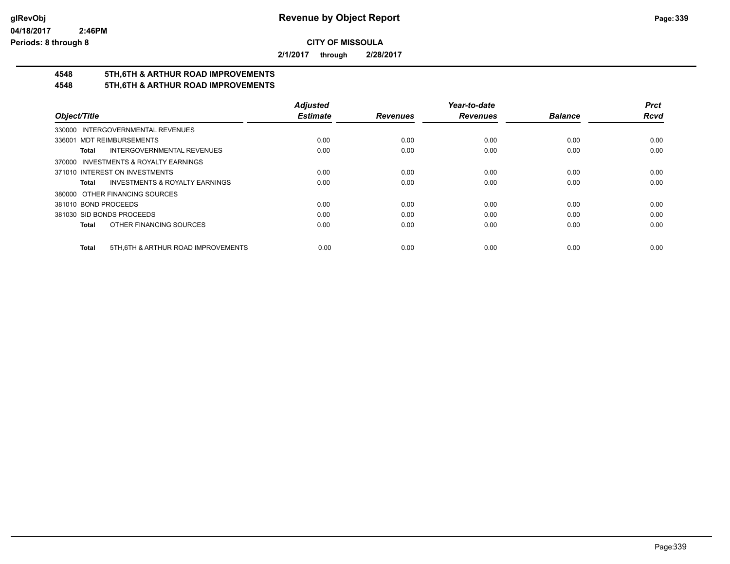# Revenue by Object Report

**CITY OF MISSOULA**

**2/1/2017 through 2/28/2017**

glRevObj
04/18/2017 2:46PM
Periods: 8 through 8

## 4548 5TH,6TH & ARTHUR ROAD IMPROVEMENTS
## 4548 5TH,6TH & ARTHUR ROAD IMPROVEMENTS

| Object/Title | Adjusted Estimate | Revenues | Year-to-date Revenues | Balance | Prct Rcvd |
|---|---|---|---|---|---|
| 330000 INTERGOVERNMENTAL REVENUES | | | | | |
| 336001 MDT REIMBURSEMENTS | 0.00 | 0.00 | 0.00 | 0.00 | 0.00 |
| **Total** INTERGOVERNMENTAL REVENUES | 0.00 | 0.00 | 0.00 | 0.00 | 0.00 |
| 370000 INVESTMENTS & ROYALTY EARNINGS | | | | | |
| 371010 INTEREST ON INVESTMENTS | 0.00 | 0.00 | 0.00 | 0.00 | 0.00 |
| **Total** INVESTMENTS & ROYALTY EARNINGS | 0.00 | 0.00 | 0.00 | 0.00 | 0.00 |
| 380000 OTHER FINANCING SOURCES | | | | | |
| 381010 BOND PROCEEDS | 0.00 | 0.00 | 0.00 | 0.00 | 0.00 |
| 381030 SID BONDS PROCEEDS | 0.00 | 0.00 | 0.00 | 0.00 | 0.00 |
| **Total** OTHER FINANCING SOURCES | 0.00 | 0.00 | 0.00 | 0.00 | 0.00 |
| **Total** 5TH,6TH & ARTHUR ROAD IMPROVEMENTS | 0.00 | 0.00 | 0.00 | 0.00 | 0.00 |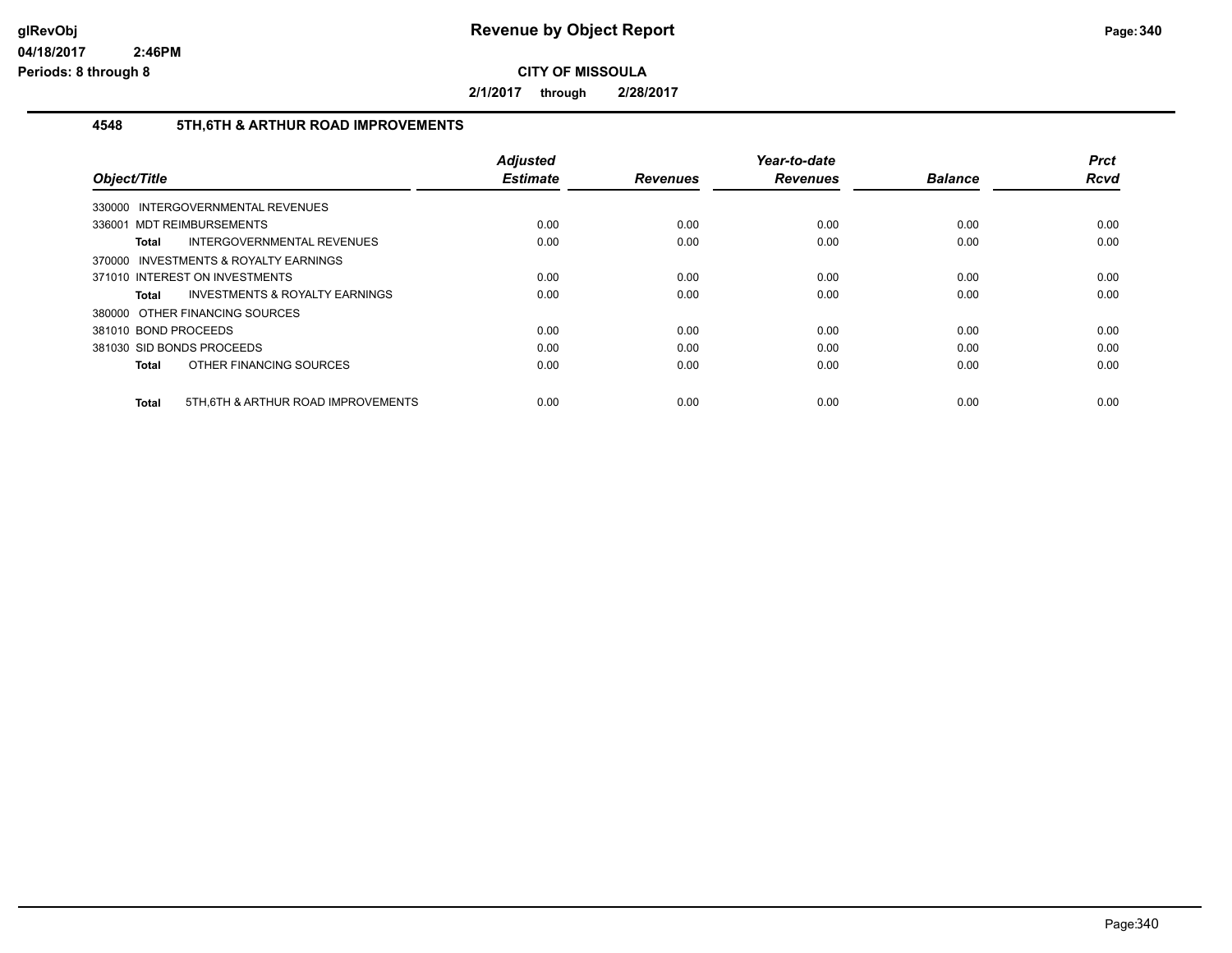# Revenue by Object Report

**CITY OF MISSOULA**

**2/1/2017 through 2/28/2017**

glRevObj
04/18/2017 2:46PM
Periods: 8 through 8

## 4548 5TH,6TH & ARTHUR ROAD IMPROVEMENTS

| Object/Title | | Adjusted Estimate | Revenues | Year-to-date Revenues | Balance | Prct Rcvd |
|---|---|---|---|---|---|---|
| 330000 INTERGOVERNMENTAL REVENUES | | | | | | |
| 336001 MDT REIMBURSEMENTS | | 0.00 | 0.00 | 0.00 | 0.00 | 0.00 |
| Total | INTERGOVERNMENTAL REVENUES | 0.00 | 0.00 | 0.00 | 0.00 | 0.00 |
| 370000 INVESTMENTS & ROYALTY EARNINGS | | | | | | |
| 371010 INTEREST ON INVESTMENTS | | 0.00 | 0.00 | 0.00 | 0.00 | 0.00 |
| Total | INVESTMENTS & ROYALTY EARNINGS | 0.00 | 0.00 | 0.00 | 0.00 | 0.00 |
| 380000 OTHER FINANCING SOURCES | | | | | | |
| 381010 BOND PROCEEDS | | 0.00 | 0.00 | 0.00 | 0.00 | 0.00 |
| 381030 SID BONDS PROCEEDS | | 0.00 | 0.00 | 0.00 | 0.00 | 0.00 |
| Total | OTHER FINANCING SOURCES | 0.00 | 0.00 | 0.00 | 0.00 | 0.00 |
| Total | 5TH,6TH & ARTHUR ROAD IMPROVEMENTS | 0.00 | 0.00 | 0.00 | 0.00 | 0.00 |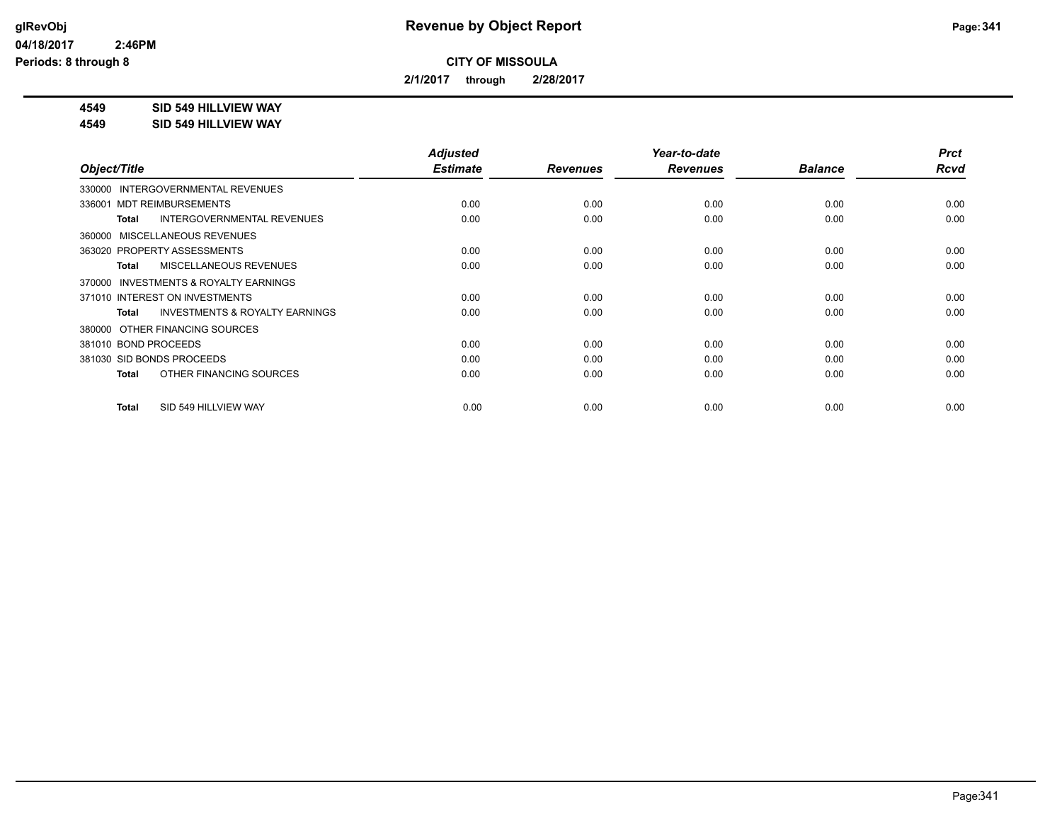**Revenue by Object Report**

**CITY OF MISSOULA**

**2/1/2017 through 2/28/2017**

**4549 SID 549 HILLVIEW WAY**

**4549 SID 549 HILLVIEW WAY**

| Object/Title | Adjusted Estimate | Revenues | Year-to-date Revenues | Balance | Prct Rcvd |
|---|---|---|---|---|---|
| 330000 INTERGOVERNMENTAL REVENUES | | | | | |
| 336001 MDT REIMBURSEMENTS | 0.00 | 0.00 | 0.00 | 0.00 | 0.00 |
| **Total** INTERGOVERNMENTAL REVENUES | 0.00 | 0.00 | 0.00 | 0.00 | 0.00 |
| 360000 MISCELLANEOUS REVENUES | | | | | |
| 363020 PROPERTY ASSESSMENTS | 0.00 | 0.00 | 0.00 | 0.00 | 0.00 |
| **Total** MISCELLANEOUS REVENUES | 0.00 | 0.00 | 0.00 | 0.00 | 0.00 |
| 370000 INVESTMENTS & ROYALTY EARNINGS | | | | | |
| 371010 INTEREST ON INVESTMENTS | 0.00 | 0.00 | 0.00 | 0.00 | 0.00 |
| **Total** INVESTMENTS & ROYALTY EARNINGS | 0.00 | 0.00 | 0.00 | 0.00 | 0.00 |
| 380000 OTHER FINANCING SOURCES | | | | | |
| 381010 BOND PROCEEDS | 0.00 | 0.00 | 0.00 | 0.00 | 0.00 |
| 381030 SID BONDS PROCEEDS | 0.00 | 0.00 | 0.00 | 0.00 | 0.00 |
| **Total** OTHER FINANCING SOURCES | 0.00 | 0.00 | 0.00 | 0.00 | 0.00 |
| **Total** SID 549 HILLVIEW WAY | 0.00 | 0.00 | 0.00 | 0.00 | 0.00 |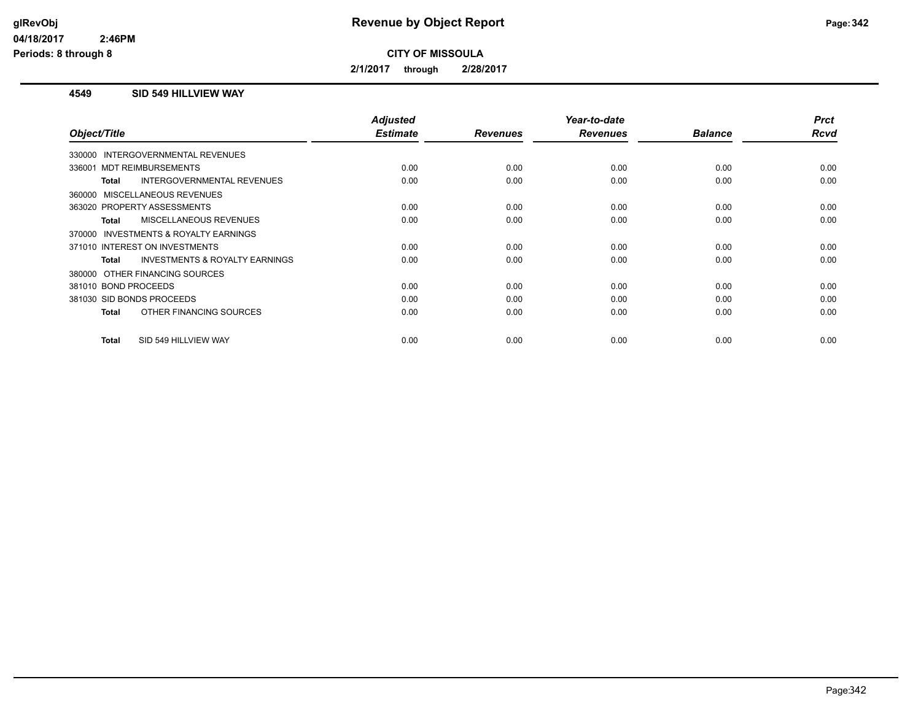# Revenue by Object Report

**CITY OF MISSOULA**

**2/1/2017 through 2/28/2017**

glRevObj
04/18/2017 2:46PM
Periods: 8 through 8

## 4549 SID 549 HILLVIEW WAY

| Object/Title | Adjusted Estimate | Revenues | Year-to-date Revenues | Balance | Prct Rcvd |
|---|---|---|---|---|---|
| 330000 INTERGOVERNMENTAL REVENUES | | | | | |
| 336001 MDT REIMBURSEMENTS | 0.00 | 0.00 | 0.00 | 0.00 | 0.00 |
| **Total** INTERGOVERNMENTAL REVENUES | 0.00 | 0.00 | 0.00 | 0.00 | 0.00 |
| 360000 MISCELLANEOUS REVENUES | | | | | |
| 363020 PROPERTY ASSESSMENTS | 0.00 | 0.00 | 0.00 | 0.00 | 0.00 |
| **Total** MISCELLANEOUS REVENUES | 0.00 | 0.00 | 0.00 | 0.00 | 0.00 |
| 370000 INVESTMENTS & ROYALTY EARNINGS | | | | | |
| 371010 INTEREST ON INVESTMENTS | 0.00 | 0.00 | 0.00 | 0.00 | 0.00 |
| **Total** INVESTMENTS & ROYALTY EARNINGS | 0.00 | 0.00 | 0.00 | 0.00 | 0.00 |
| 380000 OTHER FINANCING SOURCES | | | | | |
| 381010 BOND PROCEEDS | 0.00 | 0.00 | 0.00 | 0.00 | 0.00 |
| 381030 SID BONDS PROCEEDS | 0.00 | 0.00 | 0.00 | 0.00 | 0.00 |
| **Total** OTHER FINANCING SOURCES | 0.00 | 0.00 | 0.00 | 0.00 | 0.00 |
| **Total** SID 549 HILLVIEW WAY | 0.00 | 0.00 | 0.00 | 0.00 | 0.00 |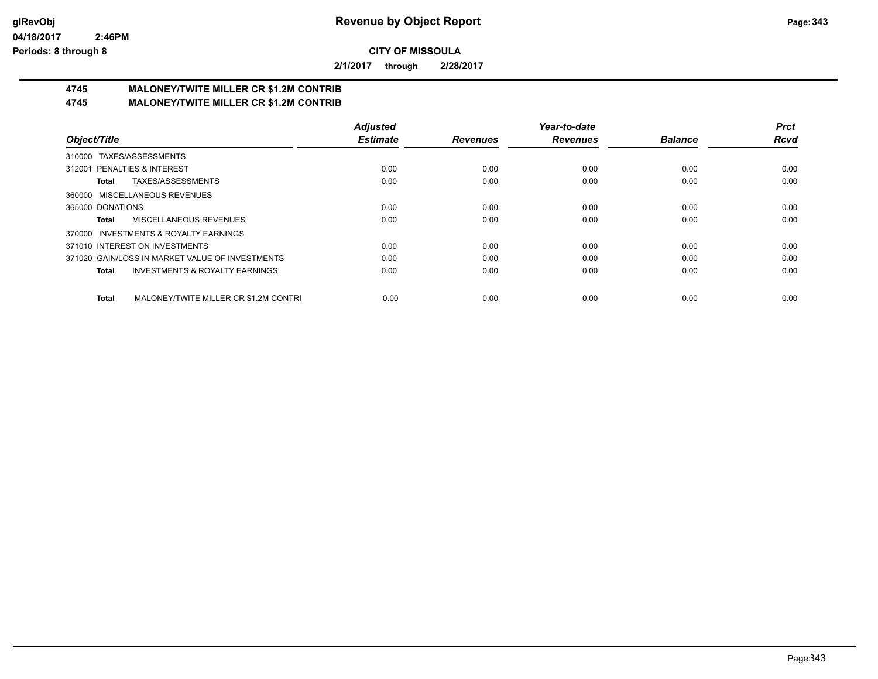**Revenue by Object Report**

**CITY OF MISSOULA**

**2/1/2017 through 2/28/2017**

glRevObj
04/18/2017 2:46PM
Periods: 8 through 8

**4745 MALONEY/TWITE MILLER CR $1.2M CONTRIB**
**4745 MALONEY/TWITE MILLER CR $1.2M CONTRIB**

| Object/Title | Adjusted Estimate | Revenues | Year-to-date Revenues | Balance | Prct Rcvd |
|---|---|---|---|---|---|
| 310000 TAXES/ASSESSMENTS | | | | | |
| 312001 PENALTIES & INTEREST | 0.00 | 0.00 | 0.00 | 0.00 | 0.00 |
| **Total** TAXES/ASSESSMENTS | 0.00 | 0.00 | 0.00 | 0.00 | 0.00 |
| 360000 MISCELLANEOUS REVENUES | | | | | |
| 365000 DONATIONS | 0.00 | 0.00 | 0.00 | 0.00 | 0.00 |
| **Total** MISCELLANEOUS REVENUES | 0.00 | 0.00 | 0.00 | 0.00 | 0.00 |
| 370000 INVESTMENTS & ROYALTY EARNINGS | | | | | |
| 371010 INTEREST ON INVESTMENTS | 0.00 | 0.00 | 0.00 | 0.00 | 0.00 |
| 371020 GAIN/LOSS IN MARKET VALUE OF INVESTMENTS | 0.00 | 0.00 | 0.00 | 0.00 | 0.00 |
| **Total** INVESTMENTS & ROYALTY EARNINGS | 0.00 | 0.00 | 0.00 | 0.00 | 0.00 |
| **Total** MALONEY/TWITE MILLER CR $1.2M CONTRI | 0.00 | 0.00 | 0.00 | 0.00 | 0.00 |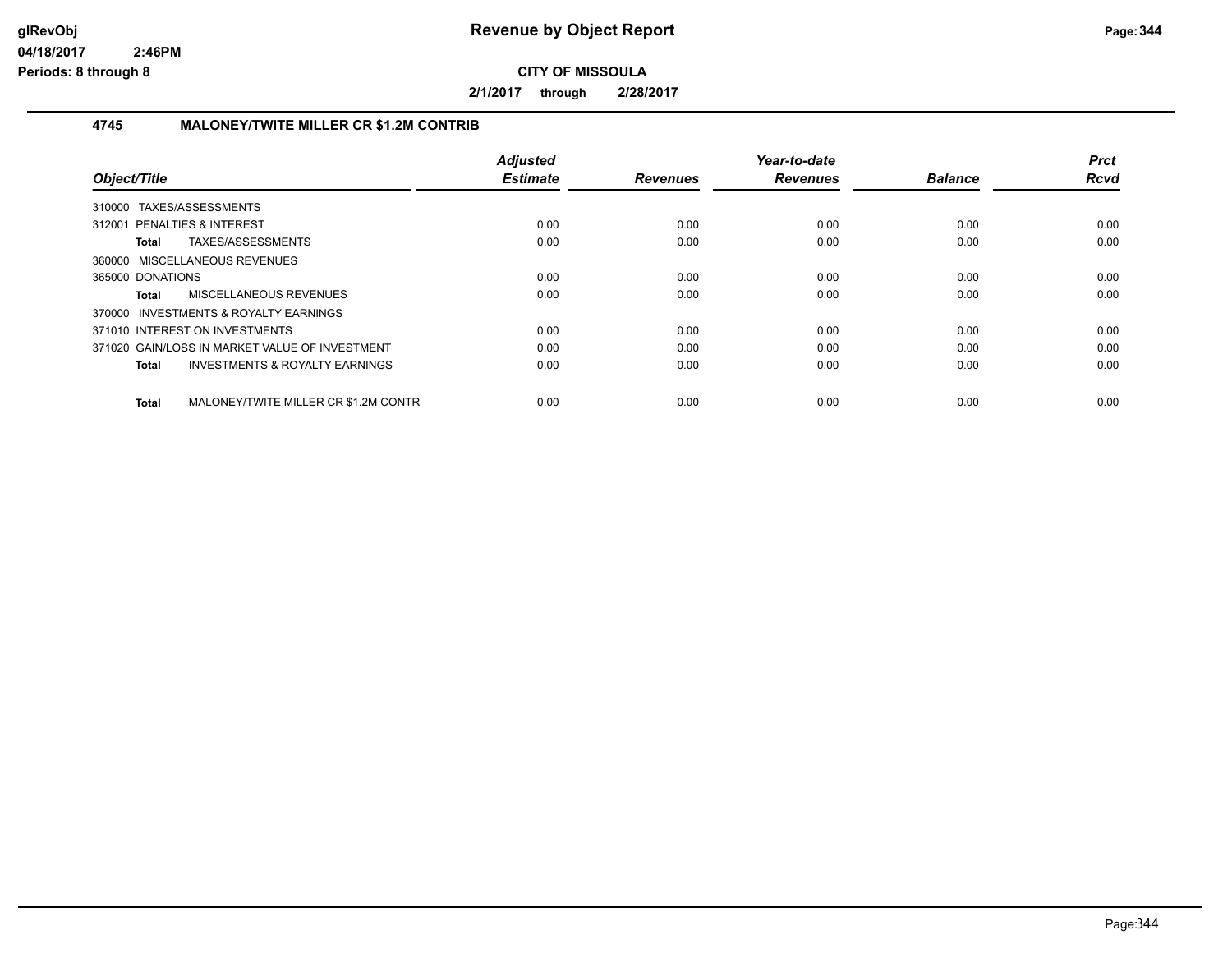# Revenue by Object Report

**CITY OF MISSOULA**

**2/1/2017 through 2/28/2017**

glRevObj
04/18/2017 2:46PM
Periods: 8 through 8

## 4745 MALONEY/TWITE MILLER CR $1.2M CONTRIB

| Object/Title | | Adjusted Estimate | Revenues | Year-to-date Revenues | Balance | Prct Rcvd |
|---|---|---|---|---|---|---|
| 310000 TAXES/ASSESSMENTS | | | | | | |
| 312001 PENALTIES & INTEREST | | 0.00 | 0.00 | 0.00 | 0.00 | 0.00 |
| **Total** | TAXES/ASSESSMENTS | 0.00 | 0.00 | 0.00 | 0.00 | 0.00 |
| 360000 MISCELLANEOUS REVENUES | | | | | | |
| 365000 DONATIONS | | 0.00 | 0.00 | 0.00 | 0.00 | 0.00 |
| **Total** | MISCELLANEOUS REVENUES | 0.00 | 0.00 | 0.00 | 0.00 | 0.00 |
| 370000 INVESTMENTS & ROYALTY EARNINGS | | | | | | |
| 371010 INTEREST ON INVESTMENTS | | 0.00 | 0.00 | 0.00 | 0.00 | 0.00 |
| 371020 GAIN/LOSS IN MARKET VALUE OF INVESTMENT | | 0.00 | 0.00 | 0.00 | 0.00 | 0.00 |
| **Total** | INVESTMENTS & ROYALTY EARNINGS | 0.00 | 0.00 | 0.00 | 0.00 | 0.00 |
| **Total** | MALONEY/TWITE MILLER CR $1.2M CONTR | 0.00 | 0.00 | 0.00 | 0.00 | 0.00 |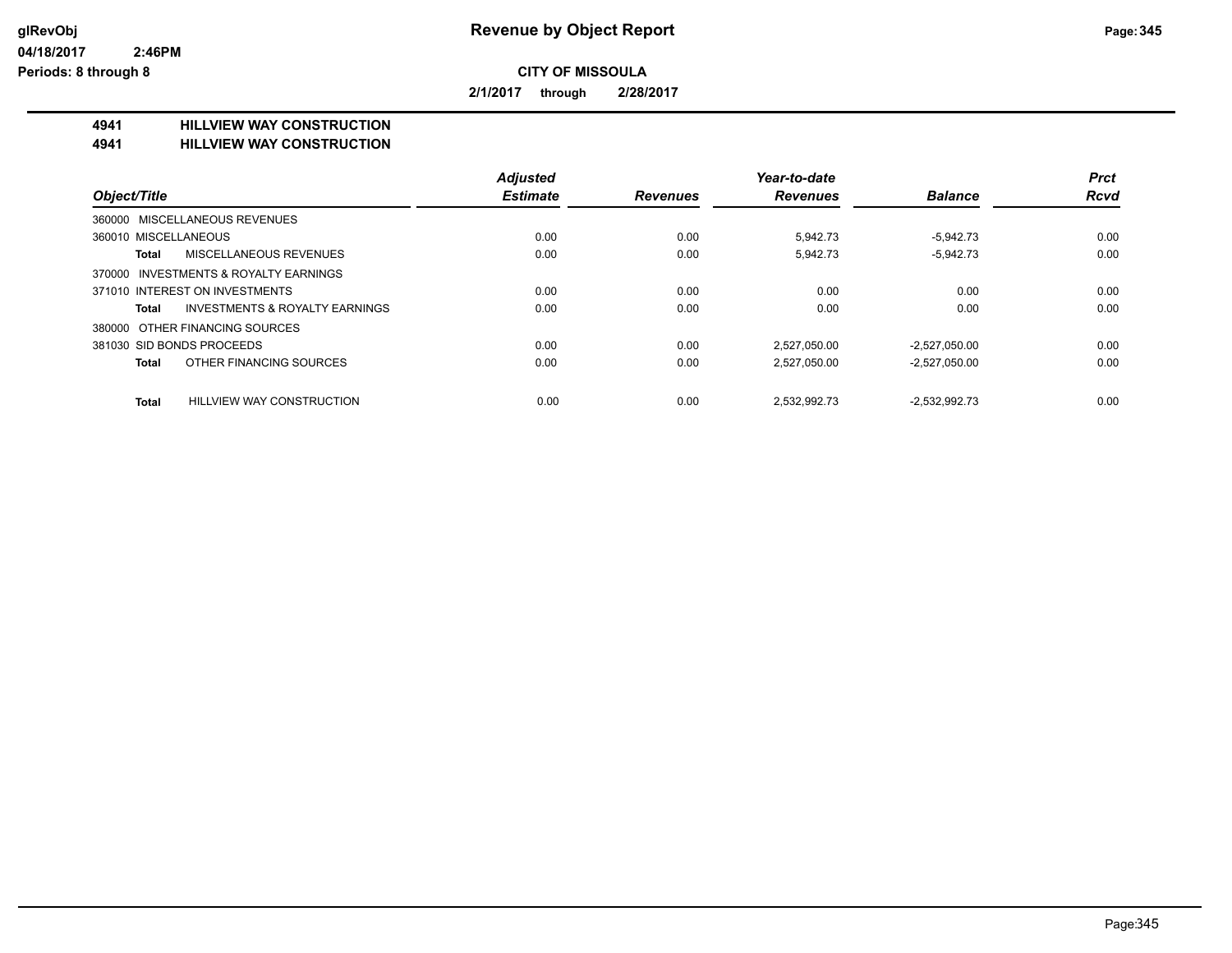# Revenue by Object Report

**CITY OF MISSOULA**

**2/1/2017 through 2/28/2017**

**4941 HILLVIEW WAY CONSTRUCTION**
**4941 HILLVIEW WAY CONSTRUCTION**

| Object/Title | Adjusted Estimate | Revenues | Year-to-date Revenues | Balance | Prct Rcvd |
|---|---|---|---|---|---|
| 360000 MISCELLANEOUS REVENUES | | | | | |
| 360010 MISCELLANEOUS | 0.00 | 0.00 | 5,942.73 | -5,942.73 | 0.00 |
| **Total** MISCELLANEOUS REVENUES | 0.00 | 0.00 | 5,942.73 | -5,942.73 | 0.00 |
| 370000 INVESTMENTS & ROYALTY EARNINGS | | | | | |
| 371010 INTEREST ON INVESTMENTS | 0.00 | 0.00 | 0.00 | 0.00 | 0.00 |
| **Total** INVESTMENTS & ROYALTY EARNINGS | 0.00 | 0.00 | 0.00 | 0.00 | 0.00 |
| 380000 OTHER FINANCING SOURCES | | | | | |
| 381030 SID BONDS PROCEEDS | 0.00 | 0.00 | 2,527,050.00 | -2,527,050.00 | 0.00 |
| **Total** OTHER FINANCING SOURCES | 0.00 | 0.00 | 2,527,050.00 | -2,527,050.00 | 0.00 |
| **Total** HILLVIEW WAY CONSTRUCTION | 0.00 | 0.00 | 2,532,992.73 | -2,532,992.73 | 0.00 |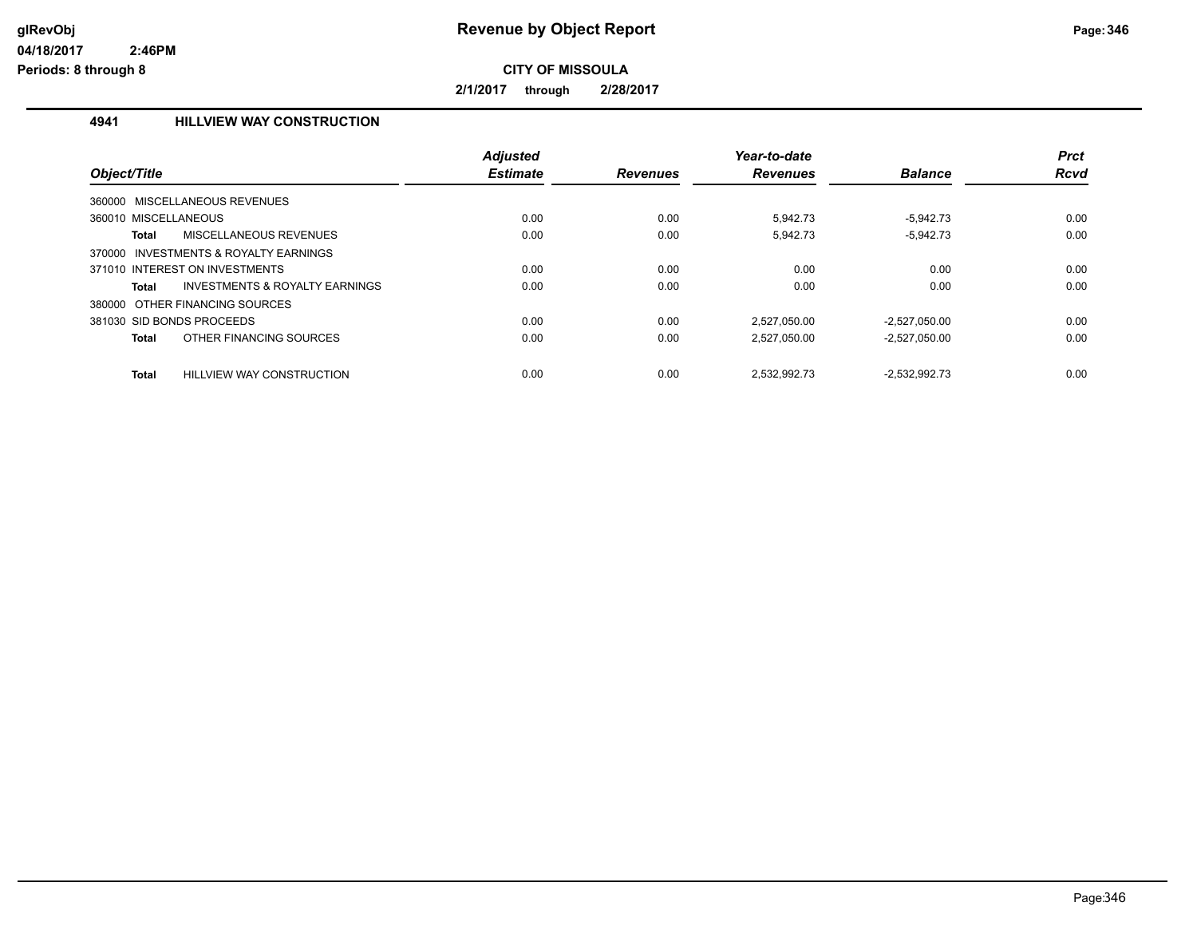# Revenue by Object Report

glRevObj
04/18/2017 2:46PM
Periods: 8 through 8

**CITY OF MISSOULA**

**2/1/2017 through 2/28/2017**

## 4941 HILLVIEW WAY CONSTRUCTION

| Object/Title | Adjusted Estimate | Revenues | Year-to-date Revenues | Balance | Prct Rcvd |
|---|---|---|---|---|---|
| 360000 MISCELLANEOUS REVENUES | | | | | |
| 360010 MISCELLANEOUS | 0.00 | 0.00 | 5,942.73 | -5,942.73 | 0.00 |
| **Total** MISCELLANEOUS REVENUES | 0.00 | 0.00 | 5,942.73 | -5,942.73 | 0.00 |
| 370000 INVESTMENTS & ROYALTY EARNINGS | | | | | |
| 371010 INTEREST ON INVESTMENTS | 0.00 | 0.00 | 0.00 | 0.00 | 0.00 |
| **Total** INVESTMENTS & ROYALTY EARNINGS | 0.00 | 0.00 | 0.00 | 0.00 | 0.00 |
| 380000 OTHER FINANCING SOURCES | | | | | |
| 381030 SID BONDS PROCEEDS | 0.00 | 0.00 | 2,527,050.00 | -2,527,050.00 | 0.00 |
| **Total** OTHER FINANCING SOURCES | 0.00 | 0.00 | 2,527,050.00 | -2,527,050.00 | 0.00 |
| **Total** HILLVIEW WAY CONSTRUCTION | 0.00 | 0.00 | 2,532,992.73 | -2,532,992.73 | 0.00 |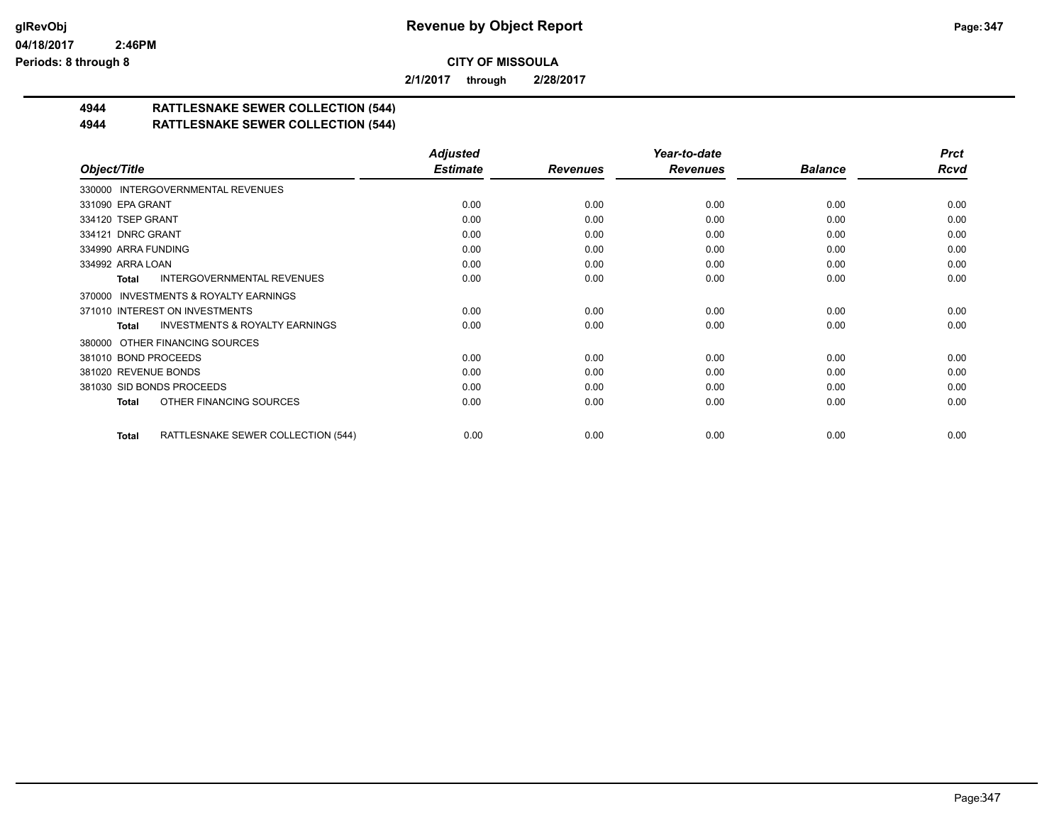# Revenue by Object Report

**CITY OF MISSOULA**

**2/1/2017 through 2/28/2017**

## 4944 RATTLESNAKE SEWER COLLECTION (544)
## 4944 RATTLESNAKE SEWER COLLECTION (544)

| Object/Title | Adjusted Estimate | Revenues | Year-to-date Revenues | Balance | Prct Rcvd |
|---|---|---|---|---|---|
| 330000 INTERGOVERNMENTAL REVENUES | | | | | |
| 331090 EPA GRANT | 0.00 | 0.00 | 0.00 | 0.00 | 0.00 |
| 334120 TSEP GRANT | 0.00 | 0.00 | 0.00 | 0.00 | 0.00 |
| 334121 DNRC GRANT | 0.00 | 0.00 | 0.00 | 0.00 | 0.00 |
| 334990 ARRA FUNDING | 0.00 | 0.00 | 0.00 | 0.00 | 0.00 |
| 334992 ARRA LOAN | 0.00 | 0.00 | 0.00 | 0.00 | 0.00 |
| **Total** INTERGOVERNMENTAL REVENUES | 0.00 | 0.00 | 0.00 | 0.00 | 0.00 |
| 370000 INVESTMENTS & ROYALTY EARNINGS | | | | | |
| 371010 INTEREST ON INVESTMENTS | 0.00 | 0.00 | 0.00 | 0.00 | 0.00 |
| **Total** INVESTMENTS & ROYALTY EARNINGS | 0.00 | 0.00 | 0.00 | 0.00 | 0.00 |
| 380000 OTHER FINANCING SOURCES | | | | | |
| 381010 BOND PROCEEDS | 0.00 | 0.00 | 0.00 | 0.00 | 0.00 |
| 381020 REVENUE BONDS | 0.00 | 0.00 | 0.00 | 0.00 | 0.00 |
| 381030 SID BONDS PROCEEDS | 0.00 | 0.00 | 0.00 | 0.00 | 0.00 |
| **Total** OTHER FINANCING SOURCES | 0.00 | 0.00 | 0.00 | 0.00 | 0.00 |
| **Total** RATTLESNAKE SEWER COLLECTION (544) | 0.00 | 0.00 | 0.00 | 0.00 | 0.00 |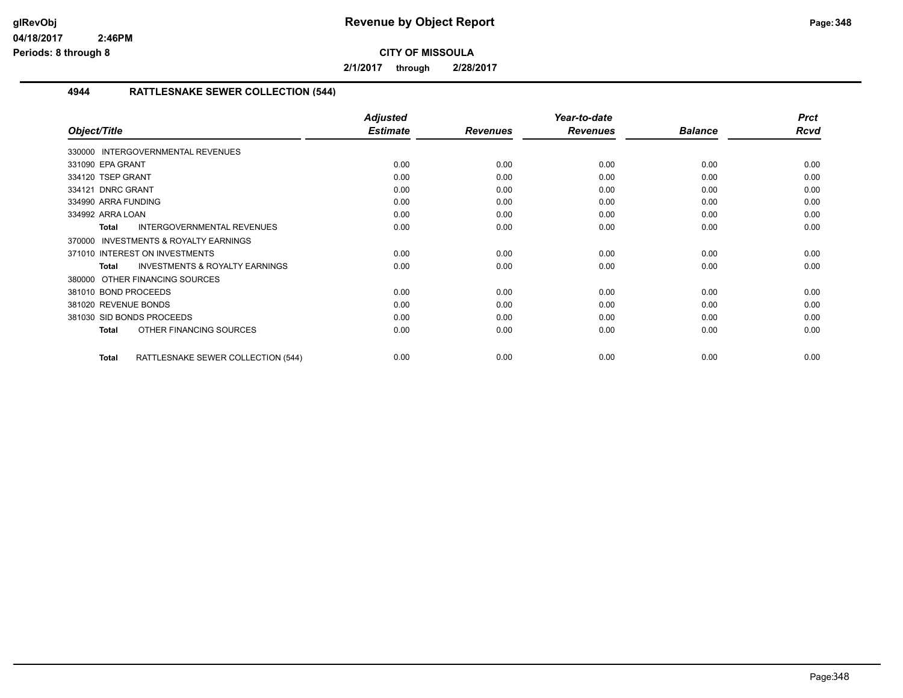# Revenue by Object Report

**CITY OF MISSOULA**

**2/1/2017 through 2/28/2017**

glRevObj
04/18/2017 2:46PM
Periods: 8 through 8

## 4944 RATTLESNAKE SEWER COLLECTION (544)

| Object/Title | Adjusted Estimate | Revenues | Year-to-date Revenues | Balance | Prct Rcvd |
|---|---|---|---|---|---|
| 330000 INTERGOVERNMENTAL REVENUES | | | | | |
| 331090 EPA GRANT | 0.00 | 0.00 | 0.00 | 0.00 | 0.00 |
| 334120 TSEP GRANT | 0.00 | 0.00 | 0.00 | 0.00 | 0.00 |
| 334121 DNRC GRANT | 0.00 | 0.00 | 0.00 | 0.00 | 0.00 |
| 334990 ARRA FUNDING | 0.00 | 0.00 | 0.00 | 0.00 | 0.00 |
| 334992 ARRA LOAN | 0.00 | 0.00 | 0.00 | 0.00 | 0.00 |
| **Total** INTERGOVERNMENTAL REVENUES | 0.00 | 0.00 | 0.00 | 0.00 | 0.00 |
| 370000 INVESTMENTS & ROYALTY EARNINGS | | | | | |
| 371010 INTEREST ON INVESTMENTS | 0.00 | 0.00 | 0.00 | 0.00 | 0.00 |
| **Total** INVESTMENTS & ROYALTY EARNINGS | 0.00 | 0.00 | 0.00 | 0.00 | 0.00 |
| 380000 OTHER FINANCING SOURCES | | | | | |
| 381010 BOND PROCEEDS | 0.00 | 0.00 | 0.00 | 0.00 | 0.00 |
| 381020 REVENUE BONDS | 0.00 | 0.00 | 0.00 | 0.00 | 0.00 |
| 381030 SID BONDS PROCEEDS | 0.00 | 0.00 | 0.00 | 0.00 | 0.00 |
| **Total** OTHER FINANCING SOURCES | 0.00 | 0.00 | 0.00 | 0.00 | 0.00 |
| **Total** RATTLESNAKE SEWER COLLECTION (544) | 0.00 | 0.00 | 0.00 | 0.00 | 0.00 |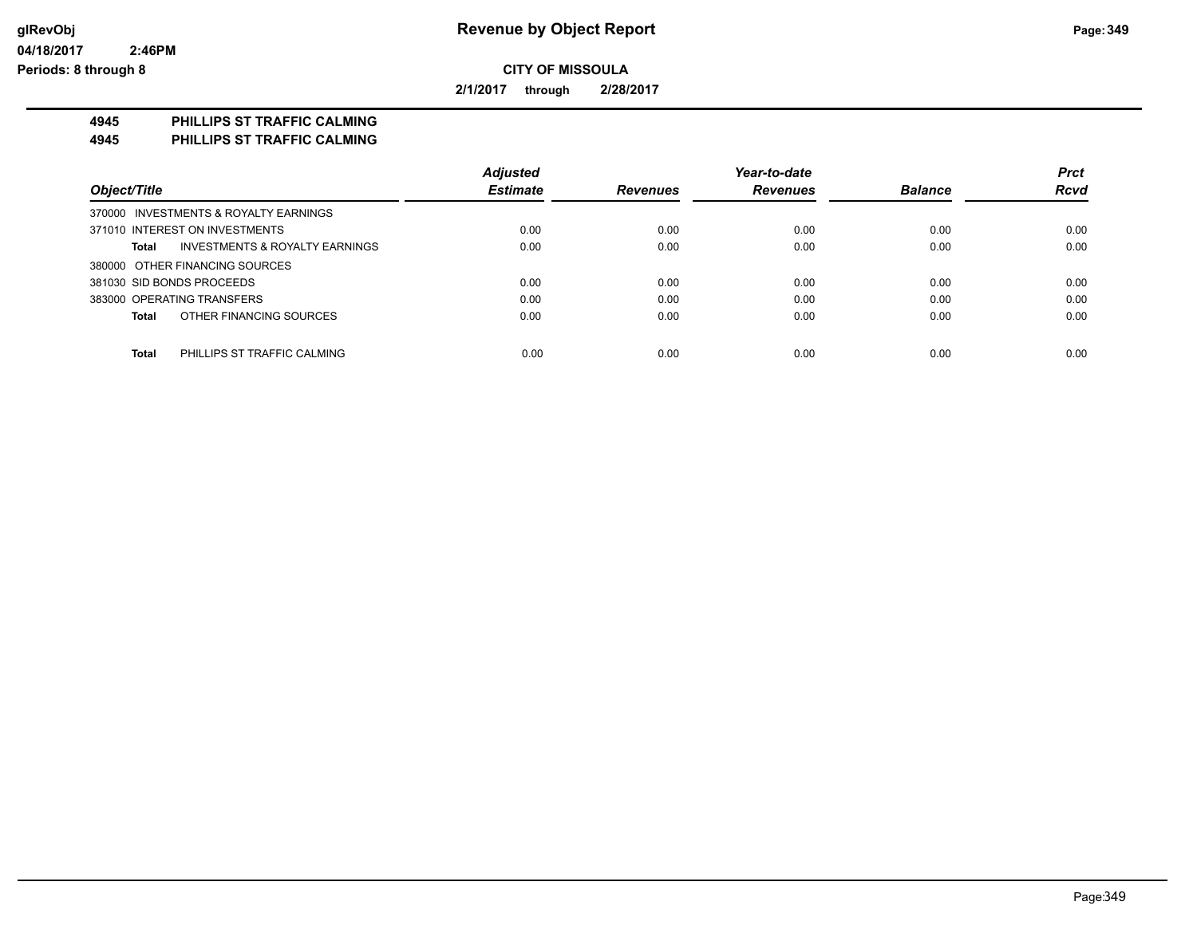**Revenue by Object Report**

**CITY OF MISSOULA**

**2/1/2017 through 2/28/2017**

**4945 PHILLIPS ST TRAFFIC CALMING**
**4945 PHILLIPS ST TRAFFIC CALMING**

| Object/Title | Adjusted Estimate | Revenues | Year-to-date Revenues | Balance | Prct Rcvd |
|---|---|---|---|---|---|
| 370000 INVESTMENTS & ROYALTY EARNINGS | | | | | |
| 371010 INTEREST ON INVESTMENTS | 0.00 | 0.00 | 0.00 | 0.00 | 0.00 |
| **Total** INVESTMENTS & ROYALTY EARNINGS | 0.00 | 0.00 | 0.00 | 0.00 | 0.00 |
| 380000 OTHER FINANCING SOURCES | | | | | |
| 381030 SID BONDS PROCEEDS | 0.00 | 0.00 | 0.00 | 0.00 | 0.00 |
| 383000 OPERATING TRANSFERS | 0.00 | 0.00 | 0.00 | 0.00 | 0.00 |
| **Total** OTHER FINANCING SOURCES | 0.00 | 0.00 | 0.00 | 0.00 | 0.00 |
| **Total** PHILLIPS ST TRAFFIC CALMING | 0.00 | 0.00 | 0.00 | 0.00 | 0.00 |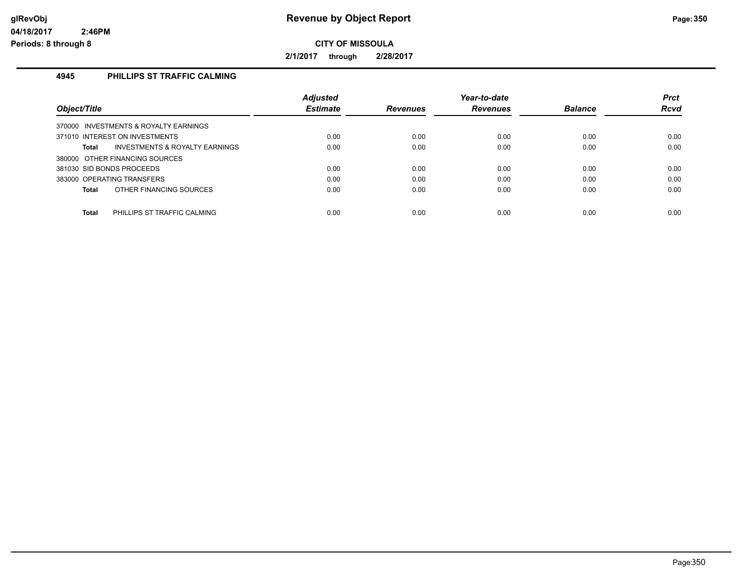# Revenue by Object Report

**CITY OF MISSOULA**

**2/1/2017 through 2/28/2017**

glRevObj
04/18/2017 2:46PM
Periods: 8 through 8

## 4945 PHILLIPS ST TRAFFIC CALMING

| Object/Title | Adjusted Estimate | Revenues | Year-to-date Revenues | Balance | Prct Rcvd |
|---|---|---|---|---|---|
| 370000 INVESTMENTS & ROYALTY EARNINGS | | | | | |
| 371010 INTEREST ON INVESTMENTS | 0.00 | 0.00 | 0.00 | 0.00 | 0.00 |
| **Total** INVESTMENTS & ROYALTY EARNINGS | 0.00 | 0.00 | 0.00 | 0.00 | 0.00 |
| 380000 OTHER FINANCING SOURCES | | | | | |
| 381030 SID BONDS PROCEEDS | 0.00 | 0.00 | 0.00 | 0.00 | 0.00 |
| 383000 OPERATING TRANSFERS | 0.00 | 0.00 | 0.00 | 0.00 | 0.00 |
| **Total** OTHER FINANCING SOURCES | 0.00 | 0.00 | 0.00 | 0.00 | 0.00 |
| **Total** PHILLIPS ST TRAFFIC CALMING | 0.00 | 0.00 | 0.00 | 0.00 | 0.00 |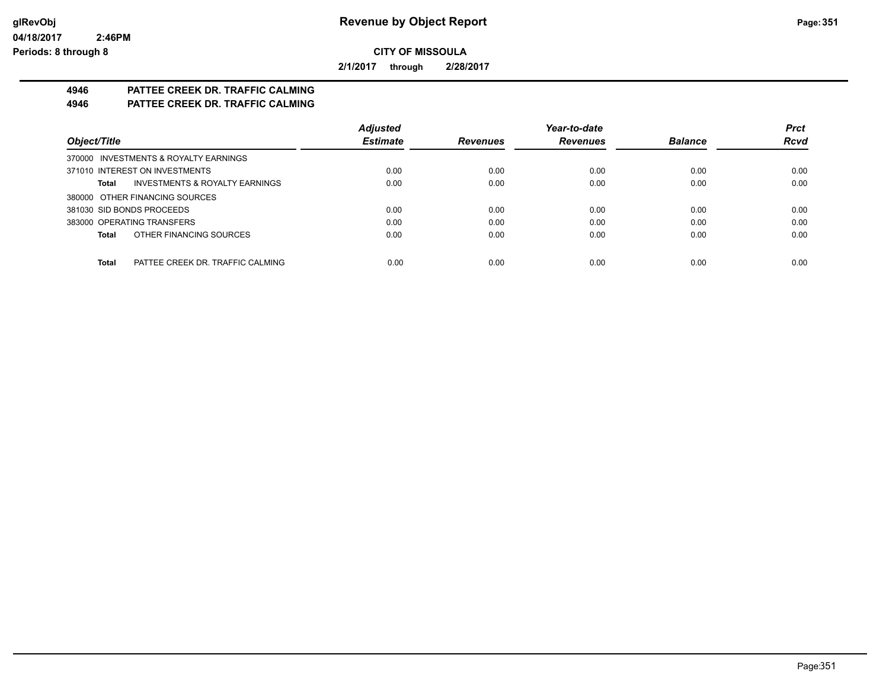**CITY OF MISSOULA**

**2/1/2017 through 2/28/2017**

## 4946 PATTEE CREEK DR. TRAFFIC CALMING
## 4946 PATTEE CREEK DR. TRAFFIC CALMING

| Object/Title | Adjusted Estimate | Revenues | Year-to-date Revenues | Balance | Prct Rcvd |
|---|---|---|---|---|---|
| 370000 INVESTMENTS & ROYALTY EARNINGS | | | | | |
| 371010 INTEREST ON INVESTMENTS | 0.00 | 0.00 | 0.00 | 0.00 | 0.00 |
| **Total** INVESTMENTS & ROYALTY EARNINGS | 0.00 | 0.00 | 0.00 | 0.00 | 0.00 |
| 380000 OTHER FINANCING SOURCES | | | | | |
| 381030 SID BONDS PROCEEDS | 0.00 | 0.00 | 0.00 | 0.00 | 0.00 |
| 383000 OPERATING TRANSFERS | 0.00 | 0.00 | 0.00 | 0.00 | 0.00 |
| **Total** OTHER FINANCING SOURCES | 0.00 | 0.00 | 0.00 | 0.00 | 0.00 |
| **Total** PATTEE CREEK DR. TRAFFIC CALMING | 0.00 | 0.00 | 0.00 | 0.00 | 0.00 |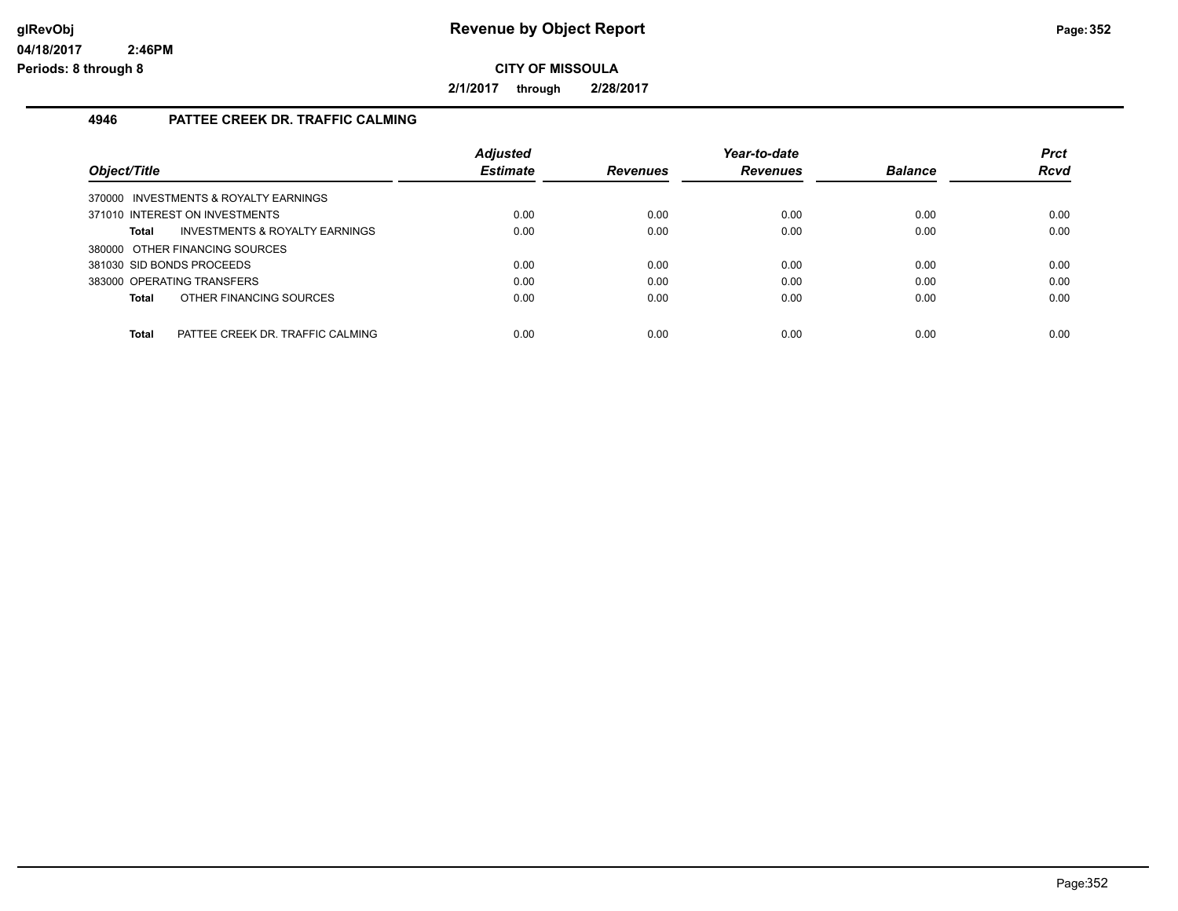# Revenue by Object Report

**CITY OF MISSOULA**

**2/1/2017 through 2/28/2017**

glRevObj
04/18/2017 2:46PM
Periods: 8 through 8

## 4946 PATTEE CREEK DR. TRAFFIC CALMING

| Object/Title | Adjusted Estimate | Revenues | Year-to-date Revenues | Balance | Prct Rcvd |
|---|---|---|---|---|---|
| 370000 INVESTMENTS & ROYALTY EARNINGS | | | | | |
| 371010 INTEREST ON INVESTMENTS | 0.00 | 0.00 | 0.00 | 0.00 | 0.00 |
| **Total** INVESTMENTS & ROYALTY EARNINGS | 0.00 | 0.00 | 0.00 | 0.00 | 0.00 |
| 380000 OTHER FINANCING SOURCES | | | | | |
| 381030 SID BONDS PROCEEDS | 0.00 | 0.00 | 0.00 | 0.00 | 0.00 |
| 383000 OPERATING TRANSFERS | 0.00 | 0.00 | 0.00 | 0.00 | 0.00 |
| **Total** OTHER FINANCING SOURCES | 0.00 | 0.00 | 0.00 | 0.00 | 0.00 |
| **Total** PATTEE CREEK DR. TRAFFIC CALMING | 0.00 | 0.00 | 0.00 | 0.00 | 0.00 |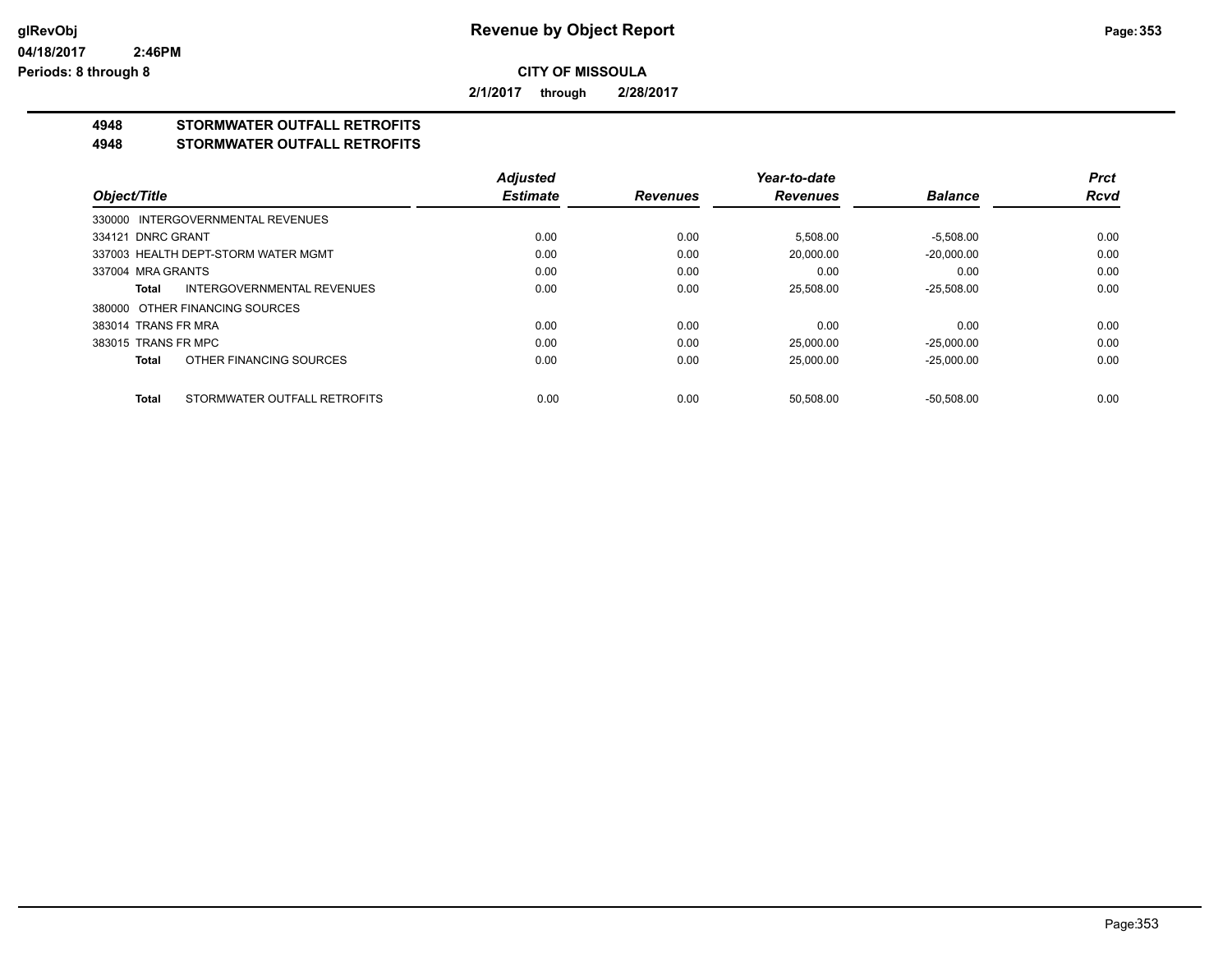# Revenue by Object Report

glRevObj
04/18/2017 2:46PM
Periods: 8 through 8

**CITY OF MISSOULA**

**2/1/2017 through 2/28/2017**

**4948 STORMWATER OUTFALL RETROFITS**
**4948 STORMWATER OUTFALL RETROFITS**

| Object/Title | Adjusted Estimate | Revenues | Year-to-date Revenues | Balance | Prct Rcvd |
|---|---|---|---|---|---|
| 330000 INTERGOVERNMENTAL REVENUES | | | | | |
| 334121 DNRC GRANT | 0.00 | 0.00 | 5,508.00 | -5,508.00 | 0.00 |
| 337003 HEALTH DEPT-STORM WATER MGMT | 0.00 | 0.00 | 20,000.00 | -20,000.00 | 0.00 |
| 337004 MRA GRANTS | 0.00 | 0.00 | 0.00 | 0.00 | 0.00 |
| **Total** INTERGOVERNMENTAL REVENUES | 0.00 | 0.00 | 25,508.00 | -25,508.00 | 0.00 |
| 380000 OTHER FINANCING SOURCES | | | | | |
| 383014 TRANS FR MRA | 0.00 | 0.00 | 0.00 | 0.00 | 0.00 |
| 383015 TRANS FR MPC | 0.00 | 0.00 | 25,000.00 | -25,000.00 | 0.00 |
| **Total** OTHER FINANCING SOURCES | 0.00 | 0.00 | 25,000.00 | -25,000.00 | 0.00 |
| **Total** STORMWATER OUTFALL RETROFITS | 0.00 | 0.00 | 50,508.00 | -50,508.00 | 0.00 |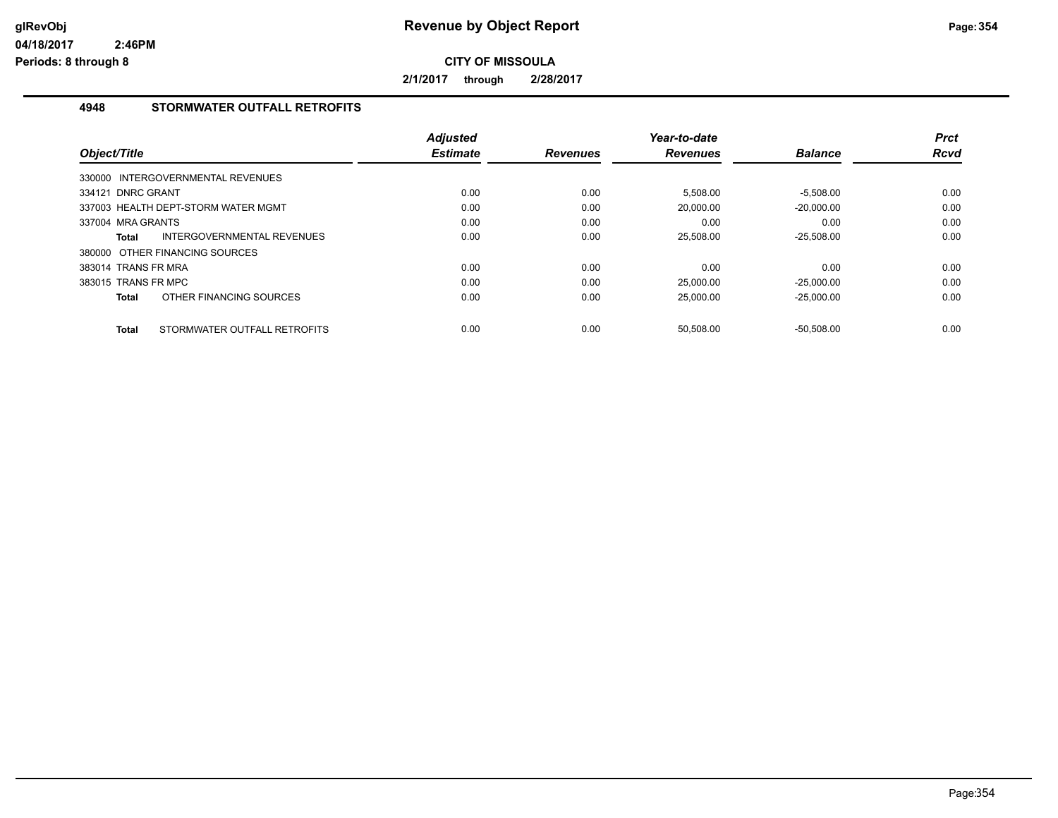**Revenue by Object Report**

**CITY OF MISSOULA**

**2/1/2017 through 2/28/2017**

## 4948 STORMWATER OUTFALL RETROFITS

| Object/Title | Adjusted Estimate | Revenues | Year-to-date Revenues | Balance | Prct Rcvd |
|---|---|---|---|---|---|
| 330000 INTERGOVERNMENTAL REVENUES | | | | | |
| 334121 DNRC GRANT | 0.00 | 0.00 | 5,508.00 | -5,508.00 | 0.00 |
| 337003 HEALTH DEPT-STORM WATER MGMT | 0.00 | 0.00 | 20,000.00 | -20,000.00 | 0.00 |
| 337004 MRA GRANTS | 0.00 | 0.00 | 0.00 | 0.00 | 0.00 |
| **Total** INTERGOVERNMENTAL REVENUES | 0.00 | 0.00 | 25,508.00 | -25,508.00 | 0.00 |
| 380000 OTHER FINANCING SOURCES | | | | | |
| 383014 TRANS FR MRA | 0.00 | 0.00 | 0.00 | 0.00 | 0.00 |
| 383015 TRANS FR MPC | 0.00 | 0.00 | 25,000.00 | -25,000.00 | 0.00 |
| **Total** OTHER FINANCING SOURCES | 0.00 | 0.00 | 25,000.00 | -25,000.00 | 0.00 |
| **Total** STORMWATER OUTFALL RETROFITS | 0.00 | 0.00 | 50,508.00 | -50,508.00 | 0.00 |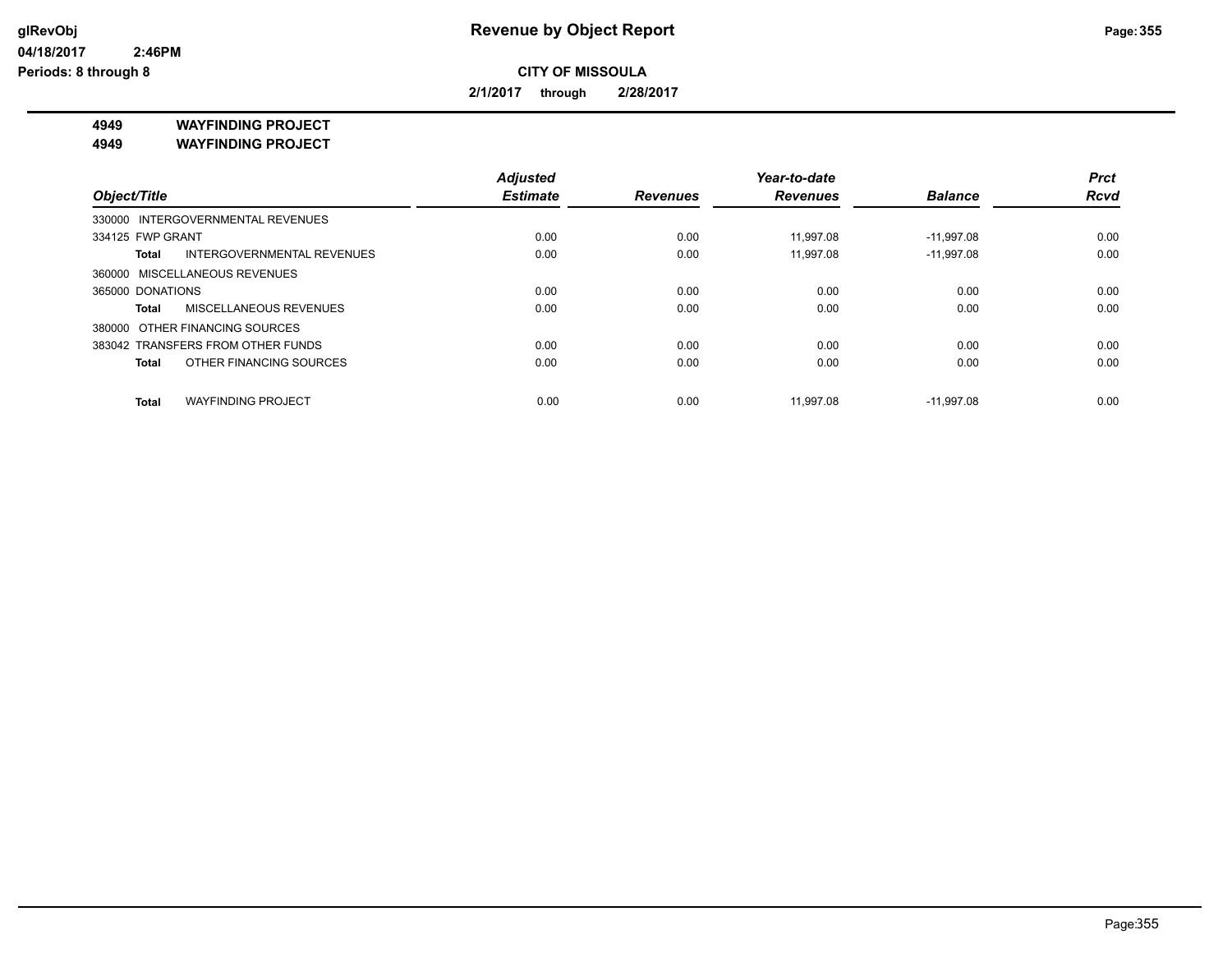**Revenue by Object Report**

**CITY OF MISSOULA**

**2/1/2017 through 2/28/2017**

glRevObj
04/18/2017 2:46PM
Periods: 8 through 8

## 4949 WAYFINDING PROJECT
## 4949 WAYFINDING PROJECT

| Object/Title | Adjusted Estimate | Revenues | Year-to-date Revenues | Balance | Prct Rcvd |
|---|---|---|---|---|---|
| 330000 INTERGOVERNMENTAL REVENUES | | | | | |
| 334125 FWP GRANT | 0.00 | 0.00 | 11,997.08 | -11,997.08 | 0.00 |
| **Total** INTERGOVERNMENTAL REVENUES | 0.00 | 0.00 | 11,997.08 | -11,997.08 | 0.00 |
| 360000 MISCELLANEOUS REVENUES | | | | | |
| 365000 DONATIONS | 0.00 | 0.00 | 0.00 | 0.00 | 0.00 |
| **Total** MISCELLANEOUS REVENUES | 0.00 | 0.00 | 0.00 | 0.00 | 0.00 |
| 380000 OTHER FINANCING SOURCES | | | | | |
| 383042 TRANSFERS FROM OTHER FUNDS | 0.00 | 0.00 | 0.00 | 0.00 | 0.00 |
| **Total** OTHER FINANCING SOURCES | 0.00 | 0.00 | 0.00 | 0.00 | 0.00 |
| **Total** WAYFINDING PROJECT | 0.00 | 0.00 | 11,997.08 | -11,997.08 | 0.00 |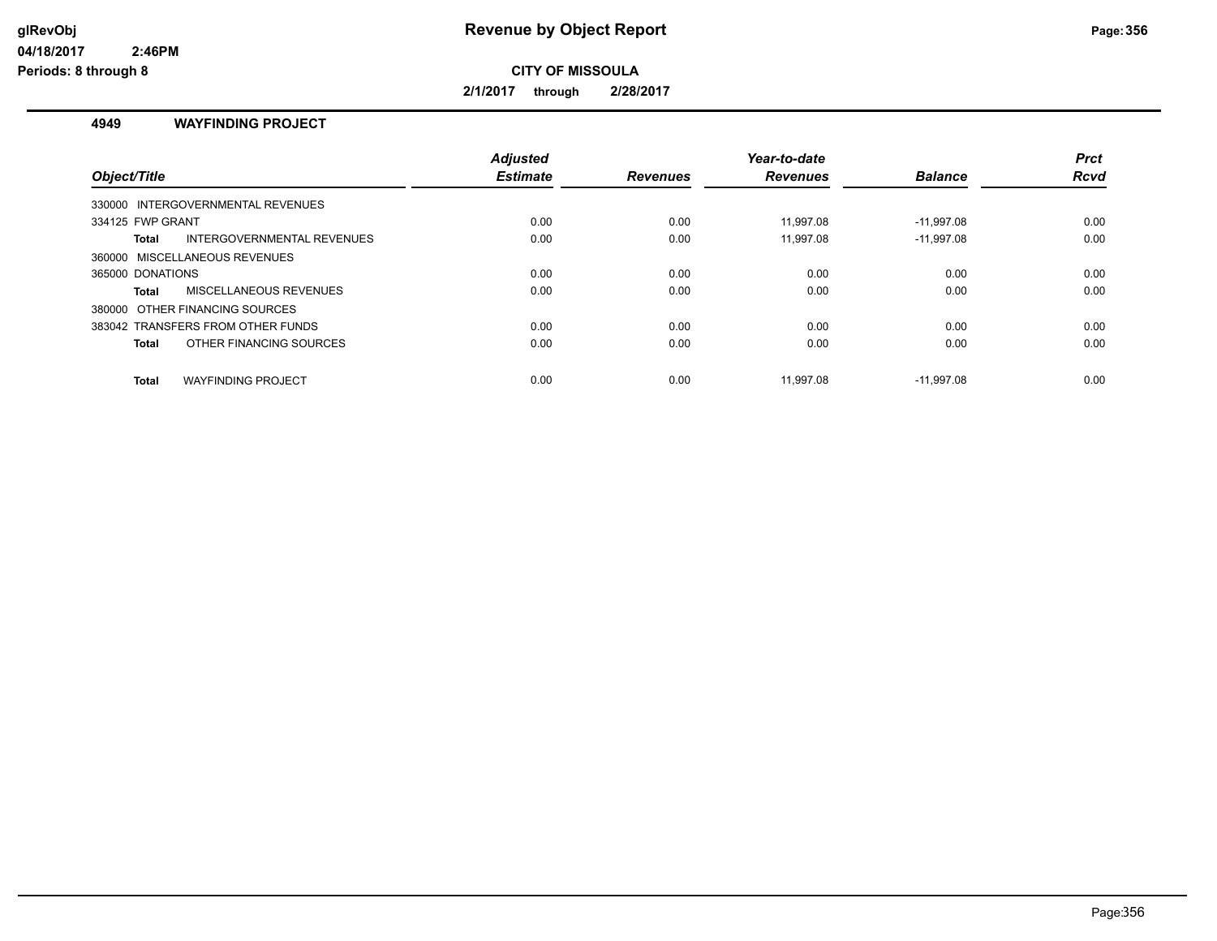# Revenue by Object Report

glRevObj
04/18/2017 2:46PM
Periods: 8 through 8

**CITY OF MISSOULA**

**2/1/2017 through 2/28/2017**

## 4949 WAYFINDING PROJECT

| Object/Title | Adjusted Estimate | Revenues | Year-to-date Revenues | Balance | Prct Rcvd |
|---|---|---|---|---|---|
| 330000 INTERGOVERNMENTAL REVENUES | | | | | |
| 334125 FWP GRANT | 0.00 | 0.00 | 11,997.08 | -11,997.08 | 0.00 |
| **Total** INTERGOVERNMENTAL REVENUES | 0.00 | 0.00 | 11,997.08 | -11,997.08 | 0.00 |
| 360000 MISCELLANEOUS REVENUES | | | | | |
| 365000 DONATIONS | 0.00 | 0.00 | 0.00 | 0.00 | 0.00 |
| **Total** MISCELLANEOUS REVENUES | 0.00 | 0.00 | 0.00 | 0.00 | 0.00 |
| 380000 OTHER FINANCING SOURCES | | | | | |
| 383042 TRANSFERS FROM OTHER FUNDS | 0.00 | 0.00 | 0.00 | 0.00 | 0.00 |
| **Total** OTHER FINANCING SOURCES | 0.00 | 0.00 | 0.00 | 0.00 | 0.00 |
| **Total** WAYFINDING PROJECT | 0.00 | 0.00 | 11,997.08 | -11,997.08 | 0.00 |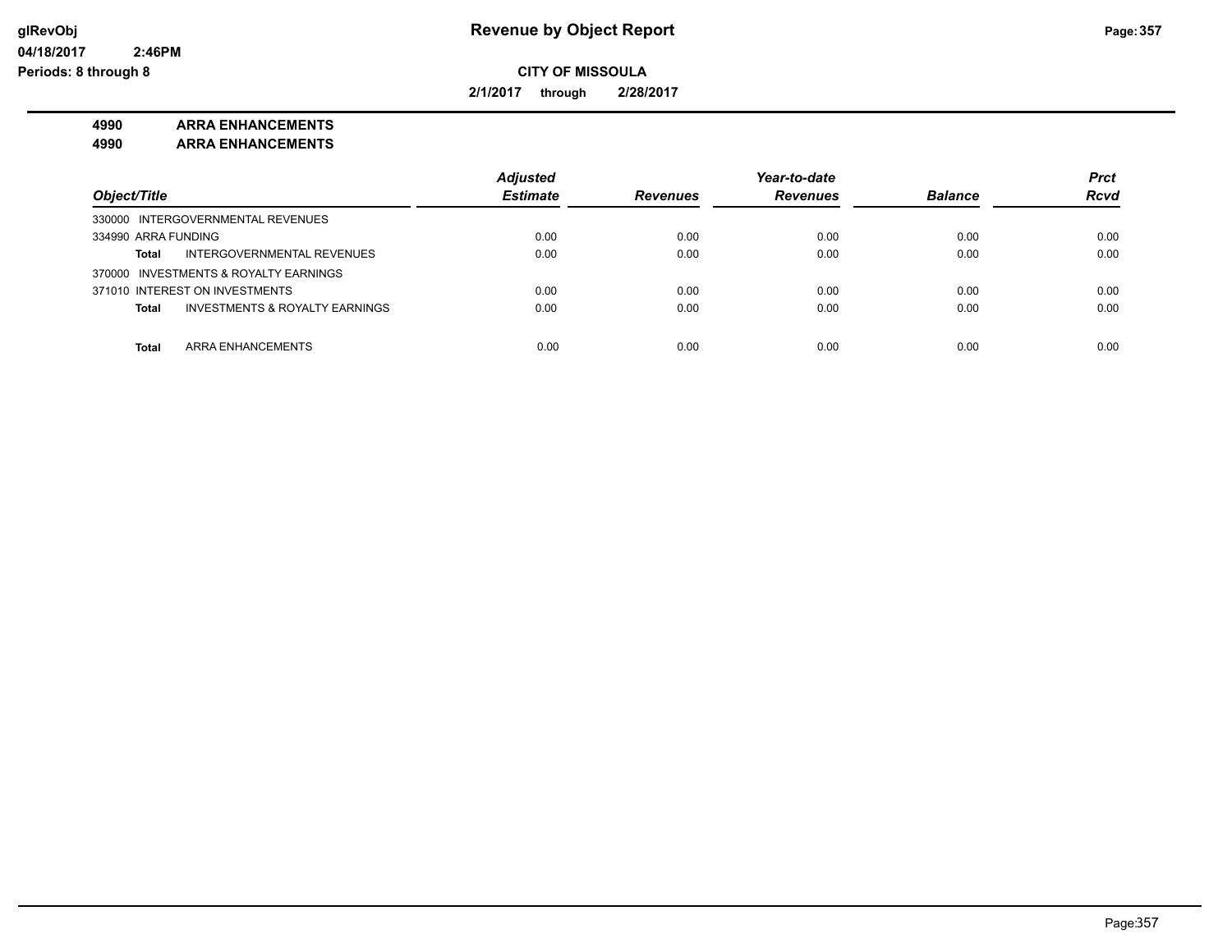**CITY OF MISSOULA**

**2/1/2017 through 2/28/2017**

**4990 ARRA ENHANCEMENTS**

**4990 ARRA ENHANCEMENTS**

| *Object/Title* | *Adjusted Estimate* | *Revenues* | *Year-to-date Revenues* | *Balance* | *Prct Rcvd* |
|---|---|---|---|---|---|
| 330000 INTERGOVERNMENTAL REVENUES | | | | | |
| 334990 ARRA FUNDING | 0.00 | 0.00 | 0.00 | 0.00 | 0.00 |
| **Total** INTERGOVERNMENTAL REVENUES | 0.00 | 0.00 | 0.00 | 0.00 | 0.00 |
| 370000 INVESTMENTS & ROYALTY EARNINGS | | | | | |
| 371010 INTEREST ON INVESTMENTS | 0.00 | 0.00 | 0.00 | 0.00 | 0.00 |
| **Total** INVESTMENTS & ROYALTY EARNINGS | 0.00 | 0.00 | 0.00 | 0.00 | 0.00 |
| **Total** ARRA ENHANCEMENTS | 0.00 | 0.00 | 0.00 | 0.00 | 0.00 |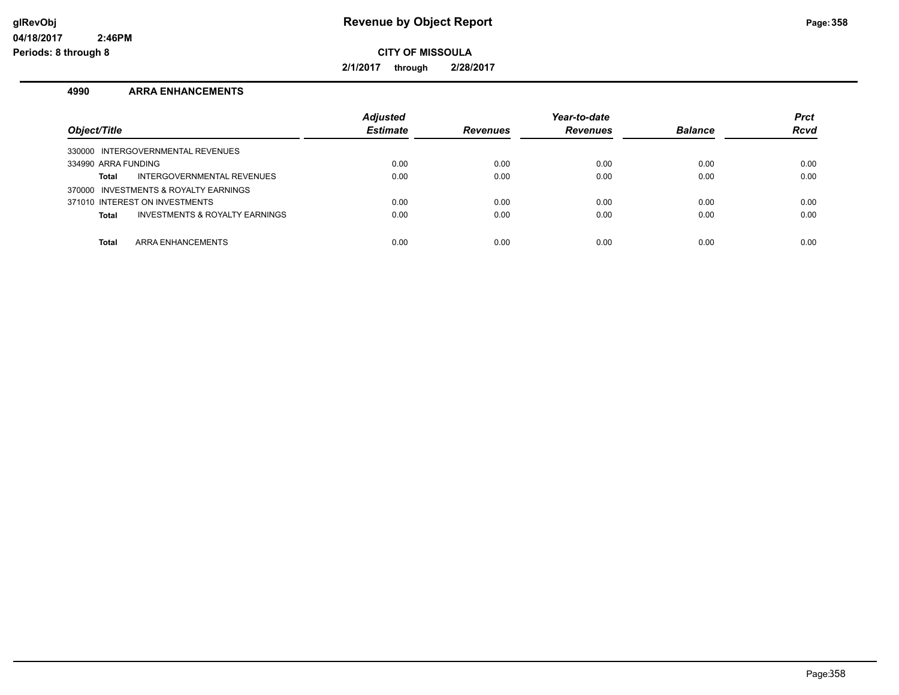# Revenue by Object Report

**CITY OF MISSOULA**

**2/1/2017 through 2/28/2017**

glRevObj
04/18/2017 2:46PM
Periods: 8 through 8

**4990 ARRA ENHANCEMENTS**

| Object/Title | Adjusted Estimate | Revenues | Year-to-date Revenues | Balance | Prct Rcvd |
|---|---|---|---|---|---|
| 330000 INTERGOVERNMENTAL REVENUES | | | | | |
| 334990 ARRA FUNDING | 0.00 | 0.00 | 0.00 | 0.00 | 0.00 |
| **Total** INTERGOVERNMENTAL REVENUES | 0.00 | 0.00 | 0.00 | 0.00 | 0.00 |
| 370000 INVESTMENTS & ROYALTY EARNINGS | | | | | |
| 371010 INTEREST ON INVESTMENTS | 0.00 | 0.00 | 0.00 | 0.00 | 0.00 |
| **Total** INVESTMENTS & ROYALTY EARNINGS | 0.00 | 0.00 | 0.00 | 0.00 | 0.00 |
| **Total** ARRA ENHANCEMENTS | 0.00 | 0.00 | 0.00 | 0.00 | 0.00 |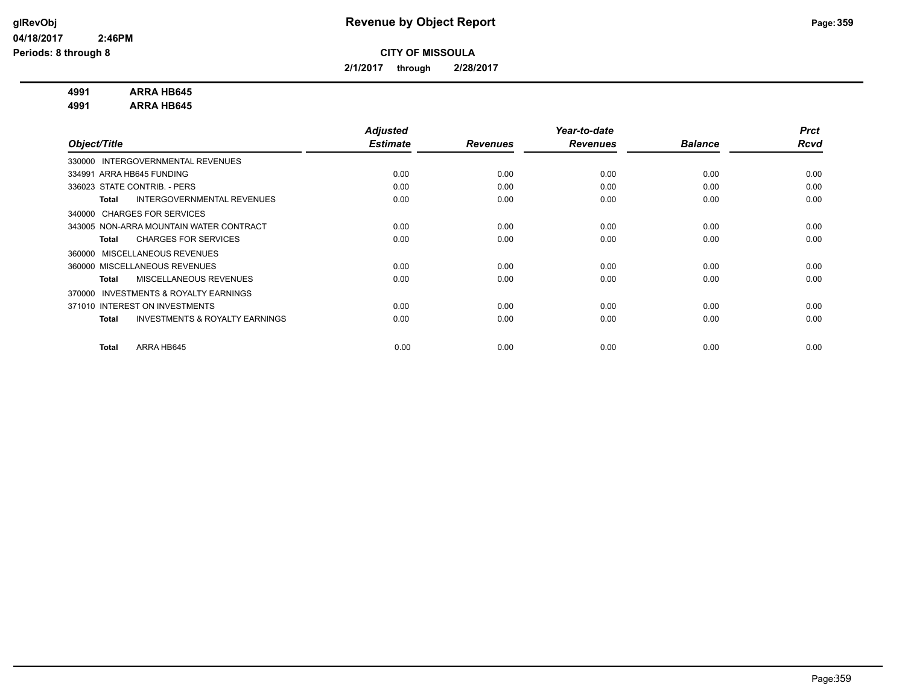**CITY OF MISSOULA**

**2/1/2017 through 2/28/2017**

**4991 ARRA HB645**
**4991 ARRA HB645**

| Object/Title | Adjusted Estimate | Revenues | Year-to-date Revenues | Balance | Prct Rcvd |
|---|---|---|---|---|---|
| 330000 INTERGOVERNMENTAL REVENUES | | | | | |
| 334991 ARRA HB645 FUNDING | 0.00 | 0.00 | 0.00 | 0.00 | 0.00 |
| 336023 STATE CONTRIB. - PERS | 0.00 | 0.00 | 0.00 | 0.00 | 0.00 |
| **Total** INTERGOVERNMENTAL REVENUES | 0.00 | 0.00 | 0.00 | 0.00 | 0.00 |
| 340000 CHARGES FOR SERVICES | | | | | |
| 343005 NON-ARRA MOUNTAIN WATER CONTRACT | 0.00 | 0.00 | 0.00 | 0.00 | 0.00 |
| **Total** CHARGES FOR SERVICES | 0.00 | 0.00 | 0.00 | 0.00 | 0.00 |
| 360000 MISCELLANEOUS REVENUES | | | | | |
| 360000 MISCELLANEOUS REVENUES | 0.00 | 0.00 | 0.00 | 0.00 | 0.00 |
| **Total** MISCELLANEOUS REVENUES | 0.00 | 0.00 | 0.00 | 0.00 | 0.00 |
| 370000 INVESTMENTS & ROYALTY EARNINGS | | | | | |
| 371010 INTEREST ON INVESTMENTS | 0.00 | 0.00 | 0.00 | 0.00 | 0.00 |
| **Total** INVESTMENTS & ROYALTY EARNINGS | 0.00 | 0.00 | 0.00 | 0.00 | 0.00 |
| **Total** ARRA HB645 | 0.00 | 0.00 | 0.00 | 0.00 | 0.00 |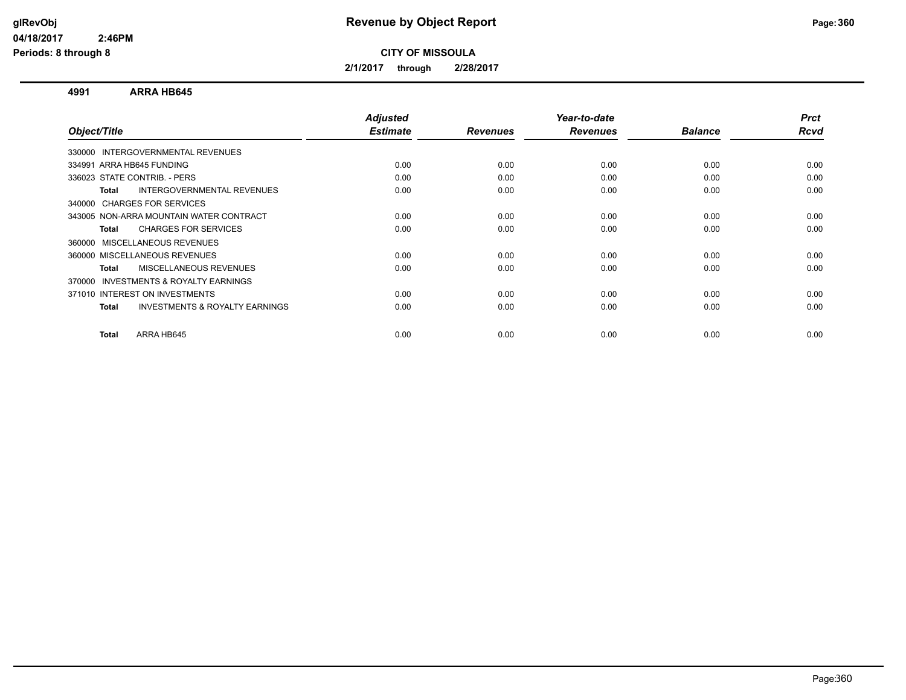# Revenue by Object Report

**CITY OF MISSOULA**

**2/1/2017 through 2/28/2017**

glRevObj
04/18/2017 2:46PM
Periods: 8 through 8

### 4991 ARRA HB645

| Object/Title | Adjusted Estimate | Revenues | Year-to-date Revenues | Balance | Prct Rcvd |
|---|---|---|---|---|---|
| 330000 INTERGOVERNMENTAL REVENUES | | | | | |
| 334991 ARRA HB645 FUNDING | 0.00 | 0.00 | 0.00 | 0.00 | 0.00 |
| 336023 STATE CONTRIB. - PERS | 0.00 | 0.00 | 0.00 | 0.00 | 0.00 |
| **Total** INTERGOVERNMENTAL REVENUES | 0.00 | 0.00 | 0.00 | 0.00 | 0.00 |
| 340000 CHARGES FOR SERVICES | | | | | |
| 343005 NON-ARRA MOUNTAIN WATER CONTRACT | 0.00 | 0.00 | 0.00 | 0.00 | 0.00 |
| **Total** CHARGES FOR SERVICES | 0.00 | 0.00 | 0.00 | 0.00 | 0.00 |
| 360000 MISCELLANEOUS REVENUES | | | | | |
| 360000 MISCELLANEOUS REVENUES | 0.00 | 0.00 | 0.00 | 0.00 | 0.00 |
| **Total** MISCELLANEOUS REVENUES | 0.00 | 0.00 | 0.00 | 0.00 | 0.00 |
| 370000 INVESTMENTS & ROYALTY EARNINGS | | | | | |
| 371010 INTEREST ON INVESTMENTS | 0.00 | 0.00 | 0.00 | 0.00 | 0.00 |
| **Total** INVESTMENTS & ROYALTY EARNINGS | 0.00 | 0.00 | 0.00 | 0.00 | 0.00 |
| **Total** ARRA HB645 | 0.00 | 0.00 | 0.00 | 0.00 | 0.00 |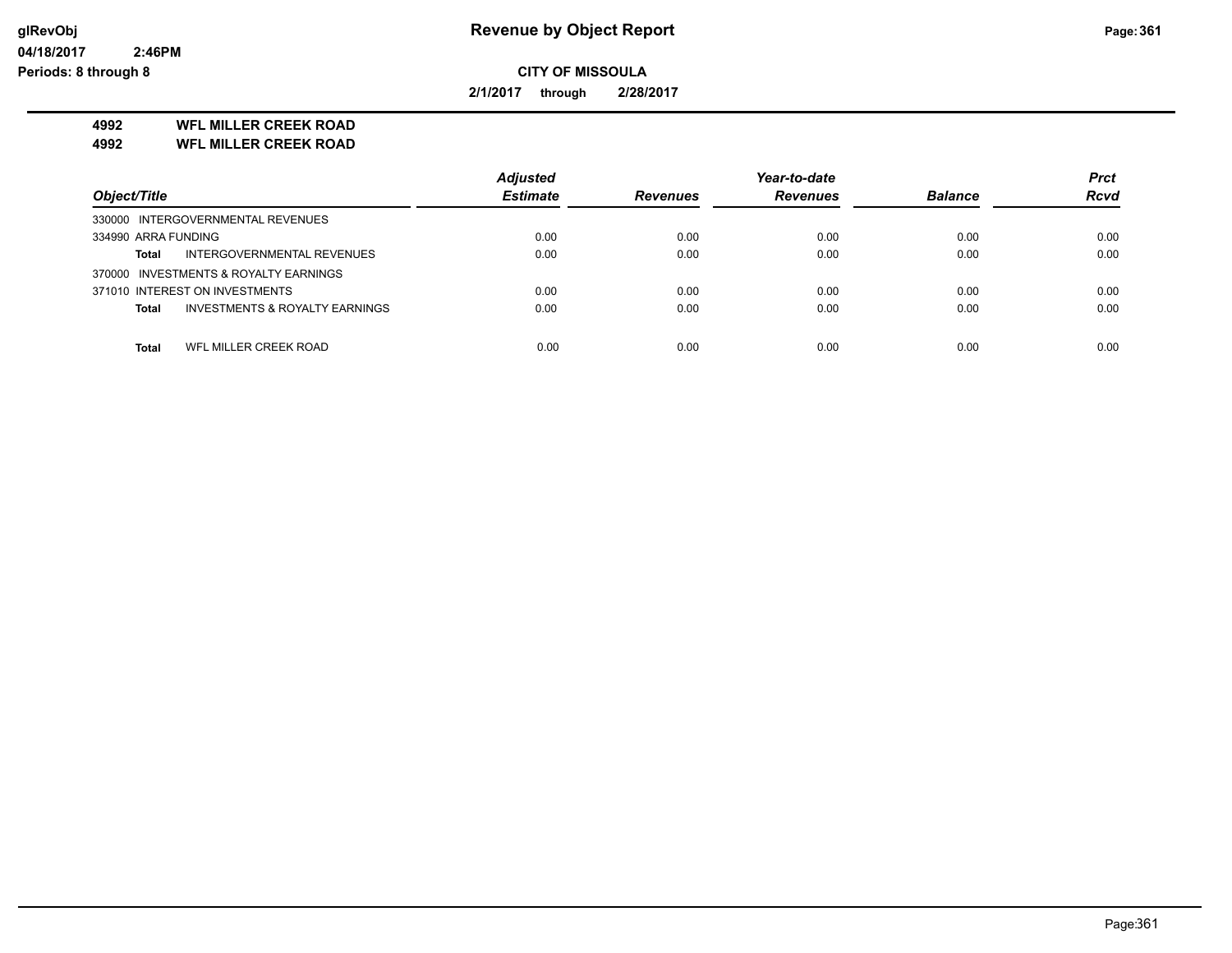**Revenue by Object Report**

**CITY OF MISSOULA**

**2/1/2017 through 2/28/2017**

**4992 WFL MILLER CREEK ROAD**
**4992 WFL MILLER CREEK ROAD**

| Object/Title | | Adjusted Estimate | Revenues | Year-to-date Revenues | Balance | Prct Rcvd |
|---|---|---|---|---|---|---|
| 330000 INTERGOVERNMENTAL REVENUES | | | | | | |
| 334990 ARRA FUNDING | | 0.00 | 0.00 | 0.00 | 0.00 | 0.00 |
| **Total** | INTERGOVERNMENTAL REVENUES | 0.00 | 0.00 | 0.00 | 0.00 | 0.00 |
| 370000 INVESTMENTS & ROYALTY EARNINGS | | | | | | |
| 371010 INTEREST ON INVESTMENTS | | 0.00 | 0.00 | 0.00 | 0.00 | 0.00 |
| **Total** | INVESTMENTS & ROYALTY EARNINGS | 0.00 | 0.00 | 0.00 | 0.00 | 0.00 |
| **Total** | WFL MILLER CREEK ROAD | 0.00 | 0.00 | 0.00 | 0.00 | 0.00 |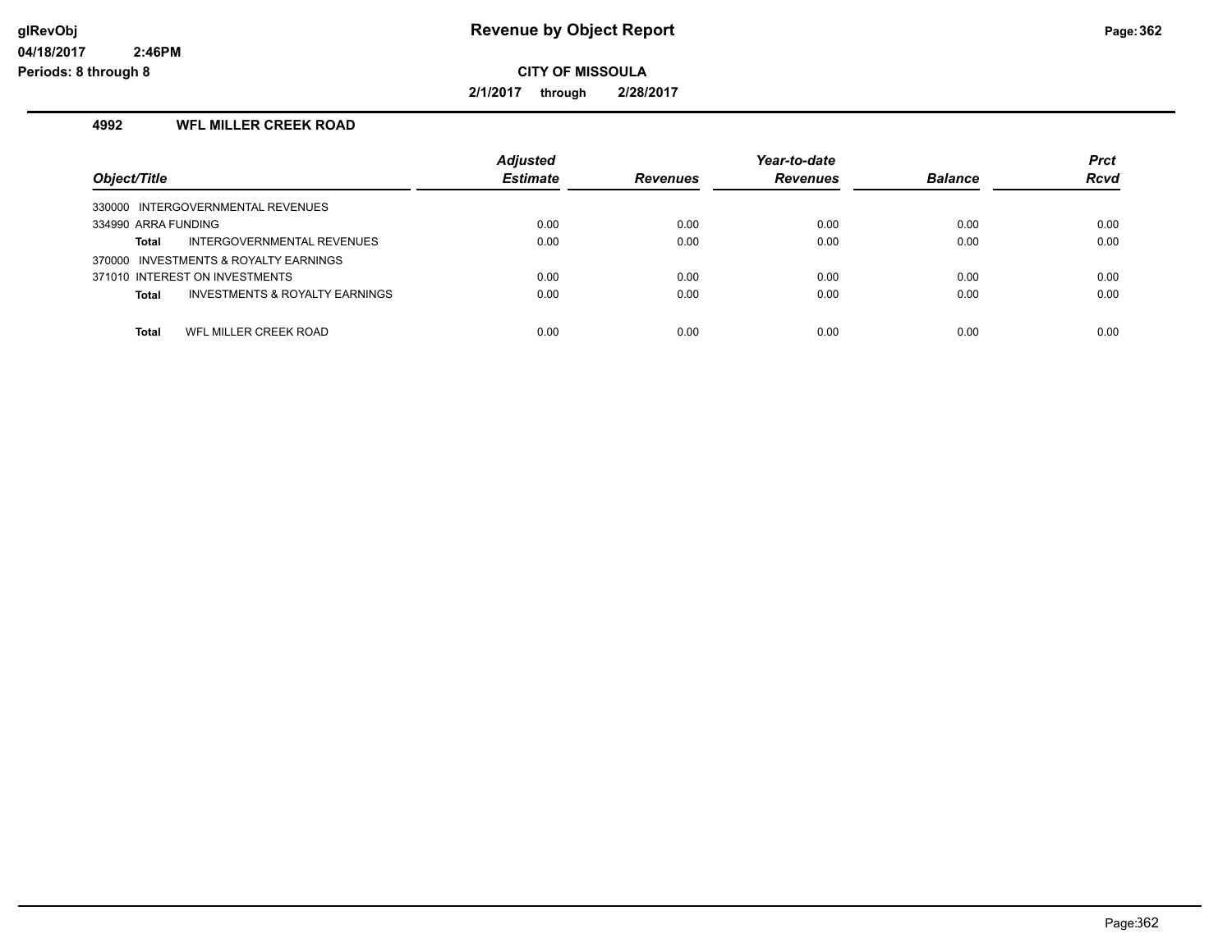# Revenue by Object Report

**CITY OF MISSOULA**

**2/1/2017 through 2/28/2017**

glRevObj
04/18/2017 2:46PM
Periods: 8 through 8

## 4992 WFL MILLER CREEK ROAD

| Object/Title | Adjusted Estimate | Revenues | Year-to-date Revenues | Balance | Prct Rcvd |
|---|---|---|---|---|---|
| 330000 INTERGOVERNMENTAL REVENUES | | | | | |
| 334990 ARRA FUNDING | 0.00 | 0.00 | 0.00 | 0.00 | 0.00 |
| **Total** INTERGOVERNMENTAL REVENUES | 0.00 | 0.00 | 0.00 | 0.00 | 0.00 |
| 370000 INVESTMENTS & ROYALTY EARNINGS | | | | | |
| 371010 INTEREST ON INVESTMENTS | 0.00 | 0.00 | 0.00 | 0.00 | 0.00 |
| **Total** INVESTMENTS & ROYALTY EARNINGS | 0.00 | 0.00 | 0.00 | 0.00 | 0.00 |
| **Total** WFL MILLER CREEK ROAD | 0.00 | 0.00 | 0.00 | 0.00 | 0.00 |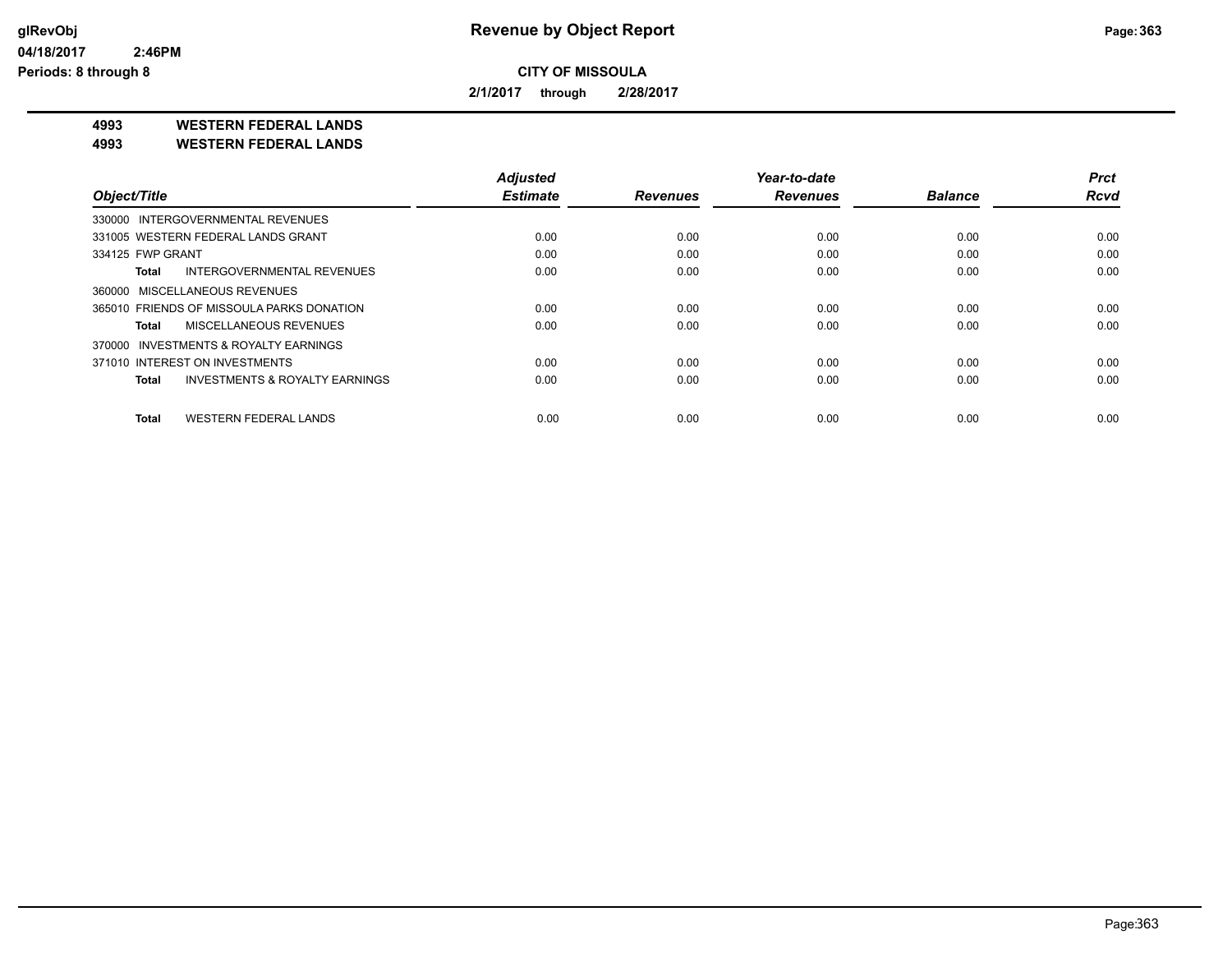# Revenue by Object Report

**CITY OF MISSOULA**

**2/1/2017 through 2/28/2017**

**4993 WESTERN FEDERAL LANDS**
**4993 WESTERN FEDERAL LANDS**

| Object/Title | Adjusted Estimate | Revenues | Year-to-date Revenues | Balance | Prct Rcvd |
|---|---|---|---|---|---|
| 330000 INTERGOVERNMENTAL REVENUES | | | | | |
| 331005 WESTERN FEDERAL LANDS GRANT | 0.00 | 0.00 | 0.00 | 0.00 | 0.00 |
| 334125 FWP GRANT | 0.00 | 0.00 | 0.00 | 0.00 | 0.00 |
| **Total** INTERGOVERNMENTAL REVENUES | 0.00 | 0.00 | 0.00 | 0.00 | 0.00 |
| 360000 MISCELLANEOUS REVENUES | | | | | |
| 365010 FRIENDS OF MISSOULA PARKS DONATION | 0.00 | 0.00 | 0.00 | 0.00 | 0.00 |
| **Total** MISCELLANEOUS REVENUES | 0.00 | 0.00 | 0.00 | 0.00 | 0.00 |
| 370000 INVESTMENTS & ROYALTY EARNINGS | | | | | |
| 371010 INTEREST ON INVESTMENTS | 0.00 | 0.00 | 0.00 | 0.00 | 0.00 |
| **Total** INVESTMENTS & ROYALTY EARNINGS | 0.00 | 0.00 | 0.00 | 0.00 | 0.00 |
| **Total** WESTERN FEDERAL LANDS | 0.00 | 0.00 | 0.00 | 0.00 | 0.00 |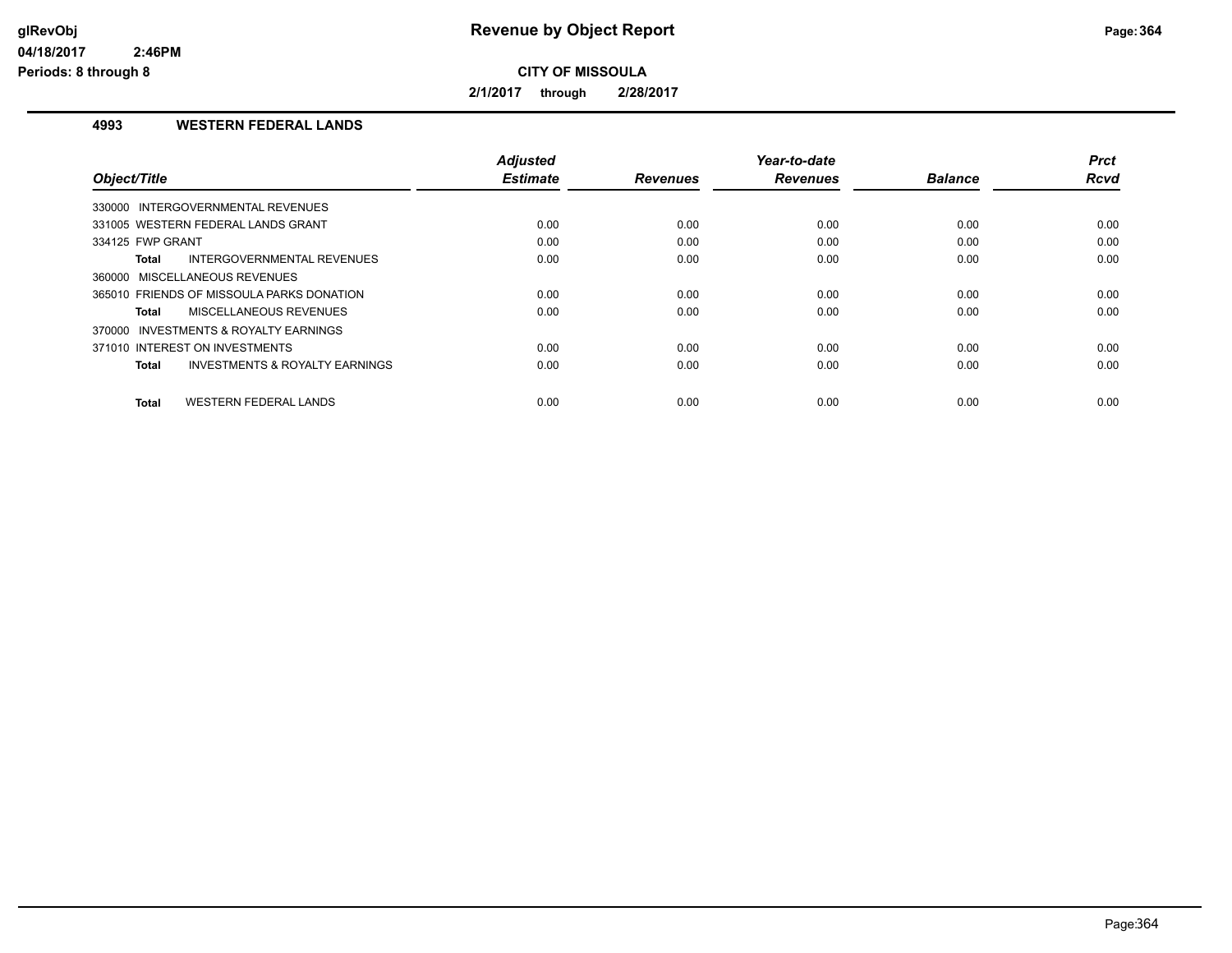# Revenue by Object Report

## CITY OF MISSOULA

2/1/2017 through 2/28/2017

### 4993 WESTERN FEDERAL LANDS

| Object/Title | Adjusted Estimate | Revenues | Year-to-date Revenues | Balance | Prct Rcvd |
|---|---|---|---|---|---|
| 330000 INTERGOVERNMENTAL REVENUES | | | | | |
| 331005 WESTERN FEDERAL LANDS GRANT | 0.00 | 0.00 | 0.00 | 0.00 | 0.00 |
| 334125 FWP GRANT | 0.00 | 0.00 | 0.00 | 0.00 | 0.00 |
| **Total** INTERGOVERNMENTAL REVENUES | 0.00 | 0.00 | 0.00 | 0.00 | 0.00 |
| 360000 MISCELLANEOUS REVENUES | | | | | |
| 365010 FRIENDS OF MISSOULA PARKS DONATION | 0.00 | 0.00 | 0.00 | 0.00 | 0.00 |
| **Total** MISCELLANEOUS REVENUES | 0.00 | 0.00 | 0.00 | 0.00 | 0.00 |
| 370000 INVESTMENTS & ROYALTY EARNINGS | | | | | |
| 371010 INTEREST ON INVESTMENTS | 0.00 | 0.00 | 0.00 | 0.00 | 0.00 |
| **Total** INVESTMENTS & ROYALTY EARNINGS | 0.00 | 0.00 | 0.00 | 0.00 | 0.00 |
| **Total** WESTERN FEDERAL LANDS | 0.00 | 0.00 | 0.00 | 0.00 | 0.00 |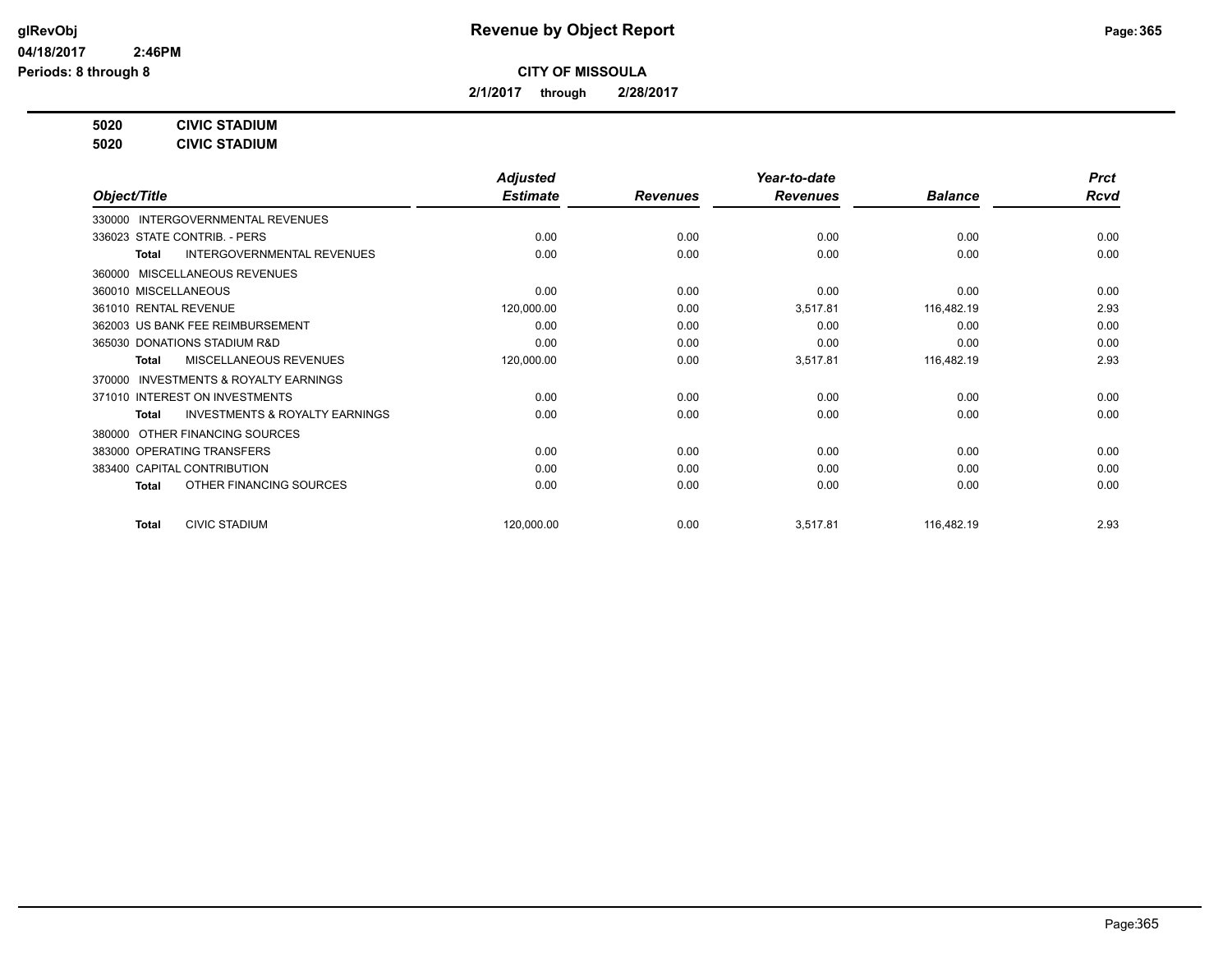**Revenue by Object Report**

**CITY OF MISSOULA**

**2/1/2017 through 2/28/2017**

glRevObj
04/18/2017 2:46PM
Periods: 8 through 8

**5020 CIVIC STADIUM**
**5020 CIVIC STADIUM**

| Object/Title | Adjusted Estimate | Revenues | Year-to-date Revenues | Balance | Prct Rcvd |
|---|---|---|---|---|---|
| 330000 INTERGOVERNMENTAL REVENUES | | | | | |
| 336023 STATE CONTRIB. - PERS | 0.00 | 0.00 | 0.00 | 0.00 | 0.00 |
| **Total** INTERGOVERNMENTAL REVENUES | 0.00 | 0.00 | 0.00 | 0.00 | 0.00 |
| 360000 MISCELLANEOUS REVENUES | | | | | |
| 360010 MISCELLANEOUS | 0.00 | 0.00 | 0.00 | 0.00 | 0.00 |
| 361010 RENTAL REVENUE | 120,000.00 | 0.00 | 3,517.81 | 116,482.19 | 2.93 |
| 362003 US BANK FEE REIMBURSEMENT | 0.00 | 0.00 | 0.00 | 0.00 | 0.00 |
| 365030 DONATIONS STADIUM R&D | 0.00 | 0.00 | 0.00 | 0.00 | 0.00 |
| **Total** MISCELLANEOUS REVENUES | 120,000.00 | 0.00 | 3,517.81 | 116,482.19 | 2.93 |
| 370000 INVESTMENTS & ROYALTY EARNINGS | | | | | |
| 371010 INTEREST ON INVESTMENTS | 0.00 | 0.00 | 0.00 | 0.00 | 0.00 |
| **Total** INVESTMENTS & ROYALTY EARNINGS | 0.00 | 0.00 | 0.00 | 0.00 | 0.00 |
| 380000 OTHER FINANCING SOURCES | | | | | |
| 383000 OPERATING TRANSFERS | 0.00 | 0.00 | 0.00 | 0.00 | 0.00 |
| 383400 CAPITAL CONTRIBUTION | 0.00 | 0.00 | 0.00 | 0.00 | 0.00 |
| **Total** OTHER FINANCING SOURCES | 0.00 | 0.00 | 0.00 | 0.00 | 0.00 |
| **Total** CIVIC STADIUM | 120,000.00 | 0.00 | 3,517.81 | 116,482.19 | 2.93 |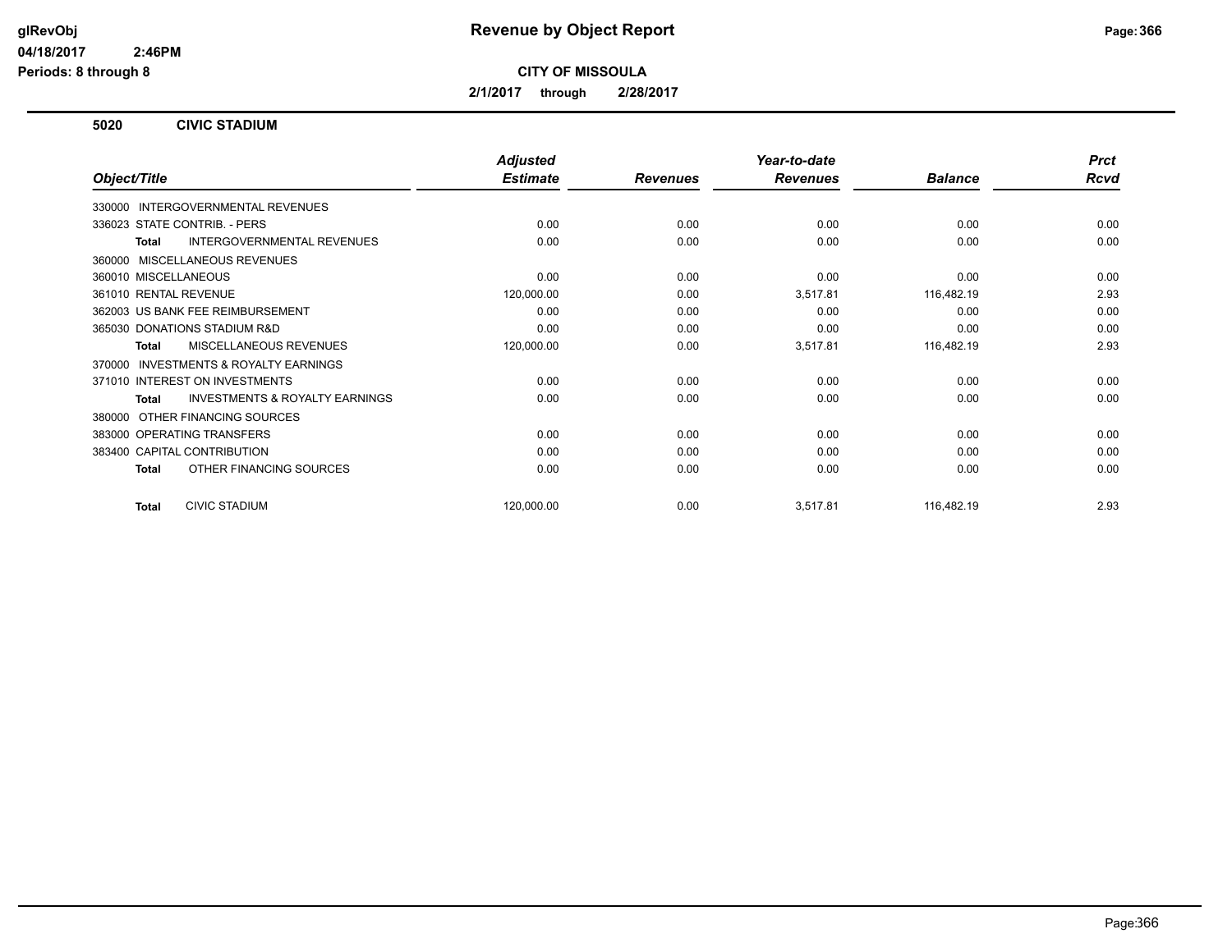# Revenue by Object Report

**CITY OF MISSOULA**

**2/1/2017 through 2/28/2017**

glRevObj
04/18/2017 2:46PM
Periods: 8 through 8

## 5020 CIVIC STADIUM

| Object/Title | Adjusted Estimate | Revenues | Year-to-date Revenues | Balance | Prct Rcvd |
|---|---|---|---|---|---|
| 330000 INTERGOVERNMENTAL REVENUES | | | | | |
| 336023 STATE CONTRIB. - PERS | 0.00 | 0.00 | 0.00 | 0.00 | 0.00 |
| **Total** INTERGOVERNMENTAL REVENUES | 0.00 | 0.00 | 0.00 | 0.00 | 0.00 |
| 360000 MISCELLANEOUS REVENUES | | | | | |
| 360010 MISCELLANEOUS | 0.00 | 0.00 | 0.00 | 0.00 | 0.00 |
| 361010 RENTAL REVENUE | 120,000.00 | 0.00 | 3,517.81 | 116,482.19 | 2.93 |
| 362003 US BANK FEE REIMBURSEMENT | 0.00 | 0.00 | 0.00 | 0.00 | 0.00 |
| 365030 DONATIONS STADIUM R&D | 0.00 | 0.00 | 0.00 | 0.00 | 0.00 |
| **Total** MISCELLANEOUS REVENUES | 120,000.00 | 0.00 | 3,517.81 | 116,482.19 | 2.93 |
| 370000 INVESTMENTS & ROYALTY EARNINGS | | | | | |
| 371010 INTEREST ON INVESTMENTS | 0.00 | 0.00 | 0.00 | 0.00 | 0.00 |
| **Total** INVESTMENTS & ROYALTY EARNINGS | 0.00 | 0.00 | 0.00 | 0.00 | 0.00 |
| 380000 OTHER FINANCING SOURCES | | | | | |
| 383000 OPERATING TRANSFERS | 0.00 | 0.00 | 0.00 | 0.00 | 0.00 |
| 383400 CAPITAL CONTRIBUTION | 0.00 | 0.00 | 0.00 | 0.00 | 0.00 |
| **Total** OTHER FINANCING SOURCES | 0.00 | 0.00 | 0.00 | 0.00 | 0.00 |
| **Total** CIVIC STADIUM | 120,000.00 | 0.00 | 3,517.81 | 116,482.19 | 2.93 |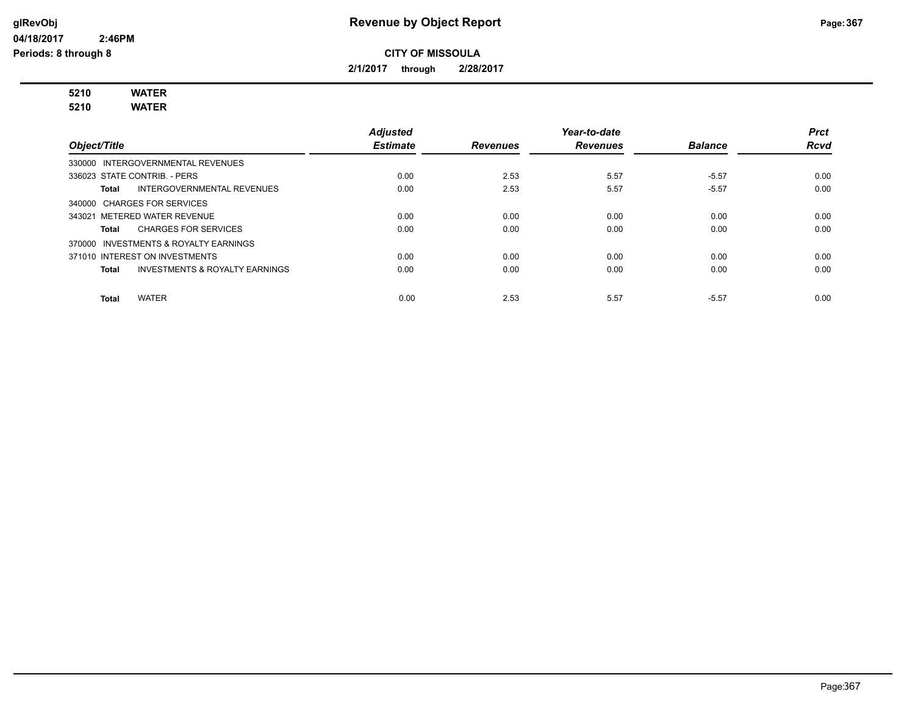# Revenue by Object Report

## CITY OF MISSOULA

**2/1/2017 through 2/28/2017**

glRevObj
04/18/2017 2:46PM
Periods: 8 through 8

**5210 WATER**
**5210 WATER**

| Object/Title | Adjusted Estimate | Revenues | Year-to-date Revenues | Balance | Prct Rcvd |
|---|---|---|---|---|---|
| 330000 INTERGOVERNMENTAL REVENUES | | | | | |
| 336023 STATE CONTRIB. - PERS | 0.00 | 2.53 | 5.57 | -5.57 | 0.00 |
| **Total** INTERGOVERNMENTAL REVENUES | 0.00 | 2.53 | 5.57 | -5.57 | 0.00 |
| 340000 CHARGES FOR SERVICES | | | | | |
| 343021 METERED WATER REVENUE | 0.00 | 0.00 | 0.00 | 0.00 | 0.00 |
| **Total** CHARGES FOR SERVICES | 0.00 | 0.00 | 0.00 | 0.00 | 0.00 |
| 370000 INVESTMENTS & ROYALTY EARNINGS | | | | | |
| 371010 INTEREST ON INVESTMENTS | 0.00 | 0.00 | 0.00 | 0.00 | 0.00 |
| **Total** INVESTMENTS & ROYALTY EARNINGS | 0.00 | 0.00 | 0.00 | 0.00 | 0.00 |
| **Total** WATER | 0.00 | 2.53 | 5.57 | -5.57 | 0.00 |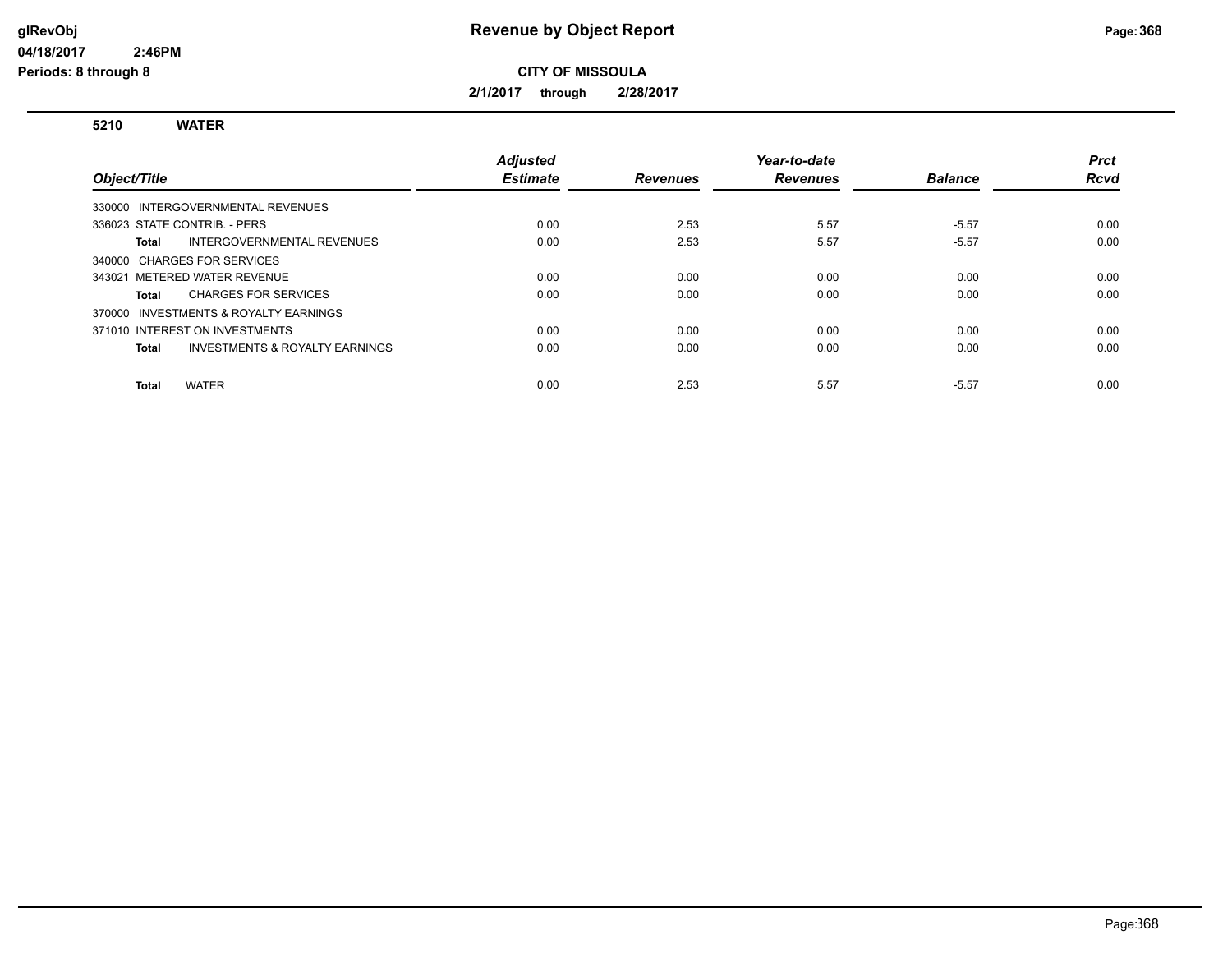# Revenue by Object Report

glRevObj
04/18/2017 2:46PM
Periods: 8 through 8

**CITY OF MISSOULA**

**2/1/2017 through 2/28/2017**

**5210 WATER**

| Object/Title | | Adjusted Estimate | Revenues | Year-to-date Revenues | Balance | Prct Rcvd |
|---|---|---|---|---|---|---|
| 330000 INTERGOVERNMENTAL REVENUES | | | | | | |
| 336023 STATE CONTRIB. - PERS | | 0.00 | 2.53 | 5.57 | -5.57 | 0.00 |
| **Total** | INTERGOVERNMENTAL REVENUES | 0.00 | 2.53 | 5.57 | -5.57 | 0.00 |
| 340000 CHARGES FOR SERVICES | | | | | | |
| 343021 METERED WATER REVENUE | | 0.00 | 0.00 | 0.00 | 0.00 | 0.00 |
| **Total** | CHARGES FOR SERVICES | 0.00 | 0.00 | 0.00 | 0.00 | 0.00 |
| 370000 INVESTMENTS & ROYALTY EARNINGS | | | | | | |
| 371010 INTEREST ON INVESTMENTS | | 0.00 | 0.00 | 0.00 | 0.00 | 0.00 |
| **Total** | INVESTMENTS & ROYALTY EARNINGS | 0.00 | 0.00 | 0.00 | 0.00 | 0.00 |
| **Total** | WATER | 0.00 | 2.53 | 5.57 | -5.57 | 0.00 |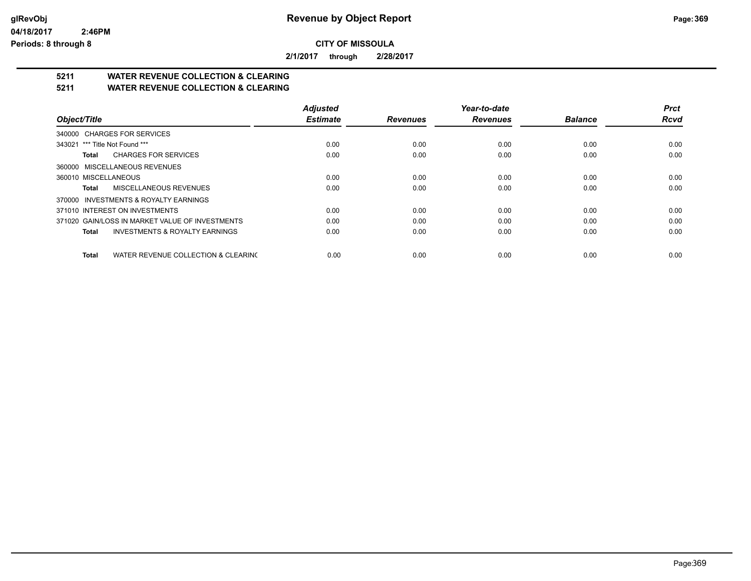# Revenue by Object Report

**CITY OF MISSOULA**

**2/1/2017 through 2/28/2017**

glRevObj
04/18/2017 2:46PM
Periods: 8 through 8

## 5211 WATER REVENUE COLLECTION & CLEARING
## 5211 WATER REVENUE COLLECTION & CLEARING

| Object/Title | Adjusted Estimate | Revenues | Year-to-date Revenues | Balance | Prct Rcvd |
|---|---|---|---|---|---|
| 340000 CHARGES FOR SERVICES | | | | | |
| 343021 *** Title Not Found *** | 0.00 | 0.00 | 0.00 | 0.00 | 0.00 |
| **Total** CHARGES FOR SERVICES | 0.00 | 0.00 | 0.00 | 0.00 | 0.00 |
| 360000 MISCELLANEOUS REVENUES | | | | | |
| 360010 MISCELLANEOUS | 0.00 | 0.00 | 0.00 | 0.00 | 0.00 |
| **Total** MISCELLANEOUS REVENUES | 0.00 | 0.00 | 0.00 | 0.00 | 0.00 |
| 370000 INVESTMENTS & ROYALTY EARNINGS | | | | | |
| 371010 INTEREST ON INVESTMENTS | 0.00 | 0.00 | 0.00 | 0.00 | 0.00 |
| 371020 GAIN/LOSS IN MARKET VALUE OF INVESTMENTS | 0.00 | 0.00 | 0.00 | 0.00 | 0.00 |
| **Total** INVESTMENTS & ROYALTY EARNINGS | 0.00 | 0.00 | 0.00 | 0.00 | 0.00 |
| **Total** WATER REVENUE COLLECTION & CLEARINC | 0.00 | 0.00 | 0.00 | 0.00 | 0.00 |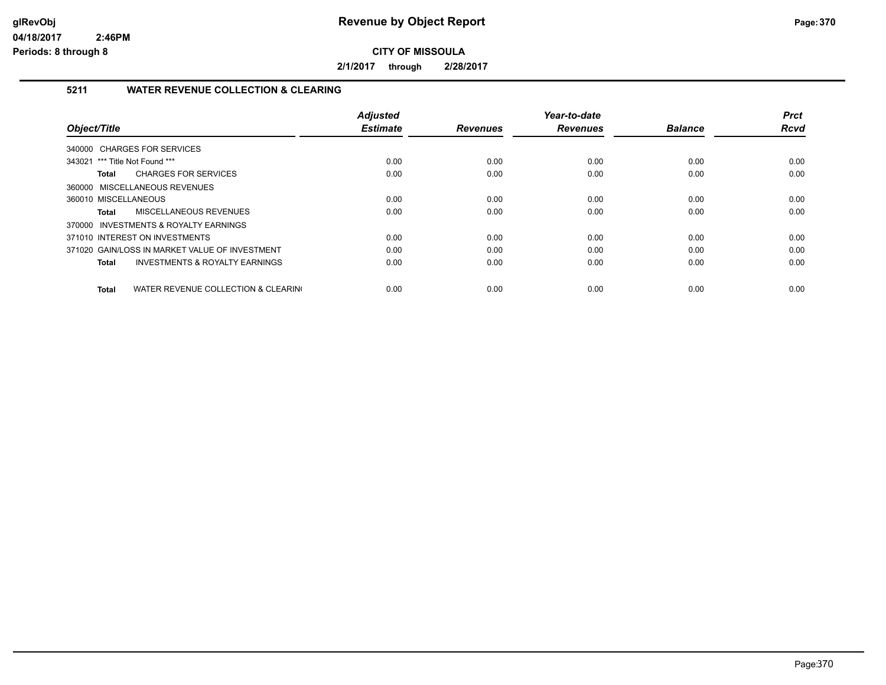# Revenue by Object Report

glRevObj
04/18/2017 2:46PM
Periods: 8 through 8

**CITY OF MISSOULA**

**2/1/2017 through 2/28/2017**

## 5211 WATER REVENUE COLLECTION & CLEARING

| Object/Title | Adjusted Estimate | Revenues | Year-to-date Revenues | Balance | Prct Rcvd |
|---|---|---|---|---|---|
| 340000 CHARGES FOR SERVICES | | | | | |
| 343021 *** Title Not Found *** | 0.00 | 0.00 | 0.00 | 0.00 | 0.00 |
| **Total** CHARGES FOR SERVICES | 0.00 | 0.00 | 0.00 | 0.00 | 0.00 |
| 360000 MISCELLANEOUS REVENUES | | | | | |
| 360010 MISCELLANEOUS | 0.00 | 0.00 | 0.00 | 0.00 | 0.00 |
| **Total** MISCELLANEOUS REVENUES | 0.00 | 0.00 | 0.00 | 0.00 | 0.00 |
| 370000 INVESTMENTS & ROYALTY EARNINGS | | | | | |
| 371010 INTEREST ON INVESTMENTS | 0.00 | 0.00 | 0.00 | 0.00 | 0.00 |
| 371020 GAIN/LOSS IN MARKET VALUE OF INVESTMENT | 0.00 | 0.00 | 0.00 | 0.00 | 0.00 |
| **Total** INVESTMENTS & ROYALTY EARNINGS | 0.00 | 0.00 | 0.00 | 0.00 | 0.00 |
| **Total** WATER REVENUE COLLECTION & CLEARING | 0.00 | 0.00 | 0.00 | 0.00 | 0.00 |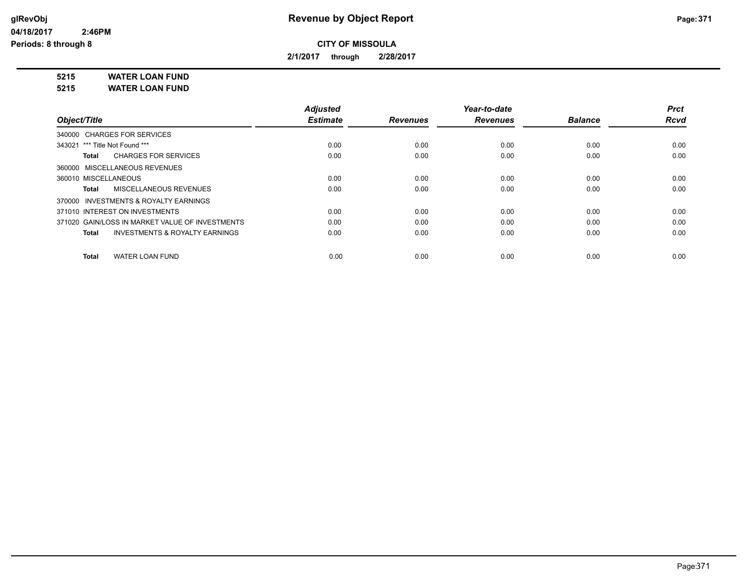**CITY OF MISSOULA**

**2/1/2017 through 2/28/2017**

**5215 WATER LOAN FUND**

**5215 WATER LOAN FUND**

| Object/Title | Adjusted Estimate | Revenues | Year-to-date Revenues | Balance | Prct Rcvd |
|---|---|---|---|---|---|
| 340000 CHARGES FOR SERVICES | | | | | |
| 343021 *** Title Not Found *** | 0.00 | 0.00 | 0.00 | 0.00 | 0.00 |
| **Total** CHARGES FOR SERVICES | 0.00 | 0.00 | 0.00 | 0.00 | 0.00 |
| 360000 MISCELLANEOUS REVENUES | | | | | |
| 360010 MISCELLANEOUS | 0.00 | 0.00 | 0.00 | 0.00 | 0.00 |
| **Total** MISCELLANEOUS REVENUES | 0.00 | 0.00 | 0.00 | 0.00 | 0.00 |
| 370000 INVESTMENTS & ROYALTY EARNINGS | | | | | |
| 371010 INTEREST ON INVESTMENTS | 0.00 | 0.00 | 0.00 | 0.00 | 0.00 |
| 371020 GAIN/LOSS IN MARKET VALUE OF INVESTMENTS | 0.00 | 0.00 | 0.00 | 0.00 | 0.00 |
| **Total** INVESTMENTS & ROYALTY EARNINGS | 0.00 | 0.00 | 0.00 | 0.00 | 0.00 |
| **Total** WATER LOAN FUND | 0.00 | 0.00 | 0.00 | 0.00 | 0.00 |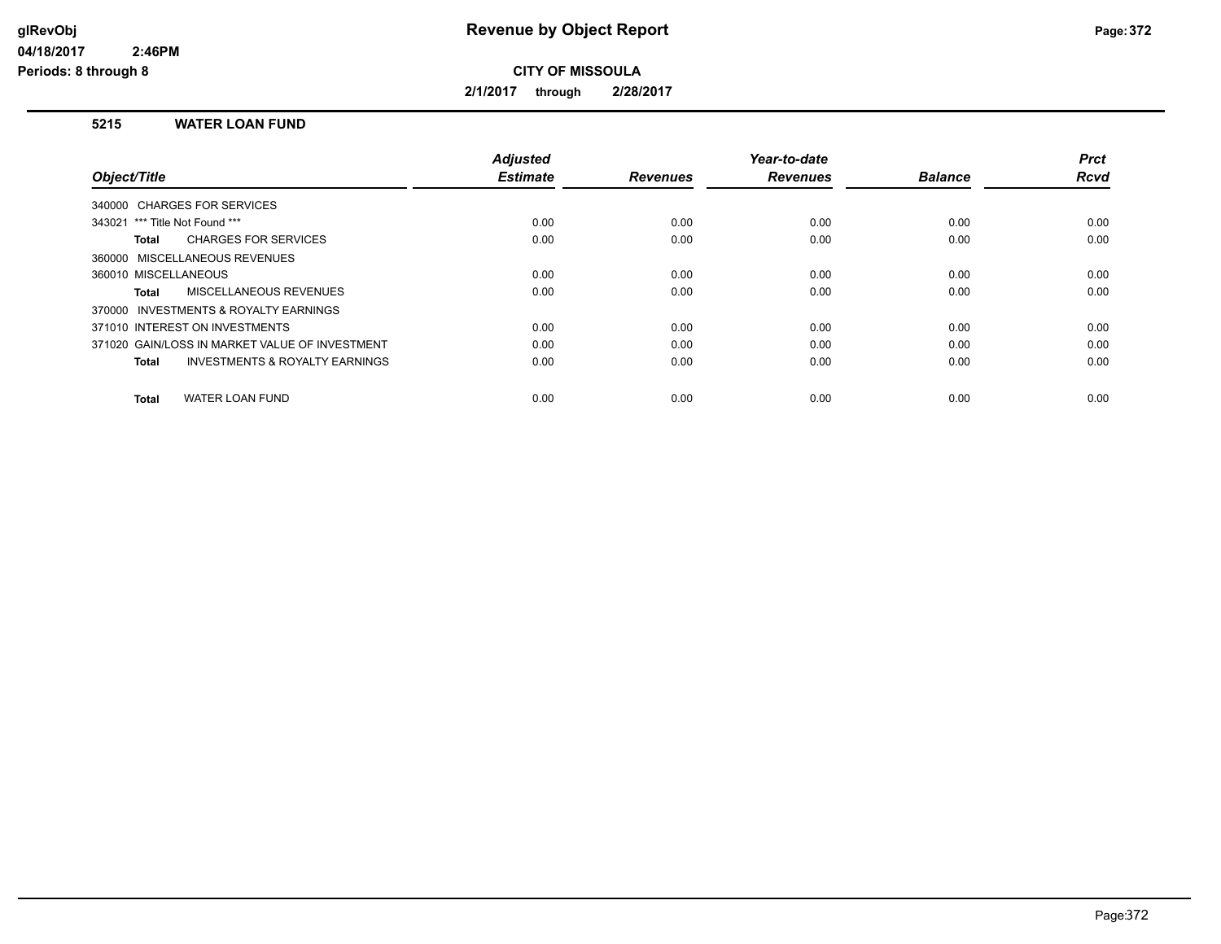# Revenue by Object Report

glRevObj
04/18/2017 2:46PM
Periods: 8 through 8

**CITY OF MISSOULA**

**2/1/2017 through 2/28/2017**

## 5215 WATER LOAN FUND

| Object/Title | Adjusted Estimate | Revenues | Year-to-date Revenues | Balance | Prct Rcvd |
|---|---|---|---|---|---|
| 340000 CHARGES FOR SERVICES | | | | | |
| 343021 *** Title Not Found *** | 0.00 | 0.00 | 0.00 | 0.00 | 0.00 |
| **Total** CHARGES FOR SERVICES | 0.00 | 0.00 | 0.00 | 0.00 | 0.00 |
| 360000 MISCELLANEOUS REVENUES | | | | | |
| 360010 MISCELLANEOUS | 0.00 | 0.00 | 0.00 | 0.00 | 0.00 |
| **Total** MISCELLANEOUS REVENUES | 0.00 | 0.00 | 0.00 | 0.00 | 0.00 |
| 370000 INVESTMENTS & ROYALTY EARNINGS | | | | | |
| 371010 INTEREST ON INVESTMENTS | 0.00 | 0.00 | 0.00 | 0.00 | 0.00 |
| 371020 GAIN/LOSS IN MARKET VALUE OF INVESTMENT | 0.00 | 0.00 | 0.00 | 0.00 | 0.00 |
| **Total** INVESTMENTS & ROYALTY EARNINGS | 0.00 | 0.00 | 0.00 | 0.00 | 0.00 |
| **Total** WATER LOAN FUND | 0.00 | 0.00 | 0.00 | 0.00 | 0.00 |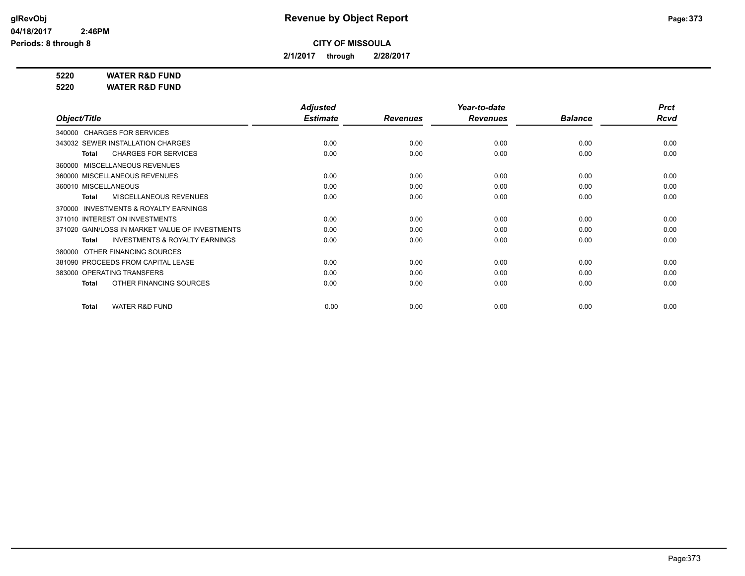# Revenue by Object Report

**CITY OF MISSOULA**

**2/1/2017 through 2/28/2017**

glRevObj
04/18/2017 2:46PM
Periods: 8 through 8

**5220 WATER R&D FUND**
**5220 WATER R&D FUND**

| Object/Title | Adjusted Estimate | Revenues | Year-to-date Revenues | Balance | Prct Rcvd |
|---|---|---|---|---|---|
| 340000 CHARGES FOR SERVICES | | | | | |
| 343032 SEWER INSTALLATION CHARGES | 0.00 | 0.00 | 0.00 | 0.00 | 0.00 |
| **Total** CHARGES FOR SERVICES | 0.00 | 0.00 | 0.00 | 0.00 | 0.00 |
| 360000 MISCELLANEOUS REVENUES | | | | | |
| 360000 MISCELLANEOUS REVENUES | 0.00 | 0.00 | 0.00 | 0.00 | 0.00 |
| 360010 MISCELLANEOUS | 0.00 | 0.00 | 0.00 | 0.00 | 0.00 |
| **Total** MISCELLANEOUS REVENUES | 0.00 | 0.00 | 0.00 | 0.00 | 0.00 |
| 370000 INVESTMENTS & ROYALTY EARNINGS | | | | | |
| 371010 INTEREST ON INVESTMENTS | 0.00 | 0.00 | 0.00 | 0.00 | 0.00 |
| 371020 GAIN/LOSS IN MARKET VALUE OF INVESTMENTS | 0.00 | 0.00 | 0.00 | 0.00 | 0.00 |
| **Total** INVESTMENTS & ROYALTY EARNINGS | 0.00 | 0.00 | 0.00 | 0.00 | 0.00 |
| 380000 OTHER FINANCING SOURCES | | | | | |
| 381090 PROCEEDS FROM CAPITAL LEASE | 0.00 | 0.00 | 0.00 | 0.00 | 0.00 |
| 383000 OPERATING TRANSFERS | 0.00 | 0.00 | 0.00 | 0.00 | 0.00 |
| **Total** OTHER FINANCING SOURCES | 0.00 | 0.00 | 0.00 | 0.00 | 0.00 |
| **Total** WATER R&D FUND | 0.00 | 0.00 | 0.00 | 0.00 | 0.00 |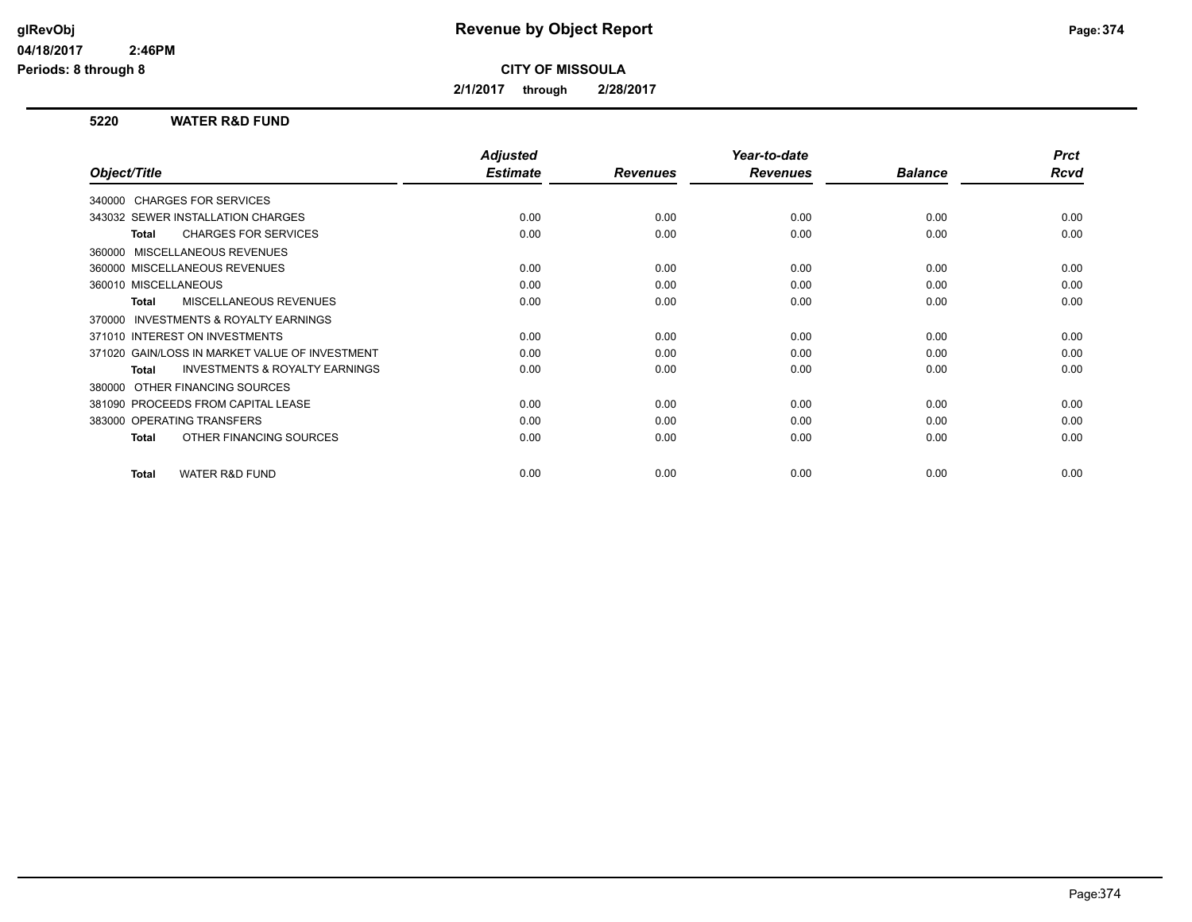# Revenue by Object Report

**CITY OF MISSOULA**

**2/1/2017 through 2/28/2017**

glRevObj
04/18/2017 2:46PM
Periods: 8 through 8

## 5220 WATER R&D FUND

| Object/Title | Adjusted Estimate | Revenues | Year-to-date Revenues | Balance | Prct Rcvd |
|---|---|---|---|---|---|
| 340000 CHARGES FOR SERVICES | | | | | |
| 343032 SEWER INSTALLATION CHARGES | 0.00 | 0.00 | 0.00 | 0.00 | 0.00 |
| **Total** CHARGES FOR SERVICES | 0.00 | 0.00 | 0.00 | 0.00 | 0.00 |
| 360000 MISCELLANEOUS REVENUES | | | | | |
| 360000 MISCELLANEOUS REVENUES | 0.00 | 0.00 | 0.00 | 0.00 | 0.00 |
| 360010 MISCELLANEOUS | 0.00 | 0.00 | 0.00 | 0.00 | 0.00 |
| **Total** MISCELLANEOUS REVENUES | 0.00 | 0.00 | 0.00 | 0.00 | 0.00 |
| 370000 INVESTMENTS & ROYALTY EARNINGS | | | | | |
| 371010 INTEREST ON INVESTMENTS | 0.00 | 0.00 | 0.00 | 0.00 | 0.00 |
| 371020 GAIN/LOSS IN MARKET VALUE OF INVESTMENT | 0.00 | 0.00 | 0.00 | 0.00 | 0.00 |
| **Total** INVESTMENTS & ROYALTY EARNINGS | 0.00 | 0.00 | 0.00 | 0.00 | 0.00 |
| 380000 OTHER FINANCING SOURCES | | | | | |
| 381090 PROCEEDS FROM CAPITAL LEASE | 0.00 | 0.00 | 0.00 | 0.00 | 0.00 |
| 383000 OPERATING TRANSFERS | 0.00 | 0.00 | 0.00 | 0.00 | 0.00 |
| **Total** OTHER FINANCING SOURCES | 0.00 | 0.00 | 0.00 | 0.00 | 0.00 |
| **Total** WATER R&D FUND | 0.00 | 0.00 | 0.00 | 0.00 | 0.00 |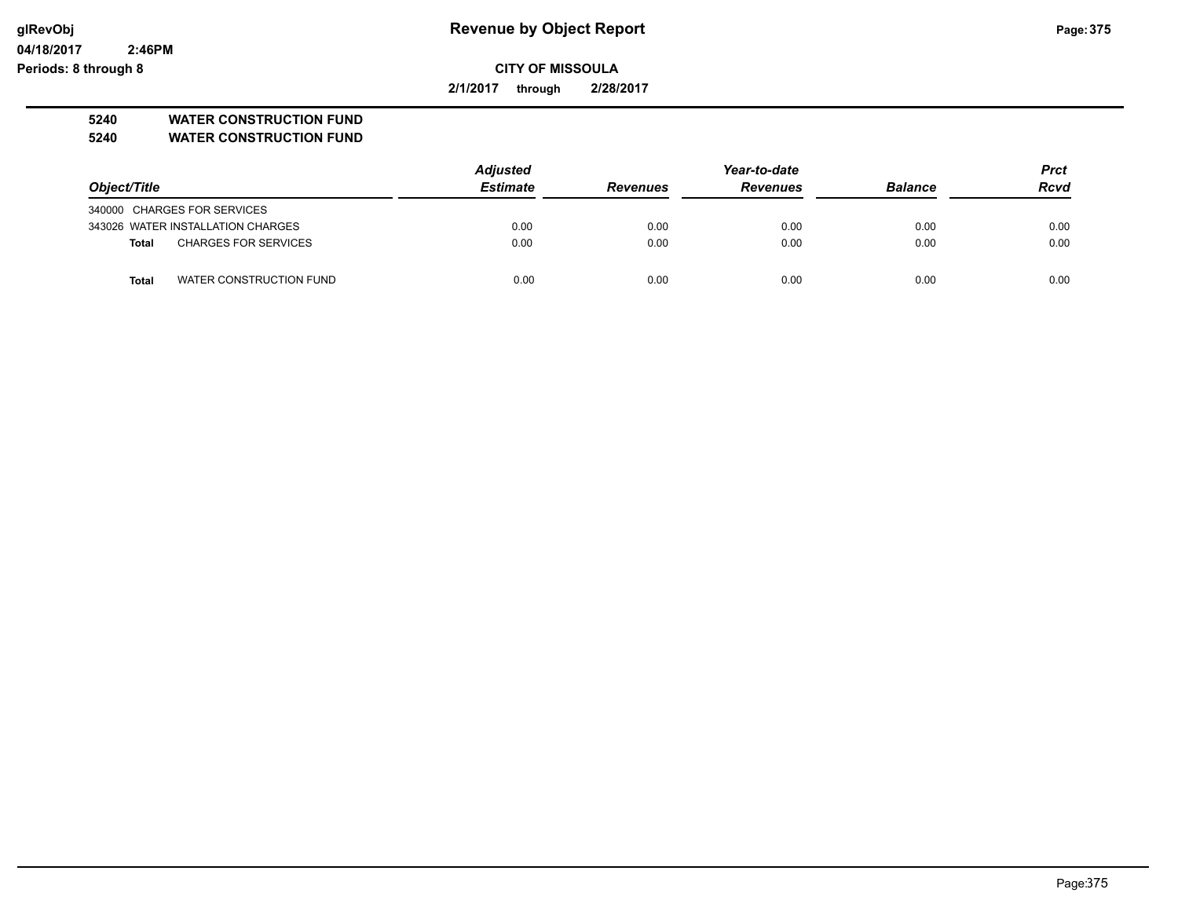**CITY OF MISSOULA**

**2/1/2017 through 2/28/2017**

**5240 WATER CONSTRUCTION FUND**
**5240 WATER CONSTRUCTION FUND**

| Object/Title | Adjusted Estimate | Revenues | Year-to-date Revenues | Balance | Prct Rcvd |
|---|---|---|---|---|---|
| 340000 CHARGES FOR SERVICES | | | | | |
| 343026 WATER INSTALLATION CHARGES | 0.00 | 0.00 | 0.00 | 0.00 | 0.00 |
| **Total** CHARGES FOR SERVICES | 0.00 | 0.00 | 0.00 | 0.00 | 0.00 |
| **Total** WATER CONSTRUCTION FUND | 0.00 | 0.00 | 0.00 | 0.00 | 0.00 |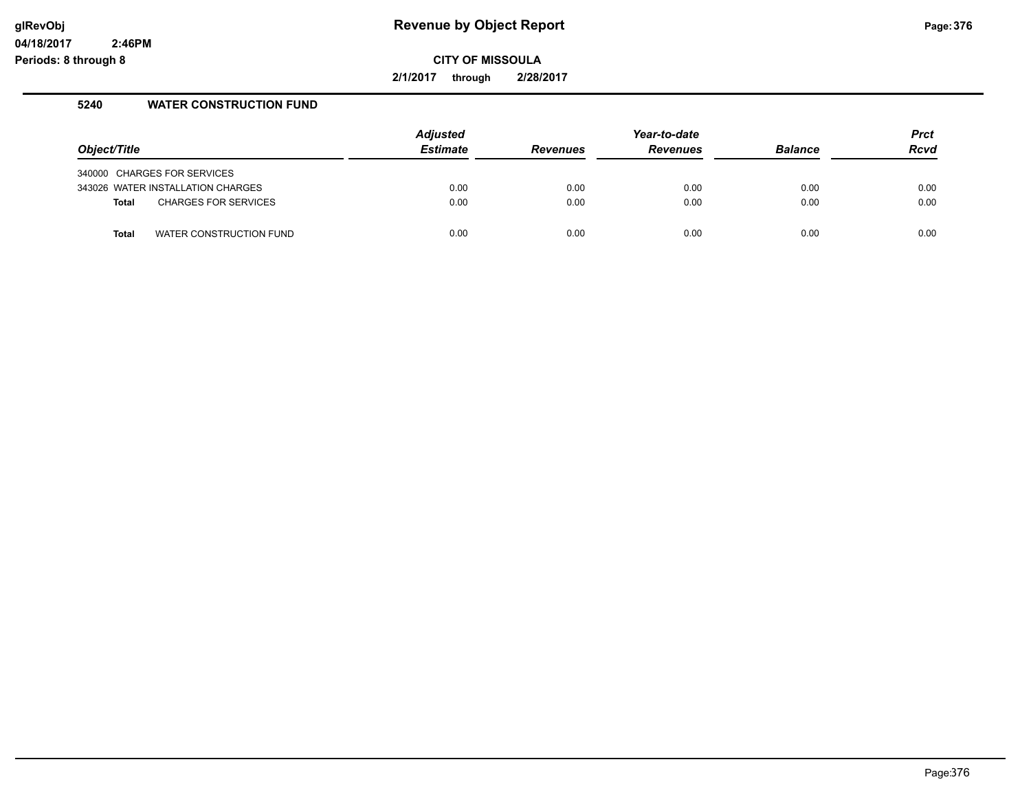# Revenue by Object Report

**CITY OF MISSOULA**

**2/1/2017 through 2/28/2017**

glRevObj
04/18/2017 2:46PM
Periods: 8 through 8

## 5240 WATER CONSTRUCTION FUND

| Object/Title | Adjusted Estimate | Revenues | Year-to-date Revenues | Balance | Prct Rcvd |
|---|---|---|---|---|---|
| 340000 CHARGES FOR SERVICES | | | | | |
| 343026 WATER INSTALLATION CHARGES | 0.00 | 0.00 | 0.00 | 0.00 | 0.00 |
| **Total** CHARGES FOR SERVICES | 0.00 | 0.00 | 0.00 | 0.00 | 0.00 |
| **Total** WATER CONSTRUCTION FUND | 0.00 | 0.00 | 0.00 | 0.00 | 0.00 |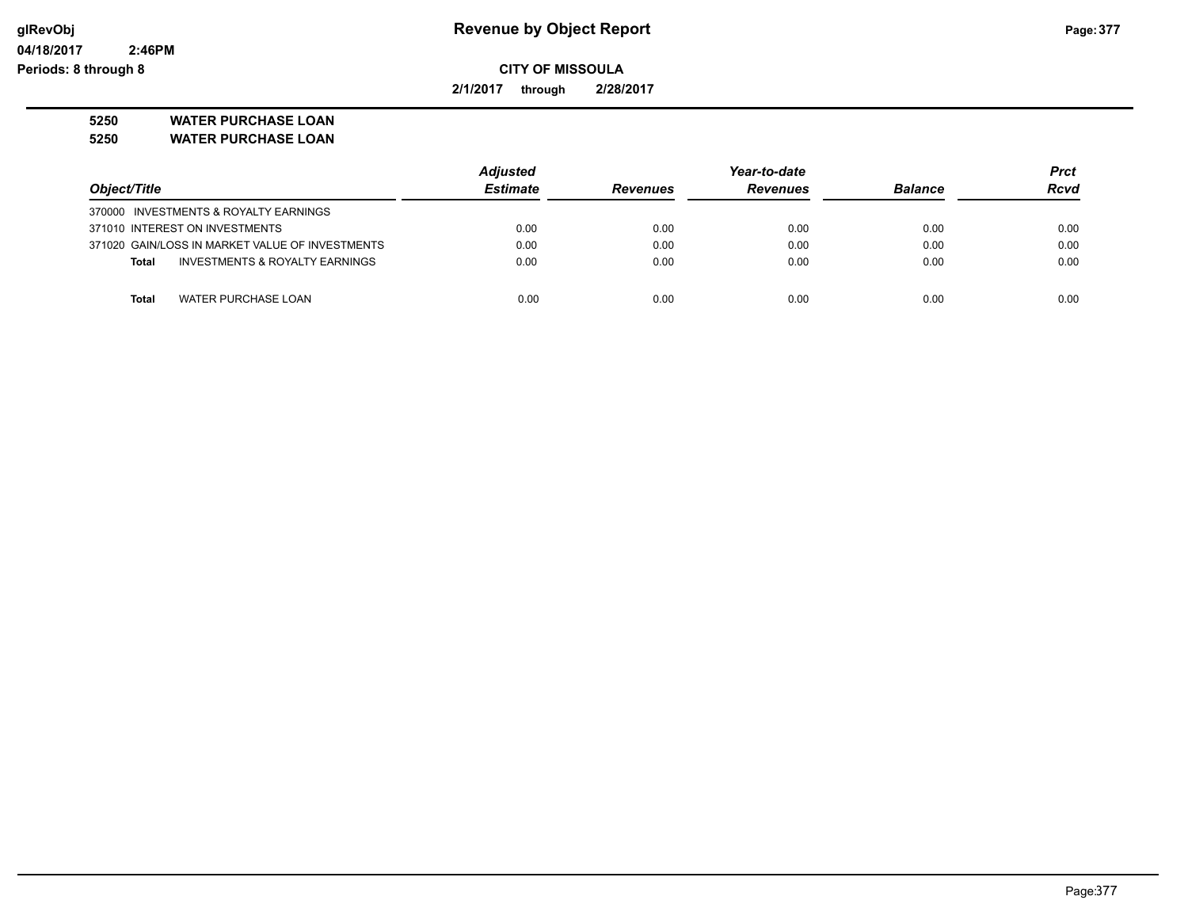# Revenue by Object Report

glRevObj
04/18/2017 2:46PM
Periods: 8 through 8

**CITY OF MISSOULA**

**2/1/2017 through 2/28/2017**

**5250 WATER PURCHASE LOAN**
**5250 WATER PURCHASE LOAN**

| Object/Title | Adjusted Estimate | Revenues | Year-to-date Revenues | Balance | Prct Rcvd |
|---|---|---|---|---|---|
| 370000 INVESTMENTS & ROYALTY EARNINGS | | | | | |
| 371010 INTEREST ON INVESTMENTS | 0.00 | 0.00 | 0.00 | 0.00 | 0.00 |
| 371020 GAIN/LOSS IN MARKET VALUE OF INVESTMENTS | 0.00 | 0.00 | 0.00 | 0.00 | 0.00 |
| **Total** INVESTMENTS & ROYALTY EARNINGS | 0.00 | 0.00 | 0.00 | 0.00 | 0.00 |
| **Total** WATER PURCHASE LOAN | 0.00 | 0.00 | 0.00 | 0.00 | 0.00 |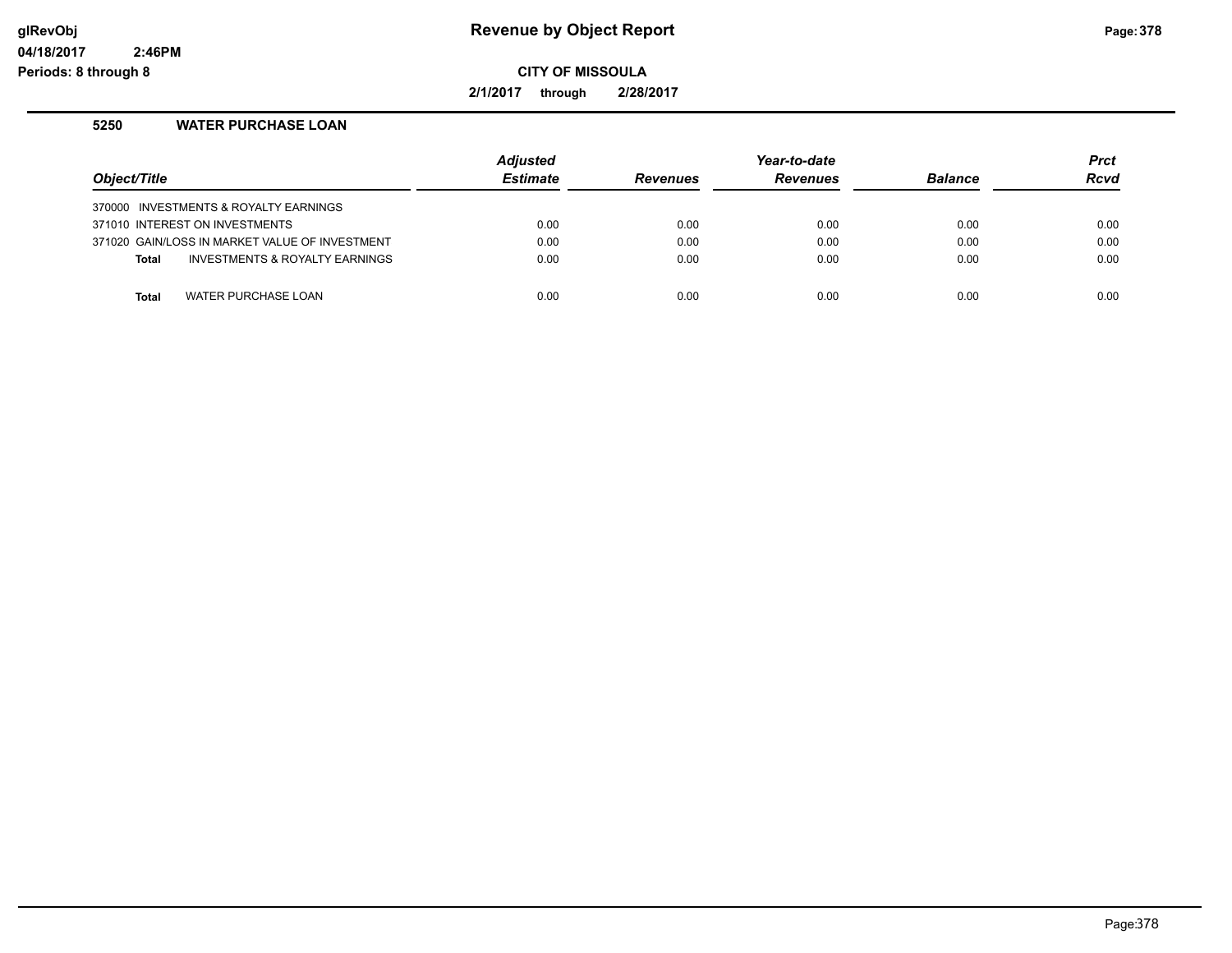# Revenue by Object Report

glRevObj
04/18/2017 2:46PM
Periods: 8 through 8

**CITY OF MISSOULA**

**2/1/2017 through 2/28/2017**

## 5250 WATER PURCHASE LOAN

| *Object/Title* | *Adjusted Estimate* | *Revenues* | *Year-to-date Revenues* | *Balance* | *Prct Rcvd* |
|---|---|---|---|---|---|
| 370000 INVESTMENTS & ROYALTY EARNINGS | | | | | |
| 371010 INTEREST ON INVESTMENTS | 0.00 | 0.00 | 0.00 | 0.00 | 0.00 |
| 371020 GAIN/LOSS IN MARKET VALUE OF INVESTMENT | 0.00 | 0.00 | 0.00 | 0.00 | 0.00 |
| **Total** INVESTMENTS & ROYALTY EARNINGS | 0.00 | 0.00 | 0.00 | 0.00 | 0.00 |
| **Total** WATER PURCHASE LOAN | 0.00 | 0.00 | 0.00 | 0.00 | 0.00 |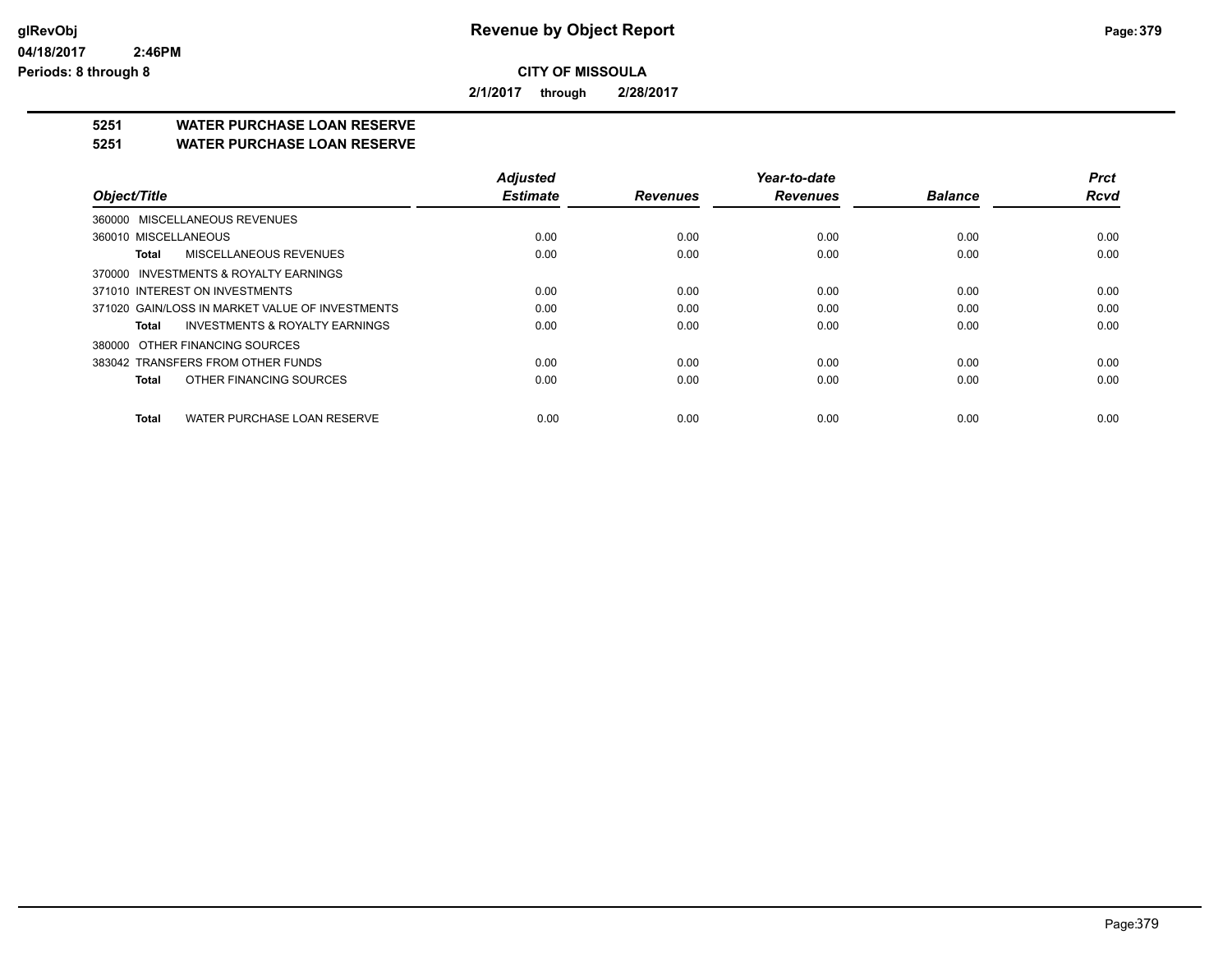# Revenue by Object Report

**CITY OF MISSOULA**

**2/1/2017 through 2/28/2017**

**5251 WATER PURCHASE LOAN RESERVE**

**5251 WATER PURCHASE LOAN RESERVE**

| Object/Title | Adjusted Estimate | Revenues | Year-to-date Revenues | Balance | Prct Rcvd |
|---|---|---|---|---|---|
| 360000 MISCELLANEOUS REVENUES | | | | | |
| 360010 MISCELLANEOUS | 0.00 | 0.00 | 0.00 | 0.00 | 0.00 |
| **Total** MISCELLANEOUS REVENUES | 0.00 | 0.00 | 0.00 | 0.00 | 0.00 |
| 370000 INVESTMENTS & ROYALTY EARNINGS | | | | | |
| 371010 INTEREST ON INVESTMENTS | 0.00 | 0.00 | 0.00 | 0.00 | 0.00 |
| 371020 GAIN/LOSS IN MARKET VALUE OF INVESTMENTS | 0.00 | 0.00 | 0.00 | 0.00 | 0.00 |
| **Total** INVESTMENTS & ROYALTY EARNINGS | 0.00 | 0.00 | 0.00 | 0.00 | 0.00 |
| 380000 OTHER FINANCING SOURCES | | | | | |
| 383042 TRANSFERS FROM OTHER FUNDS | 0.00 | 0.00 | 0.00 | 0.00 | 0.00 |
| **Total** OTHER FINANCING SOURCES | 0.00 | 0.00 | 0.00 | 0.00 | 0.00 |
| **Total** WATER PURCHASE LOAN RESERVE | 0.00 | 0.00 | 0.00 | 0.00 | 0.00 |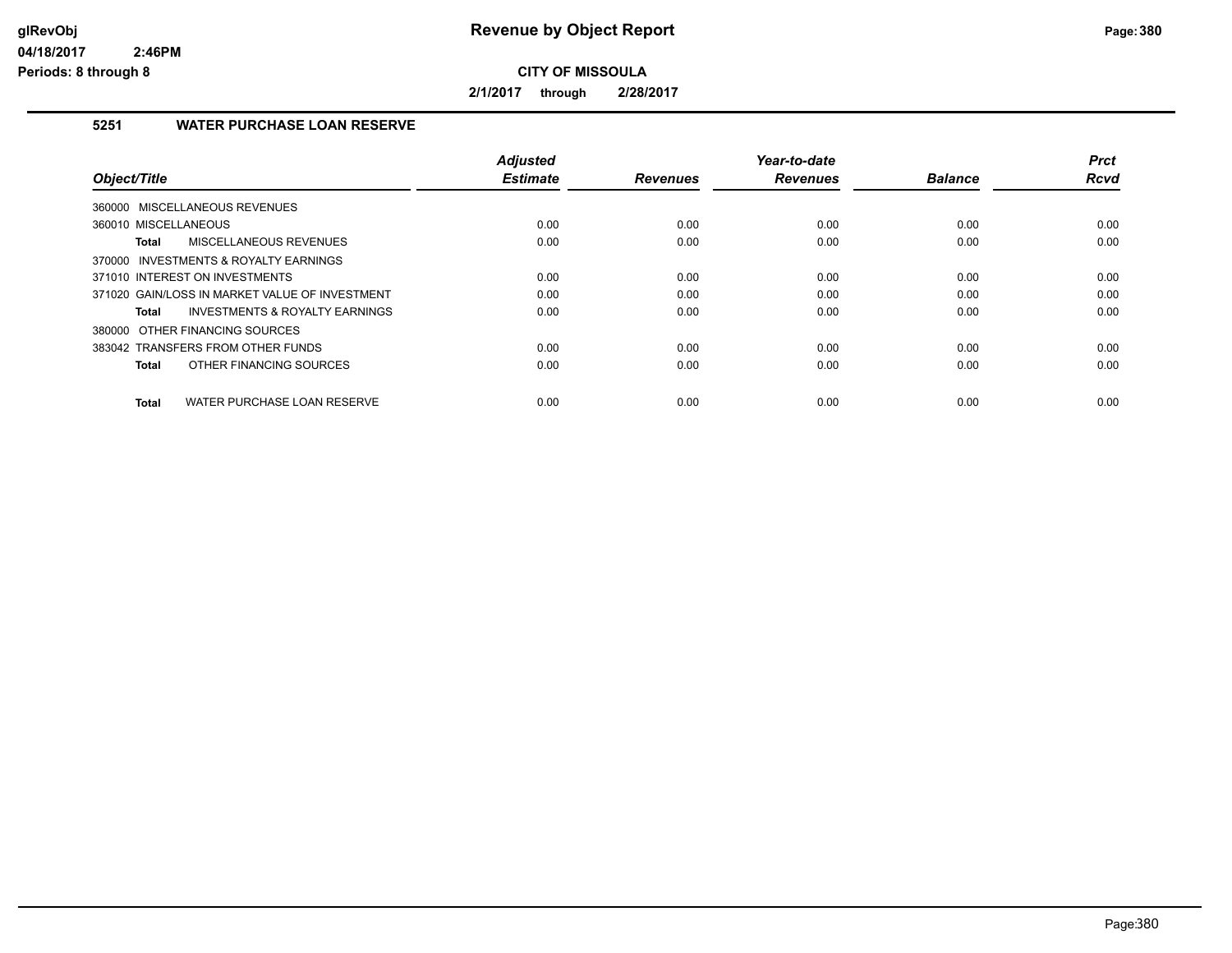**Revenue by Object Report**

**CITY OF MISSOULA**

**2/1/2017 through 2/28/2017**

glRevObj
04/18/2017 2:46PM
Periods: 8 through 8

## 5251 WATER PURCHASE LOAN RESERVE

| Object/Title | Adjusted Estimate | Revenues | Year-to-date Revenues | Balance | Prct Rcvd |
|---|---|---|---|---|---|
| 360000 MISCELLANEOUS REVENUES | | | | | |
| 360010 MISCELLANEOUS | 0.00 | 0.00 | 0.00 | 0.00 | 0.00 |
| **Total** MISCELLANEOUS REVENUES | 0.00 | 0.00 | 0.00 | 0.00 | 0.00 |
| 370000 INVESTMENTS & ROYALTY EARNINGS | | | | | |
| 371010 INTEREST ON INVESTMENTS | 0.00 | 0.00 | 0.00 | 0.00 | 0.00 |
| 371020 GAIN/LOSS IN MARKET VALUE OF INVESTMENT | 0.00 | 0.00 | 0.00 | 0.00 | 0.00 |
| **Total** INVESTMENTS & ROYALTY EARNINGS | 0.00 | 0.00 | 0.00 | 0.00 | 0.00 |
| 380000 OTHER FINANCING SOURCES | | | | | |
| 383042 TRANSFERS FROM OTHER FUNDS | 0.00 | 0.00 | 0.00 | 0.00 | 0.00 |
| **Total** OTHER FINANCING SOURCES | 0.00 | 0.00 | 0.00 | 0.00 | 0.00 |
| **Total** WATER PURCHASE LOAN RESERVE | 0.00 | 0.00 | 0.00 | 0.00 | 0.00 |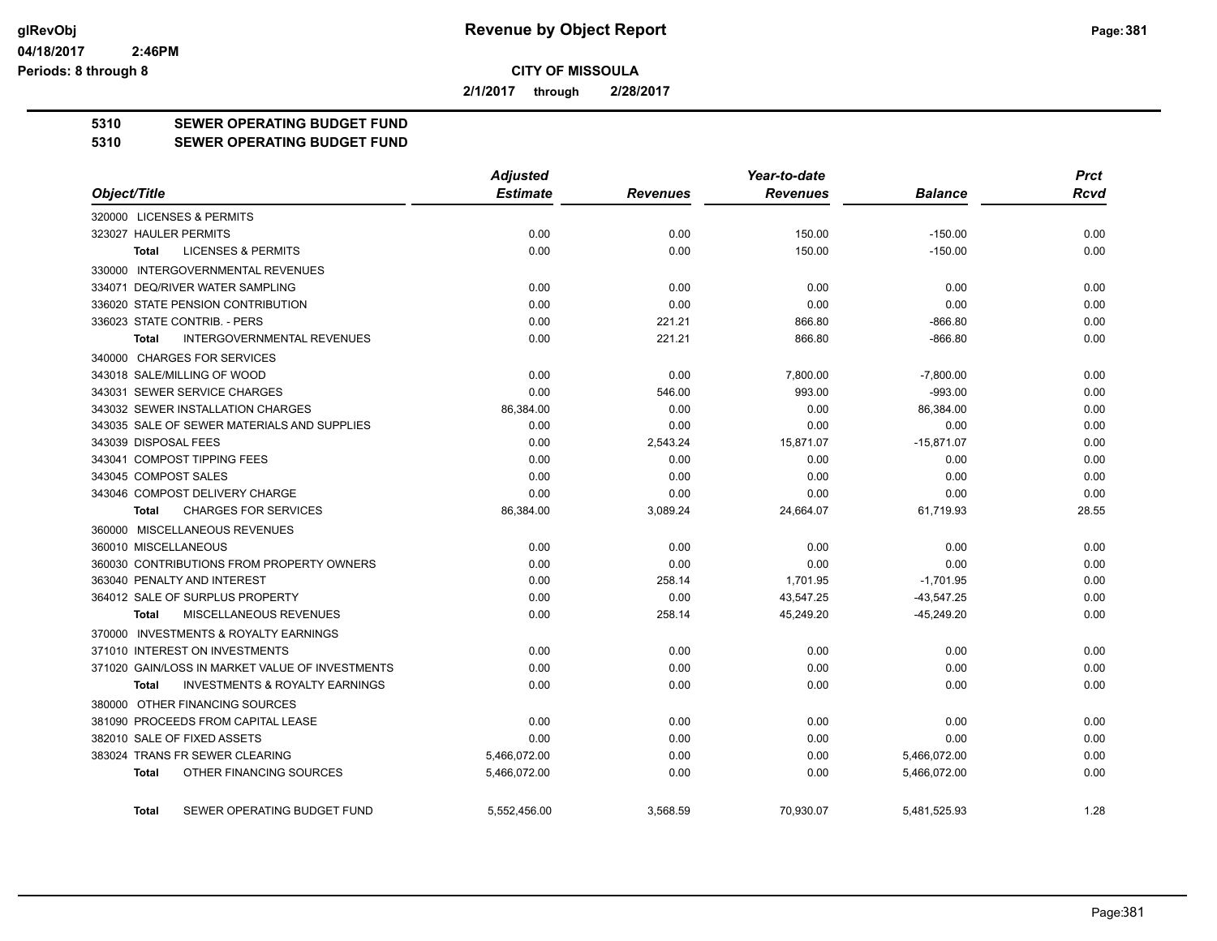**CITY OF MISSOULA**

**2/1/2017 through 2/28/2017**

**5310 SEWER OPERATING BUDGET FUND**

**5310 SEWER OPERATING BUDGET FUND**

| Object/Title | Adjusted Estimate | Revenues | Year-to-date Revenues | Balance | Prct Rcvd |
|---|---|---|---|---|---|
| 320000 LICENSES & PERMITS | | | | | |
| 323027 HAULER PERMITS | 0.00 | 0.00 | 150.00 | -150.00 | 0.00 |
| **Total** LICENSES & PERMITS | 0.00 | 0.00 | 150.00 | -150.00 | 0.00 |
| 330000 INTERGOVERNMENTAL REVENUES | | | | | |
| 334071 DEQ/RIVER WATER SAMPLING | 0.00 | 0.00 | 0.00 | 0.00 | 0.00 |
| 336020 STATE PENSION CONTRIBUTION | 0.00 | 0.00 | 0.00 | 0.00 | 0.00 |
| 336023 STATE CONTRIB. - PERS | 0.00 | 221.21 | 866.80 | -866.80 | 0.00 |
| **Total** INTERGOVERNMENTAL REVENUES | 0.00 | 221.21 | 866.80 | -866.80 | 0.00 |
| 340000 CHARGES FOR SERVICES | | | | | |
| 343018 SALE/MILLING OF WOOD | 0.00 | 0.00 | 7,800.00 | -7,800.00 | 0.00 |
| 343031 SEWER SERVICE CHARGES | 0.00 | 546.00 | 993.00 | -993.00 | 0.00 |
| 343032 SEWER INSTALLATION CHARGES | 86,384.00 | 0.00 | 0.00 | 86,384.00 | 0.00 |
| 343035 SALE OF SEWER MATERIALS AND SUPPLIES | 0.00 | 0.00 | 0.00 | 0.00 | 0.00 |
| 343039 DISPOSAL FEES | 0.00 | 2,543.24 | 15,871.07 | -15,871.07 | 0.00 |
| 343041 COMPOST TIPPING FEES | 0.00 | 0.00 | 0.00 | 0.00 | 0.00 |
| 343045 COMPOST SALES | 0.00 | 0.00 | 0.00 | 0.00 | 0.00 |
| 343046 COMPOST DELIVERY CHARGE | 0.00 | 0.00 | 0.00 | 0.00 | 0.00 |
| **Total** CHARGES FOR SERVICES | 86,384.00 | 3,089.24 | 24,664.07 | 61,719.93 | 28.55 |
| 360000 MISCELLANEOUS REVENUES | | | | | |
| 360010 MISCELLANEOUS | 0.00 | 0.00 | 0.00 | 0.00 | 0.00 |
| 360030 CONTRIBUTIONS FROM PROPERTY OWNERS | 0.00 | 0.00 | 0.00 | 0.00 | 0.00 |
| 363040 PENALTY AND INTEREST | 0.00 | 258.14 | 1,701.95 | -1,701.95 | 0.00 |
| 364012 SALE OF SURPLUS PROPERTY | 0.00 | 0.00 | 43,547.25 | -43,547.25 | 0.00 |
| **Total** MISCELLANEOUS REVENUES | 0.00 | 258.14 | 45,249.20 | -45,249.20 | 0.00 |
| 370000 INVESTMENTS & ROYALTY EARNINGS | | | | | |
| 371010 INTEREST ON INVESTMENTS | 0.00 | 0.00 | 0.00 | 0.00 | 0.00 |
| 371020 GAIN/LOSS IN MARKET VALUE OF INVESTMENTS | 0.00 | 0.00 | 0.00 | 0.00 | 0.00 |
| **Total** INVESTMENTS & ROYALTY EARNINGS | 0.00 | 0.00 | 0.00 | 0.00 | 0.00 |
| 380000 OTHER FINANCING SOURCES | | | | | |
| 381090 PROCEEDS FROM CAPITAL LEASE | 0.00 | 0.00 | 0.00 | 0.00 | 0.00 |
| 382010 SALE OF FIXED ASSETS | 0.00 | 0.00 | 0.00 | 0.00 | 0.00 |
| 383024 TRANS FR SEWER CLEARING | 5,466,072.00 | 0.00 | 0.00 | 5,466,072.00 | 0.00 |
| **Total** OTHER FINANCING SOURCES | 5,466,072.00 | 0.00 | 0.00 | 5,466,072.00 | 0.00 |
| **Total** SEWER OPERATING BUDGET FUND | 5,552,456.00 | 3,568.59 | 70,930.07 | 5,481,525.93 | 1.28 |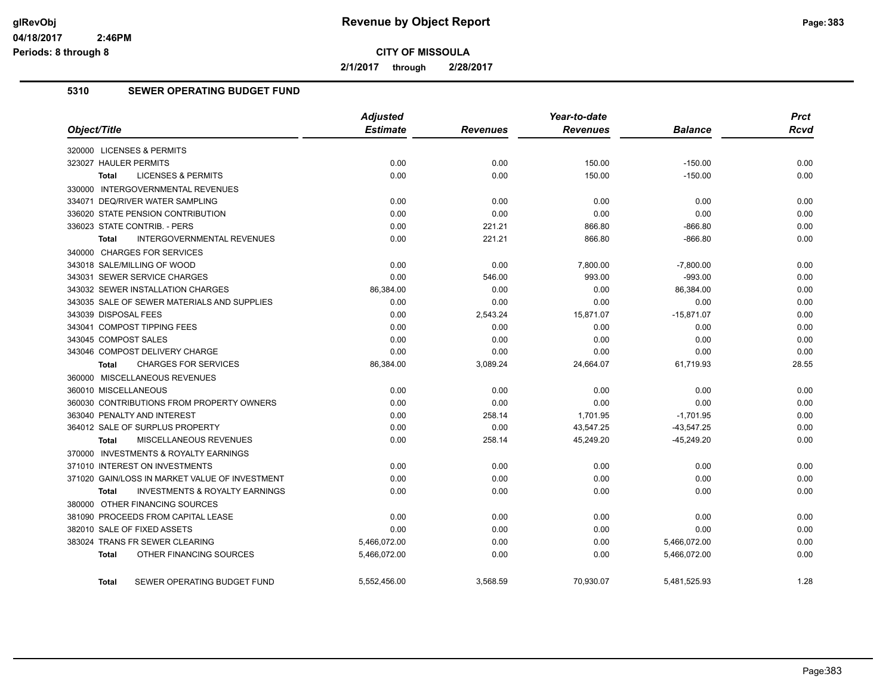# Revenue by Object Report

**CITY OF MISSOULA**

**2/1/2017 through 2/28/2017**

glRevObj
04/18/2017 2:46PM
Periods: 8 through 8

## 5310 SEWER OPERATING BUDGET FUND

| Object/Title | Adjusted Estimate | Revenues | Year-to-date Revenues | Balance | Prct Rcvd |
|---|---|---|---|---|---|
| 320000 LICENSES & PERMITS | | | | | |
| 323027 HAULER PERMITS | 0.00 | 0.00 | 150.00 | -150.00 | 0.00 |
| **Total** LICENSES & PERMITS | 0.00 | 0.00 | 150.00 | -150.00 | 0.00 |
| 330000 INTERGOVERNMENTAL REVENUES | | | | | |
| 334071 DEQ/RIVER WATER SAMPLING | 0.00 | 0.00 | 0.00 | 0.00 | 0.00 |
| 336020 STATE PENSION CONTRIBUTION | 0.00 | 0.00 | 0.00 | 0.00 | 0.00 |
| 336023 STATE CONTRIB. - PERS | 0.00 | 221.21 | 866.80 | -866.80 | 0.00 |
| **Total** INTERGOVERNMENTAL REVENUES | 0.00 | 221.21 | 866.80 | -866.80 | 0.00 |
| 340000 CHARGES FOR SERVICES | | | | | |
| 343018 SALE/MILLING OF WOOD | 0.00 | 0.00 | 7,800.00 | -7,800.00 | 0.00 |
| 343031 SEWER SERVICE CHARGES | 0.00 | 546.00 | 993.00 | -993.00 | 0.00 |
| 343032 SEWER INSTALLATION CHARGES | 86,384.00 | 0.00 | 0.00 | 86,384.00 | 0.00 |
| 343035 SALE OF SEWER MATERIALS AND SUPPLIES | 0.00 | 0.00 | 0.00 | 0.00 | 0.00 |
| 343039 DISPOSAL FEES | 0.00 | 2,543.24 | 15,871.07 | -15,871.07 | 0.00 |
| 343041 COMPOST TIPPING FEES | 0.00 | 0.00 | 0.00 | 0.00 | 0.00 |
| 343045 COMPOST SALES | 0.00 | 0.00 | 0.00 | 0.00 | 0.00 |
| 343046 COMPOST DELIVERY CHARGE | 0.00 | 0.00 | 0.00 | 0.00 | 0.00 |
| **Total** CHARGES FOR SERVICES | 86,384.00 | 3,089.24 | 24,664.07 | 61,719.93 | 28.55 |
| 360000 MISCELLANEOUS REVENUES | | | | | |
| 360010 MISCELLANEOUS | 0.00 | 0.00 | 0.00 | 0.00 | 0.00 |
| 360030 CONTRIBUTIONS FROM PROPERTY OWNERS | 0.00 | 0.00 | 0.00 | 0.00 | 0.00 |
| 363040 PENALTY AND INTEREST | 0.00 | 258.14 | 1,701.95 | -1,701.95 | 0.00 |
| 364012 SALE OF SURPLUS PROPERTY | 0.00 | 0.00 | 43,547.25 | -43,547.25 | 0.00 |
| **Total** MISCELLANEOUS REVENUES | 0.00 | 258.14 | 45,249.20 | -45,249.20 | 0.00 |
| 370000 INVESTMENTS & ROYALTY EARNINGS | | | | | |
| 371010 INTEREST ON INVESTMENTS | 0.00 | 0.00 | 0.00 | 0.00 | 0.00 |
| 371020 GAIN/LOSS IN MARKET VALUE OF INVESTMENT | 0.00 | 0.00 | 0.00 | 0.00 | 0.00 |
| **Total** INVESTMENTS & ROYALTY EARNINGS | 0.00 | 0.00 | 0.00 | 0.00 | 0.00 |
| 380000 OTHER FINANCING SOURCES | | | | | |
| 381090 PROCEEDS FROM CAPITAL LEASE | 0.00 | 0.00 | 0.00 | 0.00 | 0.00 |
| 382010 SALE OF FIXED ASSETS | 0.00 | 0.00 | 0.00 | 0.00 | 0.00 |
| 383024 TRANS FR SEWER CLEARING | 5,466,072.00 | 0.00 | 0.00 | 5,466,072.00 | 0.00 |
| **Total** OTHER FINANCING SOURCES | 5,466,072.00 | 0.00 | 0.00 | 5,466,072.00 | 0.00 |
| **Total** SEWER OPERATING BUDGET FUND | 5,552,456.00 | 3,568.59 | 70,930.07 | 5,481,525.93 | 1.28 |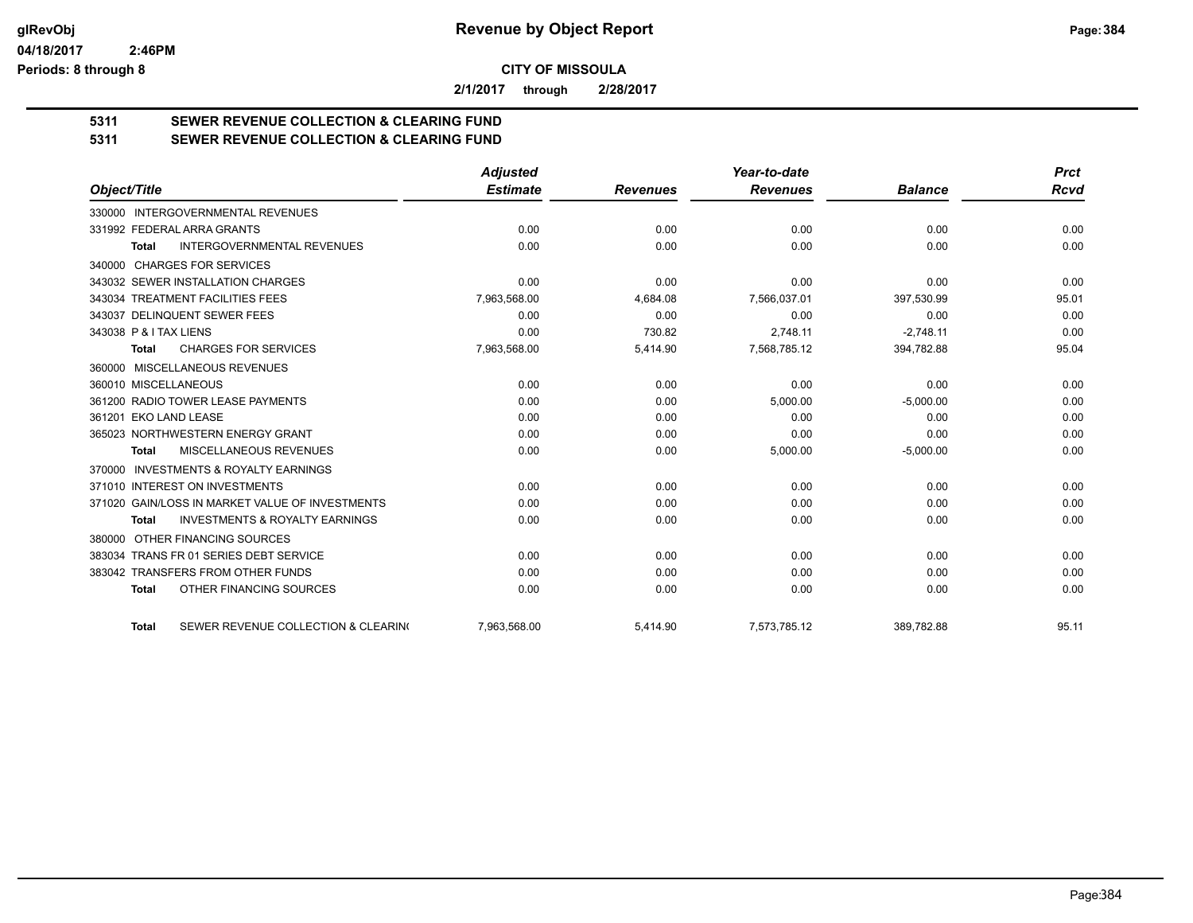**Revenue by Object Report**

**CITY OF MISSOULA**

**2/1/2017 through 2/28/2017**

glRevObj
04/18/2017 2:46PM
Periods: 8 through 8

## 5311 SEWER REVENUE COLLECTION & CLEARING FUND
## 5311 SEWER REVENUE COLLECTION & CLEARING FUND

| Object/Title | Adjusted Estimate | Revenues | Year-to-date Revenues | Balance | Prct Rcvd |
|---|---|---|---|---|---|
| 330000 INTERGOVERNMENTAL REVENUES | | | | | |
| 331992 FEDERAL ARRA GRANTS | 0.00 | 0.00 | 0.00 | 0.00 | 0.00 |
| **Total** INTERGOVERNMENTAL REVENUES | 0.00 | 0.00 | 0.00 | 0.00 | 0.00 |
| 340000 CHARGES FOR SERVICES | | | | | |
| 343032 SEWER INSTALLATION CHARGES | 0.00 | 0.00 | 0.00 | 0.00 | 0.00 |
| 343034 TREATMENT FACILITIES FEES | 7,963,568.00 | 4,684.08 | 7,566,037.01 | 397,530.99 | 95.01 |
| 343037 DELINQUENT SEWER FEES | 0.00 | 0.00 | 0.00 | 0.00 | 0.00 |
| 343038 P & I TAX LIENS | 0.00 | 730.82 | 2,748.11 | -2,748.11 | 0.00 |
| **Total** CHARGES FOR SERVICES | 7,963,568.00 | 5,414.90 | 7,568,785.12 | 394,782.88 | 95.04 |
| 360000 MISCELLANEOUS REVENUES | | | | | |
| 360010 MISCELLANEOUS | 0.00 | 0.00 | 0.00 | 0.00 | 0.00 |
| 361200 RADIO TOWER LEASE PAYMENTS | 0.00 | 0.00 | 5,000.00 | -5,000.00 | 0.00 |
| 361201 EKO LAND LEASE | 0.00 | 0.00 | 0.00 | 0.00 | 0.00 |
| 365023 NORTHWESTERN ENERGY GRANT | 0.00 | 0.00 | 0.00 | 0.00 | 0.00 |
| **Total** MISCELLANEOUS REVENUES | 0.00 | 0.00 | 5,000.00 | -5,000.00 | 0.00 |
| 370000 INVESTMENTS & ROYALTY EARNINGS | | | | | |
| 371010 INTEREST ON INVESTMENTS | 0.00 | 0.00 | 0.00 | 0.00 | 0.00 |
| 371020 GAIN/LOSS IN MARKET VALUE OF INVESTMENTS | 0.00 | 0.00 | 0.00 | 0.00 | 0.00 |
| **Total** INVESTMENTS & ROYALTY EARNINGS | 0.00 | 0.00 | 0.00 | 0.00 | 0.00 |
| 380000 OTHER FINANCING SOURCES | | | | | |
| 383034 TRANS FR 01 SERIES DEBT SERVICE | 0.00 | 0.00 | 0.00 | 0.00 | 0.00 |
| 383042 TRANSFERS FROM OTHER FUNDS | 0.00 | 0.00 | 0.00 | 0.00 | 0.00 |
| **Total** OTHER FINANCING SOURCES | 0.00 | 0.00 | 0.00 | 0.00 | 0.00 |
| **Total** SEWER REVENUE COLLECTION & CLEARING | 7,963,568.00 | 5,414.90 | 7,573,785.12 | 389,782.88 | 95.11 |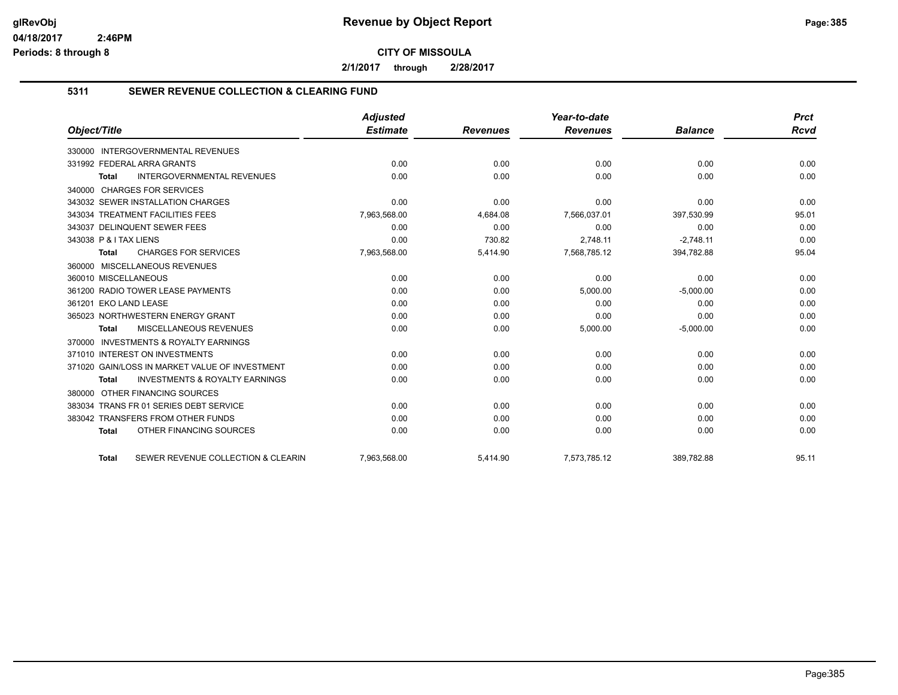# Revenue by Object Report

**CITY OF MISSOULA**

**2/1/2017 through 2/28/2017**

glRevObj
04/18/2017 2:46PM
Periods: 8 through 8

## 5311 SEWER REVENUE COLLECTION & CLEARING FUND

| Object/Title | Adjusted Estimate | Revenues | Year-to-date Revenues | Balance | Prct Rcvd |
|---|---|---|---|---|---|
| 330000 INTERGOVERNMENTAL REVENUES | | | | | |
| 331992 FEDERAL ARRA GRANTS | 0.00 | 0.00 | 0.00 | 0.00 | 0.00 |
| **Total** INTERGOVERNMENTAL REVENUES | 0.00 | 0.00 | 0.00 | 0.00 | 0.00 |
| 340000 CHARGES FOR SERVICES | | | | | |
| 343032 SEWER INSTALLATION CHARGES | 0.00 | 0.00 | 0.00 | 0.00 | 0.00 |
| 343034 TREATMENT FACILITIES FEES | 7,963,568.00 | 4,684.08 | 7,566,037.01 | 397,530.99 | 95.01 |
| 343037 DELINQUENT SEWER FEES | 0.00 | 0.00 | 0.00 | 0.00 | 0.00 |
| 343038 P & I TAX LIENS | 0.00 | 730.82 | 2,748.11 | -2,748.11 | 0.00 |
| **Total** CHARGES FOR SERVICES | 7,963,568.00 | 5,414.90 | 7,568,785.12 | 394,782.88 | 95.04 |
| 360000 MISCELLANEOUS REVENUES | | | | | |
| 360010 MISCELLANEOUS | 0.00 | 0.00 | 0.00 | 0.00 | 0.00 |
| 361200 RADIO TOWER LEASE PAYMENTS | 0.00 | 0.00 | 5,000.00 | -5,000.00 | 0.00 |
| 361201 EKO LAND LEASE | 0.00 | 0.00 | 0.00 | 0.00 | 0.00 |
| 365023 NORTHWESTERN ENERGY GRANT | 0.00 | 0.00 | 0.00 | 0.00 | 0.00 |
| **Total** MISCELLANEOUS REVENUES | 0.00 | 0.00 | 5,000.00 | -5,000.00 | 0.00 |
| 370000 INVESTMENTS & ROYALTY EARNINGS | | | | | |
| 371010 INTEREST ON INVESTMENTS | 0.00 | 0.00 | 0.00 | 0.00 | 0.00 |
| 371020 GAIN/LOSS IN MARKET VALUE OF INVESTMENT | 0.00 | 0.00 | 0.00 | 0.00 | 0.00 |
| **Total** INVESTMENTS & ROYALTY EARNINGS | 0.00 | 0.00 | 0.00 | 0.00 | 0.00 |
| 380000 OTHER FINANCING SOURCES | | | | | |
| 383034 TRANS FR 01 SERIES DEBT SERVICE | 0.00 | 0.00 | 0.00 | 0.00 | 0.00 |
| 383042 TRANSFERS FROM OTHER FUNDS | 0.00 | 0.00 | 0.00 | 0.00 | 0.00 |
| **Total** OTHER FINANCING SOURCES | 0.00 | 0.00 | 0.00 | 0.00 | 0.00 |
| **Total** SEWER REVENUE COLLECTION & CLEARIN | 7,963,568.00 | 5,414.90 | 7,573,785.12 | 389,782.88 | 95.11 |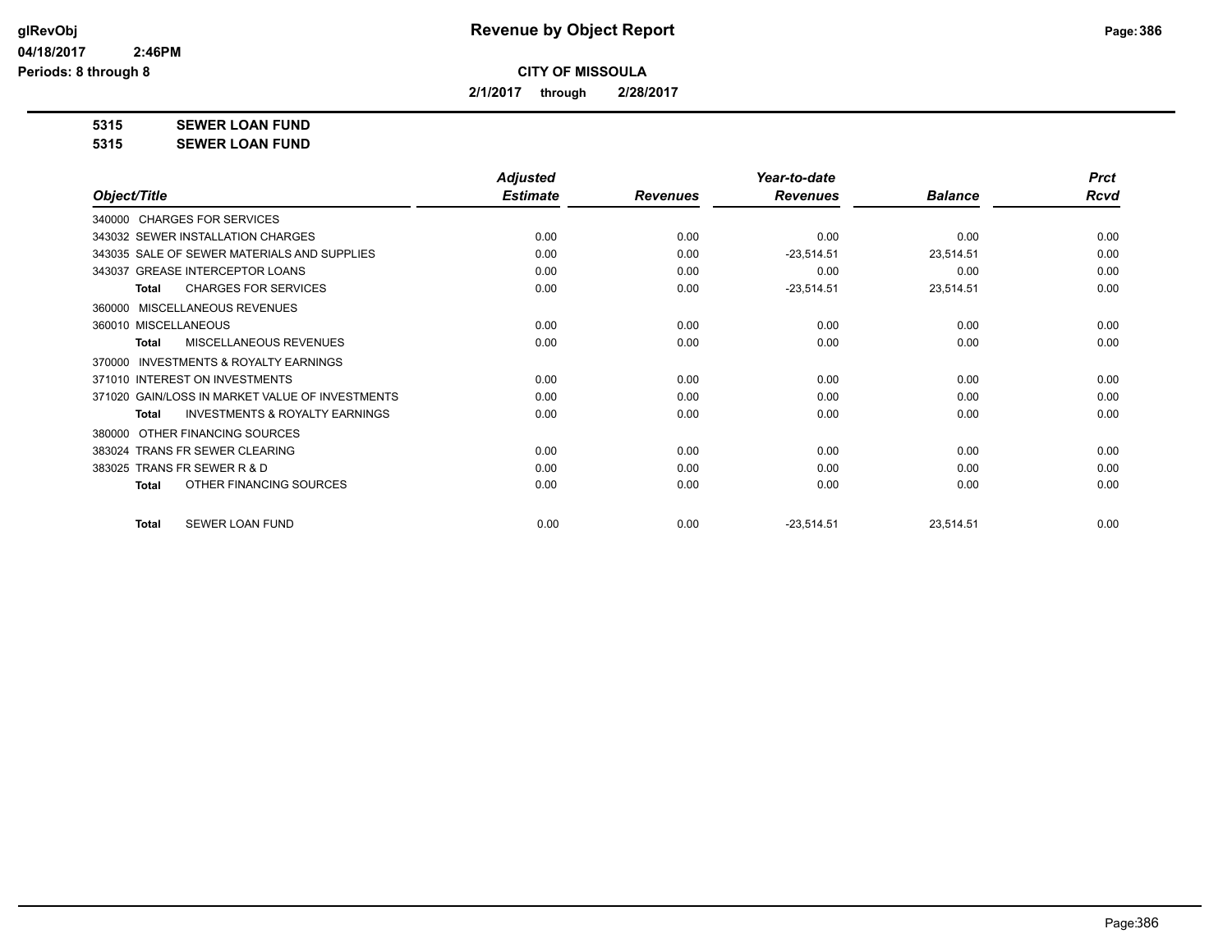# Revenue by Object Report

**CITY OF MISSOULA**

**2/1/2017 through 2/28/2017**

glRevObj
04/18/2017 2:46PM
Periods: 8 through 8

**5315 SEWER LOAN FUND**
**5315 SEWER LOAN FUND**

| Object/Title | Adjusted Estimate | Revenues | Year-to-date Revenues | Balance | Prct Rcvd |
|---|---|---|---|---|---|
| 340000 CHARGES FOR SERVICES | | | | | |
| 343032 SEWER INSTALLATION CHARGES | 0.00 | 0.00 | 0.00 | 0.00 | 0.00 |
| 343035 SALE OF SEWER MATERIALS AND SUPPLIES | 0.00 | 0.00 | -23,514.51 | 23,514.51 | 0.00 |
| 343037 GREASE INTERCEPTOR LOANS | 0.00 | 0.00 | 0.00 | 0.00 | 0.00 |
| **Total** CHARGES FOR SERVICES | 0.00 | 0.00 | -23,514.51 | 23,514.51 | 0.00 |
| 360000 MISCELLANEOUS REVENUES | | | | | |
| 360010 MISCELLANEOUS | 0.00 | 0.00 | 0.00 | 0.00 | 0.00 |
| **Total** MISCELLANEOUS REVENUES | 0.00 | 0.00 | 0.00 | 0.00 | 0.00 |
| 370000 INVESTMENTS & ROYALTY EARNINGS | | | | | |
| 371010 INTEREST ON INVESTMENTS | 0.00 | 0.00 | 0.00 | 0.00 | 0.00 |
| 371020 GAIN/LOSS IN MARKET VALUE OF INVESTMENTS | 0.00 | 0.00 | 0.00 | 0.00 | 0.00 |
| **Total** INVESTMENTS & ROYALTY EARNINGS | 0.00 | 0.00 | 0.00 | 0.00 | 0.00 |
| 380000 OTHER FINANCING SOURCES | | | | | |
| 383024 TRANS FR SEWER CLEARING | 0.00 | 0.00 | 0.00 | 0.00 | 0.00 |
| 383025 TRANS FR SEWER R & D | 0.00 | 0.00 | 0.00 | 0.00 | 0.00 |
| **Total** OTHER FINANCING SOURCES | 0.00 | 0.00 | 0.00 | 0.00 | 0.00 |
| **Total** SEWER LOAN FUND | 0.00 | 0.00 | -23,514.51 | 23,514.51 | 0.00 |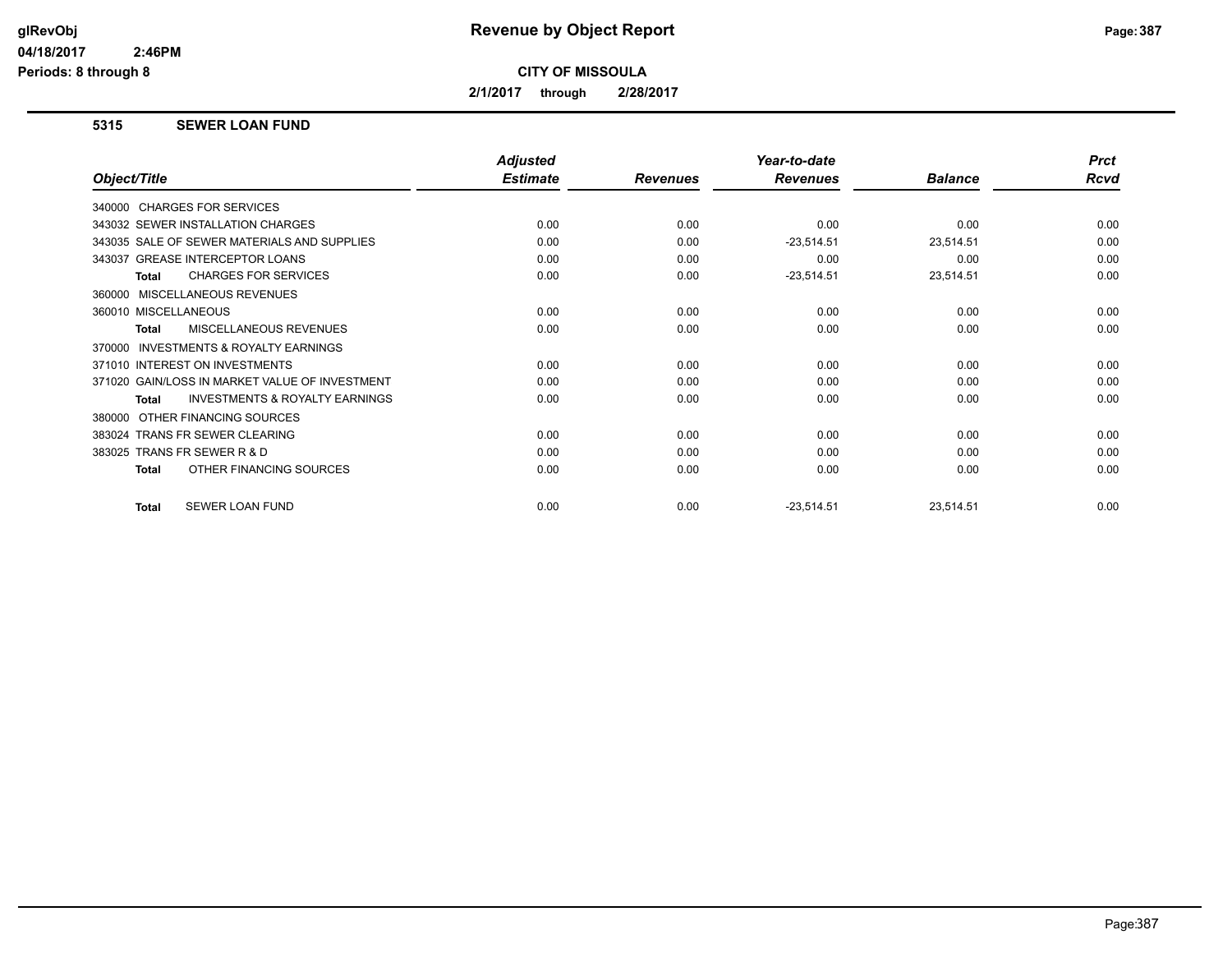# Revenue by Object Report

**CITY OF MISSOULA**

**2/1/2017 through 2/28/2017**

glRevObj
04/18/2017 2:46PM
Periods: 8 through 8

## 5315 SEWER LOAN FUND

| Object/Title | Adjusted Estimate | Revenues | Year-to-date Revenues | Balance | Prct Rcvd |
|---|---|---|---|---|---|
| 340000 CHARGES FOR SERVICES | | | | | |
| 343032 SEWER INSTALLATION CHARGES | 0.00 | 0.00 | 0.00 | 0.00 | 0.00 |
| 343035 SALE OF SEWER MATERIALS AND SUPPLIES | 0.00 | 0.00 | -23,514.51 | 23,514.51 | 0.00 |
| 343037 GREASE INTERCEPTOR LOANS | 0.00 | 0.00 | 0.00 | 0.00 | 0.00 |
| **Total** CHARGES FOR SERVICES | 0.00 | 0.00 | -23,514.51 | 23,514.51 | 0.00 |
| 360000 MISCELLANEOUS REVENUES | | | | | |
| 360010 MISCELLANEOUS | 0.00 | 0.00 | 0.00 | 0.00 | 0.00 |
| **Total** MISCELLANEOUS REVENUES | 0.00 | 0.00 | 0.00 | 0.00 | 0.00 |
| 370000 INVESTMENTS & ROYALTY EARNINGS | | | | | |
| 371010 INTEREST ON INVESTMENTS | 0.00 | 0.00 | 0.00 | 0.00 | 0.00 |
| 371020 GAIN/LOSS IN MARKET VALUE OF INVESTMENT | 0.00 | 0.00 | 0.00 | 0.00 | 0.00 |
| **Total** INVESTMENTS & ROYALTY EARNINGS | 0.00 | 0.00 | 0.00 | 0.00 | 0.00 |
| 380000 OTHER FINANCING SOURCES | | | | | |
| 383024 TRANS FR SEWER CLEARING | 0.00 | 0.00 | 0.00 | 0.00 | 0.00 |
| 383025 TRANS FR SEWER R & D | 0.00 | 0.00 | 0.00 | 0.00 | 0.00 |
| **Total** OTHER FINANCING SOURCES | 0.00 | 0.00 | 0.00 | 0.00 | 0.00 |
| **Total** SEWER LOAN FUND | 0.00 | 0.00 | -23,514.51 | 23,514.51 | 0.00 |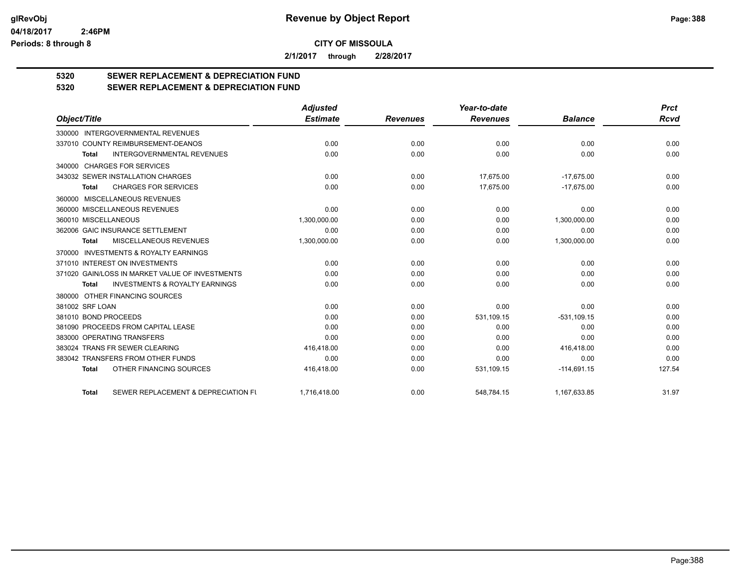# Revenue by Object Report

**CITY OF MISSOULA**

**2/1/2017 through 2/28/2017**

glRevObj
04/18/2017 2:46PM
Periods: 8 through 8

## 5320 SEWER REPLACEMENT & DEPRECIATION FUND
## 5320 SEWER REPLACEMENT & DEPRECIATION FUND

| Object/Title | Adjusted Estimate | Revenues | Year-to-date Revenues | Balance | Prct Rcvd |
|---|---|---|---|---|---|
| 330000 INTERGOVERNMENTAL REVENUES | | | | | |
| 337010 COUNTY REIMBURSEMENT-DEANOS | 0.00 | 0.00 | 0.00 | 0.00 | 0.00 |
| **Total** INTERGOVERNMENTAL REVENUES | 0.00 | 0.00 | 0.00 | 0.00 | 0.00 |
| 340000 CHARGES FOR SERVICES | | | | | |
| 343032 SEWER INSTALLATION CHARGES | 0.00 | 0.00 | 17,675.00 | -17,675.00 | 0.00 |
| **Total** CHARGES FOR SERVICES | 0.00 | 0.00 | 17,675.00 | -17,675.00 | 0.00 |
| 360000 MISCELLANEOUS REVENUES | | | | | |
| 360000 MISCELLANEOUS REVENUES | 0.00 | 0.00 | 0.00 | 0.00 | 0.00 |
| 360010 MISCELLANEOUS | 1,300,000.00 | 0.00 | 0.00 | 1,300,000.00 | 0.00 |
| 362006 GAIC INSURANCE SETTLEMENT | 0.00 | 0.00 | 0.00 | 0.00 | 0.00 |
| **Total** MISCELLANEOUS REVENUES | 1,300,000.00 | 0.00 | 0.00 | 1,300,000.00 | 0.00 |
| 370000 INVESTMENTS & ROYALTY EARNINGS | | | | | |
| 371010 INTEREST ON INVESTMENTS | 0.00 | 0.00 | 0.00 | 0.00 | 0.00 |
| 371020 GAIN/LOSS IN MARKET VALUE OF INVESTMENTS | 0.00 | 0.00 | 0.00 | 0.00 | 0.00 |
| **Total** INVESTMENTS & ROYALTY EARNINGS | 0.00 | 0.00 | 0.00 | 0.00 | 0.00 |
| 380000 OTHER FINANCING SOURCES | | | | | |
| 381002 SRF LOAN | 0.00 | 0.00 | 0.00 | 0.00 | 0.00 |
| 381010 BOND PROCEEDS | 0.00 | 0.00 | 531,109.15 | -531,109.15 | 0.00 |
| 381090 PROCEEDS FROM CAPITAL LEASE | 0.00 | 0.00 | 0.00 | 0.00 | 0.00 |
| 383000 OPERATING TRANSFERS | 0.00 | 0.00 | 0.00 | 0.00 | 0.00 |
| 383024 TRANS FR SEWER CLEARING | 416,418.00 | 0.00 | 0.00 | 416,418.00 | 0.00 |
| 383042 TRANSFERS FROM OTHER FUNDS | 0.00 | 0.00 | 0.00 | 0.00 | 0.00 |
| **Total** OTHER FINANCING SOURCES | 416,418.00 | 0.00 | 531,109.15 | -114,691.15 | 127.54 |
| **Total** SEWER REPLACEMENT & DEPRECIATION FU | 1,716,418.00 | 0.00 | 548,784.15 | 1,167,633.85 | 31.97 |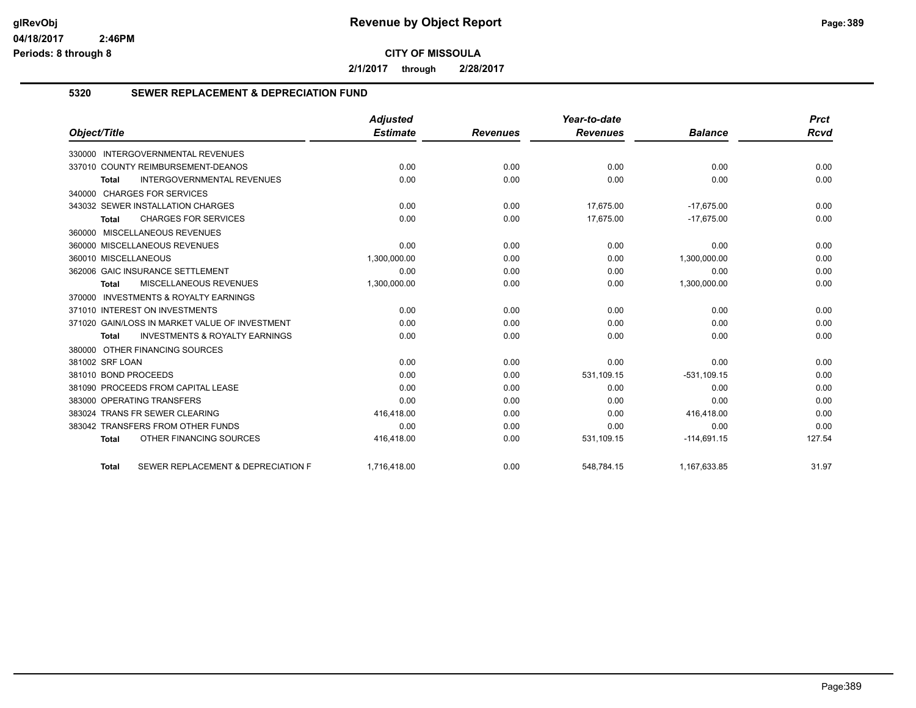**CITY OF MISSOULA**

**2/1/2017 through 2/28/2017**

## 5320 SEWER REPLACEMENT & DEPRECIATION FUND

| Object/Title | Adjusted Estimate | Revenues | Year-to-date Revenues | Balance | Prct Rcvd |
|---|---|---|---|---|---|
| 330000 INTERGOVERNMENTAL REVENUES | | | | | |
| 337010 COUNTY REIMBURSEMENT-DEANOS | 0.00 | 0.00 | 0.00 | 0.00 | 0.00 |
| **Total** INTERGOVERNMENTAL REVENUES | 0.00 | 0.00 | 0.00 | 0.00 | 0.00 |
| 340000 CHARGES FOR SERVICES | | | | | |
| 343032 SEWER INSTALLATION CHARGES | 0.00 | 0.00 | 17,675.00 | -17,675.00 | 0.00 |
| **Total** CHARGES FOR SERVICES | 0.00 | 0.00 | 17,675.00 | -17,675.00 | 0.00 |
| 360000 MISCELLANEOUS REVENUES | | | | | |
| 360000 MISCELLANEOUS REVENUES | 0.00 | 0.00 | 0.00 | 0.00 | 0.00 |
| 360010 MISCELLANEOUS | 1,300,000.00 | 0.00 | 0.00 | 1,300,000.00 | 0.00 |
| 362006 GAIC INSURANCE SETTLEMENT | 0.00 | 0.00 | 0.00 | 0.00 | 0.00 |
| **Total** MISCELLANEOUS REVENUES | 1,300,000.00 | 0.00 | 0.00 | 1,300,000.00 | 0.00 |
| 370000 INVESTMENTS & ROYALTY EARNINGS | | | | | |
| 371010 INTEREST ON INVESTMENTS | 0.00 | 0.00 | 0.00 | 0.00 | 0.00 |
| 371020 GAIN/LOSS IN MARKET VALUE OF INVESTMENT | 0.00 | 0.00 | 0.00 | 0.00 | 0.00 |
| **Total** INVESTMENTS & ROYALTY EARNINGS | 0.00 | 0.00 | 0.00 | 0.00 | 0.00 |
| 380000 OTHER FINANCING SOURCES | | | | | |
| 381002 SRF LOAN | 0.00 | 0.00 | 0.00 | 0.00 | 0.00 |
| 381010 BOND PROCEEDS | 0.00 | 0.00 | 531,109.15 | -531,109.15 | 0.00 |
| 381090 PROCEEDS FROM CAPITAL LEASE | 0.00 | 0.00 | 0.00 | 0.00 | 0.00 |
| 383000 OPERATING TRANSFERS | 0.00 | 0.00 | 0.00 | 0.00 | 0.00 |
| 383024 TRANS FR SEWER CLEARING | 416,418.00 | 0.00 | 0.00 | 416,418.00 | 0.00 |
| 383042 TRANSFERS FROM OTHER FUNDS | 0.00 | 0.00 | 0.00 | 0.00 | 0.00 |
| **Total** OTHER FINANCING SOURCES | 416,418.00 | 0.00 | 531,109.15 | -114,691.15 | 127.54 |
| **Total** SEWER REPLACEMENT & DEPRECIATION F | 1,716,418.00 | 0.00 | 548,784.15 | 1,167,633.85 | 31.97 |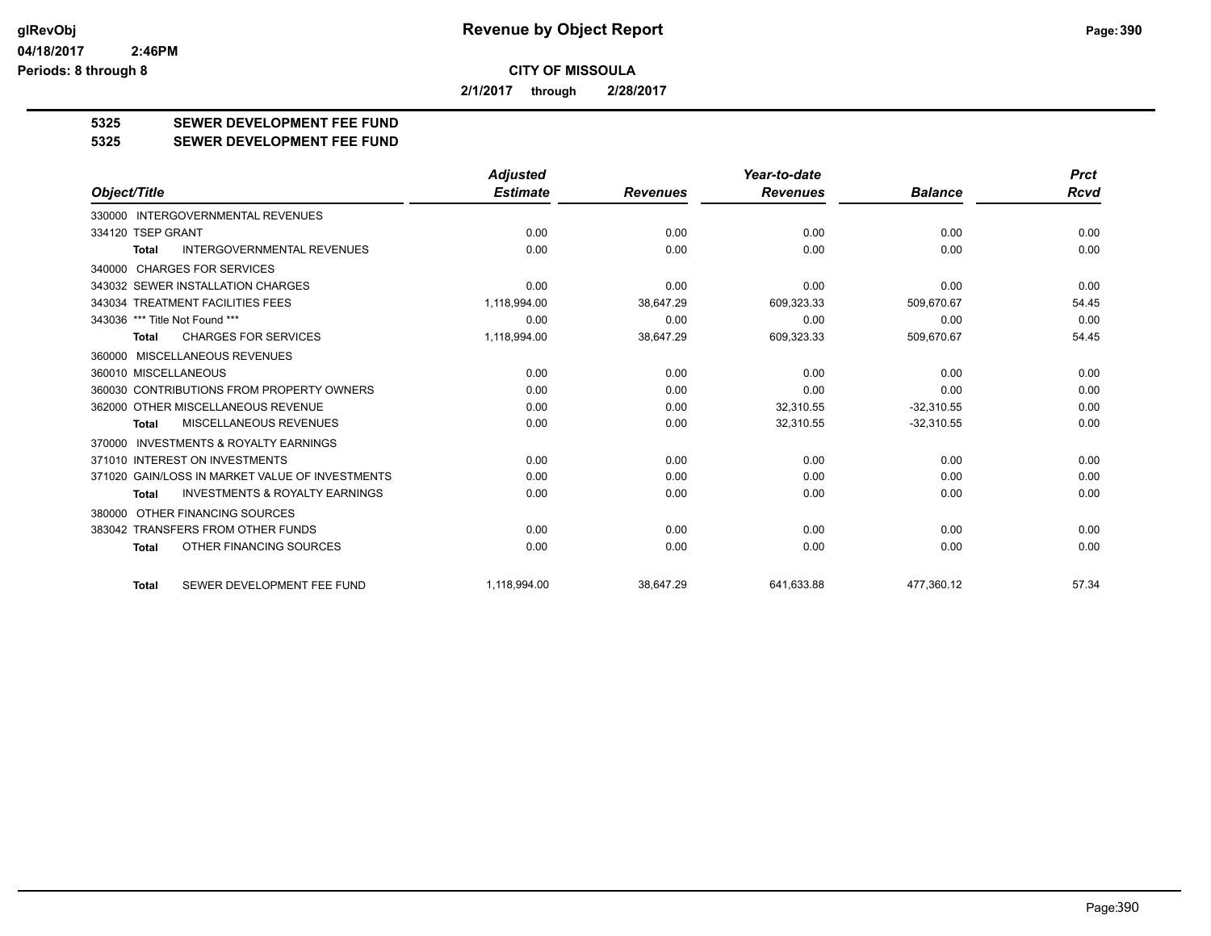**CITY OF MISSOULA**

**2/1/2017 through 2/28/2017**

**5325 SEWER DEVELOPMENT FEE FUND**

**5325 SEWER DEVELOPMENT FEE FUND**

| Object/Title | Adjusted Estimate | Revenues | Year-to-date Revenues | Balance | Prct Rcvd |
|---|---|---|---|---|---|
| 330000 INTERGOVERNMENTAL REVENUES | | | | | |
| 334120 TSEP GRANT | 0.00 | 0.00 | 0.00 | 0.00 | 0.00 |
| **Total** INTERGOVERNMENTAL REVENUES | 0.00 | 0.00 | 0.00 | 0.00 | 0.00 |
| 340000 CHARGES FOR SERVICES | | | | | |
| 343032 SEWER INSTALLATION CHARGES | 0.00 | 0.00 | 0.00 | 0.00 | 0.00 |
| 343034 TREATMENT FACILITIES FEES | 1,118,994.00 | 38,647.29 | 609,323.33 | 509,670.67 | 54.45 |
| 343036 *** Title Not Found *** | 0.00 | 0.00 | 0.00 | 0.00 | 0.00 |
| **Total** CHARGES FOR SERVICES | 1,118,994.00 | 38,647.29 | 609,323.33 | 509,670.67 | 54.45 |
| 360000 MISCELLANEOUS REVENUES | | | | | |
| 360010 MISCELLANEOUS | 0.00 | 0.00 | 0.00 | 0.00 | 0.00 |
| 360030 CONTRIBUTIONS FROM PROPERTY OWNERS | 0.00 | 0.00 | 0.00 | 0.00 | 0.00 |
| 362000 OTHER MISCELLANEOUS REVENUE | 0.00 | 0.00 | 32,310.55 | -32,310.55 | 0.00 |
| **Total** MISCELLANEOUS REVENUES | 0.00 | 0.00 | 32,310.55 | -32,310.55 | 0.00 |
| 370000 INVESTMENTS & ROYALTY EARNINGS | | | | | |
| 371010 INTEREST ON INVESTMENTS | 0.00 | 0.00 | 0.00 | 0.00 | 0.00 |
| 371020 GAIN/LOSS IN MARKET VALUE OF INVESTMENTS | 0.00 | 0.00 | 0.00 | 0.00 | 0.00 |
| **Total** INVESTMENTS & ROYALTY EARNINGS | 0.00 | 0.00 | 0.00 | 0.00 | 0.00 |
| 380000 OTHER FINANCING SOURCES | | | | | |
| 383042 TRANSFERS FROM OTHER FUNDS | 0.00 | 0.00 | 0.00 | 0.00 | 0.00 |
| **Total** OTHER FINANCING SOURCES | 0.00 | 0.00 | 0.00 | 0.00 | 0.00 |
| **Total** SEWER DEVELOPMENT FEE FUND | 1,118,994.00 | 38,647.29 | 641,633.88 | 477,360.12 | 57.34 |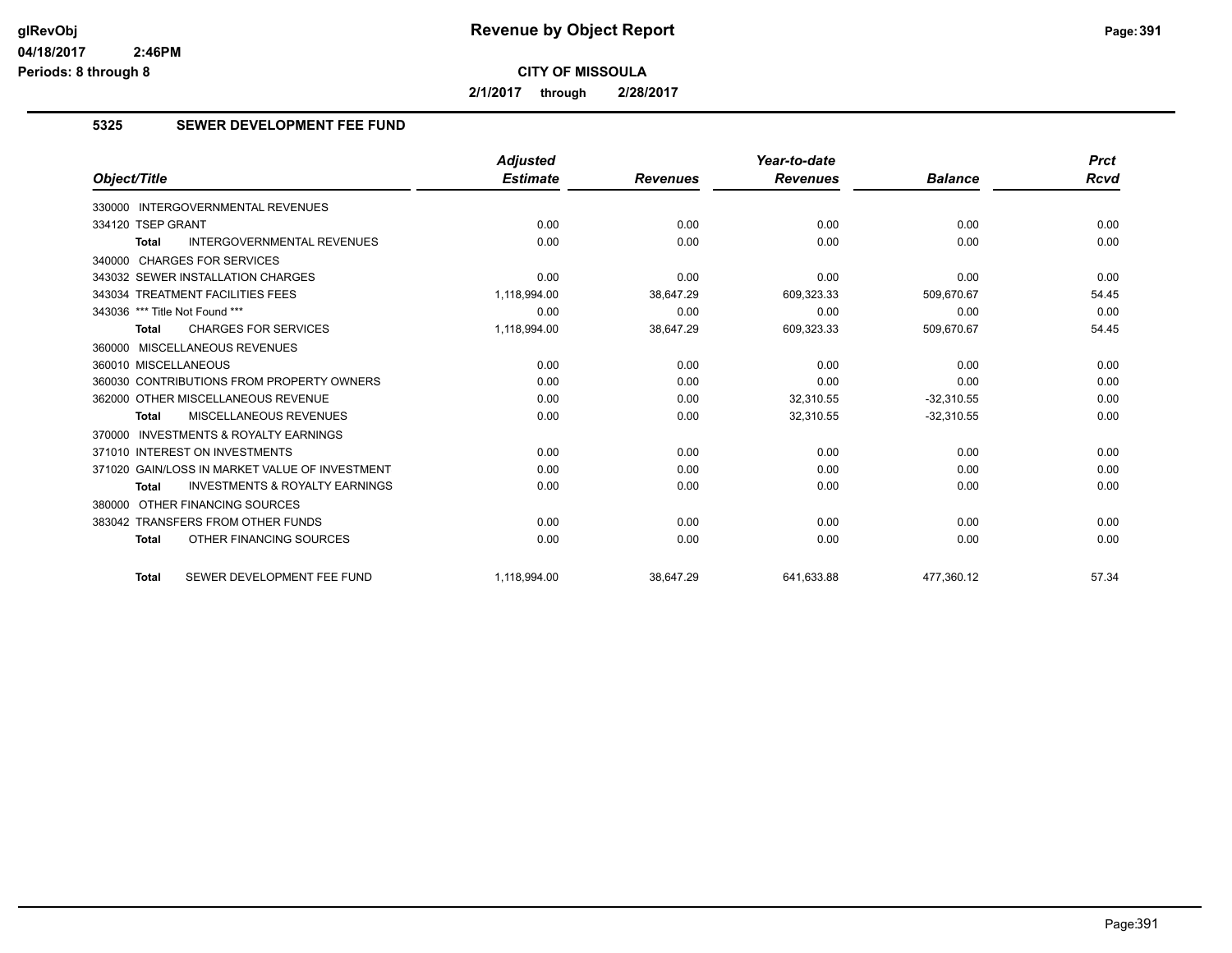# Revenue by Object Report

**CITY OF MISSOULA**

**2/1/2017 through 2/28/2017**

## 5325 SEWER DEVELOPMENT FEE FUND

| Object/Title | Adjusted Estimate | Revenues | Year-to-date Revenues | Balance | Prct Rcvd |
|---|---|---|---|---|---|
| 330000 INTERGOVERNMENTAL REVENUES | | | | | |
| 334120 TSEP GRANT | 0.00 | 0.00 | 0.00 | 0.00 | 0.00 |
| **Total** INTERGOVERNMENTAL REVENUES | 0.00 | 0.00 | 0.00 | 0.00 | 0.00 |
| 340000 CHARGES FOR SERVICES | | | | | |
| 343032 SEWER INSTALLATION CHARGES | 0.00 | 0.00 | 0.00 | 0.00 | 0.00 |
| 343034 TREATMENT FACILITIES FEES | 1,118,994.00 | 38,647.29 | 609,323.33 | 509,670.67 | 54.45 |
| 343036 *** Title Not Found *** | 0.00 | 0.00 | 0.00 | 0.00 | 0.00 |
| **Total** CHARGES FOR SERVICES | 1,118,994.00 | 38,647.29 | 609,323.33 | 509,670.67 | 54.45 |
| 360000 MISCELLANEOUS REVENUES | | | | | |
| 360010 MISCELLANEOUS | 0.00 | 0.00 | 0.00 | 0.00 | 0.00 |
| 360030 CONTRIBUTIONS FROM PROPERTY OWNERS | 0.00 | 0.00 | 0.00 | 0.00 | 0.00 |
| 362000 OTHER MISCELLANEOUS REVENUE | 0.00 | 0.00 | 32,310.55 | -32,310.55 | 0.00 |
| **Total** MISCELLANEOUS REVENUES | 0.00 | 0.00 | 32,310.55 | -32,310.55 | 0.00 |
| 370000 INVESTMENTS & ROYALTY EARNINGS | | | | | |
| 371010 INTEREST ON INVESTMENTS | 0.00 | 0.00 | 0.00 | 0.00 | 0.00 |
| 371020 GAIN/LOSS IN MARKET VALUE OF INVESTMENT | 0.00 | 0.00 | 0.00 | 0.00 | 0.00 |
| **Total** INVESTMENTS & ROYALTY EARNINGS | 0.00 | 0.00 | 0.00 | 0.00 | 0.00 |
| 380000 OTHER FINANCING SOURCES | | | | | |
| 383042 TRANSFERS FROM OTHER FUNDS | 0.00 | 0.00 | 0.00 | 0.00 | 0.00 |
| **Total** OTHER FINANCING SOURCES | 0.00 | 0.00 | 0.00 | 0.00 | 0.00 |
| **Total** SEWER DEVELOPMENT FEE FUND | 1,118,994.00 | 38,647.29 | 641,633.88 | 477,360.12 | 57.34 |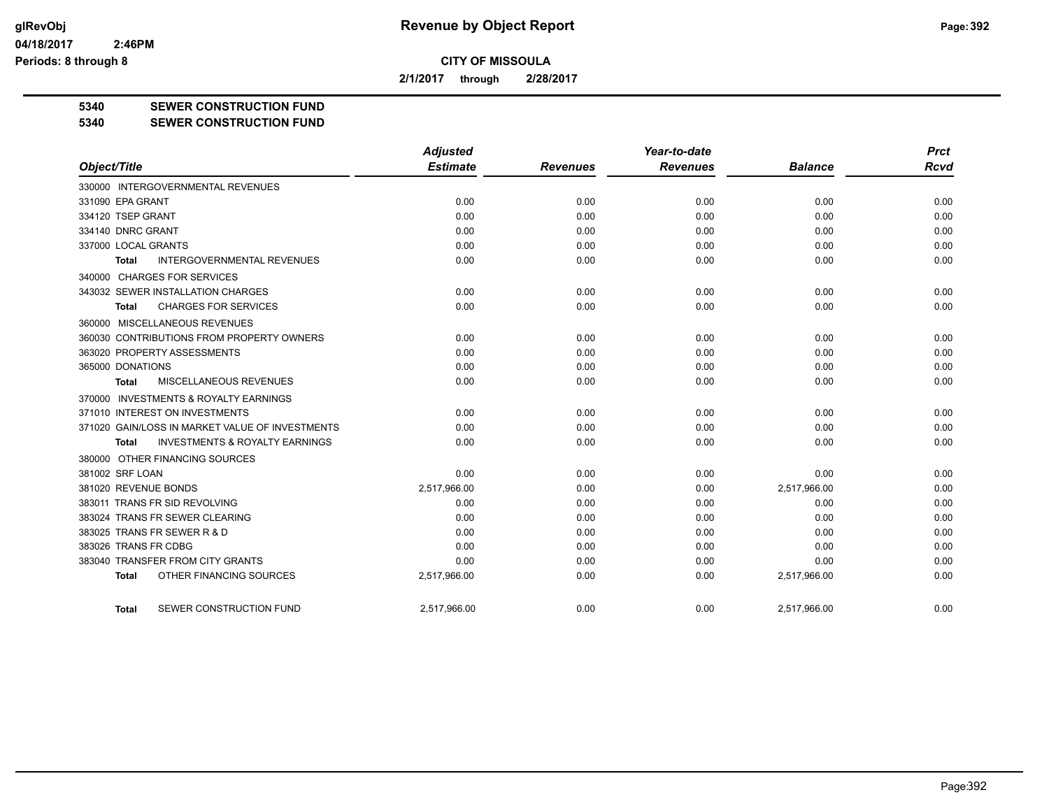# Revenue by Object Report

glRevObj
04/18/2017 2:46PM
Periods: 8 through 8

**CITY OF MISSOULA**

**2/1/2017 through 2/28/2017**

**5340 SEWER CONSTRUCTION FUND**
**5340 SEWER CONSTRUCTION FUND**

| Object/Title | Adjusted Estimate | Revenues | Year-to-date Revenues | Balance | Prct Rcvd |
|---|---|---|---|---|---|
| 330000 INTERGOVERNMENTAL REVENUES | | | | | |
| 331090 EPA GRANT | 0.00 | 0.00 | 0.00 | 0.00 | 0.00 |
| 334120 TSEP GRANT | 0.00 | 0.00 | 0.00 | 0.00 | 0.00 |
| 334140 DNRC GRANT | 0.00 | 0.00 | 0.00 | 0.00 | 0.00 |
| 337000 LOCAL GRANTS | 0.00 | 0.00 | 0.00 | 0.00 | 0.00 |
| **Total** INTERGOVERNMENTAL REVENUES | 0.00 | 0.00 | 0.00 | 0.00 | 0.00 |
| 340000 CHARGES FOR SERVICES | | | | | |
| 343032 SEWER INSTALLATION CHARGES | 0.00 | 0.00 | 0.00 | 0.00 | 0.00 |
| **Total** CHARGES FOR SERVICES | 0.00 | 0.00 | 0.00 | 0.00 | 0.00 |
| 360000 MISCELLANEOUS REVENUES | | | | | |
| 360030 CONTRIBUTIONS FROM PROPERTY OWNERS | 0.00 | 0.00 | 0.00 | 0.00 | 0.00 |
| 363020 PROPERTY ASSESSMENTS | 0.00 | 0.00 | 0.00 | 0.00 | 0.00 |
| 365000 DONATIONS | 0.00 | 0.00 | 0.00 | 0.00 | 0.00 |
| **Total** MISCELLANEOUS REVENUES | 0.00 | 0.00 | 0.00 | 0.00 | 0.00 |
| 370000 INVESTMENTS & ROYALTY EARNINGS | | | | | |
| 371010 INTEREST ON INVESTMENTS | 0.00 | 0.00 | 0.00 | 0.00 | 0.00 |
| 371020 GAIN/LOSS IN MARKET VALUE OF INVESTMENTS | 0.00 | 0.00 | 0.00 | 0.00 | 0.00 |
| **Total** INVESTMENTS & ROYALTY EARNINGS | 0.00 | 0.00 | 0.00 | 0.00 | 0.00 |
| 380000 OTHER FINANCING SOURCES | | | | | |
| 381002 SRF LOAN | 0.00 | 0.00 | 0.00 | 0.00 | 0.00 |
| 381020 REVENUE BONDS | 2,517,966.00 | 0.00 | 0.00 | 2,517,966.00 | 0.00 |
| 383011 TRANS FR SID REVOLVING | 0.00 | 0.00 | 0.00 | 0.00 | 0.00 |
| 383024 TRANS FR SEWER CLEARING | 0.00 | 0.00 | 0.00 | 0.00 | 0.00 |
| 383025 TRANS FR SEWER R & D | 0.00 | 0.00 | 0.00 | 0.00 | 0.00 |
| 383026 TRANS FR CDBG | 0.00 | 0.00 | 0.00 | 0.00 | 0.00 |
| 383040 TRANSFER FROM CITY GRANTS | 0.00 | 0.00 | 0.00 | 0.00 | 0.00 |
| **Total** OTHER FINANCING SOURCES | 2,517,966.00 | 0.00 | 0.00 | 2,517,966.00 | 0.00 |
| **Total** SEWER CONSTRUCTION FUND | 2,517,966.00 | 0.00 | 0.00 | 2,517,966.00 | 0.00 |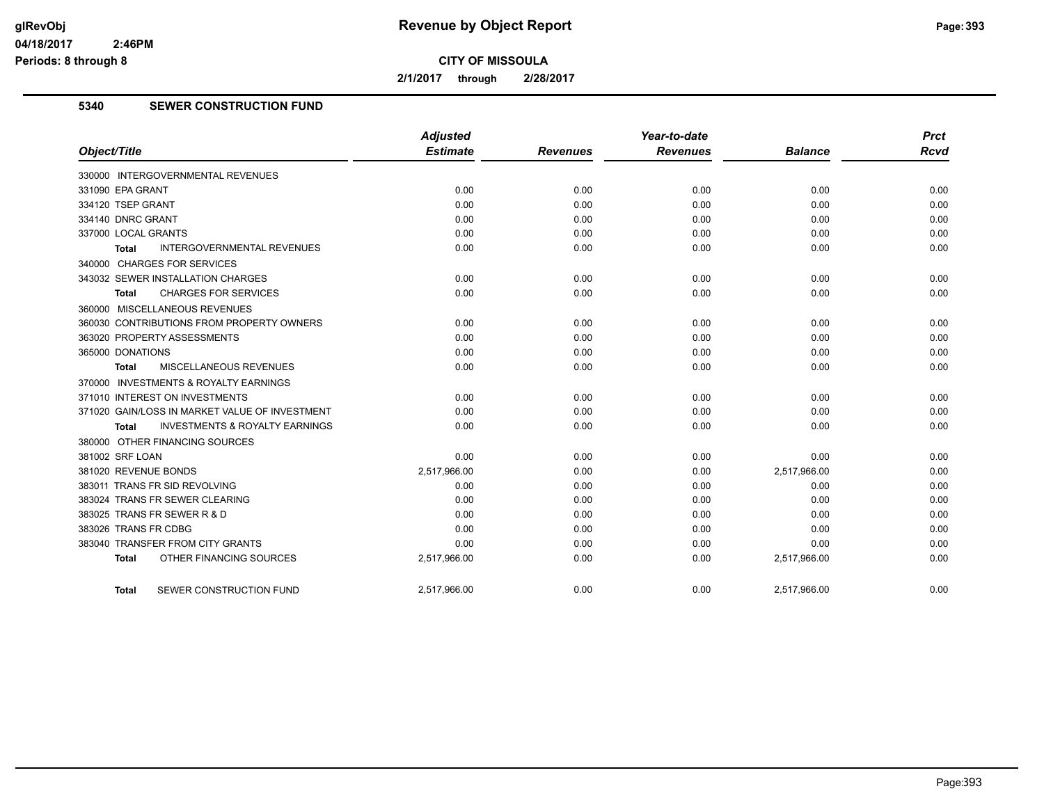# Revenue by Object Report

**CITY OF MISSOULA**

**2/1/2017 through 2/28/2017**

glRevObj
04/18/2017 2:46PM
Periods: 8 through 8

## 5340 SEWER CONSTRUCTION FUND

| Object/Title | Adjusted Estimate | Revenues | Year-to-date Revenues | Balance | Prct Rcvd |
|---|---|---|---|---|---|
| 330000 INTERGOVERNMENTAL REVENUES | | | | | |
| 331090 EPA GRANT | 0.00 | 0.00 | 0.00 | 0.00 | 0.00 |
| 334120 TSEP GRANT | 0.00 | 0.00 | 0.00 | 0.00 | 0.00 |
| 334140 DNRC GRANT | 0.00 | 0.00 | 0.00 | 0.00 | 0.00 |
| 337000 LOCAL GRANTS | 0.00 | 0.00 | 0.00 | 0.00 | 0.00 |
| **Total** INTERGOVERNMENTAL REVENUES | 0.00 | 0.00 | 0.00 | 0.00 | 0.00 |
| 340000 CHARGES FOR SERVICES | | | | | |
| 343032 SEWER INSTALLATION CHARGES | 0.00 | 0.00 | 0.00 | 0.00 | 0.00 |
| **Total** CHARGES FOR SERVICES | 0.00 | 0.00 | 0.00 | 0.00 | 0.00 |
| 360000 MISCELLANEOUS REVENUES | | | | | |
| 360030 CONTRIBUTIONS FROM PROPERTY OWNERS | 0.00 | 0.00 | 0.00 | 0.00 | 0.00 |
| 363020 PROPERTY ASSESSMENTS | 0.00 | 0.00 | 0.00 | 0.00 | 0.00 |
| 365000 DONATIONS | 0.00 | 0.00 | 0.00 | 0.00 | 0.00 |
| **Total** MISCELLANEOUS REVENUES | 0.00 | 0.00 | 0.00 | 0.00 | 0.00 |
| 370000 INVESTMENTS & ROYALTY EARNINGS | | | | | |
| 371010 INTEREST ON INVESTMENTS | 0.00 | 0.00 | 0.00 | 0.00 | 0.00 |
| 371020 GAIN/LOSS IN MARKET VALUE OF INVESTMENT | 0.00 | 0.00 | 0.00 | 0.00 | 0.00 |
| **Total** INVESTMENTS & ROYALTY EARNINGS | 0.00 | 0.00 | 0.00 | 0.00 | 0.00 |
| 380000 OTHER FINANCING SOURCES | | | | | |
| 381002 SRF LOAN | 0.00 | 0.00 | 0.00 | 0.00 | 0.00 |
| 381020 REVENUE BONDS | 2,517,966.00 | 0.00 | 0.00 | 2,517,966.00 | 0.00 |
| 383011 TRANS FR SID REVOLVING | 0.00 | 0.00 | 0.00 | 0.00 | 0.00 |
| 383024 TRANS FR SEWER CLEARING | 0.00 | 0.00 | 0.00 | 0.00 | 0.00 |
| 383025 TRANS FR SEWER R & D | 0.00 | 0.00 | 0.00 | 0.00 | 0.00 |
| 383026 TRANS FR CDBG | 0.00 | 0.00 | 0.00 | 0.00 | 0.00 |
| 383040 TRANSFER FROM CITY GRANTS | 0.00 | 0.00 | 0.00 | 0.00 | 0.00 |
| **Total** OTHER FINANCING SOURCES | 2,517,966.00 | 0.00 | 0.00 | 2,517,966.00 | 0.00 |
| **Total** SEWER CONSTRUCTION FUND | 2,517,966.00 | 0.00 | 0.00 | 2,517,966.00 | 0.00 |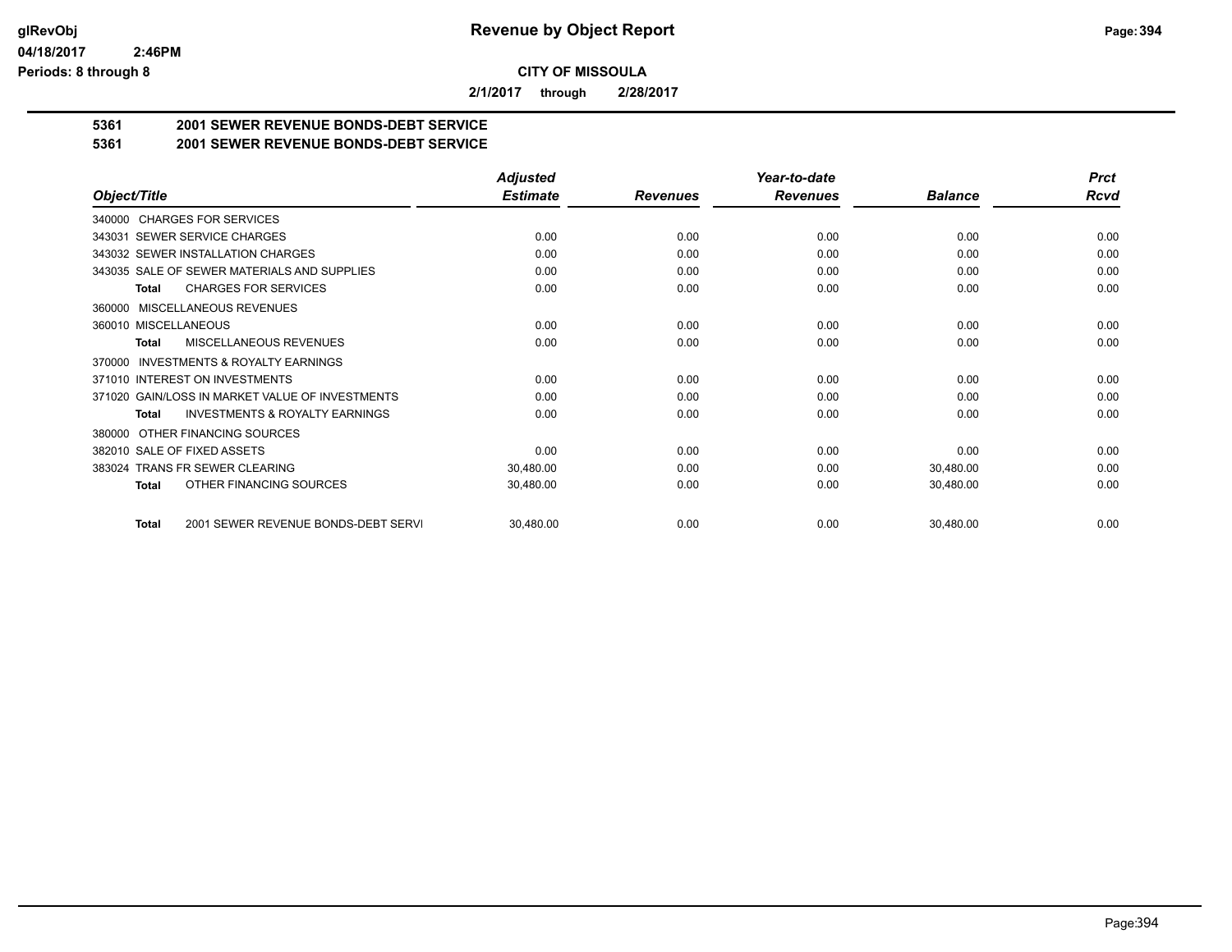# Revenue by Object Report

**CITY OF MISSOULA**

**2/1/2017 through 2/28/2017**

## 5361 2001 SEWER REVENUE BONDS-DEBT SERVICE
## 5361 2001 SEWER REVENUE BONDS-DEBT SERVICE

| Object/Title | Adjusted Estimate | Revenues | Year-to-date Revenues | Balance | Prct Rcvd |
|---|---|---|---|---|---|
| 340000 CHARGES FOR SERVICES | | | | | |
| 343031 SEWER SERVICE CHARGES | 0.00 | 0.00 | 0.00 | 0.00 | 0.00 |
| 343032 SEWER INSTALLATION CHARGES | 0.00 | 0.00 | 0.00 | 0.00 | 0.00 |
| 343035 SALE OF SEWER MATERIALS AND SUPPLIES | 0.00 | 0.00 | 0.00 | 0.00 | 0.00 |
| **Total** CHARGES FOR SERVICES | 0.00 | 0.00 | 0.00 | 0.00 | 0.00 |
| 360000 MISCELLANEOUS REVENUES | | | | | |
| 360010 MISCELLANEOUS | 0.00 | 0.00 | 0.00 | 0.00 | 0.00 |
| **Total** MISCELLANEOUS REVENUES | 0.00 | 0.00 | 0.00 | 0.00 | 0.00 |
| 370000 INVESTMENTS & ROYALTY EARNINGS | | | | | |
| 371010 INTEREST ON INVESTMENTS | 0.00 | 0.00 | 0.00 | 0.00 | 0.00 |
| 371020 GAIN/LOSS IN MARKET VALUE OF INVESTMENTS | 0.00 | 0.00 | 0.00 | 0.00 | 0.00 |
| **Total** INVESTMENTS & ROYALTY EARNINGS | 0.00 | 0.00 | 0.00 | 0.00 | 0.00 |
| 380000 OTHER FINANCING SOURCES | | | | | |
| 382010 SALE OF FIXED ASSETS | 0.00 | 0.00 | 0.00 | 0.00 | 0.00 |
| 383024 TRANS FR SEWER CLEARING | 30,480.00 | 0.00 | 0.00 | 30,480.00 | 0.00 |
| **Total** OTHER FINANCING SOURCES | 30,480.00 | 0.00 | 0.00 | 30,480.00 | 0.00 |
| **Total** 2001 SEWER REVENUE BONDS-DEBT SERVI | 30,480.00 | 0.00 | 0.00 | 30,480.00 | 0.00 |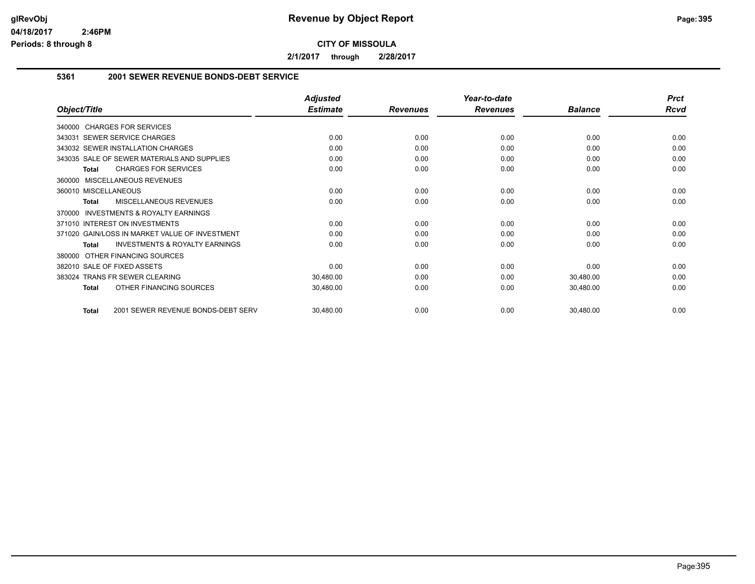# Revenue by Object Report

**CITY OF MISSOULA**

**2/1/2017 through 2/28/2017**

### 5361 2001 SEWER REVENUE BONDS-DEBT SERVICE

| Object/Title | Adjusted Estimate | Revenues | Year-to-date Revenues | Balance | Prct Rcvd |
|---|---|---|---|---|---|
| 340000 CHARGES FOR SERVICES | | | | | |
| 343031 SEWER SERVICE CHARGES | 0.00 | 0.00 | 0.00 | 0.00 | 0.00 |
| 343032 SEWER INSTALLATION CHARGES | 0.00 | 0.00 | 0.00 | 0.00 | 0.00 |
| 343035 SALE OF SEWER MATERIALS AND SUPPLIES | 0.00 | 0.00 | 0.00 | 0.00 | 0.00 |
| **Total** CHARGES FOR SERVICES | 0.00 | 0.00 | 0.00 | 0.00 | 0.00 |
| 360000 MISCELLANEOUS REVENUES | | | | | |
| 360010 MISCELLANEOUS | 0.00 | 0.00 | 0.00 | 0.00 | 0.00 |
| **Total** MISCELLANEOUS REVENUES | 0.00 | 0.00 | 0.00 | 0.00 | 0.00 |
| 370000 INVESTMENTS & ROYALTY EARNINGS | | | | | |
| 371010 INTEREST ON INVESTMENTS | 0.00 | 0.00 | 0.00 | 0.00 | 0.00 |
| 371020 GAIN/LOSS IN MARKET VALUE OF INVESTMENT | 0.00 | 0.00 | 0.00 | 0.00 | 0.00 |
| **Total** INVESTMENTS & ROYALTY EARNINGS | 0.00 | 0.00 | 0.00 | 0.00 | 0.00 |
| 380000 OTHER FINANCING SOURCES | | | | | |
| 382010 SALE OF FIXED ASSETS | 0.00 | 0.00 | 0.00 | 0.00 | 0.00 |
| 383024 TRANS FR SEWER CLEARING | 30,480.00 | 0.00 | 0.00 | 30,480.00 | 0.00 |
| **Total** OTHER FINANCING SOURCES | 30,480.00 | 0.00 | 0.00 | 30,480.00 | 0.00 |
| **Total** 2001 SEWER REVENUE BONDS-DEBT SERV | 30,480.00 | 0.00 | 0.00 | 30,480.00 | 0.00 |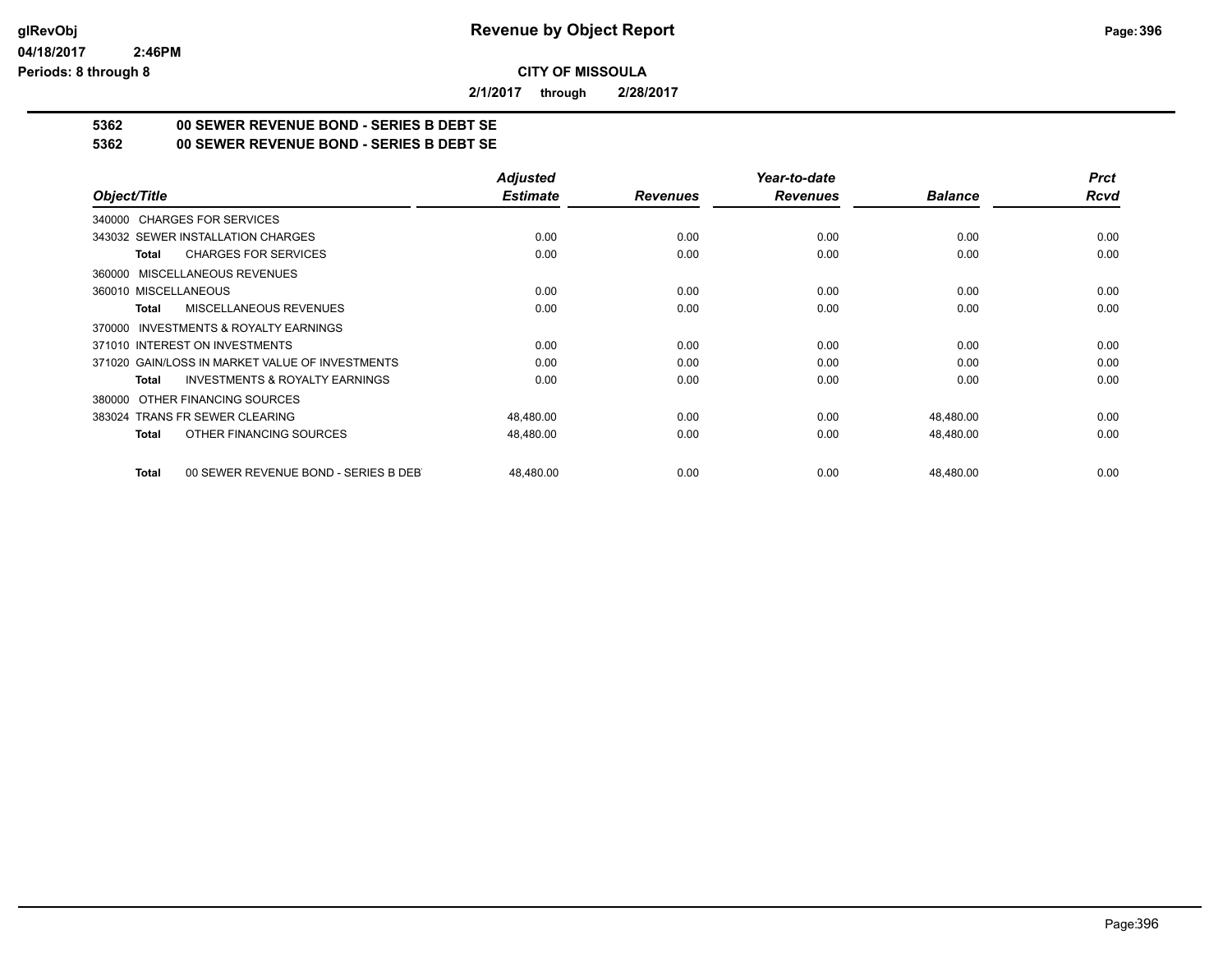# Revenue by Object Report

**CITY OF MISSOULA**

**2/1/2017 through 2/28/2017**

glRevObj
04/18/2017 2:46PM
Periods: 8 through 8

**5362 00 SEWER REVENUE BOND - SERIES B DEBT SE**
**5362 00 SEWER REVENUE BOND - SERIES B DEBT SE**

| Object/Title | Adjusted Estimate | Revenues | Year-to-date Revenues | Balance | Prct Rcvd |
|---|---|---|---|---|---|
| 340000 CHARGES FOR SERVICES | | | | | |
| 343032 SEWER INSTALLATION CHARGES | 0.00 | 0.00 | 0.00 | 0.00 | 0.00 |
| **Total** CHARGES FOR SERVICES | 0.00 | 0.00 | 0.00 | 0.00 | 0.00 |
| 360000 MISCELLANEOUS REVENUES | | | | | |
| 360010 MISCELLANEOUS | 0.00 | 0.00 | 0.00 | 0.00 | 0.00 |
| **Total** MISCELLANEOUS REVENUES | 0.00 | 0.00 | 0.00 | 0.00 | 0.00 |
| 370000 INVESTMENTS & ROYALTY EARNINGS | | | | | |
| 371010 INTEREST ON INVESTMENTS | 0.00 | 0.00 | 0.00 | 0.00 | 0.00 |
| 371020 GAIN/LOSS IN MARKET VALUE OF INVESTMENTS | 0.00 | 0.00 | 0.00 | 0.00 | 0.00 |
| **Total** INVESTMENTS & ROYALTY EARNINGS | 0.00 | 0.00 | 0.00 | 0.00 | 0.00 |
| 380000 OTHER FINANCING SOURCES | | | | | |
| 383024 TRANS FR SEWER CLEARING | 48,480.00 | 0.00 | 0.00 | 48,480.00 | 0.00 |
| **Total** OTHER FINANCING SOURCES | 48,480.00 | 0.00 | 0.00 | 48,480.00 | 0.00 |
| **Total** 00 SEWER REVENUE BOND - SERIES B DEBT | 48,480.00 | 0.00 | 0.00 | 48,480.00 | 0.00 |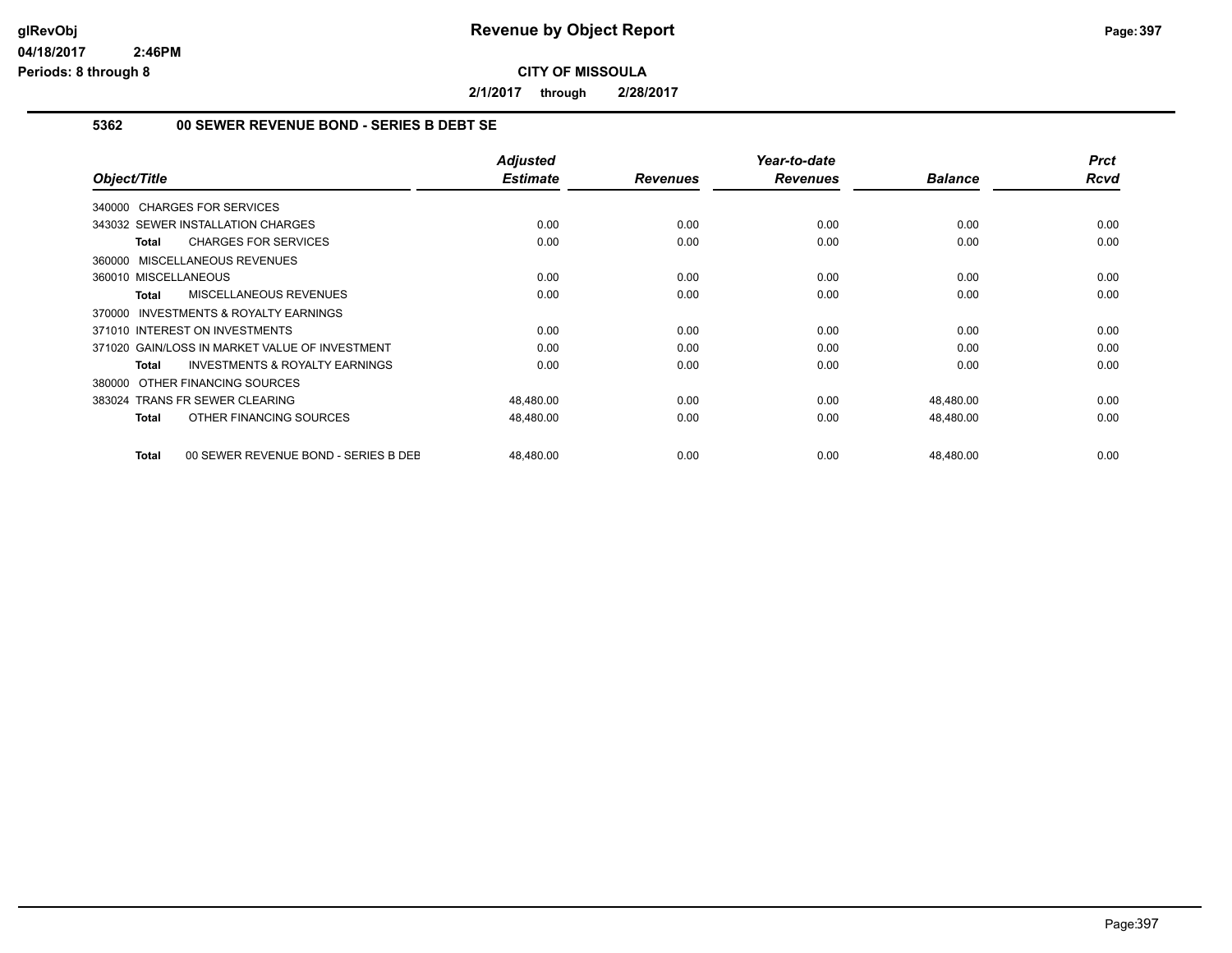# Revenue by Object Report

**CITY OF MISSOULA**

**2/1/2017 through 2/28/2017**

## 5362 00 SEWER REVENUE BOND - SERIES B DEBT SE

| Object/Title | Adjusted Estimate | Revenues | Year-to-date Revenues | Balance | Prct Rcvd |
|---|---|---|---|---|---|
| 340000 CHARGES FOR SERVICES | | | | | |
| 343032 SEWER INSTALLATION CHARGES | 0.00 | 0.00 | 0.00 | 0.00 | 0.00 |
| **Total** CHARGES FOR SERVICES | 0.00 | 0.00 | 0.00 | 0.00 | 0.00 |
| 360000 MISCELLANEOUS REVENUES | | | | | |
| 360010 MISCELLANEOUS | 0.00 | 0.00 | 0.00 | 0.00 | 0.00 |
| **Total** MISCELLANEOUS REVENUES | 0.00 | 0.00 | 0.00 | 0.00 | 0.00 |
| 370000 INVESTMENTS & ROYALTY EARNINGS | | | | | |
| 371010 INTEREST ON INVESTMENTS | 0.00 | 0.00 | 0.00 | 0.00 | 0.00 |
| 371020 GAIN/LOSS IN MARKET VALUE OF INVESTMENT | 0.00 | 0.00 | 0.00 | 0.00 | 0.00 |
| **Total** INVESTMENTS & ROYALTY EARNINGS | 0.00 | 0.00 | 0.00 | 0.00 | 0.00 |
| 380000 OTHER FINANCING SOURCES | | | | | |
| 383024 TRANS FR SEWER CLEARING | 48,480.00 | 0.00 | 0.00 | 48,480.00 | 0.00 |
| **Total** OTHER FINANCING SOURCES | 48,480.00 | 0.00 | 0.00 | 48,480.00 | 0.00 |
| **Total** 00 SEWER REVENUE BOND - SERIES B DEB | 48,480.00 | 0.00 | 0.00 | 48,480.00 | 0.00 |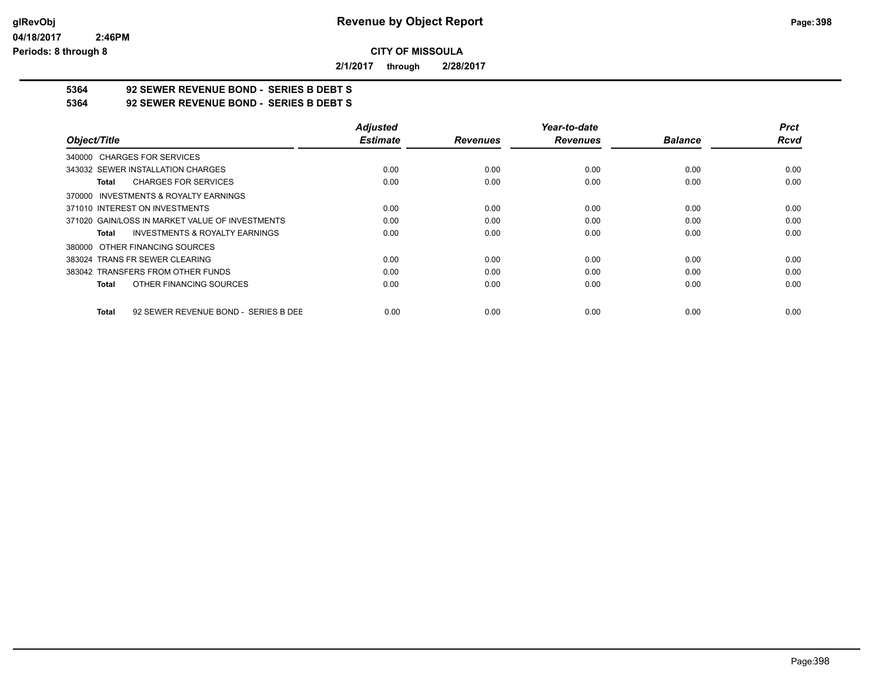# Revenue by Object Report

glRevObj
04/18/2017 2:46PM
Periods: 8 through 8

**CITY OF MISSOULA**

**2/1/2017 through 2/28/2017**

**5364 92 SEWER REVENUE BOND - SERIES B DEBT S**
**5364 92 SEWER REVENUE BOND - SERIES B DEBT S**

| Object/Title | Adjusted Estimate | Revenues | Year-to-date Revenues | Balance | Prct Rcvd |
|---|---|---|---|---|---|
| 340000 CHARGES FOR SERVICES | | | | | |
| 343032 SEWER INSTALLATION CHARGES | 0.00 | 0.00 | 0.00 | 0.00 | 0.00 |
| **Total** CHARGES FOR SERVICES | 0.00 | 0.00 | 0.00 | 0.00 | 0.00 |
| 370000 INVESTMENTS & ROYALTY EARNINGS | | | | | |
| 371010 INTEREST ON INVESTMENTS | 0.00 | 0.00 | 0.00 | 0.00 | 0.00 |
| 371020 GAIN/LOSS IN MARKET VALUE OF INVESTMENTS | 0.00 | 0.00 | 0.00 | 0.00 | 0.00 |
| **Total** INVESTMENTS & ROYALTY EARNINGS | 0.00 | 0.00 | 0.00 | 0.00 | 0.00 |
| 380000 OTHER FINANCING SOURCES | | | | | |
| 383024 TRANS FR SEWER CLEARING | 0.00 | 0.00 | 0.00 | 0.00 | 0.00 |
| 383042 TRANSFERS FROM OTHER FUNDS | 0.00 | 0.00 | 0.00 | 0.00 | 0.00 |
| **Total** OTHER FINANCING SOURCES | 0.00 | 0.00 | 0.00 | 0.00 | 0.00 |
| **Total** 92 SEWER REVENUE BOND - SERIES B DEE | 0.00 | 0.00 | 0.00 | 0.00 | 0.00 |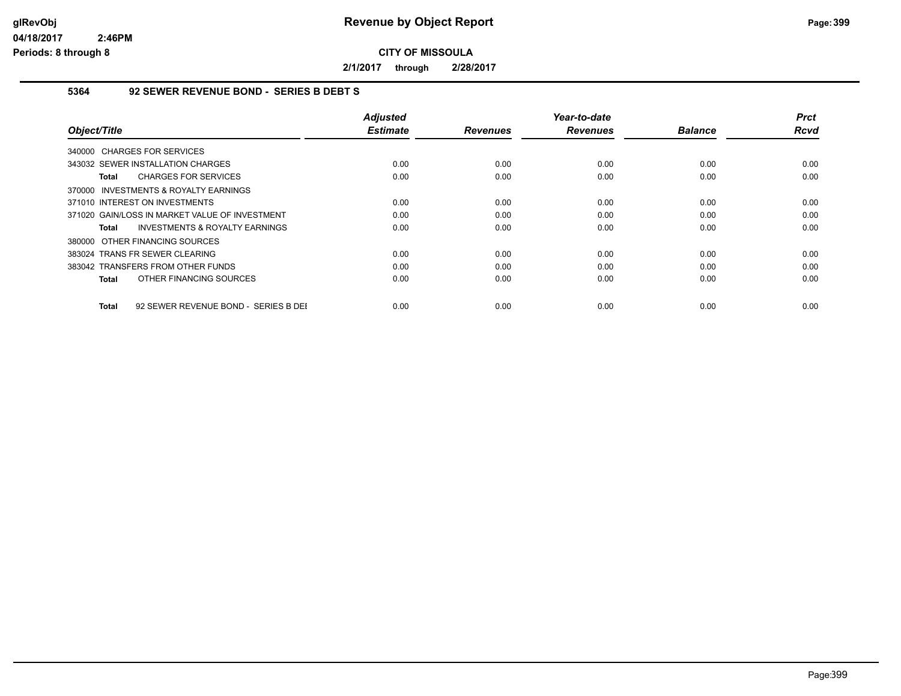# Revenue by Object Report

glRevObj
04/18/2017 2:46PM
Periods: 8 through 8

**CITY OF MISSOULA**

**2/1/2017 through 2/28/2017**

## 5364 92 SEWER REVENUE BOND - SERIES B DEBT S

| Object/Title | Adjusted Estimate | Revenues | Year-to-date Revenues | Balance | Prct Rcvd |
|---|---|---|---|---|---|
| 340000 CHARGES FOR SERVICES | | | | | |
| 343032 SEWER INSTALLATION CHARGES | 0.00 | 0.00 | 0.00 | 0.00 | 0.00 |
| **Total** CHARGES FOR SERVICES | 0.00 | 0.00 | 0.00 | 0.00 | 0.00 |
| 370000 INVESTMENTS & ROYALTY EARNINGS | | | | | |
| 371010 INTEREST ON INVESTMENTS | 0.00 | 0.00 | 0.00 | 0.00 | 0.00 |
| 371020 GAIN/LOSS IN MARKET VALUE OF INVESTMENT | 0.00 | 0.00 | 0.00 | 0.00 | 0.00 |
| **Total** INVESTMENTS & ROYALTY EARNINGS | 0.00 | 0.00 | 0.00 | 0.00 | 0.00 |
| 380000 OTHER FINANCING SOURCES | | | | | |
| 383024 TRANS FR SEWER CLEARING | 0.00 | 0.00 | 0.00 | 0.00 | 0.00 |
| 383042 TRANSFERS FROM OTHER FUNDS | 0.00 | 0.00 | 0.00 | 0.00 | 0.00 |
| **Total** OTHER FINANCING SOURCES | 0.00 | 0.00 | 0.00 | 0.00 | 0.00 |
| **Total** 92 SEWER REVENUE BOND - SERIES B DEI | 0.00 | 0.00 | 0.00 | 0.00 | 0.00 |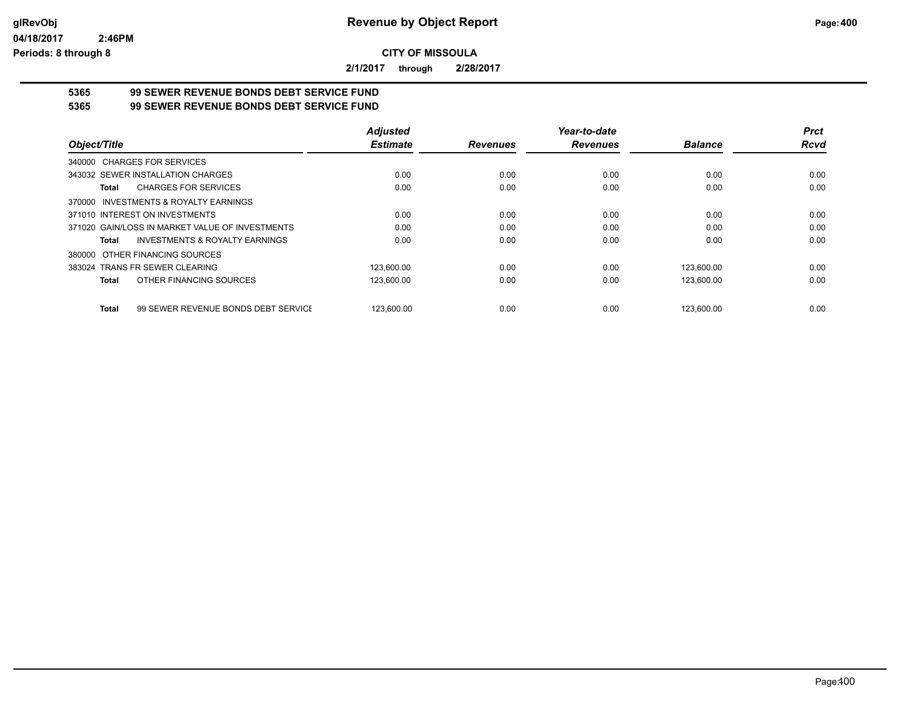# Revenue by Object Report

**CITY OF MISSOULA**

**2/1/2017 through 2/28/2017**

glRevObj
04/18/2017 2:46PM
Periods: 8 through 8

## 5365 99 SEWER REVENUE BONDS DEBT SERVICE FUND
## 5365 99 SEWER REVENUE BONDS DEBT SERVICE FUND

| Object/Title | Adjusted Estimate | Revenues | Year-to-date Revenues | Balance | Prct Rcvd |
|---|---|---|---|---|---|
| 340000 CHARGES FOR SERVICES | | | | | |
| 343032 SEWER INSTALLATION CHARGES | 0.00 | 0.00 | 0.00 | 0.00 | 0.00 |
| **Total** CHARGES FOR SERVICES | 0.00 | 0.00 | 0.00 | 0.00 | 0.00 |
| 370000 INVESTMENTS & ROYALTY EARNINGS | | | | | |
| 371010 INTEREST ON INVESTMENTS | 0.00 | 0.00 | 0.00 | 0.00 | 0.00 |
| 371020 GAIN/LOSS IN MARKET VALUE OF INVESTMENTS | 0.00 | 0.00 | 0.00 | 0.00 | 0.00 |
| **Total** INVESTMENTS & ROYALTY EARNINGS | 0.00 | 0.00 | 0.00 | 0.00 | 0.00 |
| 380000 OTHER FINANCING SOURCES | | | | | |
| 383024 TRANS FR SEWER CLEARING | 123,600.00 | 0.00 | 0.00 | 123,600.00 | 0.00 |
| **Total** OTHER FINANCING SOURCES | 123,600.00 | 0.00 | 0.00 | 123,600.00 | 0.00 |
| **Total** 99 SEWER REVENUE BONDS DEBT SERVICE | 123,600.00 | 0.00 | 0.00 | 123,600.00 | 0.00 |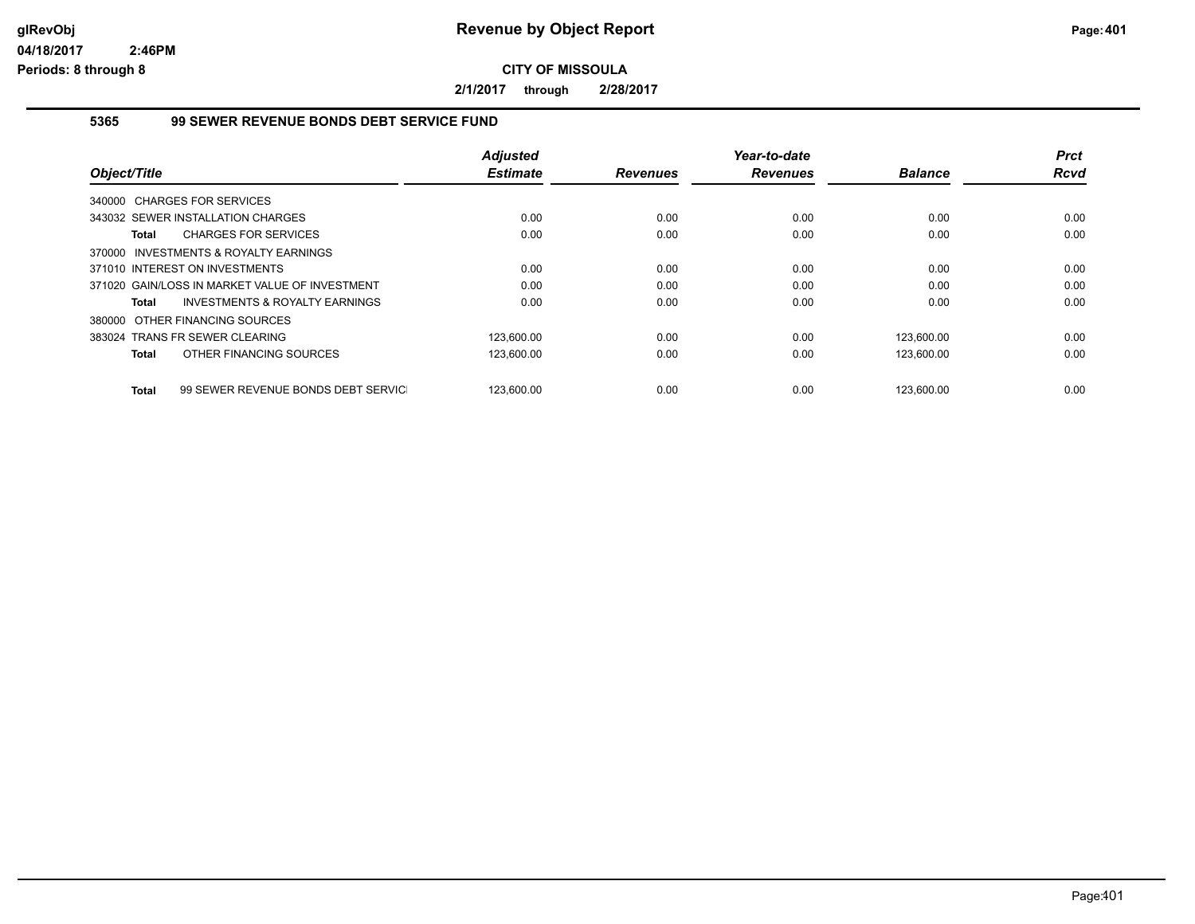# Revenue by Object Report

**CITY OF MISSOULA**

**2/1/2017 through 2/28/2017**

### 5365 99 SEWER REVENUE BONDS DEBT SERVICE FUND

| Object/Title | Adjusted Estimate | Revenues | Year-to-date Revenues | Balance | Prct Rcvd |
|---|---|---|---|---|---|
| 340000 CHARGES FOR SERVICES | | | | | |
| 343032 SEWER INSTALLATION CHARGES | 0.00 | 0.00 | 0.00 | 0.00 | 0.00 |
| **Total** CHARGES FOR SERVICES | 0.00 | 0.00 | 0.00 | 0.00 | 0.00 |
| 370000 INVESTMENTS & ROYALTY EARNINGS | | | | | |
| 371010 INTEREST ON INVESTMENTS | 0.00 | 0.00 | 0.00 | 0.00 | 0.00 |
| 371020 GAIN/LOSS IN MARKET VALUE OF INVESTMENT | 0.00 | 0.00 | 0.00 | 0.00 | 0.00 |
| **Total** INVESTMENTS & ROYALTY EARNINGS | 0.00 | 0.00 | 0.00 | 0.00 | 0.00 |
| 380000 OTHER FINANCING SOURCES | | | | | |
| 383024 TRANS FR SEWER CLEARING | 123,600.00 | 0.00 | 0.00 | 123,600.00 | 0.00 |
| **Total** OTHER FINANCING SOURCES | 123,600.00 | 0.00 | 0.00 | 123,600.00 | 0.00 |
| **Total** 99 SEWER REVENUE BONDS DEBT SERVIC | 123,600.00 | 0.00 | 0.00 | 123,600.00 | 0.00 |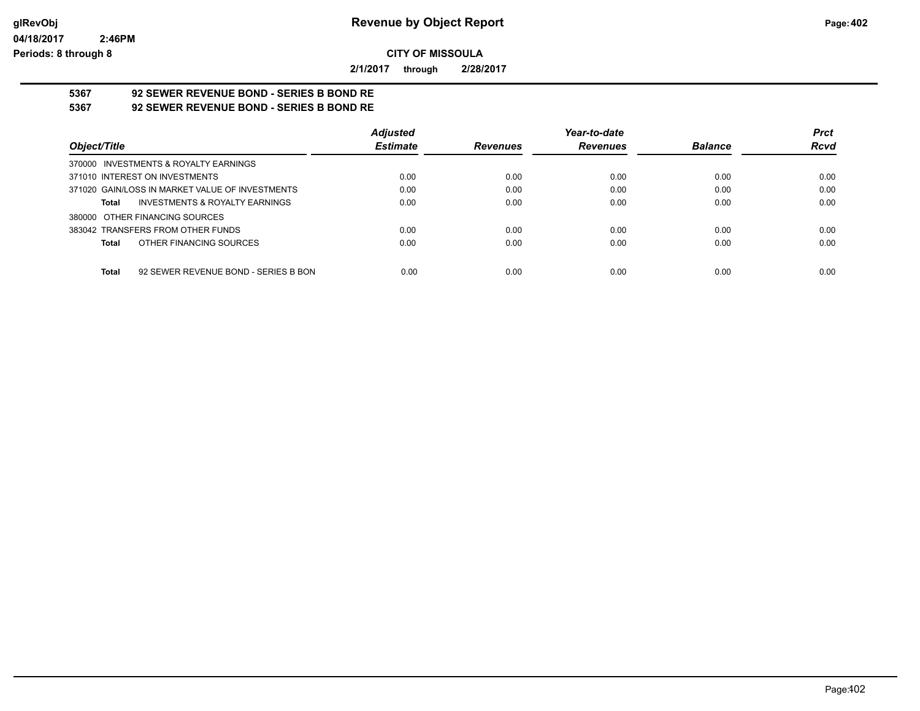# Revenue by Object Report

**CITY OF MISSOULA**

**2/1/2017 through 2/28/2017**

**5367 92 SEWER REVENUE BOND - SERIES B BOND RE**

**5367 92 SEWER REVENUE BOND - SERIES B BOND RE**

| Object/Title | Adjusted Estimate | Revenues | Year-to-date Revenues | Balance | Prct Rcvd |
|---|---|---|---|---|---|
| 370000 INVESTMENTS & ROYALTY EARNINGS | | | | | |
| 371010 INTEREST ON INVESTMENTS | 0.00 | 0.00 | 0.00 | 0.00 | 0.00 |
| 371020 GAIN/LOSS IN MARKET VALUE OF INVESTMENTS | 0.00 | 0.00 | 0.00 | 0.00 | 0.00 |
| **Total** INVESTMENTS & ROYALTY EARNINGS | 0.00 | 0.00 | 0.00 | 0.00 | 0.00 |
| 380000 OTHER FINANCING SOURCES | | | | | |
| 383042 TRANSFERS FROM OTHER FUNDS | 0.00 | 0.00 | 0.00 | 0.00 | 0.00 |
| **Total** OTHER FINANCING SOURCES | 0.00 | 0.00 | 0.00 | 0.00 | 0.00 |
| **Total** 92 SEWER REVENUE BOND - SERIES B BON | 0.00 | 0.00 | 0.00 | 0.00 | 0.00 |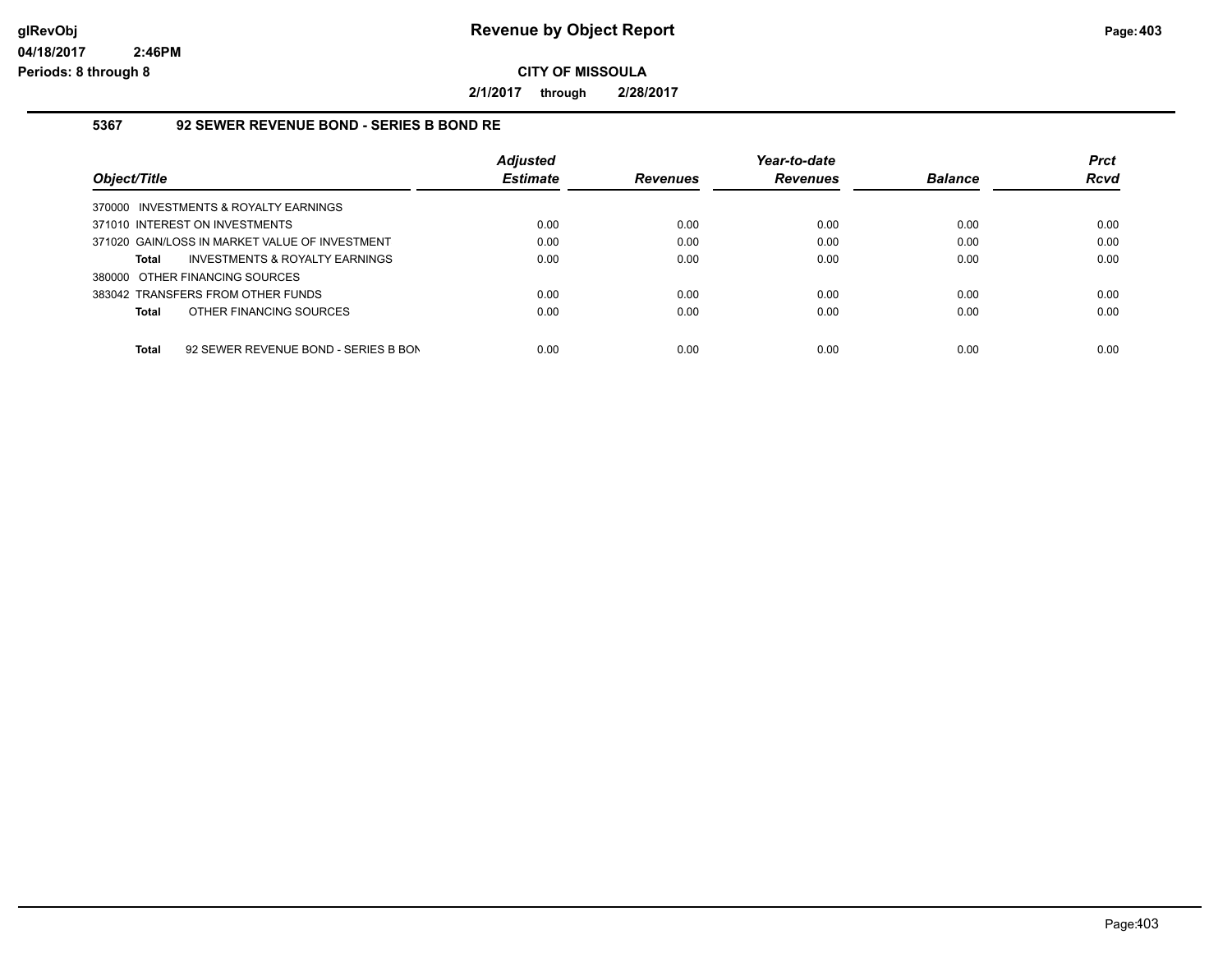**Revenue by Object Report**

**CITY OF MISSOULA**

**2/1/2017 through 2/28/2017**

glRevObj
04/18/2017 2:46PM
Periods: 8 through 8

### 5367 92 SEWER REVENUE BOND - SERIES B BOND RE

| Object/Title | Adjusted Estimate | Revenues | Year-to-date Revenues | Balance | Prct Rcvd |
|---|---|---|---|---|---|
| 370000 INVESTMENTS & ROYALTY EARNINGS | | | | | |
| 371010 INTEREST ON INVESTMENTS | 0.00 | 0.00 | 0.00 | 0.00 | 0.00 |
| 371020 GAIN/LOSS IN MARKET VALUE OF INVESTMENT | 0.00 | 0.00 | 0.00 | 0.00 | 0.00 |
| **Total** INVESTMENTS & ROYALTY EARNINGS | 0.00 | 0.00 | 0.00 | 0.00 | 0.00 |
| 380000 OTHER FINANCING SOURCES | | | | | |
| 383042 TRANSFERS FROM OTHER FUNDS | 0.00 | 0.00 | 0.00 | 0.00 | 0.00 |
| **Total** OTHER FINANCING SOURCES | 0.00 | 0.00 | 0.00 | 0.00 | 0.00 |
| **Total** 92 SEWER REVENUE BOND - SERIES B BON | 0.00 | 0.00 | 0.00 | 0.00 | 0.00 |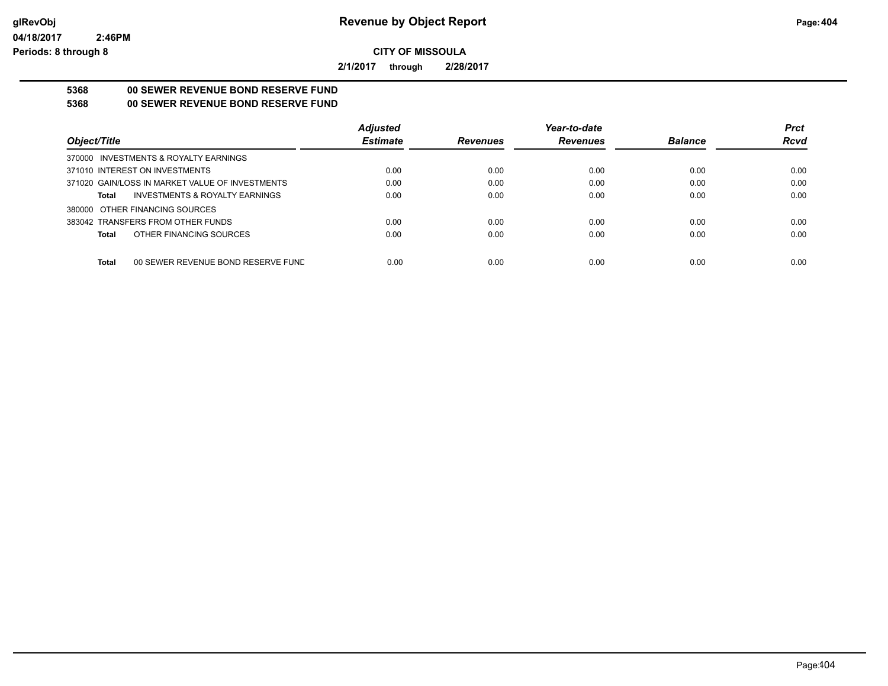# Revenue by Object Report

glRevObj
04/18/2017 2:46PM
Periods: 8 through 8

**CITY OF MISSOULA**

**2/1/2017 through 2/28/2017**

**5368 00 SEWER REVENUE BOND RESERVE FUND**
**5368 00 SEWER REVENUE BOND RESERVE FUND**

| Object/Title | Adjusted Estimate | Revenues | Year-to-date Revenues | Balance | Prct Rcvd |
|---|---|---|---|---|---|
| 370000 INVESTMENTS & ROYALTY EARNINGS | | | | | |
| 371010 INTEREST ON INVESTMENTS | 0.00 | 0.00 | 0.00 | 0.00 | 0.00 |
| 371020 GAIN/LOSS IN MARKET VALUE OF INVESTMENTS | 0.00 | 0.00 | 0.00 | 0.00 | 0.00 |
| **Total** INVESTMENTS & ROYALTY EARNINGS | 0.00 | 0.00 | 0.00 | 0.00 | 0.00 |
| 380000 OTHER FINANCING SOURCES | | | | | |
| 383042 TRANSFERS FROM OTHER FUNDS | 0.00 | 0.00 | 0.00 | 0.00 | 0.00 |
| **Total** OTHER FINANCING SOURCES | 0.00 | 0.00 | 0.00 | 0.00 | 0.00 |
| **Total** 00 SEWER REVENUE BOND RESERVE FUND | 0.00 | 0.00 | 0.00 | 0.00 | 0.00 |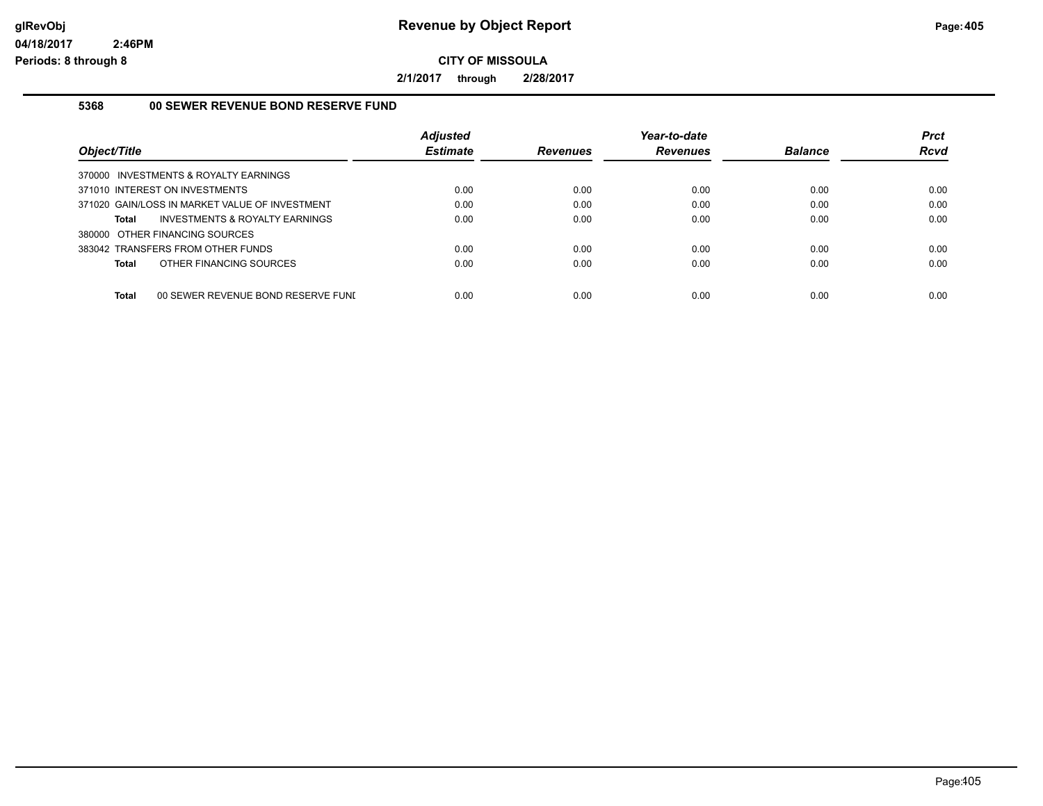# Revenue by Object Report

**CITY OF MISSOULA**

**2/1/2017 through 2/28/2017**

glRevObj
04/18/2017 2:46PM
Periods: 8 through 8

### 5368 00 SEWER REVENUE BOND RESERVE FUND

| Object/Title | Adjusted Estimate | Revenues | Year-to-date Revenues | Balance | Prct Rcvd |
|---|---|---|---|---|---|
| 370000 INVESTMENTS & ROYALTY EARNINGS | | | | | |
| 371010 INTEREST ON INVESTMENTS | 0.00 | 0.00 | 0.00 | 0.00 | 0.00 |
| 371020 GAIN/LOSS IN MARKET VALUE OF INVESTMENT | 0.00 | 0.00 | 0.00 | 0.00 | 0.00 |
| **Total** INVESTMENTS & ROYALTY EARNINGS | 0.00 | 0.00 | 0.00 | 0.00 | 0.00 |
| 380000 OTHER FINANCING SOURCES | | | | | |
| 383042 TRANSFERS FROM OTHER FUNDS | 0.00 | 0.00 | 0.00 | 0.00 | 0.00 |
| **Total** OTHER FINANCING SOURCES | 0.00 | 0.00 | 0.00 | 0.00 | 0.00 |
| **Total** 00 SEWER REVENUE BOND RESERVE FUNI | 0.00 | 0.00 | 0.00 | 0.00 | 0.00 |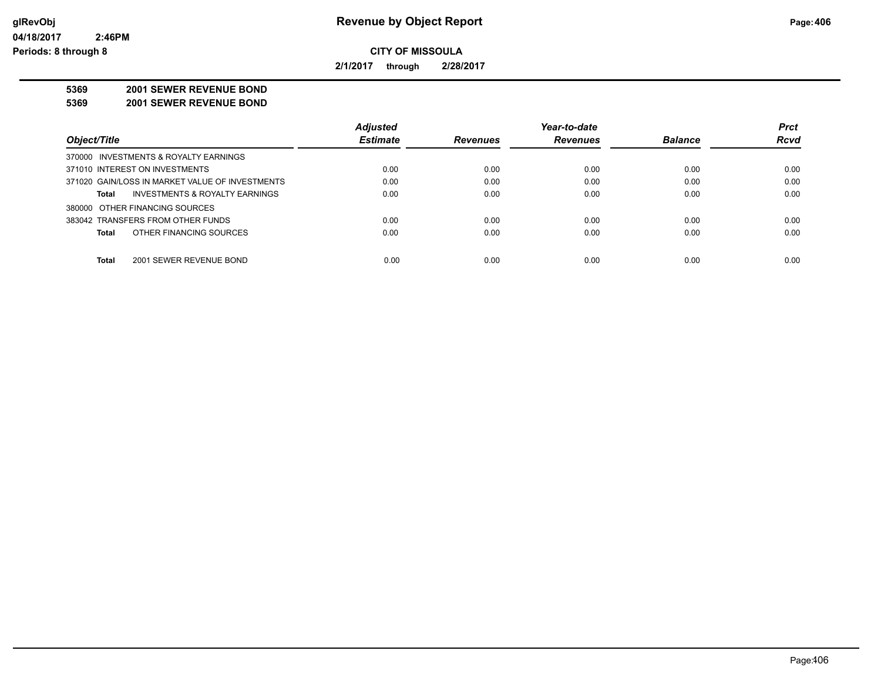**Revenue by Object Report**

**CITY OF MISSOULA**

**2/1/2017 through 2/28/2017**

**5369 2001 SEWER REVENUE BOND**

**5369 2001 SEWER REVENUE BOND**

| Object/Title | Adjusted Estimate | Revenues | Year-to-date Revenues | Balance | Prct Rcvd |
|---|---|---|---|---|---|
| 370000 INVESTMENTS & ROYALTY EARNINGS | | | | | |
| 371010 INTEREST ON INVESTMENTS | 0.00 | 0.00 | 0.00 | 0.00 | 0.00 |
| 371020 GAIN/LOSS IN MARKET VALUE OF INVESTMENTS | 0.00 | 0.00 | 0.00 | 0.00 | 0.00 |
| **Total** INVESTMENTS & ROYALTY EARNINGS | 0.00 | 0.00 | 0.00 | 0.00 | 0.00 |
| 380000 OTHER FINANCING SOURCES | | | | | |
| 383042 TRANSFERS FROM OTHER FUNDS | 0.00 | 0.00 | 0.00 | 0.00 | 0.00 |
| **Total** OTHER FINANCING SOURCES | 0.00 | 0.00 | 0.00 | 0.00 | 0.00 |
| **Total** 2001 SEWER REVENUE BOND | 0.00 | 0.00 | 0.00 | 0.00 | 0.00 |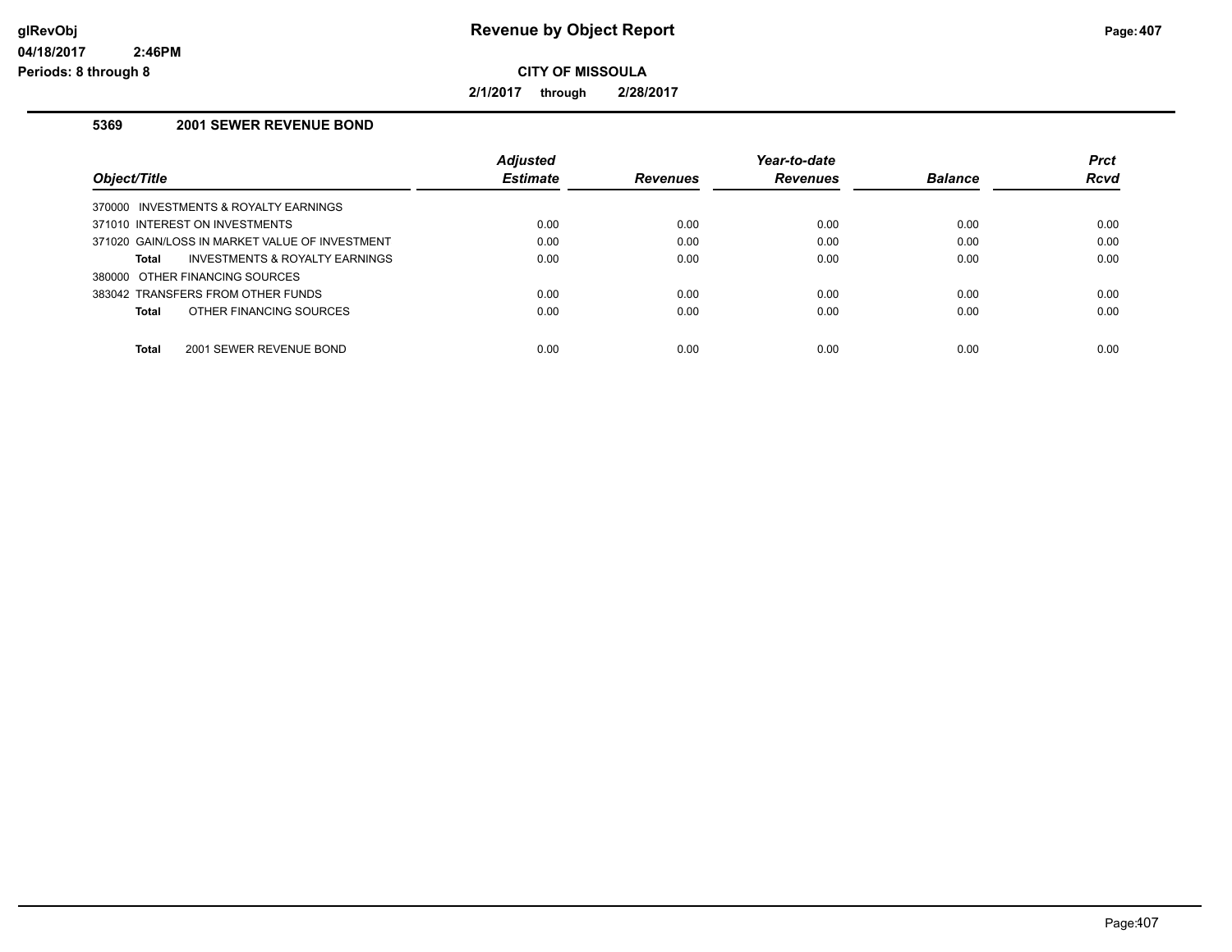# Revenue by Object Report

**CITY OF MISSOULA**

**2/1/2017 through 2/28/2017**

glRevObj
04/18/2017 2:46PM
Periods: 8 through 8

## 5369 2001 SEWER REVENUE BOND

| Object/Title | Adjusted Estimate | Revenues | Year-to-date Revenues | Balance | Prct Rcvd |
|---|---|---|---|---|---|
| 370000 INVESTMENTS & ROYALTY EARNINGS | | | | | |
| 371010 INTEREST ON INVESTMENTS | 0.00 | 0.00 | 0.00 | 0.00 | 0.00 |
| 371020 GAIN/LOSS IN MARKET VALUE OF INVESTMENT | 0.00 | 0.00 | 0.00 | 0.00 | 0.00 |
| **Total** INVESTMENTS & ROYALTY EARNINGS | 0.00 | 0.00 | 0.00 | 0.00 | 0.00 |
| 380000 OTHER FINANCING SOURCES | | | | | |
| 383042 TRANSFERS FROM OTHER FUNDS | 0.00 | 0.00 | 0.00 | 0.00 | 0.00 |
| **Total** OTHER FINANCING SOURCES | 0.00 | 0.00 | 0.00 | 0.00 | 0.00 |
| **Total** 2001 SEWER REVENUE BOND | 0.00 | 0.00 | 0.00 | 0.00 | 0.00 |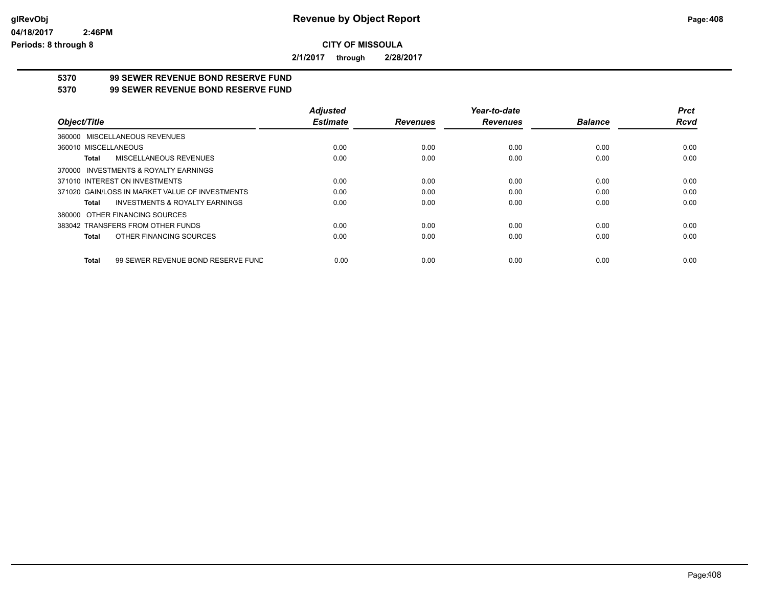# Revenue by Object Report

**CITY OF MISSOULA**

**2/1/2017 through 2/28/2017**

glRevObj
04/18/2017 2:46PM
Periods: 8 through 8

**5370 99 SEWER REVENUE BOND RESERVE FUND**
**5370 99 SEWER REVENUE BOND RESERVE FUND**

| Object/Title | Adjusted Estimate | Revenues | Year-to-date Revenues | Balance | Prct Rcvd |
|---|---|---|---|---|---|
| 360000 MISCELLANEOUS REVENUES | | | | | |
| 360010 MISCELLANEOUS | 0.00 | 0.00 | 0.00 | 0.00 | 0.00 |
| **Total** MISCELLANEOUS REVENUES | 0.00 | 0.00 | 0.00 | 0.00 | 0.00 |
| 370000 INVESTMENTS & ROYALTY EARNINGS | | | | | |
| 371010 INTEREST ON INVESTMENTS | 0.00 | 0.00 | 0.00 | 0.00 | 0.00 |
| 371020 GAIN/LOSS IN MARKET VALUE OF INVESTMENTS | 0.00 | 0.00 | 0.00 | 0.00 | 0.00 |
| **Total** INVESTMENTS & ROYALTY EARNINGS | 0.00 | 0.00 | 0.00 | 0.00 | 0.00 |
| 380000 OTHER FINANCING SOURCES | | | | | |
| 383042 TRANSFERS FROM OTHER FUNDS | 0.00 | 0.00 | 0.00 | 0.00 | 0.00 |
| **Total** OTHER FINANCING SOURCES | 0.00 | 0.00 | 0.00 | 0.00 | 0.00 |
| **Total** 99 SEWER REVENUE BOND RESERVE FUND | 0.00 | 0.00 | 0.00 | 0.00 | 0.00 |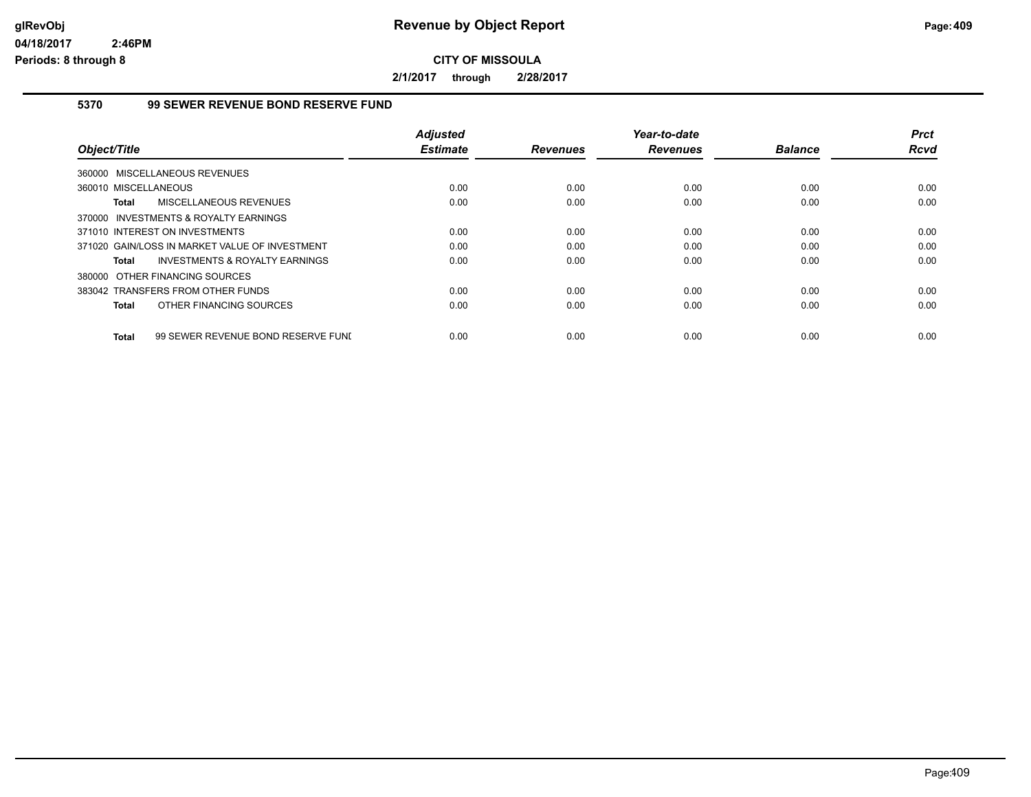# Revenue by Object Report

glRevObj
04/18/2017 2:46PM
Periods: 8 through 8

**CITY OF MISSOULA**

**2/1/2017 through 2/28/2017**

## 5370 99 SEWER REVENUE BOND RESERVE FUND

| Object/Title | Adjusted Estimate | Revenues | Year-to-date Revenues | Balance | Prct Rcvd |
|---|---|---|---|---|---|
| 360000 MISCELLANEOUS REVENUES | | | | | |
| 360010 MISCELLANEOUS | 0.00 | 0.00 | 0.00 | 0.00 | 0.00 |
| **Total** MISCELLANEOUS REVENUES | 0.00 | 0.00 | 0.00 | 0.00 | 0.00 |
| 370000 INVESTMENTS & ROYALTY EARNINGS | | | | | |
| 371010 INTEREST ON INVESTMENTS | 0.00 | 0.00 | 0.00 | 0.00 | 0.00 |
| 371020 GAIN/LOSS IN MARKET VALUE OF INVESTMENT | 0.00 | 0.00 | 0.00 | 0.00 | 0.00 |
| **Total** INVESTMENTS & ROYALTY EARNINGS | 0.00 | 0.00 | 0.00 | 0.00 | 0.00 |
| 380000 OTHER FINANCING SOURCES | | | | | |
| 383042 TRANSFERS FROM OTHER FUNDS | 0.00 | 0.00 | 0.00 | 0.00 | 0.00 |
| **Total** OTHER FINANCING SOURCES | 0.00 | 0.00 | 0.00 | 0.00 | 0.00 |
| **Total** 99 SEWER REVENUE BOND RESERVE FUNI | 0.00 | 0.00 | 0.00 | 0.00 | 0.00 |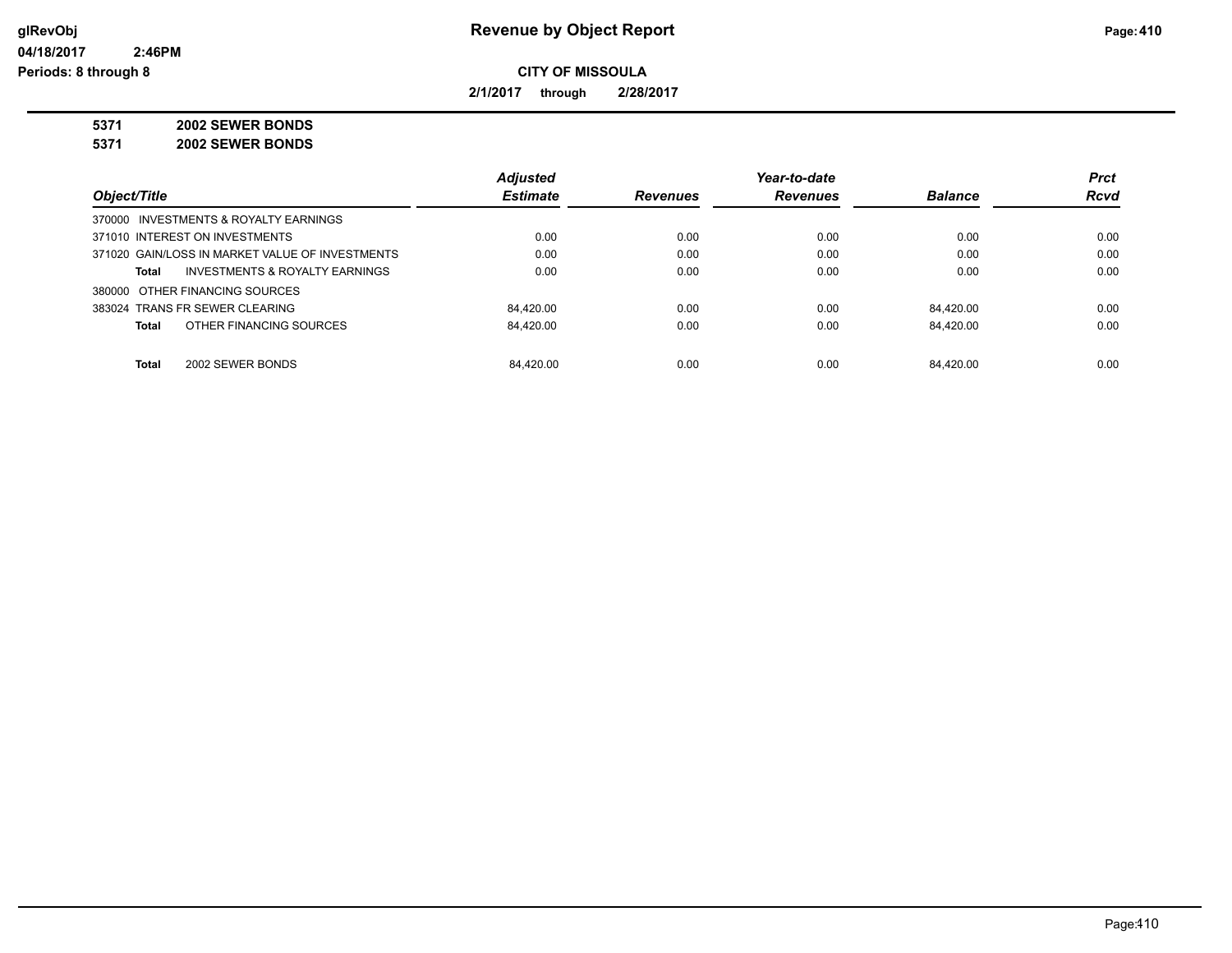# Revenue by Object Report

**CITY OF MISSOULA**

**2/1/2017 through 2/28/2017**

**5371 2002 SEWER BONDS**

**5371 2002 SEWER BONDS**

| Object/Title | Adjusted Estimate | Revenues | Year-to-date Revenues | Balance | Prct Rcvd |
|---|---|---|---|---|---|
| 370000 INVESTMENTS & ROYALTY EARNINGS | | | | | |
| 371010 INTEREST ON INVESTMENTS | 0.00 | 0.00 | 0.00 | 0.00 | 0.00 |
| 371020 GAIN/LOSS IN MARKET VALUE OF INVESTMENTS | 0.00 | 0.00 | 0.00 | 0.00 | 0.00 |
| **Total** INVESTMENTS & ROYALTY EARNINGS | 0.00 | 0.00 | 0.00 | 0.00 | 0.00 |
| 380000 OTHER FINANCING SOURCES | | | | | |
| 383024 TRANS FR SEWER CLEARING | 84,420.00 | 0.00 | 0.00 | 84,420.00 | 0.00 |
| **Total** OTHER FINANCING SOURCES | 84,420.00 | 0.00 | 0.00 | 84,420.00 | 0.00 |
| **Total** 2002 SEWER BONDS | 84,420.00 | 0.00 | 0.00 | 84,420.00 | 0.00 |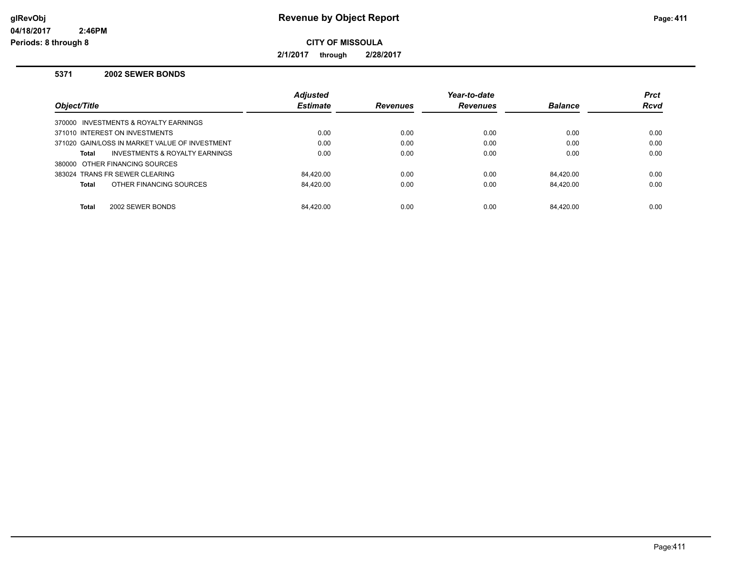# Revenue by Object Report

glRevObj
04/18/2017 2:46PM
Periods: 8 through 8

**CITY OF MISSOULA**

**2/1/2017 through 2/28/2017**

### 5371 2002 SEWER BONDS

| Object/Title | Adjusted Estimate | Revenues | Year-to-date Revenues | Balance | Prct Rcvd |
|---|---|---|---|---|---|
| 370000 INVESTMENTS & ROYALTY EARNINGS | | | | | |
| 371010 INTEREST ON INVESTMENTS | 0.00 | 0.00 | 0.00 | 0.00 | 0.00 |
| 371020 GAIN/LOSS IN MARKET VALUE OF INVESTMENT | 0.00 | 0.00 | 0.00 | 0.00 | 0.00 |
| **Total** INVESTMENTS & ROYALTY EARNINGS | 0.00 | 0.00 | 0.00 | 0.00 | 0.00 |
| 380000 OTHER FINANCING SOURCES | | | | | |
| 383024 TRANS FR SEWER CLEARING | 84,420.00 | 0.00 | 0.00 | 84,420.00 | 0.00 |
| **Total** OTHER FINANCING SOURCES | 84,420.00 | 0.00 | 0.00 | 84,420.00 | 0.00 |
| **Total** 2002 SEWER BONDS | 84,420.00 | 0.00 | 0.00 | 84,420.00 | 0.00 |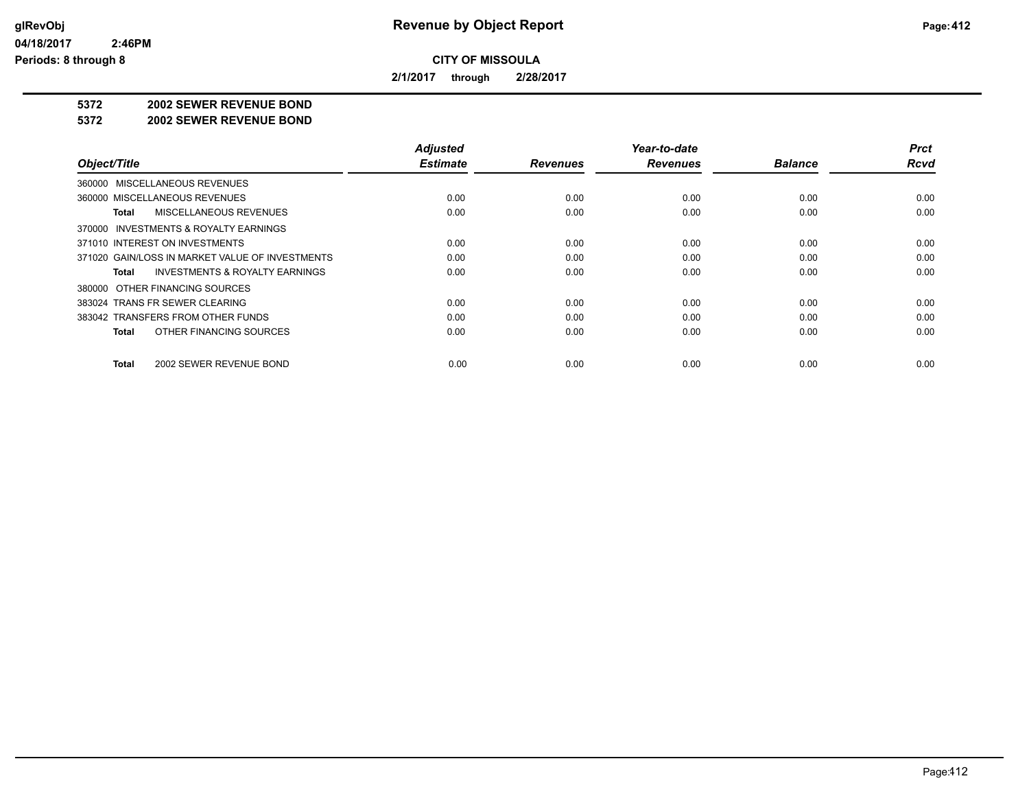**Revenue by Object Report**

**CITY OF MISSOULA**

**2/1/2017 through 2/28/2017**

glRevObj
04/18/2017 2:46PM
Periods: 8 through 8

**5372 2002 SEWER REVENUE BOND**
**5372 2002 SEWER REVENUE BOND**

| Object/Title | Adjusted Estimate | Revenues | Year-to-date Revenues | Balance | Prct Rcvd |
|---|---|---|---|---|---|
| 360000 MISCELLANEOUS REVENUES | | | | | |
| 360000 MISCELLANEOUS REVENUES | 0.00 | 0.00 | 0.00 | 0.00 | 0.00 |
| **Total** MISCELLANEOUS REVENUES | 0.00 | 0.00 | 0.00 | 0.00 | 0.00 |
| 370000 INVESTMENTS & ROYALTY EARNINGS | | | | | |
| 371010 INTEREST ON INVESTMENTS | 0.00 | 0.00 | 0.00 | 0.00 | 0.00 |
| 371020 GAIN/LOSS IN MARKET VALUE OF INVESTMENTS | 0.00 | 0.00 | 0.00 | 0.00 | 0.00 |
| **Total** INVESTMENTS & ROYALTY EARNINGS | 0.00 | 0.00 | 0.00 | 0.00 | 0.00 |
| 380000 OTHER FINANCING SOURCES | | | | | |
| 383024 TRANS FR SEWER CLEARING | 0.00 | 0.00 | 0.00 | 0.00 | 0.00 |
| 383042 TRANSFERS FROM OTHER FUNDS | 0.00 | 0.00 | 0.00 | 0.00 | 0.00 |
| **Total** OTHER FINANCING SOURCES | 0.00 | 0.00 | 0.00 | 0.00 | 0.00 |
| **Total** 2002 SEWER REVENUE BOND | 0.00 | 0.00 | 0.00 | 0.00 | 0.00 |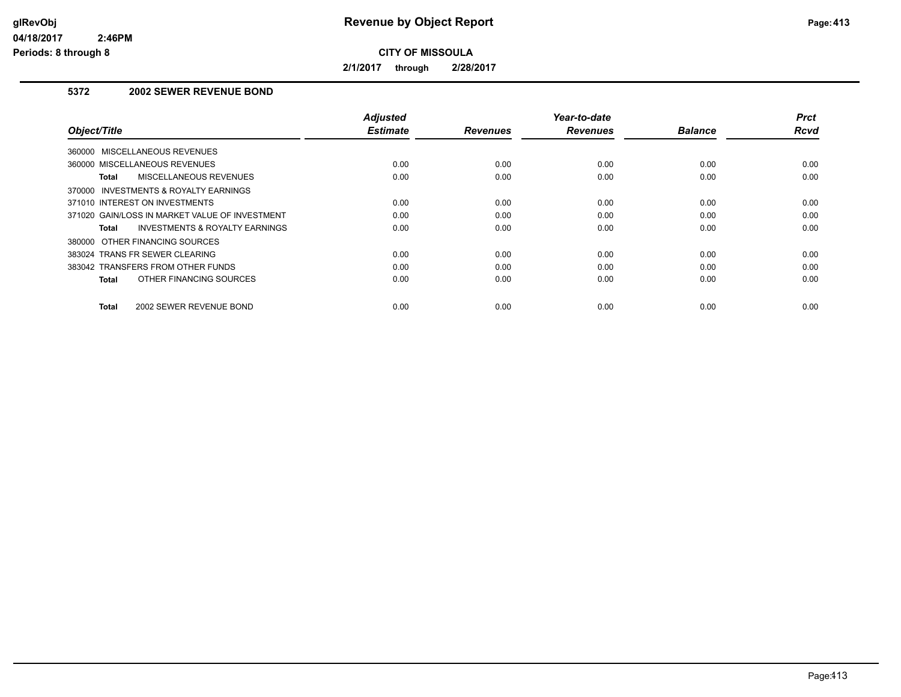# Revenue by Object Report

**CITY OF MISSOULA**

**2/1/2017 through 2/28/2017**

### 5372 2002 SEWER REVENUE BOND

| Object/Title | Adjusted Estimate | Revenues | Year-to-date Revenues | Balance | Prct Rcvd |
|---|---|---|---|---|---|
| 360000 MISCELLANEOUS REVENUES | | | | | |
| 360000 MISCELLANEOUS REVENUES | 0.00 | 0.00 | 0.00 | 0.00 | 0.00 |
| **Total** MISCELLANEOUS REVENUES | 0.00 | 0.00 | 0.00 | 0.00 | 0.00 |
| 370000 INVESTMENTS & ROYALTY EARNINGS | | | | | |
| 371010 INTEREST ON INVESTMENTS | 0.00 | 0.00 | 0.00 | 0.00 | 0.00 |
| 371020 GAIN/LOSS IN MARKET VALUE OF INVESTMENT | 0.00 | 0.00 | 0.00 | 0.00 | 0.00 |
| **Total** INVESTMENTS & ROYALTY EARNINGS | 0.00 | 0.00 | 0.00 | 0.00 | 0.00 |
| 380000 OTHER FINANCING SOURCES | | | | | |
| 383024 TRANS FR SEWER CLEARING | 0.00 | 0.00 | 0.00 | 0.00 | 0.00 |
| 383042 TRANSFERS FROM OTHER FUNDS | 0.00 | 0.00 | 0.00 | 0.00 | 0.00 |
| **Total** OTHER FINANCING SOURCES | 0.00 | 0.00 | 0.00 | 0.00 | 0.00 |
| **Total** 2002 SEWER REVENUE BOND | 0.00 | 0.00 | 0.00 | 0.00 | 0.00 |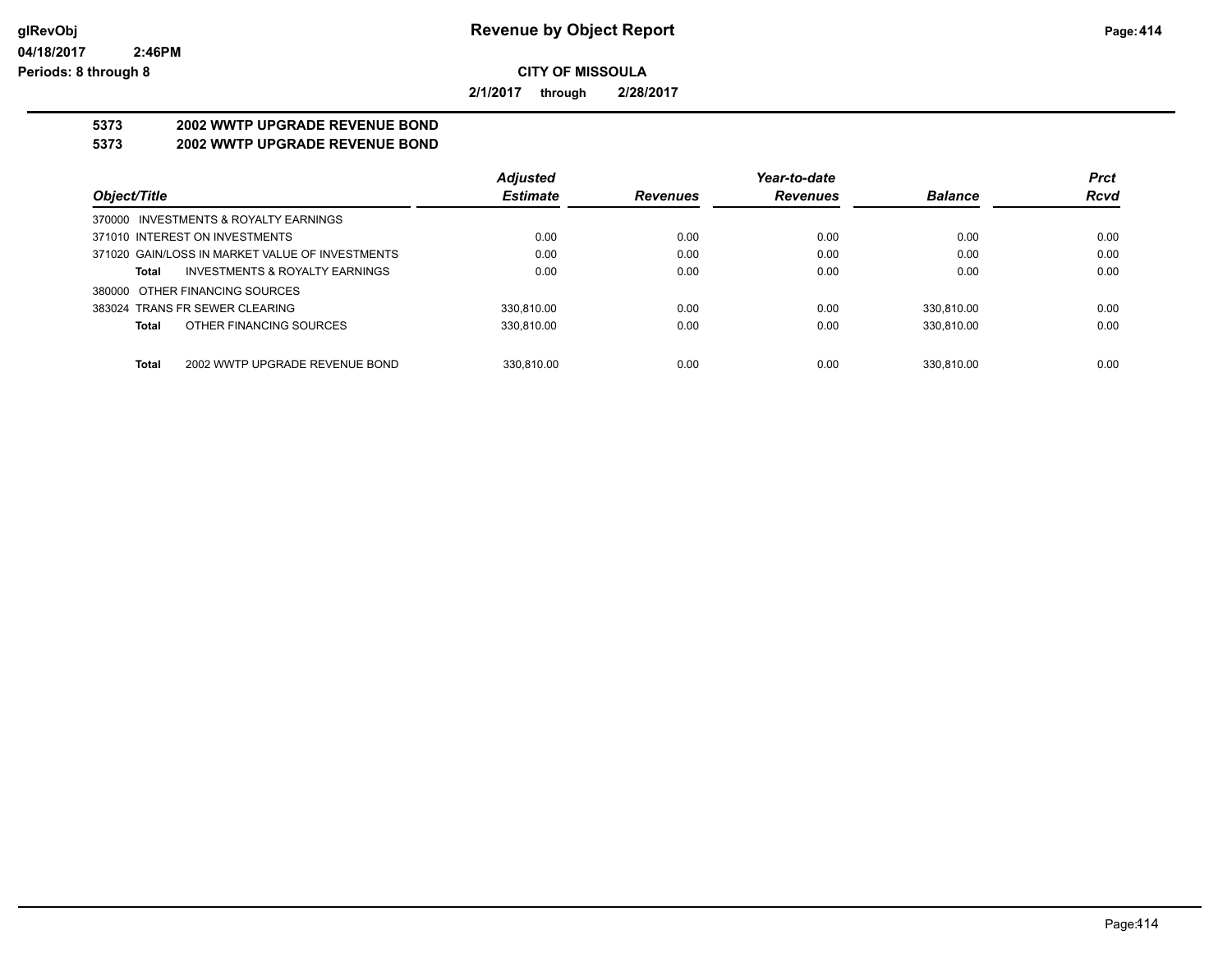# Revenue by Object Report

glRevObj
04/18/2017 2:46PM
Periods: 8 through 8

**CITY OF MISSOULA**

**2/1/2017 through 2/28/2017**

## 5373 2002 WWTP UPGRADE REVENUE BOND
## 5373 2002 WWTP UPGRADE REVENUE BOND

| Object/Title | Adjusted Estimate | Revenues | Year-to-date Revenues | Balance | Prct Rcvd |
|---|---|---|---|---|---|
| 370000 INVESTMENTS & ROYALTY EARNINGS | | | | | |
| 371010 INTEREST ON INVESTMENTS | 0.00 | 0.00 | 0.00 | 0.00 | 0.00 |
| 371020 GAIN/LOSS IN MARKET VALUE OF INVESTMENTS | 0.00 | 0.00 | 0.00 | 0.00 | 0.00 |
| **Total** INVESTMENTS & ROYALTY EARNINGS | 0.00 | 0.00 | 0.00 | 0.00 | 0.00 |
| 380000 OTHER FINANCING SOURCES | | | | | |
| 383024 TRANS FR SEWER CLEARING | 330,810.00 | 0.00 | 0.00 | 330,810.00 | 0.00 |
| **Total** OTHER FINANCING SOURCES | 330,810.00 | 0.00 | 0.00 | 330,810.00 | 0.00 |
| **Total** 2002 WWTP UPGRADE REVENUE BOND | 330,810.00 | 0.00 | 0.00 | 330,810.00 | 0.00 |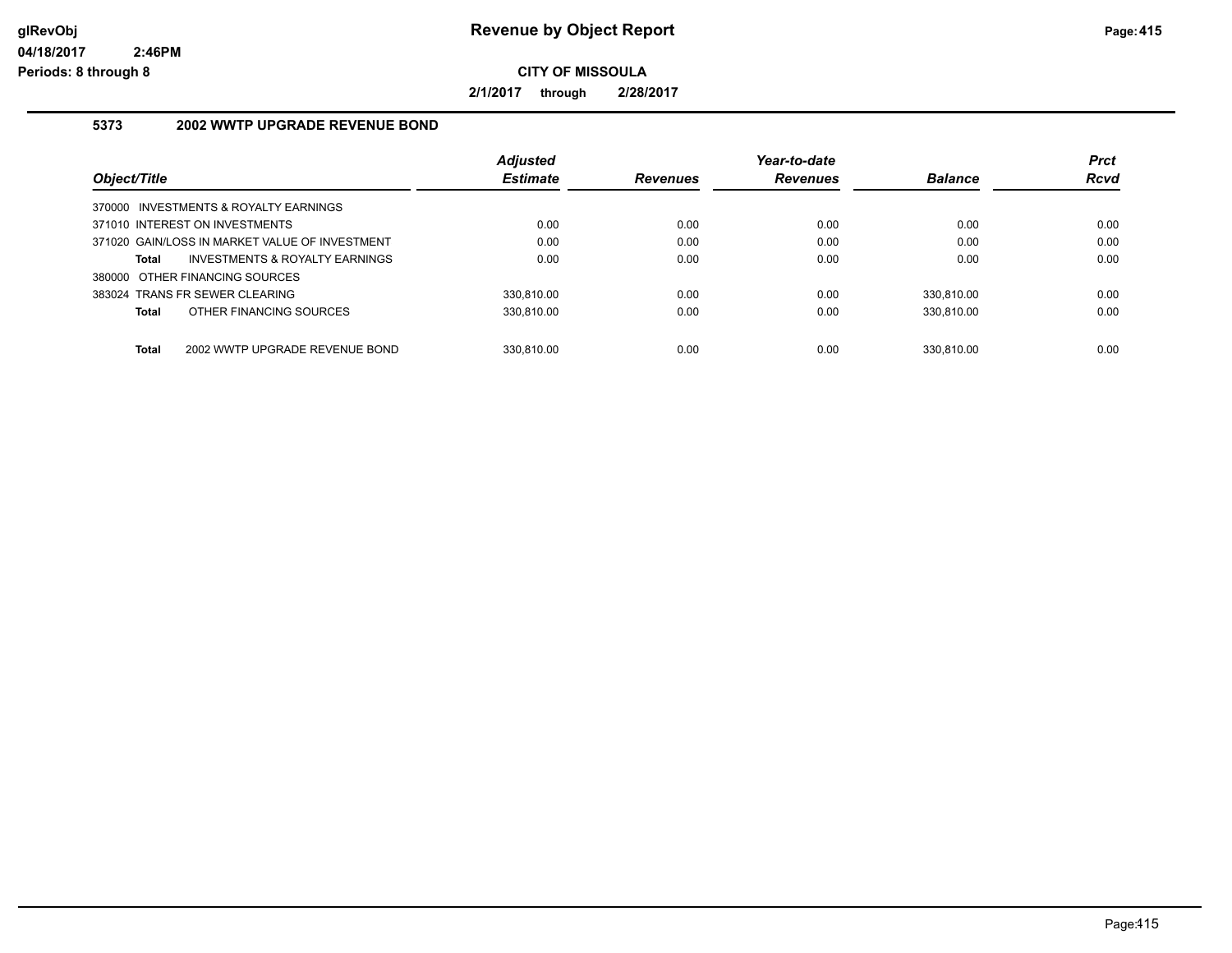# Revenue by Object Report

**CITY OF MISSOULA**

**2/1/2017 through 2/28/2017**

glRevObj
04/18/2017 2:46PM
Periods: 8 through 8

## 5373 2002 WWTP UPGRADE REVENUE BOND

| Object/Title | Adjusted Estimate | Revenues | Year-to-date Revenues | Balance | Prct Rcvd |
|---|---|---|---|---|---|
| 370000 INVESTMENTS & ROYALTY EARNINGS | | | | | |
| 371010 INTEREST ON INVESTMENTS | 0.00 | 0.00 | 0.00 | 0.00 | 0.00 |
| 371020 GAIN/LOSS IN MARKET VALUE OF INVESTMENT | 0.00 | 0.00 | 0.00 | 0.00 | 0.00 |
| **Total** INVESTMENTS & ROYALTY EARNINGS | 0.00 | 0.00 | 0.00 | 0.00 | 0.00 |
| 380000 OTHER FINANCING SOURCES | | | | | |
| 383024 TRANS FR SEWER CLEARING | 330,810.00 | 0.00 | 0.00 | 330,810.00 | 0.00 |
| **Total** OTHER FINANCING SOURCES | 330,810.00 | 0.00 | 0.00 | 330,810.00 | 0.00 |
| **Total** 2002 WWTP UPGRADE REVENUE BOND | 330,810.00 | 0.00 | 0.00 | 330,810.00 | 0.00 |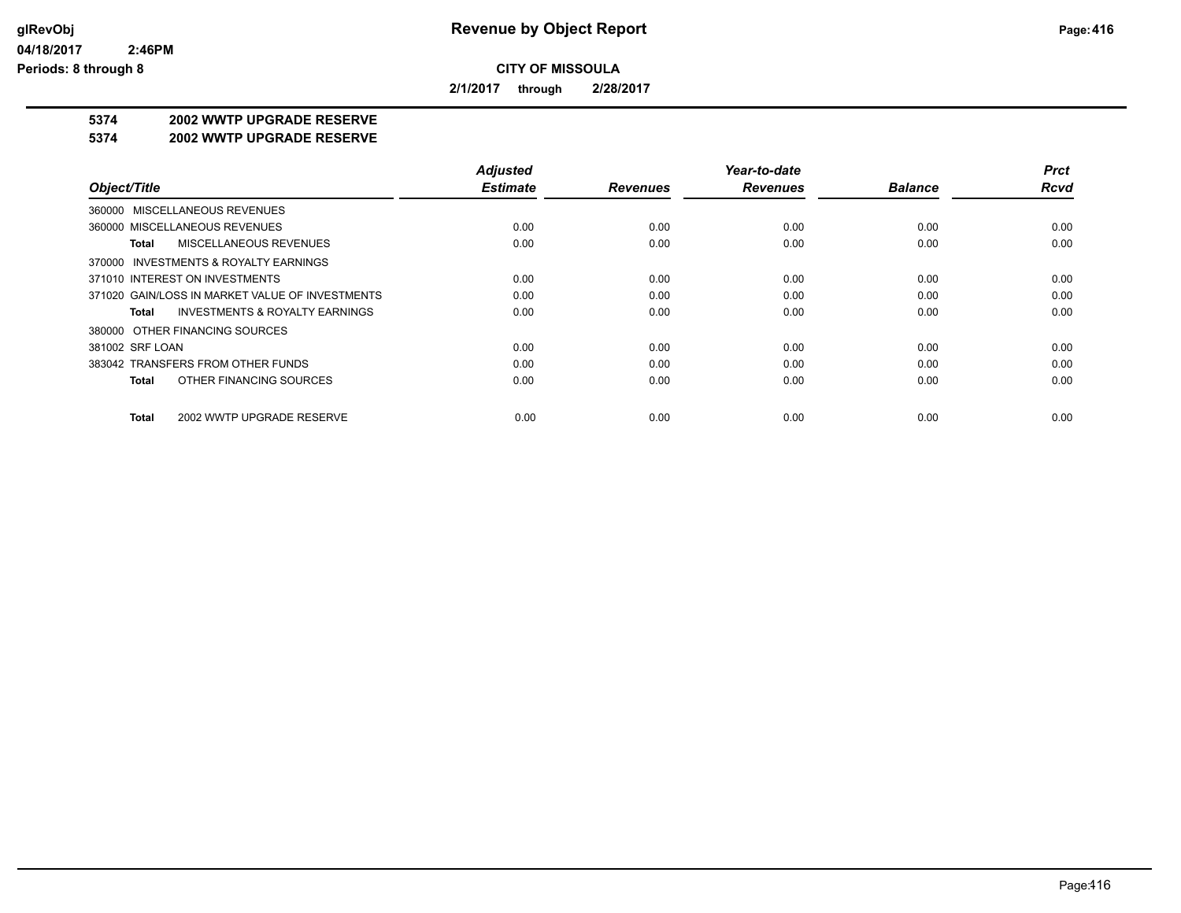# Revenue by Object Report

**CITY OF MISSOULA**

**2/1/2017 through 2/28/2017**

glRevObj
04/18/2017 2:46PM
Periods: 8 through 8

## 5374 2002 WWTP UPGRADE RESERVE
## 5374 2002 WWTP UPGRADE RESERVE

| Object/Title | Adjusted Estimate | Revenues | Year-to-date Revenues | Balance | Prct Rcvd |
|---|---|---|---|---|---|
| 360000 MISCELLANEOUS REVENUES | | | | | |
| 360000 MISCELLANEOUS REVENUES | 0.00 | 0.00 | 0.00 | 0.00 | 0.00 |
| **Total** MISCELLANEOUS REVENUES | 0.00 | 0.00 | 0.00 | 0.00 | 0.00 |
| 370000 INVESTMENTS & ROYALTY EARNINGS | | | | | |
| 371010 INTEREST ON INVESTMENTS | 0.00 | 0.00 | 0.00 | 0.00 | 0.00 |
| 371020 GAIN/LOSS IN MARKET VALUE OF INVESTMENTS | 0.00 | 0.00 | 0.00 | 0.00 | 0.00 |
| **Total** INVESTMENTS & ROYALTY EARNINGS | 0.00 | 0.00 | 0.00 | 0.00 | 0.00 |
| 380000 OTHER FINANCING SOURCES | | | | | |
| 381002 SRF LOAN | 0.00 | 0.00 | 0.00 | 0.00 | 0.00 |
| 383042 TRANSFERS FROM OTHER FUNDS | 0.00 | 0.00 | 0.00 | 0.00 | 0.00 |
| **Total** OTHER FINANCING SOURCES | 0.00 | 0.00 | 0.00 | 0.00 | 0.00 |
| **Total** 2002 WWTP UPGRADE RESERVE | 0.00 | 0.00 | 0.00 | 0.00 | 0.00 |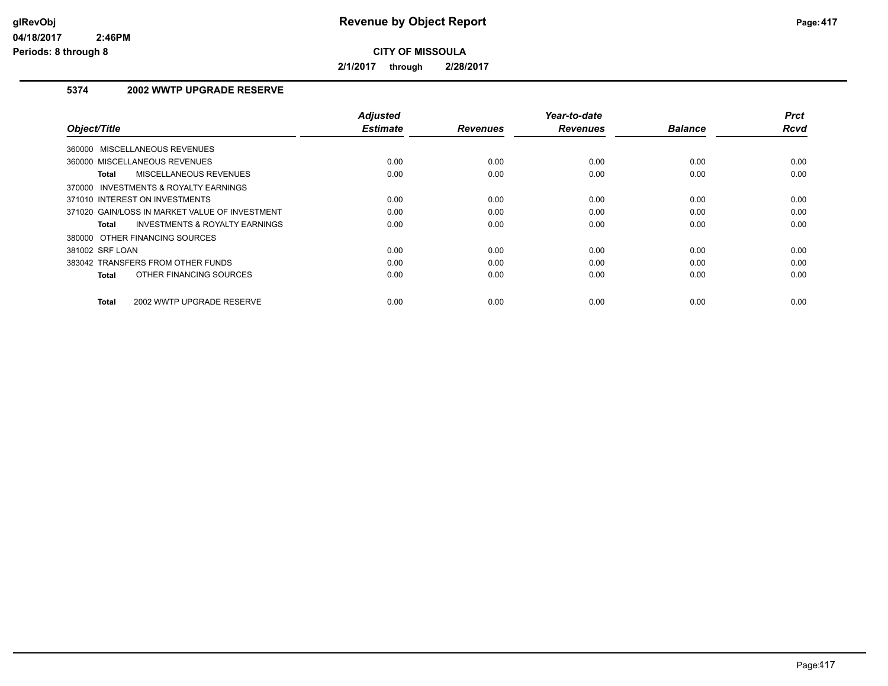**CITY OF MISSOULA**

**2/1/2017 through 2/28/2017**

### 5374 2002 WWTP UPGRADE RESERVE

| Object/Title | Adjusted Estimate | Revenues | Year-to-date Revenues | Balance | Prct Rcvd |
|---|---|---|---|---|---|
| 360000 MISCELLANEOUS REVENUES | | | | | |
| 360000 MISCELLANEOUS REVENUES | 0.00 | 0.00 | 0.00 | 0.00 | 0.00 |
| **Total** MISCELLANEOUS REVENUES | 0.00 | 0.00 | 0.00 | 0.00 | 0.00 |
| 370000 INVESTMENTS & ROYALTY EARNINGS | | | | | |
| 371010 INTEREST ON INVESTMENTS | 0.00 | 0.00 | 0.00 | 0.00 | 0.00 |
| 371020 GAIN/LOSS IN MARKET VALUE OF INVESTMENT | 0.00 | 0.00 | 0.00 | 0.00 | 0.00 |
| **Total** INVESTMENTS & ROYALTY EARNINGS | 0.00 | 0.00 | 0.00 | 0.00 | 0.00 |
| 380000 OTHER FINANCING SOURCES | | | | | |
| 381002 SRF LOAN | 0.00 | 0.00 | 0.00 | 0.00 | 0.00 |
| 383042 TRANSFERS FROM OTHER FUNDS | 0.00 | 0.00 | 0.00 | 0.00 | 0.00 |
| **Total** OTHER FINANCING SOURCES | 0.00 | 0.00 | 0.00 | 0.00 | 0.00 |
| **Total** 2002 WWTP UPGRADE RESERVE | 0.00 | 0.00 | 0.00 | 0.00 | 0.00 |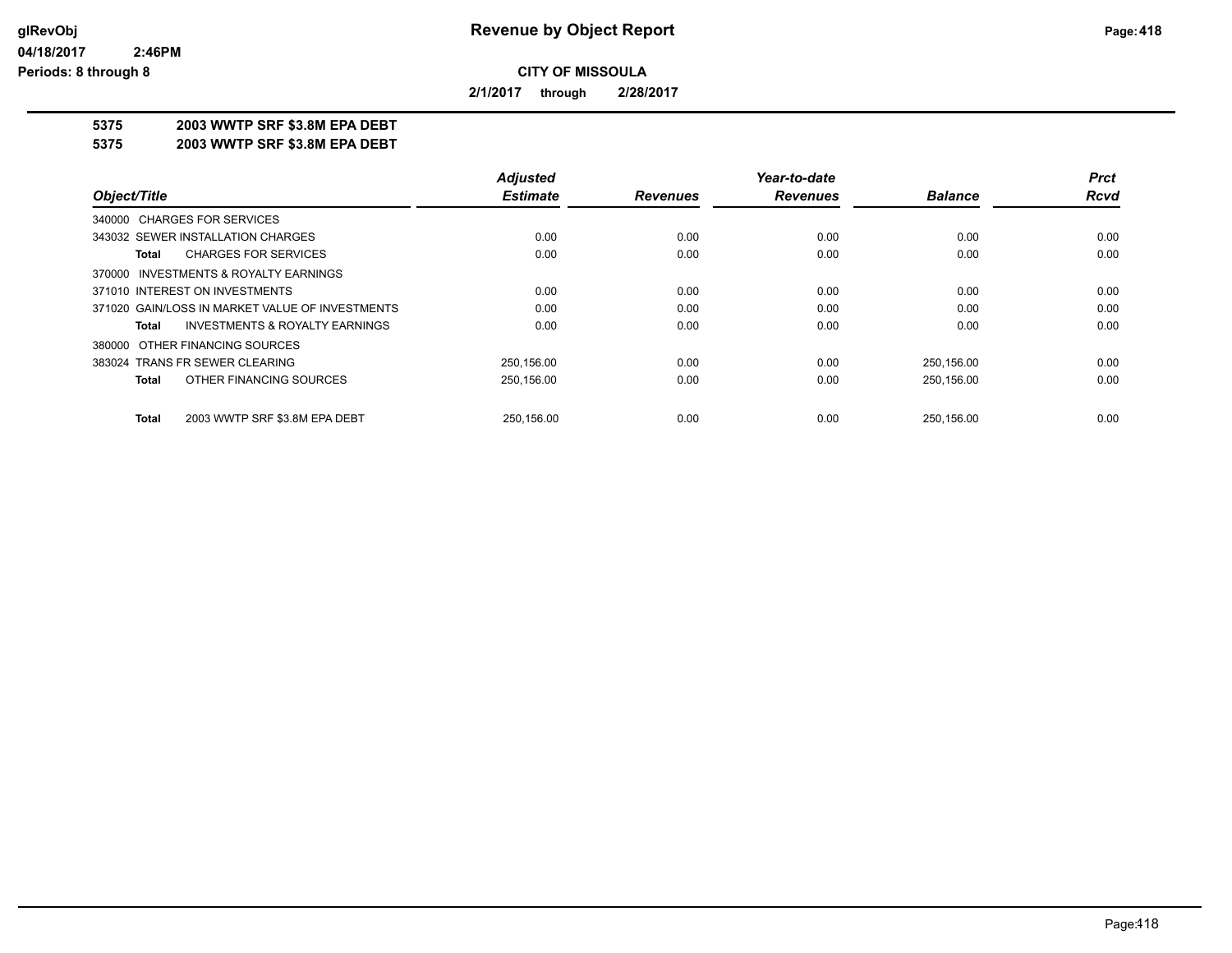# Revenue by Object Report

glRevObj
04/18/2017 2:46PM
Periods: 8 through 8

**CITY OF MISSOULA**

**2/1/2017 through 2/28/2017**

**5375 2003 WWTP SRF $3.8M EPA DEBT**
**5375 2003 WWTP SRF $3.8M EPA DEBT**

| Object/Title | Adjusted Estimate | Revenues | Year-to-date Revenues | Balance | Prct Rcvd |
|---|---|---|---|---|---|
| 340000 CHARGES FOR SERVICES | | | | | |
| 343032 SEWER INSTALLATION CHARGES | 0.00 | 0.00 | 0.00 | 0.00 | 0.00 |
| **Total** CHARGES FOR SERVICES | 0.00 | 0.00 | 0.00 | 0.00 | 0.00 |
| 370000 INVESTMENTS & ROYALTY EARNINGS | | | | | |
| 371010 INTEREST ON INVESTMENTS | 0.00 | 0.00 | 0.00 | 0.00 | 0.00 |
| 371020 GAIN/LOSS IN MARKET VALUE OF INVESTMENTS | 0.00 | 0.00 | 0.00 | 0.00 | 0.00 |
| **Total** INVESTMENTS & ROYALTY EARNINGS | 0.00 | 0.00 | 0.00 | 0.00 | 0.00 |
| 380000 OTHER FINANCING SOURCES | | | | | |
| 383024 TRANS FR SEWER CLEARING | 250,156.00 | 0.00 | 0.00 | 250,156.00 | 0.00 |
| **Total** OTHER FINANCING SOURCES | 250,156.00 | 0.00 | 0.00 | 250,156.00 | 0.00 |
| **Total** 2003 WWTP SRF $3.8M EPA DEBT | 250,156.00 | 0.00 | 0.00 | 250,156.00 | 0.00 |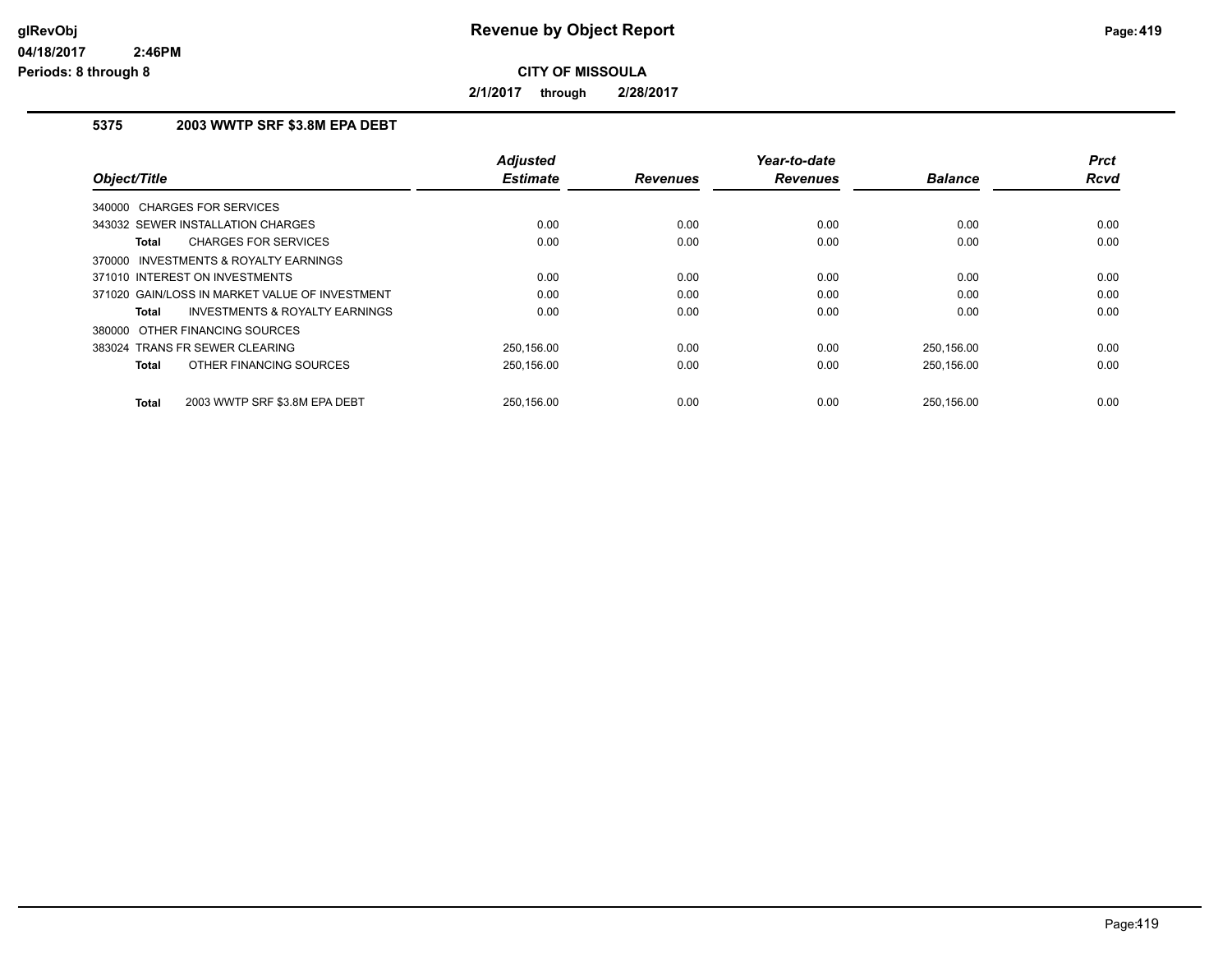# Revenue by Object Report

**CITY OF MISSOULA**

**2/1/2017 through 2/28/2017**

**5375 2003 WWTP SRF $3.8M EPA DEBT**

| Object/Title | Adjusted Estimate | Revenues | Year-to-date Revenues | Balance | Prct Rcvd |
|---|---|---|---|---|---|
| 340000 CHARGES FOR SERVICES | | | | | |
| 343032 SEWER INSTALLATION CHARGES | 0.00 | 0.00 | 0.00 | 0.00 | 0.00 |
| **Total** CHARGES FOR SERVICES | 0.00 | 0.00 | 0.00 | 0.00 | 0.00 |
| 370000 INVESTMENTS & ROYALTY EARNINGS | | | | | |
| 371010 INTEREST ON INVESTMENTS | 0.00 | 0.00 | 0.00 | 0.00 | 0.00 |
| 371020 GAIN/LOSS IN MARKET VALUE OF INVESTMENT | 0.00 | 0.00 | 0.00 | 0.00 | 0.00 |
| **Total** INVESTMENTS & ROYALTY EARNINGS | 0.00 | 0.00 | 0.00 | 0.00 | 0.00 |
| 380000 OTHER FINANCING SOURCES | | | | | |
| 383024 TRANS FR SEWER CLEARING | 250,156.00 | 0.00 | 0.00 | 250,156.00 | 0.00 |
| **Total** OTHER FINANCING SOURCES | 250,156.00 | 0.00 | 0.00 | 250,156.00 | 0.00 |
| **Total** 2003 WWTP SRF $3.8M EPA DEBT | 250,156.00 | 0.00 | 0.00 | 250,156.00 | 0.00 |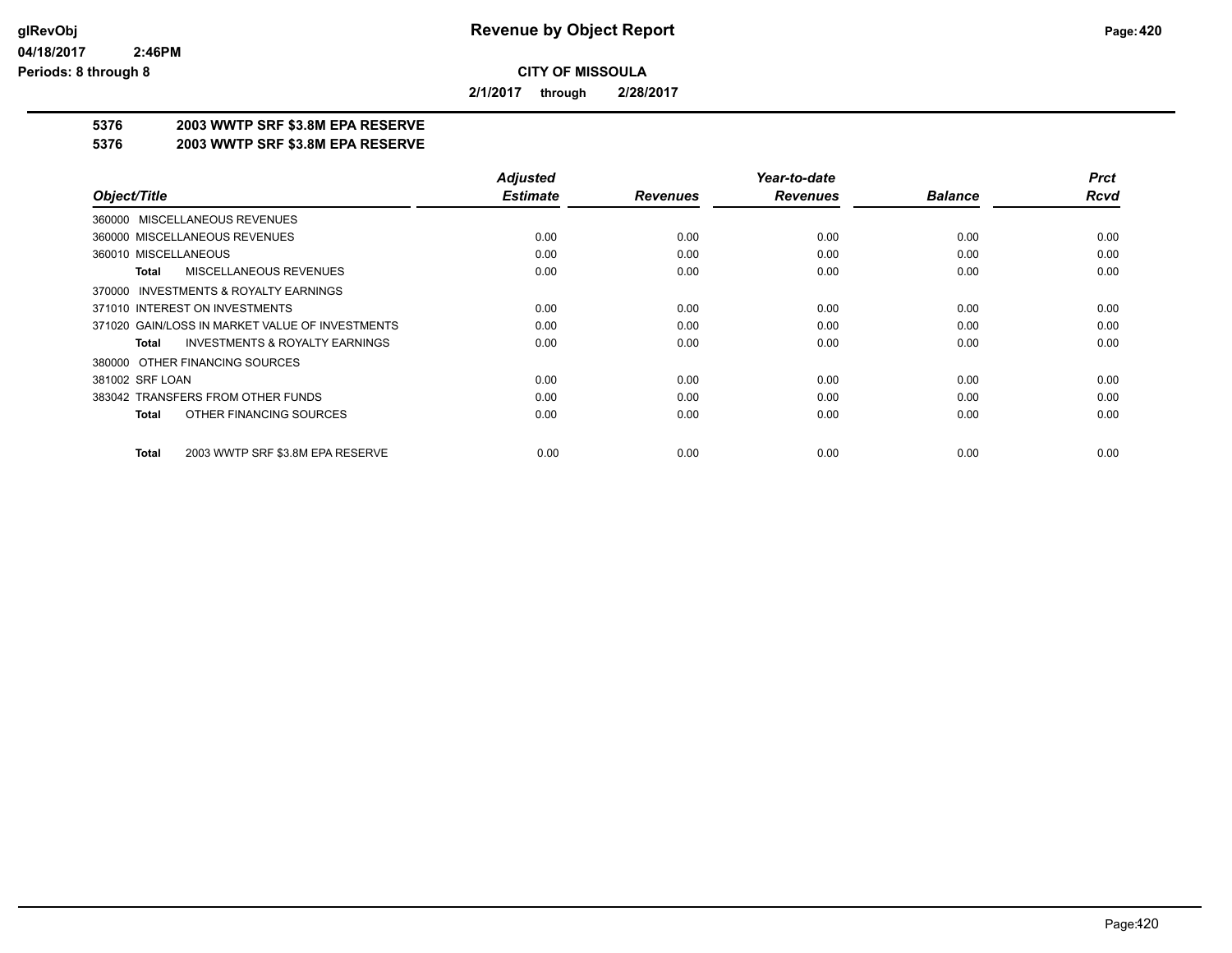# Revenue by Object Report

**CITY OF MISSOULA**

**2/1/2017 through 2/28/2017**

glRevObj
04/18/2017 2:46PM
Periods: 8 through 8

## 5376 2003 WWTP SRF $3.8M EPA RESERVE
## 5376 2003 WWTP SRF $3.8M EPA RESERVE

| Object/Title | Adjusted Estimate | Revenues | Year-to-date Revenues | Balance | Prct Rcvd |
|---|---|---|---|---|---|
| 360000 MISCELLANEOUS REVENUES | | | | | |
| 360000 MISCELLANEOUS REVENUES | 0.00 | 0.00 | 0.00 | 0.00 | 0.00 |
| 360010 MISCELLANEOUS | 0.00 | 0.00 | 0.00 | 0.00 | 0.00 |
| **Total** MISCELLANEOUS REVENUES | 0.00 | 0.00 | 0.00 | 0.00 | 0.00 |
| 370000 INVESTMENTS & ROYALTY EARNINGS | | | | | |
| 371010 INTEREST ON INVESTMENTS | 0.00 | 0.00 | 0.00 | 0.00 | 0.00 |
| 371020 GAIN/LOSS IN MARKET VALUE OF INVESTMENTS | 0.00 | 0.00 | 0.00 | 0.00 | 0.00 |
| **Total** INVESTMENTS & ROYALTY EARNINGS | 0.00 | 0.00 | 0.00 | 0.00 | 0.00 |
| 380000 OTHER FINANCING SOURCES | | | | | |
| 381002 SRF LOAN | 0.00 | 0.00 | 0.00 | 0.00 | 0.00 |
| 383042 TRANSFERS FROM OTHER FUNDS | 0.00 | 0.00 | 0.00 | 0.00 | 0.00 |
| **Total** OTHER FINANCING SOURCES | 0.00 | 0.00 | 0.00 | 0.00 | 0.00 |
| **Total** 2003 WWTP SRF $3.8M EPA RESERVE | 0.00 | 0.00 | 0.00 | 0.00 | 0.00 |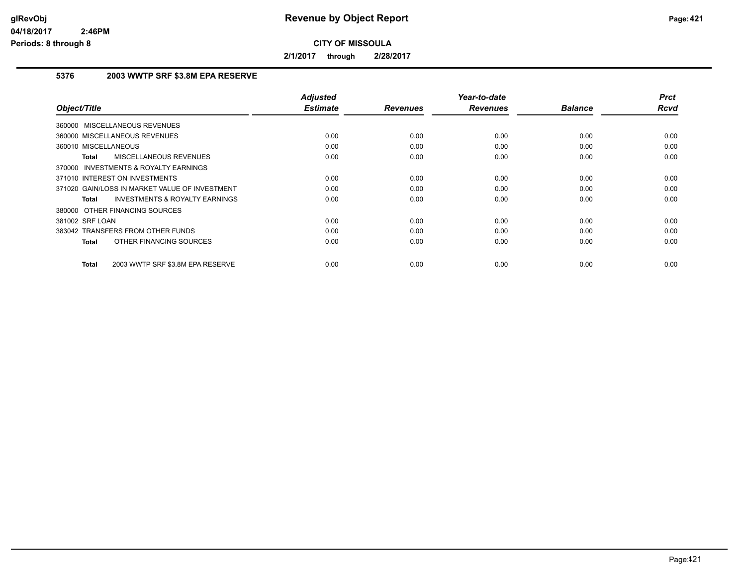# Revenue by Object Report

**CITY OF MISSOULA**

**2/1/2017 through 2/28/2017**

glRevObj
04/18/2017 2:46PM
Periods: 8 through 8

### 5376 2003 WWTP SRF $3.8M EPA RESERVE

| Object/Title | Adjusted Estimate | Revenues | Year-to-date Revenues | Balance | Prct Rcvd |
|---|---|---|---|---|---|
| 360000 MISCELLANEOUS REVENUES | | | | | |
| 360000 MISCELLANEOUS REVENUES | 0.00 | 0.00 | 0.00 | 0.00 | 0.00 |
| 360010 MISCELLANEOUS | 0.00 | 0.00 | 0.00 | 0.00 | 0.00 |
| **Total** MISCELLANEOUS REVENUES | 0.00 | 0.00 | 0.00 | 0.00 | 0.00 |
| 370000 INVESTMENTS & ROYALTY EARNINGS | | | | | |
| 371010 INTEREST ON INVESTMENTS | 0.00 | 0.00 | 0.00 | 0.00 | 0.00 |
| 371020 GAIN/LOSS IN MARKET VALUE OF INVESTMENT | 0.00 | 0.00 | 0.00 | 0.00 | 0.00 |
| **Total** INVESTMENTS & ROYALTY EARNINGS | 0.00 | 0.00 | 0.00 | 0.00 | 0.00 |
| 380000 OTHER FINANCING SOURCES | | | | | |
| 381002 SRF LOAN | 0.00 | 0.00 | 0.00 | 0.00 | 0.00 |
| 383042 TRANSFERS FROM OTHER FUNDS | 0.00 | 0.00 | 0.00 | 0.00 | 0.00 |
| **Total** OTHER FINANCING SOURCES | 0.00 | 0.00 | 0.00 | 0.00 | 0.00 |
| **Total** 2003 WWTP SRF $3.8M EPA RESERVE | 0.00 | 0.00 | 0.00 | 0.00 | 0.00 |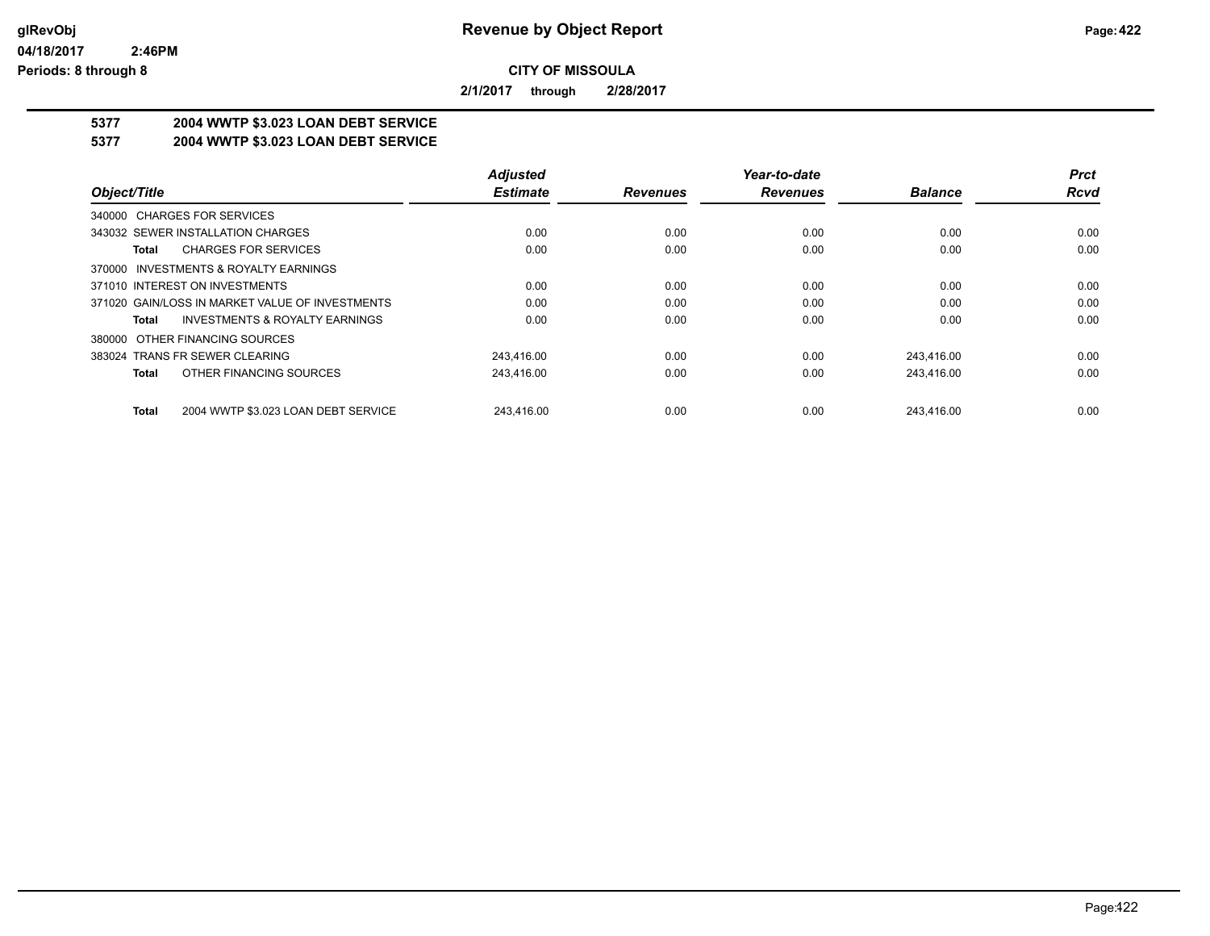# CITY OF MISSOULA

**2/1/2017 through 2/28/2017**

## 5377 2004 WWTP $3.023 LOAN DEBT SERVICE
## 5377 2004 WWTP $3.023 LOAN DEBT SERVICE

| Object/Title | Adjusted Estimate | Revenues | Year-to-date Revenues | Balance | Prct Rcvd |
|---|---|---|---|---|---|
| 340000 CHARGES FOR SERVICES | | | | | |
| 343032 SEWER INSTALLATION CHARGES | 0.00 | 0.00 | 0.00 | 0.00 | 0.00 |
| **Total** CHARGES FOR SERVICES | 0.00 | 0.00 | 0.00 | 0.00 | 0.00 |
| 370000 INVESTMENTS & ROYALTY EARNINGS | | | | | |
| 371010 INTEREST ON INVESTMENTS | 0.00 | 0.00 | 0.00 | 0.00 | 0.00 |
| 371020 GAIN/LOSS IN MARKET VALUE OF INVESTMENTS | 0.00 | 0.00 | 0.00 | 0.00 | 0.00 |
| **Total** INVESTMENTS & ROYALTY EARNINGS | 0.00 | 0.00 | 0.00 | 0.00 | 0.00 |
| 380000 OTHER FINANCING SOURCES | | | | | |
| 383024 TRANS FR SEWER CLEARING | 243,416.00 | 0.00 | 0.00 | 243,416.00 | 0.00 |
| **Total** OTHER FINANCING SOURCES | 243,416.00 | 0.00 | 0.00 | 243,416.00 | 0.00 |
| **Total** 2004 WWTP $3.023 LOAN DEBT SERVICE | 243,416.00 | 0.00 | 0.00 | 243,416.00 | 0.00 |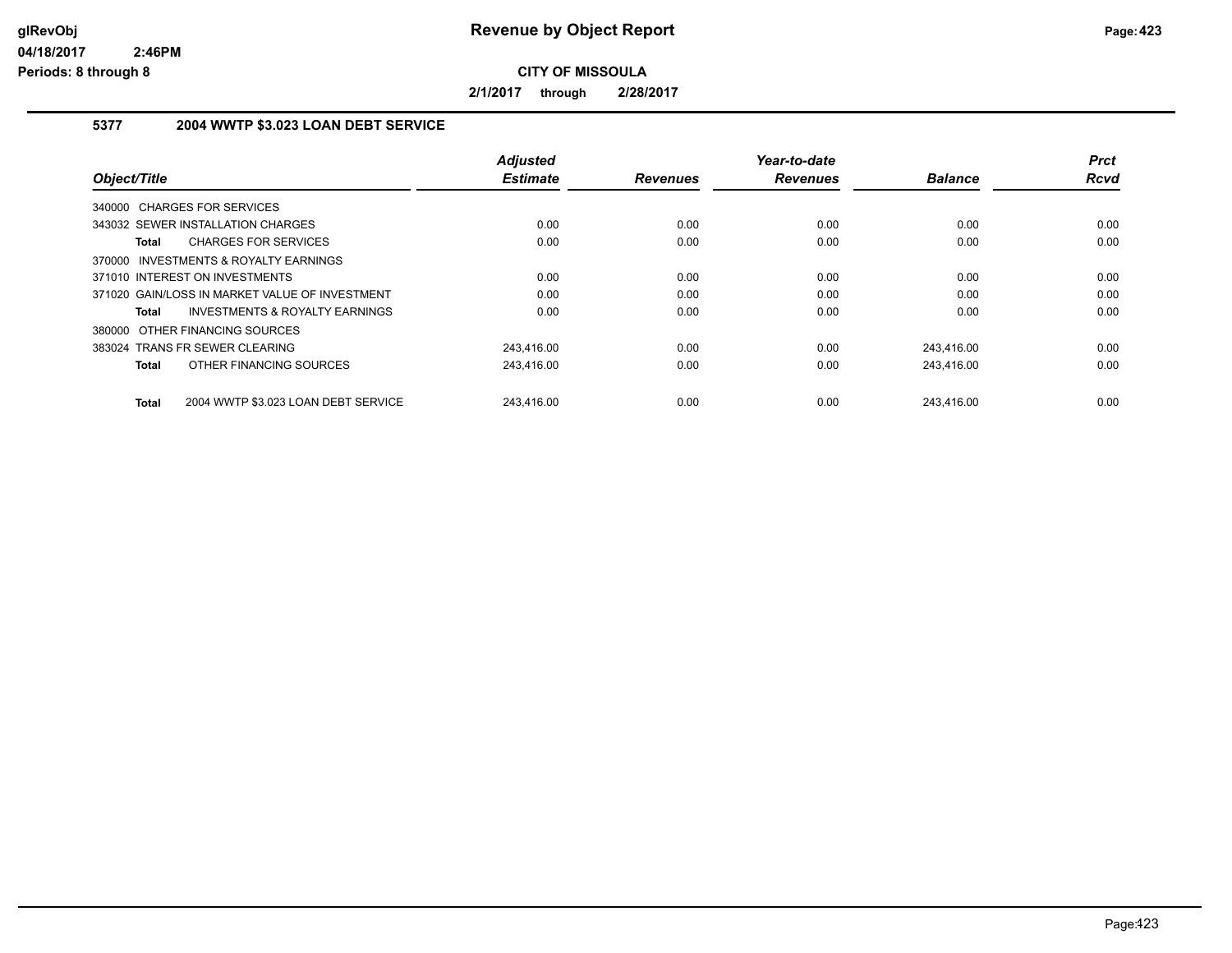**Revenue by Object Report**

**CITY OF MISSOULA**

**2/1/2017 through 2/28/2017**

## 5377 2004 WWTP $3.023 LOAN DEBT SERVICE

| Object/Title | Adjusted Estimate | Revenues | Year-to-date Revenues | Balance | Prct Rcvd |
|---|---|---|---|---|---|
| 340000 CHARGES FOR SERVICES | | | | | |
| 343032 SEWER INSTALLATION CHARGES | 0.00 | 0.00 | 0.00 | 0.00 | 0.00 |
| **Total** CHARGES FOR SERVICES | 0.00 | 0.00 | 0.00 | 0.00 | 0.00 |
| 370000 INVESTMENTS & ROYALTY EARNINGS | | | | | |
| 371010 INTEREST ON INVESTMENTS | 0.00 | 0.00 | 0.00 | 0.00 | 0.00 |
| 371020 GAIN/LOSS IN MARKET VALUE OF INVESTMENT | 0.00 | 0.00 | 0.00 | 0.00 | 0.00 |
| **Total** INVESTMENTS & ROYALTY EARNINGS | 0.00 | 0.00 | 0.00 | 0.00 | 0.00 |
| 380000 OTHER FINANCING SOURCES | | | | | |
| 383024 TRANS FR SEWER CLEARING | 243,416.00 | 0.00 | 0.00 | 243,416.00 | 0.00 |
| **Total** OTHER FINANCING SOURCES | 243,416.00 | 0.00 | 0.00 | 243,416.00 | 0.00 |
| **Total** 2004 WWTP $3.023 LOAN DEBT SERVICE | 243,416.00 | 0.00 | 0.00 | 243,416.00 | 0.00 |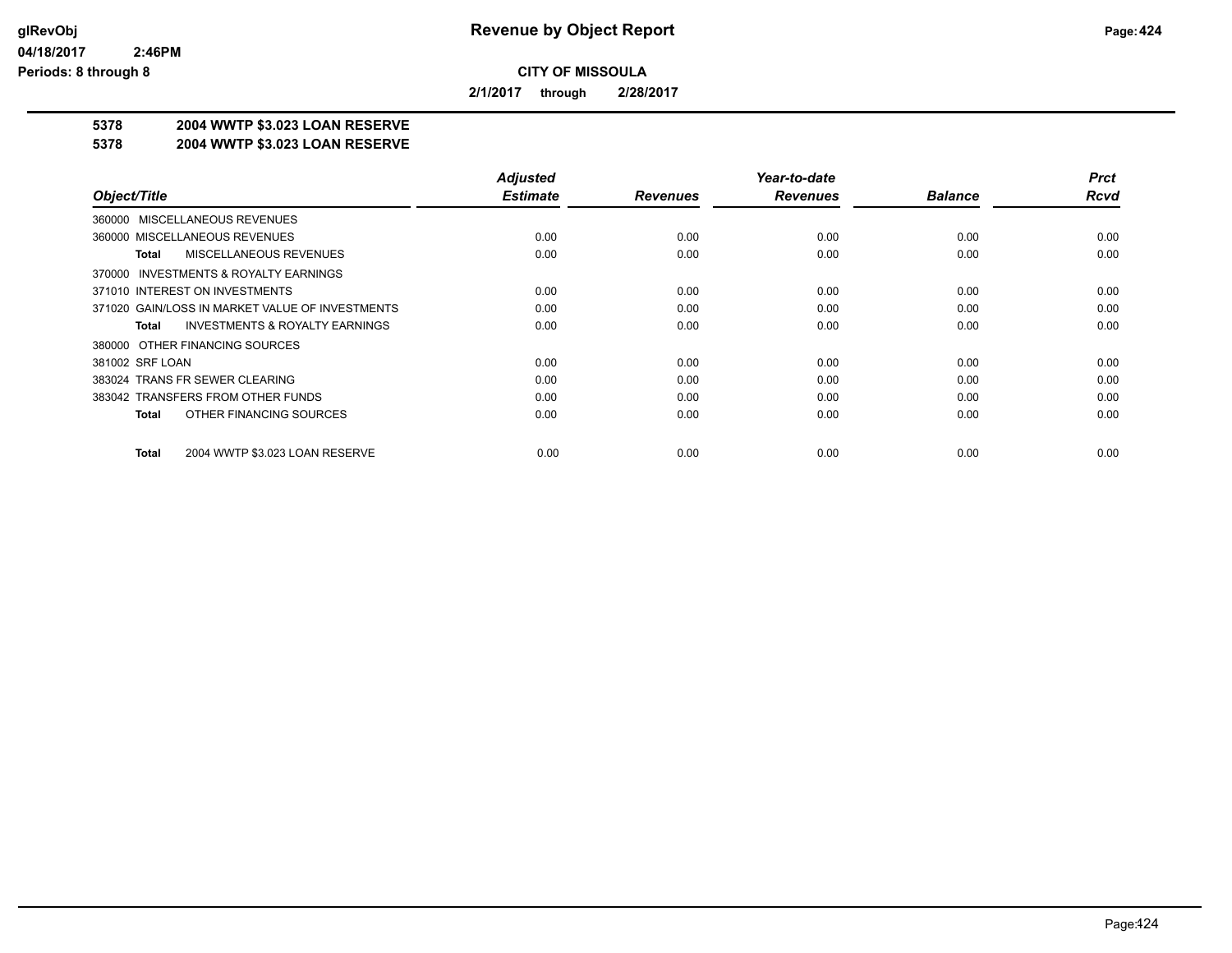**Revenue by Object Report**

**CITY OF MISSOULA**

**2/1/2017 through 2/28/2017**

**5378 2004 WWTP $3.023 LOAN RESERVE**

**5378 2004 WWTP $3.023 LOAN RESERVE**

| Object/Title | Adjusted Estimate | Revenues | Year-to-date Revenues | Balance | Prct Rcvd |
|---|---|---|---|---|---|
| 360000 MISCELLANEOUS REVENUES | | | | | |
| 360000 MISCELLANEOUS REVENUES | 0.00 | 0.00 | 0.00 | 0.00 | 0.00 |
| **Total** MISCELLANEOUS REVENUES | 0.00 | 0.00 | 0.00 | 0.00 | 0.00 |
| 370000 INVESTMENTS & ROYALTY EARNINGS | | | | | |
| 371010 INTEREST ON INVESTMENTS | 0.00 | 0.00 | 0.00 | 0.00 | 0.00 |
| 371020 GAIN/LOSS IN MARKET VALUE OF INVESTMENTS | 0.00 | 0.00 | 0.00 | 0.00 | 0.00 |
| **Total** INVESTMENTS & ROYALTY EARNINGS | 0.00 | 0.00 | 0.00 | 0.00 | 0.00 |
| 380000 OTHER FINANCING SOURCES | | | | | |
| 381002 SRF LOAN | 0.00 | 0.00 | 0.00 | 0.00 | 0.00 |
| 383024 TRANS FR SEWER CLEARING | 0.00 | 0.00 | 0.00 | 0.00 | 0.00 |
| 383042 TRANSFERS FROM OTHER FUNDS | 0.00 | 0.00 | 0.00 | 0.00 | 0.00 |
| **Total** OTHER FINANCING SOURCES | 0.00 | 0.00 | 0.00 | 0.00 | 0.00 |
| **Total** 2004 WWTP $3.023 LOAN RESERVE | 0.00 | 0.00 | 0.00 | 0.00 | 0.00 |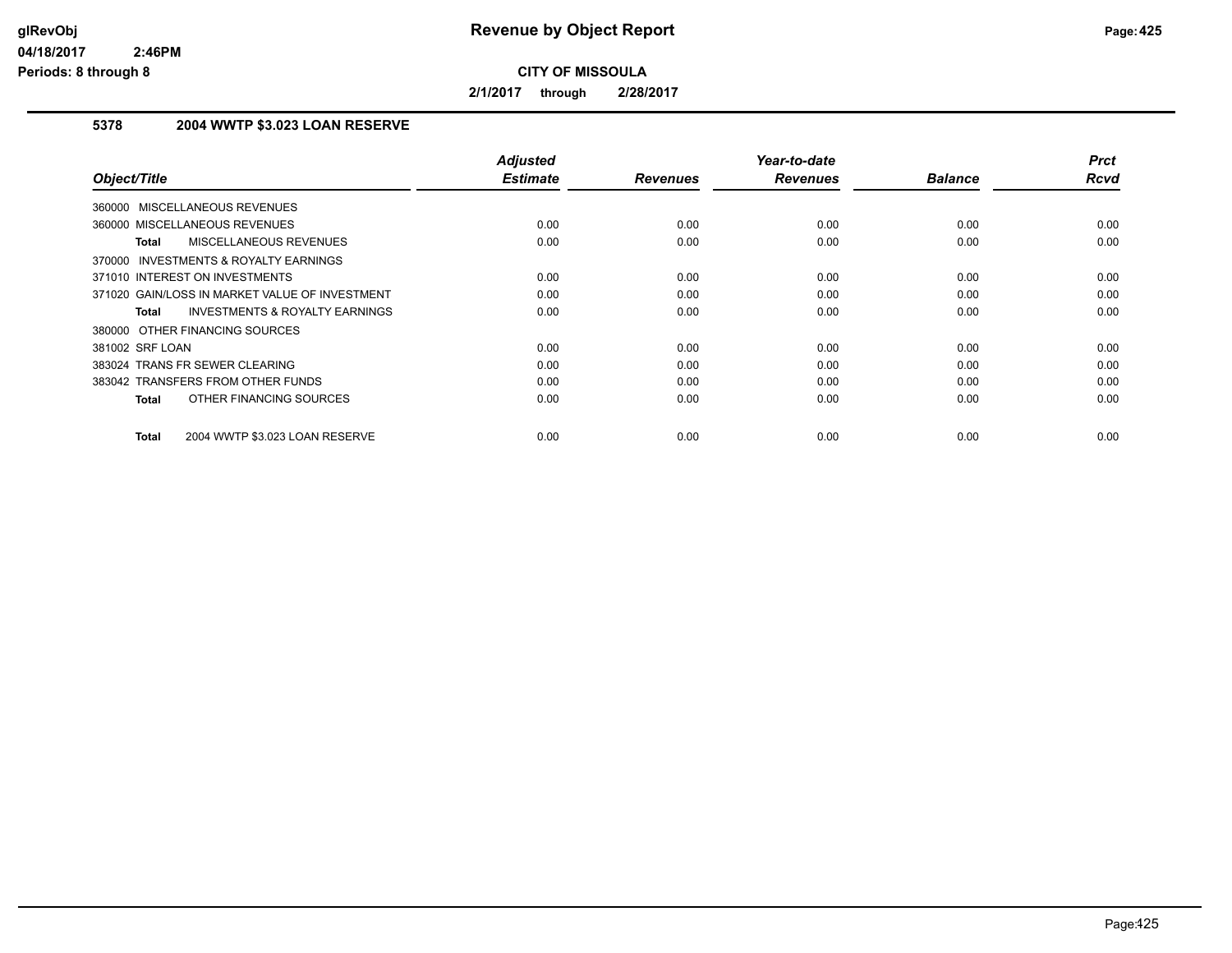**Revenue by Object Report**

**CITY OF MISSOULA**

**2/1/2017 through 2/28/2017**

glRevObj
04/18/2017 2:46PM
Periods: 8 through 8

### 5378 2004 WWTP $3.023 LOAN RESERVE

| Object/Title | Adjusted Estimate | Revenues | Year-to-date Revenues | Balance | Prct Rcvd |
|---|---|---|---|---|---|
| 360000 MISCELLANEOUS REVENUES | | | | | |
| 360000 MISCELLANEOUS REVENUES | 0.00 | 0.00 | 0.00 | 0.00 | 0.00 |
| **Total** MISCELLANEOUS REVENUES | 0.00 | 0.00 | 0.00 | 0.00 | 0.00 |
| 370000 INVESTMENTS & ROYALTY EARNINGS | | | | | |
| 371010 INTEREST ON INVESTMENTS | 0.00 | 0.00 | 0.00 | 0.00 | 0.00 |
| 371020 GAIN/LOSS IN MARKET VALUE OF INVESTMENT | 0.00 | 0.00 | 0.00 | 0.00 | 0.00 |
| **Total** INVESTMENTS & ROYALTY EARNINGS | 0.00 | 0.00 | 0.00 | 0.00 | 0.00 |
| 380000 OTHER FINANCING SOURCES | | | | | |
| 381002 SRF LOAN | 0.00 | 0.00 | 0.00 | 0.00 | 0.00 |
| 383024 TRANS FR SEWER CLEARING | 0.00 | 0.00 | 0.00 | 0.00 | 0.00 |
| 383042 TRANSFERS FROM OTHER FUNDS | 0.00 | 0.00 | 0.00 | 0.00 | 0.00 |
| **Total** OTHER FINANCING SOURCES | 0.00 | 0.00 | 0.00 | 0.00 | 0.00 |
| **Total** 2004 WWTP $3.023 LOAN RESERVE | 0.00 | 0.00 | 0.00 | 0.00 | 0.00 |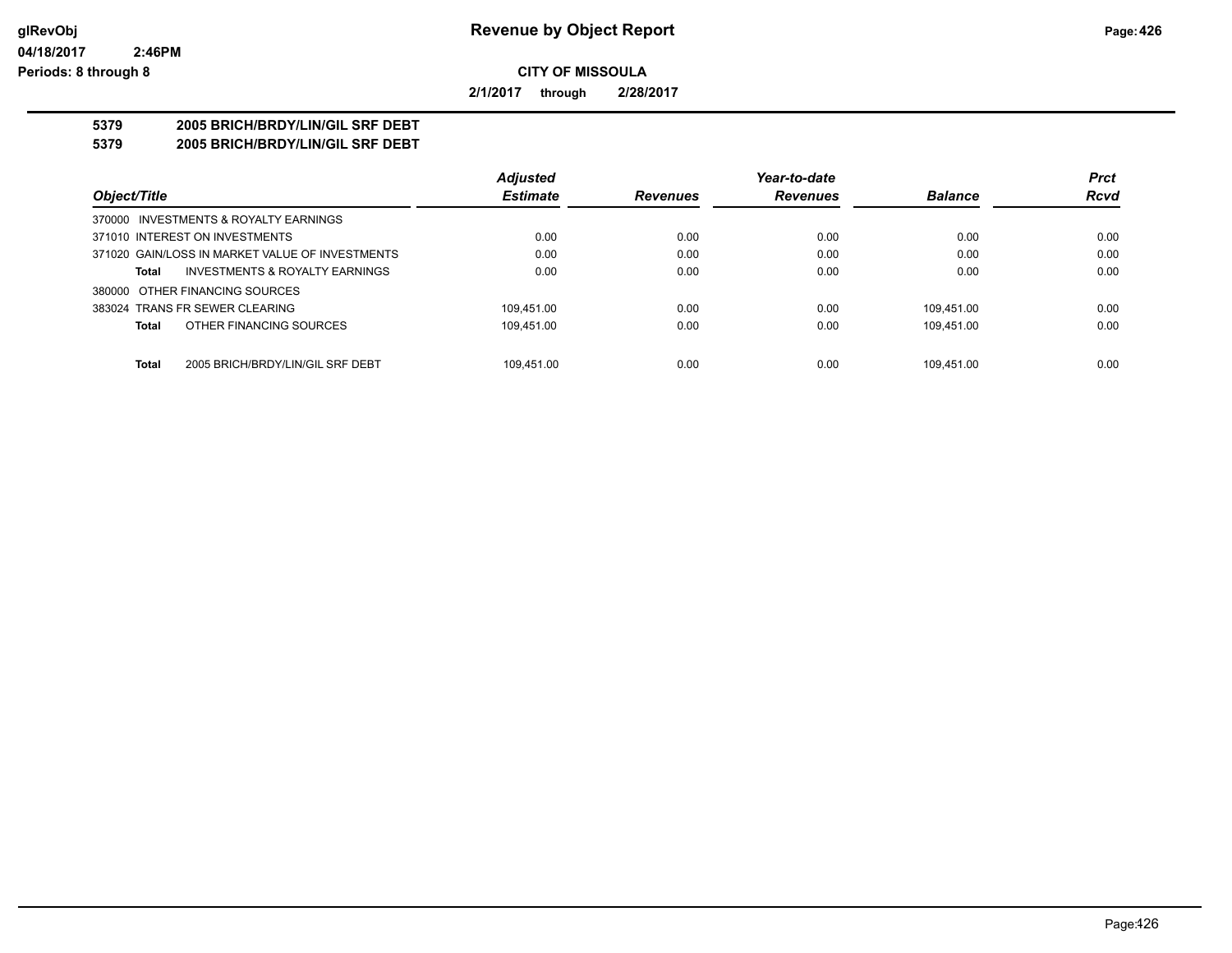# Revenue by Object Report

**CITY OF MISSOULA**

**2/1/2017 through 2/28/2017**

**5379 2005 BRICH/BRDY/LIN/GIL SRF DEBT**
**5379 2005 BRICH/BRDY/LIN/GIL SRF DEBT**

| Object/Title | Adjusted Estimate | Revenues | Year-to-date Revenues | Balance | Prct Rcvd |
|---|---|---|---|---|---|
| 370000 INVESTMENTS & ROYALTY EARNINGS | | | | | |
| 371010 INTEREST ON INVESTMENTS | 0.00 | 0.00 | 0.00 | 0.00 | 0.00 |
| 371020 GAIN/LOSS IN MARKET VALUE OF INVESTMENTS | 0.00 | 0.00 | 0.00 | 0.00 | 0.00 |
| **Total** INVESTMENTS & ROYALTY EARNINGS | 0.00 | 0.00 | 0.00 | 0.00 | 0.00 |
| 380000 OTHER FINANCING SOURCES | | | | | |
| 383024 TRANS FR SEWER CLEARING | 109,451.00 | 0.00 | 0.00 | 109,451.00 | 0.00 |
| **Total** OTHER FINANCING SOURCES | 109,451.00 | 0.00 | 0.00 | 109,451.00 | 0.00 |
| **Total** 2005 BRICH/BRDY/LIN/GIL SRF DEBT | 109,451.00 | 0.00 | 0.00 | 109,451.00 | 0.00 |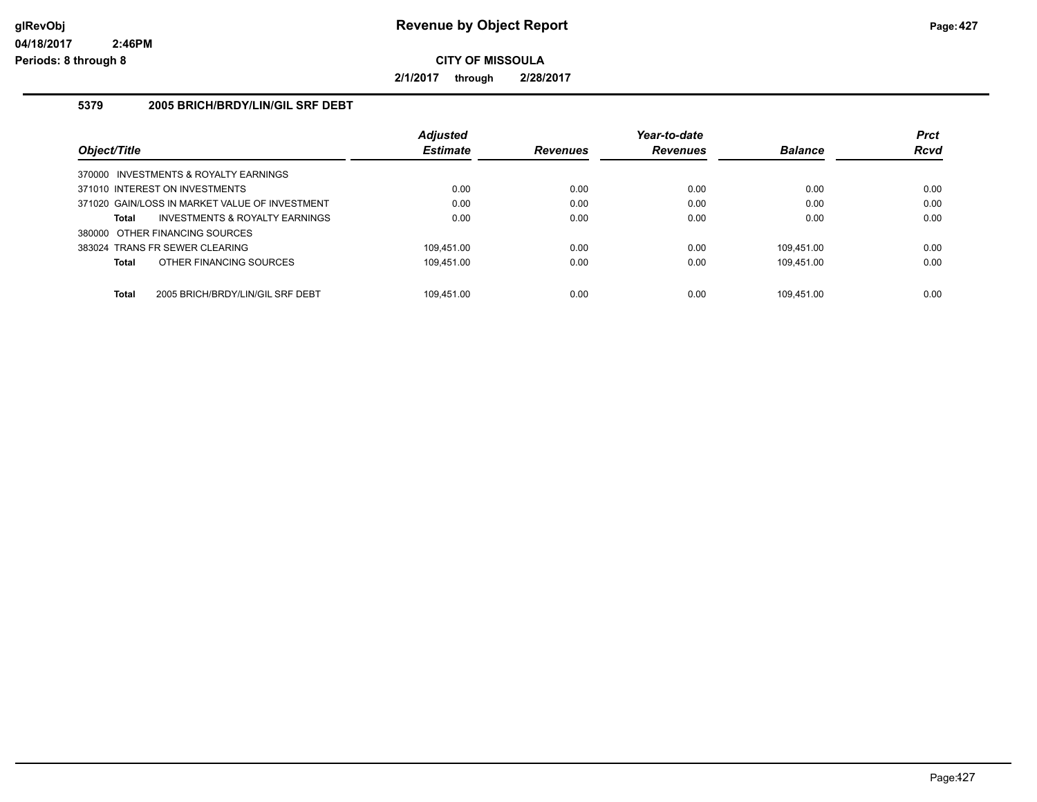# Revenue by Object Report

**CITY OF MISSOULA**

**2/1/2017 through 2/28/2017**

glRevObj
04/18/2017 2:46PM
Periods: 8 through 8

### 5379 2005 BRICH/BRDY/LIN/GIL SRF DEBT

| Object/Title | Adjusted Estimate | Revenues | Year-to-date Revenues | Balance | Prct Rcvd |
|---|---|---|---|---|---|
| 370000 INVESTMENTS & ROYALTY EARNINGS | | | | | |
| 371010 INTEREST ON INVESTMENTS | 0.00 | 0.00 | 0.00 | 0.00 | 0.00 |
| 371020 GAIN/LOSS IN MARKET VALUE OF INVESTMENT | 0.00 | 0.00 | 0.00 | 0.00 | 0.00 |
| **Total** INVESTMENTS & ROYALTY EARNINGS | 0.00 | 0.00 | 0.00 | 0.00 | 0.00 |
| 380000 OTHER FINANCING SOURCES | | | | | |
| 383024 TRANS FR SEWER CLEARING | 109,451.00 | 0.00 | 0.00 | 109,451.00 | 0.00 |
| **Total** OTHER FINANCING SOURCES | 109,451.00 | 0.00 | 0.00 | 109,451.00 | 0.00 |
| **Total** 2005 BRICH/BRDY/LIN/GIL SRF DEBT | 109,451.00 | 0.00 | 0.00 | 109,451.00 | 0.00 |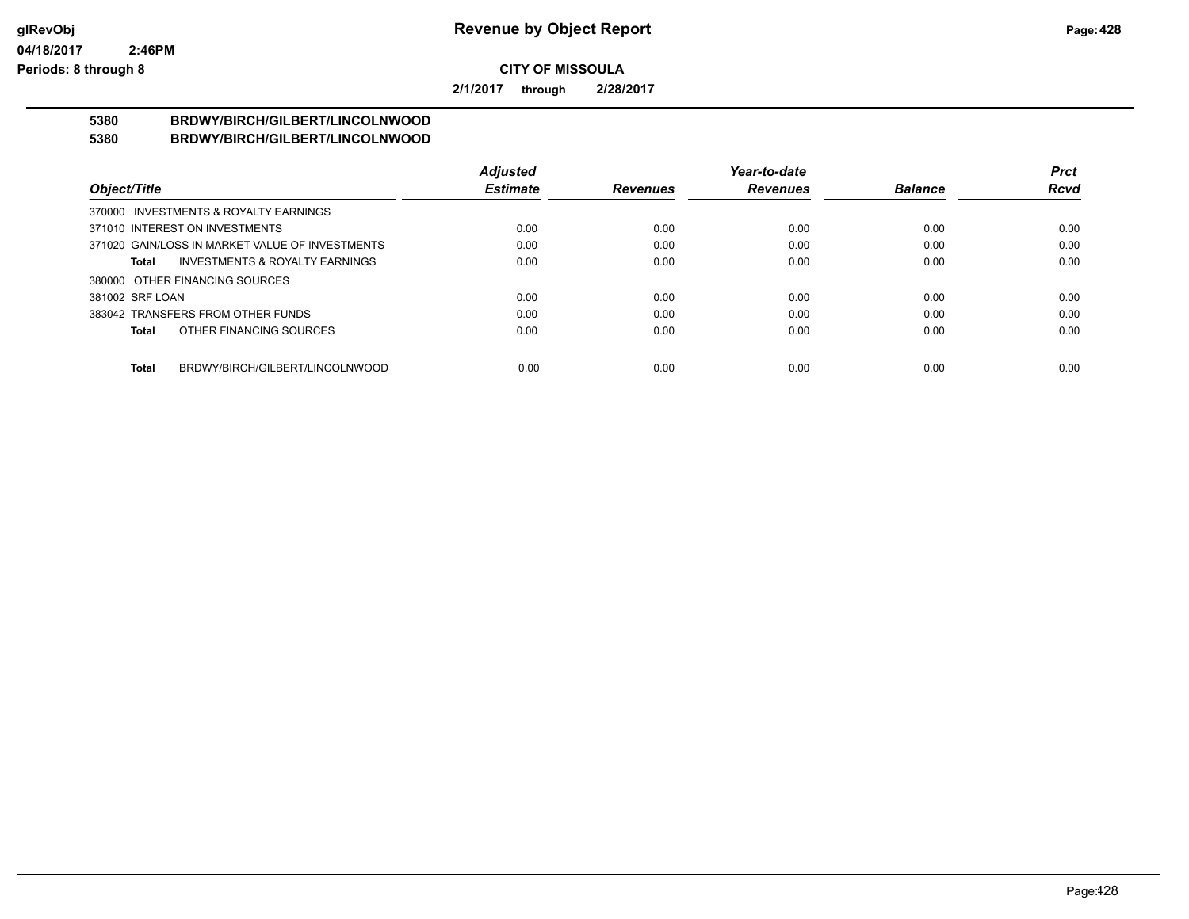# Revenue by Object Report

**CITY OF MISSOULA**

**2/1/2017 through 2/28/2017**

glRevObj
04/18/2017 2:46PM
Periods: 8 through 8

## 5380 BRDWY/BIRCH/GILBERT/LINCOLNWOOD
## 5380 BRDWY/BIRCH/GILBERT/LINCOLNWOOD

| Object/Title | Adjusted Estimate | Revenues | Year-to-date Revenues | Balance | Prct Rcvd |
|---|---|---|---|---|---|
| 370000 INVESTMENTS & ROYALTY EARNINGS | | | | | |
| 371010 INTEREST ON INVESTMENTS | 0.00 | 0.00 | 0.00 | 0.00 | 0.00 |
| 371020 GAIN/LOSS IN MARKET VALUE OF INVESTMENTS | 0.00 | 0.00 | 0.00 | 0.00 | 0.00 |
| **Total** INVESTMENTS & ROYALTY EARNINGS | 0.00 | 0.00 | 0.00 | 0.00 | 0.00 |
| 380000 OTHER FINANCING SOURCES | | | | | |
| 381002 SRF LOAN | 0.00 | 0.00 | 0.00 | 0.00 | 0.00 |
| 383042 TRANSFERS FROM OTHER FUNDS | 0.00 | 0.00 | 0.00 | 0.00 | 0.00 |
| **Total** OTHER FINANCING SOURCES | 0.00 | 0.00 | 0.00 | 0.00 | 0.00 |
| **Total** BRDWY/BIRCH/GILBERT/LINCOLNWOOD | 0.00 | 0.00 | 0.00 | 0.00 | 0.00 |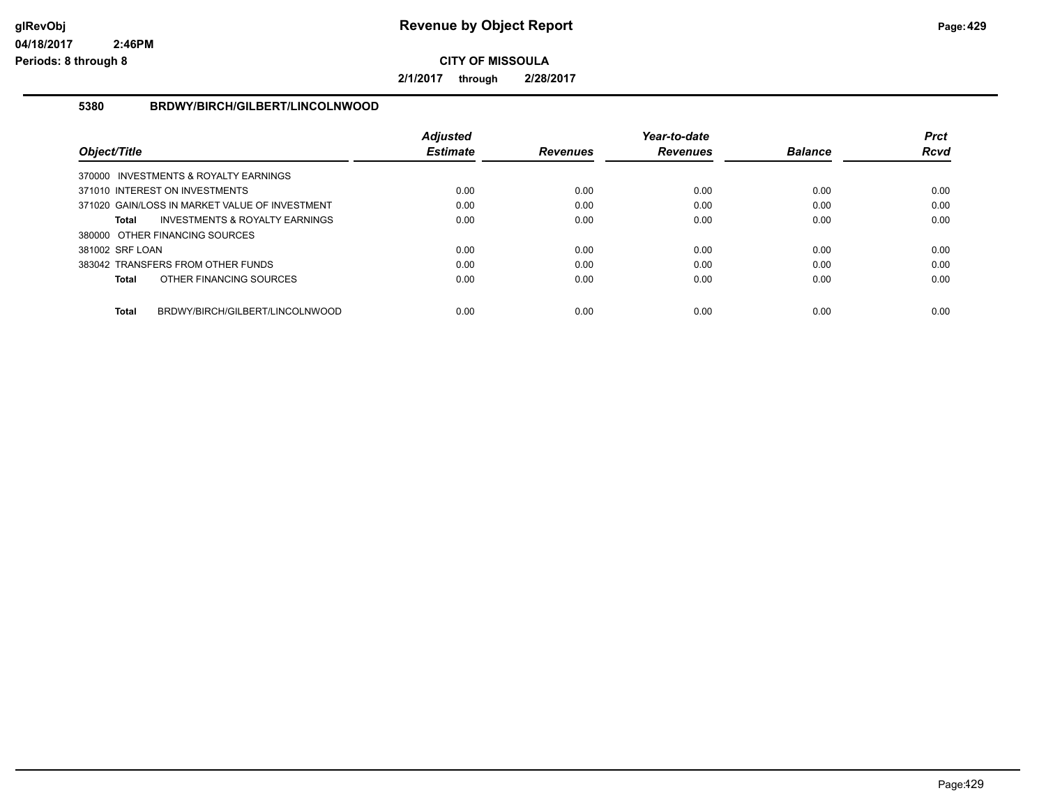**Revenue by Object Report**

**CITY OF MISSOULA**

**2/1/2017 through 2/28/2017**

## 5380 BRDWY/BIRCH/GILBERT/LINCOLNWOOD

| Object/Title | Adjusted Estimate | Revenues | Year-to-date Revenues | Balance | Prct Rcvd |
|---|---|---|---|---|---|
| 370000 INVESTMENTS & ROYALTY EARNINGS | | | | | |
| 371010 INTEREST ON INVESTMENTS | 0.00 | 0.00 | 0.00 | 0.00 | 0.00 |
| 371020 GAIN/LOSS IN MARKET VALUE OF INVESTMENT | 0.00 | 0.00 | 0.00 | 0.00 | 0.00 |
| **Total** INVESTMENTS & ROYALTY EARNINGS | 0.00 | 0.00 | 0.00 | 0.00 | 0.00 |
| 380000 OTHER FINANCING SOURCES | | | | | |
| 381002 SRF LOAN | 0.00 | 0.00 | 0.00 | 0.00 | 0.00 |
| 383042 TRANSFERS FROM OTHER FUNDS | 0.00 | 0.00 | 0.00 | 0.00 | 0.00 |
| **Total** OTHER FINANCING SOURCES | 0.00 | 0.00 | 0.00 | 0.00 | 0.00 |
| **Total** BRDWY/BIRCH/GILBERT/LINCOLNWOOD | 0.00 | 0.00 | 0.00 | 0.00 | 0.00 |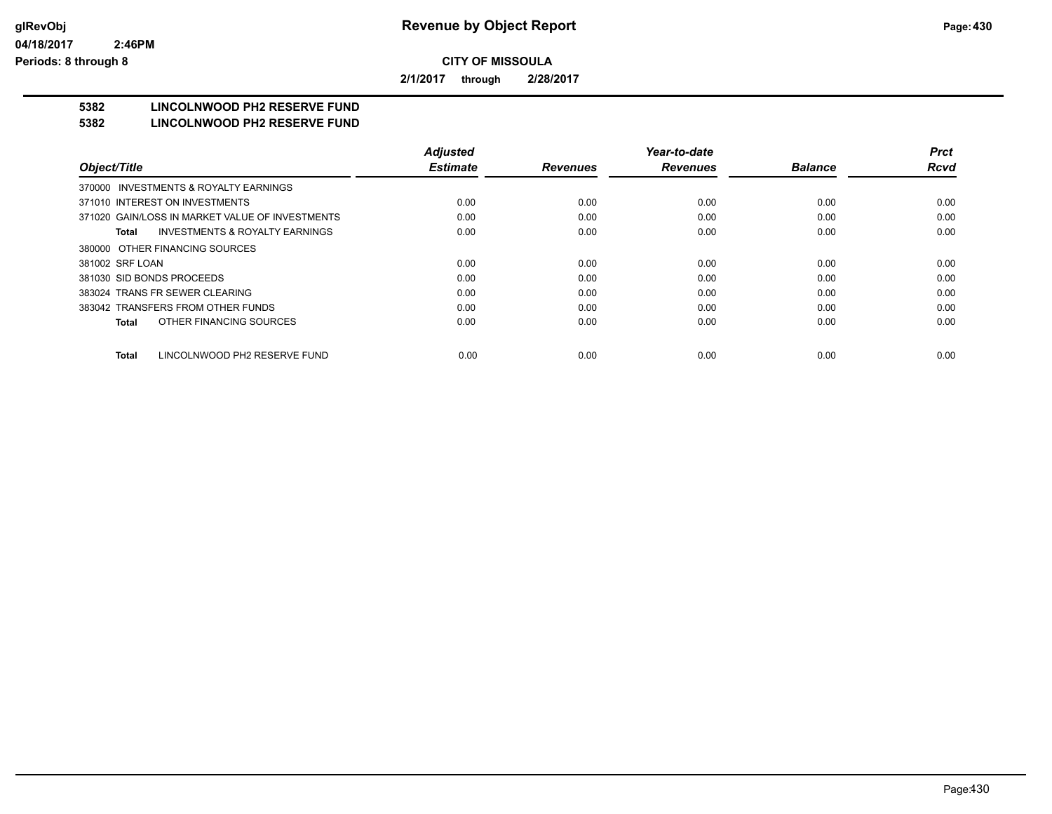**CITY OF MISSOULA**

**2/1/2017 through 2/28/2017**

## 5382 LINCOLNWOOD PH2 RESERVE FUND
## 5382 LINCOLNWOOD PH2 RESERVE FUND

| Object/Title | Adjusted Estimate | Revenues | Year-to-date Revenues | Balance | Prct Rcvd |
|---|---|---|---|---|---|
| 370000 INVESTMENTS & ROYALTY EARNINGS | | | | | |
| 371010 INTEREST ON INVESTMENTS | 0.00 | 0.00 | 0.00 | 0.00 | 0.00 |
| 371020 GAIN/LOSS IN MARKET VALUE OF INVESTMENTS | 0.00 | 0.00 | 0.00 | 0.00 | 0.00 |
| **Total** INVESTMENTS & ROYALTY EARNINGS | 0.00 | 0.00 | 0.00 | 0.00 | 0.00 |
| 380000 OTHER FINANCING SOURCES | | | | | |
| 381002 SRF LOAN | 0.00 | 0.00 | 0.00 | 0.00 | 0.00 |
| 381030 SID BONDS PROCEEDS | 0.00 | 0.00 | 0.00 | 0.00 | 0.00 |
| 383024 TRANS FR SEWER CLEARING | 0.00 | 0.00 | 0.00 | 0.00 | 0.00 |
| 383042 TRANSFERS FROM OTHER FUNDS | 0.00 | 0.00 | 0.00 | 0.00 | 0.00 |
| **Total** OTHER FINANCING SOURCES | 0.00 | 0.00 | 0.00 | 0.00 | 0.00 |
| **Total** LINCOLNWOOD PH2 RESERVE FUND | 0.00 | 0.00 | 0.00 | 0.00 | 0.00 |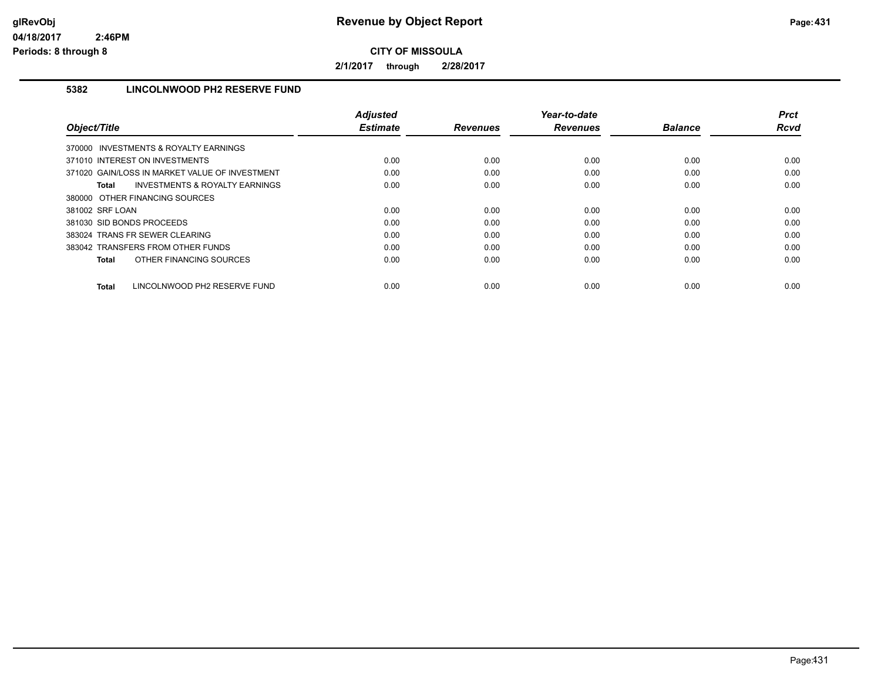# Revenue by Object Report

## CITY OF MISSOULA

**2/1/2017 through 2/28/2017**

### 5382 LINCOLNWOOD PH2 RESERVE FUND

| Object/Title | Adjusted Estimate | Revenues | Year-to-date Revenues | Balance | Prct Rcvd |
|---|---|---|---|---|---|
| 370000 INVESTMENTS & ROYALTY EARNINGS | | | | | |
| 371010 INTEREST ON INVESTMENTS | 0.00 | 0.00 | 0.00 | 0.00 | 0.00 |
| 371020 GAIN/LOSS IN MARKET VALUE OF INVESTMENT | 0.00 | 0.00 | 0.00 | 0.00 | 0.00 |
| **Total** INVESTMENTS & ROYALTY EARNINGS | 0.00 | 0.00 | 0.00 | 0.00 | 0.00 |
| 380000 OTHER FINANCING SOURCES | | | | | |
| 381002 SRF LOAN | 0.00 | 0.00 | 0.00 | 0.00 | 0.00 |
| 381030 SID BONDS PROCEEDS | 0.00 | 0.00 | 0.00 | 0.00 | 0.00 |
| 383024 TRANS FR SEWER CLEARING | 0.00 | 0.00 | 0.00 | 0.00 | 0.00 |
| 383042 TRANSFERS FROM OTHER FUNDS | 0.00 | 0.00 | 0.00 | 0.00 | 0.00 |
| **Total** OTHER FINANCING SOURCES | 0.00 | 0.00 | 0.00 | 0.00 | 0.00 |
| **Total** LINCOLNWOOD PH2 RESERVE FUND | 0.00 | 0.00 | 0.00 | 0.00 | 0.00 |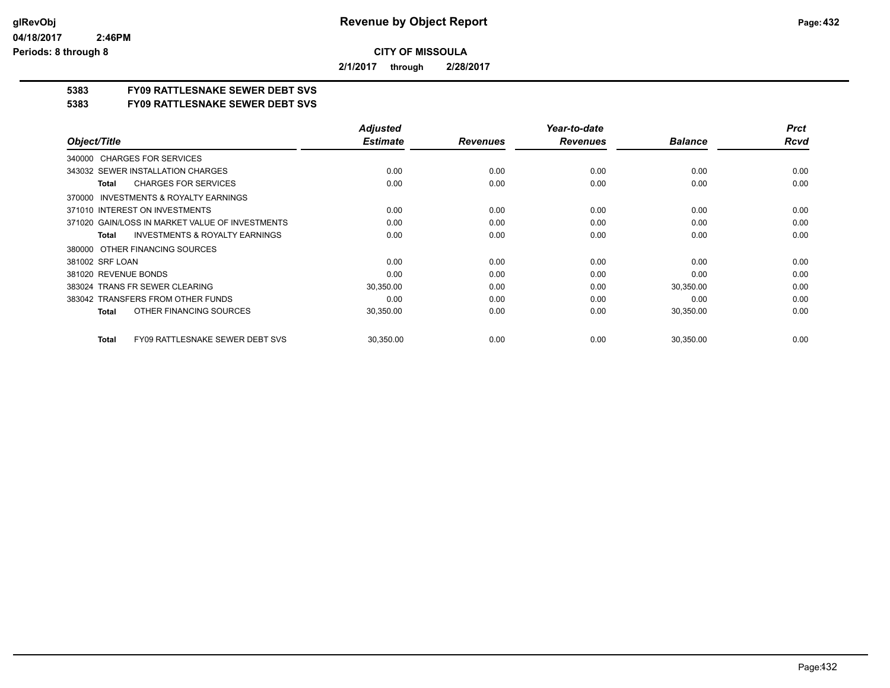# Revenue by Object Report

glRevObj
04/18/2017 2:46PM
Periods: 8 through 8

**CITY OF MISSOULA**

**2/1/2017 through 2/28/2017**

## 5383 FY09 RATTLESNAKE SEWER DEBT SVS
## 5383 FY09 RATTLESNAKE SEWER DEBT SVS

| Object/Title | Adjusted Estimate | Revenues | Year-to-date Revenues | Balance | Prct Rcvd |
|---|---|---|---|---|---|
| 340000 CHARGES FOR SERVICES | | | | | |
| 343032 SEWER INSTALLATION CHARGES | 0.00 | 0.00 | 0.00 | 0.00 | 0.00 |
| **Total** CHARGES FOR SERVICES | 0.00 | 0.00 | 0.00 | 0.00 | 0.00 |
| 370000 INVESTMENTS & ROYALTY EARNINGS | | | | | |
| 371010 INTEREST ON INVESTMENTS | 0.00 | 0.00 | 0.00 | 0.00 | 0.00 |
| 371020 GAIN/LOSS IN MARKET VALUE OF INVESTMENTS | 0.00 | 0.00 | 0.00 | 0.00 | 0.00 |
| **Total** INVESTMENTS & ROYALTY EARNINGS | 0.00 | 0.00 | 0.00 | 0.00 | 0.00 |
| 380000 OTHER FINANCING SOURCES | | | | | |
| 381002 SRF LOAN | 0.00 | 0.00 | 0.00 | 0.00 | 0.00 |
| 381020 REVENUE BONDS | 0.00 | 0.00 | 0.00 | 0.00 | 0.00 |
| 383024 TRANS FR SEWER CLEARING | 30,350.00 | 0.00 | 0.00 | 30,350.00 | 0.00 |
| 383042 TRANSFERS FROM OTHER FUNDS | 0.00 | 0.00 | 0.00 | 0.00 | 0.00 |
| **Total** OTHER FINANCING SOURCES | 30,350.00 | 0.00 | 0.00 | 30,350.00 | 0.00 |
| **Total** FY09 RATTLESNAKE SEWER DEBT SVS | 30,350.00 | 0.00 | 0.00 | 30,350.00 | 0.00 |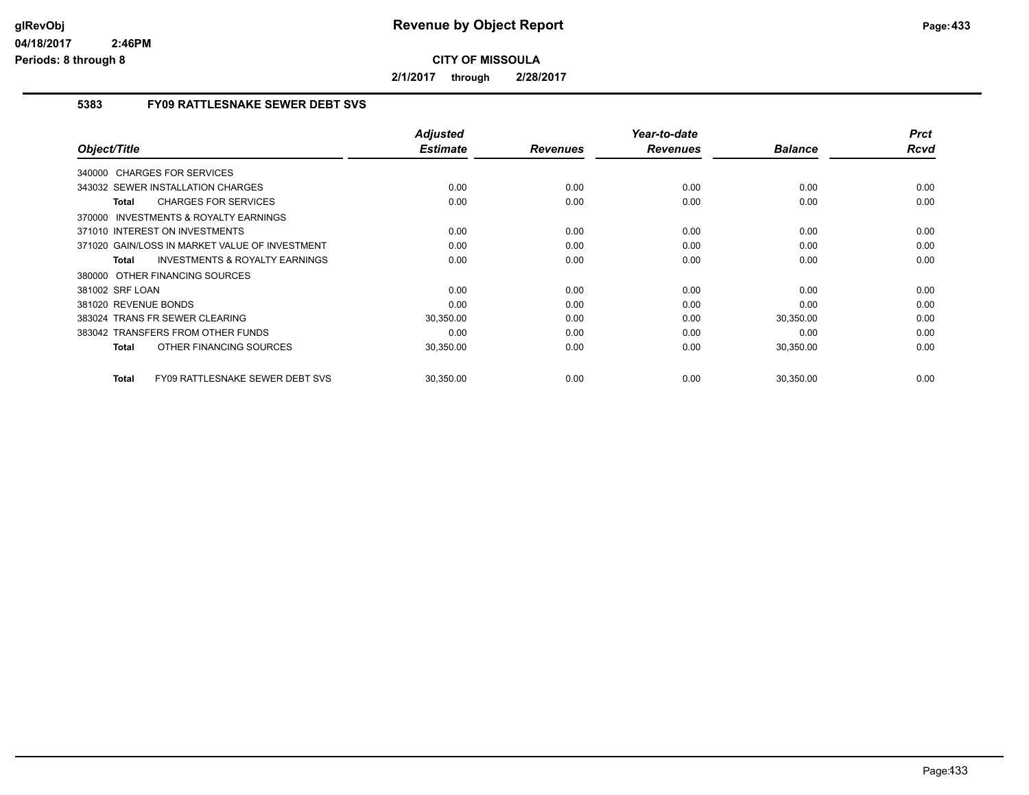**Revenue by Object Report**

**CITY OF MISSOULA**

**2/1/2017 through 2/28/2017**

## 5383 FY09 RATTLESNAKE SEWER DEBT SVS

| Object/Title | Adjusted Estimate | Revenues | Year-to-date Revenues | Balance | Prct Rcvd |
|---|---|---|---|---|---|
| 340000 CHARGES FOR SERVICES | | | | | |
| 343032 SEWER INSTALLATION CHARGES | 0.00 | 0.00 | 0.00 | 0.00 | 0.00 |
| **Total** CHARGES FOR SERVICES | 0.00 | 0.00 | 0.00 | 0.00 | 0.00 |
| 370000 INVESTMENTS & ROYALTY EARNINGS | | | | | |
| 371010 INTEREST ON INVESTMENTS | 0.00 | 0.00 | 0.00 | 0.00 | 0.00 |
| 371020 GAIN/LOSS IN MARKET VALUE OF INVESTMENT | 0.00 | 0.00 | 0.00 | 0.00 | 0.00 |
| **Total** INVESTMENTS & ROYALTY EARNINGS | 0.00 | 0.00 | 0.00 | 0.00 | 0.00 |
| 380000 OTHER FINANCING SOURCES | | | | | |
| 381002 SRF LOAN | 0.00 | 0.00 | 0.00 | 0.00 | 0.00 |
| 381020 REVENUE BONDS | 0.00 | 0.00 | 0.00 | 0.00 | 0.00 |
| 383024 TRANS FR SEWER CLEARING | 30,350.00 | 0.00 | 0.00 | 30,350.00 | 0.00 |
| 383042 TRANSFERS FROM OTHER FUNDS | 0.00 | 0.00 | 0.00 | 0.00 | 0.00 |
| **Total** OTHER FINANCING SOURCES | 30,350.00 | 0.00 | 0.00 | 30,350.00 | 0.00 |
| **Total** FY09 RATTLESNAKE SEWER DEBT SVS | 30,350.00 | 0.00 | 0.00 | 30,350.00 | 0.00 |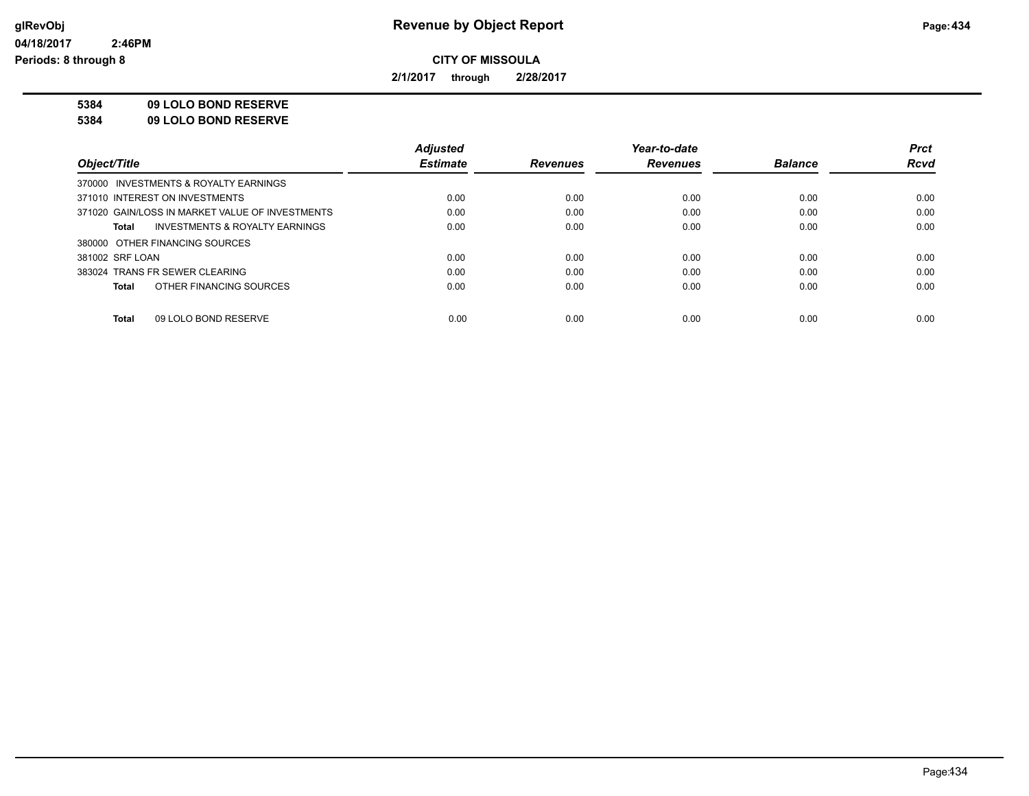glRevObj
04/18/2017 2:46PM
Periods: 8 through 8

# Revenue by Object Report

**CITY OF MISSOULA**

**2/1/2017 through 2/28/2017**

**5384 09 LOLO BOND RESERVE**
**5384 09 LOLO BOND RESERVE**

| Object/Title | Adjusted Estimate | Revenues | Year-to-date Revenues | Balance | Prct Rcvd |
|---|---|---|---|---|---|
| 370000 INVESTMENTS & ROYALTY EARNINGS | | | | | |
| 371010 INTEREST ON INVESTMENTS | 0.00 | 0.00 | 0.00 | 0.00 | 0.00 |
| 371020 GAIN/LOSS IN MARKET VALUE OF INVESTMENTS | 0.00 | 0.00 | 0.00 | 0.00 | 0.00 |
| **Total** INVESTMENTS & ROYALTY EARNINGS | 0.00 | 0.00 | 0.00 | 0.00 | 0.00 |
| 380000 OTHER FINANCING SOURCES | | | | | |
| 381002 SRF LOAN | 0.00 | 0.00 | 0.00 | 0.00 | 0.00 |
| 383024 TRANS FR SEWER CLEARING | 0.00 | 0.00 | 0.00 | 0.00 | 0.00 |
| **Total** OTHER FINANCING SOURCES | 0.00 | 0.00 | 0.00 | 0.00 | 0.00 |
| **Total** 09 LOLO BOND RESERVE | 0.00 | 0.00 | 0.00 | 0.00 | 0.00 |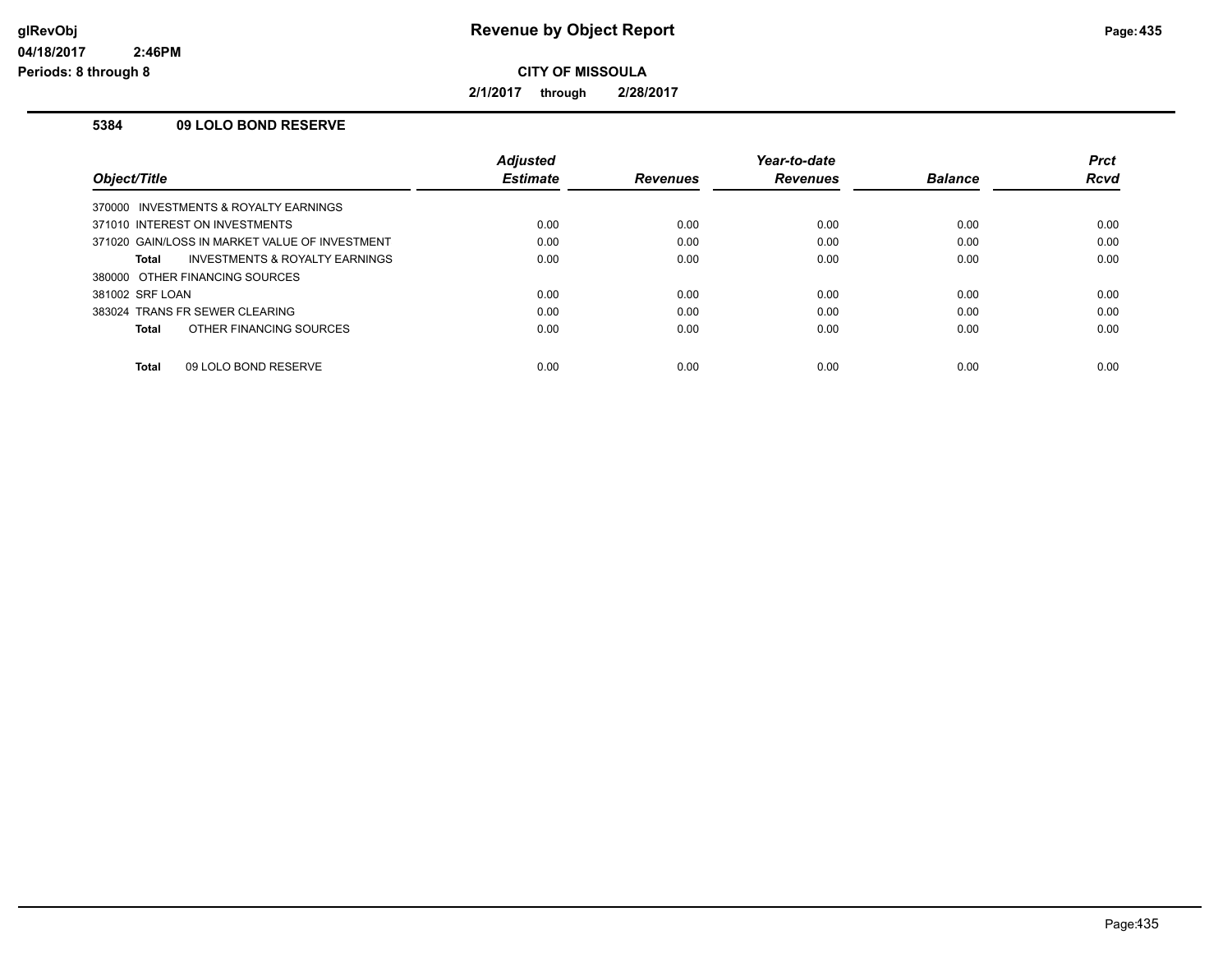# Revenue by Object Report

**CITY OF MISSOULA**

**2/1/2017 through 2/28/2017**

glRevObj
04/18/2017 2:46PM
Periods: 8 through 8

### 5384 09 LOLO BOND RESERVE

| Object/Title | Adjusted Estimate | Revenues | Year-to-date Revenues | Balance | Prct Rcvd |
|---|---|---|---|---|---|
| 370000 INVESTMENTS & ROYALTY EARNINGS | | | | | |
| 371010 INTEREST ON INVESTMENTS | 0.00 | 0.00 | 0.00 | 0.00 | 0.00 |
| 371020 GAIN/LOSS IN MARKET VALUE OF INVESTMENT | 0.00 | 0.00 | 0.00 | 0.00 | 0.00 |
| **Total** INVESTMENTS & ROYALTY EARNINGS | 0.00 | 0.00 | 0.00 | 0.00 | 0.00 |
| 380000 OTHER FINANCING SOURCES | | | | | |
| 381002 SRF LOAN | 0.00 | 0.00 | 0.00 | 0.00 | 0.00 |
| 383024 TRANS FR SEWER CLEARING | 0.00 | 0.00 | 0.00 | 0.00 | 0.00 |
| **Total** OTHER FINANCING SOURCES | 0.00 | 0.00 | 0.00 | 0.00 | 0.00 |
| **Total** 09 LOLO BOND RESERVE | 0.00 | 0.00 | 0.00 | 0.00 | 0.00 |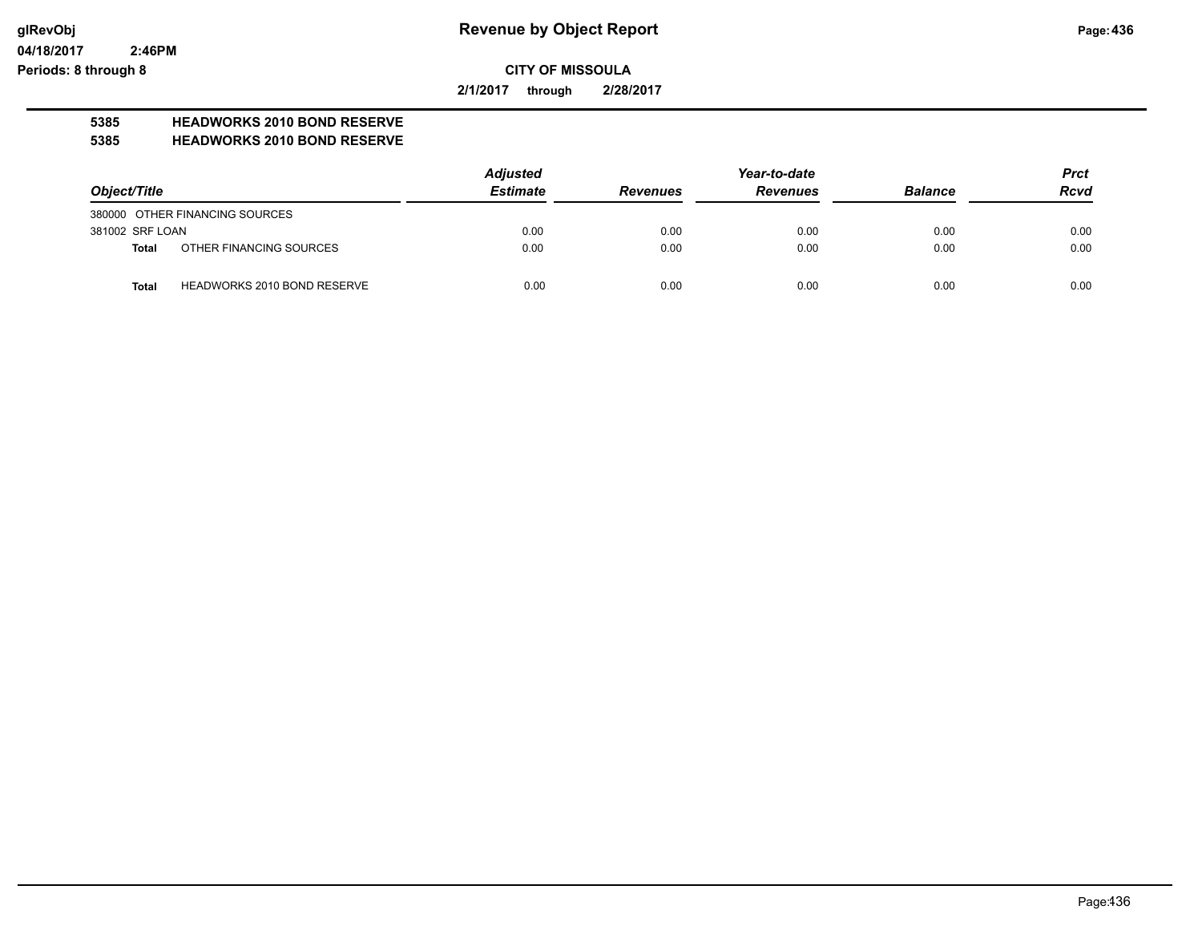glRevObj
04/18/2017 2:46PM
Periods: 8 through 8

# Revenue by Object Report

**CITY OF MISSOULA**

**2/1/2017 through 2/28/2017**

**5385 HEADWORKS 2010 BOND RESERVE**
**5385 HEADWORKS 2010 BOND RESERVE**

| Object/Title | | Adjusted Estimate | Revenues | Year-to-date Revenues | Balance | Prct Rcvd |
|---|---|---|---|---|---|---|
| 380000 OTHER FINANCING SOURCES | | | | | | |
| 381002 SRF LOAN | | 0.00 | 0.00 | 0.00 | 0.00 | 0.00 |
| **Total** | OTHER FINANCING SOURCES | 0.00 | 0.00 | 0.00 | 0.00 | 0.00 |
| **Total** | HEADWORKS 2010 BOND RESERVE | 0.00 | 0.00 | 0.00 | 0.00 | 0.00 |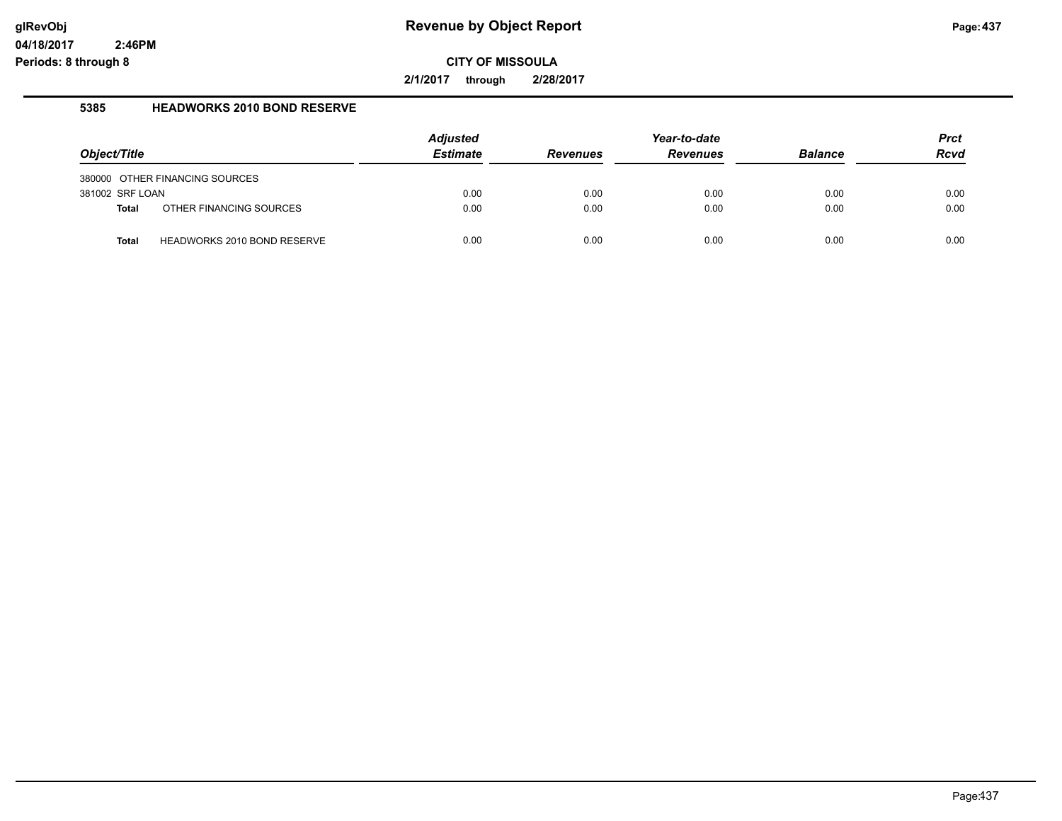# Revenue by Object Report

glRevObj
04/18/2017 2:46PM
Periods: 8 through 8

**CITY OF MISSOULA**

**2/1/2017 through 2/28/2017**

## 5385 HEADWORKS 2010 BOND RESERVE

| Object/Title | Adjusted Estimate | Revenues | Year-to-date Revenues | Balance | Prct Rcvd |
|---|---|---|---|---|---|
| 380000 OTHER FINANCING SOURCES | | | | | |
| 381002 SRF LOAN | 0.00 | 0.00 | 0.00 | 0.00 | 0.00 |
| **Total** OTHER FINANCING SOURCES | 0.00 | 0.00 | 0.00 | 0.00 | 0.00 |
| **Total** HEADWORKS 2010 BOND RESERVE | 0.00 | 0.00 | 0.00 | 0.00 | 0.00 |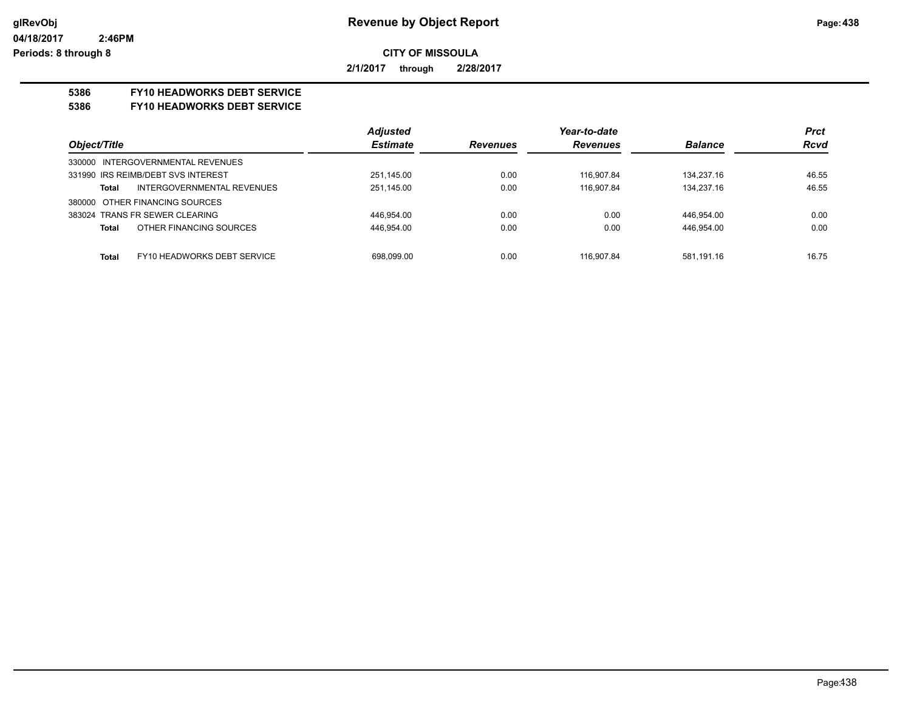**Revenue by Object Report**

glRevObj
04/18/2017 2:46PM
Periods: 8 through 8

**CITY OF MISSOULA**

**2/1/2017 through 2/28/2017**

**5386 FY10 HEADWORKS DEBT SERVICE**
**5386 FY10 HEADWORKS DEBT SERVICE**

| Object/Title | Adjusted Estimate | Revenues | Year-to-date Revenues | Balance | Prct Rcvd |
|---|---|---|---|---|---|
| 330000 INTERGOVERNMENTAL REVENUES | | | | | |
| 331990 IRS REIMB/DEBT SVS INTEREST | 251,145.00 | 0.00 | 116,907.84 | 134,237.16 | 46.55 |
| **Total** INTERGOVERNMENTAL REVENUES | 251,145.00 | 0.00 | 116,907.84 | 134,237.16 | 46.55 |
| 380000 OTHER FINANCING SOURCES | | | | | |
| 383024 TRANS FR SEWER CLEARING | 446,954.00 | 0.00 | 0.00 | 446,954.00 | 0.00 |
| **Total** OTHER FINANCING SOURCES | 446,954.00 | 0.00 | 0.00 | 446,954.00 | 0.00 |
| **Total** FY10 HEADWORKS DEBT SERVICE | 698,099.00 | 0.00 | 116,907.84 | 581,191.16 | 16.75 |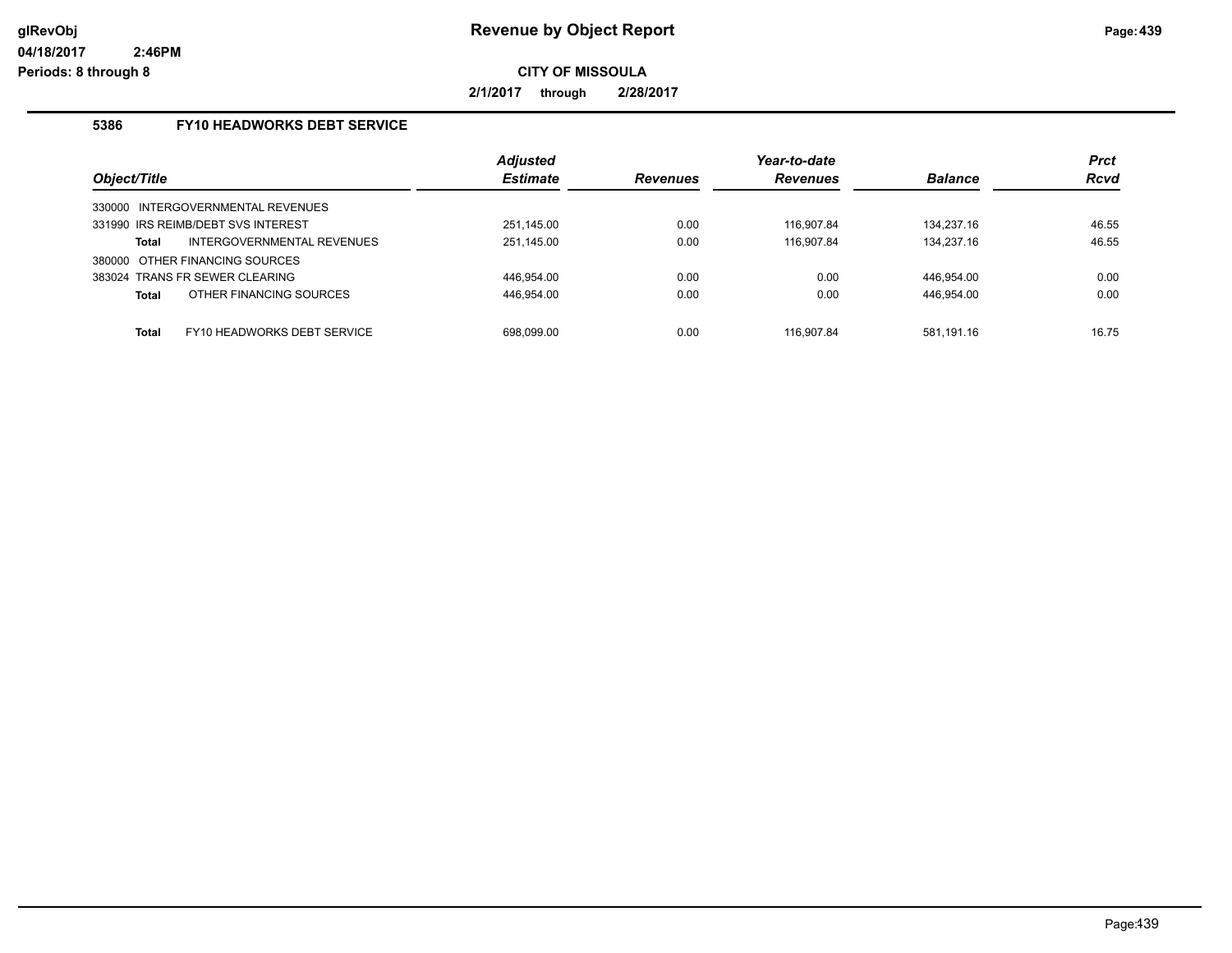# Revenue by Object Report

**CITY OF MISSOULA**

**2/1/2017 through 2/28/2017**

glRevObj
04/18/2017 2:46PM
Periods: 8 through 8

## 5386 FY10 HEADWORKS DEBT SERVICE

| Object/Title | | Adjusted Estimate | Revenues | Year-to-date Revenues | Balance | Prct Rcvd |
|---|---|---|---|---|---|---|
| 330000 | INTERGOVERNMENTAL REVENUES | | | | | |
| 331990 | IRS REIMB/DEBT SVS INTEREST | 251,145.00 | 0.00 | 116,907.84 | 134,237.16 | 46.55 |
| **Total** | INTERGOVERNMENTAL REVENUES | 251,145.00 | 0.00 | 116,907.84 | 134,237.16 | 46.55 |
| 380000 | OTHER FINANCING SOURCES | | | | | |
| 383024 | TRANS FR SEWER CLEARING | 446,954.00 | 0.00 | 0.00 | 446,954.00 | 0.00 |
| **Total** | OTHER FINANCING SOURCES | 446,954.00 | 0.00 | 0.00 | 446,954.00 | 0.00 |
| **Total** | FY10 HEADWORKS DEBT SERVICE | 698,099.00 | 0.00 | 116,907.84 | 581,191.16 | 16.75 |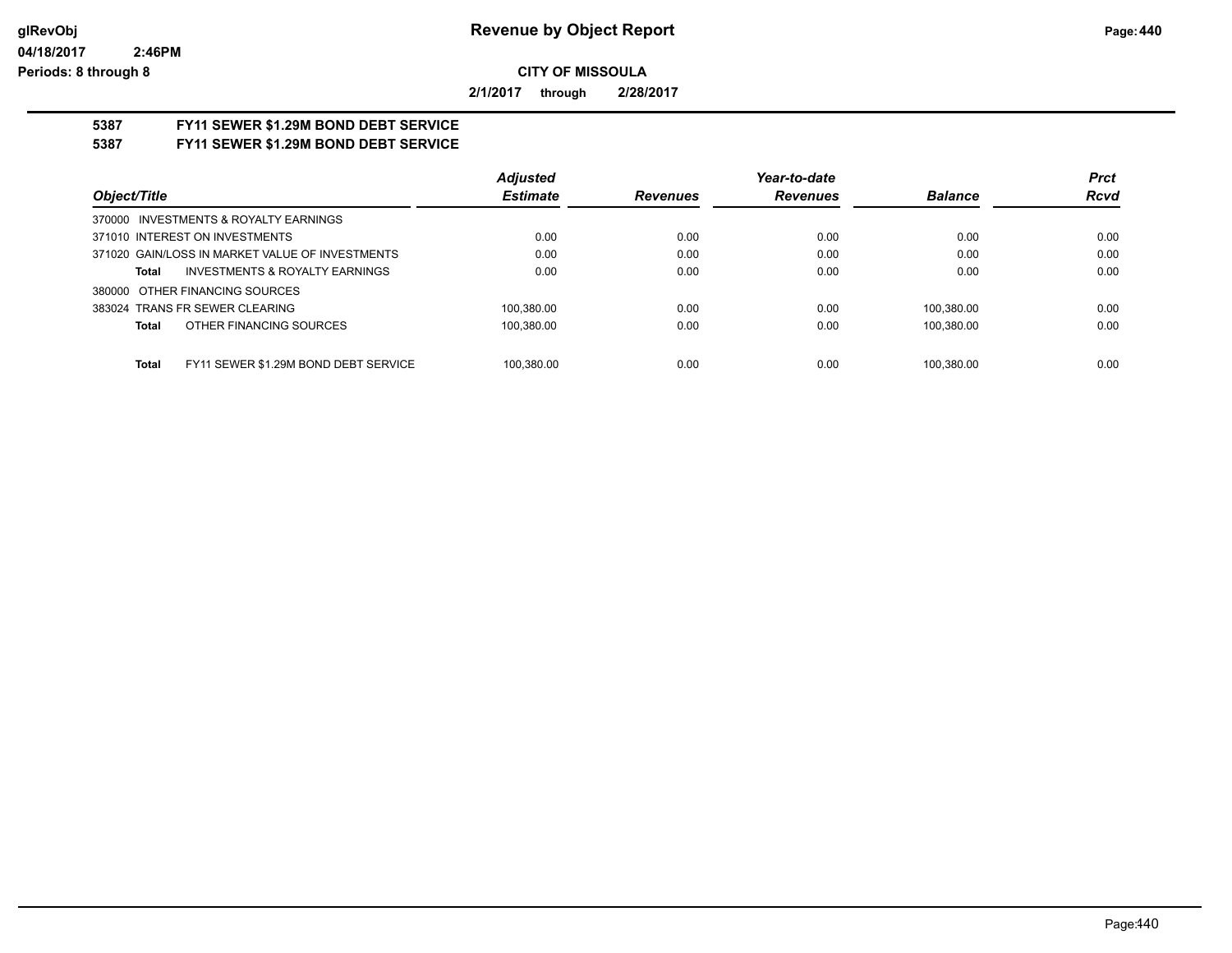# Revenue by Object Report

**CITY OF MISSOULA**

**2/1/2017 through 2/28/2017**

**5387 FY11 SEWER $1.29M BOND DEBT SERVICE**
**5387 FY11 SEWER $1.29M BOND DEBT SERVICE**

| Object/Title | Adjusted Estimate | Revenues | Year-to-date Revenues | Balance | Prct Rcvd |
|---|---|---|---|---|---|
| 370000 INVESTMENTS & ROYALTY EARNINGS | | | | | |
| 371010 INTEREST ON INVESTMENTS | 0.00 | 0.00 | 0.00 | 0.00 | 0.00 |
| 371020 GAIN/LOSS IN MARKET VALUE OF INVESTMENTS | 0.00 | 0.00 | 0.00 | 0.00 | 0.00 |
| **Total** INVESTMENTS & ROYALTY EARNINGS | 0.00 | 0.00 | 0.00 | 0.00 | 0.00 |
| 380000 OTHER FINANCING SOURCES | | | | | |
| 383024 TRANS FR SEWER CLEARING | 100,380.00 | 0.00 | 0.00 | 100,380.00 | 0.00 |
| **Total** OTHER FINANCING SOURCES | 100,380.00 | 0.00 | 0.00 | 100,380.00 | 0.00 |
| **Total** FY11 SEWER $1.29M BOND DEBT SERVICE | 100,380.00 | 0.00 | 0.00 | 100,380.00 | 0.00 |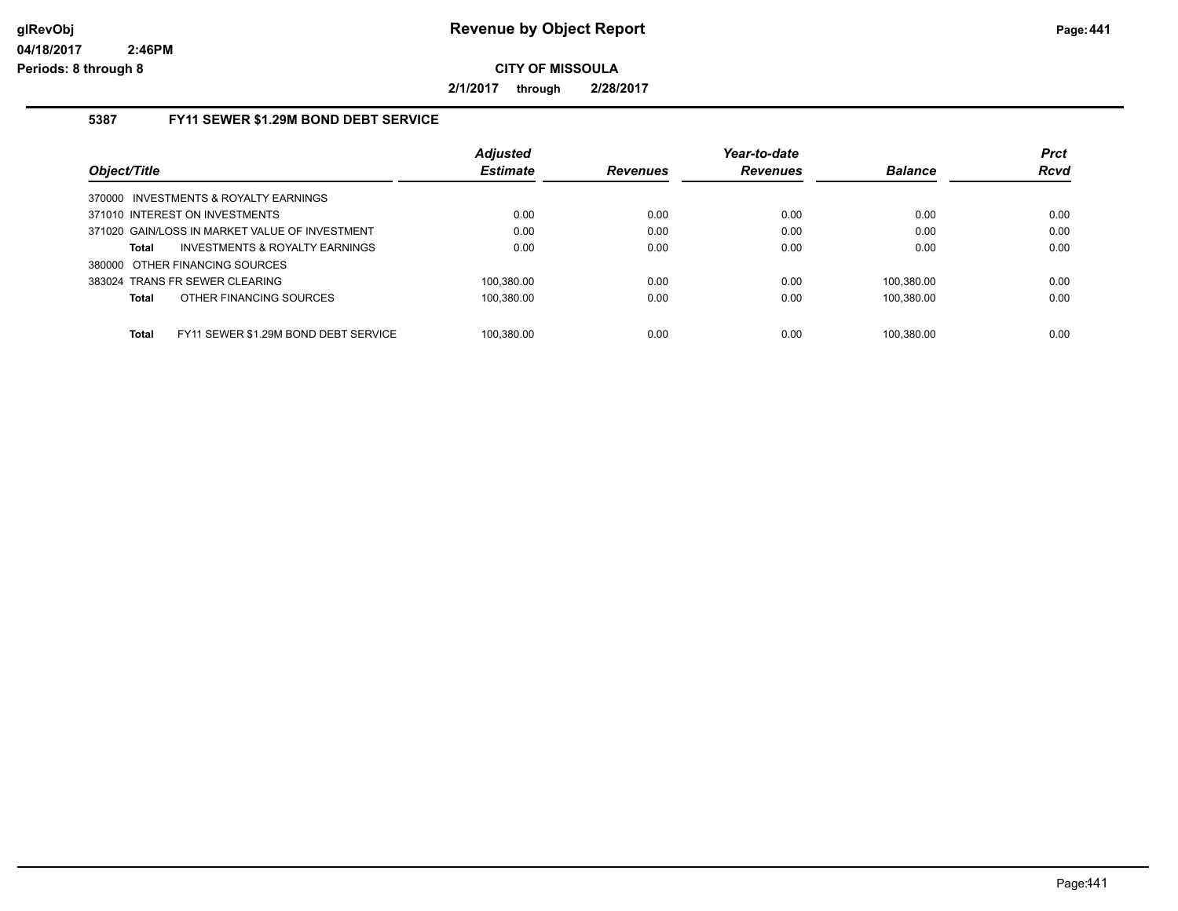**glRevObj**
**04/18/2017 2:46PM**
**Periods: 8 through 8**

# Revenue by Object Report

**CITY OF MISSOULA**

**2/1/2017 through 2/28/2017**

## 5387 FY11 SEWER $1.29M BOND DEBT SERVICE

| Object/Title | Adjusted Estimate | Revenues | Year-to-date Revenues | Balance | Prct Rcvd |
|---|---|---|---|---|---|
| 370000 INVESTMENTS & ROYALTY EARNINGS | | | | | |
| 371010 INTEREST ON INVESTMENTS | 0.00 | 0.00 | 0.00 | 0.00 | 0.00 |
| 371020 GAIN/LOSS IN MARKET VALUE OF INVESTMENT | 0.00 | 0.00 | 0.00 | 0.00 | 0.00 |
| **Total** INVESTMENTS & ROYALTY EARNINGS | 0.00 | 0.00 | 0.00 | 0.00 | 0.00 |
| 380000 OTHER FINANCING SOURCES | | | | | |
| 383024 TRANS FR SEWER CLEARING | 100,380.00 | 0.00 | 0.00 | 100,380.00 | 0.00 |
| **Total** OTHER FINANCING SOURCES | 100,380.00 | 0.00 | 0.00 | 100,380.00 | 0.00 |
| **Total** FY11 SEWER $1.29M BOND DEBT SERVICE | 100,380.00 | 0.00 | 0.00 | 100,380.00 | 0.00 |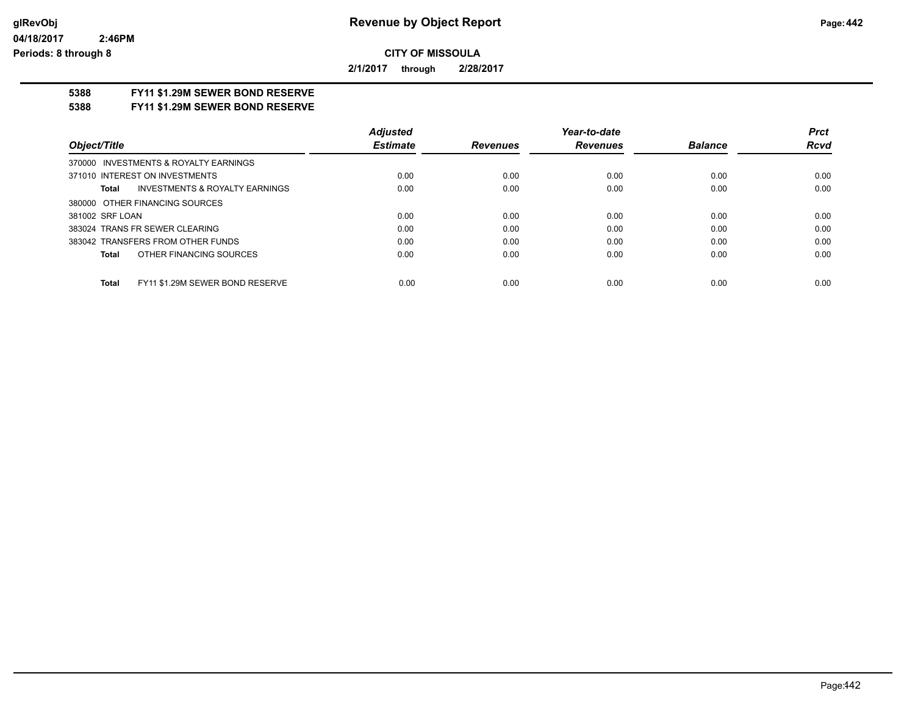# Revenue by Object Report

**CITY OF MISSOULA**

**2/1/2017 through 2/28/2017**

glRevObj
04/18/2017 2:46PM
Periods: 8 through 8

**5388 FY11 $1.29M SEWER BOND RESERVE**
**5388 FY11 $1.29M SEWER BOND RESERVE**

| Object/Title | Adjusted Estimate | Revenues | Year-to-date Revenues | Balance | Prct Rcvd |
|---|---|---|---|---|---|
| 370000 INVESTMENTS & ROYALTY EARNINGS | | | | | |
| 371010 INTEREST ON INVESTMENTS | 0.00 | 0.00 | 0.00 | 0.00 | 0.00 |
| **Total** INVESTMENTS & ROYALTY EARNINGS | 0.00 | 0.00 | 0.00 | 0.00 | 0.00 |
| 380000 OTHER FINANCING SOURCES | | | | | |
| 381002 SRF LOAN | 0.00 | 0.00 | 0.00 | 0.00 | 0.00 |
| 383024 TRANS FR SEWER CLEARING | 0.00 | 0.00 | 0.00 | 0.00 | 0.00 |
| 383042 TRANSFERS FROM OTHER FUNDS | 0.00 | 0.00 | 0.00 | 0.00 | 0.00 |
| **Total** OTHER FINANCING SOURCES | 0.00 | 0.00 | 0.00 | 0.00 | 0.00 |
| **Total** FY11 $1.29M SEWER BOND RESERVE | 0.00 | 0.00 | 0.00 | 0.00 | 0.00 |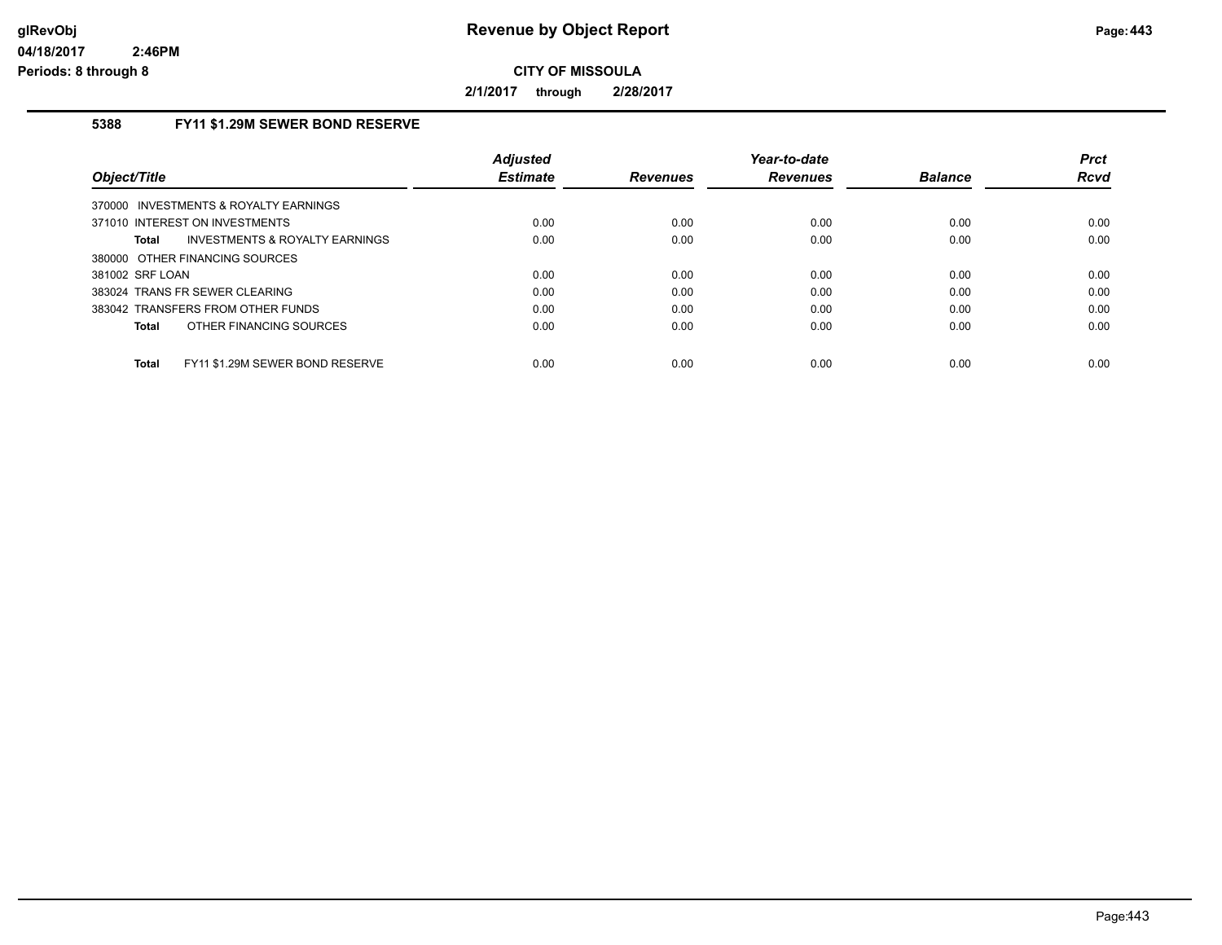# Revenue by Object Report

**CITY OF MISSOULA**

**2/1/2017 through 2/28/2017**

glRevObj
04/18/2017 2:46PM
Periods: 8 through 8

## 5388 FY11 $1.29M SEWER BOND RESERVE

| Object/Title | Adjusted Estimate | Revenues | Year-to-date Revenues | Balance | Prct Rcvd |
|---|---|---|---|---|---|
| 370000 INVESTMENTS & ROYALTY EARNINGS | | | | | |
| 371010 INTEREST ON INVESTMENTS | 0.00 | 0.00 | 0.00 | 0.00 | 0.00 |
| **Total** INVESTMENTS & ROYALTY EARNINGS | 0.00 | 0.00 | 0.00 | 0.00 | 0.00 |
| 380000 OTHER FINANCING SOURCES | | | | | |
| 381002 SRF LOAN | 0.00 | 0.00 | 0.00 | 0.00 | 0.00 |
| 383024 TRANS FR SEWER CLEARING | 0.00 | 0.00 | 0.00 | 0.00 | 0.00 |
| 383042 TRANSFERS FROM OTHER FUNDS | 0.00 | 0.00 | 0.00 | 0.00 | 0.00 |
| **Total** OTHER FINANCING SOURCES | 0.00 | 0.00 | 0.00 | 0.00 | 0.00 |
| **Total** FY11 $1.29M SEWER BOND RESERVE | 0.00 | 0.00 | 0.00 | 0.00 | 0.00 |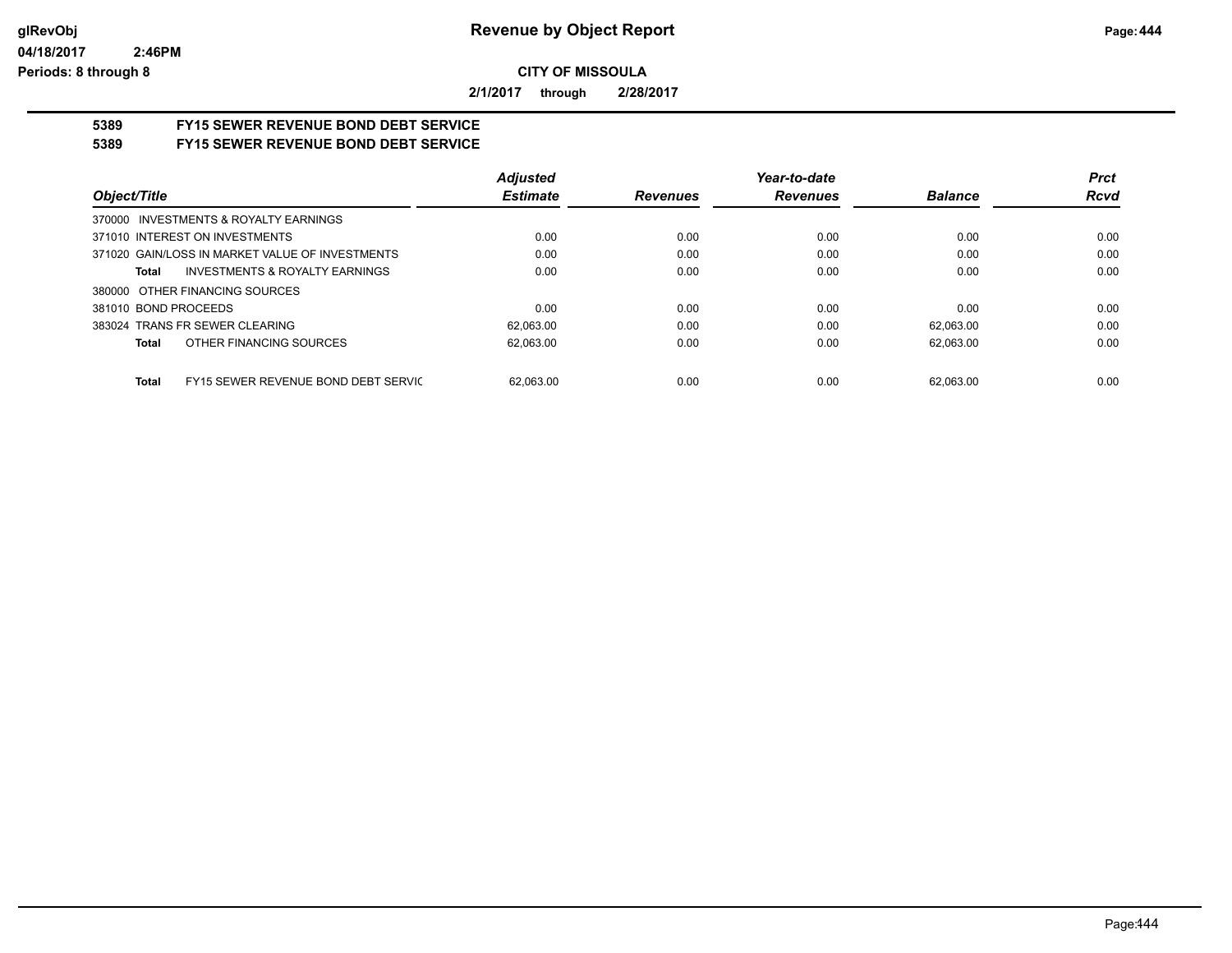**glRevObj** **Revenue by Object Report**

**04/18/2017 2:46PM**

**Periods: 8 through 8**

**CITY OF MISSOULA**

**2/1/2017 through 2/28/2017**

## 5389 FY15 SEWER REVENUE BOND DEBT SERVICE
## 5389 FY15 SEWER REVENUE BOND DEBT SERVICE

| Object/Title | Adjusted Estimate | Revenues | Year-to-date Revenues | Balance | Prct Rcvd |
|---|---|---|---|---|---|
| 370000 INVESTMENTS & ROYALTY EARNINGS | | | | | |
| 371010 INTEREST ON INVESTMENTS | 0.00 | 0.00 | 0.00 | 0.00 | 0.00 |
| 371020 GAIN/LOSS IN MARKET VALUE OF INVESTMENTS | 0.00 | 0.00 | 0.00 | 0.00 | 0.00 |
| **Total** INVESTMENTS & ROYALTY EARNINGS | 0.00 | 0.00 | 0.00 | 0.00 | 0.00 |
| 380000 OTHER FINANCING SOURCES | | | | | |
| 381010 BOND PROCEEDS | 0.00 | 0.00 | 0.00 | 0.00 | 0.00 |
| 383024 TRANS FR SEWER CLEARING | 62,063.00 | 0.00 | 0.00 | 62,063.00 | 0.00 |
| **Total** OTHER FINANCING SOURCES | 62,063.00 | 0.00 | 0.00 | 62,063.00 | 0.00 |
| **Total** FY15 SEWER REVENUE BOND DEBT SERVIC | 62,063.00 | 0.00 | 0.00 | 62,063.00 | 0.00 |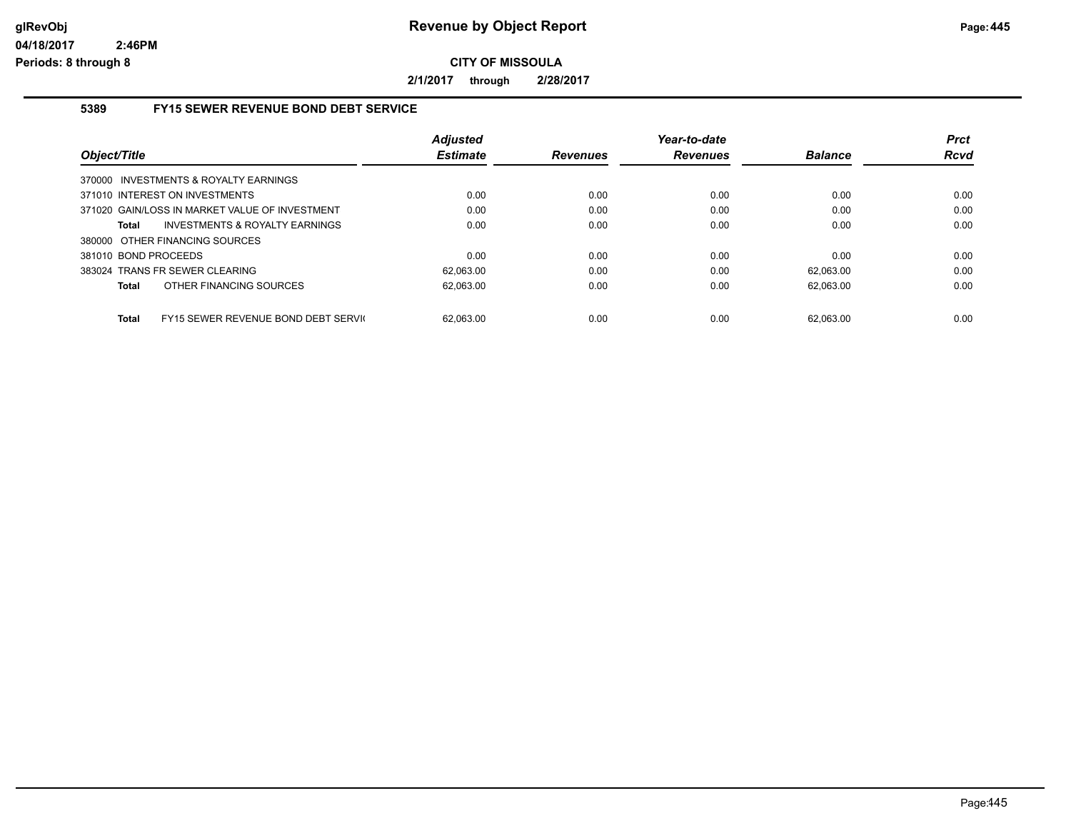# Revenue by Object Report

glRevObj
04/18/2017 2:46PM
Periods: 8 through 8

**CITY OF MISSOULA**

**2/1/2017 through 2/28/2017**

## 5389 FY15 SEWER REVENUE BOND DEBT SERVICE

| Object/Title | Adjusted Estimate | Revenues | Year-to-date Revenues | Balance | Prct Rcvd |
|---|---|---|---|---|---|
| 370000 INVESTMENTS & ROYALTY EARNINGS | | | | | |
| 371010 INTEREST ON INVESTMENTS | 0.00 | 0.00 | 0.00 | 0.00 | 0.00 |
| 371020 GAIN/LOSS IN MARKET VALUE OF INVESTMENT | 0.00 | 0.00 | 0.00 | 0.00 | 0.00 |
| **Total** INVESTMENTS & ROYALTY EARNINGS | 0.00 | 0.00 | 0.00 | 0.00 | 0.00 |
| 380000 OTHER FINANCING SOURCES | | | | | |
| 381010 BOND PROCEEDS | 0.00 | 0.00 | 0.00 | 0.00 | 0.00 |
| 383024 TRANS FR SEWER CLEARING | 62,063.00 | 0.00 | 0.00 | 62,063.00 | 0.00 |
| **Total** OTHER FINANCING SOURCES | 62,063.00 | 0.00 | 0.00 | 62,063.00 | 0.00 |
| **Total** FY15 SEWER REVENUE BOND DEBT SERVI( | 62,063.00 | 0.00 | 0.00 | 62,063.00 | 0.00 |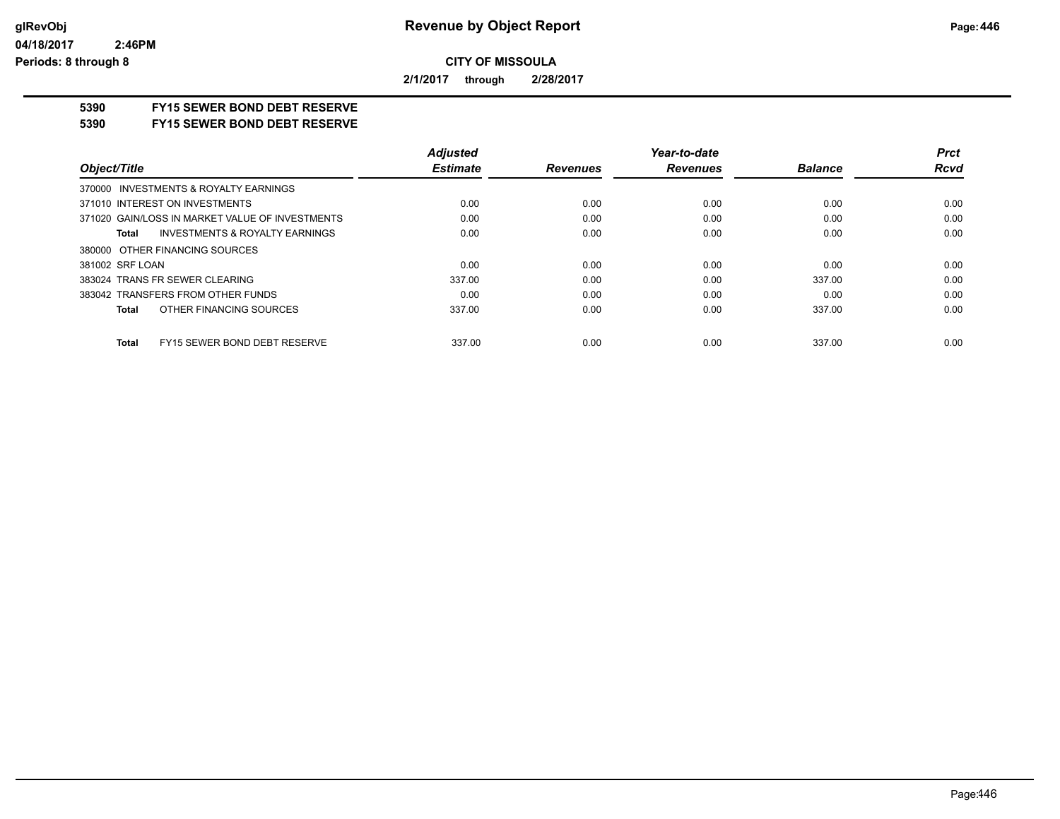**Revenue by Object Report**

**CITY OF MISSOULA**

**2/1/2017 through 2/28/2017**

glRevObj
04/18/2017 2:46PM
Periods: 8 through 8

## 5390 FY15 SEWER BOND DEBT RESERVE
## 5390 FY15 SEWER BOND DEBT RESERVE

| Object/Title | Adjusted Estimate | Revenues | Year-to-date Revenues | Balance | Prct Rcvd |
|---|---|---|---|---|---|
| 370000 INVESTMENTS & ROYALTY EARNINGS | | | | | |
| 371010 INTEREST ON INVESTMENTS | 0.00 | 0.00 | 0.00 | 0.00 | 0.00 |
| 371020 GAIN/LOSS IN MARKET VALUE OF INVESTMENTS | 0.00 | 0.00 | 0.00 | 0.00 | 0.00 |
| **Total** INVESTMENTS & ROYALTY EARNINGS | 0.00 | 0.00 | 0.00 | 0.00 | 0.00 |
| 380000 OTHER FINANCING SOURCES | | | | | |
| 381002 SRF LOAN | 0.00 | 0.00 | 0.00 | 0.00 | 0.00 |
| 383024 TRANS FR SEWER CLEARING | 337.00 | 0.00 | 0.00 | 337.00 | 0.00 |
| 383042 TRANSFERS FROM OTHER FUNDS | 0.00 | 0.00 | 0.00 | 0.00 | 0.00 |
| **Total** OTHER FINANCING SOURCES | 337.00 | 0.00 | 0.00 | 337.00 | 0.00 |
| **Total** FY15 SEWER BOND DEBT RESERVE | 337.00 | 0.00 | 0.00 | 337.00 | 0.00 |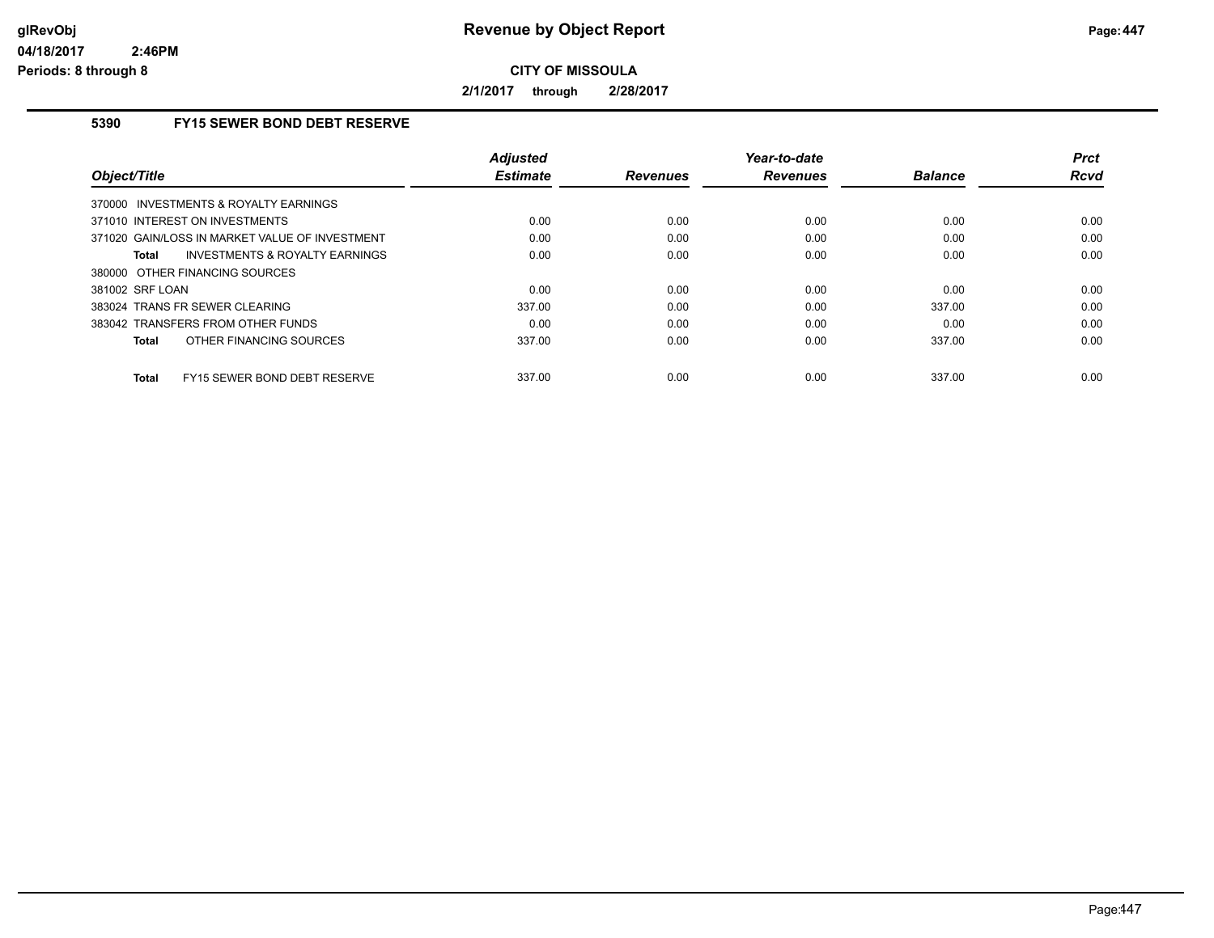**glRevObj**
**04/18/2017 2:46PM**
**Periods: 8 through 8**

# Revenue by Object Report

**CITY OF MISSOULA**

**2/1/2017 through 2/28/2017**

## 5390 FY15 SEWER BOND DEBT RESERVE

| Object/Title | Adjusted Estimate | Revenues | Year-to-date Revenues | Balance | Prct Rcvd |
|---|---|---|---|---|---|
| 370000 INVESTMENTS & ROYALTY EARNINGS | | | | | |
| 371010 INTEREST ON INVESTMENTS | 0.00 | 0.00 | 0.00 | 0.00 | 0.00 |
| 371020 GAIN/LOSS IN MARKET VALUE OF INVESTMENT | 0.00 | 0.00 | 0.00 | 0.00 | 0.00 |
| **Total** INVESTMENTS & ROYALTY EARNINGS | 0.00 | 0.00 | 0.00 | 0.00 | 0.00 |
| 380000 OTHER FINANCING SOURCES | | | | | |
| 381002 SRF LOAN | 0.00 | 0.00 | 0.00 | 0.00 | 0.00 |
| 383024 TRANS FR SEWER CLEARING | 337.00 | 0.00 | 0.00 | 337.00 | 0.00 |
| 383042 TRANSFERS FROM OTHER FUNDS | 0.00 | 0.00 | 0.00 | 0.00 | 0.00 |
| **Total** OTHER FINANCING SOURCES | 337.00 | 0.00 | 0.00 | 337.00 | 0.00 |
| **Total** FY15 SEWER BOND DEBT RESERVE | 337.00 | 0.00 | 0.00 | 337.00 | 0.00 |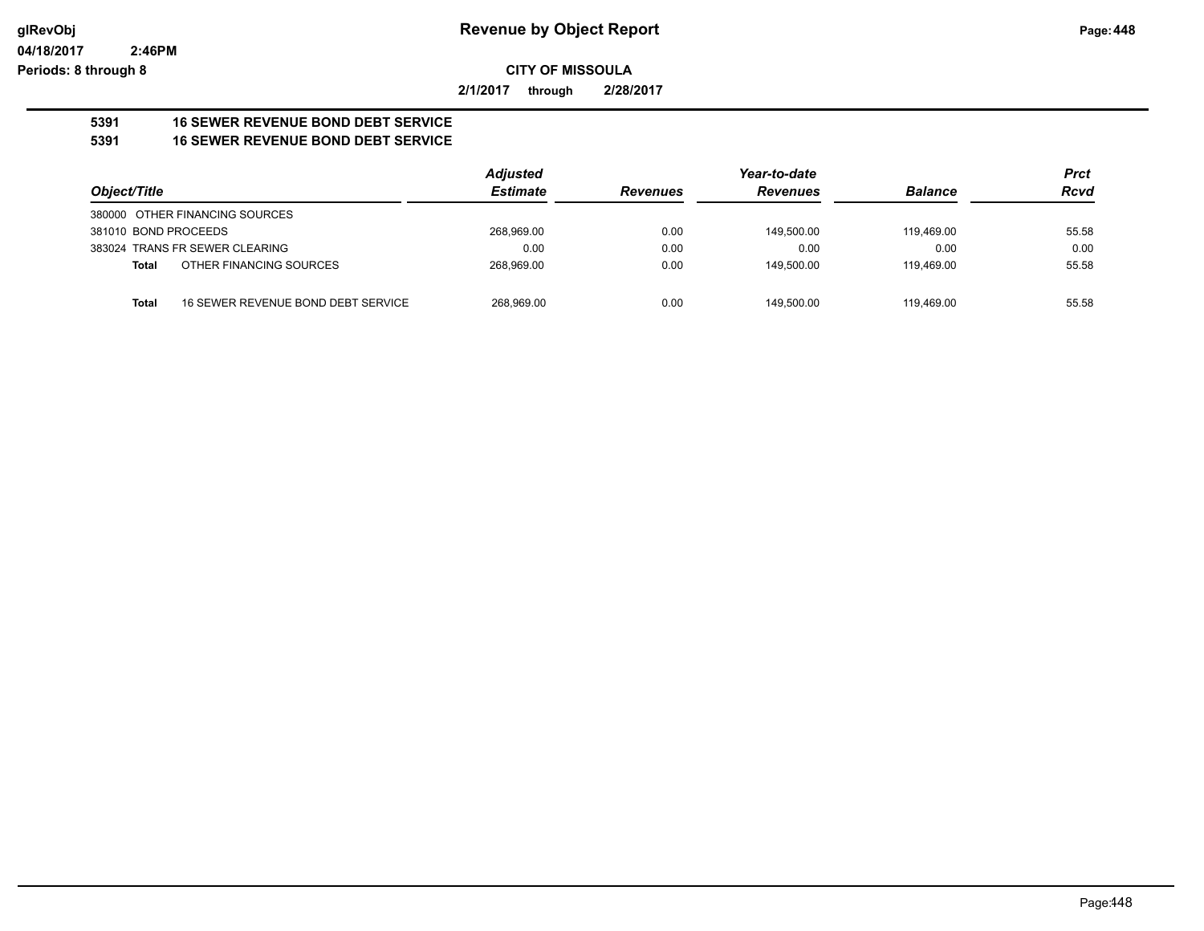# Revenue by Object Report

glRevObj
04/18/2017 2:46PM
Periods: 8 through 8

**CITY OF MISSOULA**

**2/1/2017 through 2/28/2017**

**5391 16 SEWER REVENUE BOND DEBT SERVICE**
**5391 16 SEWER REVENUE BOND DEBT SERVICE**

| Object/Title | Adjusted Estimate | Revenues | Year-to-date Revenues | Balance | Prct Rcvd |
|---|---|---|---|---|---|
| 380000 OTHER FINANCING SOURCES | | | | | |
| 381010 BOND PROCEEDS | 268,969.00 | 0.00 | 149,500.00 | 119,469.00 | 55.58 |
| 383024 TRANS FR SEWER CLEARING | 0.00 | 0.00 | 0.00 | 0.00 | 0.00 |
| **Total** OTHER FINANCING SOURCES | 268,969.00 | 0.00 | 149,500.00 | 119,469.00 | 55.58 |
| **Total** 16 SEWER REVENUE BOND DEBT SERVICE | 268,969.00 | 0.00 | 149,500.00 | 119,469.00 | 55.58 |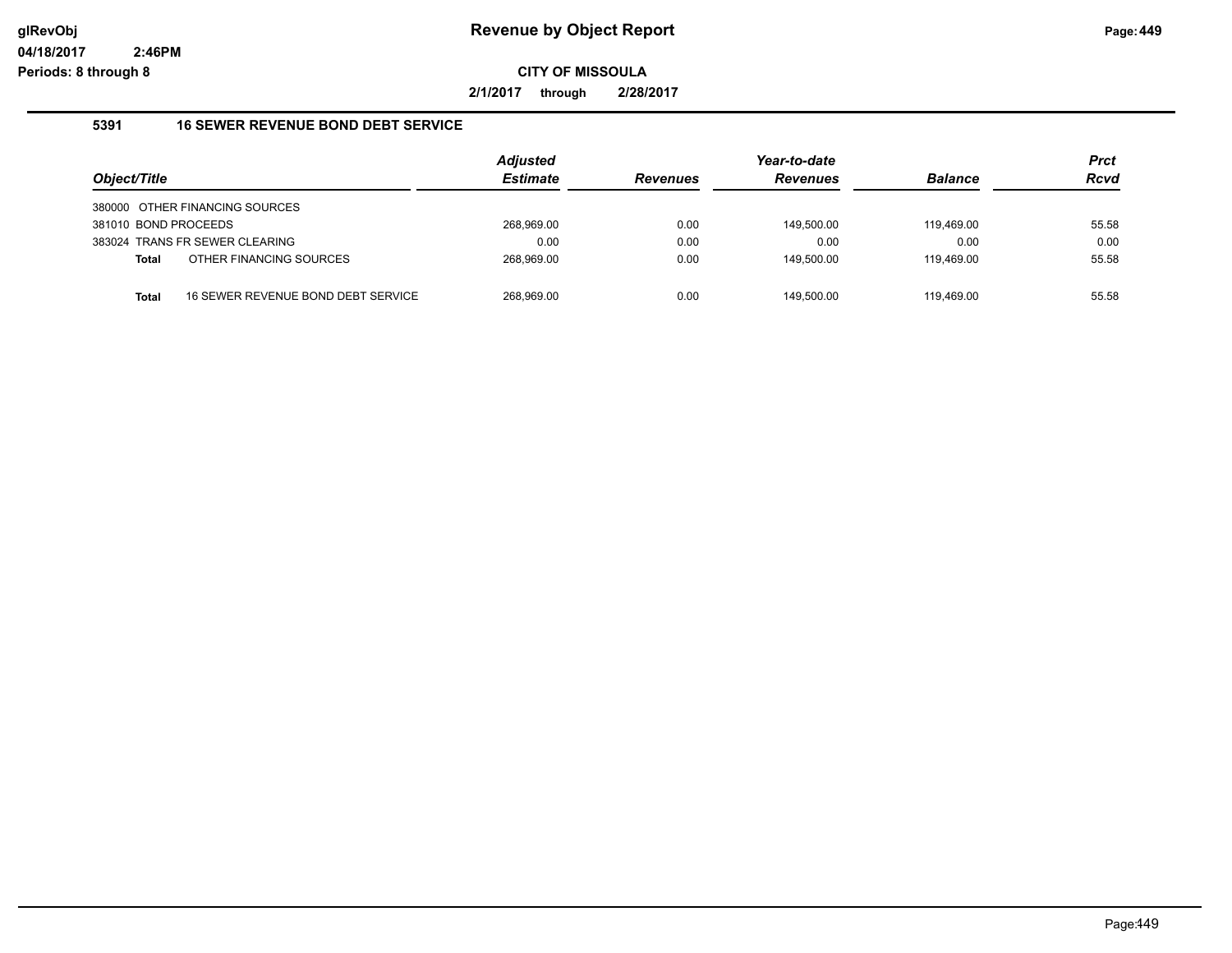# Revenue by Object Report

glRevObj
04/18/2017 2:46PM
Periods: 8 through 8

**CITY OF MISSOULA**

**2/1/2017 through 2/28/2017**

## 5391 16 SEWER REVENUE BOND DEBT SERVICE

| *Object/Title* | | *Adjusted Estimate* | *Revenues* | *Year-to-date Revenues* | *Balance* | *Prct Rcvd* |
|---|---|---|---|---|---|---|
| 380000 OTHER FINANCING SOURCES | | | | | | |
| 381010 BOND PROCEEDS | | 268,969.00 | 0.00 | 149,500.00 | 119,469.00 | 55.58 |
| 383024 TRANS FR SEWER CLEARING | | 0.00 | 0.00 | 0.00 | 0.00 | 0.00 |
| **Total** | OTHER FINANCING SOURCES | 268,969.00 | 0.00 | 149,500.00 | 119,469.00 | 55.58 |
| **Total** | 16 SEWER REVENUE BOND DEBT SERVICE | 268,969.00 | 0.00 | 149,500.00 | 119,469.00 | 55.58 |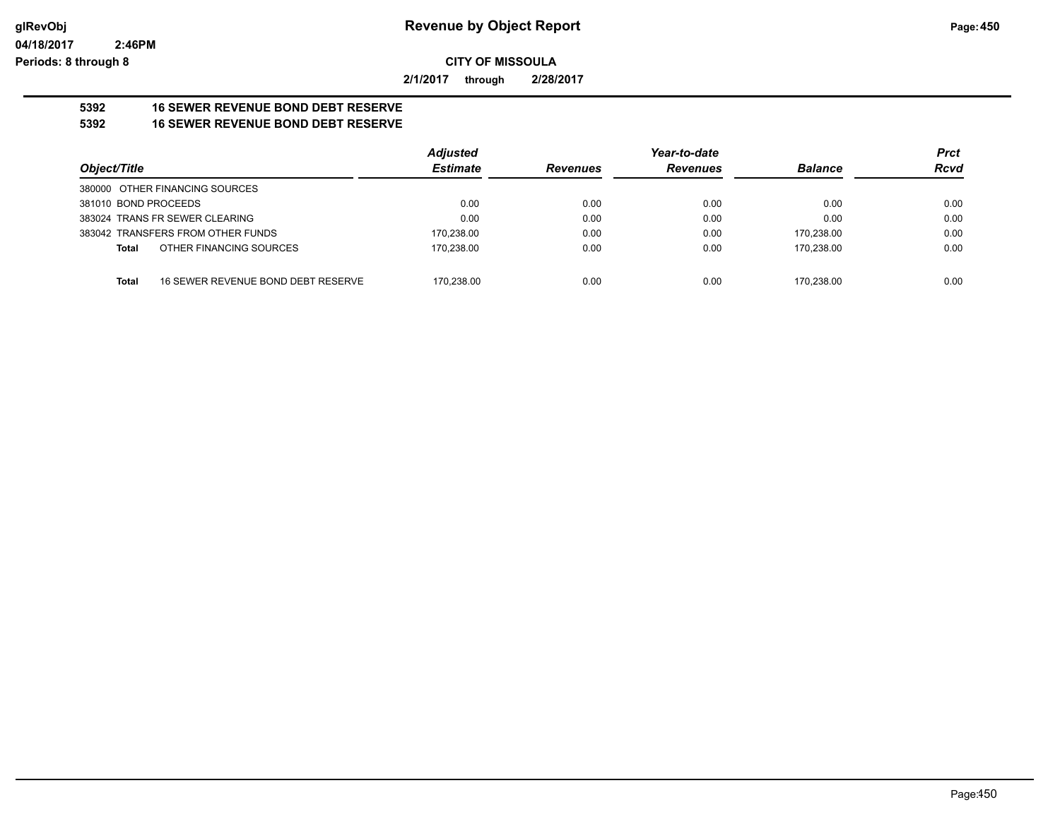# Revenue by Object Report

glRevObj
04/18/2017 2:46PM
Periods: 8 through 8

**CITY OF MISSOULA**

**2/1/2017 through 2/28/2017**

**5392 16 SEWER REVENUE BOND DEBT RESERVE**
**5392 16 SEWER REVENUE BOND DEBT RESERVE**

| Object/Title | Adjusted Estimate | Revenues | Year-to-date Revenues | Balance | Prct Rcvd |
|---|---|---|---|---|---|
| 380000 OTHER FINANCING SOURCES | | | | | |
| 381010 BOND PROCEEDS | 0.00 | 0.00 | 0.00 | 0.00 | 0.00 |
| 383024 TRANS FR SEWER CLEARING | 0.00 | 0.00 | 0.00 | 0.00 | 0.00 |
| 383042 TRANSFERS FROM OTHER FUNDS | 170,238.00 | 0.00 | 0.00 | 170,238.00 | 0.00 |
| **Total** OTHER FINANCING SOURCES | 170,238.00 | 0.00 | 0.00 | 170,238.00 | 0.00 |
| **Total** 16 SEWER REVENUE BOND DEBT RESERVE | 170,238.00 | 0.00 | 0.00 | 170,238.00 | 0.00 |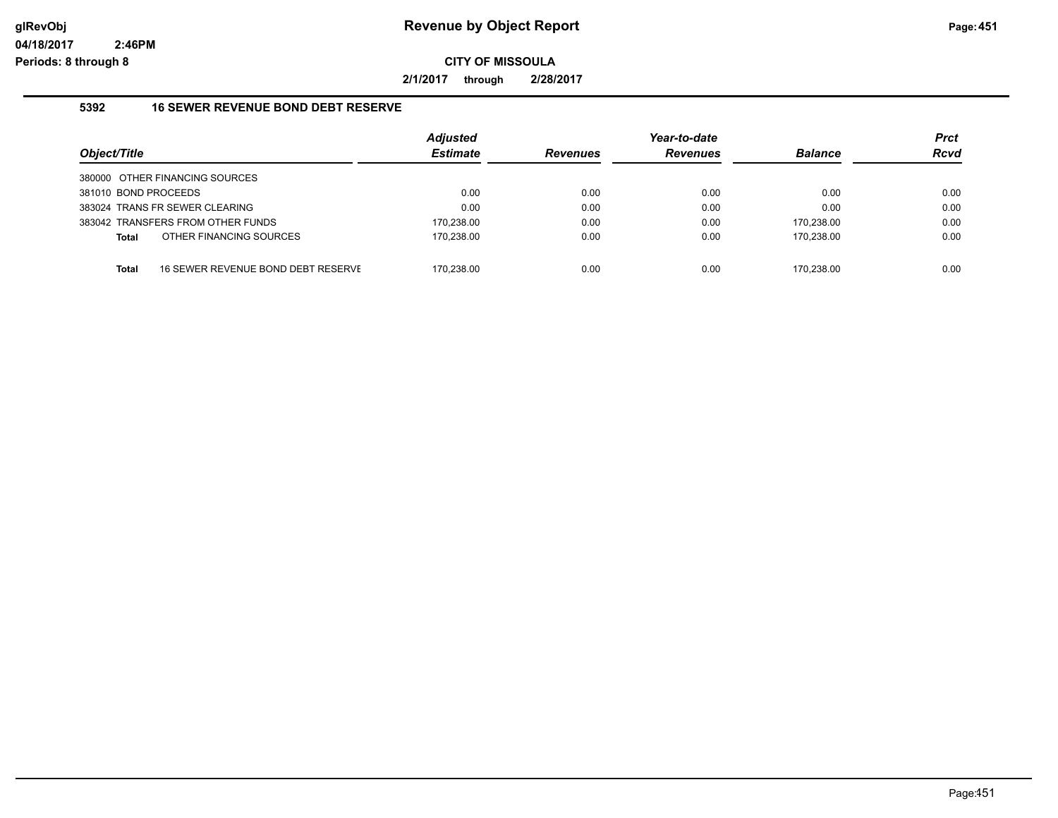# Revenue by Object Report

**CITY OF MISSOULA**

**2/1/2017 through 2/28/2017**

### 5392 16 SEWER REVENUE BOND DEBT RESERVE

| Object/Title | | Adjusted Estimate | Revenues | Year-to-date Revenues | Balance | Prct Rcvd |
|---|---|---|---|---|---|---|
| 380000 OTHER FINANCING SOURCES | | | | | | |
| 381010 BOND PROCEEDS | | 0.00 | 0.00 | 0.00 | 0.00 | 0.00 |
| 383024 TRANS FR SEWER CLEARING | | 0.00 | 0.00 | 0.00 | 0.00 | 0.00 |
| 383042 TRANSFERS FROM OTHER FUNDS | | 170,238.00 | 0.00 | 0.00 | 170,238.00 | 0.00 |
| **Total** | OTHER FINANCING SOURCES | 170,238.00 | 0.00 | 0.00 | 170,238.00 | 0.00 |
| **Total** | 16 SEWER REVENUE BOND DEBT RESERVE | 170,238.00 | 0.00 | 0.00 | 170,238.00 | 0.00 |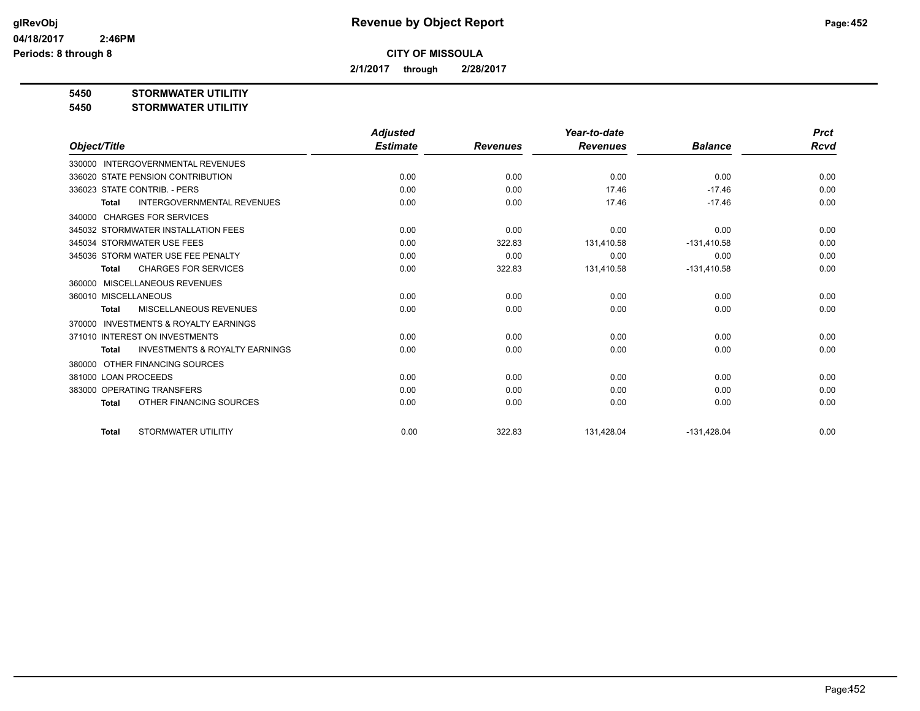# Revenue by Object Report

**CITY OF MISSOULA**

**2/1/2017 through 2/28/2017**

glRevObj
04/18/2017 2:46PM
Periods: 8 through 8

**5450 STORMWATER UTILITIY**
**5450 STORMWATER UTILITIY**

| Object/Title | Adjusted Estimate | Revenues | Year-to-date Revenues | Balance | Prct Rcvd |
|---|---|---|---|---|---|
| 330000 INTERGOVERNMENTAL REVENUES | | | | | |
| 336020 STATE PENSION CONTRIBUTION | 0.00 | 0.00 | 0.00 | 0.00 | 0.00 |
| 336023 STATE CONTRIB. - PERS | 0.00 | 0.00 | 17.46 | -17.46 | 0.00 |
| **Total** INTERGOVERNMENTAL REVENUES | 0.00 | 0.00 | 17.46 | -17.46 | 0.00 |
| 340000 CHARGES FOR SERVICES | | | | | |
| 345032 STORMWATER INSTALLATION FEES | 0.00 | 0.00 | 0.00 | 0.00 | 0.00 |
| 345034 STORMWATER USE FEES | 0.00 | 322.83 | 131,410.58 | -131,410.58 | 0.00 |
| 345036 STORM WATER USE FEE PENALTY | 0.00 | 0.00 | 0.00 | 0.00 | 0.00 |
| **Total** CHARGES FOR SERVICES | 0.00 | 322.83 | 131,410.58 | -131,410.58 | 0.00 |
| 360000 MISCELLANEOUS REVENUES | | | | | |
| 360010 MISCELLANEOUS | 0.00 | 0.00 | 0.00 | 0.00 | 0.00 |
| **Total** MISCELLANEOUS REVENUES | 0.00 | 0.00 | 0.00 | 0.00 | 0.00 |
| 370000 INVESTMENTS & ROYALTY EARNINGS | | | | | |
| 371010 INTEREST ON INVESTMENTS | 0.00 | 0.00 | 0.00 | 0.00 | 0.00 |
| **Total** INVESTMENTS & ROYALTY EARNINGS | 0.00 | 0.00 | 0.00 | 0.00 | 0.00 |
| 380000 OTHER FINANCING SOURCES | | | | | |
| 381000 LOAN PROCEEDS | 0.00 | 0.00 | 0.00 | 0.00 | 0.00 |
| 383000 OPERATING TRANSFERS | 0.00 | 0.00 | 0.00 | 0.00 | 0.00 |
| **Total** OTHER FINANCING SOURCES | 0.00 | 0.00 | 0.00 | 0.00 | 0.00 |
| **Total** STORMWATER UTILITIY | 0.00 | 322.83 | 131,428.04 | -131,428.04 | 0.00 |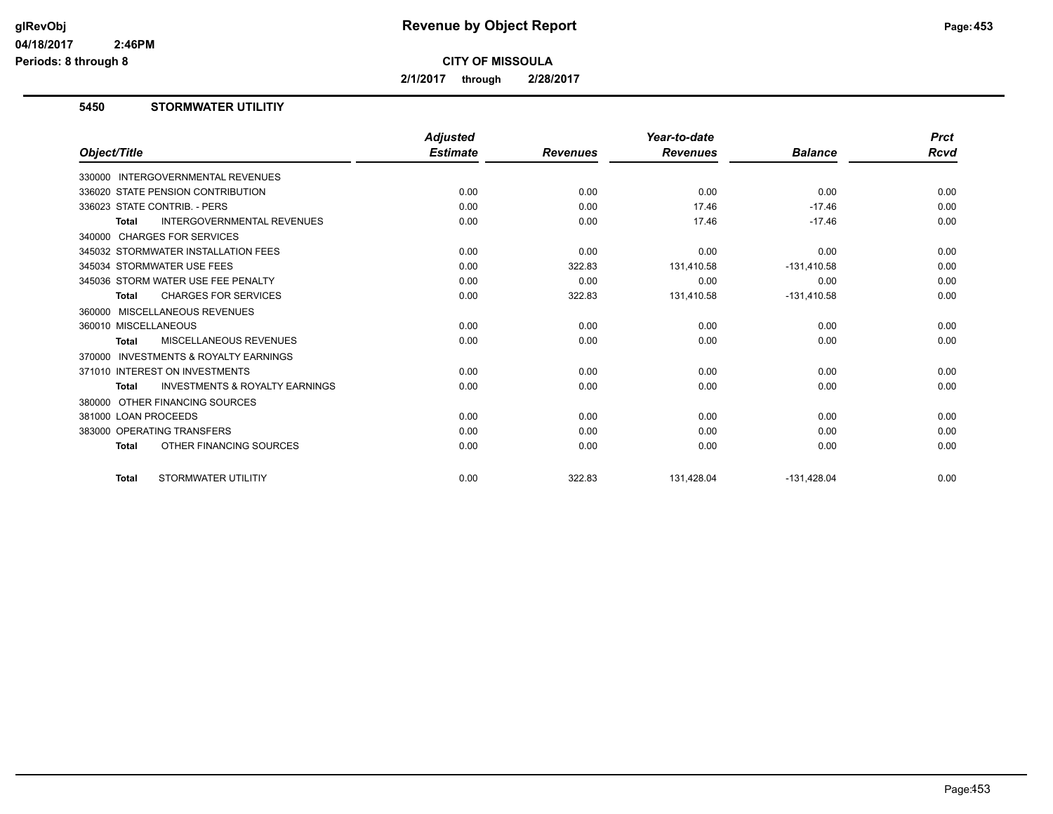# Revenue by Object Report

**CITY OF MISSOULA**

**2/1/2017 through 2/28/2017**

glRevObj
04/18/2017 2:46PM
Periods: 8 through 8

## 5450 STORMWATER UTILITIY

| Object/Title | Adjusted Estimate | Revenues | Year-to-date Revenues | Balance | Prct Rcvd |
|---|---|---|---|---|---|
| 330000 INTERGOVERNMENTAL REVENUES | | | | | |
| 336020 STATE PENSION CONTRIBUTION | 0.00 | 0.00 | 0.00 | 0.00 | 0.00 |
| 336023 STATE CONTRIB. - PERS | 0.00 | 0.00 | 17.46 | -17.46 | 0.00 |
| **Total** INTERGOVERNMENTAL REVENUES | 0.00 | 0.00 | 17.46 | -17.46 | 0.00 |
| 340000 CHARGES FOR SERVICES | | | | | |
| 345032 STORMWATER INSTALLATION FEES | 0.00 | 0.00 | 0.00 | 0.00 | 0.00 |
| 345034 STORMWATER USE FEES | 0.00 | 322.83 | 131,410.58 | -131,410.58 | 0.00 |
| 345036 STORM WATER USE FEE PENALTY | 0.00 | 0.00 | 0.00 | 0.00 | 0.00 |
| **Total** CHARGES FOR SERVICES | 0.00 | 322.83 | 131,410.58 | -131,410.58 | 0.00 |
| 360000 MISCELLANEOUS REVENUES | | | | | |
| 360010 MISCELLANEOUS | 0.00 | 0.00 | 0.00 | 0.00 | 0.00 |
| **Total** MISCELLANEOUS REVENUES | 0.00 | 0.00 | 0.00 | 0.00 | 0.00 |
| 370000 INVESTMENTS & ROYALTY EARNINGS | | | | | |
| 371010 INTEREST ON INVESTMENTS | 0.00 | 0.00 | 0.00 | 0.00 | 0.00 |
| **Total** INVESTMENTS & ROYALTY EARNINGS | 0.00 | 0.00 | 0.00 | 0.00 | 0.00 |
| 380000 OTHER FINANCING SOURCES | | | | | |
| 381000 LOAN PROCEEDS | 0.00 | 0.00 | 0.00 | 0.00 | 0.00 |
| 383000 OPERATING TRANSFERS | 0.00 | 0.00 | 0.00 | 0.00 | 0.00 |
| **Total** OTHER FINANCING SOURCES | 0.00 | 0.00 | 0.00 | 0.00 | 0.00 |
| **Total** STORMWATER UTILITIY | 0.00 | 322.83 | 131,428.04 | -131,428.04 | 0.00 |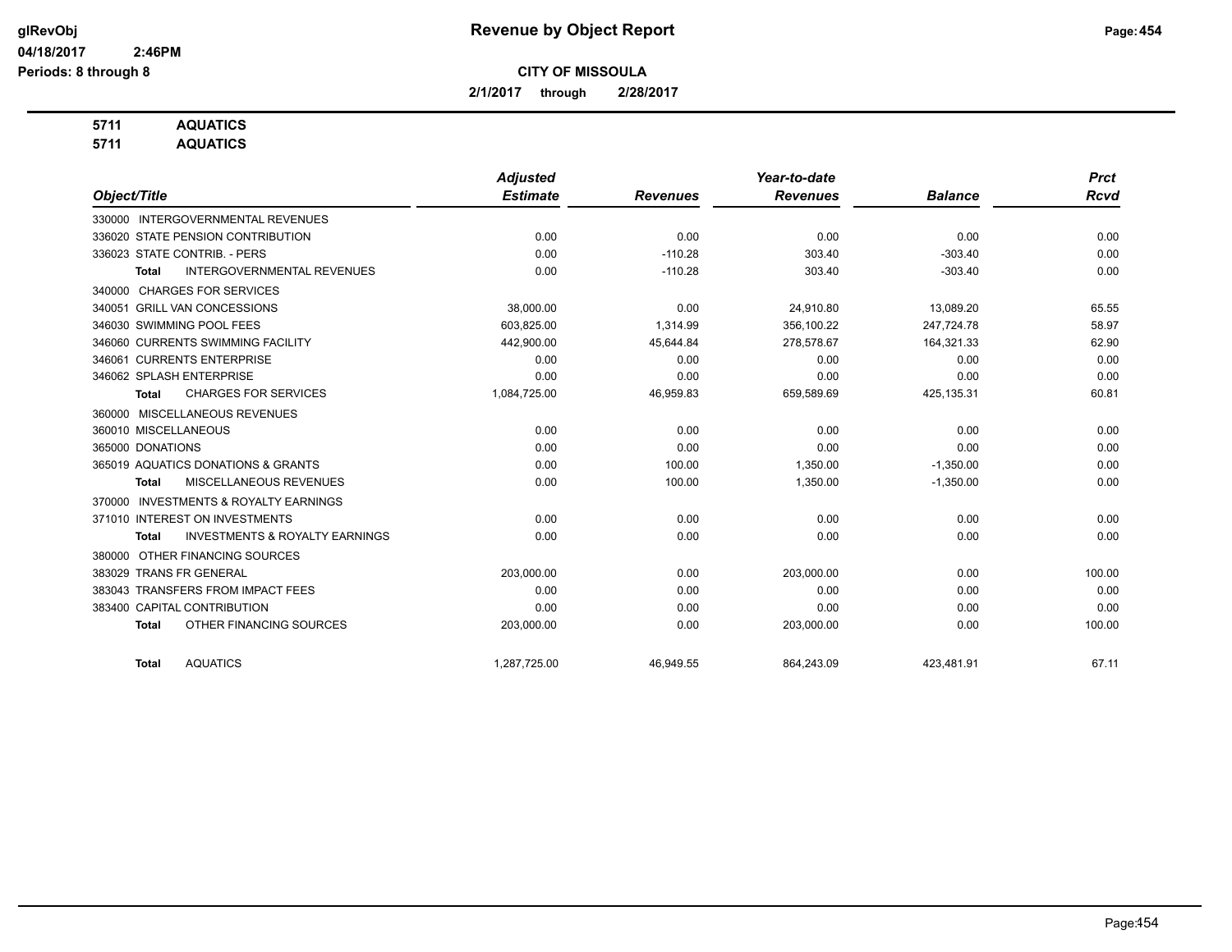# Revenue by Object Report

**CITY OF MISSOULA**

**2/1/2017 through 2/28/2017**

glRevObj
04/18/2017 2:46PM
Periods: 8 through 8

**5711 AQUATICS**
**5711 AQUATICS**

| Object/Title | Adjusted Estimate | Revenues | Year-to-date Revenues | Balance | Prct Rcvd |
|---|---|---|---|---|---|
| 330000 INTERGOVERNMENTAL REVENUES | | | | | |
| 336020 STATE PENSION CONTRIBUTION | 0.00 | 0.00 | 0.00 | 0.00 | 0.00 |
| 336023 STATE CONTRIB. - PERS | 0.00 | -110.28 | 303.40 | -303.40 | 0.00 |
| **Total** INTERGOVERNMENTAL REVENUES | 0.00 | -110.28 | 303.40 | -303.40 | 0.00 |
| 340000 CHARGES FOR SERVICES | | | | | |
| 340051 GRILL VAN CONCESSIONS | 38,000.00 | 0.00 | 24,910.80 | 13,089.20 | 65.55 |
| 346030 SWIMMING POOL FEES | 603,825.00 | 1,314.99 | 356,100.22 | 247,724.78 | 58.97 |
| 346060 CURRENTS SWIMMING FACILITY | 442,900.00 | 45,644.84 | 278,578.67 | 164,321.33 | 62.90 |
| 346061 CURRENTS ENTERPRISE | 0.00 | 0.00 | 0.00 | 0.00 | 0.00 |
| 346062 SPLASH ENTERPRISE | 0.00 | 0.00 | 0.00 | 0.00 | 0.00 |
| **Total** CHARGES FOR SERVICES | 1,084,725.00 | 46,959.83 | 659,589.69 | 425,135.31 | 60.81 |
| 360000 MISCELLANEOUS REVENUES | | | | | |
| 360010 MISCELLANEOUS | 0.00 | 0.00 | 0.00 | 0.00 | 0.00 |
| 365000 DONATIONS | 0.00 | 0.00 | 0.00 | 0.00 | 0.00 |
| 365019 AQUATICS DONATIONS & GRANTS | 0.00 | 100.00 | 1,350.00 | -1,350.00 | 0.00 |
| **Total** MISCELLANEOUS REVENUES | 0.00 | 100.00 | 1,350.00 | -1,350.00 | 0.00 |
| 370000 INVESTMENTS & ROYALTY EARNINGS | | | | | |
| 371010 INTEREST ON INVESTMENTS | 0.00 | 0.00 | 0.00 | 0.00 | 0.00 |
| **Total** INVESTMENTS & ROYALTY EARNINGS | 0.00 | 0.00 | 0.00 | 0.00 | 0.00 |
| 380000 OTHER FINANCING SOURCES | | | | | |
| 383029 TRANS FR GENERAL | 203,000.00 | 0.00 | 203,000.00 | 0.00 | 100.00 |
| 383043 TRANSFERS FROM IMPACT FEES | 0.00 | 0.00 | 0.00 | 0.00 | 0.00 |
| 383400 CAPITAL CONTRIBUTION | 0.00 | 0.00 | 0.00 | 0.00 | 0.00 |
| **Total** OTHER FINANCING SOURCES | 203,000.00 | 0.00 | 203,000.00 | 0.00 | 100.00 |
| **Total** AQUATICS | 1,287,725.00 | 46,949.55 | 864,243.09 | 423,481.91 | 67.11 |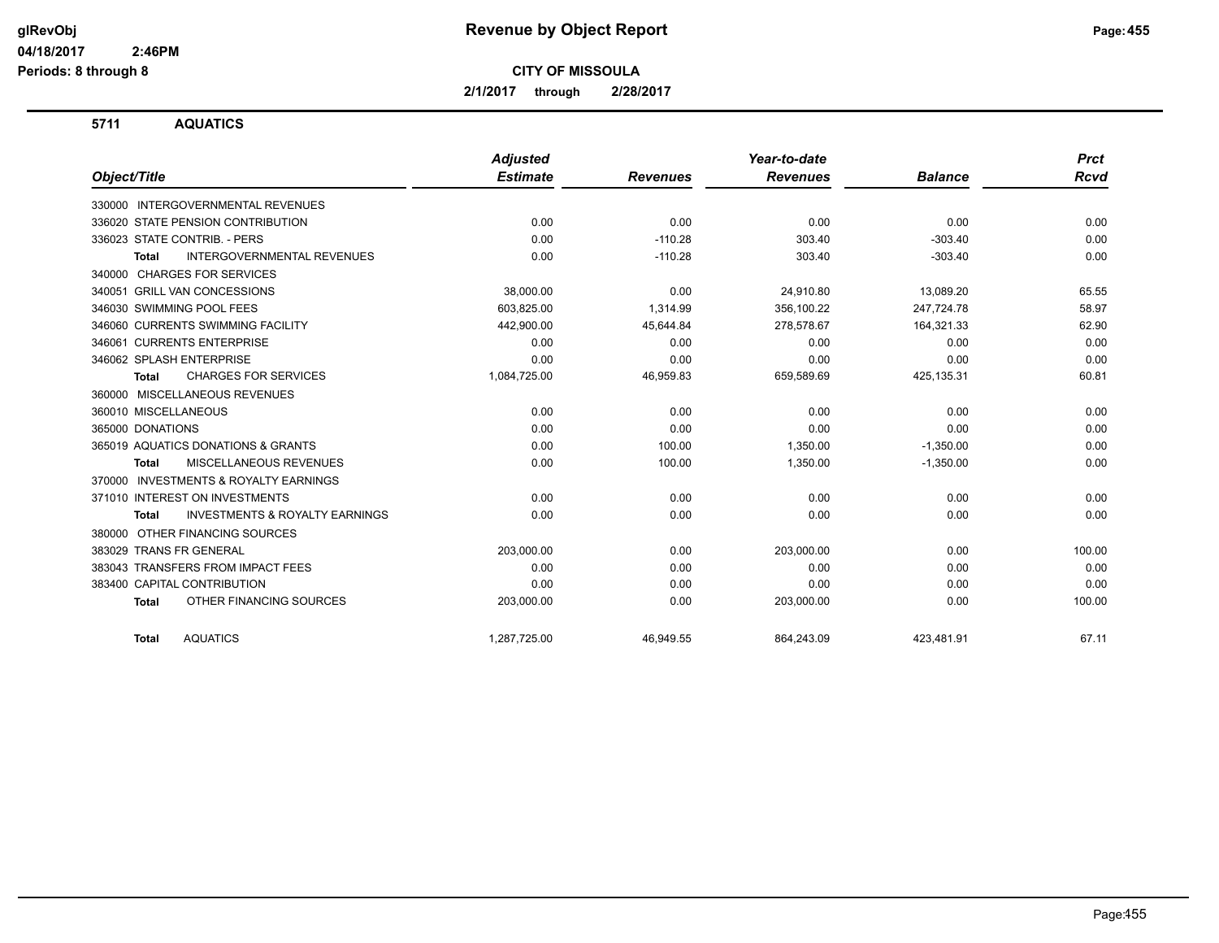# Revenue by Object Report

glRevObj
04/18/2017 2:46PM
Periods: 8 through 8

**CITY OF MISSOULA**

**2/1/2017 through 2/28/2017**

## 5711 AQUATICS

| Object/Title | Adjusted Estimate | Revenues | Year-to-date Revenues | Balance | Prct Rcvd |
|---|---|---|---|---|---|
| 330000 INTERGOVERNMENTAL REVENUES | | | | | |
| 336020 STATE PENSION CONTRIBUTION | 0.00 | 0.00 | 0.00 | 0.00 | 0.00 |
| 336023 STATE CONTRIB. - PERS | 0.00 | -110.28 | 303.40 | -303.40 | 0.00 |
| **Total** INTERGOVERNMENTAL REVENUES | 0.00 | -110.28 | 303.40 | -303.40 | 0.00 |
| 340000 CHARGES FOR SERVICES | | | | | |
| 340051 GRILL VAN CONCESSIONS | 38,000.00 | 0.00 | 24,910.80 | 13,089.20 | 65.55 |
| 346030 SWIMMING POOL FEES | 603,825.00 | 1,314.99 | 356,100.22 | 247,724.78 | 58.97 |
| 346060 CURRENTS SWIMMING FACILITY | 442,900.00 | 45,644.84 | 278,578.67 | 164,321.33 | 62.90 |
| 346061 CURRENTS ENTERPRISE | 0.00 | 0.00 | 0.00 | 0.00 | 0.00 |
| 346062 SPLASH ENTERPRISE | 0.00 | 0.00 | 0.00 | 0.00 | 0.00 |
| **Total** CHARGES FOR SERVICES | 1,084,725.00 | 46,959.83 | 659,589.69 | 425,135.31 | 60.81 |
| 360000 MISCELLANEOUS REVENUES | | | | | |
| 360010 MISCELLANEOUS | 0.00 | 0.00 | 0.00 | 0.00 | 0.00 |
| 365000 DONATIONS | 0.00 | 0.00 | 0.00 | 0.00 | 0.00 |
| 365019 AQUATICS DONATIONS & GRANTS | 0.00 | 100.00 | 1,350.00 | -1,350.00 | 0.00 |
| **Total** MISCELLANEOUS REVENUES | 0.00 | 100.00 | 1,350.00 | -1,350.00 | 0.00 |
| 370000 INVESTMENTS & ROYALTY EARNINGS | | | | | |
| 371010 INTEREST ON INVESTMENTS | 0.00 | 0.00 | 0.00 | 0.00 | 0.00 |
| **Total** INVESTMENTS & ROYALTY EARNINGS | 0.00 | 0.00 | 0.00 | 0.00 | 0.00 |
| 380000 OTHER FINANCING SOURCES | | | | | |
| 383029 TRANS FR GENERAL | 203,000.00 | 0.00 | 203,000.00 | 0.00 | 100.00 |
| 383043 TRANSFERS FROM IMPACT FEES | 0.00 | 0.00 | 0.00 | 0.00 | 0.00 |
| 383400 CAPITAL CONTRIBUTION | 0.00 | 0.00 | 0.00 | 0.00 | 0.00 |
| **Total** OTHER FINANCING SOURCES | 203,000.00 | 0.00 | 203,000.00 | 0.00 | 100.00 |
| **Total** AQUATICS | 1,287,725.00 | 46,949.55 | 864,243.09 | 423,481.91 | 67.11 |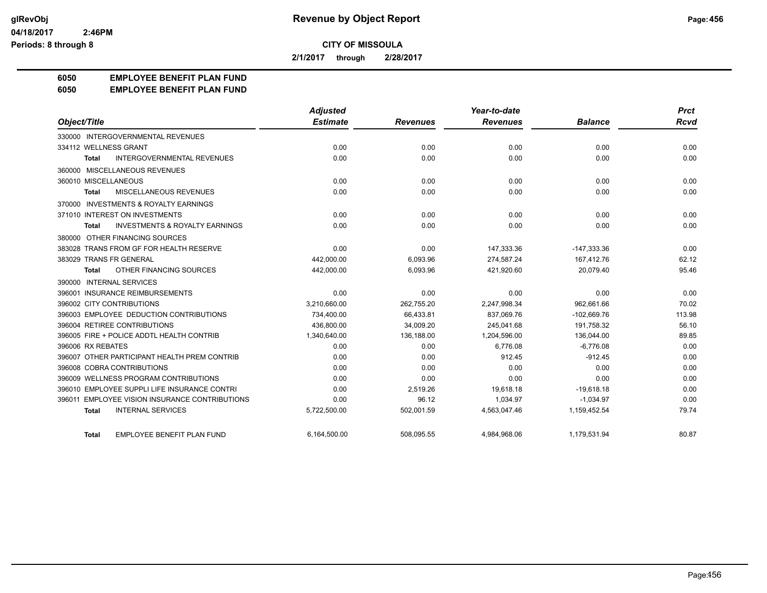# Revenue by Object Report

## CITY OF MISSOULA

**2/1/2017 through 2/28/2017**

**6050 EMPLOYEE BENEFIT PLAN FUND**
**6050 EMPLOYEE BENEFIT PLAN FUND**

| Object/Title | Adjusted Estimate | Revenues | Year-to-date Revenues | Balance | Prct Rcvd |
|---|---|---|---|---|---|
| 330000 INTERGOVERNMENTAL REVENUES | | | | | |
| 334112 WELLNESS GRANT | 0.00 | 0.00 | 0.00 | 0.00 | 0.00 |
| **Total** INTERGOVERNMENTAL REVENUES | 0.00 | 0.00 | 0.00 | 0.00 | 0.00 |
| 360000 MISCELLANEOUS REVENUES | | | | | |
| 360010 MISCELLANEOUS | 0.00 | 0.00 | 0.00 | 0.00 | 0.00 |
| **Total** MISCELLANEOUS REVENUES | 0.00 | 0.00 | 0.00 | 0.00 | 0.00 |
| 370000 INVESTMENTS & ROYALTY EARNINGS | | | | | |
| 371010 INTEREST ON INVESTMENTS | 0.00 | 0.00 | 0.00 | 0.00 | 0.00 |
| **Total** INVESTMENTS & ROYALTY EARNINGS | 0.00 | 0.00 | 0.00 | 0.00 | 0.00 |
| 380000 OTHER FINANCING SOURCES | | | | | |
| 383028 TRANS FROM GF FOR HEALTH RESERVE | 0.00 | 0.00 | 147,333.36 | -147,333.36 | 0.00 |
| 383029 TRANS FR GENERAL | 442,000.00 | 6,093.96 | 274,587.24 | 167,412.76 | 62.12 |
| **Total** OTHER FINANCING SOURCES | 442,000.00 | 6,093.96 | 421,920.60 | 20,079.40 | 95.46 |
| 390000 INTERNAL SERVICES | | | | | |
| 396001 INSURANCE REIMBURSEMENTS | 0.00 | 0.00 | 0.00 | 0.00 | 0.00 |
| 396002 CITY CONTRIBUTIONS | 3,210,660.00 | 262,755.20 | 2,247,998.34 | 962,661.66 | 70.02 |
| 396003 EMPLOYEE DEDUCTION CONTRIBUTIONS | 734,400.00 | 66,433.81 | 837,069.76 | -102,669.76 | 113.98 |
| 396004 RETIREE CONTRIBUTIONS | 436,800.00 | 34,009.20 | 245,041.68 | 191,758.32 | 56.10 |
| 396005 FIRE + POLICE ADDTL HEALTH CONTRIB | 1,340,640.00 | 136,188.00 | 1,204,596.00 | 136,044.00 | 89.85 |
| 396006 RX REBATES | 0.00 | 0.00 | 6,776.08 | -6,776.08 | 0.00 |
| 396007 OTHER PARTICIPANT HEALTH PREM CONTRIB | 0.00 | 0.00 | 912.45 | -912.45 | 0.00 |
| 396008 COBRA CONTRIBUTIONS | 0.00 | 0.00 | 0.00 | 0.00 | 0.00 |
| 396009 WELLNESS PROGRAM CONTRIBUTIONS | 0.00 | 0.00 | 0.00 | 0.00 | 0.00 |
| 396010 EMPLOYEE SUPPLI LIFE INSURANCE CONTRI | 0.00 | 2,519.26 | 19,618.18 | -19,618.18 | 0.00 |
| 396011 EMPLOYEE VISION INSURANCE CONTRIBUTIONS | 0.00 | 96.12 | 1,034.97 | -1,034.97 | 0.00 |
| **Total** INTERNAL SERVICES | 5,722,500.00 | 502,001.59 | 4,563,047.46 | 1,159,452.54 | 79.74 |
| **Total** EMPLOYEE BENEFIT PLAN FUND | 6,164,500.00 | 508,095.55 | 4,984,968.06 | 1,179,531.94 | 80.87 |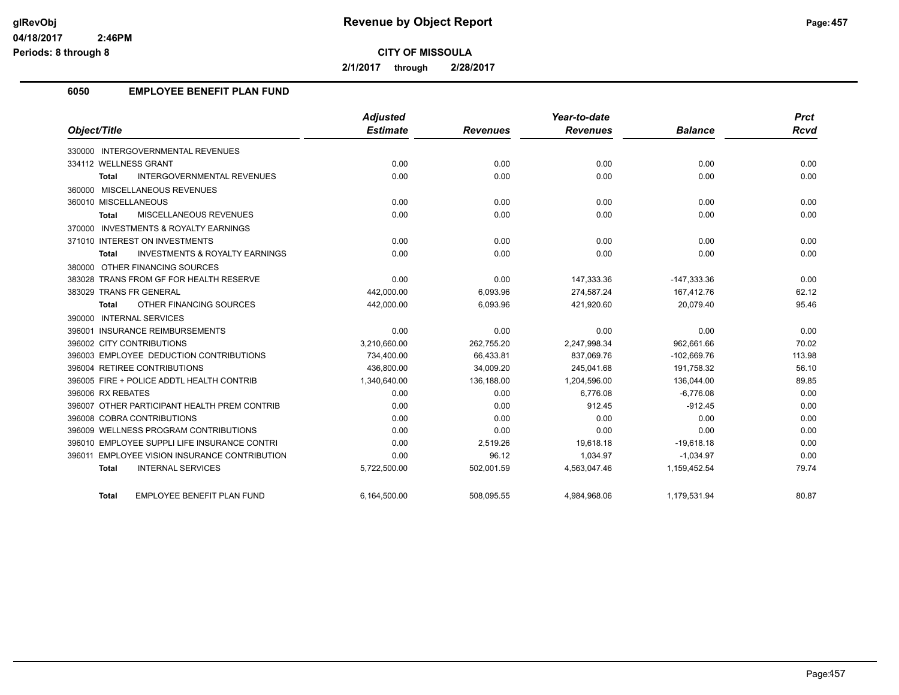# Revenue by Object Report

**CITY OF MISSOULA**

**2/1/2017 through 2/28/2017**

glRevObj
04/18/2017 2:46PM
Periods: 8 through 8

## 6050 EMPLOYEE BENEFIT PLAN FUND

| Object/Title | Adjusted Estimate | Revenues | Year-to-date Revenues | Balance | Prct Rcvd |
|---|---|---|---|---|---|
| 330000 INTERGOVERNMENTAL REVENUES | | | | | |
| 334112 WELLNESS GRANT | 0.00 | 0.00 | 0.00 | 0.00 | 0.00 |
| **Total** INTERGOVERNMENTAL REVENUES | 0.00 | 0.00 | 0.00 | 0.00 | 0.00 |
| 360000 MISCELLANEOUS REVENUES | | | | | |
| 360010 MISCELLANEOUS | 0.00 | 0.00 | 0.00 | 0.00 | 0.00 |
| **Total** MISCELLANEOUS REVENUES | 0.00 | 0.00 | 0.00 | 0.00 | 0.00 |
| 370000 INVESTMENTS & ROYALTY EARNINGS | | | | | |
| 371010 INTEREST ON INVESTMENTS | 0.00 | 0.00 | 0.00 | 0.00 | 0.00 |
| **Total** INVESTMENTS & ROYALTY EARNINGS | 0.00 | 0.00 | 0.00 | 0.00 | 0.00 |
| 380000 OTHER FINANCING SOURCES | | | | | |
| 383028 TRANS FROM GF FOR HEALTH RESERVE | 0.00 | 0.00 | 147,333.36 | -147,333.36 | 0.00 |
| 383029 TRANS FR GENERAL | 442,000.00 | 6,093.96 | 274,587.24 | 167,412.76 | 62.12 |
| **Total** OTHER FINANCING SOURCES | 442,000.00 | 6,093.96 | 421,920.60 | 20,079.40 | 95.46 |
| 390000 INTERNAL SERVICES | | | | | |
| 396001 INSURANCE REIMBURSEMENTS | 0.00 | 0.00 | 0.00 | 0.00 | 0.00 |
| 396002 CITY CONTRIBUTIONS | 3,210,660.00 | 262,755.20 | 2,247,998.34 | 962,661.66 | 70.02 |
| 396003 EMPLOYEE DEDUCTION CONTRIBUTIONS | 734,400.00 | 66,433.81 | 837,069.76 | -102,669.76 | 113.98 |
| 396004 RETIREE CONTRIBUTIONS | 436,800.00 | 34,009.20 | 245,041.68 | 191,758.32 | 56.10 |
| 396005 FIRE + POLICE ADDTL HEALTH CONTRIB | 1,340,640.00 | 136,188.00 | 1,204,596.00 | 136,044.00 | 89.85 |
| 396006 RX REBATES | 0.00 | 0.00 | 6,776.08 | -6,776.08 | 0.00 |
| 396007 OTHER PARTICIPANT HEALTH PREM CONTRIB | 0.00 | 0.00 | 912.45 | -912.45 | 0.00 |
| 396008 COBRA CONTRIBUTIONS | 0.00 | 0.00 | 0.00 | 0.00 | 0.00 |
| 396009 WELLNESS PROGRAM CONTRIBUTIONS | 0.00 | 0.00 | 0.00 | 0.00 | 0.00 |
| 396010 EMPLOYEE SUPPLI LIFE INSURANCE CONTRI | 0.00 | 2,519.26 | 19,618.18 | -19,618.18 | 0.00 |
| 396011 EMPLOYEE VISION INSURANCE CONTRIBUTION | 0.00 | 96.12 | 1,034.97 | -1,034.97 | 0.00 |
| **Total** INTERNAL SERVICES | 5,722,500.00 | 502,001.59 | 4,563,047.46 | 1,159,452.54 | 79.74 |
| **Total** EMPLOYEE BENEFIT PLAN FUND | 6,164,500.00 | 508,095.55 | 4,984,968.06 | 1,179,531.94 | 80.87 |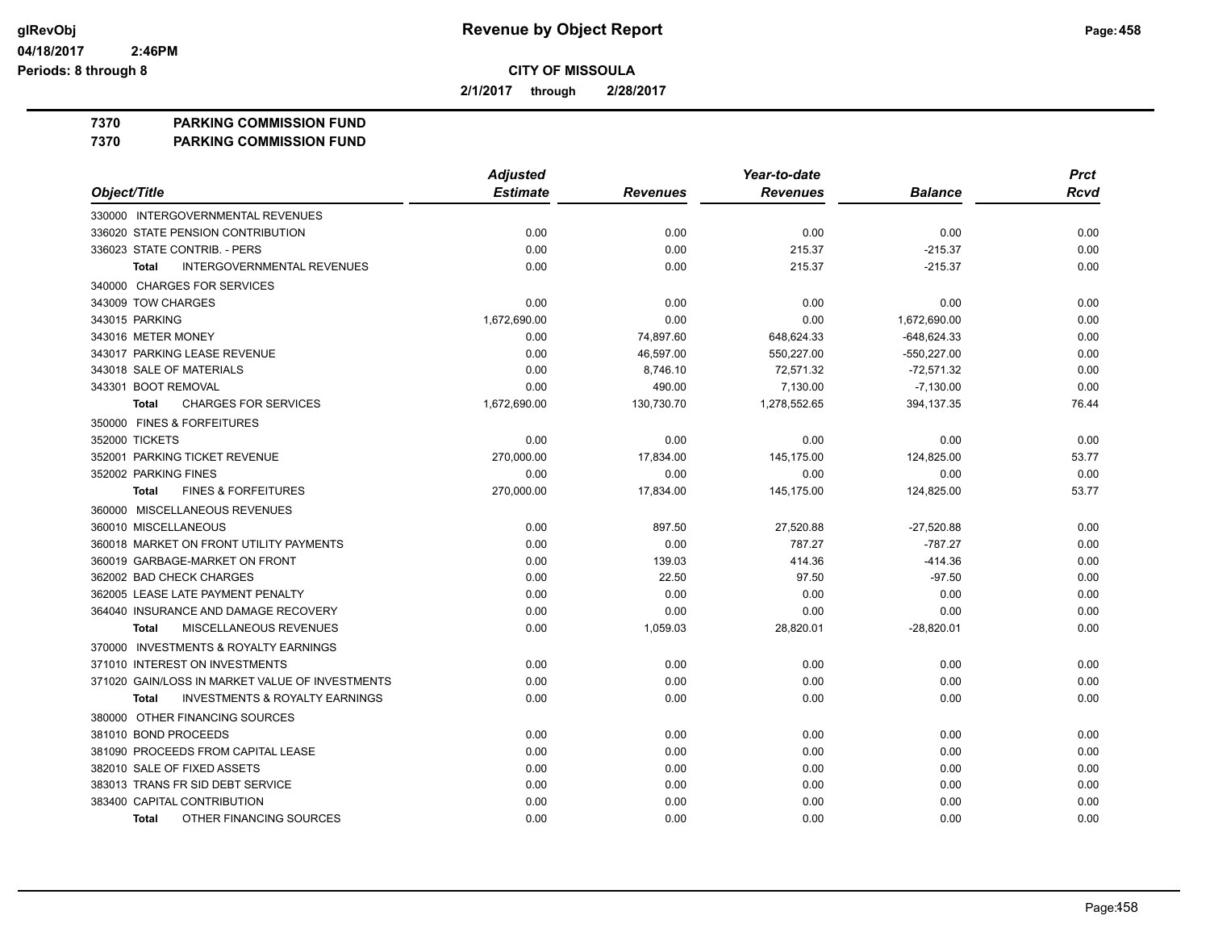# Revenue by Object Report

glRevObj
04/18/2017 2:46PM
Periods: 8 through 8

**CITY OF MISSOULA**

**2/1/2017 through 2/28/2017**

**7370 PARKING COMMISSION FUND**
**7370 PARKING COMMISSION FUND**

| Object/Title | Adjusted Estimate | Revenues | Year-to-date Revenues | Balance | Prct Rcvd |
|---|---|---|---|---|---|
| 330000 INTERGOVERNMENTAL REVENUES | | | | | |
| 336020 STATE PENSION CONTRIBUTION | 0.00 | 0.00 | 0.00 | 0.00 | 0.00 |
| 336023 STATE CONTRIB. - PERS | 0.00 | 0.00 | 215.37 | -215.37 | 0.00 |
| **Total** INTERGOVERNMENTAL REVENUES | 0.00 | 0.00 | 215.37 | -215.37 | 0.00 |
| 340000 CHARGES FOR SERVICES | | | | | |
| 343009 TOW CHARGES | 0.00 | 0.00 | 0.00 | 0.00 | 0.00 |
| 343015 PARKING | 1,672,690.00 | 0.00 | 0.00 | 1,672,690.00 | 0.00 |
| 343016 METER MONEY | 0.00 | 74,897.60 | 648,624.33 | -648,624.33 | 0.00 |
| 343017 PARKING LEASE REVENUE | 0.00 | 46,597.00 | 550,227.00 | -550,227.00 | 0.00 |
| 343018 SALE OF MATERIALS | 0.00 | 8,746.10 | 72,571.32 | -72,571.32 | 0.00 |
| 343301 BOOT REMOVAL | 0.00 | 490.00 | 7,130.00 | -7,130.00 | 0.00 |
| **Total** CHARGES FOR SERVICES | 1,672,690.00 | 130,730.70 | 1,278,552.65 | 394,137.35 | 76.44 |
| 350000 FINES & FORFEITURES | | | | | |
| 352000 TICKETS | 0.00 | 0.00 | 0.00 | 0.00 | 0.00 |
| 352001 PARKING TICKET REVENUE | 270,000.00 | 17,834.00 | 145,175.00 | 124,825.00 | 53.77 |
| 352002 PARKING FINES | 0.00 | 0.00 | 0.00 | 0.00 | 0.00 |
| **Total** FINES & FORFEITURES | 270,000.00 | 17,834.00 | 145,175.00 | 124,825.00 | 53.77 |
| 360000 MISCELLANEOUS REVENUES | | | | | |
| 360010 MISCELLANEOUS | 0.00 | 897.50 | 27,520.88 | -27,520.88 | 0.00 |
| 360018 MARKET ON FRONT UTILITY PAYMENTS | 0.00 | 0.00 | 787.27 | -787.27 | 0.00 |
| 360019 GARBAGE-MARKET ON FRONT | 0.00 | 139.03 | 414.36 | -414.36 | 0.00 |
| 362002 BAD CHECK CHARGES | 0.00 | 22.50 | 97.50 | -97.50 | 0.00 |
| 362005 LEASE LATE PAYMENT PENALTY | 0.00 | 0.00 | 0.00 | 0.00 | 0.00 |
| 364040 INSURANCE AND DAMAGE RECOVERY | 0.00 | 0.00 | 0.00 | 0.00 | 0.00 |
| **Total** MISCELLANEOUS REVENUES | 0.00 | 1,059.03 | 28,820.01 | -28,820.01 | 0.00 |
| 370000 INVESTMENTS & ROYALTY EARNINGS | | | | | |
| 371010 INTEREST ON INVESTMENTS | 0.00 | 0.00 | 0.00 | 0.00 | 0.00 |
| 371020 GAIN/LOSS IN MARKET VALUE OF INVESTMENTS | 0.00 | 0.00 | 0.00 | 0.00 | 0.00 |
| **Total** INVESTMENTS & ROYALTY EARNINGS | 0.00 | 0.00 | 0.00 | 0.00 | 0.00 |
| 380000 OTHER FINANCING SOURCES | | | | | |
| 381010 BOND PROCEEDS | 0.00 | 0.00 | 0.00 | 0.00 | 0.00 |
| 381090 PROCEEDS FROM CAPITAL LEASE | 0.00 | 0.00 | 0.00 | 0.00 | 0.00 |
| 382010 SALE OF FIXED ASSETS | 0.00 | 0.00 | 0.00 | 0.00 | 0.00 |
| 383013 TRANS FR SID DEBT SERVICE | 0.00 | 0.00 | 0.00 | 0.00 | 0.00 |
| 383400 CAPITAL CONTRIBUTION | 0.00 | 0.00 | 0.00 | 0.00 | 0.00 |
| **Total** OTHER FINANCING SOURCES | 0.00 | 0.00 | 0.00 | 0.00 | 0.00 |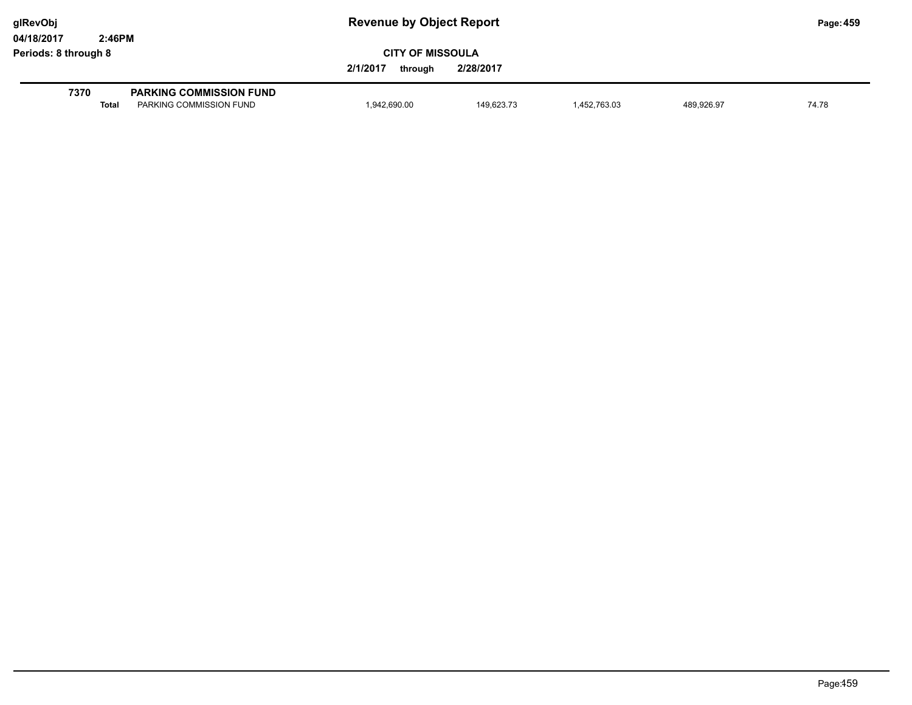# Revenue by Object Report

glRevObj
04/18/2017 2:46PM
Periods: 8 through 8

**CITY OF MISSOULA**

**2/1/2017 through 2/28/2017**

| | | | | | | |
|---|---|---|---|---|---|---|
| **7370** | **PARKING COMMISSION FUND** | | | | | |
| **Total** | PARKING COMMISSION FUND | 1,942,690.00 | 149,623.73 | 1,452,763.03 | 489,926.97 | 74.78 |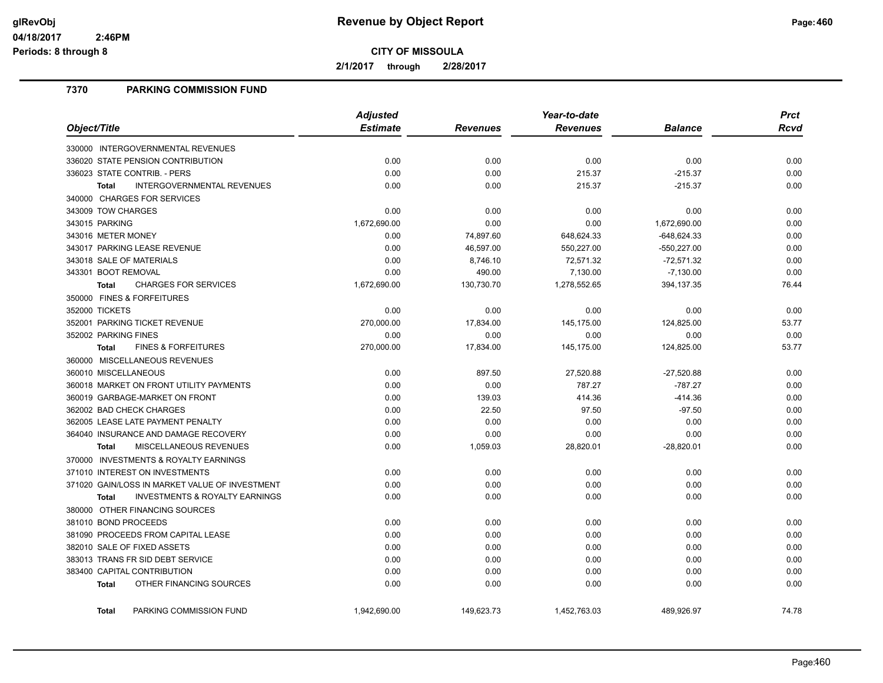# Revenue by Object Report

**CITY OF MISSOULA**

**2/1/2017 through 2/28/2017**

glRevObj
04/18/2017 2:46PM
Periods: 8 through 8

## 7370 PARKING COMMISSION FUND

| Object/Title | Adjusted Estimate | Revenues | Year-to-date Revenues | Balance | Prct Rcvd |
|---|---|---|---|---|---|
| 330000 INTERGOVERNMENTAL REVENUES | | | | | |
| 336020 STATE PENSION CONTRIBUTION | 0.00 | 0.00 | 0.00 | 0.00 | 0.00 |
| 336023 STATE CONTRIB. - PERS | 0.00 | 0.00 | 215.37 | -215.37 | 0.00 |
| **Total** INTERGOVERNMENTAL REVENUES | 0.00 | 0.00 | 215.37 | -215.37 | 0.00 |
| 340000 CHARGES FOR SERVICES | | | | | |
| 343009 TOW CHARGES | 0.00 | 0.00 | 0.00 | 0.00 | 0.00 |
| 343015 PARKING | 1,672,690.00 | 0.00 | 0.00 | 1,672,690.00 | 0.00 |
| 343016 METER MONEY | 0.00 | 74,897.60 | 648,624.33 | -648,624.33 | 0.00 |
| 343017 PARKING LEASE REVENUE | 0.00 | 46,597.00 | 550,227.00 | -550,227.00 | 0.00 |
| 343018 SALE OF MATERIALS | 0.00 | 8,746.10 | 72,571.32 | -72,571.32 | 0.00 |
| 343301 BOOT REMOVAL | 0.00 | 490.00 | 7,130.00 | -7,130.00 | 0.00 |
| **Total** CHARGES FOR SERVICES | 1,672,690.00 | 130,730.70 | 1,278,552.65 | 394,137.35 | 76.44 |
| 350000 FINES & FORFEITURES | | | | | |
| 352000 TICKETS | 0.00 | 0.00 | 0.00 | 0.00 | 0.00 |
| 352001 PARKING TICKET REVENUE | 270,000.00 | 17,834.00 | 145,175.00 | 124,825.00 | 53.77 |
| 352002 PARKING FINES | 0.00 | 0.00 | 0.00 | 0.00 | 0.00 |
| **Total** FINES & FORFEITURES | 270,000.00 | 17,834.00 | 145,175.00 | 124,825.00 | 53.77 |
| 360000 MISCELLANEOUS REVENUES | | | | | |
| 360010 MISCELLANEOUS | 0.00 | 897.50 | 27,520.88 | -27,520.88 | 0.00 |
| 360018 MARKET ON FRONT UTILITY PAYMENTS | 0.00 | 0.00 | 787.27 | -787.27 | 0.00 |
| 360019 GARBAGE-MARKET ON FRONT | 0.00 | 139.03 | 414.36 | -414.36 | 0.00 |
| 362002 BAD CHECK CHARGES | 0.00 | 22.50 | 97.50 | -97.50 | 0.00 |
| 362005 LEASE LATE PAYMENT PENALTY | 0.00 | 0.00 | 0.00 | 0.00 | 0.00 |
| 364040 INSURANCE AND DAMAGE RECOVERY | 0.00 | 0.00 | 0.00 | 0.00 | 0.00 |
| **Total** MISCELLANEOUS REVENUES | 0.00 | 1,059.03 | 28,820.01 | -28,820.01 | 0.00 |
| 370000 INVESTMENTS & ROYALTY EARNINGS | | | | | |
| 371010 INTEREST ON INVESTMENTS | 0.00 | 0.00 | 0.00 | 0.00 | 0.00 |
| 371020 GAIN/LOSS IN MARKET VALUE OF INVESTMENT | 0.00 | 0.00 | 0.00 | 0.00 | 0.00 |
| **Total** INVESTMENTS & ROYALTY EARNINGS | 0.00 | 0.00 | 0.00 | 0.00 | 0.00 |
| 380000 OTHER FINANCING SOURCES | | | | | |
| 381010 BOND PROCEEDS | 0.00 | 0.00 | 0.00 | 0.00 | 0.00 |
| 381090 PROCEEDS FROM CAPITAL LEASE | 0.00 | 0.00 | 0.00 | 0.00 | 0.00 |
| 382010 SALE OF FIXED ASSETS | 0.00 | 0.00 | 0.00 | 0.00 | 0.00 |
| 383013 TRANS FR SID DEBT SERVICE | 0.00 | 0.00 | 0.00 | 0.00 | 0.00 |
| 383400 CAPITAL CONTRIBUTION | 0.00 | 0.00 | 0.00 | 0.00 | 0.00 |
| **Total** OTHER FINANCING SOURCES | 0.00 | 0.00 | 0.00 | 0.00 | 0.00 |
| **Total** PARKING COMMISSION FUND | 1,942,690.00 | 149,623.73 | 1,452,763.03 | 489,926.97 | 74.78 |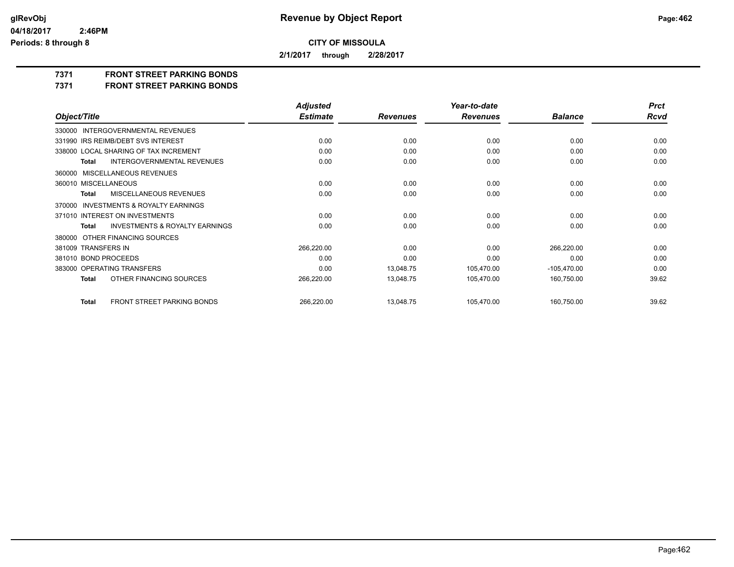# Revenue by Object Report

**CITY OF MISSOULA**

**2/1/2017 through 2/28/2017**

glRevObj
04/18/2017 2:46PM
Periods: 8 through 8

## 7371 FRONT STREET PARKING BONDS
## 7371 FRONT STREET PARKING BONDS

| Object/Title | Adjusted Estimate | Revenues | Year-to-date Revenues | Balance | Prct Rcvd |
|---|---|---|---|---|---|
| 330000 INTERGOVERNMENTAL REVENUES | | | | | |
| 331990 IRS REIMB/DEBT SVS INTEREST | 0.00 | 0.00 | 0.00 | 0.00 | 0.00 |
| 338000 LOCAL SHARING OF TAX INCREMENT | 0.00 | 0.00 | 0.00 | 0.00 | 0.00 |
| **Total** INTERGOVERNMENTAL REVENUES | 0.00 | 0.00 | 0.00 | 0.00 | 0.00 |
| 360000 MISCELLANEOUS REVENUES | | | | | |
| 360010 MISCELLANEOUS | 0.00 | 0.00 | 0.00 | 0.00 | 0.00 |
| **Total** MISCELLANEOUS REVENUES | 0.00 | 0.00 | 0.00 | 0.00 | 0.00 |
| 370000 INVESTMENTS & ROYALTY EARNINGS | | | | | |
| 371010 INTEREST ON INVESTMENTS | 0.00 | 0.00 | 0.00 | 0.00 | 0.00 |
| **Total** INVESTMENTS & ROYALTY EARNINGS | 0.00 | 0.00 | 0.00 | 0.00 | 0.00 |
| 380000 OTHER FINANCING SOURCES | | | | | |
| 381009 TRANSFERS IN | 266,220.00 | 0.00 | 0.00 | 266,220.00 | 0.00 |
| 381010 BOND PROCEEDS | 0.00 | 0.00 | 0.00 | 0.00 | 0.00 |
| 383000 OPERATING TRANSFERS | 0.00 | 13,048.75 | 105,470.00 | -105,470.00 | 0.00 |
| **Total** OTHER FINANCING SOURCES | 266,220.00 | 13,048.75 | 105,470.00 | 160,750.00 | 39.62 |
| **Total** FRONT STREET PARKING BONDS | 266,220.00 | 13,048.75 | 105,470.00 | 160,750.00 | 39.62 |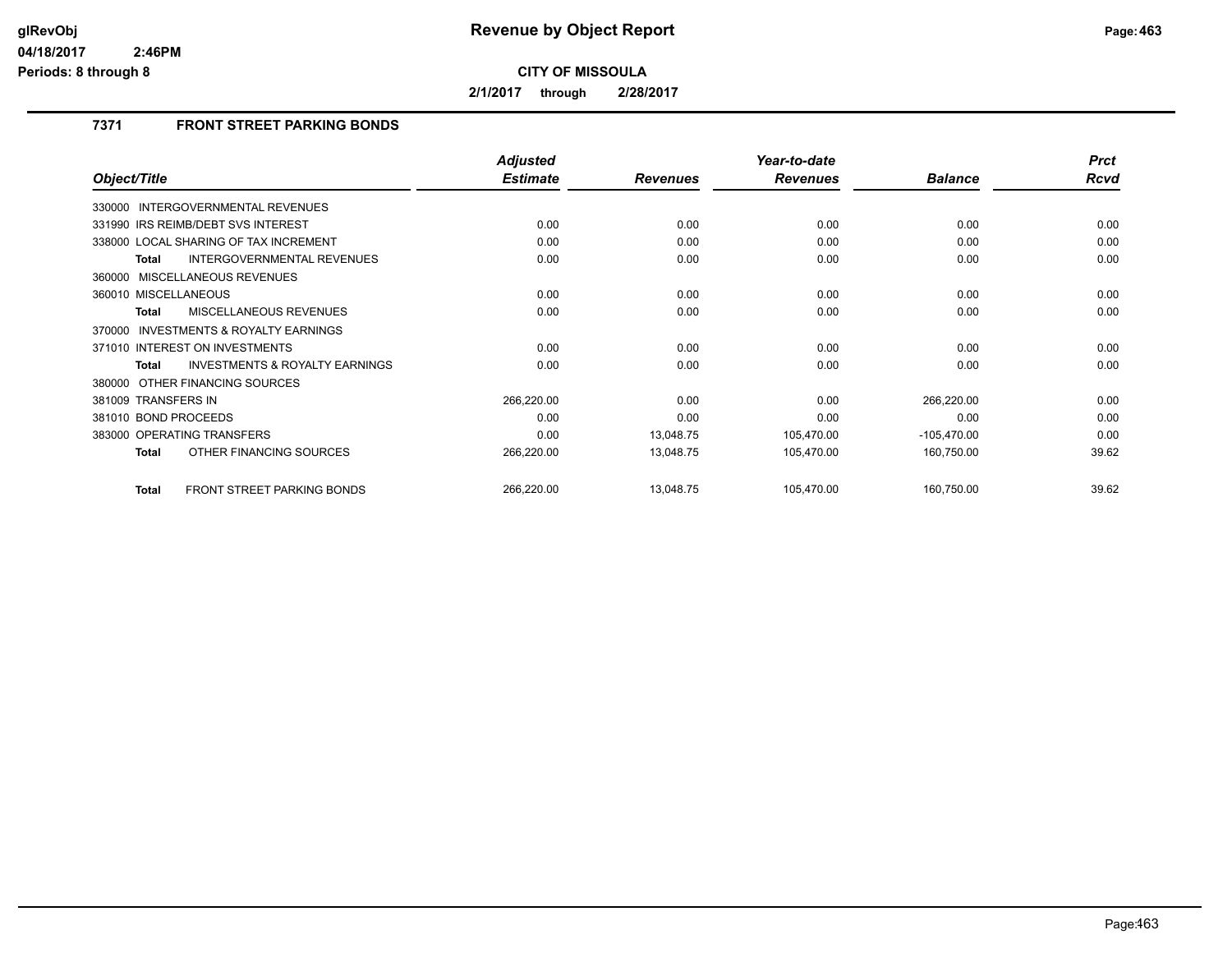# Revenue by Object Report

glRevObj
04/18/2017 2:46PM
Periods: 8 through 8

**CITY OF MISSOULA**

**2/1/2017 through 2/28/2017**

## 7371 FRONT STREET PARKING BONDS

| Object/Title | Adjusted Estimate | Revenues | Year-to-date Revenues | Balance | Prct Rcvd |
|---|---|---|---|---|---|
| 330000 INTERGOVERNMENTAL REVENUES | | | | | |
| 331990 IRS REIMB/DEBT SVS INTEREST | 0.00 | 0.00 | 0.00 | 0.00 | 0.00 |
| 338000 LOCAL SHARING OF TAX INCREMENT | 0.00 | 0.00 | 0.00 | 0.00 | 0.00 |
| **Total** INTERGOVERNMENTAL REVENUES | 0.00 | 0.00 | 0.00 | 0.00 | 0.00 |
| 360000 MISCELLANEOUS REVENUES | | | | | |
| 360010 MISCELLANEOUS | 0.00 | 0.00 | 0.00 | 0.00 | 0.00 |
| **Total** MISCELLANEOUS REVENUES | 0.00 | 0.00 | 0.00 | 0.00 | 0.00 |
| 370000 INVESTMENTS & ROYALTY EARNINGS | | | | | |
| 371010 INTEREST ON INVESTMENTS | 0.00 | 0.00 | 0.00 | 0.00 | 0.00 |
| **Total** INVESTMENTS & ROYALTY EARNINGS | 0.00 | 0.00 | 0.00 | 0.00 | 0.00 |
| 380000 OTHER FINANCING SOURCES | | | | | |
| 381009 TRANSFERS IN | 266,220.00 | 0.00 | 0.00 | 266,220.00 | 0.00 |
| 381010 BOND PROCEEDS | 0.00 | 0.00 | 0.00 | 0.00 | 0.00 |
| 383000 OPERATING TRANSFERS | 0.00 | 13,048.75 | 105,470.00 | -105,470.00 | 0.00 |
| **Total** OTHER FINANCING SOURCES | 266,220.00 | 13,048.75 | 105,470.00 | 160,750.00 | 39.62 |
| **Total** FRONT STREET PARKING BONDS | 266,220.00 | 13,048.75 | 105,470.00 | 160,750.00 | 39.62 |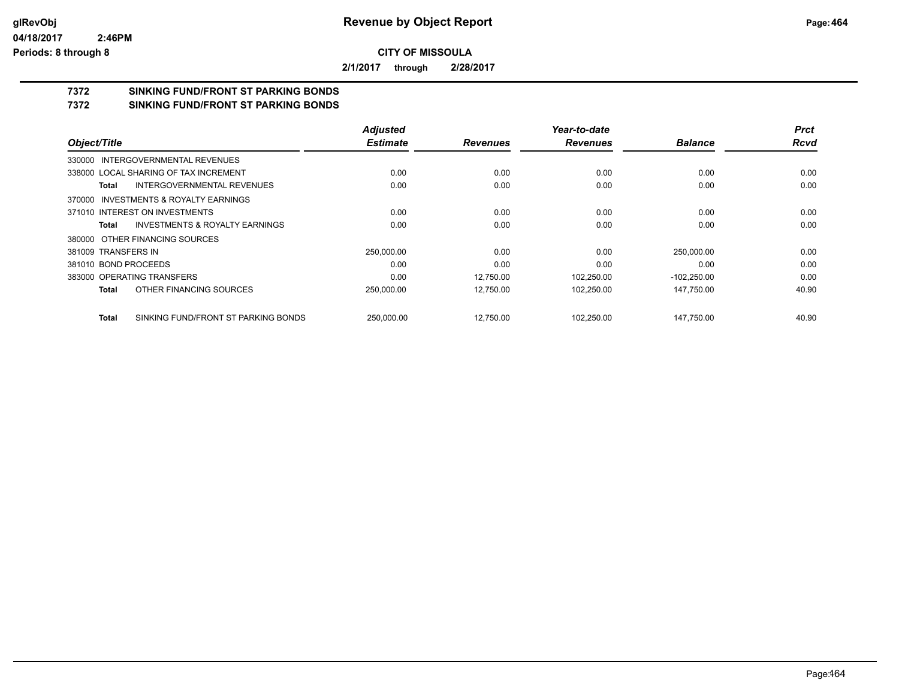**CITY OF MISSOULA**

**2/1/2017 through 2/28/2017**

# 7372 SINKING FUND/FRONT ST PARKING BONDS

## 7372 SINKING FUND/FRONT ST PARKING BONDS

| Object/Title | | Adjusted Estimate | Revenues | Year-to-date Revenues | Balance | Prct Rcvd |
|---|---|---|---|---|---|---|
| 330000 INTERGOVERNMENTAL REVENUES | | | | | | |
| 338000 LOCAL SHARING OF TAX INCREMENT | | 0.00 | 0.00 | 0.00 | 0.00 | 0.00 |
| **Total** | INTERGOVERNMENTAL REVENUES | 0.00 | 0.00 | 0.00 | 0.00 | 0.00 |
| 370000 INVESTMENTS & ROYALTY EARNINGS | | | | | | |
| 371010 INTEREST ON INVESTMENTS | | 0.00 | 0.00 | 0.00 | 0.00 | 0.00 |
| **Total** | INVESTMENTS & ROYALTY EARNINGS | 0.00 | 0.00 | 0.00 | 0.00 | 0.00 |
| 380000 OTHER FINANCING SOURCES | | | | | | |
| 381009 TRANSFERS IN | | 250,000.00 | 0.00 | 0.00 | 250,000.00 | 0.00 |
| 381010 BOND PROCEEDS | | 0.00 | 0.00 | 0.00 | 0.00 | 0.00 |
| 383000 OPERATING TRANSFERS | | 0.00 | 12,750.00 | 102,250.00 | -102,250.00 | 0.00 |
| **Total** | OTHER FINANCING SOURCES | 250,000.00 | 12,750.00 | 102,250.00 | 147,750.00 | 40.90 |
| **Total** | SINKING FUND/FRONT ST PARKING BONDS | 250,000.00 | 12,750.00 | 102,250.00 | 147,750.00 | 40.90 |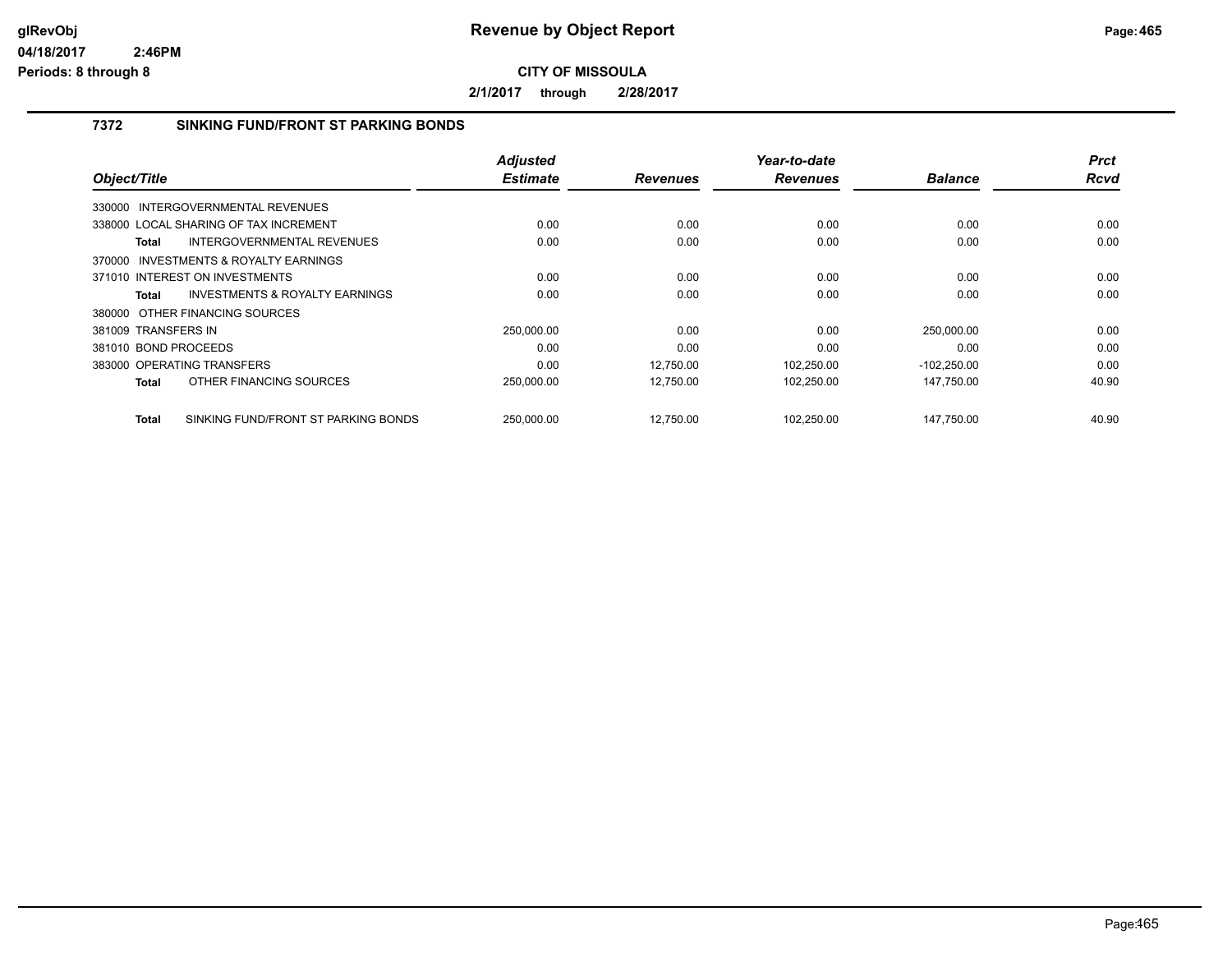# Revenue by Object Report

**CITY OF MISSOULA**

**2/1/2017 through 2/28/2017**

glRevObj
04/18/2017 2:46PM
Periods: 8 through 8

## 7372 SINKING FUND/FRONT ST PARKING BONDS

| Object/Title | Adjusted Estimate | Revenues | Year-to-date Revenues | Balance | Prct Rcvd |
|---|---|---|---|---|---|
| 330000 INTERGOVERNMENTAL REVENUES | | | | | |
| 338000 LOCAL SHARING OF TAX INCREMENT | 0.00 | 0.00 | 0.00 | 0.00 | 0.00 |
| **Total** INTERGOVERNMENTAL REVENUES | 0.00 | 0.00 | 0.00 | 0.00 | 0.00 |
| 370000 INVESTMENTS & ROYALTY EARNINGS | | | | | |
| 371010 INTEREST ON INVESTMENTS | 0.00 | 0.00 | 0.00 | 0.00 | 0.00 |
| **Total** INVESTMENTS & ROYALTY EARNINGS | 0.00 | 0.00 | 0.00 | 0.00 | 0.00 |
| 380000 OTHER FINANCING SOURCES | | | | | |
| 381009 TRANSFERS IN | 250,000.00 | 0.00 | 0.00 | 250,000.00 | 0.00 |
| 381010 BOND PROCEEDS | 0.00 | 0.00 | 0.00 | 0.00 | 0.00 |
| 383000 OPERATING TRANSFERS | 0.00 | 12,750.00 | 102,250.00 | -102,250.00 | 0.00 |
| **Total** OTHER FINANCING SOURCES | 250,000.00 | 12,750.00 | 102,250.00 | 147,750.00 | 40.90 |
| **Total** SINKING FUND/FRONT ST PARKING BONDS | 250,000.00 | 12,750.00 | 102,250.00 | 147,750.00 | 40.90 |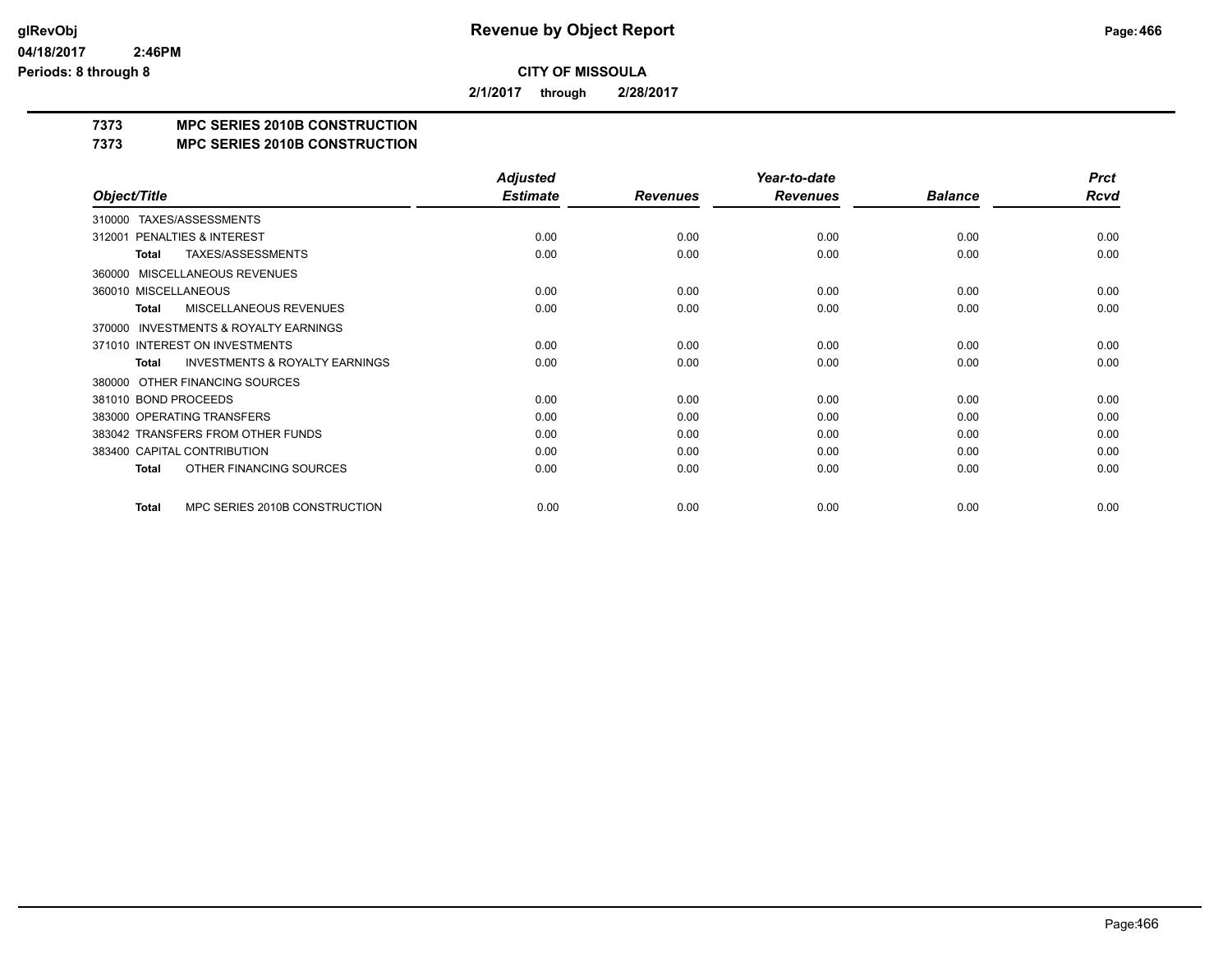# Revenue by Object Report

**CITY OF MISSOULA**

**2/1/2017 through 2/28/2017**

glRevObj
04/18/2017 2:46PM
Periods: 8 through 8

## 7373 MPC SERIES 2010B CONSTRUCTION
## 7373 MPC SERIES 2010B CONSTRUCTION

| Object/Title | Adjusted Estimate | Revenues | Year-to-date Revenues | Balance | Prct Rcvd |
|---|---|---|---|---|---|
| 310000 TAXES/ASSESSMENTS | | | | | |
| 312001 PENALTIES & INTEREST | 0.00 | 0.00 | 0.00 | 0.00 | 0.00 |
| **Total** TAXES/ASSESSMENTS | 0.00 | 0.00 | 0.00 | 0.00 | 0.00 |
| 360000 MISCELLANEOUS REVENUES | | | | | |
| 360010 MISCELLANEOUS | 0.00 | 0.00 | 0.00 | 0.00 | 0.00 |
| **Total** MISCELLANEOUS REVENUES | 0.00 | 0.00 | 0.00 | 0.00 | 0.00 |
| 370000 INVESTMENTS & ROYALTY EARNINGS | | | | | |
| 371010 INTEREST ON INVESTMENTS | 0.00 | 0.00 | 0.00 | 0.00 | 0.00 |
| **Total** INVESTMENTS & ROYALTY EARNINGS | 0.00 | 0.00 | 0.00 | 0.00 | 0.00 |
| 380000 OTHER FINANCING SOURCES | | | | | |
| 381010 BOND PROCEEDS | 0.00 | 0.00 | 0.00 | 0.00 | 0.00 |
| 383000 OPERATING TRANSFERS | 0.00 | 0.00 | 0.00 | 0.00 | 0.00 |
| 383042 TRANSFERS FROM OTHER FUNDS | 0.00 | 0.00 | 0.00 | 0.00 | 0.00 |
| 383400 CAPITAL CONTRIBUTION | 0.00 | 0.00 | 0.00 | 0.00 | 0.00 |
| **Total** OTHER FINANCING SOURCES | 0.00 | 0.00 | 0.00 | 0.00 | 0.00 |
| **Total** MPC SERIES 2010B CONSTRUCTION | 0.00 | 0.00 | 0.00 | 0.00 | 0.00 |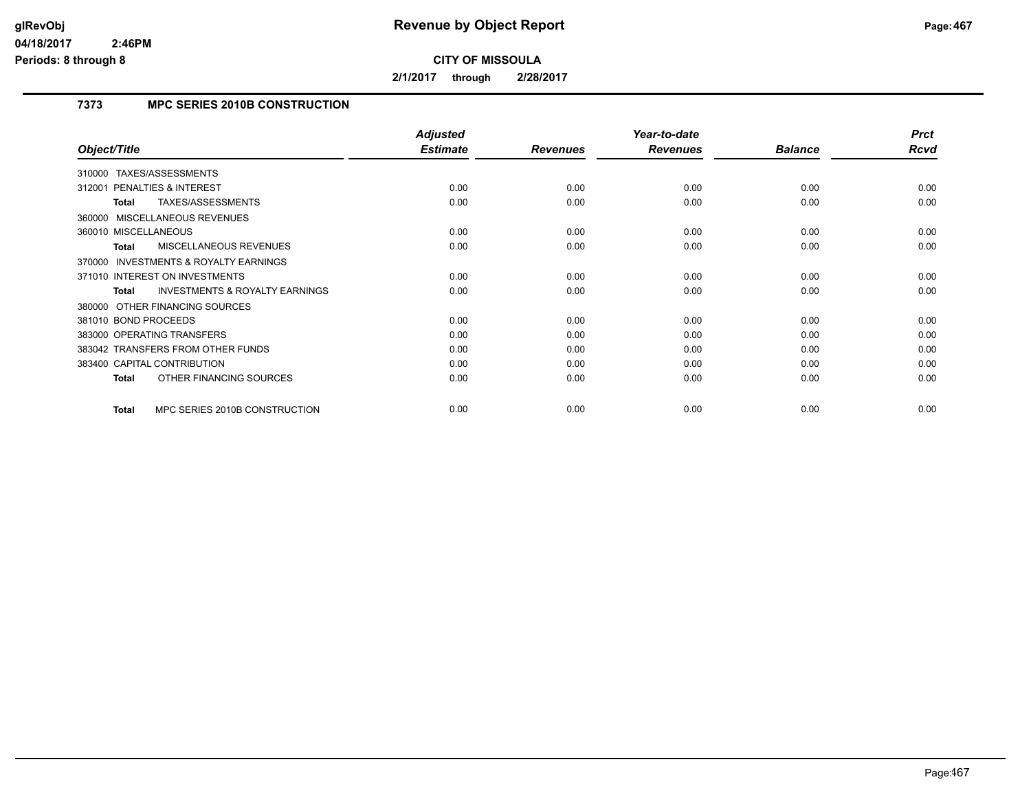# Revenue by Object Report

**CITY OF MISSOULA**

**2/1/2017 through 2/28/2017**

### 7373 MPC SERIES 2010B CONSTRUCTION

| Object/Title | Adjusted Estimate | Revenues | Year-to-date Revenues | Balance | Prct Rcvd |
|---|---|---|---|---|---|
| 310000 TAXES/ASSESSMENTS | | | | | |
| 312001 PENALTIES & INTEREST | 0.00 | 0.00 | 0.00 | 0.00 | 0.00 |
| **Total** TAXES/ASSESSMENTS | 0.00 | 0.00 | 0.00 | 0.00 | 0.00 |
| 360000 MISCELLANEOUS REVENUES | | | | | |
| 360010 MISCELLANEOUS | 0.00 | 0.00 | 0.00 | 0.00 | 0.00 |
| **Total** MISCELLANEOUS REVENUES | 0.00 | 0.00 | 0.00 | 0.00 | 0.00 |
| 370000 INVESTMENTS & ROYALTY EARNINGS | | | | | |
| 371010 INTEREST ON INVESTMENTS | 0.00 | 0.00 | 0.00 | 0.00 | 0.00 |
| **Total** INVESTMENTS & ROYALTY EARNINGS | 0.00 | 0.00 | 0.00 | 0.00 | 0.00 |
| 380000 OTHER FINANCING SOURCES | | | | | |
| 381010 BOND PROCEEDS | 0.00 | 0.00 | 0.00 | 0.00 | 0.00 |
| 383000 OPERATING TRANSFERS | 0.00 | 0.00 | 0.00 | 0.00 | 0.00 |
| 383042 TRANSFERS FROM OTHER FUNDS | 0.00 | 0.00 | 0.00 | 0.00 | 0.00 |
| 383400 CAPITAL CONTRIBUTION | 0.00 | 0.00 | 0.00 | 0.00 | 0.00 |
| **Total** OTHER FINANCING SOURCES | 0.00 | 0.00 | 0.00 | 0.00 | 0.00 |
| **Total** MPC SERIES 2010B CONSTRUCTION | 0.00 | 0.00 | 0.00 | 0.00 | 0.00 |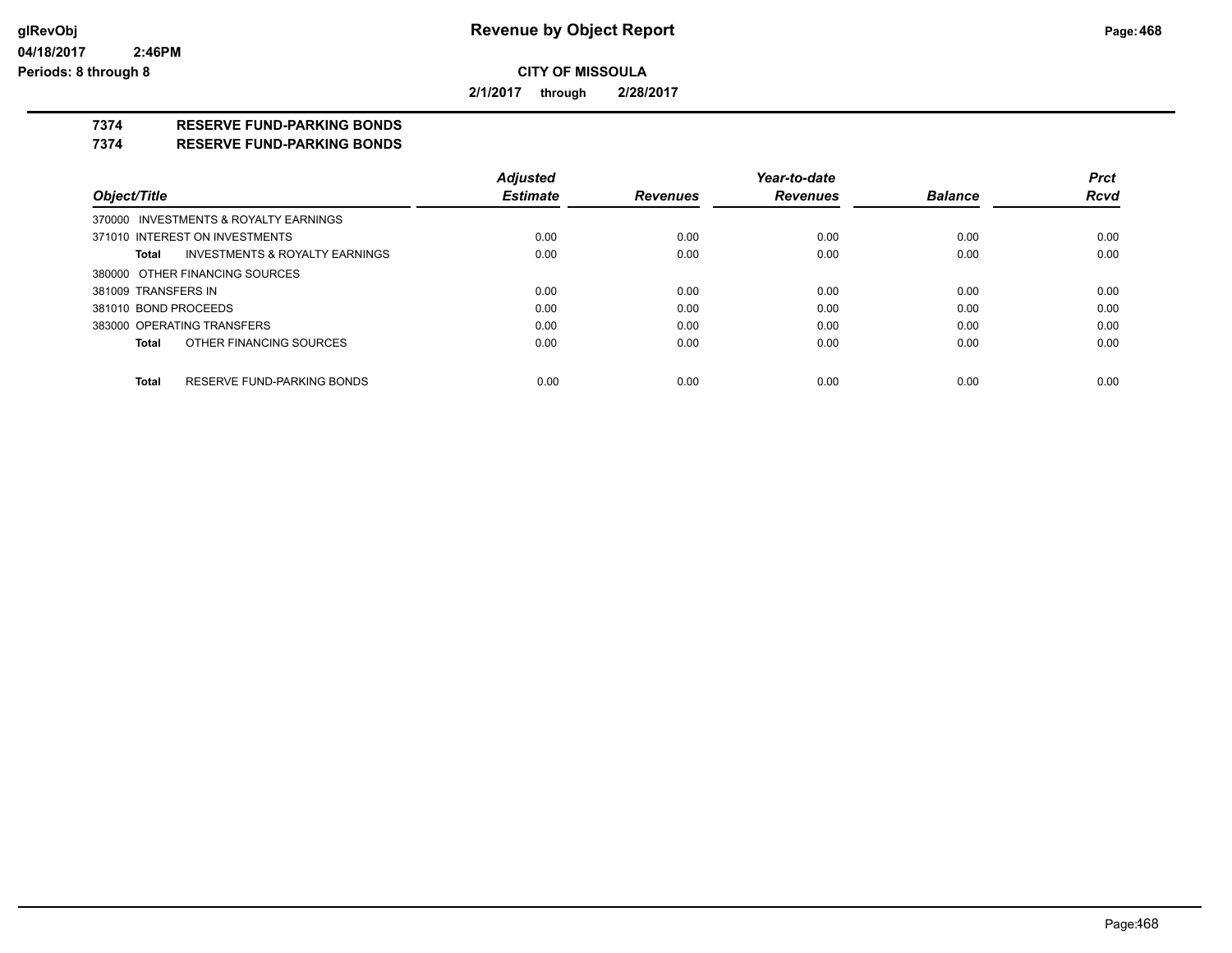**CITY OF MISSOULA**

**2/1/2017 through 2/28/2017**

**7374 RESERVE FUND-PARKING BONDS**
**7374 RESERVE FUND-PARKING BONDS**

| *Object/Title* | *Adjusted Estimate* | *Revenues* | *Year-to-date Revenues* | *Balance* | *Prct Rcvd* |
|---|---|---|---|---|---|
| 370000 INVESTMENTS & ROYALTY EARNINGS | | | | | |
| 371010 INTEREST ON INVESTMENTS | 0.00 | 0.00 | 0.00 | 0.00 | 0.00 |
| **Total** INVESTMENTS & ROYALTY EARNINGS | 0.00 | 0.00 | 0.00 | 0.00 | 0.00 |
| 380000 OTHER FINANCING SOURCES | | | | | |
| 381009 TRANSFERS IN | 0.00 | 0.00 | 0.00 | 0.00 | 0.00 |
| 381010 BOND PROCEEDS | 0.00 | 0.00 | 0.00 | 0.00 | 0.00 |
| 383000 OPERATING TRANSFERS | 0.00 | 0.00 | 0.00 | 0.00 | 0.00 |
| **Total** OTHER FINANCING SOURCES | 0.00 | 0.00 | 0.00 | 0.00 | 0.00 |
| **Total** RESERVE FUND-PARKING BONDS | 0.00 | 0.00 | 0.00 | 0.00 | 0.00 |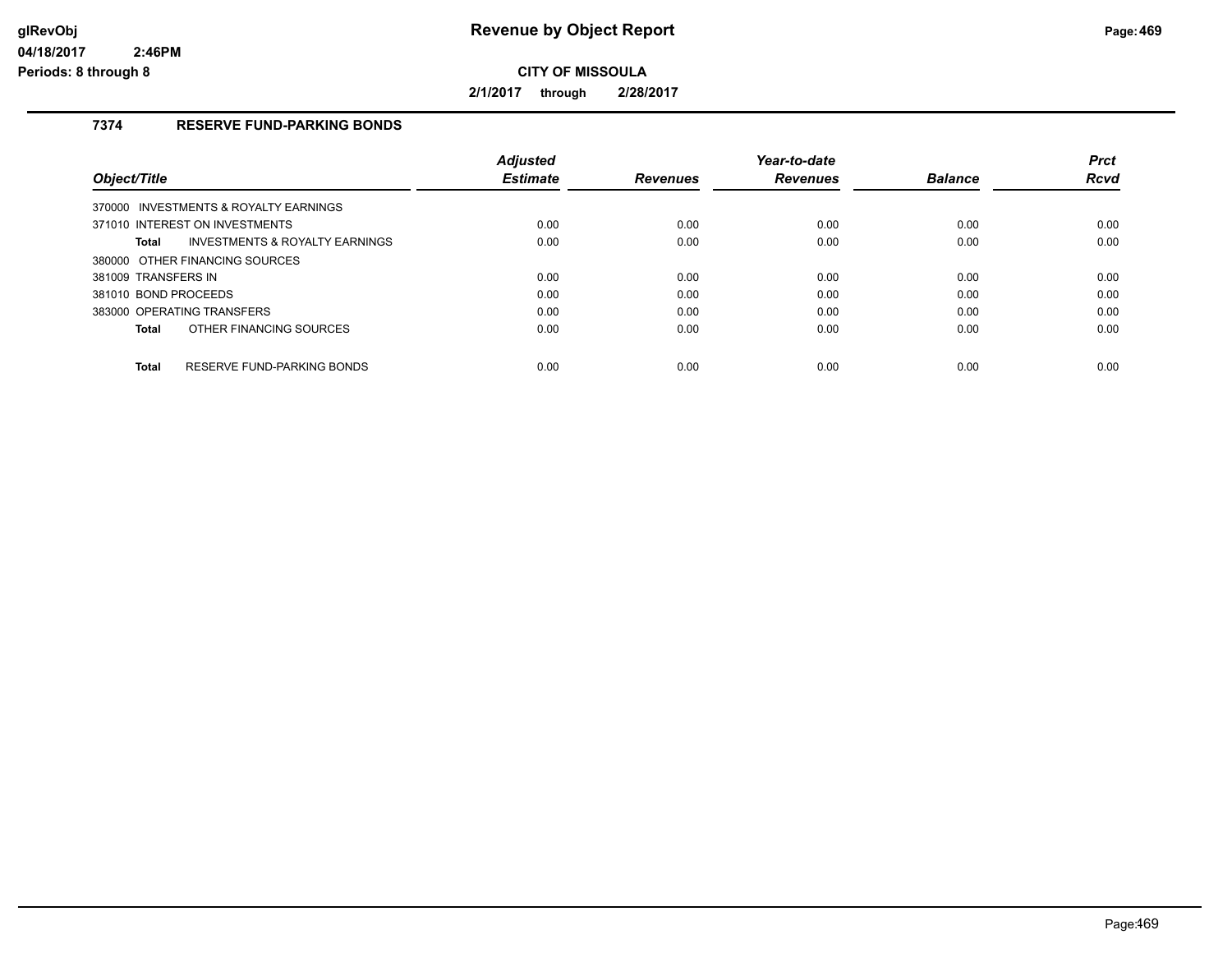# Revenue by Object Report

**CITY OF MISSOULA**

**2/1/2017 through 2/28/2017**

glRevObj
04/18/2017 2:46PM
Periods: 8 through 8

### 7374 RESERVE FUND-PARKING BONDS

| Object/Title | | Adjusted Estimate | Revenues | Year-to-date Revenues | Balance | Prct Rcvd |
|---|---|---|---|---|---|---|
| 370000 INVESTMENTS & ROYALTY EARNINGS | | | | | | |
| 371010 INTEREST ON INVESTMENTS | | 0.00 | 0.00 | 0.00 | 0.00 | 0.00 |
| **Total** | INVESTMENTS & ROYALTY EARNINGS | 0.00 | 0.00 | 0.00 | 0.00 | 0.00 |
| 380000 OTHER FINANCING SOURCES | | | | | | |
| 381009 TRANSFERS IN | | 0.00 | 0.00 | 0.00 | 0.00 | 0.00 |
| 381010 BOND PROCEEDS | | 0.00 | 0.00 | 0.00 | 0.00 | 0.00 |
| 383000 OPERATING TRANSFERS | | 0.00 | 0.00 | 0.00 | 0.00 | 0.00 |
| **Total** | OTHER FINANCING SOURCES | 0.00 | 0.00 | 0.00 | 0.00 | 0.00 |
| **Total** | RESERVE FUND-PARKING BONDS | 0.00 | 0.00 | 0.00 | 0.00 | 0.00 |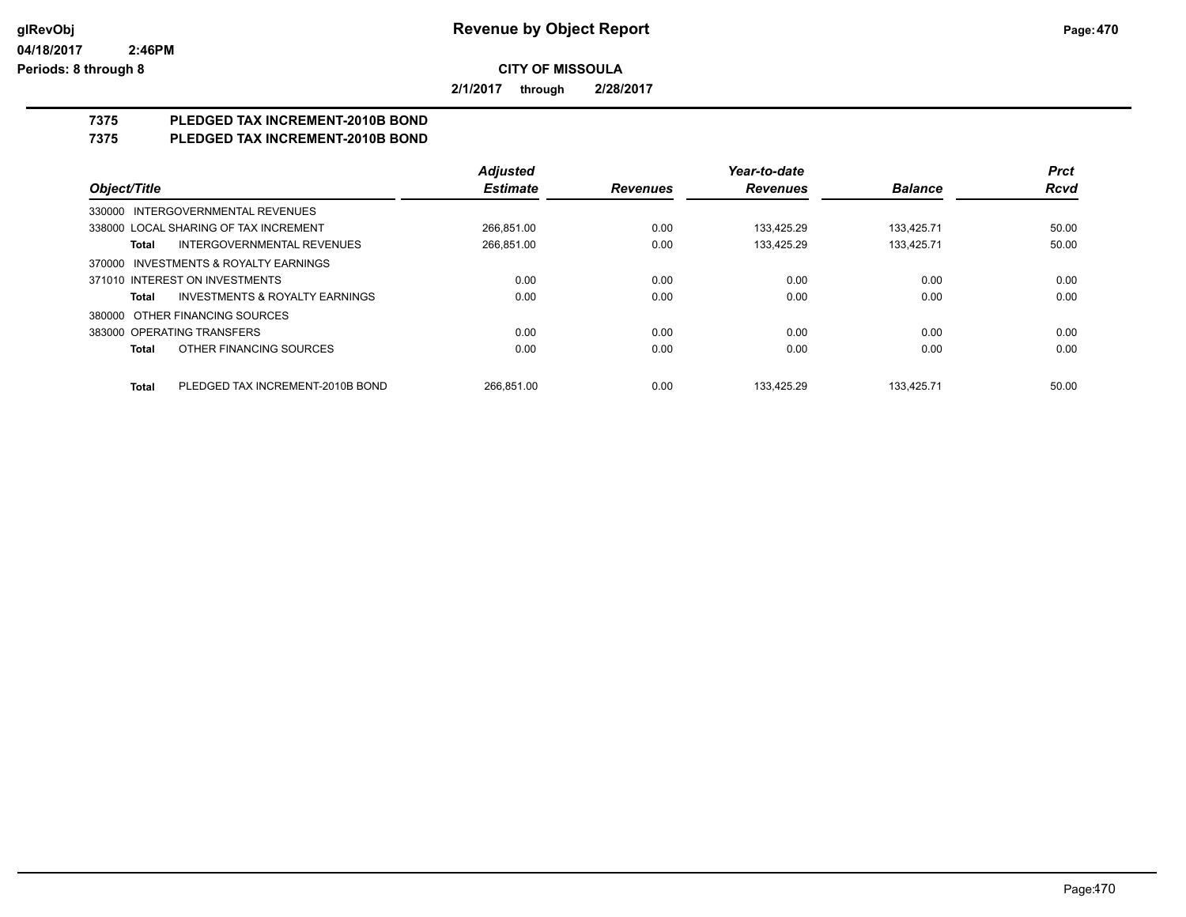# Revenue by Object Report

**CITY OF MISSOULA**

**2/1/2017 through 2/28/2017**

glRevObj
04/18/2017 2:46PM
Periods: 8 through 8

## 7375 PLEDGED TAX INCREMENT-2010B BOND
## 7375 PLEDGED TAX INCREMENT-2010B BOND

| Object/Title | Adjusted Estimate | Revenues | Year-to-date Revenues | Balance | Prct Rcvd |
|---|---|---|---|---|---|
| 330000 INTERGOVERNMENTAL REVENUES | | | | | |
| 338000 LOCAL SHARING OF TAX INCREMENT | 266,851.00 | 0.00 | 133,425.29 | 133,425.71 | 50.00 |
| **Total** INTERGOVERNMENTAL REVENUES | 266,851.00 | 0.00 | 133,425.29 | 133,425.71 | 50.00 |
| 370000 INVESTMENTS & ROYALTY EARNINGS | | | | | |
| 371010 INTEREST ON INVESTMENTS | 0.00 | 0.00 | 0.00 | 0.00 | 0.00 |
| **Total** INVESTMENTS & ROYALTY EARNINGS | 0.00 | 0.00 | 0.00 | 0.00 | 0.00 |
| 380000 OTHER FINANCING SOURCES | | | | | |
| 383000 OPERATING TRANSFERS | 0.00 | 0.00 | 0.00 | 0.00 | 0.00 |
| **Total** OTHER FINANCING SOURCES | 0.00 | 0.00 | 0.00 | 0.00 | 0.00 |
| **Total** PLEDGED TAX INCREMENT-2010B BOND | 266,851.00 | 0.00 | 133,425.29 | 133,425.71 | 50.00 |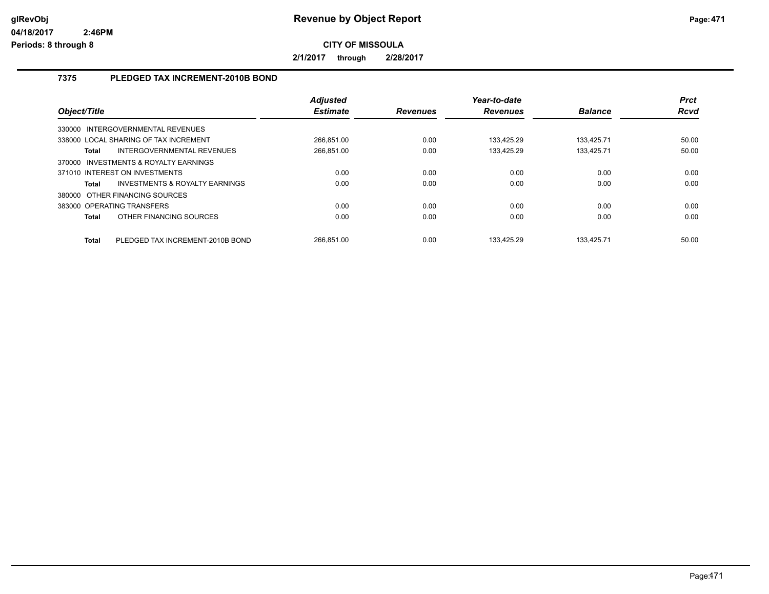# Revenue by Object Report

glRevObj
04/18/2017 2:46PM
Periods: 8 through 8

**CITY OF MISSOULA**

**2/1/2017 through 2/28/2017**

## 7375 PLEDGED TAX INCREMENT-2010B BOND

| Object/Title | Adjusted Estimate | Revenues | Year-to-date Revenues | Balance | Prct Rcvd |
|---|---|---|---|---|---|
| 330000 INTERGOVERNMENTAL REVENUES | | | | | |
| 338000 LOCAL SHARING OF TAX INCREMENT | 266,851.00 | 0.00 | 133,425.29 | 133,425.71 | 50.00 |
| **Total** INTERGOVERNMENTAL REVENUES | 266,851.00 | 0.00 | 133,425.29 | 133,425.71 | 50.00 |
| 370000 INVESTMENTS & ROYALTY EARNINGS | | | | | |
| 371010 INTEREST ON INVESTMENTS | 0.00 | 0.00 | 0.00 | 0.00 | 0.00 |
| **Total** INVESTMENTS & ROYALTY EARNINGS | 0.00 | 0.00 | 0.00 | 0.00 | 0.00 |
| 380000 OTHER FINANCING SOURCES | | | | | |
| 383000 OPERATING TRANSFERS | 0.00 | 0.00 | 0.00 | 0.00 | 0.00 |
| **Total** OTHER FINANCING SOURCES | 0.00 | 0.00 | 0.00 | 0.00 | 0.00 |
| **Total** PLEDGED TAX INCREMENT-2010B BOND | 266,851.00 | 0.00 | 133,425.29 | 133,425.71 | 50.00 |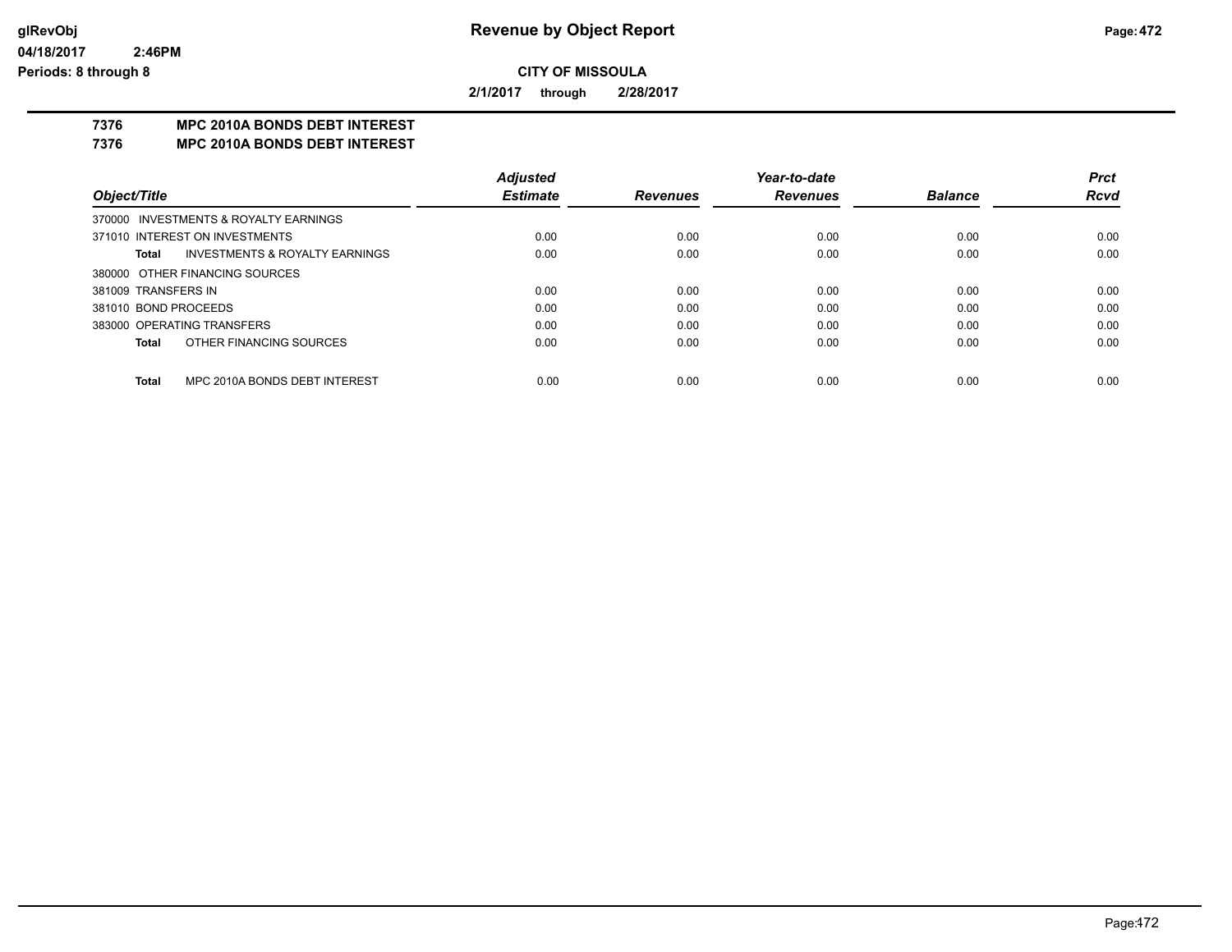**Revenue by Object Report**

**CITY OF MISSOULA**

**2/1/2017 through 2/28/2017**

glRevObj
04/18/2017 2:46PM
Periods: 8 through 8

## 7376 MPC 2010A BONDS DEBT INTEREST
## 7376 MPC 2010A BONDS DEBT INTEREST

| Object/Title | Adjusted Estimate | Revenues | Year-to-date Revenues | Balance | Prct Rcvd |
|---|---|---|---|---|---|
| 370000 INVESTMENTS & ROYALTY EARNINGS | | | | | |
| 371010 INTEREST ON INVESTMENTS | 0.00 | 0.00 | 0.00 | 0.00 | 0.00 |
| **Total** INVESTMENTS & ROYALTY EARNINGS | 0.00 | 0.00 | 0.00 | 0.00 | 0.00 |
| 380000 OTHER FINANCING SOURCES | | | | | |
| 381009 TRANSFERS IN | 0.00 | 0.00 | 0.00 | 0.00 | 0.00 |
| 381010 BOND PROCEEDS | 0.00 | 0.00 | 0.00 | 0.00 | 0.00 |
| 383000 OPERATING TRANSFERS | 0.00 | 0.00 | 0.00 | 0.00 | 0.00 |
| **Total** OTHER FINANCING SOURCES | 0.00 | 0.00 | 0.00 | 0.00 | 0.00 |
| **Total** MPC 2010A BONDS DEBT INTEREST | 0.00 | 0.00 | 0.00 | 0.00 | 0.00 |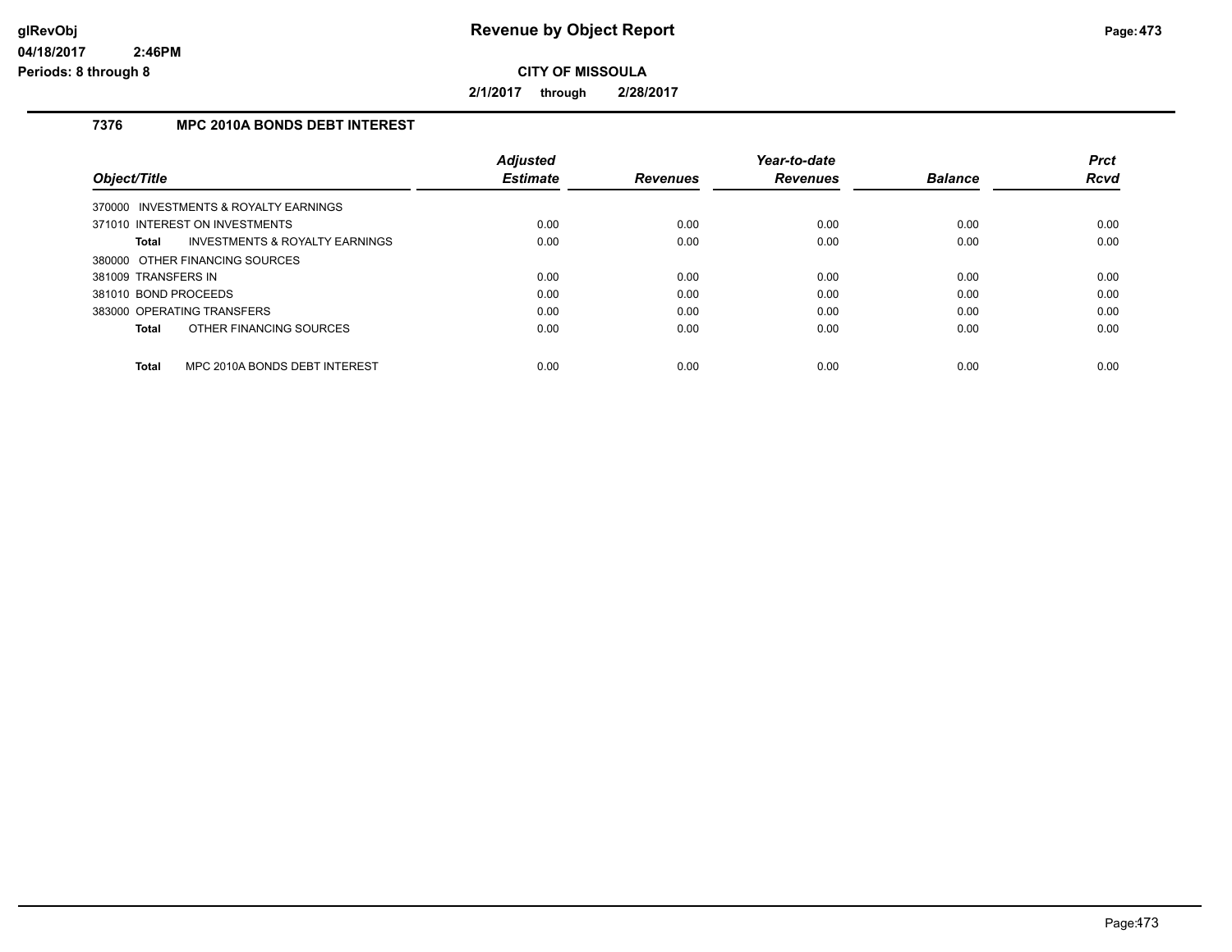**Revenue by Object Report**

**CITY OF MISSOULA**

**2/1/2017 through 2/28/2017**

## 7376 MPC 2010A BONDS DEBT INTEREST

| Object/Title | Adjusted Estimate | Revenues | Year-to-date Revenues | Balance | Prct Rcvd |
|---|---|---|---|---|---|
| 370000 INVESTMENTS & ROYALTY EARNINGS | | | | | |
| 371010 INTEREST ON INVESTMENTS | 0.00 | 0.00 | 0.00 | 0.00 | 0.00 |
| **Total** INVESTMENTS & ROYALTY EARNINGS | 0.00 | 0.00 | 0.00 | 0.00 | 0.00 |
| 380000 OTHER FINANCING SOURCES | | | | | |
| 381009 TRANSFERS IN | 0.00 | 0.00 | 0.00 | 0.00 | 0.00 |
| 381010 BOND PROCEEDS | 0.00 | 0.00 | 0.00 | 0.00 | 0.00 |
| 383000 OPERATING TRANSFERS | 0.00 | 0.00 | 0.00 | 0.00 | 0.00 |
| **Total** OTHER FINANCING SOURCES | 0.00 | 0.00 | 0.00 | 0.00 | 0.00 |
| **Total** MPC 2010A BONDS DEBT INTEREST | 0.00 | 0.00 | 0.00 | 0.00 | 0.00 |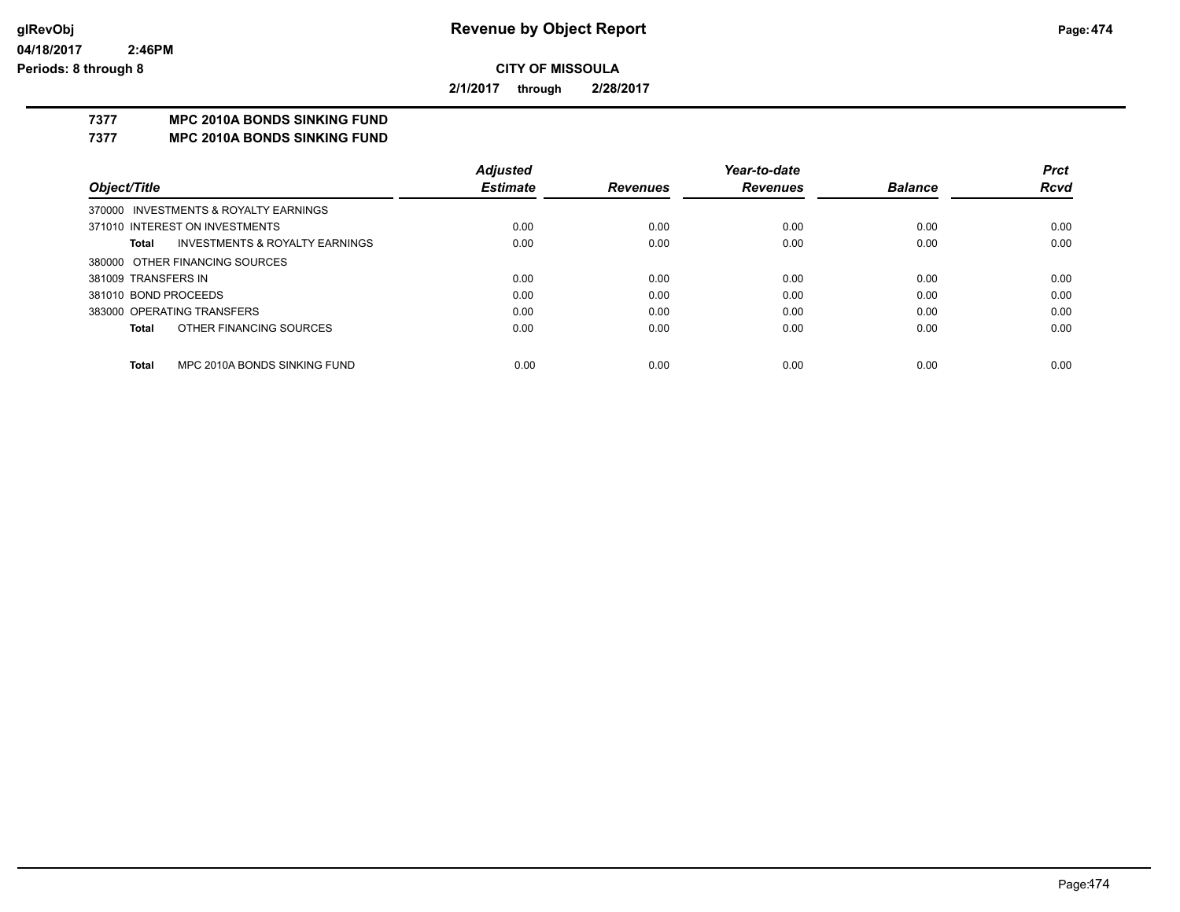# Revenue by Object Report

**CITY OF MISSOULA**

**2/1/2017 through 2/28/2017**

glRevObj
04/18/2017 2:46PM
Periods: 8 through 8

**7377 MPC 2010A BONDS SINKING FUND**
**7377 MPC 2010A BONDS SINKING FUND**

| Object/Title | Adjusted Estimate | Revenues | Year-to-date Revenues | Balance | Prct Rcvd |
|---|---|---|---|---|---|
| 370000 INVESTMENTS & ROYALTY EARNINGS | | | | | |
| 371010 INTEREST ON INVESTMENTS | 0.00 | 0.00 | 0.00 | 0.00 | 0.00 |
| **Total** INVESTMENTS & ROYALTY EARNINGS | 0.00 | 0.00 | 0.00 | 0.00 | 0.00 |
| 380000 OTHER FINANCING SOURCES | | | | | |
| 381009 TRANSFERS IN | 0.00 | 0.00 | 0.00 | 0.00 | 0.00 |
| 381010 BOND PROCEEDS | 0.00 | 0.00 | 0.00 | 0.00 | 0.00 |
| 383000 OPERATING TRANSFERS | 0.00 | 0.00 | 0.00 | 0.00 | 0.00 |
| **Total** OTHER FINANCING SOURCES | 0.00 | 0.00 | 0.00 | 0.00 | 0.00 |
| **Total** MPC 2010A BONDS SINKING FUND | 0.00 | 0.00 | 0.00 | 0.00 | 0.00 |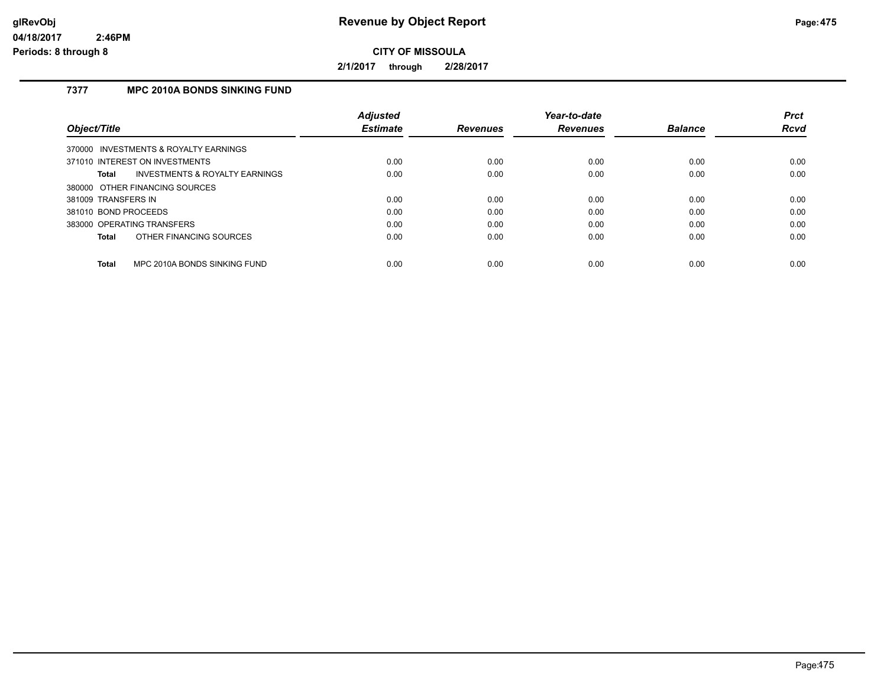# Revenue by Object Report

**CITY OF MISSOULA**

**2/1/2017 through 2/28/2017**

glRevObj
04/18/2017 2:46PM
Periods: 8 through 8

## 7377 MPC 2010A BONDS SINKING FUND

| Object/Title | Adjusted Estimate | Revenues | Year-to-date Revenues | Balance | Prct Rcvd |
|---|---|---|---|---|---|
| 370000 INVESTMENTS & ROYALTY EARNINGS | | | | | |
| 371010 INTEREST ON INVESTMENTS | 0.00 | 0.00 | 0.00 | 0.00 | 0.00 |
| **Total** INVESTMENTS & ROYALTY EARNINGS | 0.00 | 0.00 | 0.00 | 0.00 | 0.00 |
| 380000 OTHER FINANCING SOURCES | | | | | |
| 381009 TRANSFERS IN | 0.00 | 0.00 | 0.00 | 0.00 | 0.00 |
| 381010 BOND PROCEEDS | 0.00 | 0.00 | 0.00 | 0.00 | 0.00 |
| 383000 OPERATING TRANSFERS | 0.00 | 0.00 | 0.00 | 0.00 | 0.00 |
| **Total** OTHER FINANCING SOURCES | 0.00 | 0.00 | 0.00 | 0.00 | 0.00 |
| **Total** MPC 2010A BONDS SINKING FUND | 0.00 | 0.00 | 0.00 | 0.00 | 0.00 |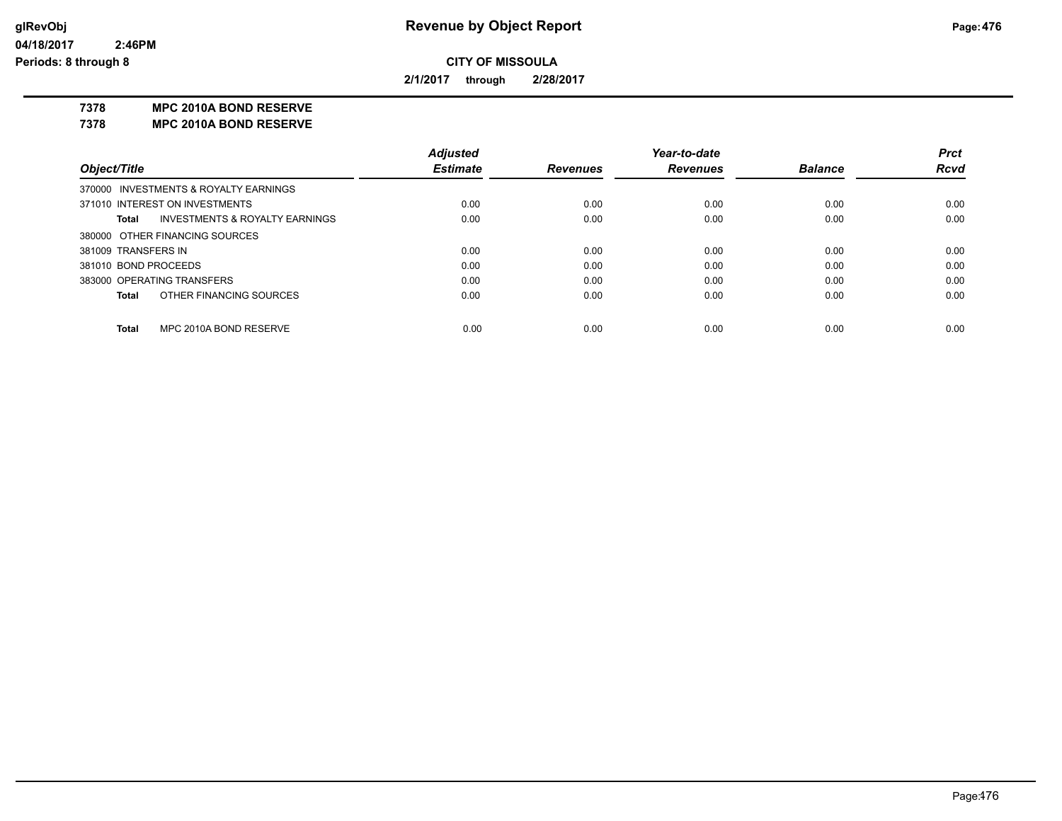**Revenue by Object Report**

**CITY OF MISSOULA**

**2/1/2017 through 2/28/2017**

**7378 MPC 2010A BOND RESERVE**
**7378 MPC 2010A BOND RESERVE**

| Object/Title | Adjusted Estimate | Revenues | Year-to-date Revenues | Balance | Prct Rcvd |
|---|---|---|---|---|---|
| 370000 INVESTMENTS & ROYALTY EARNINGS | | | | | |
| 371010 INTEREST ON INVESTMENTS | 0.00 | 0.00 | 0.00 | 0.00 | 0.00 |
| **Total** INVESTMENTS & ROYALTY EARNINGS | 0.00 | 0.00 | 0.00 | 0.00 | 0.00 |
| 380000 OTHER FINANCING SOURCES | | | | | |
| 381009 TRANSFERS IN | 0.00 | 0.00 | 0.00 | 0.00 | 0.00 |
| 381010 BOND PROCEEDS | 0.00 | 0.00 | 0.00 | 0.00 | 0.00 |
| 383000 OPERATING TRANSFERS | 0.00 | 0.00 | 0.00 | 0.00 | 0.00 |
| **Total** OTHER FINANCING SOURCES | 0.00 | 0.00 | 0.00 | 0.00 | 0.00 |
| **Total** MPC 2010A BOND RESERVE | 0.00 | 0.00 | 0.00 | 0.00 | 0.00 |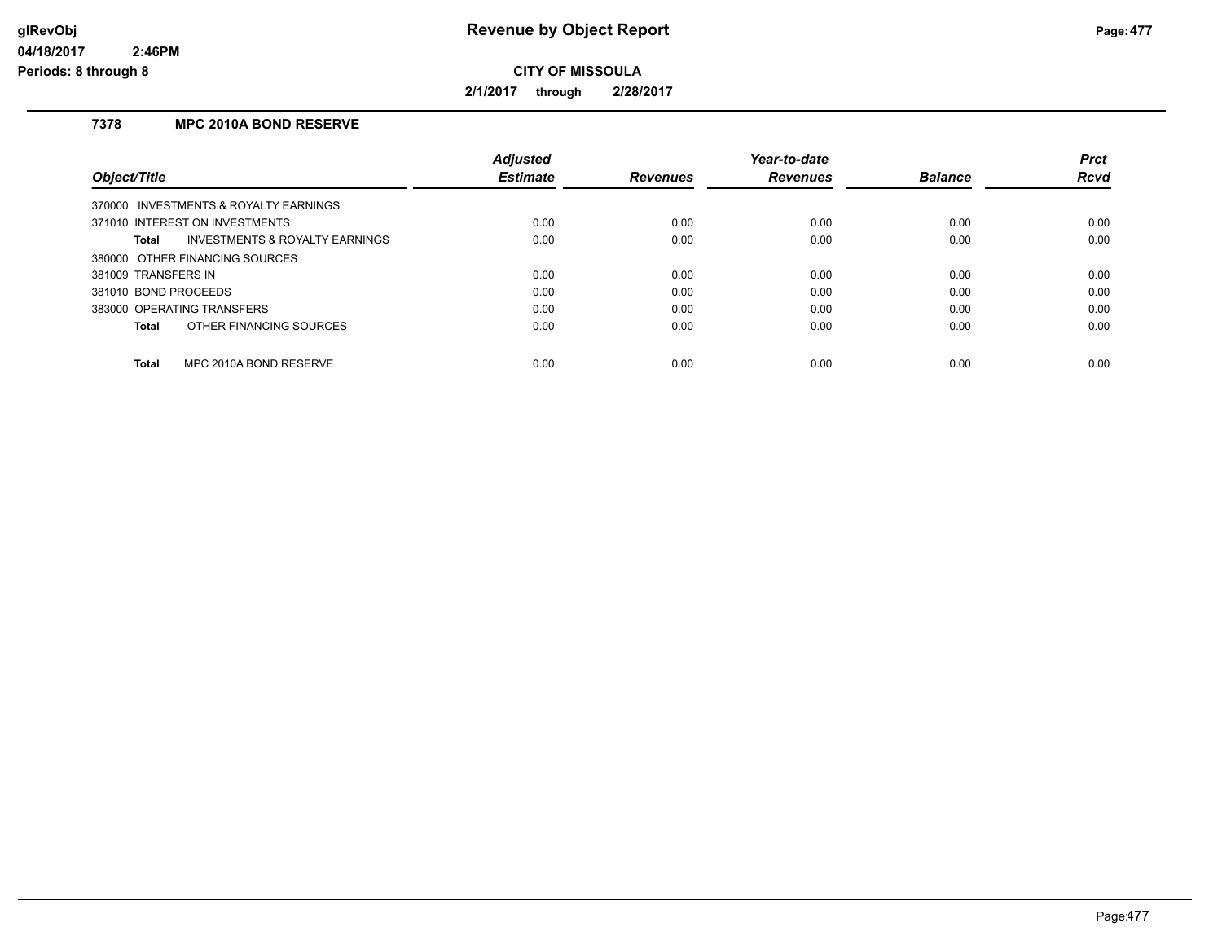# Revenue by Object Report

**CITY OF MISSOULA**

**2/1/2017 through 2/28/2017**

glRevObj
04/18/2017 2:46PM
Periods: 8 through 8

### 7378 MPC 2010A BOND RESERVE

| Object/Title | Adjusted Estimate | Revenues | Year-to-date Revenues | Balance | Prct Rcvd |
|---|---|---|---|---|---|
| 370000 INVESTMENTS & ROYALTY EARNINGS | | | | | |
| 371010 INTEREST ON INVESTMENTS | 0.00 | 0.00 | 0.00 | 0.00 | 0.00 |
| **Total** INVESTMENTS & ROYALTY EARNINGS | 0.00 | 0.00 | 0.00 | 0.00 | 0.00 |
| 380000 OTHER FINANCING SOURCES | | | | | |
| 381009 TRANSFERS IN | 0.00 | 0.00 | 0.00 | 0.00 | 0.00 |
| 381010 BOND PROCEEDS | 0.00 | 0.00 | 0.00 | 0.00 | 0.00 |
| 383000 OPERATING TRANSFERS | 0.00 | 0.00 | 0.00 | 0.00 | 0.00 |
| **Total** OTHER FINANCING SOURCES | 0.00 | 0.00 | 0.00 | 0.00 | 0.00 |
| **Total** MPC 2010A BOND RESERVE | 0.00 | 0.00 | 0.00 | 0.00 | 0.00 |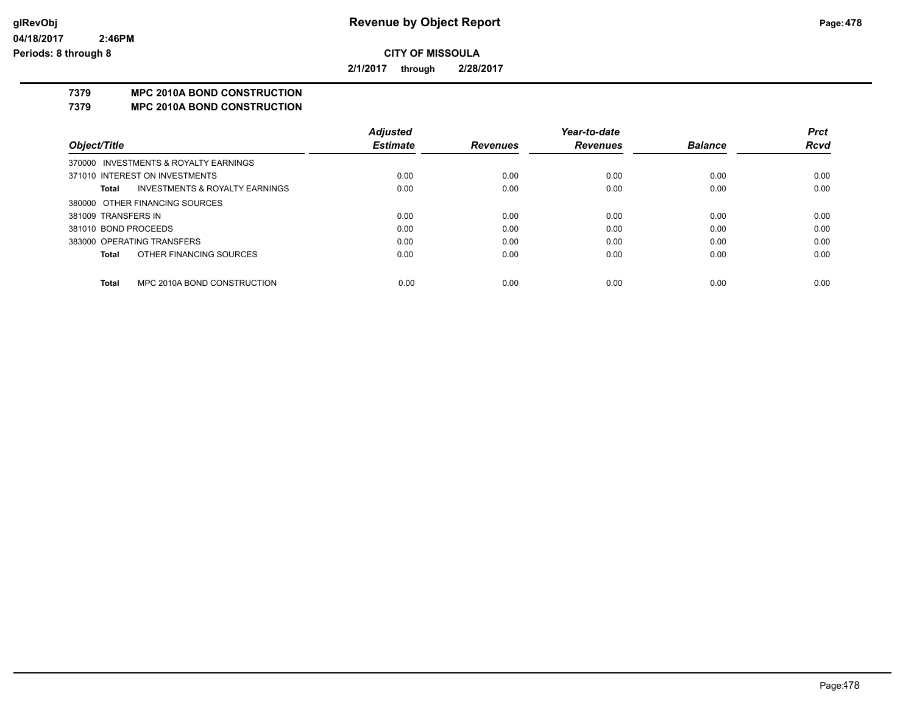# Revenue by Object Report

**CITY OF MISSOULA**

**2/1/2017 through 2/28/2017**

glRevObj
04/18/2017 2:46PM
Periods: 8 through 8

## 7379 MPC 2010A BOND CONSTRUCTION
## 7379 MPC 2010A BOND CONSTRUCTION

| Object/Title | Adjusted Estimate | Revenues | Year-to-date Revenues | Balance | Prct Rcvd |
|---|---|---|---|---|---|
| 370000 INVESTMENTS & ROYALTY EARNINGS | | | | | |
| 371010 INTEREST ON INVESTMENTS | 0.00 | 0.00 | 0.00 | 0.00 | 0.00 |
| **Total** INVESTMENTS & ROYALTY EARNINGS | 0.00 | 0.00 | 0.00 | 0.00 | 0.00 |
| 380000 OTHER FINANCING SOURCES | | | | | |
| 381009 TRANSFERS IN | 0.00 | 0.00 | 0.00 | 0.00 | 0.00 |
| 381010 BOND PROCEEDS | 0.00 | 0.00 | 0.00 | 0.00 | 0.00 |
| 383000 OPERATING TRANSFERS | 0.00 | 0.00 | 0.00 | 0.00 | 0.00 |
| **Total** OTHER FINANCING SOURCES | 0.00 | 0.00 | 0.00 | 0.00 | 0.00 |
| **Total** MPC 2010A BOND CONSTRUCTION | 0.00 | 0.00 | 0.00 | 0.00 | 0.00 |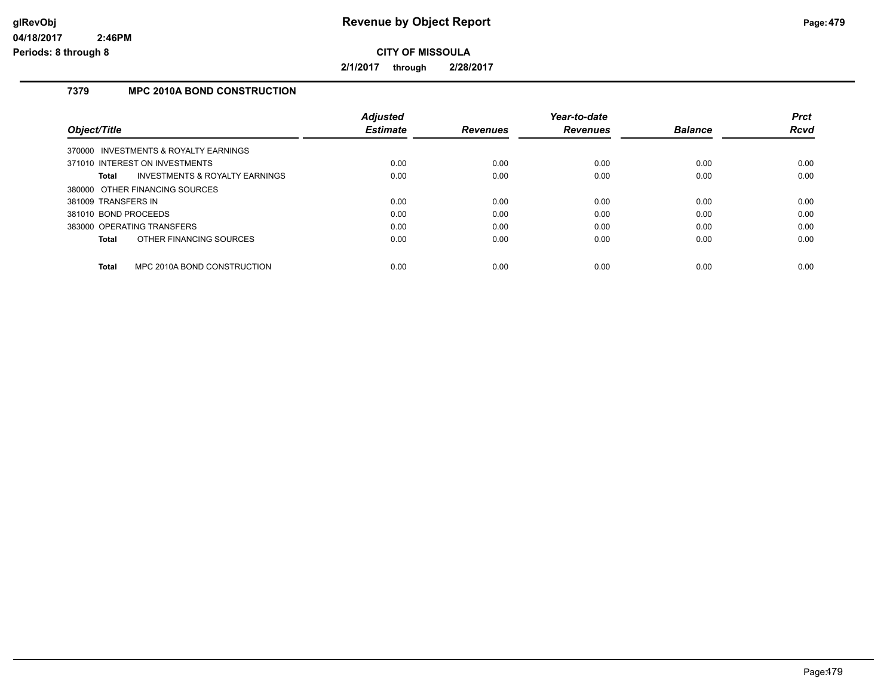# Revenue by Object Report

**CITY OF MISSOULA**

**2/1/2017 through 2/28/2017**

### 7379 MPC 2010A BOND CONSTRUCTION

| Object/Title | Adjusted Estimate | Revenues | Year-to-date Revenues | Balance | Prct Rcvd |
|---|---|---|---|---|---|
| 370000 INVESTMENTS & ROYALTY EARNINGS | | | | | |
| 371010 INTEREST ON INVESTMENTS | 0.00 | 0.00 | 0.00 | 0.00 | 0.00 |
| **Total** INVESTMENTS & ROYALTY EARNINGS | 0.00 | 0.00 | 0.00 | 0.00 | 0.00 |
| 380000 OTHER FINANCING SOURCES | | | | | |
| 381009 TRANSFERS IN | 0.00 | 0.00 | 0.00 | 0.00 | 0.00 |
| 381010 BOND PROCEEDS | 0.00 | 0.00 | 0.00 | 0.00 | 0.00 |
| 383000 OPERATING TRANSFERS | 0.00 | 0.00 | 0.00 | 0.00 | 0.00 |
| **Total** OTHER FINANCING SOURCES | 0.00 | 0.00 | 0.00 | 0.00 | 0.00 |
| **Total** MPC 2010A BOND CONSTRUCTION | 0.00 | 0.00 | 0.00 | 0.00 | 0.00 |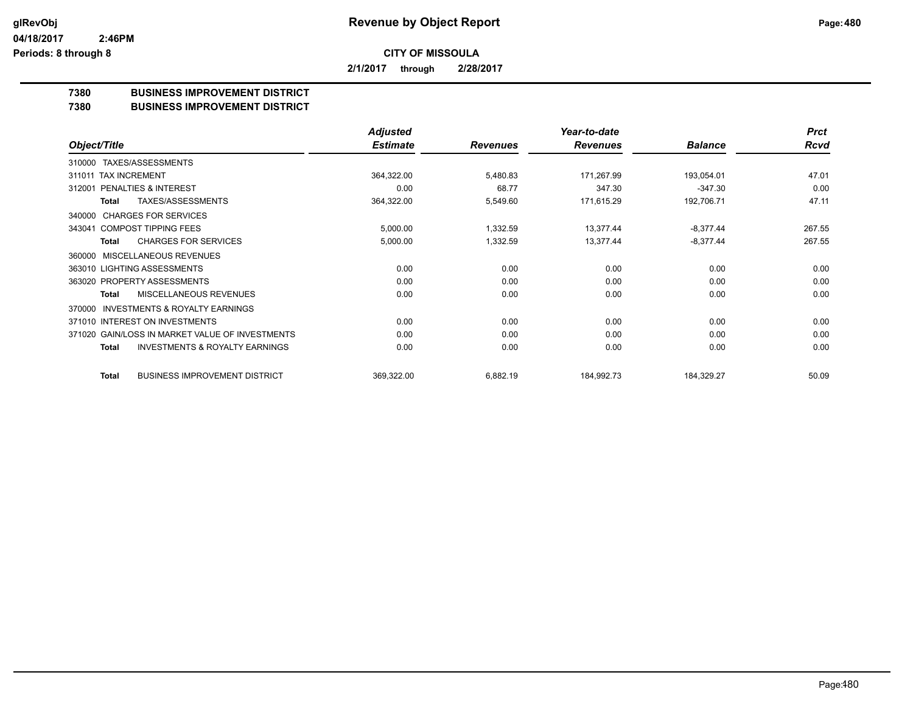# Revenue by Object Report

**CITY OF MISSOULA**

**2/1/2017 through 2/28/2017**

glRevObj
04/18/2017 2:46PM
Periods: 8 through 8

## 7380 BUSINESS IMPROVEMENT DISTRICT
## 7380 BUSINESS IMPROVEMENT DISTRICT

| Object/Title | Adjusted Estimate | Revenues | Year-to-date Revenues | Balance | Prct Rcvd |
|---|---|---|---|---|---|
| 310000 TAXES/ASSESSMENTS | | | | | |
| 311011 TAX INCREMENT | 364,322.00 | 5,480.83 | 171,267.99 | 193,054.01 | 47.01 |
| 312001 PENALTIES & INTEREST | 0.00 | 68.77 | 347.30 | -347.30 | 0.00 |
| **Total** TAXES/ASSESSMENTS | 364,322.00 | 5,549.60 | 171,615.29 | 192,706.71 | 47.11 |
| 340000 CHARGES FOR SERVICES | | | | | |
| 343041 COMPOST TIPPING FEES | 5,000.00 | 1,332.59 | 13,377.44 | -8,377.44 | 267.55 |
| **Total** CHARGES FOR SERVICES | 5,000.00 | 1,332.59 | 13,377.44 | -8,377.44 | 267.55 |
| 360000 MISCELLANEOUS REVENUES | | | | | |
| 363010 LIGHTING ASSESSMENTS | 0.00 | 0.00 | 0.00 | 0.00 | 0.00 |
| 363020 PROPERTY ASSESSMENTS | 0.00 | 0.00 | 0.00 | 0.00 | 0.00 |
| **Total** MISCELLANEOUS REVENUES | 0.00 | 0.00 | 0.00 | 0.00 | 0.00 |
| 370000 INVESTMENTS & ROYALTY EARNINGS | | | | | |
| 371010 INTEREST ON INVESTMENTS | 0.00 | 0.00 | 0.00 | 0.00 | 0.00 |
| 371020 GAIN/LOSS IN MARKET VALUE OF INVESTMENTS | 0.00 | 0.00 | 0.00 | 0.00 | 0.00 |
| **Total** INVESTMENTS & ROYALTY EARNINGS | 0.00 | 0.00 | 0.00 | 0.00 | 0.00 |
| **Total** BUSINESS IMPROVEMENT DISTRICT | 369,322.00 | 6,882.19 | 184,992.73 | 184,329.27 | 50.09 |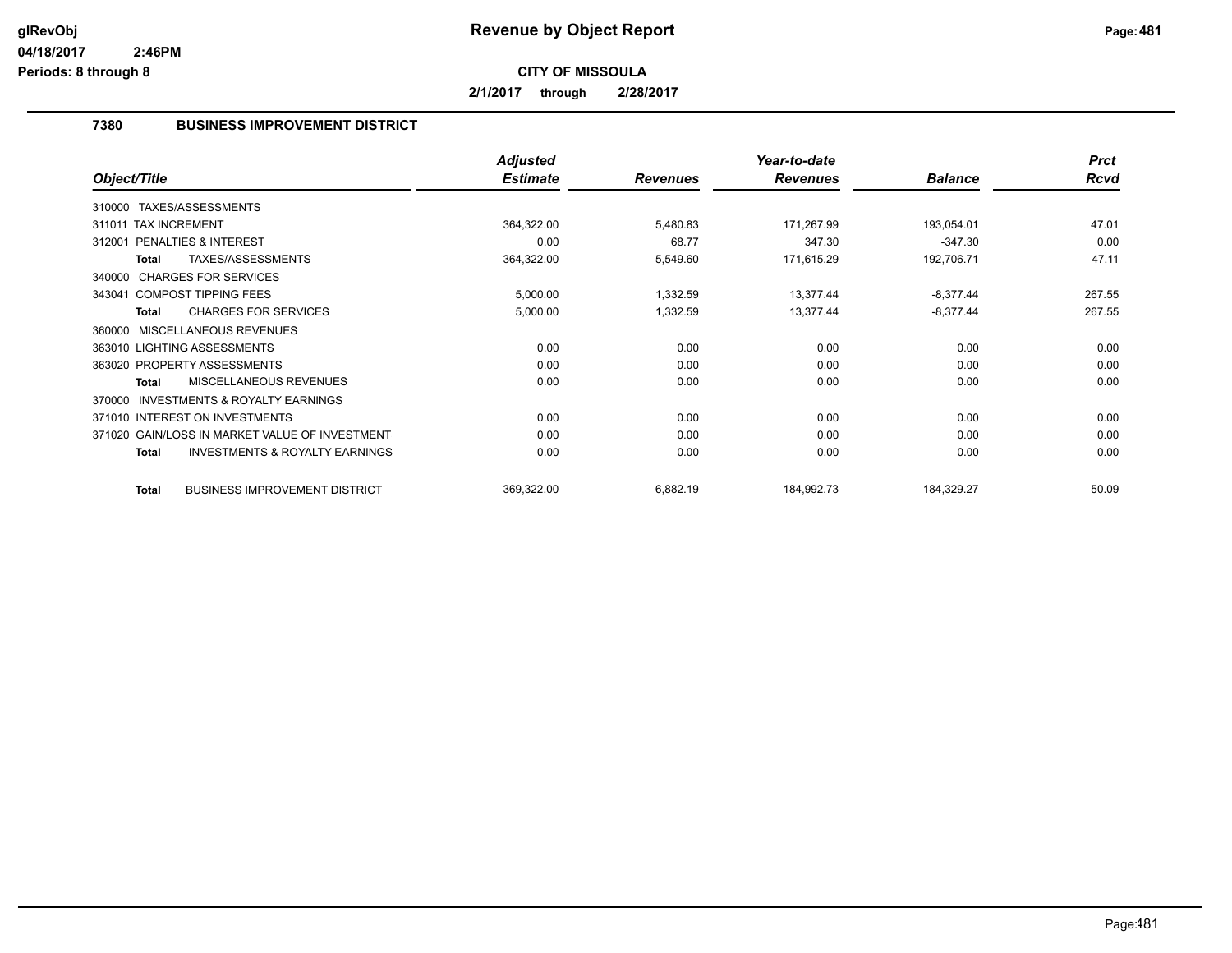# Revenue by Object Report

**CITY OF MISSOULA**

**2/1/2017 through 2/28/2017**

glRevObj
04/18/2017 2:46PM
Periods: 8 through 8

## 7380 BUSINESS IMPROVEMENT DISTRICT

| Object/Title | Adjusted Estimate | Revenues | Year-to-date Revenues | Balance | Prct Rcvd |
|---|---|---|---|---|---|
| 310000 TAXES/ASSESSMENTS | | | | | |
| 311011 TAX INCREMENT | 364,322.00 | 5,480.83 | 171,267.99 | 193,054.01 | 47.01 |
| 312001 PENALTIES & INTEREST | 0.00 | 68.77 | 347.30 | -347.30 | 0.00 |
| **Total** TAXES/ASSESSMENTS | 364,322.00 | 5,549.60 | 171,615.29 | 192,706.71 | 47.11 |
| 340000 CHARGES FOR SERVICES | | | | | |
| 343041 COMPOST TIPPING FEES | 5,000.00 | 1,332.59 | 13,377.44 | -8,377.44 | 267.55 |
| **Total** CHARGES FOR SERVICES | 5,000.00 | 1,332.59 | 13,377.44 | -8,377.44 | 267.55 |
| 360000 MISCELLANEOUS REVENUES | | | | | |
| 363010 LIGHTING ASSESSMENTS | 0.00 | 0.00 | 0.00 | 0.00 | 0.00 |
| 363020 PROPERTY ASSESSMENTS | 0.00 | 0.00 | 0.00 | 0.00 | 0.00 |
| **Total** MISCELLANEOUS REVENUES | 0.00 | 0.00 | 0.00 | 0.00 | 0.00 |
| 370000 INVESTMENTS & ROYALTY EARNINGS | | | | | |
| 371010 INTEREST ON INVESTMENTS | 0.00 | 0.00 | 0.00 | 0.00 | 0.00 |
| 371020 GAIN/LOSS IN MARKET VALUE OF INVESTMENT | 0.00 | 0.00 | 0.00 | 0.00 | 0.00 |
| **Total** INVESTMENTS & ROYALTY EARNINGS | 0.00 | 0.00 | 0.00 | 0.00 | 0.00 |
| **Total** BUSINESS IMPROVEMENT DISTRICT | 369,322.00 | 6,882.19 | 184,992.73 | 184,329.27 | 50.09 |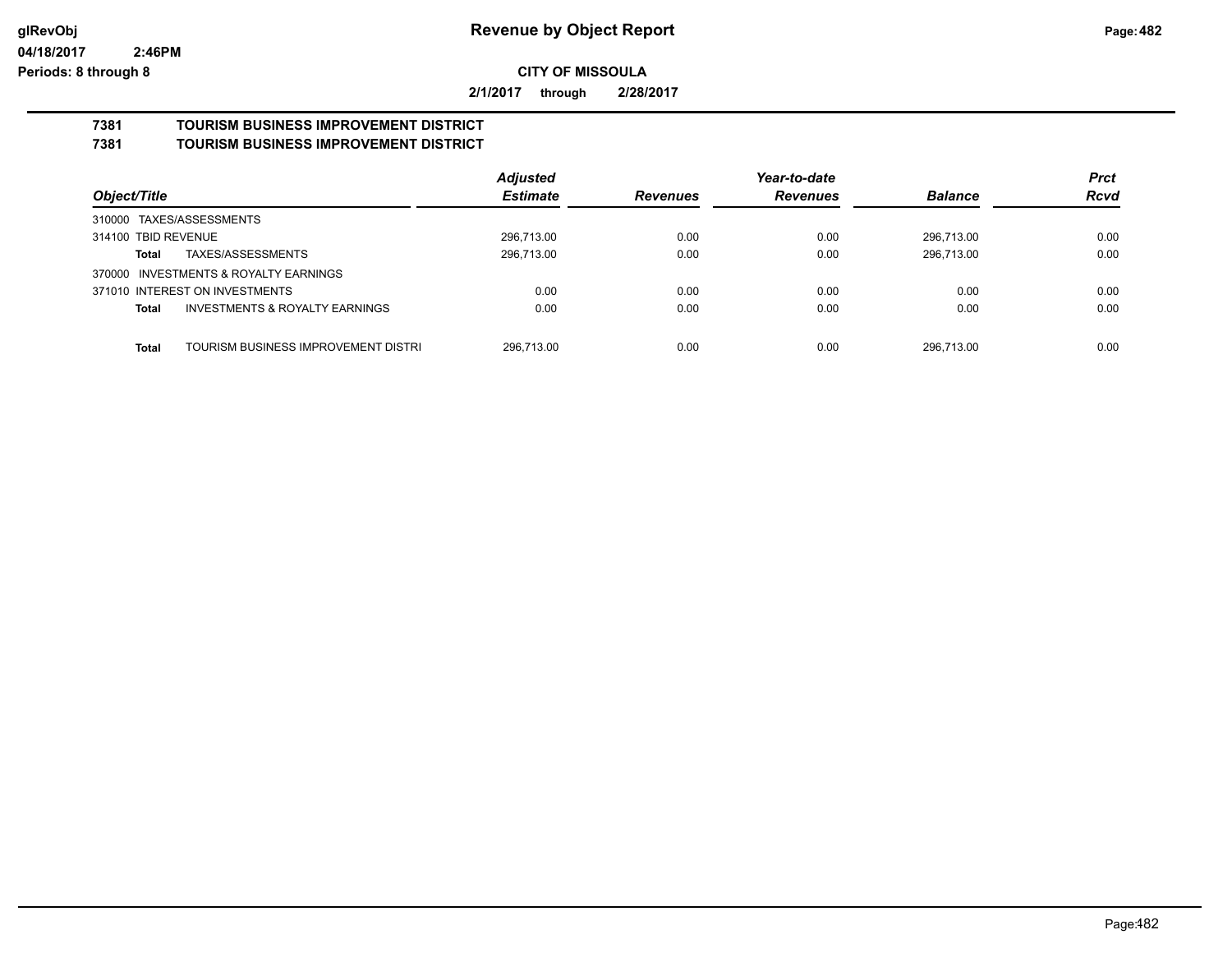# Revenue by Object Report

glRevObj
04/18/2017 2:46PM
Periods: 8 through 8

**CITY OF MISSOULA**

**2/1/2017 through 2/28/2017**

## 7381 TOURISM BUSINESS IMPROVEMENT DISTRICT
## 7381 TOURISM BUSINESS IMPROVEMENT DISTRICT

| Object/Title | | Adjusted Estimate | Revenues | Year-to-date Revenues | Balance | Prct Rcvd |
|---|---|---|---|---|---|---|
| 310000 TAXES/ASSESSMENTS | | | | | | |
| 314100 TBID REVENUE | | 296,713.00 | 0.00 | 0.00 | 296,713.00 | 0.00 |
| **Total** | TAXES/ASSESSMENTS | 296,713.00 | 0.00 | 0.00 | 296,713.00 | 0.00 |
| 370000 INVESTMENTS & ROYALTY EARNINGS | | | | | | |
| 371010 INTEREST ON INVESTMENTS | | 0.00 | 0.00 | 0.00 | 0.00 | 0.00 |
| **Total** | INVESTMENTS & ROYALTY EARNINGS | 0.00 | 0.00 | 0.00 | 0.00 | 0.00 |
| **Total** | TOURISM BUSINESS IMPROVEMENT DISTRI | 296,713.00 | 0.00 | 0.00 | 296,713.00 | 0.00 |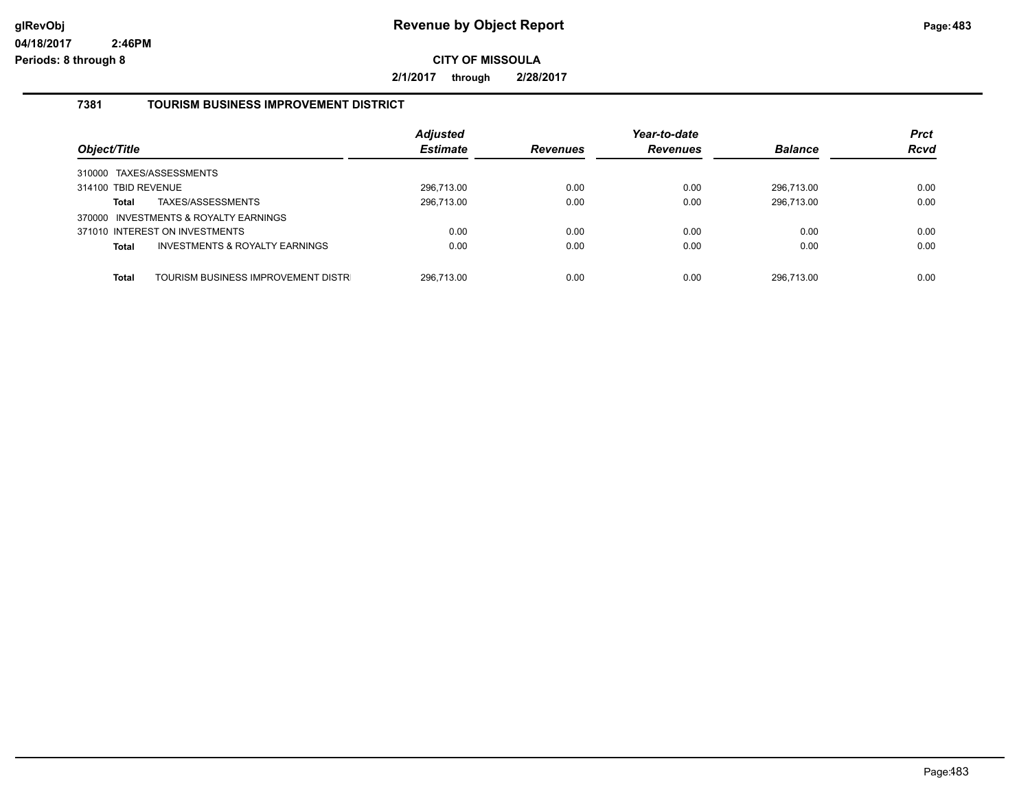# Revenue by Object Report

glRevObj
04/18/2017 2:46PM
Periods: 8 through 8

**CITY OF MISSOULA**

**2/1/2017 through 2/28/2017**

## 7381 TOURISM BUSINESS IMPROVEMENT DISTRICT

| Object/Title | Adjusted Estimate | Revenues | Year-to-date Revenues | Balance | Prct Rcvd |
|---|---|---|---|---|---|
| 310000 TAXES/ASSESSMENTS | | | | | |
| 314100 TBID REVENUE | 296,713.00 | 0.00 | 0.00 | 296,713.00 | 0.00 |
| **Total** TAXES/ASSESSMENTS | 296,713.00 | 0.00 | 0.00 | 296,713.00 | 0.00 |
| 370000 INVESTMENTS & ROYALTY EARNINGS | | | | | |
| 371010 INTEREST ON INVESTMENTS | 0.00 | 0.00 | 0.00 | 0.00 | 0.00 |
| **Total** INVESTMENTS & ROYALTY EARNINGS | 0.00 | 0.00 | 0.00 | 0.00 | 0.00 |
| **Total** TOURISM BUSINESS IMPROVEMENT DISTR | 296,713.00 | 0.00 | 0.00 | 296,713.00 | 0.00 |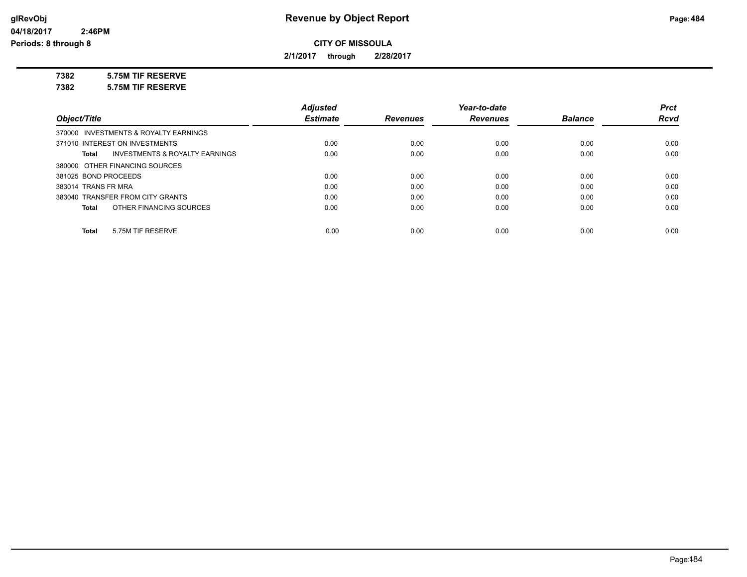**Revenue by Object Report**

**CITY OF MISSOULA**

**2/1/2017 through 2/28/2017**

glRevObj
04/18/2017 2:46PM
Periods: 8 through 8

**7382 5.75M TIF RESERVE**

**7382 5.75M TIF RESERVE**

| Object/Title | Adjusted Estimate | Revenues | Year-to-date Revenues | Balance | Prct Rcvd |
|---|---|---|---|---|---|
| 370000 INVESTMENTS & ROYALTY EARNINGS | | | | | |
| 371010 INTEREST ON INVESTMENTS | 0.00 | 0.00 | 0.00 | 0.00 | 0.00 |
| **Total** INVESTMENTS & ROYALTY EARNINGS | 0.00 | 0.00 | 0.00 | 0.00 | 0.00 |
| 380000 OTHER FINANCING SOURCES | | | | | |
| 381025 BOND PROCEEDS | 0.00 | 0.00 | 0.00 | 0.00 | 0.00 |
| 383014 TRANS FR MRA | 0.00 | 0.00 | 0.00 | 0.00 | 0.00 |
| 383040 TRANSFER FROM CITY GRANTS | 0.00 | 0.00 | 0.00 | 0.00 | 0.00 |
| **Total** OTHER FINANCING SOURCES | 0.00 | 0.00 | 0.00 | 0.00 | 0.00 |
| **Total** 5.75M TIF RESERVE | 0.00 | 0.00 | 0.00 | 0.00 | 0.00 |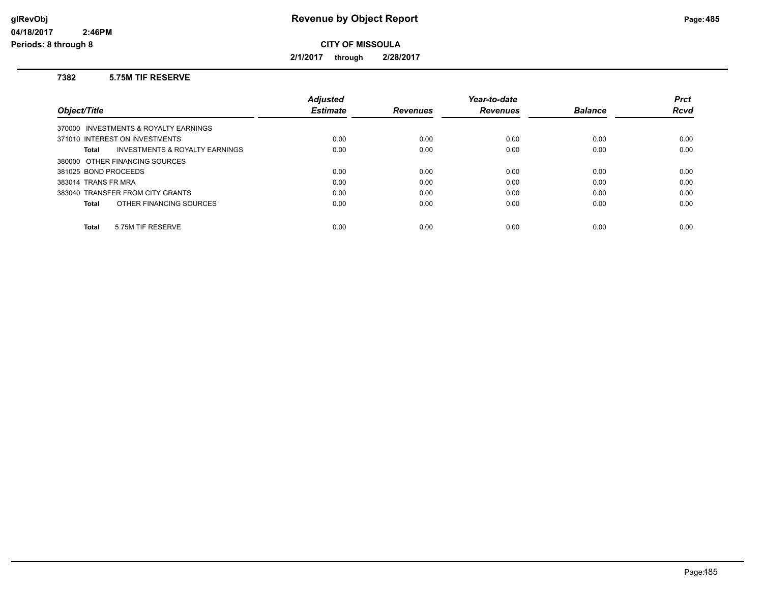# Revenue by Object Report

**CITY OF MISSOULA**

**2/1/2017 through 2/28/2017**

glRevObj
04/18/2017 2:46PM
Periods: 8 through 8

### 7382 5.75M TIF RESERVE

| Object/Title | Adjusted Estimate | Revenues | Year-to-date Revenues | Balance | Prct Rcvd |
|---|---|---|---|---|---|
| 370000 INVESTMENTS & ROYALTY EARNINGS | | | | | |
| 371010 INTEREST ON INVESTMENTS | 0.00 | 0.00 | 0.00 | 0.00 | 0.00 |
| **Total** INVESTMENTS & ROYALTY EARNINGS | 0.00 | 0.00 | 0.00 | 0.00 | 0.00 |
| 380000 OTHER FINANCING SOURCES | | | | | |
| 381025 BOND PROCEEDS | 0.00 | 0.00 | 0.00 | 0.00 | 0.00 |
| 383014 TRANS FR MRA | 0.00 | 0.00 | 0.00 | 0.00 | 0.00 |
| 383040 TRANSFER FROM CITY GRANTS | 0.00 | 0.00 | 0.00 | 0.00 | 0.00 |
| **Total** OTHER FINANCING SOURCES | 0.00 | 0.00 | 0.00 | 0.00 | 0.00 |
| **Total** 5.75M TIF RESERVE | 0.00 | 0.00 | 0.00 | 0.00 | 0.00 |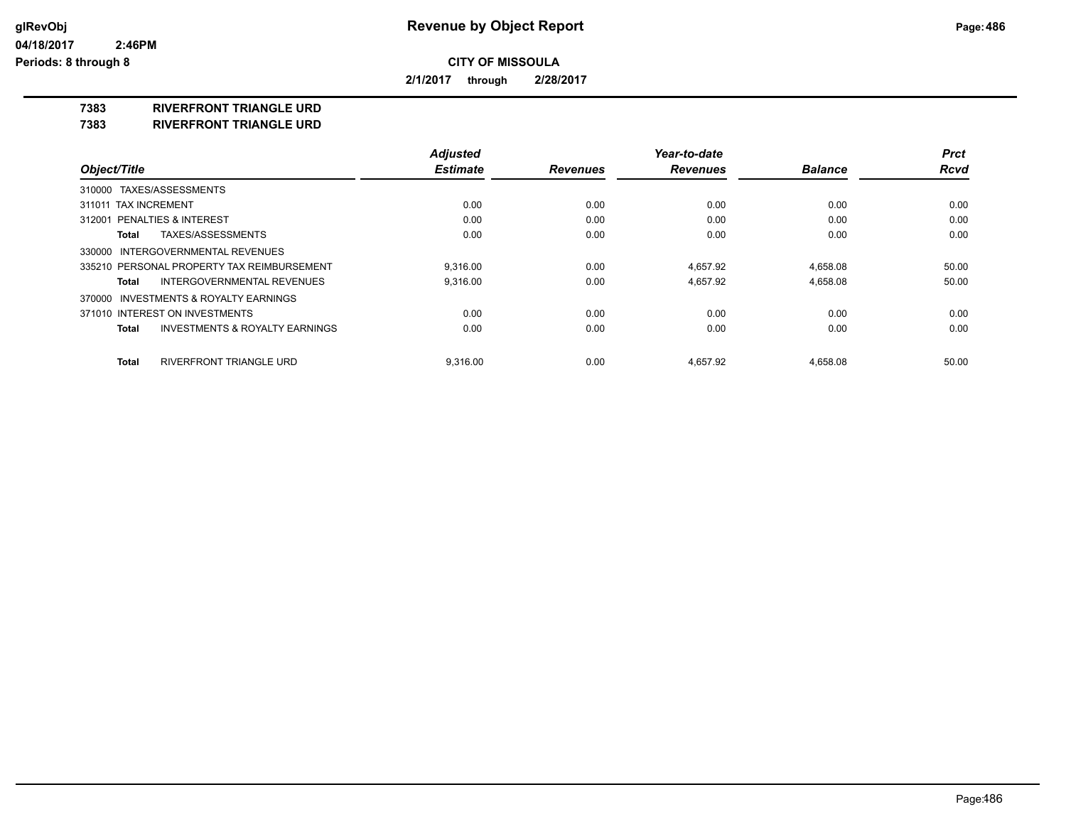# Revenue by Object Report

glRevObj
04/18/2017 2:46PM
Periods: 8 through 8

**CITY OF MISSOULA**

**2/1/2017 through 2/28/2017**

**7383 RIVERFRONT TRIANGLE URD**
**7383 RIVERFRONT TRIANGLE URD**

| Object/Title | Adjusted Estimate | Revenues | Year-to-date Revenues | Balance | Prct Rcvd |
|---|---|---|---|---|---|
| 310000 TAXES/ASSESSMENTS | | | | | |
| 311011 TAX INCREMENT | 0.00 | 0.00 | 0.00 | 0.00 | 0.00 |
| 312001 PENALTIES & INTEREST | 0.00 | 0.00 | 0.00 | 0.00 | 0.00 |
| **Total** TAXES/ASSESSMENTS | 0.00 | 0.00 | 0.00 | 0.00 | 0.00 |
| 330000 INTERGOVERNMENTAL REVENUES | | | | | |
| 335210 PERSONAL PROPERTY TAX REIMBURSEMENT | 9,316.00 | 0.00 | 4,657.92 | 4,658.08 | 50.00 |
| **Total** INTERGOVERNMENTAL REVENUES | 9,316.00 | 0.00 | 4,657.92 | 4,658.08 | 50.00 |
| 370000 INVESTMENTS & ROYALTY EARNINGS | | | | | |
| 371010 INTEREST ON INVESTMENTS | 0.00 | 0.00 | 0.00 | 0.00 | 0.00 |
| **Total** INVESTMENTS & ROYALTY EARNINGS | 0.00 | 0.00 | 0.00 | 0.00 | 0.00 |
| **Total** RIVERFRONT TRIANGLE URD | 9,316.00 | 0.00 | 4,657.92 | 4,658.08 | 50.00 |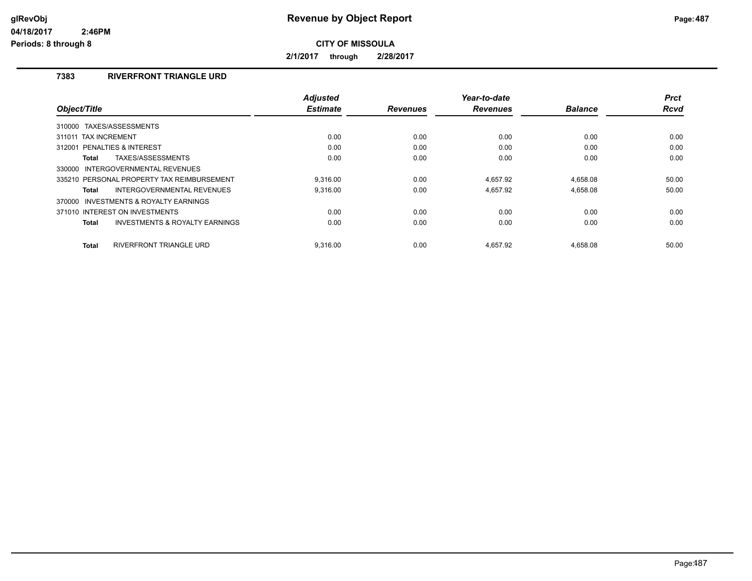# Revenue by Object Report

glRevObj
04/18/2017 2:46PM
Periods: 8 through 8

**CITY OF MISSOULA**

**2/1/2017 through 2/28/2017**

### 7383 RIVERFRONT TRIANGLE URD

| Object/Title | Adjusted Estimate | Revenues | Year-to-date Revenues | Balance | Prct Rcvd |
|---|---|---|---|---|---|
| 310000 TAXES/ASSESSMENTS | | | | | |
| 311011 TAX INCREMENT | 0.00 | 0.00 | 0.00 | 0.00 | 0.00 |
| 312001 PENALTIES & INTEREST | 0.00 | 0.00 | 0.00 | 0.00 | 0.00 |
| **Total** TAXES/ASSESSMENTS | 0.00 | 0.00 | 0.00 | 0.00 | 0.00 |
| 330000 INTERGOVERNMENTAL REVENUES | | | | | |
| 335210 PERSONAL PROPERTY TAX REIMBURSEMENT | 9,316.00 | 0.00 | 4,657.92 | 4,658.08 | 50.00 |
| **Total** INTERGOVERNMENTAL REVENUES | 9,316.00 | 0.00 | 4,657.92 | 4,658.08 | 50.00 |
| 370000 INVESTMENTS & ROYALTY EARNINGS | | | | | |
| 371010 INTEREST ON INVESTMENTS | 0.00 | 0.00 | 0.00 | 0.00 | 0.00 |
| **Total** INVESTMENTS & ROYALTY EARNINGS | 0.00 | 0.00 | 0.00 | 0.00 | 0.00 |
| **Total** RIVERFRONT TRIANGLE URD | 9,316.00 | 0.00 | 4,657.92 | 4,658.08 | 50.00 |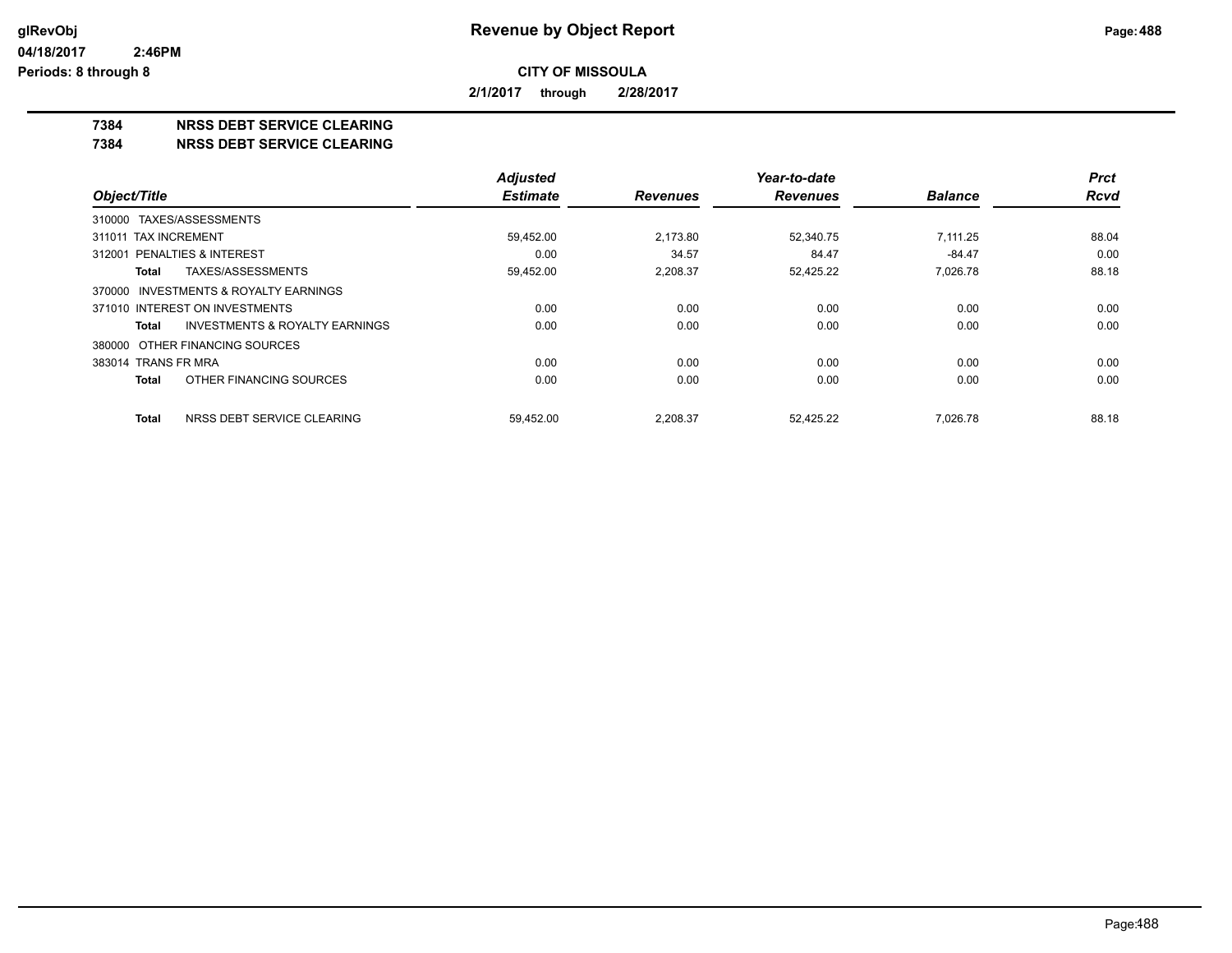# Revenue by Object Report

**glRevObj**
**04/18/2017 2:46PM**
**Periods: 8 through 8**

**CITY OF MISSOULA**

**2/1/2017 through 2/28/2017**

## 7384 NRSS DEBT SERVICE CLEARING
## 7384 NRSS DEBT SERVICE CLEARING

| Object/Title | Adjusted Estimate | Revenues | Year-to-date Revenues | Balance | Prct Rcvd |
|---|---|---|---|---|---|
| 310000 TAXES/ASSESSMENTS | | | | | |
| 311011 TAX INCREMENT | 59,452.00 | 2,173.80 | 52,340.75 | 7,111.25 | 88.04 |
| 312001 PENALTIES & INTEREST | 0.00 | 34.57 | 84.47 | -84.47 | 0.00 |
| **Total** TAXES/ASSESSMENTS | 59,452.00 | 2,208.37 | 52,425.22 | 7,026.78 | 88.18 |
| 370000 INVESTMENTS & ROYALTY EARNINGS | | | | | |
| 371010 INTEREST ON INVESTMENTS | 0.00 | 0.00 | 0.00 | 0.00 | 0.00 |
| **Total** INVESTMENTS & ROYALTY EARNINGS | 0.00 | 0.00 | 0.00 | 0.00 | 0.00 |
| 380000 OTHER FINANCING SOURCES | | | | | |
| 383014 TRANS FR MRA | 0.00 | 0.00 | 0.00 | 0.00 | 0.00 |
| **Total** OTHER FINANCING SOURCES | 0.00 | 0.00 | 0.00 | 0.00 | 0.00 |
| **Total** NRSS DEBT SERVICE CLEARING | 59,452.00 | 2,208.37 | 52,425.22 | 7,026.78 | 88.18 |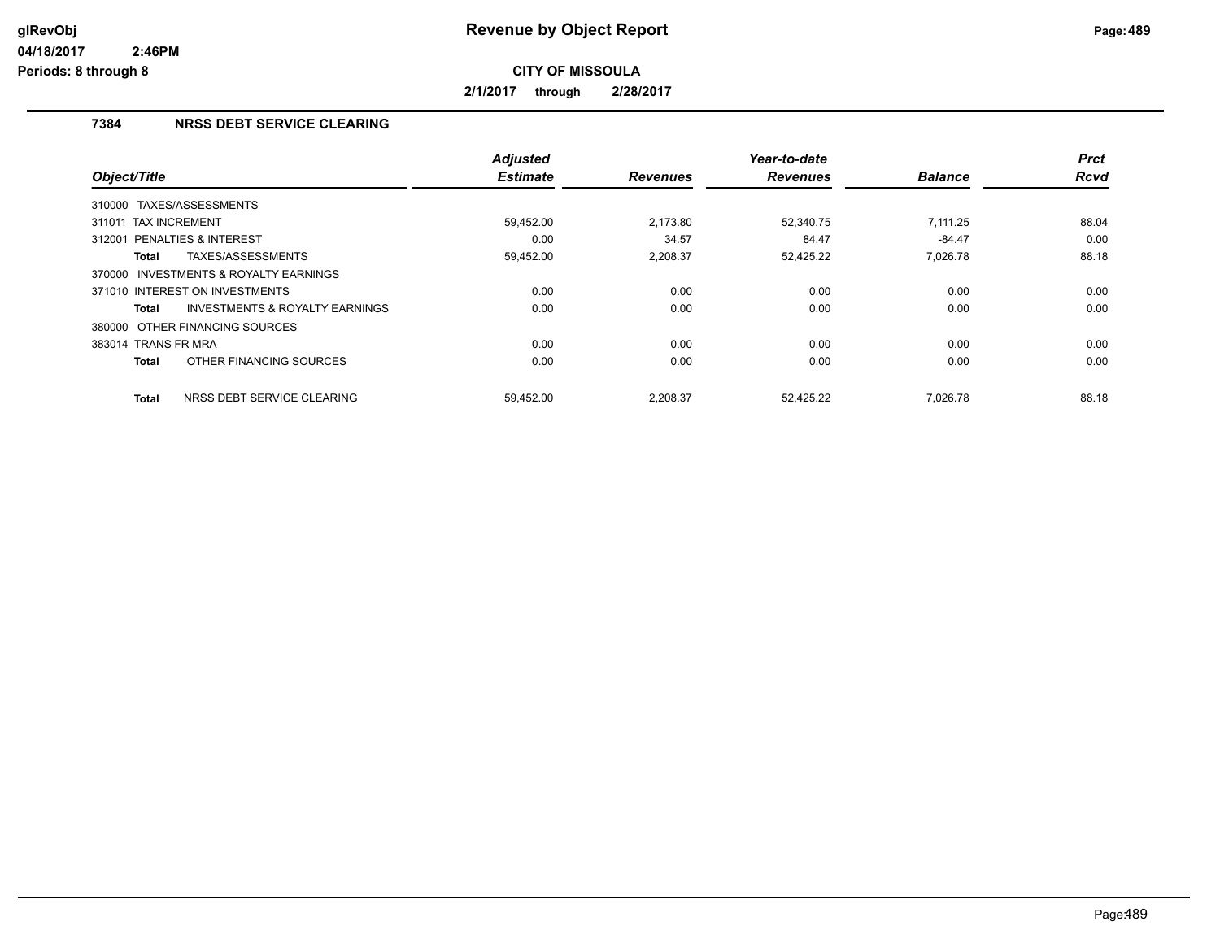# Revenue by Object Report

glRevObj
04/18/2017 2:46PM
Periods: 8 through 8

**CITY OF MISSOULA**

**2/1/2017 through 2/28/2017**

## 7384 NRSS DEBT SERVICE CLEARING

| Object/Title | Adjusted Estimate | Revenues | Year-to-date Revenues | Balance | Prct Rcvd |
|---|---|---|---|---|---|
| 310000 TAXES/ASSESSMENTS | | | | | |
| 311011 TAX INCREMENT | 59,452.00 | 2,173.80 | 52,340.75 | 7,111.25 | 88.04 |
| 312001 PENALTIES & INTEREST | 0.00 | 34.57 | 84.47 | -84.47 | 0.00 |
| **Total** TAXES/ASSESSMENTS | 59,452.00 | 2,208.37 | 52,425.22 | 7,026.78 | 88.18 |
| 370000 INVESTMENTS & ROYALTY EARNINGS | | | | | |
| 371010 INTEREST ON INVESTMENTS | 0.00 | 0.00 | 0.00 | 0.00 | 0.00 |
| **Total** INVESTMENTS & ROYALTY EARNINGS | 0.00 | 0.00 | 0.00 | 0.00 | 0.00 |
| 380000 OTHER FINANCING SOURCES | | | | | |
| 383014 TRANS FR MRA | 0.00 | 0.00 | 0.00 | 0.00 | 0.00 |
| **Total** OTHER FINANCING SOURCES | 0.00 | 0.00 | 0.00 | 0.00 | 0.00 |
| **Total** NRSS DEBT SERVICE CLEARING | 59,452.00 | 2,208.37 | 52,425.22 | 7,026.78 | 88.18 |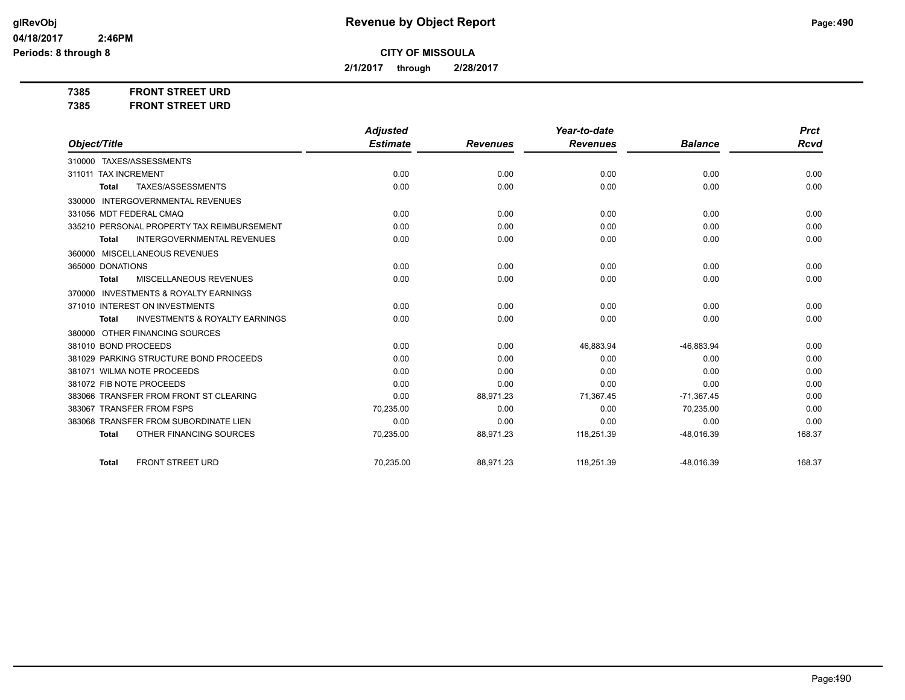# Revenue by Object Report

glRevObj
04/18/2017 2:46PM
Periods: 8 through 8

**CITY OF MISSOULA**

**2/1/2017 through 2/28/2017**

**7385 FRONT STREET URD**
**7385 FRONT STREET URD**

| Object/Title | Adjusted Estimate | Revenues | Year-to-date Revenues | Balance | Prct Rcvd |
|---|---|---|---|---|---|
| 310000 TAXES/ASSESSMENTS | | | | | |
| 311011 TAX INCREMENT | 0.00 | 0.00 | 0.00 | 0.00 | 0.00 |
| **Total** TAXES/ASSESSMENTS | 0.00 | 0.00 | 0.00 | 0.00 | 0.00 |
| 330000 INTERGOVERNMENTAL REVENUES | | | | | |
| 331056 MDT FEDERAL CMAQ | 0.00 | 0.00 | 0.00 | 0.00 | 0.00 |
| 335210 PERSONAL PROPERTY TAX REIMBURSEMENT | 0.00 | 0.00 | 0.00 | 0.00 | 0.00 |
| **Total** INTERGOVERNMENTAL REVENUES | 0.00 | 0.00 | 0.00 | 0.00 | 0.00 |
| 360000 MISCELLANEOUS REVENUES | | | | | |
| 365000 DONATIONS | 0.00 | 0.00 | 0.00 | 0.00 | 0.00 |
| **Total** MISCELLANEOUS REVENUES | 0.00 | 0.00 | 0.00 | 0.00 | 0.00 |
| 370000 INVESTMENTS & ROYALTY EARNINGS | | | | | |
| 371010 INTEREST ON INVESTMENTS | 0.00 | 0.00 | 0.00 | 0.00 | 0.00 |
| **Total** INVESTMENTS & ROYALTY EARNINGS | 0.00 | 0.00 | 0.00 | 0.00 | 0.00 |
| 380000 OTHER FINANCING SOURCES | | | | | |
| 381010 BOND PROCEEDS | 0.00 | 0.00 | 46,883.94 | -46,883.94 | 0.00 |
| 381029 PARKING STRUCTURE BOND PROCEEDS | 0.00 | 0.00 | 0.00 | 0.00 | 0.00 |
| 381071 WILMA NOTE PROCEEDS | 0.00 | 0.00 | 0.00 | 0.00 | 0.00 |
| 381072 FIB NOTE PROCEEDS | 0.00 | 0.00 | 0.00 | 0.00 | 0.00 |
| 383066 TRANSFER FROM FRONT ST CLEARING | 0.00 | 88,971.23 | 71,367.45 | -71,367.45 | 0.00 |
| 383067 TRANSFER FROM FSPS | 70,235.00 | 0.00 | 0.00 | 70,235.00 | 0.00 |
| 383068 TRANSFER FROM SUBORDINATE LIEN | 0.00 | 0.00 | 0.00 | 0.00 | 0.00 |
| **Total** OTHER FINANCING SOURCES | 70,235.00 | 88,971.23 | 118,251.39 | -48,016.39 | 168.37 |
| **Total** FRONT STREET URD | 70,235.00 | 88,971.23 | 118,251.39 | -48,016.39 | 168.37 |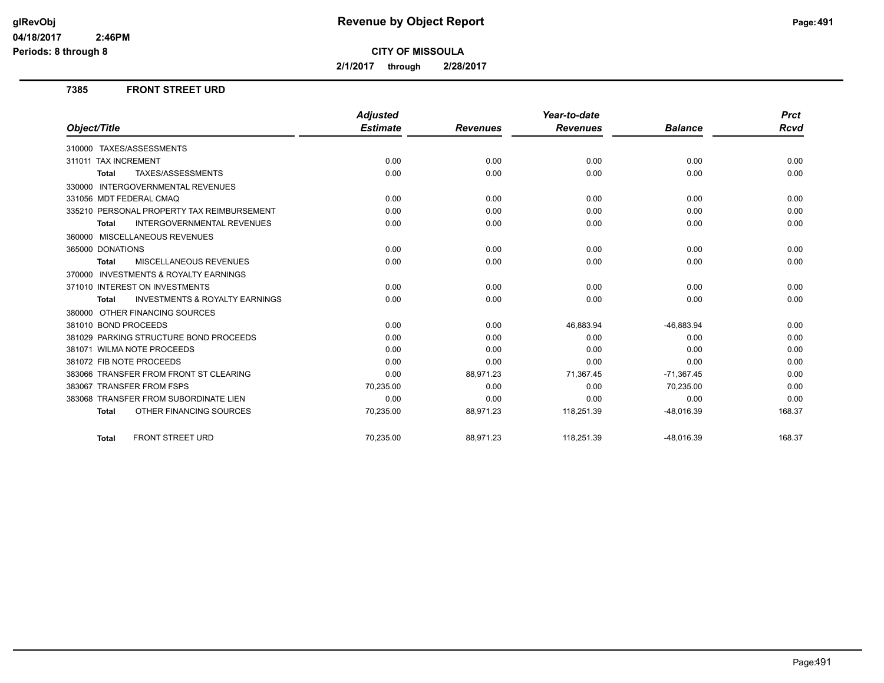# Revenue by Object Report

glRevObj
04/18/2017 2:46PM
Periods: 8 through 8

**CITY OF MISSOULA**

**2/1/2017 through 2/28/2017**

## 7385 FRONT STREET URD

| Object/Title | Adjusted Estimate | Revenues | Year-to-date Revenues | Balance | Prct Rcvd |
|---|---|---|---|---|---|
| 310000 TAXES/ASSESSMENTS | | | | | |
| 311011 TAX INCREMENT | 0.00 | 0.00 | 0.00 | 0.00 | 0.00 |
| **Total** TAXES/ASSESSMENTS | 0.00 | 0.00 | 0.00 | 0.00 | 0.00 |
| 330000 INTERGOVERNMENTAL REVENUES | | | | | |
| 331056 MDT FEDERAL CMAQ | 0.00 | 0.00 | 0.00 | 0.00 | 0.00 |
| 335210 PERSONAL PROPERTY TAX REIMBURSEMENT | 0.00 | 0.00 | 0.00 | 0.00 | 0.00 |
| **Total** INTERGOVERNMENTAL REVENUES | 0.00 | 0.00 | 0.00 | 0.00 | 0.00 |
| 360000 MISCELLANEOUS REVENUES | | | | | |
| 365000 DONATIONS | 0.00 | 0.00 | 0.00 | 0.00 | 0.00 |
| **Total** MISCELLANEOUS REVENUES | 0.00 | 0.00 | 0.00 | 0.00 | 0.00 |
| 370000 INVESTMENTS & ROYALTY EARNINGS | | | | | |
| 371010 INTEREST ON INVESTMENTS | 0.00 | 0.00 | 0.00 | 0.00 | 0.00 |
| **Total** INVESTMENTS & ROYALTY EARNINGS | 0.00 | 0.00 | 0.00 | 0.00 | 0.00 |
| 380000 OTHER FINANCING SOURCES | | | | | |
| 381010 BOND PROCEEDS | 0.00 | 0.00 | 46,883.94 | -46,883.94 | 0.00 |
| 381029 PARKING STRUCTURE BOND PROCEEDS | 0.00 | 0.00 | 0.00 | 0.00 | 0.00 |
| 381071 WILMA NOTE PROCEEDS | 0.00 | 0.00 | 0.00 | 0.00 | 0.00 |
| 381072 FIB NOTE PROCEEDS | 0.00 | 0.00 | 0.00 | 0.00 | 0.00 |
| 383066 TRANSFER FROM FRONT ST CLEARING | 0.00 | 88,971.23 | 71,367.45 | -71,367.45 | 0.00 |
| 383067 TRANSFER FROM FSPS | 70,235.00 | 0.00 | 0.00 | 70,235.00 | 0.00 |
| 383068 TRANSFER FROM SUBORDINATE LIEN | 0.00 | 0.00 | 0.00 | 0.00 | 0.00 |
| **Total** OTHER FINANCING SOURCES | 70,235.00 | 88,971.23 | 118,251.39 | -48,016.39 | 168.37 |
| **Total** FRONT STREET URD | 70,235.00 | 88,971.23 | 118,251.39 | -48,016.39 | 168.37 |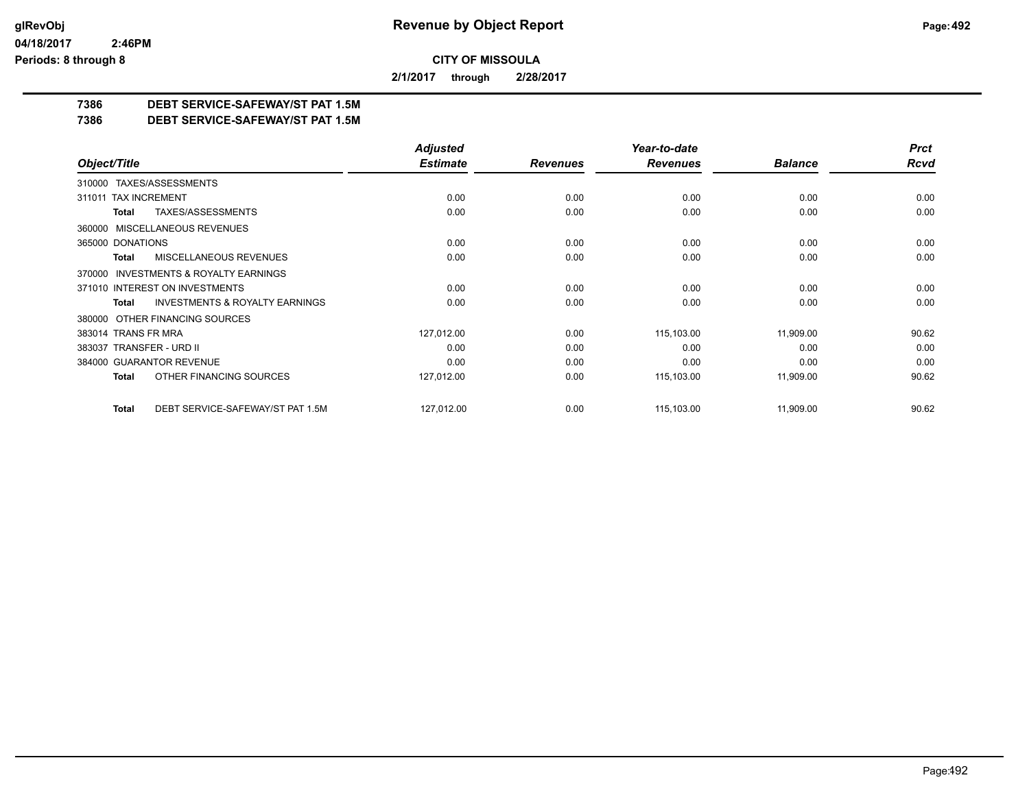# Revenue by Object Report

**CITY OF MISSOULA**

**2/1/2017 through 2/28/2017**

glRevObj
04/18/2017 2:46PM
Periods: 8 through 8

## 7386 DEBT SERVICE-SAFEWAY/ST PAT 1.5M
## 7386 DEBT SERVICE-SAFEWAY/ST PAT 1.5M

| Object/Title | Adjusted Estimate | Revenues | Year-to-date Revenues | Balance | Prct Rcvd |
|---|---|---|---|---|---|
| 310000 TAXES/ASSESSMENTS | | | | | |
| 311011 TAX INCREMENT | 0.00 | 0.00 | 0.00 | 0.00 | 0.00 |
| **Total** TAXES/ASSESSMENTS | 0.00 | 0.00 | 0.00 | 0.00 | 0.00 |
| 360000 MISCELLANEOUS REVENUES | | | | | |
| 365000 DONATIONS | 0.00 | 0.00 | 0.00 | 0.00 | 0.00 |
| **Total** MISCELLANEOUS REVENUES | 0.00 | 0.00 | 0.00 | 0.00 | 0.00 |
| 370000 INVESTMENTS & ROYALTY EARNINGS | | | | | |
| 371010 INTEREST ON INVESTMENTS | 0.00 | 0.00 | 0.00 | 0.00 | 0.00 |
| **Total** INVESTMENTS & ROYALTY EARNINGS | 0.00 | 0.00 | 0.00 | 0.00 | 0.00 |
| 380000 OTHER FINANCING SOURCES | | | | | |
| 383014 TRANS FR MRA | 127,012.00 | 0.00 | 115,103.00 | 11,909.00 | 90.62 |
| 383037 TRANSFER - URD II | 0.00 | 0.00 | 0.00 | 0.00 | 0.00 |
| 384000 GUARANTOR REVENUE | 0.00 | 0.00 | 0.00 | 0.00 | 0.00 |
| **Total** OTHER FINANCING SOURCES | 127,012.00 | 0.00 | 115,103.00 | 11,909.00 | 90.62 |
| **Total** DEBT SERVICE-SAFEWAY/ST PAT 1.5M | 127,012.00 | 0.00 | 115,103.00 | 11,909.00 | 90.62 |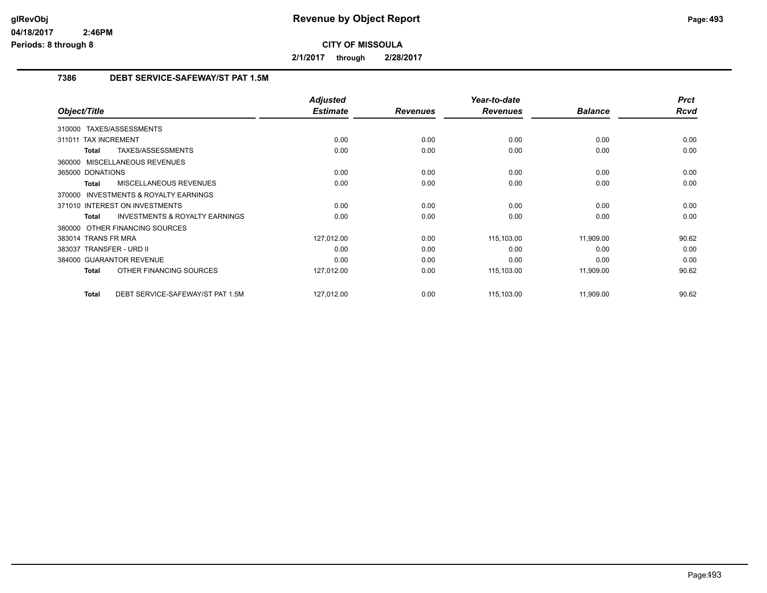# Revenue by Object Report

**CITY OF MISSOULA**

**2/1/2017 through 2/28/2017**

### 7386 DEBT SERVICE-SAFEWAY/ST PAT 1.5M

| Object/Title | Adjusted Estimate | Revenues | Year-to-date Revenues | Balance | Prct Rcvd |
|---|---|---|---|---|---|
| 310000 TAXES/ASSESSMENTS | | | | | |
| 311011 TAX INCREMENT | 0.00 | 0.00 | 0.00 | 0.00 | 0.00 |
| **Total** TAXES/ASSESSMENTS | 0.00 | 0.00 | 0.00 | 0.00 | 0.00 |
| 360000 MISCELLANEOUS REVENUES | | | | | |
| 365000 DONATIONS | 0.00 | 0.00 | 0.00 | 0.00 | 0.00 |
| **Total** MISCELLANEOUS REVENUES | 0.00 | 0.00 | 0.00 | 0.00 | 0.00 |
| 370000 INVESTMENTS & ROYALTY EARNINGS | | | | | |
| 371010 INTEREST ON INVESTMENTS | 0.00 | 0.00 | 0.00 | 0.00 | 0.00 |
| **Total** INVESTMENTS & ROYALTY EARNINGS | 0.00 | 0.00 | 0.00 | 0.00 | 0.00 |
| 380000 OTHER FINANCING SOURCES | | | | | |
| 383014 TRANS FR MRA | 127,012.00 | 0.00 | 115,103.00 | 11,909.00 | 90.62 |
| 383037 TRANSFER - URD II | 0.00 | 0.00 | 0.00 | 0.00 | 0.00 |
| 384000 GUARANTOR REVENUE | 0.00 | 0.00 | 0.00 | 0.00 | 0.00 |
| **Total** OTHER FINANCING SOURCES | 127,012.00 | 0.00 | 115,103.00 | 11,909.00 | 90.62 |
| **Total** DEBT SERVICE-SAFEWAY/ST PAT 1.5M | 127,012.00 | 0.00 | 115,103.00 | 11,909.00 | 90.62 |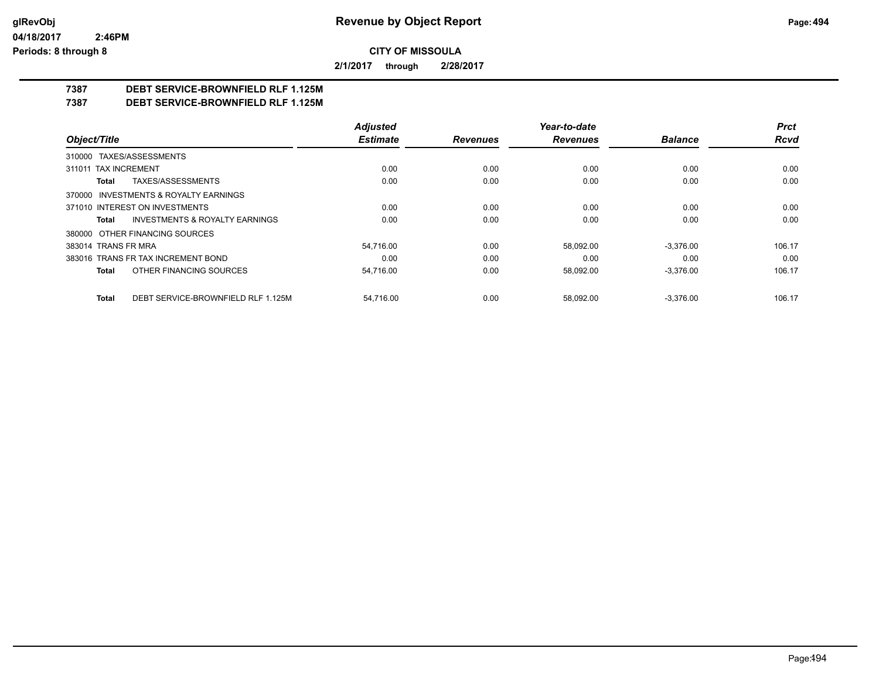# Revenue by Object Report

**CITY OF MISSOULA**

**2/1/2017 through 2/28/2017**

glRevObj
04/18/2017 2:46PM
Periods: 8 through 8

## 7387 DEBT SERVICE-BROWNFIELD RLF 1.125M
## 7387 DEBT SERVICE-BROWNFIELD RLF 1.125M

| Object/Title | Adjusted Estimate | Revenues | Year-to-date Revenues | Balance | Prct Rcvd |
|---|---|---|---|---|---|
| 310000 TAXES/ASSESSMENTS | | | | | |
| 311011 TAX INCREMENT | 0.00 | 0.00 | 0.00 | 0.00 | 0.00 |
| **Total** TAXES/ASSESSMENTS | 0.00 | 0.00 | 0.00 | 0.00 | 0.00 |
| 370000 INVESTMENTS & ROYALTY EARNINGS | | | | | |
| 371010 INTEREST ON INVESTMENTS | 0.00 | 0.00 | 0.00 | 0.00 | 0.00 |
| **Total** INVESTMENTS & ROYALTY EARNINGS | 0.00 | 0.00 | 0.00 | 0.00 | 0.00 |
| 380000 OTHER FINANCING SOURCES | | | | | |
| 383014 TRANS FR MRA | 54,716.00 | 0.00 | 58,092.00 | -3,376.00 | 106.17 |
| 383016 TRANS FR TAX INCREMENT BOND | 0.00 | 0.00 | 0.00 | 0.00 | 0.00 |
| **Total** OTHER FINANCING SOURCES | 54,716.00 | 0.00 | 58,092.00 | -3,376.00 | 106.17 |
| **Total** DEBT SERVICE-BROWNFIELD RLF 1.125M | 54,716.00 | 0.00 | 58,092.00 | -3,376.00 | 106.17 |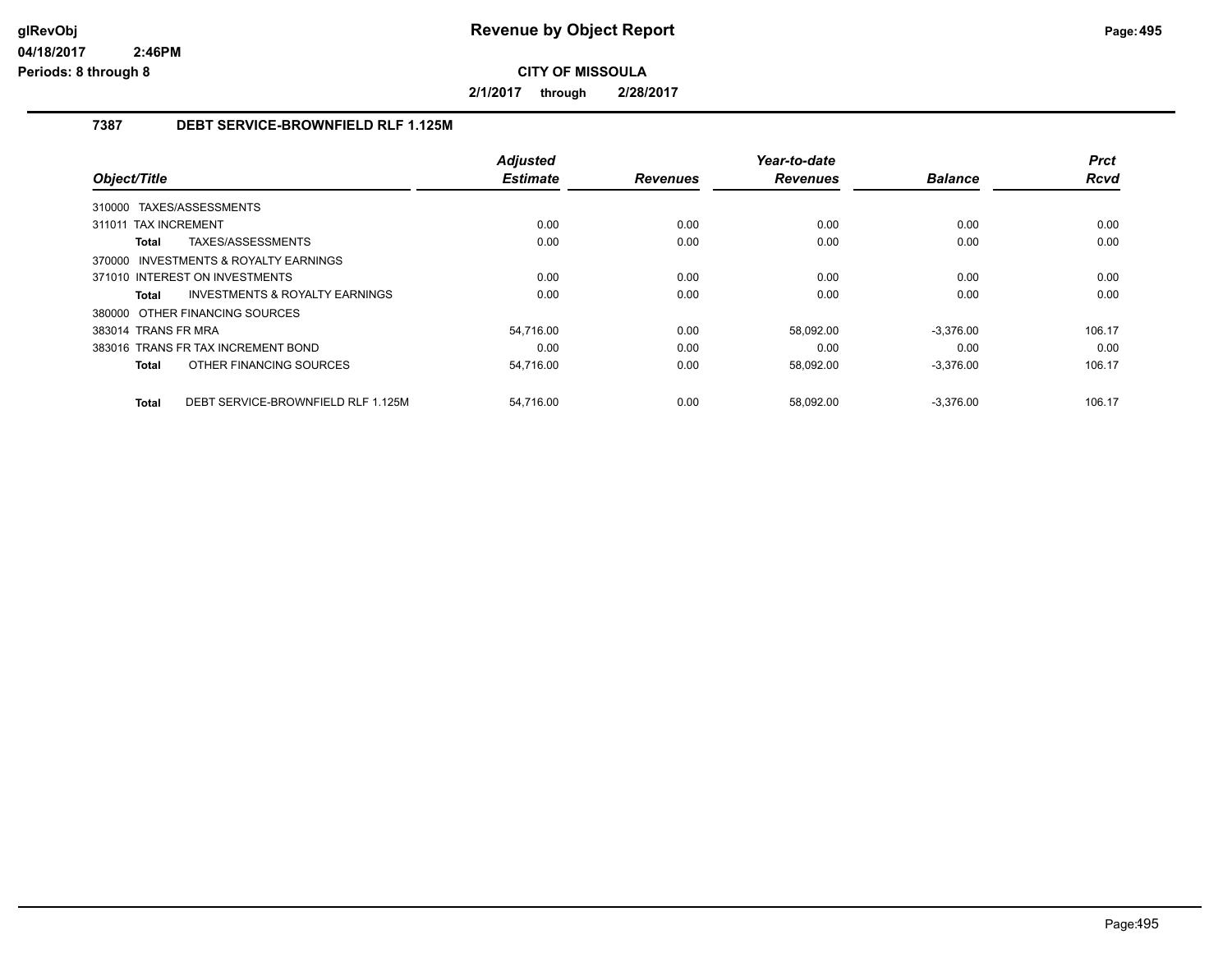# Revenue by Object Report

**CITY OF MISSOULA**

**2/1/2017 through 2/28/2017**

glRevObj
04/18/2017 2:46PM
Periods: 8 through 8

## 7387 DEBT SERVICE-BROWNFIELD RLF 1.125M

| Object/Title | Adjusted Estimate | Revenues | Year-to-date Revenues | Balance | Prct Rcvd |
|---|---|---|---|---|---|
| 310000 TAXES/ASSESSMENTS | | | | | |
| 311011 TAX INCREMENT | 0.00 | 0.00 | 0.00 | 0.00 | 0.00 |
| **Total** TAXES/ASSESSMENTS | 0.00 | 0.00 | 0.00 | 0.00 | 0.00 |
| 370000 INVESTMENTS & ROYALTY EARNINGS | | | | | |
| 371010 INTEREST ON INVESTMENTS | 0.00 | 0.00 | 0.00 | 0.00 | 0.00 |
| **Total** INVESTMENTS & ROYALTY EARNINGS | 0.00 | 0.00 | 0.00 | 0.00 | 0.00 |
| 380000 OTHER FINANCING SOURCES | | | | | |
| 383014 TRANS FR MRA | 54,716.00 | 0.00 | 58,092.00 | -3,376.00 | 106.17 |
| 383016 TRANS FR TAX INCREMENT BOND | 0.00 | 0.00 | 0.00 | 0.00 | 0.00 |
| **Total** OTHER FINANCING SOURCES | 54,716.00 | 0.00 | 58,092.00 | -3,376.00 | 106.17 |
| **Total** DEBT SERVICE-BROWNFIELD RLF 1.125M | 54,716.00 | 0.00 | 58,092.00 | -3,376.00 | 106.17 |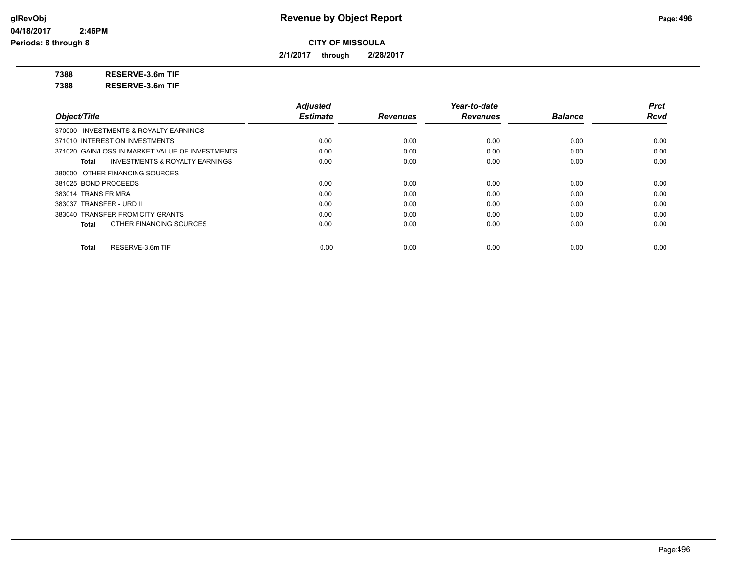# Revenue by Object Report

**CITY OF MISSOULA**

**2/1/2017 through 2/28/2017**

glRevObj
04/18/2017 2:46PM
Periods: 8 through 8

**7388 RESERVE-3.6m TIF**
**7388 RESERVE-3.6m TIF**

| Object/Title | Adjusted Estimate | Revenues | Year-to-date Revenues | Balance | Prct Rcvd |
|---|---|---|---|---|---|
| 370000 INVESTMENTS & ROYALTY EARNINGS | | | | | |
| 371010 INTEREST ON INVESTMENTS | 0.00 | 0.00 | 0.00 | 0.00 | 0.00 |
| 371020 GAIN/LOSS IN MARKET VALUE OF INVESTMENTS | 0.00 | 0.00 | 0.00 | 0.00 | 0.00 |
| **Total** INVESTMENTS & ROYALTY EARNINGS | 0.00 | 0.00 | 0.00 | 0.00 | 0.00 |
| 380000 OTHER FINANCING SOURCES | | | | | |
| 381025 BOND PROCEEDS | 0.00 | 0.00 | 0.00 | 0.00 | 0.00 |
| 383014 TRANS FR MRA | 0.00 | 0.00 | 0.00 | 0.00 | 0.00 |
| 383037 TRANSFER - URD II | 0.00 | 0.00 | 0.00 | 0.00 | 0.00 |
| 383040 TRANSFER FROM CITY GRANTS | 0.00 | 0.00 | 0.00 | 0.00 | 0.00 |
| **Total** OTHER FINANCING SOURCES | 0.00 | 0.00 | 0.00 | 0.00 | 0.00 |
| **Total** RESERVE-3.6m TIF | 0.00 | 0.00 | 0.00 | 0.00 | 0.00 |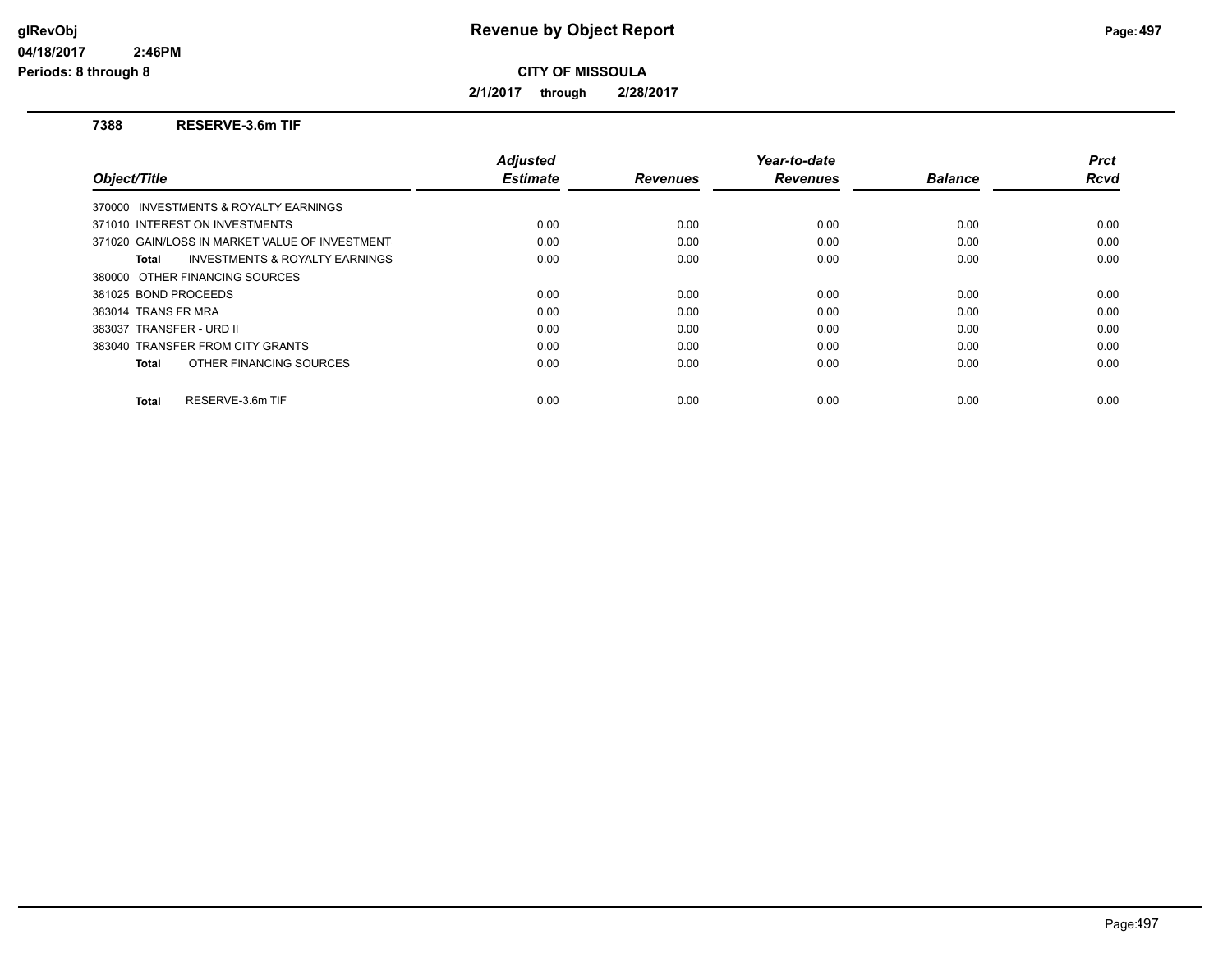# Revenue by Object Report

**CITY OF MISSOULA**

**2/1/2017 through 2/28/2017**

glRevObj
04/18/2017 2:46PM
Periods: 8 through 8

### 7388 RESERVE-3.6m TIF

| Object/Title | Adjusted Estimate | Revenues | Year-to-date Revenues | Balance | Prct Rcvd |
|---|---|---|---|---|---|
| 370000 INVESTMENTS & ROYALTY EARNINGS | | | | | |
| 371010 INTEREST ON INVESTMENTS | 0.00 | 0.00 | 0.00 | 0.00 | 0.00 |
| 371020 GAIN/LOSS IN MARKET VALUE OF INVESTMENT | 0.00 | 0.00 | 0.00 | 0.00 | 0.00 |
| **Total** INVESTMENTS & ROYALTY EARNINGS | 0.00 | 0.00 | 0.00 | 0.00 | 0.00 |
| 380000 OTHER FINANCING SOURCES | | | | | |
| 381025 BOND PROCEEDS | 0.00 | 0.00 | 0.00 | 0.00 | 0.00 |
| 383014 TRANS FR MRA | 0.00 | 0.00 | 0.00 | 0.00 | 0.00 |
| 383037 TRANSFER - URD II | 0.00 | 0.00 | 0.00 | 0.00 | 0.00 |
| 383040 TRANSFER FROM CITY GRANTS | 0.00 | 0.00 | 0.00 | 0.00 | 0.00 |
| **Total** OTHER FINANCING SOURCES | 0.00 | 0.00 | 0.00 | 0.00 | 0.00 |
| **Total** RESERVE-3.6m TIF | 0.00 | 0.00 | 0.00 | 0.00 | 0.00 |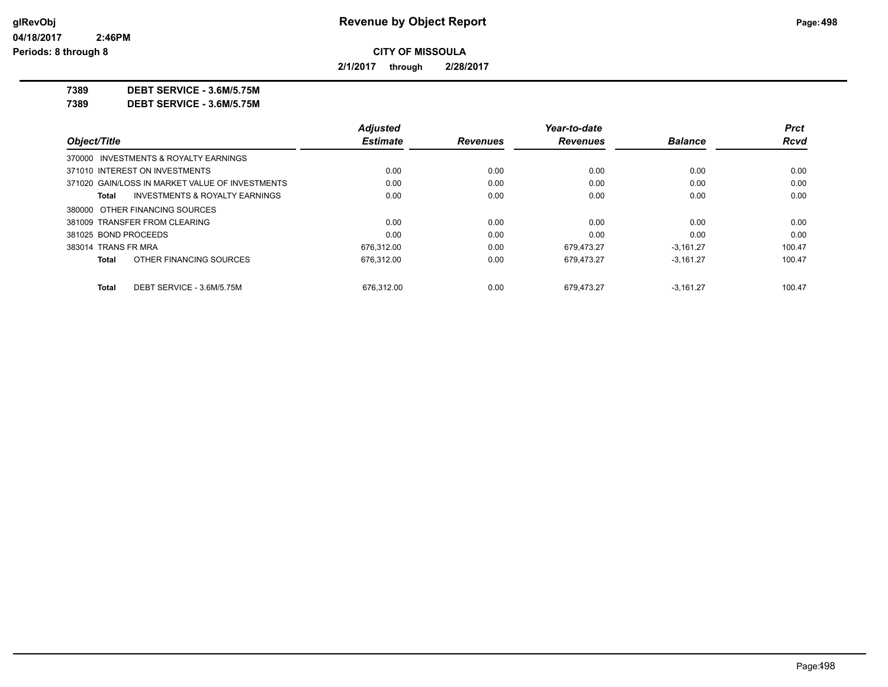**Revenue by Object Report**

glRevObj
04/18/2017 2:46PM
Periods: 8 through 8

**CITY OF MISSOULA**

**2/1/2017 through 2/28/2017**

**7389 DEBT SERVICE - 3.6M/5.75M**
**7389 DEBT SERVICE - 3.6M/5.75M**

| Object/Title | Adjusted Estimate | Revenues | Year-to-date Revenues | Balance | Prct Rcvd |
|---|---|---|---|---|---|
| 370000 INVESTMENTS & ROYALTY EARNINGS | | | | | |
| 371010 INTEREST ON INVESTMENTS | 0.00 | 0.00 | 0.00 | 0.00 | 0.00 |
| 371020 GAIN/LOSS IN MARKET VALUE OF INVESTMENTS | 0.00 | 0.00 | 0.00 | 0.00 | 0.00 |
| **Total** INVESTMENTS & ROYALTY EARNINGS | 0.00 | 0.00 | 0.00 | 0.00 | 0.00 |
| 380000 OTHER FINANCING SOURCES | | | | | |
| 381009 TRANSFER FROM CLEARING | 0.00 | 0.00 | 0.00 | 0.00 | 0.00 |
| 381025 BOND PROCEEDS | 0.00 | 0.00 | 0.00 | 0.00 | 0.00 |
| 383014 TRANS FR MRA | 676,312.00 | 0.00 | 679,473.27 | -3,161.27 | 100.47 |
| **Total** OTHER FINANCING SOURCES | 676,312.00 | 0.00 | 679,473.27 | -3,161.27 | 100.47 |
| **Total** DEBT SERVICE - 3.6M/5.75M | 676,312.00 | 0.00 | 679,473.27 | -3,161.27 | 100.47 |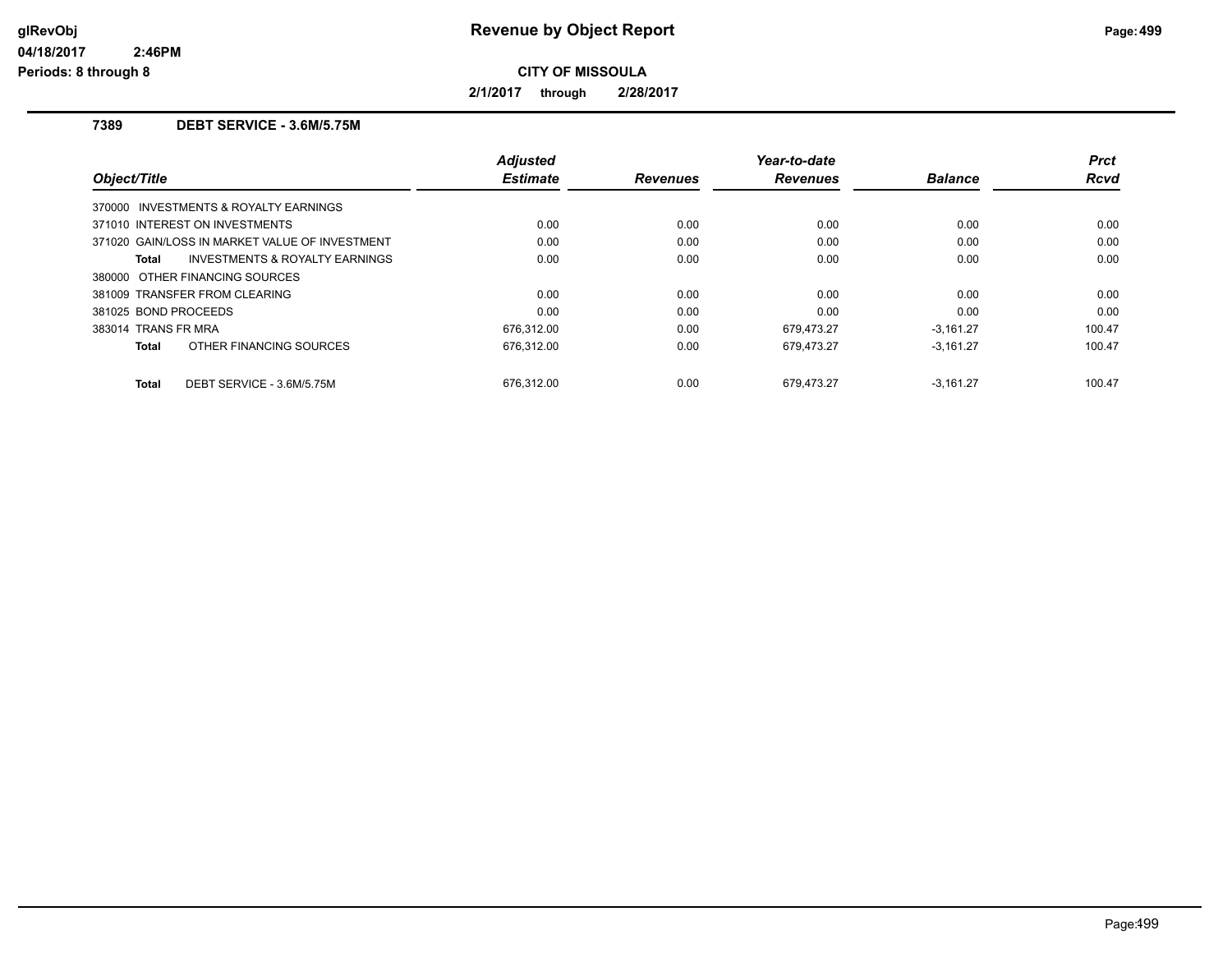# Revenue by Object Report

**CITY OF MISSOULA**

**2/1/2017 through 2/28/2017**

### 7389 DEBT SERVICE - 3.6M/5.75M

| Object/Title | Adjusted Estimate | Revenues | Year-to-date Revenues | Balance | Prct Rcvd |
|---|---|---|---|---|---|
| 370000 INVESTMENTS & ROYALTY EARNINGS | | | | | |
| 371010 INTEREST ON INVESTMENTS | 0.00 | 0.00 | 0.00 | 0.00 | 0.00 |
| 371020 GAIN/LOSS IN MARKET VALUE OF INVESTMENT | 0.00 | 0.00 | 0.00 | 0.00 | 0.00 |
| **Total** INVESTMENTS & ROYALTY EARNINGS | 0.00 | 0.00 | 0.00 | 0.00 | 0.00 |
| 380000 OTHER FINANCING SOURCES | | | | | |
| 381009 TRANSFER FROM CLEARING | 0.00 | 0.00 | 0.00 | 0.00 | 0.00 |
| 381025 BOND PROCEEDS | 0.00 | 0.00 | 0.00 | 0.00 | 0.00 |
| 383014 TRANS FR MRA | 676,312.00 | 0.00 | 679,473.27 | -3,161.27 | 100.47 |
| **Total** OTHER FINANCING SOURCES | 676,312.00 | 0.00 | 679,473.27 | -3,161.27 | 100.47 |
| **Total** DEBT SERVICE - 3.6M/5.75M | 676,312.00 | 0.00 | 679,473.27 | -3,161.27 | 100.47 |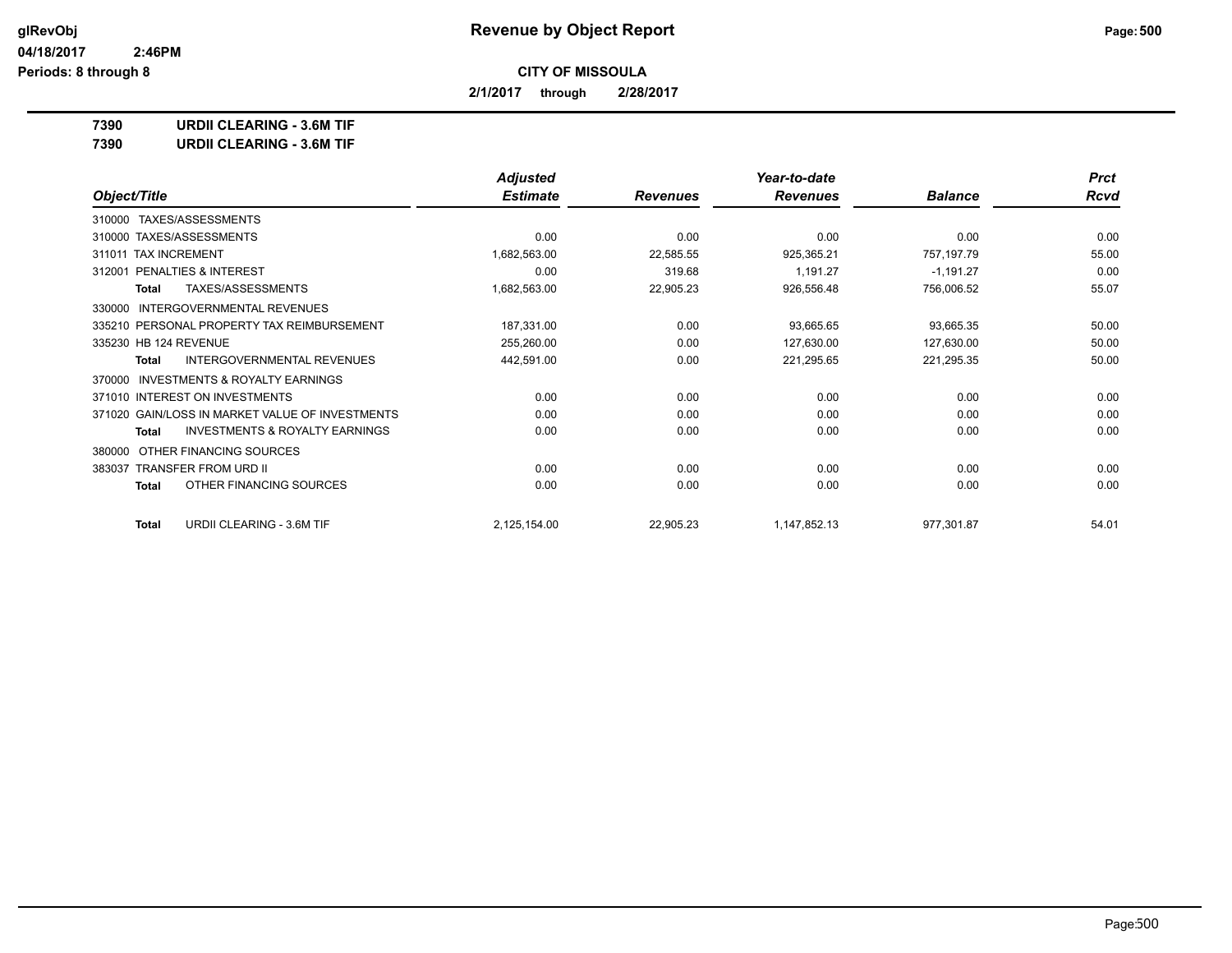# Revenue by Object Report

glRevObj
04/18/2017 2:46PM
Periods: 8 through 8

**CITY OF MISSOULA**

**2/1/2017 through 2/28/2017**

**7390 URDII CLEARING - 3.6M TIF**
**7390 URDII CLEARING - 3.6M TIF**

| Object/Title | Adjusted Estimate | Revenues | Year-to-date Revenues | Balance | Prct Rcvd |
|---|---|---|---|---|---|
| 310000 TAXES/ASSESSMENTS | | | | | |
| 310000 TAXES/ASSESSMENTS | 0.00 | 0.00 | 0.00 | 0.00 | 0.00 |
| 311011 TAX INCREMENT | 1,682,563.00 | 22,585.55 | 925,365.21 | 757,197.79 | 55.00 |
| 312001 PENALTIES & INTEREST | 0.00 | 319.68 | 1,191.27 | -1,191.27 | 0.00 |
| **Total** TAXES/ASSESSMENTS | 1,682,563.00 | 22,905.23 | 926,556.48 | 756,006.52 | 55.07 |
| 330000 INTERGOVERNMENTAL REVENUES | | | | | |
| 335210 PERSONAL PROPERTY TAX REIMBURSEMENT | 187,331.00 | 0.00 | 93,665.65 | 93,665.35 | 50.00 |
| 335230 HB 124 REVENUE | 255,260.00 | 0.00 | 127,630.00 | 127,630.00 | 50.00 |
| **Total** INTERGOVERNMENTAL REVENUES | 442,591.00 | 0.00 | 221,295.65 | 221,295.35 | 50.00 |
| 370000 INVESTMENTS & ROYALTY EARNINGS | | | | | |
| 371010 INTEREST ON INVESTMENTS | 0.00 | 0.00 | 0.00 | 0.00 | 0.00 |
| 371020 GAIN/LOSS IN MARKET VALUE OF INVESTMENTS | 0.00 | 0.00 | 0.00 | 0.00 | 0.00 |
| **Total** INVESTMENTS & ROYALTY EARNINGS | 0.00 | 0.00 | 0.00 | 0.00 | 0.00 |
| 380000 OTHER FINANCING SOURCES | | | | | |
| 383037 TRANSFER FROM URD II | 0.00 | 0.00 | 0.00 | 0.00 | 0.00 |
| **Total** OTHER FINANCING SOURCES | 0.00 | 0.00 | 0.00 | 0.00 | 0.00 |
| **Total** URDII CLEARING - 3.6M TIF | 2,125,154.00 | 22,905.23 | 1,147,852.13 | 977,301.87 | 54.01 |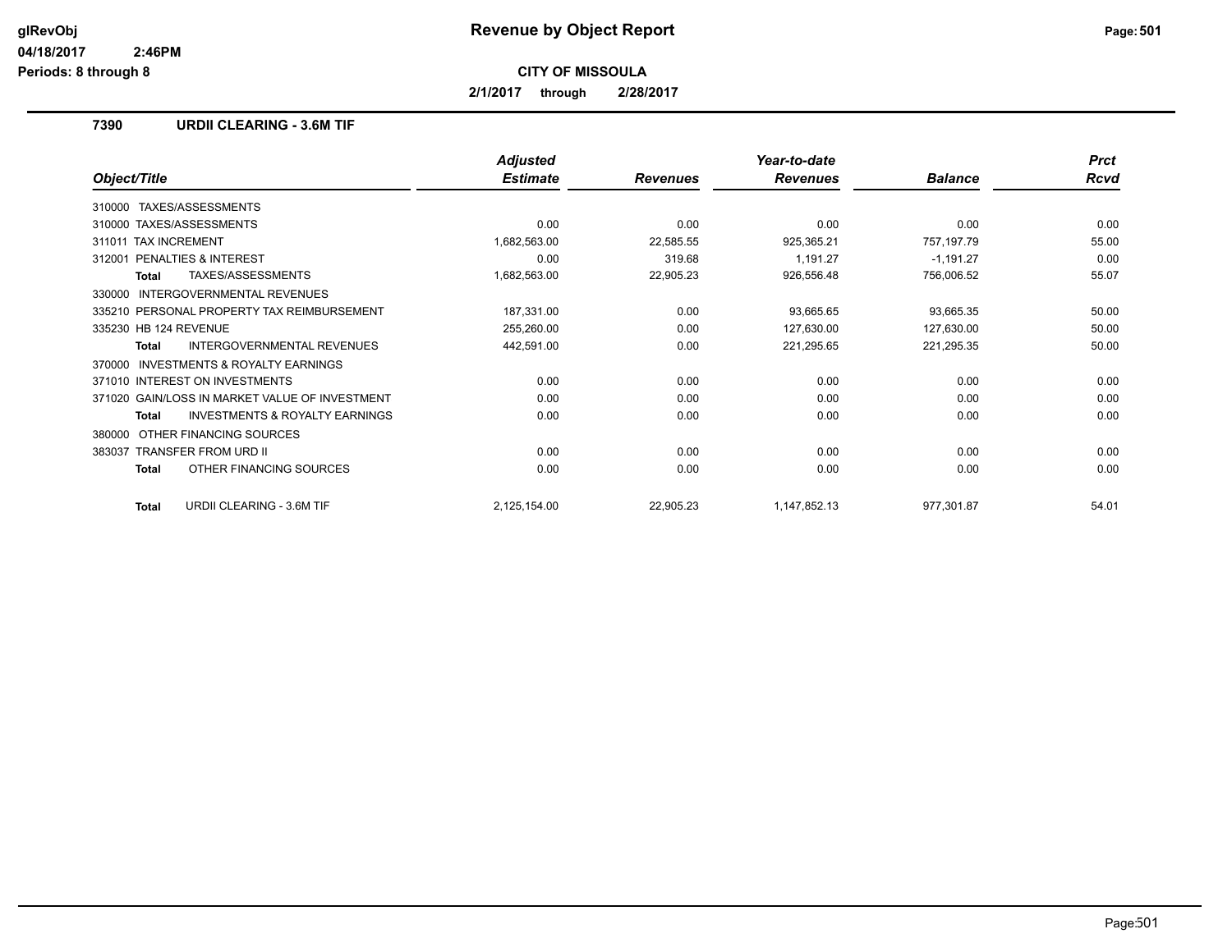# Revenue by Object Report

**CITY OF MISSOULA**

**2/1/2017 through 2/28/2017**

glRevObj
04/18/2017 2:46PM
Periods: 8 through 8

## 7390 URDII CLEARING - 3.6M TIF

| Object/Title | Adjusted Estimate | Revenues | Year-to-date Revenues | Balance | Prct Rcvd |
|---|---|---|---|---|---|
| 310000 TAXES/ASSESSMENTS | | | | | |
| 310000 TAXES/ASSESSMENTS | 0.00 | 0.00 | 0.00 | 0.00 | 0.00 |
| 311011 TAX INCREMENT | 1,682,563.00 | 22,585.55 | 925,365.21 | 757,197.79 | 55.00 |
| 312001 PENALTIES & INTEREST | 0.00 | 319.68 | 1,191.27 | -1,191.27 | 0.00 |
| **Total** TAXES/ASSESSMENTS | 1,682,563.00 | 22,905.23 | 926,556.48 | 756,006.52 | 55.07 |
| 330000 INTERGOVERNMENTAL REVENUES | | | | | |
| 335210 PERSONAL PROPERTY TAX REIMBURSEMENT | 187,331.00 | 0.00 | 93,665.65 | 93,665.35 | 50.00 |
| 335230 HB 124 REVENUE | 255,260.00 | 0.00 | 127,630.00 | 127,630.00 | 50.00 |
| **Total** INTERGOVERNMENTAL REVENUES | 442,591.00 | 0.00 | 221,295.65 | 221,295.35 | 50.00 |
| 370000 INVESTMENTS & ROYALTY EARNINGS | | | | | |
| 371010 INTEREST ON INVESTMENTS | 0.00 | 0.00 | 0.00 | 0.00 | 0.00 |
| 371020 GAIN/LOSS IN MARKET VALUE OF INVESTMENT | 0.00 | 0.00 | 0.00 | 0.00 | 0.00 |
| **Total** INVESTMENTS & ROYALTY EARNINGS | 0.00 | 0.00 | 0.00 | 0.00 | 0.00 |
| 380000 OTHER FINANCING SOURCES | | | | | |
| 383037 TRANSFER FROM URD II | 0.00 | 0.00 | 0.00 | 0.00 | 0.00 |
| **Total** OTHER FINANCING SOURCES | 0.00 | 0.00 | 0.00 | 0.00 | 0.00 |
| **Total** URDII CLEARING - 3.6M TIF | 2,125,154.00 | 22,905.23 | 1,147,852.13 | 977,301.87 | 54.01 |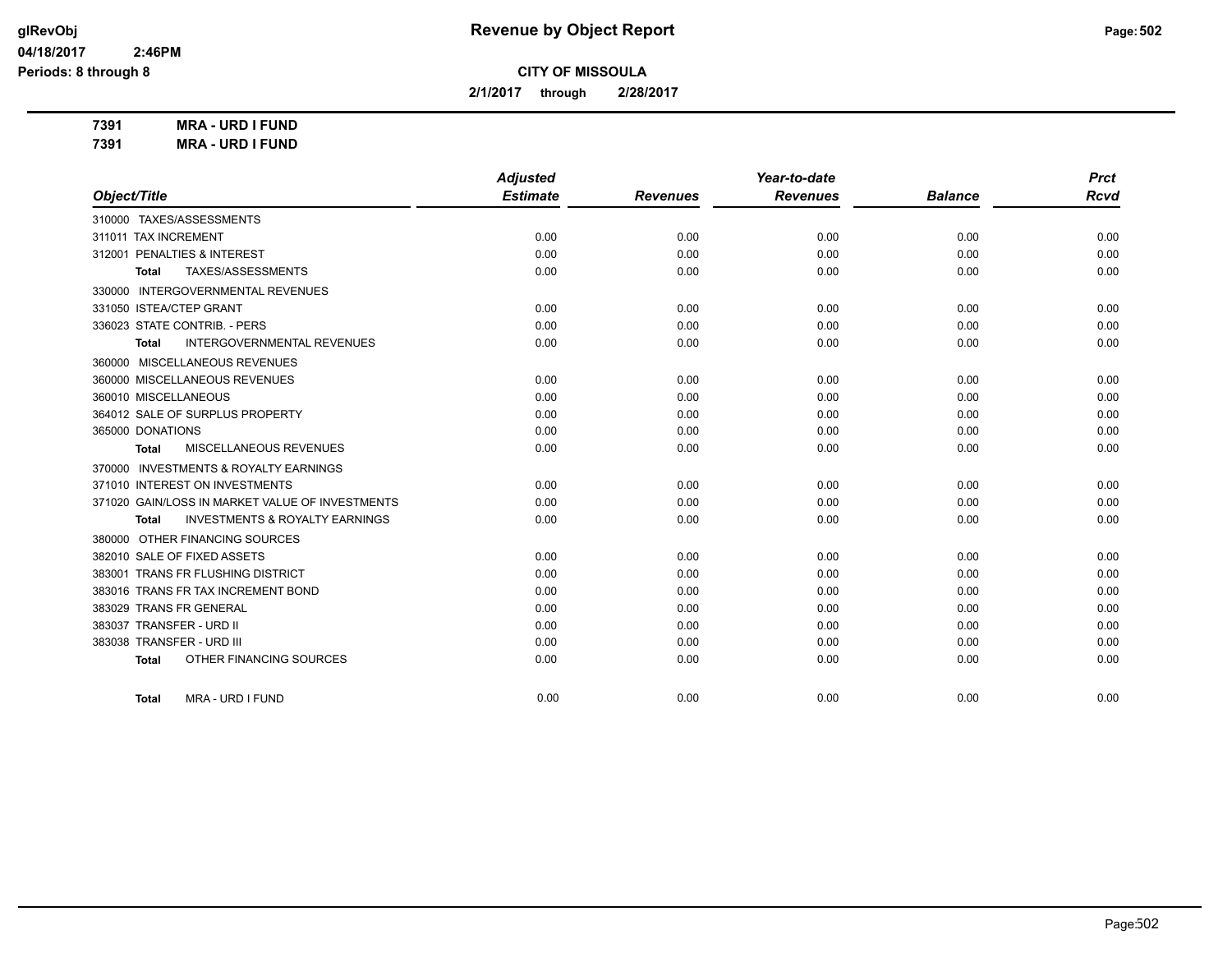# Revenue by Object Report

glRevObj
04/18/2017 2:46PM
Periods: 8 through 8

**CITY OF MISSOULA**

**2/1/2017 through 2/28/2017**

**7391 MRA - URD I FUND**
**7391 MRA - URD I FUND**

| Object/Title | Adjusted Estimate | Revenues | Year-to-date Revenues | Balance | Prct Rcvd |
|---|---|---|---|---|---|
| 310000 TAXES/ASSESSMENTS | | | | | |
| 311011 TAX INCREMENT | 0.00 | 0.00 | 0.00 | 0.00 | 0.00 |
| 312001 PENALTIES & INTEREST | 0.00 | 0.00 | 0.00 | 0.00 | 0.00 |
| **Total** TAXES/ASSESSMENTS | 0.00 | 0.00 | 0.00 | 0.00 | 0.00 |
| 330000 INTERGOVERNMENTAL REVENUES | | | | | |
| 331050 ISTEA/CTEP GRANT | 0.00 | 0.00 | 0.00 | 0.00 | 0.00 |
| 336023 STATE CONTRIB. - PERS | 0.00 | 0.00 | 0.00 | 0.00 | 0.00 |
| **Total** INTERGOVERNMENTAL REVENUES | 0.00 | 0.00 | 0.00 | 0.00 | 0.00 |
| 360000 MISCELLANEOUS REVENUES | | | | | |
| 360000 MISCELLANEOUS REVENUES | 0.00 | 0.00 | 0.00 | 0.00 | 0.00 |
| 360010 MISCELLANEOUS | 0.00 | 0.00 | 0.00 | 0.00 | 0.00 |
| 364012 SALE OF SURPLUS PROPERTY | 0.00 | 0.00 | 0.00 | 0.00 | 0.00 |
| 365000 DONATIONS | 0.00 | 0.00 | 0.00 | 0.00 | 0.00 |
| **Total** MISCELLANEOUS REVENUES | 0.00 | 0.00 | 0.00 | 0.00 | 0.00 |
| 370000 INVESTMENTS & ROYALTY EARNINGS | | | | | |
| 371010 INTEREST ON INVESTMENTS | 0.00 | 0.00 | 0.00 | 0.00 | 0.00 |
| 371020 GAIN/LOSS IN MARKET VALUE OF INVESTMENTS | 0.00 | 0.00 | 0.00 | 0.00 | 0.00 |
| **Total** INVESTMENTS & ROYALTY EARNINGS | 0.00 | 0.00 | 0.00 | 0.00 | 0.00 |
| 380000 OTHER FINANCING SOURCES | | | | | |
| 382010 SALE OF FIXED ASSETS | 0.00 | 0.00 | 0.00 | 0.00 | 0.00 |
| 383001 TRANS FR FLUSHING DISTRICT | 0.00 | 0.00 | 0.00 | 0.00 | 0.00 |
| 383016 TRANS FR TAX INCREMENT BOND | 0.00 | 0.00 | 0.00 | 0.00 | 0.00 |
| 383029 TRANS FR GENERAL | 0.00 | 0.00 | 0.00 | 0.00 | 0.00 |
| 383037 TRANSFER - URD II | 0.00 | 0.00 | 0.00 | 0.00 | 0.00 |
| 383038 TRANSFER - URD III | 0.00 | 0.00 | 0.00 | 0.00 | 0.00 |
| **Total** OTHER FINANCING SOURCES | 0.00 | 0.00 | 0.00 | 0.00 | 0.00 |
| **Total** MRA - URD I FUND | 0.00 | 0.00 | 0.00 | 0.00 | 0.00 |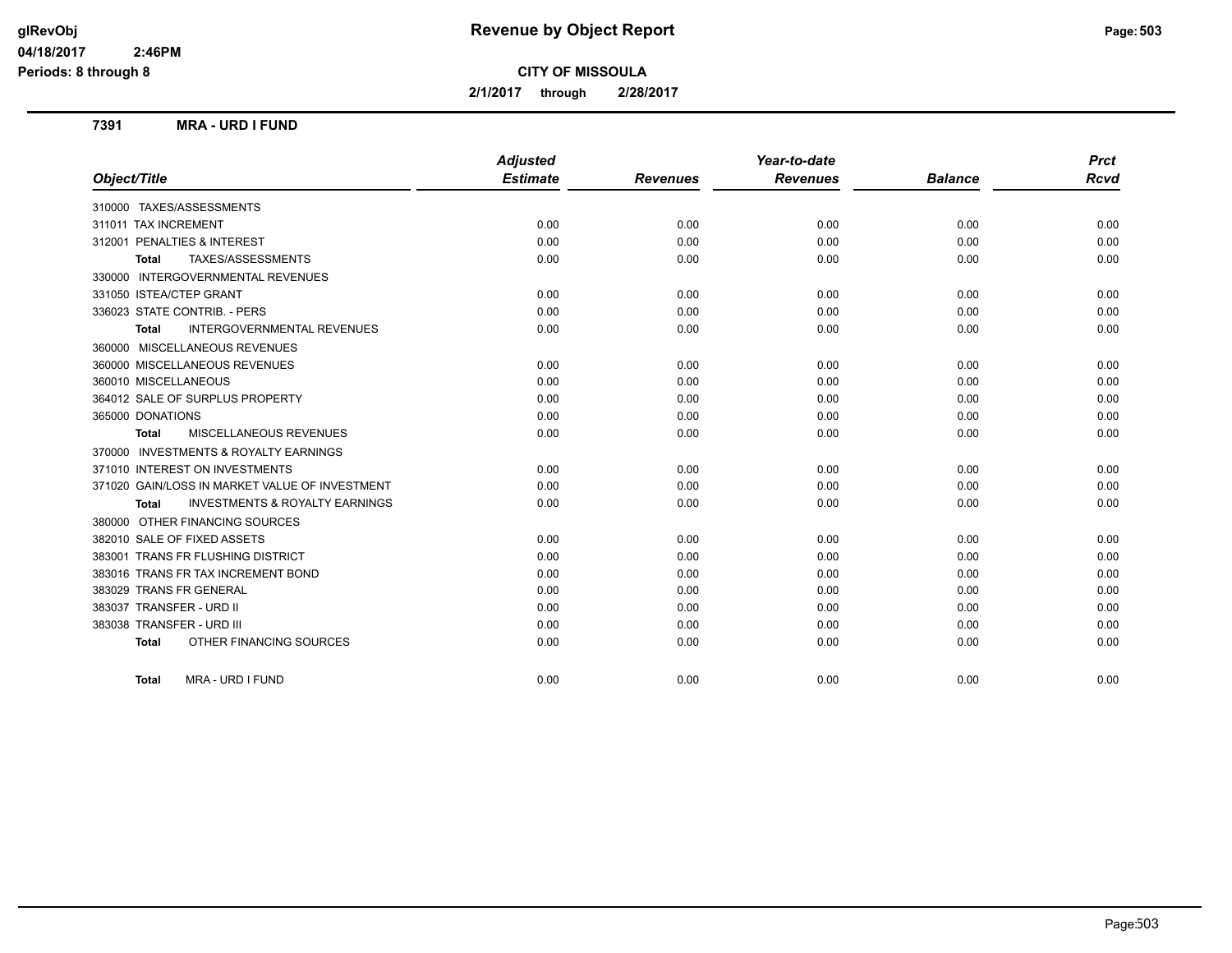# Revenue by Object Report

**CITY OF MISSOULA**

**2/1/2017 through 2/28/2017**

glRevObj
04/18/2017 2:46PM
Periods: 8 through 8

## 7391 MRA - URD I FUND

| Object/Title | Adjusted Estimate | Revenues | Year-to-date Revenues | Balance | Prct Rcvd |
|---|---|---|---|---|---|
| 310000 TAXES/ASSESSMENTS | | | | | |
| 311011 TAX INCREMENT | 0.00 | 0.00 | 0.00 | 0.00 | 0.00 |
| 312001 PENALTIES & INTEREST | 0.00 | 0.00 | 0.00 | 0.00 | 0.00 |
| **Total** TAXES/ASSESSMENTS | 0.00 | 0.00 | 0.00 | 0.00 | 0.00 |
| 330000 INTERGOVERNMENTAL REVENUES | | | | | |
| 331050 ISTEA/CTEP GRANT | 0.00 | 0.00 | 0.00 | 0.00 | 0.00 |
| 336023 STATE CONTRIB. - PERS | 0.00 | 0.00 | 0.00 | 0.00 | 0.00 |
| **Total** INTERGOVERNMENTAL REVENUES | 0.00 | 0.00 | 0.00 | 0.00 | 0.00 |
| 360000 MISCELLANEOUS REVENUES | | | | | |
| 360000 MISCELLANEOUS REVENUES | 0.00 | 0.00 | 0.00 | 0.00 | 0.00 |
| 360010 MISCELLANEOUS | 0.00 | 0.00 | 0.00 | 0.00 | 0.00 |
| 364012 SALE OF SURPLUS PROPERTY | 0.00 | 0.00 | 0.00 | 0.00 | 0.00 |
| 365000 DONATIONS | 0.00 | 0.00 | 0.00 | 0.00 | 0.00 |
| **Total** MISCELLANEOUS REVENUES | 0.00 | 0.00 | 0.00 | 0.00 | 0.00 |
| 370000 INVESTMENTS & ROYALTY EARNINGS | | | | | |
| 371010 INTEREST ON INVESTMENTS | 0.00 | 0.00 | 0.00 | 0.00 | 0.00 |
| 371020 GAIN/LOSS IN MARKET VALUE OF INVESTMENT | 0.00 | 0.00 | 0.00 | 0.00 | 0.00 |
| **Total** INVESTMENTS & ROYALTY EARNINGS | 0.00 | 0.00 | 0.00 | 0.00 | 0.00 |
| 380000 OTHER FINANCING SOURCES | | | | | |
| 382010 SALE OF FIXED ASSETS | 0.00 | 0.00 | 0.00 | 0.00 | 0.00 |
| 383001 TRANS FR FLUSHING DISTRICT | 0.00 | 0.00 | 0.00 | 0.00 | 0.00 |
| 383016 TRANS FR TAX INCREMENT BOND | 0.00 | 0.00 | 0.00 | 0.00 | 0.00 |
| 383029 TRANS FR GENERAL | 0.00 | 0.00 | 0.00 | 0.00 | 0.00 |
| 383037 TRANSFER - URD II | 0.00 | 0.00 | 0.00 | 0.00 | 0.00 |
| 383038 TRANSFER - URD III | 0.00 | 0.00 | 0.00 | 0.00 | 0.00 |
| **Total** OTHER FINANCING SOURCES | 0.00 | 0.00 | 0.00 | 0.00 | 0.00 |
| **Total** MRA - URD I FUND | 0.00 | 0.00 | 0.00 | 0.00 | 0.00 |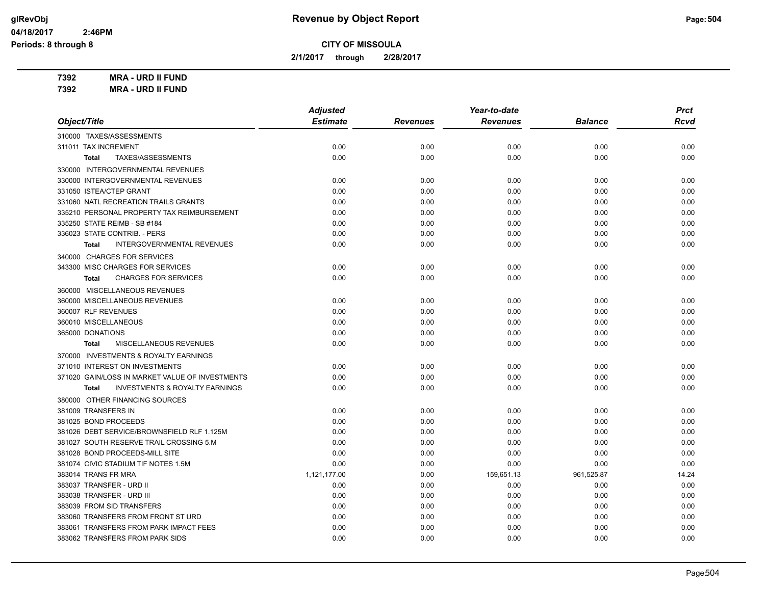# Revenue by Object Report

glRevObj
04/18/2017 2:46PM
Periods: 8 through 8

**CITY OF MISSOULA**

**2/1/2017 through 2/28/2017**

**7392 MRA - URD II FUND**
**7392 MRA - URD II FUND**

| Object/Title | Adjusted Estimate | Revenues | Year-to-date Revenues | Balance | Prct Rcvd |
|---|---|---|---|---|---|
| 310000 TAXES/ASSESSMENTS | | | | | |
| 311011 TAX INCREMENT | 0.00 | 0.00 | 0.00 | 0.00 | 0.00 |
| **Total** TAXES/ASSESSMENTS | 0.00 | 0.00 | 0.00 | 0.00 | 0.00 |
| 330000 INTERGOVERNMENTAL REVENUES | | | | | |
| 330000 INTERGOVERNMENTAL REVENUES | 0.00 | 0.00 | 0.00 | 0.00 | 0.00 |
| 331050 ISTEA/CTEP GRANT | 0.00 | 0.00 | 0.00 | 0.00 | 0.00 |
| 331060 NATL RECREATION TRAILS GRANTS | 0.00 | 0.00 | 0.00 | 0.00 | 0.00 |
| 335210 PERSONAL PROPERTY TAX REIMBURSEMENT | 0.00 | 0.00 | 0.00 | 0.00 | 0.00 |
| 335250 STATE REIMB - SB #184 | 0.00 | 0.00 | 0.00 | 0.00 | 0.00 |
| 336023 STATE CONTRIB. - PERS | 0.00 | 0.00 | 0.00 | 0.00 | 0.00 |
| **Total** INTERGOVERNMENTAL REVENUES | 0.00 | 0.00 | 0.00 | 0.00 | 0.00 |
| 340000 CHARGES FOR SERVICES | | | | | |
| 343300 MISC CHARGES FOR SERVICES | 0.00 | 0.00 | 0.00 | 0.00 | 0.00 |
| **Total** CHARGES FOR SERVICES | 0.00 | 0.00 | 0.00 | 0.00 | 0.00 |
| 360000 MISCELLANEOUS REVENUES | | | | | |
| 360000 MISCELLANEOUS REVENUES | 0.00 | 0.00 | 0.00 | 0.00 | 0.00 |
| 360007 RLF REVENUES | 0.00 | 0.00 | 0.00 | 0.00 | 0.00 |
| 360010 MISCELLANEOUS | 0.00 | 0.00 | 0.00 | 0.00 | 0.00 |
| 365000 DONATIONS | 0.00 | 0.00 | 0.00 | 0.00 | 0.00 |
| **Total** MISCELLANEOUS REVENUES | 0.00 | 0.00 | 0.00 | 0.00 | 0.00 |
| 370000 INVESTMENTS & ROYALTY EARNINGS | | | | | |
| 371010 INTEREST ON INVESTMENTS | 0.00 | 0.00 | 0.00 | 0.00 | 0.00 |
| 371020 GAIN/LOSS IN MARKET VALUE OF INVESTMENTS | 0.00 | 0.00 | 0.00 | 0.00 | 0.00 |
| **Total** INVESTMENTS & ROYALTY EARNINGS | 0.00 | 0.00 | 0.00 | 0.00 | 0.00 |
| 380000 OTHER FINANCING SOURCES | | | | | |
| 381009 TRANSFERS IN | 0.00 | 0.00 | 0.00 | 0.00 | 0.00 |
| 381025 BOND PROCEEDS | 0.00 | 0.00 | 0.00 | 0.00 | 0.00 |
| 381026 DEBT SERVICE/BROWNSFIELD RLF 1.125M | 0.00 | 0.00 | 0.00 | 0.00 | 0.00 |
| 381027 SOUTH RESERVE TRAIL CROSSING 5.M | 0.00 | 0.00 | 0.00 | 0.00 | 0.00 |
| 381028 BOND PROCEEDS-MILL SITE | 0.00 | 0.00 | 0.00 | 0.00 | 0.00 |
| 381074 CIVIC STADIUM TIF NOTES 1.5M | 0.00 | 0.00 | 0.00 | 0.00 | 0.00 |
| 383014 TRANS FR MRA | 1,121,177.00 | 0.00 | 159,651.13 | 961,525.87 | 14.24 |
| 383037 TRANSFER - URD II | 0.00 | 0.00 | 0.00 | 0.00 | 0.00 |
| 383038 TRANSFER - URD III | 0.00 | 0.00 | 0.00 | 0.00 | 0.00 |
| 383039 FROM SID TRANSFERS | 0.00 | 0.00 | 0.00 | 0.00 | 0.00 |
| 383060 TRANSFERS FROM FRONT ST URD | 0.00 | 0.00 | 0.00 | 0.00 | 0.00 |
| 383061 TRANSFERS FROM PARK IMPACT FEES | 0.00 | 0.00 | 0.00 | 0.00 | 0.00 |
| 383062 TRANSFERS FROM PARK SIDS | 0.00 | 0.00 | 0.00 | 0.00 | 0.00 |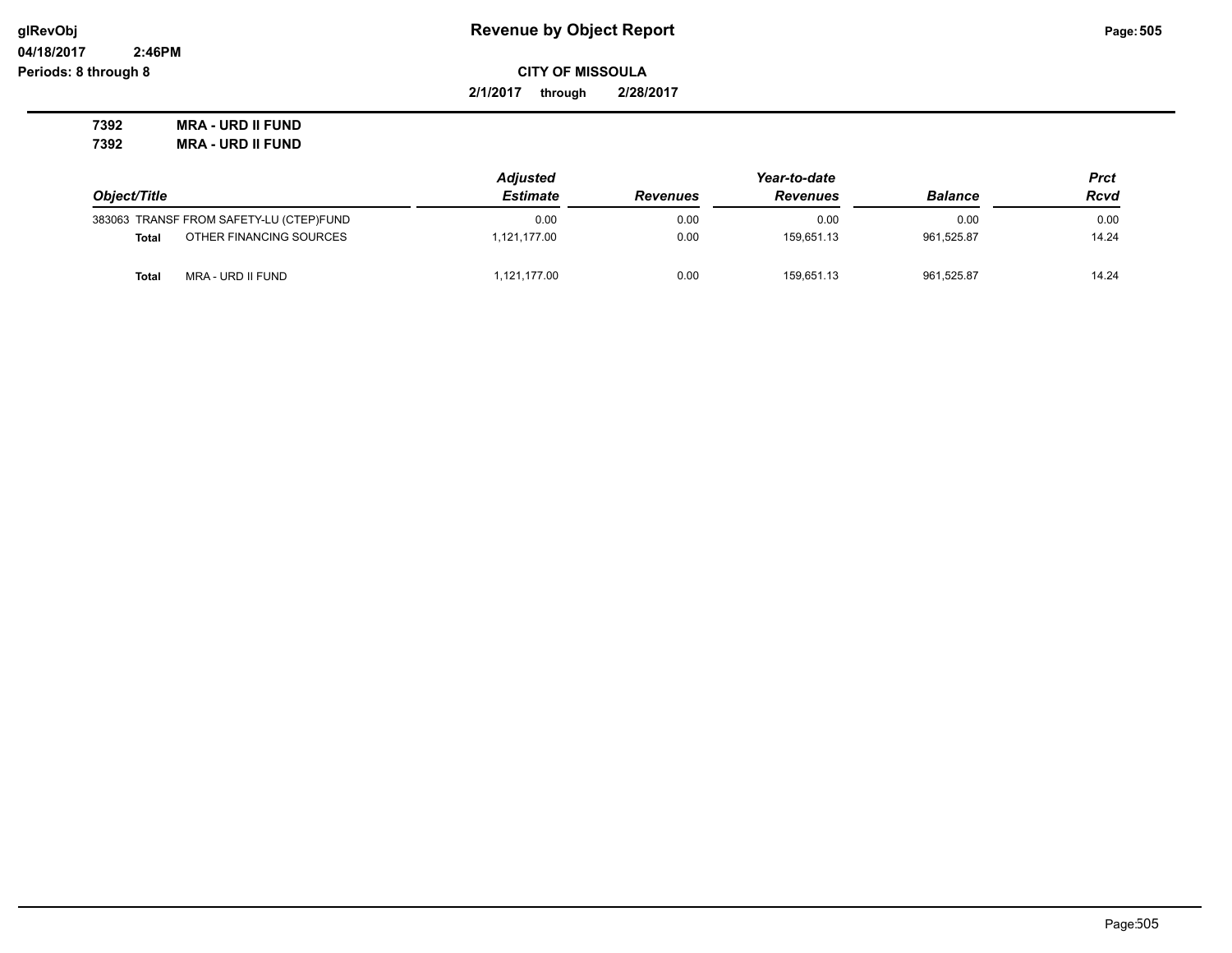# Revenue by Object Report

**CITY OF MISSOULA**

**2/1/2017 through 2/28/2017**

**7392 MRA - URD II FUND**
**7392 MRA - URD II FUND**

| Object/Title | Adjusted Estimate | Revenues | Year-to-date Revenues | Balance | Prct Rcvd |
|---|---|---|---|---|---|
| 383063 TRANSF FROM SAFETY-LU (CTEP)FUND | 0.00 | 0.00 | 0.00 | 0.00 | 0.00 |
| **Total** OTHER FINANCING SOURCES | 1,121,177.00 | 0.00 | 159,651.13 | 961,525.87 | 14.24 |
| **Total** MRA - URD II FUND | 1,121,177.00 | 0.00 | 159,651.13 | 961,525.87 | 14.24 |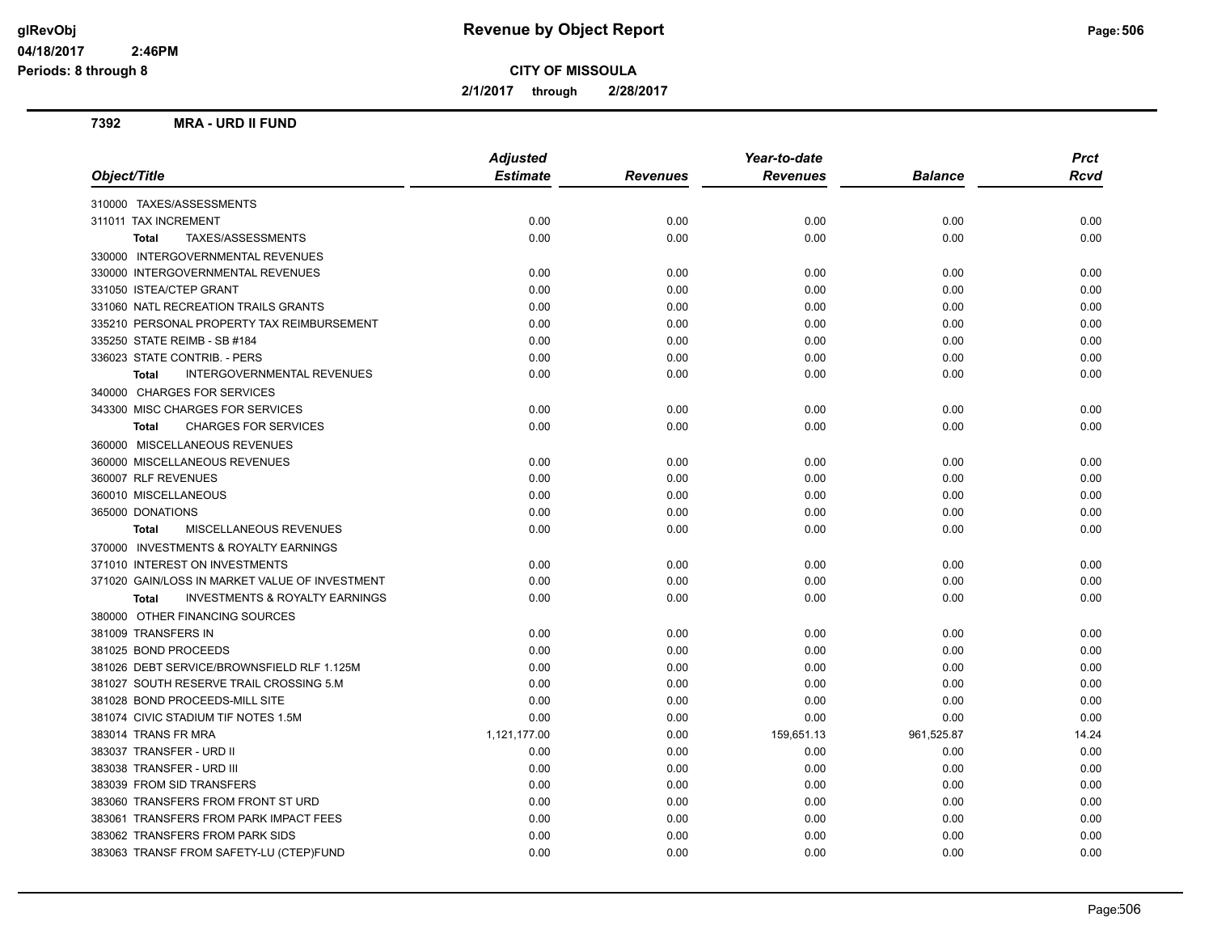glRevObj
04/18/2017 2:46PM
Periods: 8 through 8

# Revenue by Object Report

**CITY OF MISSOULA**

**2/1/2017 through 2/28/2017**

## 7392 MRA - URD II FUND

| Object/Title | Adjusted Estimate | Revenues | Year-to-date Revenues | Balance | Prct Rcvd |
|---|---|---|---|---|---|
| 310000 TAXES/ASSESSMENTS | | | | | |
| 311011 TAX INCREMENT | 0.00 | 0.00 | 0.00 | 0.00 | 0.00 |
| **Total** TAXES/ASSESSMENTS | 0.00 | 0.00 | 0.00 | 0.00 | 0.00 |
| 330000 INTERGOVERNMENTAL REVENUES | | | | | |
| 330000 INTERGOVERNMENTAL REVENUES | 0.00 | 0.00 | 0.00 | 0.00 | 0.00 |
| 331050 ISTEA/CTEP GRANT | 0.00 | 0.00 | 0.00 | 0.00 | 0.00 |
| 331060 NATL RECREATION TRAILS GRANTS | 0.00 | 0.00 | 0.00 | 0.00 | 0.00 |
| 335210 PERSONAL PROPERTY TAX REIMBURSEMENT | 0.00 | 0.00 | 0.00 | 0.00 | 0.00 |
| 335250 STATE REIMB - SB #184 | 0.00 | 0.00 | 0.00 | 0.00 | 0.00 |
| 336023 STATE CONTRIB. - PERS | 0.00 | 0.00 | 0.00 | 0.00 | 0.00 |
| **Total** INTERGOVERNMENTAL REVENUES | 0.00 | 0.00 | 0.00 | 0.00 | 0.00 |
| 340000 CHARGES FOR SERVICES | | | | | |
| 343300 MISC CHARGES FOR SERVICES | 0.00 | 0.00 | 0.00 | 0.00 | 0.00 |
| **Total** CHARGES FOR SERVICES | 0.00 | 0.00 | 0.00 | 0.00 | 0.00 |
| 360000 MISCELLANEOUS REVENUES | | | | | |
| 360000 MISCELLANEOUS REVENUES | 0.00 | 0.00 | 0.00 | 0.00 | 0.00 |
| 360007 RLF REVENUES | 0.00 | 0.00 | 0.00 | 0.00 | 0.00 |
| 360010 MISCELLANEOUS | 0.00 | 0.00 | 0.00 | 0.00 | 0.00 |
| 365000 DONATIONS | 0.00 | 0.00 | 0.00 | 0.00 | 0.00 |
| **Total** MISCELLANEOUS REVENUES | 0.00 | 0.00 | 0.00 | 0.00 | 0.00 |
| 370000 INVESTMENTS & ROYALTY EARNINGS | | | | | |
| 371010 INTEREST ON INVESTMENTS | 0.00 | 0.00 | 0.00 | 0.00 | 0.00 |
| 371020 GAIN/LOSS IN MARKET VALUE OF INVESTMENT | 0.00 | 0.00 | 0.00 | 0.00 | 0.00 |
| **Total** INVESTMENTS & ROYALTY EARNINGS | 0.00 | 0.00 | 0.00 | 0.00 | 0.00 |
| 380000 OTHER FINANCING SOURCES | | | | | |
| 381009 TRANSFERS IN | 0.00 | 0.00 | 0.00 | 0.00 | 0.00 |
| 381025 BOND PROCEEDS | 0.00 | 0.00 | 0.00 | 0.00 | 0.00 |
| 381026 DEBT SERVICE/BROWNSFIELD RLF 1.125M | 0.00 | 0.00 | 0.00 | 0.00 | 0.00 |
| 381027 SOUTH RESERVE TRAIL CROSSING 5.M | 0.00 | 0.00 | 0.00 | 0.00 | 0.00 |
| 381028 BOND PROCEEDS-MILL SITE | 0.00 | 0.00 | 0.00 | 0.00 | 0.00 |
| 381074 CIVIC STADIUM TIF NOTES 1.5M | 0.00 | 0.00 | 0.00 | 0.00 | 0.00 |
| 383014 TRANS FR MRA | 1,121,177.00 | 0.00 | 159,651.13 | 961,525.87 | 14.24 |
| 383037 TRANSFER - URD II | 0.00 | 0.00 | 0.00 | 0.00 | 0.00 |
| 383038 TRANSFER - URD III | 0.00 | 0.00 | 0.00 | 0.00 | 0.00 |
| 383039 FROM SID TRANSFERS | 0.00 | 0.00 | 0.00 | 0.00 | 0.00 |
| 383060 TRANSFERS FROM FRONT ST URD | 0.00 | 0.00 | 0.00 | 0.00 | 0.00 |
| 383061 TRANSFERS FROM PARK IMPACT FEES | 0.00 | 0.00 | 0.00 | 0.00 | 0.00 |
| 383062 TRANSFERS FROM PARK SIDS | 0.00 | 0.00 | 0.00 | 0.00 | 0.00 |
| 383063 TRANSF FROM SAFETY-LU (CTEP)FUND | 0.00 | 0.00 | 0.00 | 0.00 | 0.00 |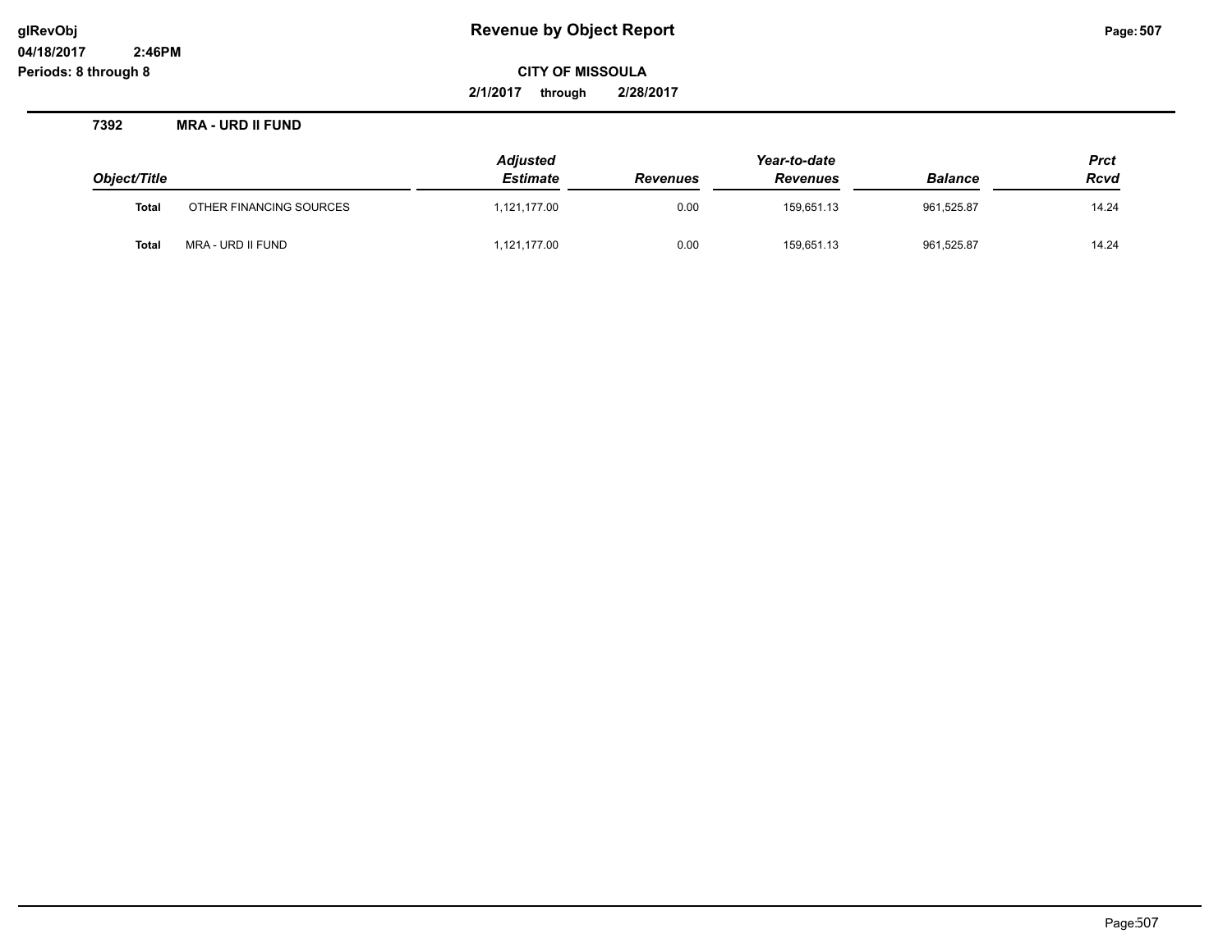# Revenue by Object Report

**CITY OF MISSOULA**

**2/1/2017 through 2/28/2017**

**7392 MRA - URD II FUND**

| Object/Title | | Adjusted Estimate | Revenues | Year-to-date Revenues | Balance | Prct Rcvd |
|---|---|---|---|---|---|---|
| **Total** | OTHER FINANCING SOURCES | 1,121,177.00 | 0.00 | 159,651.13 | 961,525.87 | 14.24 |
| **Total** | MRA - URD II FUND | 1,121,177.00 | 0.00 | 159,651.13 | 961,525.87 | 14.24 |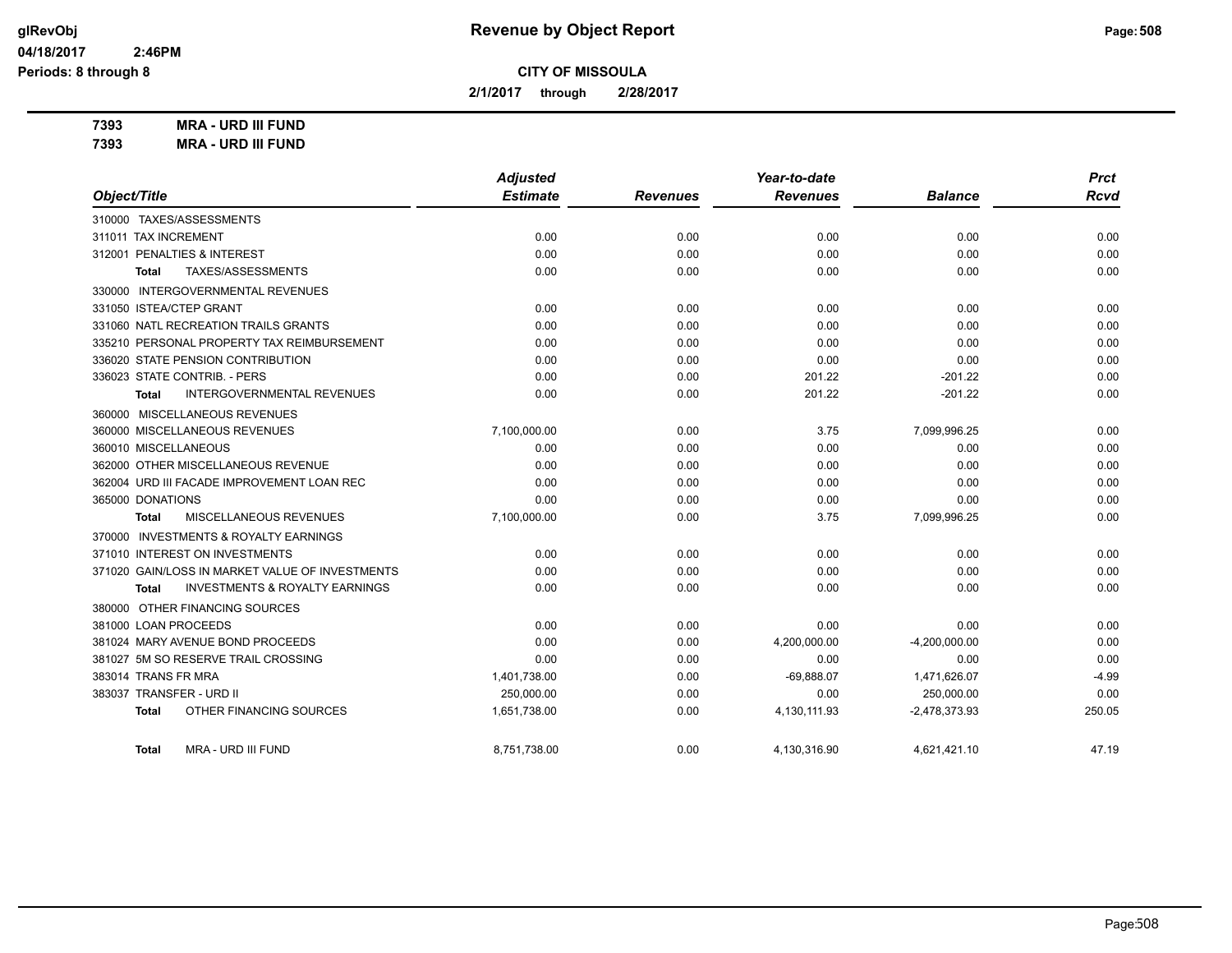# Revenue by Object Report

glRevObj
04/18/2017 2:46PM
Periods: 8 through 8

**CITY OF MISSOULA**

**2/1/2017 through 2/28/2017**

**7393 MRA - URD III FUND**
**7393 MRA - URD III FUND**

| Object/Title | Adjusted Estimate | Revenues | Year-to-date Revenues | Balance | Prct Rcvd |
|---|---|---|---|---|---|
| 310000 TAXES/ASSESSMENTS | | | | | |
| 311011 TAX INCREMENT | 0.00 | 0.00 | 0.00 | 0.00 | 0.00 |
| 312001 PENALTIES & INTEREST | 0.00 | 0.00 | 0.00 | 0.00 | 0.00 |
| **Total** TAXES/ASSESSMENTS | 0.00 | 0.00 | 0.00 | 0.00 | 0.00 |
| 330000 INTERGOVERNMENTAL REVENUES | | | | | |
| 331050 ISTEA/CTEP GRANT | 0.00 | 0.00 | 0.00 | 0.00 | 0.00 |
| 331060 NATL RECREATION TRAILS GRANTS | 0.00 | 0.00 | 0.00 | 0.00 | 0.00 |
| 335210 PERSONAL PROPERTY TAX REIMBURSEMENT | 0.00 | 0.00 | 0.00 | 0.00 | 0.00 |
| 336020 STATE PENSION CONTRIBUTION | 0.00 | 0.00 | 0.00 | 0.00 | 0.00 |
| 336023 STATE CONTRIB. - PERS | 0.00 | 0.00 | 201.22 | -201.22 | 0.00 |
| **Total** INTERGOVERNMENTAL REVENUES | 0.00 | 0.00 | 201.22 | -201.22 | 0.00 |
| 360000 MISCELLANEOUS REVENUES | | | | | |
| 360000 MISCELLANEOUS REVENUES | 7,100,000.00 | 0.00 | 3.75 | 7,099,996.25 | 0.00 |
| 360010 MISCELLANEOUS | 0.00 | 0.00 | 0.00 | 0.00 | 0.00 |
| 362000 OTHER MISCELLANEOUS REVENUE | 0.00 | 0.00 | 0.00 | 0.00 | 0.00 |
| 362004 URD III FACADE IMPROVEMENT LOAN REC | 0.00 | 0.00 | 0.00 | 0.00 | 0.00 |
| 365000 DONATIONS | 0.00 | 0.00 | 0.00 | 0.00 | 0.00 |
| **Total** MISCELLANEOUS REVENUES | 7,100,000.00 | 0.00 | 3.75 | 7,099,996.25 | 0.00 |
| 370000 INVESTMENTS & ROYALTY EARNINGS | | | | | |
| 371010 INTEREST ON INVESTMENTS | 0.00 | 0.00 | 0.00 | 0.00 | 0.00 |
| 371020 GAIN/LOSS IN MARKET VALUE OF INVESTMENTS | 0.00 | 0.00 | 0.00 | 0.00 | 0.00 |
| **Total** INVESTMENTS & ROYALTY EARNINGS | 0.00 | 0.00 | 0.00 | 0.00 | 0.00 |
| 380000 OTHER FINANCING SOURCES | | | | | |
| 381000 LOAN PROCEEDS | 0.00 | 0.00 | 0.00 | 0.00 | 0.00 |
| 381024 MARY AVENUE BOND PROCEEDS | 0.00 | 0.00 | 4,200,000.00 | -4,200,000.00 | 0.00 |
| 381027 5M SO RESERVE TRAIL CROSSING | 0.00 | 0.00 | 0.00 | 0.00 | 0.00 |
| 383014 TRANS FR MRA | 1,401,738.00 | 0.00 | -69,888.07 | 1,471,626.07 | -4.99 |
| 383037 TRANSFER - URD II | 250,000.00 | 0.00 | 0.00 | 250,000.00 | 0.00 |
| **Total** OTHER FINANCING SOURCES | 1,651,738.00 | 0.00 | 4,130,111.93 | -2,478,373.93 | 250.05 |
| **Total** MRA - URD III FUND | 8,751,738.00 | 0.00 | 4,130,316.90 | 4,621,421.10 | 47.19 |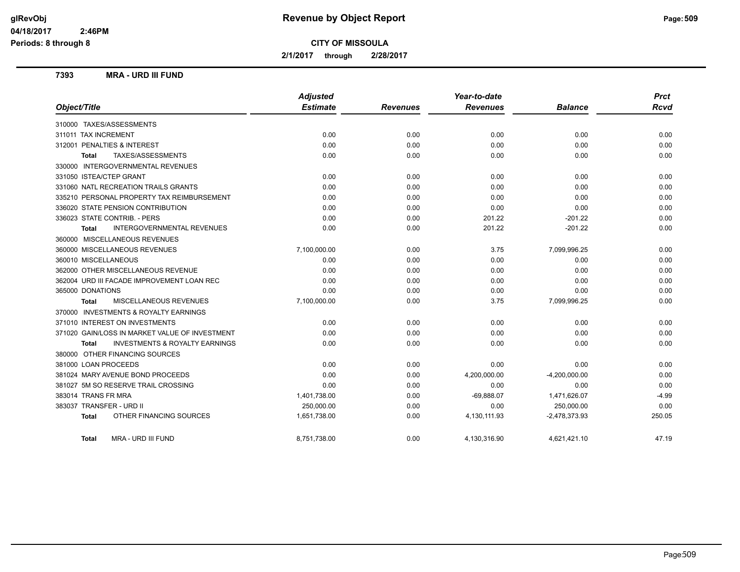# Revenue by Object Report

**CITY OF MISSOULA**

**2/1/2017 through 2/28/2017**

glRevObj
04/18/2017 2:46PM
Periods: 8 through 8

## 7393 MRA - URD III FUND

| Object/Title | Adjusted Estimate | Revenues | Year-to-date Revenues | Balance | Prct Rcvd |
|---|---|---|---|---|---|
| 310000 TAXES/ASSESSMENTS | | | | | |
| 311011 TAX INCREMENT | 0.00 | 0.00 | 0.00 | 0.00 | 0.00 |
| 312001 PENALTIES & INTEREST | 0.00 | 0.00 | 0.00 | 0.00 | 0.00 |
| **Total** TAXES/ASSESSMENTS | 0.00 | 0.00 | 0.00 | 0.00 | 0.00 |
| 330000 INTERGOVERNMENTAL REVENUES | | | | | |
| 331050 ISTEA/CTEP GRANT | 0.00 | 0.00 | 0.00 | 0.00 | 0.00 |
| 331060 NATL RECREATION TRAILS GRANTS | 0.00 | 0.00 | 0.00 | 0.00 | 0.00 |
| 335210 PERSONAL PROPERTY TAX REIMBURSEMENT | 0.00 | 0.00 | 0.00 | 0.00 | 0.00 |
| 336020 STATE PENSION CONTRIBUTION | 0.00 | 0.00 | 0.00 | 0.00 | 0.00 |
| 336023 STATE CONTRIB. - PERS | 0.00 | 0.00 | 201.22 | -201.22 | 0.00 |
| **Total** INTERGOVERNMENTAL REVENUES | 0.00 | 0.00 | 201.22 | -201.22 | 0.00 |
| 360000 MISCELLANEOUS REVENUES | | | | | |
| 360000 MISCELLANEOUS REVENUES | 7,100,000.00 | 0.00 | 3.75 | 7,099,996.25 | 0.00 |
| 360010 MISCELLANEOUS | 0.00 | 0.00 | 0.00 | 0.00 | 0.00 |
| 362000 OTHER MISCELLANEOUS REVENUE | 0.00 | 0.00 | 0.00 | 0.00 | 0.00 |
| 362004 URD III FACADE IMPROVEMENT LOAN REC | 0.00 | 0.00 | 0.00 | 0.00 | 0.00 |
| 365000 DONATIONS | 0.00 | 0.00 | 0.00 | 0.00 | 0.00 |
| **Total** MISCELLANEOUS REVENUES | 7,100,000.00 | 0.00 | 3.75 | 7,099,996.25 | 0.00 |
| 370000 INVESTMENTS & ROYALTY EARNINGS | | | | | |
| 371010 INTEREST ON INVESTMENTS | 0.00 | 0.00 | 0.00 | 0.00 | 0.00 |
| 371020 GAIN/LOSS IN MARKET VALUE OF INVESTMENT | 0.00 | 0.00 | 0.00 | 0.00 | 0.00 |
| **Total** INVESTMENTS & ROYALTY EARNINGS | 0.00 | 0.00 | 0.00 | 0.00 | 0.00 |
| 380000 OTHER FINANCING SOURCES | | | | | |
| 381000 LOAN PROCEEDS | 0.00 | 0.00 | 0.00 | 0.00 | 0.00 |
| 381024 MARY AVENUE BOND PROCEEDS | 0.00 | 0.00 | 4,200,000.00 | -4,200,000.00 | 0.00 |
| 381027 5M SO RESERVE TRAIL CROSSING | 0.00 | 0.00 | 0.00 | 0.00 | 0.00 |
| 383014 TRANS FR MRA | 1,401,738.00 | 0.00 | -69,888.07 | 1,471,626.07 | -4.99 |
| 383037 TRANSFER - URD II | 250,000.00 | 0.00 | 0.00 | 250,000.00 | 0.00 |
| **Total** OTHER FINANCING SOURCES | 1,651,738.00 | 0.00 | 4,130,111.93 | -2,478,373.93 | 250.05 |
| **Total** MRA - URD III FUND | 8,751,738.00 | 0.00 | 4,130,316.90 | 4,621,421.10 | 47.19 |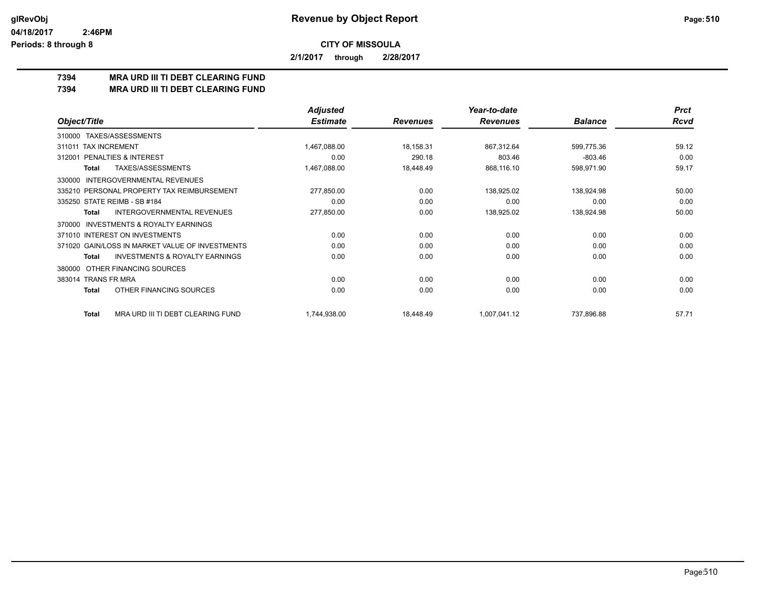# Revenue by Object Report

glRevObj
04/18/2017 2:46PM
Periods: 8 through 8

**CITY OF MISSOULA**

**2/1/2017 through 2/28/2017**

## 7394 MRA URD III TI DEBT CLEARING FUND
## 7394 MRA URD III TI DEBT CLEARING FUND

| Object/Title | Adjusted Estimate | Revenues | Year-to-date Revenues | Balance | Prct Rcvd |
|---|---|---|---|---|---|
| 310000 TAXES/ASSESSMENTS | | | | | |
| 311011 TAX INCREMENT | 1,467,088.00 | 18,158.31 | 867,312.64 | 599,775.36 | 59.12 |
| 312001 PENALTIES & INTEREST | 0.00 | 290.18 | 803.46 | -803.46 | 0.00 |
| **Total** TAXES/ASSESSMENTS | 1,467,088.00 | 18,448.49 | 868,116.10 | 598,971.90 | 59.17 |
| 330000 INTERGOVERNMENTAL REVENUES | | | | | |
| 335210 PERSONAL PROPERTY TAX REIMBURSEMENT | 277,850.00 | 0.00 | 138,925.02 | 138,924.98 | 50.00 |
| 335250 STATE REIMB - SB #184 | 0.00 | 0.00 | 0.00 | 0.00 | 0.00 |
| **Total** INTERGOVERNMENTAL REVENUES | 277,850.00 | 0.00 | 138,925.02 | 138,924.98 | 50.00 |
| 370000 INVESTMENTS & ROYALTY EARNINGS | | | | | |
| 371010 INTEREST ON INVESTMENTS | 0.00 | 0.00 | 0.00 | 0.00 | 0.00 |
| 371020 GAIN/LOSS IN MARKET VALUE OF INVESTMENTS | 0.00 | 0.00 | 0.00 | 0.00 | 0.00 |
| **Total** INVESTMENTS & ROYALTY EARNINGS | 0.00 | 0.00 | 0.00 | 0.00 | 0.00 |
| 380000 OTHER FINANCING SOURCES | | | | | |
| 383014 TRANS FR MRA | 0.00 | 0.00 | 0.00 | 0.00 | 0.00 |
| **Total** OTHER FINANCING SOURCES | 0.00 | 0.00 | 0.00 | 0.00 | 0.00 |
| **Total** MRA URD III TI DEBT CLEARING FUND | 1,744,938.00 | 18,448.49 | 1,007,041.12 | 737,896.88 | 57.71 |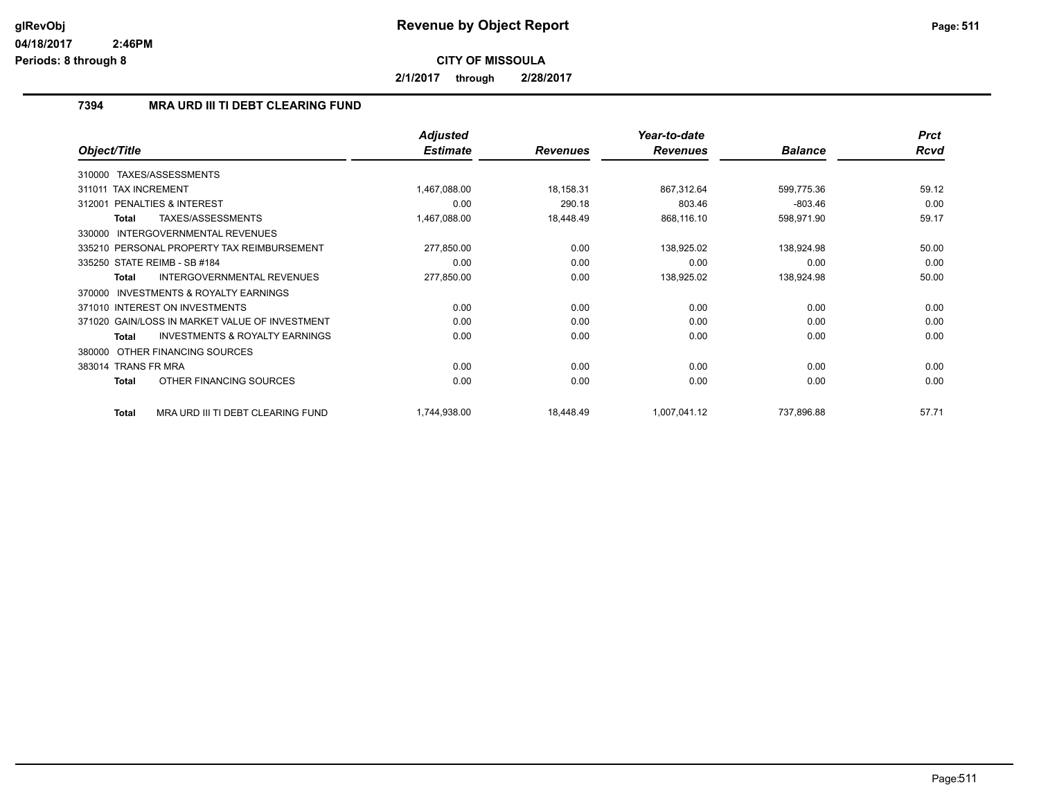# Revenue by Object Report

**CITY OF MISSOULA**

**2/1/2017 through 2/28/2017**

glRevObj
04/18/2017 2:46PM
Periods: 8 through 8

## 7394 MRA URD III TI DEBT CLEARING FUND

| Object/Title | Adjusted Estimate | Revenues | Year-to-date Revenues | Balance | Prct Rcvd |
|---|---|---|---|---|---|
| 310000 TAXES/ASSESSMENTS | | | | | |
| 311011 TAX INCREMENT | 1,467,088.00 | 18,158.31 | 867,312.64 | 599,775.36 | 59.12 |
| 312001 PENALTIES & INTEREST | 0.00 | 290.18 | 803.46 | -803.46 | 0.00 |
| **Total** TAXES/ASSESSMENTS | 1,467,088.00 | 18,448.49 | 868,116.10 | 598,971.90 | 59.17 |
| 330000 INTERGOVERNMENTAL REVENUES | | | | | |
| 335210 PERSONAL PROPERTY TAX REIMBURSEMENT | 277,850.00 | 0.00 | 138,925.02 | 138,924.98 | 50.00 |
| 335250 STATE REIMB - SB #184 | 0.00 | 0.00 | 0.00 | 0.00 | 0.00 |
| **Total** INTERGOVERNMENTAL REVENUES | 277,850.00 | 0.00 | 138,925.02 | 138,924.98 | 50.00 |
| 370000 INVESTMENTS & ROYALTY EARNINGS | | | | | |
| 371010 INTEREST ON INVESTMENTS | 0.00 | 0.00 | 0.00 | 0.00 | 0.00 |
| 371020 GAIN/LOSS IN MARKET VALUE OF INVESTMENT | 0.00 | 0.00 | 0.00 | 0.00 | 0.00 |
| **Total** INVESTMENTS & ROYALTY EARNINGS | 0.00 | 0.00 | 0.00 | 0.00 | 0.00 |
| 380000 OTHER FINANCING SOURCES | | | | | |
| 383014 TRANS FR MRA | 0.00 | 0.00 | 0.00 | 0.00 | 0.00 |
| **Total** OTHER FINANCING SOURCES | 0.00 | 0.00 | 0.00 | 0.00 | 0.00 |
| **Total** MRA URD III TI DEBT CLEARING FUND | 1,744,938.00 | 18,448.49 | 1,007,041.12 | 737,896.88 | 57.71 |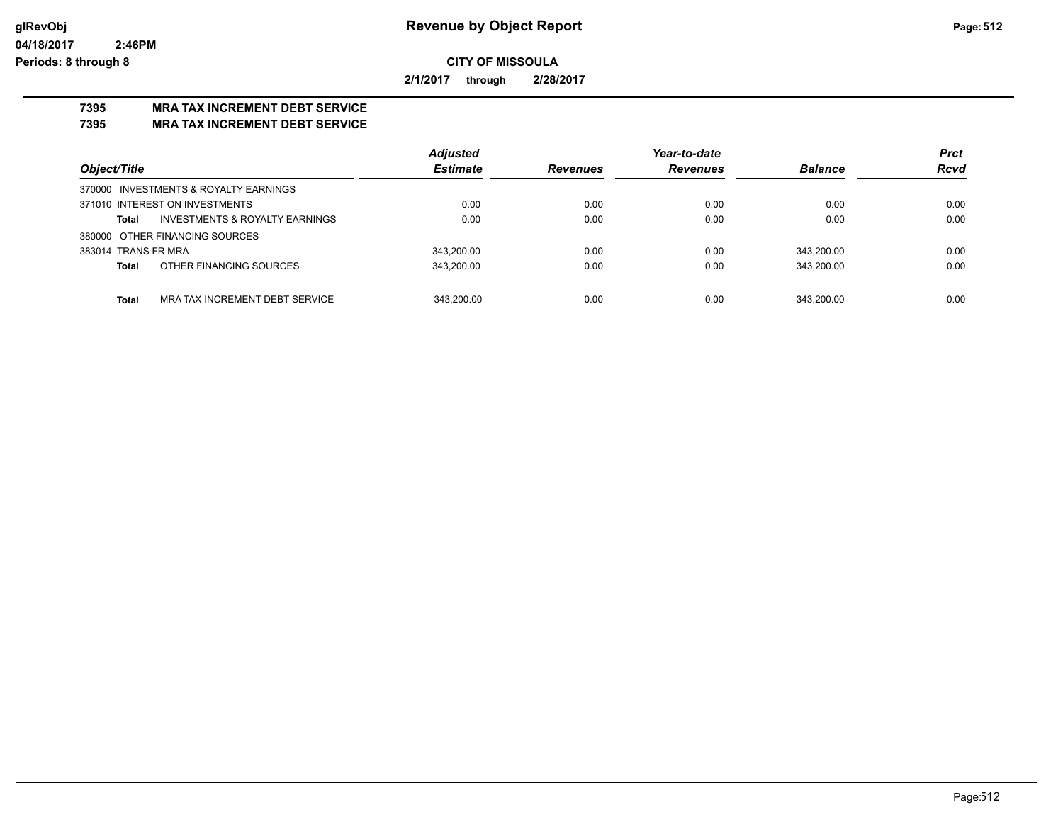**Revenue by Object Report**

glRevObj
04/18/2017 2:46PM
Periods: 8 through 8

**CITY OF MISSOULA**

**2/1/2017 through 2/28/2017**

**7395 MRA TAX INCREMENT DEBT SERVICE**
**7395 MRA TAX INCREMENT DEBT SERVICE**

| Object/Title | | Adjusted Estimate | Revenues | Year-to-date Revenues | Balance | Prct Rcvd |
|---|---|---|---|---|---|---|
| 370000 INVESTMENTS & ROYALTY EARNINGS | | | | | | |
| 371010 INTEREST ON INVESTMENTS | | 0.00 | 0.00 | 0.00 | 0.00 | 0.00 |
| **Total** | INVESTMENTS & ROYALTY EARNINGS | 0.00 | 0.00 | 0.00 | 0.00 | 0.00 |
| 380000 OTHER FINANCING SOURCES | | | | | | |
| 383014 TRANS FR MRA | | 343,200.00 | 0.00 | 0.00 | 343,200.00 | 0.00 |
| **Total** | OTHER FINANCING SOURCES | 343,200.00 | 0.00 | 0.00 | 343,200.00 | 0.00 |
| **Total** | MRA TAX INCREMENT DEBT SERVICE | 343,200.00 | 0.00 | 0.00 | 343,200.00 | 0.00 |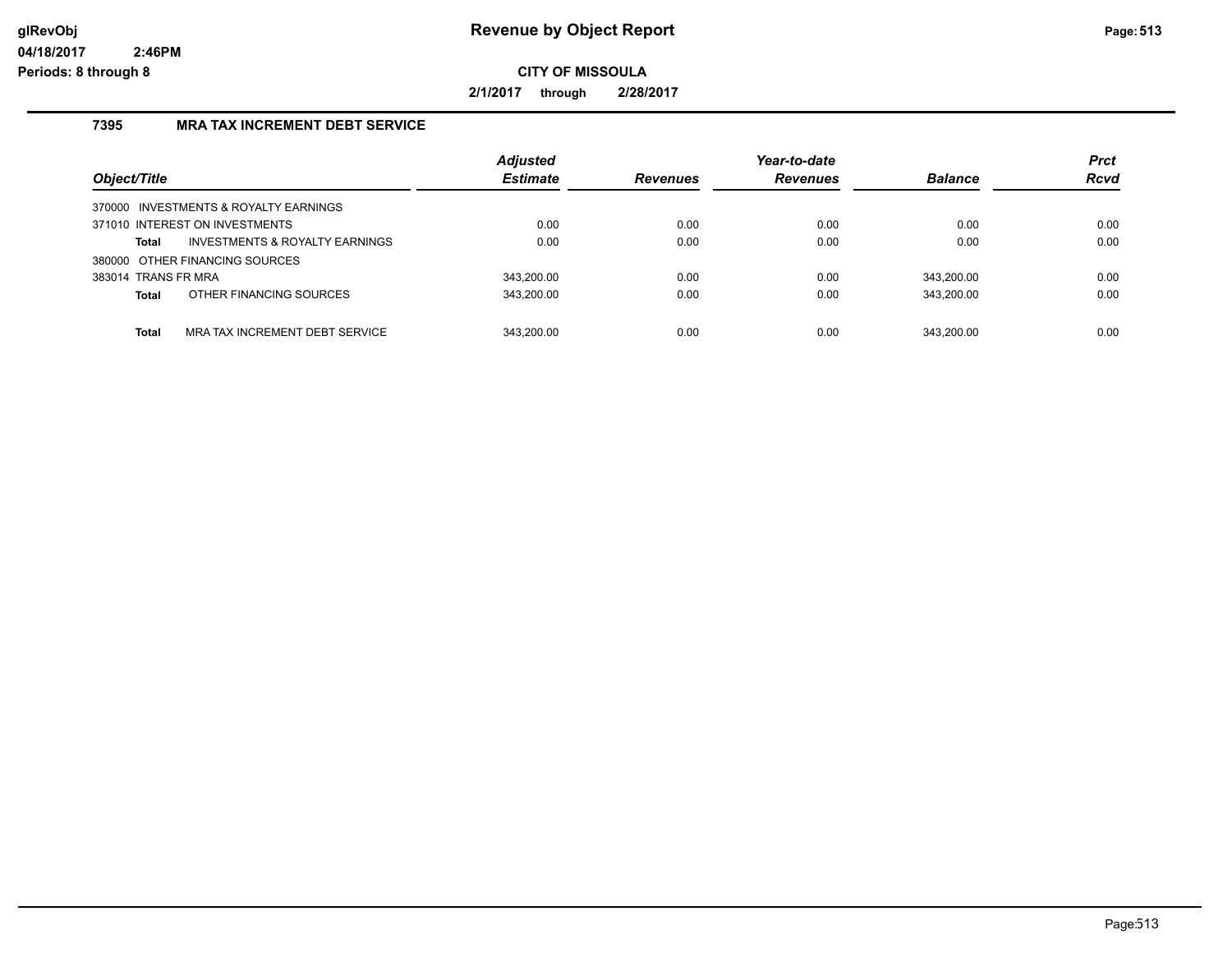# Revenue by Object Report

glRevObj
04/18/2017 2:46PM
Periods: 8 through 8

**CITY OF MISSOULA**

**2/1/2017 through 2/28/2017**

## 7395 MRA TAX INCREMENT DEBT SERVICE

| Object/Title | Adjusted Estimate | Revenues | Year-to-date Revenues | Balance | Prct Rcvd |
|---|---|---|---|---|---|
| 370000 INVESTMENTS & ROYALTY EARNINGS | | | | | |
| 371010 INTEREST ON INVESTMENTS | 0.00 | 0.00 | 0.00 | 0.00 | 0.00 |
| **Total** INVESTMENTS & ROYALTY EARNINGS | 0.00 | 0.00 | 0.00 | 0.00 | 0.00 |
| 380000 OTHER FINANCING SOURCES | | | | | |
| 383014 TRANS FR MRA | 343,200.00 | 0.00 | 0.00 | 343,200.00 | 0.00 |
| **Total** OTHER FINANCING SOURCES | 343,200.00 | 0.00 | 0.00 | 343,200.00 | 0.00 |
| **Total** MRA TAX INCREMENT DEBT SERVICE | 343,200.00 | 0.00 | 0.00 | 343,200.00 | 0.00 |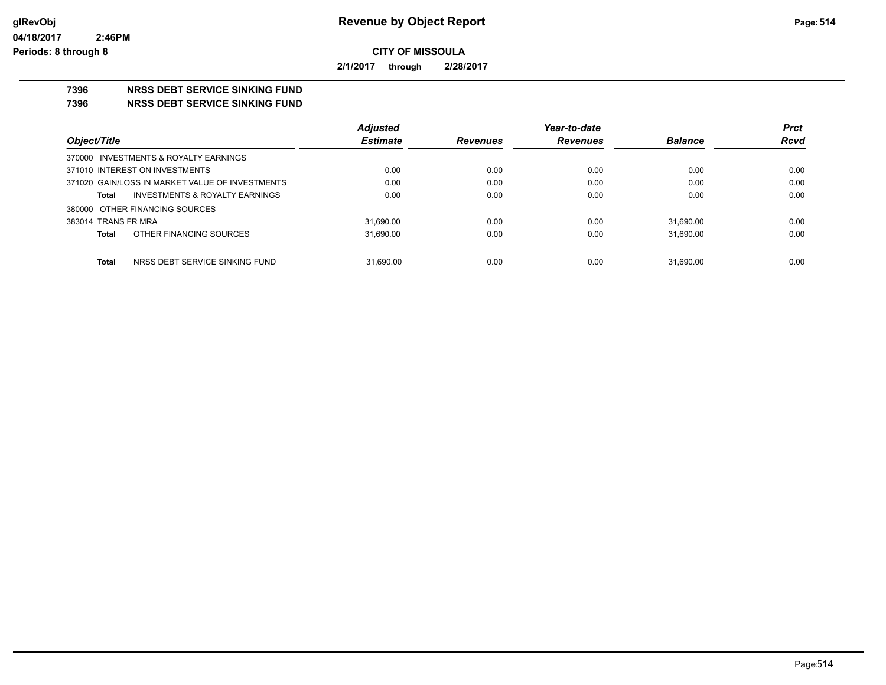# Revenue by Object Report

glRevObj
04/18/2017 2:46PM
Periods: 8 through 8

**CITY OF MISSOULA**

**2/1/2017 through 2/28/2017**

## 7396 NRSS DEBT SERVICE SINKING FUND
## 7396 NRSS DEBT SERVICE SINKING FUND

| Object/Title | Adjusted Estimate | Revenues | Year-to-date Revenues | Balance | Prct Rcvd |
|---|---|---|---|---|---|
| 370000 INVESTMENTS & ROYALTY EARNINGS | | | | | |
| 371010 INTEREST ON INVESTMENTS | 0.00 | 0.00 | 0.00 | 0.00 | 0.00 |
| 371020 GAIN/LOSS IN MARKET VALUE OF INVESTMENTS | 0.00 | 0.00 | 0.00 | 0.00 | 0.00 |
| **Total** INVESTMENTS & ROYALTY EARNINGS | 0.00 | 0.00 | 0.00 | 0.00 | 0.00 |
| 380000 OTHER FINANCING SOURCES | | | | | |
| 383014 TRANS FR MRA | 31,690.00 | 0.00 | 0.00 | 31,690.00 | 0.00 |
| **Total** OTHER FINANCING SOURCES | 31,690.00 | 0.00 | 0.00 | 31,690.00 | 0.00 |
| **Total** NRSS DEBT SERVICE SINKING FUND | 31,690.00 | 0.00 | 0.00 | 31,690.00 | 0.00 |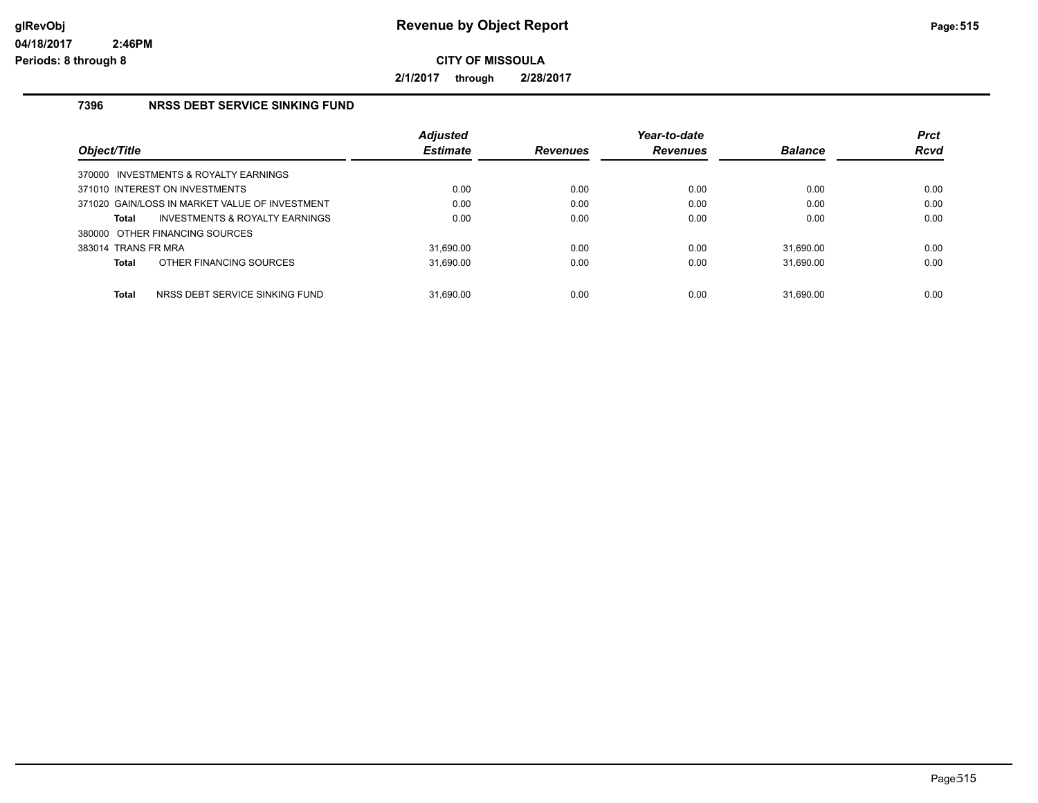# Revenue by Object Report

**CITY OF MISSOULA**

**2/1/2017 through 2/28/2017**

glRevObj
04/18/2017 2:46PM
Periods: 8 through 8

## 7396 NRSS DEBT SERVICE SINKING FUND

| Object/Title | Adjusted Estimate | Revenues | Year-to-date Revenues | Balance | Prct Rcvd |
|---|---|---|---|---|---|
| 370000 INVESTMENTS & ROYALTY EARNINGS | | | | | |
| 371010 INTEREST ON INVESTMENTS | 0.00 | 0.00 | 0.00 | 0.00 | 0.00 |
| 371020 GAIN/LOSS IN MARKET VALUE OF INVESTMENT | 0.00 | 0.00 | 0.00 | 0.00 | 0.00 |
| **Total** INVESTMENTS & ROYALTY EARNINGS | 0.00 | 0.00 | 0.00 | 0.00 | 0.00 |
| 380000 OTHER FINANCING SOURCES | | | | | |
| 383014 TRANS FR MRA | 31,690.00 | 0.00 | 0.00 | 31,690.00 | 0.00 |
| **Total** OTHER FINANCING SOURCES | 31,690.00 | 0.00 | 0.00 | 31,690.00 | 0.00 |
| **Total** NRSS DEBT SERVICE SINKING FUND | 31,690.00 | 0.00 | 0.00 | 31,690.00 | 0.00 |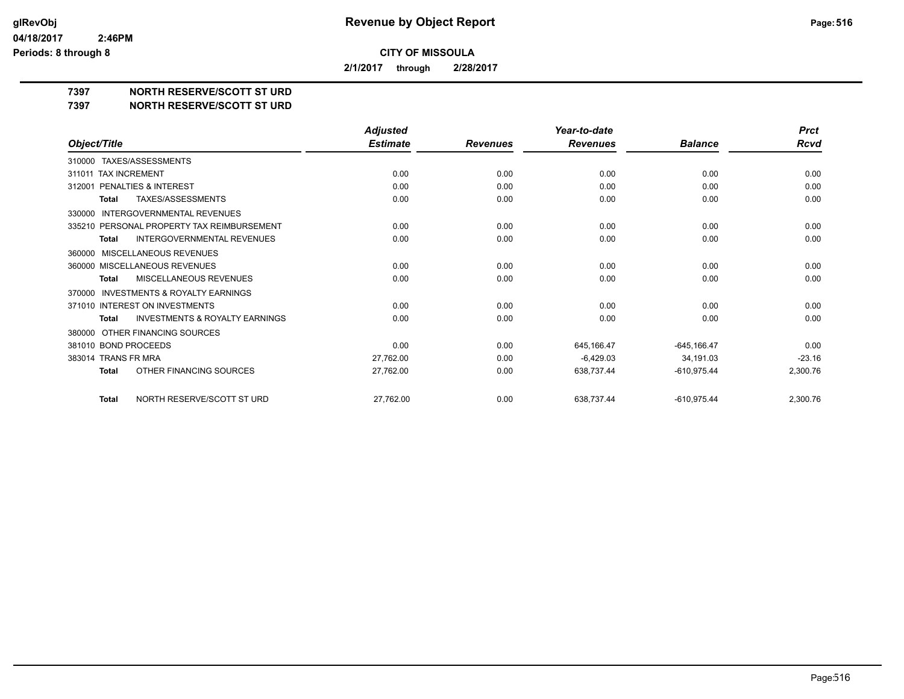# Revenue by Object Report

glRevObj
04/18/2017 2:46PM
Periods: 8 through 8

**CITY OF MISSOULA**

**2/1/2017 through 2/28/2017**

**7397 NORTH RESERVE/SCOTT ST URD**
**7397 NORTH RESERVE/SCOTT ST URD**

| Object/Title | Adjusted Estimate | Revenues | Year-to-date Revenues | Balance | Prct Rcvd |
|---|---|---|---|---|---|
| 310000 TAXES/ASSESSMENTS | | | | | |
| 311011 TAX INCREMENT | 0.00 | 0.00 | 0.00 | 0.00 | 0.00 |
| 312001 PENALTIES & INTEREST | 0.00 | 0.00 | 0.00 | 0.00 | 0.00 |
| **Total** TAXES/ASSESSMENTS | 0.00 | 0.00 | 0.00 | 0.00 | 0.00 |
| 330000 INTERGOVERNMENTAL REVENUES | | | | | |
| 335210 PERSONAL PROPERTY TAX REIMBURSEMENT | 0.00 | 0.00 | 0.00 | 0.00 | 0.00 |
| **Total** INTERGOVERNMENTAL REVENUES | 0.00 | 0.00 | 0.00 | 0.00 | 0.00 |
| 360000 MISCELLANEOUS REVENUES | | | | | |
| 360000 MISCELLANEOUS REVENUES | 0.00 | 0.00 | 0.00 | 0.00 | 0.00 |
| **Total** MISCELLANEOUS REVENUES | 0.00 | 0.00 | 0.00 | 0.00 | 0.00 |
| 370000 INVESTMENTS & ROYALTY EARNINGS | | | | | |
| 371010 INTEREST ON INVESTMENTS | 0.00 | 0.00 | 0.00 | 0.00 | 0.00 |
| **Total** INVESTMENTS & ROYALTY EARNINGS | 0.00 | 0.00 | 0.00 | 0.00 | 0.00 |
| 380000 OTHER FINANCING SOURCES | | | | | |
| 381010 BOND PROCEEDS | 0.00 | 0.00 | 645,166.47 | -645,166.47 | 0.00 |
| 383014 TRANS FR MRA | 27,762.00 | 0.00 | -6,429.03 | 34,191.03 | -23.16 |
| **Total** OTHER FINANCING SOURCES | 27,762.00 | 0.00 | 638,737.44 | -610,975.44 | 2,300.76 |
| **Total** NORTH RESERVE/SCOTT ST URD | 27,762.00 | 0.00 | 638,737.44 | -610,975.44 | 2,300.76 |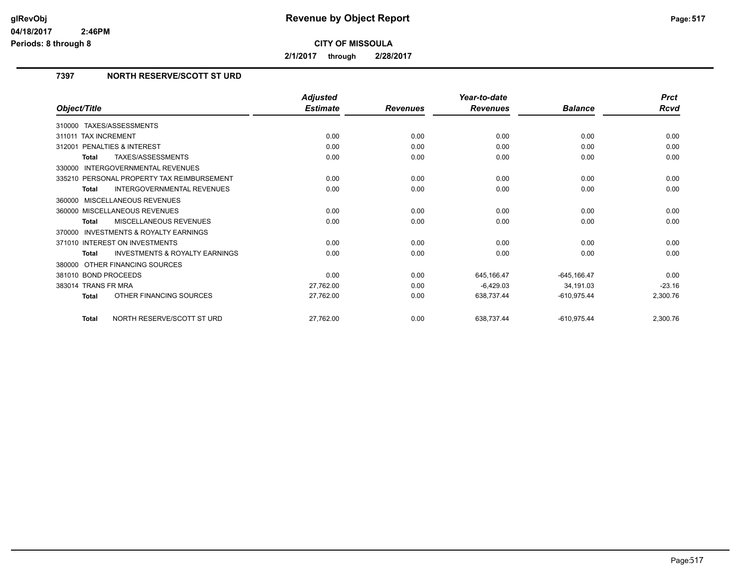# Revenue by Object Report

**CITY OF MISSOULA**

**2/1/2017 through 2/28/2017**

glRevObj
04/18/2017 2:46PM
Periods: 8 through 8

## 7397 NORTH RESERVE/SCOTT ST URD

| Object/Title | Adjusted Estimate | Revenues | Year-to-date Revenues | Balance | Prct Rcvd |
|---|---|---|---|---|---|
| 310000 TAXES/ASSESSMENTS | | | | | |
| 311011 TAX INCREMENT | 0.00 | 0.00 | 0.00 | 0.00 | 0.00 |
| 312001 PENALTIES & INTEREST | 0.00 | 0.00 | 0.00 | 0.00 | 0.00 |
| **Total** TAXES/ASSESSMENTS | 0.00 | 0.00 | 0.00 | 0.00 | 0.00 |
| 330000 INTERGOVERNMENTAL REVENUES | | | | | |
| 335210 PERSONAL PROPERTY TAX REIMBURSEMENT | 0.00 | 0.00 | 0.00 | 0.00 | 0.00 |
| **Total** INTERGOVERNMENTAL REVENUES | 0.00 | 0.00 | 0.00 | 0.00 | 0.00 |
| 360000 MISCELLANEOUS REVENUES | | | | | |
| 360000 MISCELLANEOUS REVENUES | 0.00 | 0.00 | 0.00 | 0.00 | 0.00 |
| **Total** MISCELLANEOUS REVENUES | 0.00 | 0.00 | 0.00 | 0.00 | 0.00 |
| 370000 INVESTMENTS & ROYALTY EARNINGS | | | | | |
| 371010 INTEREST ON INVESTMENTS | 0.00 | 0.00 | 0.00 | 0.00 | 0.00 |
| **Total** INVESTMENTS & ROYALTY EARNINGS | 0.00 | 0.00 | 0.00 | 0.00 | 0.00 |
| 380000 OTHER FINANCING SOURCES | | | | | |
| 381010 BOND PROCEEDS | 0.00 | 0.00 | 645,166.47 | -645,166.47 | 0.00 |
| 383014 TRANS FR MRA | 27,762.00 | 0.00 | -6,429.03 | 34,191.03 | -23.16 |
| **Total** OTHER FINANCING SOURCES | 27,762.00 | 0.00 | 638,737.44 | -610,975.44 | 2,300.76 |
| **Total** NORTH RESERVE/SCOTT ST URD | 27,762.00 | 0.00 | 638,737.44 | -610,975.44 | 2,300.76 |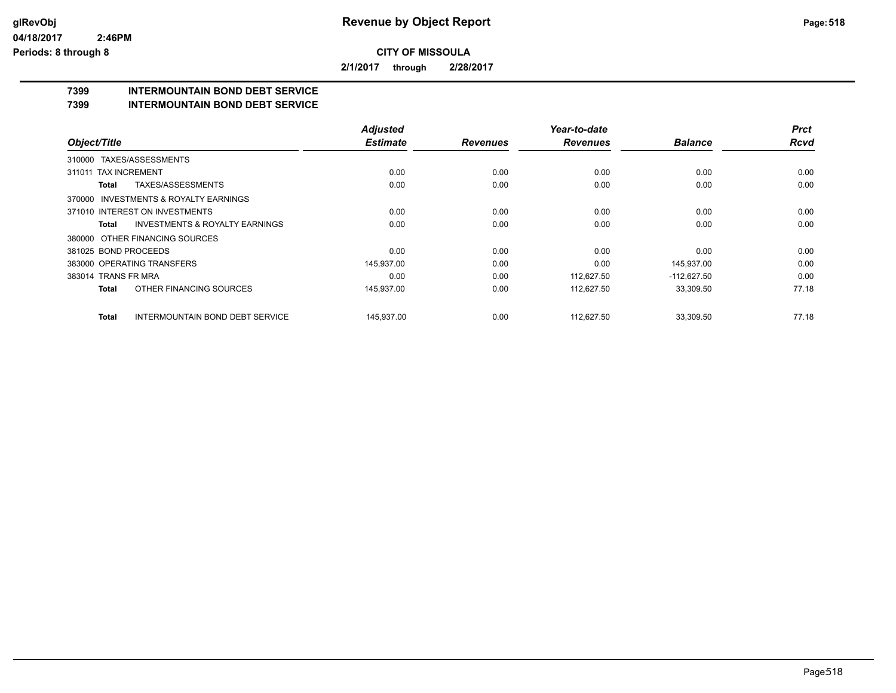**Revenue by Object Report**

**CITY OF MISSOULA**

**2/1/2017 through 2/28/2017**

glRevObj
04/18/2017 2:46PM
Periods: 8 through 8

## 7399 INTERMOUNTAIN BOND DEBT SERVICE
## 7399 INTERMOUNTAIN BOND DEBT SERVICE

| Object/Title | Adjusted Estimate | Revenues | Year-to-date Revenues | Balance | Prct Rcvd |
|---|---|---|---|---|---|
| 310000 TAXES/ASSESSMENTS | | | | | |
| 311011 TAX INCREMENT | 0.00 | 0.00 | 0.00 | 0.00 | 0.00 |
| **Total** TAXES/ASSESSMENTS | 0.00 | 0.00 | 0.00 | 0.00 | 0.00 |
| 370000 INVESTMENTS & ROYALTY EARNINGS | | | | | |
| 371010 INTEREST ON INVESTMENTS | 0.00 | 0.00 | 0.00 | 0.00 | 0.00 |
| **Total** INVESTMENTS & ROYALTY EARNINGS | 0.00 | 0.00 | 0.00 | 0.00 | 0.00 |
| 380000 OTHER FINANCING SOURCES | | | | | |
| 381025 BOND PROCEEDS | 0.00 | 0.00 | 0.00 | 0.00 | 0.00 |
| 383000 OPERATING TRANSFERS | 145,937.00 | 0.00 | 0.00 | 145,937.00 | 0.00 |
| 383014 TRANS FR MRA | 0.00 | 0.00 | 112,627.50 | -112,627.50 | 0.00 |
| **Total** OTHER FINANCING SOURCES | 145,937.00 | 0.00 | 112,627.50 | 33,309.50 | 77.18 |
| **Total** INTERMOUNTAIN BOND DEBT SERVICE | 145,937.00 | 0.00 | 112,627.50 | 33,309.50 | 77.18 |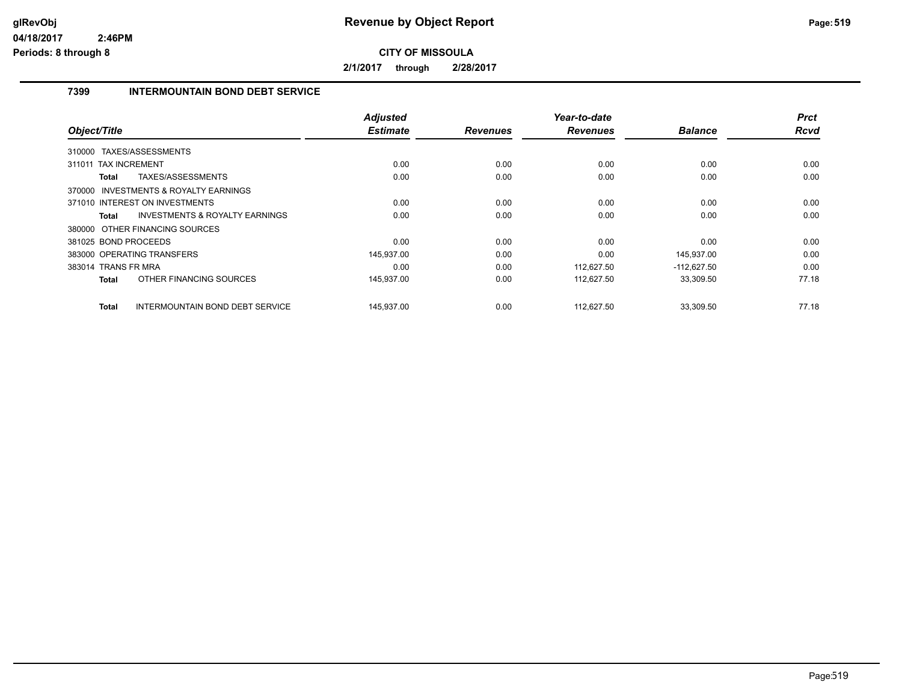# Revenue by Object Report

**CITY OF MISSOULA**

**2/1/2017 through 2/28/2017**

glRevObj
04/18/2017 2:46PM
Periods: 8 through 8

## 7399 INTERMOUNTAIN BOND DEBT SERVICE

| Object/Title | Adjusted Estimate | Revenues | Year-to-date Revenues | Balance | Prct Rcvd |
|---|---|---|---|---|---|
| 310000 TAXES/ASSESSMENTS | | | | | |
| 311011 TAX INCREMENT | 0.00 | 0.00 | 0.00 | 0.00 | 0.00 |
| **Total** TAXES/ASSESSMENTS | 0.00 | 0.00 | 0.00 | 0.00 | 0.00 |
| 370000 INVESTMENTS & ROYALTY EARNINGS | | | | | |
| 371010 INTEREST ON INVESTMENTS | 0.00 | 0.00 | 0.00 | 0.00 | 0.00 |
| **Total** INVESTMENTS & ROYALTY EARNINGS | 0.00 | 0.00 | 0.00 | 0.00 | 0.00 |
| 380000 OTHER FINANCING SOURCES | | | | | |
| 381025 BOND PROCEEDS | 0.00 | 0.00 | 0.00 | 0.00 | 0.00 |
| 383000 OPERATING TRANSFERS | 145,937.00 | 0.00 | 0.00 | 145,937.00 | 0.00 |
| 383014 TRANS FR MRA | 0.00 | 0.00 | 112,627.50 | -112,627.50 | 0.00 |
| **Total** OTHER FINANCING SOURCES | 145,937.00 | 0.00 | 112,627.50 | 33,309.50 | 77.18 |
| **Total** INTERMOUNTAIN BOND DEBT SERVICE | 145,937.00 | 0.00 | 112,627.50 | 33,309.50 | 77.18 |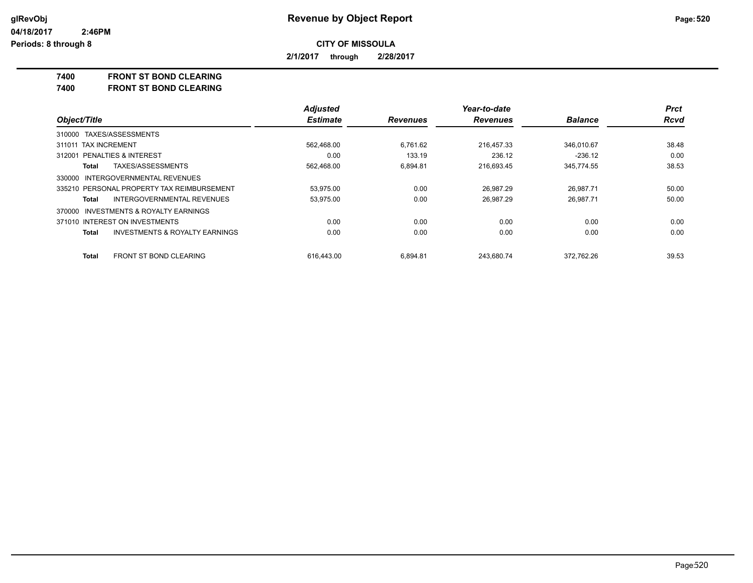# Revenue by Object Report

glRevObj
04/18/2017 2:46PM
Periods: 8 through 8

**CITY OF MISSOULA**

**2/1/2017 through 2/28/2017**

**7400 FRONT ST BOND CLEARING**
**7400 FRONT ST BOND CLEARING**

| Object/Title | Adjusted Estimate | Revenues | Year-to-date Revenues | Balance | Prct Rcvd |
|---|---|---|---|---|---|
| 310000 TAXES/ASSESSMENTS | | | | | |
| 311011 TAX INCREMENT | 562,468.00 | 6,761.62 | 216,457.33 | 346,010.67 | 38.48 |
| 312001 PENALTIES & INTEREST | 0.00 | 133.19 | 236.12 | -236.12 | 0.00 |
| **Total** TAXES/ASSESSMENTS | 562,468.00 | 6,894.81 | 216,693.45 | 345,774.55 | 38.53 |
| 330000 INTERGOVERNMENTAL REVENUES | | | | | |
| 335210 PERSONAL PROPERTY TAX REIMBURSEMENT | 53,975.00 | 0.00 | 26,987.29 | 26,987.71 | 50.00 |
| **Total** INTERGOVERNMENTAL REVENUES | 53,975.00 | 0.00 | 26,987.29 | 26,987.71 | 50.00 |
| 370000 INVESTMENTS & ROYALTY EARNINGS | | | | | |
| 371010 INTEREST ON INVESTMENTS | 0.00 | 0.00 | 0.00 | 0.00 | 0.00 |
| **Total** INVESTMENTS & ROYALTY EARNINGS | 0.00 | 0.00 | 0.00 | 0.00 | 0.00 |
| **Total** FRONT ST BOND CLEARING | 616,443.00 | 6,894.81 | 243,680.74 | 372,762.26 | 39.53 |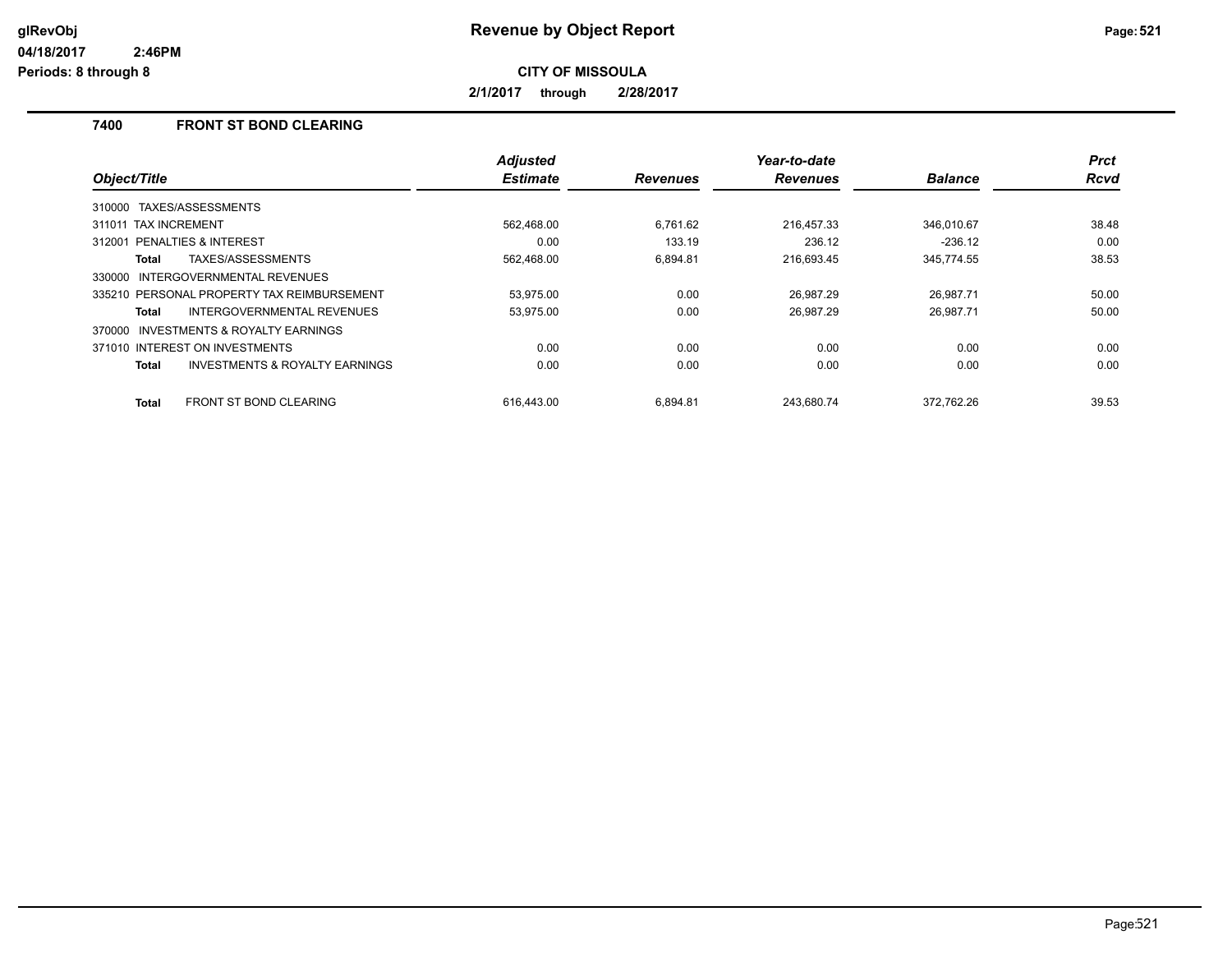# Revenue by Object Report

glRevObj
04/18/2017 2:46PM
Periods: 8 through 8

**CITY OF MISSOULA**

**2/1/2017 through 2/28/2017**

### 7400 FRONT ST BOND CLEARING

| Object/Title | Adjusted Estimate | Revenues | Year-to-date Revenues | Balance | Prct Rcvd |
|---|---|---|---|---|---|
| 310000 TAXES/ASSESSMENTS | | | | | |
| 311011 TAX INCREMENT | 562,468.00 | 6,761.62 | 216,457.33 | 346,010.67 | 38.48 |
| 312001 PENALTIES & INTEREST | 0.00 | 133.19 | 236.12 | -236.12 | 0.00 |
| **Total** TAXES/ASSESSMENTS | 562,468.00 | 6,894.81 | 216,693.45 | 345,774.55 | 38.53 |
| 330000 INTERGOVERNMENTAL REVENUES | | | | | |
| 335210 PERSONAL PROPERTY TAX REIMBURSEMENT | 53,975.00 | 0.00 | 26,987.29 | 26,987.71 | 50.00 |
| **Total** INTERGOVERNMENTAL REVENUES | 53,975.00 | 0.00 | 26,987.29 | 26,987.71 | 50.00 |
| 370000 INVESTMENTS & ROYALTY EARNINGS | | | | | |
| 371010 INTEREST ON INVESTMENTS | 0.00 | 0.00 | 0.00 | 0.00 | 0.00 |
| **Total** INVESTMENTS & ROYALTY EARNINGS | 0.00 | 0.00 | 0.00 | 0.00 | 0.00 |
| **Total** FRONT ST BOND CLEARING | 616,443.00 | 6,894.81 | 243,680.74 | 372,762.26 | 39.53 |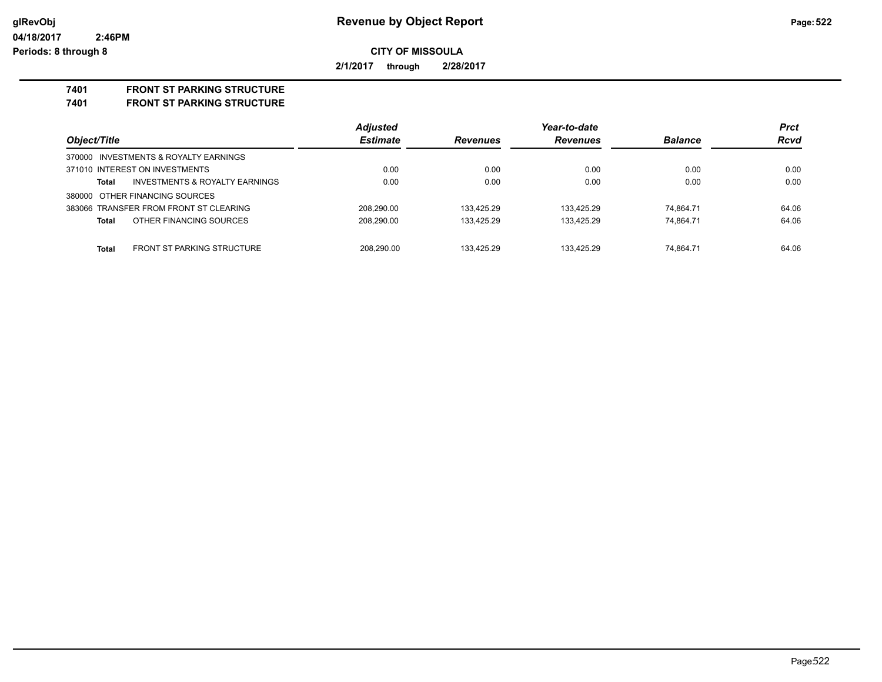# Revenue by Object Report

**CITY OF MISSOULA**

**2/1/2017 through 2/28/2017**

glRevObj
04/18/2017 2:46PM
Periods: 8 through 8

## 7401 FRONT ST PARKING STRUCTURE
## 7401 FRONT ST PARKING STRUCTURE

| Object/Title | | Adjusted Estimate | Revenues | Year-to-date Revenues | Balance | Prct Rcvd |
|---|---|---|---|---|---|---|
| 370000 INVESTMENTS & ROYALTY EARNINGS | | | | | | |
| 371010 INTEREST ON INVESTMENTS | | 0.00 | 0.00 | 0.00 | 0.00 | 0.00 |
| **Total** | INVESTMENTS & ROYALTY EARNINGS | 0.00 | 0.00 | 0.00 | 0.00 | 0.00 |
| 380000 OTHER FINANCING SOURCES | | | | | | |
| 383066 TRANSFER FROM FRONT ST CLEARING | | 208,290.00 | 133,425.29 | 133,425.29 | 74,864.71 | 64.06 |
| **Total** | OTHER FINANCING SOURCES | 208,290.00 | 133,425.29 | 133,425.29 | 74,864.71 | 64.06 |
| **Total** | FRONT ST PARKING STRUCTURE | 208,290.00 | 133,425.29 | 133,425.29 | 74,864.71 | 64.06 |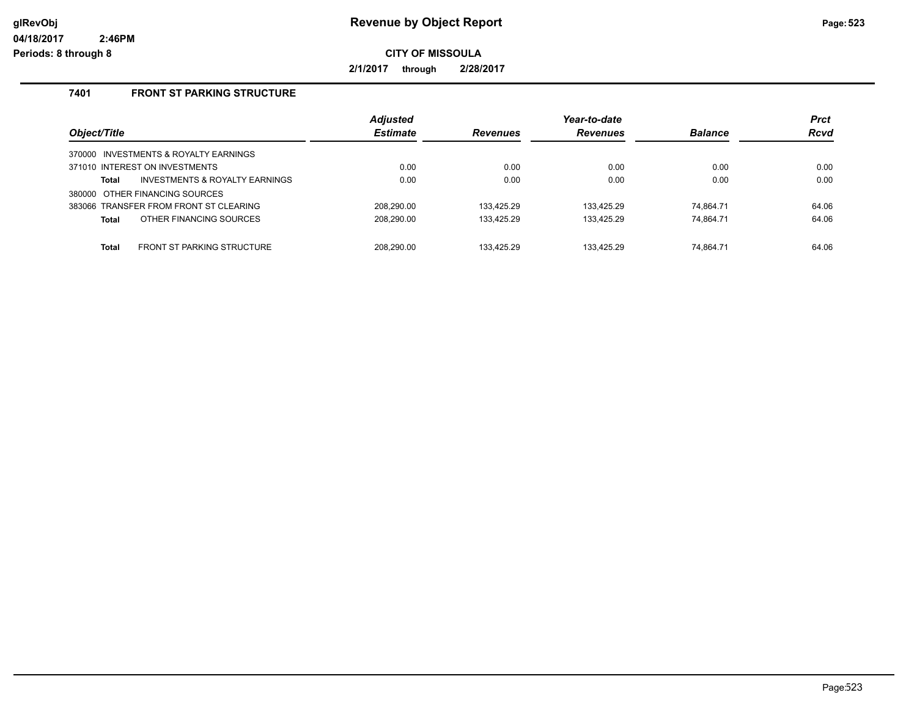# Revenue by Object Report

**CITY OF MISSOULA**

**2/1/2017 through 2/28/2017**

### 7401 FRONT ST PARKING STRUCTURE

| Object/Title | Adjusted Estimate | Revenues | Year-to-date Revenues | Balance | Prct Rcvd |
|---|---|---|---|---|---|
| 370000 INVESTMENTS & ROYALTY EARNINGS | | | | | |
| 371010 INTEREST ON INVESTMENTS | 0.00 | 0.00 | 0.00 | 0.00 | 0.00 |
| **Total** INVESTMENTS & ROYALTY EARNINGS | 0.00 | 0.00 | 0.00 | 0.00 | 0.00 |
| 380000 OTHER FINANCING SOURCES | | | | | |
| 383066 TRANSFER FROM FRONT ST CLEARING | 208,290.00 | 133,425.29 | 133,425.29 | 74,864.71 | 64.06 |
| **Total** OTHER FINANCING SOURCES | 208,290.00 | 133,425.29 | 133,425.29 | 74,864.71 | 64.06 |
| **Total** FRONT ST PARKING STRUCTURE | 208,290.00 | 133,425.29 | 133,425.29 | 74,864.71 | 64.06 |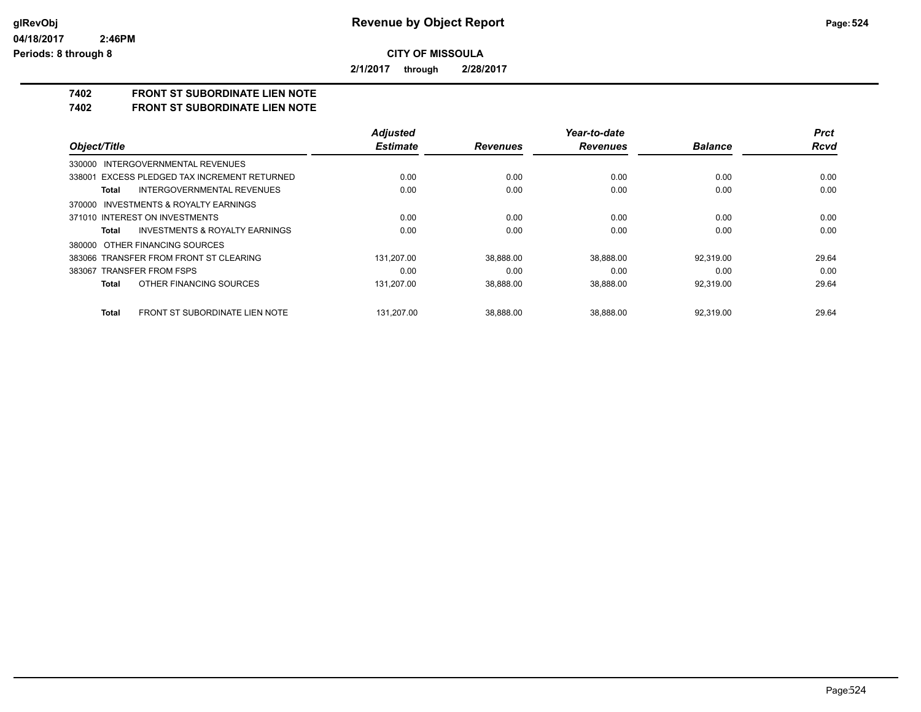**glRevObj** | **Revenue by Object Report**

**04/18/2017 2:46PM**

**Periods: 8 through 8**

**CITY OF MISSOULA**

**2/1/2017 through 2/28/2017**

**7402 FRONT ST SUBORDINATE LIEN NOTE**

**7402 FRONT ST SUBORDINATE LIEN NOTE**

| *Object/Title* | *Adjusted Estimate* | *Revenues* | *Year-to-date Revenues* | *Balance* | *Prct Rcvd* |
|---|---|---|---|---|---|
| 330000 INTERGOVERNMENTAL REVENUES | | | | | |
| 338001 EXCESS PLEDGED TAX INCREMENT RETURNED | 0.00 | 0.00 | 0.00 | 0.00 | 0.00 |
| **Total** INTERGOVERNMENTAL REVENUES | 0.00 | 0.00 | 0.00 | 0.00 | 0.00 |
| 370000 INVESTMENTS & ROYALTY EARNINGS | | | | | |
| 371010 INTEREST ON INVESTMENTS | 0.00 | 0.00 | 0.00 | 0.00 | 0.00 |
| **Total** INVESTMENTS & ROYALTY EARNINGS | 0.00 | 0.00 | 0.00 | 0.00 | 0.00 |
| 380000 OTHER FINANCING SOURCES | | | | | |
| 383066 TRANSFER FROM FRONT ST CLEARING | 131,207.00 | 38,888.00 | 38,888.00 | 92,319.00 | 29.64 |
| 383067 TRANSFER FROM FSPS | 0.00 | 0.00 | 0.00 | 0.00 | 0.00 |
| **Total** OTHER FINANCING SOURCES | 131,207.00 | 38,888.00 | 38,888.00 | 92,319.00 | 29.64 |
| **Total** FRONT ST SUBORDINATE LIEN NOTE | 131,207.00 | 38,888.00 | 38,888.00 | 92,319.00 | 29.64 |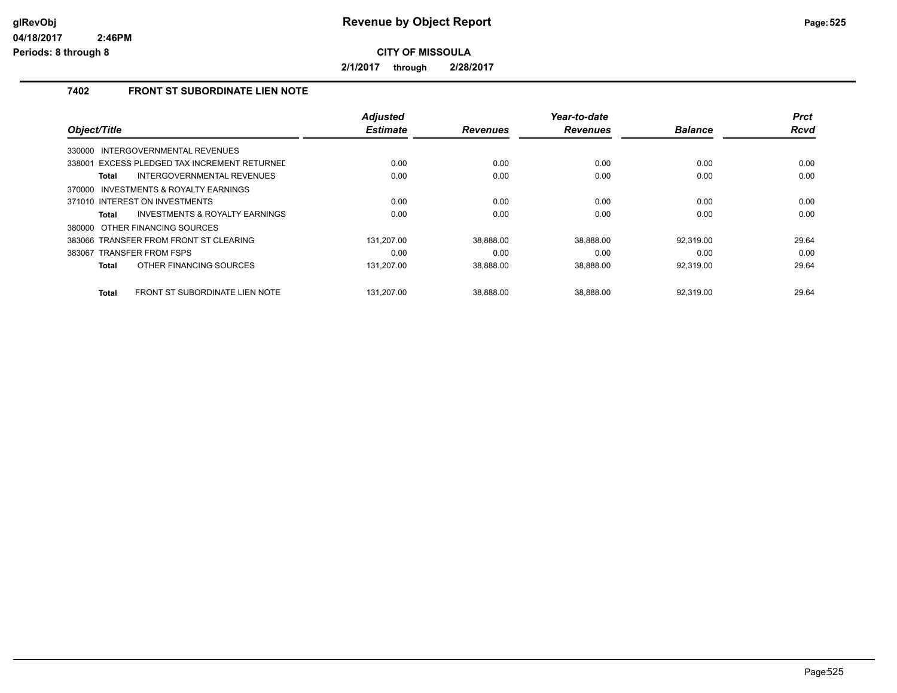# Revenue by Object Report

glRevObj
04/18/2017 2:46PM
Periods: 8 through 8

**CITY OF MISSOULA**

**2/1/2017 through 2/28/2017**

## 7402 FRONT ST SUBORDINATE LIEN NOTE

| Object/Title | Adjusted Estimate | Revenues | Year-to-date Revenues | Balance | Prct Rcvd |
|---|---|---|---|---|---|
| 330000 INTERGOVERNMENTAL REVENUES | | | | | |
| 338001 EXCESS PLEDGED TAX INCREMENT RETURNED | 0.00 | 0.00 | 0.00 | 0.00 | 0.00 |
| **Total** INTERGOVERNMENTAL REVENUES | 0.00 | 0.00 | 0.00 | 0.00 | 0.00 |
| 370000 INVESTMENTS & ROYALTY EARNINGS | | | | | |
| 371010 INTEREST ON INVESTMENTS | 0.00 | 0.00 | 0.00 | 0.00 | 0.00 |
| **Total** INVESTMENTS & ROYALTY EARNINGS | 0.00 | 0.00 | 0.00 | 0.00 | 0.00 |
| 380000 OTHER FINANCING SOURCES | | | | | |
| 383066 TRANSFER FROM FRONT ST CLEARING | 131,207.00 | 38,888.00 | 38,888.00 | 92,319.00 | 29.64 |
| 383067 TRANSFER FROM FSPS | 0.00 | 0.00 | 0.00 | 0.00 | 0.00 |
| **Total** OTHER FINANCING SOURCES | 131,207.00 | 38,888.00 | 38,888.00 | 92,319.00 | 29.64 |
| **Total** FRONT ST SUBORDINATE LIEN NOTE | 131,207.00 | 38,888.00 | 38,888.00 | 92,319.00 | 29.64 |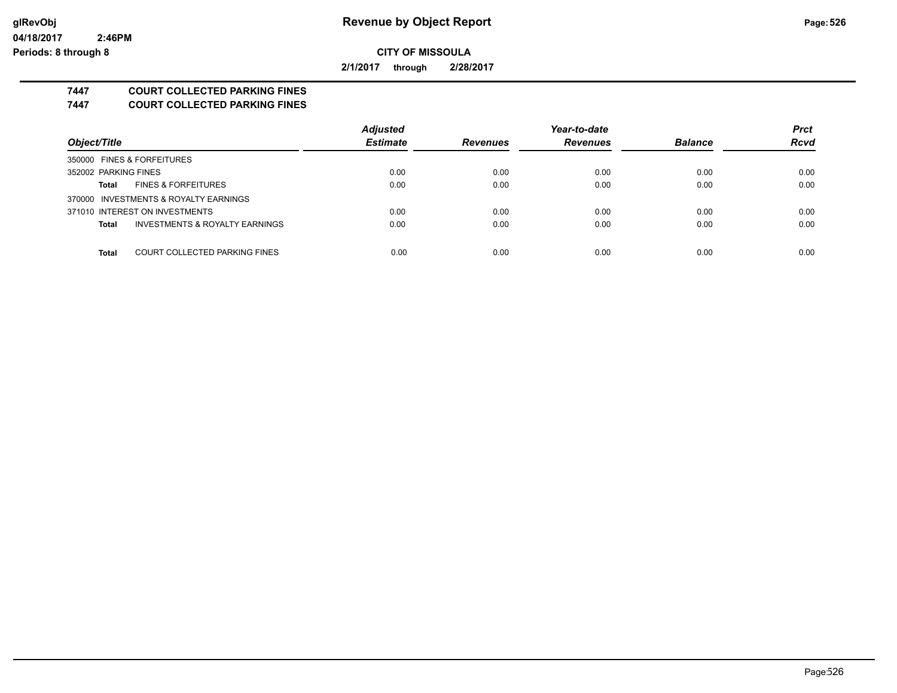# Revenue by Object Report

**CITY OF MISSOULA**

**2/1/2017 through 2/28/2017**

## 7447 COURT COLLECTED PARKING FINES
## 7447 COURT COLLECTED PARKING FINES

| Object/Title | Adjusted Estimate | Revenues | Year-to-date Revenues | Balance | Prct Rcvd |
|---|---|---|---|---|---|
| 350000 FINES & FORFEITURES | | | | | |
| 352002 PARKING FINES | 0.00 | 0.00 | 0.00 | 0.00 | 0.00 |
| **Total** FINES & FORFEITURES | 0.00 | 0.00 | 0.00 | 0.00 | 0.00 |
| 370000 INVESTMENTS & ROYALTY EARNINGS | | | | | |
| 371010 INTEREST ON INVESTMENTS | 0.00 | 0.00 | 0.00 | 0.00 | 0.00 |
| **Total** INVESTMENTS & ROYALTY EARNINGS | 0.00 | 0.00 | 0.00 | 0.00 | 0.00 |
| **Total** COURT COLLECTED PARKING FINES | 0.00 | 0.00 | 0.00 | 0.00 | 0.00 |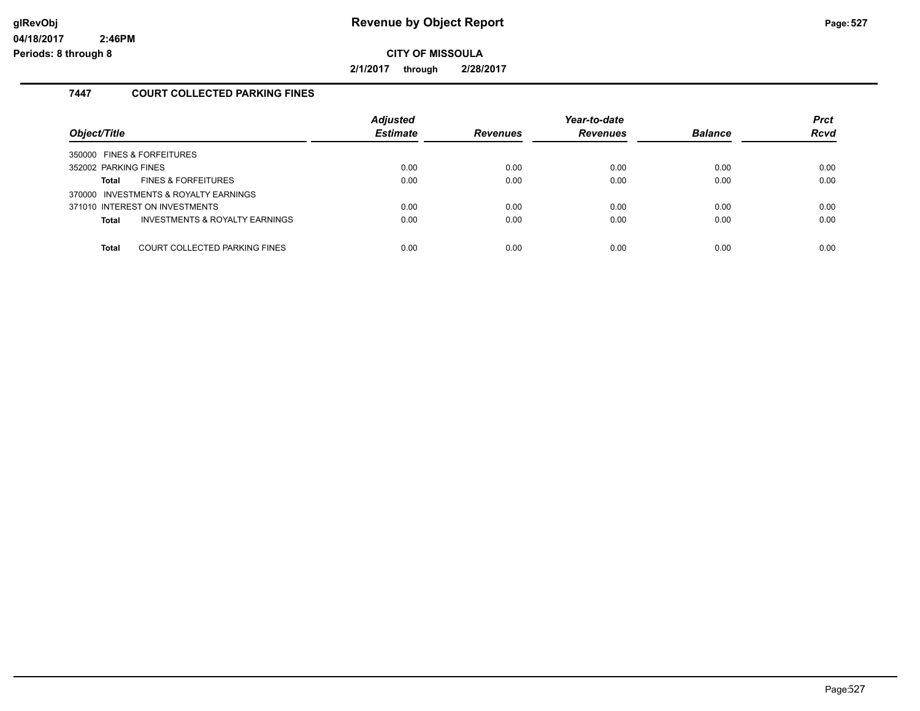# Revenue by Object Report

glRevObj
04/18/2017 2:46PM
Periods: 8 through 8

**CITY OF MISSOULA**

**2/1/2017 through 2/28/2017**

### 7447 COURT COLLECTED PARKING FINES

| Object/Title | Adjusted Estimate | Revenues | Year-to-date Revenues | Balance | Prct Rcvd |
|---|---|---|---|---|---|
| 350000 FINES & FORFEITURES | | | | | |
| 352002 PARKING FINES | 0.00 | 0.00 | 0.00 | 0.00 | 0.00 |
| **Total** FINES & FORFEITURES | 0.00 | 0.00 | 0.00 | 0.00 | 0.00 |
| 370000 INVESTMENTS & ROYALTY EARNINGS | | | | | |
| 371010 INTEREST ON INVESTMENTS | 0.00 | 0.00 | 0.00 | 0.00 | 0.00 |
| **Total** INVESTMENTS & ROYALTY EARNINGS | 0.00 | 0.00 | 0.00 | 0.00 | 0.00 |
| **Total** COURT COLLECTED PARKING FINES | 0.00 | 0.00 | 0.00 | 0.00 | 0.00 |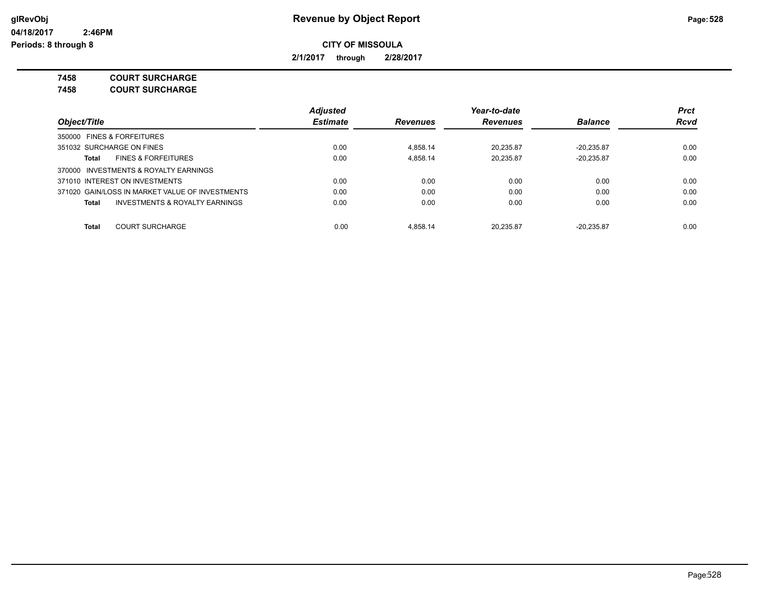# Revenue by Object Report

glRevObj
04/18/2017 2:46PM
Periods: 8 through 8

**CITY OF MISSOULA**

**2/1/2017 through 2/28/2017**

**7458 COURT SURCHARGE**
**7458 COURT SURCHARGE**

| Object/Title | Adjusted Estimate | Revenues | Year-to-date Revenues | Balance | Prct Rcvd |
|---|---|---|---|---|---|
| 350000 FINES & FORFEITURES | | | | | |
| 351032 SURCHARGE ON FINES | 0.00 | 4,858.14 | 20,235.87 | -20,235.87 | 0.00 |
| **Total** FINES & FORFEITURES | 0.00 | 4,858.14 | 20,235.87 | -20,235.87 | 0.00 |
| 370000 INVESTMENTS & ROYALTY EARNINGS | | | | | |
| 371010 INTEREST ON INVESTMENTS | 0.00 | 0.00 | 0.00 | 0.00 | 0.00 |
| 371020 GAIN/LOSS IN MARKET VALUE OF INVESTMENTS | 0.00 | 0.00 | 0.00 | 0.00 | 0.00 |
| **Total** INVESTMENTS & ROYALTY EARNINGS | 0.00 | 0.00 | 0.00 | 0.00 | 0.00 |
| **Total** COURT SURCHARGE | 0.00 | 4,858.14 | 20,235.87 | -20,235.87 | 0.00 |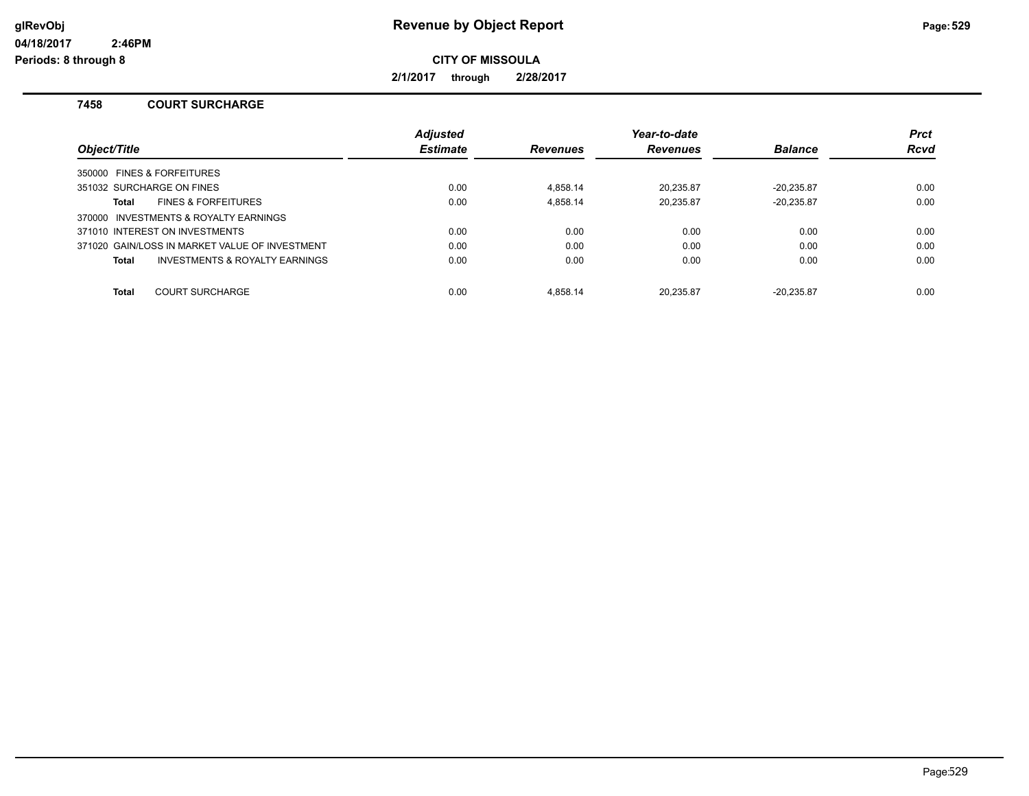**Revenue by Object Report**

**CITY OF MISSOULA**

**2/1/2017 through 2/28/2017**

glRevObj
04/18/2017 2:46PM
Periods: 8 through 8

### 7458 COURT SURCHARGE

| Object/Title | Adjusted Estimate | Revenues | Year-to-date Revenues | Balance | Prct Rcvd |
|---|---|---|---|---|---|
| 350000 FINES & FORFEITURES | | | | | |
| 351032 SURCHARGE ON FINES | 0.00 | 4,858.14 | 20,235.87 | -20,235.87 | 0.00 |
| **Total** FINES & FORFEITURES | 0.00 | 4,858.14 | 20,235.87 | -20,235.87 | 0.00 |
| 370000 INVESTMENTS & ROYALTY EARNINGS | | | | | |
| 371010 INTEREST ON INVESTMENTS | 0.00 | 0.00 | 0.00 | 0.00 | 0.00 |
| 371020 GAIN/LOSS IN MARKET VALUE OF INVESTMENT | 0.00 | 0.00 | 0.00 | 0.00 | 0.00 |
| **Total** INVESTMENTS & ROYALTY EARNINGS | 0.00 | 0.00 | 0.00 | 0.00 | 0.00 |
| **Total** COURT SURCHARGE | 0.00 | 4,858.14 | 20,235.87 | -20,235.87 | 0.00 |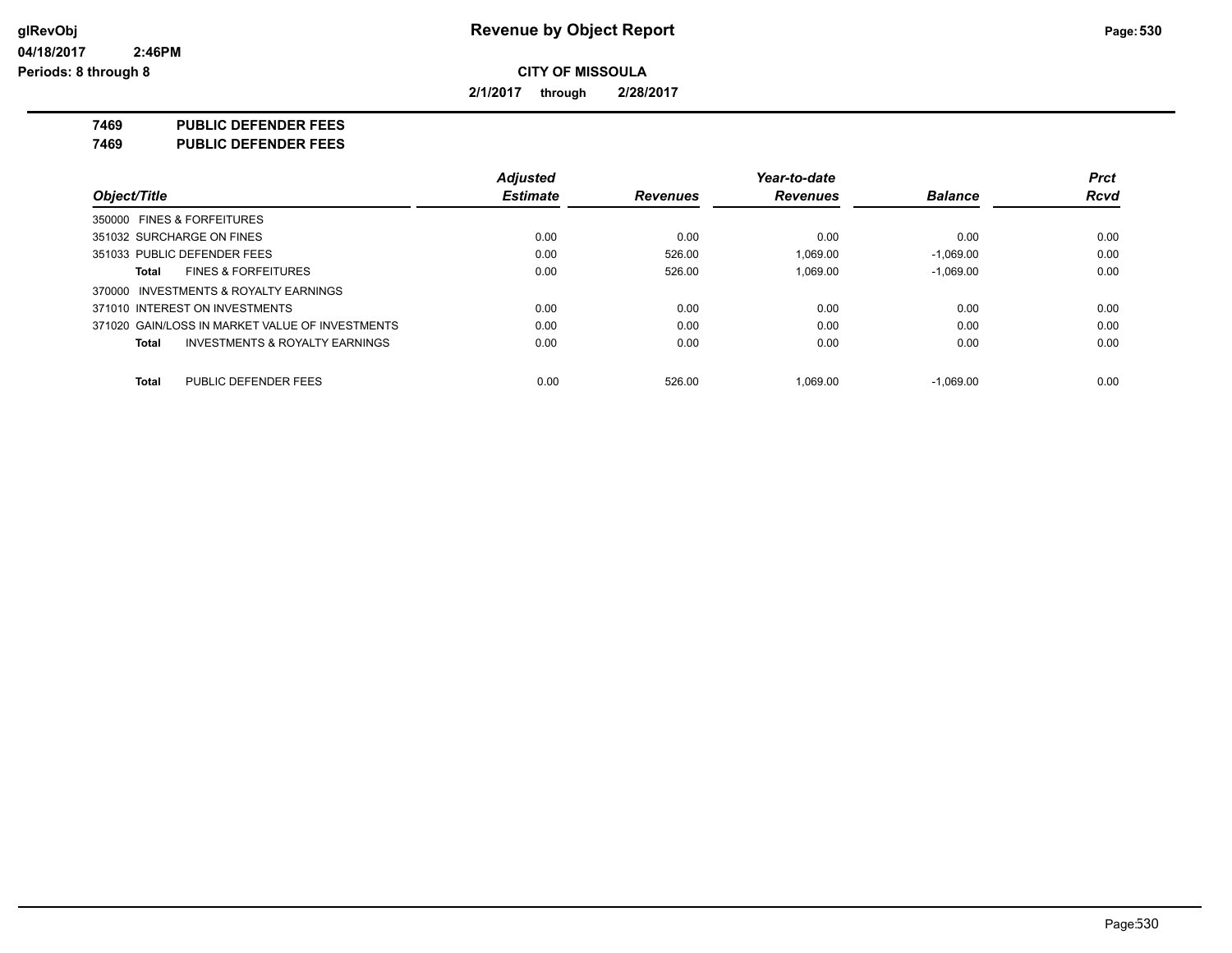# Revenue by Object Report

**CITY OF MISSOULA**

**2/1/2017 through 2/28/2017**

glRevObj
04/18/2017 2:46PM
Periods: 8 through 8

**7469 PUBLIC DEFENDER FEES**
**7469 PUBLIC DEFENDER FEES**

| Object/Title | Adjusted Estimate | Revenues | Year-to-date Revenues | Balance | Prct Rcvd |
|---|---|---|---|---|---|
| 350000 FINES & FORFEITURES | | | | | |
| 351032 SURCHARGE ON FINES | 0.00 | 0.00 | 0.00 | 0.00 | 0.00 |
| 351033 PUBLIC DEFENDER FEES | 0.00 | 526.00 | 1,069.00 | -1,069.00 | 0.00 |
| **Total** FINES & FORFEITURES | 0.00 | 526.00 | 1,069.00 | -1,069.00 | 0.00 |
| 370000 INVESTMENTS & ROYALTY EARNINGS | | | | | |
| 371010 INTEREST ON INVESTMENTS | 0.00 | 0.00 | 0.00 | 0.00 | 0.00 |
| 371020 GAIN/LOSS IN MARKET VALUE OF INVESTMENTS | 0.00 | 0.00 | 0.00 | 0.00 | 0.00 |
| **Total** INVESTMENTS & ROYALTY EARNINGS | 0.00 | 0.00 | 0.00 | 0.00 | 0.00 |
| **Total** PUBLIC DEFENDER FEES | 0.00 | 526.00 | 1,069.00 | -1,069.00 | 0.00 |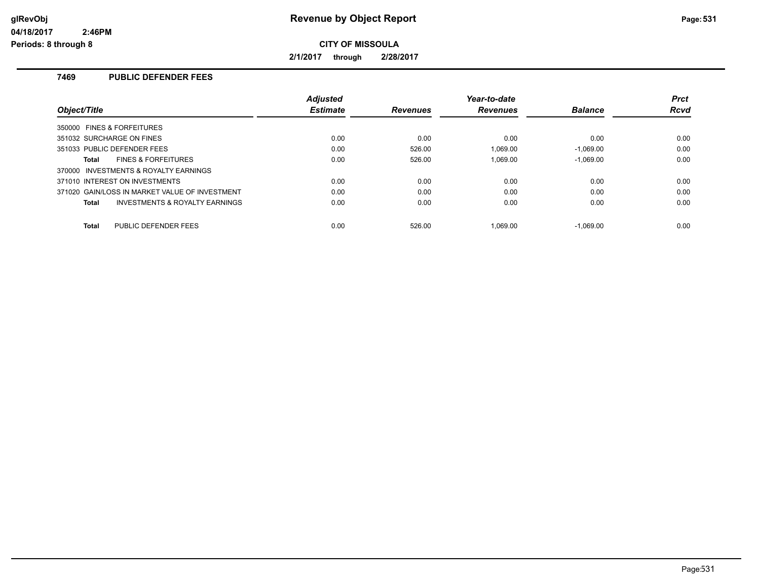# Revenue by Object Report

**CITY OF MISSOULA**

**2/1/2017 through 2/28/2017**

**7469 PUBLIC DEFENDER FEES**

| Object/Title | Adjusted Estimate | Revenues | Year-to-date Revenues | Balance | Prct Rcvd |
|---|---|---|---|---|---|
| 350000 FINES & FORFEITURES | | | | | |
| 351032 SURCHARGE ON FINES | 0.00 | 0.00 | 0.00 | 0.00 | 0.00 |
| 351033 PUBLIC DEFENDER FEES | 0.00 | 526.00 | 1,069.00 | -1,069.00 | 0.00 |
| **Total** FINES & FORFEITURES | 0.00 | 526.00 | 1,069.00 | -1,069.00 | 0.00 |
| 370000 INVESTMENTS & ROYALTY EARNINGS | | | | | |
| 371010 INTEREST ON INVESTMENTS | 0.00 | 0.00 | 0.00 | 0.00 | 0.00 |
| 371020 GAIN/LOSS IN MARKET VALUE OF INVESTMENT | 0.00 | 0.00 | 0.00 | 0.00 | 0.00 |
| **Total** INVESTMENTS & ROYALTY EARNINGS | 0.00 | 0.00 | 0.00 | 0.00 | 0.00 |
| **Total** PUBLIC DEFENDER FEES | 0.00 | 526.00 | 1,069.00 | -1,069.00 | 0.00 |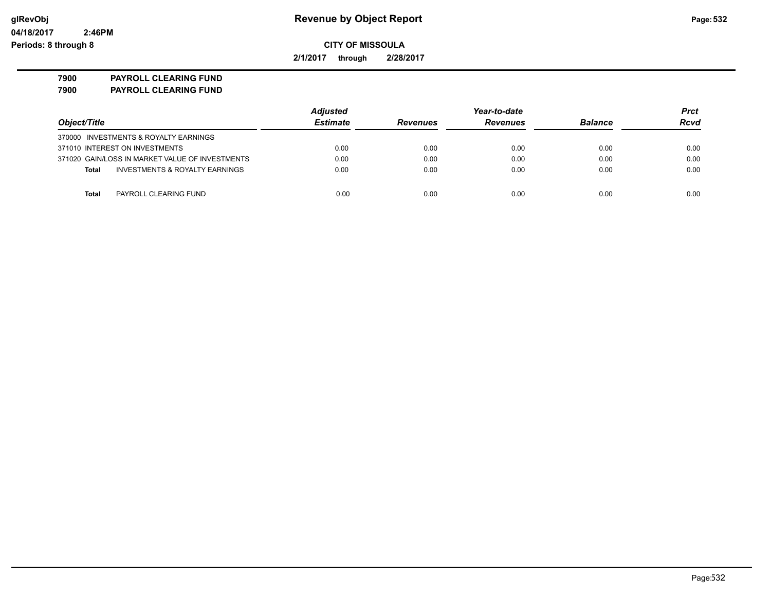# Revenue by Object Report

**CITY OF MISSOULA**

**2/1/2017 through 2/28/2017**

glRevObj
04/18/2017 2:46PM
Periods: 8 through 8

**7900 PAYROLL CLEARING FUND**
**7900 PAYROLL CLEARING FUND**

| Object/Title | Adjusted Estimate | Revenues | Year-to-date Revenues | Balance | Prct Rcvd |
|---|---|---|---|---|---|
| 370000 INVESTMENTS & ROYALTY EARNINGS | | | | | |
| 371010 INTEREST ON INVESTMENTS | 0.00 | 0.00 | 0.00 | 0.00 | 0.00 |
| 371020 GAIN/LOSS IN MARKET VALUE OF INVESTMENTS | 0.00 | 0.00 | 0.00 | 0.00 | 0.00 |
| **Total** INVESTMENTS & ROYALTY EARNINGS | 0.00 | 0.00 | 0.00 | 0.00 | 0.00 |
| **Total** PAYROLL CLEARING FUND | 0.00 | 0.00 | 0.00 | 0.00 | 0.00 |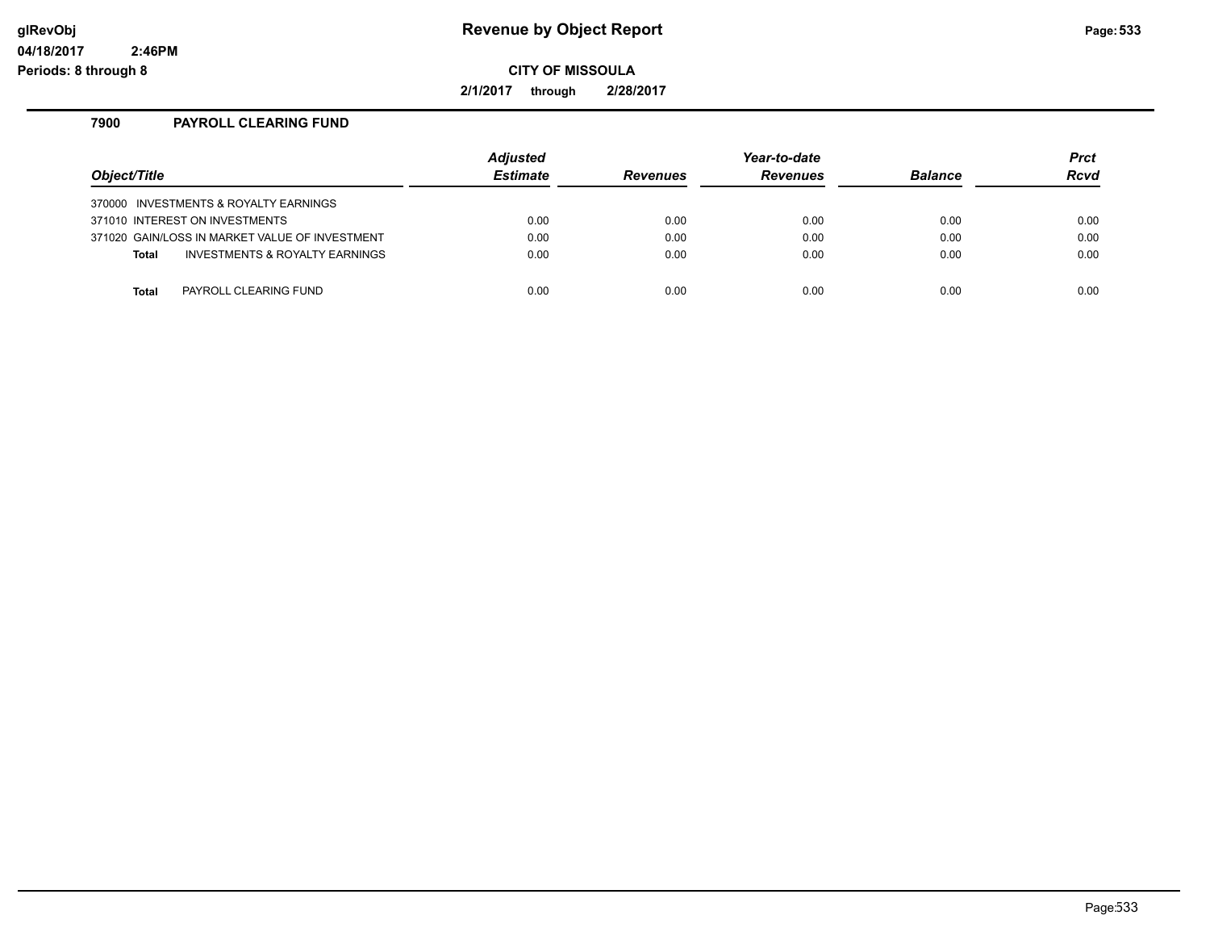# Revenue by Object Report

glRevObj
04/18/2017 2:46PM
Periods: 8 through 8

**CITY OF MISSOULA**

**2/1/2017 through 2/28/2017**

## 7900 PAYROLL CLEARING FUND

| Object/Title | | Adjusted Estimate | Revenues | Year-to-date Revenues | Balance | Prct Rcvd |
|---|---|---|---|---|---|---|
| 370000 INVESTMENTS & ROYALTY EARNINGS | | | | | | |
| 371010 INTEREST ON INVESTMENTS | | 0.00 | 0.00 | 0.00 | 0.00 | 0.00 |
| 371020 GAIN/LOSS IN MARKET VALUE OF INVESTMENT | | 0.00 | 0.00 | 0.00 | 0.00 | 0.00 |
| **Total** | INVESTMENTS & ROYALTY EARNINGS | 0.00 | 0.00 | 0.00 | 0.00 | 0.00 |
| **Total** | PAYROLL CLEARING FUND | 0.00 | 0.00 | 0.00 | 0.00 | 0.00 |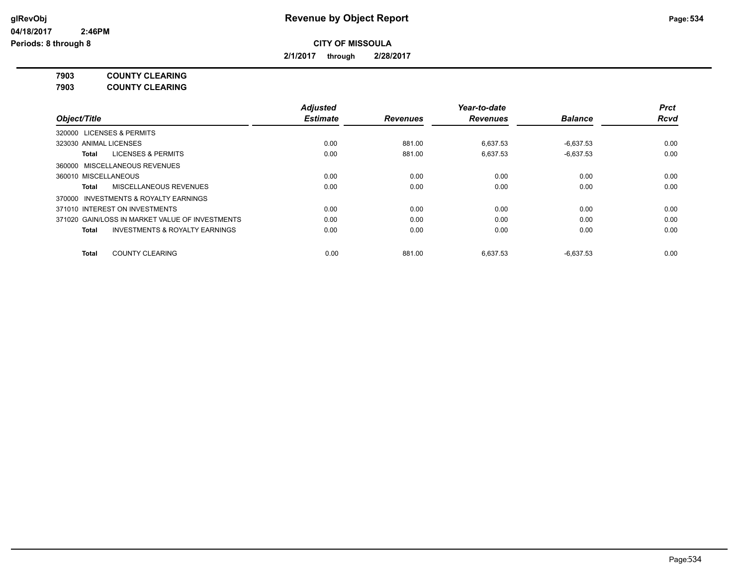# Revenue by Object Report

glRevObj
04/18/2017 2:46PM
Periods: 8 through 8

**CITY OF MISSOULA**

**2/1/2017 through 2/28/2017**

**7903 COUNTY CLEARING**
**7903 COUNTY CLEARING**

| Object/Title | Adjusted Estimate | Revenues | Year-to-date Revenues | Balance | Prct Rcvd |
|---|---|---|---|---|---|
| 320000 LICENSES & PERMITS | | | | | |
| 323030 ANIMAL LICENSES | 0.00 | 881.00 | 6,637.53 | -6,637.53 | 0.00 |
| **Total** LICENSES & PERMITS | 0.00 | 881.00 | 6,637.53 | -6,637.53 | 0.00 |
| 360000 MISCELLANEOUS REVENUES | | | | | |
| 360010 MISCELLANEOUS | 0.00 | 0.00 | 0.00 | 0.00 | 0.00 |
| **Total** MISCELLANEOUS REVENUES | 0.00 | 0.00 | 0.00 | 0.00 | 0.00 |
| 370000 INVESTMENTS & ROYALTY EARNINGS | | | | | |
| 371010 INTEREST ON INVESTMENTS | 0.00 | 0.00 | 0.00 | 0.00 | 0.00 |
| 371020 GAIN/LOSS IN MARKET VALUE OF INVESTMENTS | 0.00 | 0.00 | 0.00 | 0.00 | 0.00 |
| **Total** INVESTMENTS & ROYALTY EARNINGS | 0.00 | 0.00 | 0.00 | 0.00 | 0.00 |
| **Total** COUNTY CLEARING | 0.00 | 881.00 | 6,637.53 | -6,637.53 | 0.00 |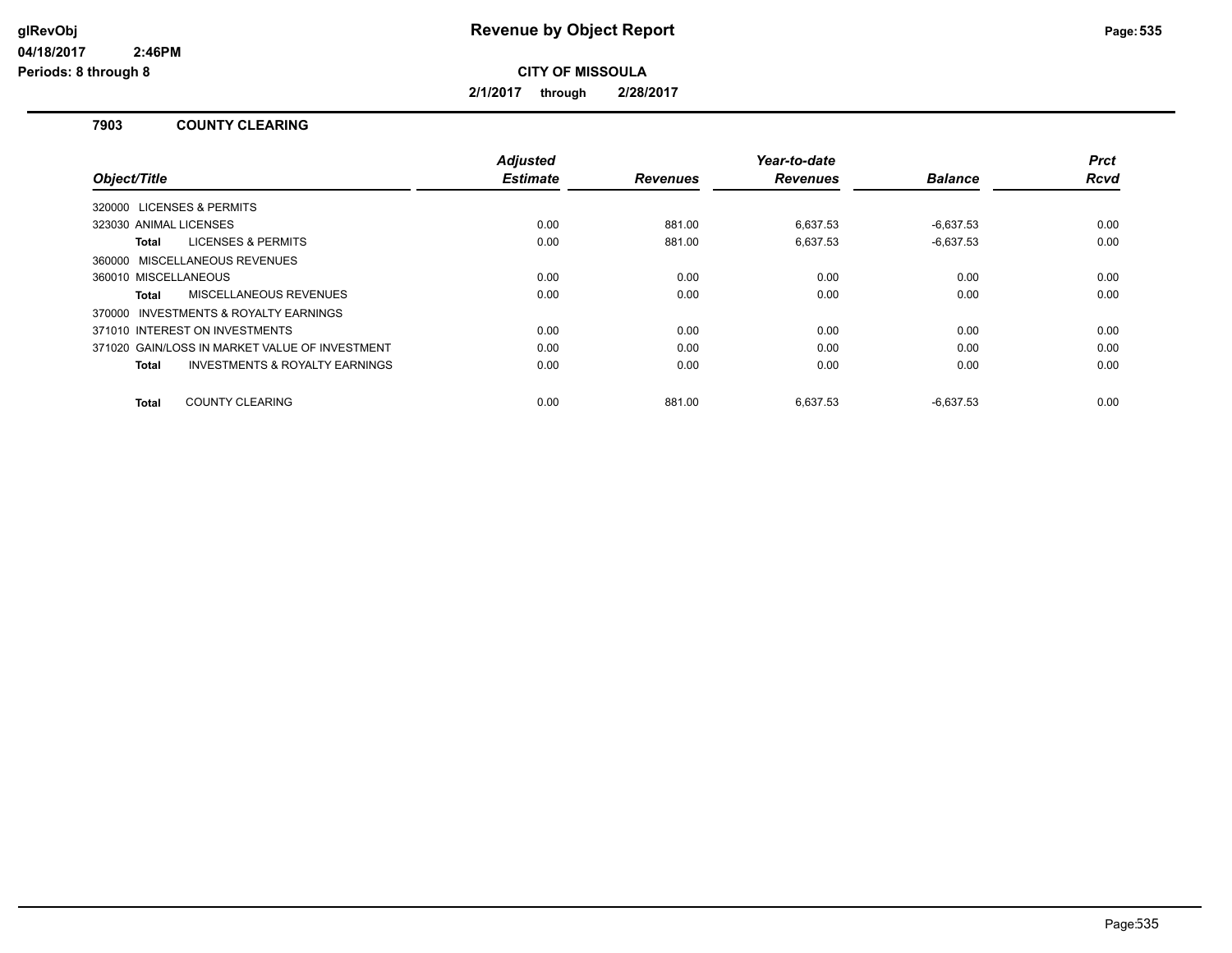**Revenue by Object Report**

glRevObj
04/18/2017 2:46PM
Periods: 8 through 8

**CITY OF MISSOULA**

**2/1/2017 through 2/28/2017**

## 7903 COUNTY CLEARING

| Object/Title | Adjusted Estimate | Revenues | Year-to-date Revenues | Balance | Prct Rcvd |
|---|---|---|---|---|---|
| 320000 LICENSES & PERMITS | | | | | |
| 323030 ANIMAL LICENSES | 0.00 | 881.00 | 6,637.53 | -6,637.53 | 0.00 |
| **Total** LICENSES & PERMITS | 0.00 | 881.00 | 6,637.53 | -6,637.53 | 0.00 |
| 360000 MISCELLANEOUS REVENUES | | | | | |
| 360010 MISCELLANEOUS | 0.00 | 0.00 | 0.00 | 0.00 | 0.00 |
| **Total** MISCELLANEOUS REVENUES | 0.00 | 0.00 | 0.00 | 0.00 | 0.00 |
| 370000 INVESTMENTS & ROYALTY EARNINGS | | | | | |
| 371010 INTEREST ON INVESTMENTS | 0.00 | 0.00 | 0.00 | 0.00 | 0.00 |
| 371020 GAIN/LOSS IN MARKET VALUE OF INVESTMENT | 0.00 | 0.00 | 0.00 | 0.00 | 0.00 |
| **Total** INVESTMENTS & ROYALTY EARNINGS | 0.00 | 0.00 | 0.00 | 0.00 | 0.00 |
| **Total** COUNTY CLEARING | 0.00 | 881.00 | 6,637.53 | -6,637.53 | 0.00 |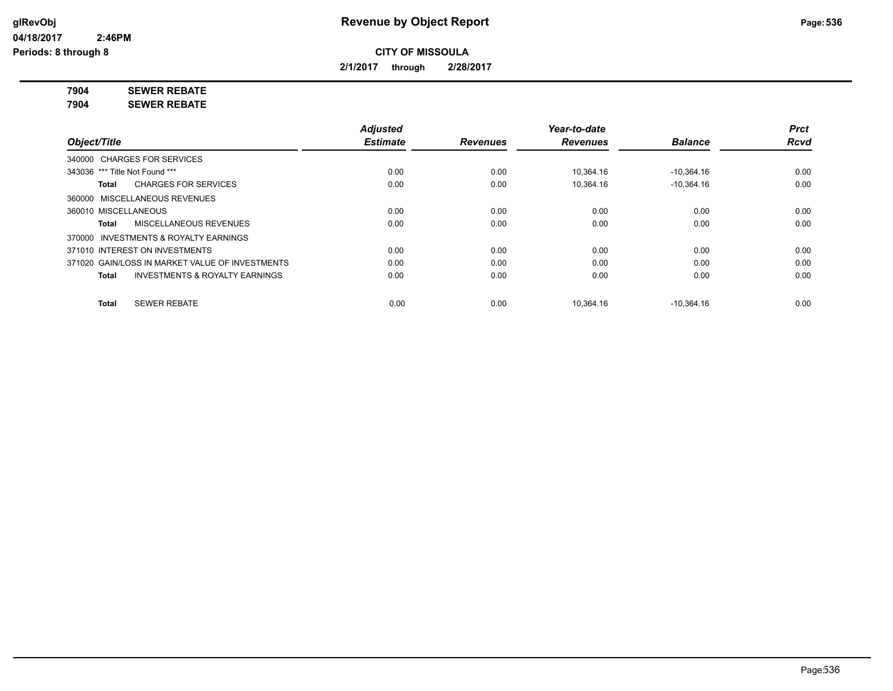**Revenue by Object Report**

**CITY OF MISSOULA**

**2/1/2017 through 2/28/2017**

glRevObj
04/18/2017 2:46PM
Periods: 8 through 8

**7904 SEWER REBATE**
**7904 SEWER REBATE**

| Object/Title | Adjusted Estimate | Revenues | Year-to-date Revenues | Balance | Prct Rcvd |
|---|---|---|---|---|---|
| 340000 CHARGES FOR SERVICES | | | | | |
| 343036 *** Title Not Found *** | 0.00 | 0.00 | 10,364.16 | -10,364.16 | 0.00 |
| **Total** CHARGES FOR SERVICES | 0.00 | 0.00 | 10,364.16 | -10,364.16 | 0.00 |
| 360000 MISCELLANEOUS REVENUES | | | | | |
| 360010 MISCELLANEOUS | 0.00 | 0.00 | 0.00 | 0.00 | 0.00 |
| **Total** MISCELLANEOUS REVENUES | 0.00 | 0.00 | 0.00 | 0.00 | 0.00 |
| 370000 INVESTMENTS & ROYALTY EARNINGS | | | | | |
| 371010 INTEREST ON INVESTMENTS | 0.00 | 0.00 | 0.00 | 0.00 | 0.00 |
| 371020 GAIN/LOSS IN MARKET VALUE OF INVESTMENTS | 0.00 | 0.00 | 0.00 | 0.00 | 0.00 |
| **Total** INVESTMENTS & ROYALTY EARNINGS | 0.00 | 0.00 | 0.00 | 0.00 | 0.00 |
| **Total** SEWER REBATE | 0.00 | 0.00 | 10,364.16 | -10,364.16 | 0.00 |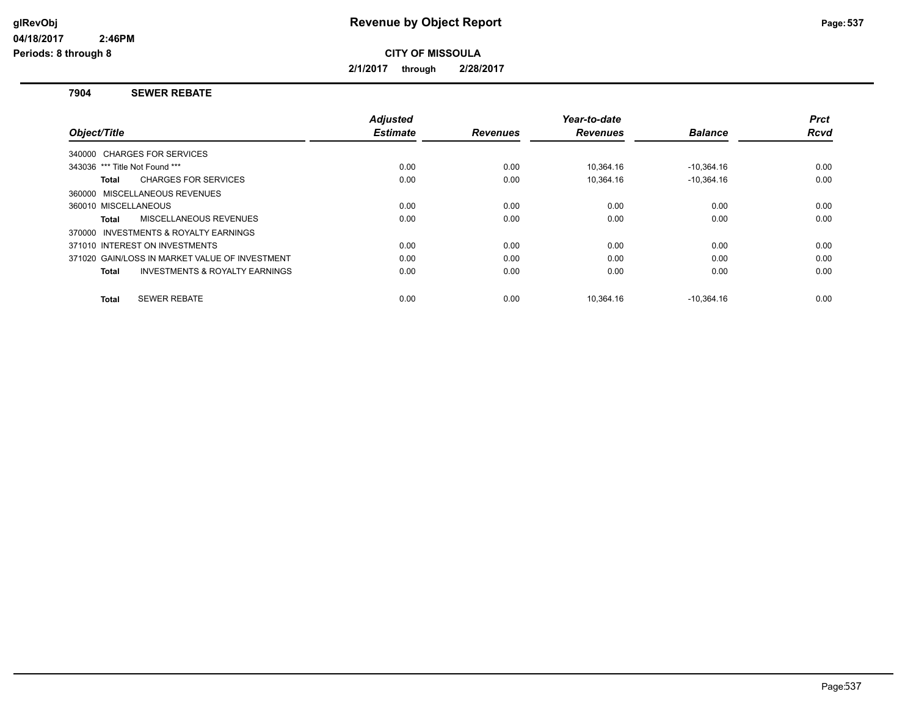# Revenue by Object Report

## CITY OF MISSOULA

**2/1/2017 through 2/28/2017**

glRevObj
04/18/2017 2:46PM
Periods: 8 through 8

### 7904 SEWER REBATE

| Object/Title | Adjusted Estimate | Revenues | Year-to-date Revenues | Balance | Prct Rcvd |
|---|---|---|---|---|---|
| 340000 CHARGES FOR SERVICES | | | | | |
| 343036 *** Title Not Found *** | 0.00 | 0.00 | 10,364.16 | -10,364.16 | 0.00 |
| **Total** CHARGES FOR SERVICES | 0.00 | 0.00 | 10,364.16 | -10,364.16 | 0.00 |
| 360000 MISCELLANEOUS REVENUES | | | | | |
| 360010 MISCELLANEOUS | 0.00 | 0.00 | 0.00 | 0.00 | 0.00 |
| **Total** MISCELLANEOUS REVENUES | 0.00 | 0.00 | 0.00 | 0.00 | 0.00 |
| 370000 INVESTMENTS & ROYALTY EARNINGS | | | | | |
| 371010 INTEREST ON INVESTMENTS | 0.00 | 0.00 | 0.00 | 0.00 | 0.00 |
| 371020 GAIN/LOSS IN MARKET VALUE OF INVESTMENT | 0.00 | 0.00 | 0.00 | 0.00 | 0.00 |
| **Total** INVESTMENTS & ROYALTY EARNINGS | 0.00 | 0.00 | 0.00 | 0.00 | 0.00 |
| **Total** SEWER REBATE | 0.00 | 0.00 | 10,364.16 | -10,364.16 | 0.00 |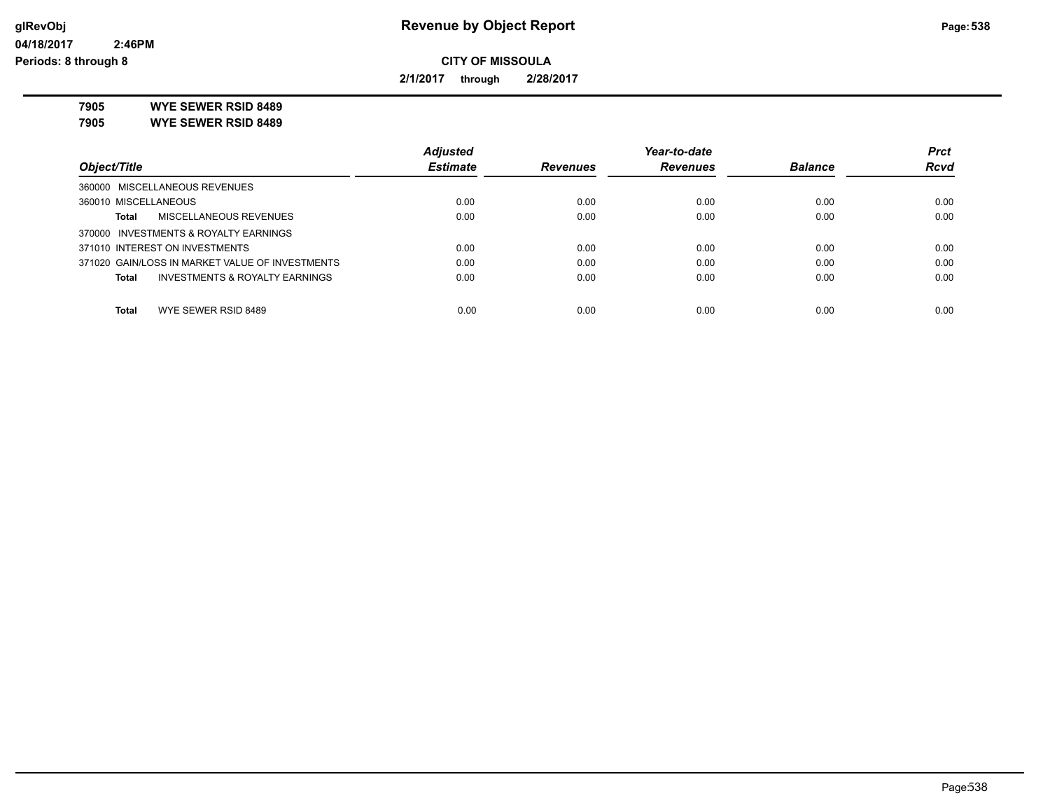# Revenue by Object Report

glRevObj
04/18/2017 2:46PM
Periods: 8 through 8

**CITY OF MISSOULA**

**2/1/2017 through 2/28/2017**

**7905 WYE SEWER RSID 8489**
**7905 WYE SEWER RSID 8489**

| Object/Title | Adjusted Estimate | Revenues | Year-to-date Revenues | Balance | Prct Rcvd |
|---|---|---|---|---|---|
| 360000 MISCELLANEOUS REVENUES | | | | | |
| 360010 MISCELLANEOUS | 0.00 | 0.00 | 0.00 | 0.00 | 0.00 |
| **Total** MISCELLANEOUS REVENUES | 0.00 | 0.00 | 0.00 | 0.00 | 0.00 |
| 370000 INVESTMENTS & ROYALTY EARNINGS | | | | | |
| 371010 INTEREST ON INVESTMENTS | 0.00 | 0.00 | 0.00 | 0.00 | 0.00 |
| 371020 GAIN/LOSS IN MARKET VALUE OF INVESTMENTS | 0.00 | 0.00 | 0.00 | 0.00 | 0.00 |
| **Total** INVESTMENTS & ROYALTY EARNINGS | 0.00 | 0.00 | 0.00 | 0.00 | 0.00 |
| **Total** WYE SEWER RSID 8489 | 0.00 | 0.00 | 0.00 | 0.00 | 0.00 |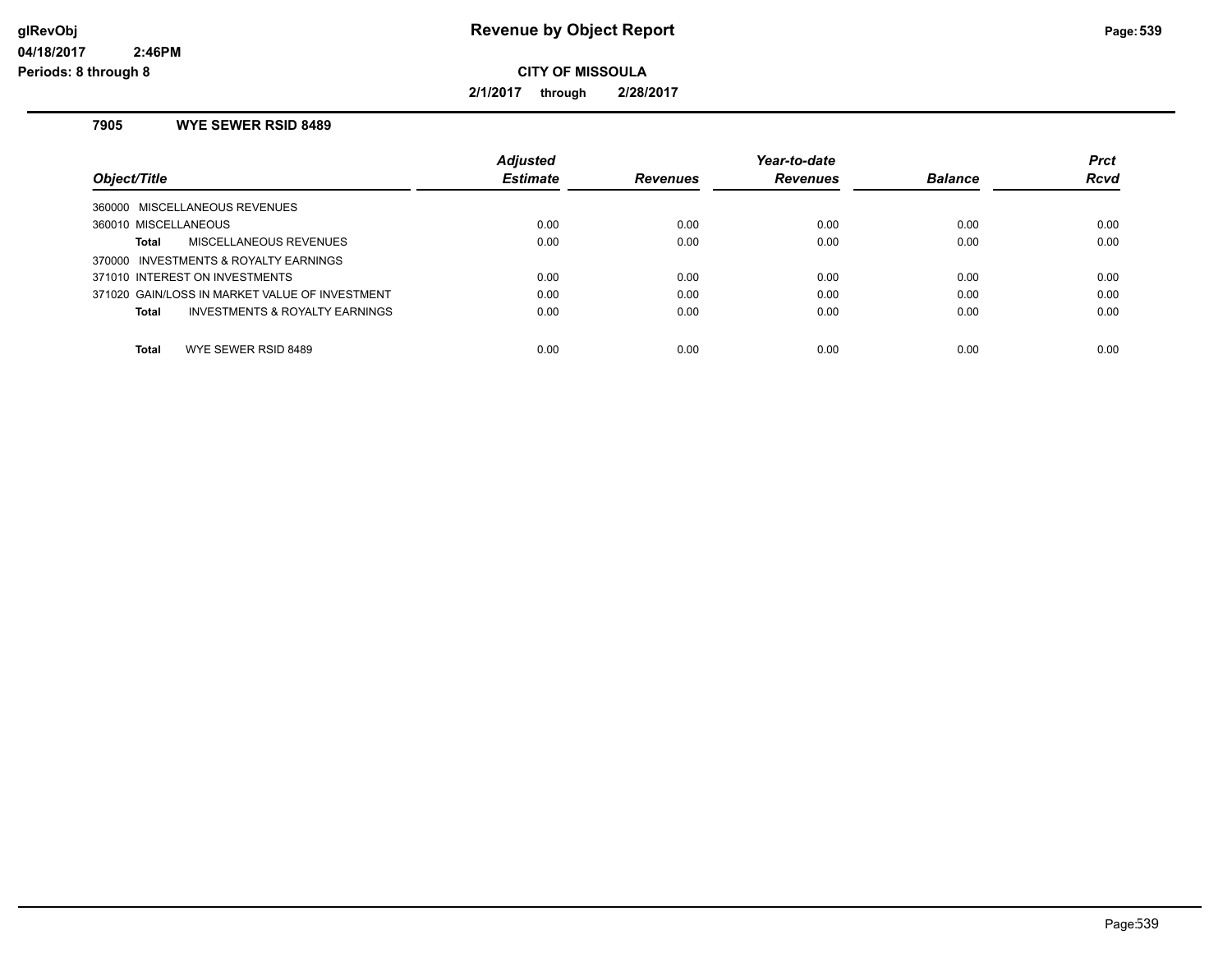**glRevObj**
**04/18/2017 2:46PM**
**Periods: 8 through 8**

# Revenue by Object Report

**CITY OF MISSOULA**

**2/1/2017 through 2/28/2017**

## 7905 WYE SEWER RSID 8489

| Object/Title | Adjusted Estimate | Revenues | Year-to-date Revenues | Balance | Prct Rcvd |
|---|---|---|---|---|---|
| 360000 MISCELLANEOUS REVENUES | | | | | |
| 360010 MISCELLANEOUS | 0.00 | 0.00 | 0.00 | 0.00 | 0.00 |
| **Total** MISCELLANEOUS REVENUES | 0.00 | 0.00 | 0.00 | 0.00 | 0.00 |
| 370000 INVESTMENTS & ROYALTY EARNINGS | | | | | |
| 371010 INTEREST ON INVESTMENTS | 0.00 | 0.00 | 0.00 | 0.00 | 0.00 |
| 371020 GAIN/LOSS IN MARKET VALUE OF INVESTMENT | 0.00 | 0.00 | 0.00 | 0.00 | 0.00 |
| **Total** INVESTMENTS & ROYALTY EARNINGS | 0.00 | 0.00 | 0.00 | 0.00 | 0.00 |
| **Total** WYE SEWER RSID 8489 | 0.00 | 0.00 | 0.00 | 0.00 | 0.00 |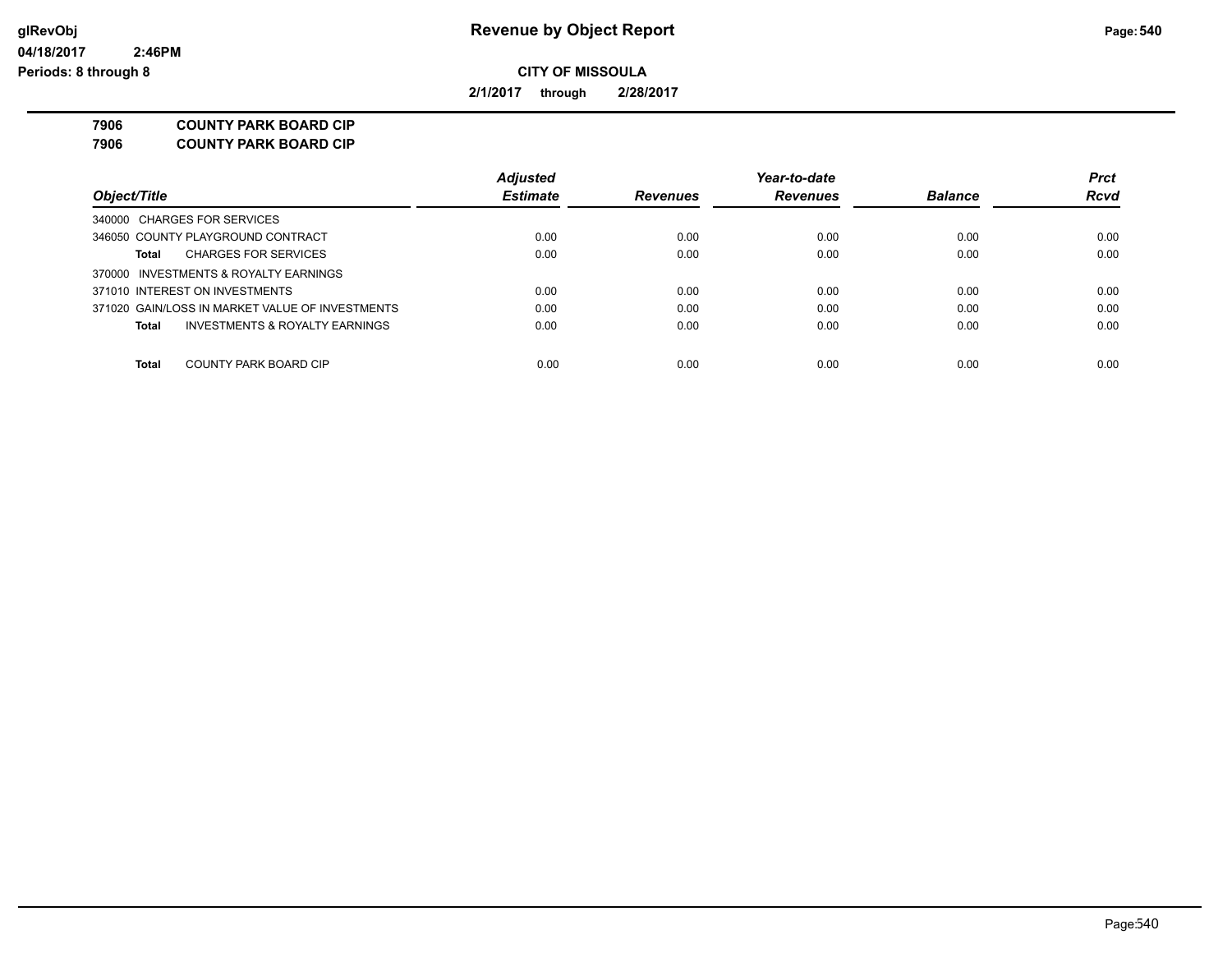**glRevObj**
**04/18/2017 2:46PM**
**Periods: 8 through 8**

# Revenue by Object Report

**CITY OF MISSOULA**

**2/1/2017 through 2/28/2017**

**7906 COUNTY PARK BOARD CIP**
**7906 COUNTY PARK BOARD CIP**

| Object/Title | Adjusted Estimate | Revenues | Year-to-date Revenues | Balance | Prct Rcvd |
|---|---|---|---|---|---|
| 340000 CHARGES FOR SERVICES | | | | | |
| 346050 COUNTY PLAYGROUND CONTRACT | 0.00 | 0.00 | 0.00 | 0.00 | 0.00 |
| **Total** CHARGES FOR SERVICES | 0.00 | 0.00 | 0.00 | 0.00 | 0.00 |
| 370000 INVESTMENTS & ROYALTY EARNINGS | | | | | |
| 371010 INTEREST ON INVESTMENTS | 0.00 | 0.00 | 0.00 | 0.00 | 0.00 |
| 371020 GAIN/LOSS IN MARKET VALUE OF INVESTMENTS | 0.00 | 0.00 | 0.00 | 0.00 | 0.00 |
| **Total** INVESTMENTS & ROYALTY EARNINGS | 0.00 | 0.00 | 0.00 | 0.00 | 0.00 |
| **Total** COUNTY PARK BOARD CIP | 0.00 | 0.00 | 0.00 | 0.00 | 0.00 |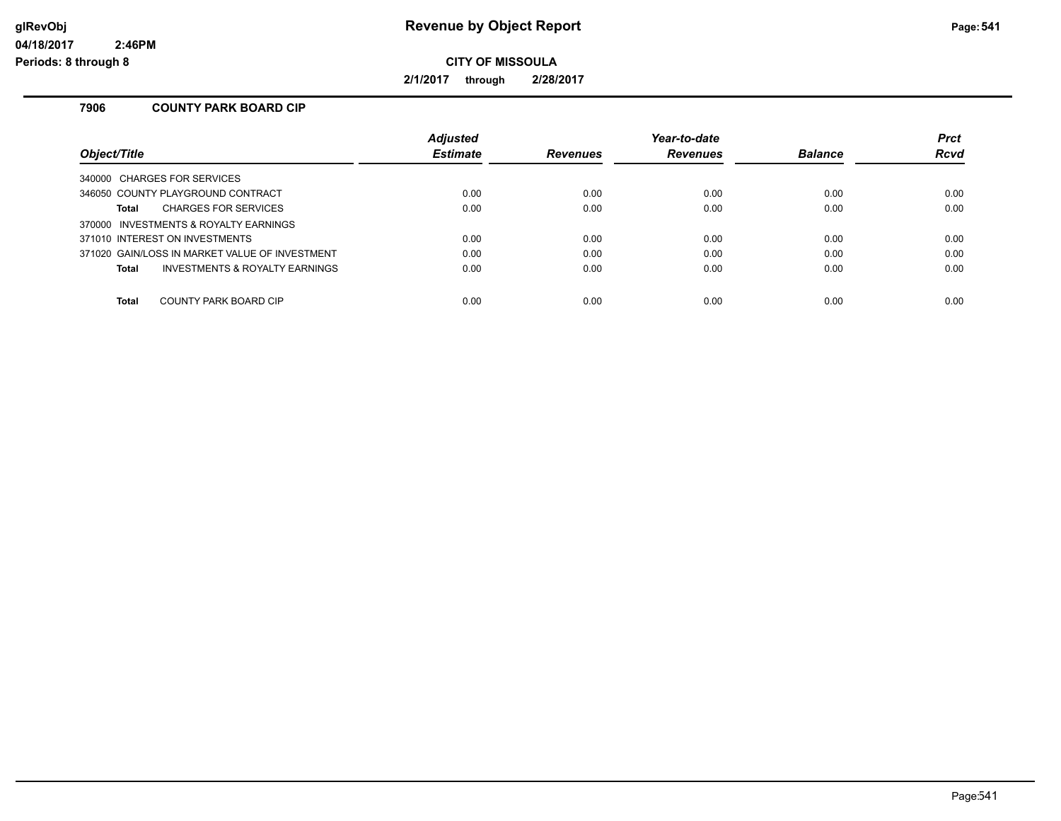# Revenue by Object Report

glRevObj
04/18/2017 2:46PM
Periods: 8 through 8

**CITY OF MISSOULA**

**2/1/2017 through 2/28/2017**

## 7906 COUNTY PARK BOARD CIP

| Object/Title | Adjusted Estimate | Revenues | Year-to-date Revenues | Balance | Prct Rcvd |
|---|---|---|---|---|---|
| 340000 CHARGES FOR SERVICES | | | | | |
| 346050 COUNTY PLAYGROUND CONTRACT | 0.00 | 0.00 | 0.00 | 0.00 | 0.00 |
| **Total** CHARGES FOR SERVICES | 0.00 | 0.00 | 0.00 | 0.00 | 0.00 |
| 370000 INVESTMENTS & ROYALTY EARNINGS | | | | | |
| 371010 INTEREST ON INVESTMENTS | 0.00 | 0.00 | 0.00 | 0.00 | 0.00 |
| 371020 GAIN/LOSS IN MARKET VALUE OF INVESTMENT | 0.00 | 0.00 | 0.00 | 0.00 | 0.00 |
| **Total** INVESTMENTS & ROYALTY EARNINGS | 0.00 | 0.00 | 0.00 | 0.00 | 0.00 |
| **Total** COUNTY PARK BOARD CIP | 0.00 | 0.00 | 0.00 | 0.00 | 0.00 |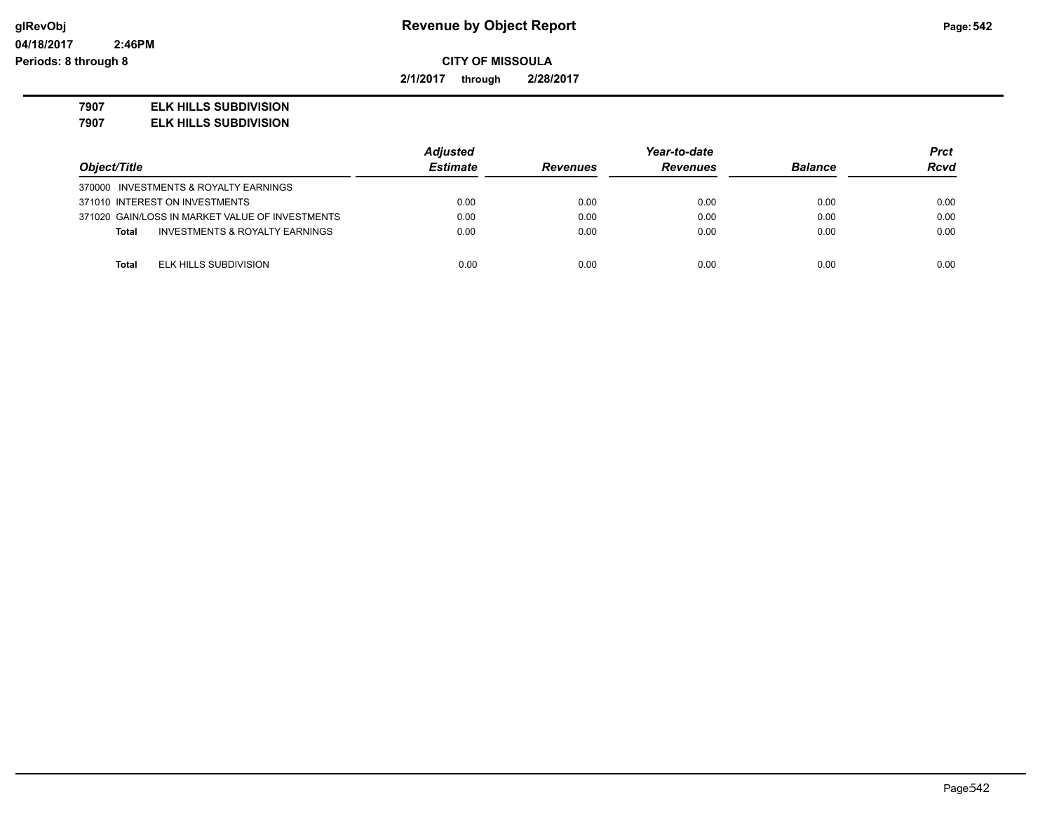**Revenue by Object Report**

**CITY OF MISSOULA**

**2/1/2017 through 2/28/2017**

**7907 ELK HILLS SUBDIVISION**
**7907 ELK HILLS SUBDIVISION**

| Object/Title | Adjusted Estimate | Revenues | Year-to-date Revenues | Balance | Prct Rcvd |
|---|---|---|---|---|---|
| 370000 INVESTMENTS & ROYALTY EARNINGS | | | | | |
| 371010 INTEREST ON INVESTMENTS | 0.00 | 0.00 | 0.00 | 0.00 | 0.00 |
| 371020 GAIN/LOSS IN MARKET VALUE OF INVESTMENTS | 0.00 | 0.00 | 0.00 | 0.00 | 0.00 |
| **Total** INVESTMENTS & ROYALTY EARNINGS | 0.00 | 0.00 | 0.00 | 0.00 | 0.00 |
| **Total** ELK HILLS SUBDIVISION | 0.00 | 0.00 | 0.00 | 0.00 | 0.00 |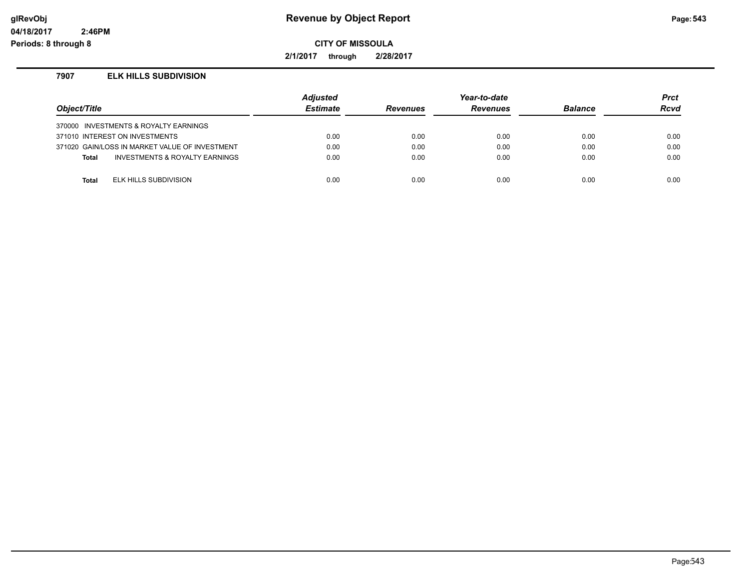glRevObj  
04/18/2017 2:46PM  
Periods: 8 through 8

# Revenue by Object Report

**CITY OF MISSOULA**

**2/1/2017 through 2/28/2017**

### 7907 ELK HILLS SUBDIVISION

| Object/Title | Adjusted Estimate | Revenues | Year-to-date Revenues | Balance | Prct Rcvd |
|---|---|---|---|---|---|
| 370000 INVESTMENTS & ROYALTY EARNINGS | | | | | |
| 371010 INTEREST ON INVESTMENTS | 0.00 | 0.00 | 0.00 | 0.00 | 0.00 |
| 371020 GAIN/LOSS IN MARKET VALUE OF INVESTMENT | 0.00 | 0.00 | 0.00 | 0.00 | 0.00 |
| **Total** INVESTMENTS & ROYALTY EARNINGS | 0.00 | 0.00 | 0.00 | 0.00 | 0.00 |
| **Total** ELK HILLS SUBDIVISION | 0.00 | 0.00 | 0.00 | 0.00 | 0.00 |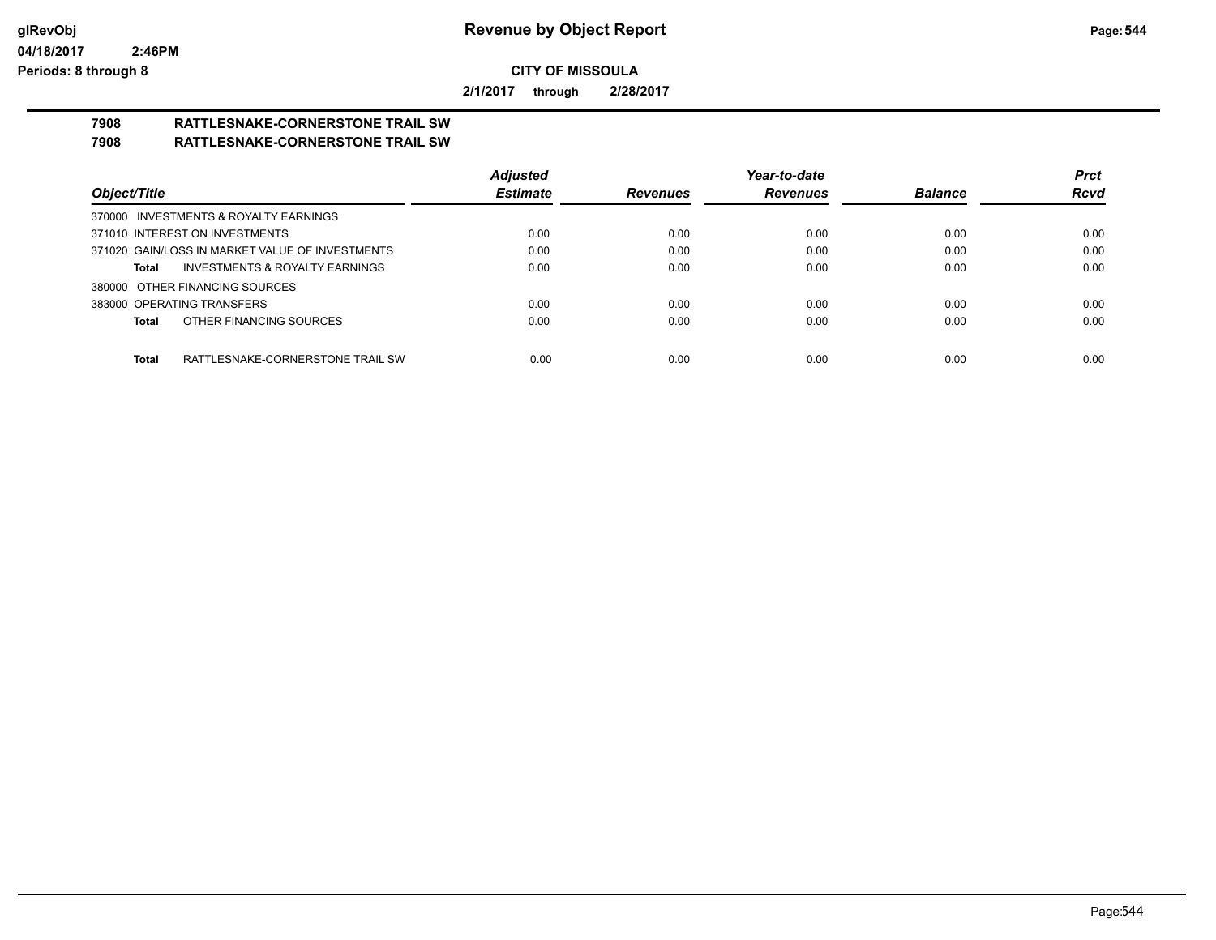**glRevObj** **Revenue by Object Report**

**04/18/2017 2:46PM**

**Periods: 8 through 8**

**CITY OF MISSOULA**

**2/1/2017 through 2/28/2017**

**7908 RATTLESNAKE-CORNERSTONE TRAIL SW**
**7908 RATTLESNAKE-CORNERSTONE TRAIL SW**

| Object/Title | Adjusted Estimate | Revenues | Year-to-date Revenues | Balance | Prct Rcvd |
|---|---|---|---|---|---|
| 370000 INVESTMENTS & ROYALTY EARNINGS | | | | | |
| 371010 INTEREST ON INVESTMENTS | 0.00 | 0.00 | 0.00 | 0.00 | 0.00 |
| 371020 GAIN/LOSS IN MARKET VALUE OF INVESTMENTS | 0.00 | 0.00 | 0.00 | 0.00 | 0.00 |
| **Total** INVESTMENTS & ROYALTY EARNINGS | 0.00 | 0.00 | 0.00 | 0.00 | 0.00 |
| 380000 OTHER FINANCING SOURCES | | | | | |
| 383000 OPERATING TRANSFERS | 0.00 | 0.00 | 0.00 | 0.00 | 0.00 |
| **Total** OTHER FINANCING SOURCES | 0.00 | 0.00 | 0.00 | 0.00 | 0.00 |
| **Total** RATTLESNAKE-CORNERSTONE TRAIL SW | 0.00 | 0.00 | 0.00 | 0.00 | 0.00 |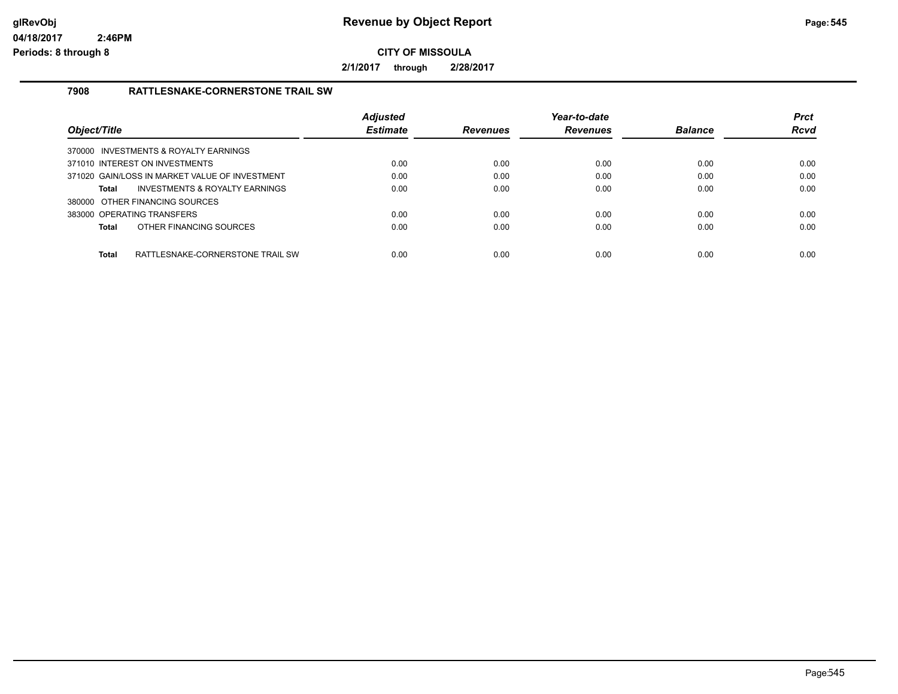**Revenue by Object Report**

**CITY OF MISSOULA**

**2/1/2017 through 2/28/2017**

## 7908 RATTLESNAKE-CORNERSTONE TRAIL SW

| Object/Title | Adjusted Estimate | Revenues | Year-to-date Revenues | Balance | Prct Rcvd |
|---|---|---|---|---|---|
| 370000 INVESTMENTS & ROYALTY EARNINGS | | | | | |
| 371010 INTEREST ON INVESTMENTS | 0.00 | 0.00 | 0.00 | 0.00 | 0.00 |
| 371020 GAIN/LOSS IN MARKET VALUE OF INVESTMENT | 0.00 | 0.00 | 0.00 | 0.00 | 0.00 |
| **Total** INVESTMENTS & ROYALTY EARNINGS | 0.00 | 0.00 | 0.00 | 0.00 | 0.00 |
| 380000 OTHER FINANCING SOURCES | | | | | |
| 383000 OPERATING TRANSFERS | 0.00 | 0.00 | 0.00 | 0.00 | 0.00 |
| **Total** OTHER FINANCING SOURCES | 0.00 | 0.00 | 0.00 | 0.00 | 0.00 |
| **Total** RATTLESNAKE-CORNERSTONE TRAIL SW | 0.00 | 0.00 | 0.00 | 0.00 | 0.00 |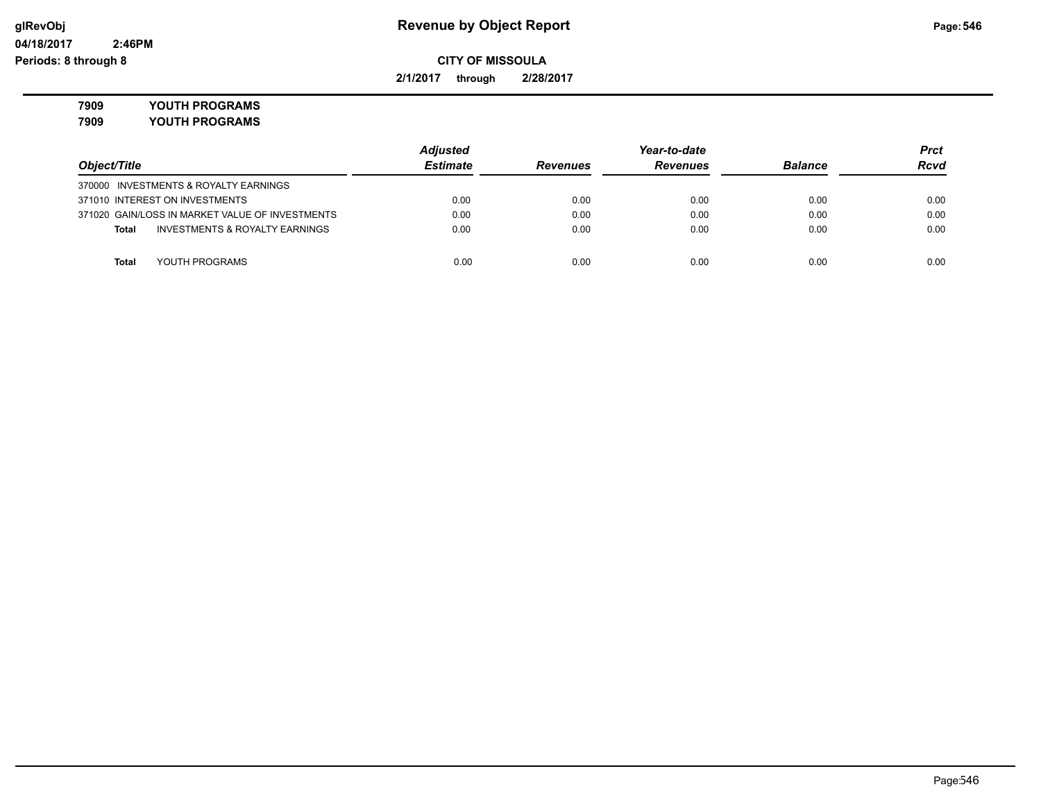# Revenue by Object Report

**CITY OF MISSOULA**

**2/1/2017 through 2/28/2017**

**7909 YOUTH PROGRAMS**
**7909 YOUTH PROGRAMS**

| Object/Title | Adjusted Estimate | Revenues | Year-to-date Revenues | Balance | Prct Rcvd |
|---|---|---|---|---|---|
| 370000 INVESTMENTS & ROYALTY EARNINGS | | | | | |
| 371010 INTEREST ON INVESTMENTS | 0.00 | 0.00 | 0.00 | 0.00 | 0.00 |
| 371020 GAIN/LOSS IN MARKET VALUE OF INVESTMENTS | 0.00 | 0.00 | 0.00 | 0.00 | 0.00 |
| **Total** INVESTMENTS & ROYALTY EARNINGS | 0.00 | 0.00 | 0.00 | 0.00 | 0.00 |
| **Total** YOUTH PROGRAMS | 0.00 | 0.00 | 0.00 | 0.00 | 0.00 |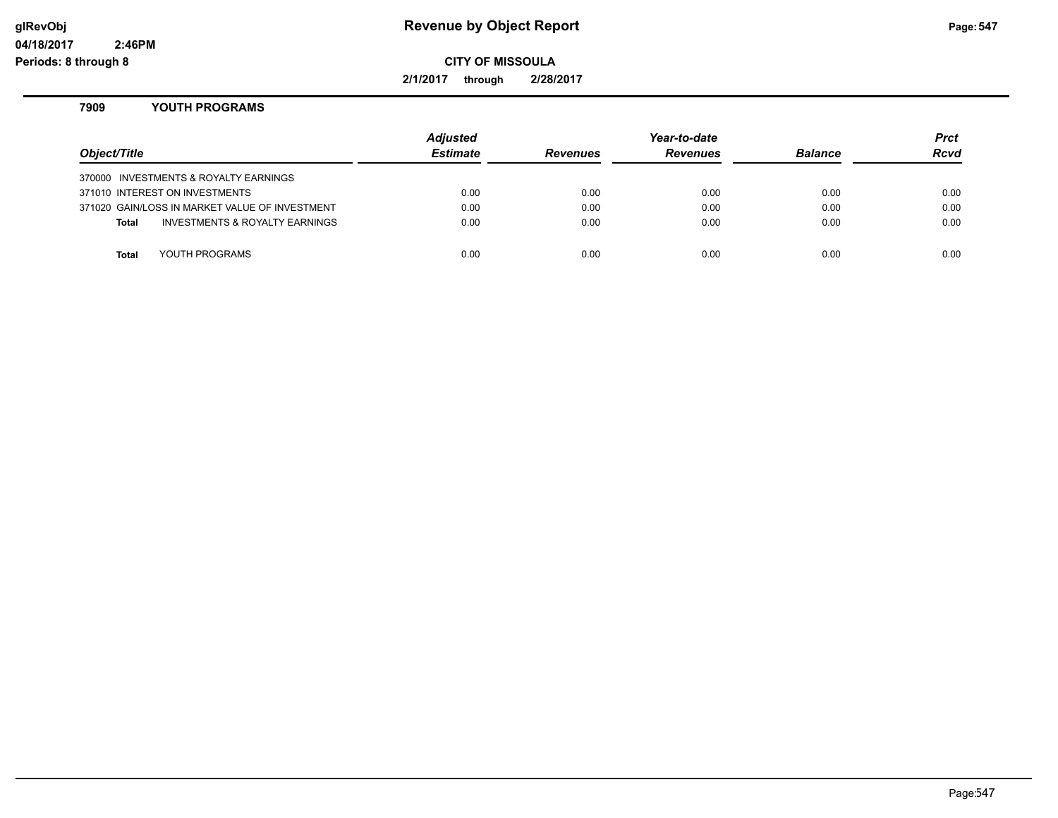**glRevObj**
**04/18/2017 2:46PM**
**Periods: 8 through 8**

# Revenue by Object Report

**CITY OF MISSOULA**

**2/1/2017 through 2/28/2017**

## 7909 YOUTH PROGRAMS

| Object/Title | Adjusted Estimate | Revenues | Year-to-date Revenues | Balance | Prct Rcvd |
|---|---|---|---|---|---|
| 370000 INVESTMENTS & ROYALTY EARNINGS | | | | | |
| 371010 INTEREST ON INVESTMENTS | 0.00 | 0.00 | 0.00 | 0.00 | 0.00 |
| 371020 GAIN/LOSS IN MARKET VALUE OF INVESTMENT | 0.00 | 0.00 | 0.00 | 0.00 | 0.00 |
| **Total** INVESTMENTS & ROYALTY EARNINGS | 0.00 | 0.00 | 0.00 | 0.00 | 0.00 |
| | | | | | |
| **Total** YOUTH PROGRAMS | 0.00 | 0.00 | 0.00 | 0.00 | 0.00 |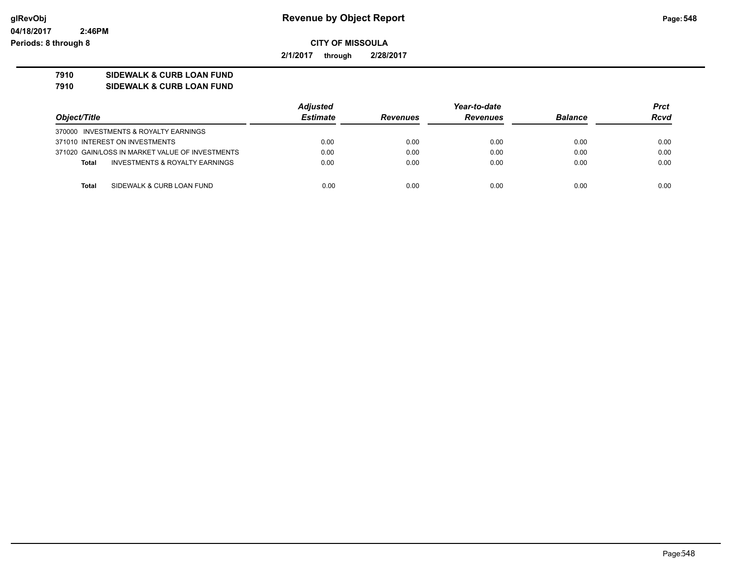# Revenue by Object Report

glRevObj
04/18/2017 2:46PM
Periods: 8 through 8

**CITY OF MISSOULA**

**2/1/2017 through 2/28/2017**

**7910 SIDEWALK & CURB LOAN FUND**
**7910 SIDEWALK & CURB LOAN FUND**

| Object/Title | Adjusted Estimate | Revenues | Year-to-date Revenues | Balance | Prct Rcvd |
|---|---|---|---|---|---|
| 370000 INVESTMENTS & ROYALTY EARNINGS | | | | | |
| 371010 INTEREST ON INVESTMENTS | 0.00 | 0.00 | 0.00 | 0.00 | 0.00 |
| 371020 GAIN/LOSS IN MARKET VALUE OF INVESTMENTS | 0.00 | 0.00 | 0.00 | 0.00 | 0.00 |
| **Total** INVESTMENTS & ROYALTY EARNINGS | 0.00 | 0.00 | 0.00 | 0.00 | 0.00 |
| **Total** SIDEWALK & CURB LOAN FUND | 0.00 | 0.00 | 0.00 | 0.00 | 0.00 |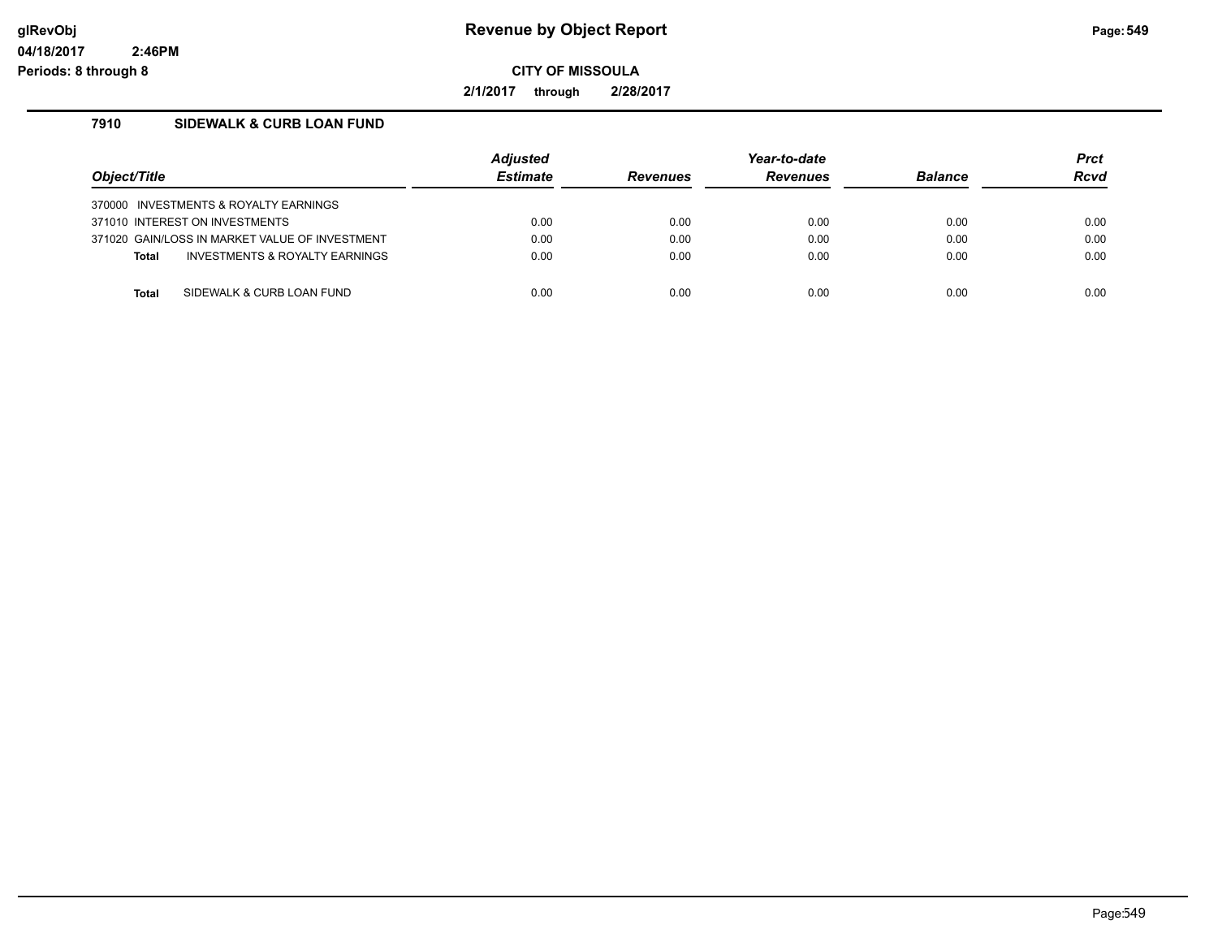## Revenue by Object Report

**CITY OF MISSOULA**

**2/1/2017 through 2/28/2017**

glRevObj
04/18/2017 2:46PM
Periods: 8 through 8

### 7910 SIDEWALK & CURB LOAN FUND

| Object/Title | Adjusted Estimate | Revenues | Year-to-date Revenues | Balance | Prct Rcvd |
|---|---|---|---|---|---|
| 370000 INVESTMENTS & ROYALTY EARNINGS | | | | | |
| 371010 INTEREST ON INVESTMENTS | 0.00 | 0.00 | 0.00 | 0.00 | 0.00 |
| 371020 GAIN/LOSS IN MARKET VALUE OF INVESTMENT | 0.00 | 0.00 | 0.00 | 0.00 | 0.00 |
| **Total** INVESTMENTS & ROYALTY EARNINGS | 0.00 | 0.00 | 0.00 | 0.00 | 0.00 |
| **Total** SIDEWALK & CURB LOAN FUND | 0.00 | 0.00 | 0.00 | 0.00 | 0.00 |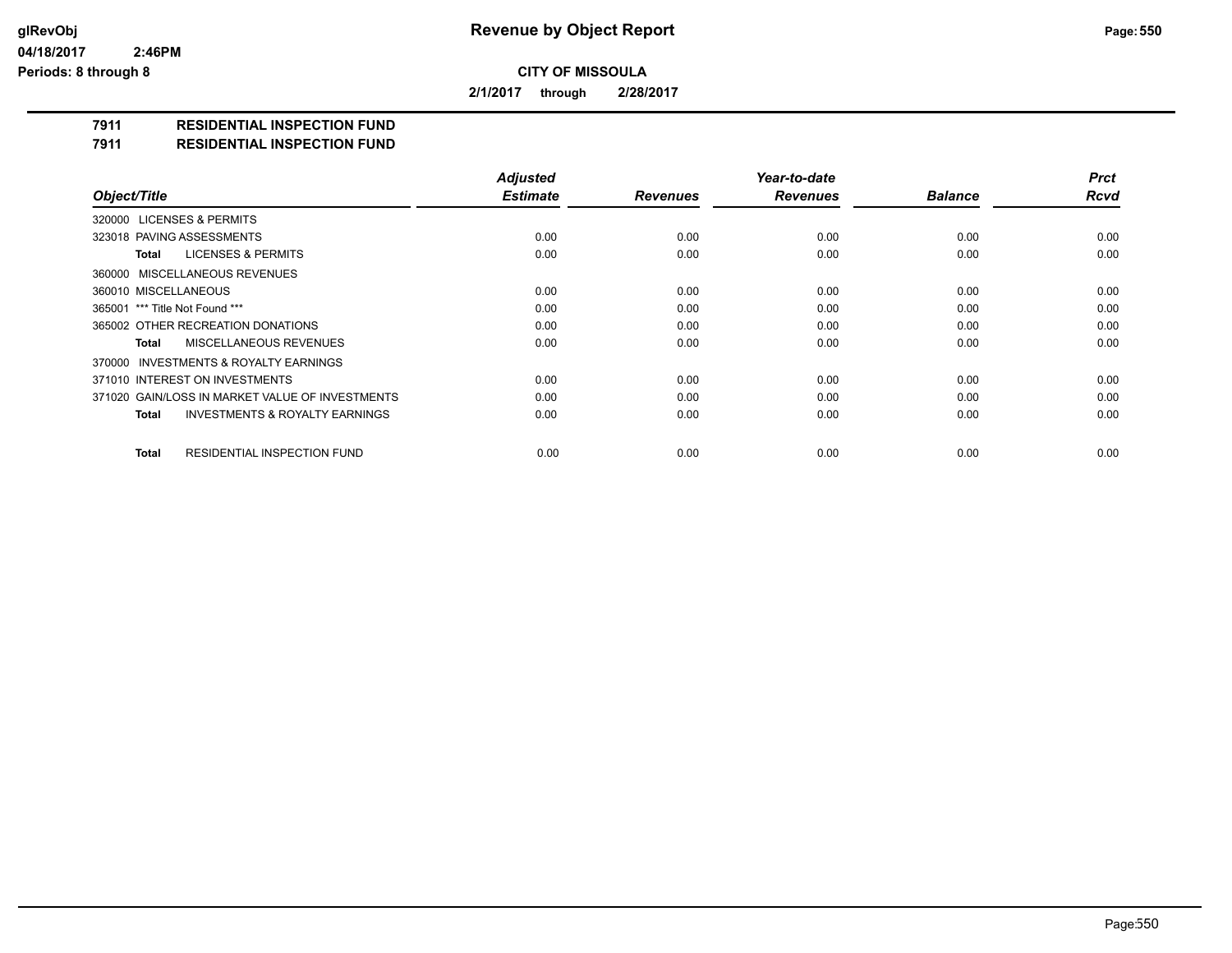**Revenue by Object Report**

glRevObj
04/18/2017 2:46PM
Periods: 8 through 8

**CITY OF MISSOULA**

**2/1/2017 through 2/28/2017**

**7911 RESIDENTIAL INSPECTION FUND**
**7911 RESIDENTIAL INSPECTION FUND**

| Object/Title | Adjusted Estimate | Revenues | Year-to-date Revenues | Balance | Prct Rcvd |
|---|---|---|---|---|---|
| 320000 LICENSES & PERMITS | | | | | |
| 323018 PAVING ASSESSMENTS | 0.00 | 0.00 | 0.00 | 0.00 | 0.00 |
| **Total** LICENSES & PERMITS | 0.00 | 0.00 | 0.00 | 0.00 | 0.00 |
| 360000 MISCELLANEOUS REVENUES | | | | | |
| 360010 MISCELLANEOUS | 0.00 | 0.00 | 0.00 | 0.00 | 0.00 |
| 365001 *** Title Not Found *** | 0.00 | 0.00 | 0.00 | 0.00 | 0.00 |
| 365002 OTHER RECREATION DONATIONS | 0.00 | 0.00 | 0.00 | 0.00 | 0.00 |
| **Total** MISCELLANEOUS REVENUES | 0.00 | 0.00 | 0.00 | 0.00 | 0.00 |
| 370000 INVESTMENTS & ROYALTY EARNINGS | | | | | |
| 371010 INTEREST ON INVESTMENTS | 0.00 | 0.00 | 0.00 | 0.00 | 0.00 |
| 371020 GAIN/LOSS IN MARKET VALUE OF INVESTMENTS | 0.00 | 0.00 | 0.00 | 0.00 | 0.00 |
| **Total** INVESTMENTS & ROYALTY EARNINGS | 0.00 | 0.00 | 0.00 | 0.00 | 0.00 |
| **Total** RESIDENTIAL INSPECTION FUND | 0.00 | 0.00 | 0.00 | 0.00 | 0.00 |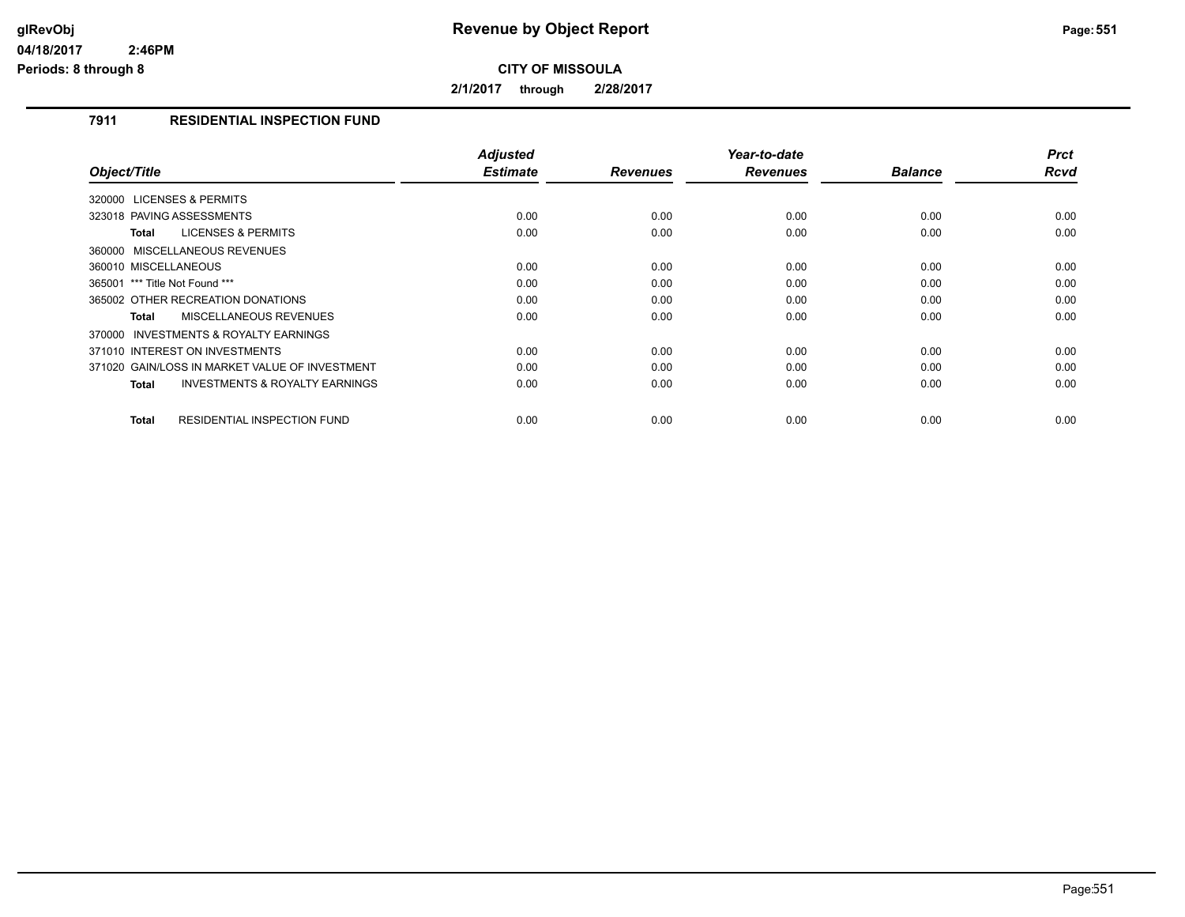# Revenue by Object Report

**CITY OF MISSOULA**

**2/1/2017 through 2/28/2017**

glRevObj
04/18/2017 2:46PM
Periods: 8 through 8

## 7911 RESIDENTIAL INSPECTION FUND

| Object/Title | Adjusted Estimate | Revenues | Year-to-date Revenues | Balance | Prct Rcvd |
|---|---|---|---|---|---|
| 320000 LICENSES & PERMITS | | | | | |
| 323018 PAVING ASSESSMENTS | 0.00 | 0.00 | 0.00 | 0.00 | 0.00 |
| **Total** LICENSES & PERMITS | 0.00 | 0.00 | 0.00 | 0.00 | 0.00 |
| 360000 MISCELLANEOUS REVENUES | | | | | |
| 360010 MISCELLANEOUS | 0.00 | 0.00 | 0.00 | 0.00 | 0.00 |
| 365001 *** Title Not Found *** | 0.00 | 0.00 | 0.00 | 0.00 | 0.00 |
| 365002 OTHER RECREATION DONATIONS | 0.00 | 0.00 | 0.00 | 0.00 | 0.00 |
| **Total** MISCELLANEOUS REVENUES | 0.00 | 0.00 | 0.00 | 0.00 | 0.00 |
| 370000 INVESTMENTS & ROYALTY EARNINGS | | | | | |
| 371010 INTEREST ON INVESTMENTS | 0.00 | 0.00 | 0.00 | 0.00 | 0.00 |
| 371020 GAIN/LOSS IN MARKET VALUE OF INVESTMENT | 0.00 | 0.00 | 0.00 | 0.00 | 0.00 |
| **Total** INVESTMENTS & ROYALTY EARNINGS | 0.00 | 0.00 | 0.00 | 0.00 | 0.00 |
| **Total** RESIDENTIAL INSPECTION FUND | 0.00 | 0.00 | 0.00 | 0.00 | 0.00 |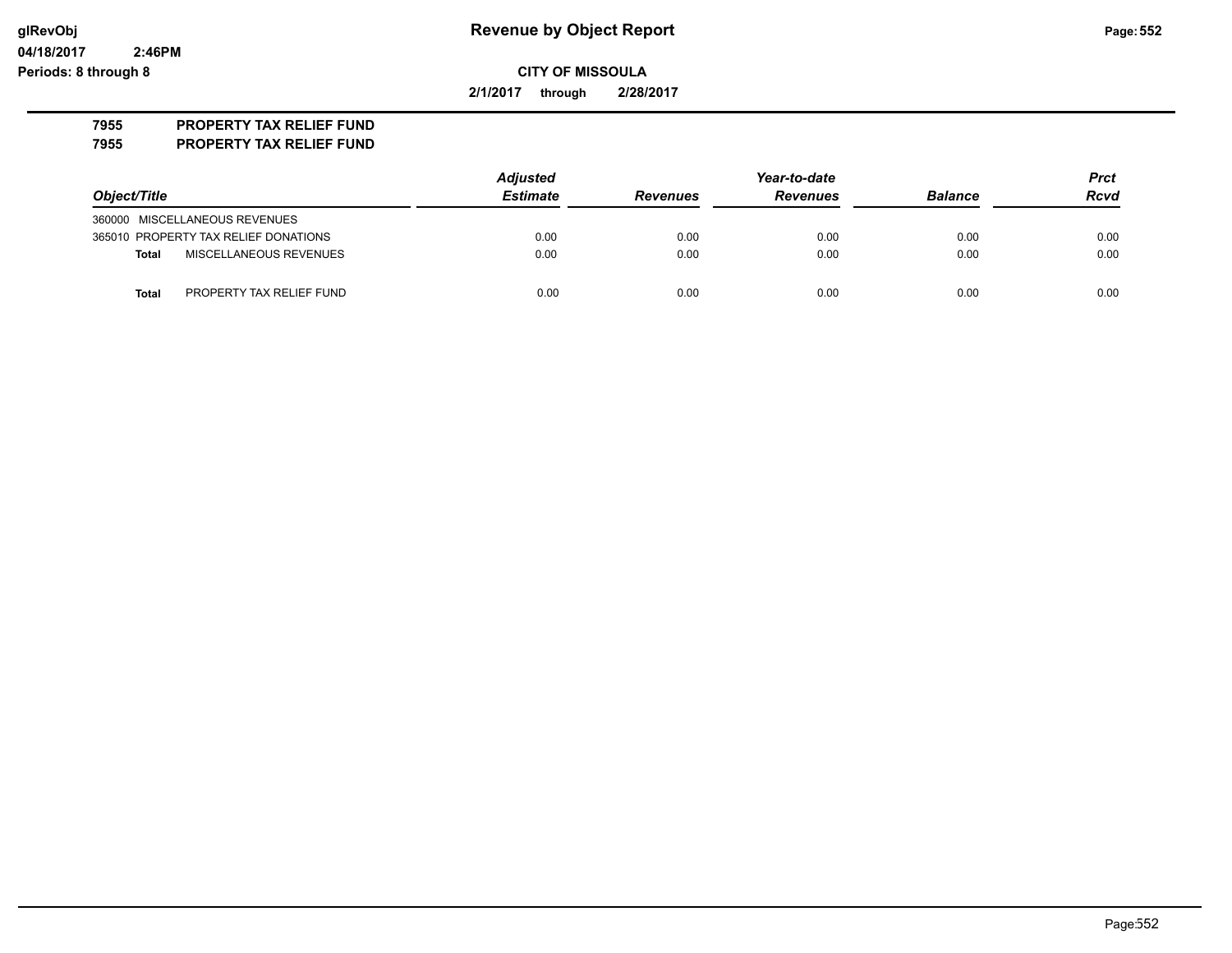# Revenue by Object Report

glRevObj
04/18/2017 2:46PM
Periods: 8 through 8

**CITY OF MISSOULA**

**2/1/2017 through 2/28/2017**

**7955 PROPERTY TAX RELIEF FUND**
**7955 PROPERTY TAX RELIEF FUND**

| Object/Title | | Adjusted Estimate | Revenues | Year-to-date Revenues | Balance | Prct Rcvd |
|---|---|---|---|---|---|---|
| 360000 | MISCELLANEOUS REVENUES | | | | | |
| 365010 | PROPERTY TAX RELIEF DONATIONS | 0.00 | 0.00 | 0.00 | 0.00 | 0.00 |
| **Total** | MISCELLANEOUS REVENUES | 0.00 | 0.00 | 0.00 | 0.00 | 0.00 |
| **Total** | PROPERTY TAX RELIEF FUND | 0.00 | 0.00 | 0.00 | 0.00 | 0.00 |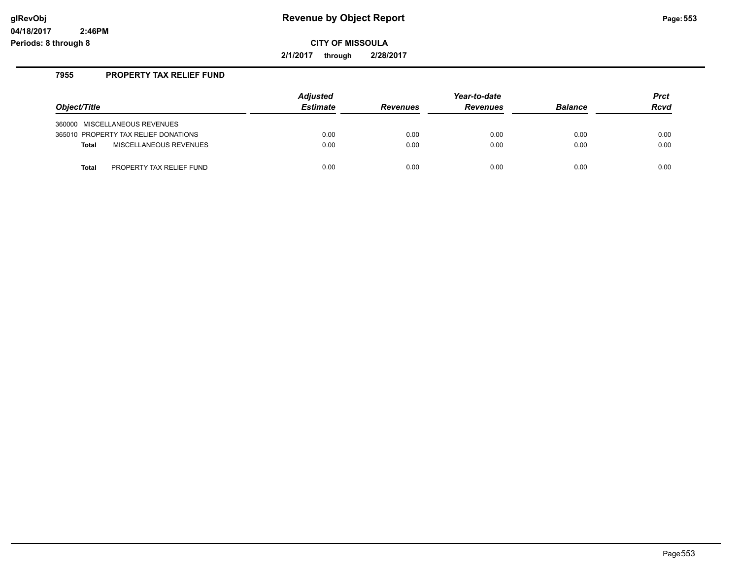# Revenue by Object Report

glRevObj
04/18/2017 2:46PM
Periods: 8 through 8

**CITY OF MISSOULA**

**2/1/2017 through 2/28/2017**

## 7955 PROPERTY TAX RELIEF FUND

| Object/Title | Adjusted Estimate | Revenues | Year-to-date Revenues | Balance | Prct Rcvd |
|---|---|---|---|---|---|
| 360000 MISCELLANEOUS REVENUES | | | | | |
| 365010 PROPERTY TAX RELIEF DONATIONS | 0.00 | 0.00 | 0.00 | 0.00 | 0.00 |
| **Total** MISCELLANEOUS REVENUES | 0.00 | 0.00 | 0.00 | 0.00 | 0.00 |
| **Total** PROPERTY TAX RELIEF FUND | 0.00 | 0.00 | 0.00 | 0.00 | 0.00 |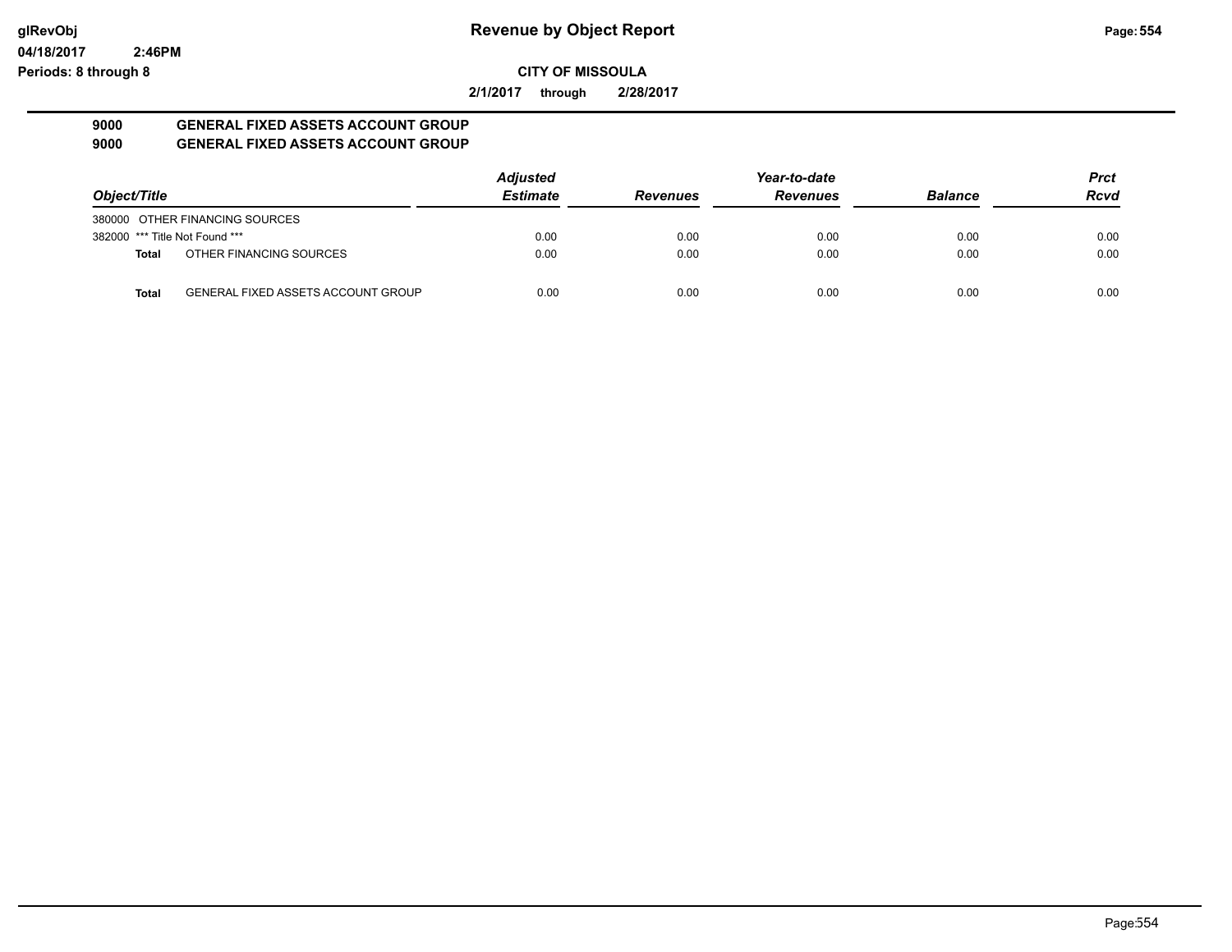**Revenue by Object Report**

**CITY OF MISSOULA**

**2/1/2017 through 2/28/2017**

**9000 GENERAL FIXED ASSETS ACCOUNT GROUP**
**9000 GENERAL FIXED ASSETS ACCOUNT GROUP**

| Object/Title | | Adjusted Estimate | Revenues | Year-to-date Revenues | Balance | Prct Rcvd |
|---|---|---|---|---|---|---|
| 380000 | OTHER FINANCING SOURCES | | | | | |
| 382000 | *** Title Not Found *** | 0.00 | 0.00 | 0.00 | 0.00 | 0.00 |
| **Total** | OTHER FINANCING SOURCES | 0.00 | 0.00 | 0.00 | 0.00 | 0.00 |
| **Total** | GENERAL FIXED ASSETS ACCOUNT GROUP | 0.00 | 0.00 | 0.00 | 0.00 | 0.00 |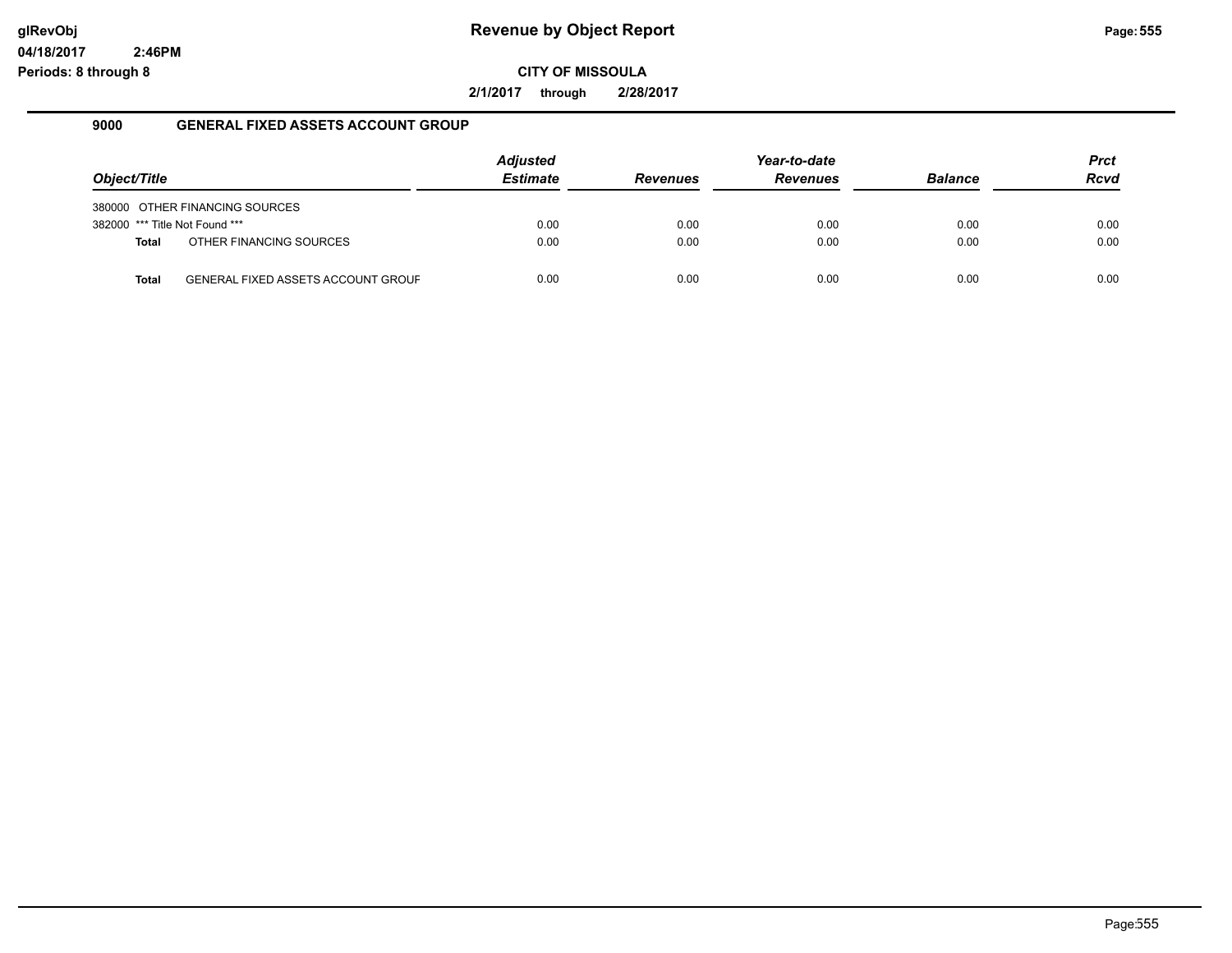# Revenue by Object Report

glRevObj
04/18/2017 2:46PM
Periods: 8 through 8

**CITY OF MISSOULA**

**2/1/2017 through 2/28/2017**

## 9000 GENERAL FIXED ASSETS ACCOUNT GROUP

| Object/Title | Adjusted Estimate | Revenues | Year-to-date Revenues | Balance | Prct Rcvd |
|---|---|---|---|---|---|
| 380000 OTHER FINANCING SOURCES | | | | | |
| 382000 *** Title Not Found *** | 0.00 | 0.00 | 0.00 | 0.00 | 0.00 |
| **Total** OTHER FINANCING SOURCES | 0.00 | 0.00 | 0.00 | 0.00 | 0.00 |
| **Total** GENERAL FIXED ASSETS ACCOUNT GROUF | 0.00 | 0.00 | 0.00 | 0.00 | 0.00 |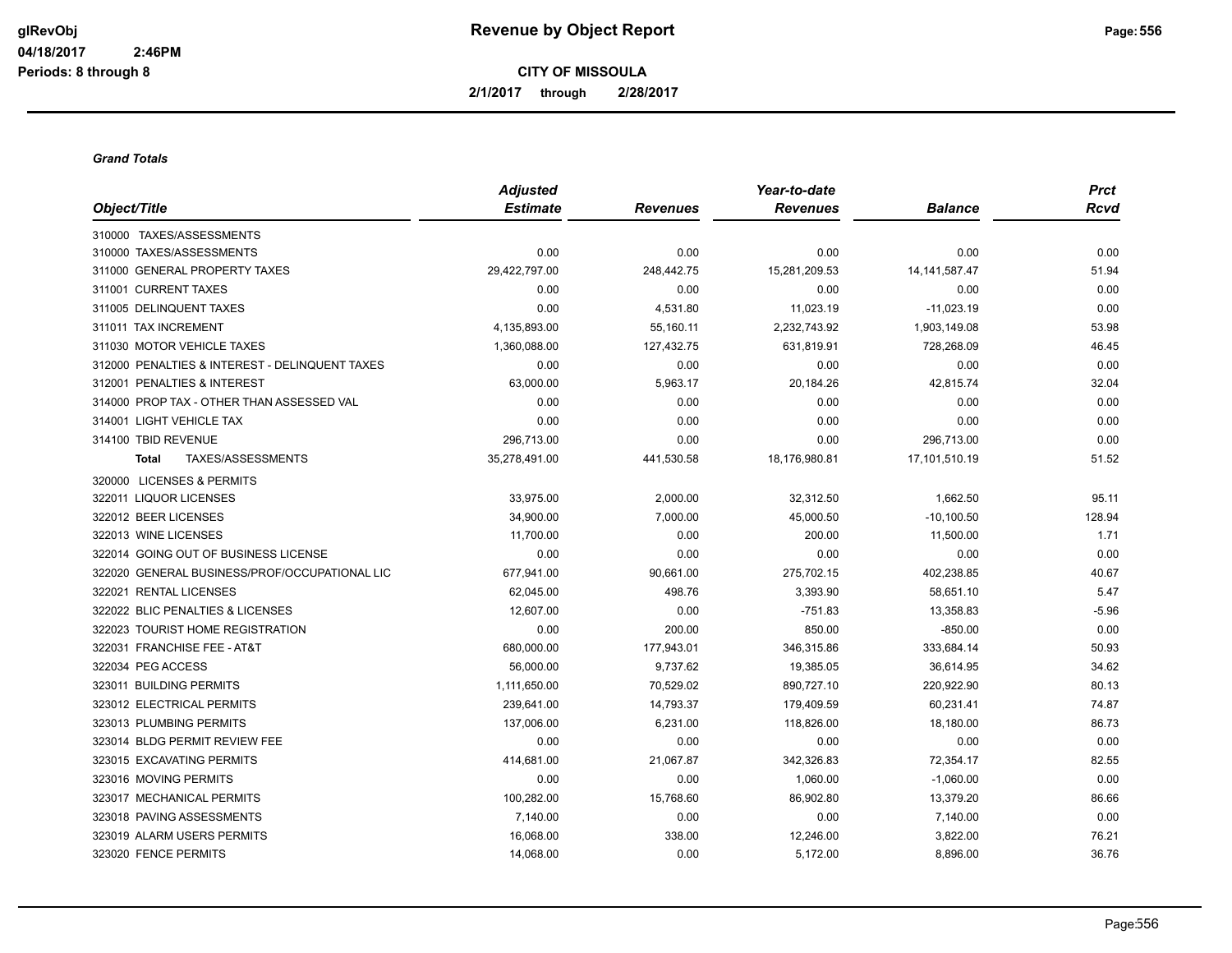# Revenue by Object Report

glRevObj
04/18/2017 2:46PM
Periods: 8 through 8

**CITY OF MISSOULA**

**2/1/2017 through 2/28/2017**

***Grand Totals***

| Object/Title | Adjusted Estimate | Revenues | Year-to-date Revenues | Balance | Prct Rcvd |
|---|---|---|---|---|---|
| 310000 TAXES/ASSESSMENTS | | | | | |
| 310000 TAXES/ASSESSMENTS | 0.00 | 0.00 | 0.00 | 0.00 | 0.00 |
| 311000 GENERAL PROPERTY TAXES | 29,422,797.00 | 248,442.75 | 15,281,209.53 | 14,141,587.47 | 51.94 |
| 311001 CURRENT TAXES | 0.00 | 0.00 | 0.00 | 0.00 | 0.00 |
| 311005 DELINQUENT TAXES | 0.00 | 4,531.80 | 11,023.19 | -11,023.19 | 0.00 |
| 311011 TAX INCREMENT | 4,135,893.00 | 55,160.11 | 2,232,743.92 | 1,903,149.08 | 53.98 |
| 311030 MOTOR VEHICLE TAXES | 1,360,088.00 | 127,432.75 | 631,819.91 | 728,268.09 | 46.45 |
| 312000 PENALTIES & INTEREST - DELINQUENT TAXES | 0.00 | 0.00 | 0.00 | 0.00 | 0.00 |
| 312001 PENALTIES & INTEREST | 63,000.00 | 5,963.17 | 20,184.26 | 42,815.74 | 32.04 |
| 314000 PROP TAX - OTHER THAN ASSESSED VAL | 0.00 | 0.00 | 0.00 | 0.00 | 0.00 |
| 314001 LIGHT VEHICLE TAX | 0.00 | 0.00 | 0.00 | 0.00 | 0.00 |
| 314100 TBID REVENUE | 296,713.00 | 0.00 | 0.00 | 296,713.00 | 0.00 |
| **Total** TAXES/ASSESSMENTS | 35,278,491.00 | 441,530.58 | 18,176,980.81 | 17,101,510.19 | 51.52 |
| 320000 LICENSES & PERMITS | | | | | |
| 322011 LIQUOR LICENSES | 33,975.00 | 2,000.00 | 32,312.50 | 1,662.50 | 95.11 |
| 322012 BEER LICENSES | 34,900.00 | 7,000.00 | 45,000.50 | -10,100.50 | 128.94 |
| 322013 WINE LICENSES | 11,700.00 | 0.00 | 200.00 | 11,500.00 | 1.71 |
| 322014 GOING OUT OF BUSINESS LICENSE | 0.00 | 0.00 | 0.00 | 0.00 | 0.00 |
| 322020 GENERAL BUSINESS/PROF/OCCUPATIONAL LIC | 677,941.00 | 90,661.00 | 275,702.15 | 402,238.85 | 40.67 |
| 322021 RENTAL LICENSES | 62,045.00 | 498.76 | 3,393.90 | 58,651.10 | 5.47 |
| 322022 BLIC PENALTIES & LICENSES | 12,607.00 | 0.00 | -751.83 | 13,358.83 | -5.96 |
| 322023 TOURIST HOME REGISTRATION | 0.00 | 200.00 | 850.00 | -850.00 | 0.00 |
| 322031 FRANCHISE FEE - AT&T | 680,000.00 | 177,943.01 | 346,315.86 | 333,684.14 | 50.93 |
| 322034 PEG ACCESS | 56,000.00 | 9,737.62 | 19,385.05 | 36,614.95 | 34.62 |
| 323011 BUILDING PERMITS | 1,111,650.00 | 70,529.02 | 890,727.10 | 220,922.90 | 80.13 |
| 323012 ELECTRICAL PERMITS | 239,641.00 | 14,793.37 | 179,409.59 | 60,231.41 | 74.87 |
| 323013 PLUMBING PERMITS | 137,006.00 | 6,231.00 | 118,826.00 | 18,180.00 | 86.73 |
| 323014 BLDG PERMIT REVIEW FEE | 0.00 | 0.00 | 0.00 | 0.00 | 0.00 |
| 323015 EXCAVATING PERMITS | 414,681.00 | 21,067.87 | 342,326.83 | 72,354.17 | 82.55 |
| 323016 MOVING PERMITS | 0.00 | 0.00 | 1,060.00 | -1,060.00 | 0.00 |
| 323017 MECHANICAL PERMITS | 100,282.00 | 15,768.60 | 86,902.80 | 13,379.20 | 86.66 |
| 323018 PAVING ASSESSMENTS | 7,140.00 | 0.00 | 0.00 | 7,140.00 | 0.00 |
| 323019 ALARM USERS PERMITS | 16,068.00 | 338.00 | 12,246.00 | 3,822.00 | 76.21 |
| 323020 FENCE PERMITS | 14,068.00 | 0.00 | 5,172.00 | 8,896.00 | 36.76 |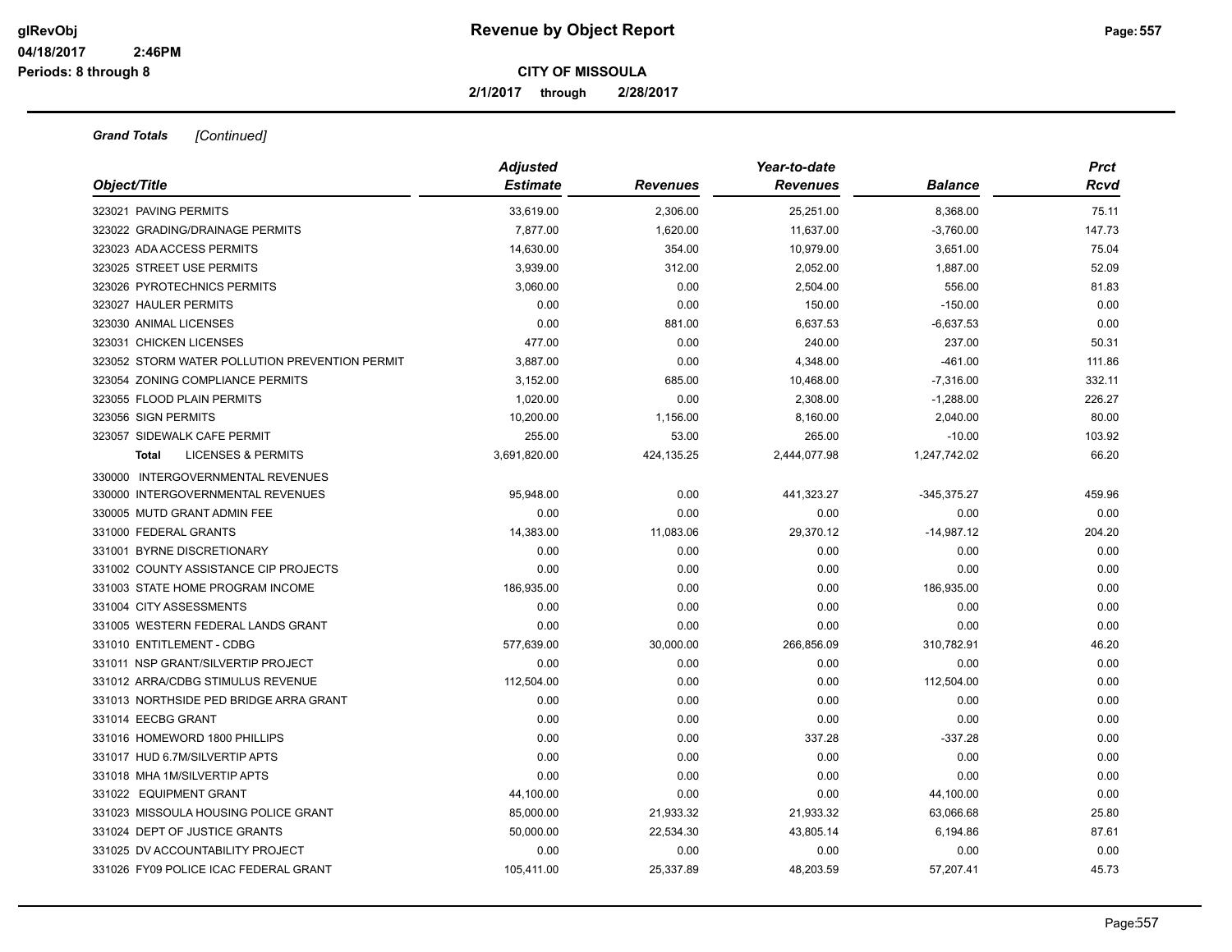# Revenue by Object Report

**CITY OF MISSOULA**

**2/1/2017 through 2/28/2017**

glRevObj
04/18/2017 2:46PM
Periods: 8 through 8

***Grand Totals*** *[Continued]*

| Object/Title | Adjusted Estimate | Revenues | Year-to-date Revenues | Balance | Prct Rcvd |
|---|---|---|---|---|---|
| 323021 PAVING PERMITS | 33,619.00 | 2,306.00 | 25,251.00 | 8,368.00 | 75.11 |
| 323022 GRADING/DRAINAGE PERMITS | 7,877.00 | 1,620.00 | 11,637.00 | -3,760.00 | 147.73 |
| 323023 ADA ACCESS PERMITS | 14,630.00 | 354.00 | 10,979.00 | 3,651.00 | 75.04 |
| 323025 STREET USE PERMITS | 3,939.00 | 312.00 | 2,052.00 | 1,887.00 | 52.09 |
| 323026 PYROTECHNICS PERMITS | 3,060.00 | 0.00 | 2,504.00 | 556.00 | 81.83 |
| 323027 HAULER PERMITS | 0.00 | 0.00 | 150.00 | -150.00 | 0.00 |
| 323030 ANIMAL LICENSES | 0.00 | 881.00 | 6,637.53 | -6,637.53 | 0.00 |
| 323031 CHICKEN LICENSES | 477.00 | 0.00 | 240.00 | 237.00 | 50.31 |
| 323052 STORM WATER POLLUTION PREVENTION PERMIT | 3,887.00 | 0.00 | 4,348.00 | -461.00 | 111.86 |
| 323054 ZONING COMPLIANCE PERMITS | 3,152.00 | 685.00 | 10,468.00 | -7,316.00 | 332.11 |
| 323055 FLOOD PLAIN PERMITS | 1,020.00 | 0.00 | 2,308.00 | -1,288.00 | 226.27 |
| 323056 SIGN PERMITS | 10,200.00 | 1,156.00 | 8,160.00 | 2,040.00 | 80.00 |
| 323057 SIDEWALK CAFE PERMIT | 255.00 | 53.00 | 265.00 | -10.00 | 103.92 |
| **Total** LICENSES & PERMITS | 3,691,820.00 | 424,135.25 | 2,444,077.98 | 1,247,742.02 | 66.20 |
| 330000 INTERGOVERNMENTAL REVENUES | | | | | |
| 330000 INTERGOVERNMENTAL REVENUES | 95,948.00 | 0.00 | 441,323.27 | -345,375.27 | 459.96 |
| 330005 MUTD GRANT ADMIN FEE | 0.00 | 0.00 | 0.00 | 0.00 | 0.00 |
| 331000 FEDERAL GRANTS | 14,383.00 | 11,083.06 | 29,370.12 | -14,987.12 | 204.20 |
| 331001 BYRNE DISCRETIONARY | 0.00 | 0.00 | 0.00 | 0.00 | 0.00 |
| 331002 COUNTY ASSISTANCE CIP PROJECTS | 0.00 | 0.00 | 0.00 | 0.00 | 0.00 |
| 331003 STATE HOME PROGRAM INCOME | 186,935.00 | 0.00 | 0.00 | 186,935.00 | 0.00 |
| 331004 CITY ASSESSMENTS | 0.00 | 0.00 | 0.00 | 0.00 | 0.00 |
| 331005 WESTERN FEDERAL LANDS GRANT | 0.00 | 0.00 | 0.00 | 0.00 | 0.00 |
| 331010 ENTITLEMENT - CDBG | 577,639.00 | 30,000.00 | 266,856.09 | 310,782.91 | 46.20 |
| 331011 NSP GRANT/SILVERTIP PROJECT | 0.00 | 0.00 | 0.00 | 0.00 | 0.00 |
| 331012 ARRA/CDBG STIMULUS REVENUE | 112,504.00 | 0.00 | 0.00 | 112,504.00 | 0.00 |
| 331013 NORTHSIDE PED BRIDGE ARRA GRANT | 0.00 | 0.00 | 0.00 | 0.00 | 0.00 |
| 331014 EECBG GRANT | 0.00 | 0.00 | 0.00 | 0.00 | 0.00 |
| 331016 HOMEWORD 1800 PHILLIPS | 0.00 | 0.00 | 337.28 | -337.28 | 0.00 |
| 331017 HUD 6.7M/SILVERTIP APTS | 0.00 | 0.00 | 0.00 | 0.00 | 0.00 |
| 331018 MHA 1M/SILVERTIP APTS | 0.00 | 0.00 | 0.00 | 0.00 | 0.00 |
| 331022 EQUIPMENT GRANT | 44,100.00 | 0.00 | 0.00 | 44,100.00 | 0.00 |
| 331023 MISSOULA HOUSING POLICE GRANT | 85,000.00 | 21,933.32 | 21,933.32 | 63,066.68 | 25.80 |
| 331024 DEPT OF JUSTICE GRANTS | 50,000.00 | 22,534.30 | 43,805.14 | 6,194.86 | 87.61 |
| 331025 DV ACCOUNTABILITY PROJECT | 0.00 | 0.00 | 0.00 | 0.00 | 0.00 |
| 331026 FY09 POLICE ICAC FEDERAL GRANT | 105,411.00 | 25,337.89 | 48,203.59 | 57,207.41 | 45.73 |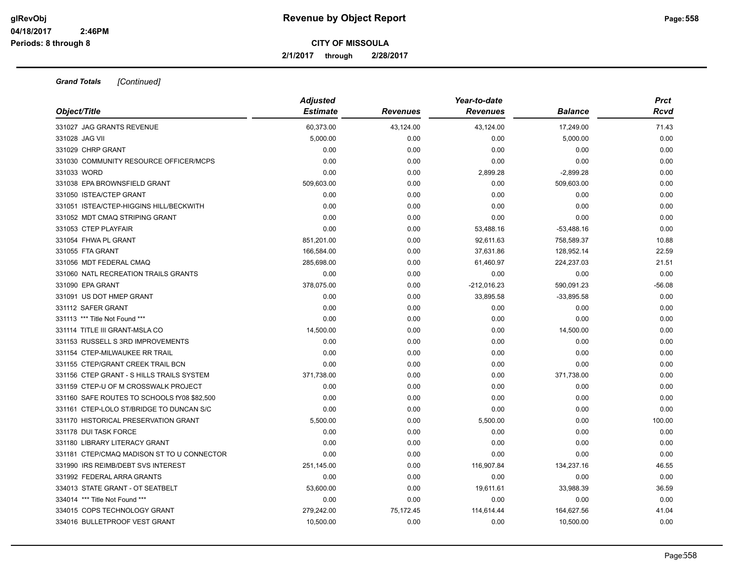**Revenue by Object Report**

**CITY OF MISSOULA**

**2/1/2017 through 2/28/2017**

***Grand Totals*** *[Continued]*

| *Object/Title* | *Adjusted Estimate* | *Revenues* | *Year-to-date Revenues* | *Balance* | *Prct Rcvd* |
|---|---|---|---|---|---|
| 331027 JAG GRANTS REVENUE | 60,373.00 | 43,124.00 | 43,124.00 | 17,249.00 | 71.43 |
| 331028 JAG VII | 5,000.00 | 0.00 | 0.00 | 5,000.00 | 0.00 |
| 331029 CHRP GRANT | 0.00 | 0.00 | 0.00 | 0.00 | 0.00 |
| 331030 COMMUNITY RESOURCE OFFICER/MCPS | 0.00 | 0.00 | 0.00 | 0.00 | 0.00 |
| 331033 WORD | 0.00 | 0.00 | 2,899.28 | -2,899.28 | 0.00 |
| 331038 EPA BROWNSFIELD GRANT | 509,603.00 | 0.00 | 0.00 | 509,603.00 | 0.00 |
| 331050 ISTEA/CTEP GRANT | 0.00 | 0.00 | 0.00 | 0.00 | 0.00 |
| 331051 ISTEA/CTEP-HIGGINS HILL/BECKWITH | 0.00 | 0.00 | 0.00 | 0.00 | 0.00 |
| 331052 MDT CMAQ STRIPING GRANT | 0.00 | 0.00 | 0.00 | 0.00 | 0.00 |
| 331053 CTEP PLAYFAIR | 0.00 | 0.00 | 53,488.16 | -53,488.16 | 0.00 |
| 331054 FHWA PL GRANT | 851,201.00 | 0.00 | 92,611.63 | 758,589.37 | 10.88 |
| 331055 FTA GRANT | 166,584.00 | 0.00 | 37,631.86 | 128,952.14 | 22.59 |
| 331056 MDT FEDERAL CMAQ | 285,698.00 | 0.00 | 61,460.97 | 224,237.03 | 21.51 |
| 331060 NATL RECREATION TRAILS GRANTS | 0.00 | 0.00 | 0.00 | 0.00 | 0.00 |
| 331090 EPA GRANT | 378,075.00 | 0.00 | -212,016.23 | 590,091.23 | -56.08 |
| 331091 US DOT HMEP GRANT | 0.00 | 0.00 | 33,895.58 | -33,895.58 | 0.00 |
| 331112 SAFER GRANT | 0.00 | 0.00 | 0.00 | 0.00 | 0.00 |
| 331113 *** Title Not Found *** | 0.00 | 0.00 | 0.00 | 0.00 | 0.00 |
| 331114 TITLE III GRANT-MSLA CO | 14,500.00 | 0.00 | 0.00 | 14,500.00 | 0.00 |
| 331153 RUSSELL S 3RD IMPROVEMENTS | 0.00 | 0.00 | 0.00 | 0.00 | 0.00 |
| 331154 CTEP-MILWAUKEE RR TRAIL | 0.00 | 0.00 | 0.00 | 0.00 | 0.00 |
| 331155 CTEP/GRANT CREEK TRAIL BCN | 0.00 | 0.00 | 0.00 | 0.00 | 0.00 |
| 331156 CTEP GRANT - S HILLS TRAILS SYSTEM | 371,738.00 | 0.00 | 0.00 | 371,738.00 | 0.00 |
| 331159 CTEP-U OF M CROSSWALK PROJECT | 0.00 | 0.00 | 0.00 | 0.00 | 0.00 |
| 331160 SAFE ROUTES TO SCHOOLS fY08 $82,500 | 0.00 | 0.00 | 0.00 | 0.00 | 0.00 |
| 331161 CTEP-LOLO ST/BRIDGE TO DUNCAN S/C | 0.00 | 0.00 | 0.00 | 0.00 | 0.00 |
| 331170 HISTORICAL PRESERVATION GRANT | 5,500.00 | 0.00 | 5,500.00 | 0.00 | 100.00 |
| 331178 DUI TASK FORCE | 0.00 | 0.00 | 0.00 | 0.00 | 0.00 |
| 331180 LIBRARY LITERACY GRANT | 0.00 | 0.00 | 0.00 | 0.00 | 0.00 |
| 331181 CTEP/CMAQ MADISON ST TO U CONNECTOR | 0.00 | 0.00 | 0.00 | 0.00 | 0.00 |
| 331990 IRS REIMB/DEBT SVS INTEREST | 251,145.00 | 0.00 | 116,907.84 | 134,237.16 | 46.55 |
| 331992 FEDERAL ARRA GRANTS | 0.00 | 0.00 | 0.00 | 0.00 | 0.00 |
| 334013 STATE GRANT - OT SEATBELT | 53,600.00 | 0.00 | 19,611.61 | 33,988.39 | 36.59 |
| 334014 *** Title Not Found *** | 0.00 | 0.00 | 0.00 | 0.00 | 0.00 |
| 334015 COPS TECHNOLOGY GRANT | 279,242.00 | 75,172.45 | 114,614.44 | 164,627.56 | 41.04 |
| 334016 BULLETPROOF VEST GRANT | 10,500.00 | 0.00 | 0.00 | 10,500.00 | 0.00 |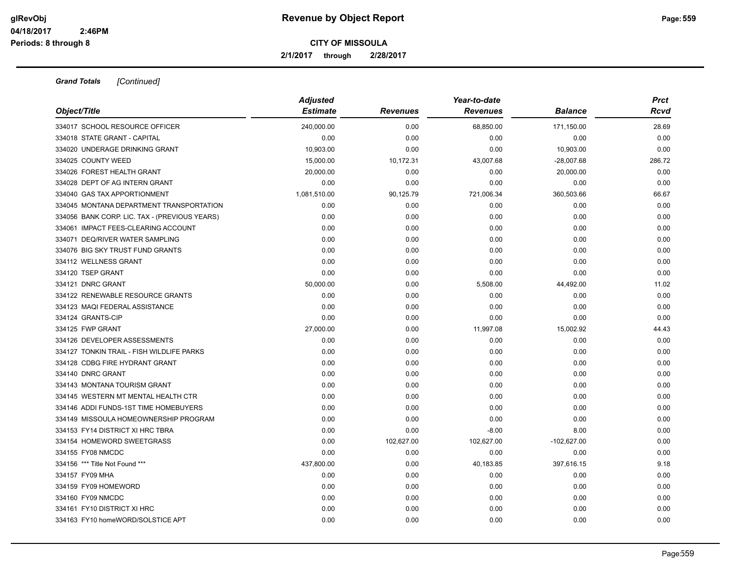**Grand Totals** *[Continued]*

| Object/Title | Adjusted Estimate | Revenues | Year-to-date Revenues | Balance | Prct Rcvd |
|---|---|---|---|---|---|
| 334017 SCHOOL RESOURCE OFFICER | 240,000.00 | 0.00 | 68,850.00 | 171,150.00 | 28.69 |
| 334018 STATE GRANT - CAPITAL | 0.00 | 0.00 | 0.00 | 0.00 | 0.00 |
| 334020 UNDERAGE DRINKING GRANT | 10,903.00 | 0.00 | 0.00 | 10,903.00 | 0.00 |
| 334025 COUNTY WEED | 15,000.00 | 10,172.31 | 43,007.68 | -28,007.68 | 286.72 |
| 334026 FOREST HEALTH GRANT | 20,000.00 | 0.00 | 0.00 | 20,000.00 | 0.00 |
| 334028 DEPT OF AG INTERN GRANT | 0.00 | 0.00 | 0.00 | 0.00 | 0.00 |
| 334040 GAS TAX APPORTIONMENT | 1,081,510.00 | 90,125.79 | 721,006.34 | 360,503.66 | 66.67 |
| 334045 MONTANA DEPARTMENT TRANSPORTATION | 0.00 | 0.00 | 0.00 | 0.00 | 0.00 |
| 334056 BANK CORP. LIC. TAX - (PREVIOUS YEARS) | 0.00 | 0.00 | 0.00 | 0.00 | 0.00 |
| 334061 IMPACT FEES-CLEARING ACCOUNT | 0.00 | 0.00 | 0.00 | 0.00 | 0.00 |
| 334071 DEQ/RIVER WATER SAMPLING | 0.00 | 0.00 | 0.00 | 0.00 | 0.00 |
| 334076 BIG SKY TRUST FUND GRANTS | 0.00 | 0.00 | 0.00 | 0.00 | 0.00 |
| 334112 WELLNESS GRANT | 0.00 | 0.00 | 0.00 | 0.00 | 0.00 |
| 334120 TSEP GRANT | 0.00 | 0.00 | 0.00 | 0.00 | 0.00 |
| 334121 DNRC GRANT | 50,000.00 | 0.00 | 5,508.00 | 44,492.00 | 11.02 |
| 334122 RENEWABLE RESOURCE GRANTS | 0.00 | 0.00 | 0.00 | 0.00 | 0.00 |
| 334123 MAQI FEDERAL ASSISTANCE | 0.00 | 0.00 | 0.00 | 0.00 | 0.00 |
| 334124 GRANTS-CIP | 0.00 | 0.00 | 0.00 | 0.00 | 0.00 |
| 334125 FWP GRANT | 27,000.00 | 0.00 | 11,997.08 | 15,002.92 | 44.43 |
| 334126 DEVELOPER ASSESSMENTS | 0.00 | 0.00 | 0.00 | 0.00 | 0.00 |
| 334127 TONKIN TRAIL - FISH WILDLIFE PARKS | 0.00 | 0.00 | 0.00 | 0.00 | 0.00 |
| 334128 CDBG FIRE HYDRANT GRANT | 0.00 | 0.00 | 0.00 | 0.00 | 0.00 |
| 334140 DNRC GRANT | 0.00 | 0.00 | 0.00 | 0.00 | 0.00 |
| 334143 MONTANA TOURISM GRANT | 0.00 | 0.00 | 0.00 | 0.00 | 0.00 |
| 334145 WESTERN MT MENTAL HEALTH CTR | 0.00 | 0.00 | 0.00 | 0.00 | 0.00 |
| 334146 ADDI FUNDS-1ST TIME HOMEBUYERS | 0.00 | 0.00 | 0.00 | 0.00 | 0.00 |
| 334149 MISSOULA HOMEOWNERSHIP PROGRAM | 0.00 | 0.00 | 0.00 | 0.00 | 0.00 |
| 334153 FY14 DISTRICT XI HRC TBRA | 0.00 | 0.00 | -8.00 | 8.00 | 0.00 |
| 334154 HOMEWORD SWEETGRASS | 0.00 | 102,627.00 | 102,627.00 | -102,627.00 | 0.00 |
| 334155 FY08 NMCDC | 0.00 | 0.00 | 0.00 | 0.00 | 0.00 |
| 334156 *** Title Not Found *** | 437,800.00 | 0.00 | 40,183.85 | 397,616.15 | 9.18 |
| 334157 FY09 MHA | 0.00 | 0.00 | 0.00 | 0.00 | 0.00 |
| 334159 FY09 HOMEWORD | 0.00 | 0.00 | 0.00 | 0.00 | 0.00 |
| 334160 FY09 NMCDC | 0.00 | 0.00 | 0.00 | 0.00 | 0.00 |
| 334161 FY10 DISTRICT XI HRC | 0.00 | 0.00 | 0.00 | 0.00 | 0.00 |
| 334163 FY10 homeWORD/SOLSTICE APT | 0.00 | 0.00 | 0.00 | 0.00 | 0.00 |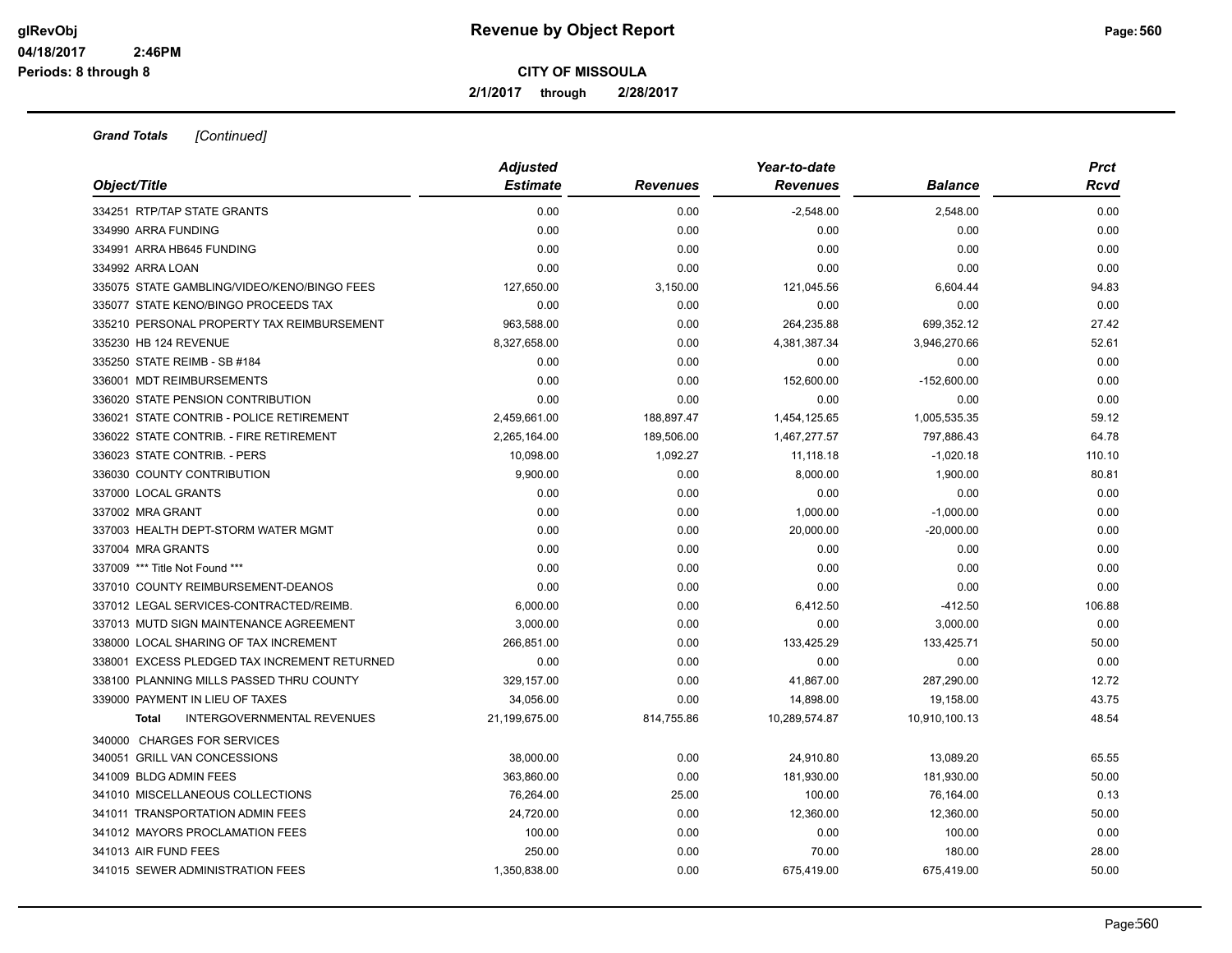**Revenue by Object Report**

**CITY OF MISSOULA**

**2/1/2017 through 2/28/2017**

glRevObj
04/18/2017 2:46PM
Periods: 8 through 8

***Grand Totals*** *[Continued]*

| Object/Title | Adjusted Estimate | Revenues | Year-to-date Revenues | Balance | Prct Rcvd |
|---|---|---|---|---|---|
| 334251 RTP/TAP STATE GRANTS | 0.00 | 0.00 | -2,548.00 | 2,548.00 | 0.00 |
| 334990 ARRA FUNDING | 0.00 | 0.00 | 0.00 | 0.00 | 0.00 |
| 334991 ARRA HB645 FUNDING | 0.00 | 0.00 | 0.00 | 0.00 | 0.00 |
| 334992 ARRA LOAN | 0.00 | 0.00 | 0.00 | 0.00 | 0.00 |
| 335075 STATE GAMBLING/VIDEO/KENO/BINGO FEES | 127,650.00 | 3,150.00 | 121,045.56 | 6,604.44 | 94.83 |
| 335077 STATE KENO/BINGO PROCEEDS TAX | 0.00 | 0.00 | 0.00 | 0.00 | 0.00 |
| 335210 PERSONAL PROPERTY TAX REIMBURSEMENT | 963,588.00 | 0.00 | 264,235.88 | 699,352.12 | 27.42 |
| 335230 HB 124 REVENUE | 8,327,658.00 | 0.00 | 4,381,387.34 | 3,946,270.66 | 52.61 |
| 335250 STATE REIMB - SB #184 | 0.00 | 0.00 | 0.00 | 0.00 | 0.00 |
| 336001 MDT REIMBURSEMENTS | 0.00 | 0.00 | 152,600.00 | -152,600.00 | 0.00 |
| 336020 STATE PENSION CONTRIBUTION | 0.00 | 0.00 | 0.00 | 0.00 | 0.00 |
| 336021 STATE CONTRIB - POLICE RETIREMENT | 2,459,661.00 | 188,897.47 | 1,454,125.65 | 1,005,535.35 | 59.12 |
| 336022 STATE CONTRIB. - FIRE RETIREMENT | 2,265,164.00 | 189,506.00 | 1,467,277.57 | 797,886.43 | 64.78 |
| 336023 STATE CONTRIB. - PERS | 10,098.00 | 1,092.27 | 11,118.18 | -1,020.18 | 110.10 |
| 336030 COUNTY CONTRIBUTION | 9,900.00 | 0.00 | 8,000.00 | 1,900.00 | 80.81 |
| 337000 LOCAL GRANTS | 0.00 | 0.00 | 0.00 | 0.00 | 0.00 |
| 337002 MRA GRANT | 0.00 | 0.00 | 1,000.00 | -1,000.00 | 0.00 |
| 337003 HEALTH DEPT-STORM WATER MGMT | 0.00 | 0.00 | 20,000.00 | -20,000.00 | 0.00 |
| 337004 MRA GRANTS | 0.00 | 0.00 | 0.00 | 0.00 | 0.00 |
| 337009 *** Title Not Found *** | 0.00 | 0.00 | 0.00 | 0.00 | 0.00 |
| 337010 COUNTY REIMBURSEMENT-DEANOS | 0.00 | 0.00 | 0.00 | 0.00 | 0.00 |
| 337012 LEGAL SERVICES-CONTRACTED/REIMB. | 6,000.00 | 0.00 | 6,412.50 | -412.50 | 106.88 |
| 337013 MUTD SIGN MAINTENANCE AGREEMENT | 3,000.00 | 0.00 | 0.00 | 3,000.00 | 0.00 |
| 338000 LOCAL SHARING OF TAX INCREMENT | 266,851.00 | 0.00 | 133,425.29 | 133,425.71 | 50.00 |
| 338001 EXCESS PLEDGED TAX INCREMENT RETURNED | 0.00 | 0.00 | 0.00 | 0.00 | 0.00 |
| 338100 PLANNING MILLS PASSED THRU COUNTY | 329,157.00 | 0.00 | 41,867.00 | 287,290.00 | 12.72 |
| 339000 PAYMENT IN LIEU OF TAXES | 34,056.00 | 0.00 | 14,898.00 | 19,158.00 | 43.75 |
| **Total** INTERGOVERNMENTAL REVENUES | 21,199,675.00 | 814,755.86 | 10,289,574.87 | 10,910,100.13 | 48.54 |
| 340000 CHARGES FOR SERVICES | | | | | |
| 340051 GRILL VAN CONCESSIONS | 38,000.00 | 0.00 | 24,910.80 | 13,089.20 | 65.55 |
| 341009 BLDG ADMIN FEES | 363,860.00 | 0.00 | 181,930.00 | 181,930.00 | 50.00 |
| 341010 MISCELLANEOUS COLLECTIONS | 76,264.00 | 25.00 | 100.00 | 76,164.00 | 0.13 |
| 341011 TRANSPORTATION ADMIN FEES | 24,720.00 | 0.00 | 12,360.00 | 12,360.00 | 50.00 |
| 341012 MAYORS PROCLAMATION FEES | 100.00 | 0.00 | 0.00 | 100.00 | 0.00 |
| 341013 AIR FUND FEES | 250.00 | 0.00 | 70.00 | 180.00 | 28.00 |
| 341015 SEWER ADMINISTRATION FEES | 1,350,838.00 | 0.00 | 675,419.00 | 675,419.00 | 50.00 |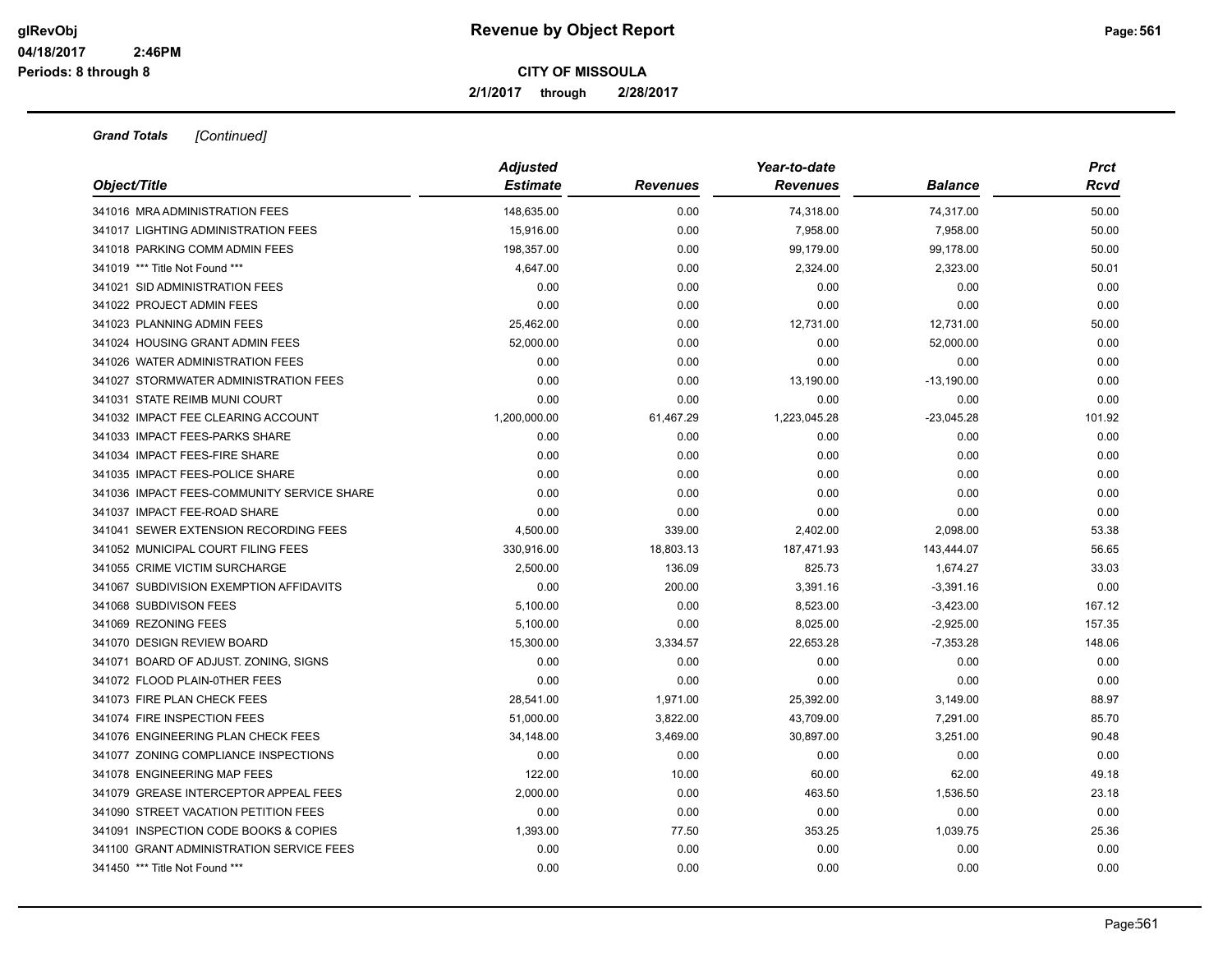# Revenue by Object Report

**CITY OF MISSOULA**

**2/1/2017 through 2/28/2017**

glRevObj
04/18/2017 2:46PM
Periods: 8 through 8

***Grand Totals*** *[Continued]*

| Object/Title | Adjusted Estimate | Revenues | Year-to-date Revenues | Balance | Prct Rcvd |
|---|---|---|---|---|---|
| 341016 MRA ADMINISTRATION FEES | 148,635.00 | 0.00 | 74,318.00 | 74,317.00 | 50.00 |
| 341017 LIGHTING ADMINISTRATION FEES | 15,916.00 | 0.00 | 7,958.00 | 7,958.00 | 50.00 |
| 341018 PARKING COMM ADMIN FEES | 198,357.00 | 0.00 | 99,179.00 | 99,178.00 | 50.00 |
| 341019 *** Title Not Found *** | 4,647.00 | 0.00 | 2,324.00 | 2,323.00 | 50.01 |
| 341021 SID ADMINISTRATION FEES | 0.00 | 0.00 | 0.00 | 0.00 | 0.00 |
| 341022 PROJECT ADMIN FEES | 0.00 | 0.00 | 0.00 | 0.00 | 0.00 |
| 341023 PLANNING ADMIN FEES | 25,462.00 | 0.00 | 12,731.00 | 12,731.00 | 50.00 |
| 341024 HOUSING GRANT ADMIN FEES | 52,000.00 | 0.00 | 0.00 | 52,000.00 | 0.00 |
| 341026 WATER ADMINISTRATION FEES | 0.00 | 0.00 | 0.00 | 0.00 | 0.00 |
| 341027 STORMWATER ADMINISTRATION FEES | 0.00 | 0.00 | 13,190.00 | -13,190.00 | 0.00 |
| 341031 STATE REIMB MUNI COURT | 0.00 | 0.00 | 0.00 | 0.00 | 0.00 |
| 341032 IMPACT FEE CLEARING ACCOUNT | 1,200,000.00 | 61,467.29 | 1,223,045.28 | -23,045.28 | 101.92 |
| 341033 IMPACT FEES-PARKS SHARE | 0.00 | 0.00 | 0.00 | 0.00 | 0.00 |
| 341034 IMPACT FEES-FIRE SHARE | 0.00 | 0.00 | 0.00 | 0.00 | 0.00 |
| 341035 IMPACT FEES-POLICE SHARE | 0.00 | 0.00 | 0.00 | 0.00 | 0.00 |
| 341036 IMPACT FEES-COMMUNITY SERVICE SHARE | 0.00 | 0.00 | 0.00 | 0.00 | 0.00 |
| 341037 IMPACT FEE-ROAD SHARE | 0.00 | 0.00 | 0.00 | 0.00 | 0.00 |
| 341041 SEWER EXTENSION RECORDING FEES | 4,500.00 | 339.00 | 2,402.00 | 2,098.00 | 53.38 |
| 341052 MUNICIPAL COURT FILING FEES | 330,916.00 | 18,803.13 | 187,471.93 | 143,444.07 | 56.65 |
| 341055 CRIME VICTIM SURCHARGE | 2,500.00 | 136.09 | 825.73 | 1,674.27 | 33.03 |
| 341067 SUBDIVISION EXEMPTION AFFIDAVITS | 0.00 | 200.00 | 3,391.16 | -3,391.16 | 0.00 |
| 341068 SUBDIVISON FEES | 5,100.00 | 0.00 | 8,523.00 | -3,423.00 | 167.12 |
| 341069 REZONING FEES | 5,100.00 | 0.00 | 8,025.00 | -2,925.00 | 157.35 |
| 341070 DESIGN REVIEW BOARD | 15,300.00 | 3,334.57 | 22,653.28 | -7,353.28 | 148.06 |
| 341071 BOARD OF ADJUST. ZONING, SIGNS | 0.00 | 0.00 | 0.00 | 0.00 | 0.00 |
| 341072 FLOOD PLAIN-0THER FEES | 0.00 | 0.00 | 0.00 | 0.00 | 0.00 |
| 341073 FIRE PLAN CHECK FEES | 28,541.00 | 1,971.00 | 25,392.00 | 3,149.00 | 88.97 |
| 341074 FIRE INSPECTION FEES | 51,000.00 | 3,822.00 | 43,709.00 | 7,291.00 | 85.70 |
| 341076 ENGINEERING PLAN CHECK FEES | 34,148.00 | 3,469.00 | 30,897.00 | 3,251.00 | 90.48 |
| 341077 ZONING COMPLIANCE INSPECTIONS | 0.00 | 0.00 | 0.00 | 0.00 | 0.00 |
| 341078 ENGINEERING MAP FEES | 122.00 | 10.00 | 60.00 | 62.00 | 49.18 |
| 341079 GREASE INTERCEPTOR APPEAL FEES | 2,000.00 | 0.00 | 463.50 | 1,536.50 | 23.18 |
| 341090 STREET VACATION PETITION FEES | 0.00 | 0.00 | 0.00 | 0.00 | 0.00 |
| 341091 INSPECTION CODE BOOKS & COPIES | 1,393.00 | 77.50 | 353.25 | 1,039.75 | 25.36 |
| 341100 GRANT ADMINISTRATION SERVICE FEES | 0.00 | 0.00 | 0.00 | 0.00 | 0.00 |
| 341450 *** Title Not Found *** | 0.00 | 0.00 | 0.00 | 0.00 | 0.00 |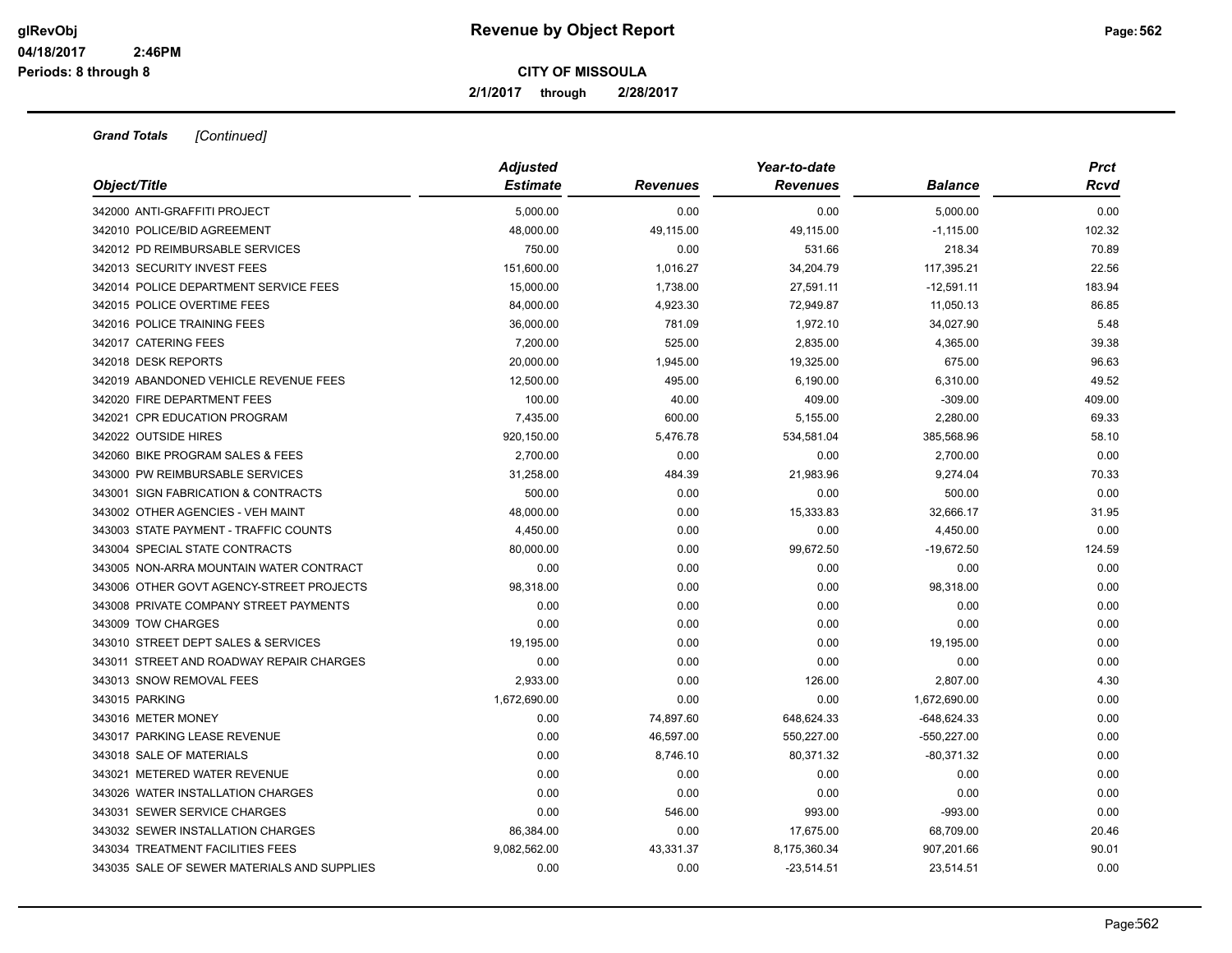**Revenue by Object Report**

**CITY OF MISSOULA**

**2/1/2017 through 2/28/2017**

***Grand Totals*** *[Continued]*

| *Object/Title* | *Adjusted Estimate* | *Revenues* | *Year-to-date Revenues* | *Balance* | *Prct Rcvd* |
|---|---|---|---|---|---|
| 342000 ANTI-GRAFFITI PROJECT | 5,000.00 | 0.00 | 0.00 | 5,000.00 | 0.00 |
| 342010 POLICE/BID AGREEMENT | 48,000.00 | 49,115.00 | 49,115.00 | -1,115.00 | 102.32 |
| 342012 PD REIMBURSABLE SERVICES | 750.00 | 0.00 | 531.66 | 218.34 | 70.89 |
| 342013 SECURITY INVEST FEES | 151,600.00 | 1,016.27 | 34,204.79 | 117,395.21 | 22.56 |
| 342014 POLICE DEPARTMENT SERVICE FEES | 15,000.00 | 1,738.00 | 27,591.11 | -12,591.11 | 183.94 |
| 342015 POLICE OVERTIME FEES | 84,000.00 | 4,923.30 | 72,949.87 | 11,050.13 | 86.85 |
| 342016 POLICE TRAINING FEES | 36,000.00 | 781.09 | 1,972.10 | 34,027.90 | 5.48 |
| 342017 CATERING FEES | 7,200.00 | 525.00 | 2,835.00 | 4,365.00 | 39.38 |
| 342018 DESK REPORTS | 20,000.00 | 1,945.00 | 19,325.00 | 675.00 | 96.63 |
| 342019 ABANDONED VEHICLE REVENUE FEES | 12,500.00 | 495.00 | 6,190.00 | 6,310.00 | 49.52 |
| 342020 FIRE DEPARTMENT FEES | 100.00 | 40.00 | 409.00 | -309.00 | 409.00 |
| 342021 CPR EDUCATION PROGRAM | 7,435.00 | 600.00 | 5,155.00 | 2,280.00 | 69.33 |
| 342022 OUTSIDE HIRES | 920,150.00 | 5,476.78 | 534,581.04 | 385,568.96 | 58.10 |
| 342060 BIKE PROGRAM SALES & FEES | 2,700.00 | 0.00 | 0.00 | 2,700.00 | 0.00 |
| 343000 PW REIMBURSABLE SERVICES | 31,258.00 | 484.39 | 21,983.96 | 9,274.04 | 70.33 |
| 343001 SIGN FABRICATION & CONTRACTS | 500.00 | 0.00 | 0.00 | 500.00 | 0.00 |
| 343002 OTHER AGENCIES - VEH MAINT | 48,000.00 | 0.00 | 15,333.83 | 32,666.17 | 31.95 |
| 343003 STATE PAYMENT - TRAFFIC COUNTS | 4,450.00 | 0.00 | 0.00 | 4,450.00 | 0.00 |
| 343004 SPECIAL STATE CONTRACTS | 80,000.00 | 0.00 | 99,672.50 | -19,672.50 | 124.59 |
| 343005 NON-ARRA MOUNTAIN WATER CONTRACT | 0.00 | 0.00 | 0.00 | 0.00 | 0.00 |
| 343006 OTHER GOVT AGENCY-STREET PROJECTS | 98,318.00 | 0.00 | 0.00 | 98,318.00 | 0.00 |
| 343008 PRIVATE COMPANY STREET PAYMENTS | 0.00 | 0.00 | 0.00 | 0.00 | 0.00 |
| 343009 TOW CHARGES | 0.00 | 0.00 | 0.00 | 0.00 | 0.00 |
| 343010 STREET DEPT SALES & SERVICES | 19,195.00 | 0.00 | 0.00 | 19,195.00 | 0.00 |
| 343011 STREET AND ROADWAY REPAIR CHARGES | 0.00 | 0.00 | 0.00 | 0.00 | 0.00 |
| 343013 SNOW REMOVAL FEES | 2,933.00 | 0.00 | 126.00 | 2,807.00 | 4.30 |
| 343015 PARKING | 1,672,690.00 | 0.00 | 0.00 | 1,672,690.00 | 0.00 |
| 343016 METER MONEY | 0.00 | 74,897.60 | 648,624.33 | -648,624.33 | 0.00 |
| 343017 PARKING LEASE REVENUE | 0.00 | 46,597.00 | 550,227.00 | -550,227.00 | 0.00 |
| 343018 SALE OF MATERIALS | 0.00 | 8,746.10 | 80,371.32 | -80,371.32 | 0.00 |
| 343021 METERED WATER REVENUE | 0.00 | 0.00 | 0.00 | 0.00 | 0.00 |
| 343026 WATER INSTALLATION CHARGES | 0.00 | 0.00 | 0.00 | 0.00 | 0.00 |
| 343031 SEWER SERVICE CHARGES | 0.00 | 546.00 | 993.00 | -993.00 | 0.00 |
| 343032 SEWER INSTALLATION CHARGES | 86,384.00 | 0.00 | 17,675.00 | 68,709.00 | 20.46 |
| 343034 TREATMENT FACILITIES FEES | 9,082,562.00 | 43,331.37 | 8,175,360.34 | 907,201.66 | 90.01 |
| 343035 SALE OF SEWER MATERIALS AND SUPPLIES | 0.00 | 0.00 | -23,514.51 | 23,514.51 | 0.00 |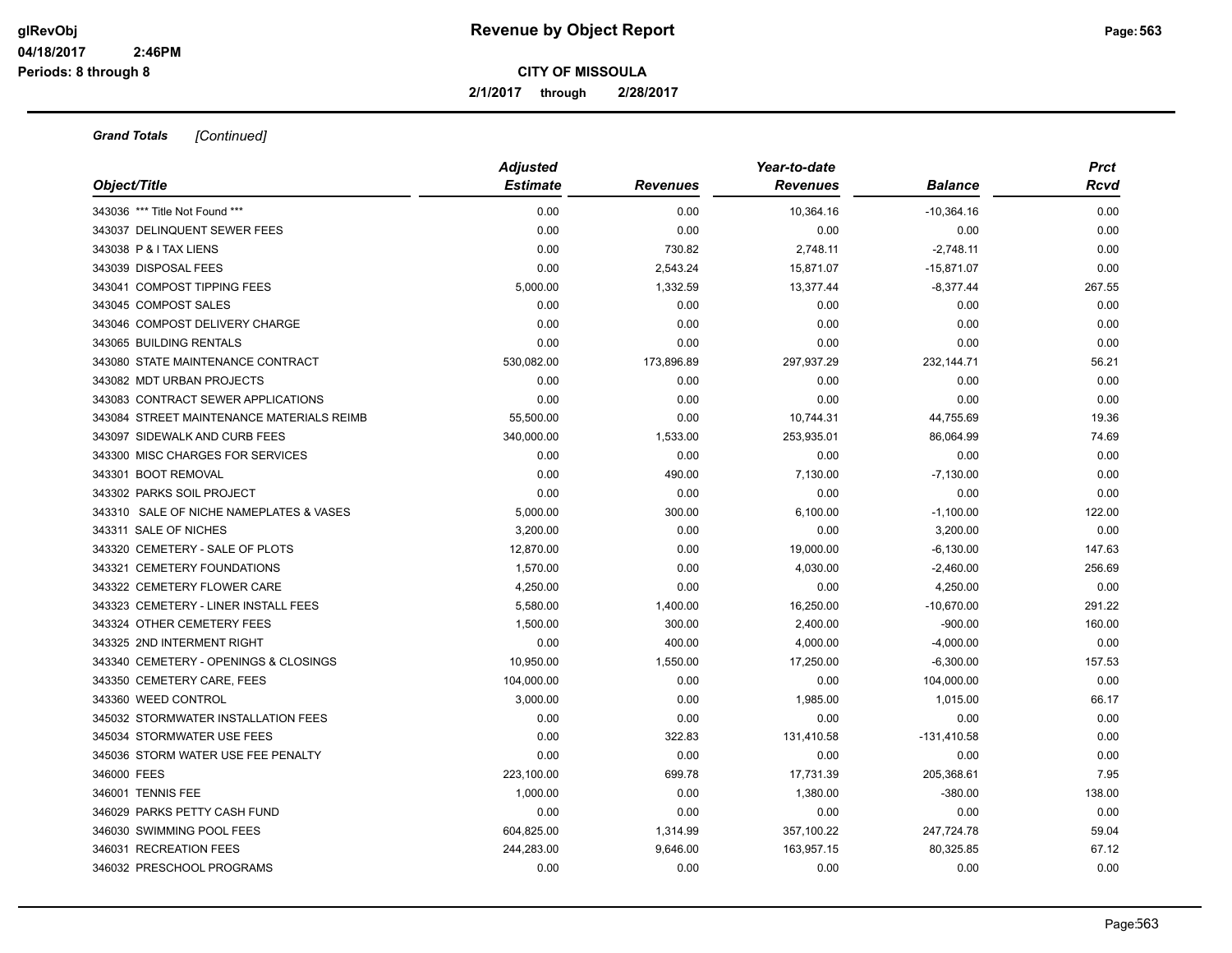**Revenue by Object Report**

**CITY OF MISSOULA**

**2/1/2017 through 2/28/2017**

glRevObj
04/18/2017 2:46PM
Periods: 8 through 8

***Grand Totals*** *[Continued]*

| *Object/Title* | *Adjusted Estimate* | *Revenues* | *Year-to-date Revenues* | *Balance* | *Prct Rcvd* |
|---|---|---|---|---|---|
| 343036 *** Title Not Found *** | 0.00 | 0.00 | 10,364.16 | -10,364.16 | 0.00 |
| 343037 DELINQUENT SEWER FEES | 0.00 | 0.00 | 0.00 | 0.00 | 0.00 |
| 343038 P & I TAX LIENS | 0.00 | 730.82 | 2,748.11 | -2,748.11 | 0.00 |
| 343039 DISPOSAL FEES | 0.00 | 2,543.24 | 15,871.07 | -15,871.07 | 0.00 |
| 343041 COMPOST TIPPING FEES | 5,000.00 | 1,332.59 | 13,377.44 | -8,377.44 | 267.55 |
| 343045 COMPOST SALES | 0.00 | 0.00 | 0.00 | 0.00 | 0.00 |
| 343046 COMPOST DELIVERY CHARGE | 0.00 | 0.00 | 0.00 | 0.00 | 0.00 |
| 343065 BUILDING RENTALS | 0.00 | 0.00 | 0.00 | 0.00 | 0.00 |
| 343080 STATE MAINTENANCE CONTRACT | 530,082.00 | 173,896.89 | 297,937.29 | 232,144.71 | 56.21 |
| 343082 MDT URBAN PROJECTS | 0.00 | 0.00 | 0.00 | 0.00 | 0.00 |
| 343083 CONTRACT SEWER APPLICATIONS | 0.00 | 0.00 | 0.00 | 0.00 | 0.00 |
| 343084 STREET MAINTENANCE MATERIALS REIMB | 55,500.00 | 0.00 | 10,744.31 | 44,755.69 | 19.36 |
| 343097 SIDEWALK AND CURB FEES | 340,000.00 | 1,533.00 | 253,935.01 | 86,064.99 | 74.69 |
| 343300 MISC CHARGES FOR SERVICES | 0.00 | 0.00 | 0.00 | 0.00 | 0.00 |
| 343301 BOOT REMOVAL | 0.00 | 490.00 | 7,130.00 | -7,130.00 | 0.00 |
| 343302 PARKS SOIL PROJECT | 0.00 | 0.00 | 0.00 | 0.00 | 0.00 |
| 343310 SALE OF NICHE NAMEPLATES & VASES | 5,000.00 | 300.00 | 6,100.00 | -1,100.00 | 122.00 |
| 343311 SALE OF NICHES | 3,200.00 | 0.00 | 0.00 | 3,200.00 | 0.00 |
| 343320 CEMETERY - SALE OF PLOTS | 12,870.00 | 0.00 | 19,000.00 | -6,130.00 | 147.63 |
| 343321 CEMETERY FOUNDATIONS | 1,570.00 | 0.00 | 4,030.00 | -2,460.00 | 256.69 |
| 343322 CEMETERY FLOWER CARE | 4,250.00 | 0.00 | 0.00 | 4,250.00 | 0.00 |
| 343323 CEMETERY - LINER INSTALL FEES | 5,580.00 | 1,400.00 | 16,250.00 | -10,670.00 | 291.22 |
| 343324 OTHER CEMETERY FEES | 1,500.00 | 300.00 | 2,400.00 | -900.00 | 160.00 |
| 343325 2ND INTERMENT RIGHT | 0.00 | 400.00 | 4,000.00 | -4,000.00 | 0.00 |
| 343340 CEMETERY - OPENINGS & CLOSINGS | 10,950.00 | 1,550.00 | 17,250.00 | -6,300.00 | 157.53 |
| 343350 CEMETERY CARE, FEES | 104,000.00 | 0.00 | 0.00 | 104,000.00 | 0.00 |
| 343360 WEED CONTROL | 3,000.00 | 0.00 | 1,985.00 | 1,015.00 | 66.17 |
| 345032 STORMWATER INSTALLATION FEES | 0.00 | 0.00 | 0.00 | 0.00 | 0.00 |
| 345034 STORMWATER USE FEES | 0.00 | 322.83 | 131,410.58 | -131,410.58 | 0.00 |
| 345036 STORM WATER USE FEE PENALTY | 0.00 | 0.00 | 0.00 | 0.00 | 0.00 |
| 346000 FEES | 223,100.00 | 699.78 | 17,731.39 | 205,368.61 | 7.95 |
| 346001 TENNIS FEE | 1,000.00 | 0.00 | 1,380.00 | -380.00 | 138.00 |
| 346029 PARKS PETTY CASH FUND | 0.00 | 0.00 | 0.00 | 0.00 | 0.00 |
| 346030 SWIMMING POOL FEES | 604,825.00 | 1,314.99 | 357,100.22 | 247,724.78 | 59.04 |
| 346031 RECREATION FEES | 244,283.00 | 9,646.00 | 163,957.15 | 80,325.85 | 67.12 |
| 346032 PRESCHOOL PROGRAMS | 0.00 | 0.00 | 0.00 | 0.00 | 0.00 |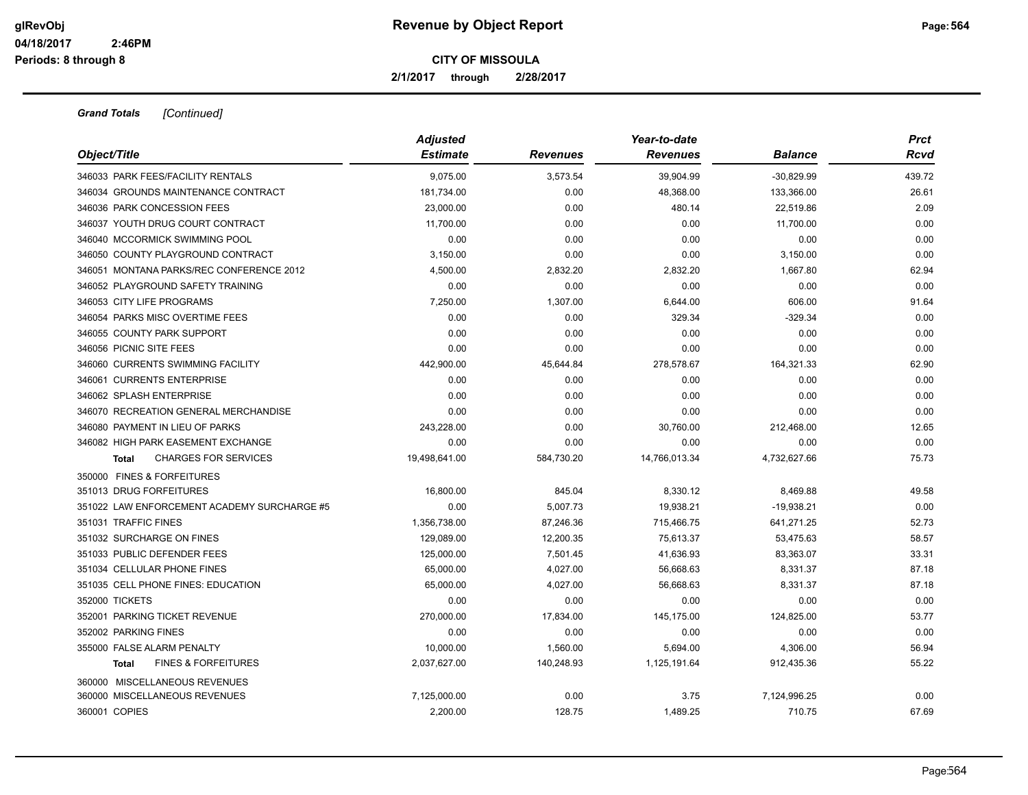# Revenue by Object Report

glRevObj
04/18/2017 2:46PM
Periods: 8 through 8

**CITY OF MISSOULA**

**2/1/2017 through 2/28/2017**

***Grand Totals*** *[Continued]*

| Object/Title | Adjusted Estimate | Revenues | Year-to-date Revenues | Balance | Prct Rcvd |
|---|---|---|---|---|---|
| 346033 PARK FEES/FACILITY RENTALS | 9,075.00 | 3,573.54 | 39,904.99 | -30,829.99 | 439.72 |
| 346034 GROUNDS MAINTENANCE CONTRACT | 181,734.00 | 0.00 | 48,368.00 | 133,366.00 | 26.61 |
| 346036 PARK CONCESSION FEES | 23,000.00 | 0.00 | 480.14 | 22,519.86 | 2.09 |
| 346037 YOUTH DRUG COURT CONTRACT | 11,700.00 | 0.00 | 0.00 | 11,700.00 | 0.00 |
| 346040 MCCORMICK SWIMMING POOL | 0.00 | 0.00 | 0.00 | 0.00 | 0.00 |
| 346050 COUNTY PLAYGROUND CONTRACT | 3,150.00 | 0.00 | 0.00 | 3,150.00 | 0.00 |
| 346051 MONTANA PARKS/REC CONFERENCE 2012 | 4,500.00 | 2,832.20 | 2,832.20 | 1,667.80 | 62.94 |
| 346052 PLAYGROUND SAFETY TRAINING | 0.00 | 0.00 | 0.00 | 0.00 | 0.00 |
| 346053 CITY LIFE PROGRAMS | 7,250.00 | 1,307.00 | 6,644.00 | 606.00 | 91.64 |
| 346054 PARKS MISC OVERTIME FEES | 0.00 | 0.00 | 329.34 | -329.34 | 0.00 |
| 346055 COUNTY PARK SUPPORT | 0.00 | 0.00 | 0.00 | 0.00 | 0.00 |
| 346056 PICNIC SITE FEES | 0.00 | 0.00 | 0.00 | 0.00 | 0.00 |
| 346060 CURRENTS SWIMMING FACILITY | 442,900.00 | 45,644.84 | 278,578.67 | 164,321.33 | 62.90 |
| 346061 CURRENTS ENTERPRISE | 0.00 | 0.00 | 0.00 | 0.00 | 0.00 |
| 346062 SPLASH ENTERPRISE | 0.00 | 0.00 | 0.00 | 0.00 | 0.00 |
| 346070 RECREATION GENERAL MERCHANDISE | 0.00 | 0.00 | 0.00 | 0.00 | 0.00 |
| 346080 PAYMENT IN LIEU OF PARKS | 243,228.00 | 0.00 | 30,760.00 | 212,468.00 | 12.65 |
| 346082 HIGH PARK EASEMENT EXCHANGE | 0.00 | 0.00 | 0.00 | 0.00 | 0.00 |
| **Total** CHARGES FOR SERVICES | 19,498,641.00 | 584,730.20 | 14,766,013.34 | 4,732,627.66 | 75.73 |
| 350000 FINES & FORFEITURES | | | | | |
| 351013 DRUG FORFEITURES | 16,800.00 | 845.04 | 8,330.12 | 8,469.88 | 49.58 |
| 351022 LAW ENFORCEMENT ACADEMY SURCHARGE #5 | 0.00 | 5,007.73 | 19,938.21 | -19,938.21 | 0.00 |
| 351031 TRAFFIC FINES | 1,356,738.00 | 87,246.36 | 715,466.75 | 641,271.25 | 52.73 |
| 351032 SURCHARGE ON FINES | 129,089.00 | 12,200.35 | 75,613.37 | 53,475.63 | 58.57 |
| 351033 PUBLIC DEFENDER FEES | 125,000.00 | 7,501.45 | 41,636.93 | 83,363.07 | 33.31 |
| 351034 CELLULAR PHONE FINES | 65,000.00 | 4,027.00 | 56,668.63 | 8,331.37 | 87.18 |
| 351035 CELL PHONE FINES: EDUCATION | 65,000.00 | 4,027.00 | 56,668.63 | 8,331.37 | 87.18 |
| 352000 TICKETS | 0.00 | 0.00 | 0.00 | 0.00 | 0.00 |
| 352001 PARKING TICKET REVENUE | 270,000.00 | 17,834.00 | 145,175.00 | 124,825.00 | 53.77 |
| 352002 PARKING FINES | 0.00 | 0.00 | 0.00 | 0.00 | 0.00 |
| 355000 FALSE ALARM PENALTY | 10,000.00 | 1,560.00 | 5,694.00 | 4,306.00 | 56.94 |
| **Total** FINES & FORFEITURES | 2,037,627.00 | 140,248.93 | 1,125,191.64 | 912,435.36 | 55.22 |
| 360000 MISCELLANEOUS REVENUES | | | | | |
| 360000 MISCELLANEOUS REVENUES | 7,125,000.00 | 0.00 | 3.75 | 7,124,996.25 | 0.00 |
| 360001 COPIES | 2,200.00 | 128.75 | 1,489.25 | 710.75 | 67.69 |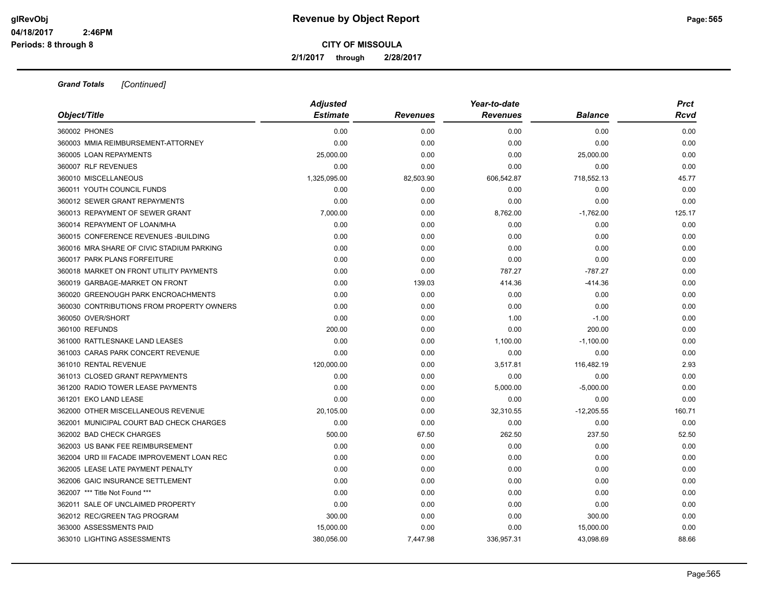**Grand Totals** *[Continued]*

| Object/Title | Adjusted Estimate | Revenues | Year-to-date Revenues | Balance | Prct Rcvd |
|---|---|---|---|---|---|
| 360002 PHONES | 0.00 | 0.00 | 0.00 | 0.00 | 0.00 |
| 360003 MMIA REIMBURSEMENT-ATTORNEY | 0.00 | 0.00 | 0.00 | 0.00 | 0.00 |
| 360005 LOAN REPAYMENTS | 25,000.00 | 0.00 | 0.00 | 25,000.00 | 0.00 |
| 360007 RLF REVENUES | 0.00 | 0.00 | 0.00 | 0.00 | 0.00 |
| 360010 MISCELLANEOUS | 1,325,095.00 | 82,503.90 | 606,542.87 | 718,552.13 | 45.77 |
| 360011 YOUTH COUNCIL FUNDS | 0.00 | 0.00 | 0.00 | 0.00 | 0.00 |
| 360012 SEWER GRANT REPAYMENTS | 0.00 | 0.00 | 0.00 | 0.00 | 0.00 |
| 360013 REPAYMENT OF SEWER GRANT | 7,000.00 | 0.00 | 8,762.00 | -1,762.00 | 125.17 |
| 360014 REPAYMENT OF LOAN/MHA | 0.00 | 0.00 | 0.00 | 0.00 | 0.00 |
| 360015 CONFERENCE REVENUES -BUILDING | 0.00 | 0.00 | 0.00 | 0.00 | 0.00 |
| 360016 MRA SHARE OF CIVIC STADIUM PARKING | 0.00 | 0.00 | 0.00 | 0.00 | 0.00 |
| 360017 PARK PLANS FORFEITURE | 0.00 | 0.00 | 0.00 | 0.00 | 0.00 |
| 360018 MARKET ON FRONT UTILITY PAYMENTS | 0.00 | 0.00 | 787.27 | -787.27 | 0.00 |
| 360019 GARBAGE-MARKET ON FRONT | 0.00 | 139.03 | 414.36 | -414.36 | 0.00 |
| 360020 GREENOUGH PARK ENCROACHMENTS | 0.00 | 0.00 | 0.00 | 0.00 | 0.00 |
| 360030 CONTRIBUTIONS FROM PROPERTY OWNERS | 0.00 | 0.00 | 0.00 | 0.00 | 0.00 |
| 360050 OVER/SHORT | 0.00 | 0.00 | 1.00 | -1.00 | 0.00 |
| 360100 REFUNDS | 200.00 | 0.00 | 0.00 | 200.00 | 0.00 |
| 361000 RATTLESNAKE LAND LEASES | 0.00 | 0.00 | 1,100.00 | -1,100.00 | 0.00 |
| 361003 CARAS PARK CONCERT REVENUE | 0.00 | 0.00 | 0.00 | 0.00 | 0.00 |
| 361010 RENTAL REVENUE | 120,000.00 | 0.00 | 3,517.81 | 116,482.19 | 2.93 |
| 361013 CLOSED GRANT REPAYMENTS | 0.00 | 0.00 | 0.00 | 0.00 | 0.00 |
| 361200 RADIO TOWER LEASE PAYMENTS | 0.00 | 0.00 | 5,000.00 | -5,000.00 | 0.00 |
| 361201 EKO LAND LEASE | 0.00 | 0.00 | 0.00 | 0.00 | 0.00 |
| 362000 OTHER MISCELLANEOUS REVENUE | 20,105.00 | 0.00 | 32,310.55 | -12,205.55 | 160.71 |
| 362001 MUNICIPAL COURT BAD CHECK CHARGES | 0.00 | 0.00 | 0.00 | 0.00 | 0.00 |
| 362002 BAD CHECK CHARGES | 500.00 | 67.50 | 262.50 | 237.50 | 52.50 |
| 362003 US BANK FEE REIMBURSEMENT | 0.00 | 0.00 | 0.00 | 0.00 | 0.00 |
| 362004 URD III FACADE IMPROVEMENT LOAN REC | 0.00 | 0.00 | 0.00 | 0.00 | 0.00 |
| 362005 LEASE LATE PAYMENT PENALTY | 0.00 | 0.00 | 0.00 | 0.00 | 0.00 |
| 362006 GAIC INSURANCE SETTLEMENT | 0.00 | 0.00 | 0.00 | 0.00 | 0.00 |
| 362007 *** Title Not Found *** | 0.00 | 0.00 | 0.00 | 0.00 | 0.00 |
| 362011 SALE OF UNCLAIMED PROPERTY | 0.00 | 0.00 | 0.00 | 0.00 | 0.00 |
| 362012 REC/GREEN TAG PROGRAM | 300.00 | 0.00 | 0.00 | 300.00 | 0.00 |
| 363000 ASSESSMENTS PAID | 15,000.00 | 0.00 | 0.00 | 15,000.00 | 0.00 |
| 363010 LIGHTING ASSESSMENTS | 380,056.00 | 7,447.98 | 336,957.31 | 43,098.69 | 88.66 |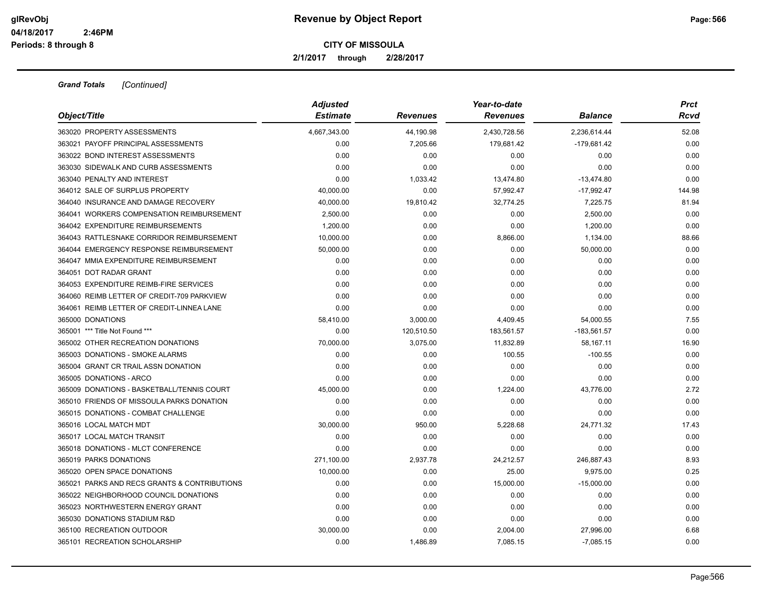**Revenue by Object Report**

**CITY OF MISSOULA**

**2/1/2017 through 2/28/2017**

***Grand Totals*** *[Continued]*

| *Object/Title* | *Adjusted Estimate* | *Revenues* | *Year-to-date Revenues* | *Balance* | *Prct Rcvd* |
|---|---|---|---|---|---|
| 363020 PROPERTY ASSESSMENTS | 4,667,343.00 | 44,190.98 | 2,430,728.56 | 2,236,614.44 | 52.08 |
| 363021 PAYOFF PRINCIPAL ASSESSMENTS | 0.00 | 7,205.66 | 179,681.42 | -179,681.42 | 0.00 |
| 363022 BOND INTEREST ASSESSMENTS | 0.00 | 0.00 | 0.00 | 0.00 | 0.00 |
| 363030 SIDEWALK AND CURB ASSESSMENTS | 0.00 | 0.00 | 0.00 | 0.00 | 0.00 |
| 363040 PENALTY AND INTEREST | 0.00 | 1,033.42 | 13,474.80 | -13,474.80 | 0.00 |
| 364012 SALE OF SURPLUS PROPERTY | 40,000.00 | 0.00 | 57,992.47 | -17,992.47 | 144.98 |
| 364040 INSURANCE AND DAMAGE RECOVERY | 40,000.00 | 19,810.42 | 32,774.25 | 7,225.75 | 81.94 |
| 364041 WORKERS COMPENSATION REIMBURSEMENT | 2,500.00 | 0.00 | 0.00 | 2,500.00 | 0.00 |
| 364042 EXPENDITURE REIMBURSEMENTS | 1,200.00 | 0.00 | 0.00 | 1,200.00 | 0.00 |
| 364043 RATTLESNAKE CORRIDOR REIMBURSEMENT | 10,000.00 | 0.00 | 8,866.00 | 1,134.00 | 88.66 |
| 364044 EMERGENCY RESPONSE REIMBURSEMENT | 50,000.00 | 0.00 | 0.00 | 50,000.00 | 0.00 |
| 364047 MMIA EXPENDITURE REIMBURSEMENT | 0.00 | 0.00 | 0.00 | 0.00 | 0.00 |
| 364051 DOT RADAR GRANT | 0.00 | 0.00 | 0.00 | 0.00 | 0.00 |
| 364053 EXPENDITURE REIMB-FIRE SERVICES | 0.00 | 0.00 | 0.00 | 0.00 | 0.00 |
| 364060 REIMB LETTER OF CREDIT-709 PARKVIEW | 0.00 | 0.00 | 0.00 | 0.00 | 0.00 |
| 364061 REIMB LETTER OF CREDIT-LINNEA LANE | 0.00 | 0.00 | 0.00 | 0.00 | 0.00 |
| 365000 DONATIONS | 58,410.00 | 3,000.00 | 4,409.45 | 54,000.55 | 7.55 |
| 365001 *** Title Not Found *** | 0.00 | 120,510.50 | 183,561.57 | -183,561.57 | 0.00 |
| 365002 OTHER RECREATION DONATIONS | 70,000.00 | 3,075.00 | 11,832.89 | 58,167.11 | 16.90 |
| 365003 DONATIONS - SMOKE ALARMS | 0.00 | 0.00 | 100.55 | -100.55 | 0.00 |
| 365004 GRANT CR TRAIL ASSN DONATION | 0.00 | 0.00 | 0.00 | 0.00 | 0.00 |
| 365005 DONATIONS - ARCO | 0.00 | 0.00 | 0.00 | 0.00 | 0.00 |
| 365009 DONATIONS - BASKETBALL/TENNIS COURT | 45,000.00 | 0.00 | 1,224.00 | 43,776.00 | 2.72 |
| 365010 FRIENDS OF MISSOULA PARKS DONATION | 0.00 | 0.00 | 0.00 | 0.00 | 0.00 |
| 365015 DONATIONS - COMBAT CHALLENGE | 0.00 | 0.00 | 0.00 | 0.00 | 0.00 |
| 365016 LOCAL MATCH MDT | 30,000.00 | 950.00 | 5,228.68 | 24,771.32 | 17.43 |
| 365017 LOCAL MATCH TRANSIT | 0.00 | 0.00 | 0.00 | 0.00 | 0.00 |
| 365018 DONATIONS - MLCT CONFERENCE | 0.00 | 0.00 | 0.00 | 0.00 | 0.00 |
| 365019 PARKS DONATIONS | 271,100.00 | 2,937.78 | 24,212.57 | 246,887.43 | 8.93 |
| 365020 OPEN SPACE DONATIONS | 10,000.00 | 0.00 | 25.00 | 9,975.00 | 0.25 |
| 365021 PARKS AND RECS GRANTS & CONTRIBUTIONS | 0.00 | 0.00 | 15,000.00 | -15,000.00 | 0.00 |
| 365022 NEIGHBORHOOD COUNCIL DONATIONS | 0.00 | 0.00 | 0.00 | 0.00 | 0.00 |
| 365023 NORTHWESTERN ENERGY GRANT | 0.00 | 0.00 | 0.00 | 0.00 | 0.00 |
| 365030 DONATIONS STADIUM R&D | 0.00 | 0.00 | 0.00 | 0.00 | 0.00 |
| 365100 RECREATION OUTDOOR | 30,000.00 | 0.00 | 2,004.00 | 27,996.00 | 6.68 |
| 365101 RECREATION SCHOLARSHIP | 0.00 | 1,486.89 | 7,085.15 | -7,085.15 | 0.00 |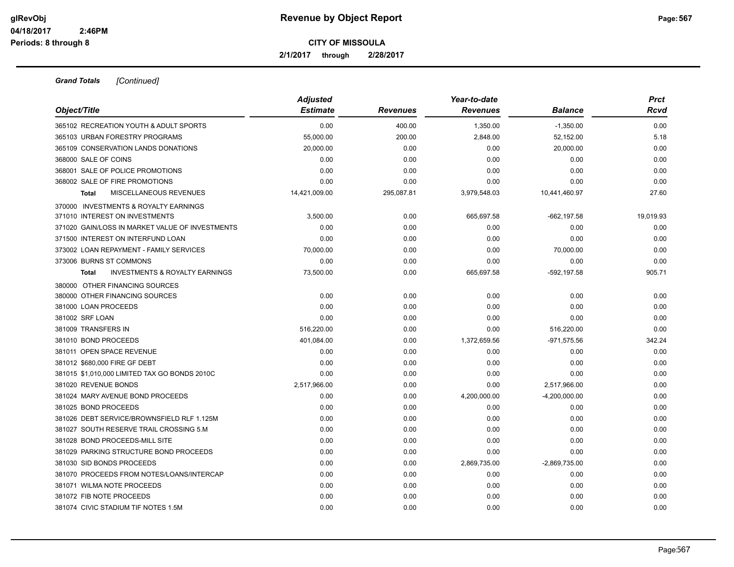**Revenue by Object Report**

**CITY OF MISSOULA**

**2/1/2017 through 2/28/2017**

glRevObj
04/18/2017 2:46PM
Periods: 8 through 8

***Grand Totals [Continued]***

| Object/Title | Adjusted Estimate | Revenues | Year-to-date Revenues | Balance | Prct Rcvd |
|---|---|---|---|---|---|
| 365102 RECREATION YOUTH & ADULT SPORTS | 0.00 | 400.00 | 1,350.00 | -1,350.00 | 0.00 |
| 365103 URBAN FORESTRY PROGRAMS | 55,000.00 | 200.00 | 2,848.00 | 52,152.00 | 5.18 |
| 365109 CONSERVATION LANDS DONATIONS | 20,000.00 | 0.00 | 0.00 | 20,000.00 | 0.00 |
| 368000 SALE OF COINS | 0.00 | 0.00 | 0.00 | 0.00 | 0.00 |
| 368001 SALE OF POLICE PROMOTIONS | 0.00 | 0.00 | 0.00 | 0.00 | 0.00 |
| 368002 SALE OF FIRE PROMOTIONS | 0.00 | 0.00 | 0.00 | 0.00 | 0.00 |
| **Total** MISCELLANEOUS REVENUES | 14,421,009.00 | 295,087.81 | 3,979,548.03 | 10,441,460.97 | 27.60 |
| 370000 INVESTMENTS & ROYALTY EARNINGS | | | | | |
| 371010 INTEREST ON INVESTMENTS | 3,500.00 | 0.00 | 665,697.58 | -662,197.58 | 19,019.93 |
| 371020 GAIN/LOSS IN MARKET VALUE OF INVESTMENTS | 0.00 | 0.00 | 0.00 | 0.00 | 0.00 |
| 371500 INTEREST ON INTERFUND LOAN | 0.00 | 0.00 | 0.00 | 0.00 | 0.00 |
| 373002 LOAN REPAYMENT - FAMILY SERVICES | 70,000.00 | 0.00 | 0.00 | 70,000.00 | 0.00 |
| 373006 BURNS ST COMMONS | 0.00 | 0.00 | 0.00 | 0.00 | 0.00 |
| **Total** INVESTMENTS & ROYALTY EARNINGS | 73,500.00 | 0.00 | 665,697.58 | -592,197.58 | 905.71 |
| 380000 OTHER FINANCING SOURCES | | | | | |
| 380000 OTHER FINANCING SOURCES | 0.00 | 0.00 | 0.00 | 0.00 | 0.00 |
| 381000 LOAN PROCEEDS | 0.00 | 0.00 | 0.00 | 0.00 | 0.00 |
| 381002 SRF LOAN | 0.00 | 0.00 | 0.00 | 0.00 | 0.00 |
| 381009 TRANSFERS IN | 516,220.00 | 0.00 | 0.00 | 516,220.00 | 0.00 |
| 381010 BOND PROCEEDS | 401,084.00 | 0.00 | 1,372,659.56 | -971,575.56 | 342.24 |
| 381011 OPEN SPACE REVENUE | 0.00 | 0.00 | 0.00 | 0.00 | 0.00 |
| 381012 $680,000 FIRE GF DEBT | 0.00 | 0.00 | 0.00 | 0.00 | 0.00 |
| 381015 $1,010,000 LIMITED TAX GO BONDS 2010C | 0.00 | 0.00 | 0.00 | 0.00 | 0.00 |
| 381020 REVENUE BONDS | 2,517,966.00 | 0.00 | 0.00 | 2,517,966.00 | 0.00 |
| 381024 MARY AVENUE BOND PROCEEDS | 0.00 | 0.00 | 4,200,000.00 | -4,200,000.00 | 0.00 |
| 381025 BOND PROCEEDS | 0.00 | 0.00 | 0.00 | 0.00 | 0.00 |
| 381026 DEBT SERVICE/BROWNSFIELD RLF 1.125M | 0.00 | 0.00 | 0.00 | 0.00 | 0.00 |
| 381027 SOUTH RESERVE TRAIL CROSSING 5.M | 0.00 | 0.00 | 0.00 | 0.00 | 0.00 |
| 381028 BOND PROCEEDS-MILL SITE | 0.00 | 0.00 | 0.00 | 0.00 | 0.00 |
| 381029 PARKING STRUCTURE BOND PROCEEDS | 0.00 | 0.00 | 0.00 | 0.00 | 0.00 |
| 381030 SID BONDS PROCEEDS | 0.00 | 0.00 | 2,869,735.00 | -2,869,735.00 | 0.00 |
| 381070 PROCEEDS FROM NOTES/LOANS/INTERCAP | 0.00 | 0.00 | 0.00 | 0.00 | 0.00 |
| 381071 WILMA NOTE PROCEEDS | 0.00 | 0.00 | 0.00 | 0.00 | 0.00 |
| 381072 FIB NOTE PROCEEDS | 0.00 | 0.00 | 0.00 | 0.00 | 0.00 |
| 381074 CIVIC STADIUM TIF NOTES 1.5M | 0.00 | 0.00 | 0.00 | 0.00 | 0.00 |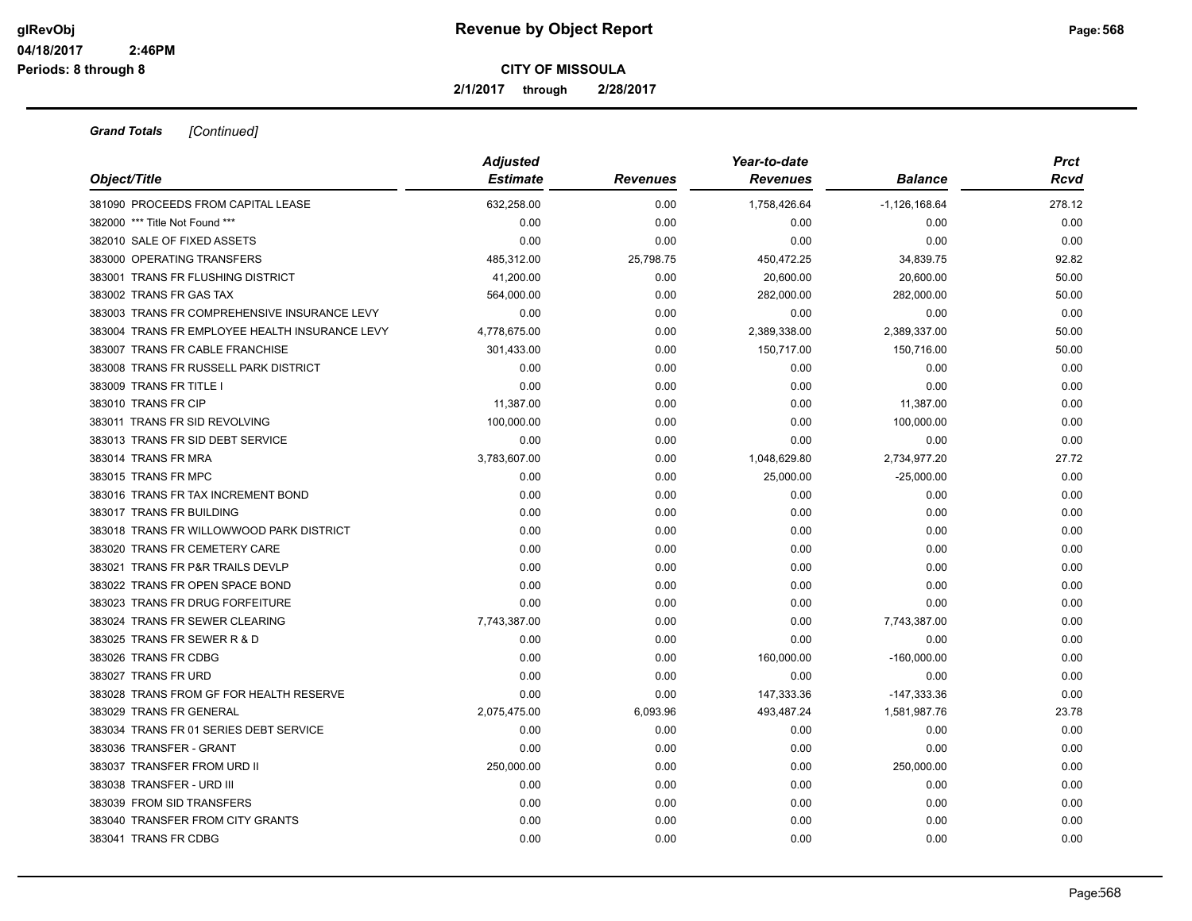**CITY OF MISSOULA**

**2/1/2017 through 2/28/2017**

***Grand Totals*** *[Continued]*

| Object/Title | Adjusted Estimate | Revenues | Year-to-date Revenues | Balance | Prct Rcvd |
|---|---|---|---|---|---|
| 381090 PROCEEDS FROM CAPITAL LEASE | 632,258.00 | 0.00 | 1,758,426.64 | -1,126,168.64 | 278.12 |
| 382000 *** Title Not Found *** | 0.00 | 0.00 | 0.00 | 0.00 | 0.00 |
| 382010 SALE OF FIXED ASSETS | 0.00 | 0.00 | 0.00 | 0.00 | 0.00 |
| 383000 OPERATING TRANSFERS | 485,312.00 | 25,798.75 | 450,472.25 | 34,839.75 | 92.82 |
| 383001 TRANS FR FLUSHING DISTRICT | 41,200.00 | 0.00 | 20,600.00 | 20,600.00 | 50.00 |
| 383002 TRANS FR GAS TAX | 564,000.00 | 0.00 | 282,000.00 | 282,000.00 | 50.00 |
| 383003 TRANS FR COMPREHENSIVE INSURANCE LEVY | 0.00 | 0.00 | 0.00 | 0.00 | 0.00 |
| 383004 TRANS FR EMPLOYEE HEALTH INSURANCE LEVY | 4,778,675.00 | 0.00 | 2,389,338.00 | 2,389,337.00 | 50.00 |
| 383007 TRANS FR CABLE FRANCHISE | 301,433.00 | 0.00 | 150,717.00 | 150,716.00 | 50.00 |
| 383008 TRANS FR RUSSELL PARK DISTRICT | 0.00 | 0.00 | 0.00 | 0.00 | 0.00 |
| 383009 TRANS FR TITLE I | 0.00 | 0.00 | 0.00 | 0.00 | 0.00 |
| 383010 TRANS FR CIP | 11,387.00 | 0.00 | 0.00 | 11,387.00 | 0.00 |
| 383011 TRANS FR SID REVOLVING | 100,000.00 | 0.00 | 0.00 | 100,000.00 | 0.00 |
| 383013 TRANS FR SID DEBT SERVICE | 0.00 | 0.00 | 0.00 | 0.00 | 0.00 |
| 383014 TRANS FR MRA | 3,783,607.00 | 0.00 | 1,048,629.80 | 2,734,977.20 | 27.72 |
| 383015 TRANS FR MPC | 0.00 | 0.00 | 25,000.00 | -25,000.00 | 0.00 |
| 383016 TRANS FR TAX INCREMENT BOND | 0.00 | 0.00 | 0.00 | 0.00 | 0.00 |
| 383017 TRANS FR BUILDING | 0.00 | 0.00 | 0.00 | 0.00 | 0.00 |
| 383018 TRANS FR WILLOWWOOD PARK DISTRICT | 0.00 | 0.00 | 0.00 | 0.00 | 0.00 |
| 383020 TRANS FR CEMETERY CARE | 0.00 | 0.00 | 0.00 | 0.00 | 0.00 |
| 383021 TRANS FR P&R TRAILS DEVLP | 0.00 | 0.00 | 0.00 | 0.00 | 0.00 |
| 383022 TRANS FR OPEN SPACE BOND | 0.00 | 0.00 | 0.00 | 0.00 | 0.00 |
| 383023 TRANS FR DRUG FORFEITURE | 0.00 | 0.00 | 0.00 | 0.00 | 0.00 |
| 383024 TRANS FR SEWER CLEARING | 7,743,387.00 | 0.00 | 0.00 | 7,743,387.00 | 0.00 |
| 383025 TRANS FR SEWER R & D | 0.00 | 0.00 | 0.00 | 0.00 | 0.00 |
| 383026 TRANS FR CDBG | 0.00 | 0.00 | 160,000.00 | -160,000.00 | 0.00 |
| 383027 TRANS FR URD | 0.00 | 0.00 | 0.00 | 0.00 | 0.00 |
| 383028 TRANS FROM GF FOR HEALTH RESERVE | 0.00 | 0.00 | 147,333.36 | -147,333.36 | 0.00 |
| 383029 TRANS FR GENERAL | 2,075,475.00 | 6,093.96 | 493,487.24 | 1,581,987.76 | 23.78 |
| 383034 TRANS FR 01 SERIES DEBT SERVICE | 0.00 | 0.00 | 0.00 | 0.00 | 0.00 |
| 383036 TRANSFER - GRANT | 0.00 | 0.00 | 0.00 | 0.00 | 0.00 |
| 383037 TRANSFER FROM URD II | 250,000.00 | 0.00 | 0.00 | 250,000.00 | 0.00 |
| 383038 TRANSFER - URD III | 0.00 | 0.00 | 0.00 | 0.00 | 0.00 |
| 383039 FROM SID TRANSFERS | 0.00 | 0.00 | 0.00 | 0.00 | 0.00 |
| 383040 TRANSFER FROM CITY GRANTS | 0.00 | 0.00 | 0.00 | 0.00 | 0.00 |
| 383041 TRANS FR CDBG | 0.00 | 0.00 | 0.00 | 0.00 | 0.00 |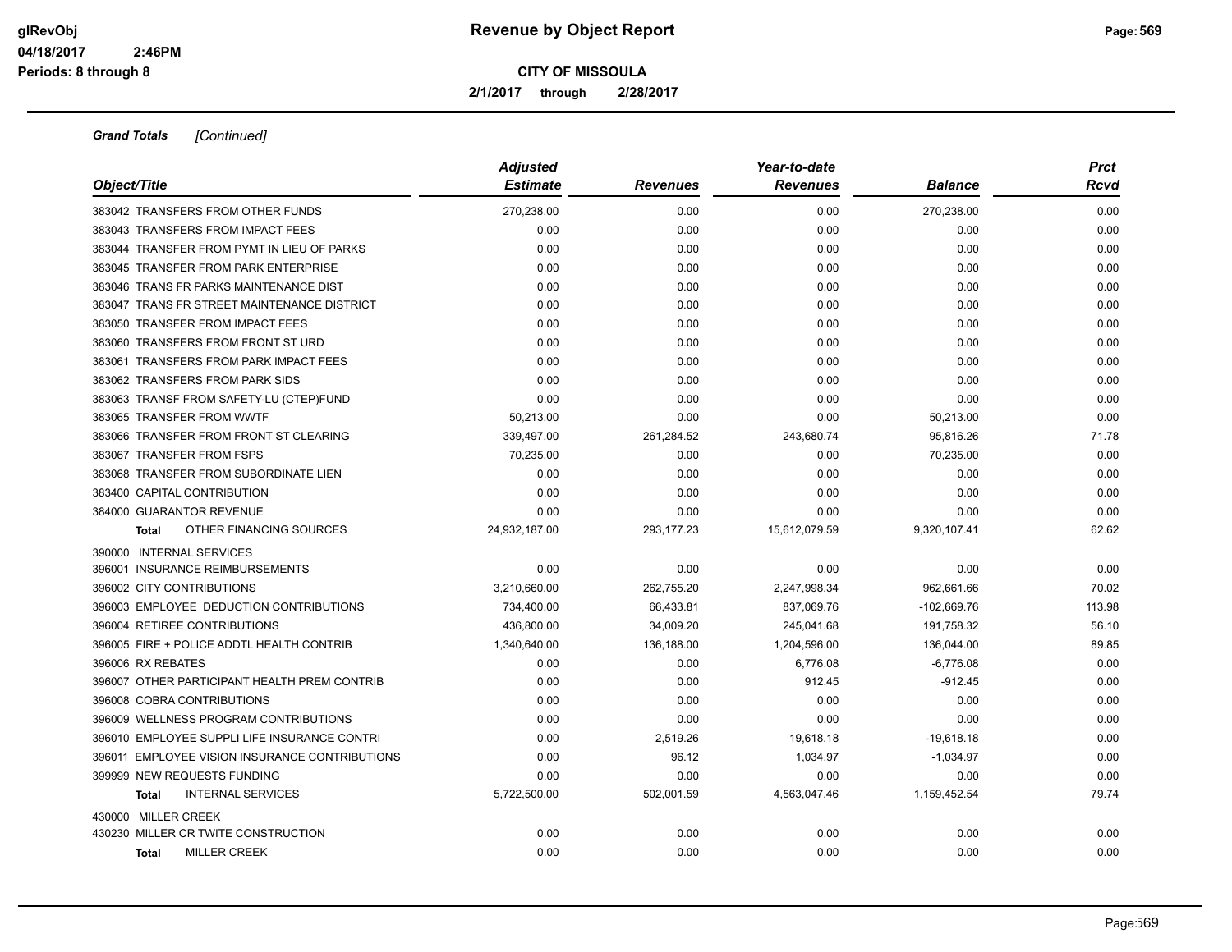**Grand Totals** *[Continued]*

| Object/Title | Adjusted Estimate | Revenues | Year-to-date Revenues | Balance | Prct Rcvd |
|---|---|---|---|---|---|
| 383042 TRANSFERS FROM OTHER FUNDS | 270,238.00 | 0.00 | 0.00 | 270,238.00 | 0.00 |
| 383043 TRANSFERS FROM IMPACT FEES | 0.00 | 0.00 | 0.00 | 0.00 | 0.00 |
| 383044 TRANSFER FROM PYMT IN LIEU OF PARKS | 0.00 | 0.00 | 0.00 | 0.00 | 0.00 |
| 383045 TRANSFER FROM PARK ENTERPRISE | 0.00 | 0.00 | 0.00 | 0.00 | 0.00 |
| 383046 TRANS FR PARKS MAINTENANCE DIST | 0.00 | 0.00 | 0.00 | 0.00 | 0.00 |
| 383047 TRANS FR STREET MAINTENANCE DISTRICT | 0.00 | 0.00 | 0.00 | 0.00 | 0.00 |
| 383050 TRANSFER FROM IMPACT FEES | 0.00 | 0.00 | 0.00 | 0.00 | 0.00 |
| 383060 TRANSFERS FROM FRONT ST URD | 0.00 | 0.00 | 0.00 | 0.00 | 0.00 |
| 383061 TRANSFERS FROM PARK IMPACT FEES | 0.00 | 0.00 | 0.00 | 0.00 | 0.00 |
| 383062 TRANSFERS FROM PARK SIDS | 0.00 | 0.00 | 0.00 | 0.00 | 0.00 |
| 383063 TRANSF FROM SAFETY-LU (CTEP)FUND | 0.00 | 0.00 | 0.00 | 0.00 | 0.00 |
| 383065 TRANSFER FROM WWTF | 50,213.00 | 0.00 | 0.00 | 50,213.00 | 0.00 |
| 383066 TRANSFER FROM FRONT ST CLEARING | 339,497.00 | 261,284.52 | 243,680.74 | 95,816.26 | 71.78 |
| 383067 TRANSFER FROM FSPS | 70,235.00 | 0.00 | 0.00 | 70,235.00 | 0.00 |
| 383068 TRANSFER FROM SUBORDINATE LIEN | 0.00 | 0.00 | 0.00 | 0.00 | 0.00 |
| 383400 CAPITAL CONTRIBUTION | 0.00 | 0.00 | 0.00 | 0.00 | 0.00 |
| 384000 GUARANTOR REVENUE | 0.00 | 0.00 | 0.00 | 0.00 | 0.00 |
| **Total** OTHER FINANCING SOURCES | 24,932,187.00 | 293,177.23 | 15,612,079.59 | 9,320,107.41 | 62.62 |
| 390000 INTERNAL SERVICES | | | | | |
| 396001 INSURANCE REIMBURSEMENTS | 0.00 | 0.00 | 0.00 | 0.00 | 0.00 |
| 396002 CITY CONTRIBUTIONS | 3,210,660.00 | 262,755.20 | 2,247,998.34 | 962,661.66 | 70.02 |
| 396003 EMPLOYEE DEDUCTION CONTRIBUTIONS | 734,400.00 | 66,433.81 | 837,069.76 | -102,669.76 | 113.98 |
| 396004 RETIREE CONTRIBUTIONS | 436,800.00 | 34,009.20 | 245,041.68 | 191,758.32 | 56.10 |
| 396005 FIRE + POLICE ADDTL HEALTH CONTRIB | 1,340,640.00 | 136,188.00 | 1,204,596.00 | 136,044.00 | 89.85 |
| 396006 RX REBATES | 0.00 | 0.00 | 6,776.08 | -6,776.08 | 0.00 |
| 396007 OTHER PARTICIPANT HEALTH PREM CONTRIB | 0.00 | 0.00 | 912.45 | -912.45 | 0.00 |
| 396008 COBRA CONTRIBUTIONS | 0.00 | 0.00 | 0.00 | 0.00 | 0.00 |
| 396009 WELLNESS PROGRAM CONTRIBUTIONS | 0.00 | 0.00 | 0.00 | 0.00 | 0.00 |
| 396010 EMPLOYEE SUPPLI LIFE INSURANCE CONTRI | 0.00 | 2,519.26 | 19,618.18 | -19,618.18 | 0.00 |
| 396011 EMPLOYEE VISION INSURANCE CONTRIBUTIONS | 0.00 | 96.12 | 1,034.97 | -1,034.97 | 0.00 |
| 399999 NEW REQUESTS FUNDING | 0.00 | 0.00 | 0.00 | 0.00 | 0.00 |
| **Total** INTERNAL SERVICES | 5,722,500.00 | 502,001.59 | 4,563,047.46 | 1,159,452.54 | 79.74 |
| 430000 MILLER CREEK | | | | | |
| 430230 MILLER CR TWITE CONSTRUCTION | 0.00 | 0.00 | 0.00 | 0.00 | 0.00 |
| **Total** MILLER CREEK | 0.00 | 0.00 | 0.00 | 0.00 | 0.00 |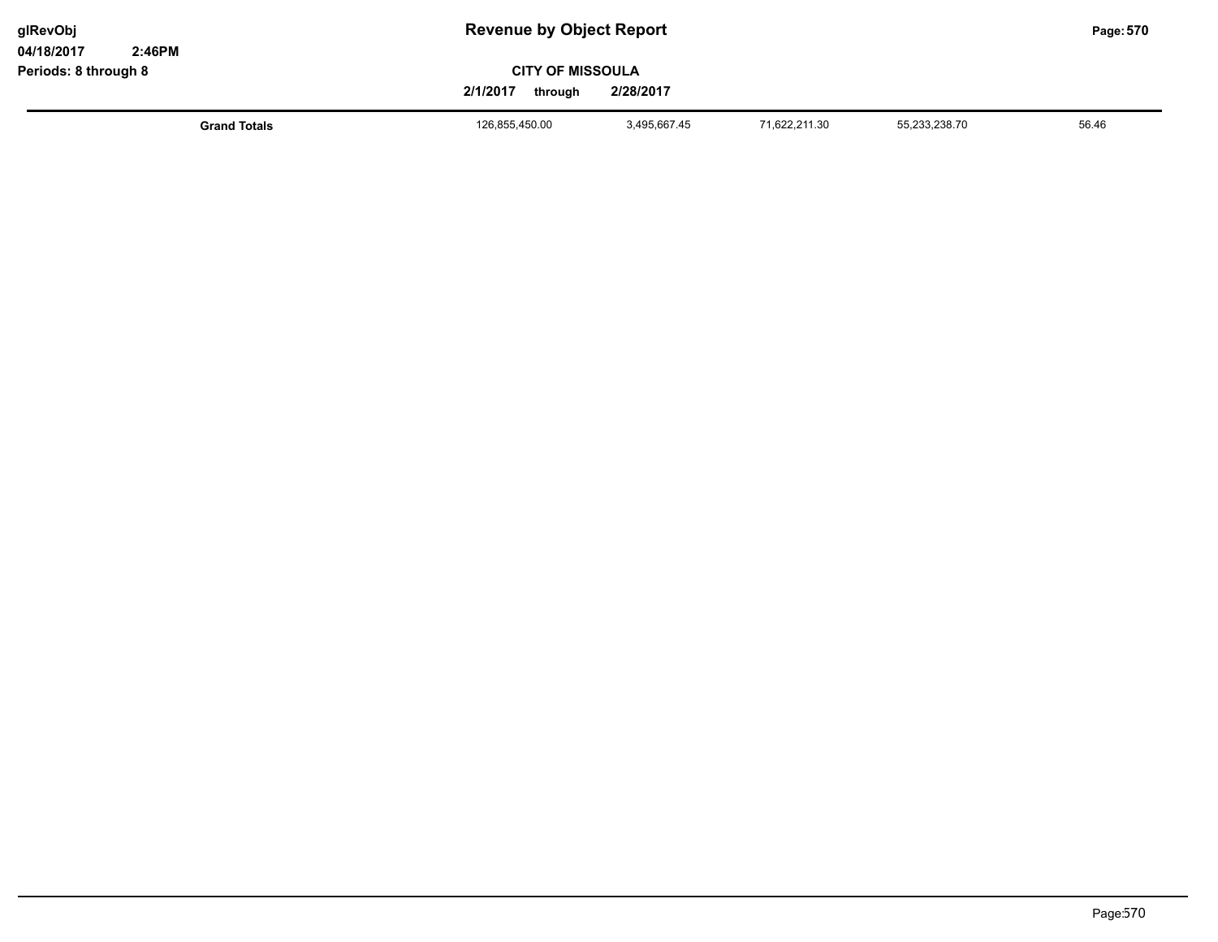| | | | | | |
|---|---|---|---|---|---|
| **Grand Totals** | 126,855,450.00 | 3,495,667.45 | 71,622,211.30 | 55,233,238.70 | 56.46 |